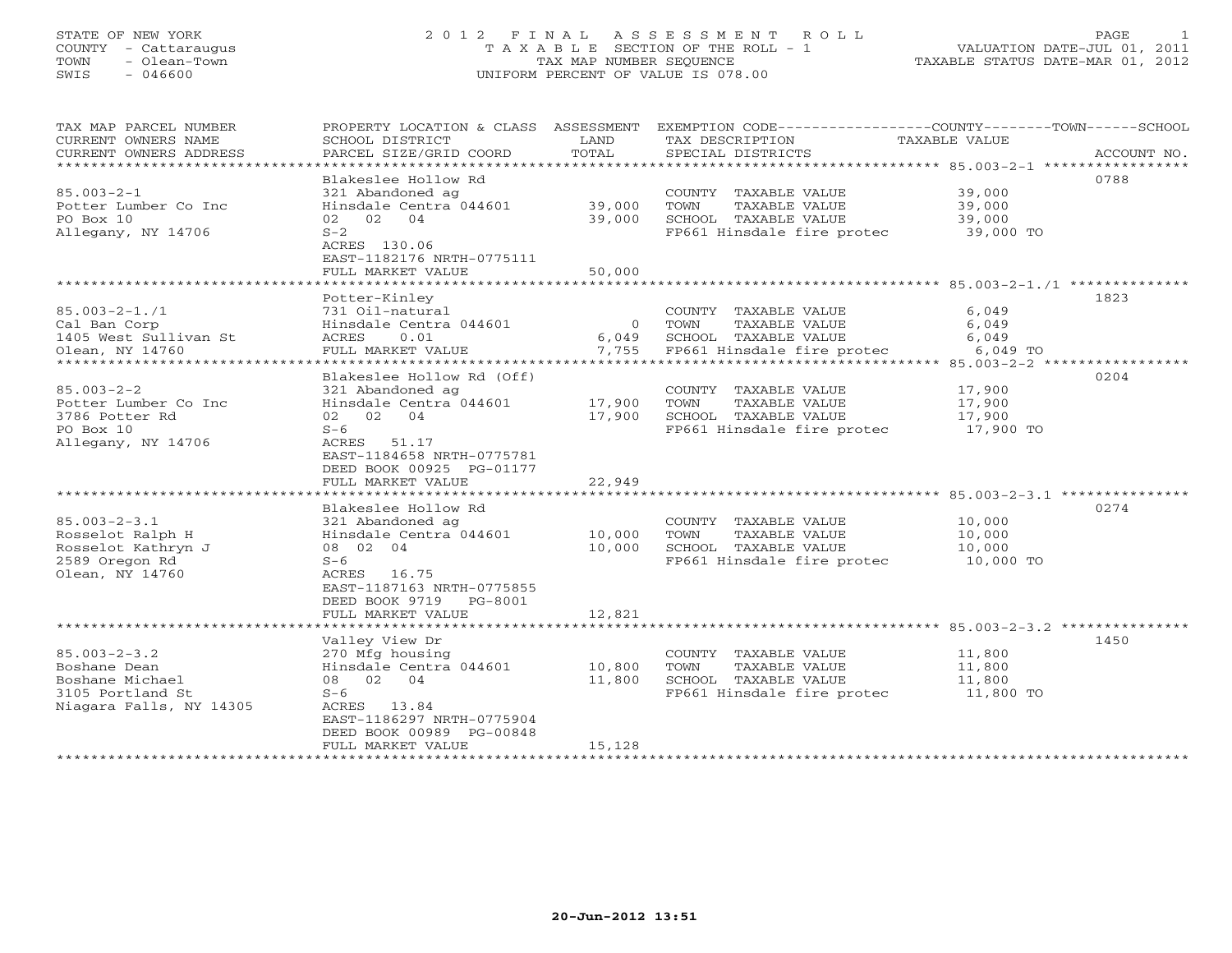STATE OF NEW YORK
COUNTY - Cattaraugus
TOWN - Olean-Town
SWIS - 046600

# 2012 FINAL ASSESSMENT ROLL

TAXABLE SECTION OF THE ROLL - 1
TAX MAP NUMBER SEQUENCE
UNIFORM PERCENT OF VALUE IS 078.00

VALUATION DATE-JUL 01, 2011
TAXABLE STATUS DATE-MAR 01, 2012

| TAX MAP PARCEL NUMBER / CURRENT OWNERS NAME / CURRENT OWNERS ADDRESS | PROPERTY LOCATION & CLASS / SCHOOL DISTRICT / PARCEL SIZE/GRID COORD | ASSESSMENT LAND / TOTAL | EXEMPTION CODE / TAX DESCRIPTION / SPECIAL DISTRICTS | TAXABLE VALUE (COUNTY / TOWN / SCHOOL) | ACCOUNT NO. |
|---|---|---|---|---|---|
| 85.003-2-1 | Blakeslee Hollow Rd | | | | 0788 |
| Potter Lumber Co Inc | 321 Abandoned ag | | COUNTY TAXABLE VALUE | 39,000 | |
| PO Box 10 | Hinsdale Centra 044601 | 39,000 | TOWN TAXABLE VALUE | 39,000 | |
| Allegany, NY 14706 | 02 02 04 | 39,000 | SCHOOL TAXABLE VALUE | 39,000 | |
| | S-2 | | FP661 Hinsdale fire protec | 39,000 TO | |
| | ACRES 130.06 | | | | |
| | EAST-1182176 NRTH-0775111 | | | | |
| | FULL MARKET VALUE | 50,000 | | | |
| 85.003-2-1./1 | Potter-Kinley | | | | 1823 |
| Cal Ban Corp | 731 Oil-natural | | COUNTY TAXABLE VALUE | 6,049 | |
| 1405 West Sullivan St | Hinsdale Centra 044601 | 0 | TOWN TAXABLE VALUE | 6,049 | |
| Olean, NY 14760 | ACRES 0.01 | 6,049 | SCHOOL TAXABLE VALUE | 6,049 | |
| | FULL MARKET VALUE | 7,755 | FP661 Hinsdale fire protec | 6,049 TO | |
| 85.003-2-2 | Blakeslee Hollow Rd (Off) | | | | 0204 |
| Potter Lumber Co Inc | 321 Abandoned ag | | COUNTY TAXABLE VALUE | 17,900 | |
| 3786 Potter Rd | Hinsdale Centra 044601 | 17,900 | TOWN TAXABLE VALUE | 17,900 | |
| PO Box 10 | 02 02 04 | 17,900 | SCHOOL TAXABLE VALUE | 17,900 | |
| Allegany, NY 14706 | S-6 | | FP661 Hinsdale fire protec | 17,900 TO | |
| | ACRES 51.17 | | | | |
| | EAST-1184658 NRTH-0775781 | | | | |
| | DEED BOOK 00925 PG-01177 | | | | |
| | FULL MARKET VALUE | 22,949 | | | |
| 85.003-2-3.1 | Blakeslee Hollow Rd | | | | 0274 |
| Rosselot Ralph H | 321 Abandoned ag | | COUNTY TAXABLE VALUE | 10,000 | |
| Rosselot Kathryn J | Hinsdale Centra 044601 | 10,000 | TOWN TAXABLE VALUE | 10,000 | |
| 2589 Oregon Rd | 08 02 04 | 10,000 | SCHOOL TAXABLE VALUE | 10,000 | |
| Olean, NY 14760 | S-6 | | FP661 Hinsdale fire protec | 10,000 TO | |
| | ACRES 16.75 | | | | |
| | EAST-1187163 NRTH-0775855 | | | | |
| | DEED BOOK 9719 PG-8001 | | | | |
| | FULL MARKET VALUE | 12,821 | | | |
| 85.003-2-3.2 | Valley View Dr | | | | 1450 |
| Boshane Dean | 270 Mfg housing | | COUNTY TAXABLE VALUE | 11,800 | |
| Boshane Michael | Hinsdale Centra 044601 | 10,800 | TOWN TAXABLE VALUE | 11,800 | |
| 3105 Portland St | 08 02 04 | 11,800 | SCHOOL TAXABLE VALUE | 11,800 | |
| Niagara Falls, NY 14305 | S-6 | | FP661 Hinsdale fire protec | 11,800 TO | |
| | ACRES 13.84 | | | | |
| | EAST-1186297 NRTH-0775904 | | | | |
| | DEED BOOK 00989 PG-00848 | | | | |
| | FULL MARKET VALUE | 15,128 | | | |

20-Jun-2012 13:51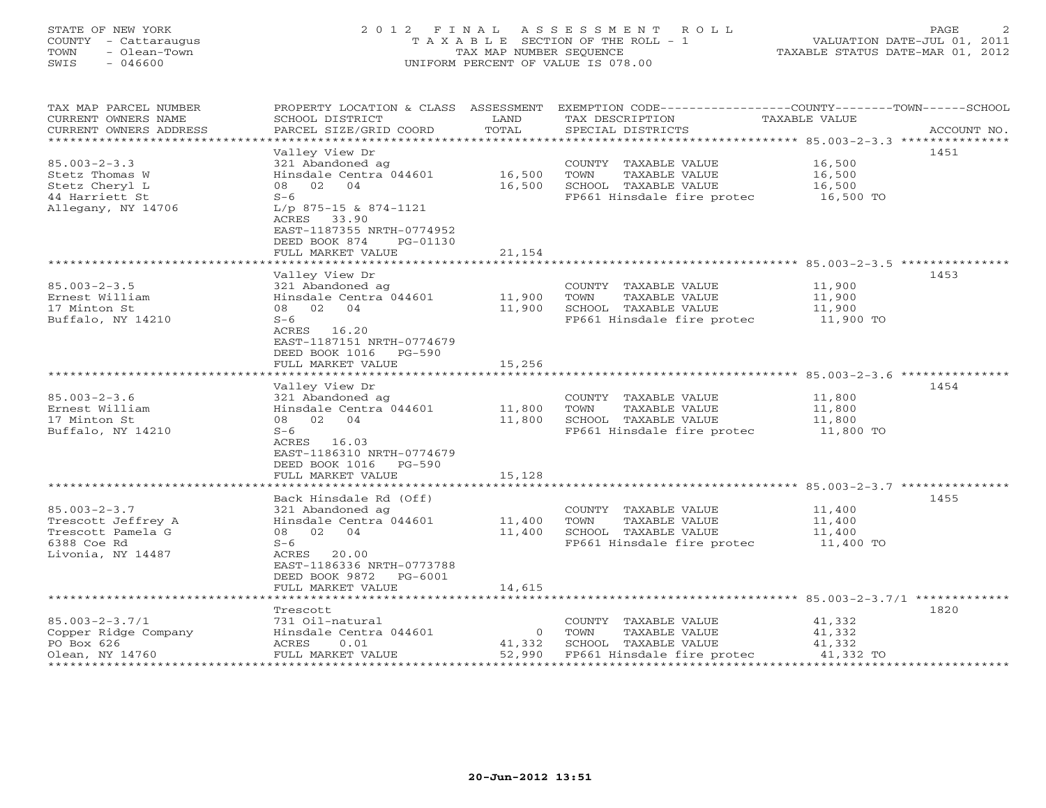STATE OF NEW YORK
COUNTY - Cattaraugus
TOWN - Olean-Town
SWIS - 046600

# 2012 FINAL ASSESSMENT ROLL

TAXABLE SECTION OF THE ROLL - 1
TAX MAP NUMBER SEQUENCE
UNIFORM PERCENT OF VALUE IS 078.00

VALUATION DATE-JUL 01, 2011
TAXABLE STATUS DATE-MAR 01, 2012

| TAX MAP PARCEL NUMBER / CURRENT OWNERS NAME / CURRENT OWNERS ADDRESS | PROPERTY LOCATION & CLASS / SCHOOL DISTRICT / PARCEL SIZE/GRID COORD | ASSESSMENT LAND / TOTAL | EXEMPTION CODE / TAX DESCRIPTION / SPECIAL DISTRICTS | TAXABLE VALUE (COUNTY / TOWN / SCHOOL) | ACCOUNT NO. |
|---|---|---|---|---|---|
| **85.003-2-3.3** | Valley View Dr | | | | 1451 |
| 85.003-2-3.3 | 321 Abandoned ag | | COUNTY TAXABLE VALUE | 16,500 | |
| Stetz Thomas W | Hinsdale Centra 044601 | 16,500 | TOWN TAXABLE VALUE | 16,500 | |
| Stetz Cheryl L | 08 02 04 | 16,500 | SCHOOL TAXABLE VALUE | 16,500 | |
| 44 Harriett St | S-6 | | FP661 Hinsdale fire protec | 16,500 TO | |
| Allegany, NY 14706 | L/p 875-15 & 874-1121 | | | | |
| | ACRES 33.90 | | | | |
| | EAST-1187355 NRTH-0774952 | | | | |
| | DEED BOOK 874 PG-01130 | | | | |
| | FULL MARKET VALUE | 21,154 | | | |
| **85.003-2-3.5** | Valley View Dr | | | | 1453 |
| 85.003-2-3.5 | 321 Abandoned ag | | COUNTY TAXABLE VALUE | 11,900 | |
| Ernest William | Hinsdale Centra 044601 | 11,900 | TOWN TAXABLE VALUE | 11,900 | |
| 17 Minton St | 08 02 04 | 11,900 | SCHOOL TAXABLE VALUE | 11,900 | |
| Buffalo, NY 14210 | S-6 | | FP661 Hinsdale fire protec | 11,900 TO | |
| | ACRES 16.20 | | | | |
| | EAST-1187151 NRTH-0774679 | | | | |
| | DEED BOOK 1016 PG-590 | | | | |
| | FULL MARKET VALUE | 15,256 | | | |
| **85.003-2-3.6** | Valley View Dr | | | | 1454 |
| 85.003-2-3.6 | 321 Abandoned ag | | COUNTY TAXABLE VALUE | 11,800 | |
| Ernest William | Hinsdale Centra 044601 | 11,800 | TOWN TAXABLE VALUE | 11,800 | |
| 17 Minton St | 08 02 04 | 11,800 | SCHOOL TAXABLE VALUE | 11,800 | |
| Buffalo, NY 14210 | S-6 | | FP661 Hinsdale fire protec | 11,800 TO | |
| | ACRES 16.03 | | | | |
| | EAST-1186310 NRTH-0774679 | | | | |
| | DEED BOOK 1016 PG-590 | | | | |
| | FULL MARKET VALUE | 15,128 | | | |
| **85.003-2-3.7** | Back Hinsdale Rd (Off) | | | | 1455 |
| 85.003-2-3.7 | 321 Abandoned ag | | COUNTY TAXABLE VALUE | 11,400 | |
| Trescott Jeffrey A | Hinsdale Centra 044601 | 11,400 | TOWN TAXABLE VALUE | 11,400 | |
| Trescott Pamela G | 08 02 04 | 11,400 | SCHOOL TAXABLE VALUE | 11,400 | |
| 6388 Coe Rd | S-6 | | FP661 Hinsdale fire protec | 11,400 TO | |
| Livonia, NY 14487 | ACRES 20.00 | | | | |
| | EAST-1186336 NRTH-0773788 | | | | |
| | DEED BOOK 9872 PG-6001 | | | | |
| | FULL MARKET VALUE | 14,615 | | | |
| **85.003-2-3.7/1** | Trescott | | | | 1820 |
| 85.003-2-3.7/1 | 731 Oil-natural | | COUNTY TAXABLE VALUE | 41,332 | |
| Copper Ridge Company | Hinsdale Centra 044601 | 0 | TOWN TAXABLE VALUE | 41,332 | |
| PO Box 626 | ACRES 0.01 | 41,332 | SCHOOL TAXABLE VALUE | 41,332 | |
| Olean, NY 14760 | FULL MARKET VALUE | 52,990 | FP661 Hinsdale fire protec | 41,332 TO | |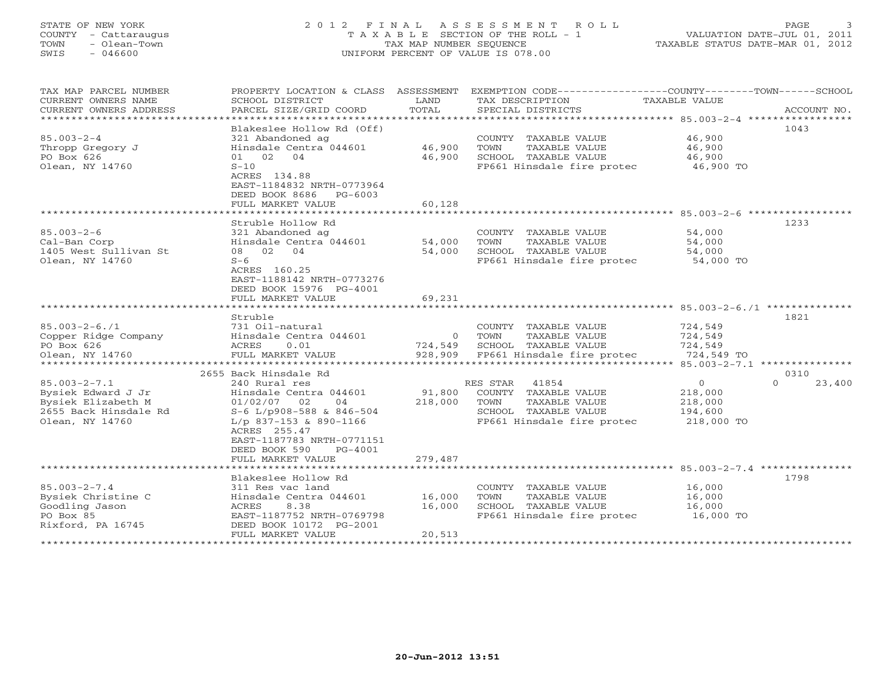STATE OF NEW YORK
COUNTY - Cattaraugus
TOWN - Olean-Town
SWIS - 046600

2012 FINAL ASSESSMENT ROLL
TAXABLE SECTION OF THE ROLL - 1
TAX MAP NUMBER SEQUENCE
UNIFORM PERCENT OF VALUE IS 078.00

VALUATION DATE-JUL 01, 2011
TAXABLE STATUS DATE-MAR 01, 2012

| TAX MAP PARCEL NUMBER / CURRENT OWNERS NAME / CURRENT OWNERS ADDRESS | PROPERTY LOCATION & CLASS / SCHOOL DISTRICT / PARCEL SIZE/GRID COORD | ASSESSMENT LAND | ASSESSMENT TOTAL | EXEMPTION CODE / TAX DESCRIPTION / SPECIAL DISTRICTS | COUNTY / TOWN / SCHOOL TAXABLE VALUE | ACCOUNT NO. |
|---|---|---|---|---|---|---|
| 85.003-2-4 | Blakeslee Hollow Rd (Off) | | | | | 1043 |
| Thropp Gregory J | 321 Abandoned ag | | | COUNTY TAXABLE VALUE | 46,900 | |
| PO Box 626 | Hinsdale Centra 044601 | 46,900 | | TOWN TAXABLE VALUE | 46,900 | |
| Olean, NY 14760 | 01 02 04 | | 46,900 | SCHOOL TAXABLE VALUE | 46,900 | |
| | S-10 | | | FP661 Hinsdale fire protec | 46,900 TO | |
| | ACRES 134.88 | | | | | |
| | EAST-1184832 NRTH-0773964 | | | | | |
| | DEED BOOK 8686 PG-6003 | | | | | |
| | FULL MARKET VALUE | | 60,128 | | | |
| 85.003-2-6 | Struble Hollow Rd | | | | | 1233 |
| Cal-Ban Corp | 321 Abandoned ag | | | COUNTY TAXABLE VALUE | 54,000 | |
| 1405 West Sullivan St | Hinsdale Centra 044601 | 54,000 | | TOWN TAXABLE VALUE | 54,000 | |
| Olean, NY 14760 | 08 02 04 | | 54,000 | SCHOOL TAXABLE VALUE | 54,000 | |
| | S-6 | | | FP661 Hinsdale fire protec | 54,000 TO | |
| | ACRES 160.25 | | | | | |
| | EAST-1188142 NRTH-0773276 | | | | | |
| | DEED BOOK 15976 PG-4001 | | | | | |
| | FULL MARKET VALUE | | 69,231 | | | |
| 85.003-2-6./1 | Struble | | | | | 1821 |
| Copper Ridge Company | 731 Oil-natural | | | COUNTY TAXABLE VALUE | 724,549 | |
| PO Box 626 | Hinsdale Centra 044601 | 0 | | TOWN TAXABLE VALUE | 724,549 | |
| Olean, NY 14760 | ACRES 0.01 | | 724,549 | SCHOOL TAXABLE VALUE | 724,549 | |
| | FULL MARKET VALUE | | 928,909 | FP661 Hinsdale fire protec | 724,549 TO | |
| 85.003-2-7.1 | 2655 Back Hinsdale Rd | | | | | 0310 |
| Bysiek Edward J Jr | 240 Rural res | | | RES STAR 41854 | 0 0 23,400 | |
| Bysiek Elizabeth M | Hinsdale Centra 044601 | 91,800 | | COUNTY TAXABLE VALUE | 218,000 | |
| 2655 Back Hinsdale Rd | 01/02/07 02 04 | | 218,000 | TOWN TAXABLE VALUE | 218,000 | |
| Olean, NY 14760 | S-6 L/p908-588 & 846-504 | | | SCHOOL TAXABLE VALUE | 194,600 | |
| | L/p 837-153 & 890-1166 | | | FP661 Hinsdale fire protec | 218,000 TO | |
| | ACRES 255.47 | | | | | |
| | EAST-1187783 NRTH-0771151 | | | | | |
| | DEED BOOK 590 PG-4001 | | | | | |
| | FULL MARKET VALUE | | 279,487 | | | |
| 85.003-2-7.4 | Blakeslee Hollow Rd | | | | | 1798 |
| Bysiek Christine C | 311 Res vac land | | | COUNTY TAXABLE VALUE | 16,000 | |
| Goodling Jason | Hinsdale Centra 044601 | 16,000 | | TOWN TAXABLE VALUE | 16,000 | |
| PO Box 85 | ACRES 8.38 | | 16,000 | SCHOOL TAXABLE VALUE | 16,000 | |
| Rixford, PA 16745 | EAST-1187752 NRTH-0769798 | | | FP661 Hinsdale fire protec | 16,000 TO | |
| | DEED BOOK 10172 PG-2001 | | | | | |
| | FULL MARKET VALUE | | 20,513 | | | |

20-Jun-2012 13:51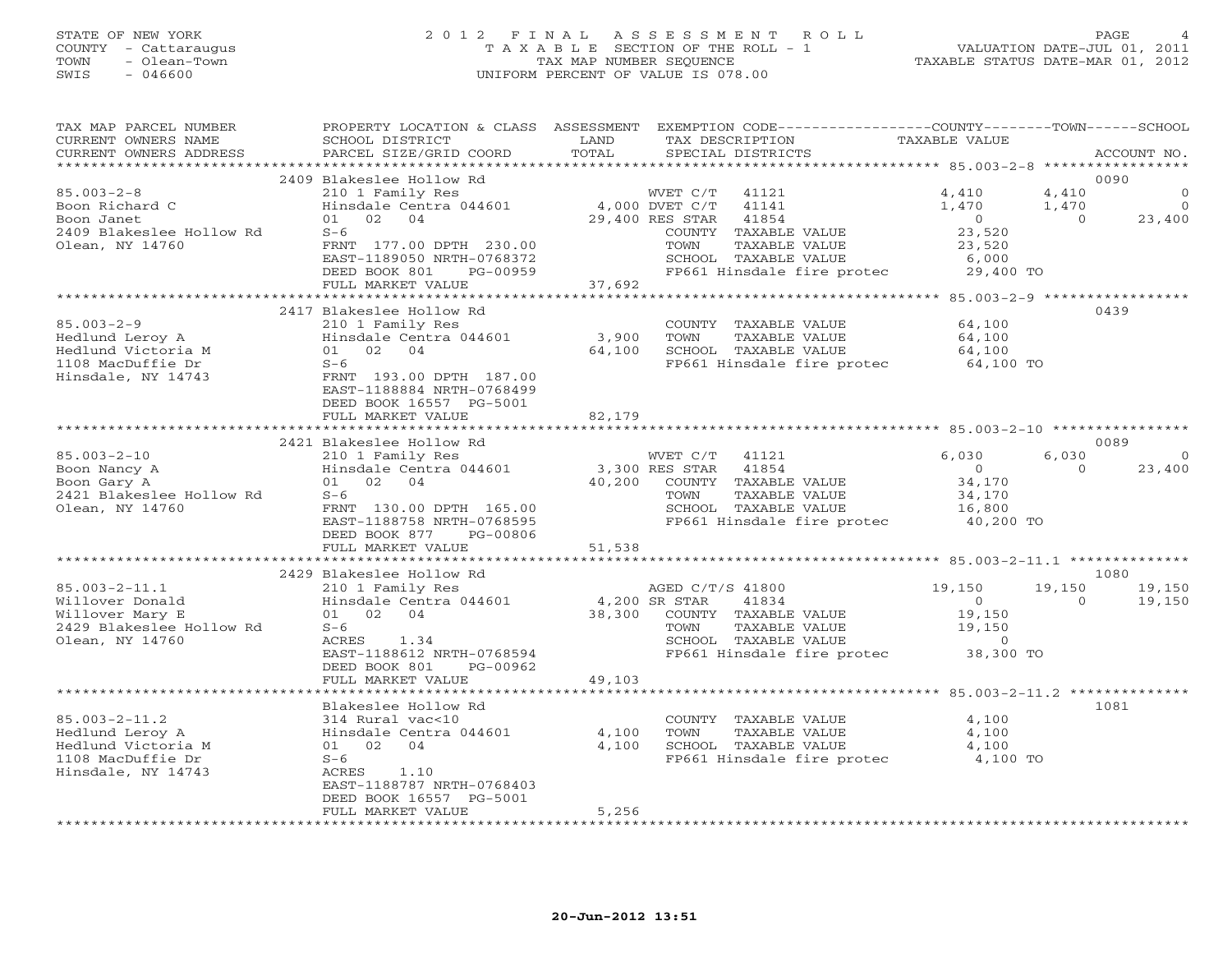STATE OF NEW YORK
COUNTY - Cattaraugus
TOWN - Olean-Town
SWIS - 046600

# 2012 FINAL ASSESSMENT ROLL

TAXABLE SECTION OF THE ROLL - 1
TAX MAP NUMBER SEQUENCE
UNIFORM PERCENT OF VALUE IS 078.00

VALUATION DATE-JUL 01, 2011
TAXABLE STATUS DATE-MAR 01, 2012

| TAX MAP PARCEL NUMBER / CURRENT OWNERS NAME / CURRENT OWNERS ADDRESS | PROPERTY LOCATION & CLASS / SCHOOL DISTRICT / PARCEL SIZE/GRID COORD | ASSESSMENT LAND / TOTAL | EXEMPTION CODE / TAX DESCRIPTION / SPECIAL DISTRICTS | COUNTY TAXABLE VALUE | TOWN | SCHOOL | ACCOUNT NO. |
|---|---|---|---|---|---|---|---|
| 85.003-2-8 | 2409 Blakeslee Hollow Rd | | | | | | 0090 |
| Boon Richard C | 210 1 Family Res | | WVET C/T 41121 | 4,410 | 4,410 | 0 | |
| Boon Janet | Hinsdale Centra 044601 | 4,000 | DVET C/T 41141 | 1,470 | 1,470 | 0 | |
| 2409 Blakeslee Hollow Rd | 01 02 04 | 29,400 | RES STAR 41854 | 0 | 0 | 23,400 | |
| Olean, NY 14760 | S-6 | | COUNTY TAXABLE VALUE | 23,520 | | | |
| | FRNT 177.00 DPTH 230.00 | | TOWN TAXABLE VALUE | 23,520 | | | |
| | EAST-1189050 NRTH-0768372 | | SCHOOL TAXABLE VALUE | 6,000 | | | |
| | DEED BOOK 801 PG-00959 | | FP661 Hinsdale fire protec | 29,400 TO | | | |
| | FULL MARKET VALUE | 37,692 | | | | | |
| 85.003-2-9 | 2417 Blakeslee Hollow Rd | | | | | | 0439 |
| Hedlund Leroy A | 210 1 Family Res | | COUNTY TAXABLE VALUE | 64,100 | | | |
| Hedlund Victoria M | Hinsdale Centra 044601 | 3,900 | TOWN TAXABLE VALUE | 64,100 | | | |
| 1108 MacDuffie Dr | 01 02 04 | 64,100 | SCHOOL TAXABLE VALUE | 64,100 | | | |
| Hinsdale, NY 14743 | S-6 | | FP661 Hinsdale fire protec | 64,100 TO | | | |
| | FRNT 193.00 DPTH 187.00 | | | | | | |
| | EAST-1188884 NRTH-0768499 | | | | | | |
| | DEED BOOK 16557 PG-5001 | | | | | | |
| | FULL MARKET VALUE | 82,179 | | | | | |
| 85.003-2-10 | 2421 Blakeslee Hollow Rd | | | | | | 0089 |
| Boon Nancy A | 210 1 Family Res | | WVET C/T 41121 | 6,030 | 6,030 | 0 | |
| Boon Gary A | Hinsdale Centra 044601 | 3,300 | RES STAR 41854 | 0 | 0 | 23,400 | |
| 2421 Blakeslee Hollow Rd | 01 02 04 | 40,200 | COUNTY TAXABLE VALUE | 34,170 | | | |
| Olean, NY 14760 | S-6 | | TOWN TAXABLE VALUE | 34,170 | | | |
| | FRNT 130.00 DPTH 165.00 | | SCHOOL TAXABLE VALUE | 16,800 | | | |
| | EAST-1188758 NRTH-0768595 | | FP661 Hinsdale fire protec | 40,200 TO | | | |
| | DEED BOOK 877 PG-00806 | | | | | | |
| | FULL MARKET VALUE | 51,538 | | | | | |
| 85.003-2-11.1 | 2429 Blakeslee Hollow Rd | | | | | | 1080 |
| Willover Donald | 210 1 Family Res | | AGED C/T/S 41800 | 19,150 | 19,150 | 19,150 | |
| Willover Mary E | Hinsdale Centra 044601 | 4,200 | SR STAR 41834 | 0 | 0 | 19,150 | |
| 2429 Blakeslee Hollow Rd | 01 02 04 | 38,300 | COUNTY TAXABLE VALUE | 19,150 | | | |
| Olean, NY 14760 | S-6 | | TOWN TAXABLE VALUE | 19,150 | | | |
| | ACRES 1.34 | | SCHOOL TAXABLE VALUE | 0 | | | |
| | EAST-1188612 NRTH-0768594 | | FP661 Hinsdale fire protec | 38,300 TO | | | |
| | DEED BOOK 801 PG-00962 | | | | | | |
| | FULL MARKET VALUE | 49,103 | | | | | |
| 85.003-2-11.2 | Blakeslee Hollow Rd | | | | | | 1081 |
| Hedlund Leroy A | 314 Rural vac<10 | | COUNTY TAXABLE VALUE | 4,100 | | | |
| Hedlund Victoria M | Hinsdale Centra 044601 | 4,100 | TOWN TAXABLE VALUE | 4,100 | | | |
| 1108 MacDuffie Dr | 01 02 04 | 4,100 | SCHOOL TAXABLE VALUE | 4,100 | | | |
| Hinsdale, NY 14743 | S-6 | | FP661 Hinsdale fire protec | 4,100 TO | | | |
| | ACRES 1.10 | | | | | | |
| | EAST-1188787 NRTH-0768403 | | | | | | |
| | DEED BOOK 16557 PG-5001 | | | | | | |
| | FULL MARKET VALUE | 5,256 | | | | | |

20-Jun-2012 13:51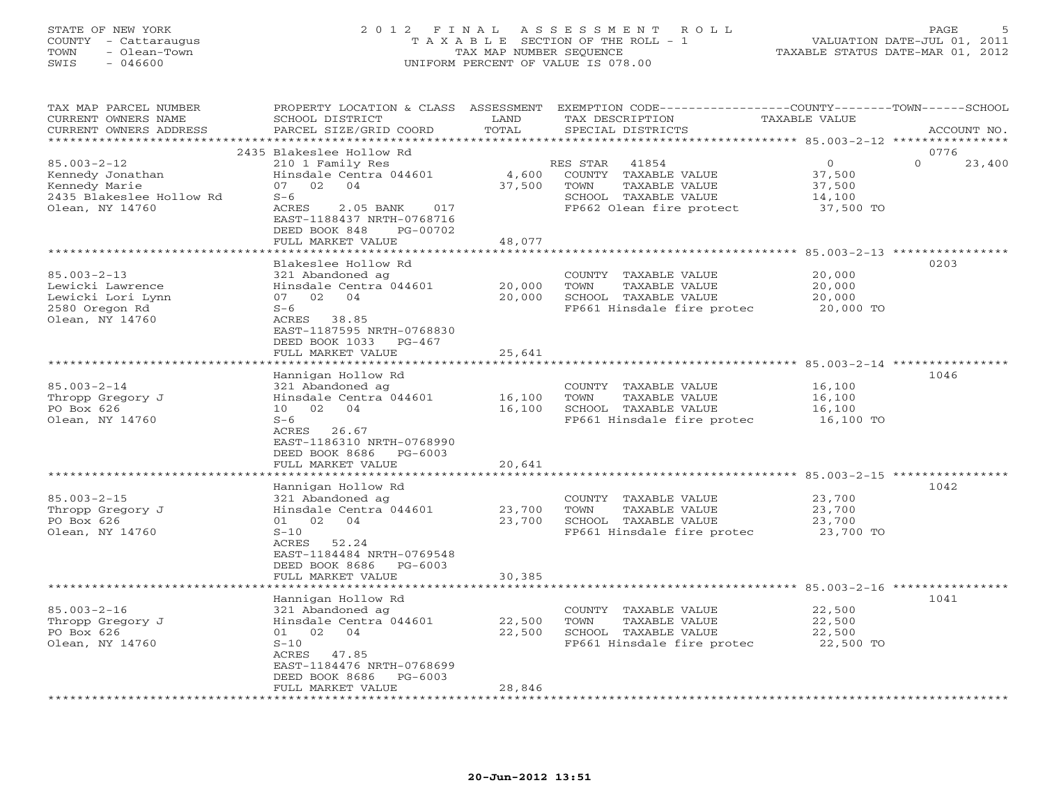STATE OF NEW YORK
COUNTY - Cattaraugus
TOWN - Olean-Town
SWIS - 046600

2012 FINAL ASSESSMENT ROLL
TAXABLE SECTION OF THE ROLL - 1
TAX MAP NUMBER SEQUENCE
UNIFORM PERCENT OF VALUE IS 078.00

VALUATION DATE-JUL 01, 2011
TAXABLE STATUS DATE-MAR 01, 2012

| TAX MAP PARCEL NUMBER / CURRENT OWNERS NAME / CURRENT OWNERS ADDRESS | PROPERTY LOCATION & CLASS / SCHOOL DISTRICT / PARCEL SIZE/GRID COORD | ASSESSMENT LAND | TOTAL | EXEMPTION CODE / TAX DESCRIPTION / SPECIAL DISTRICTS | COUNTY TAXABLE VALUE | TOWN | SCHOOL / ACCOUNT NO. |
|---|---|---|---|---|---|---|---|
| **85.003-2-12** | 2435 Blakeslee Hollow Rd | | | | | | 0776 |
| 85.003-2-12 | 210 1 Family Res | | | RES STAR 41854 | 0 | 0 | 23,400 |
| Kennedy Jonathan | Hinsdale Centra 044601 | 4,600 | | COUNTY TAXABLE VALUE | 37,500 | | |
| Kennedy Marie | 07 02 04 | | 37,500 | TOWN TAXABLE VALUE | 37,500 | | |
| 2435 Blakeslee Hollow Rd | S-6 | | | SCHOOL TAXABLE VALUE | 14,100 | | |
| Olean, NY 14760 | ACRES 2.05 BANK 017 | | | FP662 Olean fire protect | 37,500 TO | | |
| | EAST-1188437 NRTH-0768716 | | | | | | |
| | DEED BOOK 848 PG-00702 | | | | | | |
| | FULL MARKET VALUE | | 48,077 | | | | |
| **85.003-2-13** | Blakeslee Hollow Rd | | | | | | 0203 |
| 85.003-2-13 | 321 Abandoned ag | | | COUNTY TAXABLE VALUE | 20,000 | | |
| Lewicki Lawrence | Hinsdale Centra 044601 | 20,000 | | TOWN TAXABLE VALUE | 20,000 | | |
| Lewicki Lori Lynn | 07 02 04 | | 20,000 | SCHOOL TAXABLE VALUE | 20,000 | | |
| 2580 Oregon Rd | S-6 | | | FP661 Hinsdale fire protec | 20,000 TO | | |
| Olean, NY 14760 | ACRES 38.85 | | | | | | |
| | EAST-1187595 NRTH-0768830 | | | | | | |
| | DEED BOOK 1033 PG-467 | | | | | | |
| | FULL MARKET VALUE | | 25,641 | | | | |
| **85.003-2-14** | Hannigan Hollow Rd | | | | | | 1046 |
| 85.003-2-14 | 321 Abandoned ag | | | COUNTY TAXABLE VALUE | 16,100 | | |
| Thropp Gregory J | Hinsdale Centra 044601 | 16,100 | | TOWN TAXABLE VALUE | 16,100 | | |
| PO Box 626 | 10 02 04 | | 16,100 | SCHOOL TAXABLE VALUE | 16,100 | | |
| Olean, NY 14760 | S-6 | | | FP661 Hinsdale fire protec | 16,100 TO | | |
| | ACRES 26.67 | | | | | | |
| | EAST-1186310 NRTH-0768990 | | | | | | |
| | DEED BOOK 8686 PG-6003 | | | | | | |
| | FULL MARKET VALUE | | 20,641 | | | | |
| **85.003-2-15** | Hannigan Hollow Rd | | | | | | 1042 |
| 85.003-2-15 | 321 Abandoned ag | | | COUNTY TAXABLE VALUE | 23,700 | | |
| Thropp Gregory J | Hinsdale Centra 044601 | 23,700 | | TOWN TAXABLE VALUE | 23,700 | | |
| PO Box 626 | 01 02 04 | | 23,700 | SCHOOL TAXABLE VALUE | 23,700 | | |
| Olean, NY 14760 | S-10 | | | FP661 Hinsdale fire protec | 23,700 TO | | |
| | ACRES 52.24 | | | | | | |
| | EAST-1184484 NRTH-0769548 | | | | | | |
| | DEED BOOK 8686 PG-6003 | | | | | | |
| | FULL MARKET VALUE | | 30,385 | | | | |
| **85.003-2-16** | Hannigan Hollow Rd | | | | | | 1041 |
| 85.003-2-16 | 321 Abandoned ag | | | COUNTY TAXABLE VALUE | 22,500 | | |
| Thropp Gregory J | Hinsdale Centra 044601 | 22,500 | | TOWN TAXABLE VALUE | 22,500 | | |
| PO Box 626 | 01 02 04 | | 22,500 | SCHOOL TAXABLE VALUE | 22,500 | | |
| Olean, NY 14760 | S-10 | | | FP661 Hinsdale fire protec | 22,500 TO | | |
| | ACRES 47.85 | | | | | | |
| | EAST-1184476 NRTH-0768699 | | | | | | |
| | DEED BOOK 8686 PG-6003 | | | | | | |
| | FULL MARKET VALUE | | 28,846 | | | | |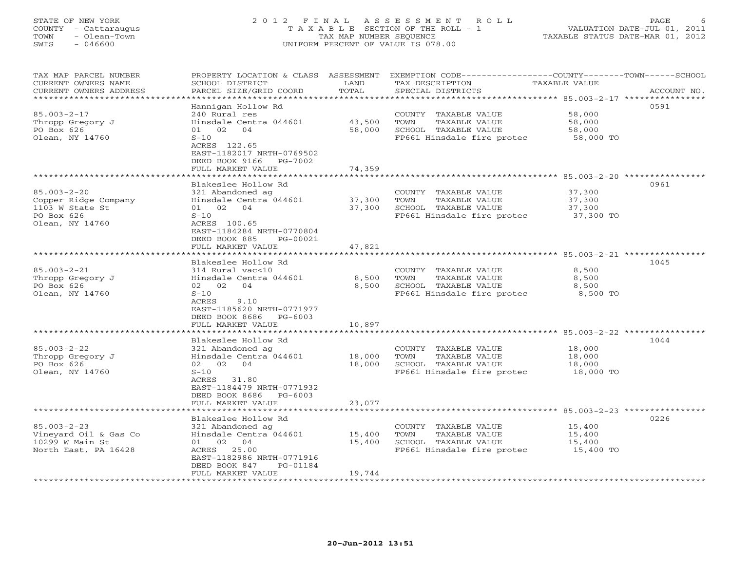STATE OF NEW YORK
COUNTY - Cattaraugus
TOWN - Olean-Town
SWIS - 046600

# 2012 FINAL ASSESSMENT ROLL

TAXABLE SECTION OF THE ROLL - 1
TAX MAP NUMBER SEQUENCE
UNIFORM PERCENT OF VALUE IS 078.00

VALUATION DATE-JUL 01, 2011
TAXABLE STATUS DATE-MAR 01, 2012

| TAX MAP PARCEL NUMBER / CURRENT OWNERS NAME / CURRENT OWNERS ADDRESS | PROPERTY LOCATION & CLASS / SCHOOL DISTRICT / PARCEL SIZE/GRID COORD | ASSESSMENT LAND / TOTAL | EXEMPTION CODE / TAX DESCRIPTION / SPECIAL DISTRICTS | TAXABLE VALUE | ACCOUNT NO. |
|---|---|---|---|---|---|
| **85.003-2-17** | Hannigan Hollow Rd | | | | 0591 |
| Thropp Gregory J | 240 Rural res | | COUNTY TAXABLE VALUE | 58,000 | |
| PO Box 626 | Hinsdale Centra 044601 | 43,500 | TOWN TAXABLE VALUE | 58,000 | |
| Olean, NY 14760 | 01 02 04 | 58,000 | SCHOOL TAXABLE VALUE | 58,000 | |
| | S-10 | | FP661 Hinsdale fire protec | 58,000 TO | |
| | ACRES 122.65 | | | | |
| | EAST-1182017 NRTH-0769502 | | | | |
| | DEED BOOK 9166 PG-7002 | | | | |
| | FULL MARKET VALUE | 74,359 | | | |
| **85.003-2-20** | Blakeslee Hollow Rd | | | | 0961 |
| Copper Ridge Company | 321 Abandoned ag | | COUNTY TAXABLE VALUE | 37,300 | |
| 1103 W State St | Hinsdale Centra 044601 | 37,300 | TOWN TAXABLE VALUE | 37,300 | |
| PO Box 626 | 01 02 04 | 37,300 | SCHOOL TAXABLE VALUE | 37,300 | |
| Olean, NY 14760 | S-10 | | FP661 Hinsdale fire protec | 37,300 TO | |
| | ACRES 100.65 | | | | |
| | EAST-1184284 NRTH-0770804 | | | | |
| | DEED BOOK 885 PG-00021 | | | | |
| | FULL MARKET VALUE | 47,821 | | | |
| **85.003-2-21** | Blakeslee Hollow Rd | | | | 1045 |
| Thropp Gregory J | 314 Rural vac<10 | | COUNTY TAXABLE VALUE | 8,500 | |
| PO Box 626 | Hinsdale Centra 044601 | 8,500 | TOWN TAXABLE VALUE | 8,500 | |
| Olean, NY 14760 | 02 02 04 | 8,500 | SCHOOL TAXABLE VALUE | 8,500 | |
| | S-10 | | FP661 Hinsdale fire protec | 8,500 TO | |
| | ACRES 9.10 | | | | |
| | EAST-1185620 NRTH-0771977 | | | | |
| | DEED BOOK 8686 PG-6003 | | | | |
| | FULL MARKET VALUE | 10,897 | | | |
| **85.003-2-22** | Blakeslee Hollow Rd | | | | 1044 |
| Thropp Gregory J | 321 Abandoned ag | | COUNTY TAXABLE VALUE | 18,000 | |
| PO Box 626 | Hinsdale Centra 044601 | 18,000 | TOWN TAXABLE VALUE | 18,000 | |
| Olean, NY 14760 | 02 02 04 | 18,000 | SCHOOL TAXABLE VALUE | 18,000 | |
| | S-10 | | FP661 Hinsdale fire protec | 18,000 TO | |
| | ACRES 31.80 | | | | |
| | EAST-1184479 NRTH-0771932 | | | | |
| | DEED BOOK 8686 PG-6003 | | | | |
| | FULL MARKET VALUE | 23,077 | | | |
| **85.003-2-23** | Blakeslee Hollow Rd | | | | 0226 |
| Vineyard Oil & Gas Co | 321 Abandoned ag | | COUNTY TAXABLE VALUE | 15,400 | |
| 10299 W Main St | Hinsdale Centra 044601 | 15,400 | TOWN TAXABLE VALUE | 15,400 | |
| North East, PA 16428 | 01 02 04 | 15,400 | SCHOOL TAXABLE VALUE | 15,400 | |
| | ACRES 25.00 | | FP661 Hinsdale fire protec | 15,400 TO | |
| | EAST-1182986 NRTH-0771916 | | | | |
| | DEED BOOK 847 PG-01184 | | | | |
| | FULL MARKET VALUE | 19,744 | | | |

20-Jun-2012 13:51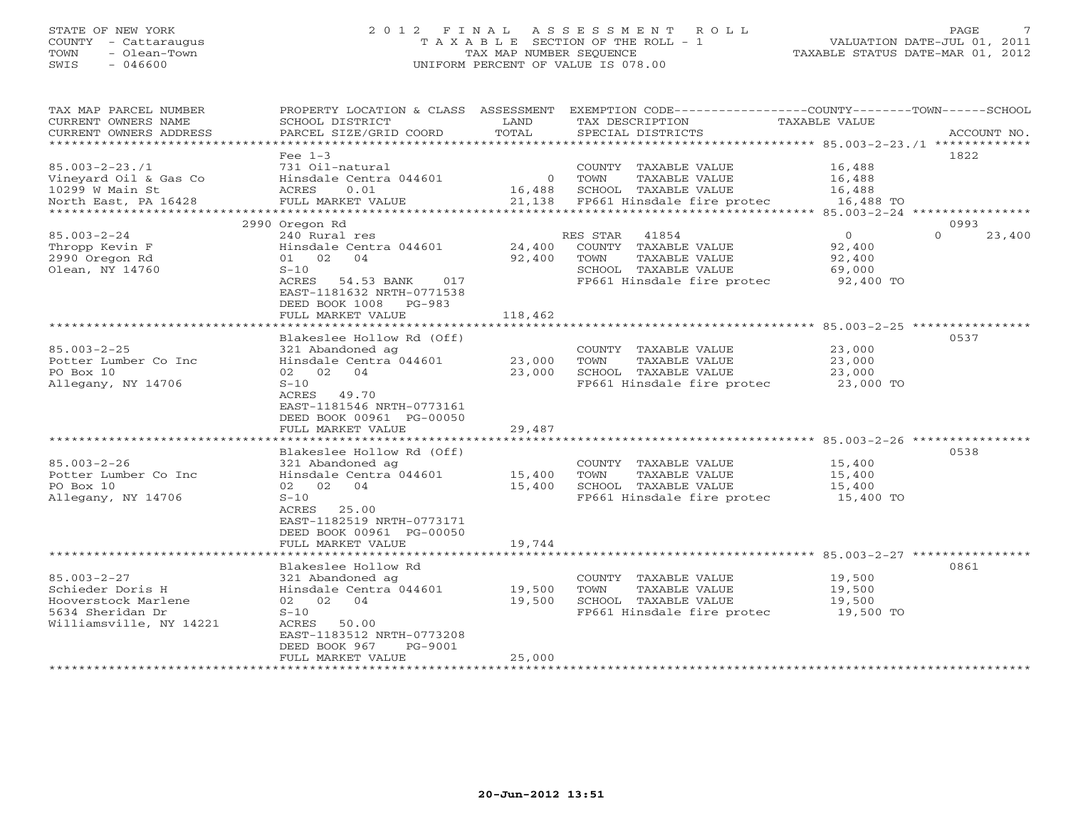STATE OF NEW YORK
COUNTY - Cattaraugus
TOWN - Olean-Town
SWIS - 046600

# 2012 FINAL ASSESSMENT ROLL
TAXABLE SECTION OF THE ROLL - 1
TAX MAP NUMBER SEQUENCE
UNIFORM PERCENT OF VALUE IS 078.00

VALUATION DATE-JUL 01, 2011
TAXABLE STATUS DATE-MAR 01, 2012

| TAX MAP PARCEL NUMBER / CURRENT OWNERS NAME / CURRENT OWNERS ADDRESS | PROPERTY LOCATION & CLASS / SCHOOL DISTRICT / PARCEL SIZE/GRID COORD | ASSESSMENT LAND / TOTAL | EXEMPTION CODE / TAX DESCRIPTION / SPECIAL DISTRICTS | COUNTY / TOWN / SCHOOL TAXABLE VALUE | ACCOUNT NO. |
|---|---|---|---|---|---|
| 85.003-2-23./1 | Fee 1-3 | | | | 1822 |
| 85.003-2-23./1 | 731 Oil-natural | | COUNTY TAXABLE VALUE | 16,488 | |
| Vineyard Oil & Gas Co | Hinsdale Centra 044601 | 0 | TOWN TAXABLE VALUE | 16,488 | |
| 10299 W Main St | ACRES 0.01 | 16,488 | SCHOOL TAXABLE VALUE | 16,488 | |
| North East, PA 16428 | FULL MARKET VALUE | 21,138 | FP661 Hinsdale fire protec | 16,488 TO | |
| 85.003-2-24 | 2990 Oregon Rd | | | | 0993 |
| 85.003-2-24 | 240 Rural res | | RES STAR 41854 | 0 / 0 / 23,400 | |
| Thropp Kevin F | Hinsdale Centra 044601 | 24,400 | COUNTY TAXABLE VALUE | 92,400 | |
| 2990 Oregon Rd | 01 02 04 | 92,400 | TOWN TAXABLE VALUE | 92,400 | |
| Olean, NY 14760 | S-10 | | SCHOOL TAXABLE VALUE | 69,000 | |
| | ACRES 54.53 BANK 017 | | FP661 Hinsdale fire protec | 92,400 TO | |
| | EAST-1181632 NRTH-0771538 | | | | |
| | DEED BOOK 1008 PG-983 | | | | |
| | FULL MARKET VALUE | 118,462 | | | |
| 85.003-2-25 | Blakeslee Hollow Rd (Off) | | | | 0537 |
| 85.003-2-25 | 321 Abandoned ag | | COUNTY TAXABLE VALUE | 23,000 | |
| Potter Lumber Co Inc | Hinsdale Centra 044601 | 23,000 | TOWN TAXABLE VALUE | 23,000 | |
| PO Box 10 | 02 02 04 | 23,000 | SCHOOL TAXABLE VALUE | 23,000 | |
| Allegany, NY 14706 | S-10 | | FP661 Hinsdale fire protec | 23,000 TO | |
| | ACRES 49.70 | | | | |
| | EAST-1181546 NRTH-0773161 | | | | |
| | DEED BOOK 00961 PG-00050 | | | | |
| | FULL MARKET VALUE | 29,487 | | | |
| 85.003-2-26 | Blakeslee Hollow Rd (Off) | | | | 0538 |
| 85.003-2-26 | 321 Abandoned ag | | COUNTY TAXABLE VALUE | 15,400 | |
| Potter Lumber Co Inc | Hinsdale Centra 044601 | 15,400 | TOWN TAXABLE VALUE | 15,400 | |
| PO Box 10 | 02 02 04 | 15,400 | SCHOOL TAXABLE VALUE | 15,400 | |
| Allegany, NY 14706 | S-10 | | FP661 Hinsdale fire protec | 15,400 TO | |
| | ACRES 25.00 | | | | |
| | EAST-1182519 NRTH-0773171 | | | | |
| | DEED BOOK 00961 PG-00050 | | | | |
| | FULL MARKET VALUE | 19,744 | | | |
| 85.003-2-27 | Blakeslee Hollow Rd | | | | 0861 |
| 85.003-2-27 | 321 Abandoned ag | | COUNTY TAXABLE VALUE | 19,500 | |
| Schieder Doris H | Hinsdale Centra 044601 | 19,500 | TOWN TAXABLE VALUE | 19,500 | |
| Hooverstock Marlene | 02 02 04 | 19,500 | SCHOOL TAXABLE VALUE | 19,500 | |
| 5634 Sheridan Dr | S-10 | | FP661 Hinsdale fire protec | 19,500 TO | |
| Williamsville, NY 14221 | ACRES 50.00 | | | | |
| | EAST-1183512 NRTH-0773208 | | | | |
| | DEED BOOK 967 PG-9001 | | | | |
| | FULL MARKET VALUE | 25,000 | | | |

20-Jun-2012 13:51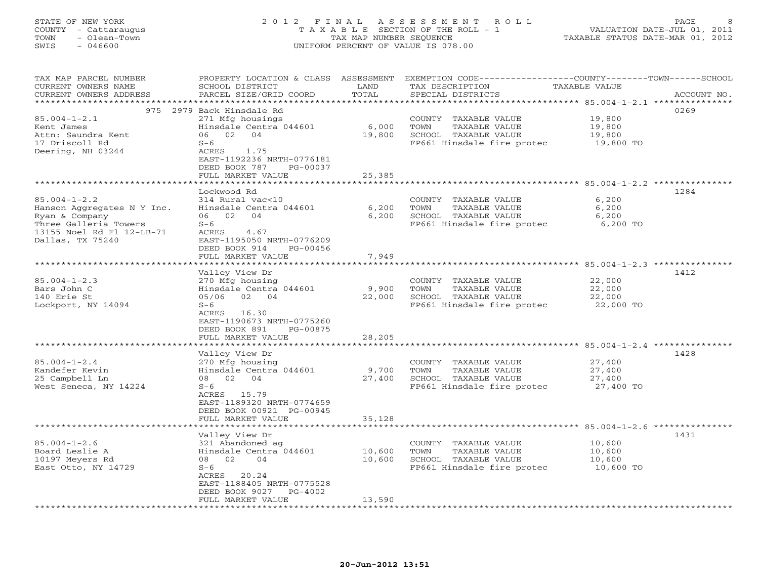STATE OF NEW YORK
COUNTY - Cattaraugus
TOWN - Olean-Town
SWIS - 046600

2012 FINAL ASSESSMENT ROLL
TAXABLE SECTION OF THE ROLL - 1
TAX MAP NUMBER SEQUENCE
UNIFORM PERCENT OF VALUE IS 078.00

VALUATION DATE-JUL 01, 2011
TAXABLE STATUS DATE-MAR 01, 2012

| TAX MAP PARCEL NUMBER / CURRENT OWNERS NAME / CURRENT OWNERS ADDRESS | PROPERTY LOCATION & CLASS / SCHOOL DISTRICT / PARCEL SIZE/GRID COORD | ASSESSMENT LAND / TOTAL | EXEMPTION CODE / TAX DESCRIPTION / SPECIAL DISTRICTS | TAXABLE VALUE (COUNTY--TOWN--SCHOOL) | ACCOUNT NO. |
|---|---|---|---|---|---|
| **85.004-1-2.1** | 975 2979 Back Hinsdale Rd | | | | 0269 |
| Kent James | 271 Mfg housings | | COUNTY TAXABLE VALUE | 19,800 | |
| Attn: Saundra Kent | Hinsdale Centra 044601 | 6,000 | TOWN TAXABLE VALUE | 19,800 | |
| 17 Driscoll Rd | 06 02 04 | 19,800 | SCHOOL TAXABLE VALUE | 19,800 | |
| Deering, NH 03244 | S-6 | | FP661 Hinsdale fire protec | 19,800 TO | |
| | ACRES 1.75 | | | | |
| | EAST-1192236 NRTH-0776181 | | | | |
| | DEED BOOK 787 PG-00037 | | | | |
| | FULL MARKET VALUE | 25,385 | | | |
| **85.004-1-2.2** | Lockwood Rd | | | | 1284 |
| Hanson Aggregates N Y Inc. | 314 Rural vac<10 | | COUNTY TAXABLE VALUE | 6,200 | |
| Ryan & Company | Hinsdale Centra 044601 | 6,200 | TOWN TAXABLE VALUE | 6,200 | |
| Three Galleria Towers | 06 02 04 | 6,200 | SCHOOL TAXABLE VALUE | 6,200 | |
| 13155 Noel Rd Fl 12-LB-71 | S-6 | | FP661 Hinsdale fire protec | 6,200 TO | |
| Dallas, TX 75240 | ACRES 4.67 | | | | |
| | EAST-1195050 NRTH-0776209 | | | | |
| | DEED BOOK 914 PG-00456 | | | | |
| | FULL MARKET VALUE | 7,949 | | | |
| **85.004-1-2.3** | Valley View Dr | | | | 1412 |
| Bars John C | 270 Mfg housing | | COUNTY TAXABLE VALUE | 22,000 | |
| 140 Erie St | Hinsdale Centra 044601 | 9,900 | TOWN TAXABLE VALUE | 22,000 | |
| Lockport, NY 14094 | 05/06 02 04 | 22,000 | SCHOOL TAXABLE VALUE | 22,000 | |
| | S-6 | | FP661 Hinsdale fire protec | 22,000 TO | |
| | ACRES 16.30 | | | | |
| | EAST-1190673 NRTH-0775260 | | | | |
| | DEED BOOK 891 PG-00875 | | | | |
| | FULL MARKET VALUE | 28,205 | | | |
| **85.004-1-2.4** | Valley View Dr | | | | 1428 |
| Kandefer Kevin | 270 Mfg housing | | COUNTY TAXABLE VALUE | 27,400 | |
| 25 Campbell Ln | Hinsdale Centra 044601 | 9,700 | TOWN TAXABLE VALUE | 27,400 | |
| West Seneca, NY 14224 | 08 02 04 | 27,400 | SCHOOL TAXABLE VALUE | 27,400 | |
| | S-6 | | FP661 Hinsdale fire protec | 27,400 TO | |
| | ACRES 15.79 | | | | |
| | EAST-1189320 NRTH-0774659 | | | | |
| | DEED BOOK 00921 PG-00945 | | | | |
| | FULL MARKET VALUE | 35,128 | | | |
| **85.004-1-2.6** | Valley View Dr | | | | 1431 |
| Board Leslie A | 321 Abandoned ag | | COUNTY TAXABLE VALUE | 10,600 | |
| 10197 Meyers Rd | Hinsdale Centra 044601 | 10,600 | TOWN TAXABLE VALUE | 10,600 | |
| East Otto, NY 14729 | 08 02 04 | 10,600 | SCHOOL TAXABLE VALUE | 10,600 | |
| | S-6 | | FP661 Hinsdale fire protec | 10,600 TO | |
| | ACRES 20.24 | | | | |
| | EAST-1188405 NRTH-0775528 | | | | |
| | DEED BOOK 9027 PG-4002 | | | | |
| | FULL MARKET VALUE | 13,590 | | | |

20-Jun-2012 13:51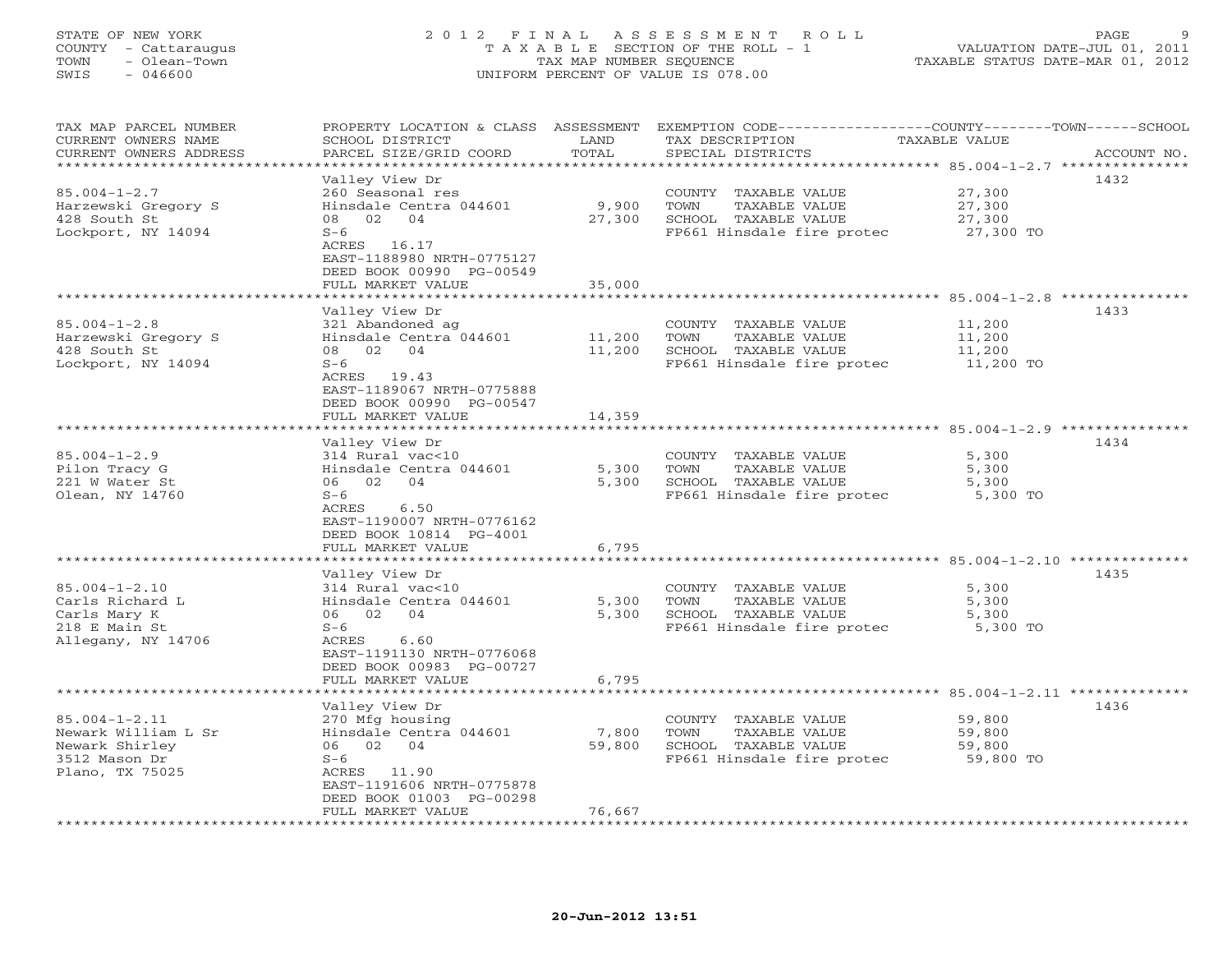STATE OF NEW YORK
COUNTY - Cattaraugus
TOWN - Olean-Town
SWIS - 046600

# 2012 FINAL ASSESSMENT ROLL

TAXABLE SECTION OF THE ROLL - 1
TAX MAP NUMBER SEQUENCE
UNIFORM PERCENT OF VALUE IS 078.00

VALUATION DATE-JUL 01, 2011
TAXABLE STATUS DATE-MAR 01, 2012

| TAX MAP PARCEL NUMBER / CURRENT OWNERS NAME / CURRENT OWNERS ADDRESS | PROPERTY LOCATION & CLASS / SCHOOL DISTRICT / PARCEL SIZE/GRID COORD | ASSESSMENT LAND / TOTAL | EXEMPTION CODE / TAX DESCRIPTION / SPECIAL DISTRICTS | TAXABLE VALUE (COUNTY/TOWN/SCHOOL) | ACCOUNT NO. |
|---|---|---|---|---|---|
| 85.004-1-2.7 | Valley View Dr | | | | 1432 |
| Harzewski Gregory S | 260 Seasonal res | | COUNTY TAXABLE VALUE | 27,300 | |
| 428 South St | Hinsdale Centra 044601 | 9,900 | TOWN TAXABLE VALUE | 27,300 | |
| Lockport, NY 14094 | 08 02 04 | 27,300 | SCHOOL TAXABLE VALUE | 27,300 | |
| | S-6 | | FP661 Hinsdale fire protec | 27,300 TO | |
| | ACRES 16.17 | | | | |
| | EAST-1188980 NRTH-0775127 | | | | |
| | DEED BOOK 00990 PG-00549 | | | | |
| | FULL MARKET VALUE | 35,000 | | | |
| 85.004-1-2.8 | Valley View Dr | | | | 1433 |
| Harzewski Gregory S | 321 Abandoned ag | | COUNTY TAXABLE VALUE | 11,200 | |
| 428 South St | Hinsdale Centra 044601 | 11,200 | TOWN TAXABLE VALUE | 11,200 | |
| Lockport, NY 14094 | 08 02 04 | 11,200 | SCHOOL TAXABLE VALUE | 11,200 | |
| | S-6 | | FP661 Hinsdale fire protec | 11,200 TO | |
| | ACRES 19.43 | | | | |
| | EAST-1189067 NRTH-0775888 | | | | |
| | DEED BOOK 00990 PG-00547 | | | | |
| | FULL MARKET VALUE | 14,359 | | | |
| 85.004-1-2.9 | Valley View Dr | | | | 1434 |
| Pilon Tracy G | 314 Rural vac<10 | | COUNTY TAXABLE VALUE | 5,300 | |
| 221 W Water St | Hinsdale Centra 044601 | 5,300 | TOWN TAXABLE VALUE | 5,300 | |
| Olean, NY 14760 | 06 02 04 | 5,300 | SCHOOL TAXABLE VALUE | 5,300 | |
| | S-6 | | FP661 Hinsdale fire protec | 5,300 TO | |
| | ACRES 6.50 | | | | |
| | EAST-1190007 NRTH-0776162 | | | | |
| | DEED BOOK 10814 PG-4001 | | | | |
| | FULL MARKET VALUE | 6,795 | | | |
| 85.004-1-2.10 | Valley View Dr | | | | 1435 |
| Carls Richard L | 314 Rural vac<10 | | COUNTY TAXABLE VALUE | 5,300 | |
| Carls Mary K | Hinsdale Centra 044601 | 5,300 | TOWN TAXABLE VALUE | 5,300 | |
| 218 E Main St | 06 02 04 | 5,300 | SCHOOL TAXABLE VALUE | 5,300 | |
| Allegany, NY 14706 | S-6 | | FP661 Hinsdale fire protec | 5,300 TO | |
| | ACRES 6.60 | | | | |
| | EAST-1191130 NRTH-0776068 | | | | |
| | DEED BOOK 00983 PG-00727 | | | | |
| | FULL MARKET VALUE | 6,795 | | | |
| 85.004-1-2.11 | Valley View Dr | | | | 1436 |
| Newark William L Sr | 270 Mfg housing | | COUNTY TAXABLE VALUE | 59,800 | |
| Newark Shirley | Hinsdale Centra 044601 | 7,800 | TOWN TAXABLE VALUE | 59,800 | |
| 3512 Mason Dr | 06 02 04 | 59,800 | SCHOOL TAXABLE VALUE | 59,800 | |
| Plano, TX 75025 | S-6 | | FP661 Hinsdale fire protec | 59,800 TO | |
| | ACRES 11.90 | | | | |
| | EAST-1191606 NRTH-0775878 | | | | |
| | DEED BOOK 01003 PG-00298 | | | | |
| | FULL MARKET VALUE | 76,667 | | | |

20-Jun-2012 13:51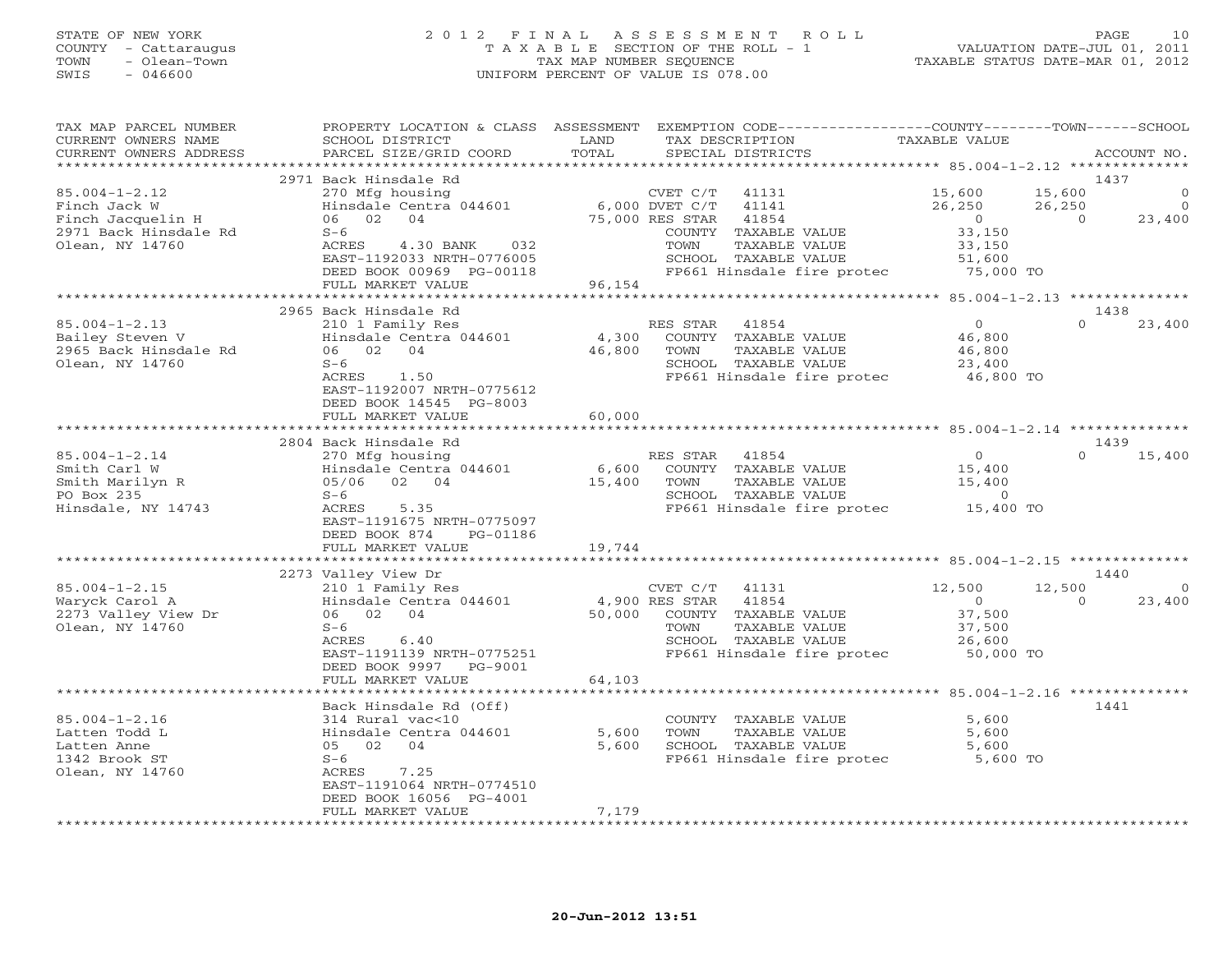STATE OF NEW YORK
COUNTY - Cattaraugus
TOWN - Olean-Town
SWIS - 046600

# 2012 FINAL ASSESSMENT ROLL

TAXABLE SECTION OF THE ROLL - 1
TAX MAP NUMBER SEQUENCE
UNIFORM PERCENT OF VALUE IS 078.00

VALUATION DATE-JUL 01, 2011
TAXABLE STATUS DATE-MAR 01, 2012

```
TAX MAP PARCEL NUMBER          PROPERTY LOCATION & CLASS  ASSESSMENT  EXEMPTION CODE-----------------COUNTY--------TOWN------SCHOOL
CURRENT OWNERS NAME            SCHOOL DISTRICT               LAND      TAX DESCRIPTION              TAXABLE VALUE
CURRENT OWNERS ADDRESS         PARCEL SIZE/GRID COORD        TOTAL     SPECIAL DISTRICTS                                       ACCOUNT NO.
******************************************************************************************************* 85.004-1-2.12 **************
                               2971 Back Hinsdale Rd                                                                           1437
85.004-1-2.12                  270 Mfg housing                      CVET C/T   41131          15,600      15,600             0
Finch Jack W                   Hinsdale Centra 044601      6,000 DVET C/T   41141          26,250      26,250             0
Finch Jacquelin H              06   02   04               75,000 RES STAR   41854               0           0        23,400
2971 Back Hinsdale Rd          S-6                                 COUNTY  TAXABLE VALUE         33,150
Olean, NY 14760                ACRES     4.30 BANK     032         TOWN    TAXABLE VALUE         33,150
                               EAST-1192033 NRTH-0776005           SCHOOL  TAXABLE VALUE         51,600
                               DEED BOOK 00969 PG-00118            FP661 Hinsdale fire protec     75,000 TO
                               FULL MARKET VALUE              96,154
******************************************************************************************************* 85.004-1-2.13 **************
                               2965 Back Hinsdale Rd                                                                           1438
85.004-1-2.13                  210 1 Family Res                    RES STAR   41854               0           0        23,400
Bailey Steven V                Hinsdale Centra 044601      4,300   COUNTY  TAXABLE VALUE         46,800
2965 Back Hinsdale Rd          06   02   04               46,800   TOWN    TAXABLE VALUE         46,800
Olean, NY 14760                S-6                                 SCHOOL  TAXABLE VALUE         23,400
                               ACRES     1.50                      FP661 Hinsdale fire protec     46,800 TO
                               EAST-1192007 NRTH-0775612
                               DEED BOOK 14545 PG-8003
                               FULL MARKET VALUE              60,000
******************************************************************************************************* 85.004-1-2.14 **************
                               2804 Back Hinsdale Rd                                                                           1439
85.004-1-2.14                  270 Mfg housing                     RES STAR   41854               0           0        15,400
Smith Carl W                   Hinsdale Centra 044601      6,600   COUNTY  TAXABLE VALUE         15,400
Smith Marilyn R                05/06   02   04            15,400   TOWN    TAXABLE VALUE         15,400
PO Box 235                     S-6                                 SCHOOL  TAXABLE VALUE              0
Hinsdale, NY 14743             ACRES     5.35                      FP661 Hinsdale fire protec     15,400 TO
                               EAST-1191675 NRTH-0775097
                               DEED BOOK 874     PG-01186
                               FULL MARKET VALUE              19,744
******************************************************************************************************* 85.004-1-2.15 **************
                               2273 Valley View Dr                                                                             1440
85.004-1-2.15                  210 1 Family Res                    CVET C/T   41131          12,500      12,500             0
Waryck Carol A                 Hinsdale Centra 044601      4,900 RES STAR   41854               0           0        23,400
2273 Valley View Dr            06   02   04               50,000   COUNTY  TAXABLE VALUE         37,500
Olean, NY 14760                S-6                                 TOWN    TAXABLE VALUE         37,500
                               ACRES     6.40                      SCHOOL  TAXABLE VALUE         26,600
                               EAST-1191139 NRTH-0775251           FP661 Hinsdale fire protec     50,000 TO
                               DEED BOOK 9997    PG-9001
                               FULL MARKET VALUE              64,103
******************************************************************************************************* 85.004-1-2.16 **************
                               Back Hinsdale Rd (Off)                                                                          1441
85.004-1-2.16                  314 Rural vac<10                    COUNTY  TAXABLE VALUE          5,600
Latten Todd L                  Hinsdale Centra 044601      5,600   TOWN    TAXABLE VALUE          5,600
Latten Anne                    05   02   04                5,600   SCHOOL  TAXABLE VALUE          5,600
1342 Brook ST                  S-6                                 FP661 Hinsdale fire protec      5,600 TO
Olean, NY 14760                ACRES     7.25
                               EAST-1191064 NRTH-0774510
                               DEED BOOK 16056 PG-4001
                               FULL MARKET VALUE               7,179
************************************************************************************************************************************
```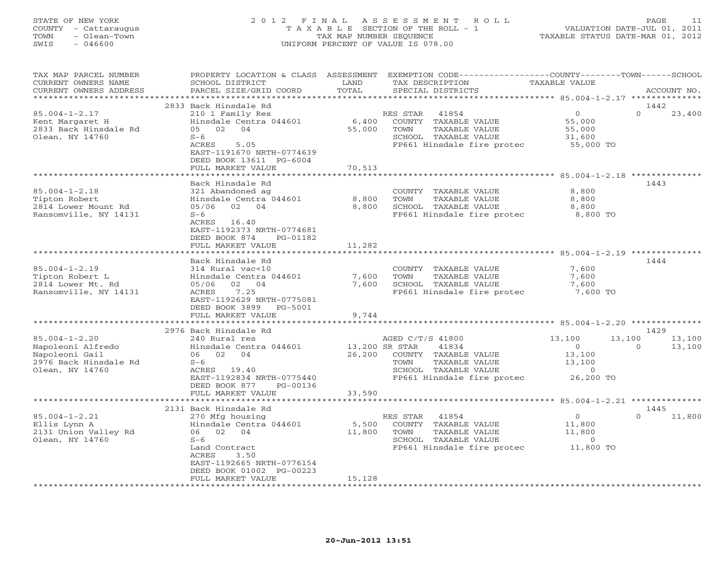STATE OF NEW YORK
COUNTY - Cattaraugus
TOWN - Olean-Town
SWIS - 046600

2012 FINAL ASSESSMENT ROLL
TAXABLE SECTION OF THE ROLL - 1
TAX MAP NUMBER SEQUENCE
UNIFORM PERCENT OF VALUE IS 078.00

VALUATION DATE-JUL 01, 2011
TAXABLE STATUS DATE-MAR 01, 2012

| TAX MAP PARCEL NUMBER / CURRENT OWNERS NAME / CURRENT OWNERS ADDRESS | PROPERTY LOCATION & CLASS / SCHOOL DISTRICT / PARCEL SIZE/GRID COORD | ASSESSMENT LAND / TOTAL | EXEMPTION CODE / TAX DESCRIPTION / SPECIAL DISTRICTS | COUNTY TAXABLE VALUE | TOWN | SCHOOL | ACCOUNT NO. |
|---|---|---|---|---|---|---|---|
| 85.004-1-2.17 | 2833 Back Hinsdale Rd | | | | | | 1442 |
| Kent Margaret H | 210 1 Family Res | | RES STAR 41854 | 0 | 0 | 23,400 | |
| 2833 Back Hinsdale Rd | Hinsdale Centra 044601 | 6,400 | COUNTY TAXABLE VALUE | 55,000 | | | |
| Olean, NY 14760 | 05 02 04 | 55,000 | TOWN TAXABLE VALUE | 55,000 | | | |
| | S-6 | | SCHOOL TAXABLE VALUE | 31,600 | | | |
| | ACRES 5.05 | | FP661 Hinsdale fire protec | 55,000 TO | | | |
| | EAST-1191670 NRTH-0774639 | | | | | | |
| | DEED BOOK 13611 PG-6004 | | | | | | |
| | FULL MARKET VALUE | 70,513 | | | | | |
| 85.004-1-2.18 | Back Hinsdale Rd | | | | | | 1443 |
| Tipton Robert | 321 Abandoned ag | | COUNTY TAXABLE VALUE | 8,800 | | | |
| 2814 Lower Mount Rd | Hinsdale Centra 044601 | 8,800 | TOWN TAXABLE VALUE | 8,800 | | | |
| Ransomville, NY 14131 | 05/06 02 04 | 8,800 | SCHOOL TAXABLE VALUE | 8,800 | | | |
| | S-6 | | FP661 Hinsdale fire protec | 8,800 TO | | | |
| | ACRES 16.40 | | | | | | |
| | EAST-1192373 NRTH-0774681 | | | | | | |
| | DEED BOOK 874 PG-01182 | | | | | | |
| | FULL MARKET VALUE | 11,282 | | | | | |
| 85.004-1-2.19 | Back Hinsdale Rd | | | | | | 1444 |
| Tipton Robert L | 314 Rural vac<10 | | COUNTY TAXABLE VALUE | 7,600 | | | |
| 2814 Lower Mt. Rd | Hinsdale Centra 044601 | 7,600 | TOWN TAXABLE VALUE | 7,600 | | | |
| Ransomville, NY 14131 | 05/06 02 04 | 7,600 | SCHOOL TAXABLE VALUE | 7,600 | | | |
| | ACRES 7.25 | | FP661 Hinsdale fire protec | 7,600 TO | | | |
| | EAST-1192629 NRTH-0775081 | | | | | | |
| | DEED BOOK 3899 PG-5001 | | | | | | |
| | FULL MARKET VALUE | 9,744 | | | | | |
| 85.004-1-2.20 | 2976 Back Hinsdale Rd | | | | | | 1429 |
| Napoleoni Alfredo | 240 Rural res | | AGED C/T/S 41800 | 13,100 | 13,100 | 13,100 | |
| Napoleoni Gail | Hinsdale Centra 044601 | 13,200 | SR STAR 41834 | 0 | 0 | 13,100 | |
| 2976 Back Hinsdale Rd | 06 02 04 | 26,200 | COUNTY TAXABLE VALUE | 13,100 | | | |
| Olean, NY 14760 | S-6 | | TOWN TAXABLE VALUE | 13,100 | | | |
| | ACRES 19.40 | | SCHOOL TAXABLE VALUE | 0 | | | |
| | EAST-1192834 NRTH-0775440 | | FP661 Hinsdale fire protec | 26,200 TO | | | |
| | DEED BOOK 877 PG-00136 | | | | | | |
| | FULL MARKET VALUE | 33,590 | | | | | |
| 85.004-1-2.21 | 2131 Back Hinsdale Rd | | | | | | 1445 |
| Ellis Lynn A | 270 Mfg housing | | RES STAR 41854 | 0 | 0 | 11,800 | |
| 2131 Union Valley Rd | Hinsdale Centra 044601 | 5,500 | COUNTY TAXABLE VALUE | 11,800 | | | |
| Olean, NY 14760 | 06 02 04 | 11,800 | TOWN TAXABLE VALUE | 11,800 | | | |
| | S-6 | | SCHOOL TAXABLE VALUE | 0 | | | |
| | Land Contract | | FP661 Hinsdale fire protec | 11,800 TO | | | |
| | ACRES 3.50 | | | | | | |
| | EAST-1192665 NRTH-0776154 | | | | | | |
| | DEED BOOK 01002 PG-00223 | | | | | | |
| | FULL MARKET VALUE | 15,128 | | | | | |

20-Jun-2012 13:51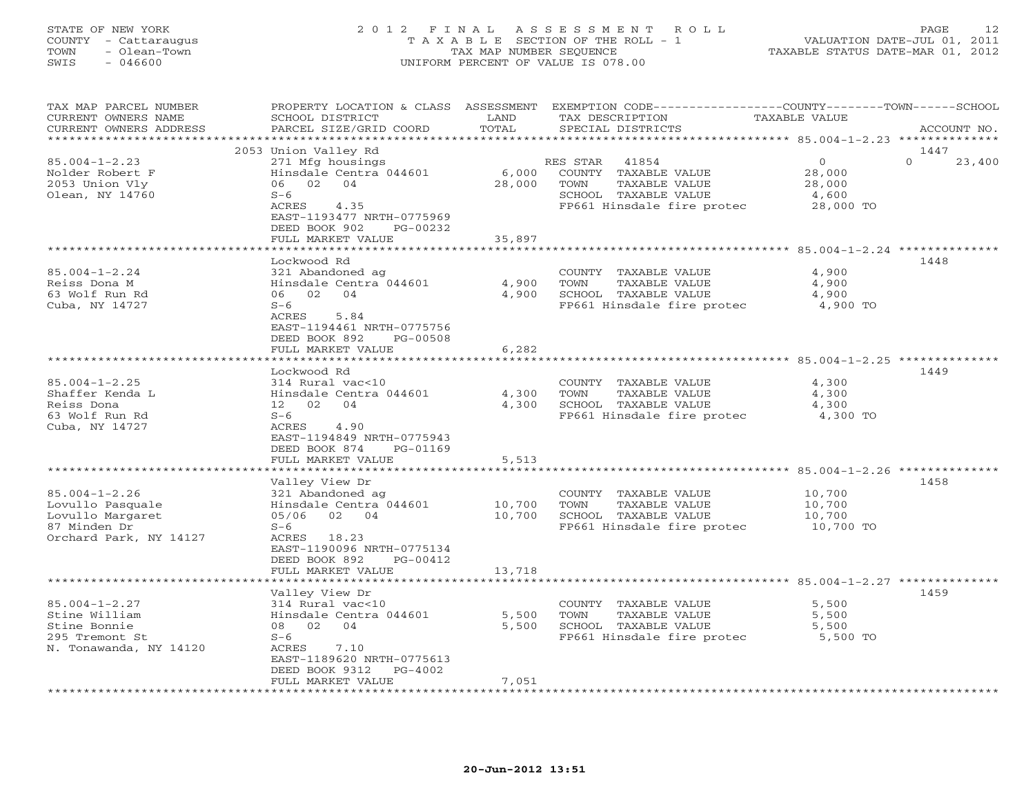STATE OF NEW YORK
COUNTY - Cattaraugus
TOWN - Olean-Town
SWIS - 046600

# 2012 FINAL ASSESSMENT ROLL
TAXABLE SECTION OF THE ROLL - 1
TAX MAP NUMBER SEQUENCE
UNIFORM PERCENT OF VALUE IS 078.00

VALUATION DATE-JUL 01, 2011
TAXABLE STATUS DATE-MAR 01, 2012

| TAX MAP PARCEL NUMBER / CURRENT OWNERS NAME / CURRENT OWNERS ADDRESS | PROPERTY LOCATION & CLASS / SCHOOL DISTRICT / PARCEL SIZE/GRID COORD | ASSESSMENT LAND / TOTAL | EXEMPTION CODE / TAX DESCRIPTION / SPECIAL DISTRICTS | COUNTY TAXABLE VALUE | TOWN | SCHOOL | ACCOUNT NO. |
|---|---|---|---|---|---|---|---|
| 85.004-1-2.23 | 2053 Union Valley Rd | | | | | | 1447 |
| Nolder Robert F | 271 Mfg housings | | RES STAR 41854 | 0 | 0 | 23,400 | |
| 2053 Union Vly | Hinsdale Centra 044601 | 6,000 | COUNTY TAXABLE VALUE | 28,000 | | | |
| Olean, NY 14760 | 06 02 04 | 28,000 | TOWN TAXABLE VALUE | 28,000 | | | |
| | S-6 | | SCHOOL TAXABLE VALUE | 4,600 | | | |
| | ACRES 4.35 | | FP661 Hinsdale fire protec | 28,000 TO | | | |
| | EAST-1193477 NRTH-0775969 | | | | | | |
| | DEED BOOK 902 PG-00232 | | | | | | |
| | FULL MARKET VALUE | 35,897 | | | | | |
| 85.004-1-2.24 | Lockwood Rd | | | | | | 1448 |
| Reiss Dona M | 321 Abandoned ag | | COUNTY TAXABLE VALUE | 4,900 | | | |
| 63 Wolf Run Rd | Hinsdale Centra 044601 | 4,900 | TOWN TAXABLE VALUE | 4,900 | | | |
| Cuba, NY 14727 | 06 02 04 | 4,900 | SCHOOL TAXABLE VALUE | 4,900 | | | |
| | S-6 | | FP661 Hinsdale fire protec | 4,900 TO | | | |
| | ACRES 5.84 | | | | | | |
| | EAST-1194461 NRTH-0775756 | | | | | | |
| | DEED BOOK 892 PG-00508 | | | | | | |
| | FULL MARKET VALUE | 6,282 | | | | | |
| 85.004-1-2.25 | Lockwood Rd | | | | | | 1449 |
| Shaffer Kenda L | 314 Rural vac<10 | | COUNTY TAXABLE VALUE | 4,300 | | | |
| Reiss Dona | Hinsdale Centra 044601 | 4,300 | TOWN TAXABLE VALUE | 4,300 | | | |
| 63 Wolf Run Rd | 12 02 04 | 4,300 | SCHOOL TAXABLE VALUE | 4,300 | | | |
| Cuba, NY 14727 | S-6 | | FP661 Hinsdale fire protec | 4,300 TO | | | |
| | ACRES 4.90 | | | | | | |
| | EAST-1194849 NRTH-0775943 | | | | | | |
| | DEED BOOK 874 PG-01169 | | | | | | |
| | FULL MARKET VALUE | 5,513 | | | | | |
| 85.004-1-2.26 | Valley View Dr | | | | | | 1458 |
| Lovullo Pasquale | 321 Abandoned ag | | COUNTY TAXABLE VALUE | 10,700 | | | |
| Lovullo Margaret | Hinsdale Centra 044601 | 10,700 | TOWN TAXABLE VALUE | 10,700 | | | |
| 87 Minden Dr | 05/06 02 04 | 10,700 | SCHOOL TAXABLE VALUE | 10,700 | | | |
| Orchard Park, NY 14127 | S-6 | | FP661 Hinsdale fire protec | 10,700 TO | | | |
| | ACRES 18.23 | | | | | | |
| | EAST-1190096 NRTH-0775134 | | | | | | |
| | DEED BOOK 892 PG-00412 | | | | | | |
| | FULL MARKET VALUE | 13,718 | | | | | |
| 85.004-1-2.27 | Valley View Dr | | | | | | 1459 |
| Stine William | 314 Rural vac<10 | | COUNTY TAXABLE VALUE | 5,500 | | | |
| Stine Bonnie | Hinsdale Centra 044601 | 5,500 | TOWN TAXABLE VALUE | 5,500 | | | |
| 295 Tremont St | 08 02 04 | 5,500 | SCHOOL TAXABLE VALUE | 5,500 | | | |
| N. Tonawanda, NY 14120 | S-6 | | FP661 Hinsdale fire protec | 5,500 TO | | | |
| | ACRES 7.10 | | | | | | |
| | EAST-1189620 NRTH-0775613 | | | | | | |
| | DEED BOOK 9312 PG-4002 | | | | | | |
| | FULL MARKET VALUE | 7,051 | | | | | |

20-Jun-2012 13:51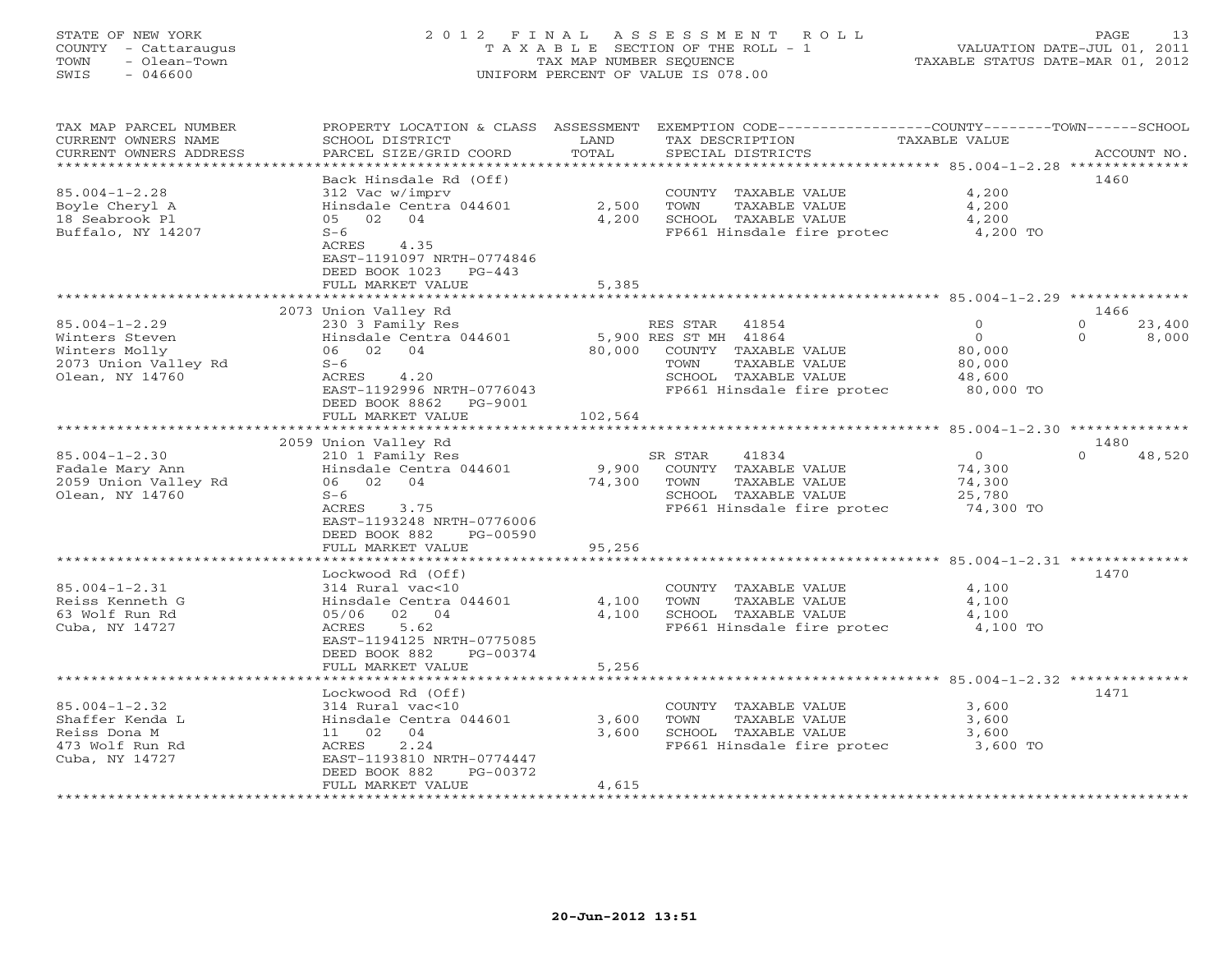STATE OF NEW YORK
COUNTY - Cattaraugus
TOWN - Olean-Town
SWIS - 046600

2012 FINAL ASSESSMENT ROLL
TAXABLE SECTION OF THE ROLL - 1
TAX MAP NUMBER SEQUENCE
UNIFORM PERCENT OF VALUE IS 078.00

VALUATION DATE-JUL 01, 2011
TAXABLE STATUS DATE-MAR 01, 2012

| TAX MAP PARCEL NUMBER / CURRENT OWNERS NAME / CURRENT OWNERS ADDRESS | PROPERTY LOCATION & CLASS / SCHOOL DISTRICT / PARCEL SIZE/GRID COORD | ASSESSMENT LAND / TOTAL | EXEMPTION CODE / TAX DESCRIPTION / SPECIAL DISTRICTS | COUNTY TAXABLE VALUE | TOWN | SCHOOL | ACCOUNT NO. |
|---|---|---|---|---|---|---|---|
| **85.004-1-2.28** | Back Hinsdale Rd (Off) | | | | | | 1460 |
| Boyle Cheryl A | 312 Vac w/imprv | | COUNTY TAXABLE VALUE | 4,200 | | | |
| 18 Seabrook Pl | Hinsdale Centra 044601 | 2,500 | TOWN TAXABLE VALUE | 4,200 | | | |
| Buffalo, NY 14207 | 05 02 04 | 4,200 | SCHOOL TAXABLE VALUE | 4,200 | | | |
| | S-6 | | FP661 Hinsdale fire protec | 4,200 TO | | | |
| | ACRES 4.35 | | | | | | |
| | EAST-1191097 NRTH-0774846 | | | | | | |
| | DEED BOOK 1023 PG-443 | | | | | | |
| | FULL MARKET VALUE | 5,385 | | | | | |
| **85.004-1-2.29** | 2073 Union Valley Rd | | | | | | 1466 |
| Winters Steven | 230 3 Family Res | | RES STAR 41854 | 0 | 0 | 23,400 | |
| Winters Molly | Hinsdale Centra 044601 | 5,900 | RES ST MH 41864 | 0 | 0 | 8,000 | |
| 2073 Union Valley Rd | 06 02 04 | 80,000 | COUNTY TAXABLE VALUE | 80,000 | | | |
| Olean, NY 14760 | S-6 | | TOWN TAXABLE VALUE | 80,000 | | | |
| | ACRES 4.20 | | SCHOOL TAXABLE VALUE | 48,600 | | | |
| | EAST-1192996 NRTH-0776043 | | FP661 Hinsdale fire protec | 80,000 TO | | | |
| | DEED BOOK 8862 PG-9001 | | | | | | |
| | FULL MARKET VALUE | 102,564 | | | | | |
| **85.004-1-2.30** | 2059 Union Valley Rd | | | | | | 1480 |
| Fadale Mary Ann | 210 1 Family Res | | SR STAR 41834 | 0 | 0 | 48,520 | |
| 2059 Union Valley Rd | Hinsdale Centra 044601 | 9,900 | COUNTY TAXABLE VALUE | 74,300 | | | |
| Olean, NY 14760 | 06 02 04 | 74,300 | TOWN TAXABLE VALUE | 74,300 | | | |
| | S-6 | | SCHOOL TAXABLE VALUE | 25,780 | | | |
| | ACRES 3.75 | | FP661 Hinsdale fire protec | 74,300 TO | | | |
| | EAST-1193248 NRTH-0776006 | | | | | | |
| | DEED BOOK 882 PG-00590 | | | | | | |
| | FULL MARKET VALUE | 95,256 | | | | | |
| **85.004-1-2.31** | Lockwood Rd (Off) | | | | | | 1470 |
| Reiss Kenneth G | 314 Rural vac<10 | | COUNTY TAXABLE VALUE | 4,100 | | | |
| 63 Wolf Run Rd | Hinsdale Centra 044601 | 4,100 | TOWN TAXABLE VALUE | 4,100 | | | |
| Cuba, NY 14727 | 05/06 02 04 | 4,100 | SCHOOL TAXABLE VALUE | 4,100 | | | |
| | ACRES 5.62 | | FP661 Hinsdale fire protec | 4,100 TO | | | |
| | EAST-1194125 NRTH-0775085 | | | | | | |
| | DEED BOOK 882 PG-00374 | | | | | | |
| | FULL MARKET VALUE | 5,256 | | | | | |
| **85.004-1-2.32** | Lockwood Rd (Off) | | | | | | 1471 |
| Shaffer Kenda L | 314 Rural vac<10 | | COUNTY TAXABLE VALUE | 3,600 | | | |
| Reiss Dona M | Hinsdale Centra 044601 | 3,600 | TOWN TAXABLE VALUE | 3,600 | | | |
| 473 Wolf Run Rd | 11 02 04 | 3,600 | SCHOOL TAXABLE VALUE | 3,600 | | | |
| Cuba, NY 14727 | ACRES 2.24 | | FP661 Hinsdale fire protec | 3,600 TO | | | |
| | EAST-1193810 NRTH-0774447 | | | | | | |
| | DEED BOOK 882 PG-00372 | | | | | | |
| | FULL MARKET VALUE | 4,615 | | | | | |

20-Jun-2012 13:51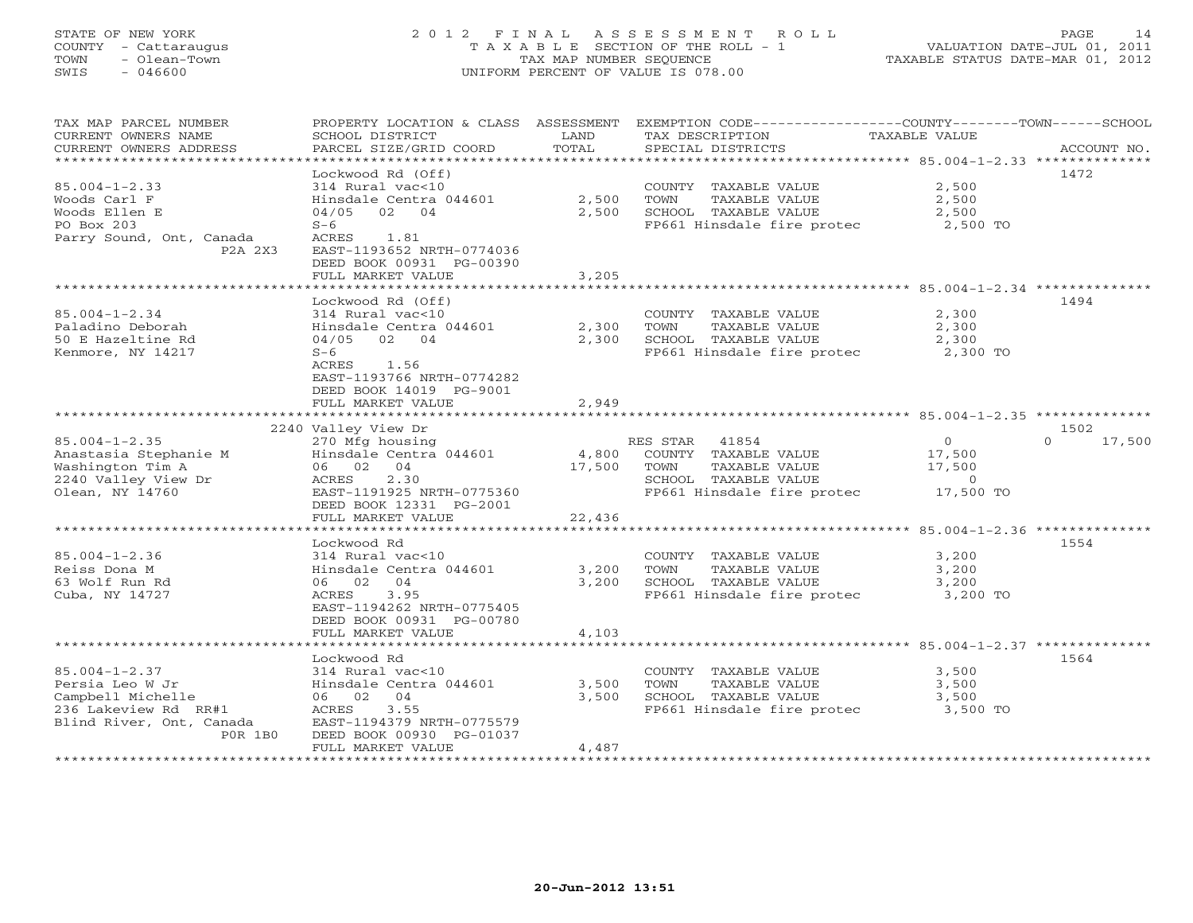STATE OF NEW YORK
COUNTY - Cattaraugus
TOWN - Olean-Town
SWIS - 046600

# 2012 FINAL ASSESSMENT ROLL

TAXABLE SECTION OF THE ROLL - 1
TAX MAP NUMBER SEQUENCE
UNIFORM PERCENT OF VALUE IS 078.00

VALUATION DATE-JUL 01, 2011
TAXABLE STATUS DATE-MAR 01, 2012

| TAX MAP PARCEL NUMBER / CURRENT OWNERS NAME / CURRENT OWNERS ADDRESS | PROPERTY LOCATION & CLASS / SCHOOL DISTRICT / PARCEL SIZE/GRID COORD | ASSESSMENT LAND / TOTAL | EXEMPTION CODE / TAX DESCRIPTION / SPECIAL DISTRICTS | COUNTY / TOWN / SCHOOL TAXABLE VALUE | ACCOUNT NO. |
|---|---|---|---|---|---|
| **85.004-1-2.33** | Lockwood Rd (Off) | | | | 1472 |
| 85.004-1-2.33 | 314 Rural vac<10 | | COUNTY TAXABLE VALUE | 2,500 | |
| Woods Carl F | Hinsdale Centra 044601 | 2,500 | TOWN TAXABLE VALUE | 2,500 | |
| Woods Ellen E | 04/05 02 04 | 2,500 | SCHOOL TAXABLE VALUE | 2,500 | |
| PO Box 203 | S-6 | | FP661 Hinsdale fire protec | 2,500 TO | |
| Parry Sound, Ont, Canada | ACRES 1.81 | | | | |
| P2A 2X3 | EAST-1193652 NRTH-0774036 | | | | |
| | DEED BOOK 00931 PG-00390 | | | | |
| | FULL MARKET VALUE | 3,205 | | | |
| **85.004-1-2.34** | Lockwood Rd (Off) | | | | 1494 |
| 85.004-1-2.34 | 314 Rural vac<10 | | COUNTY TAXABLE VALUE | 2,300 | |
| Paladino Deborah | Hinsdale Centra 044601 | 2,300 | TOWN TAXABLE VALUE | 2,300 | |
| 50 E Hazeltine Rd | 04/05 02 04 | 2,300 | SCHOOL TAXABLE VALUE | 2,300 | |
| Kenmore, NY 14217 | S-6 | | FP661 Hinsdale fire protec | 2,300 TO | |
| | ACRES 1.56 | | | | |
| | EAST-1193766 NRTH-0774282 | | | | |
| | DEED BOOK 14019 PG-9001 | | | | |
| | FULL MARKET VALUE | 2,949 | | | |
| **85.004-1-2.35** | 2240 Valley View Dr | | | | 1502 |
| 85.004-1-2.35 | 270 Mfg housing | | RES STAR 41854 | 0 / 0 / 17,500 | |
| Anastasia Stephanie M | Hinsdale Centra 044601 | 4,800 | COUNTY TAXABLE VALUE | 17,500 | |
| Washington Tim A | 06 02 04 | 17,500 | TOWN TAXABLE VALUE | 17,500 | |
| 2240 Valley View Dr | ACRES 2.30 | | SCHOOL TAXABLE VALUE | 0 | |
| Olean, NY 14760 | EAST-1191925 NRTH-0775360 | | FP661 Hinsdale fire protec | 17,500 TO | |
| | DEED BOOK 12331 PG-2001 | | | | |
| | FULL MARKET VALUE | 22,436 | | | |
| **85.004-1-2.36** | Lockwood Rd | | | | 1554 |
| 85.004-1-2.36 | 314 Rural vac<10 | | COUNTY TAXABLE VALUE | 3,200 | |
| Reiss Dona M | Hinsdale Centra 044601 | 3,200 | TOWN TAXABLE VALUE | 3,200 | |
| 63 Wolf Run Rd | 06 02 04 | 3,200 | SCHOOL TAXABLE VALUE | 3,200 | |
| Cuba, NY 14727 | ACRES 3.95 | | FP661 Hinsdale fire protec | 3,200 TO | |
| | EAST-1194262 NRTH-0775405 | | | | |
| | DEED BOOK 00931 PG-00780 | | | | |
| | FULL MARKET VALUE | 4,103 | | | |
| **85.004-1-2.37** | Lockwood Rd | | | | 1564 |
| 85.004-1-2.37 | 314 Rural vac<10 | | COUNTY TAXABLE VALUE | 3,500 | |
| Persia Leo W Jr | Hinsdale Centra 044601 | 3,500 | TOWN TAXABLE VALUE | 3,500 | |
| Campbell Michelle | 06 02 04 | 3,500 | SCHOOL TAXABLE VALUE | 3,500 | |
| 236 Lakeview Rd RR#1 | ACRES 3.55 | | FP661 Hinsdale fire protec | 3,500 TO | |
| Blind River, Ont, Canada | EAST-1194379 NRTH-0775579 | | | | |
| P0R 1B0 | DEED BOOK 00930 PG-01037 | | | | |
| | FULL MARKET VALUE | 4,487 | | | |

20-Jun-2012 13:51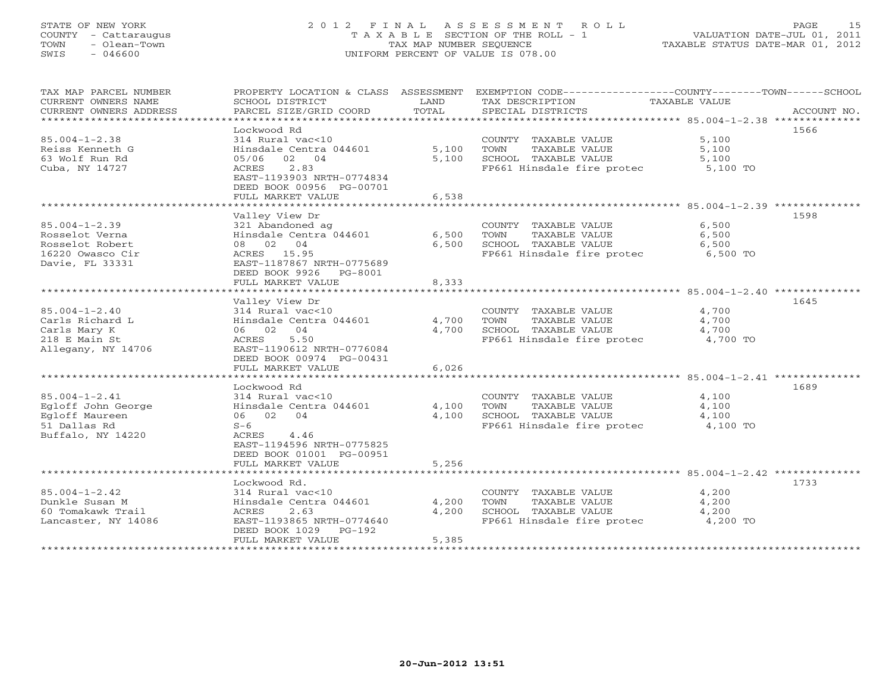STATE OF NEW YORK
COUNTY - Cattaraugus
TOWN - Olean-Town
SWIS - 046600

# 2012 FINAL ASSESSMENT ROLL
TAXABLE SECTION OF THE ROLL - 1
TAX MAP NUMBER SEQUENCE
UNIFORM PERCENT OF VALUE IS 078.00

VALUATION DATE-JUL 01, 2011
TAXABLE STATUS DATE-MAR 01, 2012

| TAX MAP PARCEL NUMBER / CURRENT OWNERS NAME / CURRENT OWNERS ADDRESS | PROPERTY LOCATION & CLASS / SCHOOL DISTRICT / PARCEL SIZE/GRID COORD | ASSESSMENT LAND | TOTAL | EXEMPTION CODE / TAX DESCRIPTION / SPECIAL DISTRICTS | TAXABLE VALUE (COUNTY / TOWN / SCHOOL) | ACCOUNT NO. |
|---|---|---|---|---|---|---|
| 85.004-1-2.38 | Lockwood Rd | | | | | 1566 |
| Reiss Kenneth G | 314 Rural vac<10 | | | COUNTY TAXABLE VALUE | 5,100 | |
| 63 Wolf Run Rd | Hinsdale Centra 044601 | 5,100 | | TOWN TAXABLE VALUE | 5,100 | |
| Cuba, NY 14727 | 05/06 02 04 | | 5,100 | SCHOOL TAXABLE VALUE | 5,100 | |
| | ACRES 2.83 | | | FP661 Hinsdale fire protec | 5,100 TO | |
| | EAST-1193903 NRTH-0774834 | | | | | |
| | DEED BOOK 00956 PG-00701 | | | | | |
| | FULL MARKET VALUE | | 6,538 | | | |
| 85.004-1-2.39 | Valley View Dr | | | | | 1598 |
| Rosselot Verna | 321 Abandoned ag | | | COUNTY TAXABLE VALUE | 6,500 | |
| Rosselot Robert | Hinsdale Centra 044601 | 6,500 | | TOWN TAXABLE VALUE | 6,500 | |
| 16220 Owasco Cir | 08 02 04 | | 6,500 | SCHOOL TAXABLE VALUE | 6,500 | |
| Davie, FL 33331 | ACRES 15.95 | | | FP661 Hinsdale fire protec | 6,500 TO | |
| | EAST-1187867 NRTH-0775689 | | | | | |
| | DEED BOOK 9926 PG-8001 | | | | | |
| | FULL MARKET VALUE | | 8,333 | | | |
| 85.004-1-2.40 | Valley View Dr | | | | | 1645 |
| Carls Richard L | 314 Rural vac<10 | | | COUNTY TAXABLE VALUE | 4,700 | |
| Carls Mary K | Hinsdale Centra 044601 | 4,700 | | TOWN TAXABLE VALUE | 4,700 | |
| 218 E Main St | 06 02 04 | | 4,700 | SCHOOL TAXABLE VALUE | 4,700 | |
| Allegany, NY 14706 | ACRES 5.50 | | | FP661 Hinsdale fire protec | 4,700 TO | |
| | EAST-1190612 NRTH-0776084 | | | | | |
| | DEED BOOK 00974 PG-00431 | | | | | |
| | FULL MARKET VALUE | | 6,026 | | | |
| 85.004-1-2.41 | Lockwood Rd | | | | | 1689 |
| Egloff John George | 314 Rural vac<10 | | | COUNTY TAXABLE VALUE | 4,100 | |
| Egloff Maureen | Hinsdale Centra 044601 | 4,100 | | TOWN TAXABLE VALUE | 4,100 | |
| 51 Dallas Rd | 06 02 04 | | 4,100 | SCHOOL TAXABLE VALUE | 4,100 | |
| Buffalo, NY 14220 | S-6 | | | FP661 Hinsdale fire protec | 4,100 TO | |
| | ACRES 4.46 | | | | | |
| | EAST-1194596 NRTH-0775825 | | | | | |
| | DEED BOOK 01001 PG-00951 | | | | | |
| | FULL MARKET VALUE | | 5,256 | | | |
| 85.004-1-2.42 | Lockwood Rd. | | | | | 1733 |
| Dunkle Susan M | 314 Rural vac<10 | | | COUNTY TAXABLE VALUE | 4,200 | |
| 60 Tomakawk Trail | Hinsdale Centra 044601 | 4,200 | | TOWN TAXABLE VALUE | 4,200 | |
| Lancaster, NY 14086 | ACRES 2.63 | | 4,200 | SCHOOL TAXABLE VALUE | 4,200 | |
| | EAST-1193865 NRTH-0774640 | | | FP661 Hinsdale fire protec | 4,200 TO | |
| | DEED BOOK 1029 PG-192 | | | | | |
| | FULL MARKET VALUE | | 5,385 | | | |

20-Jun-2012 13:51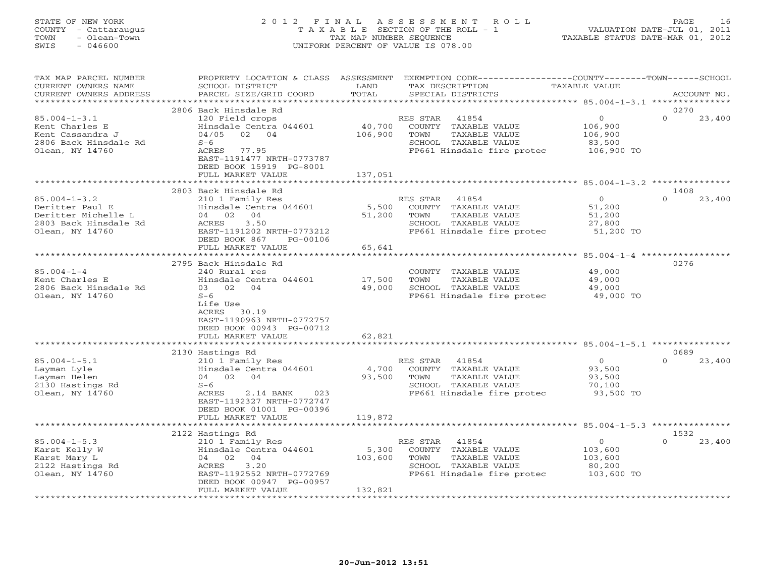STATE OF NEW YORK
COUNTY - Cattaraugus
TOWN - Olean-Town
SWIS - 046600

# 2012 FINAL ASSESSMENT ROLL

TAXABLE SECTION OF THE ROLL - 1
TAX MAP NUMBER SEQUENCE
UNIFORM PERCENT OF VALUE IS 078.00

VALUATION DATE-JUL 01, 2011
TAXABLE STATUS DATE-MAR 01, 2012

| TAX MAP PARCEL NUMBER / CURRENT OWNERS NAME / CURRENT OWNERS ADDRESS | PROPERTY LOCATION & CLASS / SCHOOL DISTRICT / PARCEL SIZE/GRID COORD | ASSESSMENT LAND / TOTAL | EXEMPTION CODE / TAX DESCRIPTION / SPECIAL DISTRICTS | COUNTY TAXABLE VALUE | TOWN | SCHOOL / ACCOUNT NO. |
|---|---|---|---|---|---|---|
| 85.004-1-3.1 | 2806 Back Hinsdale Rd | | | | | 0270 |
| | 120 Field crops | | RES STAR 41854 | 0 | 0 | 23,400 |
| Kent Charles E | Hinsdale Centra 044601 | 40,700 | COUNTY TAXABLE VALUE | 106,900 | | |
| Kent Cassandra J | 04/05 02 04 | 106,900 | TOWN TAXABLE VALUE | 106,900 | | |
| 2806 Back Hinsdale Rd | S-6 | | SCHOOL TAXABLE VALUE | 83,500 | | |
| Olean, NY 14760 | ACRES 77.95 | | FP661 Hinsdale fire protec | 106,900 TO | | |
| | EAST-1191477 NRTH-0773787 | | | | | |
| | DEED BOOK 15919 PG-8001 | | | | | |
| | FULL MARKET VALUE | 137,051 | | | | |
| 85.004-1-3.2 | 2803 Back Hinsdale Rd | | | | | 1408 |
| | 210 1 Family Res | | RES STAR 41854 | 0 | 0 | 23,400 |
| Deritter Paul E | Hinsdale Centra 044601 | 5,500 | COUNTY TAXABLE VALUE | 51,200 | | |
| Deritter Michelle L | 04 02 04 | 51,200 | TOWN TAXABLE VALUE | 51,200 | | |
| 2803 Back Hinsdale Rd | ACRES 3.50 | | SCHOOL TAXABLE VALUE | 27,800 | | |
| Olean, NY 14760 | EAST-1191202 NRTH-0773212 | | FP661 Hinsdale fire protec | 51,200 TO | | |
| | DEED BOOK 867 PG-00106 | | | | | |
| | FULL MARKET VALUE | 65,641 | | | | |
| 85.004-1-4 | 2795 Back Hinsdale Rd | | | | | 0276 |
| | 240 Rural res | | COUNTY TAXABLE VALUE | 49,000 | | |
| Kent Charles E | Hinsdale Centra 044601 | 17,500 | TOWN TAXABLE VALUE | 49,000 | | |
| 2806 Back Hinsdale Rd | 03 02 04 | 49,000 | SCHOOL TAXABLE VALUE | 49,000 | | |
| Olean, NY 14760 | S-6 | | FP661 Hinsdale fire protec | 49,000 TO | | |
| | Life Use | | | | | |
| | ACRES 30.19 | | | | | |
| | EAST-1190963 NRTH-0772757 | | | | | |
| | DEED BOOK 00943 PG-00712 | | | | | |
| | FULL MARKET VALUE | 62,821 | | | | |
| 85.004-1-5.1 | 2130 Hastings Rd | | | | | 0689 |
| | 210 1 Family Res | | RES STAR 41854 | 0 | 0 | 23,400 |
| Layman Lyle | Hinsdale Centra 044601 | 4,700 | COUNTY TAXABLE VALUE | 93,500 | | |
| Layman Helen | 04 02 04 | 93,500 | TOWN TAXABLE VALUE | 93,500 | | |
| 2130 Hastings Rd | S-6 | | SCHOOL TAXABLE VALUE | 70,100 | | |
| Olean, NY 14760 | ACRES 2.14 BANK 023 | | FP661 Hinsdale fire protec | 93,500 TO | | |
| | EAST-1192327 NRTH-0772747 | | | | | |
| | DEED BOOK 01001 PG-00396 | | | | | |
| | FULL MARKET VALUE | 119,872 | | | | |
| 85.004-1-5.3 | 2122 Hastings Rd | | | | | 1532 |
| | 210 1 Family Res | | RES STAR 41854 | 0 | 0 | 23,400 |
| Karst Kelly W | Hinsdale Centra 044601 | 5,300 | COUNTY TAXABLE VALUE | 103,600 | | |
| Karst Mary L | 04 02 04 | 103,600 | TOWN TAXABLE VALUE | 103,600 | | |
| 2122 Hastings Rd | ACRES 3.20 | | SCHOOL TAXABLE VALUE | 80,200 | | |
| Olean, NY 14760 | EAST-1192552 NRTH-0772769 | | FP661 Hinsdale fire protec | 103,600 TO | | |
| | DEED BOOK 00947 PG-00957 | | | | | |
| | FULL MARKET VALUE | 132,821 | | | | |

20-Jun-2012 13:51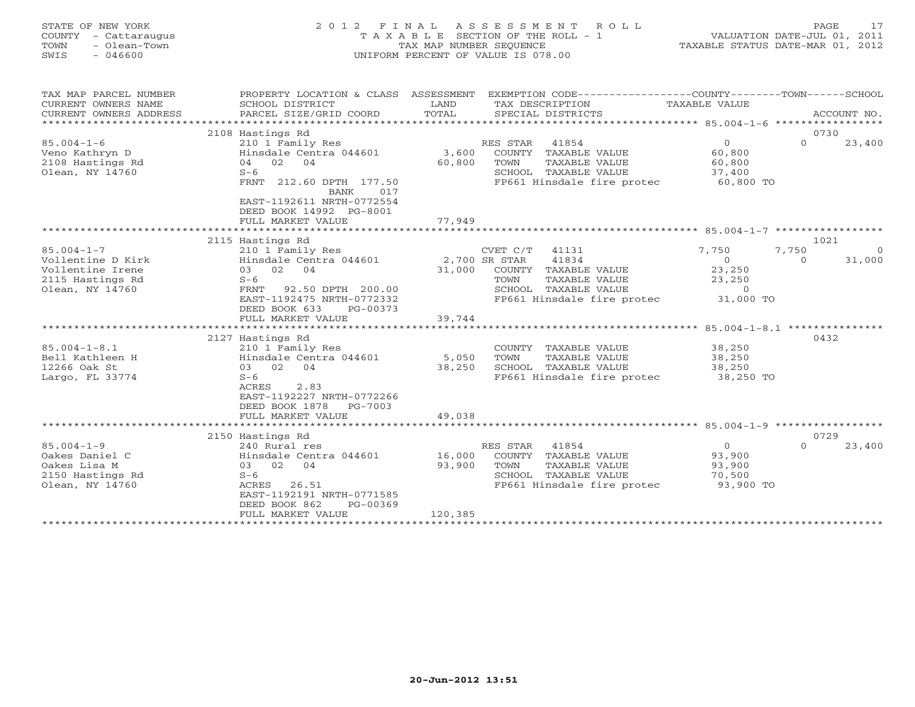STATE OF NEW YORK
COUNTY - Cattaraugus
TOWN - Olean-Town
SWIS - 046600

2012 FINAL ASSESSMENT ROLL
TAXABLE SECTION OF THE ROLL - 1
TAX MAP NUMBER SEQUENCE
UNIFORM PERCENT OF VALUE IS 078.00

VALUATION DATE-JUL 01, 2011
TAXABLE STATUS DATE-MAR 01, 2012

| TAX MAP PARCEL NUMBER / CURRENT OWNERS NAME / CURRENT OWNERS ADDRESS | PROPERTY LOCATION & CLASS / SCHOOL DISTRICT / PARCEL SIZE/GRID COORD | ASSESSMENT LAND / TOTAL | EXEMPTION CODE / TAX DESCRIPTION / SPECIAL DISTRICTS | COUNTY TAXABLE VALUE | TOWN | SCHOOL / ACCOUNT NO. |
|---|---|---|---|---|---|---|
| **85.004-1-6** | 2108 Hastings Rd | | | | | 0730 |
| 85.004-1-6 | 210 1 Family Res | | RES STAR 41854 | 0 | 0 | 23,400 |
| Veno Kathryn D | Hinsdale Centra 044601 | 3,600 | COUNTY TAXABLE VALUE | 60,800 | | |
| 2108 Hastings Rd | 04 02 04 | 60,800 | TOWN TAXABLE VALUE | 60,800 | | |
| Olean, NY 14760 | S-6 | | SCHOOL TAXABLE VALUE | 37,400 | | |
| | FRNT 212.60 DPTH 177.50 BANK 017 | | FP661 Hinsdale fire protec | 60,800 TO | | |
| | EAST-1192611 NRTH-0772554 | | | | | |
| | DEED BOOK 14992 PG-8001 | | | | | |
| | FULL MARKET VALUE | 77,949 | | | | |
| **85.004-1-7** | 2115 Hastings Rd | | | | | 1021 |
| 85.004-1-7 | 210 1 Family Res | | CVET C/T 41131 | 7,750 | 7,750 | 0 |
| Vollentine D Kirk | Hinsdale Centra 044601 | 2,700 | SR STAR 41834 | 0 | 0 | 31,000 |
| Vollentine Irene | 03 02 04 | 31,000 | COUNTY TAXABLE VALUE | 23,250 | | |
| 2115 Hastings Rd | S-6 | | TOWN TAXABLE VALUE | 23,250 | | |
| Olean, NY 14760 | FRNT 92.50 DPTH 200.00 | | SCHOOL TAXABLE VALUE | 0 | | |
| | EAST-1192475 NRTH-0772332 | | FP661 Hinsdale fire protec | 31,000 TO | | |
| | DEED BOOK 633 PG-00373 | | | | | |
| | FULL MARKET VALUE | 39,744 | | | | |
| **85.004-1-8.1** | 2127 Hastings Rd | | | | | 0432 |
| 85.004-1-8.1 | 210 1 Family Res | | COUNTY TAXABLE VALUE | 38,250 | | |
| Bell Kathleen H | Hinsdale Centra 044601 | 5,050 | TOWN TAXABLE VALUE | 38,250 | | |
| 12266 Oak St | 03 02 04 | 38,250 | SCHOOL TAXABLE VALUE | 38,250 | | |
| Largo, FL 33774 | S-6 | | FP661 Hinsdale fire protec | 38,250 TO | | |
| | ACRES 2.83 | | | | | |
| | EAST-1192227 NRTH-0772266 | | | | | |
| | DEED BOOK 1878 PG-7003 | | | | | |
| | FULL MARKET VALUE | 49,038 | | | | |
| **85.004-1-9** | 2150 Hastings Rd | | | | | 0729 |
| 85.004-1-9 | 240 Rural res | | RES STAR 41854 | 0 | 0 | 23,400 |
| Oakes Daniel C | Hinsdale Centra 044601 | 16,000 | COUNTY TAXABLE VALUE | 93,900 | | |
| Oakes Lisa M | 03 02 04 | 93,900 | TOWN TAXABLE VALUE | 93,900 | | |
| 2150 Hastings Rd | S-6 | | SCHOOL TAXABLE VALUE | 70,500 | | |
| Olean, NY 14760 | ACRES 26.51 | | FP661 Hinsdale fire protec | 93,900 TO | | |
| | EAST-1192191 NRTH-0771585 | | | | | |
| | DEED BOOK 862 PG-00369 | | | | | |
| | FULL MARKET VALUE | 120,385 | | | | |

20-Jun-2012 13:51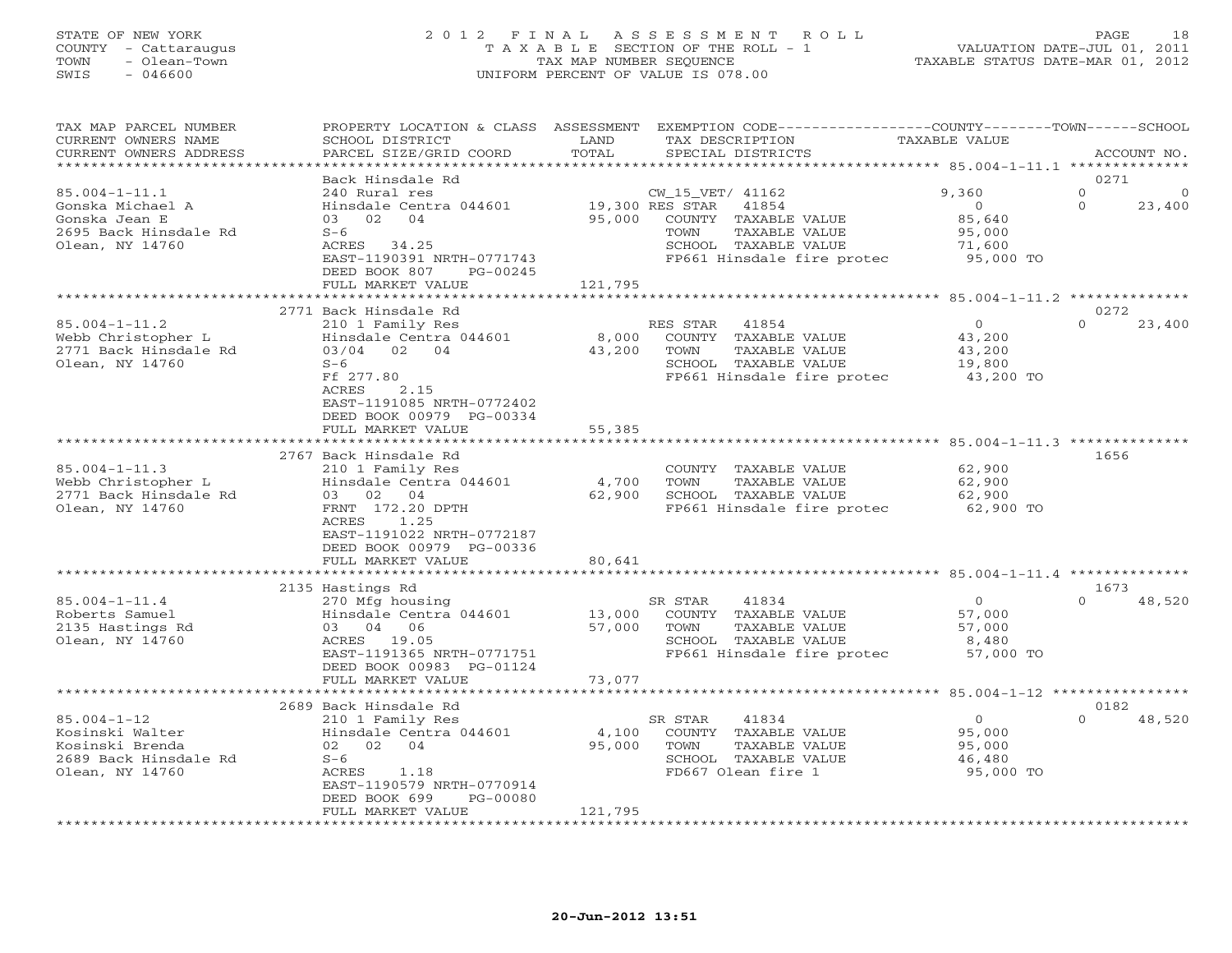STATE OF NEW YORK
COUNTY - Cattaraugus
TOWN - Olean-Town
SWIS - 046600

# 2012 FINAL ASSESSMENT ROLL

TAXABLE SECTION OF THE ROLL - 1
TAX MAP NUMBER SEQUENCE
UNIFORM PERCENT OF VALUE IS 078.00

VALUATION DATE-JUL 01, 2011
TAXABLE STATUS DATE-MAR 01, 2012

| TAX MAP PARCEL NUMBER / CURRENT OWNERS NAME / CURRENT OWNERS ADDRESS | PROPERTY LOCATION & CLASS / SCHOOL DISTRICT / PARCEL SIZE/GRID COORD | ASSESSMENT LAND / TOTAL | EXEMPTION CODE / TAX DESCRIPTION / SPECIAL DISTRICTS | COUNTY TAXABLE VALUE | TOWN | SCHOOL | ACCOUNT NO. |
|---|---|---|---|---|---|---|---|
| 85.004-1-11.1 | Back Hinsdale Rd | | | | | | 0271 |
| Gonska Michael A | 240 Rural res | | CW_15_VET/ 41162 | 9,360 | 0 | 0 | |
| Gonska Jean E | Hinsdale Centra 044601 | 19,300 | RES STAR 41854 | 0 | 0 | 23,400 | |
| 2695 Back Hinsdale Rd | 03 02 04 | 95,000 | COUNTY TAXABLE VALUE | 85,640 | | | |
| Olean, NY 14760 | S-6 | | TOWN TAXABLE VALUE | 95,000 | | | |
| | ACRES 34.25 | | SCHOOL TAXABLE VALUE | 71,600 | | | |
| | EAST-1190391 NRTH-0771743 | | FP661 Hinsdale fire protec | 95,000 TO | | | |
| | DEED BOOK 807 PG-00245 | | | | | | |
| | FULL MARKET VALUE | 121,795 | | | | | |
| 85.004-1-11.2 | 2771 Back Hinsdale Rd | | | | | | 0272 |
| Webb Christopher L | 210 1 Family Res | | RES STAR 41854 | 0 | 0 | 23,400 | |
| 2771 Back Hinsdale Rd | Hinsdale Centra 044601 | 8,000 | COUNTY TAXABLE VALUE | 43,200 | | | |
| Olean, NY 14760 | 03/04 02 04 | 43,200 | TOWN TAXABLE VALUE | 43,200 | | | |
| | S-6 | | SCHOOL TAXABLE VALUE | 19,800 | | | |
| | Ff 277.80 | | FP661 Hinsdale fire protec | 43,200 TO | | | |
| | ACRES 2.15 | | | | | | |
| | EAST-1191085 NRTH-0772402 | | | | | | |
| | DEED BOOK 00979 PG-00334 | | | | | | |
| | FULL MARKET VALUE | 55,385 | | | | | |
| 85.004-1-11.3 | 2767 Back Hinsdale Rd | | | | | | 1656 |
| Webb Christopher L | 210 1 Family Res | | COUNTY TAXABLE VALUE | 62,900 | | | |
| 2771 Back Hinsdale Rd | Hinsdale Centra 044601 | 4,700 | TOWN TAXABLE VALUE | 62,900 | | | |
| Olean, NY 14760 | 03 02 04 | 62,900 | SCHOOL TAXABLE VALUE | 62,900 | | | |
| | FRNT 172.20 DPTH | | FP661 Hinsdale fire protec | 62,900 TO | | | |
| | ACRES 1.25 | | | | | | |
| | EAST-1191022 NRTH-0772187 | | | | | | |
| | DEED BOOK 00979 PG-00336 | | | | | | |
| | FULL MARKET VALUE | 80,641 | | | | | |
| 85.004-1-11.4 | 2135 Hastings Rd | | | | | | 1673 |
| Roberts Samuel | 270 Mfg housing | | SR STAR 41834 | 0 | 0 | 48,520 | |
| 2135 Hastings Rd | Hinsdale Centra 044601 | 13,000 | COUNTY TAXABLE VALUE | 57,000 | | | |
| Olean, NY 14760 | 03 04 06 | 57,000 | TOWN TAXABLE VALUE | 57,000 | | | |
| | ACRES 19.05 | | SCHOOL TAXABLE VALUE | 8,480 | | | |
| | EAST-1191365 NRTH-0771751 | | FP661 Hinsdale fire protec | 57,000 TO | | | |
| | DEED BOOK 00983 PG-01124 | | | | | | |
| | FULL MARKET VALUE | 73,077 | | | | | |
| 85.004-1-12 | 2689 Back Hinsdale Rd | | | | | | 0182 |
| Kosinski Walter | 210 1 Family Res | | SR STAR 41834 | 0 | 0 | 48,520 | |
| Kosinski Brenda | Hinsdale Centra 044601 | 4,100 | COUNTY TAXABLE VALUE | 95,000 | | | |
| 2689 Back Hinsdale Rd | 02 02 04 | 95,000 | TOWN TAXABLE VALUE | 95,000 | | | |
| Olean, NY 14760 | S-6 | | SCHOOL TAXABLE VALUE | 46,480 | | | |
| | ACRES 1.18 | | FD667 Olean fire 1 | 95,000 TO | | | |
| | EAST-1190579 NRTH-0770914 | | | | | | |
| | DEED BOOK 699 PG-00080 | | | | | | |
| | FULL MARKET VALUE | 121,795 | | | | | |

20-Jun-2012 13:51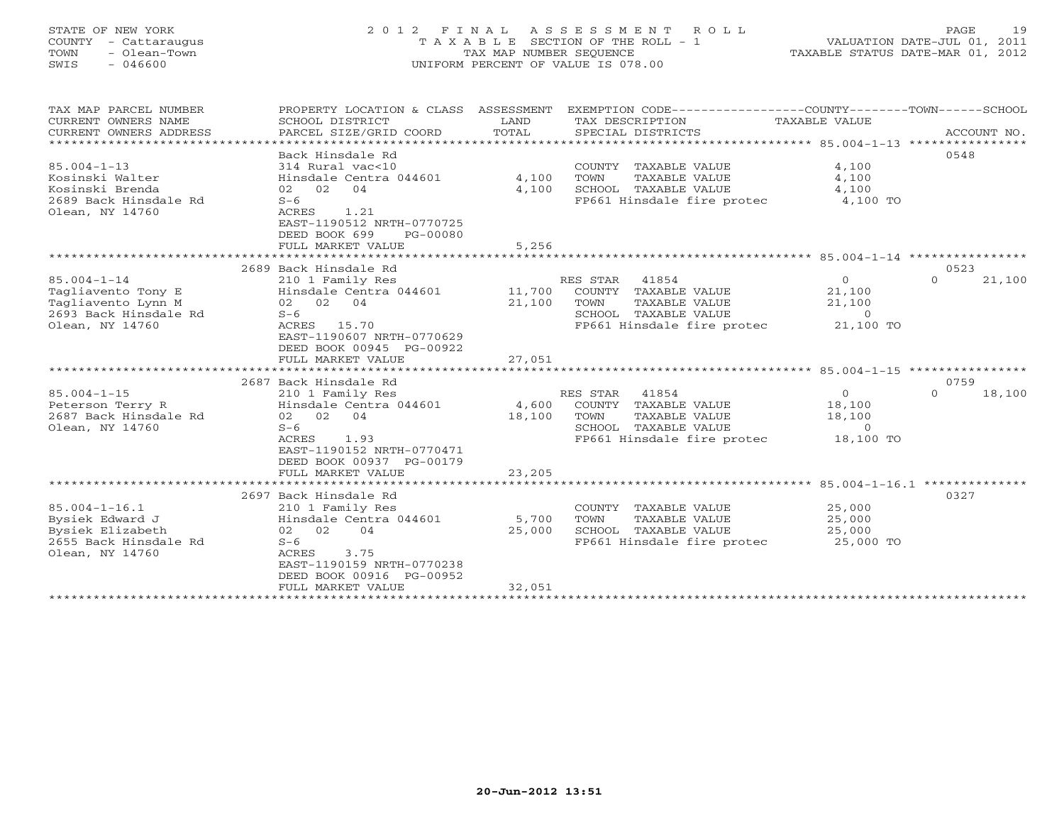STATE OF NEW YORK
COUNTY - Cattaraugus
TOWN - Olean-Town
SWIS - 046600

2 0 1 2 F I N A L A S S E S S M E N T R O L L
T A X A B L E SECTION OF THE ROLL - 1
TAX MAP NUMBER SEQUENCE
UNIFORM PERCENT OF VALUE IS 078.00

VALUATION DATE-JUL 01, 2011
TAXABLE STATUS DATE-MAR 01, 2012

| TAX MAP PARCEL NUMBER<br>CURRENT OWNERS NAME<br>CURRENT OWNERS ADDRESS | PROPERTY LOCATION & CLASS<br>SCHOOL DISTRICT<br>PARCEL SIZE/GRID COORD | ASSESSMENT<br>LAND<br>TOTAL | EXEMPTION CODE<br>TAX DESCRIPTION<br>SPECIAL DISTRICTS | COUNTY / TOWN<br>TAXABLE VALUE | SCHOOL<br>ACCOUNT NO. |
|---|---|---|---|---|---|
| 85.004-1-13 | Back Hinsdale Rd | | | | 0548 |
| Kosinski Walter | 314 Rural vac<10 | | COUNTY TAXABLE VALUE | 4,100 | |
| Kosinski Brenda | Hinsdale Centra 044601 | 4,100 | TOWN TAXABLE VALUE | 4,100 | |
| 2689 Back Hinsdale Rd | 02 02 04 | 4,100 | SCHOOL TAXABLE VALUE | 4,100 | |
| Olean, NY 14760 | S-6 | | FP661 Hinsdale fire protec | 4,100 TO | |
| | ACRES 1.21 | | | | |
| | EAST-1190512 NRTH-0770725 | | | | |
| | DEED BOOK 699 PG-00080 | | | | |
| | FULL MARKET VALUE | 5,256 | | | |
| 85.004-1-14 | 2689 Back Hinsdale Rd | | | | 0523 |
| Tagliavento Tony E | 210 1 Family Res | | RES STAR 41854 | 0 | 0 21,100 |
| Tagliavento Lynn M | Hinsdale Centra 044601 | 11,700 | COUNTY TAXABLE VALUE | 21,100 | |
| 2693 Back Hinsdale Rd | 02 02 04 | 21,100 | TOWN TAXABLE VALUE | 21,100 | |
| Olean, NY 14760 | S-6 | | SCHOOL TAXABLE VALUE | 0 | |
| | ACRES 15.70 | | FP661 Hinsdale fire protec | 21,100 TO | |
| | EAST-1190607 NRTH-0770629 | | | | |
| | DEED BOOK 00945 PG-00922 | | | | |
| | FULL MARKET VALUE | 27,051 | | | |
| 85.004-1-15 | 2687 Back Hinsdale Rd | | | | 0759 |
| Peterson Terry R | 210 1 Family Res | | RES STAR 41854 | 0 | 0 18,100 |
| 2687 Back Hinsdale Rd | Hinsdale Centra 044601 | 4,600 | COUNTY TAXABLE VALUE | 18,100 | |
| Olean, NY 14760 | 02 02 04 | 18,100 | TOWN TAXABLE VALUE | 18,100 | |
| | S-6 | | SCHOOL TAXABLE VALUE | 0 | |
| | ACRES 1.93 | | FP661 Hinsdale fire protec | 18,100 TO | |
| | EAST-1190152 NRTH-0770471 | | | | |
| | DEED BOOK 00937 PG-00179 | | | | |
| | FULL MARKET VALUE | 23,205 | | | |
| 85.004-1-16.1 | 2697 Back Hinsdale Rd | | | | 0327 |
| Bysiek Edward J | 210 1 Family Res | | COUNTY TAXABLE VALUE | 25,000 | |
| Bysiek Elizabeth | Hinsdale Centra 044601 | 5,700 | TOWN TAXABLE VALUE | 25,000 | |
| 2655 Back Hinsdale Rd | 02 02 04 | 25,000 | SCHOOL TAXABLE VALUE | 25,000 | |
| Olean, NY 14760 | S-6 | | FP661 Hinsdale fire protec | 25,000 TO | |
| | ACRES 3.75 | | | | |
| | EAST-1190159 NRTH-0770238 | | | | |
| | DEED BOOK 00916 PG-00952 | | | | |
| | FULL MARKET VALUE | 32,051 | | | |

20-Jun-2012 13:51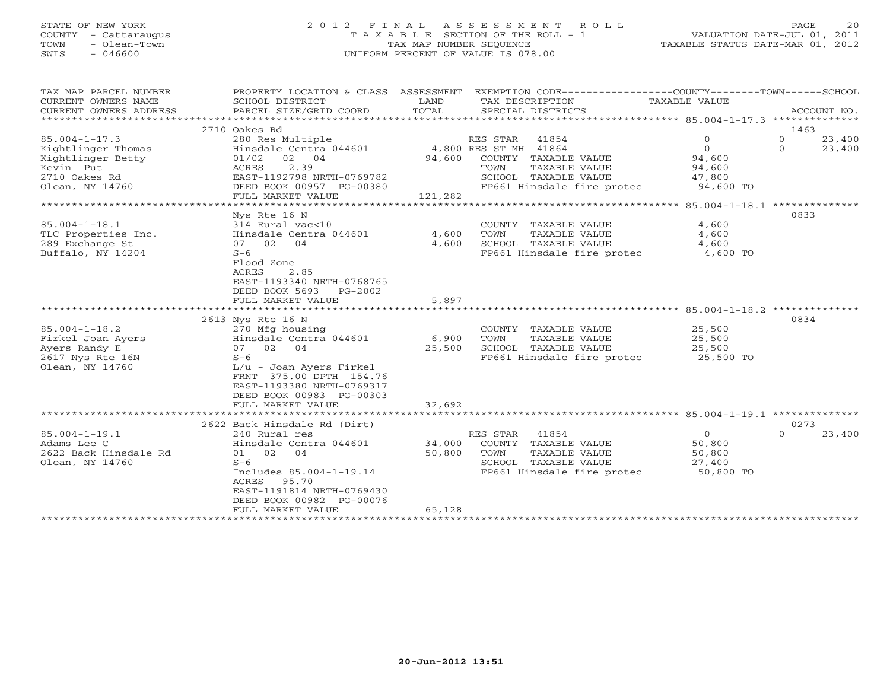STATE OF NEW YORK
COUNTY - Cattaraugus
TOWN - Olean-Town
SWIS - 046600

# 2012 FINAL ASSESSMENT ROLL
TAXABLE SECTION OF THE ROLL - 1
TAX MAP NUMBER SEQUENCE
UNIFORM PERCENT OF VALUE IS 078.00

VALUATION DATE-JUL 01, 2011
TAXABLE STATUS DATE-MAR 01, 2012

| TAX MAP PARCEL NUMBER / CURRENT OWNERS NAME / CURRENT OWNERS ADDRESS | PROPERTY LOCATION & CLASS / SCHOOL DISTRICT / PARCEL SIZE/GRID COORD | ASSESSMENT LAND / TOTAL | EXEMPTION CODE / TAX DESCRIPTION / SPECIAL DISTRICTS | COUNTY TAXABLE VALUE | TOWN | SCHOOL | ACCOUNT NO. |
|---|---|---|---|---|---|---|---|
| | 2710 Oakes Rd | | | | | | 1463 |
| 85.004-1-17.3 | 280 Res Multiple | | RES STAR 41854 | 0 | 0 | 23,400 | |
| Kightlinger Thomas | Hinsdale Centra 044601 | 4,800 | RES ST MH 41864 | 0 | 0 | 23,400 | |
| Kightlinger Betty | 01/02 02 04 | 94,600 | COUNTY TAXABLE VALUE | 94,600 | | | |
| Kevin Put | ACRES 2.39 | | TOWN TAXABLE VALUE | 94,600 | | | |
| 2710 Oakes Rd | EAST-1192798 NRTH-0769782 | | SCHOOL TAXABLE VALUE | 47,800 | | | |
| Olean, NY 14760 | DEED BOOK 00957 PG-00380 | | FP661 Hinsdale fire protec | 94,600 TO | | | |
| | FULL MARKET VALUE | 121,282 | | | | | |
| | Nys Rte 16 N | | | | | | 0833 |
| 85.004-1-18.1 | 314 Rural vac<10 | | COUNTY TAXABLE VALUE | 4,600 | | | |
| TLC Properties Inc. | Hinsdale Centra 044601 | 4,600 | TOWN TAXABLE VALUE | 4,600 | | | |
| 289 Exchange St | 07 02 04 | 4,600 | SCHOOL TAXABLE VALUE | 4,600 | | | |
| Buffalo, NY 14204 | S-6 | | FP661 Hinsdale fire protec | 4,600 TO | | | |
| | Flood Zone | | | | | | |
| | ACRES 2.85 | | | | | | |
| | EAST-1193340 NRTH-0768765 | | | | | | |
| | DEED BOOK 5693 PG-2002 | | | | | | |
| | FULL MARKET VALUE | 5,897 | | | | | |
| | 2613 Nys Rte 16 N | | | | | | 0834 |
| 85.004-1-18.2 | 270 Mfg housing | | COUNTY TAXABLE VALUE | 25,500 | | | |
| Firkel Joan Ayers | Hinsdale Centra 044601 | 6,900 | TOWN TAXABLE VALUE | 25,500 | | | |
| Ayers Randy E | 07 02 04 | 25,500 | SCHOOL TAXABLE VALUE | 25,500 | | | |
| 2617 Nys Rte 16N | S-6 | | FP661 Hinsdale fire protec | 25,500 TO | | | |
| Olean, NY 14760 | L/u - Joan Ayers Firkel | | | | | | |
| | FRNT 375.00 DPTH 154.76 | | | | | | |
| | EAST-1193380 NRTH-0769317 | | | | | | |
| | DEED BOOK 00983 PG-00303 | | | | | | |
| | FULL MARKET VALUE | 32,692 | | | | | |
| | 2622 Back Hinsdale Rd (Dirt) | | | | | | 0273 |
| 85.004-1-19.1 | 240 Rural res | | RES STAR 41854 | 0 | 0 | 23,400 | |
| Adams Lee C | Hinsdale Centra 044601 | 34,000 | COUNTY TAXABLE VALUE | 50,800 | | | |
| 2622 Back Hinsdale Rd | 01 02 04 | 50,800 | TOWN TAXABLE VALUE | 50,800 | | | |
| Olean, NY 14760 | S-6 | | SCHOOL TAXABLE VALUE | 27,400 | | | |
| | Includes 85.004-1-19.14 | | FP661 Hinsdale fire protec | 50,800 TO | | | |
| | ACRES 95.70 | | | | | | |
| | EAST-1191814 NRTH-0769430 | | | | | | |
| | DEED BOOK 00982 PG-00076 | | | | | | |
| | FULL MARKET VALUE | 65,128 | | | | | |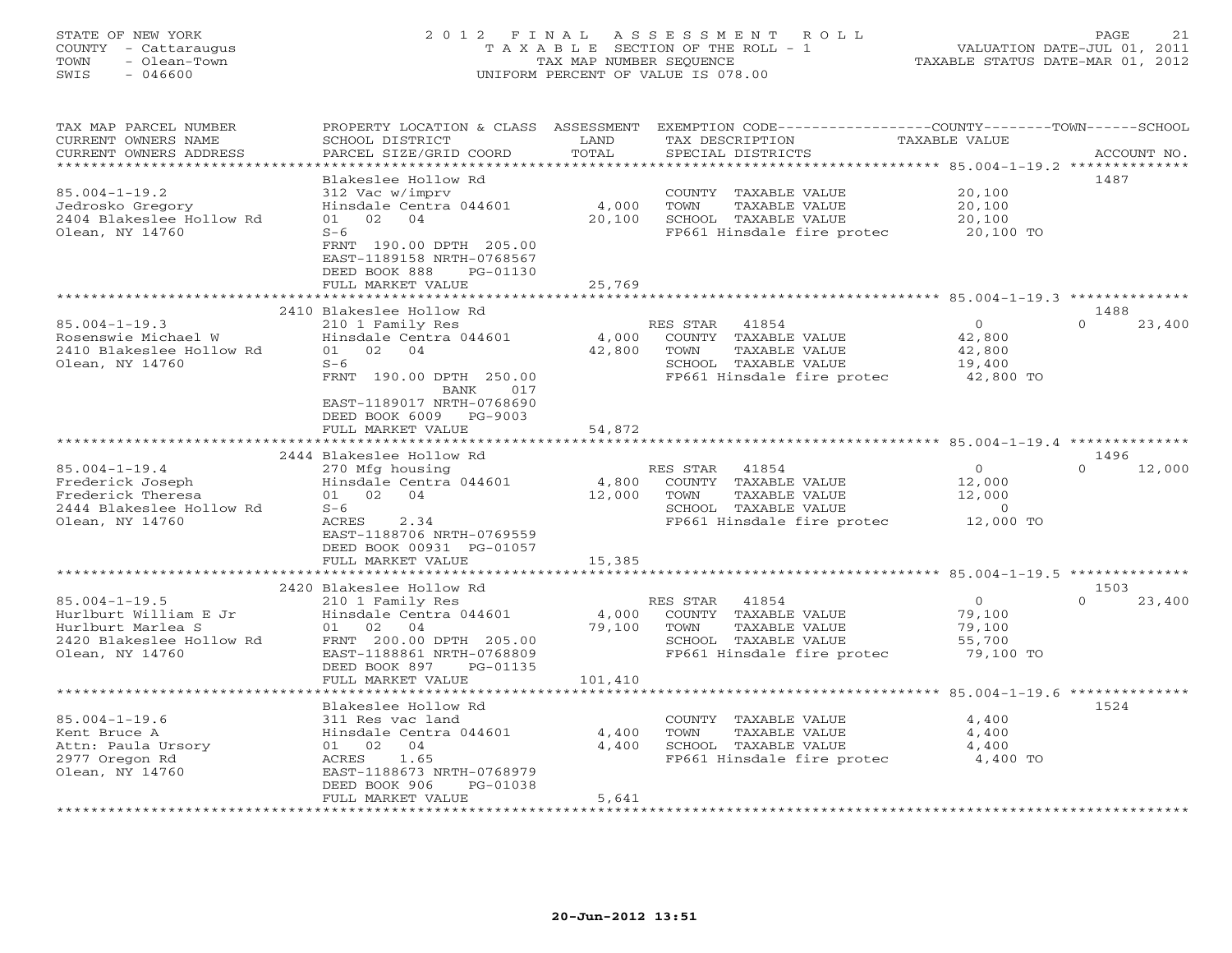STATE OF NEW YORK
COUNTY - Cattaraugus
TOWN - Olean-Town
SWIS - 046600

2012 FINAL ASSESSMENT ROLL
TAXABLE SECTION OF THE ROLL - 1
TAX MAP NUMBER SEQUENCE
UNIFORM PERCENT OF VALUE IS 078.00

VALUATION DATE-JUL 01, 2011
TAXABLE STATUS DATE-MAR 01, 2012

| TAX MAP PARCEL NUMBER / CURRENT OWNERS NAME / CURRENT OWNERS ADDRESS | PROPERTY LOCATION & CLASS / SCHOOL DISTRICT / PARCEL SIZE/GRID COORD | ASSESSMENT LAND / TOTAL | EXEMPTION CODE / TAX DESCRIPTION / SPECIAL DISTRICTS | COUNTY TAXABLE VALUE | TOWN | SCHOOL | ACCOUNT NO. |
|---|---|---|---|---|---|---|---|
| **85.004-1-19.2** | Blakeslee Hollow Rd | | | | | | 1487 |
| Jedrosko Gregory | 312 Vac w/imprv | | COUNTY TAXABLE VALUE | 20,100 | | | |
| 2404 Blakeslee Hollow Rd | Hinsdale Centra 044601 | 4,000 | TOWN TAXABLE VALUE | 20,100 | | | |
| Olean, NY 14760 | 01 02 04 | 20,100 | SCHOOL TAXABLE VALUE | 20,100 | | | |
| | S-6 | | FP661 Hinsdale fire protec | 20,100 TO | | | |
| | FRNT 190.00 DPTH 205.00 | | | | | | |
| | EAST-1189158 NRTH-0768567 | | | | | | |
| | DEED BOOK 888 PG-01130 | | | | | | |
| | FULL MARKET VALUE | 25,769 | | | | | |
| **85.004-1-19.3** | 2410 Blakeslee Hollow Rd | | | | | | 1488 |
| Rosenswie Michael W | 210 1 Family Res | | RES STAR 41854 | 0 | | 0 | 23,400 |
| 2410 Blakeslee Hollow Rd | Hinsdale Centra 044601 | 4,000 | COUNTY TAXABLE VALUE | 42,800 | | | |
| Olean, NY 14760 | 01 02 04 | 42,800 | TOWN TAXABLE VALUE | 42,800 | | | |
| | S-6 | | SCHOOL TAXABLE VALUE | 19,400 | | | |
| | FRNT 190.00 DPTH 250.00 | | FP661 Hinsdale fire protec | 42,800 TO | | | |
| | BANK 017 | | | | | | |
| | EAST-1189017 NRTH-0768690 | | | | | | |
| | DEED BOOK 6009 PG-9003 | | | | | | |
| | FULL MARKET VALUE | 54,872 | | | | | |
| **85.004-1-19.4** | 2444 Blakeslee Hollow Rd | | | | | | 1496 |
| Frederick Joseph | 270 Mfg housing | | RES STAR 41854 | 0 | | 0 | 12,000 |
| Frederick Theresa | Hinsdale Centra 044601 | 4,800 | COUNTY TAXABLE VALUE | 12,000 | | | |
| 2444 Blakeslee Hollow Rd | 01 02 04 | 12,000 | TOWN TAXABLE VALUE | 12,000 | | | |
| Olean, NY 14760 | S-6 | | SCHOOL TAXABLE VALUE | 0 | | | |
| | ACRES 2.34 | | FP661 Hinsdale fire protec | 12,000 TO | | | |
| | EAST-1188706 NRTH-0769559 | | | | | | |
| | DEED BOOK 00931 PG-01057 | | | | | | |
| | FULL MARKET VALUE | 15,385 | | | | | |
| **85.004-1-19.5** | 2420 Blakeslee Hollow Rd | | | | | | 1503 |
| Hurlburt William E Jr | 210 1 Family Res | | RES STAR 41854 | 0 | | 0 | 23,400 |
| Hurlburt Marlea S | Hinsdale Centra 044601 | 4,000 | COUNTY TAXABLE VALUE | 79,100 | | | |
| 2420 Blakeslee Hollow Rd | 01 02 04 | 79,100 | TOWN TAXABLE VALUE | 79,100 | | | |
| Olean, NY 14760 | FRNT 200.00 DPTH 205.00 | | SCHOOL TAXABLE VALUE | 55,700 | | | |
| | EAST-1188861 NRTH-0768809 | | FP661 Hinsdale fire protec | 79,100 TO | | | |
| | DEED BOOK 897 PG-01135 | | | | | | |
| | FULL MARKET VALUE | 101,410 | | | | | |
| **85.004-1-19.6** | Blakeslee Hollow Rd | | | | | | 1524 |
| Kent Bruce A | 311 Res vac land | | COUNTY TAXABLE VALUE | 4,400 | | | |
| Attn: Paula Ursory | Hinsdale Centra 044601 | 4,400 | TOWN TAXABLE VALUE | 4,400 | | | |
| 2977 Oregon Rd | 01 02 04 | 4,400 | SCHOOL TAXABLE VALUE | 4,400 | | | |
| Olean, NY 14760 | ACRES 1.65 | | FP661 Hinsdale fire protec | 4,400 TO | | | |
| | EAST-1188673 NRTH-0768979 | | | | | | |
| | DEED BOOK 906 PG-01038 | | | | | | |
| | FULL MARKET VALUE | 5,641 | | | | | |

20-Jun-2012 13:51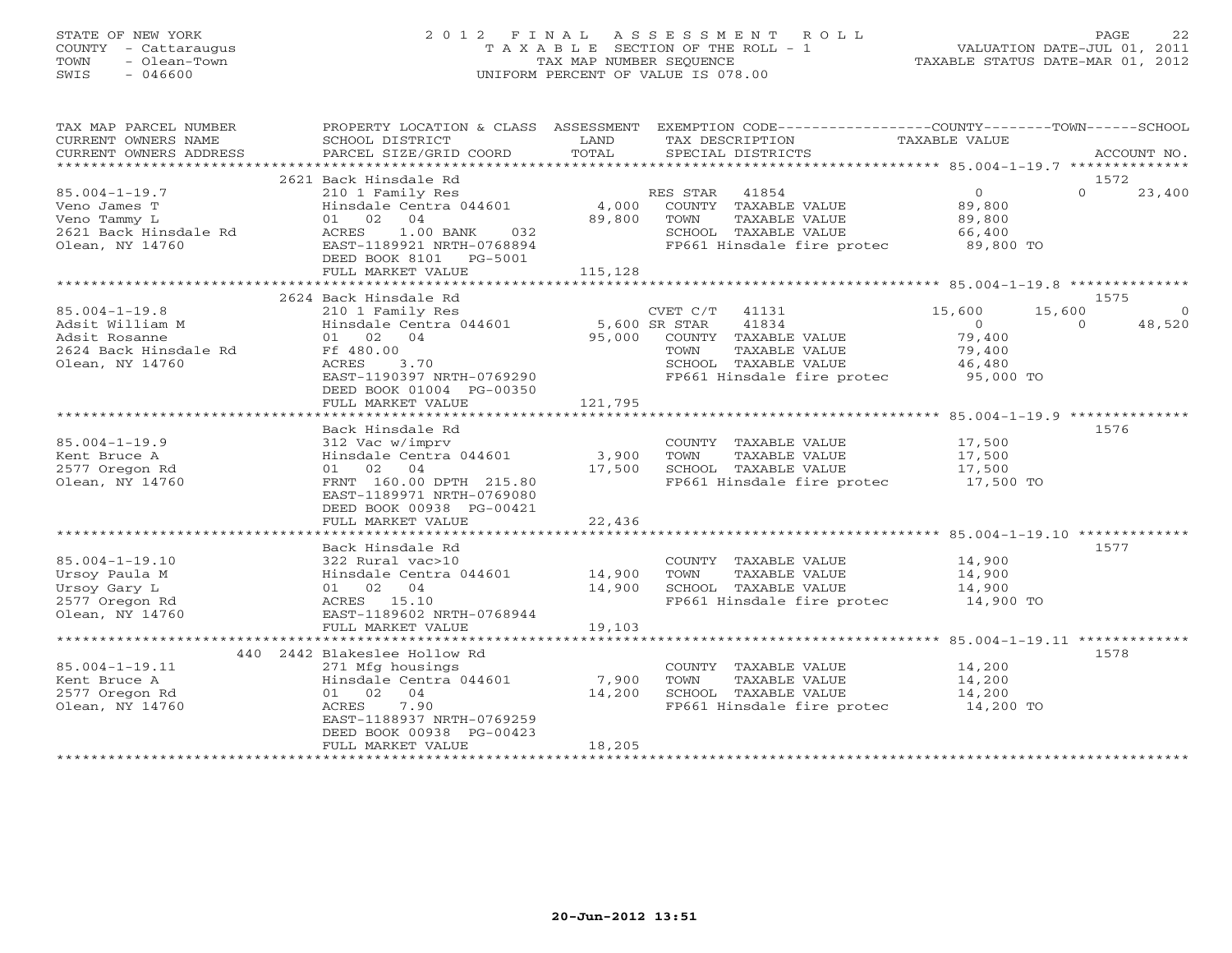STATE OF NEW YORK
COUNTY - Cattaraugus
TOWN - Olean-Town
SWIS - 046600

2 0 1 2 F I N A L A S S E S S M E N T R O L L
T A X A B L E SECTION OF THE ROLL - 1
TAX MAP NUMBER SEQUENCE
UNIFORM PERCENT OF VALUE IS 078.00

VALUATION DATE-JUL 01, 2011
TAXABLE STATUS DATE-MAR 01, 2012

| TAX MAP PARCEL NUMBER / CURRENT OWNERS NAME / CURRENT OWNERS ADDRESS | PROPERTY LOCATION & CLASS / SCHOOL DISTRICT / PARCEL SIZE/GRID COORD | ASSESSMENT LAND | TOTAL | EXEMPTION CODE / TAX DESCRIPTION / SPECIAL DISTRICTS | COUNTY TAXABLE VALUE | TOWN | SCHOOL | ACCOUNT NO. |
|---|---|---|---|---|---|---|---|---|
| 85.004-1-19.7 | 2621 Back Hinsdale Rd | | | | | | | 1572 |
| Veno James T | 210 1 Family Res | | | RES STAR 41854 | 0 | 0 | 23,400 | |
| Veno Tammy L | Hinsdale Centra 044601 | 4,000 | | COUNTY TAXABLE VALUE | 89,800 | | | |
| 2621 Back Hinsdale Rd | 01 02 04 | | 89,800 | TOWN TAXABLE VALUE | 89,800 | | | |
| Olean, NY 14760 | ACRES 1.00 BANK 032 | | | SCHOOL TAXABLE VALUE | 66,400 | | | |
| | EAST-1189921 NRTH-0768894 | | | FP661 Hinsdale fire protec | 89,800 TO | | | |
| | DEED BOOK 8101 PG-5001 | | | | | | | |
| | FULL MARKET VALUE | | 115,128 | | | | | |
| 85.004-1-19.8 | 2624 Back Hinsdale Rd | | | | | | | 1575 |
| Adsit William M | 210 1 Family Res | | | CVET C/T 41131 | 15,600 | 15,600 | 0 | |
| Adsit Rosanne | Hinsdale Centra 044601 | 5,600 | | SR STAR 41834 | 0 | 0 | 48,520 | |
| 2624 Back Hinsdale Rd | 01 02 04 | | 95,000 | COUNTY TAXABLE VALUE | 79,400 | | | |
| Olean, NY 14760 | Ff 480.00 | | | TOWN TAXABLE VALUE | 79,400 | | | |
| | ACRES 3.70 | | | SCHOOL TAXABLE VALUE | 46,480 | | | |
| | EAST-1190397 NRTH-0769290 | | | FP661 Hinsdale fire protec | 95,000 TO | | | |
| | DEED BOOK 01004 PG-00350 | | | | | | | |
| | FULL MARKET VALUE | | 121,795 | | | | | |
| 85.004-1-19.9 | Back Hinsdale Rd | | | | | | | 1576 |
| Kent Bruce A | 312 Vac w/imprv | | | COUNTY TAXABLE VALUE | 17,500 | | | |
| 2577 Oregon Rd | Hinsdale Centra 044601 | 3,900 | | TOWN TAXABLE VALUE | 17,500 | | | |
| Olean, NY 14760 | 01 02 04 | | 17,500 | SCHOOL TAXABLE VALUE | 17,500 | | | |
| | FRNT 160.00 DPTH 215.80 | | | FP661 Hinsdale fire protec | 17,500 TO | | | |
| | EAST-1189971 NRTH-0769080 | | | | | | | |
| | DEED BOOK 00938 PG-00421 | | | | | | | |
| | FULL MARKET VALUE | | 22,436 | | | | | |
| 85.004-1-19.10 | Back Hinsdale Rd | | | | | | | 1577 |
| Ursoy Paula M | 322 Rural vac>10 | | | COUNTY TAXABLE VALUE | 14,900 | | | |
| Ursoy Gary L | Hinsdale Centra 044601 | 14,900 | | TOWN TAXABLE VALUE | 14,900 | | | |
| 2577 Oregon Rd | 01 02 04 | | 14,900 | SCHOOL TAXABLE VALUE | 14,900 | | | |
| Olean, NY 14760 | ACRES 15.10 | | | FP661 Hinsdale fire protec | 14,900 TO | | | |
| | EAST-1189602 NRTH-0768944 | | | | | | | |
| | FULL MARKET VALUE | | 19,103 | | | | | |
| 85.004-1-19.11 | 440 2442 Blakeslee Hollow Rd | | | | | | | 1578 |
| Kent Bruce A | 271 Mfg housings | | | COUNTY TAXABLE VALUE | 14,200 | | | |
| 2577 Oregon Rd | Hinsdale Centra 044601 | 7,900 | | TOWN TAXABLE VALUE | 14,200 | | | |
| Olean, NY 14760 | 01 02 04 | | 14,200 | SCHOOL TAXABLE VALUE | 14,200 | | | |
| | ACRES 7.90 | | | FP661 Hinsdale fire protec | 14,200 TO | | | |
| | EAST-1188937 NRTH-0769259 | | | | | | | |
| | DEED BOOK 00938 PG-00423 | | | | | | | |
| | FULL MARKET VALUE | | 18,205 | | | | | |

20-Jun-2012 13:51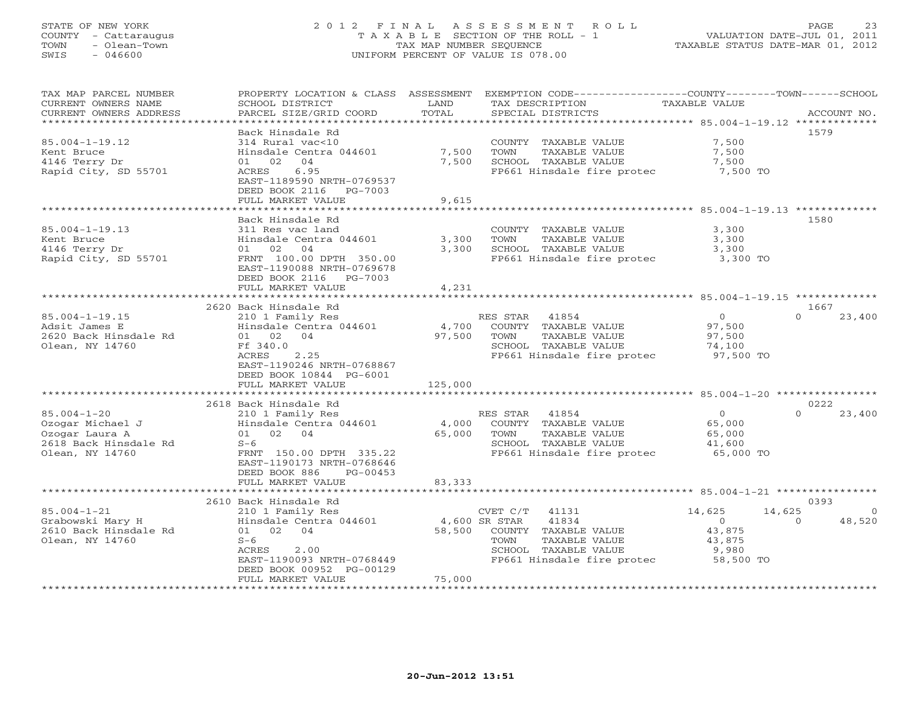STATE OF NEW YORK
COUNTY - Cattaraugus
TOWN - Olean-Town
SWIS - 046600

2 0 1 2 F I N A L A S S E S S M E N T R O L L
T A X A B L E SECTION OF THE ROLL - 1
TAX MAP NUMBER SEQUENCE
UNIFORM PERCENT OF VALUE IS 078.00

VALUATION DATE-JUL 01, 2011
TAXABLE STATUS DATE-MAR 01, 2012

| TAX MAP PARCEL NUMBER / CURRENT OWNERS NAME / CURRENT OWNERS ADDRESS | PROPERTY LOCATION & CLASS / SCHOOL DISTRICT / PARCEL SIZE/GRID COORD | ASSESSMENT LAND / TOTAL | EXEMPTION CODE / TAX DESCRIPTION / SPECIAL DISTRICTS | COUNTY TAXABLE VALUE | TOWN | SCHOOL | ACCOUNT NO. |
|---|---|---|---|---|---|---|---|
| 85.004-1-19.12 | Back Hinsdale Rd | | | | | | 1579 |
| Kent Bruce | 314 Rural vac<10 | | COUNTY TAXABLE VALUE | 7,500 | | | |
| 4146 Terry Dr | Hinsdale Centra 044601 | 7,500 | TOWN TAXABLE VALUE | 7,500 | | | |
| Rapid City, SD 55701 | 01 02 04 | 7,500 | SCHOOL TAXABLE VALUE | 7,500 | | | |
| | ACRES 6.95 | | FP661 Hinsdale fire protec | 7,500 TO | | | |
| | EAST-1189590 NRTH-0769537 | | | | | | |
| | DEED BOOK 2116 PG-7003 | | | | | | |
| | FULL MARKET VALUE | 9,615 | | | | | |
| 85.004-1-19.13 | Back Hinsdale Rd | | | | | | 1580 |
| Kent Bruce | 311 Res vac land | | COUNTY TAXABLE VALUE | 3,300 | | | |
| 4146 Terry Dr | Hinsdale Centra 044601 | 3,300 | TOWN TAXABLE VALUE | 3,300 | | | |
| Rapid City, SD 55701 | 01 02 04 | 3,300 | SCHOOL TAXABLE VALUE | 3,300 | | | |
| | FRNT 100.00 DPTH 350.00 | | FP661 Hinsdale fire protec | 3,300 TO | | | |
| | EAST-1190088 NRTH-0769678 | | | | | | |
| | DEED BOOK 2116 PG-7003 | | | | | | |
| | FULL MARKET VALUE | 4,231 | | | | | |
| 85.004-1-19.15 | 2620 Back Hinsdale Rd | | | | | | 1667 |
| Adsit James E | 210 1 Family Res | | RES STAR 41854 | 0 | 0 | 23,400 | |
| 2620 Back Hinsdale Rd | Hinsdale Centra 044601 | 4,700 | COUNTY TAXABLE VALUE | 97,500 | | | |
| Olean, NY 14760 | 01 02 04 | 97,500 | TOWN TAXABLE VALUE | 97,500 | | | |
| | Ff 340.0 | | SCHOOL TAXABLE VALUE | 74,100 | | | |
| | ACRES 2.25 | | FP661 Hinsdale fire protec | 97,500 TO | | | |
| | EAST-1190246 NRTH-0768867 | | | | | | |
| | DEED BOOK 10844 PG-6001 | | | | | | |
| | FULL MARKET VALUE | 125,000 | | | | | |
| 85.004-1-20 | 2618 Back Hinsdale Rd | | | | | | 0222 |
| Ozogar Michael J | 210 1 Family Res | | RES STAR 41854 | 0 | 0 | 23,400 | |
| Ozogar Laura A | Hinsdale Centra 044601 | 4,000 | COUNTY TAXABLE VALUE | 65,000 | | | |
| 2618 Back Hinsdale Rd | 01 02 04 | 65,000 | TOWN TAXABLE VALUE | 65,000 | | | |
| Olean, NY 14760 | S-6 | | SCHOOL TAXABLE VALUE | 41,600 | | | |
| | FRNT 150.00 DPTH 335.22 | | FP661 Hinsdale fire protec | 65,000 TO | | | |
| | EAST-1190173 NRTH-0768646 | | | | | | |
| | DEED BOOK 886 PG-00453 | | | | | | |
| | FULL MARKET VALUE | 83,333 | | | | | |
| 85.004-1-21 | 2610 Back Hinsdale Rd | | | | | | 0393 |
| Grabowski Mary H | 210 1 Family Res | | CVET C/T 41131 | 14,625 | 14,625 | 0 | |
| 2610 Back Hinsdale Rd | Hinsdale Centra 044601 | 4,600 | SR STAR 41834 | 0 | 0 | 48,520 | |
| Olean, NY 14760 | 01 02 04 | 58,500 | COUNTY TAXABLE VALUE | 43,875 | | | |
| | S-6 | | TOWN TAXABLE VALUE | 43,875 | | | |
| | ACRES 2.00 | | SCHOOL TAXABLE VALUE | 9,980 | | | |
| | EAST-1190093 NRTH-0768449 | | FP661 Hinsdale fire protec | 58,500 TO | | | |
| | DEED BOOK 00952 PG-00129 | | | | | | |
| | FULL MARKET VALUE | 75,000 | | | | | |

20-Jun-2012 13:51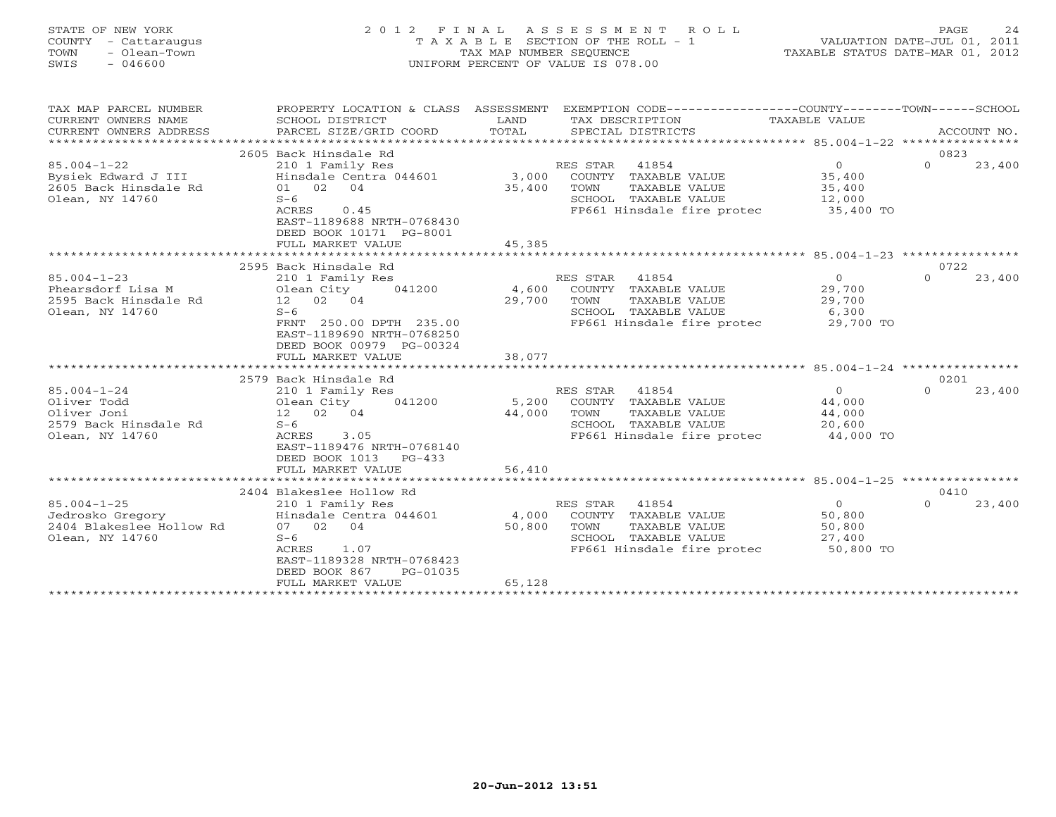STATE OF NEW YORK
COUNTY - Cattaraugus
TOWN - Olean-Town
SWIS - 046600

2012 FINAL ASSESSMENT ROLL
TAXABLE SECTION OF THE ROLL - 1
TAX MAP NUMBER SEQUENCE
UNIFORM PERCENT OF VALUE IS 078.00

VALUATION DATE-JUL 01, 2011
TAXABLE STATUS DATE-MAR 01, 2012

| TAX MAP PARCEL NUMBER / CURRENT OWNERS NAME / CURRENT OWNERS ADDRESS | PROPERTY LOCATION & CLASS / SCHOOL DISTRICT / PARCEL SIZE/GRID COORD | ASSESSMENT LAND / TOTAL | EXEMPTION CODE / TAX DESCRIPTION / SPECIAL DISTRICTS | COUNTY TAXABLE VALUE | TOWN | SCHOOL / ACCOUNT NO. |
|---|---|---|---|---|---|---|
| | 2605 Back Hinsdale Rd | | | | | 0823 |
| 85.004-1-22 | 210 1 Family Res | | RES STAR 41854 | 0 | 0 | 23,400 |
| Bysiek Edward J III | Hinsdale Centra 044601 | 3,000 | COUNTY TAXABLE VALUE | 35,400 | | |
| 2605 Back Hinsdale Rd | 01 02 04 | 35,400 | TOWN TAXABLE VALUE | 35,400 | | |
| Olean, NY 14760 | S-6 | | SCHOOL TAXABLE VALUE | 12,000 | | |
| | ACRES 0.45 | | FP661 Hinsdale fire protec | 35,400 TO | | |
| | EAST-1189688 NRTH-0768430 | | | | | |
| | DEED BOOK 10171 PG-8001 | | | | | |
| | FULL MARKET VALUE | 45,385 | | | | |
| | 2595 Back Hinsdale Rd | | | | | 0722 |
| 85.004-1-23 | 210 1 Family Res | | RES STAR 41854 | 0 | 0 | 23,400 |
| Phearsdorf Lisa M | Olean City 041200 | 4,600 | COUNTY TAXABLE VALUE | 29,700 | | |
| 2595 Back Hinsdale Rd | 12 02 04 | 29,700 | TOWN TAXABLE VALUE | 29,700 | | |
| Olean, NY 14760 | S-6 | | SCHOOL TAXABLE VALUE | 6,300 | | |
| | FRNT 250.00 DPTH 235.00 | | FP661 Hinsdale fire protec | 29,700 TO | | |
| | EAST-1189690 NRTH-0768250 | | | | | |
| | DEED BOOK 00979 PG-00324 | | | | | |
| | FULL MARKET VALUE | 38,077 | | | | |
| | 2579 Back Hinsdale Rd | | | | | 0201 |
| 85.004-1-24 | 210 1 Family Res | | RES STAR 41854 | 0 | 0 | 23,400 |
| Oliver Todd | Olean City 041200 | 5,200 | COUNTY TAXABLE VALUE | 44,000 | | |
| Oliver Joni | 12 02 04 | 44,000 | TOWN TAXABLE VALUE | 44,000 | | |
| 2579 Back Hinsdale Rd | S-6 | | SCHOOL TAXABLE VALUE | 20,600 | | |
| Olean, NY 14760 | ACRES 3.05 | | FP661 Hinsdale fire protec | 44,000 TO | | |
| | EAST-1189476 NRTH-0768140 | | | | | |
| | DEED BOOK 1013 PG-433 | | | | | |
| | FULL MARKET VALUE | 56,410 | | | | |
| | 2404 Blakeslee Hollow Rd | | | | | 0410 |
| 85.004-1-25 | 210 1 Family Res | | RES STAR 41854 | 0 | 0 | 23,400 |
| Jedrosko Gregory | Hinsdale Centra 044601 | 4,000 | COUNTY TAXABLE VALUE | 50,800 | | |
| 2404 Blakeslee Hollow Rd | 07 02 04 | 50,800 | TOWN TAXABLE VALUE | 50,800 | | |
| Olean, NY 14760 | S-6 | | SCHOOL TAXABLE VALUE | 27,400 | | |
| | ACRES 1.07 | | FP661 Hinsdale fire protec | 50,800 TO | | |
| | EAST-1189328 NRTH-0768423 | | | | | |
| | DEED BOOK 867 PG-01035 | | | | | |
| | FULL MARKET VALUE | 65,128 | | | | |

20-Jun-2012 13:51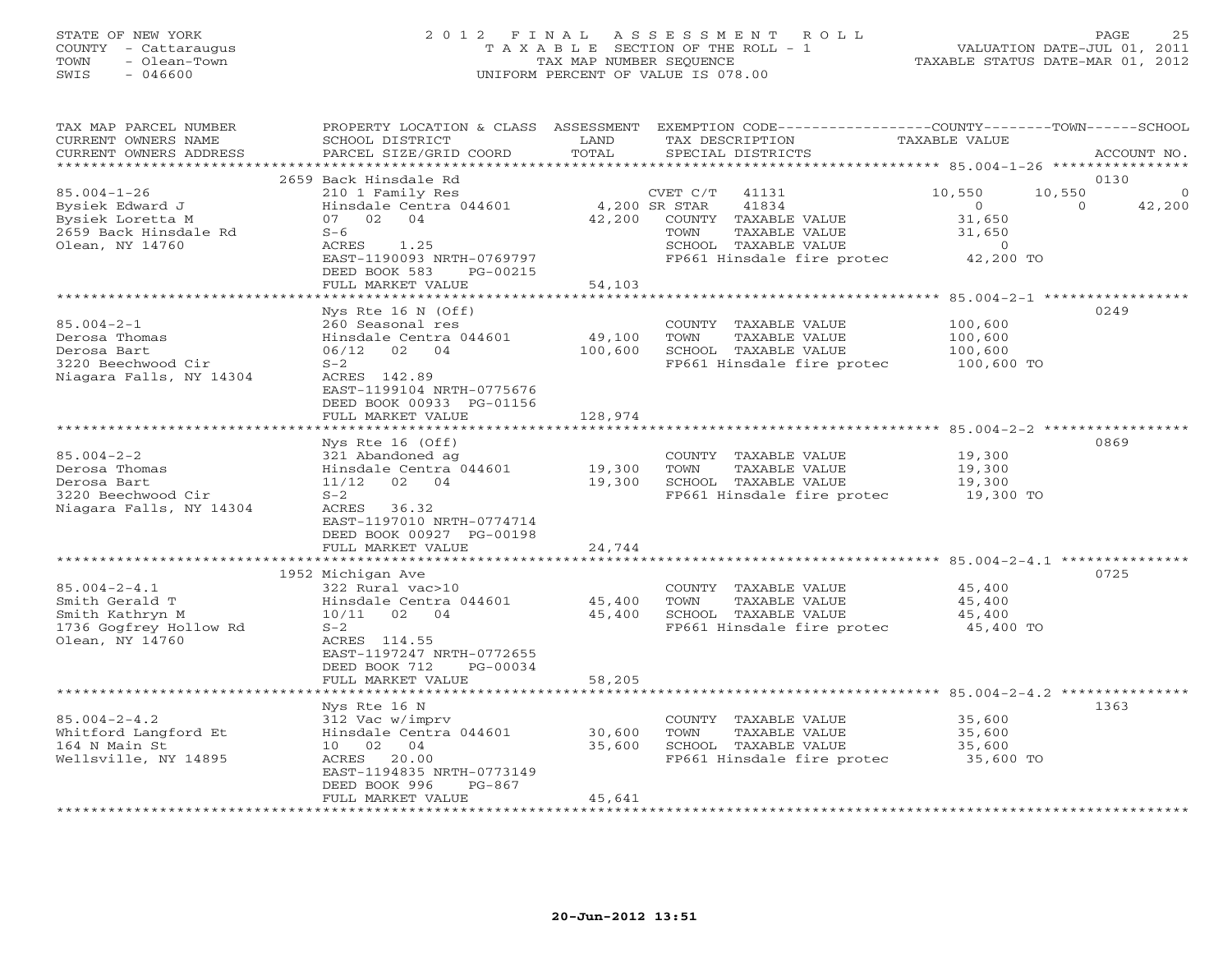STATE OF NEW YORK
COUNTY - Cattaraugus
TOWN - Olean-Town
SWIS - 046600

2012 FINAL ASSESSMENT ROLL
TAXABLE SECTION OF THE ROLL - 1
TAX MAP NUMBER SEQUENCE
UNIFORM PERCENT OF VALUE IS 078.00

VALUATION DATE-JUL 01, 2011
TAXABLE STATUS DATE-MAR 01, 2012

| TAX MAP PARCEL NUMBER / CURRENT OWNERS NAME / CURRENT OWNERS ADDRESS | PROPERTY LOCATION & CLASS / SCHOOL DISTRICT / PARCEL SIZE/GRID COORD | ASSESSMENT LAND / TOTAL | EXEMPTION CODE / TAX DESCRIPTION / SPECIAL DISTRICTS | COUNTY TAXABLE VALUE | TOWN | SCHOOL | ACCOUNT NO. |
|---|---|---|---|---|---|---|---|
| 85.004-1-26 | 2659 Back Hinsdale Rd | | | | | | 0130 |
| Bysiek Edward J | 210 1 Family Res | | CVET C/T 41131 | 10,550 | 10,550 | 0 | |
| Bysiek Loretta M | Hinsdale Centra 044601 | 4,200 | SR STAR 41834 | 0 | 0 | 42,200 | |
| 2659 Back Hinsdale Rd | 07 02 04 | 42,200 | COUNTY TAXABLE VALUE | 31,650 | | | |
| Olean, NY 14760 | S-6 | | TOWN TAXABLE VALUE | 31,650 | | | |
| | ACRES 1.25 | | SCHOOL TAXABLE VALUE | 0 | | | |
| | EAST-1190093 NRTH-0769797 | | FP661 Hinsdale fire protec | 42,200 TO | | | |
| | DEED BOOK 583 PG-00215 | | | | | | |
| | FULL MARKET VALUE | 54,103 | | | | | |
| 85.004-2-1 | Nys Rte 16 N (Off) | | | | | | 0249 |
| Derosa Thomas | 260 Seasonal res | | COUNTY TAXABLE VALUE | 100,600 | | | |
| Derosa Bart | Hinsdale Centra 044601 | 49,100 | TOWN TAXABLE VALUE | 100,600 | | | |
| 3220 Beechwood Cir | 06/12 02 04 | 100,600 | SCHOOL TAXABLE VALUE | 100,600 | | | |
| Niagara Falls, NY 14304 | S-2 | | FP661 Hinsdale fire protec | 100,600 TO | | | |
| | ACRES 142.89 | | | | | | |
| | EAST-1199104 NRTH-0775676 | | | | | | |
| | DEED BOOK 00933 PG-01156 | | | | | | |
| | FULL MARKET VALUE | 128,974 | | | | | |
| 85.004-2-2 | Nys Rte 16 (Off) | | | | | | 0869 |
| Derosa Thomas | 321 Abandoned ag | | COUNTY TAXABLE VALUE | 19,300 | | | |
| Derosa Bart | Hinsdale Centra 044601 | 19,300 | TOWN TAXABLE VALUE | 19,300 | | | |
| 3220 Beechwood Cir | 11/12 02 04 | 19,300 | SCHOOL TAXABLE VALUE | 19,300 | | | |
| Niagara Falls, NY 14304 | S-2 | | FP661 Hinsdale fire protec | 19,300 TO | | | |
| | ACRES 36.32 | | | | | | |
| | EAST-1197010 NRTH-0774714 | | | | | | |
| | DEED BOOK 00927 PG-00198 | | | | | | |
| | FULL MARKET VALUE | 24,744 | | | | | |
| 85.004-2-4.1 | 1952 Michigan Ave | | | | | | 0725 |
| Smith Gerald T | 322 Rural vac>10 | | COUNTY TAXABLE VALUE | 45,400 | | | |
| Smith Kathryn M | Hinsdale Centra 044601 | 45,400 | TOWN TAXABLE VALUE | 45,400 | | | |
| 1736 Gogfrey Hollow Rd | 10/11 02 04 | 45,400 | SCHOOL TAXABLE VALUE | 45,400 | | | |
| Olean, NY 14760 | S-2 | | FP661 Hinsdale fire protec | 45,400 TO | | | |
| | ACRES 114.55 | | | | | | |
| | EAST-1197247 NRTH-0772655 | | | | | | |
| | DEED BOOK 712 PG-00034 | | | | | | |
| | FULL MARKET VALUE | 58,205 | | | | | |
| 85.004-2-4.2 | Nys Rte 16 N | | | | | | 1363 |
| Whitford Langford Et | 312 Vac w/imprv | | COUNTY TAXABLE VALUE | 35,600 | | | |
| 164 N Main St | Hinsdale Centra 044601 | 30,600 | TOWN TAXABLE VALUE | 35,600 | | | |
| Wellsville, NY 14895 | 10 02 04 | 35,600 | SCHOOL TAXABLE VALUE | 35,600 | | | |
| | ACRES 20.00 | | FP661 Hinsdale fire protec | 35,600 TO | | | |
| | EAST-1194835 NRTH-0773149 | | | | | | |
| | DEED BOOK 996 PG-867 | | | | | | |
| | FULL MARKET VALUE | 45,641 | | | | | |

20-Jun-2012 13:51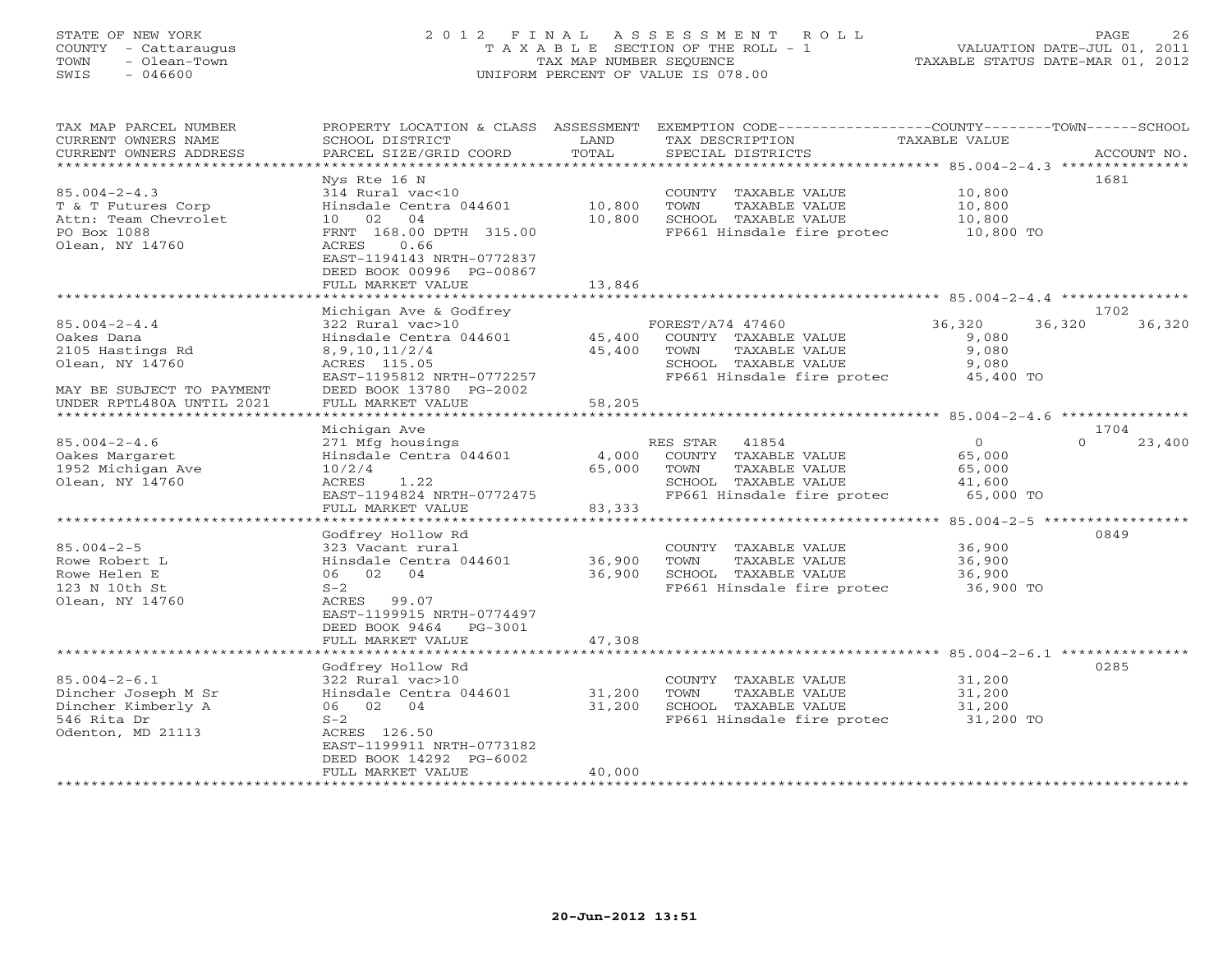STATE OF NEW YORK
COUNTY - Cattaraugus
TOWN - Olean-Town
SWIS - 046600

# 2012 FINAL ASSESSMENT ROLL
TAXABLE SECTION OF THE ROLL - 1
TAX MAP NUMBER SEQUENCE
UNIFORM PERCENT OF VALUE IS 078.00

VALUATION DATE-JUL 01, 2011
TAXABLE STATUS DATE-MAR 01, 2012

| TAX MAP PARCEL NUMBER / CURRENT OWNERS NAME / CURRENT OWNERS ADDRESS | PROPERTY LOCATION & CLASS / SCHOOL DISTRICT / PARCEL SIZE/GRID COORD | ASSESSMENT LAND / TOTAL | EXEMPTION CODE / TAX DESCRIPTION / SPECIAL DISTRICTS | COUNTY | TOWN | SCHOOL / ACCOUNT NO. |
|---|---|---|---|---|---|---|
| **85.004-2-4.3** | Nys Rte 16 N | | | | | 1681 |
| T & T Futures Corp | 314 Rural vac<10 | | COUNTY TAXABLE VALUE | 10,800 | | |
| Attn: Team Chevrolet | Hinsdale Centra 044601 | 10,800 | TOWN TAXABLE VALUE | | 10,800 | |
| PO Box 1088 | 10 02 04 | 10,800 | SCHOOL TAXABLE VALUE | | | 10,800 |
| Olean, NY 14760 | FRNT 168.00 DPTH 315.00 | | FP661 Hinsdale fire protec | 10,800 TO | | |
| | ACRES 0.66 | | | | | |
| | EAST-1194143 NRTH-0772837 | | | | | |
| | DEED BOOK 00996 PG-00867 | | | | | |
| | FULL MARKET VALUE | 13,846 | | | | |
| **85.004-2-4.4** | Michigan Ave & Godfrey | | | | | 1702 |
| Oakes Dana | 322 Rural vac>10 | | FOREST/A74 47460 | 36,320 | 36,320 | 36,320 |
| 2105 Hastings Rd | Hinsdale Centra 044601 | 45,400 | COUNTY TAXABLE VALUE | 9,080 | | |
| Olean, NY 14760 | 8,9,10,11/2/4 | 45,400 | TOWN TAXABLE VALUE | | 9,080 | |
| | ACRES 115.05 | | SCHOOL TAXABLE VALUE | | | 9,080 |
| | EAST-1195812 NRTH-0772257 | | FP661 Hinsdale fire protec | 45,400 TO | | |
| MAY BE SUBJECT TO PAYMENT | DEED BOOK 13780 PG-2002 | | | | | |
| UNDER RPTL480A UNTIL 2021 | FULL MARKET VALUE | 58,205 | | | | |
| **85.004-2-4.6** | Michigan Ave | | | | | 1704 |
| Oakes Margaret | 271 Mfg housings | | RES STAR 41854 | 0 | 0 | 23,400 |
| 1952 Michigan Ave | Hinsdale Centra 044601 | 4,000 | COUNTY TAXABLE VALUE | 65,000 | | |
| Olean, NY 14760 | 10/2/4 | 65,000 | TOWN TAXABLE VALUE | | 65,000 | |
| | ACRES 1.22 | | SCHOOL TAXABLE VALUE | | | 41,600 |
| | EAST-1194824 NRTH-0772475 | | FP661 Hinsdale fire protec | 65,000 TO | | |
| | FULL MARKET VALUE | 83,333 | | | | |
| **85.004-2-5** | Godfrey Hollow Rd | | | | | 0849 |
| Rowe Robert L | 323 Vacant rural | | COUNTY TAXABLE VALUE | 36,900 | | |
| Rowe Helen E | Hinsdale Centra 044601 | 36,900 | TOWN TAXABLE VALUE | | 36,900 | |
| 123 N 10th St | 06 02 04 | 36,900 | SCHOOL TAXABLE VALUE | | | 36,900 |
| Olean, NY 14760 | S-2 | | FP661 Hinsdale fire protec | 36,900 TO | | |
| | ACRES 99.07 | | | | | |
| | EAST-1199915 NRTH-0774497 | | | | | |
| | DEED BOOK 9464 PG-3001 | | | | | |
| | FULL MARKET VALUE | 47,308 | | | | |
| **85.004-2-6.1** | Godfrey Hollow Rd | | | | | 0285 |
| Dincher Joseph M Sr | 322 Rural vac>10 | | COUNTY TAXABLE VALUE | 31,200 | | |
| Dincher Kimberly A | Hinsdale Centra 044601 | 31,200 | TOWN TAXABLE VALUE | | 31,200 | |
| 546 Rita Dr | 06 02 04 | 31,200 | SCHOOL TAXABLE VALUE | | | 31,200 |
| Odenton, MD 21113 | S-2 | | FP661 Hinsdale fire protec | 31,200 TO | | |
| | ACRES 126.50 | | | | | |
| | EAST-1199911 NRTH-0773182 | | | | | |
| | DEED BOOK 14292 PG-6002 | | | | | |
| | FULL MARKET VALUE | 40,000 | | | | |

20-Jun-2012 13:51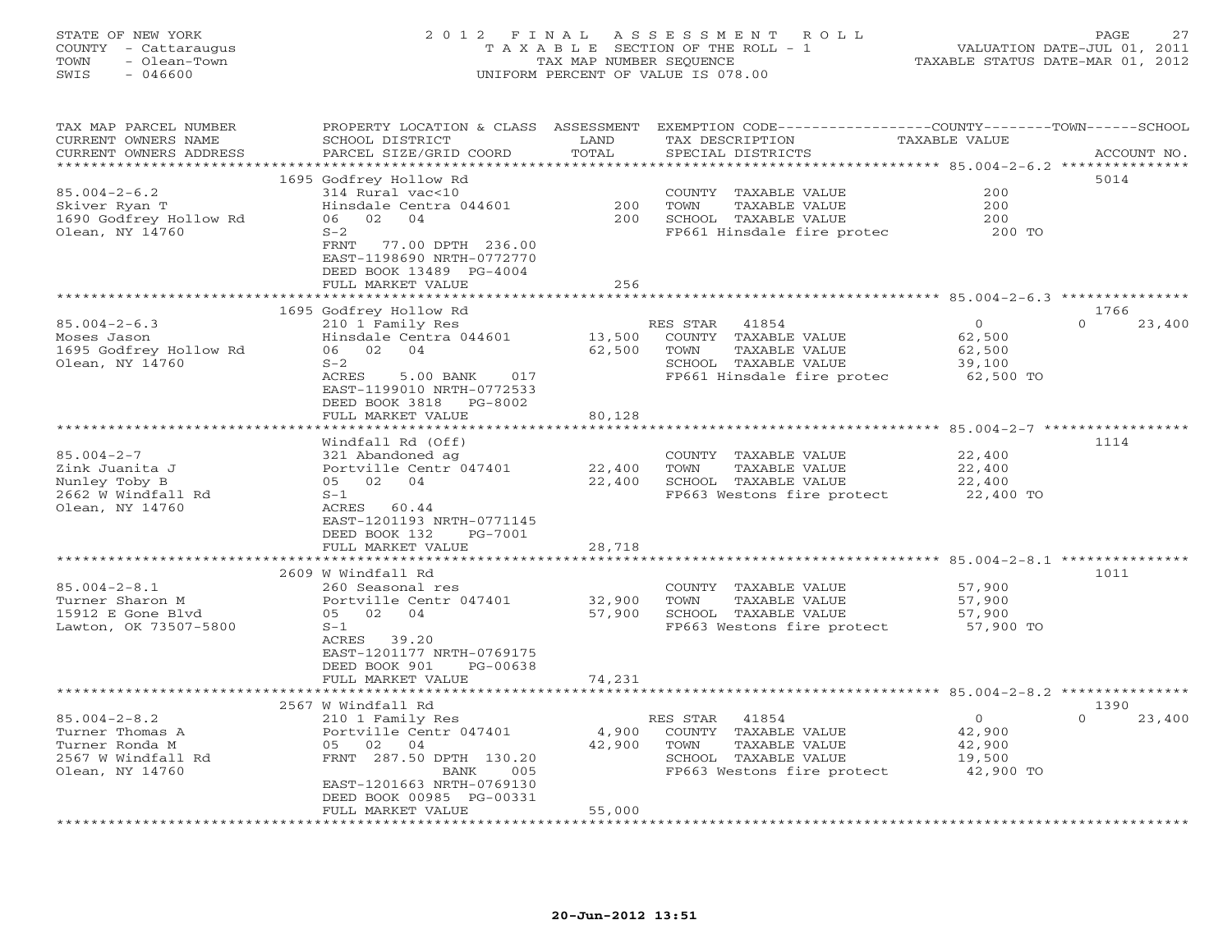STATE OF NEW YORK
COUNTY - Cattaraugus
TOWN - Olean-Town
SWIS - 046600

2 0 1 2 F I N A L A S S E S S M E N T R O L L
T A X A B L E SECTION OF THE ROLL - 1
TAX MAP NUMBER SEQUENCE
UNIFORM PERCENT OF VALUE IS 078.00

VALUATION DATE-JUL 01, 2011
TAXABLE STATUS DATE-MAR 01, 2012

| TAX MAP PARCEL NUMBER / CURRENT OWNERS NAME / CURRENT OWNERS ADDRESS | PROPERTY LOCATION & CLASS / SCHOOL DISTRICT / PARCEL SIZE/GRID COORD | ASSESSMENT LAND / TOTAL | EXEMPTION CODE / TAX DESCRIPTION / SPECIAL DISTRICTS | COUNTY / TOWN / SCHOOL TAXABLE VALUE | ACCOUNT NO. |
|---|---|---|---|---|---|
| | 1695 Godfrey Hollow Rd | | | | 5014 |
| 85.004-2-6.2 | 314 Rural vac<10 | | COUNTY TAXABLE VALUE | 200 | |
| Skiver Ryan T | Hinsdale Centra 044601 | 200 | TOWN TAXABLE VALUE | 200 | |
| 1690 Godfrey Hollow Rd | 06 02 04 | 200 | SCHOOL TAXABLE VALUE | 200 | |
| Olean, NY 14760 | S-2 | | FP661 Hinsdale fire protec | 200 TO | |
| | FRNT 77.00 DPTH 236.00 | | | | |
| | EAST-1198690 NRTH-0772770 | | | | |
| | DEED BOOK 13489 PG-4004 | | | | |
| | FULL MARKET VALUE | 256 | | | |
| | 1695 Godfrey Hollow Rd | | | | 1766 |
| 85.004-2-6.3 | 210 1 Family Res | | RES STAR 41854 | 0 / 0 / 23,400 | |
| Moses Jason | Hinsdale Centra 044601 | 13,500 | COUNTY TAXABLE VALUE | 62,500 | |
| 1695 Godfrey Hollow Rd | 06 02 04 | 62,500 | TOWN TAXABLE VALUE | 62,500 | |
| Olean, NY 14760 | S-2 | | SCHOOL TAXABLE VALUE | 39,100 | |
| | ACRES 5.00 BANK 017 | | FP661 Hinsdale fire protec | 62,500 TO | |
| | EAST-1199010 NRTH-0772533 | | | | |
| | DEED BOOK 3818 PG-8002 | | | | |
| | FULL MARKET VALUE | 80,128 | | | |
| | Windfall Rd (Off) | | | | 1114 |
| 85.004-2-7 | 321 Abandoned ag | | COUNTY TAXABLE VALUE | 22,400 | |
| Zink Juanita J | Portville Centr 047401 | 22,400 | TOWN TAXABLE VALUE | 22,400 | |
| Nunley Toby B | 05 02 04 | 22,400 | SCHOOL TAXABLE VALUE | 22,400 | |
| 2662 W Windfall Rd | S-1 | | FP663 Westons fire protect | 22,400 TO | |
| Olean, NY 14760 | ACRES 60.44 | | | | |
| | EAST-1201193 NRTH-0771145 | | | | |
| | DEED BOOK 132 PG-7001 | | | | |
| | FULL MARKET VALUE | 28,718 | | | |
| | 2609 W Windfall Rd | | | | 1011 |
| 85.004-2-8.1 | 260 Seasonal res | | COUNTY TAXABLE VALUE | 57,900 | |
| Turner Sharon M | Portville Centr 047401 | 32,900 | TOWN TAXABLE VALUE | 57,900 | |
| 15912 E Gone Blvd | 05 02 04 | 57,900 | SCHOOL TAXABLE VALUE | 57,900 | |
| Lawton, OK 73507-5800 | S-1 | | FP663 Westons fire protect | 57,900 TO | |
| | ACRES 39.20 | | | | |
| | EAST-1201177 NRTH-0769175 | | | | |
| | DEED BOOK 901 PG-00638 | | | | |
| | FULL MARKET VALUE | 74,231 | | | |
| | 2567 W Windfall Rd | | | | 1390 |
| 85.004-2-8.2 | 210 1 Family Res | | RES STAR 41854 | 0 / 0 / 23,400 | |
| Turner Thomas A | Portville Centr 047401 | 4,900 | COUNTY TAXABLE VALUE | 42,900 | |
| Turner Ronda M | 05 02 04 | 42,900 | TOWN TAXABLE VALUE | 42,900 | |
| 2567 W Windfall Rd | FRNT 287.50 DPTH 130.20 | | SCHOOL TAXABLE VALUE | 19,500 | |
| Olean, NY 14760 | BANK 005 | | FP663 Westons fire protect | 42,900 TO | |
| | EAST-1201663 NRTH-0769130 | | | | |
| | DEED BOOK 00985 PG-00331 | | | | |
| | FULL MARKET VALUE | 55,000 | | | |

20-Jun-2012 13:51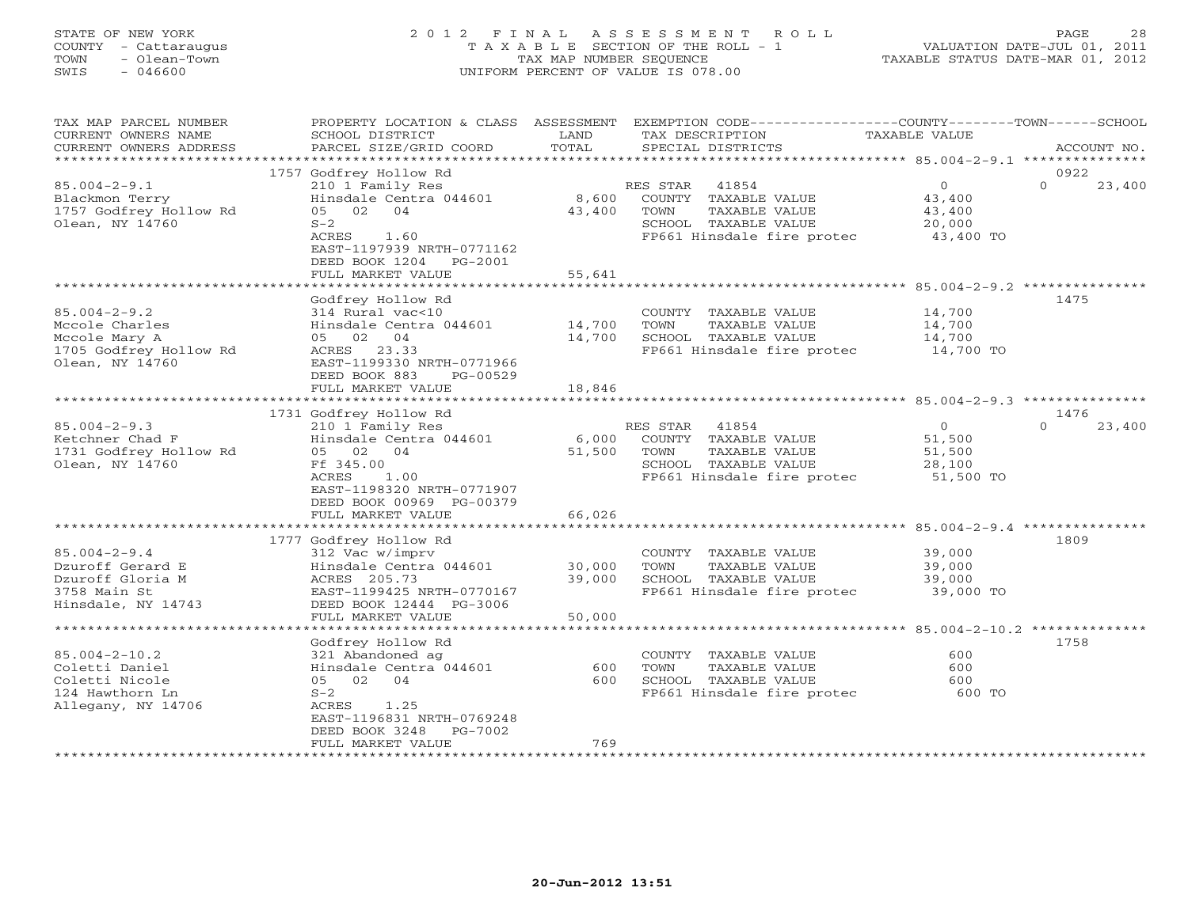STATE OF NEW YORK
COUNTY - Cattaraugus
TOWN - Olean-Town
SWIS - 046600

# 2012 FINAL ASSESSMENT ROLL

TAXABLE SECTION OF THE ROLL - 1
TAX MAP NUMBER SEQUENCE
UNIFORM PERCENT OF VALUE IS 078.00

VALUATION DATE-JUL 01, 2011
TAXABLE STATUS DATE-MAR 01, 2012

| TAX MAP PARCEL NUMBER / CURRENT OWNERS NAME / CURRENT OWNERS ADDRESS | PROPERTY LOCATION & CLASS / SCHOOL DISTRICT / PARCEL SIZE/GRID COORD | ASSESSMENT LAND | TOTAL | EXEMPTION CODE / TAX DESCRIPTION / SPECIAL DISTRICTS | COUNTY TAXABLE VALUE | TOWN | SCHOOL | ACCOUNT NO. |
|---|---|---|---|---|---|---|---|---|
| 85.004-2-9.1 | 1757 Godfrey Hollow Rd | | | | | | | 0922 |
| 85.004-2-9.1 | 210 1 Family Res | | | RES STAR 41854 | 0 | | 0 23,400 | |
| Blackmon Terry | Hinsdale Centra 044601 | 8,600 | | COUNTY TAXABLE VALUE | 43,400 | | | |
| 1757 Godfrey Hollow Rd | 05 02 04 | | 43,400 | TOWN TAXABLE VALUE | 43,400 | | | |
| Olean, NY 14760 | S-2 | | | SCHOOL TAXABLE VALUE | 20,000 | | | |
| | ACRES 1.60 | | | FP661 Hinsdale fire protec | 43,400 TO | | | |
| | EAST-1197939 NRTH-0771162 | | | | | | | |
| | DEED BOOK 1204 PG-2001 | | | | | | | |
| | FULL MARKET VALUE | | 55,641 | | | | | |
| 85.004-2-9.2 | Godfrey Hollow Rd | | | | | | | 1475 |
| 85.004-2-9.2 | 314 Rural vac<10 | | | COUNTY TAXABLE VALUE | 14,700 | | | |
| Mccole Charles | Hinsdale Centra 044601 | 14,700 | | TOWN TAXABLE VALUE | 14,700 | | | |
| Mccole Mary A | 05 02 04 | | 14,700 | SCHOOL TAXABLE VALUE | 14,700 | | | |
| 1705 Godfrey Hollow Rd | ACRES 23.33 | | | FP661 Hinsdale fire protec | 14,700 TO | | | |
| Olean, NY 14760 | EAST-1199330 NRTH-0771966 | | | | | | | |
| | DEED BOOK 883 PG-00529 | | | | | | | |
| | FULL MARKET VALUE | | 18,846 | | | | | |
| 85.004-2-9.3 | 1731 Godfrey Hollow Rd | | | | | | | 1476 |
| 85.004-2-9.3 | 210 1 Family Res | | | RES STAR 41854 | 0 | | 0 23,400 | |
| Ketchner Chad F | Hinsdale Centra 044601 | 6,000 | | COUNTY TAXABLE VALUE | 51,500 | | | |
| 1731 Godfrey Hollow Rd | 05 02 04 | | 51,500 | TOWN TAXABLE VALUE | 51,500 | | | |
| Olean, NY 14760 | Ff 345.00 | | | SCHOOL TAXABLE VALUE | 28,100 | | | |
| | ACRES 1.00 | | | FP661 Hinsdale fire protec | 51,500 TO | | | |
| | EAST-1198320 NRTH-0771907 | | | | | | | |
| | DEED BOOK 00969 PG-00379 | | | | | | | |
| | FULL MARKET VALUE | | 66,026 | | | | | |
| 85.004-2-9.4 | 1777 Godfrey Hollow Rd | | | | | | | 1809 |
| 85.004-2-9.4 | 312 Vac w/imprv | | | COUNTY TAXABLE VALUE | 39,000 | | | |
| Dzuroff Gerard E | Hinsdale Centra 044601 | 30,000 | | TOWN TAXABLE VALUE | 39,000 | | | |
| Dzuroff Gloria M | ACRES 205.73 | | 39,000 | SCHOOL TAXABLE VALUE | 39,000 | | | |
| 3758 Main St | EAST-1199425 NRTH-0770167 | | | FP661 Hinsdale fire protec | 39,000 TO | | | |
| Hinsdale, NY 14743 | DEED BOOK 12444 PG-3006 | | | | | | | |
| | FULL MARKET VALUE | | 50,000 | | | | | |
| 85.004-2-10.2 | Godfrey Hollow Rd | | | | | | | 1758 |
| 85.004-2-10.2 | 321 Abandoned ag | | | COUNTY TAXABLE VALUE | 600 | | | |
| Coletti Daniel | Hinsdale Centra 044601 | 600 | | TOWN TAXABLE VALUE | 600 | | | |
| Coletti Nicole | 05 02 04 | | 600 | SCHOOL TAXABLE VALUE | 600 | | | |
| 124 Hawthorn Ln | S-2 | | | FP661 Hinsdale fire protec | 600 TO | | | |
| Allegany, NY 14706 | ACRES 1.25 | | | | | | | |
| | EAST-1196831 NRTH-0769248 | | | | | | | |
| | DEED BOOK 3248 PG-7002 | | | | | | | |
| | FULL MARKET VALUE | | 769 | | | | | |

20-Jun-2012 13:51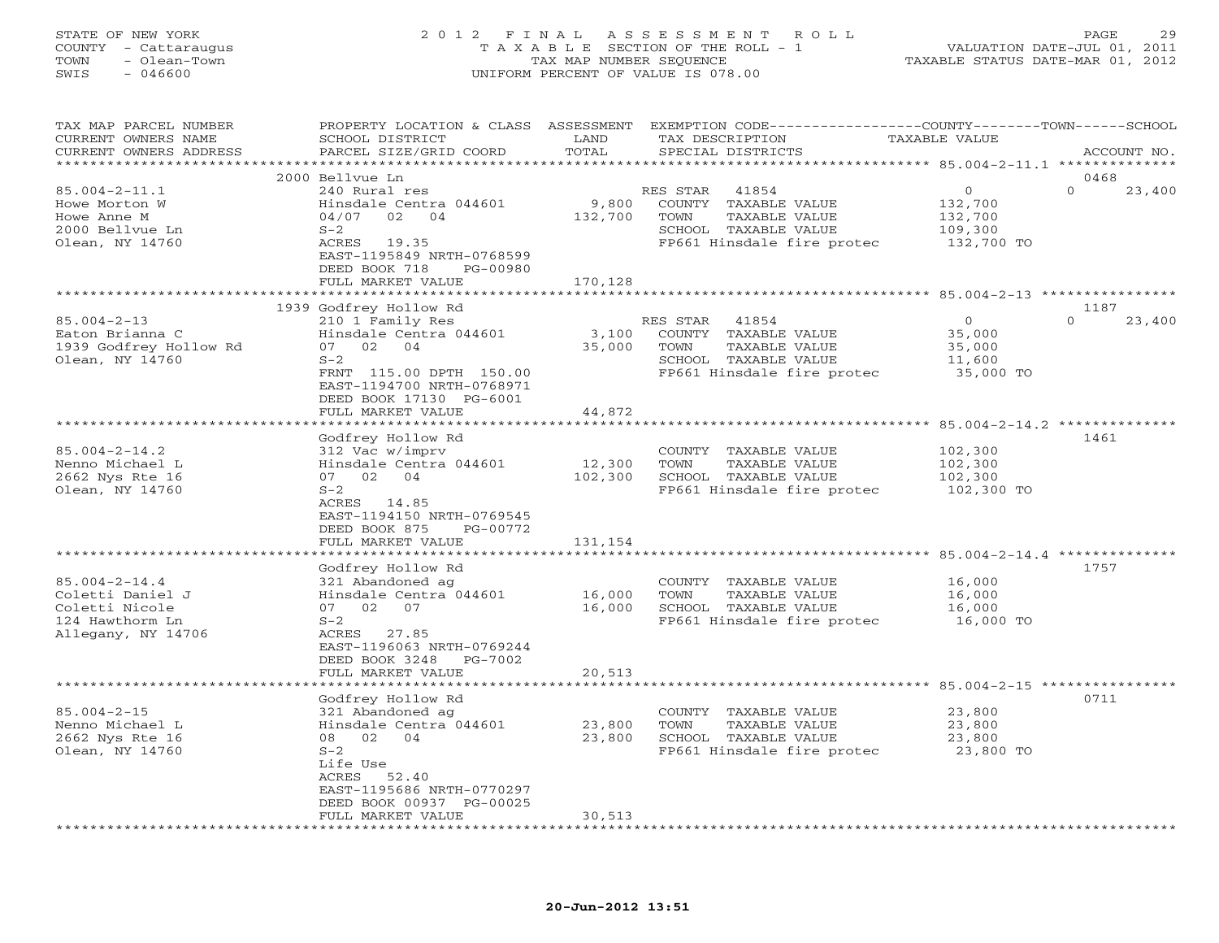STATE OF NEW YORK
COUNTY - Cattaraugus
TOWN - Olean-Town
SWIS - 046600

# 2012 FINAL ASSESSMENT ROLL

TAXABLE SECTION OF THE ROLL - 1
TAX MAP NUMBER SEQUENCE
UNIFORM PERCENT OF VALUE IS 078.00

VALUATION DATE-JUL 01, 2011
TAXABLE STATUS DATE-MAR 01, 2012

| TAX MAP PARCEL NUMBER / CURRENT OWNERS NAME / CURRENT OWNERS ADDRESS | PROPERTY LOCATION & CLASS / SCHOOL DISTRICT / PARCEL SIZE/GRID COORD | ASSESSMENT LAND / TOTAL | EXEMPTION CODE / TAX DESCRIPTION / SPECIAL DISTRICTS | COUNTY / TOWN TAXABLE VALUE | SCHOOL | ACCOUNT NO. |
|---|---|---|---|---|---|---|
| | 2000 Bellvue Ln | | | | | 0468 |
| 85.004-2-11.1 | 240 Rural res | | RES STAR 41854 | 0 | 0 23,400 | |
| Howe Morton W | Hinsdale Centra 044601 | 9,800 | COUNTY TAXABLE VALUE | 132,700 | | |
| Howe Anne M | 04/07 02 04 | 132,700 | TOWN TAXABLE VALUE | 132,700 | | |
| 2000 Bellvue Ln | S-2 | | SCHOOL TAXABLE VALUE | 109,300 | | |
| Olean, NY 14760 | ACRES 19.35 | | FP661 Hinsdale fire protec | 132,700 TO | | |
| | EAST-1195849 NRTH-0768599 | | | | | |
| | DEED BOOK 718 PG-00980 | | | | | |
| | FULL MARKET VALUE | 170,128 | | | | |
| | 1939 Godfrey Hollow Rd | | | | | 1187 |
| 85.004-2-13 | 210 1 Family Res | | RES STAR 41854 | 0 | 0 23,400 | |
| Eaton Brianna C | Hinsdale Centra 044601 | 3,100 | COUNTY TAXABLE VALUE | 35,000 | | |
| 1939 Godfrey Hollow Rd | 07 02 04 | 35,000 | TOWN TAXABLE VALUE | 35,000 | | |
| Olean, NY 14760 | S-2 | | SCHOOL TAXABLE VALUE | 11,600 | | |
| | FRNT 115.00 DPTH 150.00 | | FP661 Hinsdale fire protec | 35,000 TO | | |
| | EAST-1194700 NRTH-0768971 | | | | | |
| | DEED BOOK 17130 PG-6001 | | | | | |
| | FULL MARKET VALUE | 44,872 | | | | |
| | Godfrey Hollow Rd | | | | | 1461 |
| 85.004-2-14.2 | 312 Vac w/imprv | | COUNTY TAXABLE VALUE | 102,300 | | |
| Nenno Michael L | Hinsdale Centra 044601 | 12,300 | TOWN TAXABLE VALUE | 102,300 | | |
| 2662 Nys Rte 16 | 07 02 04 | 102,300 | SCHOOL TAXABLE VALUE | 102,300 | | |
| Olean, NY 14760 | S-2 | | FP661 Hinsdale fire protec | 102,300 TO | | |
| | ACRES 14.85 | | | | | |
| | EAST-1194150 NRTH-0769545 | | | | | |
| | DEED BOOK 875 PG-00772 | | | | | |
| | FULL MARKET VALUE | 131,154 | | | | |
| | Godfrey Hollow Rd | | | | | 1757 |
| 85.004-2-14.4 | 321 Abandoned ag | | COUNTY TAXABLE VALUE | 16,000 | | |
| Coletti Daniel J | Hinsdale Centra 044601 | 16,000 | TOWN TAXABLE VALUE | 16,000 | | |
| Coletti Nicole | 07 02 07 | 16,000 | SCHOOL TAXABLE VALUE | 16,000 | | |
| 124 Hawthorm Ln | S-2 | | FP661 Hinsdale fire protec | 16,000 TO | | |
| Allegany, NY 14706 | ACRES 27.85 | | | | | |
| | EAST-1196063 NRTH-0769244 | | | | | |
| | DEED BOOK 3248 PG-7002 | | | | | |
| | FULL MARKET VALUE | 20,513 | | | | |
| | Godfrey Hollow Rd | | | | | 0711 |
| 85.004-2-15 | 321 Abandoned ag | | COUNTY TAXABLE VALUE | 23,800 | | |
| Nenno Michael L | Hinsdale Centra 044601 | 23,800 | TOWN TAXABLE VALUE | 23,800 | | |
| 2662 Nys Rte 16 | 08 02 04 | 23,800 | SCHOOL TAXABLE VALUE | 23,800 | | |
| Olean, NY 14760 | S-2 | | FP661 Hinsdale fire protec | 23,800 TO | | |
| | Life Use | | | | | |
| | ACRES 52.40 | | | | | |
| | EAST-1195686 NRTH-0770297 | | | | | |
| | DEED BOOK 00937 PG-00025 | | | | | |
| | FULL MARKET VALUE | 30,513 | | | | |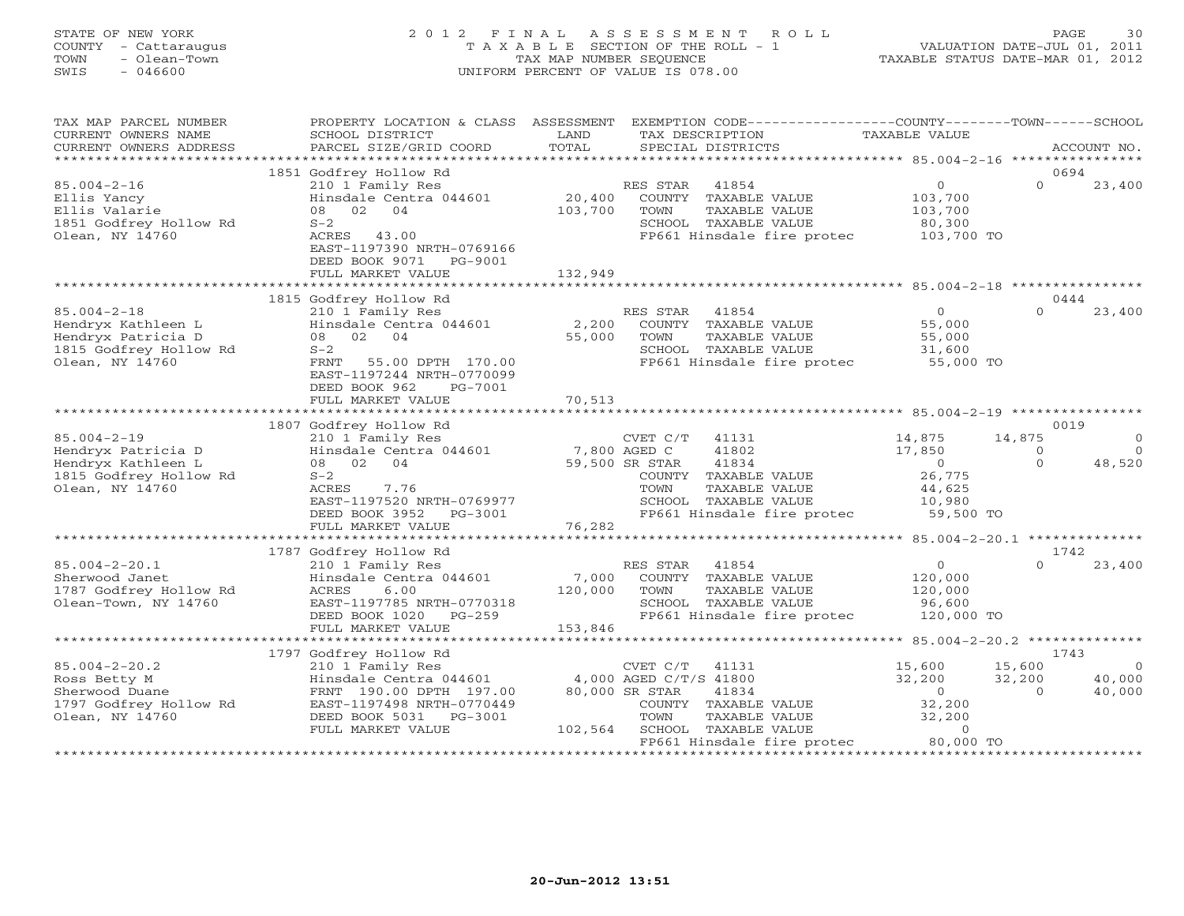STATE OF NEW YORK
COUNTY - Cattaraugus
TOWN - Olean-Town
SWIS - 046600

2012 FINAL ASSESSMENT ROLL
TAXABLE SECTION OF THE ROLL - 1
TAX MAP NUMBER SEQUENCE
UNIFORM PERCENT OF VALUE IS 078.00

VALUATION DATE-JUL 01, 2011
TAXABLE STATUS DATE-MAR 01, 2012

| TAX MAP PARCEL NUMBER / CURRENT OWNERS NAME / CURRENT OWNERS ADDRESS | PROPERTY LOCATION & CLASS / SCHOOL DISTRICT / PARCEL SIZE/GRID COORD | ASSESSMENT LAND / TOTAL | EXEMPTION CODE / TAX DESCRIPTION / SPECIAL DISTRICTS | COUNTY TAXABLE VALUE | TOWN | SCHOOL / ACCOUNT NO. |
|---|---|---|---|---|---|---|
| | 1851 Godfrey Hollow Rd | | | | | 0694 |
| 85.004-2-16 | 210 1 Family Res | | RES STAR 41854 | 0 | 0 | 23,400 |
| Ellis Yancy | Hinsdale Centra 044601 | 20,400 | COUNTY TAXABLE VALUE | 103,700 | | |
| Ellis Valarie | 08 02 04 | 103,700 | TOWN TAXABLE VALUE | 103,700 | | |
| 1851 Godfrey Hollow Rd | S-2 | | SCHOOL TAXABLE VALUE | 80,300 | | |
| Olean, NY 14760 | ACRES 43.00 | | FP661 Hinsdale fire protec | 103,700 TO | | |
| | EAST-1197390 NRTH-0769166 | | | | | |
| | DEED BOOK 9071 PG-9001 | | | | | |
| | FULL MARKET VALUE | 132,949 | | | | |
| | 1815 Godfrey Hollow Rd | | | | | 0444 |
| 85.004-2-18 | 210 1 Family Res | | RES STAR 41854 | 0 | 0 | 23,400 |
| Hendryx Kathleen L | Hinsdale Centra 044601 | 2,200 | COUNTY TAXABLE VALUE | 55,000 | | |
| Hendryx Patricia D | 08 02 04 | 55,000 | TOWN TAXABLE VALUE | 55,000 | | |
| 1815 Godfrey Hollow Rd | S-2 | | SCHOOL TAXABLE VALUE | 31,600 | | |
| Olean, NY 14760 | FRNT 55.00 DPTH 170.00 | | FP661 Hinsdale fire protec | 55,000 TO | | |
| | EAST-1197244 NRTH-0770099 | | | | | |
| | DEED BOOK 962 PG-7001 | | | | | |
| | FULL MARKET VALUE | 70,513 | | | | |
| | 1807 Godfrey Hollow Rd | | | | | 0019 |
| 85.004-2-19 | 210 1 Family Res | | CVET C/T 41131 | 14,875 | 14,875 | 0 |
| Hendryx Patricia D | Hinsdale Centra 044601 | 7,800 | AGED C 41802 | 17,850 | 0 | 0 |
| Hendryx Kathleen L | 08 02 04 | 59,500 | SR STAR 41834 | 0 | 0 | 48,520 |
| 1815 Godfrey Hollow Rd | S-2 | | COUNTY TAXABLE VALUE | 26,775 | | |
| Olean, NY 14760 | ACRES 7.76 | | TOWN TAXABLE VALUE | 44,625 | | |
| | EAST-1197520 NRTH-0769977 | | SCHOOL TAXABLE VALUE | 10,980 | | |
| | DEED BOOK 3952 PG-3001 | | FP661 Hinsdale fire protec | 59,500 TO | | |
| | FULL MARKET VALUE | 76,282 | | | | |
| | 1787 Godfrey Hollow Rd | | | | | 1742 |
| 85.004-2-20.1 | 210 1 Family Res | | RES STAR 41854 | 0 | 0 | 23,400 |
| Sherwood Janet | Hinsdale Centra 044601 | 7,000 | COUNTY TAXABLE VALUE | 120,000 | | |
| 1787 Godfrey Hollow Rd | ACRES 6.00 | 120,000 | TOWN TAXABLE VALUE | 120,000 | | |
| Olean-Town, NY 14760 | EAST-1197785 NRTH-0770318 | | SCHOOL TAXABLE VALUE | 96,600 | | |
| | DEED BOOK 1020 PG-259 | | FP661 Hinsdale fire protec | 120,000 TO | | |
| | FULL MARKET VALUE | 153,846 | | | | |
| | 1797 Godfrey Hollow Rd | | | | | 1743 |
| 85.004-2-20.2 | 210 1 Family Res | | CVET C/T 41131 | 15,600 | 15,600 | 0 |
| Ross Betty M | Hinsdale Centra 044601 | 4,000 | AGED C/T/S 41800 | 32,200 | 32,200 | 40,000 |
| Sherwood Duane | FRNT 190.00 DPTH 197.00 | 80,000 | SR STAR 41834 | 0 | 0 | 40,000 |
| 1797 Godfrey Hollow Rd | EAST-1197498 NRTH-0770449 | | COUNTY TAXABLE VALUE | 32,200 | | |
| Olean, NY 14760 | DEED BOOK 5031 PG-3001 | | TOWN TAXABLE VALUE | 32,200 | | |
| | FULL MARKET VALUE | 102,564 | SCHOOL TAXABLE VALUE | 0 | | |
| | | | FP661 Hinsdale fire protec | 80,000 TO | | |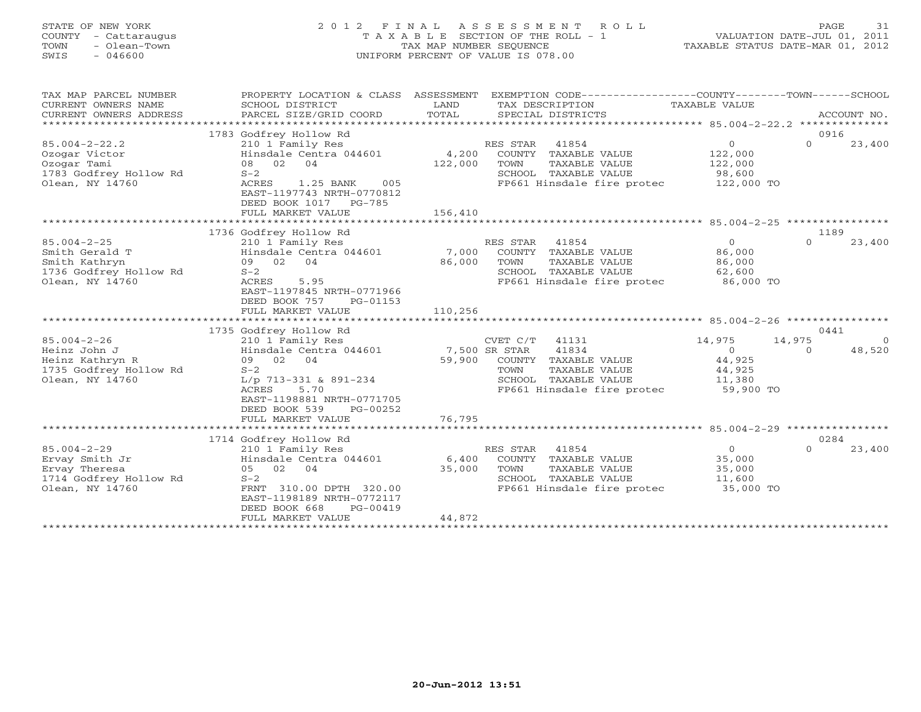STATE OF NEW YORK — 2012 FINAL ASSESSMENT ROLL
COUNTY - Cattaraugus — TAXABLE SECTION OF THE ROLL - 1 — VALUATION DATE-JUL 01, 2011
TOWN - Olean-Town — TAX MAP NUMBER SEQUENCE — TAXABLE STATUS DATE-MAR 01, 2012
SWIS - 046600 — UNIFORM PERCENT OF VALUE IS 078.00

| TAX MAP PARCEL NUMBER / CURRENT OWNERS NAME / CURRENT OWNERS ADDRESS | PROPERTY LOCATION & CLASS / SCHOOL DISTRICT / PARCEL SIZE/GRID COORD | ASSESSMENT LAND / TOTAL | EXEMPTION CODE / TAX DESCRIPTION / SPECIAL DISTRICTS | COUNTY TAXABLE VALUE | TOWN | SCHOOL | ACCOUNT NO. |
|---|---|---|---|---|---|---|---|
| 85.004-2-22.2 | 1783 Godfrey Hollow Rd | | | | | | 0916 |
| Ozogar Victor | 210 1 Family Res | | RES STAR 41854 | 0 | 0 | 23,400 | |
| Ozogar Tami | Hinsdale Centra 044601 | 4,200 | COUNTY TAXABLE VALUE | 122,000 | | | |
| 1783 Godfrey Hollow Rd | 08 02 04 | 122,000 | TOWN TAXABLE VALUE | 122,000 | | | |
| Olean, NY 14760 | S-2 | | SCHOOL TAXABLE VALUE | 98,600 | | | |
| | ACRES 1.25 BANK 005 | | FP661 Hinsdale fire protec | 122,000 TO | | | |
| | EAST-1197743 NRTH-0770812 | | | | | | |
| | DEED BOOK 1017 PG-785 | | | | | | |
| | FULL MARKET VALUE | 156,410 | | | | | |
| 85.004-2-25 | 1736 Godfrey Hollow Rd | | | | | | 1189 |
| Smith Gerald T | 210 1 Family Res | | RES STAR 41854 | 0 | 0 | 23,400 | |
| Smith Kathryn | Hinsdale Centra 044601 | 7,000 | COUNTY TAXABLE VALUE | 86,000 | | | |
| 1736 Godfrey Hollow Rd | 09 02 04 | 86,000 | TOWN TAXABLE VALUE | 86,000 | | | |
| Olean, NY 14760 | S-2 | | SCHOOL TAXABLE VALUE | 62,600 | | | |
| | ACRES 5.95 | | FP661 Hinsdale fire protec | 86,000 TO | | | |
| | EAST-1197845 NRTH-0771966 | | | | | | |
| | DEED BOOK 757 PG-01153 | | | | | | |
| | FULL MARKET VALUE | 110,256 | | | | | |
| 85.004-2-26 | 1735 Godfrey Hollow Rd | | | | | | 0441 |
| Heinz John J | 210 1 Family Res | | CVET C/T 41131 | 14,975 | 14,975 | 0 | |
| Heinz Kathryn R | Hinsdale Centra 044601 | 7,500 | SR STAR 41834 | 0 | 0 | 48,520 | |
| 1735 Godfrey Hollow Rd | 09 02 04 | 59,900 | COUNTY TAXABLE VALUE | 44,925 | | | |
| Olean, NY 14760 | S-2 | | TOWN TAXABLE VALUE | 44,925 | | | |
| | L/p 713-331 & 891-234 | | SCHOOL TAXABLE VALUE | 11,380 | | | |
| | ACRES 5.70 | | FP661 Hinsdale fire protec | 59,900 TO | | | |
| | EAST-1198881 NRTH-0771705 | | | | | | |
| | DEED BOOK 539 PG-00252 | | | | | | |
| | FULL MARKET VALUE | 76,795 | | | | | |
| 85.004-2-29 | 1714 Godfrey Hollow Rd | | | | | | 0284 |
| Ervay Smith Jr | 210 1 Family Res | | RES STAR 41854 | 0 | 0 | 23,400 | |
| Ervay Theresa | Hinsdale Centra 044601 | 6,400 | COUNTY TAXABLE VALUE | 35,000 | | | |
| 1714 Godfrey Hollow Rd | 05 02 04 | 35,000 | TOWN TAXABLE VALUE | 35,000 | | | |
| Olean, NY 14760 | S-2 | | SCHOOL TAXABLE VALUE | 11,600 | | | |
| | FRNT 310.00 DPTH 320.00 | | FP661 Hinsdale fire protec | 35,000 TO | | | |
| | EAST-1198189 NRTH-0772117 | | | | | | |
| | DEED BOOK 668 PG-00419 | | | | | | |
| | FULL MARKET VALUE | 44,872 | | | | | |

20-Jun-2012 13:51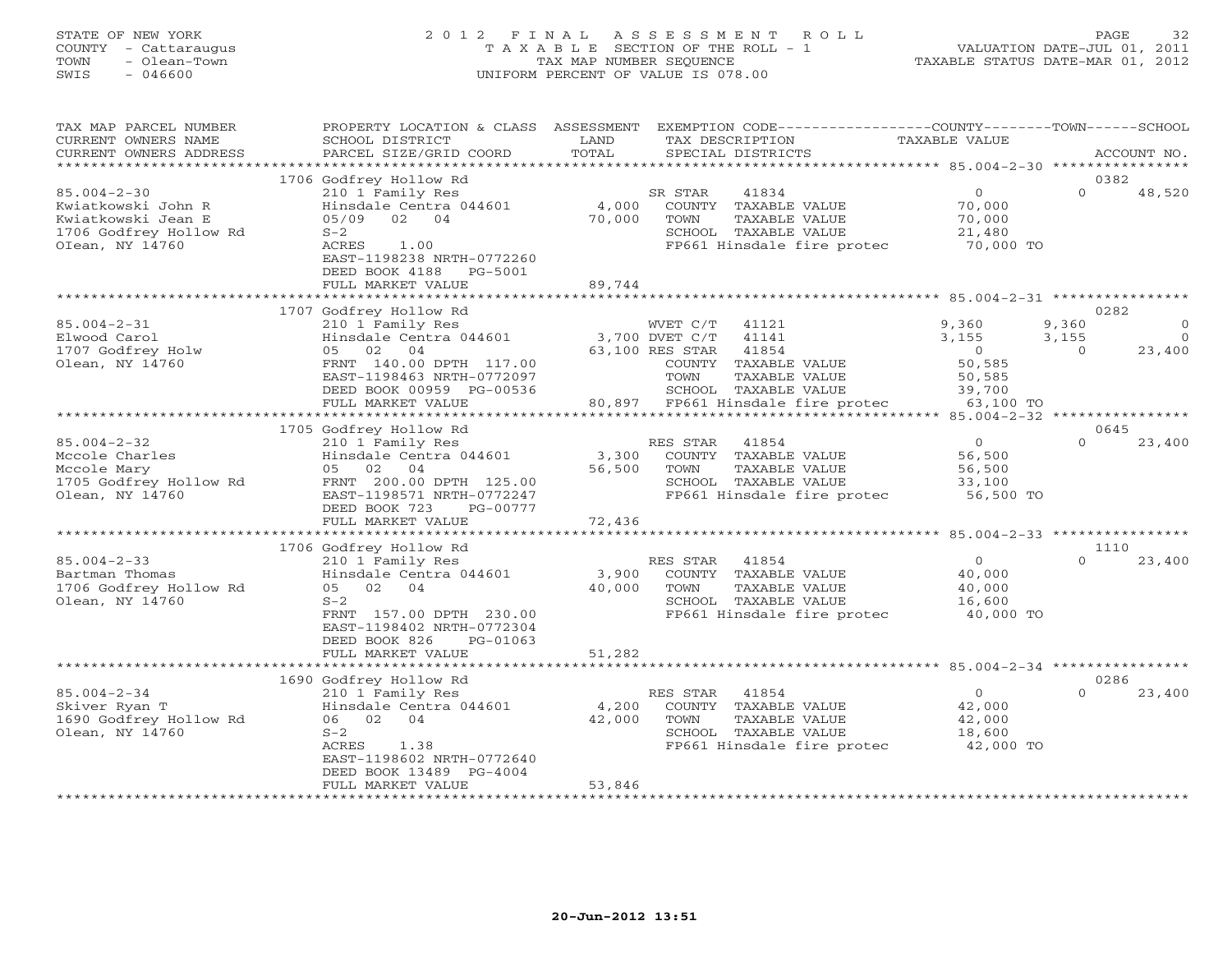STATE OF NEW YORK
COUNTY - Cattaraugus
TOWN - Olean-Town
SWIS - 046600

2012 FINAL ASSESSMENT ROLL
TAXABLE SECTION OF THE ROLL - 1
TAX MAP NUMBER SEQUENCE
UNIFORM PERCENT OF VALUE IS 078.00

VALUATION DATE-JUL 01, 2011
TAXABLE STATUS DATE-MAR 01, 2012

| TAX MAP PARCEL NUMBER / CURRENT OWNERS NAME / CURRENT OWNERS ADDRESS | PROPERTY LOCATION & CLASS / SCHOOL DISTRICT / PARCEL SIZE/GRID COORD | ASSESSMENT LAND / TOTAL | EXEMPTION CODE / TAX DESCRIPTION / SPECIAL DISTRICTS | COUNTY TAXABLE VALUE | TOWN | SCHOOL / ACCOUNT NO. |
|---|---|---|---|---|---|---|
| | 1706 Godfrey Hollow Rd | | | | | 0382 |
| 85.004-2-30 | 210 1 Family Res | | SR STAR 41834 | 0 | 0 | 48,520 |
| Kwiatkowski John R | Hinsdale Centra 044601 | 4,000 | COUNTY TAXABLE VALUE | 70,000 | | |
| Kwiatkowski Jean E | 05/09 02 04 | 70,000 | TOWN TAXABLE VALUE | 70,000 | | |
| 1706 Godfrey Hollow Rd | S-2 | | SCHOOL TAXABLE VALUE | 21,480 | | |
| OIean, NY 14760 | ACRES 1.00 | | FP661 Hinsdale fire protec | 70,000 TO | | |
| | EAST-1198238 NRTH-0772260 | | | | | |
| | DEED BOOK 4188 PG-5001 | | | | | |
| | FULL MARKET VALUE | 89,744 | | | | |
| | 1707 Godfrey Hollow Rd | | | | | 0282 |
| 85.004-2-31 | 210 1 Family Res | | WVET C/T 41121 | 9,360 | 9,360 | 0 |
| Elwood Carol | Hinsdale Centra 044601 | 3,700 | DVET C/T 41141 | 3,155 | 3,155 | 0 |
| 1707 Godfrey Holw | 05 02 04 | 63,100 | RES STAR 41854 | 0 | 0 | 23,400 |
| Olean, NY 14760 | FRNT 140.00 DPTH 117.00 | | COUNTY TAXABLE VALUE | 50,585 | | |
| | EAST-1198463 NRTH-0772097 | | TOWN TAXABLE VALUE | 50,585 | | |
| | DEED BOOK 00959 PG-00536 | | SCHOOL TAXABLE VALUE | 39,700 | | |
| | FULL MARKET VALUE | 80,897 | FP661 Hinsdale fire protec | 63,100 TO | | |
| | 1705 Godfrey Hollow Rd | | | | | 0645 |
| 85.004-2-32 | 210 1 Family Res | | RES STAR 41854 | 0 | 0 | 23,400 |
| Mccole Charles | Hinsdale Centra 044601 | 3,300 | COUNTY TAXABLE VALUE | 56,500 | | |
| Mccole Mary | 05 02 04 | 56,500 | TOWN TAXABLE VALUE | 56,500 | | |
| 1705 Godfrey Hollow Rd | FRNT 200.00 DPTH 125.00 | | SCHOOL TAXABLE VALUE | 33,100 | | |
| Olean, NY 14760 | EAST-1198571 NRTH-0772247 | | FP661 Hinsdale fire protec | 56,500 TO | | |
| | DEED BOOK 723 PG-00777 | | | | | |
| | FULL MARKET VALUE | 72,436 | | | | |
| | 1706 Godfrey Hollow Rd | | | | | 1110 |
| 85.004-2-33 | 210 1 Family Res | | RES STAR 41854 | 0 | 0 | 23,400 |
| Bartman Thomas | Hinsdale Centra 044601 | 3,900 | COUNTY TAXABLE VALUE | 40,000 | | |
| 1706 Godfrey Hollow Rd | 05 02 04 | 40,000 | TOWN TAXABLE VALUE | 40,000 | | |
| Olean, NY 14760 | S-2 | | SCHOOL TAXABLE VALUE | 16,600 | | |
| | FRNT 157.00 DPTH 230.00 | | FP661 Hinsdale fire protec | 40,000 TO | | |
| | EAST-1198402 NRTH-0772304 | | | | | |
| | DEED BOOK 826 PG-01063 | | | | | |
| | FULL MARKET VALUE | 51,282 | | | | |
| | 1690 Godfrey Hollow Rd | | | | | 0286 |
| 85.004-2-34 | 210 1 Family Res | | RES STAR 41854 | 0 | 0 | 23,400 |
| Skiver Ryan T | Hinsdale Centra 044601 | 4,200 | COUNTY TAXABLE VALUE | 42,000 | | |
| 1690 Godfrey Hollow Rd | 06 02 04 | 42,000 | TOWN TAXABLE VALUE | 42,000 | | |
| Olean, NY 14760 | S-2 | | SCHOOL TAXABLE VALUE | 18,600 | | |
| | ACRES 1.38 | | FP661 Hinsdale fire protec | 42,000 TO | | |
| | EAST-1198602 NRTH-0772640 | | | | | |
| | DEED BOOK 13489 PG-4004 | | | | | |
| | FULL MARKET VALUE | 53,846 | | | | |

20-Jun-2012 13:51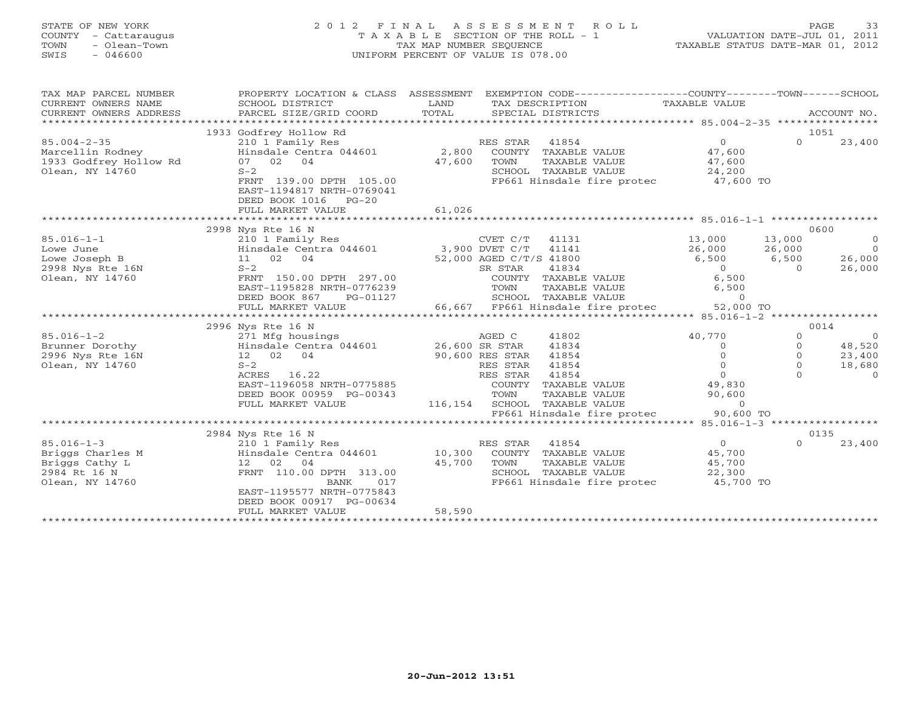STATE OF NEW YORK
COUNTY - Cattaraugus
TOWN - Olean-Town
SWIS - 046600

2 0 1 2 F I N A L A S S E S S M E N T R O L L
T A X A B L E SECTION OF THE ROLL - 1
TAX MAP NUMBER SEQUENCE
UNIFORM PERCENT OF VALUE IS 078.00

VALUATION DATE-JUL 01, 2011
TAXABLE STATUS DATE-MAR 01, 2012

```
TAX MAP PARCEL NUMBER          PROPERTY LOCATION & CLASS  ASSESSMENT  EXEMPTION CODE-----------------COUNTY--------TOWN------SCHOOL
CURRENT OWNERS NAME            SCHOOL DISTRICT             LAND        TAX DESCRIPTION              TAXABLE VALUE
CURRENT OWNERS ADDRESS         PARCEL SIZE/GRID COORD      TOTAL       SPECIAL DISTRICTS                                    ACCOUNT NO.
*********************************************************************************************** 85.004-2-35 ****************
                               1933 Godfrey Hollow Rd                                                                       1051
85.004-2-35                    210 1 Family Res                        RES STAR    41854             0              0     23,400
Marcellin Rodney               Hinsdale Centra 044601       2,800      COUNTY  TAXABLE VALUE        47,600
1933 Godfrey Hollow Rd         07   02   04                47,600      TOWN    TAXABLE VALUE        47,600
Olean, NY 14760                S-2                                     SCHOOL  TAXABLE VALUE        24,200
                               FRNT 139.00 DPTH 105.00                 FP661 Hinsdale fire protec        47,600 TO
                               EAST-1194817 NRTH-0769041
                               DEED BOOK 1016    PG-20
                               FULL MARKET VALUE           61,026
*********************************************************************************************** 85.016-1-1 *****************
                               2998 Nys Rte 16 N                                                                            0600
85.016-1-1                     210 1 Family Res                        CVET C/T    41131        13,000         13,000           0
Lowe June                      Hinsdale Centra 044601       3,900 DVET C/T     41141        26,000         26,000           0
Lowe Joseph B                  11   02   04                52,000 AGED C/T/S 41800           6,500          6,500      26,000
2998 Nys Rte 16N               S-2                                     SR STAR     41834             0              0     26,000
Olean, NY 14760                FRNT 150.00 DPTH 297.00                 COUNTY  TAXABLE VALUE         6,500
                               EAST-1195828 NRTH-0776239               TOWN    TAXABLE VALUE         6,500
                               DEED BOOK 867     PG-01127              SCHOOL  TAXABLE VALUE             0
                               FULL MARKET VALUE           66,667      FP661 Hinsdale fire protec        52,000 TO
*********************************************************************************************** 85.016-1-2 *****************
                               2996 Nys Rte 16 N                                                                            0014
85.016-1-2                     271 Mfg housings                        AGED C      41802        40,770              0           0
Brunner Dorothy                Hinsdale Centra 044601      26,600 SR STAR      41834             0              0      48,520
2996 Nys Rte 16N               12   02   04                90,600 RES STAR     41854             0              0      23,400
Olean, NY 14760                S-2                                     RES STAR    41854             0              0      18,680
                               ACRES  16.22                            RES STAR    41854             0              0           0
                               EAST-1196058 NRTH-0775885               COUNTY  TAXABLE VALUE        49,830
                               DEED BOOK 00959 PG-00343                TOWN    TAXABLE VALUE        90,600
                               FULL MARKET VALUE          116,154      SCHOOL  TAXABLE VALUE             0
                                                                       FP661 Hinsdale fire protec        90,600 TO
*********************************************************************************************** 85.016-1-3 *****************
                               2984 Nys Rte 16 N                                                                            0135
85.016-1-3                     210 1 Family Res                        RES STAR    41854             0              0      23,400
Briggs Charles M               Hinsdale Centra 044601      10,300      COUNTY  TAXABLE VALUE        45,700
Briggs Cathy L                 12   02   04                45,700      TOWN    TAXABLE VALUE        45,700
2984 Rt 16 N                   FRNT 110.00 DPTH 313.00                 SCHOOL  TAXABLE VALUE        22,300
Olean, NY 14760                               BANK   017               FP661 Hinsdale fire protec        45,700 TO
                               EAST-1195577 NRTH-0775843
                               DEED BOOK 00917 PG-00634
                               FULL MARKET VALUE           58,590
******************************************************************************************************************************
```

20-Jun-2012 13:51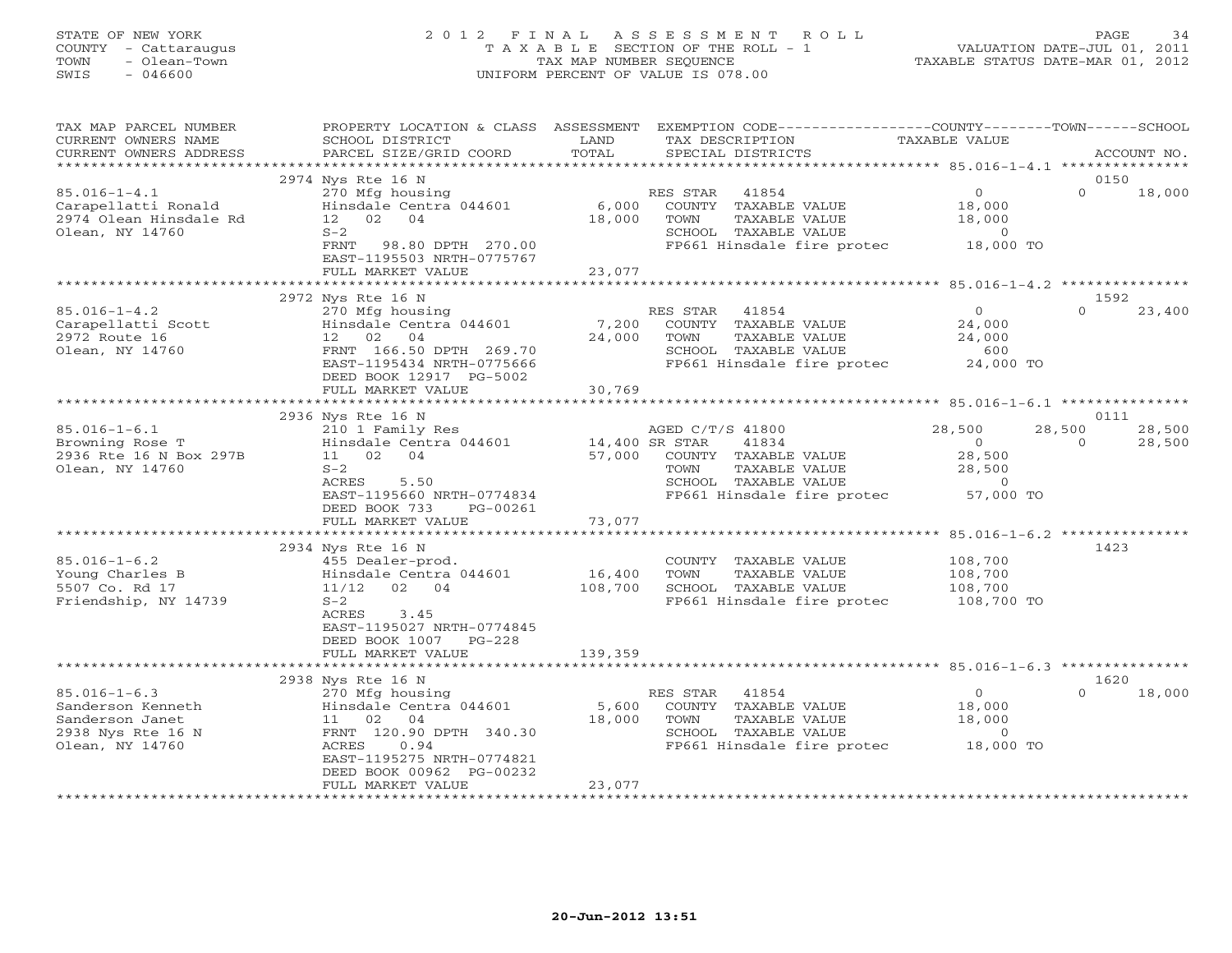STATE OF NEW YORK
COUNTY - Cattaraugus
TOWN - Olean-Town
SWIS - 046600

2012 FINAL ASSESSMENT ROLL
TAXABLE SECTION OF THE ROLL - 1
TAX MAP NUMBER SEQUENCE
UNIFORM PERCENT OF VALUE IS 078.00

VALUATION DATE-JUL 01, 2011
TAXABLE STATUS DATE-MAR 01, 2012

| TAX MAP PARCEL NUMBER / CURRENT OWNERS NAME / CURRENT OWNERS ADDRESS | PROPERTY LOCATION & CLASS / SCHOOL DISTRICT / PARCEL SIZE/GRID COORD | ASSESSMENT LAND / TOTAL | EXEMPTION CODE / TAX DESCRIPTION / SPECIAL DISTRICTS | COUNTY TAXABLE VALUE | TOWN | SCHOOL / ACCOUNT NO. |
|---|---|---|---|---|---|---|
| | 2974 Nys Rte 16 N | | | | | 0150 |
| 85.016-1-4.1 | 270 Mfg housing | | RES STAR 41854 | 0 | 0 | 18,000 |
| Carapellatti Ronald | Hinsdale Centra 044601 | 6,000 | COUNTY TAXABLE VALUE | 18,000 | | |
| 2974 Olean Hinsdale Rd | 12 02 04 | 18,000 | TOWN TAXABLE VALUE | 18,000 | | |
| Olean, NY 14760 | S-2 | | SCHOOL TAXABLE VALUE | 0 | | |
| | FRNT 98.80 DPTH 270.00 | | FP661 Hinsdale fire protec | 18,000 TO | | |
| | EAST-1195503 NRTH-0775767 | | | | | |
| | FULL MARKET VALUE | 23,077 | | | | |
| | 2972 Nys Rte 16 N | | | | | 1592 |
| 85.016-1-4.2 | 270 Mfg housing | | RES STAR 41854 | 0 | 0 | 23,400 |
| Carapellatti Scott | Hinsdale Centra 044601 | 7,200 | COUNTY TAXABLE VALUE | 24,000 | | |
| 2972 Route 16 | 12 02 04 | 24,000 | TOWN TAXABLE VALUE | 24,000 | | |
| Olean, NY 14760 | FRNT 166.50 DPTH 269.70 | | SCHOOL TAXABLE VALUE | 600 | | |
| | EAST-1195434 NRTH-0775666 | | FP661 Hinsdale fire protec | 24,000 TO | | |
| | DEED BOOK 12917 PG-5002 | | | | | |
| | FULL MARKET VALUE | 30,769 | | | | |
| | 2936 Nys Rte 16 N | | | | | 0111 |
| 85.016-1-6.1 | 210 1 Family Res | | AGED C/T/S 41800 | 28,500 | 28,500 | 28,500 |
| Browning Rose T | Hinsdale Centra 044601 | 14,400 | SR STAR 41834 | 0 | 0 | 28,500 |
| 2936 Rte 16 N Box 297B | 11 02 04 | 57,000 | COUNTY TAXABLE VALUE | 28,500 | | |
| Olean, NY 14760 | S-2 | | TOWN TAXABLE VALUE | 28,500 | | |
| | ACRES 5.50 | | SCHOOL TAXABLE VALUE | 0 | | |
| | EAST-1195660 NRTH-0774834 | | FP661 Hinsdale fire protec | 57,000 TO | | |
| | DEED BOOK 733 PG-00261 | | | | | |
| | FULL MARKET VALUE | 73,077 | | | | |
| | 2934 Nys Rte 16 N | | | | | 1423 |
| 85.016-1-6.2 | 455 Dealer-prod. | | COUNTY TAXABLE VALUE | 108,700 | | |
| Young Charles B | Hinsdale Centra 044601 | 16,400 | TOWN TAXABLE VALUE | 108,700 | | |
| 5507 Co. Rd 17 | 11/12 02 04 | 108,700 | SCHOOL TAXABLE VALUE | 108,700 | | |
| Friendship, NY 14739 | S-2 | | FP661 Hinsdale fire protec | 108,700 TO | | |
| | ACRES 3.45 | | | | | |
| | EAST-1195027 NRTH-0774845 | | | | | |
| | DEED BOOK 1007 PG-228 | | | | | |
| | FULL MARKET VALUE | 139,359 | | | | |
| | 2938 Nys Rte 16 N | | | | | 1620 |
| 85.016-1-6.3 | 270 Mfg housing | | RES STAR 41854 | 0 | 0 | 18,000 |
| Sanderson Kenneth | Hinsdale Centra 044601 | 5,600 | COUNTY TAXABLE VALUE | 18,000 | | |
| Sanderson Janet | 11 02 04 | 18,000 | TOWN TAXABLE VALUE | 18,000 | | |
| 2938 Nys Rte 16 N | FRNT 120.90 DPTH 340.30 | | SCHOOL TAXABLE VALUE | 0 | | |
| Olean, NY 14760 | ACRES 0.94 | | FP661 Hinsdale fire protec | 18,000 TO | | |
| | EAST-1195275 NRTH-0774821 | | | | | |
| | DEED BOOK 00962 PG-00232 | | | | | |
| | FULL MARKET VALUE | 23,077 | | | | |

20-Jun-2012 13:51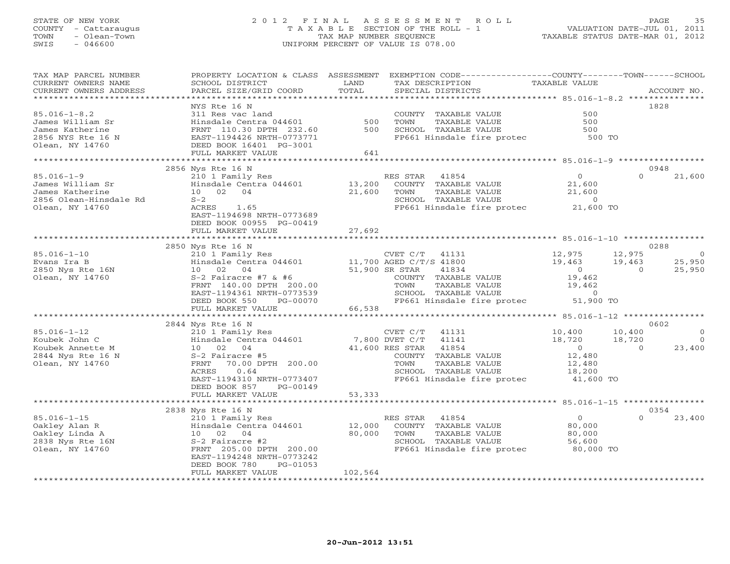STATE OF NEW YORK
COUNTY - Cattaraugus
TOWN - Olean-Town
SWIS - 046600

2 0 1 2 F I N A L A S S E S S M E N T R O L L
T A X A B L E SECTION OF THE ROLL - 1
TAX MAP NUMBER SEQUENCE
UNIFORM PERCENT OF VALUE IS 078.00

VALUATION DATE-JUL 01, 2011
TAXABLE STATUS DATE-MAR 01, 2012

| TAX MAP PARCEL NUMBER / CURRENT OWNERS NAME / CURRENT OWNERS ADDRESS | PROPERTY LOCATION & CLASS / SCHOOL DISTRICT / PARCEL SIZE/GRID COORD | ASSESSMENT LAND / TOTAL | EXEMPTION CODE / TAX DESCRIPTION / SPECIAL DISTRICTS | COUNTY TAXABLE VALUE | TOWN | SCHOOL | ACCOUNT NO. |
|---|---|---|---|---|---|---|---|
| **85.016-1-8.2** | NYS Rte 16 N | | | | | | 1828 |
| 85.016-1-8.2 | 311 Res vac land | | COUNTY TAXABLE VALUE | 500 | | | |
| James William Sr | Hinsdale Centra 044601 | 500 | TOWN TAXABLE VALUE | 500 | | | |
| James Katherine | FRNT 110.30 DPTH 232.60 | 500 | SCHOOL TAXABLE VALUE | 500 | | | |
| 2856 NYS Rte 16 N | EAST-1194426 NRTH-0773771 | | FP661 Hinsdale fire protec | 500 TO | | | |
| Olean, NY 14760 | DEED BOOK 16401 PG-3001 | | | | | | |
| | FULL MARKET VALUE | 641 | | | | | |
| **85.016-1-9** | 2856 Nys Rte 16 N | | | | | | 0948 |
| 85.016-1-9 | 210 1 Family Res | | RES STAR 41854 | 0 | 0 | 21,600 | |
| James William Sr | Hinsdale Centra 044601 | 13,200 | COUNTY TAXABLE VALUE | 21,600 | | | |
| James Katherine | 10 02 04 | 21,600 | TOWN TAXABLE VALUE | 21,600 | | | |
| 2856 Olean-Hinsdale Rd | S-2 | | SCHOOL TAXABLE VALUE | 0 | | | |
| Olean, NY 14760 | ACRES 1.65 | | FP661 Hinsdale fire protec | 21,600 TO | | | |
| | EAST-1194698 NRTH-0773689 | | | | | | |
| | DEED BOOK 00955 PG-00419 | | | | | | |
| | FULL MARKET VALUE | 27,692 | | | | | |
| **85.016-1-10** | 2850 Nys Rte 16 N | | | | | | 0288 |
| 85.016-1-10 | 210 1 Family Res | | CVET C/T 41131 | 12,975 | 12,975 | 0 | |
| Evans Ira B | Hinsdale Centra 044601 | 11,700 | AGED C/T/S 41800 | 19,463 | 19,463 | 25,950 | |
| 2850 Nys Rte 16N | 10 02 04 | 51,900 | SR STAR 41834 | 0 | 0 | 25,950 | |
| Olean, NY 14760 | S-2 Fairacre #7 & #6 | | COUNTY TAXABLE VALUE | 19,462 | | | |
| | FRNT 140.00 DPTH 200.00 | | TOWN TAXABLE VALUE | 19,462 | | | |
| | EAST-1194361 NRTH-0773539 | | SCHOOL TAXABLE VALUE | 0 | | | |
| | DEED BOOK 550 PG-00070 | | FP661 Hinsdale fire protec | 51,900 TO | | | |
| | FULL MARKET VALUE | 66,538 | | | | | |
| **85.016-1-12** | 2844 Nys Rte 16 N | | | | | | 0602 |
| 85.016-1-12 | 210 1 Family Res | | CVET C/T 41131 | 10,400 | 10,400 | 0 | |
| Koubek John C | Hinsdale Centra 044601 | 7,800 | DVET C/T 41141 | 18,720 | 18,720 | 0 | |
| Koubek Annette M | 10 02 04 | 41,600 | RES STAR 41854 | 0 | 0 | 23,400 | |
| 2844 Nys Rte 16 N | S-2 Fairacre #5 | | COUNTY TAXABLE VALUE | 12,480 | | | |
| Olean, NY 14760 | FRNT 70.00 DPTH 200.00 | | TOWN TAXABLE VALUE | 12,480 | | | |
| | ACRES 0.64 | | SCHOOL TAXABLE VALUE | 18,200 | | | |
| | EAST-1194310 NRTH-0773407 | | FP661 Hinsdale fire protec | 41,600 TO | | | |
| | DEED BOOK 857 PG-00149 | | | | | | |
| | FULL MARKET VALUE | 53,333 | | | | | |
| **85.016-1-15** | 2838 Nys Rte 16 N | | | | | | 0354 |
| 85.016-1-15 | 210 1 Family Res | | RES STAR 41854 | 0 | 0 | 23,400 | |
| Oakley Alan R | Hinsdale Centra 044601 | 12,000 | COUNTY TAXABLE VALUE | 80,000 | | | |
| Oakley Linda A | 10 02 04 | 80,000 | TOWN TAXABLE VALUE | 80,000 | | | |
| 2838 Nys Rte 16N | S-2 Fairacre #2 | | SCHOOL TAXABLE VALUE | 56,600 | | | |
| Olean, NY 14760 | FRNT 205.00 DPTH 200.00 | | FP661 Hinsdale fire protec | 80,000 TO | | | |
| | EAST-1194248 NRTH-0773242 | | | | | | |
| | DEED BOOK 780 PG-01053 | | | | | | |
| | FULL MARKET VALUE | 102,564 | | | | | |

20-Jun-2012 13:51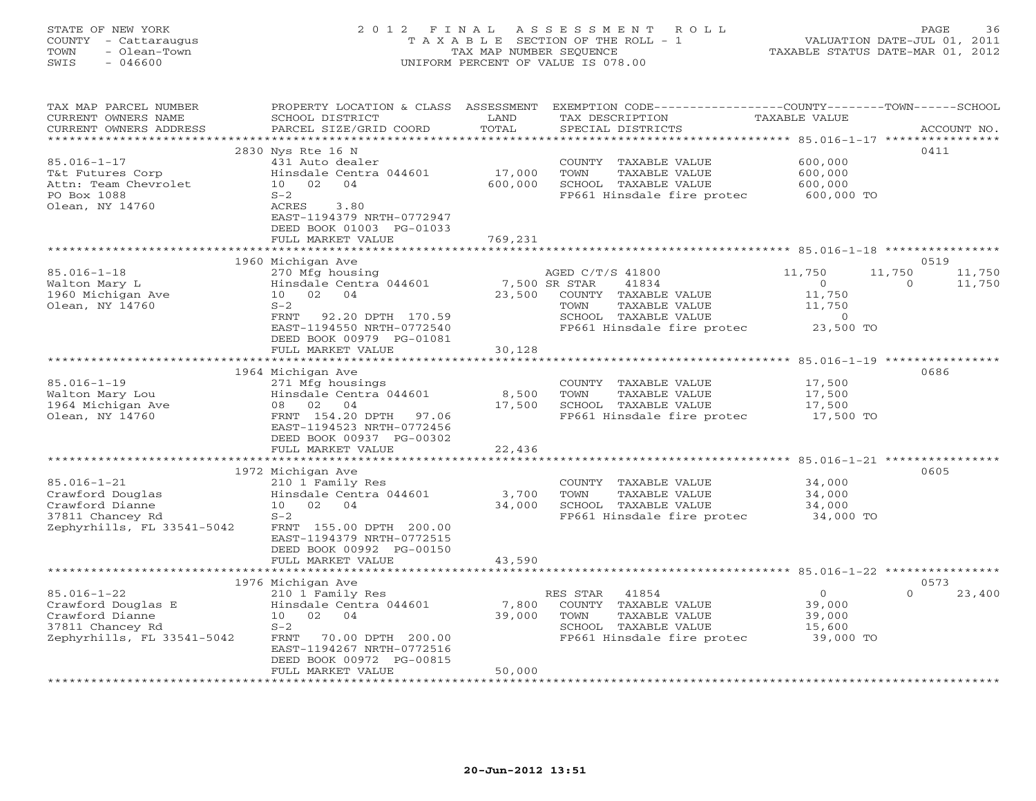STATE OF NEW YORK
COUNTY - Cattaraugus
TOWN - Olean-Town
SWIS - 046600

# 2012 FINAL ASSESSMENT ROLL

TAXABLE SECTION OF THE ROLL - 1
TAX MAP NUMBER SEQUENCE
UNIFORM PERCENT OF VALUE IS 078.00

VALUATION DATE-JUL 01, 2011
TAXABLE STATUS DATE-MAR 01, 2012

| TAX MAP PARCEL NUMBER / CURRENT OWNERS NAME / CURRENT OWNERS ADDRESS | PROPERTY LOCATION & CLASS / SCHOOL DISTRICT / PARCEL SIZE/GRID COORD | ASSESSMENT LAND | TOTAL | EXEMPTION CODE / TAX DESCRIPTION / SPECIAL DISTRICTS | COUNTY TAXABLE VALUE | TOWN | SCHOOL | ACCOUNT NO. |
|---|---|---|---|---|---|---|---|---|
| | 2830 Nys Rte 16 N | | | | | | | 0411 |
| 85.016-1-17 | 431 Auto dealer | | | COUNTY TAXABLE VALUE | 600,000 | | | |
| T&t Futures Corp | Hinsdale Centra 044601 | 17,000 | | TOWN TAXABLE VALUE | 600,000 | | | |
| Attn: Team Chevrolet | 10 02 04 | | 600,000 | SCHOOL TAXABLE VALUE | 600,000 | | | |
| PO Box 1088 | S-2 | | | FP661 Hinsdale fire protec | 600,000 TO | | | |
| Olean, NY 14760 | ACRES 3.80 | | | | | | | |
| | EAST-1194379 NRTH-0772947 | | | | | | | |
| | DEED BOOK 01003 PG-01033 | | | | | | | |
| | FULL MARKET VALUE | | 769,231 | | | | | |
| | 1960 Michigan Ave | | | | | | | 0519 |
| 85.016-1-18 | 270 Mfg housing | | | AGED C/T/S 41800 | 11,750 | 11,750 | 11,750 | |
| Walton Mary L | Hinsdale Centra 044601 | 7,500 | | SR STAR 41834 | 0 | 0 | 11,750 | |
| 1960 Michigan Ave | 10 02 04 | | 23,500 | COUNTY TAXABLE VALUE | 11,750 | | | |
| Olean, NY 14760 | S-2 | | | TOWN TAXABLE VALUE | 11,750 | | | |
| | FRNT 92.20 DPTH 170.59 | | | SCHOOL TAXABLE VALUE | 0 | | | |
| | EAST-1194550 NRTH-0772540 | | | FP661 Hinsdale fire protec | 23,500 TO | | | |
| | DEED BOOK 00979 PG-01081 | | | | | | | |
| | FULL MARKET VALUE | | 30,128 | | | | | |
| | 1964 Michigan Ave | | | | | | | 0686 |
| 85.016-1-19 | 271 Mfg housings | | | COUNTY TAXABLE VALUE | 17,500 | | | |
| Walton Mary Lou | Hinsdale Centra 044601 | 8,500 | | TOWN TAXABLE VALUE | 17,500 | | | |
| 1964 Michigan Ave | 08 02 04 | | 17,500 | SCHOOL TAXABLE VALUE | 17,500 | | | |
| Olean, NY 14760 | FRNT 154.20 DPTH 97.06 | | | FP661 Hinsdale fire protec | 17,500 TO | | | |
| | EAST-1194523 NRTH-0772456 | | | | | | | |
| | DEED BOOK 00937 PG-00302 | | | | | | | |
| | FULL MARKET VALUE | | 22,436 | | | | | |
| | 1972 Michigan Ave | | | | | | | 0605 |
| 85.016-1-21 | 210 1 Family Res | | | COUNTY TAXABLE VALUE | 34,000 | | | |
| Crawford Douglas | Hinsdale Centra 044601 | 3,700 | | TOWN TAXABLE VALUE | 34,000 | | | |
| Crawford Dianne | 10 02 04 | | 34,000 | SCHOOL TAXABLE VALUE | 34,000 | | | |
| 37811 Chancey Rd | S-2 | | | FP661 Hinsdale fire protec | 34,000 TO | | | |
| Zephyrhills, FL 33541-5042 | FRNT 155.00 DPTH 200.00 | | | | | | | |
| | EAST-1194379 NRTH-0772515 | | | | | | | |
| | DEED BOOK 00992 PG-00150 | | | | | | | |
| | FULL MARKET VALUE | | 43,590 | | | | | |
| | 1976 Michigan Ave | | | | | | | 0573 |
| 85.016-1-22 | 210 1 Family Res | | | RES STAR 41854 | 0 | 0 | 23,400 | |
| Crawford Douglas E | Hinsdale Centra 044601 | 7,800 | | COUNTY TAXABLE VALUE | 39,000 | | | |
| Crawford Dianne | 10 02 04 | | 39,000 | TOWN TAXABLE VALUE | 39,000 | | | |
| 37811 Chancey Rd | S-2 | | | SCHOOL TAXABLE VALUE | 15,600 | | | |
| Zephyrhills, FL 33541-5042 | FRNT 70.00 DPTH 200.00 | | | FP661 Hinsdale fire protec | 39,000 TO | | | |
| | EAST-1194267 NRTH-0772516 | | | | | | | |
| | DEED BOOK 00972 PG-00815 | | | | | | | |
| | FULL MARKET VALUE | | 50,000 | | | | | |

20-Jun-2012 13:51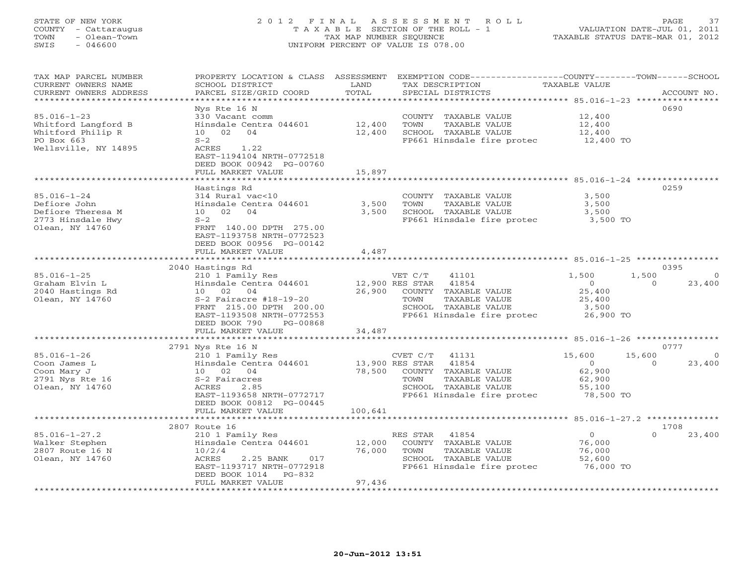STATE OF NEW YORK
COUNTY - Cattaraugus
TOWN - Olean-Town
SWIS - 046600

2 0 1 2 F I N A L A S S E S S M E N T R O L L
T A X A B L E SECTION OF THE ROLL - 1
TAX MAP NUMBER SEQUENCE
UNIFORM PERCENT OF VALUE IS 078.00

VALUATION DATE-JUL 01, 2011
TAXABLE STATUS DATE-MAR 01, 2012

| TAX MAP PARCEL NUMBER / CURRENT OWNERS NAME / CURRENT OWNERS ADDRESS | PROPERTY LOCATION & CLASS / SCHOOL DISTRICT / PARCEL SIZE/GRID COORD | ASSESSMENT LAND / TOTAL | EXEMPTION CODE / TAX DESCRIPTION / SPECIAL DISTRICTS | COUNTY TAXABLE VALUE | TOWN | SCHOOL / ACCOUNT NO. |
|---|---|---|---|---|---|---|
| **85.016-1-23** | Nys Rte 16 N | | | | | 0690 |
| 85.016-1-23 | 330 Vacant comm | | COUNTY TAXABLE VALUE | 12,400 | | |
| Whitford Langford B | Hinsdale Centra 044601 | 12,400 | TOWN TAXABLE VALUE | 12,400 | | |
| Whitford Philip R | 10 02 04 | 12,400 | SCHOOL TAXABLE VALUE | 12,400 | | |
| PO Box 663 | S-2 | | FP661 Hinsdale fire protec | 12,400 TO | | |
| Wellsville, NY 14895 | ACRES 1.22 | | | | | |
| | EAST-1194104 NRTH-0772518 | | | | | |
| | DEED BOOK 00942 PG-00760 | | | | | |
| | FULL MARKET VALUE | 15,897 | | | | |
| **85.016-1-24** | Hastings Rd | | | | | 0259 |
| 85.016-1-24 | 314 Rural vac<10 | | COUNTY TAXABLE VALUE | 3,500 | | |
| Defiore John | Hinsdale Centra 044601 | 3,500 | TOWN TAXABLE VALUE | 3,500 | | |
| Defiore Theresa M | 10 02 04 | 3,500 | SCHOOL TAXABLE VALUE | 3,500 | | |
| 2773 Hinsdale Hwy | S-2 | | FP661 Hinsdale fire protec | 3,500 TO | | |
| Olean, NY 14760 | FRNT 140.00 DPTH 275.00 | | | | | |
| | EAST-1193758 NRTH-0772523 | | | | | |
| | DEED BOOK 00956 PG-00142 | | | | | |
| | FULL MARKET VALUE | 4,487 | | | | |
| **85.016-1-25** | 2040 Hastings Rd | | | | | 0395 |
| 85.016-1-25 | 210 1 Family Res | | VET C/T 41101 | 1,500 | 1,500 | 0 |
| Graham Elvin L | Hinsdale Centra 044601 | 12,900 | RES STAR 41854 | 0 | 0 | 23,400 |
| 2040 Hastings Rd | 10 02 04 | 26,900 | COUNTY TAXABLE VALUE | 25,400 | | |
| Olean, NY 14760 | S-2 Fairacre #18-19-20 | | TOWN TAXABLE VALUE | 25,400 | | |
| | FRNT 215.00 DPTH 200.00 | | SCHOOL TAXABLE VALUE | 3,500 | | |
| | EAST-1193508 NRTH-0772553 | | FP661 Hinsdale fire protec | 26,900 TO | | |
| | DEED BOOK 790 PG-00868 | | | | | |
| | FULL MARKET VALUE | 34,487 | | | | |
| **85.016-1-26** | 2791 Nys Rte 16 N | | | | | 0777 |
| 85.016-1-26 | 210 1 Family Res | | CVET C/T 41131 | 15,600 | 15,600 | 0 |
| Coon James L | Hinsdale Centra 044601 | 13,900 | RES STAR 41854 | 0 | 0 | 23,400 |
| Coon Mary J | 10 02 04 | 78,500 | COUNTY TAXABLE VALUE | 62,900 | | |
| 2791 Nys Rte 16 | S-2 Fairacres | | TOWN TAXABLE VALUE | 62,900 | | |
| Olean, NY 14760 | ACRES 2.85 | | SCHOOL TAXABLE VALUE | 55,100 | | |
| | EAST-1193658 NRTH-0772717 | | FP661 Hinsdale fire protec | 78,500 TO | | |
| | DEED BOOK 00812 PG-00445 | | | | | |
| | FULL MARKET VALUE | 100,641 | | | | |
| **85.016-1-27.2** | 2807 Route 16 | | | | | 1708 |
| 85.016-1-27.2 | 210 1 Family Res | | RES STAR 41854 | 0 | 0 | 23,400 |
| Walker Stephen | Hinsdale Centra 044601 | 12,000 | COUNTY TAXABLE VALUE | 76,000 | | |
| 2807 Route 16 N | 10/2/4 | 76,000 | TOWN TAXABLE VALUE | 76,000 | | |
| Olean, NY 14760 | ACRES 2.25 BANK 017 | | SCHOOL TAXABLE VALUE | 52,600 | | |
| | EAST-1193717 NRTH-0772918 | | FP661 Hinsdale fire protec | 76,000 TO | | |
| | DEED BOOK 1014 PG-832 | | | | | |
| | FULL MARKET VALUE | 97,436 | | | | |

20-Jun-2012 13:51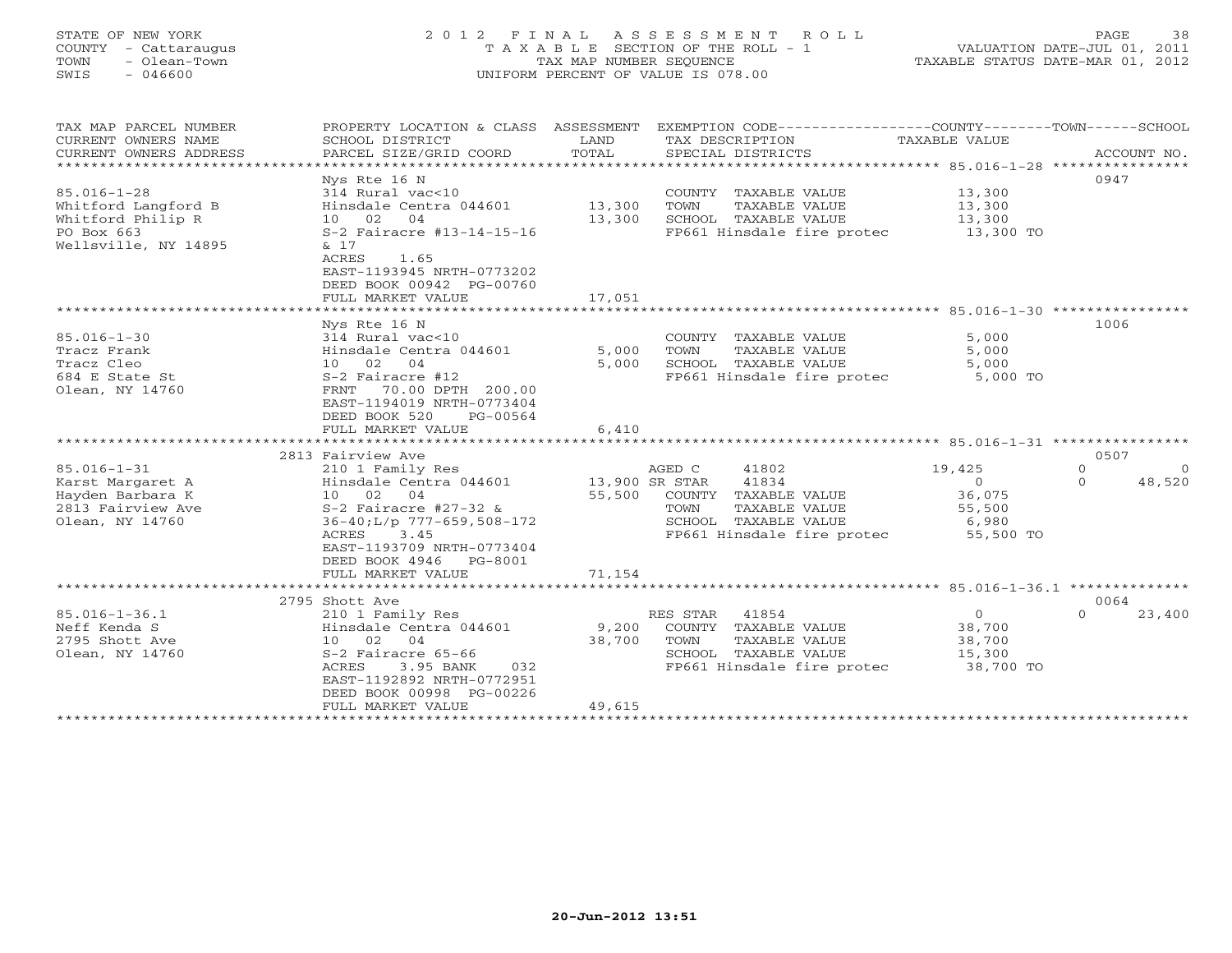STATE OF NEW YORK
COUNTY - Cattaraugus
TOWN - Olean-Town
SWIS - 046600

2012 FINAL ASSESSMENT ROLL
TAXABLE SECTION OF THE ROLL - 1
TAX MAP NUMBER SEQUENCE
UNIFORM PERCENT OF VALUE IS 078.00

VALUATION DATE-JUL 01, 2011
TAXABLE STATUS DATE-MAR 01, 2012

| TAX MAP PARCEL NUMBER / CURRENT OWNERS NAME / CURRENT OWNERS ADDRESS | PROPERTY LOCATION & CLASS / SCHOOL DISTRICT / PARCEL SIZE/GRID COORD | ASSESSMENT LAND | TOTAL | EXEMPTION CODE / TAX DESCRIPTION / SPECIAL DISTRICTS | COUNTY TAXABLE VALUE | TOWN | SCHOOL | ACCOUNT NO. |
|---|---|---|---|---|---|---|---|---|
| | Nys Rte 16 N | | | | | | | 0947 |
| 85.016-1-28 | 314 Rural vac<10 | | | COUNTY TAXABLE VALUE | 13,300 | | | |
| Whitford Langford B | Hinsdale Centra 044601 | 13,300 | | TOWN TAXABLE VALUE | 13,300 | | | |
| Whitford Philip R | 10 02 04 | | 13,300 | SCHOOL TAXABLE VALUE | 13,300 | | | |
| PO Box 663 | S-2 Fairacre #13-14-15-16 | | | FP661 Hinsdale fire protec | 13,300 TO | | | |
| Wellsville, NY 14895 | & 17 | | | | | | | |
| | ACRES 1.65 | | | | | | | |
| | EAST-1193945 NRTH-0773202 | | | | | | | |
| | DEED BOOK 00942 PG-00760 | | | | | | | |
| | FULL MARKET VALUE | | 17,051 | | | | | |
| | Nys Rte 16 N | | | | | | | 1006 |
| 85.016-1-30 | 314 Rural vac<10 | | | COUNTY TAXABLE VALUE | 5,000 | | | |
| Tracz Frank | Hinsdale Centra 044601 | 5,000 | | TOWN TAXABLE VALUE | 5,000 | | | |
| Tracz Cleo | 10 02 04 | | 5,000 | SCHOOL TAXABLE VALUE | 5,000 | | | |
| 684 E State St | S-2 Fairacre #12 | | | FP661 Hinsdale fire protec | 5,000 TO | | | |
| Olean, NY 14760 | FRNT 70.00 DPTH 200.00 | | | | | | | |
| | EAST-1194019 NRTH-0773404 | | | | | | | |
| | DEED BOOK 520 PG-00564 | | | | | | | |
| | FULL MARKET VALUE | | 6,410 | | | | | |
| | 2813 Fairview Ave | | | | | | | 0507 |
| 85.016-1-31 | 210 1 Family Res | | | AGED C 41802 | 19,425 | 0 | 0 | |
| Karst Margaret A | Hinsdale Centra 044601 | 13,900 | | SR STAR 41834 | 0 | 0 | 48,520 | |
| Hayden Barbara K | 10 02 04 | | 55,500 | COUNTY TAXABLE VALUE | 36,075 | | | |
| 2813 Fairview Ave | S-2 Fairacre #27-32 & | | | TOWN TAXABLE VALUE | 55,500 | | | |
| Olean, NY 14760 | 36-40;L/p 777-659,508-172 | | | SCHOOL TAXABLE VALUE | 6,980 | | | |
| | ACRES 3.45 | | | FP661 Hinsdale fire protec | 55,500 TO | | | |
| | EAST-1193709 NRTH-0773404 | | | | | | | |
| | DEED BOOK 4946 PG-8001 | | | | | | | |
| | FULL MARKET VALUE | | 71,154 | | | | | |
| | 2795 Shott Ave | | | | | | | 0064 |
| 85.016-1-36.1 | 210 1 Family Res | | | RES STAR 41854 | 0 | 0 | 23,400 | |
| Neff Kenda S | Hinsdale Centra 044601 | 9,200 | | COUNTY TAXABLE VALUE | 38,700 | | | |
| 2795 Shott Ave | 10 02 04 | | 38,700 | TOWN TAXABLE VALUE | 38,700 | | | |
| Olean, NY 14760 | S-2 Fairacre 65-66 | | | SCHOOL TAXABLE VALUE | 15,300 | | | |
| | ACRES 3.95 BANK 032 | | | FP661 Hinsdale fire protec | 38,700 TO | | | |
| | EAST-1192892 NRTH-0772951 | | | | | | | |
| | DEED BOOK 00998 PG-00226 | | | | | | | |
| | FULL MARKET VALUE | | 49,615 | | | | | |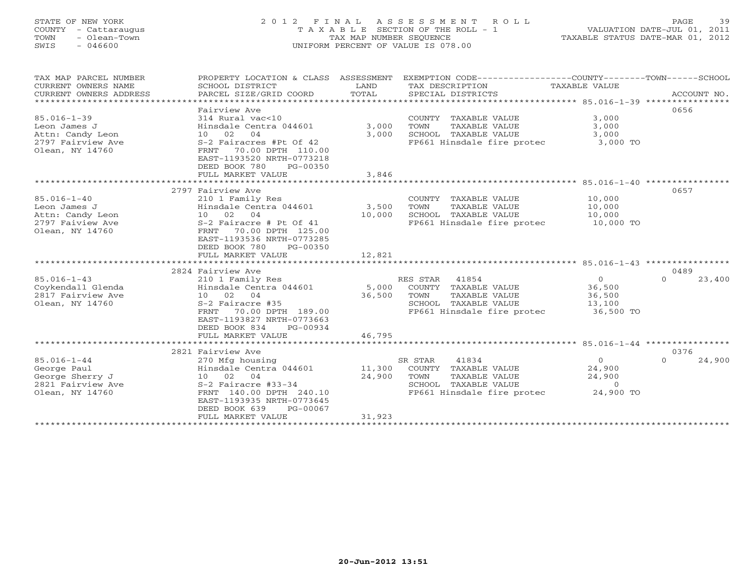STATE OF NEW YORK
COUNTY - Cattaraugus
TOWN - Olean-Town
SWIS - 046600

2012 FINAL ASSESSMENT ROLL
TAXABLE SECTION OF THE ROLL - 1
TAX MAP NUMBER SEQUENCE
UNIFORM PERCENT OF VALUE IS 078.00

VALUATION DATE-JUL 01, 2011
TAXABLE STATUS DATE-MAR 01, 2012

| TAX MAP PARCEL NUMBER / CURRENT OWNERS NAME / CURRENT OWNERS ADDRESS | PROPERTY LOCATION & CLASS / SCHOOL DISTRICT / PARCEL SIZE/GRID COORD | ASSESSMENT LAND / TOTAL | EXEMPTION CODE / TAX DESCRIPTION / SPECIAL DISTRICTS | COUNTY / TOWN / SCHOOL TAXABLE VALUE | ACCOUNT NO. |
|---|---|---|---|---|---|
| **85.016-1-39** | Fairview Ave | | | | 0656 |
| Leon James J | 314 Rural vac<10 | | COUNTY TAXABLE VALUE | 3,000 | |
| Attn: Candy Leon | Hinsdale Centra 044601 | 3,000 | TOWN TAXABLE VALUE | 3,000 | |
| 2797 Fairview Ave | 10 02 04 | 3,000 | SCHOOL TAXABLE VALUE | 3,000 | |
| Olean, NY 14760 | S-2 Fairacres #Pt Of 42 | | FP661 Hinsdale fire protec | 3,000 TO | |
| | FRNT 70.00 DPTH 110.00 | | | | |
| | EAST-1193520 NRTH-0773218 | | | | |
| | DEED BOOK 780 PG-00350 | | | | |
| | FULL MARKET VALUE | 3,846 | | | |
| **85.016-1-40** | 2797 Fairview Ave | | | | 0657 |
| Leon James J | 210 1 Family Res | | COUNTY TAXABLE VALUE | 10,000 | |
| Attn: Candy Leon | Hinsdale Centra 044601 | 3,500 | TOWN TAXABLE VALUE | 10,000 | |
| 2797 Faiview Ave | 10 02 04 | 10,000 | SCHOOL TAXABLE VALUE | 10,000 | |
| Olean, NY 14760 | S-2 Fairacre # Pt Of 41 | | FP661 Hinsdale fire protec | 10,000 TO | |
| | FRNT 70.00 DPTH 125.00 | | | | |
| | EAST-1193536 NRTH-0773285 | | | | |
| | DEED BOOK 780 PG-00350 | | | | |
| | FULL MARKET VALUE | 12,821 | | | |
| **85.016-1-43** | 2824 Fairview Ave | | | | 0489 |
| Coykendall Glenda | 210 1 Family Res | | RES STAR 41854 | 0 0 23,400 | |
| 2817 Fairview Ave | Hinsdale Centra 044601 | 5,000 | COUNTY TAXABLE VALUE | 36,500 | |
| Olean, NY 14760 | 10 02 04 | 36,500 | TOWN TAXABLE VALUE | 36,500 | |
| | S-2 Fairacre #35 | | SCHOOL TAXABLE VALUE | 13,100 | |
| | FRNT 70.00 DPTH 189.00 | | FP661 Hinsdale fire protec | 36,500 TO | |
| | EAST-1193827 NRTH-0773663 | | | | |
| | DEED BOOK 834 PG-00934 | | | | |
| | FULL MARKET VALUE | 46,795 | | | |
| **85.016-1-44** | 2821 Fairview Ave | | | | 0376 |
| George Paul | 270 Mfg housing | | SR STAR 41834 | 0 0 24,900 | |
| George Sherry J | Hinsdale Centra 044601 | 11,300 | COUNTY TAXABLE VALUE | 24,900 | |
| 2821 Fairview Ave | 10 02 04 | 24,900 | TOWN TAXABLE VALUE | 24,900 | |
| Olean, NY 14760 | S-2 Fairacre #33-34 | | SCHOOL TAXABLE VALUE | 0 | |
| | FRNT 140.00 DPTH 240.10 | | FP661 Hinsdale fire protec | 24,900 TO | |
| | EAST-1193935 NRTH-0773645 | | | | |
| | DEED BOOK 639 PG-00067 | | | | |
| | FULL MARKET VALUE | 31,923 | | | |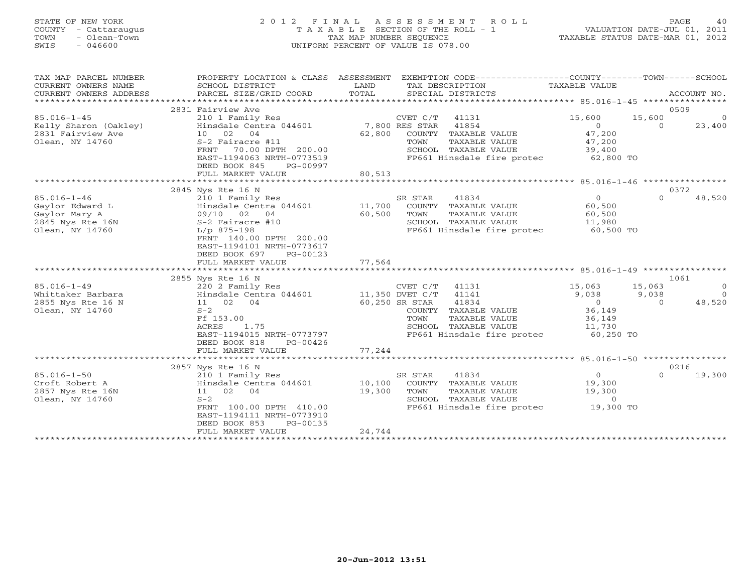STATE OF NEW YORK | COUNTY - Cattaraugus | TOWN - Olean-Town | SWIS - 046600

# 2012 FINAL ASSESSMENT ROLL
TAXABLE SECTION OF THE ROLL - 1
TAX MAP NUMBER SEQUENCE
UNIFORM PERCENT OF VALUE IS 078.00

VALUATION DATE-JUL 01, 2011
TAXABLE STATUS DATE-MAR 01, 2012

| TAX MAP PARCEL NUMBER / CURRENT OWNERS NAME / CURRENT OWNERS ADDRESS | PROPERTY LOCATION & CLASS / SCHOOL DISTRICT / PARCEL SIZE/GRID COORD | ASSESSMENT LAND / TOTAL | EXEMPTION CODE / TAX DESCRIPTION / SPECIAL DISTRICTS | COUNTY TAXABLE VALUE | TOWN | SCHOOL | ACCOUNT NO. |
|---|---|---|---|---|---|---|---|
| 85.016-1-45 | 2831 Fairview Ave | | | | | | 0509 |
| Kelly Sharon (Oakley) | 210 1 Family Res | | CVET C/T 41131 | 15,600 | 15,600 | 0 | |
| 2831 Fairview Ave | Hinsdale Centra 044601 | 7,800 | RES STAR 41854 | 0 | 0 | 23,400 | |
| Olean, NY 14760 | 10 02 04 | 62,800 | COUNTY TAXABLE VALUE | 47,200 | | | |
| | S-2 Fairacre #11 | | TOWN TAXABLE VALUE | 47,200 | | | |
| | FRNT 70.00 DPTH 200.00 | | SCHOOL TAXABLE VALUE | 39,400 | | | |
| | EAST-1194063 NRTH-0773519 | | FP661 Hinsdale fire protec | 62,800 TO | | | |
| | DEED BOOK 845 PG-00997 | | | | | | |
| | FULL MARKET VALUE | 80,513 | | | | | |
| 85.016-1-46 | 2845 Nys Rte 16 N | | | | | | 0372 |
| Gaylor Edward L | 210 1 Family Res | | SR STAR 41834 | 0 | 0 | 48,520 | |
| Gaylor Mary A | Hinsdale Centra 044601 | 11,700 | COUNTY TAXABLE VALUE | 60,500 | | | |
| 2845 Nys Rte 16N | 09/10 02 04 | 60,500 | TOWN TAXABLE VALUE | 60,500 | | | |
| Olean, NY 14760 | S-2 Fairacre #10 | | SCHOOL TAXABLE VALUE | 11,980 | | | |
| | L/p 875-198 | | FP661 Hinsdale fire protec | 60,500 TO | | | |
| | FRNT 140.00 DPTH 200.00 | | | | | | |
| | EAST-1194101 NRTH-0773617 | | | | | | |
| | DEED BOOK 697 PG-00123 | | | | | | |
| | FULL MARKET VALUE | 77,564 | | | | | |
| 85.016-1-49 | 2855 Nys Rte 16 N | | | | | | 1061 |
| Whittaker Barbara | 220 2 Family Res | | CVET C/T 41131 | 15,063 | 15,063 | 0 | |
| 2855 Nys Rte 16 N | Hinsdale Centra 044601 | 11,350 | DVET C/T 41141 | 9,038 | 9,038 | 0 | |
| Olean, NY 14760 | 11 02 04 | 60,250 | SR STAR 41834 | 0 | 0 | 48,520 | |
| | S-2 | | COUNTY TAXABLE VALUE | 36,149 | | | |
| | Ff 153.00 | | TOWN TAXABLE VALUE | 36,149 | | | |
| | ACRES 1.75 | | SCHOOL TAXABLE VALUE | 11,730 | | | |
| | EAST-1194015 NRTH-0773797 | | FP661 Hinsdale fire protec | 60,250 TO | | | |
| | DEED BOOK 818 PG-00426 | | | | | | |
| | FULL MARKET VALUE | 77,244 | | | | | |
| 85.016-1-50 | 2857 Nys Rte 16 N | | | | | | 0216 |
| Croft Robert A | 210 1 Family Res | | SR STAR 41834 | 0 | 0 | 19,300 | |
| 2857 Nys Rte 16N | Hinsdale Centra 044601 | 10,100 | COUNTY TAXABLE VALUE | 19,300 | | | |
| Olean, NY 14760 | 11 02 04 | 19,300 | TOWN TAXABLE VALUE | 19,300 | | | |
| | S-2 | | SCHOOL TAXABLE VALUE | 0 | | | |
| | FRNT 100.00 DPTH 410.00 | | FP661 Hinsdale fire protec | 19,300 TO | | | |
| | EAST-1194111 NRTH-0773910 | | | | | | |
| | DEED BOOK 853 PG-00135 | | | | | | |
| | FULL MARKET VALUE | 24,744 | | | | | |

20-Jun-2012 13:51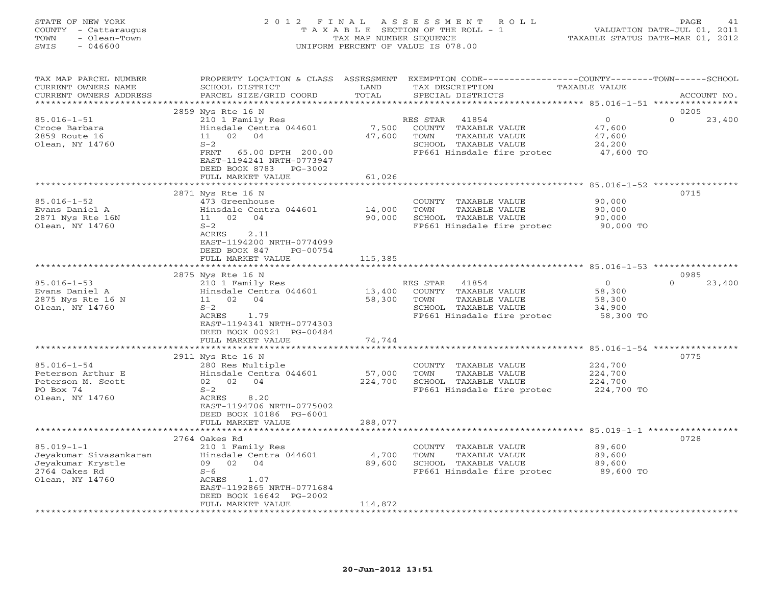STATE OF NEW YORK
COUNTY - Cattaraugus
TOWN - Olean-Town
SWIS - 046600

# 2012 FINAL ASSESSMENT ROLL

TAXABLE SECTION OF THE ROLL - 1
TAX MAP NUMBER SEQUENCE
UNIFORM PERCENT OF VALUE IS 078.00

VALUATION DATE-JUL 01, 2011
TAXABLE STATUS DATE-MAR 01, 2012

| TAX MAP PARCEL NUMBER / CURRENT OWNERS NAME / CURRENT OWNERS ADDRESS | PROPERTY LOCATION & CLASS / SCHOOL DISTRICT / PARCEL SIZE/GRID COORD | ASSESSMENT LAND / TOTAL | EXEMPTION CODE / TAX DESCRIPTION / SPECIAL DISTRICTS | COUNTY TAXABLE VALUE | TOWN | SCHOOL | ACCOUNT NO. |
|---|---|---|---|---|---|---|---|
| **85.016-1-51** | 2859 Nys Rte 16 N | | | | | | 0205 |
| Croce Barbara | 210 1 Family Res | | RES STAR 41854 | 0 | 0 | 23,400 | |
| 2859 Route 16 | Hinsdale Centra 044601 | 7,500 | COUNTY TAXABLE VALUE | 47,600 | | | |
| Olean, NY 14760 | 11 02 04 | 47,600 | TOWN TAXABLE VALUE | | 47,600 | | |
| | S-2 | | SCHOOL TAXABLE VALUE | | | 24,200 | |
| | FRNT 65.00 DPTH 200.00 | | FP661 Hinsdale fire protec | 47,600 TO | | | |
| | EAST-1194241 NRTH-0773947 | | | | | | |
| | DEED BOOK 8783 PG-3002 | | | | | | |
| | FULL MARKET VALUE | 61,026 | | | | | |
| **85.016-1-52** | 2871 Nys Rte 16 N | | | | | | 0715 |
| Evans Daniel A | 473 Greenhouse | | COUNTY TAXABLE VALUE | 90,000 | | | |
| 2871 Nys Rte 16N | Hinsdale Centra 044601 | 14,000 | TOWN TAXABLE VALUE | | 90,000 | | |
| Olean, NY 14760 | 11 02 04 | 90,000 | SCHOOL TAXABLE VALUE | | | 90,000 | |
| | S-2 | | FP661 Hinsdale fire protec | 90,000 TO | | | |
| | ACRES 2.11 | | | | | | |
| | EAST-1194200 NRTH-0774099 | | | | | | |
| | DEED BOOK 847 PG-00754 | | | | | | |
| | FULL MARKET VALUE | 115,385 | | | | | |
| **85.016-1-53** | 2875 Nys Rte 16 N | | | | | | 0985 |
| Evans Daniel A | 210 1 Family Res | | RES STAR 41854 | 0 | 0 | 23,400 | |
| 2875 Nys Rte 16 N | Hinsdale Centra 044601 | 13,400 | COUNTY TAXABLE VALUE | 58,300 | | | |
| Olean, NY 14760 | 11 02 04 | 58,300 | TOWN TAXABLE VALUE | | 58,300 | | |
| | S-2 | | SCHOOL TAXABLE VALUE | | | 34,900 | |
| | ACRES 1.79 | | FP661 Hinsdale fire protec | 58,300 TO | | | |
| | EAST-1194341 NRTH-0774303 | | | | | | |
| | DEED BOOK 00921 PG-00484 | | | | | | |
| | FULL MARKET VALUE | 74,744 | | | | | |
| **85.016-1-54** | 2911 Nys Rte 16 N | | | | | | 0775 |
| Peterson Arthur E | 280 Res Multiple | | COUNTY TAXABLE VALUE | 224,700 | | | |
| Peterson M. Scott | Hinsdale Centra 044601 | 57,000 | TOWN TAXABLE VALUE | | 224,700 | | |
| PO Box 74 | 02 02 04 | 224,700 | SCHOOL TAXABLE VALUE | | | 224,700 | |
| Olean, NY 14760 | S-2 | | FP661 Hinsdale fire protec | 224,700 TO | | | |
| | ACRES 8.20 | | | | | | |
| | EAST-1194706 NRTH-0775002 | | | | | | |
| | DEED BOOK 10186 PG-6001 | | | | | | |
| | FULL MARKET VALUE | 288,077 | | | | | |
| **85.019-1-1** | 2764 Oakes Rd | | | | | | 0728 |
| Jeyakumar Sivasankaran | 210 1 Family Res | | COUNTY TAXABLE VALUE | 89,600 | | | |
| Jeyakumar Krystle | Hinsdale Centra 044601 | 4,700 | TOWN TAXABLE VALUE | | 89,600 | | |
| 2764 Oakes Rd | 09 02 04 | 89,600 | SCHOOL TAXABLE VALUE | | | 89,600 | |
| Olean, NY 14760 | S-6 | | FP661 Hinsdale fire protec | 89,600 TO | | | |
| | ACRES 1.07 | | | | | | |
| | EAST-1192865 NRTH-0771684 | | | | | | |
| | DEED BOOK 16642 PG-2002 | | | | | | |
| | FULL MARKET VALUE | 114,872 | | | | | |

20-Jun-2012 13:51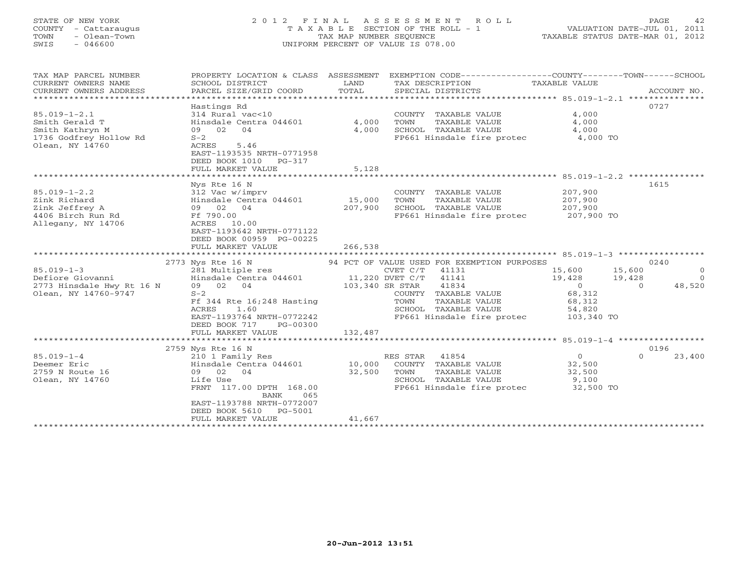STATE OF NEW YORK
COUNTY - Cattaraugus
TOWN - Olean-Town
SWIS - 046600

2012 FINAL ASSESSMENT ROLL
TAXABLE SECTION OF THE ROLL - 1
TAX MAP NUMBER SEQUENCE
UNIFORM PERCENT OF VALUE IS 078.00

VALUATION DATE-JUL 01, 2011
TAXABLE STATUS DATE-MAR 01, 2012

| TAX MAP PARCEL NUMBER / CURRENT OWNERS NAME / CURRENT OWNERS ADDRESS | PROPERTY LOCATION & CLASS / SCHOOL DISTRICT / PARCEL SIZE/GRID COORD | ASSESSMENT LAND / TOTAL | EXEMPTION CODE / TAX DESCRIPTION / SPECIAL DISTRICTS | COUNTY | TOWN | SCHOOL | ACCOUNT NO. |
|---|---|---|---|---|---|---|---|
| **85.019-1-2.1** | Hastings Rd | | | | | | 0727 |
| Smith Gerald T | 314 Rural vac<10 | | COUNTY TAXABLE VALUE | 4,000 | | | |
| Smith Kathryn M | Hinsdale Centra 044601 | 4,000 | TOWN TAXABLE VALUE | | 4,000 | | |
| 1736 Godfrey Hollow Rd | 09 02 04 | 4,000 | SCHOOL TAXABLE VALUE | | | 4,000 | |
| Olean, NY 14760 | S-2 | | FP661 Hinsdale fire protec | 4,000 TO | | | |
| | ACRES 5.46 | | | | | | |
| | EAST-1193535 NRTH-0771958 | | | | | | |
| | DEED BOOK 1010 PG-317 | | | | | | |
| | FULL MARKET VALUE | 5,128 | | | | | |
| **85.019-1-2.2** | Nys Rte 16 N | | | | | | 1615 |
| Zink Richard | 312 Vac w/imprv | | COUNTY TAXABLE VALUE | 207,900 | | | |
| Zink Jeffrey A | Hinsdale Centra 044601 | 15,000 | TOWN TAXABLE VALUE | | 207,900 | | |
| 4406 Birch Run Rd | 09 02 04 | 207,900 | SCHOOL TAXABLE VALUE | | | 207,900 | |
| Allegany, NY 14706 | Ff 790.00 | | FP661 Hinsdale fire protec | 207,900 TO | | | |
| | ACRES 10.00 | | | | | | |
| | EAST-1193642 NRTH-0771122 | | | | | | |
| | DEED BOOK 00959 PG-00225 | | | | | | |
| | FULL MARKET VALUE | 266,538 | | | | | |
| **85.019-1-3** | 2773 Nys Rte 16 N | | 94 PCT OF VALUE USED FOR EXEMPTION PURPOSES | | | | 0240 |
| Defiore Giovanni | 281 Multiple res | | CVET C/T 41131 | 15,600 | 15,600 | 0 | |
| 2773 Hinsdale Hwy Rt 16 N | Hinsdale Centra 044601 | 11,220 | DVET C/T 41141 | 19,428 | 19,428 | 0 | |
| Olean, NY 14760-9747 | 09 02 04 | 103,340 | SR STAR 41834 | 0 | 0 | 48,520 | |
| | S-2 | | COUNTY TAXABLE VALUE | 68,312 | | | |
| | Ff 344 Rte 16;248 Hasting | | TOWN TAXABLE VALUE | | 68,312 | | |
| | ACRES 1.60 | | SCHOOL TAXABLE VALUE | | | 54,820 | |
| | EAST-1193764 NRTH-0772242 | | FP661 Hinsdale fire protec | 103,340 TO | | | |
| | DEED BOOK 717 PG-00300 | | | | | | |
| | FULL MARKET VALUE | 132,487 | | | | | |
| **85.019-1-4** | 2759 Nys Rte 16 N | | | | | | 0196 |
| Deemer Eric | 210 1 Family Res | | RES STAR 41854 | 0 | 0 | 23,400 | |
| 2759 N Route 16 | Hinsdale Centra 044601 | 10,000 | COUNTY TAXABLE VALUE | 32,500 | | | |
| Olean, NY 14760 | 09 02 04 | 32,500 | TOWN TAXABLE VALUE | | 32,500 | | |
| | Life Use | | SCHOOL TAXABLE VALUE | | | 9,100 | |
| | FRNT 117.00 DPTH 168.00 | | FP661 Hinsdale fire protec | 32,500 TO | | | |
| | BANK 065 | | | | | | |
| | EAST-1193788 NRTH-0772007 | | | | | | |
| | DEED BOOK 5610 PG-5001 | | | | | | |
| | FULL MARKET VALUE | 41,667 | | | | | |

20-Jun-2012 13:51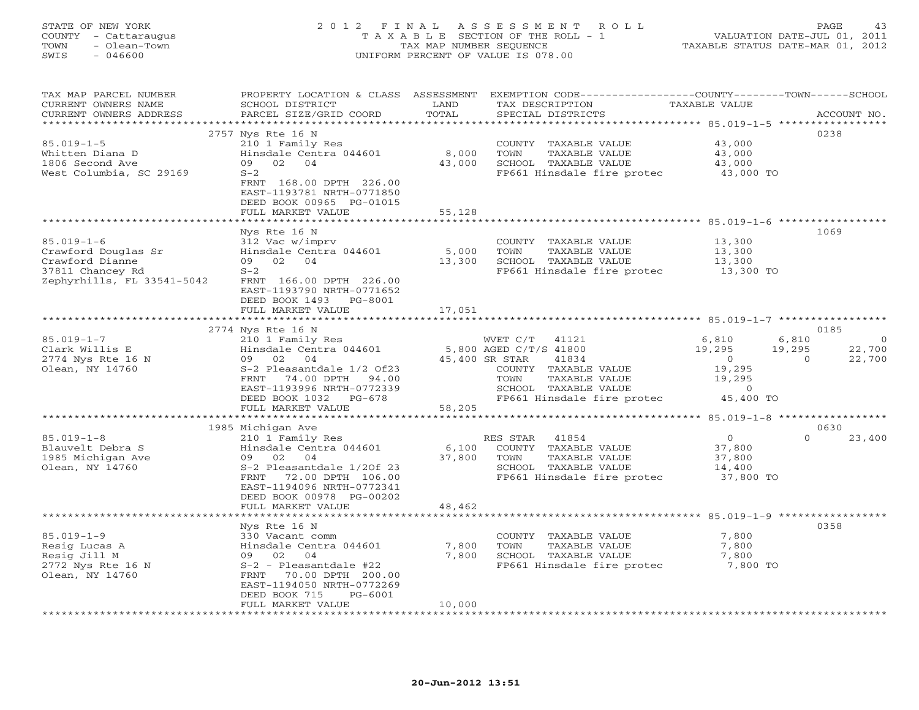STATE OF NEW YORK
COUNTY - Cattaraugus
TOWN - Olean-Town
SWIS - 046600

2012 FINAL ASSESSMENT ROLL
TAXABLE SECTION OF THE ROLL - 1
TAX MAP NUMBER SEQUENCE
UNIFORM PERCENT OF VALUE IS 078.00

VALUATION DATE-JUL 01, 2011
TAXABLE STATUS DATE-MAR 01, 2012

| TAX MAP PARCEL NUMBER / CURRENT OWNERS NAME / CURRENT OWNERS ADDRESS | PROPERTY LOCATION & CLASS / SCHOOL DISTRICT / PARCEL SIZE/GRID COORD | ASSESSMENT LAND / TOTAL | EXEMPTION CODE / TAX DESCRIPTION / SPECIAL DISTRICTS | COUNTY TAXABLE VALUE | TOWN | SCHOOL | ACCOUNT NO. |
|---|---|---|---|---|---|---|---|
| | 2757 Nys Rte 16 N | | | | | | 0238 |
| 85.019-1-5 | 210 1 Family Res | | COUNTY TAXABLE VALUE | 43,000 | | | |
| Whitten Diana D | Hinsdale Centra 044601 | 8,000 | TOWN TAXABLE VALUE | 43,000 | | | |
| 1806 Second Ave | 09 02 04 | 43,000 | SCHOOL TAXABLE VALUE | 43,000 | | | |
| West Columbia, SC 29169 | S-2 | | FP661 Hinsdale fire protec | 43,000 TO | | | |
| | FRNT 168.00 DPTH 226.00 | | | | | | |
| | EAST-1193781 NRTH-0771850 | | | | | | |
| | DEED BOOK 00965 PG-01015 | | | | | | |
| | FULL MARKET VALUE | 55,128 | | | | | |
| | Nys Rte 16 N | | | | | | 1069 |
| 85.019-1-6 | 312 Vac w/imprv | | COUNTY TAXABLE VALUE | 13,300 | | | |
| Crawford Douglas Sr | Hinsdale Centra 044601 | 5,000 | TOWN TAXABLE VALUE | 13,300 | | | |
| Crawford Dianne | 09 02 04 | 13,300 | SCHOOL TAXABLE VALUE | 13,300 | | | |
| 37811 Chancey Rd | S-2 | | FP661 Hinsdale fire protec | 13,300 TO | | | |
| Zephyrhills, FL 33541-5042 | FRNT 166.00 DPTH 226.00 | | | | | | |
| | EAST-1193790 NRTH-0771652 | | | | | | |
| | DEED BOOK 1493 PG-8001 | | | | | | |
| | FULL MARKET VALUE | 17,051 | | | | | |
| | 2774 Nys Rte 16 N | | | | | | 0185 |
| 85.019-1-7 | 210 1 Family Res | | WVET C/T 41121 | 6,810 | 6,810 | 0 | |
| Clark Willis E | Hinsdale Centra 044601 | 5,800 | AGED C/T/S 41800 | 19,295 | 19,295 | 22,700 | |
| 2774 Nys Rte 16 N | 09 02 04 | 45,400 | SR STAR 41834 | 0 | 0 | 22,700 | |
| Olean, NY 14760 | S-2 Pleasantdale 1/2 Of23 | | COUNTY TAXABLE VALUE | 19,295 | | | |
| | FRNT 74.00 DPTH 94.00 | | TOWN TAXABLE VALUE | 19,295 | | | |
| | EAST-1193996 NRTH-0772339 | | SCHOOL TAXABLE VALUE | 0 | | | |
| | DEED BOOK 1032 PG-678 | | FP661 Hinsdale fire protec | 45,400 TO | | | |
| | FULL MARKET VALUE | 58,205 | | | | | |
| | 1985 Michigan Ave | | | | | | 0630 |
| 85.019-1-8 | 210 1 Family Res | | RES STAR 41854 | 0 | 0 | 23,400 | |
| Blauvelt Debra S | Hinsdale Centra 044601 | 6,100 | COUNTY TAXABLE VALUE | 37,800 | | | |
| 1985 Michigan Ave | 09 02 04 | 37,800 | TOWN TAXABLE VALUE | 37,800 | | | |
| Olean, NY 14760 | S-2 Pleasantdale 1/2Of 23 | | SCHOOL TAXABLE VALUE | 14,400 | | | |
| | FRNT 72.00 DPTH 106.00 | | FP661 Hinsdale fire protec | 37,800 TO | | | |
| | EAST-1194096 NRTH-0772341 | | | | | | |
| | DEED BOOK 00978 PG-00202 | | | | | | |
| | FULL MARKET VALUE | 48,462 | | | | | |
| | Nys Rte 16 N | | | | | | 0358 |
| 85.019-1-9 | 330 Vacant comm | | COUNTY TAXABLE VALUE | 7,800 | | | |
| Resig Lucas A | Hinsdale Centra 044601 | 7,800 | TOWN TAXABLE VALUE | 7,800 | | | |
| Resig Jill M | 09 02 04 | 7,800 | SCHOOL TAXABLE VALUE | 7,800 | | | |
| 2772 Nys Rte 16 N | S-2 - Pleasantdale #22 | | FP661 Hinsdale fire protec | 7,800 TO | | | |
| Olean, NY 14760 | FRNT 70.00 DPTH 200.00 | | | | | | |
| | EAST-1194050 NRTH-0772269 | | | | | | |
| | DEED BOOK 715 PG-6001 | | | | | | |
| | FULL MARKET VALUE | 10,000 | | | | | |

20-Jun-2012 13:51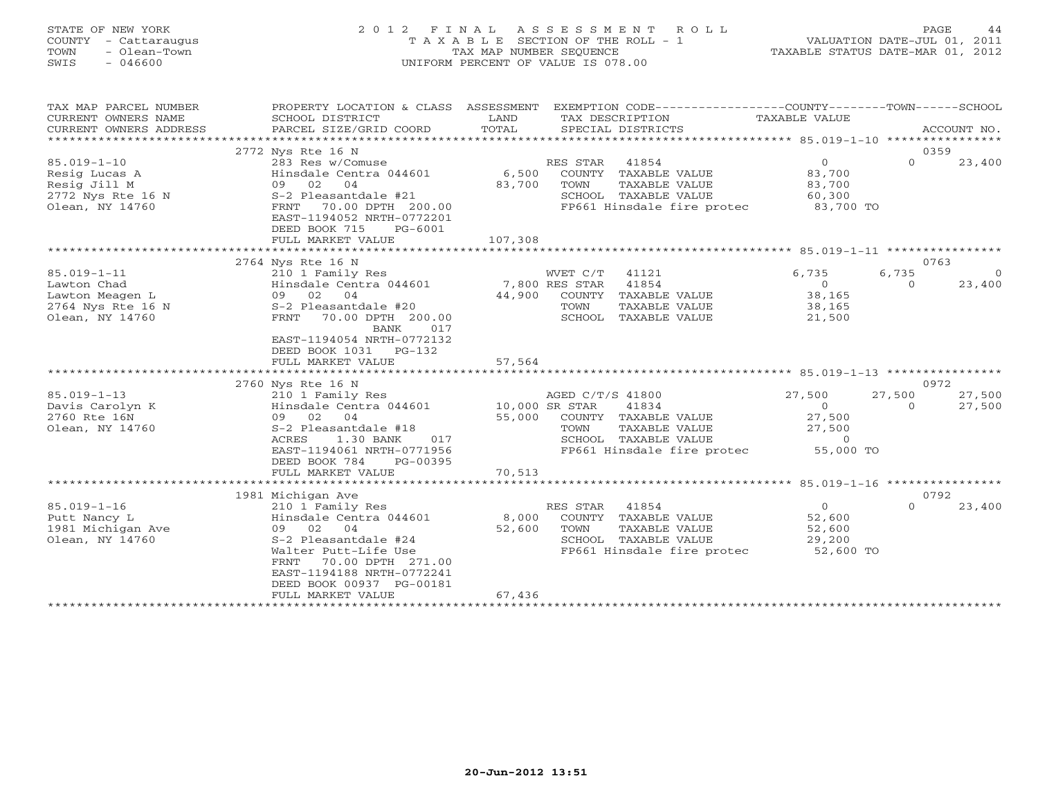STATE OF NEW YORK
COUNTY - Cattaraugus
TOWN - Olean-Town
SWIS - 046600

2012 FINAL ASSESSMENT ROLL
TAXABLE SECTION OF THE ROLL - 1
TAX MAP NUMBER SEQUENCE
UNIFORM PERCENT OF VALUE IS 078.00

VALUATION DATE-JUL 01, 2011
TAXABLE STATUS DATE-MAR 01, 2012

| TAX MAP PARCEL NUMBER / CURRENT OWNERS NAME / CURRENT OWNERS ADDRESS | PROPERTY LOCATION & CLASS / SCHOOL DISTRICT / PARCEL SIZE/GRID COORD | ASSESSMENT LAND / TOTAL | EXEMPTION CODE / TAX DESCRIPTION / SPECIAL DISTRICTS | COUNTY TAXABLE VALUE | TOWN | SCHOOL / ACCOUNT NO. |
|---|---|---|---|---|---|---|
| | 2772 Nys Rte 16 N | | | | | 0359 |
| 85.019-1-10 | 283 Res w/Comuse | | RES STAR 41854 | 0 | 0 | 23,400 |
| Resig Lucas A | Hinsdale Centra 044601 | 6,500 | COUNTY TAXABLE VALUE | 83,700 | | |
| Resig Jill M | 09 02 04 | 83,700 | TOWN TAXABLE VALUE | 83,700 | | |
| 2772 Nys Rte 16 N | S-2 Pleasantdale #21 | | SCHOOL TAXABLE VALUE | 60,300 | | |
| Olean, NY 14760 | FRNT 70.00 DPTH 200.00 | | FP661 Hinsdale fire protec | 83,700 TO | | |
| | EAST-1194052 NRTH-0772201 | | | | | |
| | DEED BOOK 715 PG-6001 | | | | | |
| | FULL MARKET VALUE | 107,308 | | | | |
| | 2764 Nys Rte 16 N | | | | | 0763 |
| 85.019-1-11 | 210 1 Family Res | | WVET C/T 41121 | 6,735 | 6,735 | 0 |
| Lawton Chad | Hinsdale Centra 044601 | 7,800 | RES STAR 41854 | 0 | 0 | 23,400 |
| Lawton Meagen L | 09 02 04 | 44,900 | COUNTY TAXABLE VALUE | 38,165 | | |
| 2764 Nys Rte 16 N | S-2 Pleasantdale #20 | | TOWN TAXABLE VALUE | 38,165 | | |
| Olean, NY 14760 | FRNT 70.00 DPTH 200.00 | | SCHOOL TAXABLE VALUE | 21,500 | | |
| | BANK 017 | | | | | |
| | EAST-1194054 NRTH-0772132 | | | | | |
| | DEED BOOK 1031 PG-132 | | | | | |
| | FULL MARKET VALUE | 57,564 | | | | |
| | 2760 Nys Rte 16 N | | | | | 0972 |
| 85.019-1-13 | 210 1 Family Res | | AGED C/T/S 41800 | 27,500 | 27,500 | 27,500 |
| Davis Carolyn K | Hinsdale Centra 044601 | 10,000 | SR STAR 41834 | 0 | 0 | 27,500 |
| 2760 Rte 16N | 09 02 04 | 55,000 | COUNTY TAXABLE VALUE | 27,500 | | |
| Olean, NY 14760 | S-2 Pleasantdale #18 | | TOWN TAXABLE VALUE | 27,500 | | |
| | ACRES 1.30 BANK 017 | | SCHOOL TAXABLE VALUE | 0 | | |
| | EAST-1194061 NRTH-0771956 | | FP661 Hinsdale fire protec | 55,000 TO | | |
| | DEED BOOK 784 PG-00395 | | | | | |
| | FULL MARKET VALUE | 70,513 | | | | |
| | 1981 Michigan Ave | | | | | 0792 |
| 85.019-1-16 | 210 1 Family Res | | RES STAR 41854 | 0 | 0 | 23,400 |
| Putt Nancy L | Hinsdale Centra 044601 | 8,000 | COUNTY TAXABLE VALUE | 52,600 | | |
| 1981 Michigan Ave | 09 02 04 | 52,600 | TOWN TAXABLE VALUE | 52,600 | | |
| Olean, NY 14760 | S-2 Pleasantdale #24 | | SCHOOL TAXABLE VALUE | 29,200 | | |
| | Walter Putt-Life Use | | FP661 Hinsdale fire protec | 52,600 TO | | |
| | FRNT 70.00 DPTH 271.00 | | | | | |
| | EAST-1194188 NRTH-0772241 | | | | | |
| | DEED BOOK 00937 PG-00181 | | | | | |
| | FULL MARKET VALUE | 67,436 | | | | |

20-Jun-2012 13:51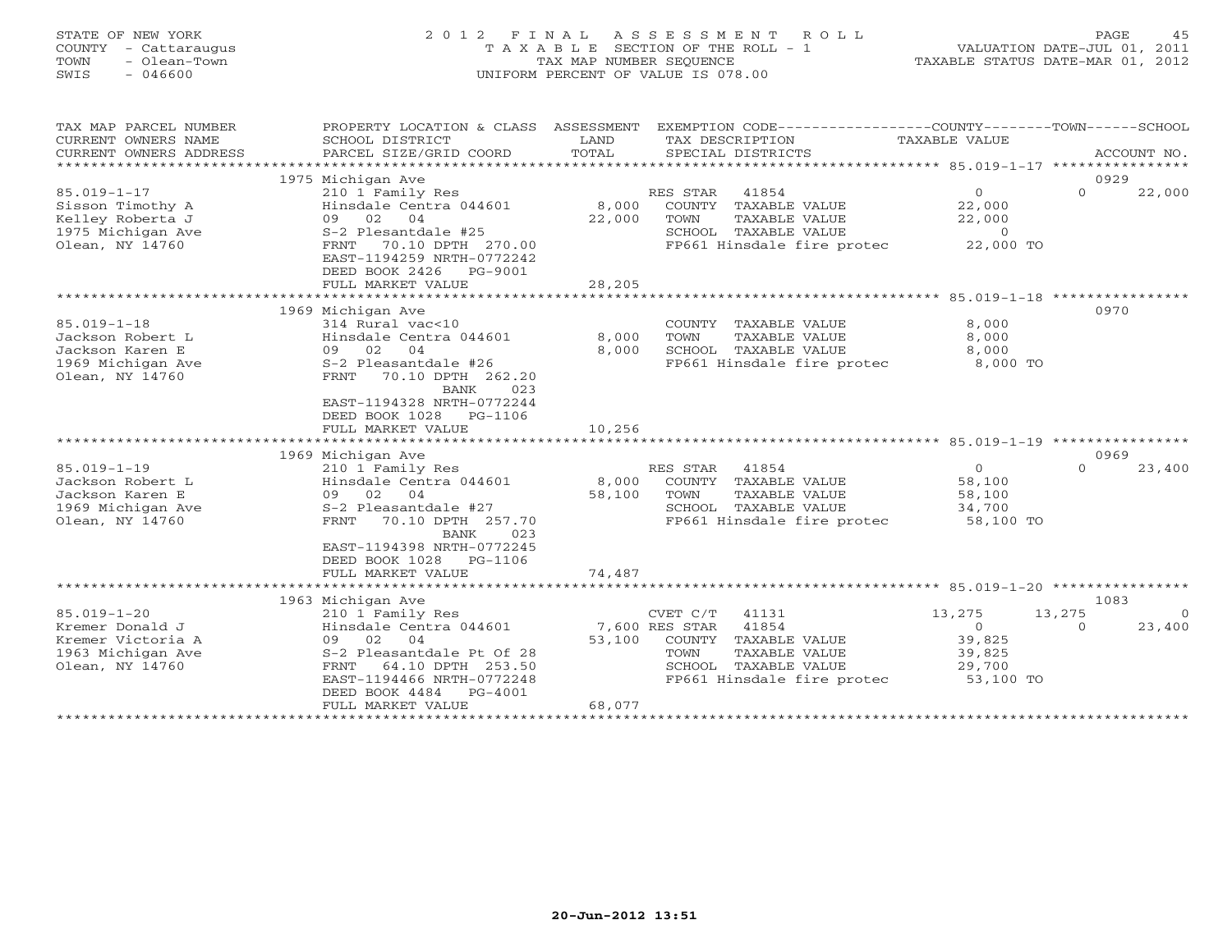STATE OF NEW YORK
COUNTY - Cattaraugus
TOWN - Olean-Town
SWIS - 046600

# 2012 FINAL ASSESSMENT ROLL
TAXABLE SECTION OF THE ROLL - 1
TAX MAP NUMBER SEQUENCE
UNIFORM PERCENT OF VALUE IS 078.00

VALUATION DATE-JUL 01, 2011
TAXABLE STATUS DATE-MAR 01, 2012

| TAX MAP PARCEL NUMBER / CURRENT OWNERS NAME / CURRENT OWNERS ADDRESS | PROPERTY LOCATION & CLASS / SCHOOL DISTRICT / PARCEL SIZE/GRID COORD | ASSESSMENT LAND / TOTAL | EXEMPTION CODE / TAX DESCRIPTION / SPECIAL DISTRICTS | COUNTY TAXABLE VALUE | TOWN | SCHOOL / ACCOUNT NO. |
|---|---|---|---|---|---|---|
| 85.019-1-17 | 1975 Michigan Ave | | | | | 0929 |
| Sisson Timothy A | 210 1 Family Res | | RES STAR 41854 | 0 | 0 | 22,000 |
| Kelley Roberta J | Hinsdale Centra 044601 | 8,000 | COUNTY TAXABLE VALUE | 22,000 | | |
| 1975 Michigan Ave | 09 02 04 | 22,000 | TOWN TAXABLE VALUE | 22,000 | | |
| Olean, NY 14760 | S-2 Plesantdale #25 | | SCHOOL TAXABLE VALUE | 0 | | |
| | FRNT 70.10 DPTH 270.00 | | FP661 Hinsdale fire protec | 22,000 TO | | |
| | EAST-1194259 NRTH-0772242 | | | | | |
| | DEED BOOK 2426 PG-9001 | | | | | |
| | FULL MARKET VALUE | 28,205 | | | | |
| 85.019-1-18 | 1969 Michigan Ave | | | | | 0970 |
| Jackson Robert L | 314 Rural vac<10 | | COUNTY TAXABLE VALUE | 8,000 | | |
| Jackson Karen E | Hinsdale Centra 044601 | 8,000 | TOWN TAXABLE VALUE | 8,000 | | |
| 1969 Michigan Ave | 09 02 04 | 8,000 | SCHOOL TAXABLE VALUE | 8,000 | | |
| Olean, NY 14760 | S-2 Pleasantdale #26 | | FP661 Hinsdale fire protec | 8,000 TO | | |
| | FRNT 70.10 DPTH 262.20 | | | | | |
| | BANK 023 | | | | | |
| | EAST-1194328 NRTH-0772244 | | | | | |
| | DEED BOOK 1028 PG-1106 | | | | | |
| | FULL MARKET VALUE | 10,256 | | | | |
| 85.019-1-19 | 1969 Michigan Ave | | | | | 0969 |
| Jackson Robert L | 210 1 Family Res | | RES STAR 41854 | 0 | 0 | 23,400 |
| Jackson Karen E | Hinsdale Centra 044601 | 8,000 | COUNTY TAXABLE VALUE | 58,100 | | |
| 1969 Michigan Ave | 09 02 04 | 58,100 | TOWN TAXABLE VALUE | 58,100 | | |
| Olean, NY 14760 | S-2 Pleasantdale #27 | | SCHOOL TAXABLE VALUE | 34,700 | | |
| | FRNT 70.10 DPTH 257.70 | | FP661 Hinsdale fire protec | 58,100 TO | | |
| | BANK 023 | | | | | |
| | EAST-1194398 NRTH-0772245 | | | | | |
| | DEED BOOK 1028 PG-1106 | | | | | |
| | FULL MARKET VALUE | 74,487 | | | | |
| 85.019-1-20 | 1963 Michigan Ave | | | | | 1083 |
| Kremer Donald J | 210 1 Family Res | | CVET C/T 41131 | 13,275 | 13,275 | 0 |
| Kremer Victoria A | Hinsdale Centra 044601 | 7,600 | RES STAR 41854 | 0 | 0 | 23,400 |
| 1963 Michigan Ave | 09 02 04 | 53,100 | COUNTY TAXABLE VALUE | 39,825 | | |
| Olean, NY 14760 | S-2 Pleasantdale Pt Of 28 | | TOWN TAXABLE VALUE | 39,825 | | |
| | FRNT 64.10 DPTH 253.50 | | SCHOOL TAXABLE VALUE | 29,700 | | |
| | EAST-1194466 NRTH-0772248 | | FP661 Hinsdale fire protec | 53,100 TO | | |
| | DEED BOOK 4484 PG-4001 | | | | | |
| | FULL MARKET VALUE | 68,077 | | | | |

20-Jun-2012 13:51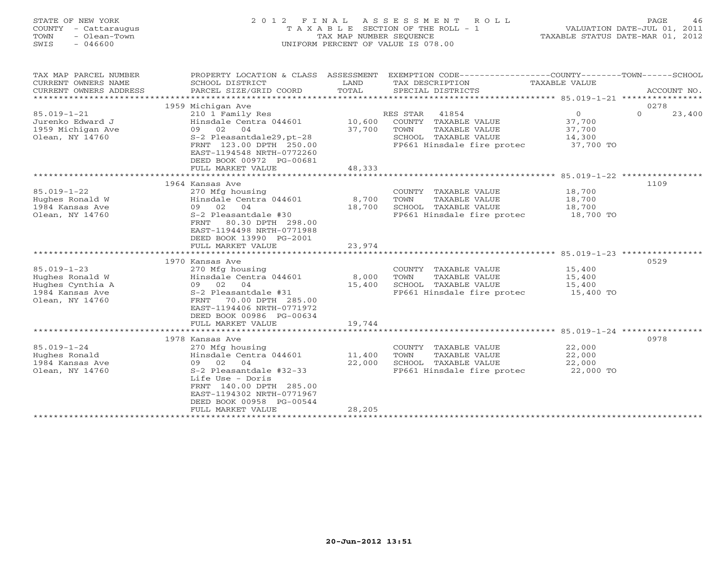STATE OF NEW YORK
COUNTY - Cattaraugus
TOWN - Olean-Town
SWIS - 046600

2012 FINAL ASSESSMENT ROLL
TAXABLE SECTION OF THE ROLL - 1
TAX MAP NUMBER SEQUENCE
UNIFORM PERCENT OF VALUE IS 078.00

VALUATION DATE-JUL 01, 2011
TAXABLE STATUS DATE-MAR 01, 2012

| TAX MAP PARCEL NUMBER / CURRENT OWNERS NAME / CURRENT OWNERS ADDRESS | PROPERTY LOCATION & CLASS / SCHOOL DISTRICT / PARCEL SIZE/GRID COORD | ASSESSMENT LAND / TOTAL | EXEMPTION CODE / TAX DESCRIPTION / SPECIAL DISTRICTS | COUNTY | TOWN | SCHOOL | ACCOUNT NO. |
|---|---|---|---|---|---|---|---|
| | 1959 Michigan Ave | | | | | | 0278 |
| 85.019-1-21 | 210 1 Family Res | | RES STAR 41854 | 0 | 0 | 23,400 | |
| Jurenko Edward J | Hinsdale Centra 044601 | 10,600 | COUNTY TAXABLE VALUE | 37,700 | | | |
| 1959 Michigan Ave | 09 02 04 | 37,700 | TOWN TAXABLE VALUE | | 37,700 | | |
| Olean, NY 14760 | S-2 Pleasantdale29,pt-28 | | SCHOOL TAXABLE VALUE | | | 14,300 | |
| | FRNT 123.00 DPTH 250.00 | | FP661 Hinsdale fire protec | 37,700 TO | | | |
| | EAST-1194548 NRTH-0772260 | | | | | | |
| | DEED BOOK 00972 PG-00681 | | | | | | |
| | FULL MARKET VALUE | 48,333 | | | | | |
| | 1964 Kansas Ave | | | | | | 1109 |
| 85.019-1-22 | 270 Mfg housing | | COUNTY TAXABLE VALUE | 18,700 | | | |
| Hughes Ronald W | Hinsdale Centra 044601 | 8,700 | TOWN TAXABLE VALUE | | 18,700 | | |
| 1984 Kansas Ave | 09 02 04 | 18,700 | SCHOOL TAXABLE VALUE | | | 18,700 | |
| Olean, NY 14760 | S-2 Pleasantdale #30 | | FP661 Hinsdale fire protec | 18,700 TO | | | |
| | FRNT 80.30 DPTH 298.00 | | | | | | |
| | EAST-1194498 NRTH-0771988 | | | | | | |
| | DEED BOOK 13990 PG-2001 | | | | | | |
| | FULL MARKET VALUE | 23,974 | | | | | |
| | 1970 Kansas Ave | | | | | | 0529 |
| 85.019-1-23 | 270 Mfg housing | | COUNTY TAXABLE VALUE | 15,400 | | | |
| Hughes Ronald W | Hinsdale Centra 044601 | 8,000 | TOWN TAXABLE VALUE | | 15,400 | | |
| Hughes Cynthia A | 09 02 04 | 15,400 | SCHOOL TAXABLE VALUE | | | 15,400 | |
| 1984 Kansas Ave | S-2 Pleasantdale #31 | | FP661 Hinsdale fire protec | 15,400 TO | | | |
| Olean, NY 14760 | FRNT 70.00 DPTH 285.00 | | | | | | |
| | EAST-1194406 NRTH-0771972 | | | | | | |
| | DEED BOOK 00986 PG-00634 | | | | | | |
| | FULL MARKET VALUE | 19,744 | | | | | |
| | 1978 Kansas Ave | | | | | | 0978 |
| 85.019-1-24 | 270 Mfg housing | | COUNTY TAXABLE VALUE | 22,000 | | | |
| Hughes Ronald | Hinsdale Centra 044601 | 11,400 | TOWN TAXABLE VALUE | | 22,000 | | |
| 1984 Kansas Ave | 09 02 04 | 22,000 | SCHOOL TAXABLE VALUE | | | 22,000 | |
| Olean, NY 14760 | S-2 Pleasantdale #32-33 | | FP661 Hinsdale fire protec | 22,000 TO | | | |
| | Life Use - Doris | | | | | | |
| | FRNT 140.00 DPTH 285.00 | | | | | | |
| | EAST-1194302 NRTH-0771967 | | | | | | |
| | DEED BOOK 00958 PG-00544 | | | | | | |
| | FULL MARKET VALUE | 28,205 | | | | | |

20-Jun-2012 13:51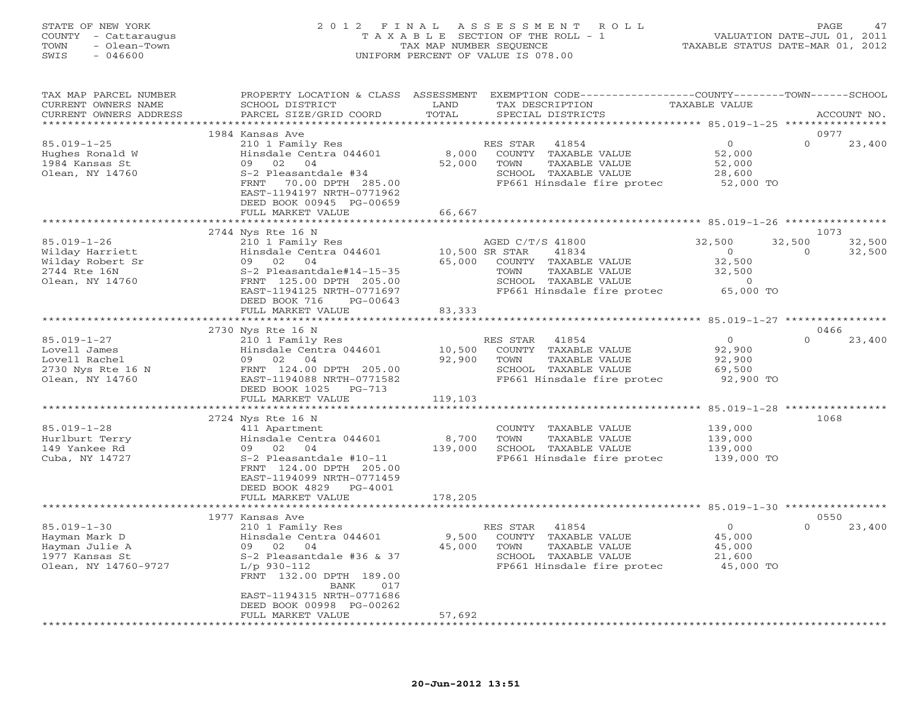STATE OF NEW YORK
COUNTY - Cattaraugus
TOWN - Olean-Town
SWIS - 046600

# 2012 FINAL ASSESSMENT ROLL
TAXABLE SECTION OF THE ROLL - 1
TAX MAP NUMBER SEQUENCE
UNIFORM PERCENT OF VALUE IS 078.00

VALUATION DATE-JUL 01, 2011
TAXABLE STATUS DATE-MAR 01, 2012

| TAX MAP PARCEL NUMBER / CURRENT OWNERS NAME / CURRENT OWNERS ADDRESS | PROPERTY LOCATION & CLASS / SCHOOL DISTRICT / PARCEL SIZE/GRID COORD | ASSESSMENT LAND | TOTAL | EXEMPTION CODE / TAX DESCRIPTION / SPECIAL DISTRICTS | COUNTY TAXABLE VALUE | TOWN | SCHOOL | ACCOUNT NO. |
|---|---|---|---|---|---|---|---|---|
| | 1984 Kansas Ave | | | | | | | 0977 |
| 85.019-1-25 | 210 1 Family Res | | | RES STAR 41854 | 0 | 0 | 23,400 | |
| Hughes Ronald W | Hinsdale Centra 044601 | 8,000 | | COUNTY TAXABLE VALUE | 52,000 | | | |
| 1984 Kansas St | 09 02 04 | | 52,000 | TOWN TAXABLE VALUE | 52,000 | | | |
| Olean, NY 14760 | S-2 Pleasantdale #34 | | | SCHOOL TAXABLE VALUE | 28,600 | | | |
| | FRNT 70.00 DPTH 285.00 | | | FP661 Hinsdale fire protec | 52,000 TO | | | |
| | EAST-1194197 NRTH-0771962 | | | | | | | |
| | DEED BOOK 00945 PG-00659 | | | | | | | |
| | FULL MARKET VALUE | | 66,667 | | | | | |
| | 2744 Nys Rte 16 N | | | | | | | 1073 |
| 85.019-1-26 | 210 1 Family Res | | | AGED C/T/S 41800 | 32,500 | 32,500 | 32,500 | |
| Wilday Harriett | Hinsdale Centra 044601 | 10,500 | | SR STAR 41834 | 0 | 0 | 32,500 | |
| Wilday Robert Sr | 09 02 04 | | 65,000 | COUNTY TAXABLE VALUE | 32,500 | | | |
| 2744 Rte 16N | S-2 Pleasantdale#14-15-35 | | | TOWN TAXABLE VALUE | 32,500 | | | |
| Olean, NY 14760 | FRNT 125.00 DPTH 205.00 | | | SCHOOL TAXABLE VALUE | 0 | | | |
| | EAST-1194125 NRTH-0771697 | | | FP661 Hinsdale fire protec | 65,000 TO | | | |
| | DEED BOOK 716 PG-00643 | | | | | | | |
| | FULL MARKET VALUE | | 83,333 | | | | | |
| | 2730 Nys Rte 16 N | | | | | | | 0466 |
| 85.019-1-27 | 210 1 Family Res | | | RES STAR 41854 | 0 | 0 | 23,400 | |
| Lovell James | Hinsdale Centra 044601 | 10,500 | | COUNTY TAXABLE VALUE | 92,900 | | | |
| Lovell Rachel | 09 02 04 | | 92,900 | TOWN TAXABLE VALUE | 92,900 | | | |
| 2730 Nys Rte 16 N | FRNT 124.00 DPTH 205.00 | | | SCHOOL TAXABLE VALUE | 69,500 | | | |
| Olean, NY 14760 | EAST-1194088 NRTH-0771582 | | | FP661 Hinsdale fire protec | 92,900 TO | | | |
| | DEED BOOK 1025 PG-713 | | | | | | | |
| | FULL MARKET VALUE | | 119,103 | | | | | |
| | 2724 Nys Rte 16 N | | | | | | | 1068 |
| 85.019-1-28 | 411 Apartment | | | COUNTY TAXABLE VALUE | 139,000 | | | |
| Hurlburt Terry | Hinsdale Centra 044601 | 8,700 | | TOWN TAXABLE VALUE | 139,000 | | | |
| 149 Yankee Rd | 09 02 04 | | 139,000 | SCHOOL TAXABLE VALUE | 139,000 | | | |
| Cuba, NY 14727 | S-2 Pleasantdale #10-11 | | | FP661 Hinsdale fire protec | 139,000 TO | | | |
| | FRNT 124.00 DPTH 205.00 | | | | | | | |
| | EAST-1194099 NRTH-0771459 | | | | | | | |
| | DEED BOOK 4829 PG-4001 | | | | | | | |
| | FULL MARKET VALUE | | 178,205 | | | | | |
| | 1977 Kansas Ave | | | | | | | 0550 |
| 85.019-1-30 | 210 1 Family Res | | | RES STAR 41854 | 0 | 0 | 23,400 | |
| Hayman Mark D | Hinsdale Centra 044601 | 9,500 | | COUNTY TAXABLE VALUE | 45,000 | | | |
| Hayman Julie A | 09 02 04 | | 45,000 | TOWN TAXABLE VALUE | 45,000 | | | |
| 1977 Kansas St | S-2 Pleasantdale #36 & 37 | | | SCHOOL TAXABLE VALUE | 21,600 | | | |
| Olean, NY 14760-9727 | L/p 930-112 | | | FP661 Hinsdale fire protec | 45,000 TO | | | |
| | FRNT 132.00 DPTH 189.00 | | | | | | | |
| | BANK 017 | | | | | | | |
| | EAST-1194315 NRTH-0771686 | | | | | | | |
| | DEED BOOK 00998 PG-00262 | | | | | | | |
| | FULL MARKET VALUE | | 57,692 | | | | | |

20-Jun-2012 13:51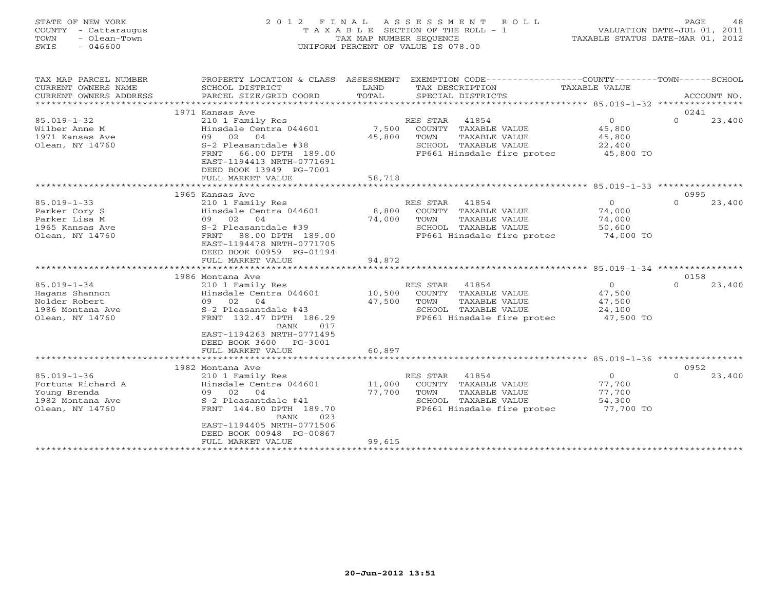STATE OF NEW YORK
COUNTY - Cattaraugus
TOWN - Olean-Town
SWIS - 046600

2012 FINAL ASSESSMENT ROLL
TAXABLE SECTION OF THE ROLL - 1
TAX MAP NUMBER SEQUENCE
UNIFORM PERCENT OF VALUE IS 078.00

VALUATION DATE-JUL 01, 2011
TAXABLE STATUS DATE-MAR 01, 2012

| TAX MAP PARCEL NUMBER / CURRENT OWNERS NAME / CURRENT OWNERS ADDRESS | PROPERTY LOCATION & CLASS / SCHOOL DISTRICT / PARCEL SIZE/GRID COORD | ASSESSMENT LAND / TOTAL | EXEMPTION CODE / TAX DESCRIPTION / SPECIAL DISTRICTS | COUNTY TAXABLE VALUE | TOWN | SCHOOL | ACCOUNT NO. |
|---|---|---|---|---|---|---|---|
| | 1971 Kansas Ave | | | | | | 0241 |
| 85.019-1-32 | 210 1 Family Res | | RES STAR 41854 | 0 | 0 | 23,400 | |
| Wilber Anne M | Hinsdale Centra 044601 | 7,500 | COUNTY TAXABLE VALUE | 45,800 | | | |
| 1971 Kansas Ave | 09 02 04 | 45,800 | TOWN TAXABLE VALUE | 45,800 | | | |
| Olean, NY 14760 | S-2 Pleasantdale #38 | | SCHOOL TAXABLE VALUE | 22,400 | | | |
| | FRNT 66.00 DPTH 189.00 | | FP661 Hinsdale fire protec | 45,800 TO | | | |
| | EAST-1194413 NRTH-0771691 | | | | | | |
| | DEED BOOK 13949 PG-7001 | | | | | | |
| | FULL MARKET VALUE | 58,718 | | | | | |
| | 1965 Kansas Ave | | | | | | 0995 |
| 85.019-1-33 | 210 1 Family Res | | RES STAR 41854 | 0 | 0 | 23,400 | |
| Parker Cory S | Hinsdale Centra 044601 | 8,800 | COUNTY TAXABLE VALUE | 74,000 | | | |
| Parker Lisa M | 09 02 04 | 74,000 | TOWN TAXABLE VALUE | 74,000 | | | |
| 1965 Kansas Ave | S-2 Pleasantdale #39 | | SCHOOL TAXABLE VALUE | 50,600 | | | |
| Olean, NY 14760 | FRNT 88.00 DPTH 189.00 | | FP661 Hinsdale fire protec | 74,000 TO | | | |
| | EAST-1194478 NRTH-0771705 | | | | | | |
| | DEED BOOK 00959 PG-01194 | | | | | | |
| | FULL MARKET VALUE | 94,872 | | | | | |
| | 1986 Montana Ave | | | | | | 0158 |
| 85.019-1-34 | 210 1 Family Res | | RES STAR 41854 | 0 | 0 | 23,400 | |
| Hagans Shannon | Hinsdale Centra 044601 | 10,500 | COUNTY TAXABLE VALUE | 47,500 | | | |
| Nolder Robert | 09 02 04 | 47,500 | TOWN TAXABLE VALUE | 47,500 | | | |
| 1986 Montana Ave | S-2 Pleasantdale #43 | | SCHOOL TAXABLE VALUE | 24,100 | | | |
| Olean, NY 14760 | FRNT 132.47 DPTH 186.29 | | FP661 Hinsdale fire protec | 47,500 TO | | | |
| | BANK 017 | | | | | | |
| | EAST-1194263 NRTH-0771495 | | | | | | |
| | DEED BOOK 3600 PG-3001 | | | | | | |
| | FULL MARKET VALUE | 60,897 | | | | | |
| | 1982 Montana Ave | | | | | | 0952 |
| 85.019-1-36 | 210 1 Family Res | | RES STAR 41854 | 0 | 0 | 23,400 | |
| Fortuna Richard A | Hinsdale Centra 044601 | 11,000 | COUNTY TAXABLE VALUE | 77,700 | | | |
| Young Brenda | 09 02 04 | 77,700 | TOWN TAXABLE VALUE | 77,700 | | | |
| 1982 Montana Ave | S-2 Pleasantdale #41 | | SCHOOL TAXABLE VALUE | 54,300 | | | |
| Olean, NY 14760 | FRNT 144.80 DPTH 189.70 | | FP661 Hinsdale fire protec | 77,700 TO | | | |
| | BANK 023 | | | | | | |
| | EAST-1194405 NRTH-0771506 | | | | | | |
| | DEED BOOK 00948 PG-00867 | | | | | | |
| | FULL MARKET VALUE | 99,615 | | | | | |

20-Jun-2012 13:51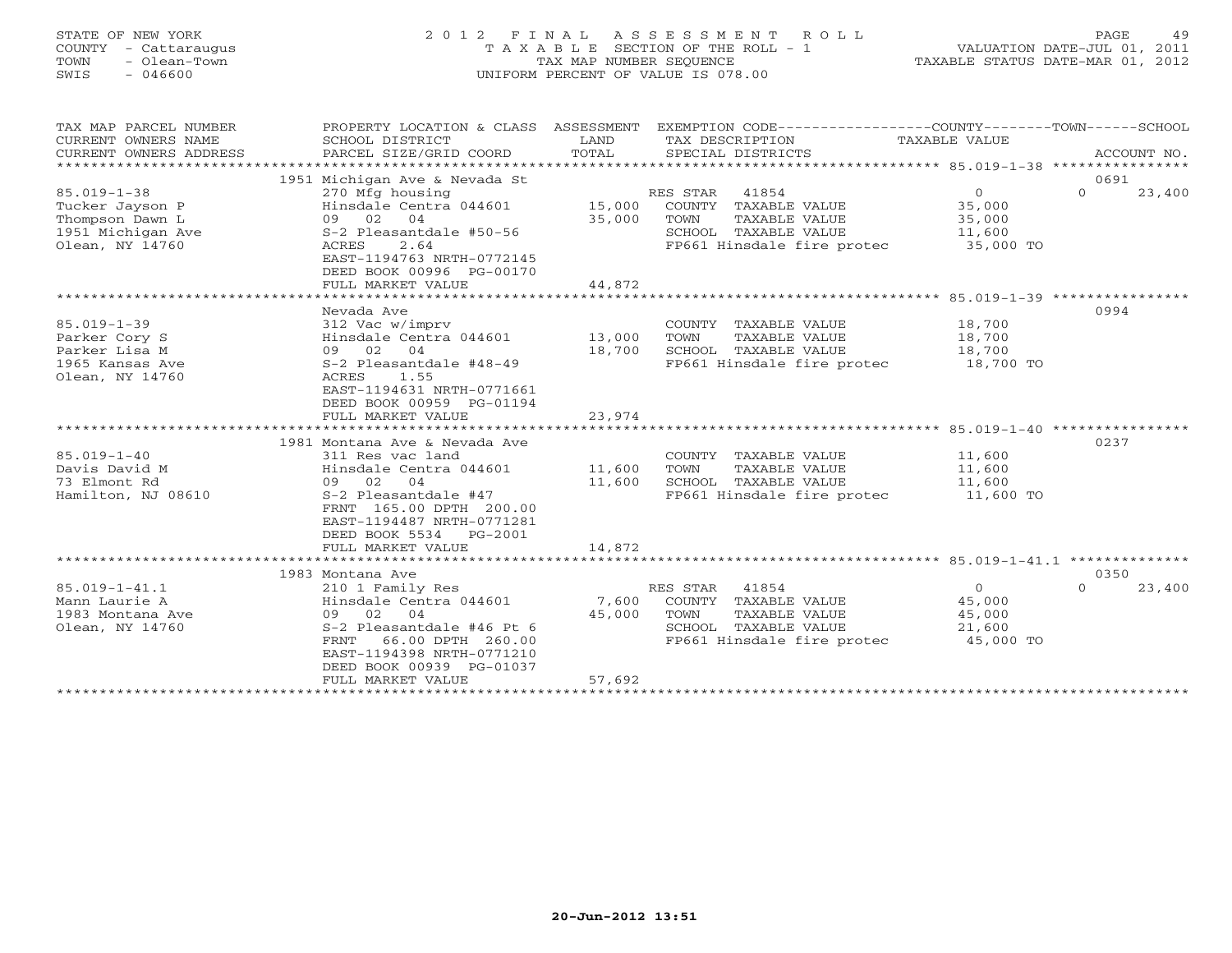STATE OF NEW YORK
COUNTY - Cattaraugus
TOWN - Olean-Town
SWIS - 046600

# 2012 FINAL ASSESSMENT ROLL

TAXABLE SECTION OF THE ROLL - 1
TAX MAP NUMBER SEQUENCE
UNIFORM PERCENT OF VALUE IS 078.00

VALUATION DATE-JUL 01, 2011
TAXABLE STATUS DATE-MAR 01, 2012

| TAX MAP PARCEL NUMBER / CURRENT OWNERS NAME / CURRENT OWNERS ADDRESS | PROPERTY LOCATION & CLASS / SCHOOL DISTRICT / PARCEL SIZE/GRID COORD | ASSESSMENT LAND / TOTAL | EXEMPTION CODE / TAX DESCRIPTION / SPECIAL DISTRICTS | COUNTY / TOWN TAXABLE VALUE | SCHOOL / ACCOUNT NO. |
|---|---|---|---|---|---|
| | 1951 Michigan Ave & Nevada St | | | | 0691 |
| 85.019-1-38 | 270 Mfg housing | | RES STAR 41854 | 0 | 0 23,400 |
| Tucker Jayson P | Hinsdale Centra 044601 | 15,000 | COUNTY TAXABLE VALUE | 35,000 | |
| Thompson Dawn L | 09 02 04 | 35,000 | TOWN TAXABLE VALUE | 35,000 | |
| 1951 Michigan Ave | S-2 Pleasantdale #50-56 | | SCHOOL TAXABLE VALUE | 11,600 | |
| Olean, NY 14760 | ACRES 2.64 | | FP661 Hinsdale fire protec | 35,000 TO | |
| | EAST-1194763 NRTH-0772145 | | | | |
| | DEED BOOK 00996 PG-00170 | | | | |
| | FULL MARKET VALUE | 44,872 | | | |
| | Nevada Ave | | | | 0994 |
| 85.019-1-39 | 312 Vac w/imprv | | COUNTY TAXABLE VALUE | 18,700 | |
| Parker Cory S | Hinsdale Centra 044601 | 13,000 | TOWN TAXABLE VALUE | 18,700 | |
| Parker Lisa M | 09 02 04 | 18,700 | SCHOOL TAXABLE VALUE | 18,700 | |
| 1965 Kansas Ave | S-2 Pleasantdale #48-49 | | FP661 Hinsdale fire protec | 18,700 TO | |
| Olean, NY 14760 | ACRES 1.55 | | | | |
| | EAST-1194631 NRTH-0771661 | | | | |
| | DEED BOOK 00959 PG-01194 | | | | |
| | FULL MARKET VALUE | 23,974 | | | |
| | 1981 Montana Ave & Nevada Ave | | | | 0237 |
| 85.019-1-40 | 311 Res vac land | | COUNTY TAXABLE VALUE | 11,600 | |
| Davis David M | Hinsdale Centra 044601 | 11,600 | TOWN TAXABLE VALUE | 11,600 | |
| 73 Elmont Rd | 09 02 04 | 11,600 | SCHOOL TAXABLE VALUE | 11,600 | |
| Hamilton, NJ 08610 | S-2 Pleasantdale #47 | | FP661 Hinsdale fire protec | 11,600 TO | |
| | FRNT 165.00 DPTH 200.00 | | | | |
| | EAST-1194487 NRTH-0771281 | | | | |
| | DEED BOOK 5534 PG-2001 | | | | |
| | FULL MARKET VALUE | 14,872 | | | |
| | 1983 Montana Ave | | | | 0350 |
| 85.019-1-41.1 | 210 1 Family Res | | RES STAR 41854 | 0 | 0 23,400 |
| Mann Laurie A | Hinsdale Centra 044601 | 7,600 | COUNTY TAXABLE VALUE | 45,000 | |
| 1983 Montana Ave | 09 02 04 | 45,000 | TOWN TAXABLE VALUE | 45,000 | |
| Olean, NY 14760 | S-2 Pleasantdale #46 Pt 6 | | SCHOOL TAXABLE VALUE | 21,600 | |
| | FRNT 66.00 DPTH 260.00 | | FP661 Hinsdale fire protec | 45,000 TO | |
| | EAST-1194398 NRTH-0771210 | | | | |
| | DEED BOOK 00939 PG-01037 | | | | |
| | FULL MARKET VALUE | 57,692 | | | |

20-Jun-2012 13:51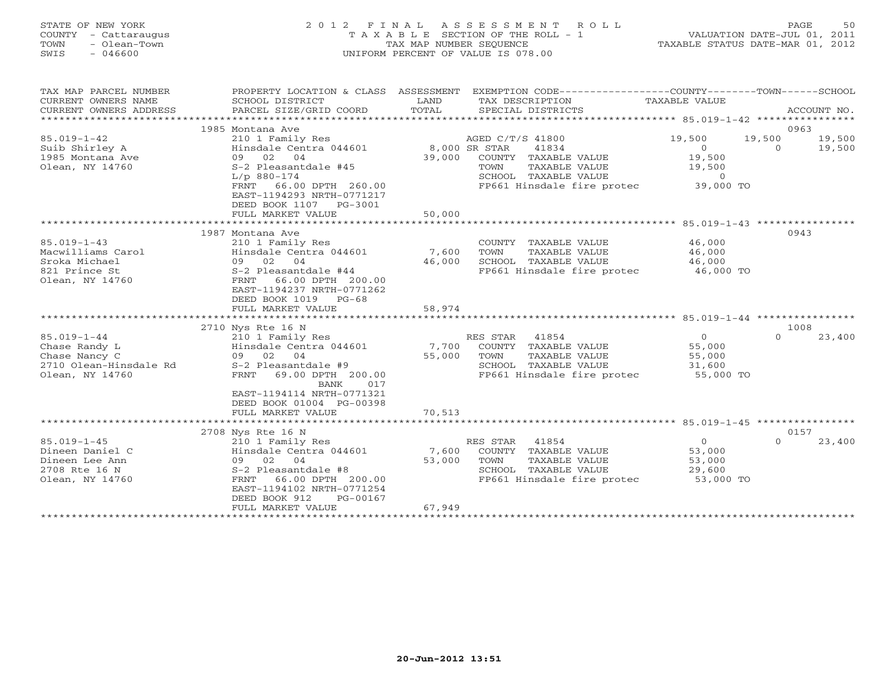STATE OF NEW YORK — COUNTY - Cattaraugus — TOWN - Olean-Town — SWIS - 046600

# 2012 FINAL ASSESSMENT ROLL

TAXABLE SECTION OF THE ROLL - 1
TAX MAP NUMBER SEQUENCE
UNIFORM PERCENT OF VALUE IS 078.00

VALUATION DATE-JUL 01, 2011
TAXABLE STATUS DATE-MAR 01, 2012

| TAX MAP PARCEL NUMBER / CURRENT OWNERS NAME / CURRENT OWNERS ADDRESS | PROPERTY LOCATION & CLASS / SCHOOL DISTRICT / PARCEL SIZE/GRID COORD | ASSESSMENT LAND | TOTAL | EXEMPTION CODE / TAX DESCRIPTION / SPECIAL DISTRICTS | COUNTY TAXABLE VALUE | TOWN | SCHOOL | ACCOUNT NO. |
|---|---|---|---|---|---|---|---|---|
| **85.019-1-42** | 1985 Montana Ave | | | | | | | 0963 |
| Suib Shirley A | 210 1 Family Res | | | AGED C/T/S 41800 | 19,500 | 19,500 | 19,500 | |
| 1985 Montana Ave | Hinsdale Centra 044601 | 8,000 | | SR STAR 41834 | 0 | 0 | 19,500 | |
| Olean, NY 14760 | 09 02 04 | | 39,000 | COUNTY TAXABLE VALUE | 19,500 | | | |
| | S-2 Pleasantdale #45 | | | TOWN TAXABLE VALUE | 19,500 | | | |
| | L/p 880-174 | | | SCHOOL TAXABLE VALUE | 0 | | | |
| | FRNT 66.00 DPTH 260.00 | | | FP661 Hinsdale fire protec | 39,000 TO | | | |
| | EAST-1194293 NRTH-0771217 | | | | | | | |
| | DEED BOOK 1107 PG-3001 | | | | | | | |
| | FULL MARKET VALUE | | 50,000 | | | | | |
| **85.019-1-43** | 1987 Montana Ave | | | | | | | 0943 |
| Macwilliams Carol | 210 1 Family Res | | | COUNTY TAXABLE VALUE | 46,000 | | | |
| Sroka Michael | Hinsdale Centra 044601 | 7,600 | | TOWN TAXABLE VALUE | 46,000 | | | |
| 821 Prince St | 09 02 04 | | 46,000 | SCHOOL TAXABLE VALUE | 46,000 | | | |
| Olean, NY 14760 | S-2 Pleasantdale #44 | | | FP661 Hinsdale fire protec | 46,000 TO | | | |
| | FRNT 66.00 DPTH 200.00 | | | | | | | |
| | EAST-1194237 NRTH-0771262 | | | | | | | |
| | DEED BOOK 1019 PG-68 | | | | | | | |
| | FULL MARKET VALUE | | 58,974 | | | | | |
| **85.019-1-44** | 2710 Nys Rte 16 N | | | | | | | 1008 |
| Chase Randy L | 210 1 Family Res | | | RES STAR 41854 | 0 | 0 | 23,400 | |
| Chase Nancy C | Hinsdale Centra 044601 | 7,700 | | COUNTY TAXABLE VALUE | 55,000 | | | |
| 2710 Olean-Hinsdale Rd | 09 02 04 | | 55,000 | TOWN TAXABLE VALUE | 55,000 | | | |
| Olean, NY 14760 | S-2 Pleasantdale #9 | | | SCHOOL TAXABLE VALUE | 31,600 | | | |
| | FRNT 69.00 DPTH 200.00 | | | FP661 Hinsdale fire protec | 55,000 TO | | | |
| | BANK 017 | | | | | | | |
| | EAST-1194114 NRTH-0771321 | | | | | | | |
| | DEED BOOK 01004 PG-00398 | | | | | | | |
| | FULL MARKET VALUE | | 70,513 | | | | | |
| **85.019-1-45** | 2708 Nys Rte 16 N | | | | | | | 0157 |
| Dineen Daniel C | 210 1 Family Res | | | RES STAR 41854 | 0 | 0 | 23,400 | |
| Dineen Lee Ann | Hinsdale Centra 044601 | 7,600 | | COUNTY TAXABLE VALUE | 53,000 | | | |
| 2708 Rte 16 N | 09 02 04 | | 53,000 | TOWN TAXABLE VALUE | 53,000 | | | |
| Olean, NY 14760 | S-2 Pleasantdale #8 | | | SCHOOL TAXABLE VALUE | 29,600 | | | |
| | FRNT 66.00 DPTH 200.00 | | | FP661 Hinsdale fire protec | 53,000 TO | | | |
| | EAST-1194102 NRTH-0771254 | | | | | | | |
| | DEED BOOK 912 PG-00167 | | | | | | | |
| | FULL MARKET VALUE | | 67,949 | | | | | |

20-Jun-2012 13:51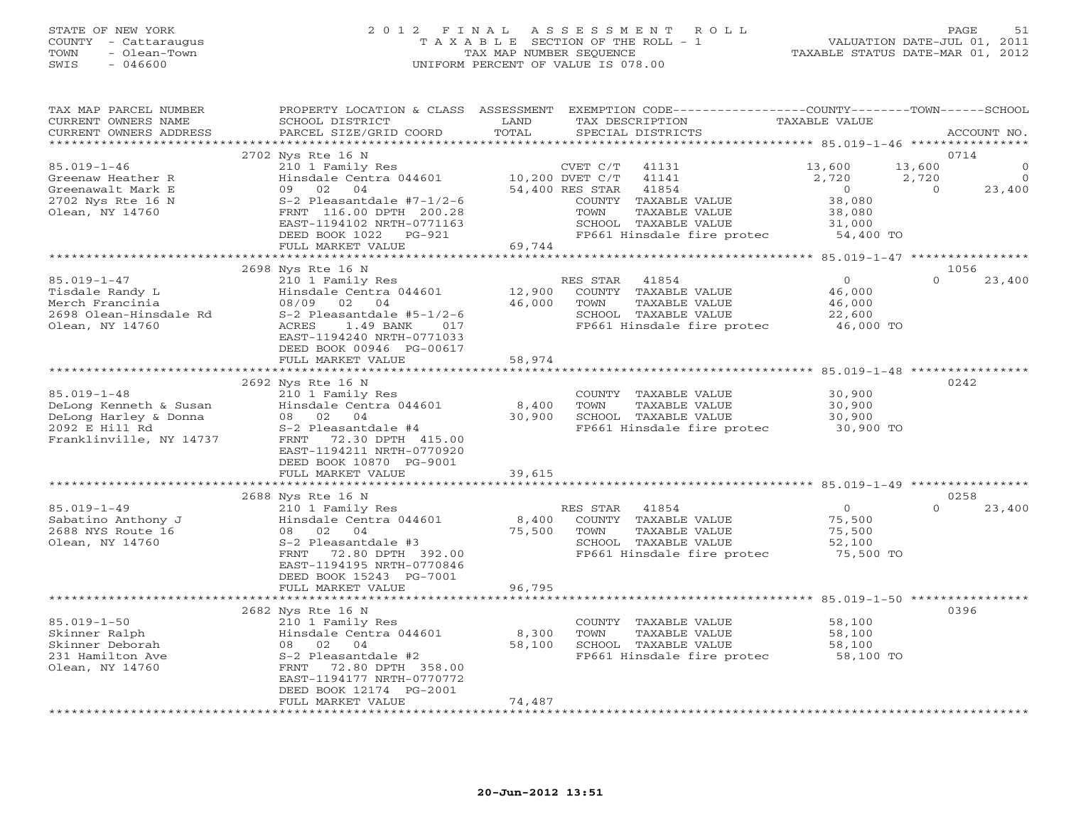STATE OF NEW YORK
COUNTY - Cattaraugus
TOWN - Olean-Town
SWIS - 046600

# 2012 FINAL ASSESSMENT ROLL

TAXABLE SECTION OF THE ROLL - 1
TAX MAP NUMBER SEQUENCE
UNIFORM PERCENT OF VALUE IS 078.00

VALUATION DATE-JUL 01, 2011
TAXABLE STATUS DATE-MAR 01, 2012

| TAX MAP PARCEL NUMBER / CURRENT OWNERS NAME / CURRENT OWNERS ADDRESS | PROPERTY LOCATION & CLASS / SCHOOL DISTRICT / PARCEL SIZE/GRID COORD | ASSESSMENT LAND / TOTAL | EXEMPTION CODE / TAX DESCRIPTION / SPECIAL DISTRICTS | COUNTY TAXABLE VALUE | TOWN | SCHOOL | ACCOUNT NO. |
|---|---|---|---|---|---|---|---|
| | 2702 Nys Rte 16 N | | | | | | 0714 |
| 85.019-1-46 | 210 1 Family Res | | CVET C/T 41131 | 13,600 | 13,600 | 0 | |
| Greenaw Heather R | Hinsdale Centra 044601 | 10,200 | DVET C/T 41141 | 2,720 | 2,720 | 0 | |
| Greenawalt Mark E | 09 02 04 | 54,400 | RES STAR 41854 | 0 | 0 | 23,400 | |
| 2702 Nys Rte 16 N | S-2 Pleasantdale #7-1/2-6 | | COUNTY TAXABLE VALUE | 38,080 | | | |
| Olean, NY 14760 | FRNT 116.00 DPTH 200.28 | | TOWN TAXABLE VALUE | 38,080 | | | |
| | EAST-1194102 NRTH-0771163 | | SCHOOL TAXABLE VALUE | 31,000 | | | |
| | DEED BOOK 1022 PG-921 | | FP661 Hinsdale fire protec | 54,400 TO | | | |
| | FULL MARKET VALUE | 69,744 | | | | | |
| | 2698 Nys Rte 16 N | | | | | | 1056 |
| 85.019-1-47 | 210 1 Family Res | | RES STAR 41854 | 0 | 0 | 23,400 | |
| Tisdale Randy L | Hinsdale Centra 044601 | 12,900 | COUNTY TAXABLE VALUE | 46,000 | | | |
| Merch Francinia | 08/09 02 04 | 46,000 | TOWN TAXABLE VALUE | 46,000 | | | |
| 2698 Olean-Hinsdale Rd | S-2 Pleasantdale #5-1/2-6 | | SCHOOL TAXABLE VALUE | 22,600 | | | |
| Olean, NY 14760 | ACRES 1.49 BANK 017 | | FP661 Hinsdale fire protec | 46,000 TO | | | |
| | EAST-1194240 NRTH-0771033 | | | | | | |
| | DEED BOOK 00946 PG-00617 | | | | | | |
| | FULL MARKET VALUE | 58,974 | | | | | |
| | 2692 Nys Rte 16 N | | | | | | 0242 |
| 85.019-1-48 | 210 1 Family Res | | COUNTY TAXABLE VALUE | 30,900 | | | |
| DeLong Kenneth & Susan | Hinsdale Centra 044601 | 8,400 | TOWN TAXABLE VALUE | 30,900 | | | |
| DeLong Harley & Donna | 08 02 04 | 30,900 | SCHOOL TAXABLE VALUE | 30,900 | | | |
| 2092 E Hill Rd | S-2 Pleasantdale #4 | | FP661 Hinsdale fire protec | 30,900 TO | | | |
| Franklinville, NY 14737 | FRNT 72.30 DPTH 415.00 | | | | | | |
| | EAST-1194211 NRTH-0770920 | | | | | | |
| | DEED BOOK 10870 PG-9001 | | | | | | |
| | FULL MARKET VALUE | 39,615 | | | | | |
| | 2688 Nys Rte 16 N | | | | | | 0258 |
| 85.019-1-49 | 210 1 Family Res | | RES STAR 41854 | 0 | 0 | 23,400 | |
| Sabatino Anthony J | Hinsdale Centra 044601 | 8,400 | COUNTY TAXABLE VALUE | 75,500 | | | |
| 2688 NYS Route 16 | 08 02 04 | 75,500 | TOWN TAXABLE VALUE | 75,500 | | | |
| Olean, NY 14760 | S-2 Pleasantdale #3 | | SCHOOL TAXABLE VALUE | 52,100 | | | |
| | FRNT 72.80 DPTH 392.00 | | FP661 Hinsdale fire protec | 75,500 TO | | | |
| | EAST-1194195 NRTH-0770846 | | | | | | |
| | DEED BOOK 15243 PG-7001 | | | | | | |
| | FULL MARKET VALUE | 96,795 | | | | | |
| | 2682 Nys Rte 16 N | | | | | | 0396 |
| 85.019-1-50 | 210 1 Family Res | | COUNTY TAXABLE VALUE | 58,100 | | | |
| Skinner Ralph | Hinsdale Centra 044601 | 8,300 | TOWN TAXABLE VALUE | 58,100 | | | |
| Skinner Deborah | 08 02 04 | 58,100 | SCHOOL TAXABLE VALUE | 58,100 | | | |
| 231 Hamilton Ave | S-2 Pleasantdale #2 | | FP661 Hinsdale fire protec | 58,100 TO | | | |
| Olean, NY 14760 | FRNT 72.80 DPTH 358.00 | | | | | | |
| | EAST-1194177 NRTH-0770772 | | | | | | |
| | DEED BOOK 12174 PG-2001 | | | | | | |
| | FULL MARKET VALUE | 74,487 | | | | | |

20-Jun-2012 13:51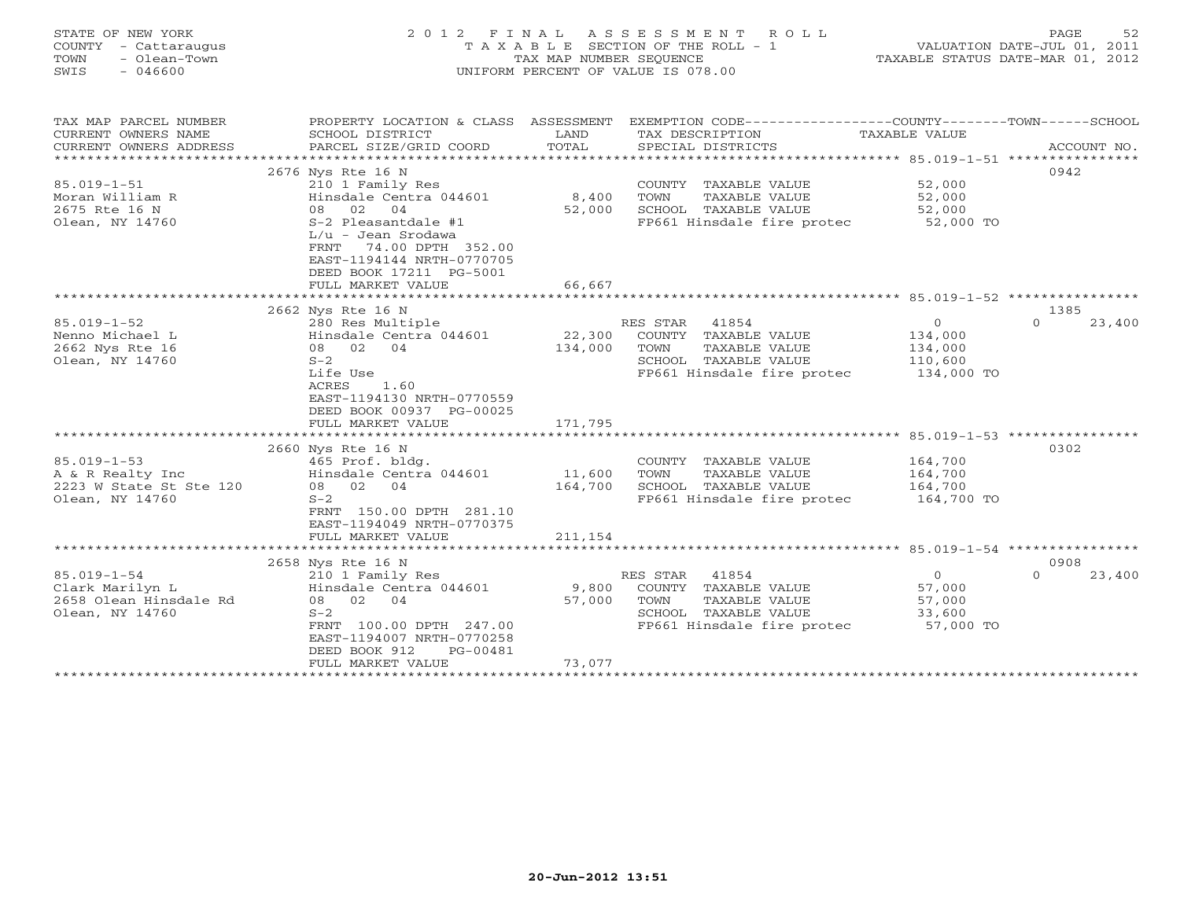STATE OF NEW YORK
COUNTY - Cattaraugus
TOWN - Olean-Town
SWIS - 046600

2 0 1 2 F I N A L A S S E S S M E N T R O L L
T A X A B L E SECTION OF THE ROLL - 1
TAX MAP NUMBER SEQUENCE
UNIFORM PERCENT OF VALUE IS 078.00

VALUATION DATE-JUL 01, 2011
TAXABLE STATUS DATE-MAR 01, 2012

| TAX MAP PARCEL NUMBER / CURRENT OWNERS NAME / CURRENT OWNERS ADDRESS | PROPERTY LOCATION & CLASS / SCHOOL DISTRICT / PARCEL SIZE/GRID COORD | ASSESSMENT LAND | ASSESSMENT TOTAL | EXEMPTION CODE / TAX DESCRIPTION / SPECIAL DISTRICTS | COUNTY TAXABLE VALUE | TOWN | SCHOOL | ACCOUNT NO. |
|---|---|---|---|---|---|---|---|---|
| | 2676 Nys Rte 16 N | | | | | | | 0942 |
| 85.019-1-51 | 210 1 Family Res | | | COUNTY TAXABLE VALUE | 52,000 | | | |
| Moran William R | Hinsdale Centra 044601 | 8,400 | | TOWN TAXABLE VALUE | 52,000 | | | |
| 2675 Rte 16 N | 08 02 04 | | 52,000 | SCHOOL TAXABLE VALUE | 52,000 | | | |
| Olean, NY 14760 | S-2 Pleasantdale #1 | | | FP661 Hinsdale fire protec | 52,000 TO | | | |
| | L/u - Jean Srodawa | | | | | | | |
| | FRNT 74.00 DPTH 352.00 | | | | | | | |
| | EAST-1194144 NRTH-0770705 | | | | | | | |
| | DEED BOOK 17211 PG-5001 | | | | | | | |
| | FULL MARKET VALUE | | 66,667 | | | | | |
| | 2662 Nys Rte 16 N | | | | | | | 1385 |
| 85.019-1-52 | 280 Res Multiple | | | RES STAR 41854 | 0 | 0 | 23,400 | |
| Nenno Michael L | Hinsdale Centra 044601 | 22,300 | | COUNTY TAXABLE VALUE | 134,000 | | | |
| 2662 Nys Rte 16 | 08 02 04 | | 134,000 | TOWN TAXABLE VALUE | 134,000 | | | |
| Olean, NY 14760 | S-2 | | | SCHOOL TAXABLE VALUE | 110,600 | | | |
| | Life Use | | | FP661 Hinsdale fire protec | 134,000 TO | | | |
| | ACRES 1.60 | | | | | | | |
| | EAST-1194130 NRTH-0770559 | | | | | | | |
| | DEED BOOK 00937 PG-00025 | | | | | | | |
| | FULL MARKET VALUE | | 171,795 | | | | | |
| | 2660 Nys Rte 16 N | | | | | | | 0302 |
| 85.019-1-53 | 465 Prof. bldg. | | | COUNTY TAXABLE VALUE | 164,700 | | | |
| A & R Realty Inc | Hinsdale Centra 044601 | 11,600 | | TOWN TAXABLE VALUE | 164,700 | | | |
| 2223 W State St Ste 120 | 08 02 04 | | 164,700 | SCHOOL TAXABLE VALUE | 164,700 | | | |
| Olean, NY 14760 | S-2 | | | FP661 Hinsdale fire protec | 164,700 TO | | | |
| | FRNT 150.00 DPTH 281.10 | | | | | | | |
| | EAST-1194049 NRTH-0770375 | | | | | | | |
| | FULL MARKET VALUE | | 211,154 | | | | | |
| | 2658 Nys Rte 16 N | | | | | | | 0908 |
| 85.019-1-54 | 210 1 Family Res | | | RES STAR 41854 | 0 | 0 | 23,400 | |
| Clark Marilyn L | Hinsdale Centra 044601 | 9,800 | | COUNTY TAXABLE VALUE | 57,000 | | | |
| 2658 Olean Hinsdale Rd | 08 02 04 | | 57,000 | TOWN TAXABLE VALUE | 57,000 | | | |
| Olean, NY 14760 | S-2 | | | SCHOOL TAXABLE VALUE | 33,600 | | | |
| | FRNT 100.00 DPTH 247.00 | | | FP661 Hinsdale fire protec | 57,000 TO | | | |
| | EAST-1194007 NRTH-0770258 | | | | | | | |
| | DEED BOOK 912 PG-00481 | | | | | | | |
| | FULL MARKET VALUE | | 73,077 | | | | | |

20-Jun-2012 13:51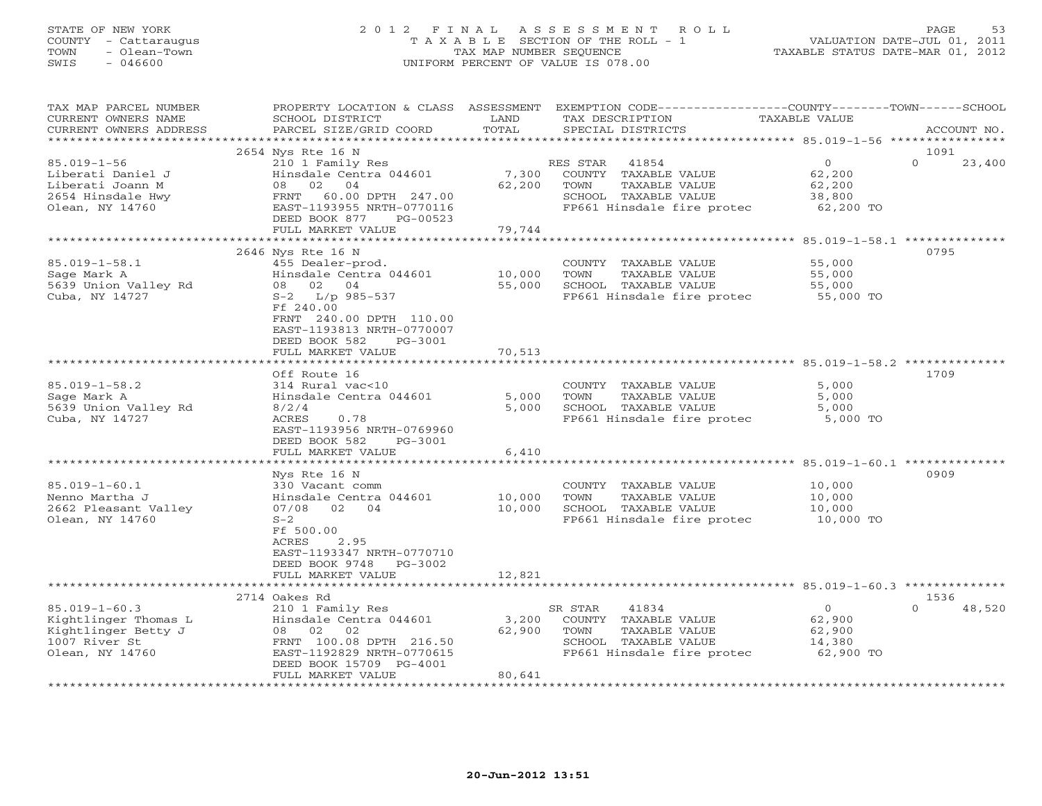STATE OF NEW YORK
COUNTY - Cattaraugus
TOWN - Olean-Town
SWIS - 046600

2012 FINAL ASSESSMENT ROLL
TAXABLE SECTION OF THE ROLL - 1
TAX MAP NUMBER SEQUENCE
UNIFORM PERCENT OF VALUE IS 078.00

VALUATION DATE-JUL 01, 2011
TAXABLE STATUS DATE-MAR 01, 2012

| TAX MAP PARCEL NUMBER / CURRENT OWNERS NAME / CURRENT OWNERS ADDRESS | PROPERTY LOCATION & CLASS / SCHOOL DISTRICT / PARCEL SIZE/GRID COORD | ASSESSMENT LAND / TOTAL | EXEMPTION CODE / TAX DESCRIPTION / SPECIAL DISTRICTS | COUNTY / TOWN / SCHOOL TAXABLE VALUE | ACCOUNT NO. |
|---|---|---|---|---|---|
| **85.019-1-56** | 2654 Nys Rte 16 N | | | | 1091 |
| 85.019-1-56 | 210 1 Family Res | | RES STAR 41854 | 0 | 0 23,400 |
| Liberati Daniel J | Hinsdale Centra 044601 | 7,300 | COUNTY TAXABLE VALUE | 62,200 | |
| Liberati Joann M | 08 02 04 | 62,200 | TOWN TAXABLE VALUE | 62,200 | |
| 2654 Hinsdale Hwy | FRNT 60.00 DPTH 247.00 | | SCHOOL TAXABLE VALUE | 38,800 | |
| Olean, NY 14760 | EAST-1193955 NRTH-0770116 | | FP661 Hinsdale fire protec | 62,200 TO | |
| | DEED BOOK 877 PG-00523 | | | | |
| | FULL MARKET VALUE | 79,744 | | | |
| **85.019-1-58.1** | 2646 Nys Rte 16 N | | | | 0795 |
| 85.019-1-58.1 | 455 Dealer-prod. | | COUNTY TAXABLE VALUE | 55,000 | |
| Sage Mark A | Hinsdale Centra 044601 | 10,000 | TOWN TAXABLE VALUE | 55,000 | |
| 5639 Union Valley Rd | 08 02 04 | 55,000 | SCHOOL TAXABLE VALUE | 55,000 | |
| Cuba, NY 14727 | S-2 L/p 985-537 | | FP661 Hinsdale fire protec | 55,000 TO | |
| | Ff 240.00 | | | | |
| | FRNT 240.00 DPTH 110.00 | | | | |
| | EAST-1193813 NRTH-0770007 | | | | |
| | DEED BOOK 582 PG-3001 | | | | |
| | FULL MARKET VALUE | 70,513 | | | |
| **85.019-1-58.2** | Off Route 16 | | | | 1709 |
| 85.019-1-58.2 | 314 Rural vac<10 | | COUNTY TAXABLE VALUE | 5,000 | |
| Sage Mark A | Hinsdale Centra 044601 | 5,000 | TOWN TAXABLE VALUE | 5,000 | |
| 5639 Union Valley Rd | 8/2/4 | 5,000 | SCHOOL TAXABLE VALUE | 5,000 | |
| Cuba, NY 14727 | ACRES 0.78 | | FP661 Hinsdale fire protec | 5,000 TO | |
| | EAST-1193956 NRTH-0769960 | | | | |
| | DEED BOOK 582 PG-3001 | | | | |
| | FULL MARKET VALUE | 6,410 | | | |
| **85.019-1-60.1** | Nys Rte 16 N | | | | 0909 |
| 85.019-1-60.1 | 330 Vacant comm | | COUNTY TAXABLE VALUE | 10,000 | |
| Nenno Martha J | Hinsdale Centra 044601 | 10,000 | TOWN TAXABLE VALUE | 10,000 | |
| 2662 Pleasant Valley | 07/08 02 04 | 10,000 | SCHOOL TAXABLE VALUE | 10,000 | |
| Olean, NY 14760 | S-2 | | FP661 Hinsdale fire protec | 10,000 TO | |
| | Ff 500.00 | | | | |
| | ACRES 2.95 | | | | |
| | EAST-1193347 NRTH-0770710 | | | | |
| | DEED BOOK 9748 PG-3002 | | | | |
| | FULL MARKET VALUE | 12,821 | | | |
| **85.019-1-60.3** | 2714 Oakes Rd | | | | 1536 |
| 85.019-1-60.3 | 210 1 Family Res | | SR STAR 41834 | 0 | 0 48,520 |
| Kightlinger Thomas L | Hinsdale Centra 044601 | 3,200 | COUNTY TAXABLE VALUE | 62,900 | |
| Kightlinger Betty J | 08 02 02 | 62,900 | TOWN TAXABLE VALUE | 62,900 | |
| 1007 River St | FRNT 100.08 DPTH 216.50 | | SCHOOL TAXABLE VALUE | 14,380 | |
| Olean, NY 14760 | EAST-1192829 NRTH-0770615 | | FP661 Hinsdale fire protec | 62,900 TO | |
| | DEED BOOK 15709 PG-4001 | | | | |
| | FULL MARKET VALUE | 80,641 | | | |

20-Jun-2012 13:51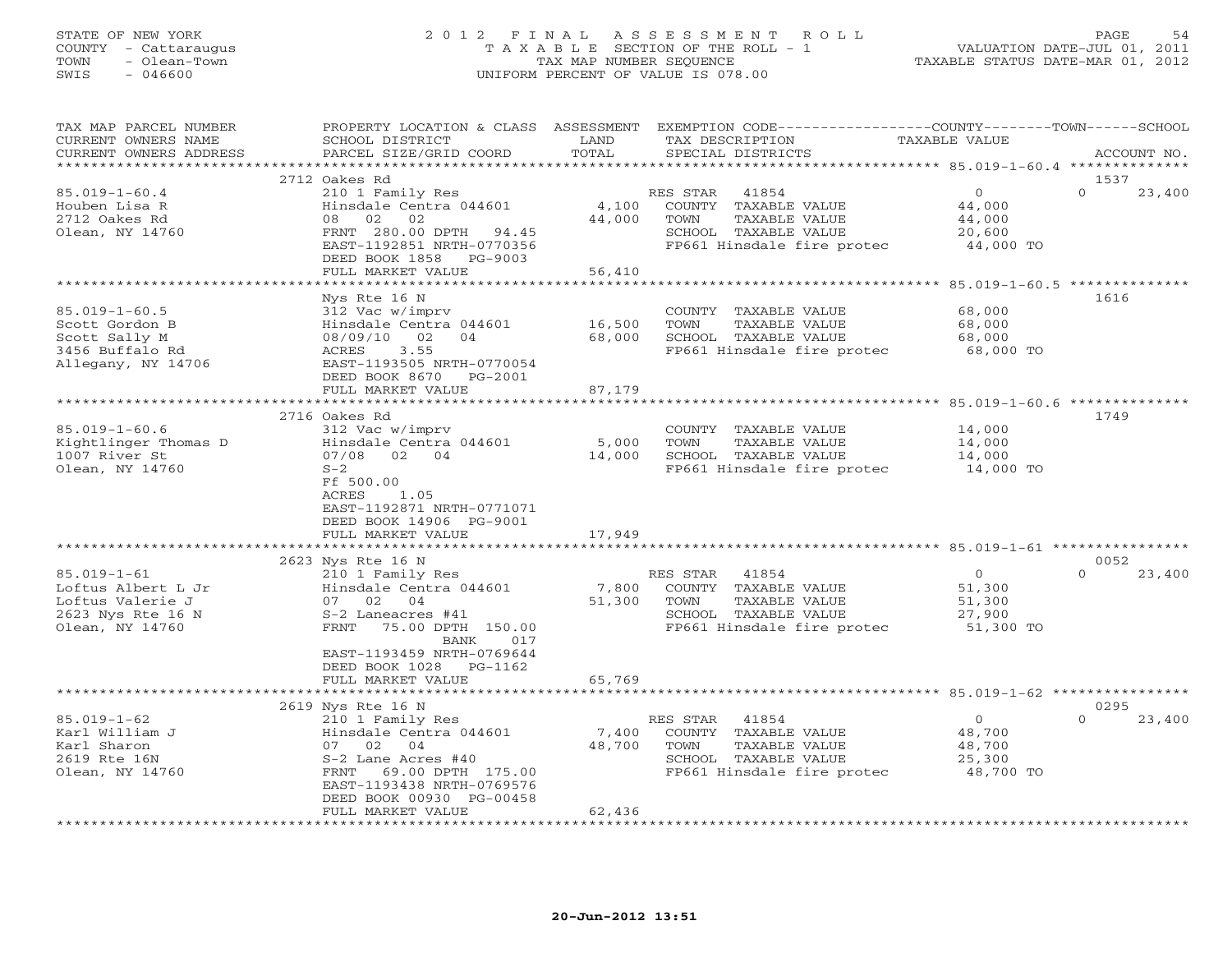STATE OF NEW YORK
COUNTY - Cattaraugus
TOWN - Olean-Town
SWIS - 046600

2 0 1 2 F I N A L A S S E S S M E N T R O L L
T A X A B L E SECTION OF THE ROLL - 1
TAX MAP NUMBER SEQUENCE
UNIFORM PERCENT OF VALUE IS 078.00

VALUATION DATE-JUL 01, 2011
TAXABLE STATUS DATE-MAR 01, 2012

| TAX MAP PARCEL NUMBER / CURRENT OWNERS NAME / CURRENT OWNERS ADDRESS | PROPERTY LOCATION & CLASS / SCHOOL DISTRICT / PARCEL SIZE/GRID COORD | ASSESSMENT LAND / TOTAL | EXEMPTION CODE / TAX DESCRIPTION / SPECIAL DISTRICTS | COUNTY / TOWN TAXABLE VALUE | SCHOOL / ACCOUNT NO. |
|---|---|---|---|---|---|
| **85.019-1-60.4** | 2712 Oakes Rd | | | | 1537 |
| 85.019-1-60.4 | 210 1 Family Res | | RES STAR 41854 | 0 | 0 23,400 |
| Houben Lisa R | Hinsdale Centra 044601 | 4,100 | COUNTY TAXABLE VALUE | 44,000 | |
| 2712 Oakes Rd | 08 02 02 | 44,000 | TOWN TAXABLE VALUE | 44,000 | |
| Olean, NY 14760 | FRNT 280.00 DPTH 94.45 | | SCHOOL TAXABLE VALUE | 20,600 | |
| | EAST-1192851 NRTH-0770356 | | FP661 Hinsdale fire protec | 44,000 TO | |
| | DEED BOOK 1858 PG-9003 | | | | |
| | FULL MARKET VALUE | 56,410 | | | |
| **85.019-1-60.5** | Nys Rte 16 N | | | | 1616 |
| 85.019-1-60.5 | 312 Vac w/imprv | | COUNTY TAXABLE VALUE | 68,000 | |
| Scott Gordon B | Hinsdale Centra 044601 | 16,500 | TOWN TAXABLE VALUE | 68,000 | |
| Scott Sally M | 08/09/10 02 04 | 68,000 | SCHOOL TAXABLE VALUE | 68,000 | |
| 3456 Buffalo Rd | ACRES 3.55 | | FP661 Hinsdale fire protec | 68,000 TO | |
| Allegany, NY 14706 | EAST-1193505 NRTH-0770054 | | | | |
| | DEED BOOK 8670 PG-2001 | | | | |
| | FULL MARKET VALUE | 87,179 | | | |
| **85.019-1-60.6** | 2716 Oakes Rd | | | | 1749 |
| 85.019-1-60.6 | 312 Vac w/imprv | | COUNTY TAXABLE VALUE | 14,000 | |
| Kightlinger Thomas D | Hinsdale Centra 044601 | 5,000 | TOWN TAXABLE VALUE | 14,000 | |
| 1007 River St | 07/08 02 04 | 14,000 | SCHOOL TAXABLE VALUE | 14,000 | |
| Olean, NY 14760 | S-2 | | FP661 Hinsdale fire protec | 14,000 TO | |
| | Ff 500.00 | | | | |
| | ACRES 1.05 | | | | |
| | EAST-1192871 NRTH-0771071 | | | | |
| | DEED BOOK 14906 PG-9001 | | | | |
| | FULL MARKET VALUE | 17,949 | | | |
| **85.019-1-61** | 2623 Nys Rte 16 N | | | | 0052 |
| 85.019-1-61 | 210 1 Family Res | | RES STAR 41854 | 0 | 0 23,400 |
| Loftus Albert L Jr | Hinsdale Centra 044601 | 7,800 | COUNTY TAXABLE VALUE | 51,300 | |
| Loftus Valerie J | 07 02 04 | 51,300 | TOWN TAXABLE VALUE | 51,300 | |
| 2623 Nys Rte 16 N | S-2 Laneacres #41 | | SCHOOL TAXABLE VALUE | 27,900 | |
| Olean, NY 14760 | FRNT 75.00 DPTH 150.00 | | FP661 Hinsdale fire protec | 51,300 TO | |
| | BANK 017 | | | | |
| | EAST-1193459 NRTH-0769644 | | | | |
| | DEED BOOK 1028 PG-1162 | | | | |
| | FULL MARKET VALUE | 65,769 | | | |
| **85.019-1-62** | 2619 Nys Rte 16 N | | | | 0295 |
| 85.019-1-62 | 210 1 Family Res | | RES STAR 41854 | 0 | 0 23,400 |
| Karl William J | Hinsdale Centra 044601 | 7,400 | COUNTY TAXABLE VALUE | 48,700 | |
| Karl Sharon | 07 02 04 | 48,700 | TOWN TAXABLE VALUE | 48,700 | |
| 2619 Rte 16N | S-2 Lane Acres #40 | | SCHOOL TAXABLE VALUE | 25,300 | |
| Olean, NY 14760 | FRNT 69.00 DPTH 175.00 | | FP661 Hinsdale fire protec | 48,700 TO | |
| | EAST-1193438 NRTH-0769576 | | | | |
| | DEED BOOK 00930 PG-00458 | | | | |
| | FULL MARKET VALUE | 62,436 | | | |

20-Jun-2012 13:51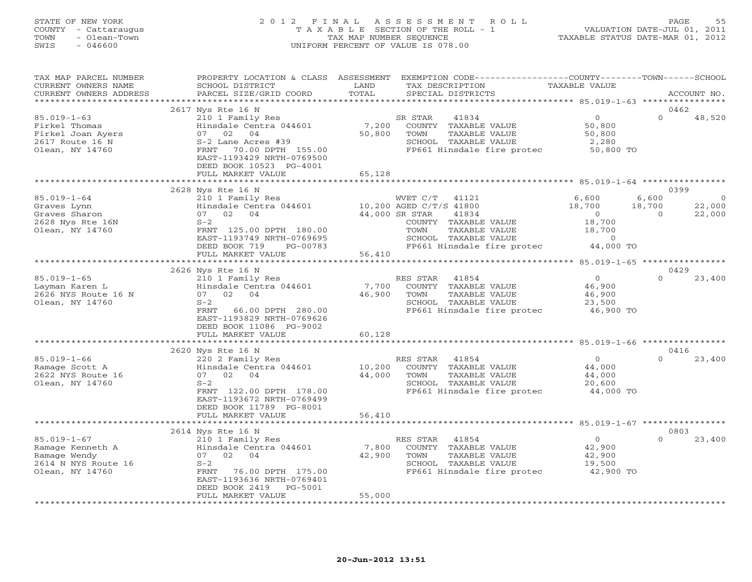STATE OF NEW YORK — COUNTY - Cattaraugus — TOWN - Olean-Town — SWIS - 046600

# 2012 FINAL ASSESSMENT ROLL
TAXABLE SECTION OF THE ROLL - 1
TAX MAP NUMBER SEQUENCE
UNIFORM PERCENT OF VALUE IS 078.00

VALUATION DATE-JUL 01, 2011
TAXABLE STATUS DATE-MAR 01, 2012

| TAX MAP PARCEL NUMBER / CURRENT OWNERS NAME / CURRENT OWNERS ADDRESS | PROPERTY LOCATION & CLASS / SCHOOL DISTRICT / PARCEL SIZE/GRID COORD | ASSESSMENT LAND / TOTAL | EXEMPTION CODE / TAX DESCRIPTION / SPECIAL DISTRICTS | COUNTY TAXABLE VALUE | TOWN | SCHOOL | ACCOUNT NO. |
|---|---|---|---|---|---|---|---|
| | 2617 Nys Rte 16 N | | | | | | 0462 |
| 85.019-1-63 | 210 1 Family Res | | SR STAR 41834 | 0 | 0 | 48,520 | |
| Firkel Thomas | Hinsdale Centra 044601 | 7,200 | COUNTY TAXABLE VALUE | 50,800 | | | |
| Firkel Joan Ayers | 07 02 04 | 50,800 | TOWN TAXABLE VALUE | 50,800 | | | |
| 2617 Route 16 N | S-2 Lane Acres #39 | | SCHOOL TAXABLE VALUE | 2,280 | | | |
| Olean, NY 14760 | FRNT 70.00 DPTH 155.00 | | FP661 Hinsdale fire protec | 50,800 TO | | | |
| | EAST-1193429 NRTH-0769500 | | | | | | |
| | DEED BOOK 10523 PG-4001 | | | | | | |
| | FULL MARKET VALUE | 65,128 | | | | | |
| | 2628 Nys Rte 16 N | | | | | | 0399 |
| 85.019-1-64 | 210 1 Family Res | | WVET C/T 41121 | 6,600 | 6,600 | 0 | |
| Graves Lynn | Hinsdale Centra 044601 | 10,200 | AGED C/T/S 41800 | 18,700 | 18,700 | 22,000 | |
| Graves Sharon | 07 02 04 | 44,000 | SR STAR 41834 | 0 | 0 | 22,000 | |
| 2628 Nys Rte 16N | S-2 | | COUNTY TAXABLE VALUE | 18,700 | | | |
| Olean, NY 14760 | FRNT 125.00 DPTH 180.00 | | TOWN TAXABLE VALUE | 18,700 | | | |
| | EAST-1193749 NRTH-0769695 | | SCHOOL TAXABLE VALUE | 0 | | | |
| | DEED BOOK 719 PG-00783 | | FP661 Hinsdale fire protec | 44,000 TO | | | |
| | FULL MARKET VALUE | 56,410 | | | | | |
| | 2626 Nys Rte 16 N | | | | | | 0429 |
| 85.019-1-65 | 210 1 Family Res | | RES STAR 41854 | 0 | 0 | 23,400 | |
| Layman Karen L | Hinsdale Centra 044601 | 7,700 | COUNTY TAXABLE VALUE | 46,900 | | | |
| 2626 NYS Route 16 N | 07 02 04 | 46,900 | TOWN TAXABLE VALUE | 46,900 | | | |
| Olean, NY 14760 | S-2 | | SCHOOL TAXABLE VALUE | 23,500 | | | |
| | FRNT 66.00 DPTH 280.00 | | FP661 Hinsdale fire protec | 46,900 TO | | | |
| | EAST-1193829 NRTH-0769626 | | | | | | |
| | DEED BOOK 11086 PG-9002 | | | | | | |
| | FULL MARKET VALUE | 60,128 | | | | | |
| | 2620 Nys Rte 16 N | | | | | | 0416 |
| 85.019-1-66 | 220 2 Family Res | | RES STAR 41854 | 0 | 0 | 23,400 | |
| Ramage Scott A | Hinsdale Centra 044601 | 10,200 | COUNTY TAXABLE VALUE | 44,000 | | | |
| 2622 NYS Route 16 | 07 02 04 | 44,000 | TOWN TAXABLE VALUE | 44,000 | | | |
| Olean, NY 14760 | S-2 | | SCHOOL TAXABLE VALUE | 20,600 | | | |
| | FRNT 122.00 DPTH 178.00 | | FP661 Hinsdale fire protec | 44,000 TO | | | |
| | EAST-1193672 NRTH-0769499 | | | | | | |
| | DEED BOOK 11789 PG-8001 | | | | | | |
| | FULL MARKET VALUE | 56,410 | | | | | |
| | 2614 Nys Rte 16 N | | | | | | 0803 |
| 85.019-1-67 | 210 1 Family Res | | RES STAR 41854 | 0 | 0 | 23,400 | |
| Ramage Kenneth A | Hinsdale Centra 044601 | 7,800 | COUNTY TAXABLE VALUE | 42,900 | | | |
| Ramage Wendy | 07 02 04 | 42,900 | TOWN TAXABLE VALUE | 42,900 | | | |
| 2614 N NYS Route 16 | S-2 | | SCHOOL TAXABLE VALUE | 19,500 | | | |
| Olean, NY 14760 | FRNT 76.00 DPTH 175.00 | | FP661 Hinsdale fire protec | 42,900 TO | | | |
| | EAST-1193636 NRTH-0769401 | | | | | | |
| | DEED BOOK 2419 PG-5001 | | | | | | |
| | FULL MARKET VALUE | 55,000 | | | | | |

20-Jun-2012 13:51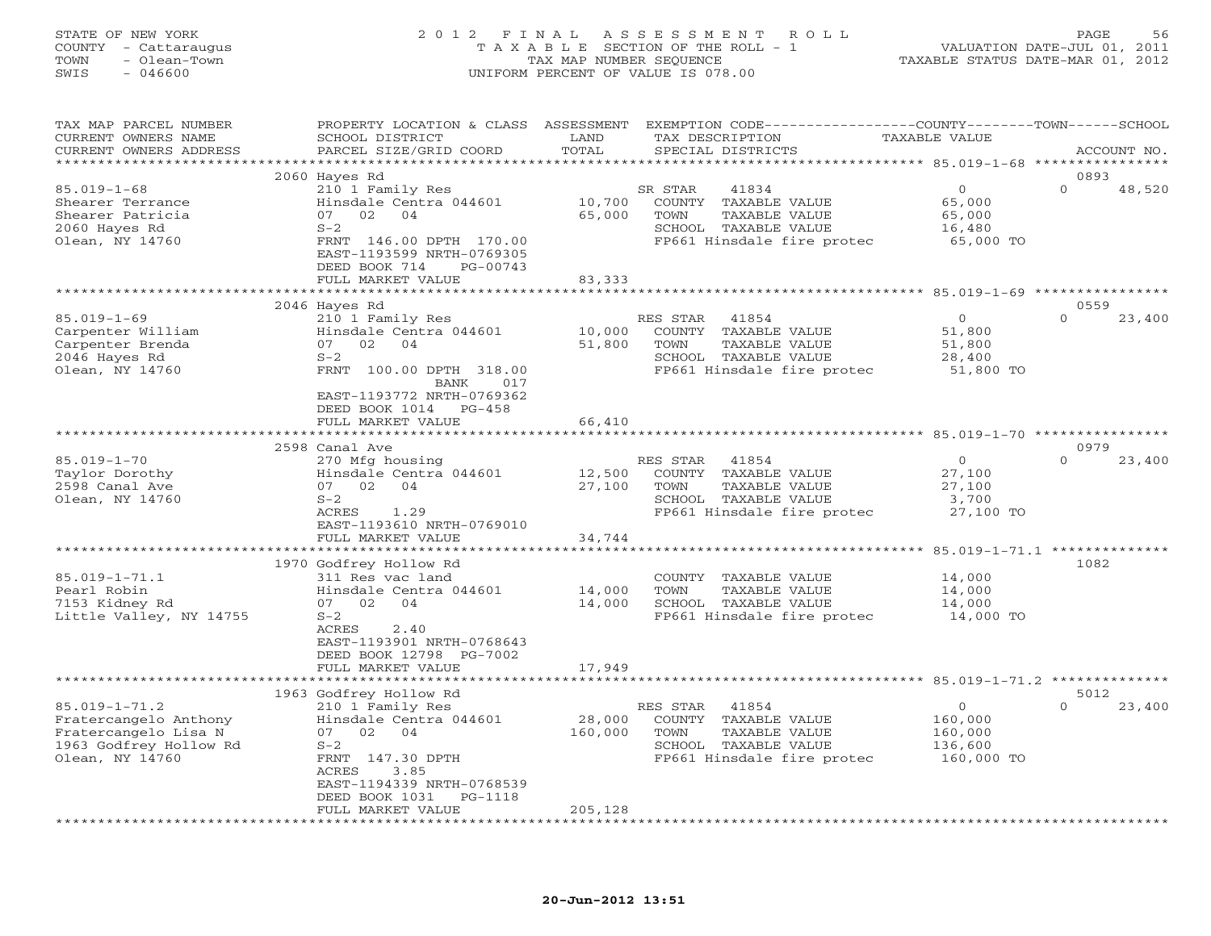STATE OF NEW YORK
COUNTY - Cattaraugus
TOWN - Olean-Town
SWIS - 046600

2012 FINAL ASSESSMENT ROLL
TAXABLE SECTION OF THE ROLL - 1
TAX MAP NUMBER SEQUENCE
UNIFORM PERCENT OF VALUE IS 078.00

VALUATION DATE-JUL 01, 2011
TAXABLE STATUS DATE-MAR 01, 2012

| TAX MAP PARCEL NUMBER / CURRENT OWNERS NAME / CURRENT OWNERS ADDRESS | PROPERTY LOCATION & CLASS / SCHOOL DISTRICT / PARCEL SIZE/GRID COORD | ASSESSMENT LAND / TOTAL | EXEMPTION CODE / TAX DESCRIPTION / SPECIAL DISTRICTS | COUNTY / TOWN TAXABLE VALUE | SCHOOL / ACCOUNT NO. |
|---|---|---|---|---|---|
| | 2060 Hayes Rd | | | | 0893 |
| 85.019-1-68 | 210 1 Family Res | | SR STAR 41834 | 0 | 0 48,520 |
| Shearer Terrance | Hinsdale Centra 044601 | 10,700 | COUNTY TAXABLE VALUE | 65,000 | |
| Shearer Patricia | 07 02 04 | 65,000 | TOWN TAXABLE VALUE | 65,000 | |
| 2060 Hayes Rd | S-2 | | SCHOOL TAXABLE VALUE | 16,480 | |
| Olean, NY 14760 | FRNT 146.00 DPTH 170.00 | | FP661 Hinsdale fire protec | 65,000 TO | |
| | EAST-1193599 NRTH-0769305 | | | | |
| | DEED BOOK 714 PG-00743 | | | | |
| | FULL MARKET VALUE | 83,333 | | | |
| | 2046 Hayes Rd | | | | 0559 |
| 85.019-1-69 | 210 1 Family Res | | RES STAR 41854 | 0 | 0 23,400 |
| Carpenter William | Hinsdale Centra 044601 | 10,000 | COUNTY TAXABLE VALUE | 51,800 | |
| Carpenter Brenda | 07 02 04 | 51,800 | TOWN TAXABLE VALUE | 51,800 | |
| 2046 Hayes Rd | S-2 | | SCHOOL TAXABLE VALUE | 28,400 | |
| Olean, NY 14760 | FRNT 100.00 DPTH 318.00 | | FP661 Hinsdale fire protec | 51,800 TO | |
| | BANK 017 | | | | |
| | EAST-1193772 NRTH-0769362 | | | | |
| | DEED BOOK 1014 PG-458 | | | | |
| | FULL MARKET VALUE | 66,410 | | | |
| | 2598 Canal Ave | | | | 0979 |
| 85.019-1-70 | 270 Mfg housing | | RES STAR 41854 | 0 | 0 23,400 |
| Taylor Dorothy | Hinsdale Centra 044601 | 12,500 | COUNTY TAXABLE VALUE | 27,100 | |
| 2598 Canal Ave | 07 02 04 | 27,100 | TOWN TAXABLE VALUE | 27,100 | |
| Olean, NY 14760 | S-2 | | SCHOOL TAXABLE VALUE | 3,700 | |
| | ACRES 1.29 | | FP661 Hinsdale fire protec | 27,100 TO | |
| | EAST-1193610 NRTH-0769010 | | | | |
| | FULL MARKET VALUE | 34,744 | | | |
| | 1970 Godfrey Hollow Rd | | | | 1082 |
| 85.019-1-71.1 | 311 Res vac land | | COUNTY TAXABLE VALUE | 14,000 | |
| Pearl Robin | Hinsdale Centra 044601 | 14,000 | TOWN TAXABLE VALUE | 14,000 | |
| 7153 Kidney Rd | 07 02 04 | 14,000 | SCHOOL TAXABLE VALUE | 14,000 | |
| Little Valley, NY 14755 | S-2 | | FP661 Hinsdale fire protec | 14,000 TO | |
| | ACRES 2.40 | | | | |
| | EAST-1193901 NRTH-0768643 | | | | |
| | DEED BOOK 12798 PG-7002 | | | | |
| | FULL MARKET VALUE | 17,949 | | | |
| | 1963 Godfrey Hollow Rd | | | | 5012 |
| 85.019-1-71.2 | 210 1 Family Res | | RES STAR 41854 | 0 | 0 23,400 |
| Fratercangelo Anthony | Hinsdale Centra 044601 | 28,000 | COUNTY TAXABLE VALUE | 160,000 | |
| Fratercangelo Lisa N | 07 02 04 | 160,000 | TOWN TAXABLE VALUE | 160,000 | |
| 1963 Godfrey Hollow Rd | S-2 | | SCHOOL TAXABLE VALUE | 136,600 | |
| Olean, NY 14760 | FRNT 147.30 DPTH | | FP661 Hinsdale fire protec | 160,000 TO | |
| | ACRES 3.85 | | | | |
| | EAST-1194339 NRTH-0768539 | | | | |
| | DEED BOOK 1031 PG-1118 | | | | |
| | FULL MARKET VALUE | 205,128 | | | |

20-Jun-2012 13:51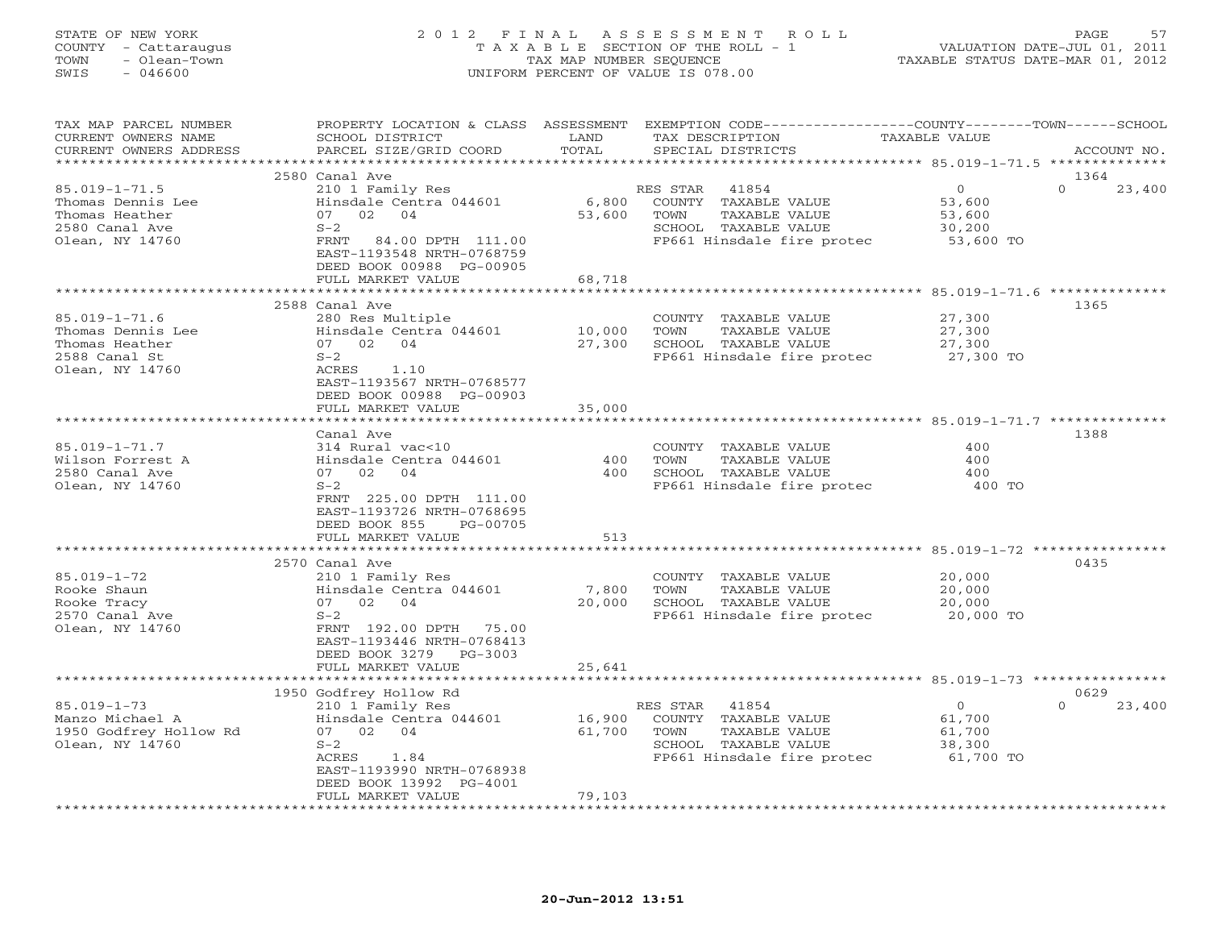STATE OF NEW YORK
COUNTY - Cattaraugus
TOWN - Olean-Town
SWIS - 046600

# 2012 FINAL ASSESSMENT ROLL

TAXABLE SECTION OF THE ROLL - 1
TAX MAP NUMBER SEQUENCE
UNIFORM PERCENT OF VALUE IS 078.00

VALUATION DATE-JUL 01, 2011
TAXABLE STATUS DATE-MAR 01, 2012

| TAX MAP PARCEL NUMBER / CURRENT OWNERS NAME / CURRENT OWNERS ADDRESS | PROPERTY LOCATION & CLASS / SCHOOL DISTRICT / PARCEL SIZE/GRID COORD | ASSESSMENT LAND | TOTAL | EXEMPTION CODE / TAX DESCRIPTION / SPECIAL DISTRICTS | COUNTY TAXABLE VALUE | TOWN | SCHOOL | ACCOUNT NO. |
|---|---|---|---|---|---|---|---|---|
| 85.019-1-71.5 | 2580 Canal Ave | | | | | | | 1364 |
| Thomas Dennis Lee | 210 1 Family Res | | | RES STAR 41854 | 0 | | 23,400 | |
| Thomas Heather | Hinsdale Centra 044601 | 6,800 | | COUNTY TAXABLE VALUE | 53,600 | | | |
| 2580 Canal Ave | 07 02 04 | | 53,600 | TOWN TAXABLE VALUE | 53,600 | | | |
| Olean, NY 14760 | S-2 | | | SCHOOL TAXABLE VALUE | 30,200 | | | |
| | FRNT 84.00 DPTH 111.00 | | | FP661 Hinsdale fire protec | 53,600 TO | | | |
| | EAST-1193548 NRTH-0768759 | | | | | | | |
| | DEED BOOK 00988 PG-00905 | | | | | | | |
| | FULL MARKET VALUE | | 68,718 | | | | | |
| 85.019-1-71.6 | 2588 Canal Ave | | | | | | | 1365 |
| Thomas Dennis Lee | 280 Res Multiple | | | COUNTY TAXABLE VALUE | 27,300 | | | |
| Thomas Heather | Hinsdale Centra 044601 | 10,000 | | TOWN TAXABLE VALUE | 27,300 | | | |
| 2588 Canal St | 07 02 04 | | 27,300 | SCHOOL TAXABLE VALUE | 27,300 | | | |
| Olean, NY 14760 | S-2 | | | FP661 Hinsdale fire protec | 27,300 TO | | | |
| | ACRES 1.10 | | | | | | | |
| | EAST-1193567 NRTH-0768577 | | | | | | | |
| | DEED BOOK 00988 PG-00903 | | | | | | | |
| | FULL MARKET VALUE | | 35,000 | | | | | |
| 85.019-1-71.7 | Canal Ave | | | | | | | 1388 |
| Wilson Forrest A | 314 Rural vac<10 | | | COUNTY TAXABLE VALUE | 400 | | | |
| 2580 Canal Ave | Hinsdale Centra 044601 | 400 | | TOWN TAXABLE VALUE | 400 | | | |
| Olean, NY 14760 | 07 02 04 | | 400 | SCHOOL TAXABLE VALUE | 400 | | | |
| | S-2 | | | FP661 Hinsdale fire protec | 400 TO | | | |
| | FRNT 225.00 DPTH 111.00 | | | | | | | |
| | EAST-1193726 NRTH-0768695 | | | | | | | |
| | DEED BOOK 855 PG-00705 | | | | | | | |
| | FULL MARKET VALUE | | 513 | | | | | |
| 85.019-1-72 | 2570 Canal Ave | | | | | | | 0435 |
| Rooke Shaun | 210 1 Family Res | | | COUNTY TAXABLE VALUE | 20,000 | | | |
| Rooke Tracy | Hinsdale Centra 044601 | 7,800 | | TOWN TAXABLE VALUE | 20,000 | | | |
| 2570 Canal Ave | 07 02 04 | | 20,000 | SCHOOL TAXABLE VALUE | 20,000 | | | |
| Olean, NY 14760 | S-2 | | | FP661 Hinsdale fire protec | 20,000 TO | | | |
| | FRNT 192.00 DPTH 75.00 | | | | | | | |
| | EAST-1193446 NRTH-0768413 | | | | | | | |
| | DEED BOOK 3279 PG-3003 | | | | | | | |
| | FULL MARKET VALUE | | 25,641 | | | | | |
| 85.019-1-73 | 1950 Godfrey Hollow Rd | | | | | | | 0629 |
| Manzo Michael A | 210 1 Family Res | | | RES STAR 41854 | 0 | | 23,400 | |
| 1950 Godfrey Hollow Rd | Hinsdale Centra 044601 | 16,900 | | COUNTY TAXABLE VALUE | 61,700 | | | |
| Olean, NY 14760 | 07 02 04 | | 61,700 | TOWN TAXABLE VALUE | 61,700 | | | |
| | S-2 | | | SCHOOL TAXABLE VALUE | 38,300 | | | |
| | ACRES 1.84 | | | FP661 Hinsdale fire protec | 61,700 TO | | | |
| | EAST-1193990 NRTH-0768938 | | | | | | | |
| | DEED BOOK 13992 PG-4001 | | | | | | | |
| | FULL MARKET VALUE | | 79,103 | | | | | |

20-Jun-2012 13:51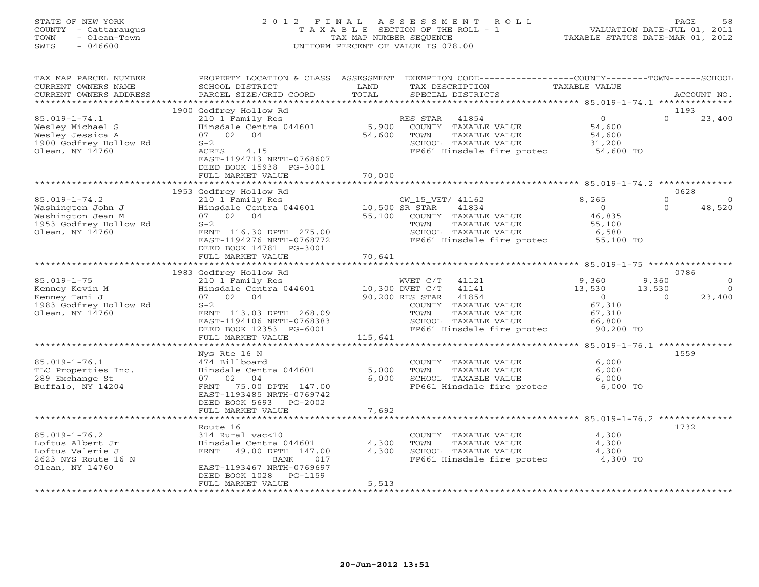STATE OF NEW YORK
COUNTY - Cattaraugus
TOWN - Olean-Town
SWIS - 046600

2 0 1 2 F I N A L A S S E S S M E N T R O L L
T A X A B L E SECTION OF THE ROLL - 1
TAX MAP NUMBER SEQUENCE
UNIFORM PERCENT OF VALUE IS 078.00

VALUATION DATE-JUL 01, 2011
TAXABLE STATUS DATE-MAR 01, 2012

| TAX MAP PARCEL NUMBER / CURRENT OWNERS NAME / CURRENT OWNERS ADDRESS | PROPERTY LOCATION & CLASS / SCHOOL DISTRICT / PARCEL SIZE/GRID COORD | ASSESSMENT LAND / TOTAL | EXEMPTION CODE / TAX DESCRIPTION / SPECIAL DISTRICTS | COUNTY TAXABLE VALUE | TOWN | SCHOOL / ACCOUNT NO. |
|---|---|---|---|---|---|---|
| | 1900 Godfrey Hollow Rd | | | | | 1193 |
| 85.019-1-74.1 | 210 1 Family Res | | RES STAR 41854 | 0 | 0 | 23,400 |
| Wesley Michael S | Hinsdale Centra 044601 | 5,900 | COUNTY TAXABLE VALUE | 54,600 | | |
| Wesley Jessica A | 07 02 04 | 54,600 | TOWN TAXABLE VALUE | 54,600 | | |
| 1900 Godfrey Hollow Rd | S-2 | | SCHOOL TAXABLE VALUE | 31,200 | | |
| Olean, NY 14760 | ACRES 4.15 | | FP661 Hinsdale fire protec | 54,600 TO | | |
| | EAST-1194713 NRTH-0768607 | | | | | |
| | DEED BOOK 15938 PG-3001 | | | | | |
| | FULL MARKET VALUE | 70,000 | | | | |
| | 1953 Godfrey Hollow Rd | | | | | 0628 |
| 85.019-1-74.2 | 210 1 Family Res | | CW_15_VET/ 41162 | 8,265 | 0 | 0 |
| Washington John J | Hinsdale Centra 044601 | 10,500 | SR STAR 41834 | 0 | 0 | 48,520 |
| Washington Jean M | 07 02 04 | 55,100 | COUNTY TAXABLE VALUE | 46,835 | | |
| 1953 Godfrey Hollow Rd | S-2 | | TOWN TAXABLE VALUE | 55,100 | | |
| Olean, NY 14760 | FRNT 116.30 DPTH 275.00 | | SCHOOL TAXABLE VALUE | 6,580 | | |
| | EAST-1194276 NRTH-0768772 | | FP661 Hinsdale fire protec | 55,100 TO | | |
| | DEED BOOK 14781 PG-3001 | | | | | |
| | FULL MARKET VALUE | 70,641 | | | | |
| | 1983 Godfrey Hollow Rd | | | | | 0786 |
| 85.019-1-75 | 210 1 Family Res | | WVET C/T 41121 | 9,360 | 9,360 | 0 |
| Kenney Kevin M | Hinsdale Centra 044601 | 10,300 | DVET C/T 41141 | 13,530 | 13,530 | 0 |
| Kenney Tami J | 07 02 04 | 90,200 | RES STAR 41854 | 0 | 0 | 23,400 |
| 1983 Godfrey Hollow Rd | S-2 | | COUNTY TAXABLE VALUE | 67,310 | | |
| Olean, NY 14760 | FRNT 113.03 DPTH 268.09 | | TOWN TAXABLE VALUE | 67,310 | | |
| | EAST-1194106 NRTH-0768383 | | SCHOOL TAXABLE VALUE | 66,800 | | |
| | DEED BOOK 12353 PG-6001 | | FP661 Hinsdale fire protec | 90,200 TO | | |
| | FULL MARKET VALUE | 115,641 | | | | |
| | Nys Rte 16 N | | | | | 1559 |
| 85.019-1-76.1 | 474 Billboard | | COUNTY TAXABLE VALUE | 6,000 | | |
| TLC Properties Inc. | Hinsdale Centra 044601 | 5,000 | TOWN TAXABLE VALUE | 6,000 | | |
| 289 Exchange St | 07 02 04 | 6,000 | SCHOOL TAXABLE VALUE | 6,000 | | |
| Buffalo, NY 14204 | FRNT 75.00 DPTH 147.00 | | FP661 Hinsdale fire protec | 6,000 TO | | |
| | EAST-1193485 NRTH-0769742 | | | | | |
| | DEED BOOK 5693 PG-2002 | | | | | |
| | FULL MARKET VALUE | 7,692 | | | | |
| | Route 16 | | | | | 1732 |
| 85.019-1-76.2 | 314 Rural vac<10 | | COUNTY TAXABLE VALUE | 4,300 | | |
| Loftus Albert Jr | Hinsdale Centra 044601 | 4,300 | TOWN TAXABLE VALUE | 4,300 | | |
| Loftus Valerie J | FRNT 49.00 DPTH 147.00 | 4,300 | SCHOOL TAXABLE VALUE | 4,300 | | |
| 2623 NYS Route 16 N | BANK 017 | | FP661 Hinsdale fire protec | 4,300 TO | | |
| Olean, NY 14760 | EAST-1193467 NRTH-0769697 | | | | | |
| | DEED BOOK 1028 PG-1159 | | | | | |
| | FULL MARKET VALUE | 5,513 | | | | |

20-Jun-2012 13:51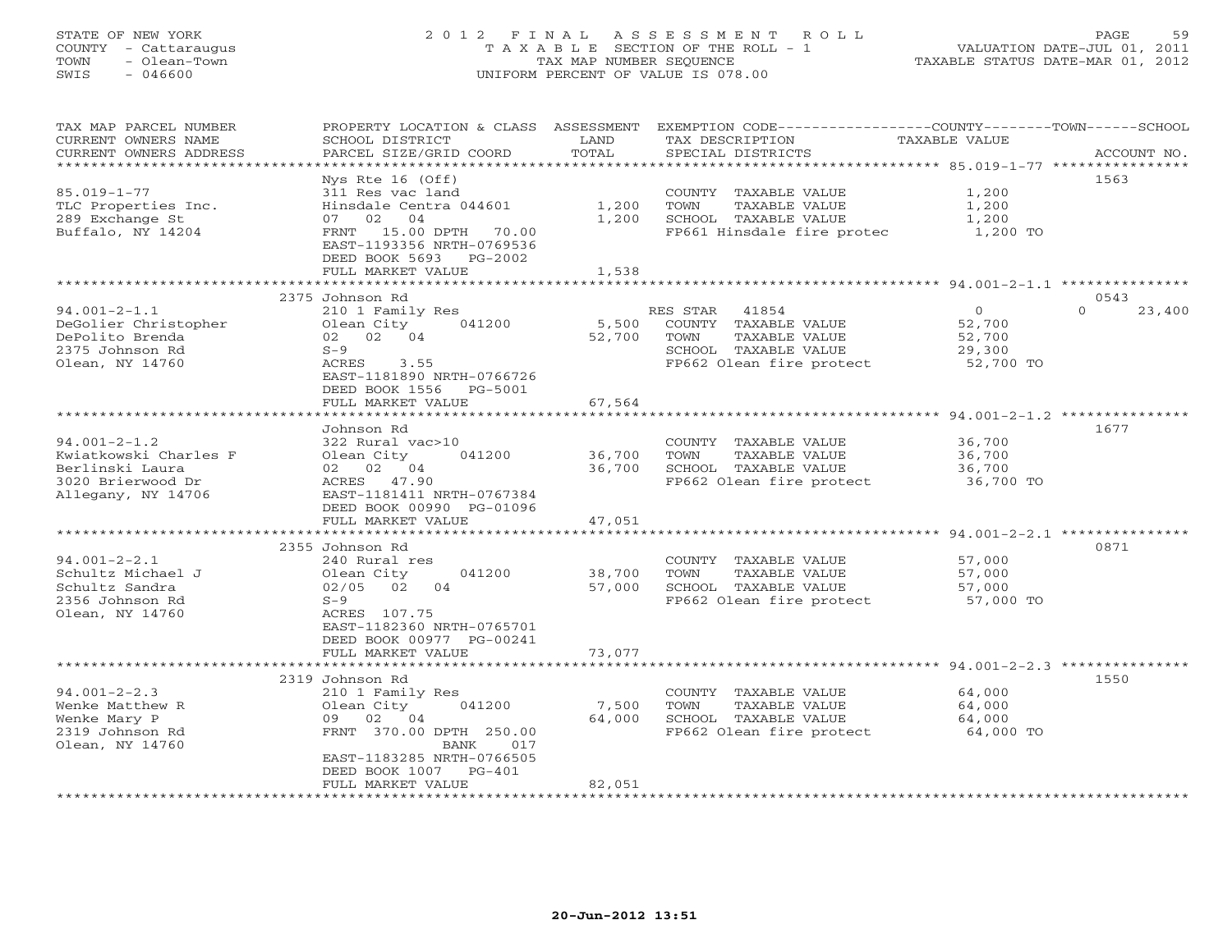STATE OF NEW YORK
COUNTY - Cattaraugus
TOWN - Olean-Town
SWIS - 046600

# 2012 FINAL ASSESSMENT ROLL

TAXABLE SECTION OF THE ROLL - 1
TAX MAP NUMBER SEQUENCE
UNIFORM PERCENT OF VALUE IS 078.00

VALUATION DATE-JUL 01, 2011
TAXABLE STATUS DATE-MAR 01, 2012

| TAX MAP PARCEL NUMBER / CURRENT OWNERS NAME / CURRENT OWNERS ADDRESS | PROPERTY LOCATION & CLASS / SCHOOL DISTRICT / PARCEL SIZE/GRID COORD | ASSESSMENT LAND / TOTAL | EXEMPTION CODE / TAX DESCRIPTION / SPECIAL DISTRICTS | COUNTY TAXABLE VALUE | TOWN | SCHOOL | ACCOUNT NO. |
|---|---|---|---|---|---|---|---|
| 85.019-1-77 | Nys Rte 16 (Off) | | | | | | 1563 |
| | 311 Res vac land | | COUNTY TAXABLE VALUE | 1,200 | | | |
| TLC Properties Inc. | Hinsdale Centra 044601 | 1,200 | TOWN TAXABLE VALUE | 1,200 | | | |
| 289 Exchange St | 07 02 04 | 1,200 | SCHOOL TAXABLE VALUE | 1,200 | | | |
| Buffalo, NY 14204 | FRNT 15.00 DPTH 70.00 | | FP661 Hinsdale fire protec | 1,200 TO | | | |
| | EAST-1193356 NRTH-0769536 | | | | | | |
| | DEED BOOK 5693 PG-2002 | | | | | | |
| | FULL MARKET VALUE | 1,538 | | | | | |
| 94.001-2-1.1 | 2375 Johnson Rd | | | | | | 0543 |
| | 210 1 Family Res | | RES STAR 41854 | 0 | | 0 23,400 | |
| DeGolier Christopher | Olean City 041200 | 5,500 | COUNTY TAXABLE VALUE | 52,700 | | | |
| DePolito Brenda | 02 02 04 | 52,700 | TOWN TAXABLE VALUE | 52,700 | | | |
| 2375 Johnson Rd | S-9 | | SCHOOL TAXABLE VALUE | 29,300 | | | |
| Olean, NY 14760 | ACRES 3.55 | | FP662 Olean fire protect | 52,700 TO | | | |
| | EAST-1181890 NRTH-0766726 | | | | | | |
| | DEED BOOK 1556 PG-5001 | | | | | | |
| | FULL MARKET VALUE | 67,564 | | | | | |
| 94.001-2-1.2 | Johnson Rd | | | | | | 1677 |
| | 322 Rural vac>10 | | COUNTY TAXABLE VALUE | 36,700 | | | |
| Kwiatkowski Charles F | Olean City 041200 | 36,700 | TOWN TAXABLE VALUE | 36,700 | | | |
| Berlinski Laura | 02 02 04 | 36,700 | SCHOOL TAXABLE VALUE | 36,700 | | | |
| 3020 Brierwood Dr | ACRES 47.90 | | FP662 Olean fire protect | 36,700 TO | | | |
| Allegany, NY 14706 | EAST-1181411 NRTH-0767384 | | | | | | |
| | DEED BOOK 00990 PG-01096 | | | | | | |
| | FULL MARKET VALUE | 47,051 | | | | | |
| 94.001-2-2.1 | 2355 Johnson Rd | | | | | | 0871 |
| | 240 Rural res | | COUNTY TAXABLE VALUE | 57,000 | | | |
| Schultz Michael J | Olean City 041200 | 38,700 | TOWN TAXABLE VALUE | 57,000 | | | |
| Schultz Sandra | 02/05 02 04 | 57,000 | SCHOOL TAXABLE VALUE | 57,000 | | | |
| 2356 Johnson Rd | S-9 | | FP662 Olean fire protect | 57,000 TO | | | |
| Olean, NY 14760 | ACRES 107.75 | | | | | | |
| | EAST-1182360 NRTH-0765701 | | | | | | |
| | DEED BOOK 00977 PG-00241 | | | | | | |
| | FULL MARKET VALUE | 73,077 | | | | | |
| 94.001-2-2.3 | 2319 Johnson Rd | | | | | | 1550 |
| | 210 1 Family Res | | COUNTY TAXABLE VALUE | 64,000 | | | |
| Wenke Matthew R | Olean City 041200 | 7,500 | TOWN TAXABLE VALUE | 64,000 | | | |
| Wenke Mary P | 09 02 04 | 64,000 | SCHOOL TAXABLE VALUE | 64,000 | | | |
| 2319 Johnson Rd | FRNT 370.00 DPTH 250.00 | | FP662 Olean fire protect | 64,000 TO | | | |
| Olean, NY 14760 | BANK 017 | | | | | | |
| | EAST-1183285 NRTH-0766505 | | | | | | |
| | DEED BOOK 1007 PG-401 | | | | | | |
| | FULL MARKET VALUE | 82,051 | | | | | |

20-Jun-2012 13:51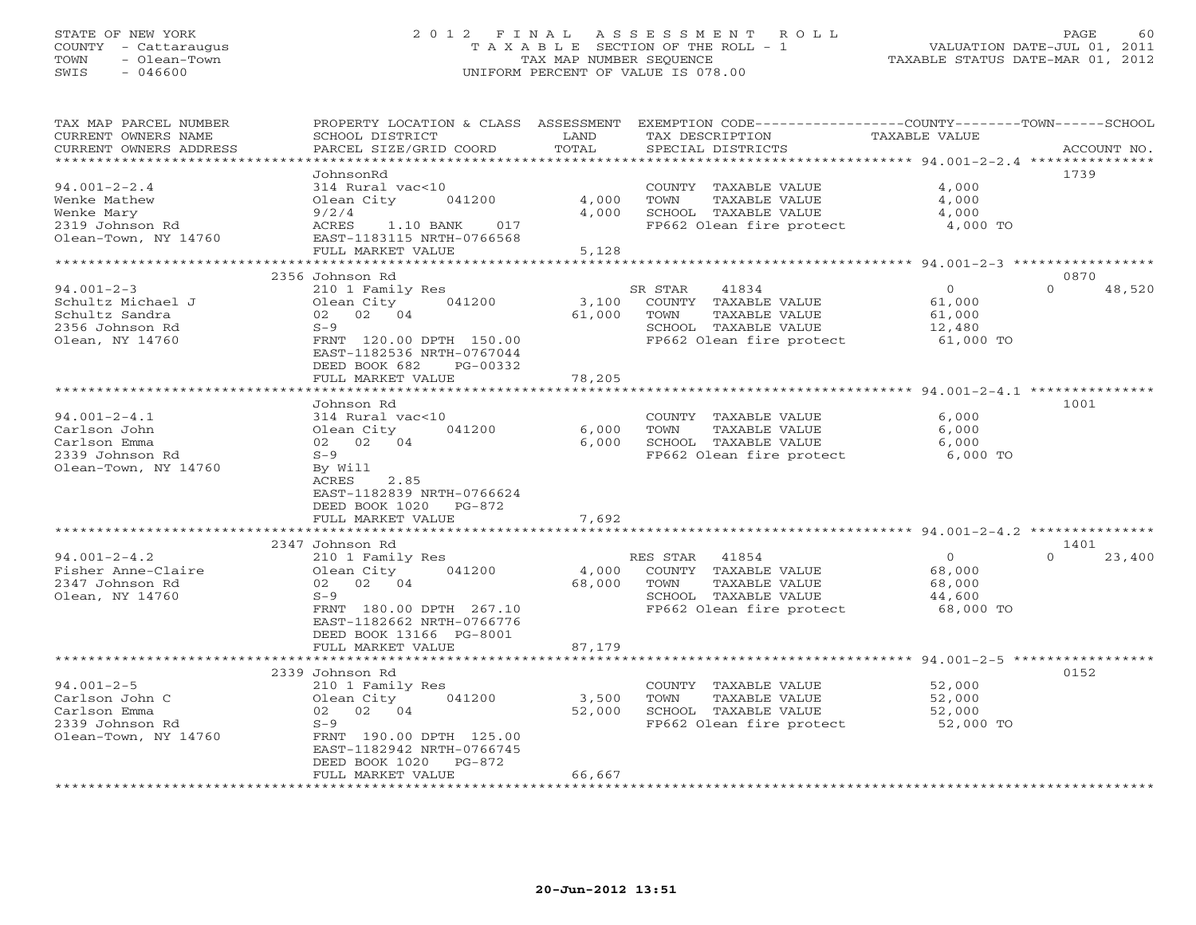STATE OF NEW YORK
COUNTY - Cattaraugus
TOWN - Olean-Town
SWIS - 046600

# 2012 FINAL ASSESSMENT ROLL

TAXABLE SECTION OF THE ROLL - 1
TAX MAP NUMBER SEQUENCE
UNIFORM PERCENT OF VALUE IS 078.00

VALUATION DATE-JUL 01, 2011
TAXABLE STATUS DATE-MAR 01, 2012

| TAX MAP PARCEL NUMBER / CURRENT OWNERS NAME / CURRENT OWNERS ADDRESS | PROPERTY LOCATION & CLASS / SCHOOL DISTRICT / PARCEL SIZE/GRID COORD | ASSESSMENT LAND / TOTAL | EXEMPTION CODE / TAX DESCRIPTION / SPECIAL DISTRICTS | COUNTY / TOWN / SCHOOL TAXABLE VALUE | ACCOUNT NO. |
|---|---|---|---|---|---|
| **94.001-2-2.4** | JohnsonRd | | | | 1739 |
| 94.001-2-2.4 | 314 Rural vac<10 | | COUNTY TAXABLE VALUE | 4,000 | |
| Wenke Mathew | Olean City 041200 | 4,000 | TOWN TAXABLE VALUE | 4,000 | |
| Wenke Mary | 9/2/4 | 4,000 | SCHOOL TAXABLE VALUE | 4,000 | |
| 2319 Johnson Rd | ACRES 1.10 BANK 017 | | FP662 Olean fire protect | 4,000 TO | |
| Olean-Town, NY 14760 | EAST-1183115 NRTH-0766568 | | | | |
| | FULL MARKET VALUE | 5,128 | | | |
| **94.001-2-3** | 2356 Johnson Rd | | | | 0870 |
| 94.001-2-3 | 210 1 Family Res | | SR STAR 41834 | 0 / 0 / 48,520 | |
| Schultz Michael J | Olean City 041200 | 3,100 | COUNTY TAXABLE VALUE | 61,000 | |
| Schultz Sandra | 02 02 04 | 61,000 | TOWN TAXABLE VALUE | 61,000 | |
| 2356 Johnson Rd | S-9 | | SCHOOL TAXABLE VALUE | 12,480 | |
| Olean, NY 14760 | FRNT 120.00 DPTH 150.00 | | FP662 Olean fire protect | 61,000 TO | |
| | EAST-1182536 NRTH-0767044 | | | | |
| | DEED BOOK 682 PG-00332 | | | | |
| | FULL MARKET VALUE | 78,205 | | | |
| **94.001-2-4.1** | Johnson Rd | | | | 1001 |
| 94.001-2-4.1 | 314 Rural vac<10 | | COUNTY TAXABLE VALUE | 6,000 | |
| Carlson John | Olean City 041200 | 6,000 | TOWN TAXABLE VALUE | 6,000 | |
| Carlson Emma | 02 02 04 | 6,000 | SCHOOL TAXABLE VALUE | 6,000 | |
| 2339 Johnson Rd | S-9 | | FP662 Olean fire protect | 6,000 TO | |
| Olean-Town, NY 14760 | By Will | | | | |
| | ACRES 2.85 | | | | |
| | EAST-1182839 NRTH-0766624 | | | | |
| | DEED BOOK 1020 PG-872 | | | | |
| | FULL MARKET VALUE | 7,692 | | | |
| **94.001-2-4.2** | 2347 Johnson Rd | | | | 1401 |
| 94.001-2-4.2 | 210 1 Family Res | | RES STAR 41854 | 0 / 0 / 23,400 | |
| Fisher Anne-Claire | Olean City 041200 | 4,000 | COUNTY TAXABLE VALUE | 68,000 | |
| 2347 Johnson Rd | 02 02 04 | 68,000 | TOWN TAXABLE VALUE | 68,000 | |
| Olean, NY 14760 | S-9 | | SCHOOL TAXABLE VALUE | 44,600 | |
| | FRNT 180.00 DPTH 267.10 | | FP662 Olean fire protect | 68,000 TO | |
| | EAST-1182662 NRTH-0766776 | | | | |
| | DEED BOOK 13166 PG-8001 | | | | |
| | FULL MARKET VALUE | 87,179 | | | |
| **94.001-2-5** | 2339 Johnson Rd | | | | 0152 |
| 94.001-2-5 | 210 1 Family Res | | COUNTY TAXABLE VALUE | 52,000 | |
| Carlson John C | Olean City 041200 | 3,500 | TOWN TAXABLE VALUE | 52,000 | |
| Carlson Emma | 02 02 04 | 52,000 | SCHOOL TAXABLE VALUE | 52,000 | |
| 2339 Johnson Rd | S-9 | | FP662 Olean fire protect | 52,000 TO | |
| Olean-Town, NY 14760 | FRNT 190.00 DPTH 125.00 | | | | |
| | EAST-1182942 NRTH-0766745 | | | | |
| | DEED BOOK 1020 PG-872 | | | | |
| | FULL MARKET VALUE | 66,667 | | | |

20-Jun-2012 13:51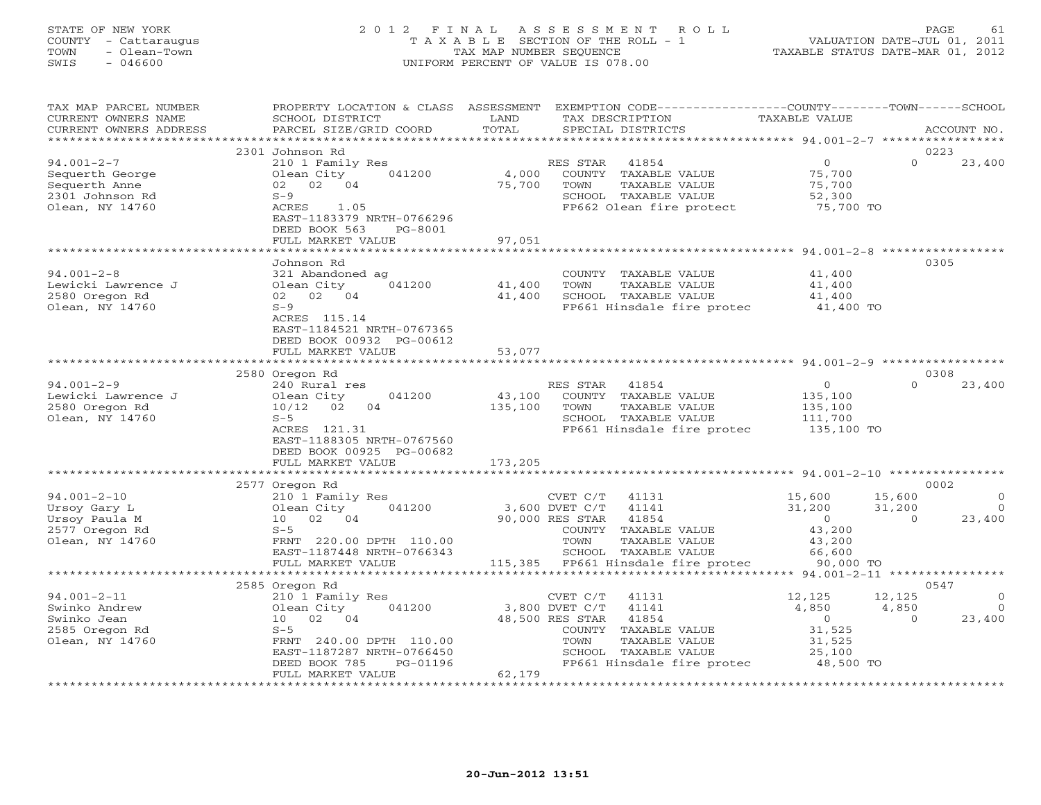STATE OF NEW YORK
COUNTY - Cattaraugus
TOWN - Olean-Town
SWIS - 046600

# 2012 FINAL ASSESSMENT ROLL

TAXABLE SECTION OF THE ROLL - 1
TAX MAP NUMBER SEQUENCE
UNIFORM PERCENT OF VALUE IS 078.00

VALUATION DATE-JUL 01, 2011
TAXABLE STATUS DATE-MAR 01, 2012

| TAX MAP PARCEL NUMBER / CURRENT OWNERS NAME / CURRENT OWNERS ADDRESS | PROPERTY LOCATION & CLASS / SCHOOL DISTRICT / PARCEL SIZE/GRID COORD | ASSESSMENT LAND / TOTAL | EXEMPTION CODE / TAX DESCRIPTION / SPECIAL DISTRICTS | COUNTY TAXABLE VALUE | TOWN | SCHOOL | ACCOUNT NO. |
|---|---|---|---|---|---|---|---|
| **94.001-2-7** | 2301 Johnson Rd | | | | | | 0223 |
| Sequerth George | 210 1 Family Res | | RES STAR 41854 | 0 | 0 | 23,400 | |
| Sequerth Anne | Olean City 041200 | 4,000 | COUNTY TAXABLE VALUE | 75,700 | | | |
| 2301 Johnson Rd | 02 02 04 | 75,700 | TOWN TAXABLE VALUE | 75,700 | | | |
| Olean, NY 14760 | S-9 | | SCHOOL TAXABLE VALUE | 52,300 | | | |
| | ACRES 1.05 | | FP662 Olean fire protect | 75,700 TO | | | |
| | EAST-1183379 NRTH-0766296 | | | | | | |
| | DEED BOOK 563 PG-8001 | | | | | | |
| | FULL MARKET VALUE | 97,051 | | | | | |
| **94.001-2-8** | Johnson Rd | | | | | | 0305 |
| Lewicki Lawrence J | 321 Abandoned ag | | COUNTY TAXABLE VALUE | 41,400 | | | |
| 2580 Oregon Rd | Olean City 041200 | 41,400 | TOWN TAXABLE VALUE | 41,400 | | | |
| Olean, NY 14760 | 02 02 04 | 41,400 | SCHOOL TAXABLE VALUE | 41,400 | | | |
| | S-9 | | FP661 Hinsdale fire protec | 41,400 TO | | | |
| | ACRES 115.14 | | | | | | |
| | EAST-1184521 NRTH-0767365 | | | | | | |
| | DEED BOOK 00932 PG-00612 | | | | | | |
| | FULL MARKET VALUE | 53,077 | | | | | |
| **94.001-2-9** | 2580 Oregon Rd | | | | | | 0308 |
| Lewicki Lawrence J | 240 Rural res | | RES STAR 41854 | 0 | 0 | 23,400 | |
| 2580 Oregon Rd | Olean City 041200 | 43,100 | COUNTY TAXABLE VALUE | 135,100 | | | |
| Olean, NY 14760 | 10/12 02 04 | 135,100 | TOWN TAXABLE VALUE | 135,100 | | | |
| | S-5 | | SCHOOL TAXABLE VALUE | 111,700 | | | |
| | ACRES 121.31 | | FP661 Hinsdale fire protec | 135,100 TO | | | |
| | EAST-1188305 NRTH-0767560 | | | | | | |
| | DEED BOOK 00925 PG-00682 | | | | | | |
| | FULL MARKET VALUE | 173,205 | | | | | |
| **94.001-2-10** | 2577 Oregon Rd | | | | | | 0002 |
| Ursoy Gary L | 210 1 Family Res | | CVET C/T 41131 | 15,600 | 15,600 | 0 | |
| Ursoy Paula M | Olean City 041200 | 3,600 | DVET C/T 41141 | 31,200 | 31,200 | 0 | |
| 2577 Oregon Rd | 10 02 04 | 90,000 | RES STAR 41854 | 0 | 0 | 23,400 | |
| Olean, NY 14760 | S-5 | | COUNTY TAXABLE VALUE | 43,200 | | | |
| | FRNT 220.00 DPTH 110.00 | | TOWN TAXABLE VALUE | 43,200 | | | |
| | EAST-1187448 NRTH-0766343 | | SCHOOL TAXABLE VALUE | 66,600 | | | |
| | FULL MARKET VALUE | 115,385 | FP661 Hinsdale fire protec | 90,000 TO | | | |
| **94.001-2-11** | 2585 Oregon Rd | | | | | | 0547 |
| Swinko Andrew | 210 1 Family Res | | CVET C/T 41131 | 12,125 | 12,125 | 0 | |
| Swinko Jean | Olean City 041200 | 3,800 | DVET C/T 41141 | 4,850 | 4,850 | 0 | |
| 2585 Oregon Rd | 10 02 04 | 48,500 | RES STAR 41854 | 0 | 0 | 23,400 | |
| Olean, NY 14760 | S-5 | | COUNTY TAXABLE VALUE | 31,525 | | | |
| | FRNT 240.00 DPTH 110.00 | | TOWN TAXABLE VALUE | 31,525 | | | |
| | EAST-1187287 NRTH-0766450 | | SCHOOL TAXABLE VALUE | 25,100 | | | |
| | DEED BOOK 785 PG-01196 | | FP661 Hinsdale fire protec | 48,500 TO | | | |
| | FULL MARKET VALUE | 62,179 | | | | | |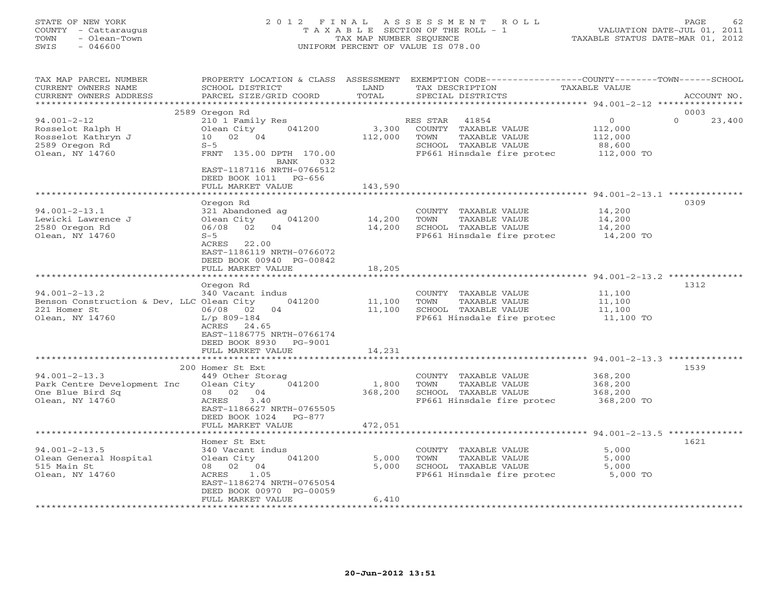STATE OF NEW YORK
COUNTY - Cattaraugus
TOWN - Olean-Town
SWIS - 046600

2 0 1 2 F I N A L A S S E S S M E N T R O L L
T A X A B L E SECTION OF THE ROLL - 1
TAX MAP NUMBER SEQUENCE
UNIFORM PERCENT OF VALUE IS 078.00

VALUATION DATE-JUL 01, 2011
TAXABLE STATUS DATE-MAR 01, 2012

```
TAX MAP PARCEL NUMBER          PROPERTY LOCATION & CLASS  ASSESSMENT  EXEMPTION CODE-----------------COUNTY--------TOWN------SCHOOL
CURRENT OWNERS NAME            SCHOOL DISTRICT              LAND      TAX DESCRIPTION              TAXABLE VALUE
CURRENT OWNERS ADDRESS         PARCEL SIZE/GRID COORD       TOTAL     SPECIAL DISTRICTS                                    ACCOUNT NO.
******************************************************************************************************* 94.001-2-12 *****************
                               2589 Oregon Rd                                                                              0003
94.001-2-12                    210 1 Family Res                        RES STAR  41854             0              0       23,400
Rosselot Ralph H               Olean City        041200       3,300    COUNTY  TAXABLE VALUE        112,000
Rosselot Kathryn J             10  02  04                   112,000    TOWN    TAXABLE VALUE        112,000
2589 Oregon Rd                 S-5                                     SCHOOL  TAXABLE VALUE         88,600
Olean, NY 14760                FRNT 135.00 DPTH 170.00                 FP661 Hinsdale fire protec    112,000 TO
                                              BANK     032
                               EAST-1187116 NRTH-0766512
                               DEED BOOK 1011    PG-656
                               FULL MARKET VALUE            143,590
******************************************************************************************************* 94.001-2-13.1 ***************
                               Oregon Rd                                                                                   0309
94.001-2-13.1                  321 Abandoned ag                        COUNTY  TAXABLE VALUE         14,200
Lewicki Lawrence J             Olean City        041200      14,200    TOWN    TAXABLE VALUE         14,200
2580 Oregon Rd                 06/08  02  04                 14,200    SCHOOL  TAXABLE VALUE         14,200
Olean, NY 14760                S-5                                     FP661 Hinsdale fire protec     14,200 TO
                               ACRES   22.00
                               EAST-1186119 NRTH-0766072
                               DEED BOOK 00940 PG-00842
                               FULL MARKET VALUE             18,205
******************************************************************************************************* 94.001-2-13.2 ***************
                               Oregon Rd                                                                                   1312
94.001-2-13.2                  340 Vacant indus                        COUNTY  TAXABLE VALUE         11,100
Benson Construction & Dev, LLC Olean City        041200      11,100    TOWN    TAXABLE VALUE         11,100
221 Homer St                   06/08  02  04                 11,100    SCHOOL  TAXABLE VALUE         11,100
Olean, NY 14760                L/p 809-184                             FP661 Hinsdale fire protec     11,100 TO
                               ACRES   24.65
                               EAST-1186775 NRTH-0766174
                               DEED BOOK 8930    PG-9001
                               FULL MARKET VALUE             14,231
******************************************************************************************************* 94.001-2-13.3 ***************
                               200 Homer St Ext                                                                            1539
94.001-2-13.3                  449 Other Storag                        COUNTY  TAXABLE VALUE        368,200
Park Centre Development Inc    Olean City        041200       1,800    TOWN    TAXABLE VALUE        368,200
One Blue Bird Sq               08  02  04                   368,200    SCHOOL  TAXABLE VALUE        368,200
Olean, NY 14760                ACRES    3.40                           FP661 Hinsdale fire protec    368,200 TO
                               EAST-1186627 NRTH-0765505
                               DEED BOOK 1024    PG-877
                               FULL MARKET VALUE            472,051
******************************************************************************************************* 94.001-2-13.5 ***************
                               Homer St Ext                                                                                1621
94.001-2-13.5                  340 Vacant indus                        COUNTY  TAXABLE VALUE          5,000
Olean General Hospital         Olean City        041200       5,000    TOWN    TAXABLE VALUE          5,000
515 Main St                    08  02  04                     5,000    SCHOOL  TAXABLE VALUE          5,000
Olean, NY 14760                ACRES    1.05                           FP661 Hinsdale fire protec      5,000 TO
                               EAST-1186274 NRTH-0765054
                               DEED BOOK 00970 PG-00059
                               FULL MARKET VALUE              6,410
*************************************************************************************************************************************
```

20-Jun-2012 13:51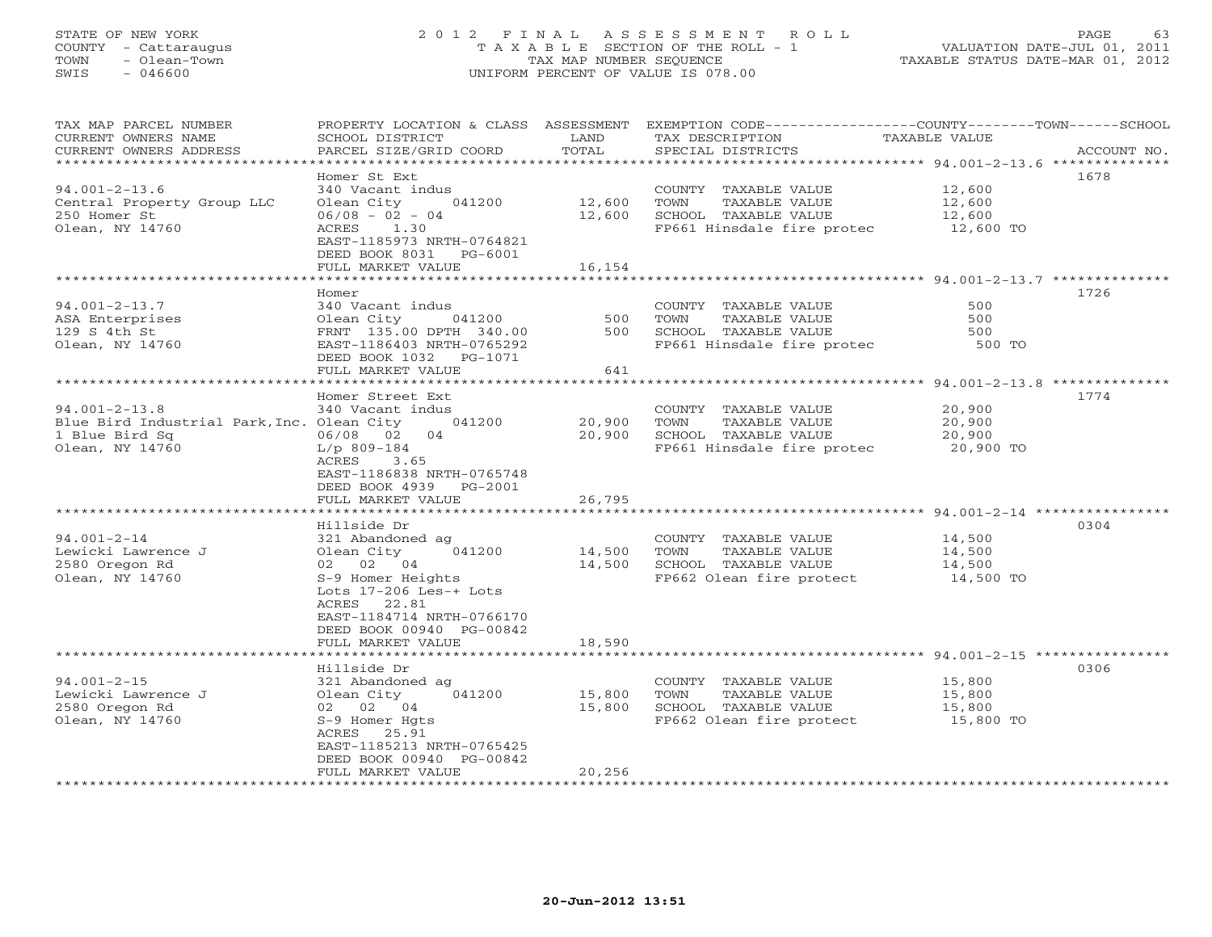STATE OF NEW YORK
COUNTY - Cattaraugus
TOWN - Olean-Town
SWIS - 046600

# 2012 FINAL ASSESSMENT ROLL

TAXABLE SECTION OF THE ROLL - 1
TAX MAP NUMBER SEQUENCE
UNIFORM PERCENT OF VALUE IS 078.00

VALUATION DATE-JUL 01, 2011
TAXABLE STATUS DATE-MAR 01, 2012

| TAX MAP PARCEL NUMBER / CURRENT OWNERS NAME / CURRENT OWNERS ADDRESS | PROPERTY LOCATION & CLASS / SCHOOL DISTRICT / PARCEL SIZE/GRID COORD | ASSESSMENT LAND | TOTAL | EXEMPTION CODE / TAX DESCRIPTION / SPECIAL DISTRICTS | TAXABLE VALUE | ACCOUNT NO. |
|---|---|---|---|---|---|---|
| 94.001-2-13.6 | Homer St Ext | | | | | 1678 |
| 94.001-2-13.6 | 340 Vacant indus | | | COUNTY TAXABLE VALUE | 12,600 | |
| Central Property Group LLC | Olean City 041200 | 12,600 | | TOWN TAXABLE VALUE | 12,600 | |
| 250 Homer St | 06/08 - 02 - 04 | | 12,600 | SCHOOL TAXABLE VALUE | 12,600 | |
| Olean, NY 14760 | ACRES 1.30 | | | FP661 Hinsdale fire protec | 12,600 TO | |
| | EAST-1185973 NRTH-0764821 | | | | | |
| | DEED BOOK 8031 PG-6001 | | | | | |
| | FULL MARKET VALUE | | 16,154 | | | |
| 94.001-2-13.7 | Homer | | | | | 1726 |
| 94.001-2-13.7 | 340 Vacant indus | | | COUNTY TAXABLE VALUE | 500 | |
| ASA Enterprises | Olean City 041200 | 500 | | TOWN TAXABLE VALUE | 500 | |
| 129 S 4th St | FRNT 135.00 DPTH 340.00 | | 500 | SCHOOL TAXABLE VALUE | 500 | |
| Olean, NY 14760 | EAST-1186403 NRTH-0765292 | | | FP661 Hinsdale fire protec | 500 TO | |
| | DEED BOOK 1032 PG-1071 | | | | | |
| | FULL MARKET VALUE | | 641 | | | |
| 94.001-2-13.8 | Homer Street Ext | | | | | 1774 |
| 94.001-2-13.8 | 340 Vacant indus | | | COUNTY TAXABLE VALUE | 20,900 | |
| Blue Bird Industrial Park,Inc. | Olean City 041200 | 20,900 | | TOWN TAXABLE VALUE | 20,900 | |
| 1 Blue Bird Sq | 06/08 02 04 | | 20,900 | SCHOOL TAXABLE VALUE | 20,900 | |
| Olean, NY 14760 | L/p 809-184 | | | FP661 Hinsdale fire protec | 20,900 TO | |
| | ACRES 3.65 | | | | | |
| | EAST-1186838 NRTH-0765748 | | | | | |
| | DEED BOOK 4939 PG-2001 | | | | | |
| | FULL MARKET VALUE | | 26,795 | | | |
| 94.001-2-14 | Hillside Dr | | | | | 0304 |
| 94.001-2-14 | 321 Abandoned ag | | | COUNTY TAXABLE VALUE | 14,500 | |
| Lewicki Lawrence J | Olean City 041200 | 14,500 | | TOWN TAXABLE VALUE | 14,500 | |
| 2580 Oregon Rd | 02 02 04 | | 14,500 | SCHOOL TAXABLE VALUE | 14,500 | |
| Olean, NY 14760 | S-9 Homer Heights | | | FP662 Olean fire protect | 14,500 TO | |
| | Lots 17-206 Les-+ Lots | | | | | |
| | ACRES 22.81 | | | | | |
| | EAST-1184714 NRTH-0766170 | | | | | |
| | DEED BOOK 00940 PG-00842 | | | | | |
| | FULL MARKET VALUE | | 18,590 | | | |
| 94.001-2-15 | Hillside Dr | | | | | 0306 |
| 94.001-2-15 | 321 Abandoned ag | | | COUNTY TAXABLE VALUE | 15,800 | |
| Lewicki Lawrence J | Olean City 041200 | 15,800 | | TOWN TAXABLE VALUE | 15,800 | |
| 2580 Oregon Rd | 02 02 04 | | 15,800 | SCHOOL TAXABLE VALUE | 15,800 | |
| Olean, NY 14760 | S-9 Homer Hgts | | | FP662 Olean fire protect | 15,800 TO | |
| | ACRES 25.91 | | | | | |
| | EAST-1185213 NRTH-0765425 | | | | | |
| | DEED BOOK 00940 PG-00842 | | | | | |
| | FULL MARKET VALUE | | 20,256 | | | |

20-Jun-2012 13:51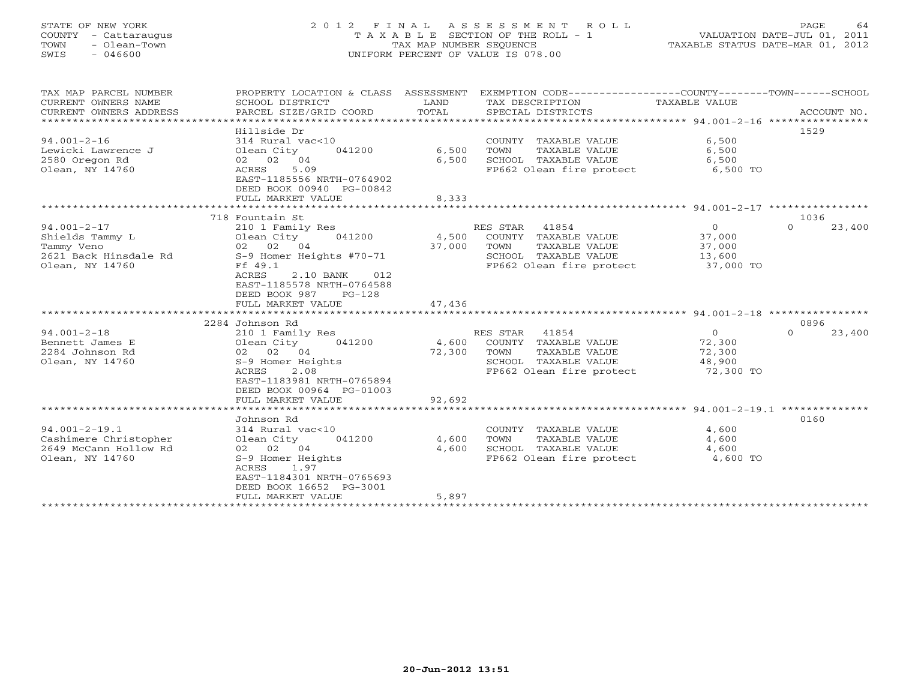STATE OF NEW YORK
COUNTY - Cattaraugus
TOWN - Olean-Town
SWIS - 046600

2 0 1 2 F I N A L A S S E S S M E N T R O L L
T A X A B L E SECTION OF THE ROLL - 1
TAX MAP NUMBER SEQUENCE
UNIFORM PERCENT OF VALUE IS 078.00

VALUATION DATE-JUL 01, 2011
TAXABLE STATUS DATE-MAR 01, 2012

| TAX MAP PARCEL NUMBER / CURRENT OWNERS NAME / CURRENT OWNERS ADDRESS | PROPERTY LOCATION & CLASS / SCHOOL DISTRICT / PARCEL SIZE/GRID COORD | ASSESSMENT LAND / TOTAL | EXEMPTION CODE / TAX DESCRIPTION / SPECIAL DISTRICTS | COUNTY TAXABLE VALUE | TOWN | SCHOOL / ACCOUNT NO. |
|---|---|---|---|---|---|---|
| **94.001-2-16** | Hillside Dr | | | | | 1529 |
| 94.001-2-16 | 314 Rural vac<10 | | COUNTY TAXABLE VALUE | 6,500 | | |
| Lewicki Lawrence J | Olean City 041200 | 6,500 | TOWN TAXABLE VALUE | 6,500 | | |
| 2580 Oregon Rd | 02 02 04 | 6,500 | SCHOOL TAXABLE VALUE | 6,500 | | |
| Olean, NY 14760 | ACRES 5.09 | | FP662 Olean fire protect | 6,500 TO | | |
| | EAST-1185556 NRTH-0764902 | | | | | |
| | DEED BOOK 00940 PG-00842 | | | | | |
| | FULL MARKET VALUE | 8,333 | | | | |
| **94.001-2-17** | 718 Fountain St | | | | | 1036 |
| 94.001-2-17 | 210 1 Family Res | | RES STAR 41854 | 0 | 0 | 23,400 |
| Shields Tammy L | Olean City 041200 | 4,500 | COUNTY TAXABLE VALUE | 37,000 | | |
| Tammy Veno | 02 02 04 | 37,000 | TOWN TAXABLE VALUE | 37,000 | | |
| 2621 Back Hinsdale Rd | S-9 Homer Heights #70-71 | | SCHOOL TAXABLE VALUE | 13,600 | | |
| Olean, NY 14760 | Ff 49.1 | | FP662 Olean fire protect | 37,000 TO | | |
| | ACRES 2.10 BANK 012 | | | | | |
| | EAST-1185578 NRTH-0764588 | | | | | |
| | DEED BOOK 987 PG-128 | | | | | |
| | FULL MARKET VALUE | 47,436 | | | | |
| **94.001-2-18** | 2284 Johnson Rd | | | | | 0896 |
| 94.001-2-18 | 210 1 Family Res | | RES STAR 41854 | 0 | 0 | 23,400 |
| Bennett James E | Olean City 041200 | 4,600 | COUNTY TAXABLE VALUE | 72,300 | | |
| 2284 Johnson Rd | 02 02 04 | 72,300 | TOWN TAXABLE VALUE | 72,300 | | |
| Olean, NY 14760 | S-9 Homer Heights | | SCHOOL TAXABLE VALUE | 48,900 | | |
| | ACRES 2.08 | | FP662 Olean fire protect | 72,300 TO | | |
| | EAST-1183981 NRTH-0765894 | | | | | |
| | DEED BOOK 00964 PG-01003 | | | | | |
| | FULL MARKET VALUE | 92,692 | | | | |
| **94.001-2-19.1** | Johnson Rd | | | | | 0160 |
| 94.001-2-19.1 | 314 Rural vac<10 | | COUNTY TAXABLE VALUE | 4,600 | | |
| Cashimere Christopher | Olean City 041200 | 4,600 | TOWN TAXABLE VALUE | 4,600 | | |
| 2649 McCann Hollow Rd | 02 02 04 | 4,600 | SCHOOL TAXABLE VALUE | 4,600 | | |
| Olean, NY 14760 | S-9 Homer Heights | | FP662 Olean fire protect | 4,600 TO | | |
| | ACRES 1.97 | | | | | |
| | EAST-1184301 NRTH-0765693 | | | | | |
| | DEED BOOK 16652 PG-3001 | | | | | |
| | FULL MARKET VALUE | 5,897 | | | | |

20-Jun-2012 13:51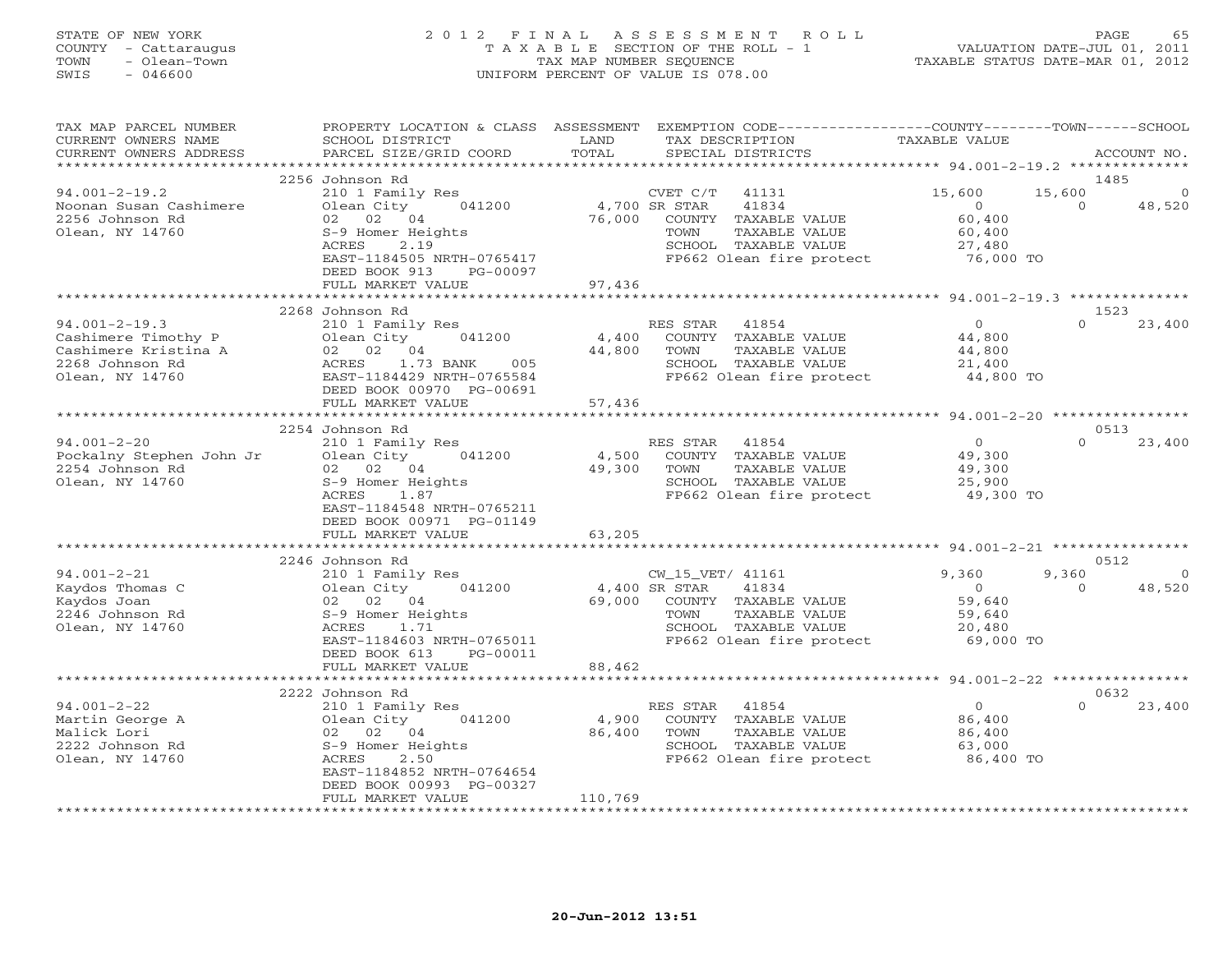STATE OF NEW YORK
COUNTY - Cattaraugus
TOWN - Olean-Town
SWIS - 046600

2012 FINAL ASSESSMENT ROLL
TAXABLE SECTION OF THE ROLL - 1
TAX MAP NUMBER SEQUENCE
UNIFORM PERCENT OF VALUE IS 078.00

VALUATION DATE-JUL 01, 2011
TAXABLE STATUS DATE-MAR 01, 2012

| TAX MAP PARCEL NUMBER / CURRENT OWNERS NAME / CURRENT OWNERS ADDRESS | PROPERTY LOCATION & CLASS / SCHOOL DISTRICT / PARCEL SIZE/GRID COORD | ASSESSMENT LAND / TOTAL | EXEMPTION CODE / TAX DESCRIPTION / SPECIAL DISTRICTS | COUNTY TAXABLE VALUE | TOWN | SCHOOL | ACCOUNT NO. |
|---|---|---|---|---|---|---|---|
| **94.001-2-19.2** | 2256 Johnson Rd | | | | | | 1485 |
| Noonan Susan Cashimere | 210 1 Family Res | | CVET C/T 41131 | 15,600 | 15,600 | 0 | |
| 2256 Johnson Rd | Olean City 041200 | 4,700 | SR STAR 41834 | 0 | 0 | 48,520 | |
| Olean, NY 14760 | 02 02 04 | 76,000 | COUNTY TAXABLE VALUE | 60,400 | | | |
| | S-9 Homer Heights | | TOWN TAXABLE VALUE | 60,400 | | | |
| | ACRES 2.19 | | SCHOOL TAXABLE VALUE | 27,480 | | | |
| | EAST-1184505 NRTH-0765417 | | FP662 Olean fire protect | 76,000 TO | | | |
| | DEED BOOK 913 PG-00097 | | | | | | |
| | FULL MARKET VALUE | 97,436 | | | | | |
| **94.001-2-19.3** | 2268 Johnson Rd | | | | | | 1523 |
| Cashimere Timothy P | 210 1 Family Res | | RES STAR 41854 | 0 | 0 | 23,400 | |
| Cashimere Kristina A | Olean City 041200 | 4,400 | COUNTY TAXABLE VALUE | 44,800 | | | |
| 2268 Johnson Rd | 02 02 04 | 44,800 | TOWN TAXABLE VALUE | 44,800 | | | |
| Olean, NY 14760 | ACRES 1.73 BANK 005 | | SCHOOL TAXABLE VALUE | 21,400 | | | |
| | EAST-1184429 NRTH-0765584 | | FP662 Olean fire protect | 44,800 TO | | | |
| | DEED BOOK 00970 PG-00691 | | | | | | |
| | FULL MARKET VALUE | 57,436 | | | | | |
| **94.001-2-20** | 2254 Johnson Rd | | | | | | 0513 |
| Pockalny Stephen John Jr | 210 1 Family Res | | RES STAR 41854 | 0 | 0 | 23,400 | |
| 2254 Johnson Rd | Olean City 041200 | 4,500 | COUNTY TAXABLE VALUE | 49,300 | | | |
| Olean, NY 14760 | 02 02 04 | 49,300 | TOWN TAXABLE VALUE | 49,300 | | | |
| | S-9 Homer Heights | | SCHOOL TAXABLE VALUE | 25,900 | | | |
| | ACRES 1.87 | | FP662 Olean fire protect | 49,300 TO | | | |
| | EAST-1184548 NRTH-0765211 | | | | | | |
| | DEED BOOK 00971 PG-01149 | | | | | | |
| | FULL MARKET VALUE | 63,205 | | | | | |
| **94.001-2-21** | 2246 Johnson Rd | | | | | | 0512 |
| Kaydos Thomas C | 210 1 Family Res | | CW_15_VET/ 41161 | 9,360 | 9,360 | 0 | |
| Kaydos Joan | Olean City 041200 | 4,400 | SR STAR 41834 | 0 | 0 | 48,520 | |
| 2246 Johnson Rd | 02 02 04 | 69,000 | COUNTY TAXABLE VALUE | 59,640 | | | |
| Olean, NY 14760 | S-9 Homer Heights | | TOWN TAXABLE VALUE | 59,640 | | | |
| | ACRES 1.71 | | SCHOOL TAXABLE VALUE | 20,480 | | | |
| | EAST-1184603 NRTH-0765011 | | FP662 Olean fire protect | 69,000 TO | | | |
| | DEED BOOK 613 PG-00011 | | | | | | |
| | FULL MARKET VALUE | 88,462 | | | | | |
| **94.001-2-22** | 2222 Johnson Rd | | | | | | 0632 |
| Martin George A | 210 1 Family Res | | RES STAR 41854 | 0 | 0 | 23,400 | |
| Malick Lori | Olean City 041200 | 4,900 | COUNTY TAXABLE VALUE | 86,400 | | | |
| 2222 Johnson Rd | 02 02 04 | 86,400 | TOWN TAXABLE VALUE | 86,400 | | | |
| Olean, NY 14760 | S-9 Homer Heights | | SCHOOL TAXABLE VALUE | 63,000 | | | |
| | ACRES 2.50 | | FP662 Olean fire protect | 86,400 TO | | | |
| | EAST-1184852 NRTH-0764654 | | | | | | |
| | DEED BOOK 00993 PG-00327 | | | | | | |
| | FULL MARKET VALUE | 110,769 | | | | | |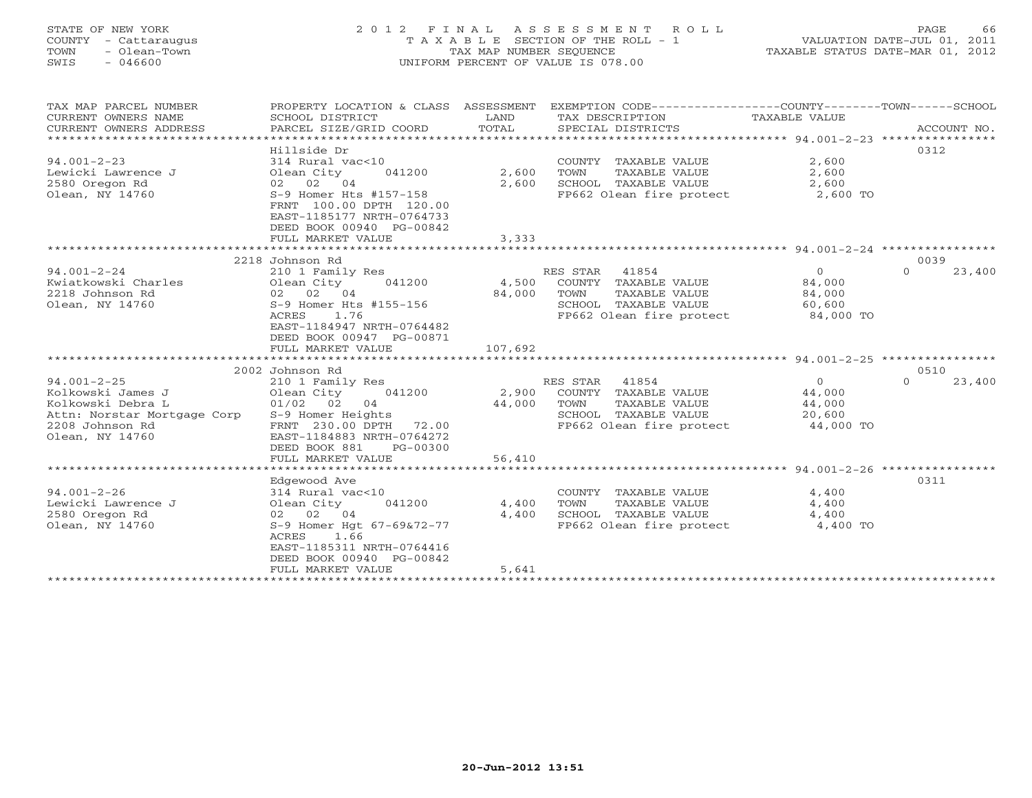STATE OF NEW YORK
COUNTY - Cattaraugus
TOWN - Olean-Town
SWIS - 046600

2012 FINAL ASSESSMENT ROLL
TAXABLE SECTION OF THE ROLL - 1
TAX MAP NUMBER SEQUENCE
UNIFORM PERCENT OF VALUE IS 078.00

VALUATION DATE-JUL 01, 2011
TAXABLE STATUS DATE-MAR 01, 2012

| TAX MAP PARCEL NUMBER / CURRENT OWNERS NAME / CURRENT OWNERS ADDRESS | PROPERTY LOCATION & CLASS / SCHOOL DISTRICT / PARCEL SIZE/GRID COORD | ASSESSMENT LAND / TOTAL | EXEMPTION CODE / TAX DESCRIPTION / SPECIAL DISTRICTS | COUNTY TAXABLE VALUE | TOWN | SCHOOL | ACCOUNT NO. |
|---|---|---|---|---|---|---|---|
| | Hillside Dr | | | | | | 0312 |
| 94.001-2-23 | 314 Rural vac<10 | | COUNTY TAXABLE VALUE | 2,600 | | | |
| Lewicki Lawrence J | Olean City 041200 | 2,600 | TOWN TAXABLE VALUE | 2,600 | | | |
| 2580 Oregon Rd | 02 02 04 | 2,600 | SCHOOL TAXABLE VALUE | 2,600 | | | |
| Olean, NY 14760 | S-9 Homer Hts #157-158 | | FP662 Olean fire protect | 2,600 TO | | | |
| | FRNT 100.00 DPTH 120.00 | | | | | | |
| | EAST-1185177 NRTH-0764733 | | | | | | |
| | DEED BOOK 00940 PG-00842 | | | | | | |
| | FULL MARKET VALUE | 3,333 | | | | | |
| | 2218 Johnson Rd | | | | | | 0039 |
| 94.001-2-24 | 210 1 Family Res | | RES STAR 41854 | 0 | 0 | 23,400 | |
| Kwiatkowski Charles | Olean City 041200 | 4,500 | COUNTY TAXABLE VALUE | 84,000 | | | |
| 2218 Johnson Rd | 02 02 04 | 84,000 | TOWN TAXABLE VALUE | 84,000 | | | |
| Olean, NY 14760 | S-9 Homer Hts #155-156 | | SCHOOL TAXABLE VALUE | 60,600 | | | |
| | ACRES 1.76 | | FP662 Olean fire protect | 84,000 TO | | | |
| | EAST-1184947 NRTH-0764482 | | | | | | |
| | DEED BOOK 00947 PG-00871 | | | | | | |
| | FULL MARKET VALUE | 107,692 | | | | | |
| | 2002 Johnson Rd | | | | | | 0510 |
| 94.001-2-25 | 210 1 Family Res | | RES STAR 41854 | 0 | 0 | 23,400 | |
| Kolkowski James J | Olean City 041200 | 2,900 | COUNTY TAXABLE VALUE | 44,000 | | | |
| Kolkowski Debra L | 01/02 02 04 | 44,000 | TOWN TAXABLE VALUE | 44,000 | | | |
| Attn: Norstar Mortgage Corp | S-9 Homer Heights | | SCHOOL TAXABLE VALUE | 20,600 | | | |
| 2208 Johnson Rd | FRNT 230.00 DPTH 72.00 | | FP662 Olean fire protect | 44,000 TO | | | |
| Olean, NY 14760 | EAST-1184883 NRTH-0764272 | | | | | | |
| | DEED BOOK 881 PG-00300 | | | | | | |
| | FULL MARKET VALUE | 56,410 | | | | | |
| | Edgewood Ave | | | | | | 0311 |
| 94.001-2-26 | 314 Rural vac<10 | | COUNTY TAXABLE VALUE | 4,400 | | | |
| Lewicki Lawrence J | Olean City 041200 | 4,400 | TOWN TAXABLE VALUE | 4,400 | | | |
| 2580 Oregon Rd | 02 02 04 | 4,400 | SCHOOL TAXABLE VALUE | 4,400 | | | |
| Olean, NY 14760 | S-9 Homer Hgt 67-69&72-77 | | FP662 Olean fire protect | 4,400 TO | | | |
| | ACRES 1.66 | | | | | | |
| | EAST-1185311 NRTH-0764416 | | | | | | |
| | DEED BOOK 00940 PG-00842 | | | | | | |
| | FULL MARKET VALUE | 5,641 | | | | | |

20-Jun-2012 13:51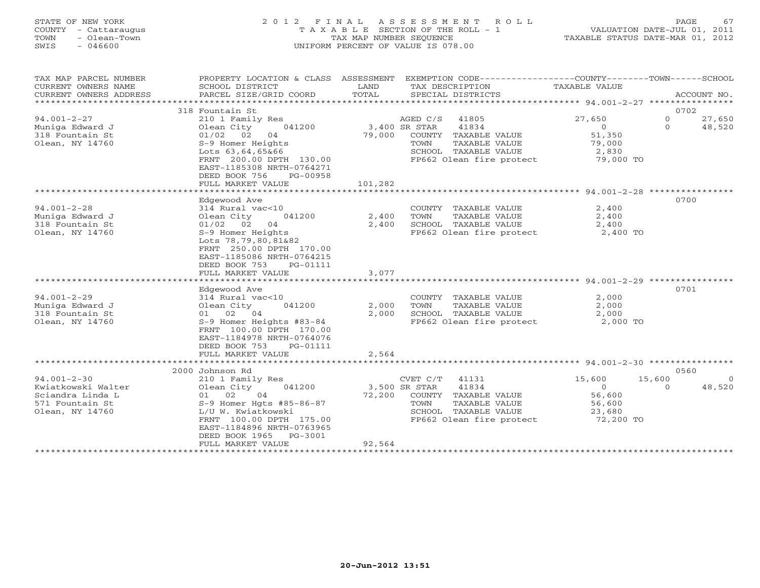STATE OF NEW YORK
COUNTY - Cattaraugus
TOWN - Olean-Town
SWIS - 046600

2 0 1 2 F I N A L A S S E S S M E N T R O L L
T A X A B L E SECTION OF THE ROLL - 1
TAX MAP NUMBER SEQUENCE
UNIFORM PERCENT OF VALUE IS 078.00

VALUATION DATE-JUL 01, 2011
TAXABLE STATUS DATE-MAR 01, 2012

| TAX MAP PARCEL NUMBER<br>CURRENT OWNERS NAME<br>CURRENT OWNERS ADDRESS | PROPERTY LOCATION & CLASS<br>SCHOOL DISTRICT<br>PARCEL SIZE/GRID COORD | ASSESSMENT<br>LAND<br>TOTAL | EXEMPTION CODE<br>TAX DESCRIPTION<br>SPECIAL DISTRICTS | COUNTY<br>TAXABLE VALUE | TOWN | SCHOOL<br>ACCOUNT NO. |
|---|---|---|---|---|---|---|
| **94.001-2-27** | 318 Fountain St | | | | | 0702 |
| 94.001-2-27 | 210 1 Family Res | | AGED C/S 41805 | 27,650 | 0 | 27,650 |
| Muniga Edward J | Olean City 041200 | 3,400 | SR STAR 41834 | 0 | 0 | 48,520 |
| 318 Fountain St | 01/02 02 04 | 79,000 | COUNTY TAXABLE VALUE | 51,350 | | |
| Olean, NY 14760 | S-9 Homer Heights | | TOWN TAXABLE VALUE | 79,000 | | |
| | Lots 63,64,65&66 | | SCHOOL TAXABLE VALUE | 2,830 | | |
| | FRNT 200.00 DPTH 130.00 | | FP662 Olean fire protect | 79,000 TO | | |
| | EAST-1185308 NRTH-0764271 | | | | | |
| | DEED BOOK 756 PG-00958 | | | | | |
| | FULL MARKET VALUE | 101,282 | | | | |
| **94.001-2-28** | Edgewood Ave | | | | | 0700 |
| 94.001-2-28 | 314 Rural vac<10 | | COUNTY TAXABLE VALUE | 2,400 | | |
| Muniga Edward J | Olean City 041200 | 2,400 | TOWN TAXABLE VALUE | 2,400 | | |
| 318 Fountain St | 01/02 02 04 | 2,400 | SCHOOL TAXABLE VALUE | 2,400 | | |
| Olean, NY 14760 | S-9 Homer Heights | | FP662 Olean fire protect | 2,400 TO | | |
| | Lots 78,79,80,81&82 | | | | | |
| | FRNT 250.00 DPTH 170.00 | | | | | |
| | EAST-1185086 NRTH-0764215 | | | | | |
| | DEED BOOK 753 PG-01111 | | | | | |
| | FULL MARKET VALUE | 3,077 | | | | |
| **94.001-2-29** | Edgewood Ave | | | | | 0701 |
| 94.001-2-29 | 314 Rural vac<10 | | COUNTY TAXABLE VALUE | 2,000 | | |
| Muniga Edward J | Olean City 041200 | 2,000 | TOWN TAXABLE VALUE | 2,000 | | |
| 318 Fountain St | 01 02 04 | 2,000 | SCHOOL TAXABLE VALUE | 2,000 | | |
| Olean, NY 14760 | S-9 Homer Heights #83-84 | | FP662 Olean fire protect | 2,000 TO | | |
| | FRNT 100.00 DPTH 170.00 | | | | | |
| | EAST-1184978 NRTH-0764076 | | | | | |
| | DEED BOOK 753 PG-01111 | | | | | |
| | FULL MARKET VALUE | 2,564 | | | | |
| **94.001-2-30** | 2000 Johnson Rd | | | | | 0560 |
| 94.001-2-30 | 210 1 Family Res | | CVET C/T 41131 | 15,600 | 15,600 | 0 |
| Kwiatkowski Walter | Olean City 041200 | 3,500 | SR STAR 41834 | 0 | 0 | 48,520 |
| Sciandra Linda L | 01 02 04 | 72,200 | COUNTY TAXABLE VALUE | 56,600 | | |
| 571 Fountain St | S-9 Homer Hgts #85-86-87 | | TOWN TAXABLE VALUE | 56,600 | | |
| Olean, NY 14760 | L/U W. Kwiatkowski | | SCHOOL TAXABLE VALUE | 23,680 | | |
| | FRNT 100.00 DPTH 175.00 | | FP662 Olean fire protect | 72,200 TO | | |
| | EAST-1184896 NRTH-0763965 | | | | | |
| | DEED BOOK 1965 PG-3001 | | | | | |
| | FULL MARKET VALUE | 92,564 | | | | |

20-Jun-2012 13:51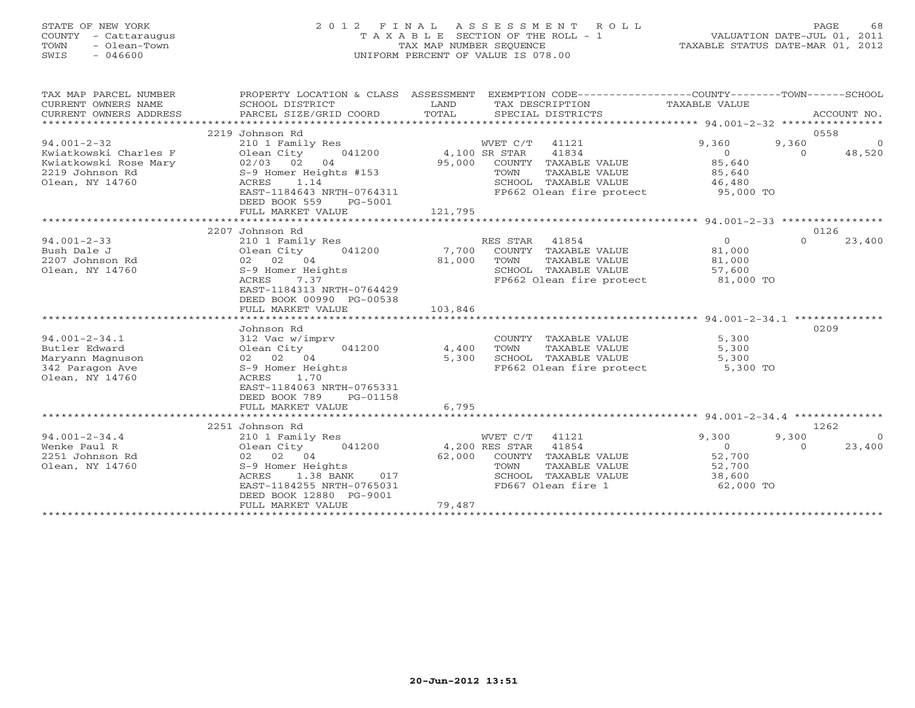STATE OF NEW YORK
COUNTY - Cattaraugus
TOWN - Olean-Town
SWIS - 046600

2 0 1 2 F I N A L A S S E S S M E N T R O L L
T A X A B L E SECTION OF THE ROLL - 1
TAX MAP NUMBER SEQUENCE
UNIFORM PERCENT OF VALUE IS 078.00

VALUATION DATE-JUL 01, 2011
TAXABLE STATUS DATE-MAR 01, 2012

```
TAX MAP PARCEL NUMBER     PROPERTY LOCATION & CLASS  ASSESSMENT  EXEMPTION CODE-----------------COUNTY--------TOWN------SCHOOL
CURRENT OWNERS NAME       SCHOOL DISTRICT               LAND      TAX DESCRIPTION            TAXABLE VALUE
CURRENT OWNERS ADDRESS    PARCEL SIZE/GRID COORD        TOTAL     SPECIAL DISTRICTS                                    ACCOUNT NO.
******************************************************************************************************* 94.001-2-32 ****************
                          2219 Johnson Rd                                                                                 0558
94.001-2-32               210 1 Family Res                        WVET C/T   41121            9,360        9,360              0
Kwiatkowski Charles F     Olean City       041200       4,100 SR STAR    41834                0            0         48,520
Kwiatkowski Rose Mary     02/03  02  04                95,000   COUNTY  TAXABLE VALUE         85,640
2219 Johnson Rd           S-9 Homer Heights #153                TOWN    TAXABLE VALUE         85,640
Olean, NY 14760           ACRES     1.14                        SCHOOL  TAXABLE VALUE         46,480
                          EAST-1184643 NRTH-0764311             FP662 Olean fire protect        95,000 TO
                          DEED BOOK 559     PG-5001
                          FULL MARKET VALUE           121,795
******************************************************************************************************* 94.001-2-33 ****************
                          2207 Johnson Rd                                                                                 0126
94.001-2-33               210 1 Family Res                        RES STAR   41854                0            0         23,400
Bush Dale J               Olean City       041200       7,700   COUNTY  TAXABLE VALUE         81,000
2207 Johnson Rd           02  02  04                   81,000   TOWN    TAXABLE VALUE         81,000
Olean, NY 14760           S-9 Homer Heights                     SCHOOL  TAXABLE VALUE         57,600
                          ACRES     7.37                        FP662 Olean fire protect        81,000 TO
                          EAST-1184313 NRTH-0764429
                          DEED BOOK 00990 PG-00538
                          FULL MARKET VALUE           103,846
******************************************************************************************************* 94.001-2-34.1 **************
                          Johnson Rd                                                                                      0209
94.001-2-34.1             312 Vac w/imprv                         COUNTY  TAXABLE VALUE          5,300
Butler Edward             Olean City       041200       4,400   TOWN    TAXABLE VALUE          5,300
Maryann Magnuson          02  02  04                    5,300   SCHOOL  TAXABLE VALUE          5,300
342 Paragon Ave           S-9 Homer Heights                     FP662 Olean fire protect         5,300 TO
Olean, NY 14760           ACRES     1.70
                          EAST-1184063 NRTH-0765331
                          DEED BOOK 789     PG-01158
                          FULL MARKET VALUE             6,795
******************************************************************************************************* 94.001-2-34.4 **************
                          2251 Johnson Rd                                                                                 1262
94.001-2-34.4             210 1 Family Res                        WVET C/T   41121            9,300        9,300              0
Wenke Paul R              Olean City       041200       4,200 RES STAR   41854                0            0         23,400
2251 Johnson Rd           02  02  04                   62,000   COUNTY  TAXABLE VALUE         52,700
Olean, NY 14760           S-9 Homer Heights                     TOWN    TAXABLE VALUE         52,700
                          ACRES     1.38 BANK     017           SCHOOL  TAXABLE VALUE         38,600
                          EAST-1184255 NRTH-0765031             FD667 Olean fire 1              62,000 TO
                          DEED BOOK 12880 PG-9001
                          FULL MARKET VALUE            79,487
************************************************************************************************************************************
```

20-Jun-2012 13:51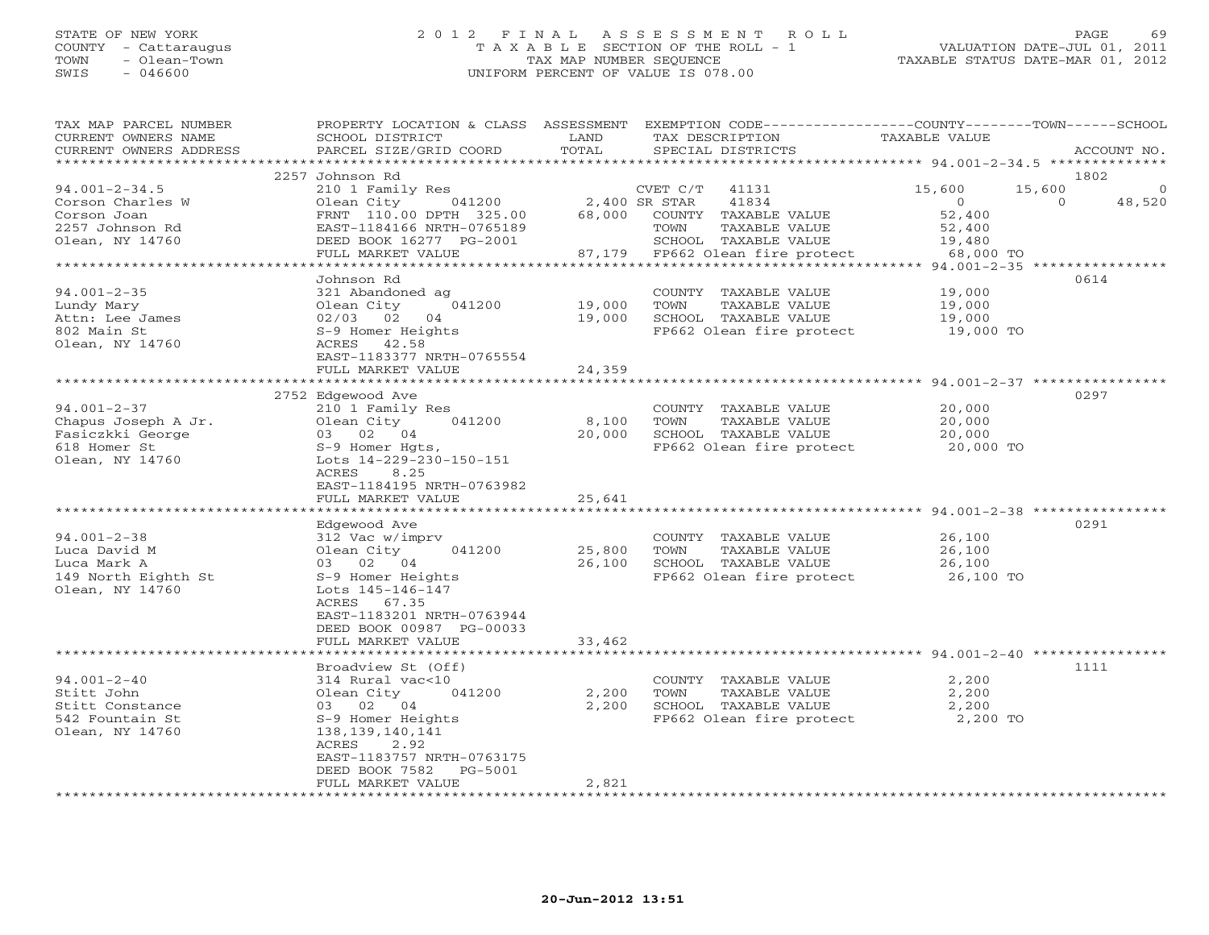STATE OF NEW YORK
COUNTY - Cattaraugus
TOWN - Olean-Town
SWIS - 046600

2012 FINAL ASSESSMENT ROLL
TAXABLE SECTION OF THE ROLL - 1
TAX MAP NUMBER SEQUENCE
UNIFORM PERCENT OF VALUE IS 078.00

VALUATION DATE-JUL 01, 2011
TAXABLE STATUS DATE-MAR 01, 2012

| TAX MAP PARCEL NUMBER / CURRENT OWNERS NAME / CURRENT OWNERS ADDRESS | PROPERTY LOCATION & CLASS / SCHOOL DISTRICT / PARCEL SIZE/GRID COORD | ASSESSMENT LAND / TOTAL | EXEMPTION CODE / TAX DESCRIPTION / SPECIAL DISTRICTS | COUNTY TAXABLE VALUE | TOWN | SCHOOL | ACCOUNT NO. |
|---|---|---|---|---|---|---|---|
| 94.001-2-34.5 | 2257 Johnson Rd | | | | | | 1802 |
| Corson Charles W | 210 1 Family Res | | CVET C/T 41131 | 15,600 | 15,600 | 0 | |
| Corson Joan | Olean City 041200 | 2,400 | SR STAR 41834 | 0 | 0 | 48,520 | |
| 2257 Johnson Rd | FRNT 110.00 DPTH 325.00 | 68,000 | COUNTY TAXABLE VALUE | 52,400 | | | |
| Olean, NY 14760 | EAST-1184166 NRTH-0765189 | | TOWN TAXABLE VALUE | 52,400 | | | |
| | DEED BOOK 16277 PG-2001 | | SCHOOL TAXABLE VALUE | 19,480 | | | |
| | FULL MARKET VALUE | 87,179 | FP662 Olean fire protect | 68,000 TO | | | |
| 94.001-2-35 | Johnson Rd | | | | | | 0614 |
| Lundy Mary | 321 Abandoned ag | | COUNTY TAXABLE VALUE | 19,000 | | | |
| Attn: Lee James | Olean City 041200 | 19,000 | TOWN TAXABLE VALUE | 19,000 | | | |
| 802 Main St | 02/03 02 04 | 19,000 | SCHOOL TAXABLE VALUE | 19,000 | | | |
| Olean, NY 14760 | S-9 Homer Heights | | FP662 Olean fire protect | 19,000 TO | | | |
| | ACRES 42.58 | | | | | | |
| | EAST-1183377 NRTH-0765554 | | | | | | |
| | FULL MARKET VALUE | 24,359 | | | | | |
| 94.001-2-37 | 2752 Edgewood Ave | | | | | | 0297 |
| Chapus Joseph A Jr. | 210 1 Family Res | | COUNTY TAXABLE VALUE | 20,000 | | | |
| Fasiczkki George | Olean City 041200 | 8,100 | TOWN TAXABLE VALUE | 20,000 | | | |
| 618 Homer St | 03 02 04 | 20,000 | SCHOOL TAXABLE VALUE | 20,000 | | | |
| Olean, NY 14760 | S-9 Homer Hgts, | | FP662 Olean fire protect | 20,000 TO | | | |
| | Lots 14-229-230-150-151 | | | | | | |
| | ACRES 8.25 | | | | | | |
| | EAST-1184195 NRTH-0763982 | | | | | | |
| | FULL MARKET VALUE | 25,641 | | | | | |
| 94.001-2-38 | Edgewood Ave | | | | | | 0291 |
| Luca David M | 312 Vac w/imprv | | COUNTY TAXABLE VALUE | 26,100 | | | |
| Luca Mark A | Olean City 041200 | 25,800 | TOWN TAXABLE VALUE | 26,100 | | | |
| 149 North Eighth St | 03 02 04 | 26,100 | SCHOOL TAXABLE VALUE | 26,100 | | | |
| Olean, NY 14760 | S-9 Homer Heights | | FP662 Olean fire protect | 26,100 TO | | | |
| | Lots 145-146-147 | | | | | | |
| | ACRES 67.35 | | | | | | |
| | EAST-1183201 NRTH-0763944 | | | | | | |
| | DEED BOOK 00987 PG-00033 | | | | | | |
| | FULL MARKET VALUE | 33,462 | | | | | |
| 94.001-2-40 | Broadview St (Off) | | | | | | 1111 |
| Stitt John | 314 Rural vac<10 | | COUNTY TAXABLE VALUE | 2,200 | | | |
| Stitt Constance | Olean City 041200 | 2,200 | TOWN TAXABLE VALUE | 2,200 | | | |
| 542 Fountain St | 03 02 04 | 2,200 | SCHOOL TAXABLE VALUE | 2,200 | | | |
| Olean, NY 14760 | S-9 Homer Heights | | FP662 Olean fire protect | 2,200 TO | | | |
| | 138,139,140,141 | | | | | | |
| | ACRES 2.92 | | | | | | |
| | EAST-1183757 NRTH-0763175 | | | | | | |
| | DEED BOOK 7582 PG-5001 | | | | | | |
| | FULL MARKET VALUE | 2,821 | | | | | |

20-Jun-2012 13:51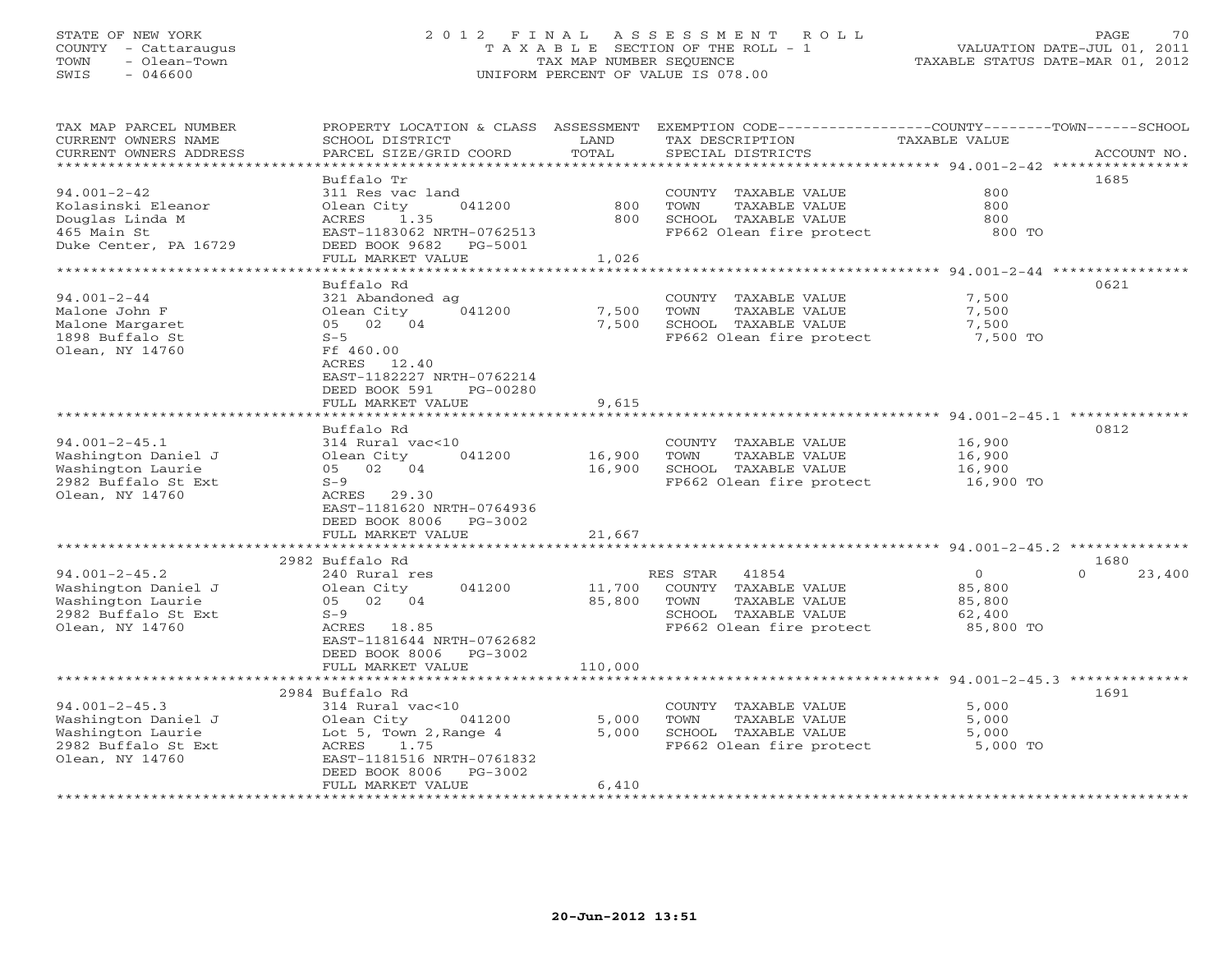STATE OF NEW YORK
COUNTY - Cattaraugus
TOWN - Olean-Town
SWIS - 046600

# 2012 FINAL ASSESSMENT ROLL

TAXABLE SECTION OF THE ROLL - 1
TAX MAP NUMBER SEQUENCE
UNIFORM PERCENT OF VALUE IS 078.00

VALUATION DATE-JUL 01, 2011
TAXABLE STATUS DATE-MAR 01, 2012

| TAX MAP PARCEL NUMBER / CURRENT OWNERS NAME / CURRENT OWNERS ADDRESS | PROPERTY LOCATION & CLASS / SCHOOL DISTRICT / PARCEL SIZE/GRID COORD | ASSESSMENT LAND | TOTAL | EXEMPTION CODE / TAX DESCRIPTION / SPECIAL DISTRICTS | COUNTY / TOWN TAXABLE VALUE | SCHOOL | ACCOUNT NO. |
|---|---|---|---|---|---|---|---|
| **94.001-2-42** | Buffalo Tr | | | | | | 1685 |
| Kolasinski Eleanor | 311 Res vac land | | | COUNTY TAXABLE VALUE | 800 | | |
| Douglas Linda M | Olean City 041200 | 800 | | TOWN TAXABLE VALUE | 800 | | |
| 465 Main St | ACRES 1.35 | | 800 | SCHOOL TAXABLE VALUE | 800 | | |
| Duke Center, PA 16729 | EAST-1183062 NRTH-0762513 | | | FP662 Olean fire protect | 800 TO | | |
| | DEED BOOK 9682 PG-5001 | | | | | | |
| | FULL MARKET VALUE | | 1,026 | | | | |
| **94.001-2-44** | Buffalo Rd | | | | | | 0621 |
| Malone John F | 321 Abandoned ag | | | COUNTY TAXABLE VALUE | 7,500 | | |
| Malone Margaret | Olean City 041200 | 7,500 | | TOWN TAXABLE VALUE | 7,500 | | |
| 1898 Buffalo St | 05 02 04 | | 7,500 | SCHOOL TAXABLE VALUE | 7,500 | | |
| Olean, NY 14760 | S-5 | | | FP662 Olean fire protect | 7,500 TO | | |
| | Ff 460.00 | | | | | | |
| | ACRES 12.40 | | | | | | |
| | EAST-1182227 NRTH-0762214 | | | | | | |
| | DEED BOOK 591 PG-00280 | | | | | | |
| | FULL MARKET VALUE | | 9,615 | | | | |
| **94.001-2-45.1** | Buffalo Rd | | | | | | 0812 |
| Washington Daniel J | 314 Rural vac<10 | | | COUNTY TAXABLE VALUE | 16,900 | | |
| Washington Laurie | Olean City 041200 | 16,900 | | TOWN TAXABLE VALUE | 16,900 | | |
| 2982 Buffalo St Ext | 05 02 04 | | 16,900 | SCHOOL TAXABLE VALUE | 16,900 | | |
| Olean, NY 14760 | S-9 | | | FP662 Olean fire protect | 16,900 TO | | |
| | ACRES 29.30 | | | | | | |
| | EAST-1181620 NRTH-0764936 | | | | | | |
| | DEED BOOK 8006 PG-3002 | | | | | | |
| | FULL MARKET VALUE | | 21,667 | | | | |
| **94.001-2-45.2** | 2982 Buffalo Rd | | | | | | 1680 |
| Washington Daniel J | 240 Rural res | | | RES STAR 41854 | 0 | 0 | 23,400 |
| Washington Laurie | Olean City 041200 | 11,700 | | COUNTY TAXABLE VALUE | 85,800 | | |
| 2982 Buffalo St Ext | 05 02 04 | | 85,800 | TOWN TAXABLE VALUE | 85,800 | | |
| Olean, NY 14760 | S-9 | | | SCHOOL TAXABLE VALUE | 62,400 | | |
| | ACRES 18.85 | | | FP662 Olean fire protect | 85,800 TO | | |
| | EAST-1181644 NRTH-0762682 | | | | | | |
| | DEED BOOK 8006 PG-3002 | | | | | | |
| | FULL MARKET VALUE | | 110,000 | | | | |
| **94.001-2-45.3** | 2984 Buffalo Rd | | | | | | 1691 |
| Washington Daniel J | 314 Rural vac<10 | | | COUNTY TAXABLE VALUE | 5,000 | | |
| Washington Laurie | Olean City 041200 | 5,000 | | TOWN TAXABLE VALUE | 5,000 | | |
| 2982 Buffalo St Ext | Lot 5, Town 2,Range 4 | | 5,000 | SCHOOL TAXABLE VALUE | 5,000 | | |
| Olean, NY 14760 | ACRES 1.75 | | | FP662 Olean fire protect | 5,000 TO | | |
| | EAST-1181516 NRTH-0761832 | | | | | | |
| | DEED BOOK 8006 PG-3002 | | | | | | |
| | FULL MARKET VALUE | | 6,410 | | | | |

20-Jun-2012 13:51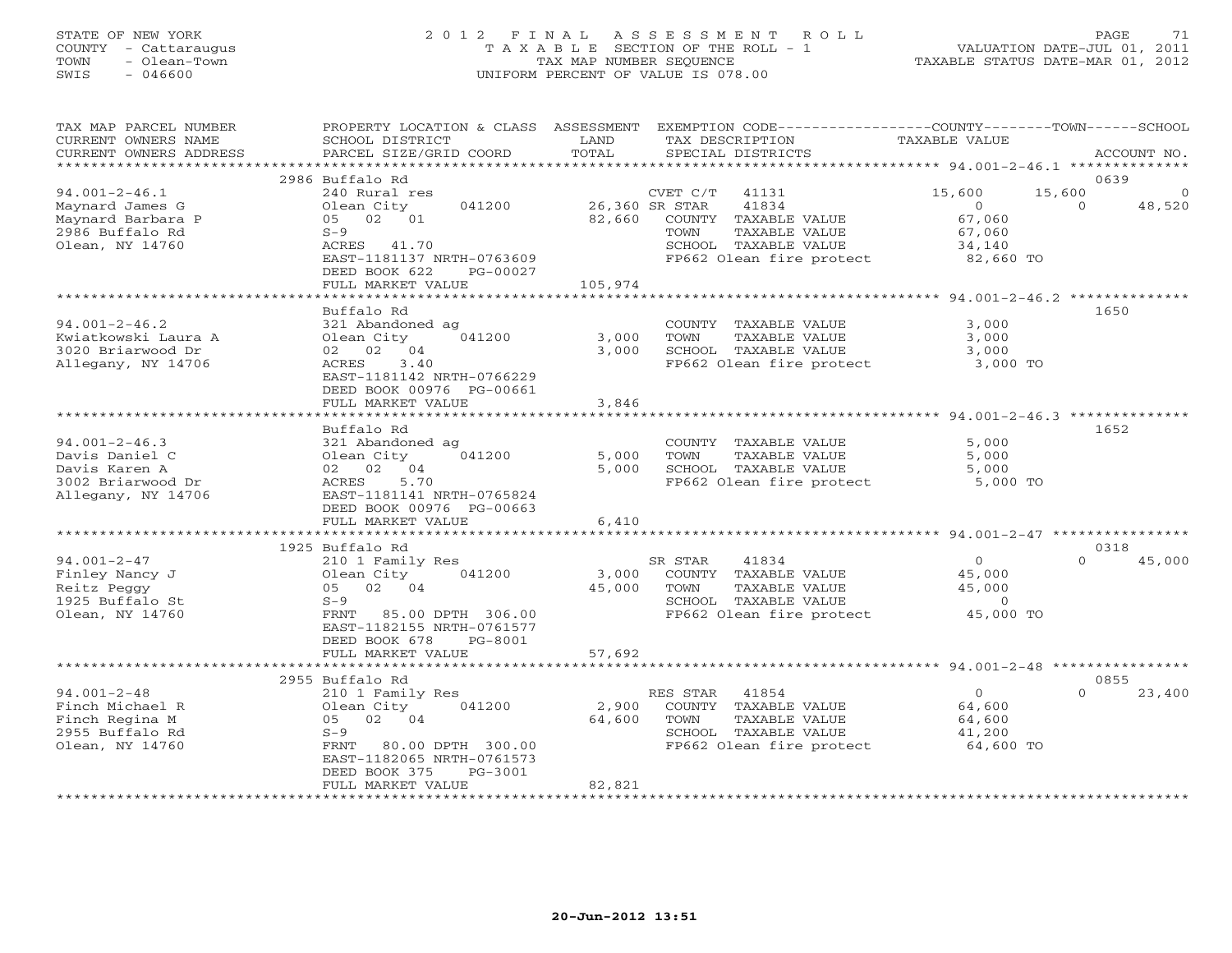STATE OF NEW YORK — 2012 FINAL ASSESSMENT ROLL — PAGE 71
COUNTY - Cattaraugus — TAXABLE SECTION OF THE ROLL - 1 — VALUATION DATE-JUL 01, 2011
TOWN - Olean-Town — TAX MAP NUMBER SEQUENCE — TAXABLE STATUS DATE-MAR 01, 2012
SWIS - 046600 — UNIFORM PERCENT OF VALUE IS 078.00

| TAX MAP PARCEL NUMBER / CURRENT OWNERS NAME / CURRENT OWNERS ADDRESS | PROPERTY LOCATION & CLASS / SCHOOL DISTRICT / PARCEL SIZE/GRID COORD | ASSESSMENT LAND / TOTAL | EXEMPTION CODE / TAX DESCRIPTION / SPECIAL DISTRICTS | COUNTY TAXABLE VALUE | TOWN | SCHOOL | ACCOUNT NO. |
|---|---|---|---|---|---|---|---|
| **94.001-2-46.1** | 2986 Buffalo Rd | | | | | | 0639 |
| Maynard James G | 240 Rural res | | CVET C/T 41131 | 15,600 | 15,600 | 0 | |
| Maynard Barbara P | Olean City 041200 | 26,360 | SR STAR 41834 | 0 | 0 | 48,520 | |
| 2986 Buffalo Rd | 05 02 01 | 82,660 | COUNTY TAXABLE VALUE | 67,060 | | | |
| Olean, NY 14760 | S-9 | | TOWN TAXABLE VALUE | 67,060 | | | |
| | ACRES 41.70 | | SCHOOL TAXABLE VALUE | 34,140 | | | |
| | EAST-1181137 NRTH-0763609 | | FP662 Olean fire protect | 82,660 TO | | | |
| | DEED BOOK 622 PG-00027 | | | | | | |
| | FULL MARKET VALUE | 105,974 | | | | | |
| **94.001-2-46.2** | Buffalo Rd | | | | | | 1650 |
| Kwiatkowski Laura A | 321 Abandoned ag | | COUNTY TAXABLE VALUE | 3,000 | | | |
| 3020 Briarwood Dr | Olean City 041200 | 3,000 | TOWN TAXABLE VALUE | 3,000 | | | |
| Allegany, NY 14706 | 02 02 04 | 3,000 | SCHOOL TAXABLE VALUE | 3,000 | | | |
| | ACRES 3.40 | | FP662 Olean fire protect | 3,000 TO | | | |
| | EAST-1181142 NRTH-0766229 | | | | | | |
| | DEED BOOK 00976 PG-00661 | | | | | | |
| | FULL MARKET VALUE | 3,846 | | | | | |
| **94.001-2-46.3** | Buffalo Rd | | | | | | 1652 |
| Davis Daniel C | 321 Abandoned ag | | COUNTY TAXABLE VALUE | 5,000 | | | |
| Davis Karen A | Olean City 041200 | 5,000 | TOWN TAXABLE VALUE | 5,000 | | | |
| 3002 Briarwood Dr | 02 02 04 | 5,000 | SCHOOL TAXABLE VALUE | 5,000 | | | |
| Allegany, NY 14706 | ACRES 5.70 | | FP662 Olean fire protect | 5,000 TO | | | |
| | EAST-1181141 NRTH-0765824 | | | | | | |
| | DEED BOOK 00976 PG-00663 | | | | | | |
| | FULL MARKET VALUE | 6,410 | | | | | |
| **94.001-2-47** | 1925 Buffalo Rd | | | | | | 0318 |
| Finley Nancy J | 210 1 Family Res | | SR STAR 41834 | 0 | | 0 | 45,000 |
| Reitz Peggy | Olean City 041200 | 3,000 | COUNTY TAXABLE VALUE | 45,000 | | | |
| 1925 Buffalo St | 05 02 04 | 45,000 | TOWN TAXABLE VALUE | 45,000 | | | |
| Olean, NY 14760 | S-9 | | SCHOOL TAXABLE VALUE | 0 | | | |
| | FRNT 85.00 DPTH 306.00 | | FP662 Olean fire protect | 45,000 TO | | | |
| | EAST-1182155 NRTH-0761577 | | | | | | |
| | DEED BOOK 678 PG-8001 | | | | | | |
| | FULL MARKET VALUE | 57,692 | | | | | |
| **94.001-2-48** | 2955 Buffalo Rd | | | | | | 0855 |
| Finch Michael R | 210 1 Family Res | | RES STAR 41854 | 0 | | 0 | 23,400 |
| Finch Regina M | Olean City 041200 | 2,900 | COUNTY TAXABLE VALUE | 64,600 | | | |
| 2955 Buffalo Rd | 05 02 04 | 64,600 | TOWN TAXABLE VALUE | 64,600 | | | |
| Olean, NY 14760 | S-9 | | SCHOOL TAXABLE VALUE | 41,200 | | | |
| | FRNT 80.00 DPTH 300.00 | | FP662 Olean fire protect | 64,600 TO | | | |
| | EAST-1182065 NRTH-0761573 | | | | | | |
| | DEED BOOK 375 PG-3001 | | | | | | |
| | FULL MARKET VALUE | 82,821 | | | | | |

20-Jun-2012 13:51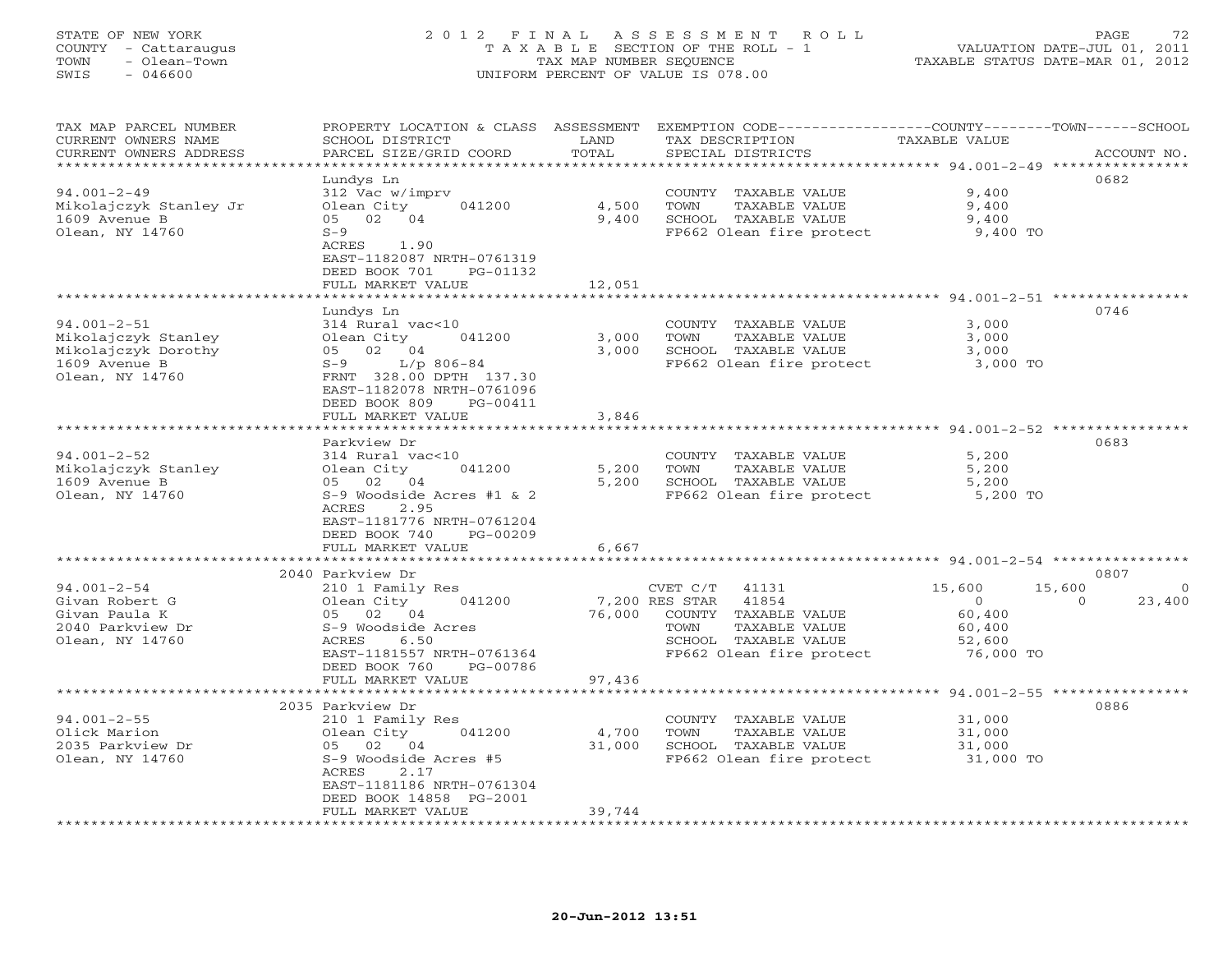STATE OF NEW YORK
COUNTY - Cattaraugus
TOWN - Olean-Town
SWIS - 046600

# 2012 FINAL ASSESSMENT ROLL
TAXABLE SECTION OF THE ROLL - 1
TAX MAP NUMBER SEQUENCE
UNIFORM PERCENT OF VALUE IS 078.00

VALUATION DATE-JUL 01, 2011
TAXABLE STATUS DATE-MAR 01, 2012

| TAX MAP PARCEL NUMBER / CURRENT OWNERS NAME / CURRENT OWNERS ADDRESS | PROPERTY LOCATION & CLASS / SCHOOL DISTRICT / PARCEL SIZE/GRID COORD | ASSESSMENT LAND / TOTAL | EXEMPTION CODE / TAX DESCRIPTION / SPECIAL DISTRICTS | COUNTY | TOWN | SCHOOL | ACCOUNT NO. |
|---|---|---|---|---|---|---|---|
| | Lundys Ln | | | | | | 0682 |
| 94.001-2-49 | 312 Vac w/imprv | | COUNTY TAXABLE VALUE | 9,400 | | | |
| Mikolajczyk Stanley Jr | Olean City 041200 | 4,500 | TOWN TAXABLE VALUE | | 9,400 | | |
| 1609 Avenue B | 05 02 04 | 9,400 | SCHOOL TAXABLE VALUE | | | 9,400 | |
| Olean, NY 14760 | S-9 | | FP662 Olean fire protect | 9,400 TO | | | |
| | ACRES 1.90 | | | | | | |
| | EAST-1182087 NRTH-0761319 | | | | | | |
| | DEED BOOK 701 PG-01132 | | | | | | |
| | FULL MARKET VALUE | 12,051 | | | | | |
| | Lundys Ln | | | | | | 0746 |
| 94.001-2-51 | 314 Rural vac<10 | | COUNTY TAXABLE VALUE | 3,000 | | | |
| Mikolajczyk Stanley | Olean City 041200 | 3,000 | TOWN TAXABLE VALUE | | 3,000 | | |
| Mikolajczyk Dorothy | 05 02 04 | 3,000 | SCHOOL TAXABLE VALUE | | | 3,000 | |
| 1609 Avenue B | S-9 L/p 806-84 | | FP662 Olean fire protect | 3,000 TO | | | |
| Olean, NY 14760 | FRNT 328.00 DPTH 137.30 | | | | | | |
| | EAST-1182078 NRTH-0761096 | | | | | | |
| | DEED BOOK 809 PG-00411 | | | | | | |
| | FULL MARKET VALUE | 3,846 | | | | | |
| | Parkview Dr | | | | | | 0683 |
| 94.001-2-52 | 314 Rural vac<10 | | COUNTY TAXABLE VALUE | 5,200 | | | |
| Mikolajczyk Stanley | Olean City 041200 | 5,200 | TOWN TAXABLE VALUE | | 5,200 | | |
| 1609 Avenue B | 05 02 04 | 5,200 | SCHOOL TAXABLE VALUE | | | 5,200 | |
| Olean, NY 14760 | S-9 Woodside Acres #1 & 2 | | FP662 Olean fire protect | 5,200 TO | | | |
| | ACRES 2.95 | | | | | | |
| | EAST-1181776 NRTH-0761204 | | | | | | |
| | DEED BOOK 740 PG-00209 | | | | | | |
| | FULL MARKET VALUE | 6,667 | | | | | |
| | 2040 Parkview Dr | | | | | | 0807 |
| 94.001-2-54 | 210 1 Family Res | | CVET C/T 41131 | 15,600 | 15,600 | 0 | |
| Givan Robert G | Olean City 041200 | 7,200 | RES STAR 41854 | 0 | 0 | 23,400 | |
| Givan Paula K | 05 02 04 | 76,000 | COUNTY TAXABLE VALUE | 60,400 | | | |
| 2040 Parkview Dr | S-9 Woodside Acres | | TOWN TAXABLE VALUE | | 60,400 | | |
| Olean, NY 14760 | ACRES 6.50 | | SCHOOL TAXABLE VALUE | | | 52,600 | |
| | EAST-1181557 NRTH-0761364 | | FP662 Olean fire protect | 76,000 TO | | | |
| | DEED BOOK 760 PG-00786 | | | | | | |
| | FULL MARKET VALUE | 97,436 | | | | | |
| | 2035 Parkview Dr | | | | | | 0886 |
| 94.001-2-55 | 210 1 Family Res | | COUNTY TAXABLE VALUE | 31,000 | | | |
| Olick Marion | Olean City 041200 | 4,700 | TOWN TAXABLE VALUE | | 31,000 | | |
| 2035 Parkview Dr | 05 02 04 | 31,000 | SCHOOL TAXABLE VALUE | | | 31,000 | |
| Olean, NY 14760 | S-9 Woodside Acres #5 | | FP662 Olean fire protect | 31,000 TO | | | |
| | ACRES 2.17 | | | | | | |
| | EAST-1181186 NRTH-0761304 | | | | | | |
| | DEED BOOK 14858 PG-2001 | | | | | | |
| | FULL MARKET VALUE | 39,744 | | | | | |

20-Jun-2012 13:51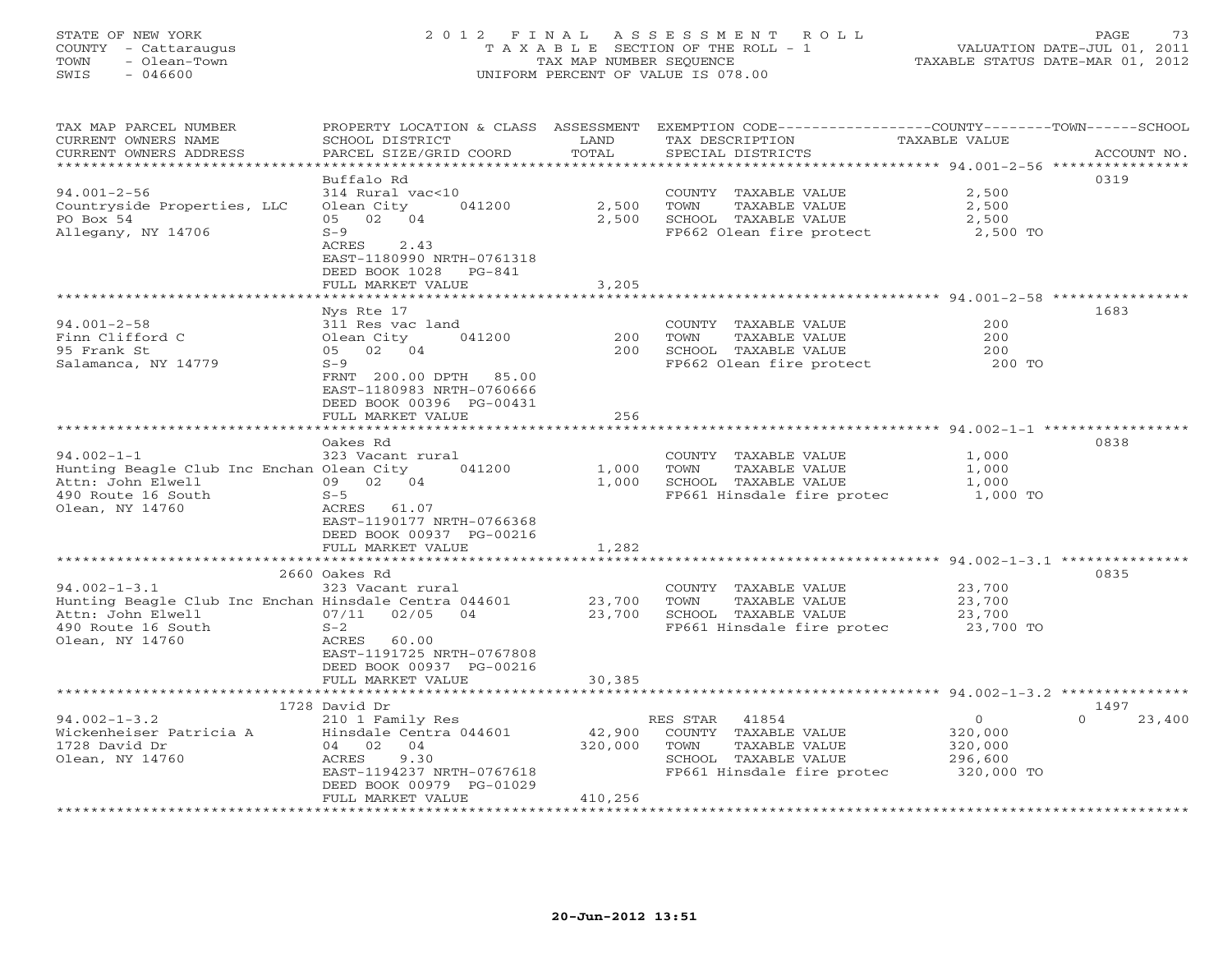STATE OF NEW YORK
COUNTY - Cattaraugus
TOWN - Olean-Town
SWIS - 046600

2012 FINAL ASSESSMENT ROLL
TAXABLE SECTION OF THE ROLL - 1
TAX MAP NUMBER SEQUENCE
UNIFORM PERCENT OF VALUE IS 078.00

VALUATION DATE-JUL 01, 2011
TAXABLE STATUS DATE-MAR 01, 2012

| TAX MAP PARCEL NUMBER / CURRENT OWNERS NAME / CURRENT OWNERS ADDRESS | PROPERTY LOCATION & CLASS / SCHOOL DISTRICT / PARCEL SIZE/GRID COORD | ASSESSMENT LAND | TOTAL | EXEMPTION CODE / TAX DESCRIPTION / SPECIAL DISTRICTS | COUNTY / TOWN / SCHOOL TAXABLE VALUE | ACCOUNT NO. |
|---|---|---|---|---|---|---|
| **94.001-2-56** | Buffalo Rd | | | | | 0319 |
| 94.001-2-56 | 314 Rural vac<10 | | | COUNTY TAXABLE VALUE | 2,500 | |
| Countryside Properties, LLC | Olean City 041200 | 2,500 | | TOWN TAXABLE VALUE | 2,500 | |
| PO Box 54 | 05 02 04 | | 2,500 | SCHOOL TAXABLE VALUE | 2,500 | |
| Allegany, NY 14706 | S-9 | | | FP662 Olean fire protect | 2,500 TO | |
| | ACRES 2.43 | | | | | |
| | EAST-1180990 NRTH-0761318 | | | | | |
| | DEED BOOK 1028 PG-841 | | | | | |
| | FULL MARKET VALUE | | 3,205 | | | |
| **94.001-2-58** | Nys Rte 17 | | | | | 1683 |
| 94.001-2-58 | 311 Res vac land | | | COUNTY TAXABLE VALUE | 200 | |
| Finn Clifford C | Olean City 041200 | 200 | | TOWN TAXABLE VALUE | 200 | |
| 95 Frank St | 05 02 04 | | 200 | SCHOOL TAXABLE VALUE | 200 | |
| Salamanca, NY 14779 | S-9 | | | FP662 Olean fire protect | 200 TO | |
| | FRNT 200.00 DPTH 85.00 | | | | | |
| | EAST-1180983 NRTH-0760666 | | | | | |
| | DEED BOOK 00396 PG-00431 | | | | | |
| | FULL MARKET VALUE | | 256 | | | |
| **94.002-1-1** | Oakes Rd | | | | | 0838 |
| 94.002-1-1 | 323 Vacant rural | | | COUNTY TAXABLE VALUE | 1,000 | |
| Hunting Beagle Club Inc Enchan | Olean City 041200 | 1,000 | | TOWN TAXABLE VALUE | 1,000 | |
| Attn: John Elwell | 09 02 04 | | 1,000 | SCHOOL TAXABLE VALUE | 1,000 | |
| 490 Route 16 South | S-5 | | | FP661 Hinsdale fire protec | 1,000 TO | |
| Olean, NY 14760 | ACRES 61.07 | | | | | |
| | EAST-1190177 NRTH-0766368 | | | | | |
| | DEED BOOK 00937 PG-00216 | | | | | |
| | FULL MARKET VALUE | | 1,282 | | | |
| **94.002-1-3.1** | 2660 Oakes Rd | | | | | 0835 |
| 94.002-1-3.1 | 323 Vacant rural | | | COUNTY TAXABLE VALUE | 23,700 | |
| Hunting Beagle Club Inc Enchan | Hinsdale Centra 044601 | 23,700 | | TOWN TAXABLE VALUE | 23,700 | |
| Attn: John Elwell | 07/11 02/05 04 | | 23,700 | SCHOOL TAXABLE VALUE | 23,700 | |
| 490 Route 16 South | S-2 | | | FP661 Hinsdale fire protec | 23,700 TO | |
| Olean, NY 14760 | ACRES 60.00 | | | | | |
| | EAST-1191725 NRTH-0767808 | | | | | |
| | DEED BOOK 00937 PG-00216 | | | | | |
| | FULL MARKET VALUE | | 30,385 | | | |
| **94.002-1-3.2** | 1728 David Dr | | | | | 1497 |
| 94.002-1-3.2 | 210 1 Family Res | | | RES STAR 41854 | 0 / 0 / 23,400 | |
| Wickenheiser Patricia A | Hinsdale Centra 044601 | 42,900 | | COUNTY TAXABLE VALUE | 320,000 | |
| 1728 David Dr | 04 02 04 | | 320,000 | TOWN TAXABLE VALUE | 320,000 | |
| Olean, NY 14760 | ACRES 9.30 | | | SCHOOL TAXABLE VALUE | 296,600 | |
| | EAST-1194237 NRTH-0767618 | | | FP661 Hinsdale fire protec | 320,000 TO | |
| | DEED BOOK 00979 PG-01029 | | | | | |
| | FULL MARKET VALUE | | 410,256 | | | |

20-Jun-2012 13:51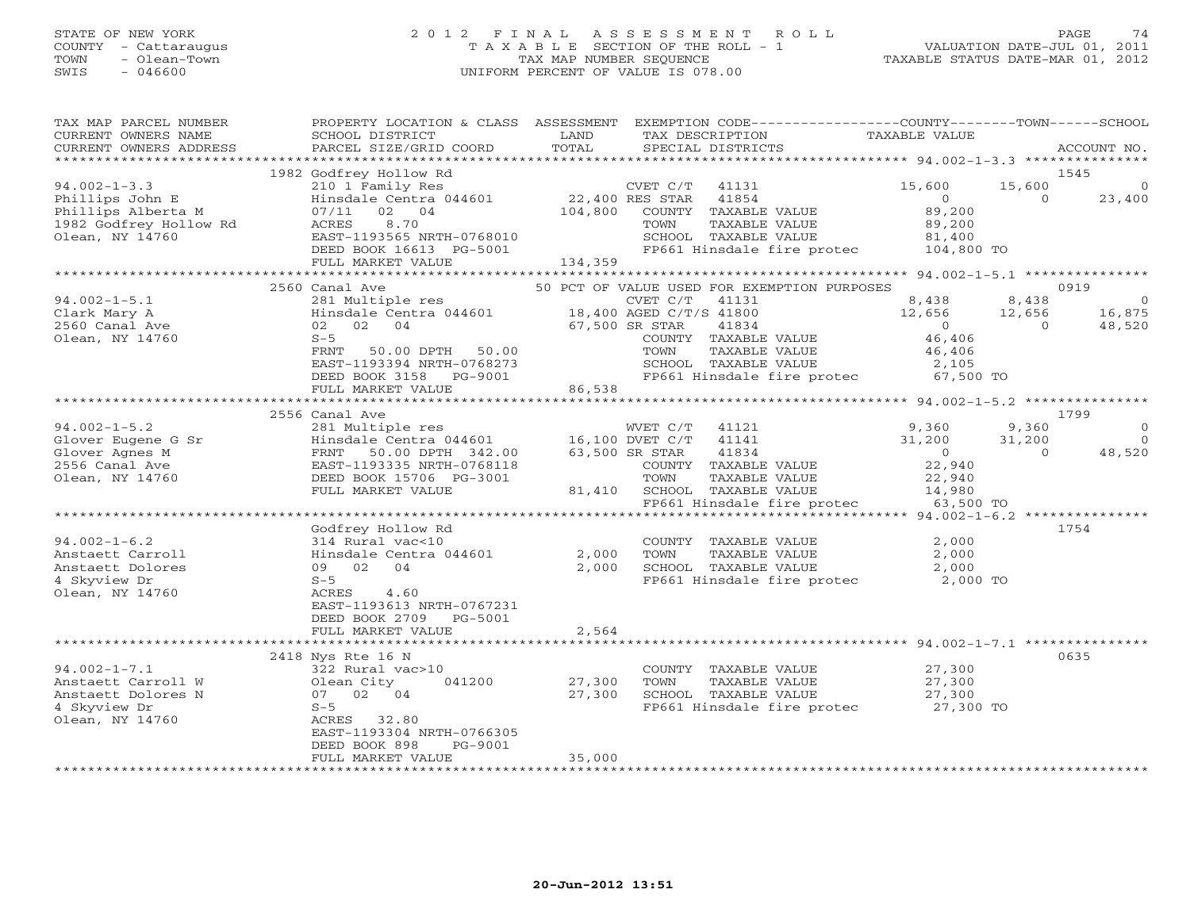STATE OF NEW YORK
COUNTY - Cattaraugus
TOWN - Olean-Town
SWIS - 046600

2012 FINAL ASSESSMENT ROLL
TAXABLE SECTION OF THE ROLL - 1
TAX MAP NUMBER SEQUENCE
UNIFORM PERCENT OF VALUE IS 078.00

VALUATION DATE-JUL 01, 2011
TAXABLE STATUS DATE-MAR 01, 2012

| TAX MAP PARCEL NUMBER / CURRENT OWNERS NAME / CURRENT OWNERS ADDRESS | PROPERTY LOCATION & CLASS / SCHOOL DISTRICT / PARCEL SIZE/GRID COORD | ASSESSMENT LAND / TOTAL | EXEMPTION CODE / TAX DESCRIPTION / SPECIAL DISTRICTS | COUNTY TAXABLE VALUE | TOWN | SCHOOL | ACCOUNT NO. |
|---|---|---|---|---|---|---|---|
| **94.002-1-3.3** | 1982 Godfrey Hollow Rd | | | | | | 1545 |
| Phillips John E | 210 1 Family Res | | CVET C/T 41131 | 15,600 | 15,600 | 0 | |
| Phillips Alberta M | Hinsdale Centra 044601 | 22,400 | RES STAR 41854 | 0 | 0 | 23,400 | |
| 1982 Godfrey Hollow Rd | 07/11 02 04 | 104,800 | COUNTY TAXABLE VALUE | 89,200 | | | |
| Olean, NY 14760 | ACRES 8.70 | | TOWN TAXABLE VALUE | 89,200 | | | |
| | EAST-1193565 NRTH-0768010 | | SCHOOL TAXABLE VALUE | 81,400 | | | |
| | DEED BOOK 16613 PG-5001 | | FP661 Hinsdale fire protec | 104,800 TO | | | |
| | FULL MARKET VALUE | 134,359 | | | | | |
| **94.002-1-5.1** | 2560 Canal Ave | | 50 PCT OF VALUE USED FOR EXEMPTION PURPOSES | | | | 0919 |
| Clark Mary A | 281 Multiple res | | CVET C/T 41131 | 8,438 | 8,438 | 0 | |
| 2560 Canal Ave | Hinsdale Centra 044601 | 18,400 | AGED C/T/S 41800 | 12,656 | 12,656 | 16,875 | |
| Olean, NY 14760 | 02 02 04 | 67,500 | SR STAR 41834 | 0 | 0 | 48,520 | |
| | S-5 | | COUNTY TAXABLE VALUE | 46,406 | | | |
| | FRNT 50.00 DPTH 50.00 | | TOWN TAXABLE VALUE | 46,406 | | | |
| | EAST-1193394 NRTH-0768273 | | SCHOOL TAXABLE VALUE | 2,105 | | | |
| | DEED BOOK 3158 PG-9001 | | FP661 Hinsdale fire protec | 67,500 TO | | | |
| | FULL MARKET VALUE | 86,538 | | | | | |
| **94.002-1-5.2** | 2556 Canal Ave | | | | | | 1799 |
| Glover Eugene G Sr | 281 Multiple res | | WVET C/T 41121 | 9,360 | 9,360 | 0 | |
| Glover Agnes M | Hinsdale Centra 044601 | 16,100 | DVET C/T 41141 | 31,200 | 31,200 | 0 | |
| 2556 Canal Ave | FRNT 50.00 DPTH 342.00 | 63,500 | SR STAR 41834 | 0 | 0 | 48,520 | |
| Olean, NY 14760 | EAST-1193335 NRTH-0768118 | | COUNTY TAXABLE VALUE | 22,940 | | | |
| | DEED BOOK 15706 PG-3001 | | TOWN TAXABLE VALUE | 22,940 | | | |
| | FULL MARKET VALUE | 81,410 | SCHOOL TAXABLE VALUE | 14,980 | | | |
| | | | FP661 Hinsdale fire protec | 63,500 TO | | | |
| **94.002-1-6.2** | Godfrey Hollow Rd | | | | | | 1754 |
| Anstaett Carroll | 314 Rural vac<10 | | COUNTY TAXABLE VALUE | 2,000 | | | |
| Anstaett Dolores | Hinsdale Centra 044601 | 2,000 | TOWN TAXABLE VALUE | 2,000 | | | |
| 4 Skyview Dr | 09 02 04 | 2,000 | SCHOOL TAXABLE VALUE | 2,000 | | | |
| Olean, NY 14760 | S-5 | | FP661 Hinsdale fire protec | 2,000 TO | | | |
| | ACRES 4.60 | | | | | | |
| | EAST-1193613 NRTH-0767231 | | | | | | |
| | DEED BOOK 2709 PG-5001 | | | | | | |
| | FULL MARKET VALUE | 2,564 | | | | | |
| **94.002-1-7.1** | 2418 Nys Rte 16 N | | | | | | 0635 |
| Anstaett Carroll W | 322 Rural vac>10 | | COUNTY TAXABLE VALUE | 27,300 | | | |
| Anstaett Dolores N | Olean City 041200 | 27,300 | TOWN TAXABLE VALUE | 27,300 | | | |
| 4 Skyview Dr | 07 02 04 | 27,300 | SCHOOL TAXABLE VALUE | 27,300 | | | |
| Olean, NY 14760 | S-5 | | FP661 Hinsdale fire protec | 27,300 TO | | | |
| | ACRES 32.80 | | | | | | |
| | EAST-1193304 NRTH-0766305 | | | | | | |
| | DEED BOOK 898 PG-9001 | | | | | | |
| | FULL MARKET VALUE | 35,000 | | | | | |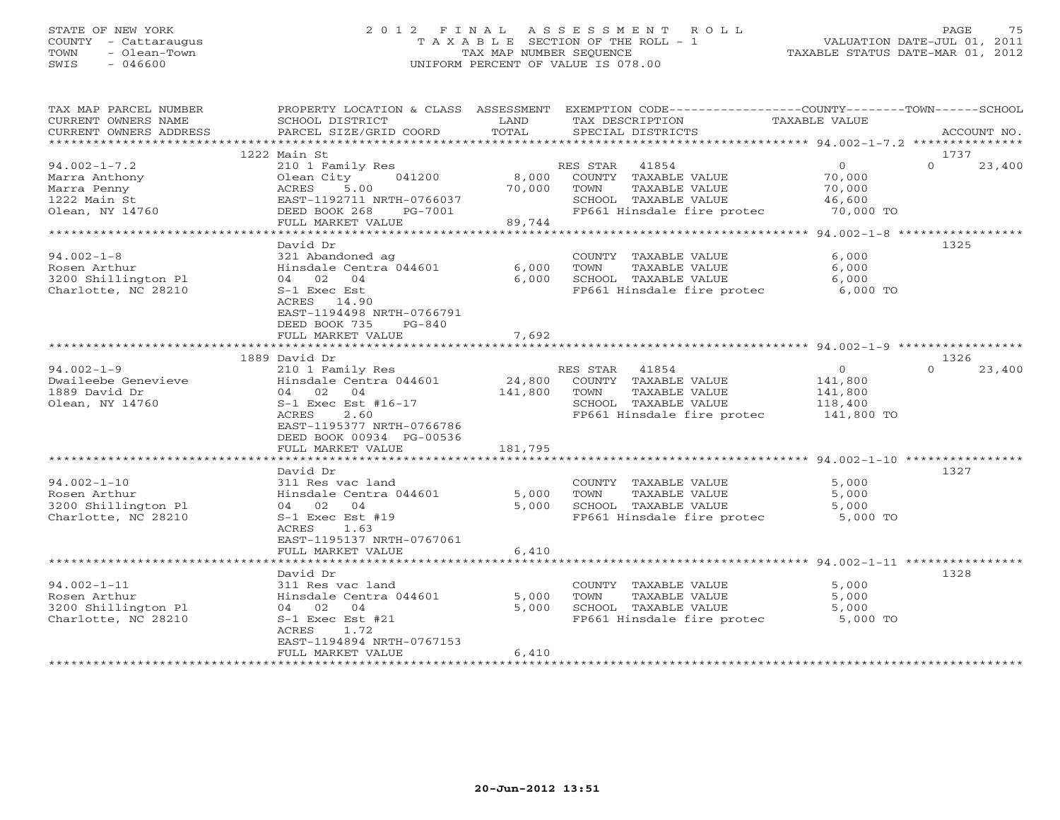STATE OF NEW YORK
COUNTY - Cattaraugus
TOWN - Olean-Town
SWIS - 046600

# 2012 FINAL ASSESSMENT ROLL

TAXABLE SECTION OF THE ROLL - 1
TAX MAP NUMBER SEQUENCE
UNIFORM PERCENT OF VALUE IS 078.00

VALUATION DATE-JUL 01, 2011
TAXABLE STATUS DATE-MAR 01, 2012

| TAX MAP PARCEL NUMBER / CURRENT OWNERS NAME / CURRENT OWNERS ADDRESS | PROPERTY LOCATION & CLASS / SCHOOL DISTRICT / PARCEL SIZE/GRID COORD | ASSESSMENT LAND / TOTAL | EXEMPTION CODE / TAX DESCRIPTION / SPECIAL DISTRICTS | COUNTY TAXABLE VALUE | TOWN | SCHOOL | ACCOUNT NO. |
|---|---|---|---|---|---|---|---|
| 94.002-1-7.2 | 1222 Main St | | | | | | 1737 |
| | 210 1 Family Res | | RES STAR 41854 | 0 | 0 | 23,400 | |
| Marra Anthony | Olean City 041200 | 8,000 | COUNTY TAXABLE VALUE | 70,000 | | | |
| Marra Penny | ACRES 5.00 | 70,000 | TOWN TAXABLE VALUE | 70,000 | | | |
| 1222 Main St | EAST-1192711 NRTH-0766037 | | SCHOOL TAXABLE VALUE | 46,600 | | | |
| Olean, NY 14760 | DEED BOOK 268 PG-7001 | | FP661 Hinsdale fire protec | 70,000 TO | | | |
| | FULL MARKET VALUE | 89,744 | | | | | |
| 94.002-1-8 | David Dr | | | | | | 1325 |
| | 321 Abandoned ag | | COUNTY TAXABLE VALUE | 6,000 | | | |
| Rosen Arthur | Hinsdale Centra 044601 | 6,000 | TOWN TAXABLE VALUE | 6,000 | | | |
| 3200 Shillington Pl | 04 02 04 | 6,000 | SCHOOL TAXABLE VALUE | 6,000 | | | |
| Charlotte, NC 28210 | S-1 Exec Est | | FP661 Hinsdale fire protec | 6,000 TO | | | |
| | ACRES 14.90 | | | | | | |
| | EAST-1194498 NRTH-0766791 | | | | | | |
| | DEED BOOK 735 PG-840 | | | | | | |
| | FULL MARKET VALUE | 7,692 | | | | | |
| 94.002-1-9 | 1889 David Dr | | | | | | 1326 |
| | 210 1 Family Res | | RES STAR 41854 | 0 | 0 | 23,400 | |
| Dwaileebe Genevieve | Hinsdale Centra 044601 | 24,800 | COUNTY TAXABLE VALUE | 141,800 | | | |
| 1889 David Dr | 04 02 04 | 141,800 | TOWN TAXABLE VALUE | 141,800 | | | |
| Olean, NY 14760 | S-1 Exec Est #16-17 | | SCHOOL TAXABLE VALUE | 118,400 | | | |
| | ACRES 2.60 | | FP661 Hinsdale fire protec | 141,800 TO | | | |
| | EAST-1195377 NRTH-0766786 | | | | | | |
| | DEED BOOK 00934 PG-00536 | | | | | | |
| | FULL MARKET VALUE | 181,795 | | | | | |
| 94.002-1-10 | David Dr | | | | | | 1327 |
| | 311 Res vac land | | COUNTY TAXABLE VALUE | 5,000 | | | |
| Rosen Arthur | Hinsdale Centra 044601 | 5,000 | TOWN TAXABLE VALUE | 5,000 | | | |
| 3200 Shillington Pl | 04 02 04 | 5,000 | SCHOOL TAXABLE VALUE | 5,000 | | | |
| Charlotte, NC 28210 | S-1 Exec Est #19 | | FP661 Hinsdale fire protec | 5,000 TO | | | |
| | ACRES 1.63 | | | | | | |
| | EAST-1195137 NRTH-0767061 | | | | | | |
| | FULL MARKET VALUE | 6,410 | | | | | |
| 94.002-1-11 | David Dr | | | | | | 1328 |
| | 311 Res vac land | | COUNTY TAXABLE VALUE | 5,000 | | | |
| Rosen Arthur | Hinsdale Centra 044601 | 5,000 | TOWN TAXABLE VALUE | 5,000 | | | |
| 3200 Shillington Pl | 04 02 04 | 5,000 | SCHOOL TAXABLE VALUE | 5,000 | | | |
| Charlotte, NC 28210 | S-1 Exec Est #21 | | FP661 Hinsdale fire protec | 5,000 TO | | | |
| | ACRES 1.72 | | | | | | |
| | EAST-1194894 NRTH-0767153 | | | | | | |
| | FULL MARKET VALUE | 6,410 | | | | | |

20-Jun-2012 13:51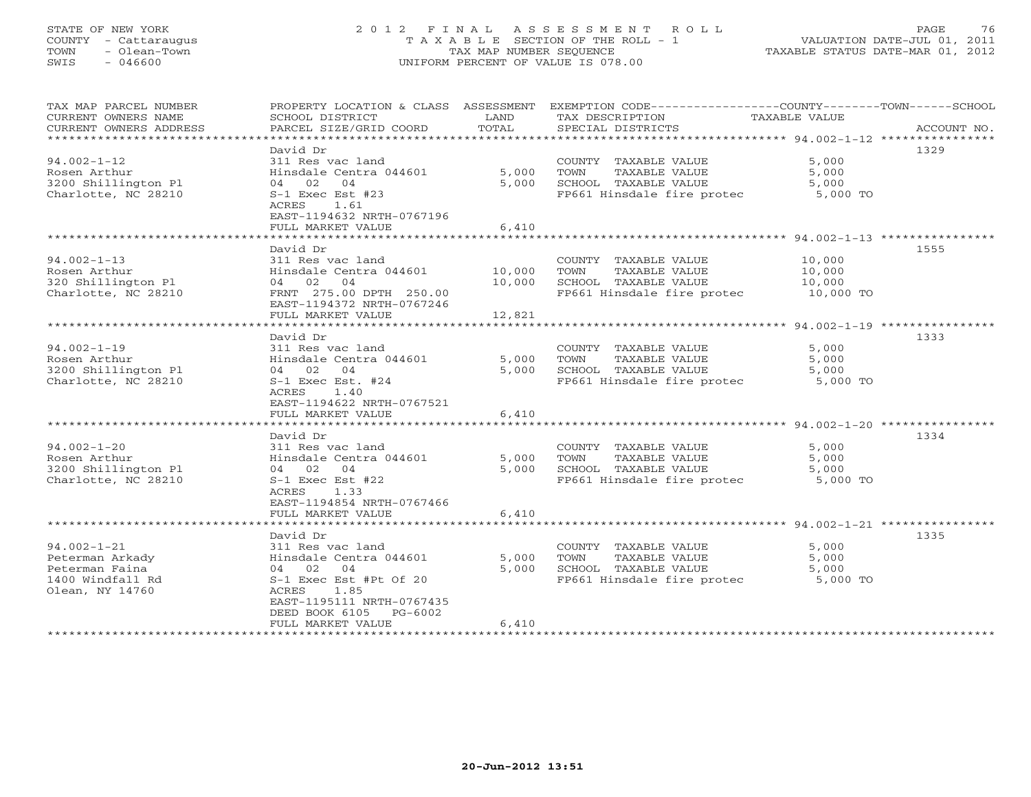STATE OF NEW YORK
COUNTY - Cattaraugus
TOWN - Olean-Town
SWIS - 046600

# 2012 FINAL ASSESSMENT ROLL
TAXABLE SECTION OF THE ROLL - 1
TAX MAP NUMBER SEQUENCE
UNIFORM PERCENT OF VALUE IS 078.00

VALUATION DATE-JUL 01, 2011
TAXABLE STATUS DATE-MAR 01, 2012

| TAX MAP PARCEL NUMBER / CURRENT OWNERS NAME / CURRENT OWNERS ADDRESS | PROPERTY LOCATION & CLASS / SCHOOL DISTRICT / PARCEL SIZE/GRID COORD | ASSESSMENT LAND | TOTAL | EXEMPTION CODE / TAX DESCRIPTION / SPECIAL DISTRICTS | COUNTY--------TOWN------SCHOOL TAXABLE VALUE | ACCOUNT NO. |
|---|---|---|---|---|---|---|
| 94.002-1-12 | David Dr | | | | | 1329 |
| | 311 Res vac land | | | COUNTY TAXABLE VALUE | 5,000 | |
| Rosen Arthur | Hinsdale Centra 044601 | 5,000 | | TOWN TAXABLE VALUE | 5,000 | |
| 3200 Shillington Pl | 04 02 04 | | 5,000 | SCHOOL TAXABLE VALUE | 5,000 | |
| Charlotte, NC 28210 | S-1 Exec Est #23 | | | FP661 Hinsdale fire protec | 5,000 TO | |
| | ACRES 1.61 | | | | | |
| | EAST-1194632 NRTH-0767196 | | | | | |
| | FULL MARKET VALUE | | 6,410 | | | |
| 94.002-1-13 | David Dr | | | | | 1555 |
| | 311 Res vac land | | | COUNTY TAXABLE VALUE | 10,000 | |
| Rosen Arthur | Hinsdale Centra 044601 | 10,000 | | TOWN TAXABLE VALUE | 10,000 | |
| 320 Shillington Pl | 04 02 04 | | 10,000 | SCHOOL TAXABLE VALUE | 10,000 | |
| Charlotte, NC 28210 | FRNT 275.00 DPTH 250.00 | | | FP661 Hinsdale fire protec | 10,000 TO | |
| | EAST-1194372 NRTH-0767246 | | | | | |
| | FULL MARKET VALUE | | 12,821 | | | |
| 94.002-1-19 | David Dr | | | | | 1333 |
| | 311 Res vac land | | | COUNTY TAXABLE VALUE | 5,000 | |
| Rosen Arthur | Hinsdale Centra 044601 | 5,000 | | TOWN TAXABLE VALUE | 5,000 | |
| 3200 Shillington Pl | 04 02 04 | | 5,000 | SCHOOL TAXABLE VALUE | 5,000 | |
| Charlotte, NC 28210 | S-1 Exec Est. #24 | | | FP661 Hinsdale fire protec | 5,000 TO | |
| | ACRES 1.40 | | | | | |
| | EAST-1194622 NRTH-0767521 | | | | | |
| | FULL MARKET VALUE | | 6,410 | | | |
| 94.002-1-20 | David Dr | | | | | 1334 |
| | 311 Res vac land | | | COUNTY TAXABLE VALUE | 5,000 | |
| Rosen Arthur | Hinsdale Centra 044601 | 5,000 | | TOWN TAXABLE VALUE | 5,000 | |
| 3200 Shillington Pl | 04 02 04 | | 5,000 | SCHOOL TAXABLE VALUE | 5,000 | |
| Charlotte, NC 28210 | S-1 Exec Est #22 | | | FP661 Hinsdale fire protec | 5,000 TO | |
| | ACRES 1.33 | | | | | |
| | EAST-1194854 NRTH-0767466 | | | | | |
| | FULL MARKET VALUE | | 6,410 | | | |
| 94.002-1-21 | David Dr | | | | | 1335 |
| | 311 Res vac land | | | COUNTY TAXABLE VALUE | 5,000 | |
| Peterman Arkady | Hinsdale Centra 044601 | 5,000 | | TOWN TAXABLE VALUE | 5,000 | |
| Peterman Faina | 04 02 04 | | 5,000 | SCHOOL TAXABLE VALUE | 5,000 | |
| 1400 Windfall Rd | S-1 Exec Est #Pt Of 20 | | | FP661 Hinsdale fire protec | 5,000 TO | |
| Olean, NY 14760 | ACRES 1.85 | | | | | |
| | EAST-1195111 NRTH-0767435 | | | | | |
| | DEED BOOK 6105 PG-6002 | | | | | |
| | FULL MARKET VALUE | | 6,410 | | | |

20-Jun-2012 13:51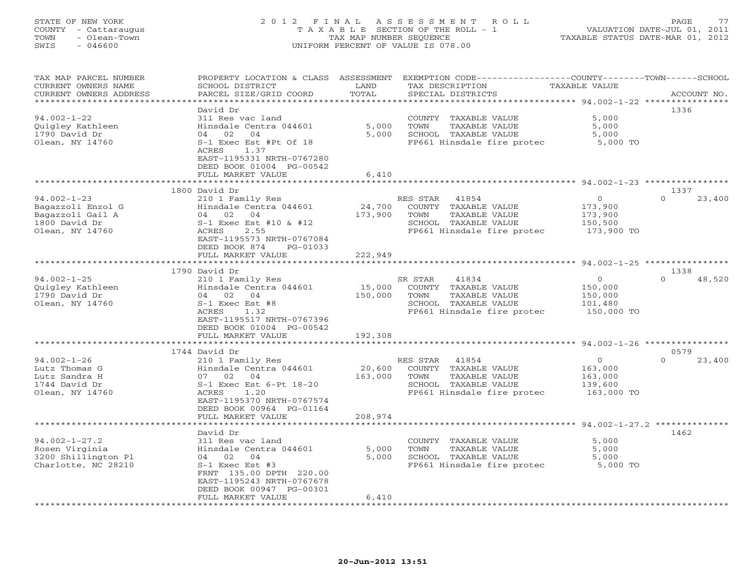STATE OF NEW YORK
COUNTY - Cattaraugus
TOWN - Olean-Town
SWIS - 046600

# 2012 FINAL ASSESSMENT ROLL

TAXABLE SECTION OF THE ROLL - 1
TAX MAP NUMBER SEQUENCE
UNIFORM PERCENT OF VALUE IS 078.00

VALUATION DATE-JUL 01, 2011
TAXABLE STATUS DATE-MAR 01, 2012

| TAX MAP PARCEL NUMBER / CURRENT OWNERS NAME / CURRENT OWNERS ADDRESS | PROPERTY LOCATION & CLASS / SCHOOL DISTRICT / PARCEL SIZE/GRID COORD | ASSESSMENT LAND / TOTAL | EXEMPTION CODE / TAX DESCRIPTION / SPECIAL DISTRICTS | COUNTY TAXABLE VALUE | TOWN | SCHOOL | ACCOUNT NO. |
|---|---|---|---|---|---|---|---|
| 94.002-1-22 | David Dr | | | | | | 1336 |
| | 311 Res vac land | | COUNTY TAXABLE VALUE | 5,000 | | | |
| Quigley Kathleen | Hinsdale Centra 044601 | 5,000 | TOWN TAXABLE VALUE | 5,000 | | | |
| 1790 David Dr | 04 02 04 | 5,000 | SCHOOL TAXABLE VALUE | 5,000 | | | |
| Olean, NY 14760 | S-1 Exec Est #Pt Of 18 | | FP661 Hinsdale fire protec | 5,000 TO | | | |
| | ACRES 1.37 | | | | | | |
| | EAST-1195331 NRTH-0767280 | | | | | | |
| | DEED BOOK 01004 PG-00542 | | | | | | |
| | FULL MARKET VALUE | 6,410 | | | | | |
| 94.002-1-23 | 1800 David Dr | | | | | | 1337 |
| | 210 1 Family Res | | RES STAR 41854 | 0 | | 0 | 23,400 |
| Bagazzoli Enzol G | Hinsdale Centra 044601 | 24,700 | COUNTY TAXABLE VALUE | 173,900 | | | |
| Bagazzoli Gail A | 04 02 04 | 173,900 | TOWN TAXABLE VALUE | 173,900 | | | |
| 1800 David Dr | S-1 Exec Est #10 & #12 | | SCHOOL TAXABLE VALUE | 150,500 | | | |
| Olean, NY 14760 | ACRES 2.55 | | FP661 Hinsdale fire protec | 173,900 TO | | | |
| | EAST-1195573 NRTH-0767084 | | | | | | |
| | DEED BOOK 874 PG-01033 | | | | | | |
| | FULL MARKET VALUE | 222,949 | | | | | |
| 94.002-1-25 | 1790 David Dr | | | | | | 1338 |
| | 210 1 Family Res | | SR STAR 41834 | 0 | | 0 | 48,520 |
| Quigley Kathleen | Hinsdale Centra 044601 | 15,000 | COUNTY TAXABLE VALUE | 150,000 | | | |
| 1790 David Dr | 04 02 04 | 150,000 | TOWN TAXABLE VALUE | 150,000 | | | |
| Olean, NY 14760 | S-1 Exec Est #8 | | SCHOOL TAXABLE VALUE | 101,480 | | | |
| | ACRES 1.32 | | FP661 Hinsdale fire protec | 150,000 TO | | | |
| | EAST-1195517 NRTH-0767396 | | | | | | |
| | DEED BOOK 01004 PG-00542 | | | | | | |
| | FULL MARKET VALUE | 192,308 | | | | | |
| 94.002-1-26 | 1744 David Dr | | | | | | 0579 |
| | 210 1 Family Res | | RES STAR 41854 | 0 | | 0 | 23,400 |
| Lutz Thomas G | Hinsdale Centra 044601 | 20,600 | COUNTY TAXABLE VALUE | 163,000 | | | |
| Lutz Sandra H | 07 02 04 | 163,000 | TOWN TAXABLE VALUE | 163,000 | | | |
| 1744 David Dr | S-1 Exec Est 6-Pt 18-20 | | SCHOOL TAXABLE VALUE | 139,600 | | | |
| Olean, NY 14760 | ACRES 1.20 | | FP661 Hinsdale fire protec | 163,000 TO | | | |
| | EAST-1195370 NRTH-0767574 | | | | | | |
| | DEED BOOK 00964 PG-01164 | | | | | | |
| | FULL MARKET VALUE | 208,974 | | | | | |
| 94.002-1-27.2 | David Dr | | | | | | 1462 |
| | 311 Res vac land | | COUNTY TAXABLE VALUE | 5,000 | | | |
| Rosen Virginia | Hinsdale Centra 044601 | 5,000 | TOWN TAXABLE VALUE | 5,000 | | | |
| 3200 Shillington Pl | 04 02 04 | 5,000 | SCHOOL TAXABLE VALUE | 5,000 | | | |
| Charlotte, NC 28210 | S-1 Exec Est #3 | | FP661 Hinsdale fire protec | 5,000 TO | | | |
| | FRNT 135.00 DPTH 220.00 | | | | | | |
| | EAST-1195243 NRTH-0767678 | | | | | | |
| | DEED BOOK 00947 PG-00301 | | | | | | |
| | FULL MARKET VALUE | 6,410 | | | | | |

20-Jun-2012 13:51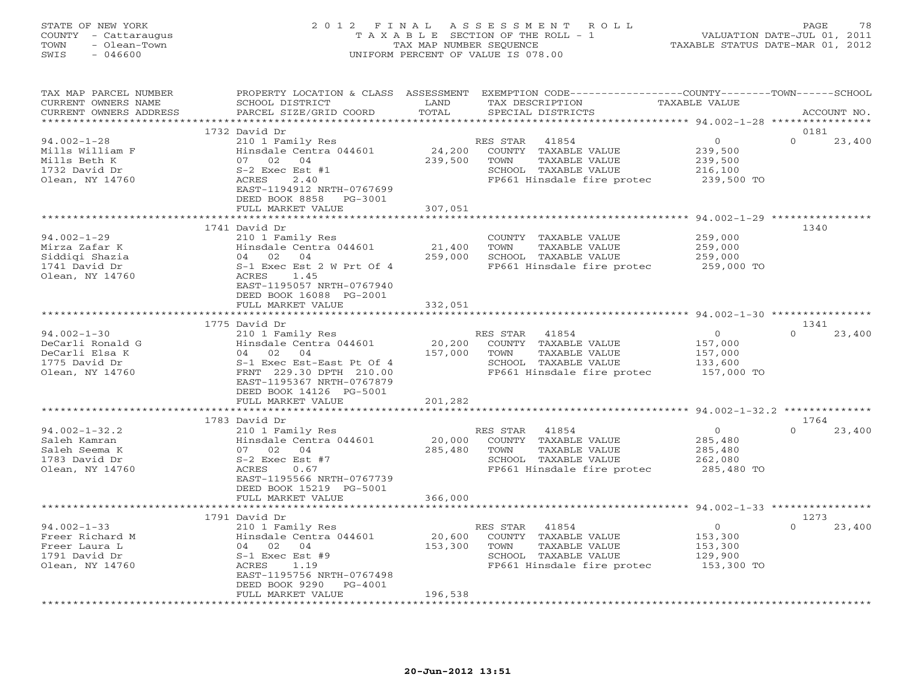STATE OF NEW YORK
COUNTY - Cattaraugus
TOWN - Olean-Town
SWIS - 046600

2012 FINAL ASSESSMENT ROLL
TAXABLE SECTION OF THE ROLL - 1
TAX MAP NUMBER SEQUENCE
UNIFORM PERCENT OF VALUE IS 078.00

VALUATION DATE-JUL 01, 2011
TAXABLE STATUS DATE-MAR 01, 2012

| TAX MAP PARCEL NUMBER / CURRENT OWNERS NAME / CURRENT OWNERS ADDRESS | PROPERTY LOCATION & CLASS / SCHOOL DISTRICT / PARCEL SIZE/GRID COORD | ASSESSMENT LAND / TOTAL | EXEMPTION CODE / TAX DESCRIPTION / SPECIAL DISTRICTS | COUNTY / TAXABLE VALUE | TOWN | SCHOOL / ACCOUNT NO. |
|---|---|---|---|---|---|---|
| 94.002-1-28 | 1732 David Dr | | | | | 0181 |
| 94.002-1-28 | 210 1 Family Res | | RES STAR 41854 | 0 | 0 | 23,400 |
| Mills William F | Hinsdale Centra 044601 | 24,200 | COUNTY TAXABLE VALUE | 239,500 | | |
| Mills Beth K | 07 02 04 | 239,500 | TOWN TAXABLE VALUE | 239,500 | | |
| 1732 David Dr | S-2 Exec Est #1 | | SCHOOL TAXABLE VALUE | 216,100 | | |
| Olean, NY 14760 | ACRES 2.40 | | FP661 Hinsdale fire protec | 239,500 TO | | |
| | EAST-1194912 NRTH-0767699 | | | | | |
| | DEED BOOK 8858 PG-3001 | | | | | |
| | FULL MARKET VALUE | 307,051 | | | | |
| 94.002-1-29 | 1741 David Dr | | | | | 1340 |
| 94.002-1-29 | 210 1 Family Res | | COUNTY TAXABLE VALUE | 259,000 | | |
| Mirza Zafar K | Hinsdale Centra 044601 | 21,400 | TOWN TAXABLE VALUE | 259,000 | | |
| Siddiqi Shazia | 04 02 04 | 259,000 | SCHOOL TAXABLE VALUE | 259,000 | | |
| 1741 David Dr | S-1 Exec Est 2 W Prt Of 4 | | FP661 Hinsdale fire protec | 259,000 TO | | |
| Olean, NY 14760 | ACRES 1.45 | | | | | |
| | EAST-1195057 NRTH-0767940 | | | | | |
| | DEED BOOK 16088 PG-2001 | | | | | |
| | FULL MARKET VALUE | 332,051 | | | | |
| 94.002-1-30 | 1775 David Dr | | | | | 1341 |
| 94.002-1-30 | 210 1 Family Res | | RES STAR 41854 | 0 | 0 | 23,400 |
| DeCarli Ronald G | Hinsdale Centra 044601 | 20,200 | COUNTY TAXABLE VALUE | 157,000 | | |
| DeCarli Elsa K | 04 02 04 | 157,000 | TOWN TAXABLE VALUE | 157,000 | | |
| 1775 David Dr | S-1 Exec Est-East Pt Of 4 | | SCHOOL TAXABLE VALUE | 133,600 | | |
| Olean, NY 14760 | FRNT 229.30 DPTH 210.00 | | FP661 Hinsdale fire protec | 157,000 TO | | |
| | EAST-1195367 NRTH-0767879 | | | | | |
| | DEED BOOK 14126 PG-5001 | | | | | |
| | FULL MARKET VALUE | 201,282 | | | | |
| 94.002-1-32.2 | 1783 David Dr | | | | | 1764 |
| 94.002-1-32.2 | 210 1 Family Res | | RES STAR 41854 | 0 | 0 | 23,400 |
| Saleh Kamran | Hinsdale Centra 044601 | 20,000 | COUNTY TAXABLE VALUE | 285,480 | | |
| Saleh Seema K | 07 02 04 | 285,480 | TOWN TAXABLE VALUE | 285,480 | | |
| 1783 David Dr | S-2 Exec Est #7 | | SCHOOL TAXABLE VALUE | 262,080 | | |
| Olean, NY 14760 | ACRES 0.67 | | FP661 Hinsdale fire protec | 285,480 TO | | |
| | EAST-1195566 NRTH-0767739 | | | | | |
| | DEED BOOK 15219 PG-5001 | | | | | |
| | FULL MARKET VALUE | 366,000 | | | | |
| 94.002-1-33 | 1791 David Dr | | | | | 1273 |
| 94.002-1-33 | 210 1 Family Res | | RES STAR 41854 | 0 | 0 | 23,400 |
| Freer Richard M | Hinsdale Centra 044601 | 20,600 | COUNTY TAXABLE VALUE | 153,300 | | |
| Freer Laura L | 04 02 04 | 153,300 | TOWN TAXABLE VALUE | 153,300 | | |
| 1791 David Dr | S-1 Exec Est #9 | | SCHOOL TAXABLE VALUE | 129,900 | | |
| Olean, NY 14760 | ACRES 1.19 | | FP661 Hinsdale fire protec | 153,300 TO | | |
| | EAST-1195756 NRTH-0767498 | | | | | |
| | DEED BOOK 9290 PG-4001 | | | | | |
| | FULL MARKET VALUE | 196,538 | | | | |

20-Jun-2012 13:51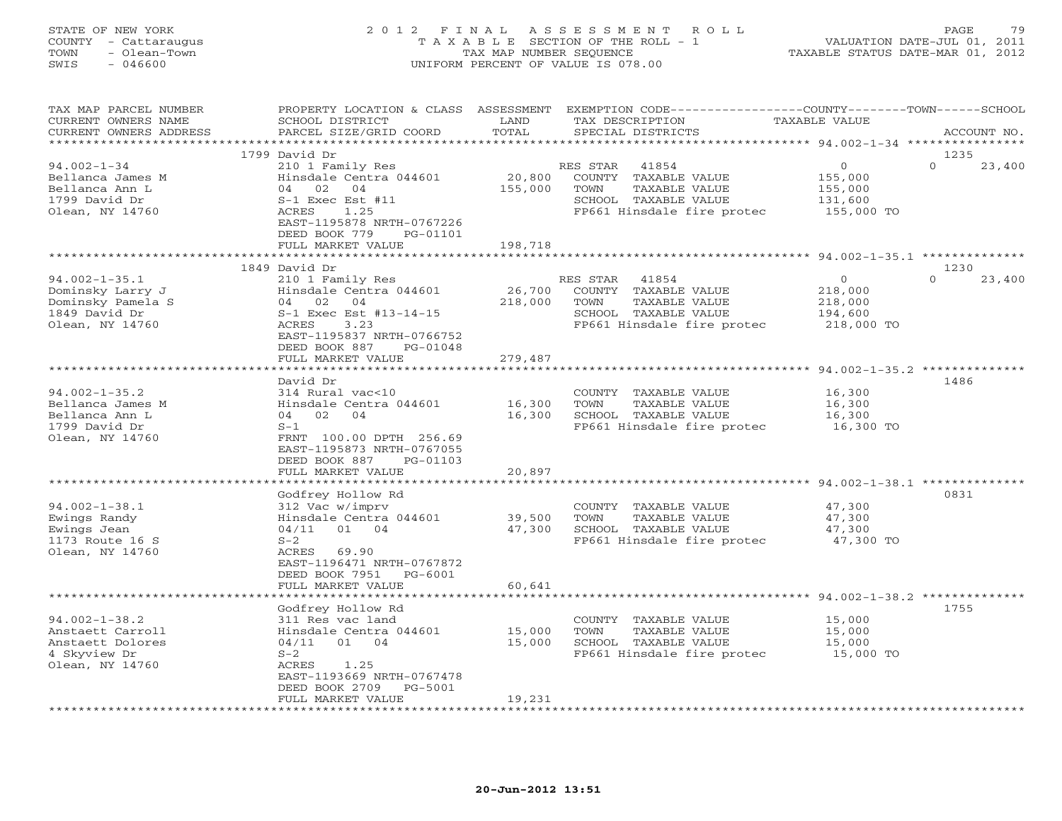STATE OF NEW YORK
COUNTY - Cattaraugus
TOWN - Olean-Town
SWIS - 046600

2 0 1 2 F I N A L A S S E S S M E N T R O L L
T A X A B L E SECTION OF THE ROLL - 1
TAX MAP NUMBER SEQUENCE
UNIFORM PERCENT OF VALUE IS 078.00

VALUATION DATE-JUL 01, 2011
TAXABLE STATUS DATE-MAR 01, 2012

| TAX MAP PARCEL NUMBER / CURRENT OWNERS NAME / CURRENT OWNERS ADDRESS | PROPERTY LOCATION & CLASS / SCHOOL DISTRICT / PARCEL SIZE/GRID COORD | ASSESSMENT LAND / TOTAL | EXEMPTION CODE / TAX DESCRIPTION / SPECIAL DISTRICTS | COUNTY / TOWN / SCHOOL TAXABLE VALUE | ACCOUNT NO. |
|---|---|---|---|---|---|
| **94.002-1-34** | 1799 David Dr | | | | 1235 |
| | 210 1 Family Res | | RES STAR 41854 | 0 / 0 / 23,400 | |
| Bellanca James M | Hinsdale Centra 044601 | 20,800 | COUNTY TAXABLE VALUE | 155,000 | |
| Bellanca Ann L | 04 02 04 | 155,000 | TOWN TAXABLE VALUE | 155,000 | |
| 1799 David Dr | S-1 Exec Est #11 | | SCHOOL TAXABLE VALUE | 131,600 | |
| Olean, NY 14760 | ACRES 1.25 | | FP661 Hinsdale fire protec | 155,000 TO | |
| | EAST-1195878 NRTH-0767226 | | | | |
| | DEED BOOK 779 PG-01101 | | | | |
| | FULL MARKET VALUE | 198,718 | | | |
| **94.002-1-35.1** | 1849 David Dr | | | | 1230 |
| | 210 1 Family Res | | RES STAR 41854 | 0 / 0 / 23,400 | |
| Dominsky Larry J | Hinsdale Centra 044601 | 26,700 | COUNTY TAXABLE VALUE | 218,000 | |
| Dominsky Pamela S | 04 02 04 | 218,000 | TOWN TAXABLE VALUE | 218,000 | |
| 1849 David Dr | S-1 Exec Est #13-14-15 | | SCHOOL TAXABLE VALUE | 194,600 | |
| Olean, NY 14760 | ACRES 3.23 | | FP661 Hinsdale fire protec | 218,000 TO | |
| | EAST-1195837 NRTH-0766752 | | | | |
| | DEED BOOK 887 PG-01048 | | | | |
| | FULL MARKET VALUE | 279,487 | | | |
| **94.002-1-35.2** | David Dr | | | | 1486 |
| | 314 Rural vac<10 | | COUNTY TAXABLE VALUE | 16,300 | |
| Bellanca James M | Hinsdale Centra 044601 | 16,300 | TOWN TAXABLE VALUE | 16,300 | |
| Bellanca Ann L | 04 02 04 | 16,300 | SCHOOL TAXABLE VALUE | 16,300 | |
| 1799 David Dr | S-1 | | FP661 Hinsdale fire protec | 16,300 TO | |
| Olean, NY 14760 | FRNT 100.00 DPTH 256.69 | | | | |
| | EAST-1195873 NRTH-0767055 | | | | |
| | DEED BOOK 887 PG-01103 | | | | |
| | FULL MARKET VALUE | 20,897 | | | |
| **94.002-1-38.1** | Godfrey Hollow Rd | | | | 0831 |
| | 312 Vac w/imprv | | COUNTY TAXABLE VALUE | 47,300 | |
| Ewings Randy | Hinsdale Centra 044601 | 39,500 | TOWN TAXABLE VALUE | 47,300 | |
| Ewings Jean | 04/11 01 04 | 47,300 | SCHOOL TAXABLE VALUE | 47,300 | |
| 1173 Route 16 S | S-2 | | FP661 Hinsdale fire protec | 47,300 TO | |
| Olean, NY 14760 | ACRES 69.90 | | | | |
| | EAST-1196471 NRTH-0767872 | | | | |
| | DEED BOOK 7951 PG-6001 | | | | |
| | FULL MARKET VALUE | 60,641 | | | |
| **94.002-1-38.2** | Godfrey Hollow Rd | | | | 1755 |
| | 311 Res vac land | | COUNTY TAXABLE VALUE | 15,000 | |
| Anstaett Carroll | Hinsdale Centra 044601 | 15,000 | TOWN TAXABLE VALUE | 15,000 | |
| Anstaett Dolores | 04/11 01 04 | 15,000 | SCHOOL TAXABLE VALUE | 15,000 | |
| 4 Skyview Dr | S-2 | | FP661 Hinsdale fire protec | 15,000 TO | |
| Olean, NY 14760 | ACRES 1.25 | | | | |
| | EAST-1193669 NRTH-0767478 | | | | |
| | DEED BOOK 2709 PG-5001 | | | | |
| | FULL MARKET VALUE | 19,231 | | | |

20-Jun-2012 13:51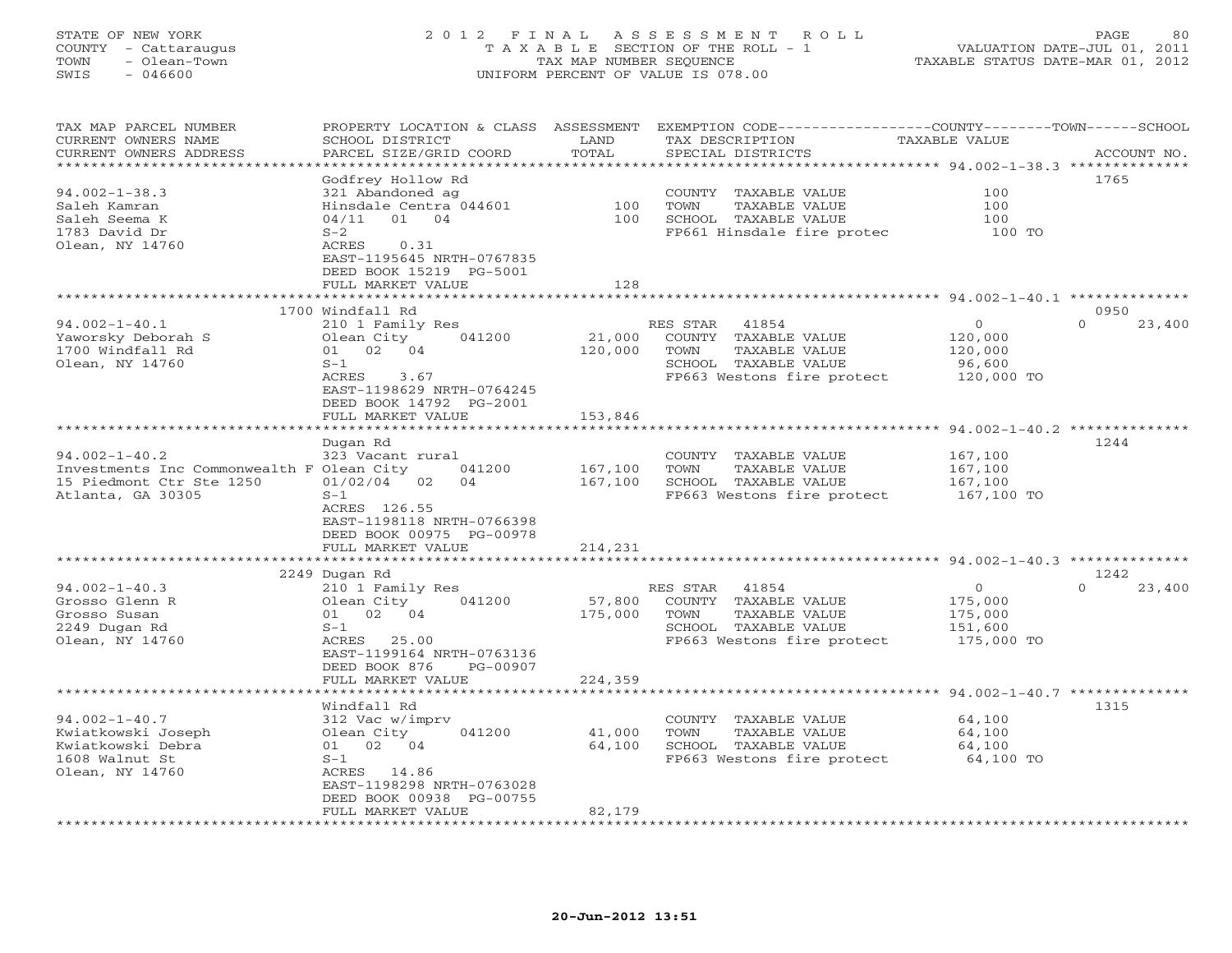STATE OF NEW YORK
COUNTY - Cattaraugus
TOWN - Olean-Town
SWIS - 046600

# 2012 FINAL ASSESSMENT ROLL

TAXABLE SECTION OF THE ROLL - 1
TAX MAP NUMBER SEQUENCE
UNIFORM PERCENT OF VALUE IS 078.00

VALUATION DATE-JUL 01, 2011
TAXABLE STATUS DATE-MAR 01, 2012

| TAX MAP PARCEL NUMBER / CURRENT OWNERS NAME / CURRENT OWNERS ADDRESS | PROPERTY LOCATION & CLASS / SCHOOL DISTRICT / PARCEL SIZE/GRID COORD | ASSESSMENT LAND / TOTAL | EXEMPTION CODE / TAX DESCRIPTION / SPECIAL DISTRICTS | COUNTY / TOWN / SCHOOL TAXABLE VALUE | ACCOUNT NO. |
|---|---|---|---|---|---|
| 94.002-1-38.3 | Godfrey Hollow Rd | | | | 1765 |
| Saleh Kamran | 321 Abandoned ag | | COUNTY TAXABLE VALUE | 100 | |
| Saleh Seema K | Hinsdale Centra 044601 | 100 | TOWN TAXABLE VALUE | 100 | |
| 1783 David Dr | 04/11 01 04 | 100 | SCHOOL TAXABLE VALUE | 100 | |
| Olean, NY 14760 | S-2 | | FP661 Hinsdale fire protec | 100 TO | |
| | ACRES 0.31 | | | | |
| | EAST-1195645 NRTH-0767835 | | | | |
| | DEED BOOK 15219 PG-5001 | | | | |
| | FULL MARKET VALUE | 128 | | | |
| 94.002-1-40.1 | 1700 Windfall Rd | | | | 0950 |
| Yaworsky Deborah S | 210 1 Family Res | | RES STAR 41854 | 0 / 0 / 23,400 | |
| 1700 Windfall Rd | Olean City 041200 | 21,000 | COUNTY TAXABLE VALUE | 120,000 | |
| Olean, NY 14760 | 01 02 04 | 120,000 | TOWN TAXABLE VALUE | 120,000 | |
| | S-1 | | SCHOOL TAXABLE VALUE | 96,600 | |
| | ACRES 3.67 | | FP663 Westons fire protect | 120,000 TO | |
| | EAST-1198629 NRTH-0764245 | | | | |
| | DEED BOOK 14792 PG-2001 | | | | |
| | FULL MARKET VALUE | 153,846 | | | |
| 94.002-1-40.2 | Dugan Rd | | | | 1244 |
| Investments Inc Commonwealth F | 323 Vacant rural | | COUNTY TAXABLE VALUE | 167,100 | |
| 15 Piedmont Ctr Ste 1250 | Olean City 041200 | 167,100 | TOWN TAXABLE VALUE | 167,100 | |
| Atlanta, GA 30305 | 01/02/04 02 04 | 167,100 | SCHOOL TAXABLE VALUE | 167,100 | |
| | S-1 | | FP663 Westons fire protect | 167,100 TO | |
| | ACRES 126.55 | | | | |
| | EAST-1198118 NRTH-0766398 | | | | |
| | DEED BOOK 00975 PG-00978 | | | | |
| | FULL MARKET VALUE | 214,231 | | | |
| 94.002-1-40.3 | 2249 Dugan Rd | | | | 1242 |
| Grosso Glenn R | 210 1 Family Res | | RES STAR 41854 | 0 / 0 / 23,400 | |
| Grosso Susan | Olean City 041200 | 57,800 | COUNTY TAXABLE VALUE | 175,000 | |
| 2249 Dugan Rd | 01 02 04 | 175,000 | TOWN TAXABLE VALUE | 175,000 | |
| Olean, NY 14760 | S-1 | | SCHOOL TAXABLE VALUE | 151,600 | |
| | ACRES 25.00 | | FP663 Westons fire protect | 175,000 TO | |
| | EAST-1199164 NRTH-0763136 | | | | |
| | DEED BOOK 876 PG-00907 | | | | |
| | FULL MARKET VALUE | 224,359 | | | |
| 94.002-1-40.7 | Windfall Rd | | | | 1315 |
| Kwiatkowski Joseph | 312 Vac w/imprv | | COUNTY TAXABLE VALUE | 64,100 | |
| Kwiatkowski Debra | Olean City 041200 | 41,000 | TOWN TAXABLE VALUE | 64,100 | |
| 1608 Walnut St | 01 02 04 | 64,100 | SCHOOL TAXABLE VALUE | 64,100 | |
| Olean, NY 14760 | S-1 | | FP663 Westons fire protect | 64,100 TO | |
| | ACRES 14.86 | | | | |
| | EAST-1198298 NRTH-0763028 | | | | |
| | DEED BOOK 00938 PG-00755 | | | | |
| | FULL MARKET VALUE | 82,179 | | | |

20-Jun-2012 13:51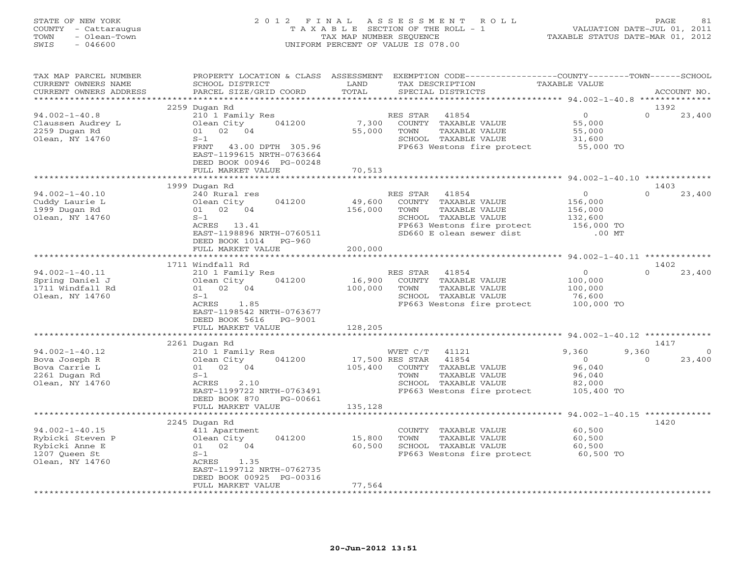STATE OF NEW YORK
COUNTY - Cattaraugus
TOWN - Olean-Town
SWIS - 046600

2 0 1 2 F I N A L A S S E S S M E N T R O L L
T A X A B L E SECTION OF THE ROLL - 1
TAX MAP NUMBER SEQUENCE
UNIFORM PERCENT OF VALUE IS 078.00

VALUATION DATE-JUL 01, 2011
TAXABLE STATUS DATE-MAR 01, 2012

| TAX MAP PARCEL NUMBER / CURRENT OWNERS NAME / CURRENT OWNERS ADDRESS | PROPERTY LOCATION & CLASS / SCHOOL DISTRICT / PARCEL SIZE/GRID COORD | ASSESSMENT LAND / TOTAL | EXEMPTION CODE / TAX DESCRIPTION / SPECIAL DISTRICTS | COUNTY TAXABLE VALUE | TOWN | SCHOOL / ACCOUNT NO. |
|---|---|---|---|---|---|---|
| | 2259 Dugan Rd | | | | | 1392 |
| 94.002-1-40.8 | 210 1 Family Res | | RES STAR 41854 | 0 | 0 | 23,400 |
| Claussen Audrey L | Olean City 041200 | 7,300 | COUNTY TAXABLE VALUE | 55,000 | | |
| 2259 Dugan Rd | 01 02 04 | 55,000 | TOWN TAXABLE VALUE | 55,000 | | |
| Olean, NY 14760 | S-1 | | SCHOOL TAXABLE VALUE | 31,600 | | |
| | FRNT 43.00 DPTH 305.96 | | FP663 Westons fire protect | 55,000 TO | | |
| | EAST-1199615 NRTH-0763664 | | | | | |
| | DEED BOOK 00946 PG-00248 | | | | | |
| | FULL MARKET VALUE | 70,513 | | | | |
| | 1999 Dugan Rd | | | | | 1403 |
| 94.002-1-40.10 | 240 Rural res | | RES STAR 41854 | 0 | 0 | 23,400 |
| Cuddy Laurie L | Olean City 041200 | 49,600 | COUNTY TAXABLE VALUE | 156,000 | | |
| 1999 Dugan Rd | 01 02 04 | 156,000 | TOWN TAXABLE VALUE | 156,000 | | |
| Olean, NY 14760 | S-1 | | SCHOOL TAXABLE VALUE | 132,600 | | |
| | ACRES 13.41 | | FP663 Westons fire protect | 156,000 TO | | |
| | EAST-1198896 NRTH-0760511 | | SD660 E olean sewer dist | .00 MT | | |
| | DEED BOOK 1014 PG-960 | | | | | |
| | FULL MARKET VALUE | 200,000 | | | | |
| | 1711 Windfall Rd | | | | | 1402 |
| 94.002-1-40.11 | 210 1 Family Res | | RES STAR 41854 | 0 | 0 | 23,400 |
| Spring Daniel J | Olean City 041200 | 16,900 | COUNTY TAXABLE VALUE | 100,000 | | |
| 1711 Windfall Rd | 01 02 04 | 100,000 | TOWN TAXABLE VALUE | 100,000 | | |
| Olean, NY 14760 | S-1 | | SCHOOL TAXABLE VALUE | 76,600 | | |
| | ACRES 1.85 | | FP663 Westons fire protect | 100,000 TO | | |
| | EAST-1198542 NRTH-0763677 | | | | | |
| | DEED BOOK 5616 PG-9001 | | | | | |
| | FULL MARKET VALUE | 128,205 | | | | |
| | 2261 Dugan Rd | | | | | 1417 |
| 94.002-1-40.12 | 210 1 Family Res | | WVET C/T 41121 | 9,360 | 9,360 | 0 |
| Bova Joseph R | Olean City 041200 | 17,500 | RES STAR 41854 | 0 | 0 | 23,400 |
| Bova Carrie L | 01 02 04 | 105,400 | COUNTY TAXABLE VALUE | 96,040 | | |
| 2261 Dugan Rd | S-1 | | TOWN TAXABLE VALUE | 96,040 | | |
| Olean, NY 14760 | ACRES 2.10 | | SCHOOL TAXABLE VALUE | 82,000 | | |
| | EAST-1199722 NRTH-0763491 | | FP663 Westons fire protect | 105,400 TO | | |
| | DEED BOOK 870 PG-00661 | | | | | |
| | FULL MARKET VALUE | 135,128 | | | | |
| | 2245 Dugan Rd | | | | | 1420 |
| 94.002-1-40.15 | 411 Apartment | | COUNTY TAXABLE VALUE | 60,500 | | |
| Rybicki Steven P | Olean City 041200 | 15,800 | TOWN TAXABLE VALUE | 60,500 | | |
| Rybicki Anne E | 01 02 04 | 60,500 | SCHOOL TAXABLE VALUE | 60,500 | | |
| 1207 Queen St | S-1 | | FP663 Westons fire protect | 60,500 TO | | |
| Olean, NY 14760 | ACRES 1.35 | | | | | |
| | EAST-1199712 NRTH-0762735 | | | | | |
| | DEED BOOK 00925 PG-00316 | | | | | |
| | FULL MARKET VALUE | 77,564 | | | | |

20-Jun-2012 13:51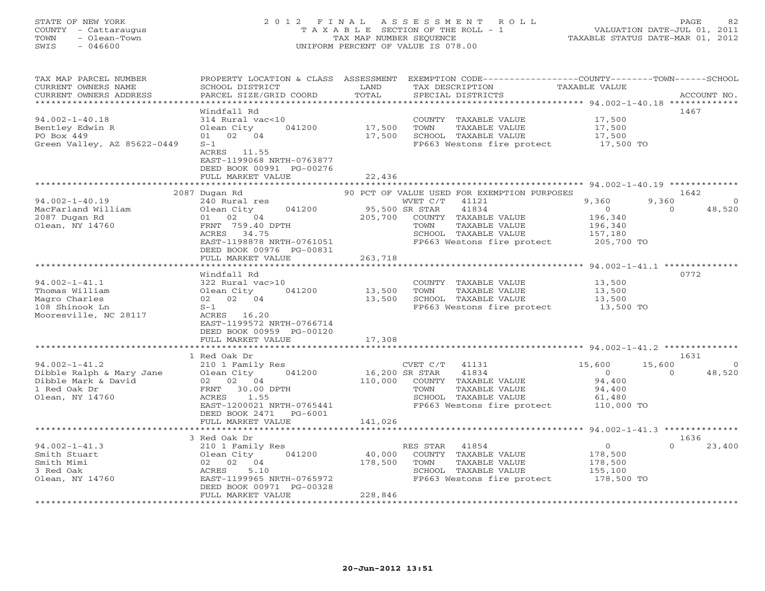STATE OF NEW YORK
COUNTY - Cattaraugus
TOWN - Olean-Town
SWIS - 046600

# 2012 FINAL ASSESSMENT ROLL

TAXABLE SECTION OF THE ROLL - 1
TAX MAP NUMBER SEQUENCE
UNIFORM PERCENT OF VALUE IS 078.00

VALUATION DATE-JUL 01, 2011
TAXABLE STATUS DATE-MAR 01, 2012

| TAX MAP PARCEL NUMBER / CURRENT OWNERS NAME / CURRENT OWNERS ADDRESS | PROPERTY LOCATION & CLASS / SCHOOL DISTRICT / PARCEL SIZE/GRID COORD | ASSESSMENT LAND / TOTAL | EXEMPTION CODE / TAX DESCRIPTION / SPECIAL DISTRICTS | COUNTY TAXABLE VALUE | TOWN | SCHOOL | ACCOUNT NO. |
|---|---|---|---|---|---|---|---|
| **94.002-1-40.18** | Windfall Rd | | | | | | 1467 |
| 94.002-1-40.18 | 314 Rural vac<10 | | COUNTY TAXABLE VALUE | 17,500 | | | |
| Bentley Edwin R | Olean City 041200 | 17,500 | TOWN TAXABLE VALUE | 17,500 | | | |
| PO Box 449 | 01 02 04 | 17,500 | SCHOOL TAXABLE VALUE | 17,500 | | | |
| Green Valley, AZ 85622-0449 | S-1 | | FP663 Westons fire protect | 17,500 TO | | | |
| | ACRES 11.55 | | | | | | |
| | EAST-1199068 NRTH-0763877 | | | | | | |
| | DEED BOOK 00991 PG-00276 | | | | | | |
| | FULL MARKET VALUE | 22,436 | | | | | |
| **94.002-1-40.19** | 2087 Dugan Rd | | 90 PCT OF VALUE USED FOR EXEMPTION PURPOSES | | | | 1642 |
| 94.002-1-40.19 | 240 Rural res | | WVET C/T 41121 | 9,360 | 9,360 | 0 | |
| MacFarland William | Olean City 041200 | 95,500 | SR STAR 41834 | 0 | 0 | 48,520 | |
| 2087 Dugan Rd | 01 02 04 | 205,700 | COUNTY TAXABLE VALUE | 196,340 | | | |
| Olean, NY 14760 | FRNT 759.40 DPTH | | TOWN TAXABLE VALUE | 196,340 | | | |
| | ACRES 34.75 | | SCHOOL TAXABLE VALUE | 157,180 | | | |
| | EAST-1198878 NRTH-0761051 | | FP663 Westons fire protect | 205,700 TO | | | |
| | DEED BOOK 00976 PG-00831 | | | | | | |
| | FULL MARKET VALUE | 263,718 | | | | | |
| **94.002-1-41.1** | Windfall Rd | | | | | | 0772 |
| 94.002-1-41.1 | 322 Rural vac>10 | | COUNTY TAXABLE VALUE | 13,500 | | | |
| Thomas William | Olean City 041200 | 13,500 | TOWN TAXABLE VALUE | 13,500 | | | |
| Magro Charles | 02 02 04 | 13,500 | SCHOOL TAXABLE VALUE | 13,500 | | | |
| 108 Shinook Ln | S-1 | | FP663 Westons fire protect | 13,500 TO | | | |
| Mooresville, NC 28117 | ACRES 16.20 | | | | | | |
| | EAST-1199572 NRTH-0766714 | | | | | | |
| | DEED BOOK 00959 PG-00120 | | | | | | |
| | FULL MARKET VALUE | 17,308 | | | | | |
| **94.002-1-41.2** | 1 Red Oak Dr | | | | | | 1631 |
| 94.002-1-41.2 | 210 1 Family Res | | CVET C/T 41131 | 15,600 | 15,600 | 0 | |
| Dibble Ralph & Mary Jane | Olean City 041200 | 16,200 | SR STAR 41834 | 0 | 0 | 48,520 | |
| Dibble Mark & David | 02 02 04 | 110,000 | COUNTY TAXABLE VALUE | 94,400 | | | |
| 1 Red Oak Dr | FRNT 30.00 DPTH | | TOWN TAXABLE VALUE | 94,400 | | | |
| Olean, NY 14760 | ACRES 1.55 | | SCHOOL TAXABLE VALUE | 61,480 | | | |
| | EAST-1200021 NRTH-0765441 | | FP663 Westons fire protect | 110,000 TO | | | |
| | DEED BOOK 2471 PG-6001 | | | | | | |
| | FULL MARKET VALUE | 141,026 | | | | | |
| **94.002-1-41.3** | 3 Red Oak Dr | | | | | | 1636 |
| 94.002-1-41.3 | 210 1 Family Res | | RES STAR 41854 | 0 | 0 | 23,400 | |
| Smith Stuart | Olean City 041200 | 40,000 | COUNTY TAXABLE VALUE | 178,500 | | | |
| Smith Mimi | 02 02 04 | 178,500 | TOWN TAXABLE VALUE | 178,500 | | | |
| 3 Red Oak | ACRES 5.10 | | SCHOOL TAXABLE VALUE | 155,100 | | | |
| Olean, NY 14760 | EAST-1199965 NRTH-0765972 | | FP663 Westons fire protect | 178,500 TO | | | |
| | DEED BOOK 00971 PG-00328 | | | | | | |
| | FULL MARKET VALUE | 228,846 | | | | | |

20-Jun-2012 13:51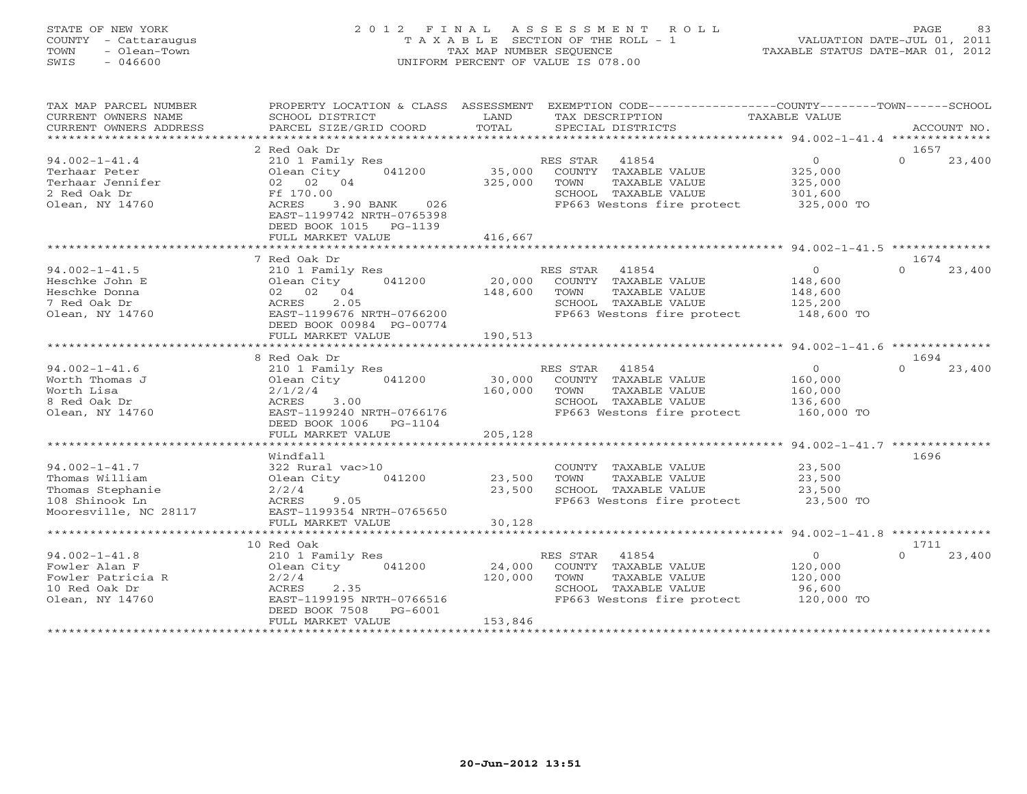STATE OF NEW YORK — COUNTY - Cattaraugus — TOWN - Olean-Town — SWIS - 046600

# 2012 FINAL ASSESSMENT ROLL

TAXABLE SECTION OF THE ROLL - 1
TAX MAP NUMBER SEQUENCE
UNIFORM PERCENT OF VALUE IS 078.00

VALUATION DATE-JUL 01, 2011
TAXABLE STATUS DATE-MAR 01, 2012

| TAX MAP PARCEL NUMBER / CURRENT OWNERS NAME / CURRENT OWNERS ADDRESS | PROPERTY LOCATION & CLASS / SCHOOL DISTRICT / PARCEL SIZE/GRID COORD | ASSESSMENT LAND / TOTAL | EXEMPTION CODE / TAX DESCRIPTION / SPECIAL DISTRICTS | COUNTY / TOWN TAXABLE VALUE | SCHOOL / ACCOUNT NO. |
|---|---|---|---|---|---|
| **94.002-1-41.4** | 2 Red Oak Dr | | | | 1657 |
| Terhaar Peter | 210 1 Family Res | | RES STAR 41854 | 0 | 0 23,400 |
| Terhaar Jennifer | Olean City 041200 | 35,000 | COUNTY TAXABLE VALUE | 325,000 | |
| 2 Red Oak Dr | 02 02 04 | 325,000 | TOWN TAXABLE VALUE | 325,000 | |
| Olean, NY 14760 | Ff 170.00 | | SCHOOL TAXABLE VALUE | 301,600 | |
| | ACRES 3.90 BANK 026 | | FP663 Westons fire protect | 325,000 TO | |
| | EAST-1199742 NRTH-0765398 | | | | |
| | DEED BOOK 1015 PG-1139 | | | | |
| | FULL MARKET VALUE | 416,667 | | | |
| **94.002-1-41.5** | 7 Red Oak Dr | | | | 1674 |
| Heschke John E | 210 1 Family Res | | RES STAR 41854 | 0 | 0 23,400 |
| Heschke Donna | Olean City 041200 | 20,000 | COUNTY TAXABLE VALUE | 148,600 | |
| 7 Red Oak Dr | 02 02 04 | 148,600 | TOWN TAXABLE VALUE | 148,600 | |
| Olean, NY 14760 | ACRES 2.05 | | SCHOOL TAXABLE VALUE | 125,200 | |
| | EAST-1199676 NRTH-0766200 | | FP663 Westons fire protect | 148,600 TO | |
| | DEED BOOK 00984 PG-00774 | | | | |
| | FULL MARKET VALUE | 190,513 | | | |
| **94.002-1-41.6** | 8 Red Oak Dr | | | | 1694 |
| Worth Thomas J | 210 1 Family Res | | RES STAR 41854 | 0 | 0 23,400 |
| Worth Lisa | Olean City 041200 | 30,000 | COUNTY TAXABLE VALUE | 160,000 | |
| 8 Red Oak Dr | 2/1/2/4 | 160,000 | TOWN TAXABLE VALUE | 160,000 | |
| Olean, NY 14760 | ACRES 3.00 | | SCHOOL TAXABLE VALUE | 136,600 | |
| | EAST-1199240 NRTH-0766176 | | FP663 Westons fire protect | 160,000 TO | |
| | DEED BOOK 1006 PG-1104 | | | | |
| | FULL MARKET VALUE | 205,128 | | | |
| **94.002-1-41.7** | Windfall | | | | 1696 |
| Thomas William | 322 Rural vac>10 | | COUNTY TAXABLE VALUE | 23,500 | |
| Thomas Stephanie | Olean City 041200 | 23,500 | TOWN TAXABLE VALUE | 23,500 | |
| 108 Shinook Ln | 2/2/4 | 23,500 | SCHOOL TAXABLE VALUE | 23,500 | |
| Mooresville, NC 28117 | ACRES 9.05 | | FP663 Westons fire protect | 23,500 TO | |
| | EAST-1199354 NRTH-0765650 | | | | |
| | FULL MARKET VALUE | 30,128 | | | |
| **94.002-1-41.8** | 10 Red Oak | | | | 1711 |
| Fowler Alan F | 210 1 Family Res | | RES STAR 41854 | 0 | 0 23,400 |
| Fowler Patricia R | Olean City 041200 | 24,000 | COUNTY TAXABLE VALUE | 120,000 | |
| 10 Red Oak Dr | 2/2/4 | 120,000 | TOWN TAXABLE VALUE | 120,000 | |
| Olean, NY 14760 | ACRES 2.35 | | SCHOOL TAXABLE VALUE | 96,600 | |
| | EAST-1199195 NRTH-0766516 | | FP663 Westons fire protect | 120,000 TO | |
| | DEED BOOK 7508 PG-6001 | | | | |
| | FULL MARKET VALUE | 153,846 | | | |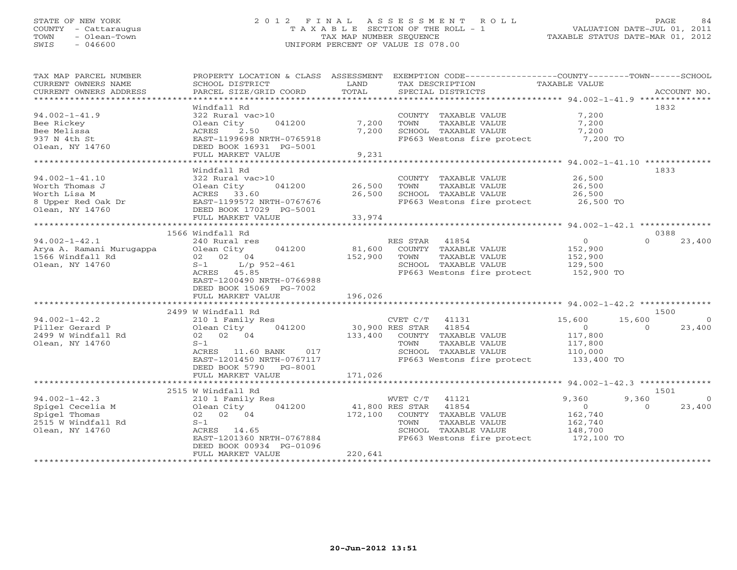STATE OF NEW YORK
COUNTY - Cattaraugus
TOWN - Olean-Town
SWIS - 046600

2 0 1 2 F I N A L A S S E S S M E N T R O L L
T A X A B L E SECTION OF THE ROLL - 1
TAX MAP NUMBER SEQUENCE
UNIFORM PERCENT OF VALUE IS 078.00

VALUATION DATE-JUL 01, 2011
TAXABLE STATUS DATE-MAR 01, 2012

| TAX MAP PARCEL NUMBER / CURRENT OWNERS NAME / CURRENT OWNERS ADDRESS | PROPERTY LOCATION & CLASS / SCHOOL DISTRICT / PARCEL SIZE/GRID COORD | ASSESSMENT LAND / TOTAL | EXEMPTION CODE / TAX DESCRIPTION / SPECIAL DISTRICTS | COUNTY TAXABLE VALUE | TOWN | SCHOOL | ACCOUNT NO. |
|---|---|---|---|---|---|---|---|
| **94.002-1-41.9** | Windfall Rd | | | | | | 1832 |
| 94.002-1-41.9 | 322 Rural vac>10 | | COUNTY TAXABLE VALUE | 7,200 | | | |
| Bee Rickey | Olean City 041200 | 7,200 | TOWN TAXABLE VALUE | 7,200 | | | |
| Bee Melissa | ACRES 2.50 | 7,200 | SCHOOL TAXABLE VALUE | 7,200 | | | |
| 937 N 4th St | EAST-1199698 NRTH-0765918 | | FP663 Westons fire protect | 7,200 TO | | | |
| Olean, NY 14760 | DEED BOOK 16931 PG-5001 | | | | | | |
| | FULL MARKET VALUE | 9,231 | | | | | |
| **94.002-1-41.10** | Windfall Rd | | | | | | 1833 |
| 94.002-1-41.10 | 322 Rural vac>10 | | COUNTY TAXABLE VALUE | 26,500 | | | |
| Worth Thomas J | Olean City 041200 | 26,500 | TOWN TAXABLE VALUE | 26,500 | | | |
| Worth Lisa M | ACRES 33.60 | 26,500 | SCHOOL TAXABLE VALUE | 26,500 | | | |
| 8 Upper Red Oak Dr | EAST-1199572 NRTH-0767676 | | FP663 Westons fire protect | 26,500 TO | | | |
| Olean, NY 14760 | DEED BOOK 17029 PG-5001 | | | | | | |
| | FULL MARKET VALUE | 33,974 | | | | | |
| **94.002-1-42.1** | 1566 Windfall Rd | | | | | | 0388 |
| 94.002-1-42.1 | 240 Rural res | | RES STAR 41854 | 0 | 0 | 23,400 | |
| Arya A. Ramani Murugappa | Olean City 041200 | 81,600 | COUNTY TAXABLE VALUE | 152,900 | | | |
| 1566 Windfall Rd | 02 02 04 | 152,900 | TOWN TAXABLE VALUE | 152,900 | | | |
| Olean, NY 14760 | S-1 L/p 952-461 | | SCHOOL TAXABLE VALUE | 129,500 | | | |
| | ACRES 45.85 | | FP663 Westons fire protect | 152,900 TO | | | |
| | EAST-1200490 NRTH-0766988 | | | | | | |
| | DEED BOOK 15069 PG-7002 | | | | | | |
| | FULL MARKET VALUE | 196,026 | | | | | |
| **94.002-1-42.2** | 2499 W Windfall Rd | | | | | | 1500 |
| 94.002-1-42.2 | 210 1 Family Res | | CVET C/T 41131 | 15,600 | 15,600 | 0 | |
| Piller Gerard P | Olean City 041200 | 30,900 | RES STAR 41854 | 0 | 0 | 23,400 | |
| 2499 W Windfall Rd | 02 02 04 | 133,400 | COUNTY TAXABLE VALUE | 117,800 | | | |
| Olean, NY 14760 | S-1 | | TOWN TAXABLE VALUE | 117,800 | | | |
| | ACRES 11.60 BANK 017 | | SCHOOL TAXABLE VALUE | 110,000 | | | |
| | EAST-1201450 NRTH-0767117 | | FP663 Westons fire protect | 133,400 TO | | | |
| | DEED BOOK 5790 PG-8001 | | | | | | |
| | FULL MARKET VALUE | 171,026 | | | | | |
| **94.002-1-42.3** | 2515 W Windfall Rd | | | | | | 1501 |
| 94.002-1-42.3 | 210 1 Family Res | | WVET C/T 41121 | 9,360 | 9,360 | 0 | |
| Spigel Cecelia M | Olean City 041200 | 41,800 | RES STAR 41854 | 0 | 0 | 23,400 | |
| Spigel Thomas | 02 02 04 | 172,100 | COUNTY TAXABLE VALUE | 162,740 | | | |
| 2515 W Windfall Rd | S-1 | | TOWN TAXABLE VALUE | 162,740 | | | |
| Olean, NY 14760 | ACRES 14.65 | | SCHOOL TAXABLE VALUE | 148,700 | | | |
| | EAST-1201360 NRTH-0767884 | | FP663 Westons fire protect | 172,100 TO | | | |
| | DEED BOOK 00934 PG-01096 | | | | | | |
| | FULL MARKET VALUE | 220,641 | | | | | |

20-Jun-2012 13:51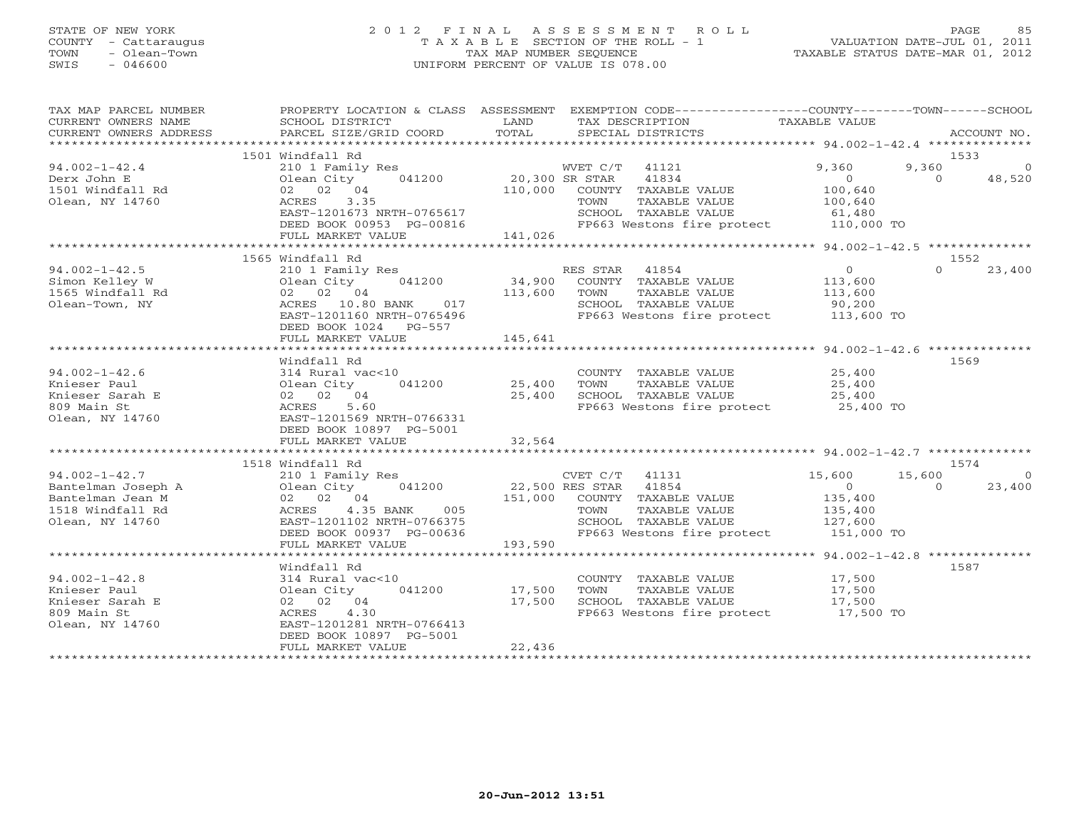STATE OF NEW YORK
COUNTY - Cattaraugus
TOWN - Olean-Town
SWIS - 046600

2012 FINAL ASSESSMENT ROLL
TAXABLE SECTION OF THE ROLL - 1
TAX MAP NUMBER SEQUENCE
UNIFORM PERCENT OF VALUE IS 078.00

VALUATION DATE-JUL 01, 2011
TAXABLE STATUS DATE-MAR 01, 2012

```
TAX MAP PARCEL NUMBER     PROPERTY LOCATION & CLASS  ASSESSMENT  EXEMPTION CODE------------------COUNTY--------TOWN------SCHOOL
CURRENT OWNERS NAME       SCHOOL DISTRICT               LAND      TAX DESCRIPTION              TAXABLE VALUE
CURRENT OWNERS ADDRESS    PARCEL SIZE/GRID COORD        TOTAL     SPECIAL DISTRICTS                                          ACCOUNT NO.
******************************************************************************************************* 94.002-1-42.4 **************
                          1501 Windfall Rd                                                                                   1533
94.002-1-42.4             210 1 Family Res                        WVET C/T  41121              9,360          9,360             0
Derx John E               Olean City      041200       20,300 SR STAR   41834                      0              0        48,520
1501 Windfall Rd          02  02  04                  110,000   COUNTY  TAXABLE VALUE          100,640
Olean, NY 14760           ACRES     3.35                          TOWN    TAXABLE VALUE          100,640
                          EAST-1201673 NRTH-0765617               SCHOOL  TAXABLE VALUE           61,480
                          DEED BOOK 00953 PG-00816                FP663 Westons fire protect     110,000 TO
                          FULL MARKET VALUE           141,026
******************************************************************************************************* 94.002-1-42.5 **************
                          1565 Windfall Rd                                                                                   1552
94.002-1-42.5             210 1 Family Res                        RES STAR  41854                  0              0        23,400
Simon Kelley W            Olean City      041200       34,900   COUNTY  TAXABLE VALUE          113,600
1565 Windfall Rd          02  02  04                  113,600   TOWN    TAXABLE VALUE          113,600
Olean-Town, NY            ACRES    10.80 BANK     017             SCHOOL  TAXABLE VALUE           90,200
                          EAST-1201160 NRTH-0765496               FP663 Westons fire protect     113,600 TO
                          DEED BOOK 1024   PG-557
                          FULL MARKET VALUE           145,641
******************************************************************************************************* 94.002-1-42.6 **************
                          Windfall Rd                                                                                        1569
94.002-1-42.6             314 Rural vac<10                        COUNTY  TAXABLE VALUE           25,400
Knieser Paul              Olean City      041200       25,400   TOWN    TAXABLE VALUE           25,400
Knieser Sarah E           02  02  04                   25,400   SCHOOL  TAXABLE VALUE           25,400
809 Main St               ACRES     5.60                          FP663 Westons fire protect      25,400 TO
Olean, NY 14760           EAST-1201569 NRTH-0766331
                          DEED BOOK 10897 PG-5001
                          FULL MARKET VALUE            32,564
******************************************************************************************************* 94.002-1-42.7 **************
                          1518 Windfall Rd                                                                                   1574
94.002-1-42.7             210 1 Family Res                        CVET C/T  41131             15,600         15,600             0
Bantelman Joseph A        Olean City      041200       22,500 RES STAR  41854                      0              0        23,400
Bantelman Jean M          02  02  04                  151,000   COUNTY  TAXABLE VALUE          135,400
1518 Windfall Rd          ACRES     4.35 BANK     005             TOWN    TAXABLE VALUE          135,400
Olean, NY 14760           EAST-1201102 NRTH-0766375               SCHOOL  TAXABLE VALUE          127,600
                          DEED BOOK 00937 PG-00636                FP663 Westons fire protect     151,000 TO
                          FULL MARKET VALUE           193,590
******************************************************************************************************* 94.002-1-42.8 **************
                          Windfall Rd                                                                                        1587
94.002-1-42.8             314 Rural vac<10                        COUNTY  TAXABLE VALUE           17,500
Knieser Paul              Olean City      041200       17,500   TOWN    TAXABLE VALUE           17,500
Knieser Sarah E           02  02  04                   17,500   SCHOOL  TAXABLE VALUE           17,500
809 Main St               ACRES     4.30                          FP663 Westons fire protect      17,500 TO
Olean, NY 14760           EAST-1201281 NRTH-0766413
                          DEED BOOK 10897 PG-5001
                          FULL MARKET VALUE            22,436
************************************************************************************************************************************
```

20-Jun-2012 13:51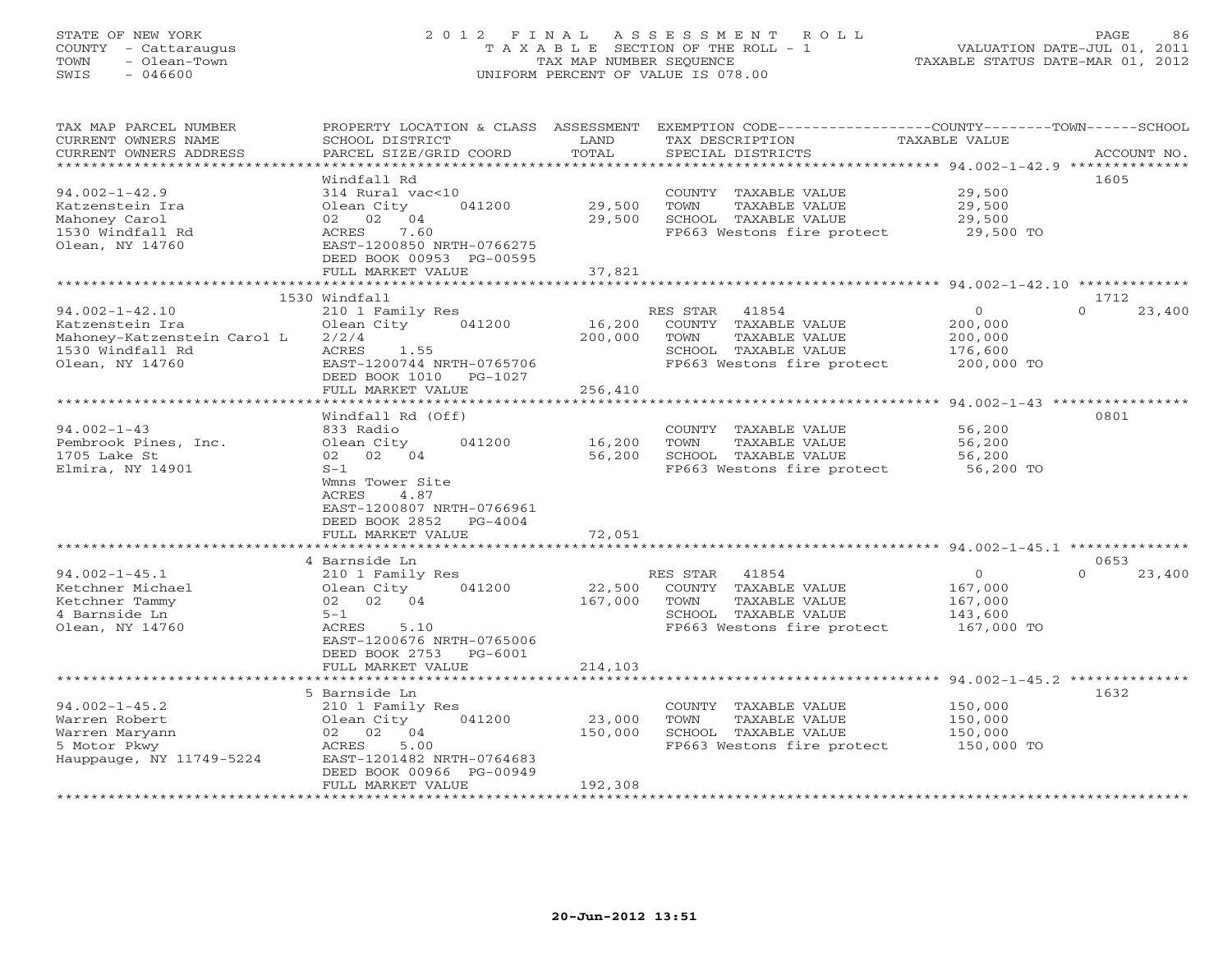STATE OF NEW YORK
COUNTY - Cattaraugus
TOWN - Olean-Town
SWIS - 046600

# 2012 FINAL ASSESSMENT ROLL

TAXABLE SECTION OF THE ROLL - 1
TAX MAP NUMBER SEQUENCE
UNIFORM PERCENT OF VALUE IS 078.00

VALUATION DATE-JUL 01, 2011
TAXABLE STATUS DATE-MAR 01, 2012

| TAX MAP PARCEL NUMBER / CURRENT OWNERS NAME / CURRENT OWNERS ADDRESS | PROPERTY LOCATION & CLASS / SCHOOL DISTRICT / PARCEL SIZE/GRID COORD | ASSESSMENT LAND | ASSESSMENT TOTAL | EXEMPTION CODE / TAX DESCRIPTION / SPECIAL DISTRICTS | COUNTY TAXABLE VALUE | TOWN | SCHOOL | ACCOUNT NO. |
|---|---|---|---|---|---|---|---|---|
| **94.002-1-42.9** | Windfall Rd | | | | | | | 1605 |
| | 314 Rural vac<10 | | | COUNTY TAXABLE VALUE | 29,500 | | | |
| Katzenstein Ira | Olean City 041200 | 29,500 | | TOWN TAXABLE VALUE | 29,500 | | | |
| Mahoney Carol | 02 02 04 | | 29,500 | SCHOOL TAXABLE VALUE | 29,500 | | | |
| 1530 Windfall Rd | ACRES 7.60 | | | FP663 Westons fire protect | 29,500 TO | | | |
| Olean, NY 14760 | EAST-1200850 NRTH-0766275 | | | | | | | |
| | DEED BOOK 00953 PG-00595 | | | | | | | |
| | FULL MARKET VALUE | | 37,821 | | | | | |
| **94.002-1-42.10** | 1530 Windfall | | | | | | | 1712 |
| | 210 1 Family Res | | | RES STAR 41854 | 0 | | 0 | 23,400 |
| Katzenstein Ira | Olean City 041200 | 16,200 | | COUNTY TAXABLE VALUE | 200,000 | | | |
| Mahoney-Katzenstein Carol L | 2/2/4 | | 200,000 | TOWN TAXABLE VALUE | 200,000 | | | |
| 1530 Windfall Rd | ACRES 1.55 | | | SCHOOL TAXABLE VALUE | 176,600 | | | |
| Olean, NY 14760 | EAST-1200744 NRTH-0765706 | | | FP663 Westons fire protect | 200,000 TO | | | |
| | DEED BOOK 1010 PG-1027 | | | | | | | |
| | FULL MARKET VALUE | | 256,410 | | | | | |
| **94.002-1-43** | Windfall Rd (Off) | | | | | | | 0801 |
| | 833 Radio | | | COUNTY TAXABLE VALUE | 56,200 | | | |
| Pembrook Pines, Inc. | Olean City 041200 | 16,200 | | TOWN TAXABLE VALUE | 56,200 | | | |
| 1705 Lake St | 02 02 04 | | 56,200 | SCHOOL TAXABLE VALUE | 56,200 | | | |
| Elmira, NY 14901 | S-1 | | | FP663 Westons fire protect | 56,200 TO | | | |
| | Wmns Tower Site | | | | | | | |
| | ACRES 4.87 | | | | | | | |
| | EAST-1200807 NRTH-0766961 | | | | | | | |
| | DEED BOOK 2852 PG-4004 | | | | | | | |
| | FULL MARKET VALUE | | 72,051 | | | | | |
| **94.002-1-45.1** | 4 Barnside Ln | | | | | | | 0653 |
| | 210 1 Family Res | | | RES STAR 41854 | 0 | | 0 | 23,400 |
| Ketchner Michael | Olean City 041200 | 22,500 | | COUNTY TAXABLE VALUE | 167,000 | | | |
| Ketchner Tammy | 02 02 04 | | 167,000 | TOWN TAXABLE VALUE | 167,000 | | | |
| 4 Barnside Ln | 5-1 | | | SCHOOL TAXABLE VALUE | 143,600 | | | |
| Olean, NY 14760 | ACRES 5.10 | | | FP663 Westons fire protect | 167,000 TO | | | |
| | EAST-1200676 NRTH-0765006 | | | | | | | |
| | DEED BOOK 2753 PG-6001 | | | | | | | |
| | FULL MARKET VALUE | | 214,103 | | | | | |
| **94.002-1-45.2** | 5 Barnside Ln | | | | | | | 1632 |
| | 210 1 Family Res | | | COUNTY TAXABLE VALUE | 150,000 | | | |
| Warren Robert | Olean City 041200 | 23,000 | | TOWN TAXABLE VALUE | 150,000 | | | |
| Warren Maryann | 02 02 04 | | 150,000 | SCHOOL TAXABLE VALUE | 150,000 | | | |
| 5 Motor Pkwy | ACRES 5.00 | | | FP663 Westons fire protect | 150,000 TO | | | |
| Hauppauge, NY 11749-5224 | EAST-1201482 NRTH-0764683 | | | | | | | |
| | DEED BOOK 00966 PG-00949 | | | | | | | |
| | FULL MARKET VALUE | | 192,308 | | | | | |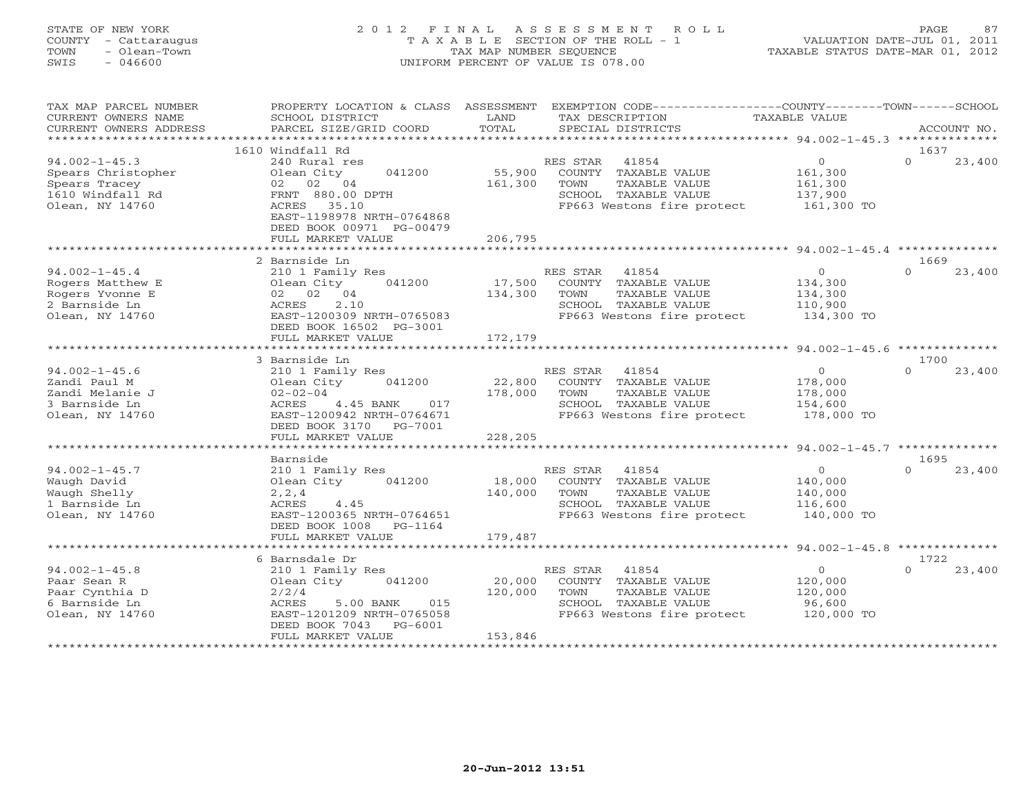STATE OF NEW YORK
COUNTY - Cattaraugus
TOWN - Olean-Town
SWIS - 046600

2012 FINAL ASSESSMENT ROLL
TAXABLE SECTION OF THE ROLL - 1
TAX MAP NUMBER SEQUENCE
UNIFORM PERCENT OF VALUE IS 078.00

VALUATION DATE-JUL 01, 2011
TAXABLE STATUS DATE-MAR 01, 2012

| TAX MAP PARCEL NUMBER / CURRENT OWNERS NAME / CURRENT OWNERS ADDRESS | PROPERTY LOCATION & CLASS / SCHOOL DISTRICT / PARCEL SIZE/GRID COORD | ASSESSMENT LAND / TOTAL | EXEMPTION CODE / TAX DESCRIPTION / SPECIAL DISTRICTS | COUNTY TAXABLE VALUE | TOWN | SCHOOL / ACCOUNT NO. |
|---|---|---|---|---|---|---|
| | 1610 Windfall Rd | | | | | 1637 |
| 94.002-1-45.3 | 240 Rural res | | RES STAR 41854 | 0 | 0 | 23,400 |
| Spears Christopher | Olean City 041200 | 55,900 | COUNTY TAXABLE VALUE | 161,300 | | |
| Spears Tracey | 02 02 04 | 161,300 | TOWN TAXABLE VALUE | 161,300 | | |
| 1610 Windfall Rd | FRNT 880.00 DPTH | | SCHOOL TAXABLE VALUE | 137,900 | | |
| Olean, NY 14760 | ACRES 35.10 | | FP663 Westons fire protect | 161,300 TO | | |
| | EAST-1198978 NRTH-0764868 | | | | | |
| | DEED BOOK 00971 PG-00479 | | | | | |
| | FULL MARKET VALUE | 206,795 | | | | |
| | 2 Barnside Ln | | | | | 1669 |
| 94.002-1-45.4 | 210 1 Family Res | | RES STAR 41854 | 0 | 0 | 23,400 |
| Rogers Matthew E | Olean City 041200 | 17,500 | COUNTY TAXABLE VALUE | 134,300 | | |
| Rogers Yvonne E | 02 02 04 | 134,300 | TOWN TAXABLE VALUE | 134,300 | | |
| 2 Barnside Ln | ACRES 2.10 | | SCHOOL TAXABLE VALUE | 110,900 | | |
| Olean, NY 14760 | EAST-1200309 NRTH-0765083 | | FP663 Westons fire protect | 134,300 TO | | |
| | DEED BOOK 16502 PG-3001 | | | | | |
| | FULL MARKET VALUE | 172,179 | | | | |
| | 3 Barnside Ln | | | | | 1700 |
| 94.002-1-45.6 | 210 1 Family Res | | RES STAR 41854 | 0 | 0 | 23,400 |
| Zandi Paul M | Olean City 041200 | 22,800 | COUNTY TAXABLE VALUE | 178,000 | | |
| Zandi Melanie J | 02-02-04 | 178,000 | TOWN TAXABLE VALUE | 178,000 | | |
| 3 Barnside Ln | ACRES 4.45 BANK 017 | | SCHOOL TAXABLE VALUE | 154,600 | | |
| Olean, NY 14760 | EAST-1200942 NRTH-0764671 | | FP663 Westons fire protect | 178,000 TO | | |
| | DEED BOOK 3170 PG-7001 | | | | | |
| | FULL MARKET VALUE | 228,205 | | | | |
| | Barnside | | | | | 1695 |
| 94.002-1-45.7 | 210 1 Family Res | | RES STAR 41854 | 0 | 0 | 23,400 |
| Waugh David | Olean City 041200 | 18,000 | COUNTY TAXABLE VALUE | 140,000 | | |
| Waugh Shelly | 2,2,4 | 140,000 | TOWN TAXABLE VALUE | 140,000 | | |
| 1 Barnside Ln | ACRES 4.45 | | SCHOOL TAXABLE VALUE | 116,600 | | |
| Olean, NY 14760 | EAST-1200365 NRTH-0764651 | | FP663 Westons fire protect | 140,000 TO | | |
| | DEED BOOK 1008 PG-1164 | | | | | |
| | FULL MARKET VALUE | 179,487 | | | | |
| | 6 Barnsdale Dr | | | | | 1722 |
| 94.002-1-45.8 | 210 1 Family Res | | RES STAR 41854 | 0 | 0 | 23,400 |
| Paar Sean R | Olean City 041200 | 20,000 | COUNTY TAXABLE VALUE | 120,000 | | |
| Paar Cynthia D | 2/2/4 | 120,000 | TOWN TAXABLE VALUE | 120,000 | | |
| 6 Barnside Ln | ACRES 5.00 BANK 015 | | SCHOOL TAXABLE VALUE | 96,600 | | |
| Olean, NY 14760 | EAST-1201209 NRTH-0765058 | | FP663 Westons fire protect | 120,000 TO | | |
| | DEED BOOK 7043 PG-6001 | | | | | |
| | FULL MARKET VALUE | 153,846 | | | | |

20-Jun-2012 13:51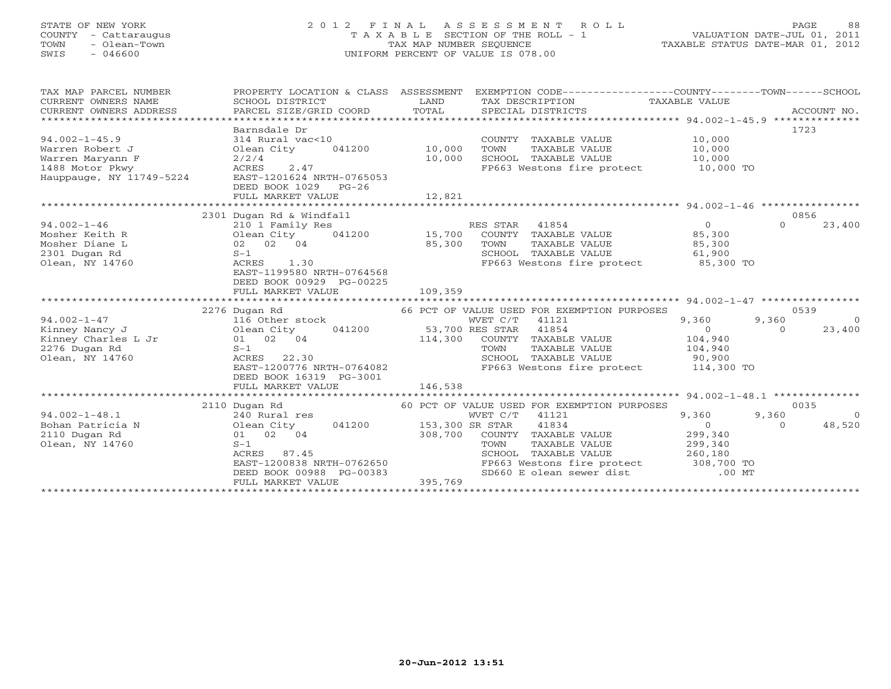STATE OF NEW YORK
COUNTY - Cattaraugus
TOWN - Olean-Town
SWIS - 046600

2012 FINAL ASSESSMENT ROLL
TAXABLE SECTION OF THE ROLL - 1
TAX MAP NUMBER SEQUENCE
UNIFORM PERCENT OF VALUE IS 078.00

VALUATION DATE-JUL 01, 2011
TAXABLE STATUS DATE-MAR 01, 2012

```
TAX MAP PARCEL NUMBER          PROPERTY LOCATION & CLASS  ASSESSMENT  EXEMPTION CODE------------------COUNTY--------TOWN------SCHOOL
CURRENT OWNERS NAME            SCHOOL DISTRICT                 LAND      TAX DESCRIPTION                   TAXABLE VALUE
CURRENT OWNERS ADDRESS         PARCEL SIZE/GRID COORD          TOTAL     SPECIAL DISTRICTS                                         ACCOUNT NO.
******************************************************************************************************* 94.002-1-45.9 **************
                               Barnsdale Dr                                                                                1723
94.002-1-45.9                  314 Rural vac<10                          COUNTY  TAXABLE VALUE              10,000
Warren Robert J                Olean City      041200       10,000       TOWN    TAXABLE VALUE              10,000
Warren Maryann F               2/2/4                        10,000       SCHOOL  TAXABLE VALUE              10,000
1488 Motor Pkwy                ACRES     2.47                            FP663 Westons fire protect          10,000 TO
Hauppauge, NY 11749-5224       EAST-1201624 NRTH-0765053
                               DEED BOOK 1029    PG-26
                               FULL MARKET VALUE            12,821
******************************************************************************************************* 94.002-1-46 ****************
                               2301 Dugan Rd & Windfall                                                                    0856
94.002-1-46                    210 1 Family Res                          RES STAR    41854               0              0     23,400
Mosher Keith R                 Olean City      041200       15,700       COUNTY  TAXABLE VALUE              85,300
Mosher Diane L                 02  02  04                   85,300       TOWN    TAXABLE VALUE              85,300
2301 Dugan Rd                  S-1                                       SCHOOL  TAXABLE VALUE              61,900
Olean, NY 14760                ACRES     1.30                            FP663 Westons fire protect          85,300 TO
                               EAST-1199580 NRTH-0764568
                               DEED BOOK 00929 PG-00225
                               FULL MARKET VALUE           109,359
******************************************************************************************************* 94.002-1-47 ****************
                               2276 Dugan Rd                             66 PCT OF VALUE USED FOR EXEMPTION PURPOSES               0539
94.002-1-47                    116 Other stock                           WVET C/T    41121           9,360          9,360          0
Kinney Nancy J                 Olean City      041200       53,700 RES STAR      41854               0              0     23,400
Kinney Charles L Jr            01  02  04                  114,300       COUNTY  TAXABLE VALUE             104,940
2276 Dugan Rd                  S-1                                       TOWN    TAXABLE VALUE             104,940
Olean, NY 14760                ACRES    22.30                            SCHOOL  TAXABLE VALUE              90,900
                               EAST-1200776 NRTH-0764082                 FP663 Westons fire protect         114,300 TO
                               DEED BOOK 16319 PG-3001
                               FULL MARKET VALUE           146,538
******************************************************************************************************* 94.002-1-48.1 **************
                               2110 Dugan Rd                             60 PCT OF VALUE USED FOR EXEMPTION PURPOSES               0035
94.002-1-48.1                  240 Rural res                             WVET C/T    41121           9,360          9,360          0
Bohan Patricia N               Olean City      041200      153,300 SR STAR       41834               0              0     48,520
2110 Dugan Rd                  01  02  04                  308,700       COUNTY  TAXABLE VALUE             299,340
Olean, NY 14760                S-1                                       TOWN    TAXABLE VALUE             299,340
                               ACRES    87.45                            SCHOOL  TAXABLE VALUE             260,180
                               EAST-1200838 NRTH-0762650                 FP663 Westons fire protect         308,700 TO
                               DEED BOOK 00988 PG-00383                  SD660 E olean sewer dist              .00 MT
                               FULL MARKET VALUE           395,769
************************************************************************************************************************************
```

20-Jun-2012 13:51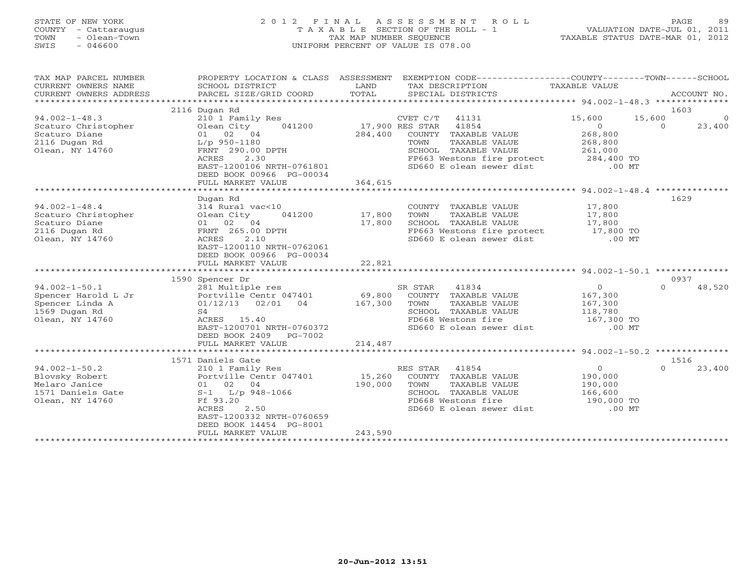STATE OF NEW YORK
COUNTY - Cattaraugus
TOWN - Olean-Town
SWIS - 046600

# 2012 FINAL ASSESSMENT ROLL
TAXABLE SECTION OF THE ROLL - 1
TAX MAP NUMBER SEQUENCE
UNIFORM PERCENT OF VALUE IS 078.00

VALUATION DATE-JUL 01, 2011
TAXABLE STATUS DATE-MAR 01, 2012

| TAX MAP PARCEL NUMBER / CURRENT OWNERS NAME / CURRENT OWNERS ADDRESS | PROPERTY LOCATION & CLASS / SCHOOL DISTRICT / PARCEL SIZE/GRID COORD | ASSESSMENT LAND / TOTAL | EXEMPTION CODE / TAX DESCRIPTION / SPECIAL DISTRICTS | COUNTY TAXABLE VALUE | TOWN | SCHOOL | ACCOUNT NO. |
|---|---|---|---|---|---|---|---|
| **94.002-1-48.3** | 2116 Dugan Rd | | | | | | 1603 |
| Scaturo Christopher | 210 1 Family Res | | CVET C/T 41131 | 15,600 | 15,600 | 0 | |
| Scaturo Diane | Olean City 041200 | 17,900 | RES STAR 41854 | 0 | 0 | 23,400 | |
| 2116 Dugan Rd | 01 02 04 | 284,400 | COUNTY TAXABLE VALUE | 268,800 | | | |
| Olean, NY 14760 | L/p 950-1180 | | TOWN TAXABLE VALUE | 268,800 | | | |
| | FRNT 290.00 DPTH | | SCHOOL TAXABLE VALUE | 261,000 | | | |
| | ACRES 2.30 | | FP663 Westons fire protect | 284,400 TO | | | |
| | EAST-1200106 NRTH-0761801 | | SD660 E olean sewer dist | .00 MT | | | |
| | DEED BOOK 00966 PG-00034 | | | | | | |
| | FULL MARKET VALUE | 364,615 | | | | | |
| **94.002-1-48.4** | Dugan Rd | | | | | | 1629 |
| Scaturo Christopher | 314 Rural vac<10 | | COUNTY TAXABLE VALUE | 17,800 | | | |
| Scaturo Diane | Olean City 041200 | 17,800 | TOWN TAXABLE VALUE | 17,800 | | | |
| 2116 Dugan Rd | 01 02 04 | 17,800 | SCHOOL TAXABLE VALUE | 17,800 | | | |
| Olean, NY 14760 | FRNT 265.00 DPTH | | FP663 Westons fire protect | 17,800 TO | | | |
| | ACRES 2.10 | | SD660 E olean sewer dist | .00 MT | | | |
| | EAST-1200110 NRTH-0762061 | | | | | | |
| | DEED BOOK 00966 PG-00034 | | | | | | |
| | FULL MARKET VALUE | 22,821 | | | | | |
| **94.002-1-50.1** | 1590 Spencer Dr | | | | | | 0937 |
| Spencer Harold L Jr | 281 Multiple res | | SR STAR 41834 | 0 | 0 | 48,520 | |
| Spencer Linda A | Portville Centr 047401 | 69,800 | COUNTY TAXABLE VALUE | 167,300 | | | |
| 1569 Dugan Rd | 01/12/13 02/01 04 | 167,300 | TOWN TAXABLE VALUE | 167,300 | | | |
| Olean, NY 14760 | S4 | | SCHOOL TAXABLE VALUE | 118,780 | | | |
| | ACRES 15.40 | | FD668 Westons fire | 167,300 TO | | | |
| | EAST-1200701 NRTH-0760372 | | SD660 E olean sewer dist | .00 MT | | | |
| | DEED BOOK 2409 PG-7002 | | | | | | |
| | FULL MARKET VALUE | 214,487 | | | | | |
| **94.002-1-50.2** | 1571 Daniels Gate | | | | | | 1516 |
| Blovsky Robert | 210 1 Family Res | | RES STAR 41854 | 0 | 0 | 23,400 | |
| Melaro Janice | Portville Centr 047401 | 15,260 | COUNTY TAXABLE VALUE | 190,000 | | | |
| 1571 Daniels Gate | 01 02 04 | 190,000 | TOWN TAXABLE VALUE | 190,000 | | | |
| Olean, NY 14760 | S-1 L/p 948-1066 | | SCHOOL TAXABLE VALUE | 166,600 | | | |
| | Ff 93.20 | | FD668 Westons fire | 190,000 TO | | | |
| | ACRES 2.50 | | SD660 E olean sewer dist | .00 MT | | | |
| | EAST-1200332 NRTH-0760659 | | | | | | |
| | DEED BOOK 14454 PG-8001 | | | | | | |
| | FULL MARKET VALUE | 243,590 | | | | | |

20-Jun-2012 13:51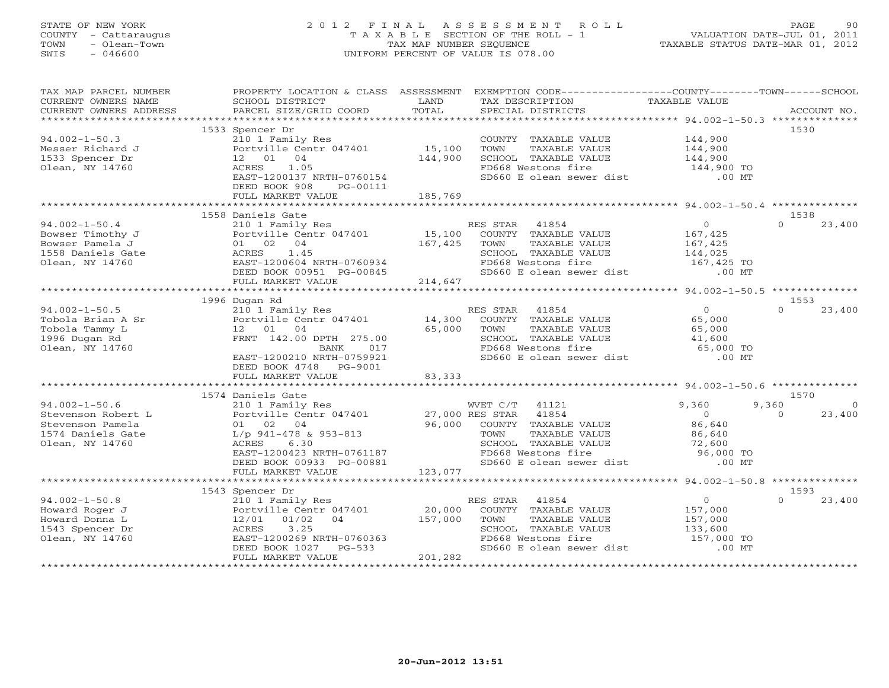STATE OF NEW YORK | COUNTY - Cattaraugus | TOWN - Olean-Town | SWIS - 046600

# 2012 FINAL ASSESSMENT ROLL
TAXABLE SECTION OF THE ROLL - 1
TAX MAP NUMBER SEQUENCE
UNIFORM PERCENT OF VALUE IS 078.00

VALUATION DATE-JUL 01, 2011
TAXABLE STATUS DATE-MAR 01, 2012

| TAX MAP PARCEL NUMBER / CURRENT OWNERS NAME / CURRENT OWNERS ADDRESS | PROPERTY LOCATION & CLASS / SCHOOL DISTRICT / PARCEL SIZE/GRID COORD | ASSESSMENT LAND / TOTAL | EXEMPTION CODE / TAX DESCRIPTION / SPECIAL DISTRICTS | COUNTY TAXABLE VALUE | TOWN | SCHOOL | ACCOUNT NO. |
|---|---|---|---|---|---|---|---|
| 94.002-1-50.3 | 1533 Spencer Dr | | | | | | 1530 |
| Messer Richard J | 210 1 Family Res | | COUNTY TAXABLE VALUE | 144,900 | | | |
| 1533 Spencer Dr | Portville Centr 047401 | 15,100 | TOWN TAXABLE VALUE | 144,900 | | | |
| Olean, NY 14760 | 12 01 04 | 144,900 | SCHOOL TAXABLE VALUE | 144,900 | | | |
| | ACRES 1.05 | | FD668 Westons fire | 144,900 TO | | | |
| | EAST-1200137 NRTH-0760154 | | SD660 E olean sewer dist | .00 MT | | | |
| | DEED BOOK 908 PG-00111 | | | | | | |
| | FULL MARKET VALUE | 185,769 | | | | | |
| 94.002-1-50.4 | 1558 Daniels Gate | | | | | | 1538 |
| Bowser Timothy J | 210 1 Family Res | | RES STAR 41854 | 0 | 0 | 23,400 | |
| Bowser Pamela J | Portville Centr 047401 | 15,100 | COUNTY TAXABLE VALUE | 167,425 | | | |
| 1558 Daniels Gate | 01 02 04 | 167,425 | TOWN TAXABLE VALUE | 167,425 | | | |
| Olean, NY 14760 | ACRES 1.45 | | SCHOOL TAXABLE VALUE | 144,025 | | | |
| | EAST-1200604 NRTH-0760934 | | FD668 Westons fire | 167,425 TO | | | |
| | DEED BOOK 00951 PG-00845 | | SD660 E olean sewer dist | .00 MT | | | |
| | FULL MARKET VALUE | 214,647 | | | | | |
| 94.002-1-50.5 | 1996 Dugan Rd | | | | | | 1553 |
| Tobola Brian A Sr | 210 1 Family Res | | RES STAR 41854 | 0 | 0 | 23,400 | |
| Tobola Tammy L | Portville Centr 047401 | 14,300 | COUNTY TAXABLE VALUE | 65,000 | | | |
| 1996 Dugan Rd | 12 01 04 | 65,000 | TOWN TAXABLE VALUE | 65,000 | | | |
| Olean, NY 14760 | FRNT 142.00 DPTH 275.00 | | SCHOOL TAXABLE VALUE | 41,600 | | | |
| | BANK 017 | | FD668 Westons fire | 65,000 TO | | | |
| | EAST-1200210 NRTH-0759921 | | SD660 E olean sewer dist | .00 MT | | | |
| | DEED BOOK 4748 PG-9001 | | | | | | |
| | FULL MARKET VALUE | 83,333 | | | | | |
| 94.002-1-50.6 | 1574 Daniels Gate | | | | | | 1570 |
| Stevenson Robert L | 210 1 Family Res | | WVET C/T 41121 | 9,360 | 9,360 | 0 | |
| Stevenson Pamela | Portville Centr 047401 | 27,000 | RES STAR 41854 | 0 | 0 | 23,400 | |
| 1574 Daniels Gate | 01 02 04 | 96,000 | COUNTY TAXABLE VALUE | 86,640 | | | |
| Olean, NY 14760 | L/p 941-478 & 953-813 | | TOWN TAXABLE VALUE | 86,640 | | | |
| | ACRES 6.30 | | SCHOOL TAXABLE VALUE | 72,600 | | | |
| | EAST-1200423 NRTH-0761187 | | FD668 Westons fire | 96,000 TO | | | |
| | DEED BOOK 00933 PG-00881 | | SD660 E olean sewer dist | .00 MT | | | |
| | FULL MARKET VALUE | 123,077 | | | | | |
| 94.002-1-50.8 | 1543 Spencer Dr | | | | | | 1593 |
| Howard Roger J | 210 1 Family Res | | RES STAR 41854 | 0 | 0 | 23,400 | |
| Howard Donna L | Portville Centr 047401 | 20,000 | COUNTY TAXABLE VALUE | 157,000 | | | |
| 1543 Spencer Dr | 12/01 01/02 04 | 157,000 | TOWN TAXABLE VALUE | 157,000 | | | |
| Olean, NY 14760 | ACRES 3.25 | | SCHOOL TAXABLE VALUE | 133,600 | | | |
| | EAST-1200269 NRTH-0760363 | | FD668 Westons fire | 157,000 TO | | | |
| | DEED BOOK 1027 PG-533 | | SD660 E olean sewer dist | .00 MT | | | |
| | FULL MARKET VALUE | 201,282 | | | | | |

20-Jun-2012 13:51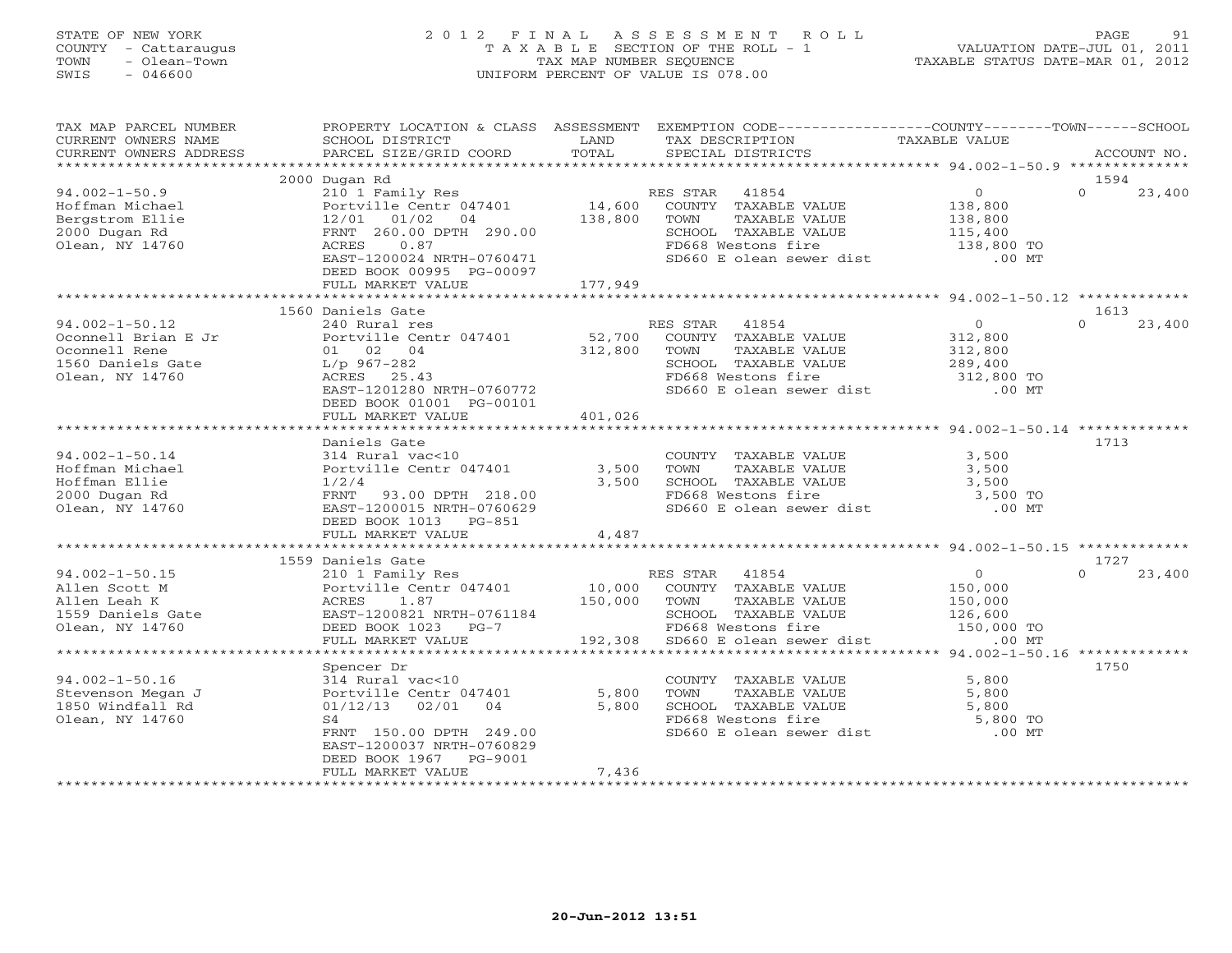STATE OF NEW YORK
COUNTY - Cattaraugus
TOWN - Olean-Town
SWIS - 046600

2 0 1 2 F I N A L A S S E S S M E N T R O L L
T A X A B L E SECTION OF THE ROLL - 1
TAX MAP NUMBER SEQUENCE
UNIFORM PERCENT OF VALUE IS 078.00

VALUATION DATE-JUL 01, 2011
TAXABLE STATUS DATE-MAR 01, 2012

| TAX MAP PARCEL NUMBER / CURRENT OWNERS NAME / CURRENT OWNERS ADDRESS | PROPERTY LOCATION & CLASS / SCHOOL DISTRICT / PARCEL SIZE/GRID COORD | ASSESSMENT LAND / TOTAL | EXEMPTION CODE / TAX DESCRIPTION / SPECIAL DISTRICTS | COUNTY / TAXABLE VALUE | TOWN | SCHOOL | ACCOUNT NO. |
|---|---|---|---|---|---|---|---|
| 94.002-1-50.9 | 2000 Dugan Rd | | | | | | 1594 |
| | 210 1 Family Res | | RES STAR 41854 | 0 | | 0 23,400 | |
| Hoffman Michael | Portville Centr 047401 | 14,600 | COUNTY TAXABLE VALUE | 138,800 | | | |
| Bergstrom Ellie | 12/01 01/02 04 | 138,800 | TOWN TAXABLE VALUE | 138,800 | | | |
| 2000 Dugan Rd | FRNT 260.00 DPTH 290.00 | | SCHOOL TAXABLE VALUE | 115,400 | | | |
| Olean, NY 14760 | ACRES 0.87 | | FD668 Westons fire | 138,800 TO | | | |
| | EAST-1200024 NRTH-0760471 | | SD660 E olean sewer dist | .00 MT | | | |
| | DEED BOOK 00995 PG-00097 | | | | | | |
| | FULL MARKET VALUE | 177,949 | | | | | |
| 94.002-1-50.12 | 1560 Daniels Gate | | | | | | 1613 |
| | 240 Rural res | | RES STAR 41854 | 0 | | 0 23,400 | |
| Oconnell Brian E Jr | Portville Centr 047401 | 52,700 | COUNTY TAXABLE VALUE | 312,800 | | | |
| Oconnell Rene | 01 02 04 | 312,800 | TOWN TAXABLE VALUE | 312,800 | | | |
| 1560 Daniels Gate | L/p 967-282 | | SCHOOL TAXABLE VALUE | 289,400 | | | |
| Olean, NY 14760 | ACRES 25.43 | | FD668 Westons fire | 312,800 TO | | | |
| | EAST-1201280 NRTH-0760772 | | SD660 E olean sewer dist | .00 MT | | | |
| | DEED BOOK 01001 PG-00101 | | | | | | |
| | FULL MARKET VALUE | 401,026 | | | | | |
| 94.002-1-50.14 | Daniels Gate | | | | | | 1713 |
| | 314 Rural vac<10 | | COUNTY TAXABLE VALUE | 3,500 | | | |
| Hoffman Michael | Portville Centr 047401 | 3,500 | TOWN TAXABLE VALUE | 3,500 | | | |
| Hoffman Ellie | 1/2/4 | 3,500 | SCHOOL TAXABLE VALUE | 3,500 | | | |
| 2000 Dugan Rd | FRNT 93.00 DPTH 218.00 | | FD668 Westons fire | 3,500 TO | | | |
| Olean, NY 14760 | EAST-1200015 NRTH-0760629 | | SD660 E olean sewer dist | .00 MT | | | |
| | DEED BOOK 1013 PG-851 | | | | | | |
| | FULL MARKET VALUE | 4,487 | | | | | |
| 94.002-1-50.15 | 1559 Daniels Gate | | | | | | 1727 |
| | 210 1 Family Res | | RES STAR 41854 | 0 | | 0 23,400 | |
| Allen Scott M | Portville Centr 047401 | 10,000 | COUNTY TAXABLE VALUE | 150,000 | | | |
| Allen Leah K | ACRES 1.87 | 150,000 | TOWN TAXABLE VALUE | 150,000 | | | |
| 1559 Daniels Gate | EAST-1200821 NRTH-0761184 | | SCHOOL TAXABLE VALUE | 126,600 | | | |
| Olean, NY 14760 | DEED BOOK 1023 PG-7 | | FD668 Westons fire | 150,000 TO | | | |
| | FULL MARKET VALUE | 192,308 | SD660 E olean sewer dist | .00 MT | | | |
| 94.002-1-50.16 | Spencer Dr | | | | | | 1750 |
| | 314 Rural vac<10 | | COUNTY TAXABLE VALUE | 5,800 | | | |
| Stevenson Megan J | Portville Centr 047401 | 5,800 | TOWN TAXABLE VALUE | 5,800 | | | |
| 1850 Windfall Rd | 01/12/13 02/01 04 | 5,800 | SCHOOL TAXABLE VALUE | 5,800 | | | |
| Olean, NY 14760 | S4 | | FD668 Westons fire | 5,800 TO | | | |
| | FRNT 150.00 DPTH 249.00 | | SD660 E olean sewer dist | .00 MT | | | |
| | EAST-1200037 NRTH-0760829 | | | | | | |
| | DEED BOOK 1967 PG-9001 | | | | | | |
| | FULL MARKET VALUE | 7,436 | | | | | |

20-Jun-2012 13:51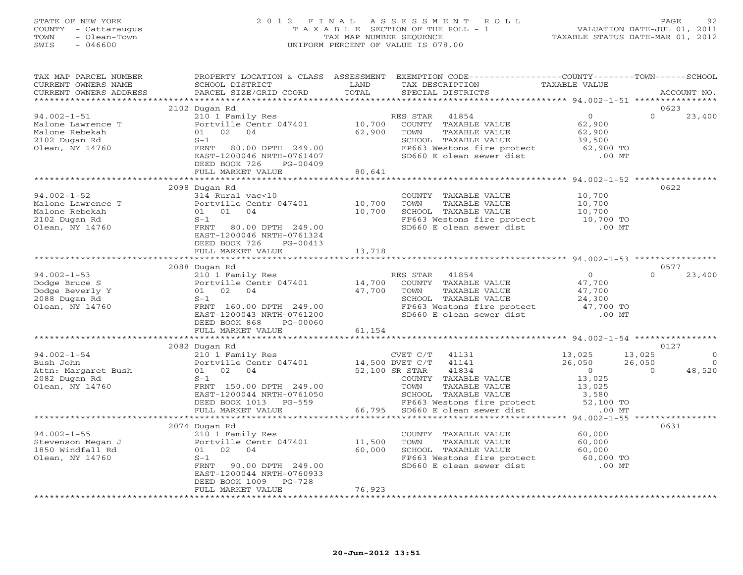STATE OF NEW YORK
COUNTY - Cattaraugus
TOWN - Olean-Town
SWIS - 046600

2012 FINAL ASSESSMENT ROLL
TAXABLE SECTION OF THE ROLL - 1
TAX MAP NUMBER SEQUENCE
UNIFORM PERCENT OF VALUE IS 078.00

VALUATION DATE-JUL 01, 2011
TAXABLE STATUS DATE-MAR 01, 2012

| TAX MAP PARCEL NUMBER / CURRENT OWNERS NAME / CURRENT OWNERS ADDRESS | PROPERTY LOCATION & CLASS / SCHOOL DISTRICT / PARCEL SIZE/GRID COORD | ASSESSMENT LAND / TOTAL | EXEMPTION CODE / TAX DESCRIPTION / SPECIAL DISTRICTS | COUNTY TAXABLE VALUE | TOWN | SCHOOL | ACCOUNT NO. |
|---|---|---|---|---|---|---|---|
| | 2102 Dugan Rd | | | | | | 0623 |
| 94.002-1-51 | 210 1 Family Res | | RES STAR 41854 | 0 | 0 | 23,400 | |
| Malone Lawrence T | Portville Centr 047401 | 10,700 | COUNTY TAXABLE VALUE | 62,900 | | | |
| Malone Rebekah | 01 02 04 | 62,900 | TOWN TAXABLE VALUE | 62,900 | | | |
| 2102 Dugan Rd | S-1 | | SCHOOL TAXABLE VALUE | 39,500 | | | |
| Olean, NY 14760 | FRNT 80.00 DPTH 249.00 | | FP663 Westons fire protect | 62,900 TO | | | |
| | EAST-1200046 NRTH-0761407 | | SD660 E olean sewer dist | .00 MT | | | |
| | DEED BOOK 726 PG-00409 | | | | | | |
| | FULL MARKET VALUE | 80,641 | | | | | |
| | 2098 Dugan Rd | | | | | | 0622 |
| 94.002-1-52 | 314 Rural vac<10 | | COUNTY TAXABLE VALUE | 10,700 | | | |
| Malone Lawrence T | Portville Centr 047401 | 10,700 | TOWN TAXABLE VALUE | 10,700 | | | |
| Malone Rebekah | 01 01 04 | 10,700 | SCHOOL TAXABLE VALUE | 10,700 | | | |
| 2102 Dugan Rd | S-1 | | FP663 Westons fire protect | 10,700 TO | | | |
| Olean, NY 14760 | FRNT 80.00 DPTH 249.00 | | SD660 E olean sewer dist | .00 MT | | | |
| | EAST-1200046 NRTH-0761324 | | | | | | |
| | DEED BOOK 726 PG-00413 | | | | | | |
| | FULL MARKET VALUE | 13,718 | | | | | |
| | 2088 Dugan Rd | | | | | | 0577 |
| 94.002-1-53 | 210 1 Family Res | | RES STAR 41854 | 0 | 0 | 23,400 | |
| Dodge Bruce S | Portville Centr 047401 | 14,700 | COUNTY TAXABLE VALUE | 47,700 | | | |
| Dodge Beverly Y | 01 02 04 | 47,700 | TOWN TAXABLE VALUE | 47,700 | | | |
| 2088 Dugan Rd | S-1 | | SCHOOL TAXABLE VALUE | 24,300 | | | |
| Olean, NY 14760 | FRNT 160.00 DPTH 249.00 | | FP663 Westons fire protect | 47,700 TO | | | |
| | EAST-1200043 NRTH-0761200 | | SD660 E olean sewer dist | .00 MT | | | |
| | DEED BOOK 868 PG-00060 | | | | | | |
| | FULL MARKET VALUE | 61,154 | | | | | |
| | 2082 Dugan Rd | | | | | | 0127 |
| 94.002-1-54 | 210 1 Family Res | | CVET C/T 41131 | 13,025 | 13,025 | 0 | |
| Bush John | Portville Centr 047401 | 14,500 | DVET C/T 41141 | 26,050 | 26,050 | 0 | |
| Attn: Margaret Bush | 01 02 04 | 52,100 | SR STAR 41834 | 0 | 0 | 48,520 | |
| 2082 Dugan Rd | S-1 | | COUNTY TAXABLE VALUE | 13,025 | | | |
| Olean, NY 14760 | FRNT 150.00 DPTH 249.00 | | TOWN TAXABLE VALUE | 13,025 | | | |
| | EAST-1200044 NRTH-0761050 | | SCHOOL TAXABLE VALUE | 3,580 | | | |
| | DEED BOOK 1013 PG-559 | | FP663 Westons fire protect | 52,100 TO | | | |
| | FULL MARKET VALUE | 66,795 | SD660 E olean sewer dist | .00 MT | | | |
| | 2074 Dugan Rd | | | | | | 0631 |
| 94.002-1-55 | 210 1 Family Res | | COUNTY TAXABLE VALUE | 60,000 | | | |
| Stevenson Megan J | Portville Centr 047401 | 11,500 | TOWN TAXABLE VALUE | 60,000 | | | |
| 1850 Windfall Rd | 01 02 04 | 60,000 | SCHOOL TAXABLE VALUE | 60,000 | | | |
| Olean, NY 14760 | S-1 | | FP663 Westons fire protect | 60,000 TO | | | |
| | FRNT 90.00 DPTH 249.00 | | SD660 E olean sewer dist | .00 MT | | | |
| | EAST-1200044 NRTH-0760933 | | | | | | |
| | DEED BOOK 1009 PG-728 | | | | | | |
| | FULL MARKET VALUE | 76,923 | | | | | |

20-Jun-2012 13:51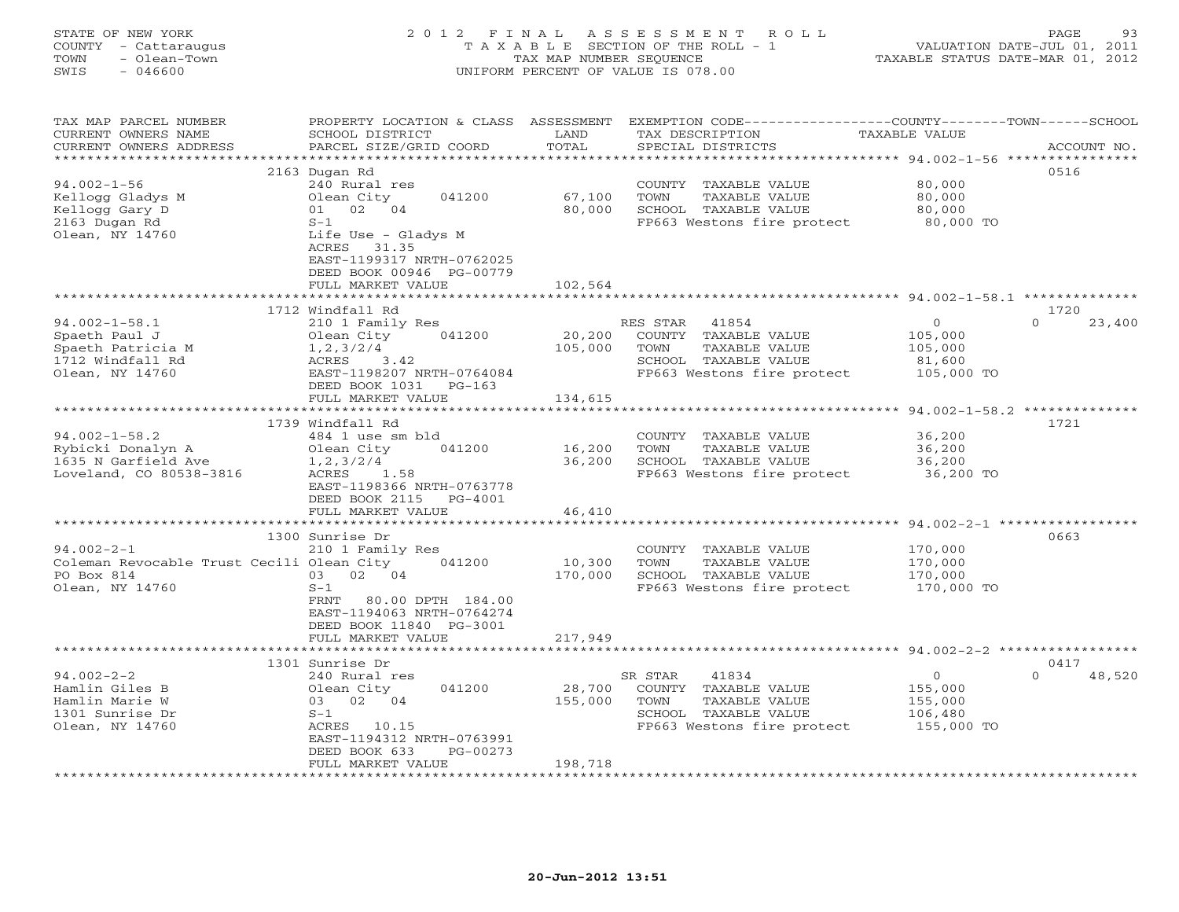STATE OF NEW YORK
COUNTY - Cattaraugus
TOWN - Olean-Town
SWIS - 046600

2012 FINAL ASSESSMENT ROLL
TAXABLE SECTION OF THE ROLL - 1
TAX MAP NUMBER SEQUENCE
UNIFORM PERCENT OF VALUE IS 078.00

VALUATION DATE-JUL 01, 2011
TAXABLE STATUS DATE-MAR 01, 2012

| TAX MAP PARCEL NUMBER / CURRENT OWNERS NAME / CURRENT OWNERS ADDRESS | PROPERTY LOCATION & CLASS / SCHOOL DISTRICT / PARCEL SIZE/GRID COORD | ASSESSMENT LAND / TOTAL | EXEMPTION CODE / TAX DESCRIPTION / SPECIAL DISTRICTS | COUNTY / TOWN / SCHOOL TAXABLE VALUE | ACCOUNT NO. |
|---|---|---|---|---|---|
| **94.002-1-56** | 2163 Dugan Rd | | | | 0516 |
| | 240 Rural res | | COUNTY TAXABLE VALUE | 80,000 | |
| Kellogg Gladys M | Olean City 041200 | 67,100 | TOWN TAXABLE VALUE | 80,000 | |
| Kellogg Gary D | 01 02 04 | 80,000 | SCHOOL TAXABLE VALUE | 80,000 | |
| 2163 Dugan Rd | S-1 | | FP663 Westons fire protect | 80,000 TO | |
| Olean, NY 14760 | Life Use - Gladys M | | | | |
| | ACRES 31.35 | | | | |
| | EAST-1199317 NRTH-0762025 | | | | |
| | DEED BOOK 00946 PG-00779 | | | | |
| | FULL MARKET VALUE | 102,564 | | | |
| **94.002-1-58.1** | 1712 Windfall Rd | | | | 1720 |
| | 210 1 Family Res | | RES STAR 41854 | 0 / 0 / 23,400 | |
| Spaeth Paul J | Olean City 041200 | 20,200 | COUNTY TAXABLE VALUE | 105,000 | |
| Spaeth Patricia M | 1,2,3/2/4 | 105,000 | TOWN TAXABLE VALUE | 105,000 | |
| 1712 Windfall Rd | ACRES 3.42 | | SCHOOL TAXABLE VALUE | 81,600 | |
| Olean, NY 14760 | EAST-1198207 NRTH-0764084 | | FP663 Westons fire protect | 105,000 TO | |
| | DEED BOOK 1031 PG-163 | | | | |
| | FULL MARKET VALUE | 134,615 | | | |
| **94.002-1-58.2** | 1739 Windfall Rd | | | | 1721 |
| | 484 1 use sm bld | | COUNTY TAXABLE VALUE | 36,200 | |
| Rybicki Donalyn A | Olean City 041200 | 16,200 | TOWN TAXABLE VALUE | 36,200 | |
| 1635 N Garfield Ave | 1,2,3/2/4 | 36,200 | SCHOOL TAXABLE VALUE | 36,200 | |
| Loveland, CO 80538-3816 | ACRES 1.58 | | FP663 Westons fire protect | 36,200 TO | |
| | EAST-1198366 NRTH-0763778 | | | | |
| | DEED BOOK 2115 PG-4001 | | | | |
| | FULL MARKET VALUE | 46,410 | | | |
| **94.002-2-1** | 1300 Sunrise Dr | | | | 0663 |
| | 210 1 Family Res | | COUNTY TAXABLE VALUE | 170,000 | |
| Coleman Revocable Trust Cecili | Olean City 041200 | 10,300 | TOWN TAXABLE VALUE | 170,000 | |
| PO Box 814 | 03 02 04 | 170,000 | SCHOOL TAXABLE VALUE | 170,000 | |
| Olean, NY 14760 | S-1 | | FP663 Westons fire protect | 170,000 TO | |
| | FRNT 80.00 DPTH 184.00 | | | | |
| | EAST-1194063 NRTH-0764274 | | | | |
| | DEED BOOK 11840 PG-3001 | | | | |
| | FULL MARKET VALUE | 217,949 | | | |
| **94.002-2-2** | 1301 Sunrise Dr | | | | 0417 |
| | 240 Rural res | | SR STAR 41834 | 0 / 0 / 48,520 | |
| Hamlin Giles B | Olean City 041200 | 28,700 | COUNTY TAXABLE VALUE | 155,000 | |
| Hamlin Marie W | 03 02 04 | 155,000 | TOWN TAXABLE VALUE | 155,000 | |
| 1301 Sunrise Dr | S-1 | | SCHOOL TAXABLE VALUE | 106,480 | |
| Olean, NY 14760 | ACRES 10.15 | | FP663 Westons fire protect | 155,000 TO | |
| | EAST-1194312 NRTH-0763991 | | | | |
| | DEED BOOK 633 PG-00273 | | | | |
| | FULL MARKET VALUE | 198,718 | | | |

20-Jun-2012 13:51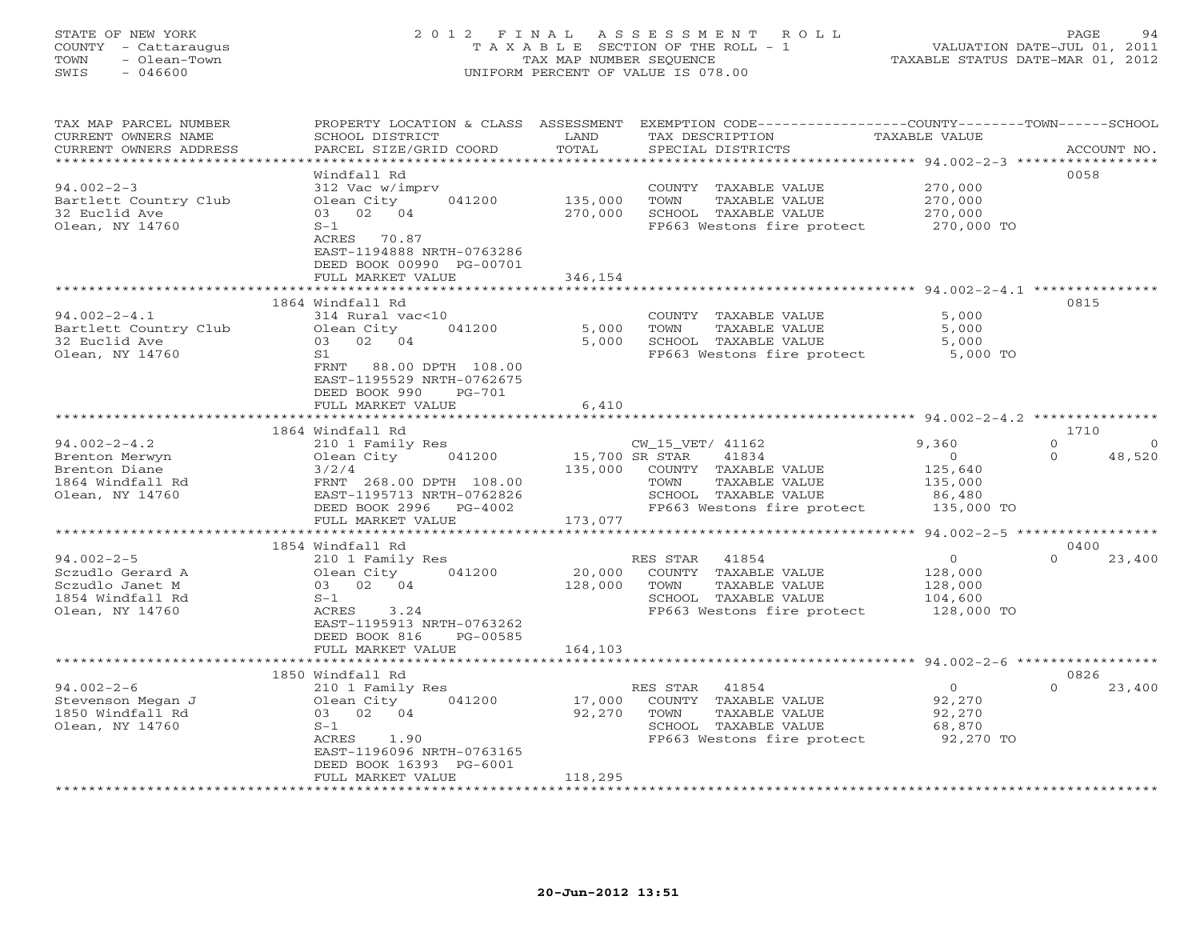STATE OF NEW YORK
COUNTY - Cattaraugus
TOWN - Olean-Town
SWIS - 046600

2012 FINAL ASSESSMENT ROLL
TAXABLE SECTION OF THE ROLL - 1
TAX MAP NUMBER SEQUENCE
UNIFORM PERCENT OF VALUE IS 078.00

VALUATION DATE-JUL 01, 2011
TAXABLE STATUS DATE-MAR 01, 2012

| TAX MAP PARCEL NUMBER / CURRENT OWNERS NAME / CURRENT OWNERS ADDRESS | PROPERTY LOCATION & CLASS / SCHOOL DISTRICT / PARCEL SIZE/GRID COORD | ASSESSMENT LAND / TOTAL | EXEMPTION CODE / TAX DESCRIPTION / SPECIAL DISTRICTS | COUNTY TAXABLE VALUE | TOWN | SCHOOL | ACCOUNT NO. |
|---|---|---|---|---|---|---|---|
| **94.002-2-3** | Windfall Rd | | | | | | 0058 |
| 94.002-2-3 | 312 Vac w/imprv | | COUNTY TAXABLE VALUE | 270,000 | | | |
| Bartlett Country Club | Olean City 041200 | 135,000 | TOWN TAXABLE VALUE | 270,000 | | | |
| 32 Euclid Ave | 03 02 04 | 270,000 | SCHOOL TAXABLE VALUE | 270,000 | | | |
| Olean, NY 14760 | S-1 | | FP663 Westons fire protect | 270,000 TO | | | |
| | ACRES 70.87 | | | | | | |
| | EAST-1194888 NRTH-0763286 | | | | | | |
| | DEED BOOK 00990 PG-00701 | | | | | | |
| | FULL MARKET VALUE | 346,154 | | | | | |
| **94.002-2-4.1** | 1864 Windfall Rd | | | | | | 0815 |
| 94.002-2-4.1 | 314 Rural vac<10 | | COUNTY TAXABLE VALUE | 5,000 | | | |
| Bartlett Country Club | Olean City 041200 | 5,000 | TOWN TAXABLE VALUE | 5,000 | | | |
| 32 Euclid Ave | 03 02 04 | 5,000 | SCHOOL TAXABLE VALUE | 5,000 | | | |
| Olean, NY 14760 | S1 | | FP663 Westons fire protect | 5,000 TO | | | |
| | FRNT 88.00 DPTH 108.00 | | | | | | |
| | EAST-1195529 NRTH-0762675 | | | | | | |
| | DEED BOOK 990 PG-701 | | | | | | |
| | FULL MARKET VALUE | 6,410 | | | | | |
| **94.002-2-4.2** | 1864 Windfall Rd | | | | | | 1710 |
| 94.002-2-4.2 | 210 1 Family Res | | CW_15_VET/ 41162 | 9,360 | 0 | 0 | |
| Brenton Merwyn | Olean City 041200 | 15,700 | SR STAR 41834 | 0 | 0 | 48,520 | |
| Brenton Diane | 3/2/4 | 135,000 | COUNTY TAXABLE VALUE | 125,640 | | | |
| 1864 Windfall Rd | FRNT 268.00 DPTH 108.00 | | TOWN TAXABLE VALUE | 135,000 | | | |
| Olean, NY 14760 | EAST-1195713 NRTH-0762826 | | SCHOOL TAXABLE VALUE | 86,480 | | | |
| | DEED BOOK 2996 PG-4002 | | FP663 Westons fire protect | 135,000 TO | | | |
| | FULL MARKET VALUE | 173,077 | | | | | |
| **94.002-2-5** | 1854 Windfall Rd | | | | | | 0400 |
| 94.002-2-5 | 210 1 Family Res | | RES STAR 41854 | 0 | 0 | 23,400 | |
| Sczudlo Gerard A | Olean City 041200 | 20,000 | COUNTY TAXABLE VALUE | 128,000 | | | |
| Sczudlo Janet M | 03 02 04 | 128,000 | TOWN TAXABLE VALUE | 128,000 | | | |
| 1854 Windfall Rd | S-1 | | SCHOOL TAXABLE VALUE | 104,600 | | | |
| Olean, NY 14760 | ACRES 3.24 | | FP663 Westons fire protect | 128,000 TO | | | |
| | EAST-1195913 NRTH-0763262 | | | | | | |
| | DEED BOOK 816 PG-00585 | | | | | | |
| | FULL MARKET VALUE | 164,103 | | | | | |
| **94.002-2-6** | 1850 Windfall Rd | | | | | | 0826 |
| 94.002-2-6 | 210 1 Family Res | | RES STAR 41854 | 0 | 0 | 23,400 | |
| Stevenson Megan J | Olean City 041200 | 17,000 | COUNTY TAXABLE VALUE | 92,270 | | | |
| 1850 Windfall Rd | 03 02 04 | 92,270 | TOWN TAXABLE VALUE | 92,270 | | | |
| Olean, NY 14760 | S-1 | | SCHOOL TAXABLE VALUE | 68,870 | | | |
| | ACRES 1.90 | | FP663 Westons fire protect | 92,270 TO | | | |
| | EAST-1196096 NRTH-0763165 | | | | | | |
| | DEED BOOK 16393 PG-6001 | | | | | | |
| | FULL MARKET VALUE | 118,295 | | | | | |

20-Jun-2012 13:51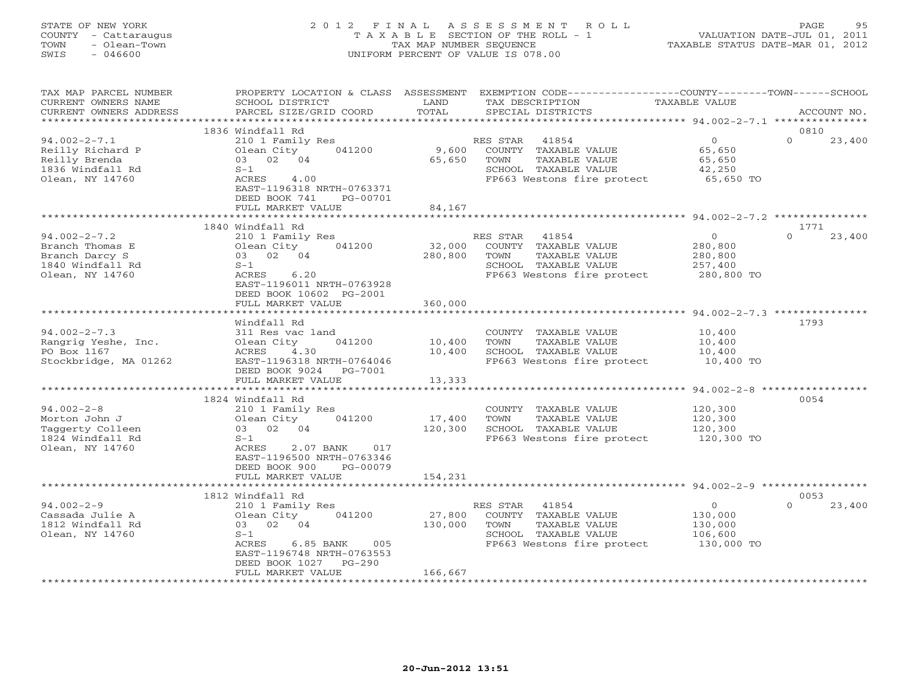STATE OF NEW YORK
COUNTY - Cattaraugus
TOWN - Olean-Town
SWIS - 046600

2012 FINAL ASSESSMENT ROLL
TAXABLE SECTION OF THE ROLL - 1
TAX MAP NUMBER SEQUENCE
UNIFORM PERCENT OF VALUE IS 078.00

VALUATION DATE-JUL 01, 2011
TAXABLE STATUS DATE-MAR 01, 2012

| TAX MAP PARCEL NUMBER / CURRENT OWNERS NAME / CURRENT OWNERS ADDRESS | PROPERTY LOCATION & CLASS / SCHOOL DISTRICT / PARCEL SIZE/GRID COORD | ASSESSMENT LAND / TOTAL | EXEMPTION CODE / TAX DESCRIPTION / SPECIAL DISTRICTS | COUNTY TAXABLE VALUE | TOWN | SCHOOL / ACCOUNT NO. |
|---|---|---|---|---|---|---|
| | 1836 Windfall Rd | | | | | 0810 |
| 94.002-2-7.1 | 210 1 Family Res | | RES STAR 41854 | 0 | 0 | 23,400 |
| Reilly Richard P | Olean City 041200 | 9,600 | COUNTY TAXABLE VALUE | 65,650 | | |
| Reilly Brenda | 03 02 04 | 65,650 | TOWN TAXABLE VALUE | 65,650 | | |
| 1836 Windfall Rd | S-1 | | SCHOOL TAXABLE VALUE | 42,250 | | |
| Olean, NY 14760 | ACRES 4.00 | | FP663 Westons fire protect | 65,650 TO | | |
| | EAST-1196318 NRTH-0763371 | | | | | |
| | DEED BOOK 741 PG-00701 | | | | | |
| | FULL MARKET VALUE | 84,167 | | | | |
| | 1840 Windfall Rd | | | | | 1771 |
| 94.002-2-7.2 | 210 1 Family Res | | RES STAR 41854 | 0 | 0 | 23,400 |
| Branch Thomas E | Olean City 041200 | 32,000 | COUNTY TAXABLE VALUE | 280,800 | | |
| Branch Darcy S | 03 02 04 | 280,800 | TOWN TAXABLE VALUE | 280,800 | | |
| 1840 Windfall Rd | S-1 | | SCHOOL TAXABLE VALUE | 257,400 | | |
| Olean, NY 14760 | ACRES 6.20 | | FP663 Westons fire protect | 280,800 TO | | |
| | EAST-1196011 NRTH-0763928 | | | | | |
| | DEED BOOK 10602 PG-2001 | | | | | |
| | FULL MARKET VALUE | 360,000 | | | | |
| | Windfall Rd | | | | | 1793 |
| 94.002-2-7.3 | 311 Res vac land | | COUNTY TAXABLE VALUE | 10,400 | | |
| Rangrig Yeshe, Inc. | Olean City 041200 | 10,400 | TOWN TAXABLE VALUE | 10,400 | | |
| PO Box 1167 | ACRES 4.30 | 10,400 | SCHOOL TAXABLE VALUE | 10,400 | | |
| Stockbridge, MA 01262 | EAST-1196318 NRTH-0764046 | | FP663 Westons fire protect | 10,400 TO | | |
| | DEED BOOK 9024 PG-7001 | | | | | |
| | FULL MARKET VALUE | 13,333 | | | | |
| | 1824 Windfall Rd | | | | | 0054 |
| 94.002-2-8 | 210 1 Family Res | | COUNTY TAXABLE VALUE | 120,300 | | |
| Morton John J | Olean City 041200 | 17,400 | TOWN TAXABLE VALUE | 120,300 | | |
| Taggerty Colleen | 03 02 04 | 120,300 | SCHOOL TAXABLE VALUE | 120,300 | | |
| 1824 Windfall Rd | S-1 | | FP663 Westons fire protect | 120,300 TO | | |
| Olean, NY 14760 | ACRES 2.07 BANK 017 | | | | | |
| | EAST-1196500 NRTH-0763346 | | | | | |
| | DEED BOOK 900 PG-00079 | | | | | |
| | FULL MARKET VALUE | 154,231 | | | | |
| | 1812 Windfall Rd | | | | | 0053 |
| 94.002-2-9 | 210 1 Family Res | | RES STAR 41854 | 0 | 0 | 23,400 |
| Cassada Julie A | Olean City 041200 | 27,800 | COUNTY TAXABLE VALUE | 130,000 | | |
| 1812 Windfall Rd | 03 02 04 | 130,000 | TOWN TAXABLE VALUE | 130,000 | | |
| Olean, NY 14760 | S-1 | | SCHOOL TAXABLE VALUE | 106,600 | | |
| | ACRES 6.85 BANK 005 | | FP663 Westons fire protect | 130,000 TO | | |
| | EAST-1196748 NRTH-0763553 | | | | | |
| | DEED BOOK 1027 PG-290 | | | | | |
| | FULL MARKET VALUE | 166,667 | | | | |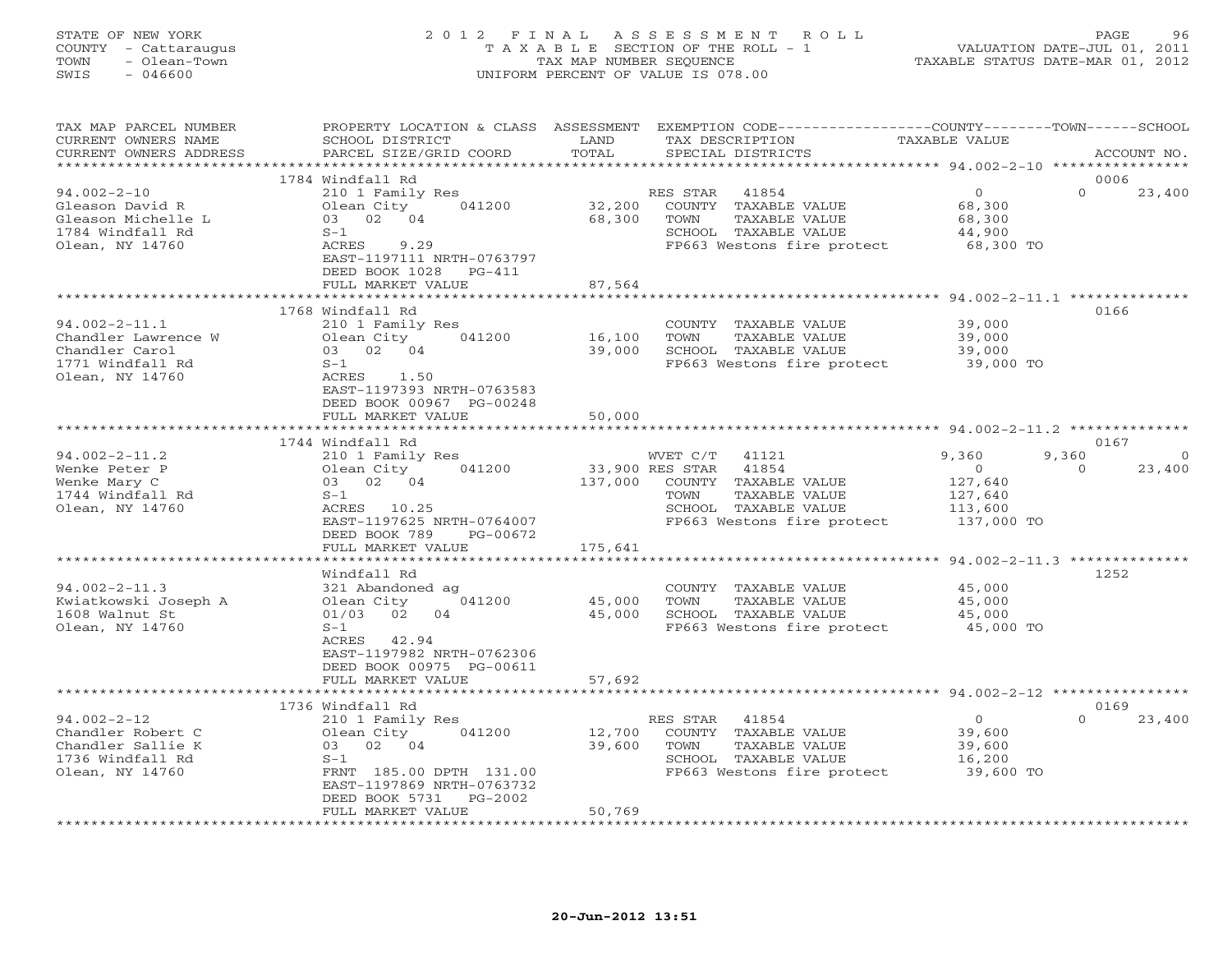STATE OF NEW YORK
COUNTY - Cattaraugus
TOWN - Olean-Town
SWIS - 046600

# 2012 FINAL ASSESSMENT ROLL
TAXABLE SECTION OF THE ROLL - 1
TAX MAP NUMBER SEQUENCE
UNIFORM PERCENT OF VALUE IS 078.00

VALUATION DATE-JUL 01, 2011
TAXABLE STATUS DATE-MAR 01, 2012

| TAX MAP PARCEL NUMBER / CURRENT OWNERS NAME / CURRENT OWNERS ADDRESS | PROPERTY LOCATION & CLASS / SCHOOL DISTRICT / PARCEL SIZE/GRID COORD | ASSESSMENT LAND / TOTAL | EXEMPTION CODE / TAX DESCRIPTION / SPECIAL DISTRICTS | COUNTY TAXABLE VALUE | TOWN | SCHOOL | ACCOUNT NO. |
|---|---|---|---|---|---|---|---|
| **94.002-2-10** | 1784 Windfall Rd | | | | | | 0006 |
| Gleason David R | 210 1 Family Res | | RES STAR 41854 | 0 | 0 | 23,400 | |
| Gleason Michelle L | Olean City 041200 | 32,200 | COUNTY TAXABLE VALUE | 68,300 | | | |
| 1784 Windfall Rd | 03 02 04 | 68,300 | TOWN TAXABLE VALUE | 68,300 | | | |
| Olean, NY 14760 | S-1 | | SCHOOL TAXABLE VALUE | 44,900 | | | |
| | ACRES 9.29 | | FP663 Westons fire protect | 68,300 TO | | | |
| | EAST-1197111 NRTH-0763797 | | | | | | |
| | DEED BOOK 1028 PG-411 | | | | | | |
| | FULL MARKET VALUE | 87,564 | | | | | |
| **94.002-2-11.1** | 1768 Windfall Rd | | | | | | 0166 |
| Chandler Lawrence W | 210 1 Family Res | | COUNTY TAXABLE VALUE | 39,000 | | | |
| Chandler Carol | Olean City 041200 | 16,100 | TOWN TAXABLE VALUE | 39,000 | | | |
| 1771 Windfall Rd | 03 02 04 | 39,000 | SCHOOL TAXABLE VALUE | 39,000 | | | |
| Olean, NY 14760 | S-1 | | FP663 Westons fire protect | 39,000 TO | | | |
| | ACRES 1.50 | | | | | | |
| | EAST-1197393 NRTH-0763583 | | | | | | |
| | DEED BOOK 00967 PG-00248 | | | | | | |
| | FULL MARKET VALUE | 50,000 | | | | | |
| **94.002-2-11.2** | 1744 Windfall Rd | | | | | | 0167 |
| Wenke Peter P | 210 1 Family Res | | WVET C/T 41121 | 9,360 | 9,360 | 0 | |
| Wenke Mary C | Olean City 041200 | 33,900 | RES STAR 41854 | 0 | 0 | 23,400 | |
| 1744 Windfall Rd | 03 02 04 | 137,000 | COUNTY TAXABLE VALUE | 127,640 | | | |
| Olean, NY 14760 | S-1 | | TOWN TAXABLE VALUE | 127,640 | | | |
| | ACRES 10.25 | | SCHOOL TAXABLE VALUE | 113,600 | | | |
| | EAST-1197625 NRTH-0764007 | | FP663 Westons fire protect | 137,000 TO | | | |
| | DEED BOOK 789 PG-00672 | | | | | | |
| | FULL MARKET VALUE | 175,641 | | | | | |
| **94.002-2-11.3** | Windfall Rd | | | | | | 1252 |
| Kwiatkowski Joseph A | 321 Abandoned ag | | COUNTY TAXABLE VALUE | 45,000 | | | |
| 1608 Walnut St | Olean City 041200 | 45,000 | TOWN TAXABLE VALUE | 45,000 | | | |
| Olean, NY 14760 | 01/03 02 04 | 45,000 | SCHOOL TAXABLE VALUE | 45,000 | | | |
| | S-1 | | FP663 Westons fire protect | 45,000 TO | | | |
| | ACRES 42.94 | | | | | | |
| | EAST-1197982 NRTH-0762306 | | | | | | |
| | DEED BOOK 00975 PG-00611 | | | | | | |
| | FULL MARKET VALUE | 57,692 | | | | | |
| **94.002-2-12** | 1736 Windfall Rd | | | | | | 0169 |
| Chandler Robert C | 210 1 Family Res | | RES STAR 41854 | 0 | 0 | 23,400 | |
| Chandler Sallie K | Olean City 041200 | 12,700 | COUNTY TAXABLE VALUE | 39,600 | | | |
| 1736 Windfall Rd | 03 02 04 | 39,600 | TOWN TAXABLE VALUE | 39,600 | | | |
| Olean, NY 14760 | S-1 | | SCHOOL TAXABLE VALUE | 16,200 | | | |
| | FRNT 185.00 DPTH 131.00 | | FP663 Westons fire protect | 39,600 TO | | | |
| | EAST-1197869 NRTH-0763732 | | | | | | |
| | DEED BOOK 5731 PG-2002 | | | | | | |
| | FULL MARKET VALUE | 50,769 | | | | | |

20-Jun-2012 13:51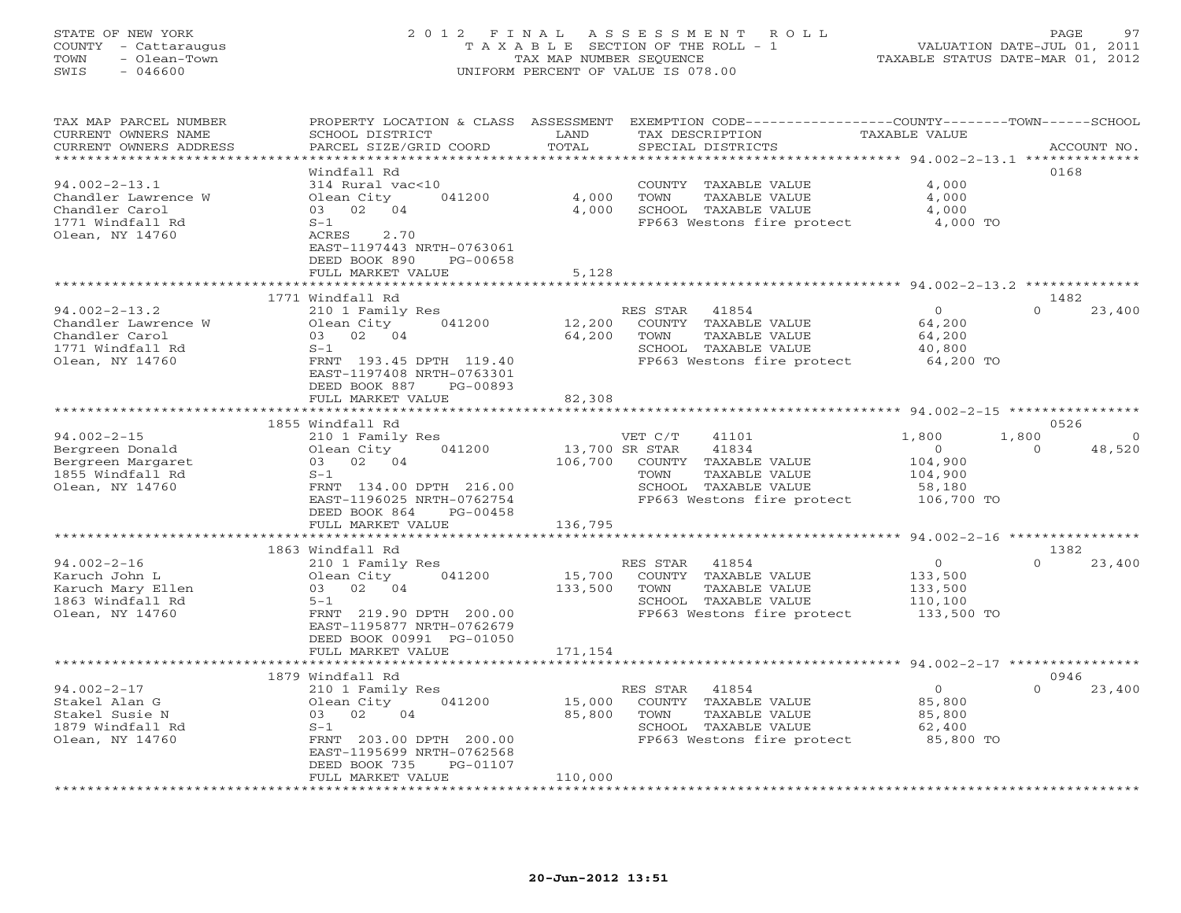STATE OF NEW YORK
COUNTY - Cattaraugus
TOWN - Olean-Town
SWIS - 046600

2 0 1 2 F I N A L A S S E S S M E N T R O L L
T A X A B L E SECTION OF THE ROLL - 1
TAX MAP NUMBER SEQUENCE
UNIFORM PERCENT OF VALUE IS 078.00

VALUATION DATE-JUL 01, 2011
TAXABLE STATUS DATE-MAR 01, 2012

```
TAX MAP PARCEL NUMBER          PROPERTY LOCATION & CLASS  ASSESSMENT  EXEMPTION CODE------------------COUNTY--------TOWN------SCHOOL
CURRENT OWNERS NAME            SCHOOL DISTRICT              LAND      TAX DESCRIPTION              TAXABLE VALUE
CURRENT OWNERS ADDRESS         PARCEL SIZE/GRID COORD       TOTAL     SPECIAL DISTRICTS                                    ACCOUNT NO.
******************************************************************************************************* 94.002-2-13.1 **************
                               Windfall Rd                                                                                 0168
94.002-2-13.1                  314 Rural vac<10                       COUNTY  TAXABLE VALUE           4,000
Chandler Lawrence W            Olean City       041200       4,000    TOWN    TAXABLE VALUE           4,000
Chandler Carol                 03  02  04                    4,000    SCHOOL  TAXABLE VALUE           4,000
1771 Windfall Rd               S-1                                    FP663 Westons fire protect      4,000 TO
Olean, NY 14760                ACRES     2.70
                               EAST-1197443 NRTH-0763061
                               DEED BOOK 890     PG-00658
                               FULL MARKET VALUE             5,128
******************************************************************************************************* 94.002-2-13.2 **************
                               1771 Windfall Rd                                                                            1482
94.002-2-13.2                  210 1 Family Res                       RES STAR   41854                0              0      23,400
Chandler Lawrence W            Olean City       041200      12,200    COUNTY  TAXABLE VALUE          64,200
Chandler Carol                 03  02  04                   64,200    TOWN    TAXABLE VALUE          64,200
1771 Windfall Rd               S-1                                    SCHOOL  TAXABLE VALUE          40,800
Olean, NY 14760                FRNT 193.45 DPTH 119.40                FP663 Westons fire protect     64,200 TO
                               EAST-1197408 NRTH-0763301
                               DEED BOOK 887     PG-00893
                               FULL MARKET VALUE            82,308
******************************************************************************************************* 94.002-2-15 ****************
                               1855 Windfall Rd                                                                            0526
94.002-2-15                    210 1 Family Res                       VET C/T    41101            1,800          1,800           0
Bergreen Donald                Olean City       041200      13,700 SR STAR    41834                   0              0      48,520
Bergreen Margaret              03  02  04                  106,700    COUNTY  TAXABLE VALUE         104,900
1855 Windfall Rd               S-1                                    TOWN    TAXABLE VALUE         104,900
Olean, NY 14760                FRNT 134.00 DPTH 216.00                SCHOOL  TAXABLE VALUE          58,180
                               EAST-1196025 NRTH-0762754              FP663 Westons fire protect    106,700 TO
                               DEED BOOK 864     PG-00458
                               FULL MARKET VALUE           136,795
******************************************************************************************************* 94.002-2-16 ****************
                               1863 Windfall Rd                                                                            1382
94.002-2-16                    210 1 Family Res                       RES STAR   41854                0              0      23,400
Karuch John L                  Olean City       041200      15,700    COUNTY  TAXABLE VALUE         133,500
Karuch Mary Ellen              03  02  04                  133,500    TOWN    TAXABLE VALUE         133,500
1863 Windfall Rd               5-1                                    SCHOOL  TAXABLE VALUE         110,100
Olean, NY 14760                FRNT 219.90 DPTH 200.00                FP663 Westons fire protect    133,500 TO
                               EAST-1195877 NRTH-0762679
                               DEED BOOK 00991 PG-01050
                               FULL MARKET VALUE           171,154
******************************************************************************************************* 94.002-2-17 ****************
                               1879 Windfall Rd                                                                            0946
94.002-2-17                    210 1 Family Res                       RES STAR   41854                0              0      23,400
Stakel Alan G                  Olean City       041200      15,000    COUNTY  TAXABLE VALUE          85,800
Stakel Susie N                 03  02  04                   85,800    TOWN    TAXABLE VALUE          85,800
1879 Windfall Rd               S-1                                    SCHOOL  TAXABLE VALUE          62,400
Olean, NY 14760                FRNT 203.00 DPTH 200.00                FP663 Westons fire protect     85,800 TO
                               EAST-1195699 NRTH-0762568
                               DEED BOOK 735     PG-01107
                               FULL MARKET VALUE           110,000
************************************************************************************************************************************
```

20-Jun-2012 13:51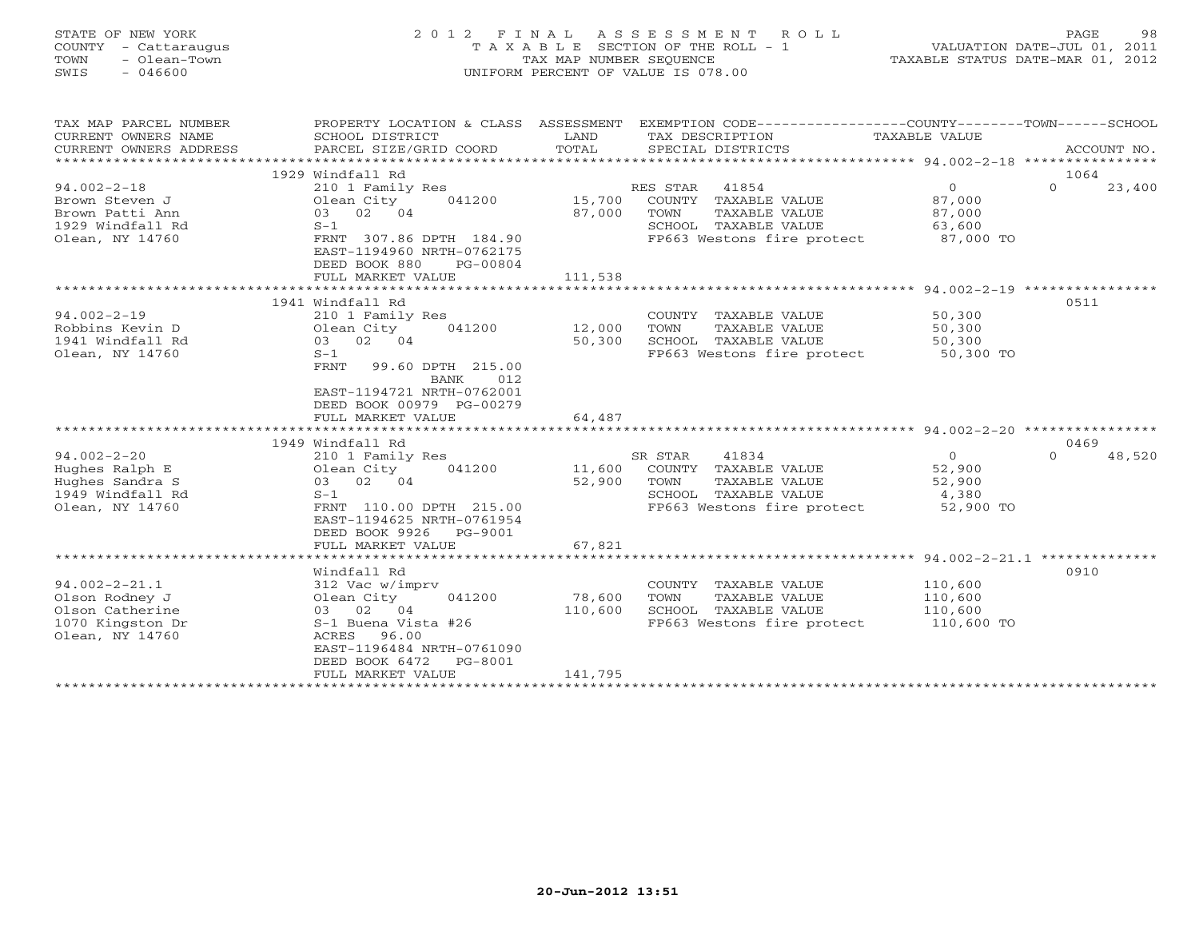STATE OF NEW YORK — COUNTY - Cattaraugus — TOWN - Olean-Town — SWIS - 046600

# 2012 FINAL ASSESSMENT ROLL

TAXABLE SECTION OF THE ROLL - 1
TAX MAP NUMBER SEQUENCE
UNIFORM PERCENT OF VALUE IS 078.00

VALUATION DATE-JUL 01, 2011
TAXABLE STATUS DATE-MAR 01, 2012

| TAX MAP PARCEL NUMBER / CURRENT OWNERS NAME / CURRENT OWNERS ADDRESS | PROPERTY LOCATION & CLASS / SCHOOL DISTRICT / PARCEL SIZE/GRID COORD | ASSESSMENT LAND | TOTAL | EXEMPTION CODE / TAX DESCRIPTION / SPECIAL DISTRICTS | COUNTY TAXABLE VALUE | TOWN | SCHOOL | ACCOUNT NO. |
|---|---|---|---|---|---|---|---|---|
| 94.002-2-18 | 1929 Windfall Rd | | | | | | | 1064 |
| Brown Steven J | 210 1 Family Res | | | RES STAR 41854 | 0 | 0 | 23,400 | |
| Brown Patti Ann | Olean City 041200 | 15,700 | | COUNTY TAXABLE VALUE | 87,000 | | | |
| 1929 Windfall Rd | 03 02 04 | | 87,000 | TOWN TAXABLE VALUE | 87,000 | | | |
| Olean, NY 14760 | S-1 | | | SCHOOL TAXABLE VALUE | 63,600 | | | |
| | FRNT 307.86 DPTH 184.90 | | | FP663 Westons fire protect | 87,000 TO | | | |
| | EAST-1194960 NRTH-0762175 | | | | | | | |
| | DEED BOOK 880 PG-00804 | | | | | | | |
| | FULL MARKET VALUE | | 111,538 | | | | | |
| 94.002-2-19 | 1941 Windfall Rd | | | | | | | 0511 |
| Robbins Kevin D | 210 1 Family Res | | | COUNTY TAXABLE VALUE | 50,300 | | | |
| 1941 Windfall Rd | Olean City 041200 | 12,000 | | TOWN TAXABLE VALUE | 50,300 | | | |
| Olean, NY 14760 | 03 02 04 | | 50,300 | SCHOOL TAXABLE VALUE | 50,300 | | | |
| | S-1 | | | FP663 Westons fire protect | 50,300 TO | | | |
| | FRNT 99.60 DPTH 215.00 BANK 012 | | | | | | | |
| | EAST-1194721 NRTH-0762001 | | | | | | | |
| | DEED BOOK 00979 PG-00279 | | | | | | | |
| | FULL MARKET VALUE | | 64,487 | | | | | |
| 94.002-2-20 | 1949 Windfall Rd | | | | | | | 0469 |
| Hughes Ralph E | 210 1 Family Res | | | SR STAR 41834 | 0 | 0 | 48,520 | |
| Hughes Sandra S | Olean City 041200 | 11,600 | | COUNTY TAXABLE VALUE | 52,900 | | | |
| 1949 Windfall Rd | 03 02 04 | | 52,900 | TOWN TAXABLE VALUE | 52,900 | | | |
| Olean, NY 14760 | S-1 | | | SCHOOL TAXABLE VALUE | 4,380 | | | |
| | FRNT 110.00 DPTH 215.00 | | | FP663 Westons fire protect | 52,900 TO | | | |
| | EAST-1194625 NRTH-0761954 | | | | | | | |
| | DEED BOOK 9926 PG-9001 | | | | | | | |
| | FULL MARKET VALUE | | 67,821 | | | | | |
| 94.002-2-21.1 | Windfall Rd | | | | | | | 0910 |
| Olson Rodney J | 312 Vac w/imprv | | | COUNTY TAXABLE VALUE | 110,600 | | | |
| Olson Catherine | Olean City 041200 | 78,600 | | TOWN TAXABLE VALUE | 110,600 | | | |
| 1070 Kingston Dr | 03 02 04 | | 110,600 | SCHOOL TAXABLE VALUE | 110,600 | | | |
| Olean, NY 14760 | S-1 Buena Vista #26 | | | FP663 Westons fire protect | 110,600 TO | | | |
| | ACRES 96.00 | | | | | | | |
| | EAST-1196484 NRTH-0761090 | | | | | | | |
| | DEED BOOK 6472 PG-8001 | | | | | | | |
| | FULL MARKET VALUE | | 141,795 | | | | | |

20-Jun-2012 13:51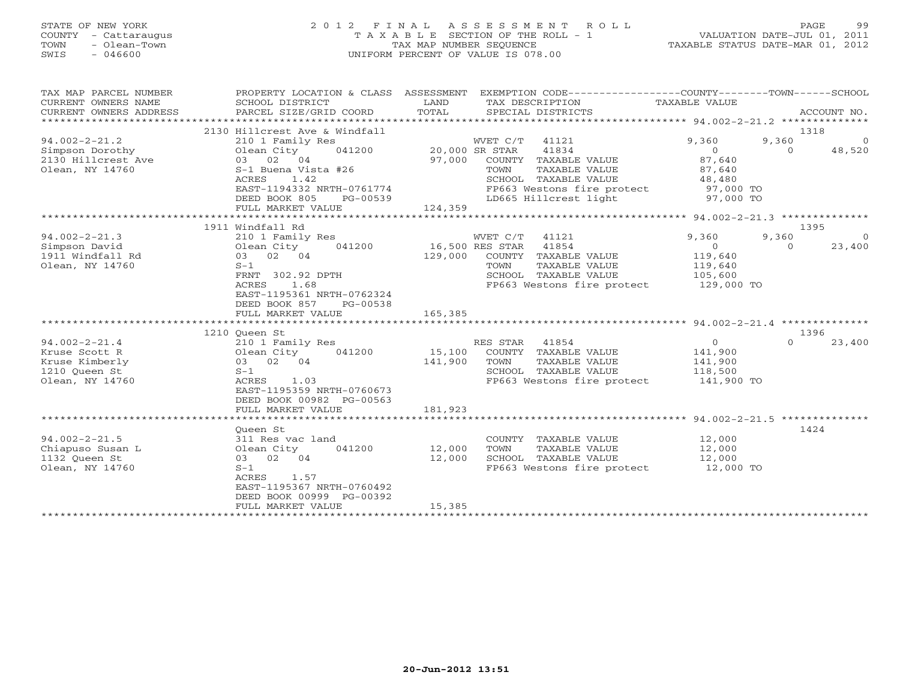STATE OF NEW YORK
COUNTY - Cattaraugus
TOWN - Olean-Town
SWIS - 046600

2 0 1 2 F I N A L A S S E S S M E N T R O L L
T A X A B L E SECTION OF THE ROLL - 1
TAX MAP NUMBER SEQUENCE
UNIFORM PERCENT OF VALUE IS 078.00

VALUATION DATE-JUL 01, 2011
TAXABLE STATUS DATE-MAR 01, 2012

| TAX MAP PARCEL NUMBER / CURRENT OWNERS NAME / CURRENT OWNERS ADDRESS | PROPERTY LOCATION & CLASS / SCHOOL DISTRICT / PARCEL SIZE/GRID COORD | ASSESSMENT LAND / TOTAL | EXEMPTION CODE / TAX DESCRIPTION / SPECIAL DISTRICTS | COUNTY TAXABLE VALUE | TOWN | SCHOOL | ACCOUNT NO. |
|---|---|---|---|---|---|---|---|
| **94.002-2-21.2** | 2130 Hillcrest Ave & Windfall | | | | | | 1318 |
| 94.002-2-21.2 | 210 1 Family Res | | WVET C/T 41121 | 9,360 | 9,360 | 0 | |
| Simpson Dorothy | Olean City 041200 | 20,000 | SR STAR 41834 | 0 | 0 | 48,520 | |
| 2130 Hillcrest Ave | 03 02 04 | 97,000 | COUNTY TAXABLE VALUE | 87,640 | | | |
| Olean, NY 14760 | S-1 Buena Vista #26 | | TOWN TAXABLE VALUE | 87,640 | | | |
| | ACRES 1.42 | | SCHOOL TAXABLE VALUE | 48,480 | | | |
| | EAST-1194332 NRTH-0761774 | | FP663 Westons fire protect | 97,000 TO | | | |
| | DEED BOOK 805 PG-00539 | | LD665 Hillcrest light | 97,000 TO | | | |
| | FULL MARKET VALUE | 124,359 | | | | | |
| **94.002-2-21.3** | 1911 Windfall Rd | | | | | | 1395 |
| 94.002-2-21.3 | 210 1 Family Res | | WVET C/T 41121 | 9,360 | 9,360 | 0 | |
| Simpson David | Olean City 041200 | 16,500 | RES STAR 41854 | 0 | 0 | 23,400 | |
| 1911 Windfall Rd | 03 02 04 | 129,000 | COUNTY TAXABLE VALUE | 119,640 | | | |
| Olean, NY 14760 | S-1 | | TOWN TAXABLE VALUE | 119,640 | | | |
| | FRNT 302.92 DPTH | | SCHOOL TAXABLE VALUE | 105,600 | | | |
| | ACRES 1.68 | | FP663 Westons fire protect | 129,000 TO | | | |
| | EAST-1195361 NRTH-0762324 | | | | | | |
| | DEED BOOK 857 PG-00538 | | | | | | |
| | FULL MARKET VALUE | 165,385 | | | | | |
| **94.002-2-21.4** | 1210 Queen St | | | | | | 1396 |
| 94.002-2-21.4 | 210 1 Family Res | | RES STAR 41854 | 0 | 0 | 23,400 | |
| Kruse Scott R | Olean City 041200 | 15,100 | COUNTY TAXABLE VALUE | 141,900 | | | |
| Kruse Kimberly | 03 02 04 | 141,900 | TOWN TAXABLE VALUE | 141,900 | | | |
| 1210 Queen St | S-1 | | SCHOOL TAXABLE VALUE | 118,500 | | | |
| Olean, NY 14760 | ACRES 1.03 | | FP663 Westons fire protect | 141,900 TO | | | |
| | EAST-1195359 NRTH-0760673 | | | | | | |
| | DEED BOOK 00982 PG-00563 | | | | | | |
| | FULL MARKET VALUE | 181,923 | | | | | |
| **94.002-2-21.5** | Queen St | | | | | | 1424 |
| 94.002-2-21.5 | 311 Res vac land | | COUNTY TAXABLE VALUE | 12,000 | | | |
| Chiapuso Susan L | Olean City 041200 | 12,000 | TOWN TAXABLE VALUE | 12,000 | | | |
| 1132 Queen St | 03 02 04 | 12,000 | SCHOOL TAXABLE VALUE | 12,000 | | | |
| Olean, NY 14760 | S-1 | | FP663 Westons fire protect | 12,000 TO | | | |
| | ACRES 1.57 | | | | | | |
| | EAST-1195367 NRTH-0760492 | | | | | | |
| | DEED BOOK 00999 PG-00392 | | | | | | |
| | FULL MARKET VALUE | 15,385 | | | | | |

20-Jun-2012 13:51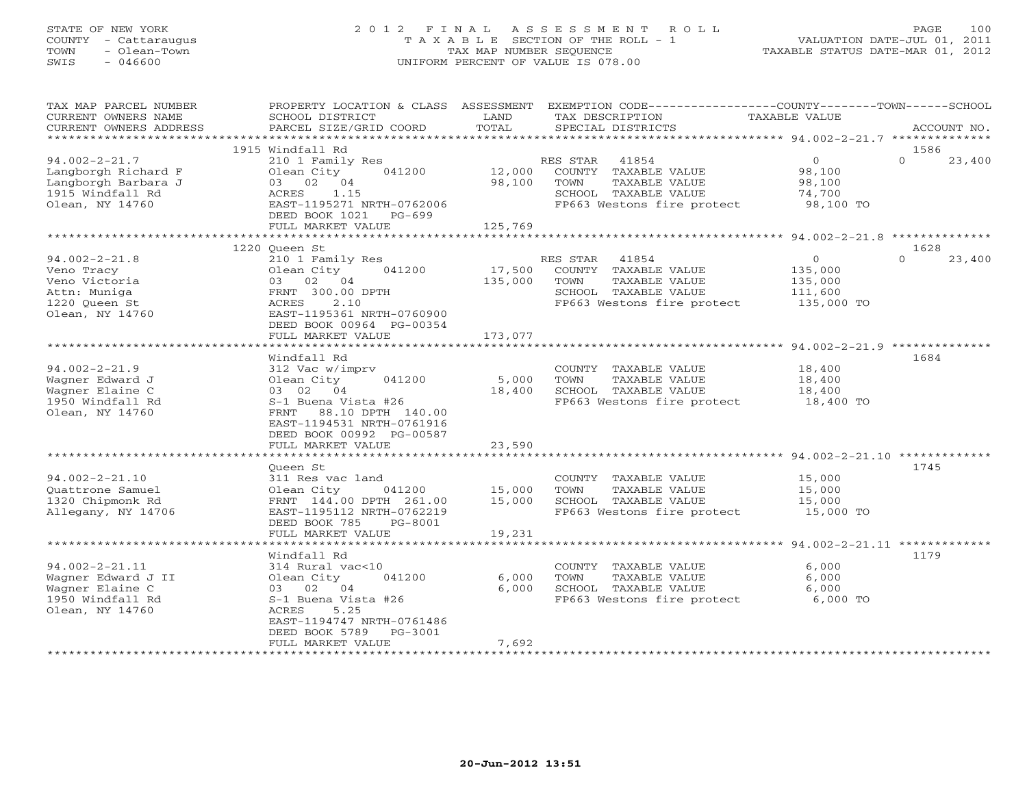STATE OF NEW YORK
COUNTY - Cattaraugus
TOWN - Olean-Town
SWIS - 046600

# 2012 FINAL ASSESSMENT ROLL

TAXABLE SECTION OF THE ROLL - 1
TAX MAP NUMBER SEQUENCE
UNIFORM PERCENT OF VALUE IS 078.00

VALUATION DATE-JUL 01, 2011
TAXABLE STATUS DATE-MAR 01, 2012

| TAX MAP PARCEL NUMBER / CURRENT OWNERS NAME / CURRENT OWNERS ADDRESS | PROPERTY LOCATION & CLASS / SCHOOL DISTRICT / PARCEL SIZE/GRID COORD | ASSESSMENT LAND / TOTAL | EXEMPTION CODE / TAX DESCRIPTION / SPECIAL DISTRICTS | COUNTY TAXABLE VALUE | TOWN | SCHOOL / ACCOUNT NO. |
|---|---|---|---|---|---|---|
| 94.002-2-21.7 | 1915 Windfall Rd | | | | | 1586 |
| | 210 1 Family Res | | RES STAR 41854 | 0 | 0 | 23,400 |
| Langborgh Richard F | Olean City 041200 | 12,000 | COUNTY TAXABLE VALUE | 98,100 | | |
| Langborgh Barbara J | 03 02 04 | 98,100 | TOWN TAXABLE VALUE | 98,100 | | |
| 1915 Windfall Rd | ACRES 1.15 | | SCHOOL TAXABLE VALUE | 74,700 | | |
| Olean, NY 14760 | EAST-1195271 NRTH-0762006 | | FP663 Westons fire protect | 98,100 TO | | |
| | DEED BOOK 1021 PG-699 | | | | | |
| | FULL MARKET VALUE | 125,769 | | | | |
| 94.002-2-21.8 | 1220 Queen St | | | | | 1628 |
| | 210 1 Family Res | | RES STAR 41854 | 0 | 0 | 23,400 |
| Veno Tracy | Olean City 041200 | 17,500 | COUNTY TAXABLE VALUE | 135,000 | | |
| Veno Victoria | 03 02 04 | 135,000 | TOWN TAXABLE VALUE | 135,000 | | |
| Attn: Muniga | FRNT 300.00 DPTH | | SCHOOL TAXABLE VALUE | 111,600 | | |
| 1220 Queen St | ACRES 2.10 | | FP663 Westons fire protect | 135,000 TO | | |
| Olean, NY 14760 | EAST-1195361 NRTH-0760900 | | | | | |
| | DEED BOOK 00964 PG-00354 | | | | | |
| | FULL MARKET VALUE | 173,077 | | | | |
| 94.002-2-21.9 | Windfall Rd | | | | | 1684 |
| | 312 Vac w/imprv | | COUNTY TAXABLE VALUE | 18,400 | | |
| Wagner Edward J | Olean City 041200 | 5,000 | TOWN TAXABLE VALUE | 18,400 | | |
| Wagner Elaine C | 03 02 04 | 18,400 | SCHOOL TAXABLE VALUE | 18,400 | | |
| 1950 Windfall Rd | S-1 Buena Vista #26 | | FP663 Westons fire protect | 18,400 TO | | |
| Olean, NY 14760 | FRNT 88.10 DPTH 140.00 | | | | | |
| | EAST-1194531 NRTH-0761916 | | | | | |
| | DEED BOOK 00992 PG-00587 | | | | | |
| | FULL MARKET VALUE | 23,590 | | | | |
| 94.002-2-21.10 | Queen St | | | | | 1745 |
| | 311 Res vac land | | COUNTY TAXABLE VALUE | 15,000 | | |
| Quattrone Samuel | Olean City 041200 | 15,000 | TOWN TAXABLE VALUE | 15,000 | | |
| 1320 Chipmonk Rd | FRNT 144.00 DPTH 261.00 | 15,000 | SCHOOL TAXABLE VALUE | 15,000 | | |
| Allegany, NY 14706 | EAST-1195112 NRTH-0762219 | | FP663 Westons fire protect | 15,000 TO | | |
| | DEED BOOK 785 PG-8001 | | | | | |
| | FULL MARKET VALUE | 19,231 | | | | |
| 94.002-2-21.11 | Windfall Rd | | | | | 1179 |
| | 314 Rural vac<10 | | COUNTY TAXABLE VALUE | 6,000 | | |
| Wagner Edward J II | Olean City 041200 | 6,000 | TOWN TAXABLE VALUE | 6,000 | | |
| Wagner Elaine C | 03 02 04 | 6,000 | SCHOOL TAXABLE VALUE | 6,000 | | |
| 1950 Windfall Rd | S-1 Buena Vista #26 | | FP663 Westons fire protect | 6,000 TO | | |
| Olean, NY 14760 | ACRES 5.25 | | | | | |
| | EAST-1194747 NRTH-0761486 | | | | | |
| | DEED BOOK 5789 PG-3001 | | | | | |
| | FULL MARKET VALUE | 7,692 | | | | |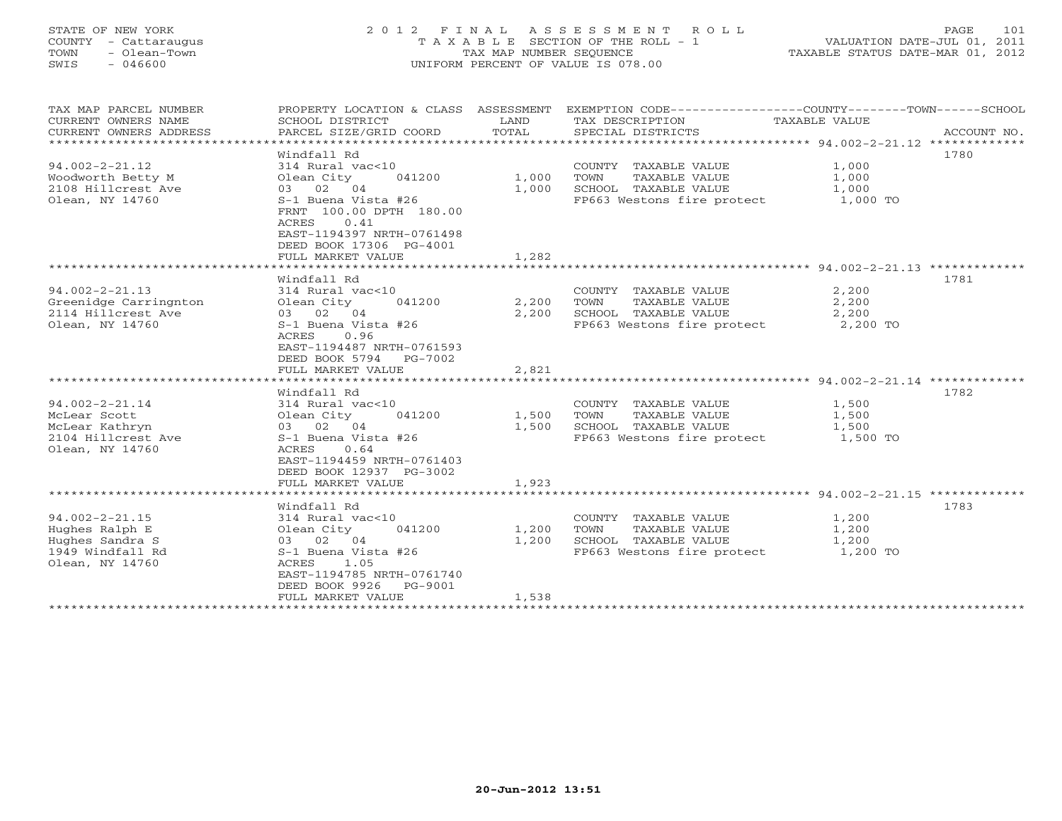STATE OF NEW YORK
COUNTY - Cattaraugus
TOWN - Olean-Town
SWIS - 046600

# 2012 FINAL ASSESSMENT ROLL
TAXABLE SECTION OF THE ROLL - 1
TAX MAP NUMBER SEQUENCE
UNIFORM PERCENT OF VALUE IS 078.00

VALUATION DATE-JUL 01, 2011
TAXABLE STATUS DATE-MAR 01, 2012

| TAX MAP PARCEL NUMBER / CURRENT OWNERS NAME / CURRENT OWNERS ADDRESS | PROPERTY LOCATION & CLASS / SCHOOL DISTRICT / PARCEL SIZE/GRID COORD | ASSESSMENT LAND / TOTAL | EXEMPTION CODE / TAX DESCRIPTION / SPECIAL DISTRICTS | TAXABLE VALUE (COUNTY / TOWN / SCHOOL) | ACCOUNT NO. |
|---|---|---|---|---|---|
| 94.002-2-21.12 | Windfall Rd | | | | 1780 |
| 94.002-2-21.12 | 314 Rural vac<10 | | COUNTY TAXABLE VALUE | 1,000 | |
| Woodworth Betty M | Olean City 041200 | 1,000 | TOWN TAXABLE VALUE | 1,000 | |
| 2108 Hillcrest Ave | 03 02 04 | 1,000 | SCHOOL TAXABLE VALUE | 1,000 | |
| Olean, NY 14760 | S-1 Buena Vista #26 | | FP663 Westons fire protect | 1,000 TO | |
| | FRNT 100.00 DPTH 180.00 | | | | |
| | ACRES 0.41 | | | | |
| | EAST-1194397 NRTH-0761498 | | | | |
| | DEED BOOK 17306 PG-4001 | | | | |
| | FULL MARKET VALUE | 1,282 | | | |
| 94.002-2-21.13 | Windfall Rd | | | | 1781 |
| 94.002-2-21.13 | 314 Rural vac<10 | | COUNTY TAXABLE VALUE | 2,200 | |
| Greenidge Carringnton | Olean City 041200 | 2,200 | TOWN TAXABLE VALUE | 2,200 | |
| 2114 Hillcrest Ave | 03 02 04 | 2,200 | SCHOOL TAXABLE VALUE | 2,200 | |
| Olean, NY 14760 | S-1 Buena Vista #26 | | FP663 Westons fire protect | 2,200 TO | |
| | ACRES 0.96 | | | | |
| | EAST-1194487 NRTH-0761593 | | | | |
| | DEED BOOK 5794 PG-7002 | | | | |
| | FULL MARKET VALUE | 2,821 | | | |
| 94.002-2-21.14 | Windfall Rd | | | | 1782 |
| 94.002-2-21.14 | 314 Rural vac<10 | | COUNTY TAXABLE VALUE | 1,500 | |
| McLear Scott | Olean City 041200 | 1,500 | TOWN TAXABLE VALUE | 1,500 | |
| McLear Kathryn | 03 02 04 | 1,500 | SCHOOL TAXABLE VALUE | 1,500 | |
| 2104 Hillcrest Ave | S-1 Buena Vista #26 | | FP663 Westons fire protect | 1,500 TO | |
| Olean, NY 14760 | ACRES 0.64 | | | | |
| | EAST-1194459 NRTH-0761403 | | | | |
| | DEED BOOK 12937 PG-3002 | | | | |
| | FULL MARKET VALUE | 1,923 | | | |
| 94.002-2-21.15 | Windfall Rd | | | | 1783 |
| 94.002-2-21.15 | 314 Rural vac<10 | | COUNTY TAXABLE VALUE | 1,200 | |
| Hughes Ralph E | Olean City 041200 | 1,200 | TOWN TAXABLE VALUE | 1,200 | |
| Hughes Sandra S | 03 02 04 | 1,200 | SCHOOL TAXABLE VALUE | 1,200 | |
| 1949 Windfall Rd | S-1 Buena Vista #26 | | FP663 Westons fire protect | 1,200 TO | |
| Olean, NY 14760 | ACRES 1.05 | | | | |
| | EAST-1194785 NRTH-0761740 | | | | |
| | DEED BOOK 9926 PG-9001 | | | | |
| | FULL MARKET VALUE | 1,538 | | | |

20-Jun-2012 13:51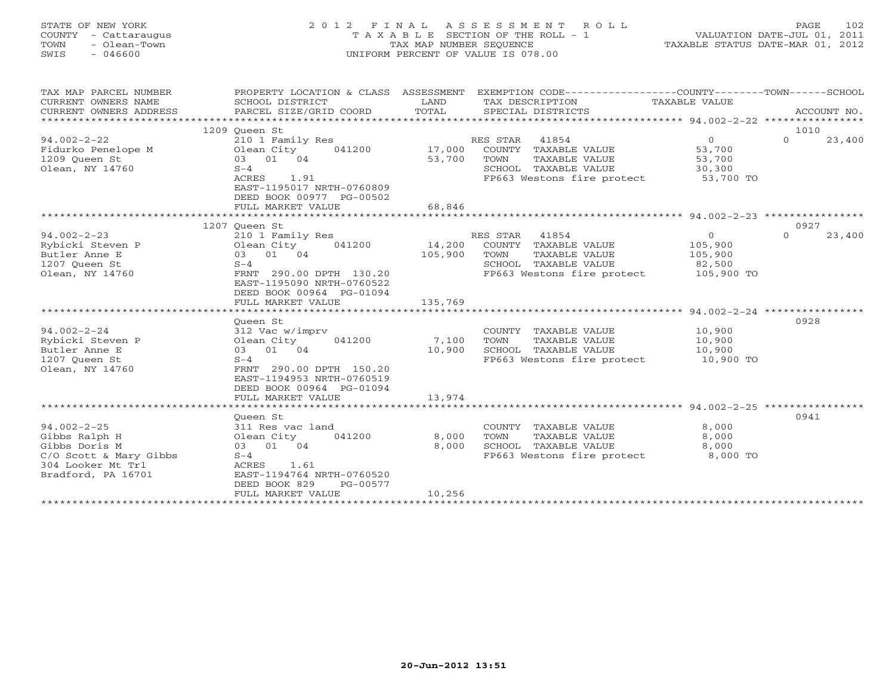STATE OF NEW YORK
COUNTY - Cattaraugus
TOWN - Olean-Town
SWIS - 046600

# 2012 FINAL ASSESSMENT ROLL

TAXABLE SECTION OF THE ROLL - 1
TAX MAP NUMBER SEQUENCE
UNIFORM PERCENT OF VALUE IS 078.00

VALUATION DATE-JUL 01, 2011
TAXABLE STATUS DATE-MAR 01, 2012

| TAX MAP PARCEL NUMBER / CURRENT OWNERS NAME / CURRENT OWNERS ADDRESS | PROPERTY LOCATION & CLASS / SCHOOL DISTRICT / PARCEL SIZE/GRID COORD | ASSESSMENT LAND / TOTAL | EXEMPTION CODE / TAX DESCRIPTION / SPECIAL DISTRICTS | COUNTY TAXABLE VALUE | TOWN | SCHOOL / ACCOUNT NO. |
|---|---|---|---|---|---|---|
| **94.002-2-22** | 1209 Queen St | | | | | 1010 |
| Fidurko Penelope M | 210 1 Family Res | | RES STAR 41854 | 0 | 0 | 23,400 |
| 1209 Queen St | Olean City 041200 | 17,000 | COUNTY TAXABLE VALUE | 53,700 | | |
| Olean, NY 14760 | 03 01 04 | 53,700 | TOWN TAXABLE VALUE | 53,700 | | |
| | S-4 | | SCHOOL TAXABLE VALUE | 30,300 | | |
| | ACRES 1.91 | | FP663 Westons fire protect | 53,700 TO | | |
| | EAST-1195017 NRTH-0760809 | | | | | |
| | DEED BOOK 00977 PG-00502 | | | | | |
| | FULL MARKET VALUE | 68,846 | | | | |
| **94.002-2-23** | 1207 Queen St | | | | | 0927 |
| Rybicki Steven P | 210 1 Family Res | | RES STAR 41854 | 0 | 0 | 23,400 |
| Butler Anne E | Olean City 041200 | 14,200 | COUNTY TAXABLE VALUE | 105,900 | | |
| 1207 Queen St | 03 01 04 | 105,900 | TOWN TAXABLE VALUE | 105,900 | | |
| Olean, NY 14760 | S-4 | | SCHOOL TAXABLE VALUE | 82,500 | | |
| | FRNT 290.00 DPTH 130.20 | | FP663 Westons fire protect | 105,900 TO | | |
| | EAST-1195090 NRTH-0760522 | | | | | |
| | DEED BOOK 00964 PG-01094 | | | | | |
| | FULL MARKET VALUE | 135,769 | | | | |
| **94.002-2-24** | Queen St | | | | | 0928 |
| Rybicki Steven P | 312 Vac w/imprv | | COUNTY TAXABLE VALUE | 10,900 | | |
| Butler Anne E | Olean City 041200 | 7,100 | TOWN TAXABLE VALUE | 10,900 | | |
| 1207 Queen St | 03 01 04 | 10,900 | SCHOOL TAXABLE VALUE | 10,900 | | |
| Olean, NY 14760 | S-4 | | FP663 Westons fire protect | 10,900 TO | | |
| | FRNT 290.00 DPTH 150.20 | | | | | |
| | EAST-1194953 NRTH-0760519 | | | | | |
| | DEED BOOK 00964 PG-01094 | | | | | |
| | FULL MARKET VALUE | 13,974 | | | | |
| **94.002-2-25** | Queen St | | | | | 0941 |
| Gibbs Ralph H | 311 Res vac land | | COUNTY TAXABLE VALUE | 8,000 | | |
| Gibbs Doris M | Olean City 041200 | 8,000 | TOWN TAXABLE VALUE | 8,000 | | |
| C/O Scott & Mary Gibbs | 03 01 04 | 8,000 | SCHOOL TAXABLE VALUE | 8,000 | | |
| 304 Looker Mt Trl | S-4 | | FP663 Westons fire protect | 8,000 TO | | |
| Bradford, PA 16701 | ACRES 1.61 | | | | | |
| | EAST-1194764 NRTH-0760520 | | | | | |
| | DEED BOOK 829 PG-00577 | | | | | |
| | FULL MARKET VALUE | 10,256 | | | | |

20-Jun-2012 13:51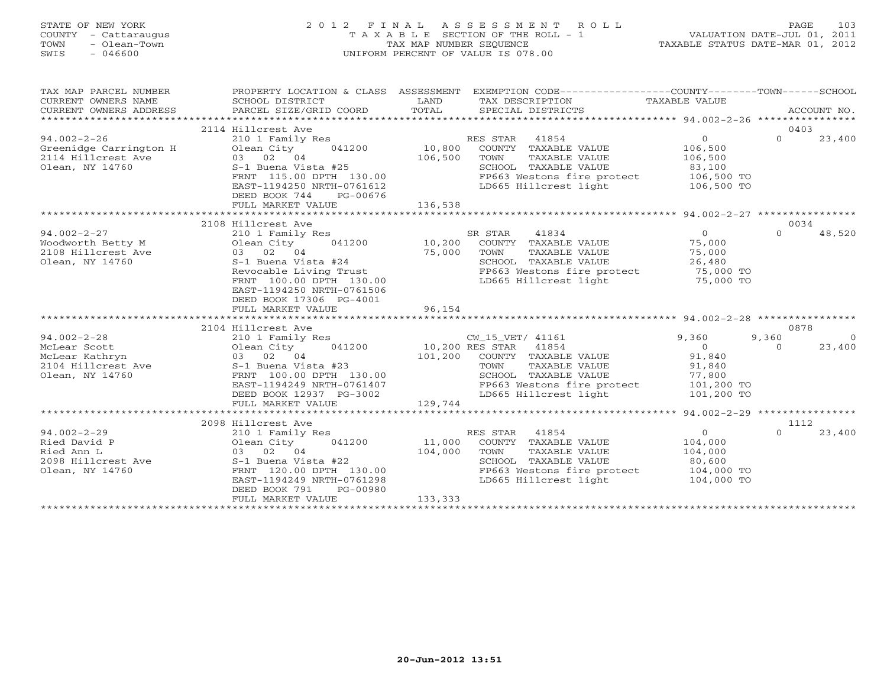STATE OF NEW YORK
COUNTY - Cattaraugus
TOWN - Olean-Town
SWIS - 046600

# 2012 FINAL ASSESSMENT ROLL

TAXABLE SECTION OF THE ROLL - 1
TAX MAP NUMBER SEQUENCE
UNIFORM PERCENT OF VALUE IS 078.00

VALUATION DATE-JUL 01, 2011
TAXABLE STATUS DATE-MAR 01, 2012

| TAX MAP PARCEL NUMBER / CURRENT OWNERS NAME / CURRENT OWNERS ADDRESS | PROPERTY LOCATION & CLASS / SCHOOL DISTRICT / PARCEL SIZE/GRID COORD | ASSESSMENT LAND / TOTAL | EXEMPTION CODE / TAX DESCRIPTION / SPECIAL DISTRICTS | COUNTY TAXABLE VALUE | TOWN | SCHOOL / ACCOUNT NO. |
|---|---|---|---|---|---|---|
| | 2114 Hillcrest Ave | | | | | 0403 |
| 94.002-2-26 | 210 1 Family Res | | RES STAR 41854 | 0 | 0 | 23,400 |
| Greenidge Carrington H | Olean City 041200 | 10,800 | COUNTY TAXABLE VALUE | 106,500 | | |
| 2114 Hillcrest Ave | 03 02 04 | 106,500 | TOWN TAXABLE VALUE | 106,500 | | |
| Olean, NY 14760 | S-1 Buena Vista #25 | | SCHOOL TAXABLE VALUE | 83,100 | | |
| | FRNT 115.00 DPTH 130.00 | | FP663 Westons fire protect | 106,500 TO | | |
| | EAST-1194250 NRTH-0761612 | | LD665 Hillcrest light | 106,500 TO | | |
| | DEED BOOK 744 PG-00676 | | | | | |
| | FULL MARKET VALUE | 136,538 | | | | |
| | 2108 Hillcrest Ave | | | | | 0034 |
| 94.002-2-27 | 210 1 Family Res | | SR STAR 41834 | 0 | 0 | 48,520 |
| Woodworth Betty M | Olean City 041200 | 10,200 | COUNTY TAXABLE VALUE | 75,000 | | |
| 2108 Hillcrest Ave | 03 02 04 | 75,000 | TOWN TAXABLE VALUE | 75,000 | | |
| Olean, NY 14760 | S-1 Buena Vista #24 | | SCHOOL TAXABLE VALUE | 26,480 | | |
| | Revocable Living Trust | | FP663 Westons fire protect | 75,000 TO | | |
| | FRNT 100.00 DPTH 130.00 | | LD665 Hillcrest light | 75,000 TO | | |
| | EAST-1194250 NRTH-0761506 | | | | | |
| | DEED BOOK 17306 PG-4001 | | | | | |
| | FULL MARKET VALUE | 96,154 | | | | |
| | 2104 Hillcrest Ave | | | | | 0878 |
| 94.002-2-28 | 210 1 Family Res | | CW_15_VET/ 41161 | 9,360 | 9,360 | 0 |
| McLear Scott | Olean City 041200 | 10,200 | RES STAR 41854 | 0 | 0 | 23,400 |
| McLear Kathryn | 03 02 04 | 101,200 | COUNTY TAXABLE VALUE | 91,840 | | |
| 2104 Hillcrest Ave | S-1 Buena Vista #23 | | TOWN TAXABLE VALUE | 91,840 | | |
| Olean, NY 14760 | FRNT 100.00 DPTH 130.00 | | SCHOOL TAXABLE VALUE | 77,800 | | |
| | EAST-1194249 NRTH-0761407 | | FP663 Westons fire protect | 101,200 TO | | |
| | DEED BOOK 12937 PG-3002 | | LD665 Hillcrest light | 101,200 TO | | |
| | FULL MARKET VALUE | 129,744 | | | | |
| | 2098 Hillcrest Ave | | | | | 1112 |
| 94.002-2-29 | 210 1 Family Res | | RES STAR 41854 | 0 | 0 | 23,400 |
| Ried David P | Olean City 041200 | 11,000 | COUNTY TAXABLE VALUE | 104,000 | | |
| Ried Ann L | 03 02 04 | 104,000 | TOWN TAXABLE VALUE | 104,000 | | |
| 2098 Hillcrest Ave | S-1 Buena Vista #22 | | SCHOOL TAXABLE VALUE | 80,600 | | |
| Olean, NY 14760 | FRNT 120.00 DPTH 130.00 | | FP663 Westons fire protect | 104,000 TO | | |
| | EAST-1194249 NRTH-0761298 | | LD665 Hillcrest light | 104,000 TO | | |
| | DEED BOOK 791 PG-00980 | | | | | |
| | FULL MARKET VALUE | 133,333 | | | | |

20-Jun-2012 13:51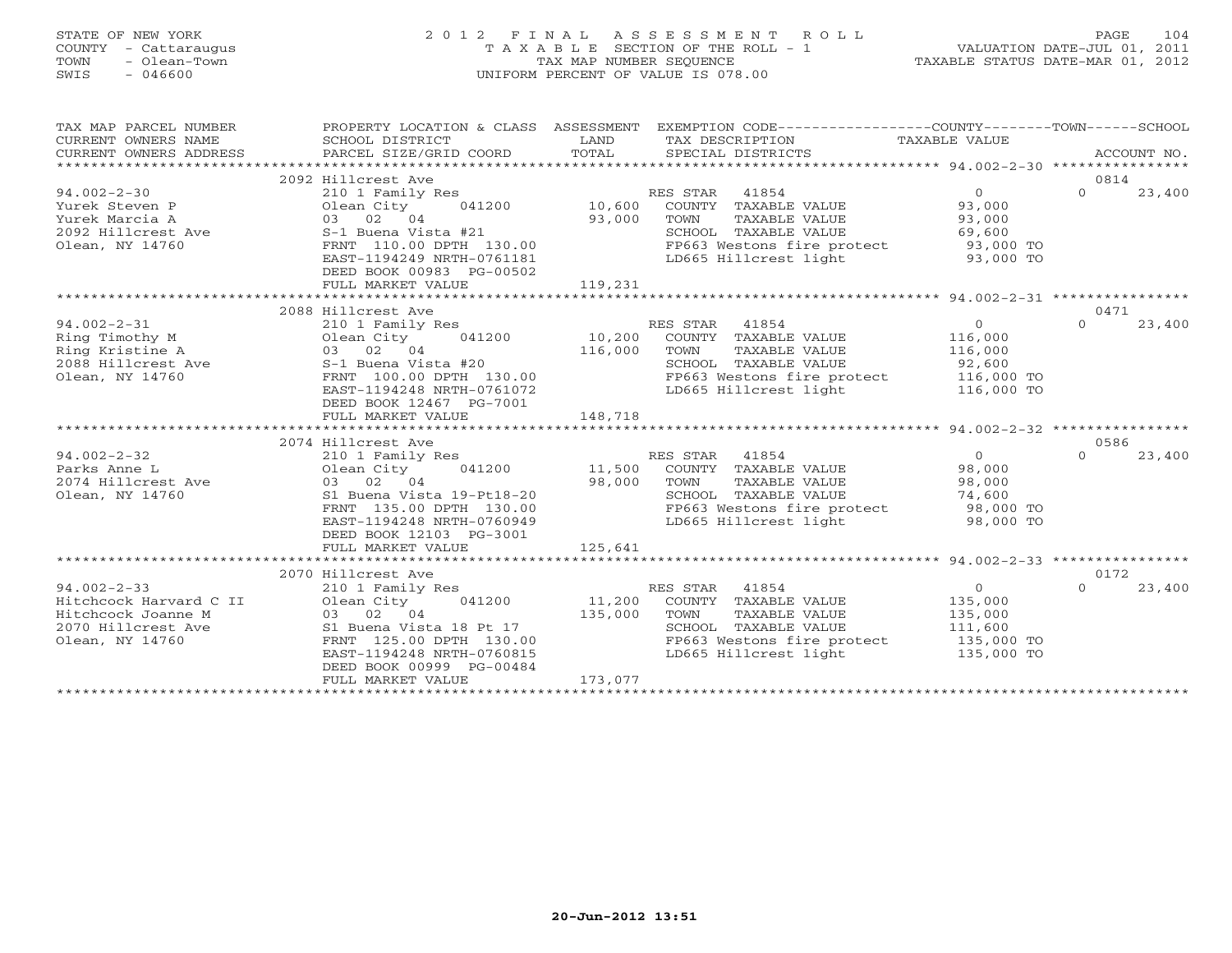STATE OF NEW YORK
COUNTY - Cattaraugus
TOWN - Olean-Town
SWIS - 046600

2012 FINAL ASSESSMENT ROLL
TAXABLE SECTION OF THE ROLL - 1
TAX MAP NUMBER SEQUENCE
UNIFORM PERCENT OF VALUE IS 078.00

VALUATION DATE-JUL 01, 2011
TAXABLE STATUS DATE-MAR 01, 2012

| TAX MAP PARCEL NUMBER / CURRENT OWNERS NAME / CURRENT OWNERS ADDRESS | PROPERTY LOCATION & CLASS / SCHOOL DISTRICT / PARCEL SIZE/GRID COORD | ASSESSMENT LAND / TOTAL | EXEMPTION CODE / TAX DESCRIPTION / SPECIAL DISTRICTS | COUNTY / TAXABLE VALUE | TOWN | SCHOOL / ACCOUNT NO. |
|---|---|---|---|---|---|---|
| | 2092 Hillcrest Ave | | | | | 0814 |
| 94.002-2-30 | 210 1 Family Res | | RES STAR 41854 | 0 | 0 | 23,400 |
| Yurek Steven P | Olean City 041200 | 10,600 | COUNTY TAXABLE VALUE | 93,000 | | |
| Yurek Marcia A | 03 02 04 | 93,000 | TOWN TAXABLE VALUE | 93,000 | | |
| 2092 Hillcrest Ave | S-1 Buena Vista #21 | | SCHOOL TAXABLE VALUE | 69,600 | | |
| Olean, NY 14760 | FRNT 110.00 DPTH 130.00 | | FP663 Westons fire protect | 93,000 TO | | |
| | EAST-1194249 NRTH-0761181 | | LD665 Hillcrest light | 93,000 TO | | |
| | DEED BOOK 00983 PG-00502 | | | | | |
| | FULL MARKET VALUE | 119,231 | | | | |
| | 2088 Hillcrest Ave | | | | | 0471 |
| 94.002-2-31 | 210 1 Family Res | | RES STAR 41854 | 0 | 0 | 23,400 |
| Ring Timothy M | Olean City 041200 | 10,200 | COUNTY TAXABLE VALUE | 116,000 | | |
| Ring Kristine A | 03 02 04 | 116,000 | TOWN TAXABLE VALUE | 116,000 | | |
| 2088 Hillcrest Ave | S-1 Buena Vista #20 | | SCHOOL TAXABLE VALUE | 92,600 | | |
| Olean, NY 14760 | FRNT 100.00 DPTH 130.00 | | FP663 Westons fire protect | 116,000 TO | | |
| | EAST-1194248 NRTH-0761072 | | LD665 Hillcrest light | 116,000 TO | | |
| | DEED BOOK 12467 PG-7001 | | | | | |
| | FULL MARKET VALUE | 148,718 | | | | |
| | 2074 Hillcrest Ave | | | | | 0586 |
| 94.002-2-32 | 210 1 Family Res | | RES STAR 41854 | 0 | 0 | 23,400 |
| Parks Anne L | Olean City 041200 | 11,500 | COUNTY TAXABLE VALUE | 98,000 | | |
| 2074 Hillcrest Ave | 03 02 04 | 98,000 | TOWN TAXABLE VALUE | 98,000 | | |
| Olean, NY 14760 | S1 Buena Vista 19-Pt18-20 | | SCHOOL TAXABLE VALUE | 74,600 | | |
| | FRNT 135.00 DPTH 130.00 | | FP663 Westons fire protect | 98,000 TO | | |
| | EAST-1194248 NRTH-0760949 | | LD665 Hillcrest light | 98,000 TO | | |
| | DEED BOOK 12103 PG-3001 | | | | | |
| | FULL MARKET VALUE | 125,641 | | | | |
| | 2070 Hillcrest Ave | | | | | 0172 |
| 94.002-2-33 | 210 1 Family Res | | RES STAR 41854 | 0 | 0 | 23,400 |
| Hitchcock Harvard C II | Olean City 041200 | 11,200 | COUNTY TAXABLE VALUE | 135,000 | | |
| Hitchcock Joanne M | 03 02 04 | 135,000 | TOWN TAXABLE VALUE | 135,000 | | |
| 2070 Hillcrest Ave | S1 Buena Vista 18 Pt 17 | | SCHOOL TAXABLE VALUE | 111,600 | | |
| Olean, NY 14760 | FRNT 125.00 DPTH 130.00 | | FP663 Westons fire protect | 135,000 TO | | |
| | EAST-1194248 NRTH-0760815 | | LD665 Hillcrest light | 135,000 TO | | |
| | DEED BOOK 00999 PG-00484 | | | | | |
| | FULL MARKET VALUE | 173,077 | | | | |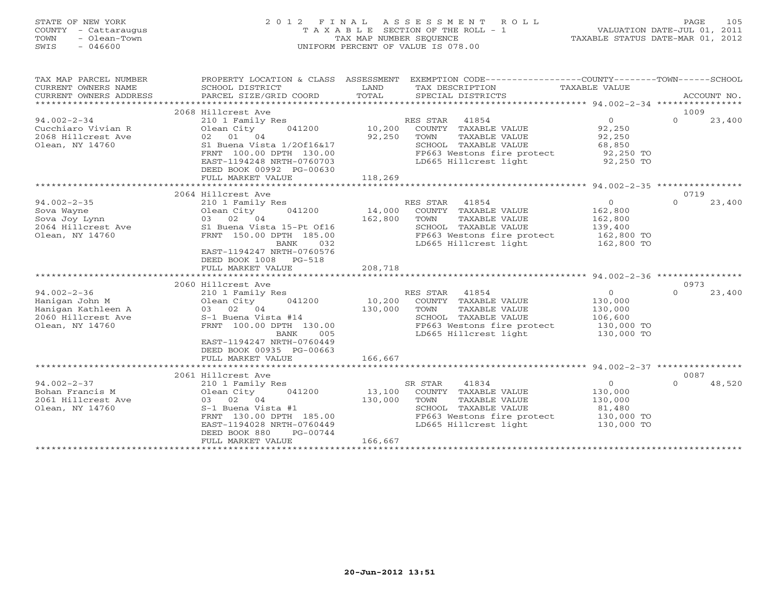STATE OF NEW YORK
COUNTY - Cattaraugus
TOWN - Olean-Town
SWIS - 046600

2012 FINAL ASSESSMENT ROLL
TAXABLE SECTION OF THE ROLL - 1
TAX MAP NUMBER SEQUENCE
UNIFORM PERCENT OF VALUE IS 078.00

VALUATION DATE-JUL 01, 2011
TAXABLE STATUS DATE-MAR 01, 2012

| TAX MAP PARCEL NUMBER / CURRENT OWNERS NAME / CURRENT OWNERS ADDRESS | PROPERTY LOCATION & CLASS / SCHOOL DISTRICT / PARCEL SIZE/GRID COORD | ASSESSMENT LAND / TOTAL | EXEMPTION CODE / TAX DESCRIPTION / SPECIAL DISTRICTS | COUNTY TAXABLE VALUE | TOWN | SCHOOL / ACCOUNT NO. |
|---|---|---|---|---|---|---|
| | 2068 Hillcrest Ave | | | | | 1009 |
| 94.002-2-34 | 210 1 Family Res | | RES STAR 41854 | 0 | 0 | 23,400 |
| Cucchiaro Vivian R | Olean City 041200 | 10,200 | COUNTY TAXABLE VALUE | 92,250 | | |
| 2068 Hillcrest Ave | 02 01 04 | 92,250 | TOWN TAXABLE VALUE | 92,250 | | |
| Olean, NY 14760 | S1 Buena Vista 1/2Of16&17 | | SCHOOL TAXABLE VALUE | 68,850 | | |
| | FRNT 100.00 DPTH 130.00 | | FP663 Westons fire protect | 92,250 TO | | |
| | EAST-1194248 NRTH-0760703 | | LD665 Hillcrest light | 92,250 TO | | |
| | DEED BOOK 00992 PG-00630 | | | | | |
| | FULL MARKET VALUE | 118,269 | | | | |
| | 2064 Hillcrest Ave | | | | | 0719 |
| 94.002-2-35 | 210 1 Family Res | | RES STAR 41854 | 0 | 0 | 23,400 |
| Sova Wayne | Olean City 041200 | 14,000 | COUNTY TAXABLE VALUE | 162,800 | | |
| Sova Joy Lynn | 03 02 04 | 162,800 | TOWN TAXABLE VALUE | 162,800 | | |
| 2064 Hillcrest Ave | S1 Buena Vista 15-Pt Of16 | | SCHOOL TAXABLE VALUE | 139,400 | | |
| Olean, NY 14760 | FRNT 150.00 DPTH 185.00 | | FP663 Westons fire protect | 162,800 TO | | |
| | BANK 032 | | LD665 Hillcrest light | 162,800 TO | | |
| | EAST-1194247 NRTH-0760576 | | | | | |
| | DEED BOOK 1008 PG-518 | | | | | |
| | FULL MARKET VALUE | 208,718 | | | | |
| | 2060 Hillcrest Ave | | | | | 0973 |
| 94.002-2-36 | 210 1 Family Res | | RES STAR 41854 | 0 | 0 | 23,400 |
| Hanigan John M | Olean City 041200 | 10,200 | COUNTY TAXABLE VALUE | 130,000 | | |
| Hanigan Kathleen A | 03 02 04 | 130,000 | TOWN TAXABLE VALUE | 130,000 | | |
| 2060 Hillcrest Ave | S-1 Buena Vista #14 | | SCHOOL TAXABLE VALUE | 106,600 | | |
| Olean, NY 14760 | FRNT 100.00 DPTH 130.00 | | FP663 Westons fire protect | 130,000 TO | | |
| | BANK 005 | | LD665 Hillcrest light | 130,000 TO | | |
| | EAST-1194247 NRTH-0760449 | | | | | |
| | DEED BOOK 00935 PG-00663 | | | | | |
| | FULL MARKET VALUE | 166,667 | | | | |
| | 2061 Hillcrest Ave | | | | | 0087 |
| 94.002-2-37 | 210 1 Family Res | | SR STAR 41834 | 0 | 0 | 48,520 |
| Bohan Francis M | Olean City 041200 | 13,100 | COUNTY TAXABLE VALUE | 130,000 | | |
| 2061 Hillcrest Ave | 03 02 04 | 130,000 | TOWN TAXABLE VALUE | 130,000 | | |
| Olean, NY 14760 | S-1 Buena Vista #1 | | SCHOOL TAXABLE VALUE | 81,480 | | |
| | FRNT 130.00 DPTH 185.00 | | FP663 Westons fire protect | 130,000 TO | | |
| | EAST-1194028 NRTH-0760449 | | LD665 Hillcrest light | 130,000 TO | | |
| | DEED BOOK 880 PG-00744 | | | | | |
| | FULL MARKET VALUE | 166,667 | | | | |

20-Jun-2012 13:51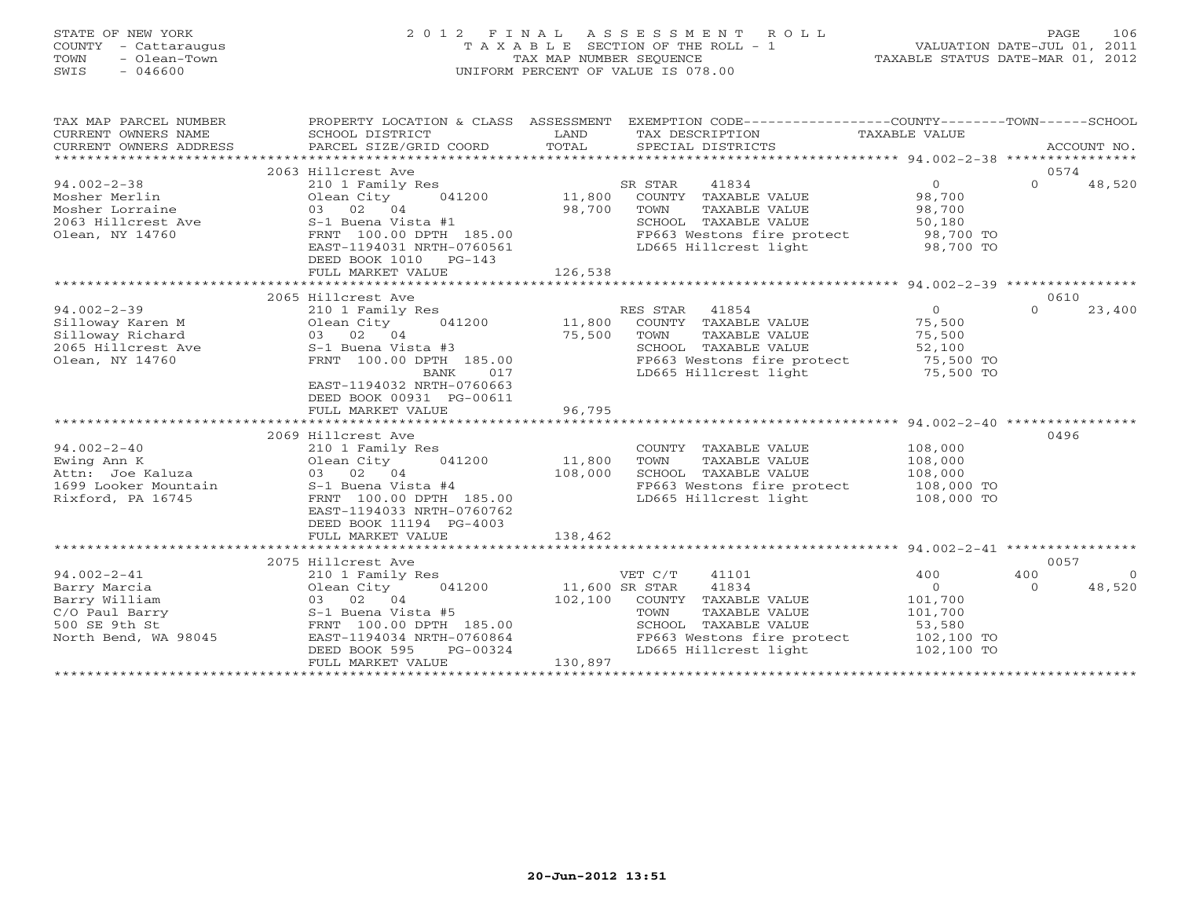STATE OF NEW YORK
COUNTY - Cattaraugus
TOWN - Olean-Town
SWIS - 046600

2012 FINAL ASSESSMENT ROLL
TAXABLE SECTION OF THE ROLL - 1
TAX MAP NUMBER SEQUENCE
UNIFORM PERCENT OF VALUE IS 078.00

VALUATION DATE-JUL 01, 2011
TAXABLE STATUS DATE-MAR 01, 2012

| TAX MAP PARCEL NUMBER / CURRENT OWNERS NAME / CURRENT OWNERS ADDRESS | PROPERTY LOCATION & CLASS / SCHOOL DISTRICT / PARCEL SIZE/GRID COORD | ASSESSMENT LAND / TOTAL | EXEMPTION CODE / TAX DESCRIPTION / SPECIAL DISTRICTS | COUNTY TAXABLE VALUE | TOWN | SCHOOL / ACCOUNT NO. |
|---|---|---|---|---|---|---|
| | 2063 Hillcrest Ave | | | | | 0574 |
| 94.002-2-38 | 210 1 Family Res | | SR STAR 41834 | 0 | 0 | 48,520 |
| Mosher Merlin | Olean City 041200 | 11,800 | COUNTY TAXABLE VALUE | 98,700 | | |
| Mosher Lorraine | 03 02 04 | 98,700 | TOWN TAXABLE VALUE | 98,700 | | |
| 2063 Hillcrest Ave | S-1 Buena Vista #1 | | SCHOOL TAXABLE VALUE | 50,180 | | |
| Olean, NY 14760 | FRNT 100.00 DPTH 185.00 | | FP663 Westons fire protect | 98,700 TO | | |
| | EAST-1194031 NRTH-0760561 | | LD665 Hillcrest light | 98,700 TO | | |
| | DEED BOOK 1010 PG-143 | | | | | |
| | FULL MARKET VALUE | 126,538 | | | | |
| | 2065 Hillcrest Ave | | | | | 0610 |
| 94.002-2-39 | 210 1 Family Res | | RES STAR 41854 | 0 | 0 | 23,400 |
| Silloway Karen M | Olean City 041200 | 11,800 | COUNTY TAXABLE VALUE | 75,500 | | |
| Silloway Richard | 03 02 04 | 75,500 | TOWN TAXABLE VALUE | 75,500 | | |
| 2065 Hillcrest Ave | S-1 Buena Vista #3 | | SCHOOL TAXABLE VALUE | 52,100 | | |
| Olean, NY 14760 | FRNT 100.00 DPTH 185.00 | | FP663 Westons fire protect | 75,500 TO | | |
| | BANK 017 | | LD665 Hillcrest light | 75,500 TO | | |
| | EAST-1194032 NRTH-0760663 | | | | | |
| | DEED BOOK 00931 PG-00611 | | | | | |
| | FULL MARKET VALUE | 96,795 | | | | |
| | 2069 Hillcrest Ave | | | | | 0496 |
| 94.002-2-40 | 210 1 Family Res | | COUNTY TAXABLE VALUE | 108,000 | | |
| Ewing Ann K | Olean City 041200 | 11,800 | TOWN TAXABLE VALUE | 108,000 | | |
| Attn: Joe Kaluza | 03 02 04 | 108,000 | SCHOOL TAXABLE VALUE | 108,000 | | |
| 1699 Looker Mountain | S-1 Buena Vista #4 | | FP663 Westons fire protect | 108,000 TO | | |
| Rixford, PA 16745 | FRNT 100.00 DPTH 185.00 | | LD665 Hillcrest light | 108,000 TO | | |
| | EAST-1194033 NRTH-0760762 | | | | | |
| | DEED BOOK 11194 PG-4003 | | | | | |
| | FULL MARKET VALUE | 138,462 | | | | |
| | 2075 Hillcrest Ave | | | | | 0057 |
| 94.002-2-41 | 210 1 Family Res | | VET C/T 41101 | 400 | 400 | 0 |
| Barry Marcia | Olean City 041200 | 11,600 | SR STAR 41834 | 0 | 0 | 48,520 |
| Barry William | 03 02 04 | 102,100 | COUNTY TAXABLE VALUE | 101,700 | | |
| C/O Paul Barry | S-1 Buena Vista #5 | | TOWN TAXABLE VALUE | 101,700 | | |
| 500 SE 9th St | FRNT 100.00 DPTH 185.00 | | SCHOOL TAXABLE VALUE | 53,580 | | |
| North Bend, WA 98045 | EAST-1194034 NRTH-0760864 | | FP663 Westons fire protect | 102,100 TO | | |
| | DEED BOOK 595 PG-00324 | | LD665 Hillcrest light | 102,100 TO | | |
| | FULL MARKET VALUE | 130,897 | | | | |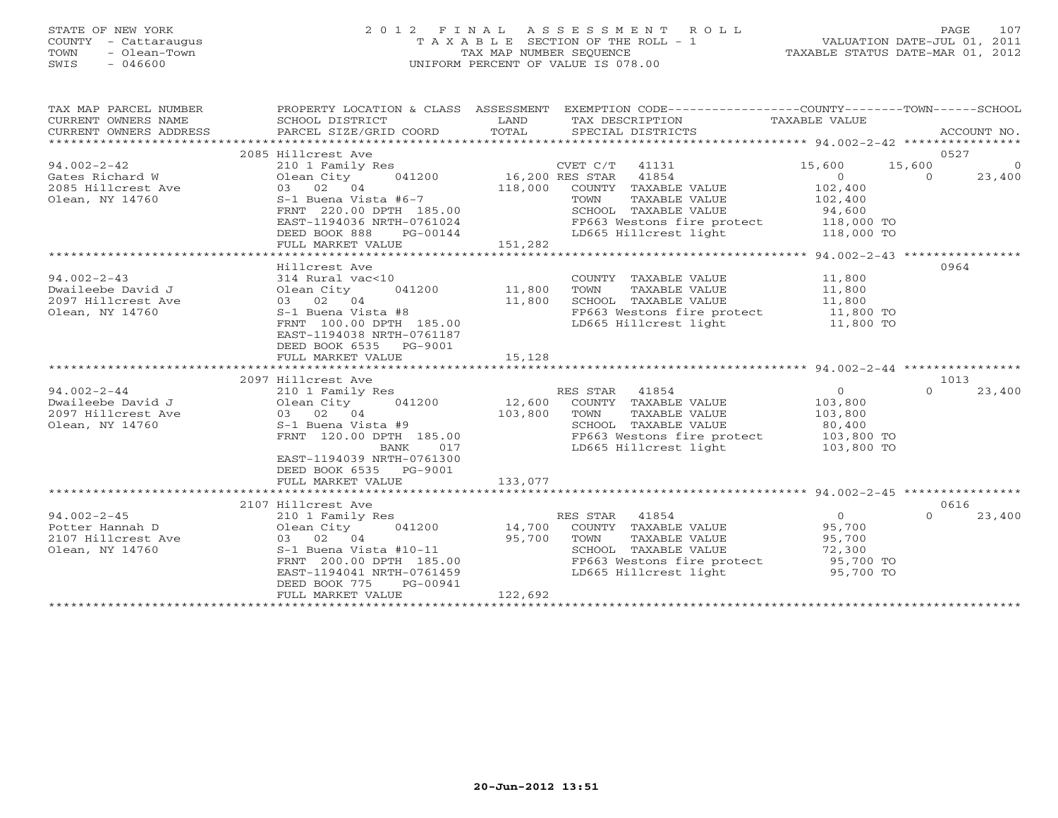STATE OF NEW YORK
COUNTY - Cattaraugus
TOWN - Olean-Town
SWIS - 046600

2012 FINAL ASSESSMENT ROLL
TAXABLE SECTION OF THE ROLL - 1
TAX MAP NUMBER SEQUENCE
UNIFORM PERCENT OF VALUE IS 078.00

VALUATION DATE-JUL 01, 2011
TAXABLE STATUS DATE-MAR 01, 2012

| TAX MAP PARCEL NUMBER / CURRENT OWNERS NAME / CURRENT OWNERS ADDRESS | PROPERTY LOCATION & CLASS / SCHOOL DISTRICT / PARCEL SIZE/GRID COORD | ASSESSMENT LAND / TOTAL | EXEMPTION CODE / TAX DESCRIPTION / SPECIAL DISTRICTS | COUNTY TAXABLE VALUE | TOWN | SCHOOL | ACCOUNT NO. |
|---|---|---|---|---|---|---|---|
| | 2085 Hillcrest Ave | | | | | | 0527 |
| 94.002-2-42 | 210 1 Family Res | | CVET C/T 41131 | 15,600 | 15,600 | 0 | |
| Gates Richard W | Olean City 041200 | 16,200 | RES STAR 41854 | 0 | 0 | 23,400 | |
| 2085 Hillcrest Ave | 03 02 04 | 118,000 | COUNTY TAXABLE VALUE | 102,400 | | | |
| Olean, NY 14760 | S-1 Buena Vista #6-7 | | TOWN TAXABLE VALUE | 102,400 | | | |
| | FRNT 220.00 DPTH 185.00 | | SCHOOL TAXABLE VALUE | 94,600 | | | |
| | EAST-1194036 NRTH-0761024 | | FP663 Westons fire protect | 118,000 TO | | | |
| | DEED BOOK 888 PG-00144 | | LD665 Hillcrest light | 118,000 TO | | | |
| | FULL MARKET VALUE | 151,282 | | | | | |
| | Hillcrest Ave | | | | | | 0964 |
| 94.002-2-43 | 314 Rural vac<10 | | COUNTY TAXABLE VALUE | 11,800 | | | |
| Dwaileebe David J | Olean City 041200 | 11,800 | TOWN TAXABLE VALUE | 11,800 | | | |
| 2097 Hillcrest Ave | 03 02 04 | 11,800 | SCHOOL TAXABLE VALUE | 11,800 | | | |
| Olean, NY 14760 | S-1 Buena Vista #8 | | FP663 Westons fire protect | 11,800 TO | | | |
| | FRNT 100.00 DPTH 185.00 | | LD665 Hillcrest light | 11,800 TO | | | |
| | EAST-1194038 NRTH-0761187 | | | | | | |
| | DEED BOOK 6535 PG-9001 | | | | | | |
| | FULL MARKET VALUE | 15,128 | | | | | |
| | 2097 Hillcrest Ave | | | | | | 1013 |
| 94.002-2-44 | 210 1 Family Res | | RES STAR 41854 | 0 | 0 | 23,400 | |
| Dwaileebe David J | Olean City 041200 | 12,600 | COUNTY TAXABLE VALUE | 103,800 | | | |
| 2097 Hillcrest Ave | 03 02 04 | 103,800 | TOWN TAXABLE VALUE | 103,800 | | | |
| Olean, NY 14760 | S-1 Buena Vista #9 | | SCHOOL TAXABLE VALUE | 80,400 | | | |
| | FRNT 120.00 DPTH 185.00 | | FP663 Westons fire protect | 103,800 TO | | | |
| | BANK 017 | | LD665 Hillcrest light | 103,800 TO | | | |
| | EAST-1194039 NRTH-0761300 | | | | | | |
| | DEED BOOK 6535 PG-9001 | | | | | | |
| | FULL MARKET VALUE | 133,077 | | | | | |
| | 2107 Hillcrest Ave | | | | | | 0616 |
| 94.002-2-45 | 210 1 Family Res | | RES STAR 41854 | 0 | 0 | 23,400 | |
| Potter Hannah D | Olean City 041200 | 14,700 | COUNTY TAXABLE VALUE | 95,700 | | | |
| 2107 Hillcrest Ave | 03 02 04 | 95,700 | TOWN TAXABLE VALUE | 95,700 | | | |
| Olean, NY 14760 | S-1 Buena Vista #10-11 | | SCHOOL TAXABLE VALUE | 72,300 | | | |
| | FRNT 200.00 DPTH 185.00 | | FP663 Westons fire protect | 95,700 TO | | | |
| | EAST-1194041 NRTH-0761459 | | LD665 Hillcrest light | 95,700 TO | | | |
| | DEED BOOK 775 PG-00941 | | | | | | |
| | FULL MARKET VALUE | 122,692 | | | | | |

20-Jun-2012 13:51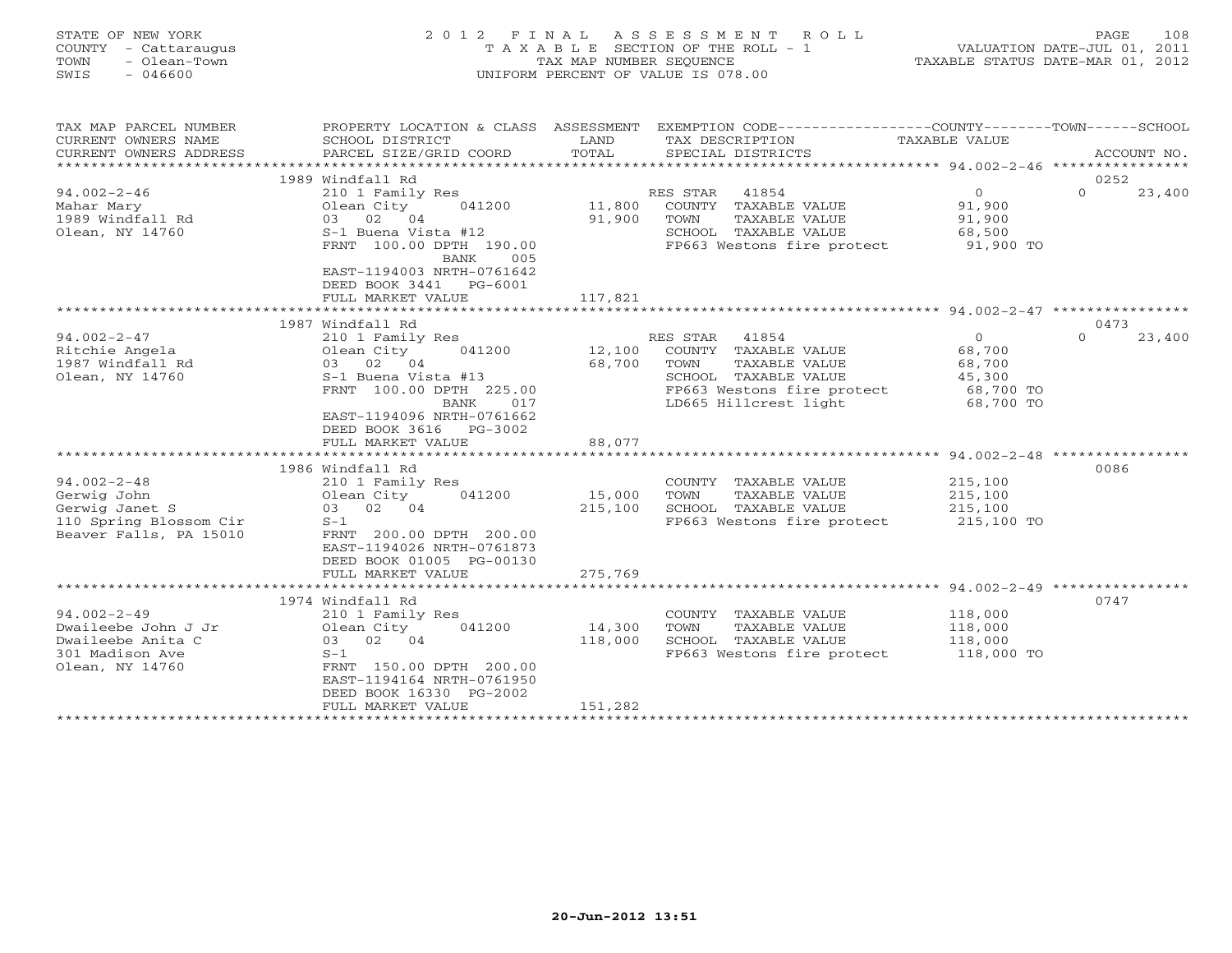STATE OF NEW YORK
COUNTY - Cattaraugus
TOWN - Olean-Town
SWIS - 046600

2 0 1 2 F I N A L A S S E S S M E N T R O L L
T A X A B L E SECTION OF THE ROLL - 1
TAX MAP NUMBER SEQUENCE
UNIFORM PERCENT OF VALUE IS 078.00

VALUATION DATE-JUL 01, 2011
TAXABLE STATUS DATE-MAR 01, 2012

| TAX MAP PARCEL NUMBER / CURRENT OWNERS NAME / CURRENT OWNERS ADDRESS | PROPERTY LOCATION & CLASS / SCHOOL DISTRICT / PARCEL SIZE/GRID COORD | ASSESSMENT LAND | ASSESSMENT TOTAL | EXEMPTION CODE / TAX DESCRIPTION / SPECIAL DISTRICTS | COUNTY TAXABLE VALUE | TOWN | SCHOOL | ACCOUNT NO. |
|---|---|---|---|---|---|---|---|---|
| 94.002-2-46 | 1989 Windfall Rd | | | | | | | 0252 |
| Mahar Mary | 210 1 Family Res | | | RES STAR 41854 | 0 | 0 | 23,400 | |
| 1989 Windfall Rd | Olean City 041200 | 11,800 | | COUNTY TAXABLE VALUE | 91,900 | | | |
| Olean, NY 14760 | 03 02 04 | | 91,900 | TOWN TAXABLE VALUE | 91,900 | | | |
| | S-1 Buena Vista #12 | | | SCHOOL TAXABLE VALUE | 68,500 | | | |
| | FRNT 100.00 DPTH 190.00 BANK 005 | | | FP663 Westons fire protect | 91,900 TO | | | |
| | EAST-1194003 NRTH-0761642 | | | | | | | |
| | DEED BOOK 3441 PG-6001 | | | | | | | |
| | FULL MARKET VALUE | | 117,821 | | | | | |
| 94.002-2-47 | 1987 Windfall Rd | | | | | | | 0473 |
| Ritchie Angela | 210 1 Family Res | | | RES STAR 41854 | 0 | 0 | 23,400 | |
| 1987 Windfall Rd | Olean City 041200 | 12,100 | | COUNTY TAXABLE VALUE | 68,700 | | | |
| Olean, NY 14760 | 03 02 04 | | 68,700 | TOWN TAXABLE VALUE | 68,700 | | | |
| | S-1 Buena Vista #13 | | | SCHOOL TAXABLE VALUE | 45,300 | | | |
| | FRNT 100.00 DPTH 225.00 BANK 017 | | | FP663 Westons fire protect | 68,700 TO | | | |
| | EAST-1194096 NRTH-0761662 | | | LD665 Hillcrest light | 68,700 TO | | | |
| | DEED BOOK 3616 PG-3002 | | | | | | | |
| | FULL MARKET VALUE | | 88,077 | | | | | |
| 94.002-2-48 | 1986 Windfall Rd | | | | | | | 0086 |
| Gerwig John | 210 1 Family Res | | | COUNTY TAXABLE VALUE | 215,100 | | | |
| Gerwig Janet S | Olean City 041200 | 15,000 | | TOWN TAXABLE VALUE | 215,100 | | | |
| 110 Spring Blossom Cir | 03 02 04 | | 215,100 | SCHOOL TAXABLE VALUE | 215,100 | | | |
| Beaver Falls, PA 15010 | S-1 | | | FP663 Westons fire protect | 215,100 TO | | | |
| | FRNT 200.00 DPTH 200.00 | | | | | | | |
| | EAST-1194026 NRTH-0761873 | | | | | | | |
| | DEED BOOK 01005 PG-00130 | | | | | | | |
| | FULL MARKET VALUE | | 275,769 | | | | | |
| 94.002-2-49 | 1974 Windfall Rd | | | | | | | 0747 |
| Dwaileebe John J Jr | 210 1 Family Res | | | COUNTY TAXABLE VALUE | 118,000 | | | |
| Dwaileebe Anita C | Olean City 041200 | 14,300 | | TOWN TAXABLE VALUE | 118,000 | | | |
| 301 Madison Ave | 03 02 04 | | 118,000 | SCHOOL TAXABLE VALUE | 118,000 | | | |
| Olean, NY 14760 | S-1 | | | FP663 Westons fire protect | 118,000 TO | | | |
| | FRNT 150.00 DPTH 200.00 | | | | | | | |
| | EAST-1194164 NRTH-0761950 | | | | | | | |
| | DEED BOOK 16330 PG-2002 | | | | | | | |
| | FULL MARKET VALUE | | 151,282 | | | | | |

20-Jun-2012 13:51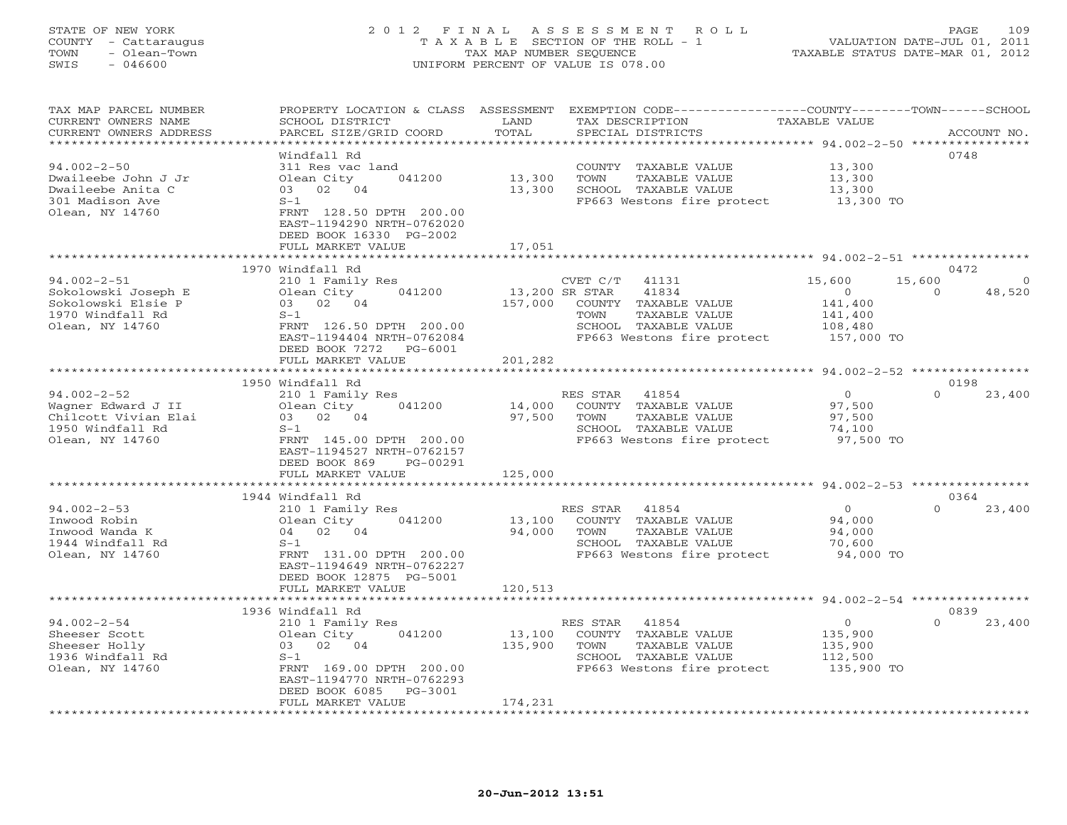STATE OF NEW YORK
COUNTY - Cattaraugus
TOWN - Olean-Town
SWIS - 046600

2012 FINAL ASSESSMENT ROLL
TAXABLE SECTION OF THE ROLL - 1
TAX MAP NUMBER SEQUENCE
UNIFORM PERCENT OF VALUE IS 078.00

VALUATION DATE-JUL 01, 2011
TAXABLE STATUS DATE-MAR 01, 2012

| TAX MAP PARCEL NUMBER / CURRENT OWNERS NAME / CURRENT OWNERS ADDRESS | PROPERTY LOCATION & CLASS / SCHOOL DISTRICT / PARCEL SIZE/GRID COORD | ASSESSMENT LAND / TOTAL | EXEMPTION CODE / TAX DESCRIPTION / SPECIAL DISTRICTS | COUNTY TAXABLE VALUE | TOWN | SCHOOL | ACCOUNT NO. |
|---|---|---|---|---|---|---|---|
| 94.002-2-50 | Windfall Rd | | | | | | 0748 |
| Dwaileebe John J Jr | 311 Res vac land | | COUNTY TAXABLE VALUE | 13,300 | | | |
| Dwaileebe Anita C | Olean City 041200 | 13,300 | TOWN TAXABLE VALUE | 13,300 | | | |
| 301 Madison Ave | 03 02 04 | 13,300 | SCHOOL TAXABLE VALUE | 13,300 | | | |
| Olean, NY 14760 | S-1 | | FP663 Westons fire protect | 13,300 TO | | | |
| | FRNT 128.50 DPTH 200.00 | | | | | | |
| | EAST-1194290 NRTH-0762020 | | | | | | |
| | DEED BOOK 16330 PG-2002 | | | | | | |
| | FULL MARKET VALUE | 17,051 | | | | | |
| 94.002-2-51 | 1970 Windfall Rd | | | | | | 0472 |
| Sokolowski Joseph E | 210 1 Family Res | | CVET C/T 41131 | 15,600 | 15,600 | 0 | |
| Sokolowski Elsie P | Olean City 041200 | 13,200 | SR STAR 41834 | 0 | 0 | 48,520 | |
| 1970 Windfall Rd | 03 02 04 | 157,000 | COUNTY TAXABLE VALUE | 141,400 | | | |
| Olean, NY 14760 | S-1 | | TOWN TAXABLE VALUE | 141,400 | | | |
| | FRNT 126.50 DPTH 200.00 | | SCHOOL TAXABLE VALUE | 108,480 | | | |
| | EAST-1194404 NRTH-0762084 | | FP663 Westons fire protect | 157,000 TO | | | |
| | DEED BOOK 7272 PG-6001 | | | | | | |
| | FULL MARKET VALUE | 201,282 | | | | | |
| 94.002-2-52 | 1950 Windfall Rd | | | | | | 0198 |
| Wagner Edward J II | 210 1 Family Res | | RES STAR 41854 | 0 | 0 | 23,400 | |
| Chilcott Vivian Elai | Olean City 041200 | 14,000 | COUNTY TAXABLE VALUE | 97,500 | | | |
| 1950 Windfall Rd | 03 02 04 | 97,500 | TOWN TAXABLE VALUE | 97,500 | | | |
| Olean, NY 14760 | S-1 | | SCHOOL TAXABLE VALUE | 74,100 | | | |
| | FRNT 145.00 DPTH 200.00 | | FP663 Westons fire protect | 97,500 TO | | | |
| | EAST-1194527 NRTH-0762157 | | | | | | |
| | DEED BOOK 869 PG-00291 | | | | | | |
| | FULL MARKET VALUE | 125,000 | | | | | |
| 94.002-2-53 | 1944 Windfall Rd | | | | | | 0364 |
| Inwood Robin | 210 1 Family Res | | RES STAR 41854 | 0 | 0 | 23,400 | |
| Inwood Wanda K | Olean City 041200 | 13,100 | COUNTY TAXABLE VALUE | 94,000 | | | |
| 1944 Windfall Rd | 04 02 04 | 94,000 | TOWN TAXABLE VALUE | 94,000 | | | |
| Olean, NY 14760 | S-1 | | SCHOOL TAXABLE VALUE | 70,600 | | | |
| | FRNT 131.00 DPTH 200.00 | | FP663 Westons fire protect | 94,000 TO | | | |
| | EAST-1194649 NRTH-0762227 | | | | | | |
| | DEED BOOK 12875 PG-5001 | | | | | | |
| | FULL MARKET VALUE | 120,513 | | | | | |
| 94.002-2-54 | 1936 Windfall Rd | | | | | | 0839 |
| Sheeser Scott | 210 1 Family Res | | RES STAR 41854 | 0 | 0 | 23,400 | |
| Sheeser Holly | Olean City 041200 | 13,100 | COUNTY TAXABLE VALUE | 135,900 | | | |
| 1936 Windfall Rd | 03 02 04 | 135,900 | TOWN TAXABLE VALUE | 135,900 | | | |
| Olean, NY 14760 | S-1 | | SCHOOL TAXABLE VALUE | 112,500 | | | |
| | FRNT 169.00 DPTH 200.00 | | FP663 Westons fire protect | 135,900 TO | | | |
| | EAST-1194770 NRTH-0762293 | | | | | | |
| | DEED BOOK 6085 PG-3001 | | | | | | |
| | FULL MARKET VALUE | 174,231 | | | | | |

20-Jun-2012 13:51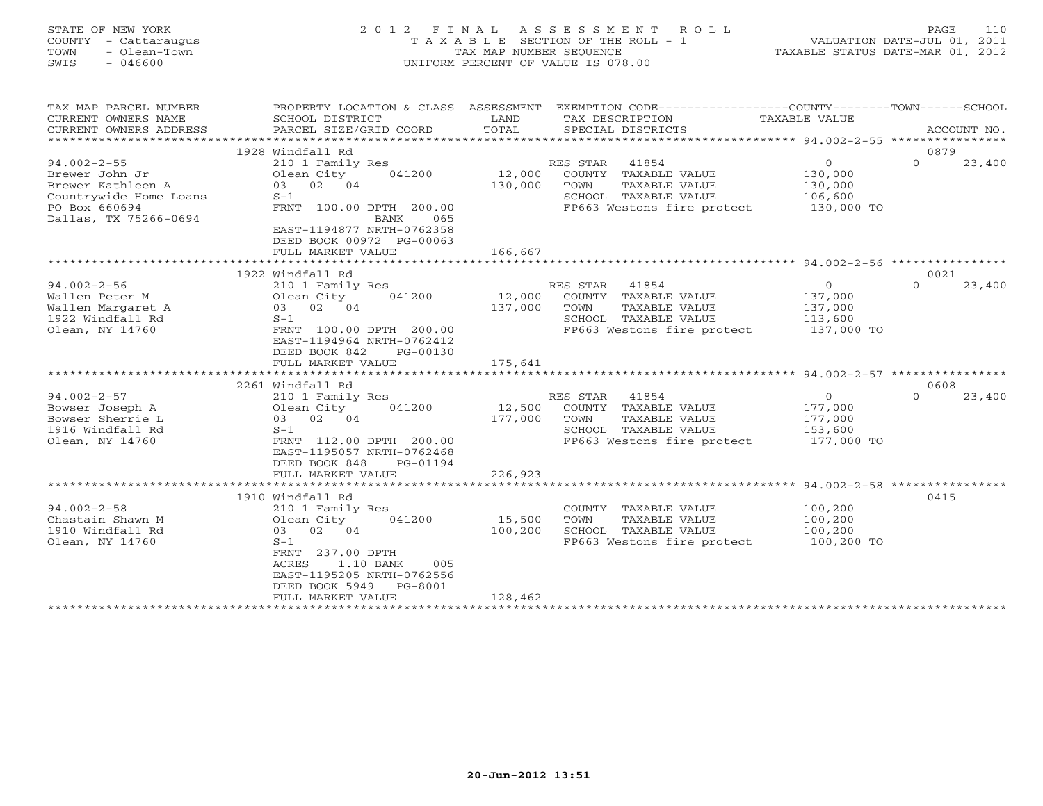STATE OF NEW YORK
COUNTY - Cattaraugus
TOWN - Olean-Town
SWIS - 046600

# 2012 FINAL ASSESSMENT ROLL

TAXABLE SECTION OF THE ROLL - 1
TAX MAP NUMBER SEQUENCE
UNIFORM PERCENT OF VALUE IS 078.00

VALUATION DATE-JUL 01, 2011
TAXABLE STATUS DATE-MAR 01, 2012

| TAX MAP PARCEL NUMBER / CURRENT OWNERS NAME / CURRENT OWNERS ADDRESS | PROPERTY LOCATION & CLASS / SCHOOL DISTRICT / PARCEL SIZE/GRID COORD | ASSESSMENT LAND / TOTAL | EXEMPTION CODE / TAX DESCRIPTION / SPECIAL DISTRICTS | COUNTY / TOWN / SCHOOL TAXABLE VALUE | ACCOUNT NO. |
|---|---|---|---|---|---|
| **94.002-2-55** | 1928 Windfall Rd | | | | 0879 |
| 94.002-2-55 | 210 1 Family Res | | RES STAR 41854 | 0 / 0 / 23,400 | |
| Brewer John Jr | Olean City 041200 | 12,000 | COUNTY TAXABLE VALUE | 130,000 | |
| Brewer Kathleen A | 03 02 04 | 130,000 | TOWN TAXABLE VALUE | 130,000 | |
| Countrywide Home Loans | S-1 | | SCHOOL TAXABLE VALUE | 106,600 | |
| PO Box 660694 | FRNT 100.00 DPTH 200.00 | | FP663 Westons fire protect | 130,000 TO | |
| Dallas, TX 75266-0694 | BANK 065 | | | | |
| | EAST-1194877 NRTH-0762358 | | | | |
| | DEED BOOK 00972 PG-00063 | | | | |
| | FULL MARKET VALUE | 166,667 | | | |
| **94.002-2-56** | 1922 Windfall Rd | | | | 0021 |
| 94.002-2-56 | 210 1 Family Res | | RES STAR 41854 | 0 / 0 / 23,400 | |
| Wallen Peter M | Olean City 041200 | 12,000 | COUNTY TAXABLE VALUE | 137,000 | |
| Wallen Margaret A | 03 02 04 | 137,000 | TOWN TAXABLE VALUE | 137,000 | |
| 1922 Windfall Rd | S-1 | | SCHOOL TAXABLE VALUE | 113,600 | |
| Olean, NY 14760 | FRNT 100.00 DPTH 200.00 | | FP663 Westons fire protect | 137,000 TO | |
| | EAST-1194964 NRTH-0762412 | | | | |
| | DEED BOOK 842 PG-00130 | | | | |
| | FULL MARKET VALUE | 175,641 | | | |
| **94.002-2-57** | 2261 Windfall Rd | | | | 0608 |
| 94.002-2-57 | 210 1 Family Res | | RES STAR 41854 | 0 / 0 / 23,400 | |
| Bowser Joseph A | Olean City 041200 | 12,500 | COUNTY TAXABLE VALUE | 177,000 | |
| Bowser Sherrie L | 03 02 04 | 177,000 | TOWN TAXABLE VALUE | 177,000 | |
| 1916 Windfall Rd | S-1 | | SCHOOL TAXABLE VALUE | 153,600 | |
| Olean, NY 14760 | FRNT 112.00 DPTH 200.00 | | FP663 Westons fire protect | 177,000 TO | |
| | EAST-1195057 NRTH-0762468 | | | | |
| | DEED BOOK 848 PG-01194 | | | | |
| | FULL MARKET VALUE | 226,923 | | | |
| **94.002-2-58** | 1910 Windfall Rd | | | | 0415 |
| 94.002-2-58 | 210 1 Family Res | | COUNTY TAXABLE VALUE | 100,200 | |
| Chastain Shawn M | Olean City 041200 | 15,500 | TOWN TAXABLE VALUE | 100,200 | |
| 1910 Windfall Rd | 03 02 04 | 100,200 | SCHOOL TAXABLE VALUE | 100,200 | |
| Olean, NY 14760 | S-1 | | FP663 Westons fire protect | 100,200 TO | |
| | FRNT 237.00 DPTH | | | | |
| | ACRES 1.10 BANK 005 | | | | |
| | EAST-1195205 NRTH-0762556 | | | | |
| | DEED BOOK 5949 PG-8001 | | | | |
| | FULL MARKET VALUE | 128,462 | | | |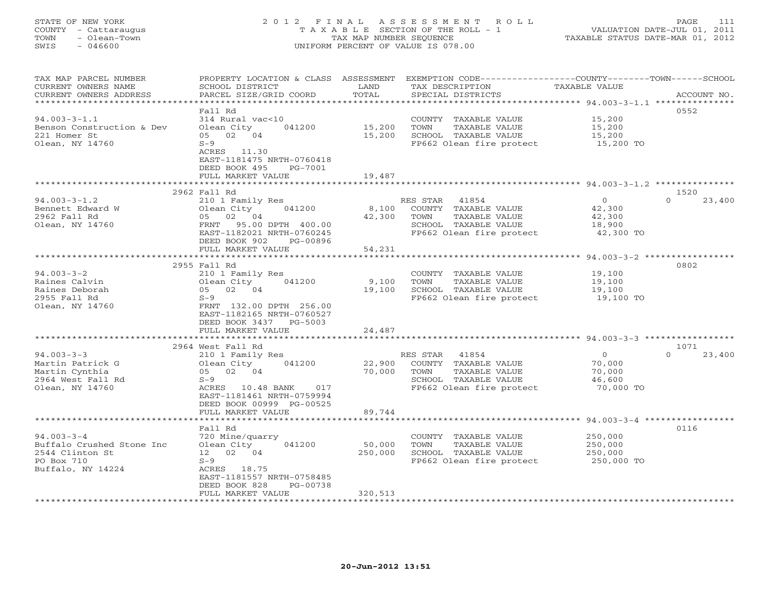STATE OF NEW YORK
COUNTY - Cattaraugus
TOWN - Olean-Town
SWIS - 046600

# 2012 FINAL ASSESSMENT ROLL

TAXABLE SECTION OF THE ROLL - 1
TAX MAP NUMBER SEQUENCE
UNIFORM PERCENT OF VALUE IS 078.00

VALUATION DATE-JUL 01, 2011
TAXABLE STATUS DATE-MAR 01, 2012

| TAX MAP PARCEL NUMBER / CURRENT OWNERS NAME / CURRENT OWNERS ADDRESS | PROPERTY LOCATION & CLASS / SCHOOL DISTRICT / PARCEL SIZE/GRID COORD | ASSESSMENT LAND / TOTAL | EXEMPTION CODE / TAX DESCRIPTION / SPECIAL DISTRICTS | COUNTY / TOWN / SCHOOL TAXABLE VALUE | ACCOUNT NO. |
|---|---|---|---|---|---|
| 94.003-3-1.1 | Fall Rd | | | | 0552 |
| 94.003-3-1.1 | 314 Rural vac<10 | | COUNTY TAXABLE VALUE | 15,200 | |
| Benson Construction & Dev | Olean City 041200 | 15,200 | TOWN TAXABLE VALUE | 15,200 | |
| 221 Homer St | 05 02 04 | 15,200 | SCHOOL TAXABLE VALUE | 15,200 | |
| Olean, NY 14760 | S-9 | | FP662 Olean fire protect | 15,200 TO | |
| | ACRES 11.30 | | | | |
| | EAST-1181475 NRTH-0760418 | | | | |
| | DEED BOOK 495 PG-7001 | | | | |
| | FULL MARKET VALUE | 19,487 | | | |
| 94.003-3-1.2 | 2962 Fall Rd | | | | 1520 |
| 94.003-3-1.2 | 210 1 Family Res | | RES STAR 41854 | 0 / 0 / 23,400 | |
| Bennett Edward W | Olean City 041200 | 8,100 | COUNTY TAXABLE VALUE | 42,300 | |
| 2962 Fall Rd | 05 02 04 | 42,300 | TOWN TAXABLE VALUE | 42,300 | |
| Olean, NY 14760 | FRNT 95.00 DPTH 400.00 | | SCHOOL TAXABLE VALUE | 18,900 | |
| | EAST-1182021 NRTH-0760245 | | FP662 Olean fire protect | 42,300 TO | |
| | DEED BOOK 902 PG-00896 | | | | |
| | FULL MARKET VALUE | 54,231 | | | |
| 94.003-3-2 | 2955 Fall Rd | | | | 0802 |
| 94.003-3-2 | 210 1 Family Res | | COUNTY TAXABLE VALUE | 19,100 | |
| Raines Calvin | Olean City 041200 | 9,100 | TOWN TAXABLE VALUE | 19,100 | |
| Raines Deborah | 05 02 04 | 19,100 | SCHOOL TAXABLE VALUE | 19,100 | |
| 2955 Fall Rd | S-9 | | FP662 Olean fire protect | 19,100 TO | |
| Olean, NY 14760 | FRNT 132.00 DPTH 256.00 | | | | |
| | EAST-1182165 NRTH-0760527 | | | | |
| | DEED BOOK 3437 PG-5003 | | | | |
| | FULL MARKET VALUE | 24,487 | | | |
| 94.003-3-3 | 2964 West Fall Rd | | | | 1071 |
| 94.003-3-3 | 210 1 Family Res | | RES STAR 41854 | 0 / 0 / 23,400 | |
| Martin Patrick G | Olean City 041200 | 22,900 | COUNTY TAXABLE VALUE | 70,000 | |
| Martin Cynthia | 05 02 04 | 70,000 | TOWN TAXABLE VALUE | 70,000 | |
| 2964 West Fall Rd | S-9 | | SCHOOL TAXABLE VALUE | 46,600 | |
| Olean, NY 14760 | ACRES 10.48 BANK 017 | | FP662 Olean fire protect | 70,000 TO | |
| | EAST-1181461 NRTH-0759994 | | | | |
| | DEED BOOK 00999 PG-00525 | | | | |
| | FULL MARKET VALUE | 89,744 | | | |
| 94.003-3-4 | Fall Rd | | | | 0116 |
| 94.003-3-4 | 720 Mine/quarry | | COUNTY TAXABLE VALUE | 250,000 | |
| Buffalo Crushed Stone Inc | Olean City 041200 | 50,000 | TOWN TAXABLE VALUE | 250,000 | |
| 2544 Clinton St | 12 02 04 | 250,000 | SCHOOL TAXABLE VALUE | 250,000 | |
| PO Box 710 | S-9 | | FP662 Olean fire protect | 250,000 TO | |
| Buffalo, NY 14224 | ACRES 18.75 | | | | |
| | EAST-1181557 NRTH-0758485 | | | | |
| | DEED BOOK 828 PG-00738 | | | | |
| | FULL MARKET VALUE | 320,513 | | | |

20-Jun-2012 13:51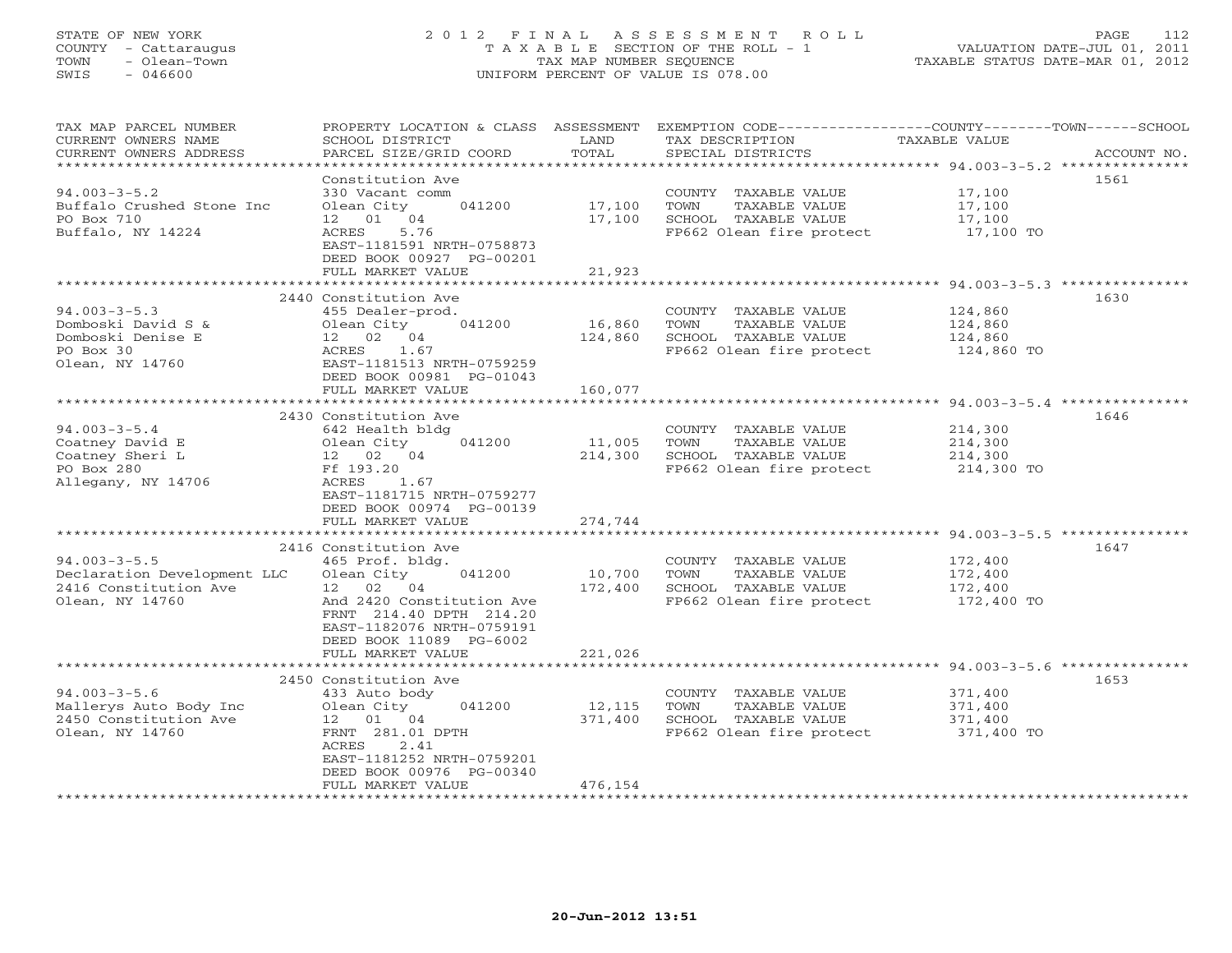STATE OF NEW YORK
COUNTY - Cattaraugus
TOWN - Olean-Town
SWIS - 046600

2012 FINAL ASSESSMENT ROLL
TAXABLE SECTION OF THE ROLL - 1
TAX MAP NUMBER SEQUENCE
UNIFORM PERCENT OF VALUE IS 078.00

VALUATION DATE-JUL 01, 2011
TAXABLE STATUS DATE-MAR 01, 2012

| TAX MAP PARCEL NUMBER / CURRENT OWNERS NAME / CURRENT OWNERS ADDRESS | PROPERTY LOCATION & CLASS / SCHOOL DISTRICT / PARCEL SIZE/GRID COORD | ASSESSMENT LAND / TOTAL | EXEMPTION CODE / TAX DESCRIPTION / SPECIAL DISTRICTS | TAXABLE VALUE (COUNTY--TOWN--SCHOOL) | ACCOUNT NO. |
|---|---|---|---|---|---|
| 94.003-3-5.2 | Constitution Ave | | | | 1561 |
| 94.003-3-5.2 | 330 Vacant comm | | COUNTY TAXABLE VALUE | 17,100 | |
| Buffalo Crushed Stone Inc | Olean City 041200 | 17,100 | TOWN TAXABLE VALUE | 17,100 | |
| PO Box 710 | 12 01 04 | 17,100 | SCHOOL TAXABLE VALUE | 17,100 | |
| Buffalo, NY 14224 | ACRES 5.76 | | FP662 Olean fire protect | 17,100 TO | |
| | EAST-1181591 NRTH-0758873 | | | | |
| | DEED BOOK 00927 PG-00201 | | | | |
| | FULL MARKET VALUE | 21,923 | | | |
| 94.003-3-5.3 | 2440 Constitution Ave | | | | 1630 |
| 94.003-3-5.3 | 455 Dealer-prod. | | COUNTY TAXABLE VALUE | 124,860 | |
| Domboski David S & | Olean City 041200 | 16,860 | TOWN TAXABLE VALUE | 124,860 | |
| Domboski Denise E | 12 02 04 | 124,860 | SCHOOL TAXABLE VALUE | 124,860 | |
| PO Box 30 | ACRES 1.67 | | FP662 Olean fire protect | 124,860 TO | |
| Olean, NY 14760 | EAST-1181513 NRTH-0759259 | | | | |
| | DEED BOOK 00981 PG-01043 | | | | |
| | FULL MARKET VALUE | 160,077 | | | |
| 94.003-3-5.4 | 2430 Constitution Ave | | | | 1646 |
| 94.003-3-5.4 | 642 Health bldg | | COUNTY TAXABLE VALUE | 214,300 | |
| Coatney David E | Olean City 041200 | 11,005 | TOWN TAXABLE VALUE | 214,300 | |
| Coatney Sheri L | 12 02 04 | 214,300 | SCHOOL TAXABLE VALUE | 214,300 | |
| PO Box 280 | Ff 193.20 | | FP662 Olean fire protect | 214,300 TO | |
| Allegany, NY 14706 | ACRES 1.67 | | | | |
| | EAST-1181715 NRTH-0759277 | | | | |
| | DEED BOOK 00974 PG-00139 | | | | |
| | FULL MARKET VALUE | 274,744 | | | |
| 94.003-3-5.5 | 2416 Constitution Ave | | | | 1647 |
| 94.003-3-5.5 | 465 Prof. bldg. | | COUNTY TAXABLE VALUE | 172,400 | |
| Declaration Development LLC | Olean City 041200 | 10,700 | TOWN TAXABLE VALUE | 172,400 | |
| 2416 Constitution Ave | 12 02 04 | 172,400 | SCHOOL TAXABLE VALUE | 172,400 | |
| Olean, NY 14760 | And 2420 Constitution Ave | | FP662 Olean fire protect | 172,400 TO | |
| | FRNT 214.40 DPTH 214.20 | | | | |
| | EAST-1182076 NRTH-0759191 | | | | |
| | DEED BOOK 11089 PG-6002 | | | | |
| | FULL MARKET VALUE | 221,026 | | | |
| 94.003-3-5.6 | 2450 Constitution Ave | | | | 1653 |
| 94.003-3-5.6 | 433 Auto body | | COUNTY TAXABLE VALUE | 371,400 | |
| Mallerys Auto Body Inc | Olean City 041200 | 12,115 | TOWN TAXABLE VALUE | 371,400 | |
| 2450 Constitution Ave | 12 01 04 | 371,400 | SCHOOL TAXABLE VALUE | 371,400 | |
| Olean, NY 14760 | FRNT 281.01 DPTH | | FP662 Olean fire protect | 371,400 TO | |
| | ACRES 2.41 | | | | |
| | EAST-1181252 NRTH-0759201 | | | | |
| | DEED BOOK 00976 PG-00340 | | | | |
| | FULL MARKET VALUE | 476,154 | | | |

20-Jun-2012 13:51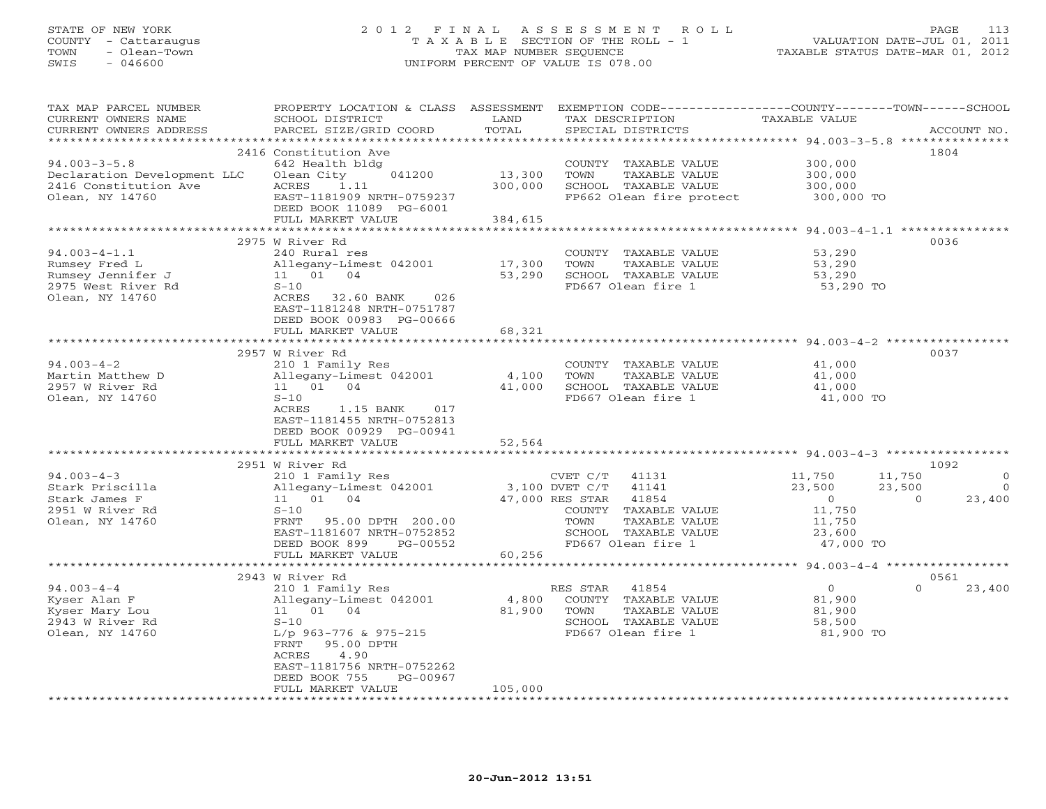STATE OF NEW YORK
COUNTY - Cattaraugus
TOWN - Olean-Town
SWIS - 046600

2 0 1 2 F I N A L A S S E S S M E N T R O L L
T A X A B L E SECTION OF THE ROLL - 1
TAX MAP NUMBER SEQUENCE
UNIFORM PERCENT OF VALUE IS 078.00

VALUATION DATE-JUL 01, 2011
TAXABLE STATUS DATE-MAR 01, 2012

| TAX MAP PARCEL NUMBER / CURRENT OWNERS NAME / CURRENT OWNERS ADDRESS | PROPERTY LOCATION & CLASS / SCHOOL DISTRICT / PARCEL SIZE/GRID COORD | ASSESSMENT LAND / TOTAL | EXEMPTION CODE / TAX DESCRIPTION / SPECIAL DISTRICTS | COUNTY TAXABLE VALUE | TOWN | SCHOOL | ACCOUNT NO. |
|---|---|---|---|---|---|---|---|
| **94.003-3-5.8** | 2416 Constitution Ave | | | | | | 1804 |
| 94.003-3-5.8 | 642 Health bldg | | COUNTY TAXABLE VALUE | 300,000 | | | |
| Declaration Development LLC | Olean City 041200 | 13,300 | TOWN TAXABLE VALUE | 300,000 | | | |
| 2416 Constitution Ave | ACRES 1.11 | 300,000 | SCHOOL TAXABLE VALUE | 300,000 | | | |
| Olean, NY 14760 | EAST-1181909 NRTH-0759237 | | FP662 Olean fire protect | 300,000 TO | | | |
| | DEED BOOK 11089 PG-6001 | | | | | | |
| | FULL MARKET VALUE | 384,615 | | | | | |
| **94.003-4-1.1** | 2975 W River Rd | | | | | | 0036 |
| 94.003-4-1.1 | 240 Rural res | | COUNTY TAXABLE VALUE | 53,290 | | | |
| Rumsey Fred L | Allegany-Limest 042001 | 17,300 | TOWN TAXABLE VALUE | 53,290 | | | |
| Rumsey Jennifer J | 11 01 04 | 53,290 | SCHOOL TAXABLE VALUE | 53,290 | | | |
| 2975 West River Rd | S-10 | | FD667 Olean fire 1 | 53,290 TO | | | |
| Olean, NY 14760 | ACRES 32.60 BANK 026 | | | | | | |
| | EAST-1181248 NRTH-0751787 | | | | | | |
| | DEED BOOK 00983 PG-00666 | | | | | | |
| | FULL MARKET VALUE | 68,321 | | | | | |
| **94.003-4-2** | 2957 W River Rd | | | | | | 0037 |
| 94.003-4-2 | 210 1 Family Res | | COUNTY TAXABLE VALUE | 41,000 | | | |
| Martin Matthew D | Allegany-Limest 042001 | 4,100 | TOWN TAXABLE VALUE | 41,000 | | | |
| 2957 W River Rd | 11 01 04 | 41,000 | SCHOOL TAXABLE VALUE | 41,000 | | | |
| Olean, NY 14760 | S-10 | | FD667 Olean fire 1 | 41,000 TO | | | |
| | ACRES 1.15 BANK 017 | | | | | | |
| | EAST-1181455 NRTH-0752813 | | | | | | |
| | DEED BOOK 00929 PG-00941 | | | | | | |
| | FULL MARKET VALUE | 52,564 | | | | | |
| **94.003-4-3** | 2951 W River Rd | | | | | | 1092 |
| 94.003-4-3 | 210 1 Family Res | | CVET C/T 41131 | 11,750 | 11,750 | 0 | |
| Stark Priscilla | Allegany-Limest 042001 | 3,100 | DVET C/T 41141 | 23,500 | 23,500 | 0 | |
| Stark James F | 11 01 04 | 47,000 | RES STAR 41854 | 0 | 0 | 23,400 | |
| 2951 W River Rd | S-10 | | COUNTY TAXABLE VALUE | 11,750 | | | |
| Olean, NY 14760 | FRNT 95.00 DPTH 200.00 | | TOWN TAXABLE VALUE | 11,750 | | | |
| | EAST-1181607 NRTH-0752852 | | SCHOOL TAXABLE VALUE | 23,600 | | | |
| | DEED BOOK 899 PG-00552 | | FD667 Olean fire 1 | 47,000 TO | | | |
| | FULL MARKET VALUE | 60,256 | | | | | |
| **94.003-4-4** | 2943 W River Rd | | | | | | 0561 |
| 94.003-4-4 | 210 1 Family Res | | RES STAR 41854 | 0 | 0 | 23,400 | |
| Kyser Alan F | Allegany-Limest 042001 | 4,800 | COUNTY TAXABLE VALUE | 81,900 | | | |
| Kyser Mary Lou | 11 01 04 | 81,900 | TOWN TAXABLE VALUE | 81,900 | | | |
| 2943 W River Rd | S-10 | | SCHOOL TAXABLE VALUE | 58,500 | | | |
| Olean, NY 14760 | L/p 963-776 & 975-215 | | FD667 Olean fire 1 | 81,900 TO | | | |
| | FRNT 95.00 DPTH | | | | | | |
| | ACRES 4.90 | | | | | | |
| | EAST-1181756 NRTH-0752262 | | | | | | |
| | DEED BOOK 755 PG-00967 | | | | | | |
| | FULL MARKET VALUE | 105,000 | | | | | |

20-Jun-2012 13:51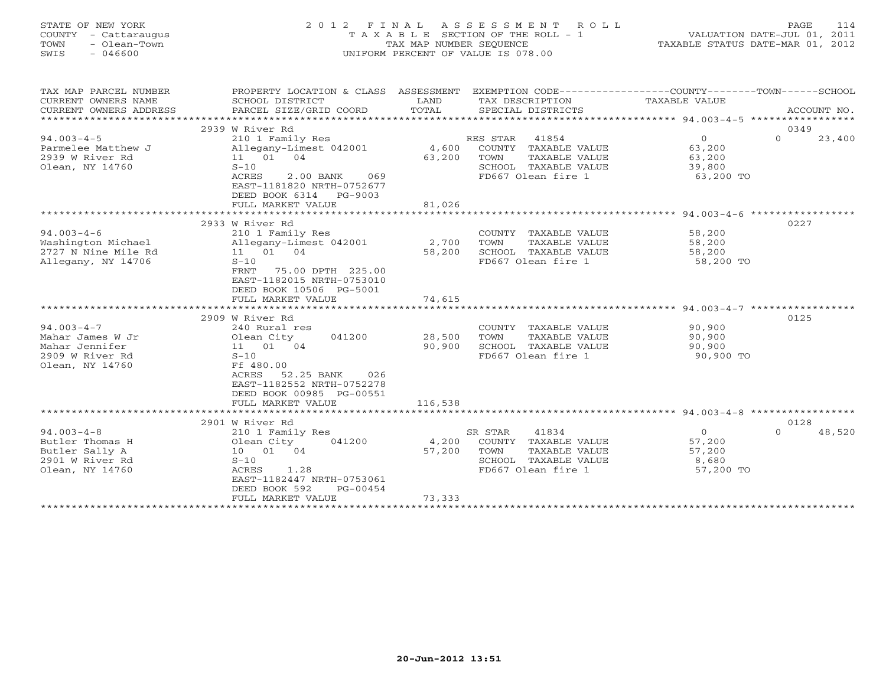STATE OF NEW YORK
COUNTY - Cattaraugus
TOWN - Olean-Town
SWIS - 046600

# 2012 FINAL ASSESSMENT ROLL

TAXABLE SECTION OF THE ROLL - 1
TAX MAP NUMBER SEQUENCE
UNIFORM PERCENT OF VALUE IS 078.00

VALUATION DATE-JUL 01, 2011
TAXABLE STATUS DATE-MAR 01, 2012

| TAX MAP PARCEL NUMBER / CURRENT OWNERS NAME / CURRENT OWNERS ADDRESS | PROPERTY LOCATION & CLASS / SCHOOL DISTRICT / PARCEL SIZE/GRID COORD | ASSESSMENT LAND / TOTAL | EXEMPTION CODE / TAX DESCRIPTION / SPECIAL DISTRICTS | COUNTY TAXABLE VALUE | TOWN | SCHOOL / ACCOUNT NO. |
|---|---|---|---|---|---|---|
| | 2939 W River Rd | | | | | 0349 |
| 94.003-4-5 | 210 1 Family Res | | RES STAR 41854 | 0 | 0 | 23,400 |
| Parmelee Matthew J | Allegany-Limest 042001 | 4,600 | COUNTY TAXABLE VALUE | 63,200 | | |
| 2939 W River Rd | 11 01 04 | 63,200 | TOWN TAXABLE VALUE | 63,200 | | |
| Olean, NY 14760 | S-10 | | SCHOOL TAXABLE VALUE | 39,800 | | |
| | ACRES 2.00 BANK 069 | | FD667 Olean fire 1 | 63,200 TO | | |
| | EAST-1181820 NRTH-0752677 | | | | | |
| | DEED BOOK 6314 PG-9003 | | | | | |
| | FULL MARKET VALUE | 81,026 | | | | |
| | 2933 W River Rd | | | | | 0227 |
| 94.003-4-6 | 210 1 Family Res | | COUNTY TAXABLE VALUE | 58,200 | | |
| Washington Michael | Allegany-Limest 042001 | 2,700 | TOWN TAXABLE VALUE | 58,200 | | |
| 2727 N Nine Mile Rd | 11 01 04 | 58,200 | SCHOOL TAXABLE VALUE | 58,200 | | |
| Allegany, NY 14706 | S-10 | | FD667 Olean fire 1 | 58,200 TO | | |
| | FRNT 75.00 DPTH 225.00 | | | | | |
| | EAST-1182015 NRTH-0753010 | | | | | |
| | DEED BOOK 10506 PG-5001 | | | | | |
| | FULL MARKET VALUE | 74,615 | | | | |
| | 2909 W River Rd | | | | | 0125 |
| 94.003-4-7 | 240 Rural res | | COUNTY TAXABLE VALUE | 90,900 | | |
| Mahar James W Jr | Olean City 041200 | 28,500 | TOWN TAXABLE VALUE | 90,900 | | |
| Mahar Jennifer | 11 01 04 | 90,900 | SCHOOL TAXABLE VALUE | 90,900 | | |
| 2909 W River Rd | S-10 | | FD667 Olean fire 1 | 90,900 TO | | |
| Olean, NY 14760 | Ff 480.00 | | | | | |
| | ACRES 52.25 BANK 026 | | | | | |
| | EAST-1182552 NRTH-0752278 | | | | | |
| | DEED BOOK 00985 PG-00551 | | | | | |
| | FULL MARKET VALUE | 116,538 | | | | |
| | 2901 W River Rd | | | | | 0128 |
| 94.003-4-8 | 210 1 Family Res | | SR STAR 41834 | 0 | 0 | 48,520 |
| Butler Thomas H | Olean City 041200 | 4,200 | COUNTY TAXABLE VALUE | 57,200 | | |
| Butler Sally A | 10 01 04 | 57,200 | TOWN TAXABLE VALUE | 57,200 | | |
| 2901 W River Rd | S-10 | | SCHOOL TAXABLE VALUE | 8,680 | | |
| Olean, NY 14760 | ACRES 1.28 | | FD667 Olean fire 1 | 57,200 TO | | |
| | EAST-1182447 NRTH-0753061 | | | | | |
| | DEED BOOK 592 PG-00454 | | | | | |
| | FULL MARKET VALUE | 73,333 | | | | |

20-Jun-2012 13:51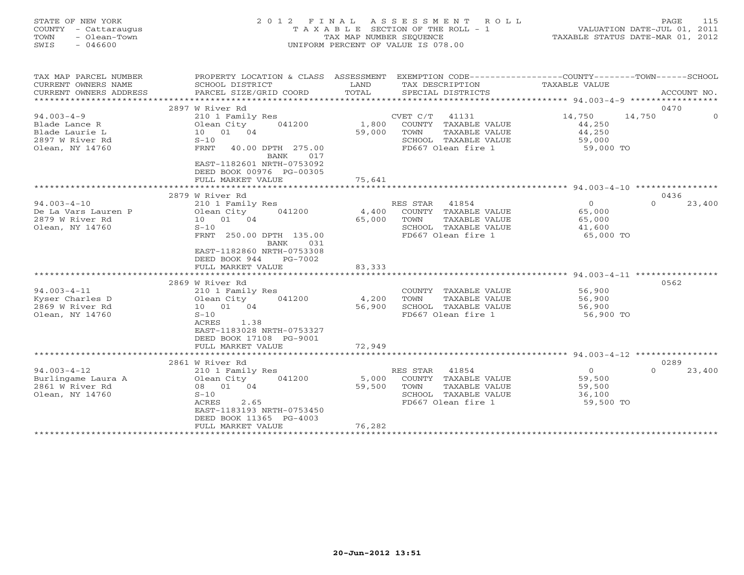STATE OF NEW YORK
COUNTY - Cattaraugus
TOWN - Olean-Town
SWIS - 046600

# 2012 FINAL ASSESSMENT ROLL
TAXABLE SECTION OF THE ROLL - 1
TAX MAP NUMBER SEQUENCE
UNIFORM PERCENT OF VALUE IS 078.00

VALUATION DATE-JUL 01, 2011
TAXABLE STATUS DATE-MAR 01, 2012

| TAX MAP PARCEL NUMBER / CURRENT OWNERS NAME / CURRENT OWNERS ADDRESS | PROPERTY LOCATION & CLASS / SCHOOL DISTRICT / PARCEL SIZE/GRID COORD | ASSESSMENT LAND / TOTAL | EXEMPTION CODE / TAX DESCRIPTION / SPECIAL DISTRICTS | COUNTY | TOWN | SCHOOL / ACCOUNT NO. |
|---|---|---|---|---|---|---|
| 94.003-4-9 | 2897 W River Rd | | | | | 0470 |
| 94.003-4-9 | 210 1 Family Res | | CVET C/T 41131 | 14,750 | 14,750 | 0 |
| Blade Lance R | Olean City 041200 | 1,800 | COUNTY TAXABLE VALUE | 44,250 | | |
| Blade Laurie L | 10 01 04 | 59,000 | TOWN TAXABLE VALUE | | 44,250 | |
| 2897 W River Rd | S-10 | | SCHOOL TAXABLE VALUE | | | 59,000 |
| Olean, NY 14760 | FRNT 40.00 DPTH 275.00 BANK 017 | | FD667 Olean fire 1 | 59,000 TO | | |
| | EAST-1182601 NRTH-0753092 | | | | | |
| | DEED BOOK 00976 PG-00305 | | | | | |
| | FULL MARKET VALUE | 75,641 | | | | |
| 94.003-4-10 | 2879 W River Rd | | | | | 0436 |
| 94.003-4-10 | 210 1 Family Res | | RES STAR 41854 | 0 | 0 | 23,400 |
| De La Vars Lauren P | Olean City 041200 | 4,400 | COUNTY TAXABLE VALUE | 65,000 | | |
| 2879 W River Rd | 10 01 04 | 65,000 | TOWN TAXABLE VALUE | | 65,000 | |
| Olean, NY 14760 | S-10 | | SCHOOL TAXABLE VALUE | | | 41,600 |
| | FRNT 250.00 DPTH 135.00 BANK 031 | | FD667 Olean fire 1 | 65,000 TO | | |
| | EAST-1182860 NRTH-0753308 | | | | | |
| | DEED BOOK 944 PG-7002 | | | | | |
| | FULL MARKET VALUE | 83,333 | | | | |
| 94.003-4-11 | 2869 W River Rd | | | | | 0562 |
| 94.003-4-11 | 210 1 Family Res | | COUNTY TAXABLE VALUE | 56,900 | | |
| Kyser Charles D | Olean City 041200 | 4,200 | TOWN TAXABLE VALUE | | 56,900 | |
| 2869 W River Rd | 10 01 04 | 56,900 | SCHOOL TAXABLE VALUE | | | 56,900 |
| Olean, NY 14760 | S-10 | | FD667 Olean fire 1 | 56,900 TO | | |
| | ACRES 1.38 | | | | | |
| | EAST-1183028 NRTH-0753327 | | | | | |
| | DEED BOOK 17108 PG-9001 | | | | | |
| | FULL MARKET VALUE | 72,949 | | | | |
| 94.003-4-12 | 2861 W River Rd | | | | | 0289 |
| 94.003-4-12 | 210 1 Family Res | | RES STAR 41854 | 0 | 0 | 23,400 |
| Burlingame Laura A | Olean City 041200 | 5,000 | COUNTY TAXABLE VALUE | 59,500 | | |
| 2861 W River Rd | 08 01 04 | 59,500 | TOWN TAXABLE VALUE | | 59,500 | |
| Olean, NY 14760 | S-10 | | SCHOOL TAXABLE VALUE | | | 36,100 |
| | ACRES 2.65 | | FD667 Olean fire 1 | 59,500 TO | | |
| | EAST-1183193 NRTH-0753450 | | | | | |
| | DEED BOOK 11365 PG-4003 | | | | | |
| | FULL MARKET VALUE | 76,282 | | | | |

20-Jun-2012 13:51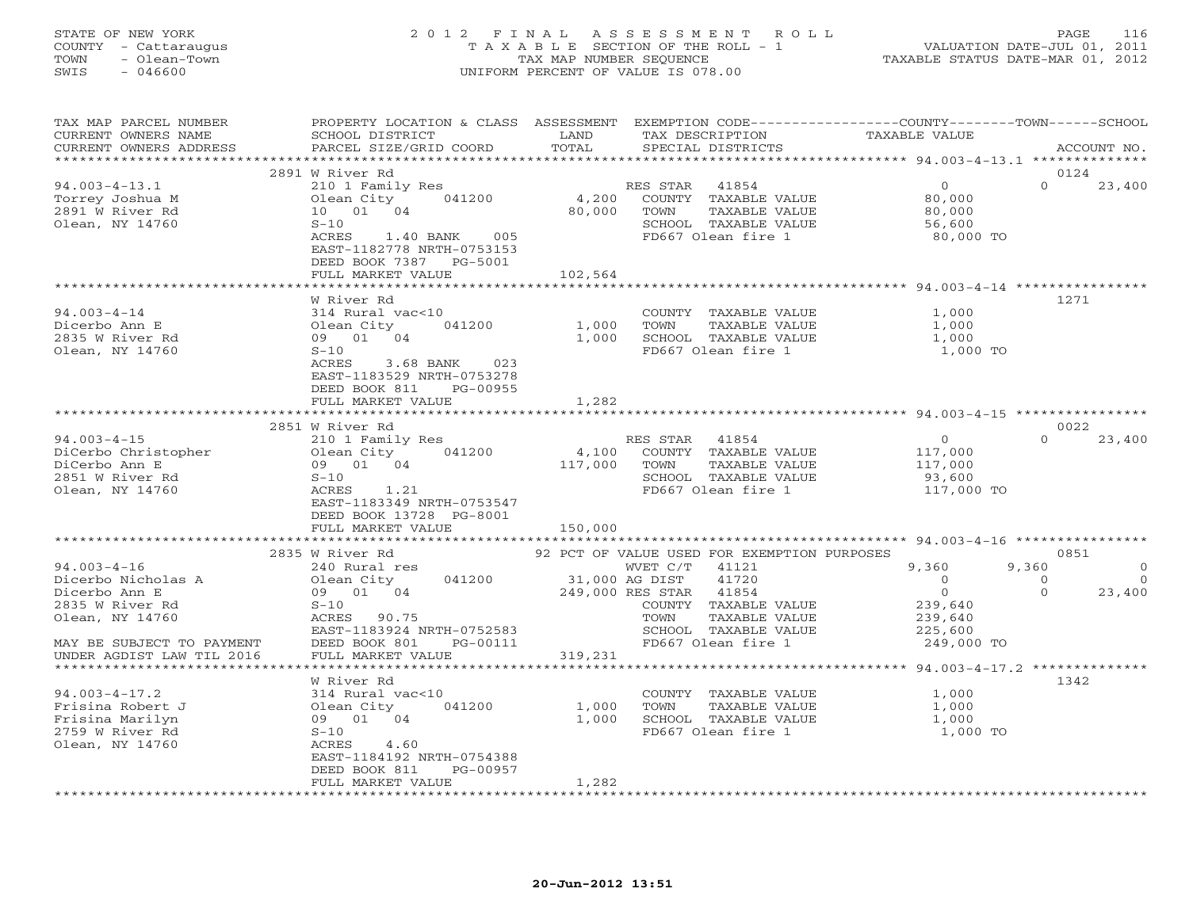STATE OF NEW YORK
COUNTY - Cattaraugus
TOWN - Olean-Town
SWIS - 046600

# 2012 FINAL ASSESSMENT ROLL

TAXABLE SECTION OF THE ROLL - 1
TAX MAP NUMBER SEQUENCE
UNIFORM PERCENT OF VALUE IS 078.00

VALUATION DATE-JUL 01, 2011
TAXABLE STATUS DATE-MAR 01, 2012

| TAX MAP PARCEL NUMBER / CURRENT OWNERS NAME / CURRENT OWNERS ADDRESS | PROPERTY LOCATION & CLASS / SCHOOL DISTRICT / PARCEL SIZE/GRID COORD | ASSESSMENT LAND | TOTAL | EXEMPTION CODE / TAX DESCRIPTION / SPECIAL DISTRICTS | COUNTY TAXABLE VALUE | TOWN | SCHOOL | ACCOUNT NO. |
|---|---|---|---|---|---|---|---|---|
| **94.003-4-13.1** | 2891 W River Rd | | | | | | | 0124 |
| 94.003-4-13.1 | 210 1 Family Res | | | RES STAR 41854 | 0 | 0 | 23,400 | |
| Torrey Joshua M | Olean City 041200 | 4,200 | | COUNTY TAXABLE VALUE | 80,000 | | | |
| 2891 W River Rd | 10 01 04 | | 80,000 | TOWN TAXABLE VALUE | 80,000 | | | |
| Olean, NY 14760 | S-10 | | | SCHOOL TAXABLE VALUE | 56,600 | | | |
| | ACRES 1.40 BANK 005 | | | FD667 Olean fire 1 | 80,000 TO | | | |
| | EAST-1182778 NRTH-0753153 | | | | | | | |
| | DEED BOOK 7387 PG-5001 | | | | | | | |
| | FULL MARKET VALUE | | 102,564 | | | | | |
| **94.003-4-14** | W River Rd | | | | | | | 1271 |
| 94.003-4-14 | 314 Rural vac<10 | | | COUNTY TAXABLE VALUE | 1,000 | | | |
| Dicerbo Ann E | Olean City 041200 | 1,000 | | TOWN TAXABLE VALUE | 1,000 | | | |
| 2835 W River Rd | 09 01 04 | | 1,000 | SCHOOL TAXABLE VALUE | 1,000 | | | |
| Olean, NY 14760 | S-10 | | | FD667 Olean fire 1 | 1,000 TO | | | |
| | ACRES 3.68 BANK 023 | | | | | | | |
| | EAST-1183529 NRTH-0753278 | | | | | | | |
| | DEED BOOK 811 PG-00955 | | | | | | | |
| | FULL MARKET VALUE | | 1,282 | | | | | |
| **94.003-4-15** | 2851 W River Rd | | | | | | | 0022 |
| 94.003-4-15 | 210 1 Family Res | | | RES STAR 41854 | 0 | 0 | 23,400 | |
| DiCerbo Christopher | Olean City 041200 | 4,100 | | COUNTY TAXABLE VALUE | 117,000 | | | |
| DiCerbo Ann E | 09 01 04 | | 117,000 | TOWN TAXABLE VALUE | 117,000 | | | |
| 2851 W River Rd | S-10 | | | SCHOOL TAXABLE VALUE | 93,600 | | | |
| Olean, NY 14760 | ACRES 1.21 | | | FD667 Olean fire 1 | 117,000 TO | | | |
| | EAST-1183349 NRTH-0753547 | | | | | | | |
| | DEED BOOK 13728 PG-8001 | | | | | | | |
| | FULL MARKET VALUE | | 150,000 | | | | | |
| **94.003-4-16** | 2835 W River Rd | | | 92 PCT OF VALUE USED FOR EXEMPTION PURPOSES | | | | 0851 |
| 94.003-4-16 | 240 Rural res | | | WVET C/T 41121 | 9,360 | 9,360 | 0 | |
| Dicerbo Nicholas A | Olean City 041200 | 31,000 | | AG DIST 41720 | 0 | 0 | 0 | |
| Dicerbo Ann E | 09 01 04 | | 249,000 | RES STAR 41854 | 0 | 0 | 23,400 | |
| 2835 W River Rd | S-10 | | | COUNTY TAXABLE VALUE | 239,640 | | | |
| Olean, NY 14760 | ACRES 90.75 | | | TOWN TAXABLE VALUE | 239,640 | | | |
| | EAST-1183924 NRTH-0752583 | | | SCHOOL TAXABLE VALUE | 225,600 | | | |
| MAY BE SUBJECT TO PAYMENT | DEED BOOK 801 PG-00111 | | | FD667 Olean fire 1 | 249,000 TO | | | |
| UNDER AGDIST LAW TIL 2016 | FULL MARKET VALUE | | 319,231 | | | | | |
| **94.003-4-17.2** | W River Rd | | | | | | | 1342 |
| 94.003-4-17.2 | 314 Rural vac<10 | | | COUNTY TAXABLE VALUE | 1,000 | | | |
| Frisina Robert J | Olean City 041200 | 1,000 | | TOWN TAXABLE VALUE | 1,000 | | | |
| Frisina Marilyn | 09 01 04 | | 1,000 | SCHOOL TAXABLE VALUE | 1,000 | | | |
| 2759 W River Rd | S-10 | | | FD667 Olean fire 1 | 1,000 TO | | | |
| Olean, NY 14760 | ACRES 4.60 | | | | | | | |
| | EAST-1184192 NRTH-0754388 | | | | | | | |
| | DEED BOOK 811 PG-00957 | | | | | | | |
| | FULL MARKET VALUE | | 1,282 | | | | | |

20-Jun-2012 13:51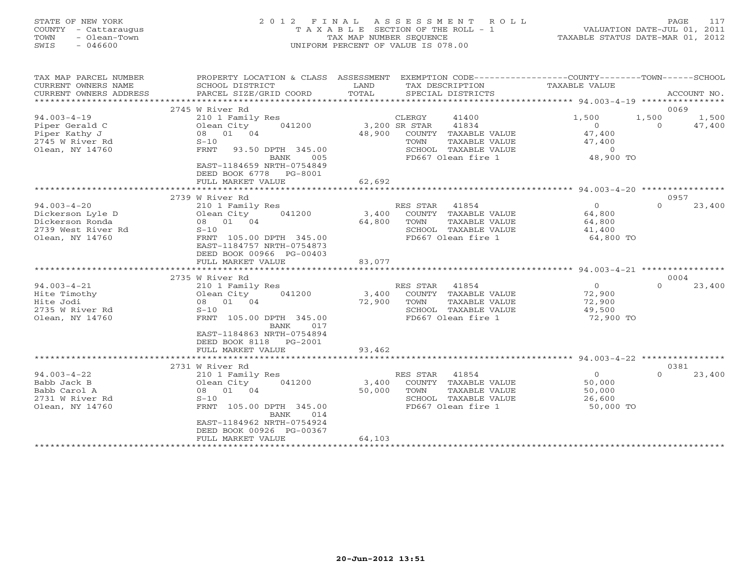STATE OF NEW YORK
COUNTY - Cattaraugus
TOWN - Olean-Town
SWIS - 046600

2 0 1 2 F I N A L A S S E S S M E N T R O L L
T A X A B L E SECTION OF THE ROLL - 1
TAX MAP NUMBER SEQUENCE
UNIFORM PERCENT OF VALUE IS 078.00

VALUATION DATE-JUL 01, 2011
TAXABLE STATUS DATE-MAR 01, 2012

| TAX MAP PARCEL NUMBER / CURRENT OWNERS NAME / CURRENT OWNERS ADDRESS | PROPERTY LOCATION & CLASS / SCHOOL DISTRICT / PARCEL SIZE/GRID COORD | ASSESSMENT LAND / TOTAL | EXEMPTION CODE / TAX DESCRIPTION / SPECIAL DISTRICTS | COUNTY TAXABLE VALUE | TOWN | SCHOOL / ACCOUNT NO. |
|---|---|---|---|---|---|---|
| | 2745 W River Rd | | | | | 0069 |
| 94.003-4-19 | 210 1 Family Res | | CLERGY 41400 | 1,500 | 1,500 | 1,500 |
| Piper Gerald C | Olean City 041200 | 3,200 | SR STAR 41834 | 0 | 0 | 47,400 |
| Piper Kathy J | 08 01 04 | 48,900 | COUNTY TAXABLE VALUE | 47,400 | | |
| 2745 W River Rd | S-10 | | TOWN TAXABLE VALUE | 47,400 | | |
| Olean, NY 14760 | FRNT 93.50 DPTH 345.00 | | SCHOOL TAXABLE VALUE | 0 | | |
| | BANK 005 | | FD667 Olean fire 1 | 48,900 TO | | |
| | EAST-1184659 NRTH-0754849 | | | | | |
| | DEED BOOK 6778 PG-8001 | | | | | |
| | FULL MARKET VALUE | 62,692 | | | | |
| | 2739 W River Rd | | | | | 0957 |
| 94.003-4-20 | 210 1 Family Res | | RES STAR 41854 | 0 | 0 | 23,400 |
| Dickerson Lyle D | Olean City 041200 | 3,400 | COUNTY TAXABLE VALUE | 64,800 | | |
| Dickerson Ronda | 08 01 04 | 64,800 | TOWN TAXABLE VALUE | 64,800 | | |
| 2739 West River Rd | S-10 | | SCHOOL TAXABLE VALUE | 41,400 | | |
| Olean, NY 14760 | FRNT 105.00 DPTH 345.00 | | FD667 Olean fire 1 | 64,800 TO | | |
| | EAST-1184757 NRTH-0754873 | | | | | |
| | DEED BOOK 00966 PG-00403 | | | | | |
| | FULL MARKET VALUE | 83,077 | | | | |
| | 2735 W River Rd | | | | | 0004 |
| 94.003-4-21 | 210 1 Family Res | | RES STAR 41854 | 0 | 0 | 23,400 |
| Hite Timothy | Olean City 041200 | 3,400 | COUNTY TAXABLE VALUE | 72,900 | | |
| Hite Jodi | 08 01 04 | 72,900 | TOWN TAXABLE VALUE | 72,900 | | |
| 2735 W River Rd | S-10 | | SCHOOL TAXABLE VALUE | 49,500 | | |
| Olean, NY 14760 | FRNT 105.00 DPTH 345.00 | | FD667 Olean fire 1 | 72,900 TO | | |
| | BANK 017 | | | | | |
| | EAST-1184863 NRTH-0754894 | | | | | |
| | DEED BOOK 8118 PG-2001 | | | | | |
| | FULL MARKET VALUE | 93,462 | | | | |
| | 2731 W River Rd | | | | | 0381 |
| 94.003-4-22 | 210 1 Family Res | | RES STAR 41854 | 0 | 0 | 23,400 |
| Babb Jack B | Olean City 041200 | 3,400 | COUNTY TAXABLE VALUE | 50,000 | | |
| Babb Carol A | 08 01 04 | 50,000 | TOWN TAXABLE VALUE | 50,000 | | |
| 2731 W River Rd | S-10 | | SCHOOL TAXABLE VALUE | 26,600 | | |
| Olean, NY 14760 | FRNT 105.00 DPTH 345.00 | | FD667 Olean fire 1 | 50,000 TO | | |
| | BANK 014 | | | | | |
| | EAST-1184962 NRTH-0754924 | | | | | |
| | DEED BOOK 00926 PG-00367 | | | | | |
| | FULL MARKET VALUE | 64,103 | | | | |

20-Jun-2012 13:51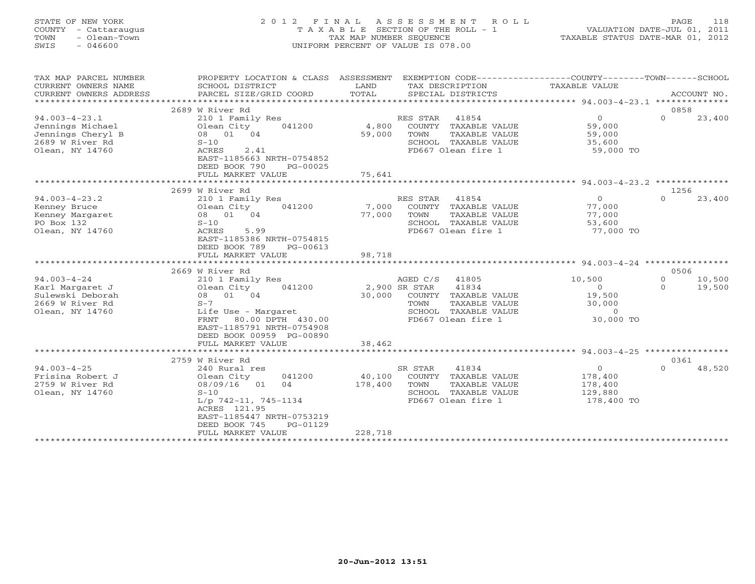STATE OF NEW YORK
COUNTY - Cattaraugus
TOWN - Olean-Town
SWIS - 046600

# 2012 FINAL ASSESSMENT ROLL

TAXABLE SECTION OF THE ROLL - 1
TAX MAP NUMBER SEQUENCE
UNIFORM PERCENT OF VALUE IS 078.00

VALUATION DATE-JUL 01, 2011
TAXABLE STATUS DATE-MAR 01, 2012

| TAX MAP PARCEL NUMBER / CURRENT OWNERS NAME / CURRENT OWNERS ADDRESS | PROPERTY LOCATION & CLASS / SCHOOL DISTRICT / PARCEL SIZE/GRID COORD | ASSESSMENT LAND | TOTAL | EXEMPTION CODE / TAX DESCRIPTION / SPECIAL DISTRICTS | COUNTY TAXABLE VALUE | TOWN | SCHOOL / ACCOUNT NO. |
|---|---|---|---|---|---|---|---|
| 94.003-4-23.1 | 2689 W River Rd | | | | | | 0858 |
| 94.003-4-23.1 | 210 1 Family Res | | | RES STAR 41854 | 0 | 0 | 23,400 |
| Jennings Michael | Olean City 041200 | 4,800 | | COUNTY TAXABLE VALUE | 59,000 | | |
| Jennings Cheryl B | 08 01 04 | | 59,000 | TOWN TAXABLE VALUE | 59,000 | | |
| 2689 W River Rd | S-10 | | | SCHOOL TAXABLE VALUE | 35,600 | | |
| Olean, NY 14760 | ACRES 2.41 | | | FD667 Olean fire 1 | 59,000 TO | | |
| | EAST-1185663 NRTH-0754852 | | | | | | |
| | DEED BOOK 790 PG-00025 | | | | | | |
| | FULL MARKET VALUE | | 75,641 | | | | |
| 94.003-4-23.2 | 2699 W River Rd | | | | | | 1256 |
| 94.003-4-23.2 | 210 1 Family Res | | | RES STAR 41854 | 0 | 0 | 23,400 |
| Kenney Bruce | Olean City 041200 | 7,000 | | COUNTY TAXABLE VALUE | 77,000 | | |
| Kenney Margaret | 08 01 04 | | 77,000 | TOWN TAXABLE VALUE | 77,000 | | |
| PO Box 132 | S-10 | | | SCHOOL TAXABLE VALUE | 53,600 | | |
| Olean, NY 14760 | ACRES 5.99 | | | FD667 Olean fire 1 | 77,000 TO | | |
| | EAST-1185386 NRTH-0754815 | | | | | | |
| | DEED BOOK 789 PG-00613 | | | | | | |
| | FULL MARKET VALUE | | 98,718 | | | | |
| 94.003-4-24 | 2669 W River Rd | | | | | | 0506 |
| 94.003-4-24 | 210 1 Family Res | | | AGED C/S 41805 | 10,500 | 0 | 10,500 |
| Karl Margaret J | Olean City 041200 | 2,900 | | SR STAR 41834 | 0 | 0 | 19,500 |
| Sulewski Deborah | 08 01 04 | | 30,000 | COUNTY TAXABLE VALUE | 19,500 | | |
| 2669 W River Rd | S-7 | | | TOWN TAXABLE VALUE | 30,000 | | |
| Olean, NY 14760 | Life Use - Margaret | | | SCHOOL TAXABLE VALUE | 0 | | |
| | FRNT 80.00 DPTH 430.00 | | | FD667 Olean fire 1 | 30,000 TO | | |
| | EAST-1185791 NRTH-0754908 | | | | | | |
| | DEED BOOK 00959 PG-00890 | | | | | | |
| | FULL MARKET VALUE | | 38,462 | | | | |
| 94.003-4-25 | 2759 W River Rd | | | | | | 0361 |
| 94.003-4-25 | 240 Rural res | | | SR STAR 41834 | 0 | 0 | 48,520 |
| Frisina Robert J | Olean City 041200 | 40,100 | | COUNTY TAXABLE VALUE | 178,400 | | |
| 2759 W River Rd | 08/09/16 01 04 | | 178,400 | TOWN TAXABLE VALUE | 178,400 | | |
| Olean, NY 14760 | S-10 | | | SCHOOL TAXABLE VALUE | 129,880 | | |
| | L/p 742-11, 745-1134 | | | FD667 Olean fire 1 | 178,400 TO | | |
| | ACRES 121.95 | | | | | | |
| | EAST-1185447 NRTH-0753219 | | | | | | |
| | DEED BOOK 745 PG-01129 | | | | | | |
| | FULL MARKET VALUE | | 228,718 | | | | |

20-Jun-2012 13:51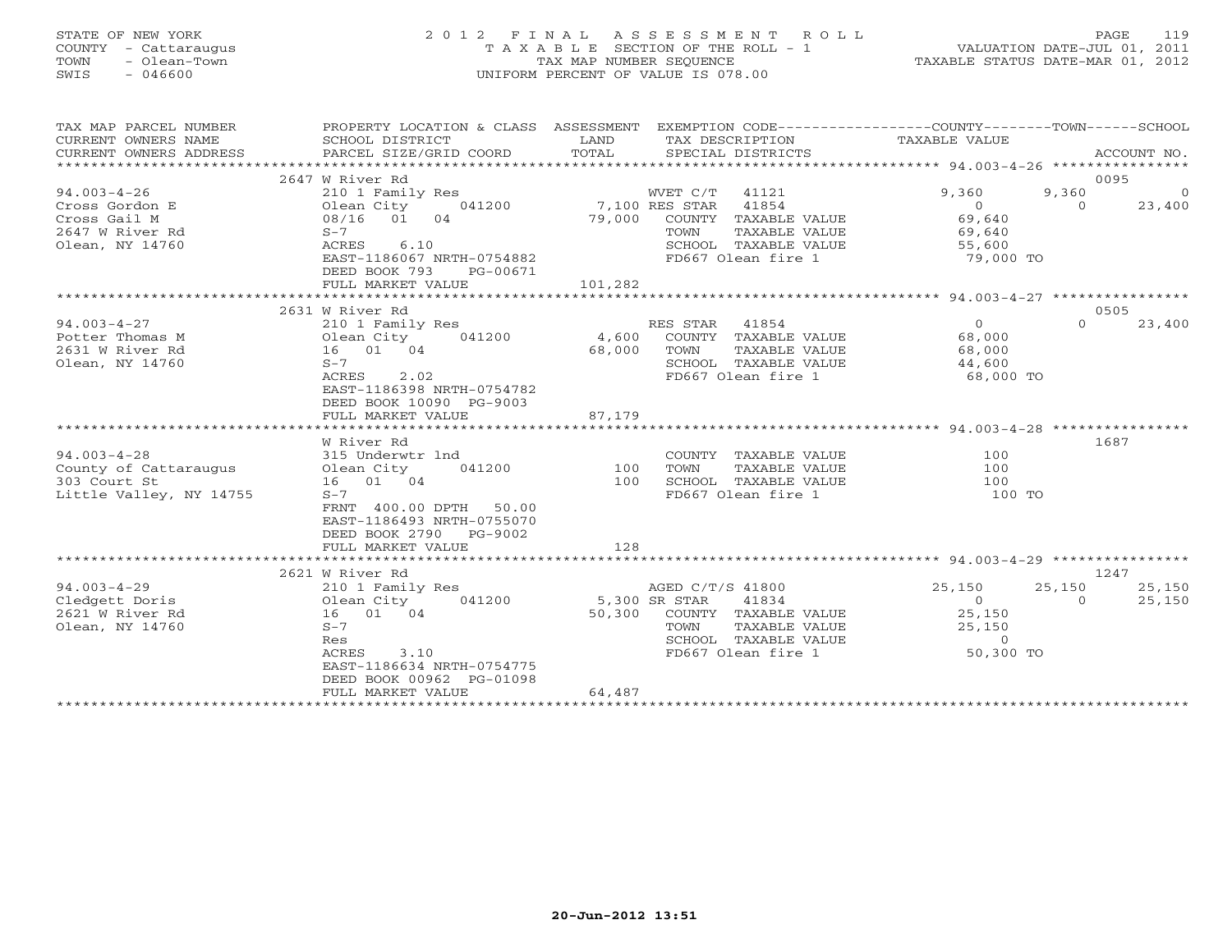STATE OF NEW YORK
COUNTY - Cattaraugus
TOWN - Olean-Town
SWIS - 046600

2 0 1 2 F I N A L A S S E S S M E N T R O L L
T A X A B L E SECTION OF THE ROLL - 1
TAX MAP NUMBER SEQUENCE
UNIFORM PERCENT OF VALUE IS 078.00

VALUATION DATE-JUL 01, 2011
TAXABLE STATUS DATE-MAR 01, 2012

| TAX MAP PARCEL NUMBER / CURRENT OWNERS NAME / CURRENT OWNERS ADDRESS | PROPERTY LOCATION & CLASS / SCHOOL DISTRICT / PARCEL SIZE/GRID COORD | ASSESSMENT LAND / TOTAL | EXEMPTION CODE / TAX DESCRIPTION / SPECIAL DISTRICTS | COUNTY TAXABLE VALUE | TOWN | SCHOOL / ACCOUNT NO. |
|---|---|---|---|---|---|---|
| | 2647 W River Rd | | | | | 0095 |
| 94.003-4-26 | 210 1 Family Res | | WVET C/T 41121 | 9,360 | 9,360 | 0 |
| Cross Gordon E | Olean City 041200 | 7,100 | RES STAR 41854 | 0 | 0 | 23,400 |
| Cross Gail M | 08/16 01 04 | 79,000 | COUNTY TAXABLE VALUE | 69,640 | | |
| 2647 W River Rd | S-7 | | TOWN TAXABLE VALUE | 69,640 | | |
| Olean, NY 14760 | ACRES 6.10 | | SCHOOL TAXABLE VALUE | 55,600 | | |
| | EAST-1186067 NRTH-0754882 | | FD667 Olean fire 1 | 79,000 TO | | |
| | DEED BOOK 793 PG-00671 | | | | | |
| | FULL MARKET VALUE | 101,282 | | | | |
| | 2631 W River Rd | | | | | 0505 |
| 94.003-4-27 | 210 1 Family Res | | RES STAR 41854 | 0 | 0 | 23,400 |
| Potter Thomas M | Olean City 041200 | 4,600 | COUNTY TAXABLE VALUE | 68,000 | | |
| 2631 W River Rd | 16 01 04 | 68,000 | TOWN TAXABLE VALUE | 68,000 | | |
| Olean, NY 14760 | S-7 | | SCHOOL TAXABLE VALUE | 44,600 | | |
| | ACRES 2.02 | | FD667 Olean fire 1 | 68,000 TO | | |
| | EAST-1186398 NRTH-0754782 | | | | | |
| | DEED BOOK 10090 PG-9003 | | | | | |
| | FULL MARKET VALUE | 87,179 | | | | |
| | W River Rd | | | | | 1687 |
| 94.003-4-28 | 315 Underwtr lnd | | COUNTY TAXABLE VALUE | 100 | | |
| County of Cattaraugus | Olean City 041200 | 100 | TOWN TAXABLE VALUE | 100 | | |
| 303 Court St | 16 01 04 | 100 | SCHOOL TAXABLE VALUE | 100 | | |
| Little Valley, NY 14755 | S-7 | | FD667 Olean fire 1 | 100 TO | | |
| | FRNT 400.00 DPTH 50.00 | | | | | |
| | EAST-1186493 NRTH-0755070 | | | | | |
| | DEED BOOK 2790 PG-9002 | | | | | |
| | FULL MARKET VALUE | 128 | | | | |
| | 2621 W River Rd | | | | | 1247 |
| 94.003-4-29 | 210 1 Family Res | | AGED C/T/S 41800 | 25,150 | 25,150 | 25,150 |
| Cledgett Doris | Olean City 041200 | 5,300 | SR STAR 41834 | 0 | 0 | 25,150 |
| 2621 W River Rd | 16 01 04 | 50,300 | COUNTY TAXABLE VALUE | 25,150 | | |
| Olean, NY 14760 | S-7 | | TOWN TAXABLE VALUE | 25,150 | | |
| | Res | | SCHOOL TAXABLE VALUE | 0 | | |
| | ACRES 3.10 | | FD667 Olean fire 1 | 50,300 TO | | |
| | EAST-1186634 NRTH-0754775 | | | | | |
| | DEED BOOK 00962 PG-01098 | | | | | |
| | FULL MARKET VALUE | 64,487 | | | | |

20-Jun-2012 13:51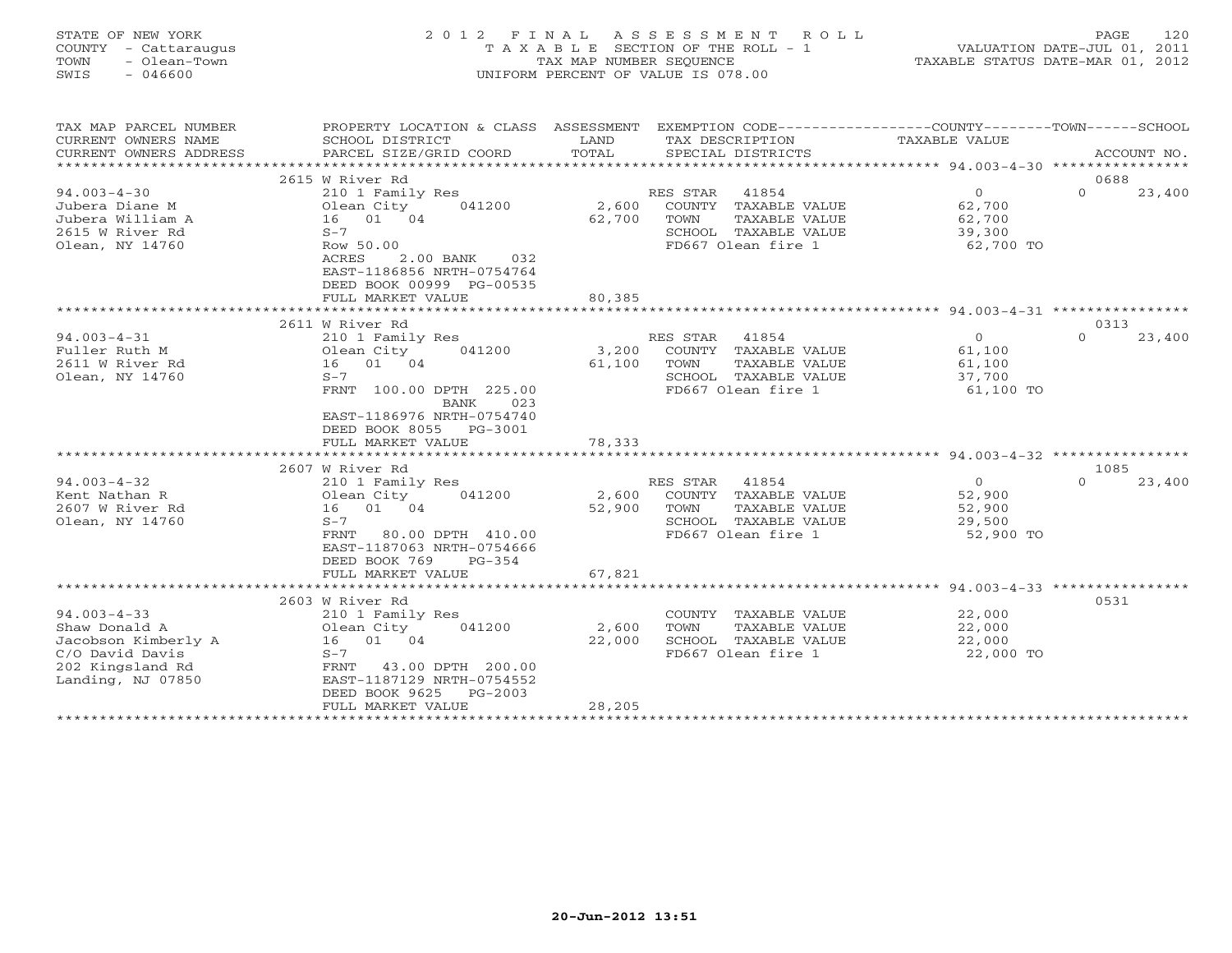STATE OF NEW YORK
COUNTY - Cattaraugus
TOWN - Olean-Town
SWIS - 046600

2 0 1 2 F I N A L A S S E S S M E N T R O L L
T A X A B L E SECTION OF THE ROLL - 1
TAX MAP NUMBER SEQUENCE
UNIFORM PERCENT OF VALUE IS 078.00

VALUATION DATE-JUL 01, 2011
TAXABLE STATUS DATE-MAR 01, 2012

| TAX MAP PARCEL NUMBER / CURRENT OWNERS NAME / CURRENT OWNERS ADDRESS | PROPERTY LOCATION & CLASS / SCHOOL DISTRICT / PARCEL SIZE/GRID COORD | ASSESSMENT LAND / TOTAL | EXEMPTION CODE / TAX DESCRIPTION / SPECIAL DISTRICTS | COUNTY TAXABLE VALUE | TOWN | SCHOOL / ACCOUNT NO. |
|---|---|---|---|---|---|---|
| | 2615 W River Rd | | | | | 0688 |
| 94.003-4-30 | 210 1 Family Res | | RES STAR 41854 | 0 | 0 | 23,400 |
| Jubera Diane M | Olean City 041200 | 2,600 | COUNTY TAXABLE VALUE | 62,700 | | |
| Jubera William A | 16 01 04 | 62,700 | TOWN TAXABLE VALUE | 62,700 | | |
| 2615 W River Rd | S-7 | | SCHOOL TAXABLE VALUE | 39,300 | | |
| Olean, NY 14760 | Row 50.00 | | FD667 Olean fire 1 | 62,700 TO | | |
| | ACRES 2.00 BANK 032 | | | | | |
| | EAST-1186856 NRTH-0754764 | | | | | |
| | DEED BOOK 00999 PG-00535 | | | | | |
| | FULL MARKET VALUE | 80,385 | | | | |
| | 2611 W River Rd | | | | | 0313 |
| 94.003-4-31 | 210 1 Family Res | | RES STAR 41854 | 0 | 0 | 23,400 |
| Fuller Ruth M | Olean City 041200 | 3,200 | COUNTY TAXABLE VALUE | 61,100 | | |
| 2611 W River Rd | 16 01 04 | 61,100 | TOWN TAXABLE VALUE | 61,100 | | |
| Olean, NY 14760 | S-7 | | SCHOOL TAXABLE VALUE | 37,700 | | |
| | FRNT 100.00 DPTH 225.00 | | FD667 Olean fire 1 | 61,100 TO | | |
| | BANK 023 | | | | | |
| | EAST-1186976 NRTH-0754740 | | | | | |
| | DEED BOOK 8055 PG-3001 | | | | | |
| | FULL MARKET VALUE | 78,333 | | | | |
| | 2607 W River Rd | | | | | 1085 |
| 94.003-4-32 | 210 1 Family Res | | RES STAR 41854 | 0 | 0 | 23,400 |
| Kent Nathan R | Olean City 041200 | 2,600 | COUNTY TAXABLE VALUE | 52,900 | | |
| 2607 W River Rd | 16 01 04 | 52,900 | TOWN TAXABLE VALUE | 52,900 | | |
| Olean, NY 14760 | S-7 | | SCHOOL TAXABLE VALUE | 29,500 | | |
| | FRNT 80.00 DPTH 410.00 | | FD667 Olean fire 1 | 52,900 TO | | |
| | EAST-1187063 NRTH-0754666 | | | | | |
| | DEED BOOK 769 PG-354 | | | | | |
| | FULL MARKET VALUE | 67,821 | | | | |
| | 2603 W River Rd | | | | | 0531 |
| 94.003-4-33 | 210 1 Family Res | | COUNTY TAXABLE VALUE | 22,000 | | |
| Shaw Donald A | Olean City 041200 | 2,600 | TOWN TAXABLE VALUE | 22,000 | | |
| Jacobson Kimberly A | 16 01 04 | 22,000 | SCHOOL TAXABLE VALUE | 22,000 | | |
| C/O David Davis | S-7 | | FD667 Olean fire 1 | 22,000 TO | | |
| 202 Kingsland Rd | FRNT 43.00 DPTH 200.00 | | | | | |
| Landing, NJ 07850 | EAST-1187129 NRTH-0754552 | | | | | |
| | DEED BOOK 9625 PG-2003 | | | | | |
| | FULL MARKET VALUE | 28,205 | | | | |

20-Jun-2012 13:51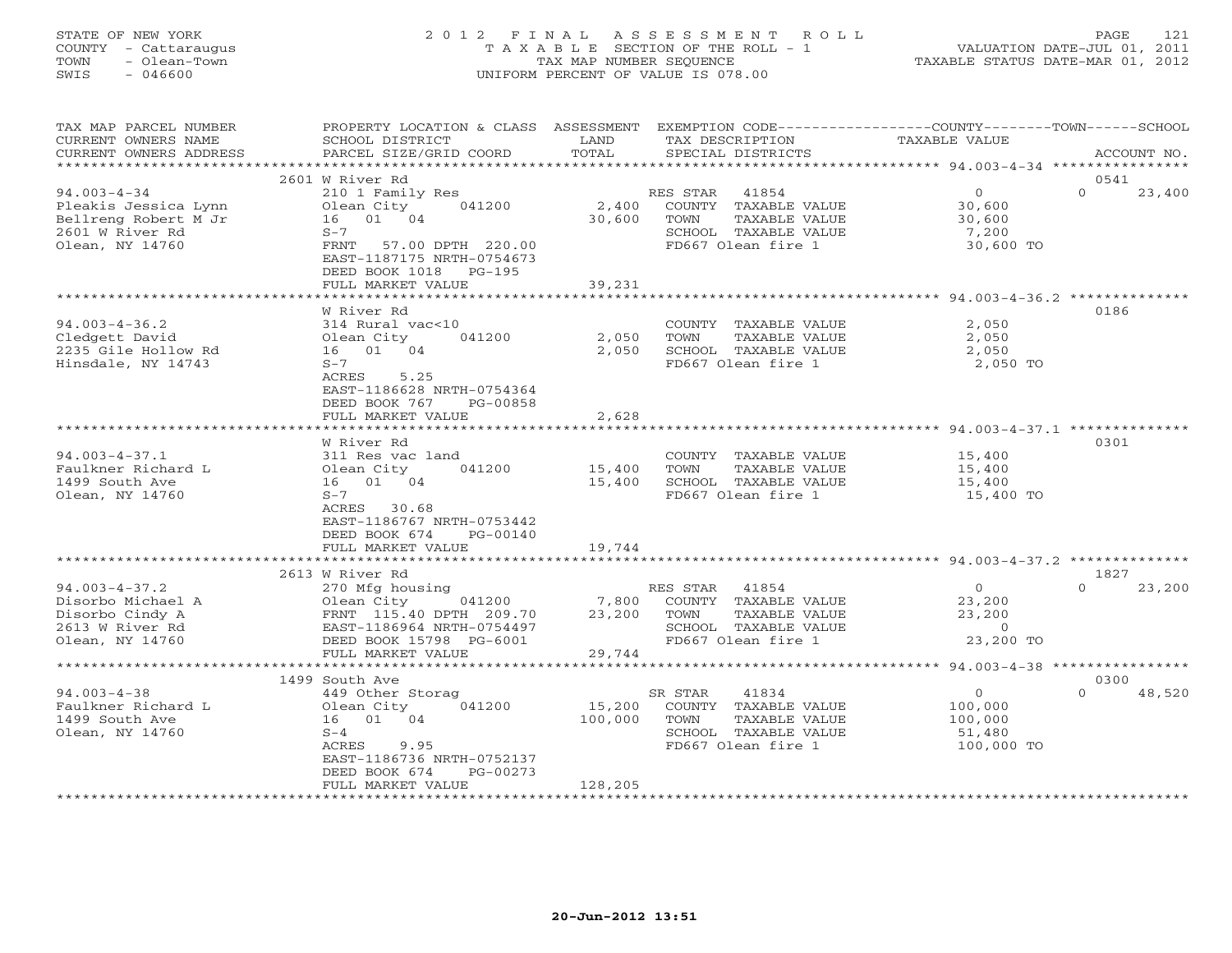STATE OF NEW YORK
COUNTY - Cattaraugus
TOWN - Olean-Town
SWIS - 046600

2 0 1 2 F I N A L A S S E S S M E N T R O L L
T A X A B L E SECTION OF THE ROLL - 1
TAX MAP NUMBER SEQUENCE
UNIFORM PERCENT OF VALUE IS 078.00

VALUATION DATE-JUL 01, 2011
TAXABLE STATUS DATE-MAR 01, 2012

| TAX MAP PARCEL NUMBER / CURRENT OWNERS NAME / CURRENT OWNERS ADDRESS | PROPERTY LOCATION & CLASS / SCHOOL DISTRICT / PARCEL SIZE/GRID COORD | ASSESSMENT LAND / TOTAL | EXEMPTION CODE / TAX DESCRIPTION / SPECIAL DISTRICTS | COUNTY / TOWN / SCHOOL TAXABLE VALUE | ACCOUNT NO. |
|---|---|---|---|---|---|
| 94.003-4-34 | 2601 W River Rd | | | | 0541 |
| | 210 1 Family Res | | RES STAR 41854 | 0 | 0 23,400 |
| Pleakis Jessica Lynn | Olean City 041200 | 2,400 | COUNTY TAXABLE VALUE | 30,600 | |
| Bellreng Robert M Jr | 16 01 04 | 30,600 | TOWN TAXABLE VALUE | 30,600 | |
| 2601 W River Rd | S-7 | | SCHOOL TAXABLE VALUE | 7,200 | |
| Olean, NY 14760 | FRNT 57.00 DPTH 220.00 | | FD667 Olean fire 1 | 30,600 TO | |
| | EAST-1187175 NRTH-0754673 | | | | |
| | DEED BOOK 1018 PG-195 | | | | |
| | FULL MARKET VALUE | 39,231 | | | |
| 94.003-4-36.2 | W River Rd | | | | 0186 |
| | 314 Rural vac<10 | | COUNTY TAXABLE VALUE | 2,050 | |
| Cledgett David | Olean City 041200 | 2,050 | TOWN TAXABLE VALUE | 2,050 | |
| 2235 Gile Hollow Rd | 16 01 04 | 2,050 | SCHOOL TAXABLE VALUE | 2,050 | |
| Hinsdale, NY 14743 | S-7 | | FD667 Olean fire 1 | 2,050 TO | |
| | ACRES 5.25 | | | | |
| | EAST-1186628 NRTH-0754364 | | | | |
| | DEED BOOK 767 PG-00858 | | | | |
| | FULL MARKET VALUE | 2,628 | | | |
| 94.003-4-37.1 | W River Rd | | | | 0301 |
| | 311 Res vac land | | COUNTY TAXABLE VALUE | 15,400 | |
| Faulkner Richard L | Olean City 041200 | 15,400 | TOWN TAXABLE VALUE | 15,400 | |
| 1499 South Ave | 16 01 04 | 15,400 | SCHOOL TAXABLE VALUE | 15,400 | |
| Olean, NY 14760 | S-7 | | FD667 Olean fire 1 | 15,400 TO | |
| | ACRES 30.68 | | | | |
| | EAST-1186767 NRTH-0753442 | | | | |
| | DEED BOOK 674 PG-00140 | | | | |
| | FULL MARKET VALUE | 19,744 | | | |
| 94.003-4-37.2 | 2613 W River Rd | | | | 1827 |
| | 270 Mfg housing | | RES STAR 41854 | 0 | 0 23,200 |
| Disorbo Michael A | Olean City 041200 | 7,800 | COUNTY TAXABLE VALUE | 23,200 | |
| Disorbo Cindy A | FRNT 115.40 DPTH 209.70 | 23,200 | TOWN TAXABLE VALUE | 23,200 | |
| 2613 W River Rd | EAST-1186964 NRTH-0754497 | | SCHOOL TAXABLE VALUE | 0 | |
| Olean, NY 14760 | DEED BOOK 15798 PG-6001 | | FD667 Olean fire 1 | 23,200 TO | |
| | FULL MARKET VALUE | 29,744 | | | |
| 94.003-4-38 | 1499 South Ave | | | | 0300 |
| | 449 Other Storag | | SR STAR 41834 | 0 | 0 48,520 |
| Faulkner Richard L | Olean City 041200 | 15,200 | COUNTY TAXABLE VALUE | 100,000 | |
| 1499 South Ave | 16 01 04 | 100,000 | TOWN TAXABLE VALUE | 100,000 | |
| Olean, NY 14760 | S-4 | | SCHOOL TAXABLE VALUE | 51,480 | |
| | ACRES 9.95 | | FD667 Olean fire 1 | 100,000 TO | |
| | EAST-1186736 NRTH-0752137 | | | | |
| | DEED BOOK 674 PG-00273 | | | | |
| | FULL MARKET VALUE | 128,205 | | | |

20-Jun-2012 13:51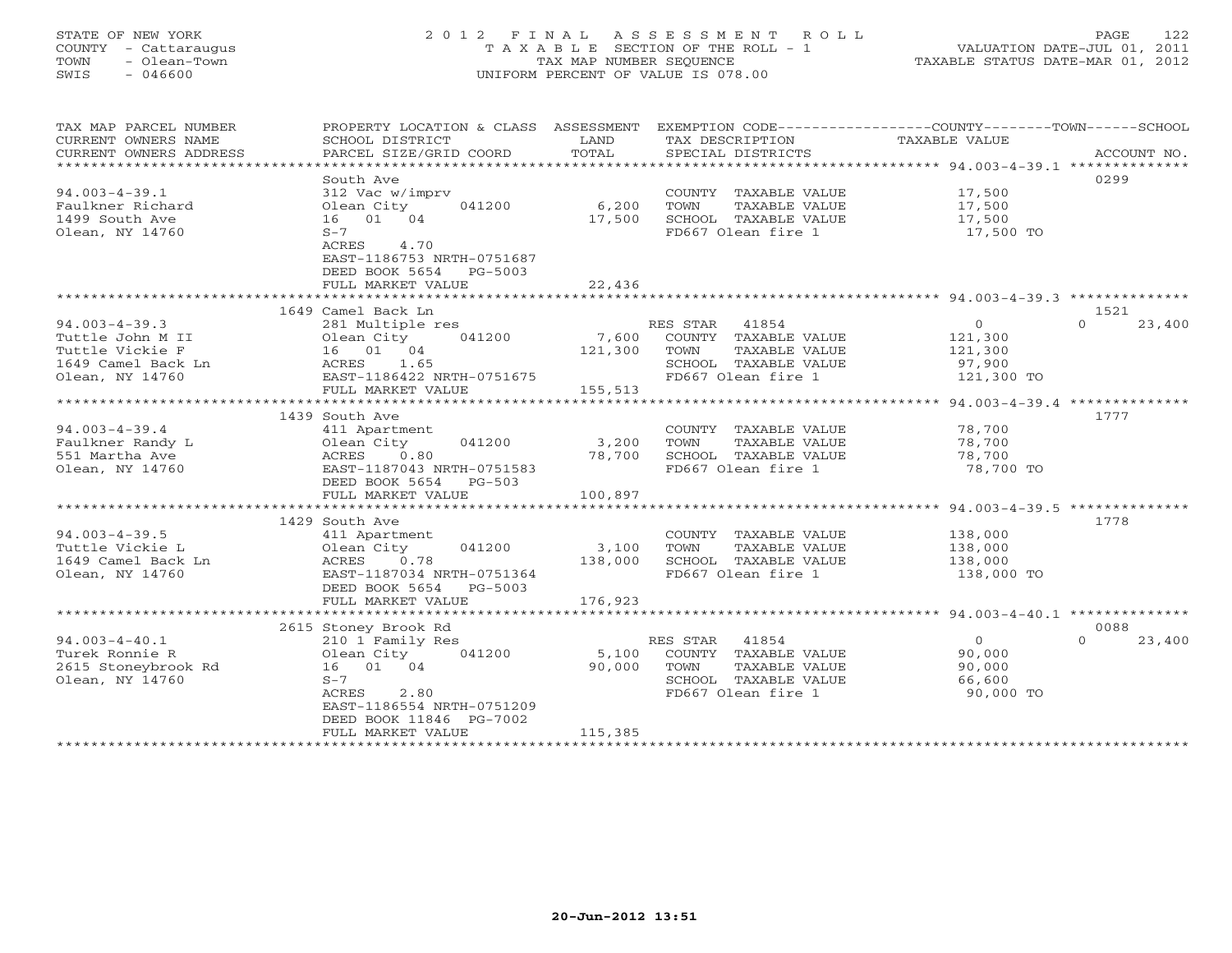STATE OF NEW YORK
COUNTY - Cattaraugus
TOWN - Olean-Town
SWIS - 046600

2012 FINAL ASSESSMENT ROLL
TAXABLE SECTION OF THE ROLL - 1
TAX MAP NUMBER SEQUENCE
UNIFORM PERCENT OF VALUE IS 078.00

VALUATION DATE-JUL 01, 2011
TAXABLE STATUS DATE-MAR 01, 2012

| TAX MAP PARCEL NUMBER / CURRENT OWNERS NAME / CURRENT OWNERS ADDRESS | PROPERTY LOCATION & CLASS / SCHOOL DISTRICT / PARCEL SIZE/GRID COORD | ASSESSMENT LAND / TOTAL | EXEMPTION CODE / TAX DESCRIPTION / SPECIAL DISTRICTS | COUNTY / TOWN / SCHOOL TAXABLE VALUE | ACCOUNT NO. |
|---|---|---|---|---|---|
| 94.003-4-39.1 | South Ave | | | | 0299 |
| Faulkner Richard | 312 Vac w/imprv | | COUNTY TAXABLE VALUE | 17,500 | |
| 1499 South Ave | Olean City 041200 | 6,200 | TOWN TAXABLE VALUE | 17,500 | |
| Olean, NY 14760 | 16 01 04 | 17,500 | SCHOOL TAXABLE VALUE | 17,500 | |
| | S-7 | | FD667 Olean fire 1 | 17,500 TO | |
| | ACRES 4.70 | | | | |
| | EAST-1186753 NRTH-0751687 | | | | |
| | DEED BOOK 5654 PG-5003 | | | | |
| | FULL MARKET VALUE | 22,436 | | | |
| 94.003-4-39.3 | 1649 Camel Back Ln | | | | 1521 |
| Tuttle John M II | 281 Multiple res | | RES STAR 41854 | 0 / 0 / 23,400 | |
| Tuttle Vickie F | Olean City 041200 | 7,600 | COUNTY TAXABLE VALUE | 121,300 | |
| 1649 Camel Back Ln | 16 01 04 | 121,300 | TOWN TAXABLE VALUE | 121,300 | |
| Olean, NY 14760 | ACRES 1.65 | | SCHOOL TAXABLE VALUE | 97,900 | |
| | EAST-1186422 NRTH-0751675 | | FD667 Olean fire 1 | 121,300 TO | |
| | FULL MARKET VALUE | 155,513 | | | |
| 94.003-4-39.4 | 1439 South Ave | | | | 1777 |
| Faulkner Randy L | 411 Apartment | | COUNTY TAXABLE VALUE | 78,700 | |
| 551 Martha Ave | Olean City 041200 | 3,200 | TOWN TAXABLE VALUE | 78,700 | |
| Olean, NY 14760 | ACRES 0.80 | 78,700 | SCHOOL TAXABLE VALUE | 78,700 | |
| | EAST-1187043 NRTH-0751583 | | FD667 Olean fire 1 | 78,700 TO | |
| | DEED BOOK 5654 PG-503 | | | | |
| | FULL MARKET VALUE | 100,897 | | | |
| 94.003-4-39.5 | 1429 South Ave | | | | 1778 |
| Tuttle Vickie L | 411 Apartment | | COUNTY TAXABLE VALUE | 138,000 | |
| 1649 Camel Back Ln | Olean City 041200 | 3,100 | TOWN TAXABLE VALUE | 138,000 | |
| Olean, NY 14760 | ACRES 0.78 | 138,000 | SCHOOL TAXABLE VALUE | 138,000 | |
| | EAST-1187034 NRTH-0751364 | | FD667 Olean fire 1 | 138,000 TO | |
| | DEED BOOK 5654 PG-5003 | | | | |
| | FULL MARKET VALUE | 176,923 | | | |
| 94.003-4-40.1 | 2615 Stoney Brook Rd | | | | 0088 |
| Turek Ronnie R | 210 1 Family Res | | RES STAR 41854 | 0 / 0 / 23,400 | |
| 2615 Stoneybrook Rd | Olean City 041200 | 5,100 | COUNTY TAXABLE VALUE | 90,000 | |
| Olean, NY 14760 | 16 01 04 | 90,000 | TOWN TAXABLE VALUE | 90,000 | |
| | S-7 | | SCHOOL TAXABLE VALUE | 66,600 | |
| | ACRES 2.80 | | FD667 Olean fire 1 | 90,000 TO | |
| | EAST-1186554 NRTH-0751209 | | | | |
| | DEED BOOK 11846 PG-7002 | | | | |
| | FULL MARKET VALUE | 115,385 | | | |

20-Jun-2012 13:51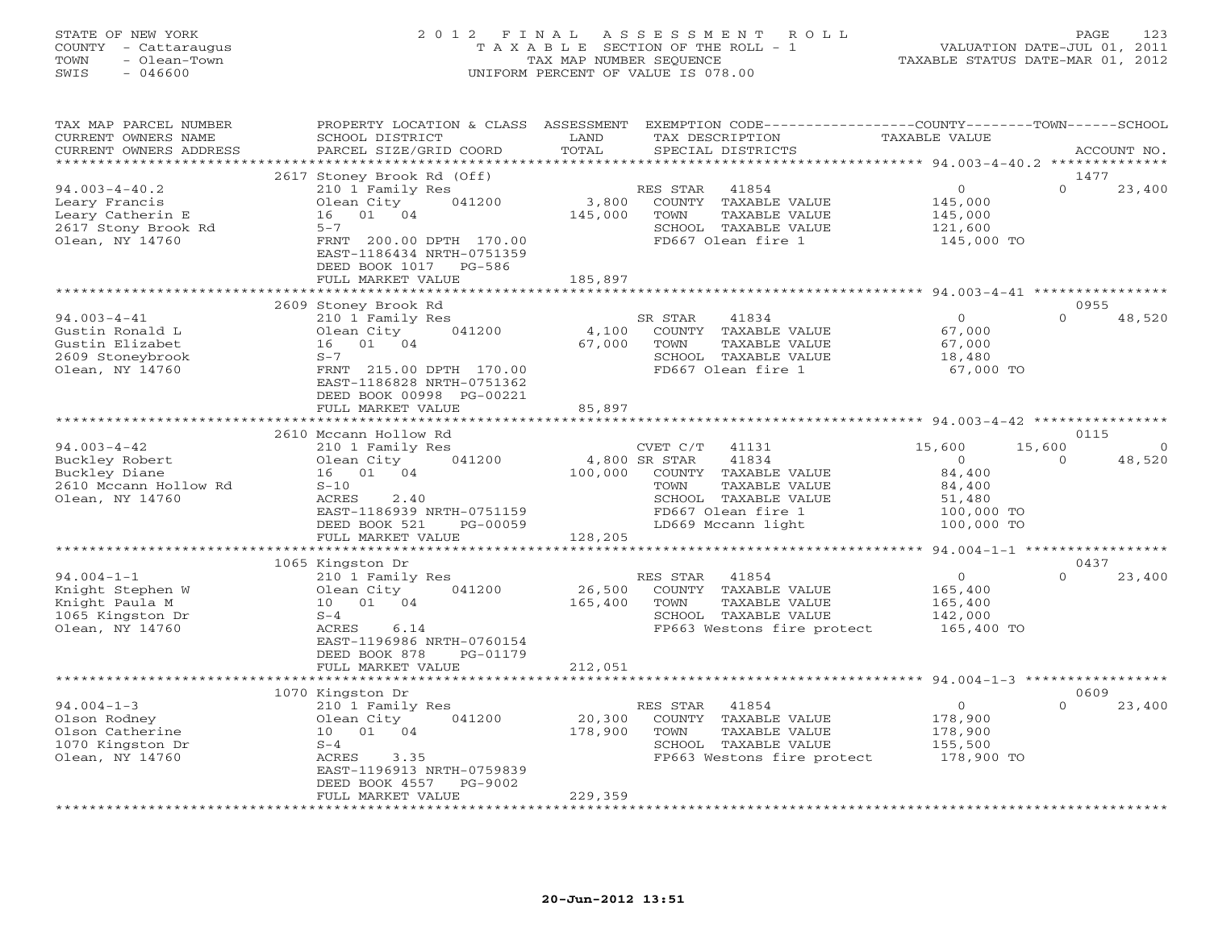STATE OF NEW YORK
COUNTY - Cattaraugus
TOWN - Olean-Town
SWIS - 046600

# 2012 FINAL ASSESSMENT ROLL

TAXABLE SECTION OF THE ROLL - 1
TAX MAP NUMBER SEQUENCE
UNIFORM PERCENT OF VALUE IS 078.00

VALUATION DATE-JUL 01, 2011
TAXABLE STATUS DATE-MAR 01, 2012

| TAX MAP PARCEL NUMBER / CURRENT OWNERS NAME / CURRENT OWNERS ADDRESS | PROPERTY LOCATION & CLASS / SCHOOL DISTRICT / PARCEL SIZE/GRID COORD | ASSESSMENT LAND / TOTAL | EXEMPTION CODE / TAX DESCRIPTION / SPECIAL DISTRICTS | COUNTY TAXABLE VALUE | TOWN | SCHOOL | ACCOUNT NO. |
|---|---|---|---|---|---|---|---|
| | 2617 Stoney Brook Rd (Off) | | | | | | 1477 |
| 94.003-4-40.2 | 210 1 Family Res | | RES STAR 41854 | 0 | 0 | 23,400 | |
| Leary Francis | Olean City 041200 | 3,800 | COUNTY TAXABLE VALUE | 145,000 | | | |
| Leary Catherin E | 16 01 04 | 145,000 | TOWN TAXABLE VALUE | 145,000 | | | |
| 2617 Stony Brook Rd | 5-7 | | SCHOOL TAXABLE VALUE | 121,600 | | | |
| Olean, NY 14760 | FRNT 200.00 DPTH 170.00 | | FD667 Olean fire 1 | 145,000 TO | | | |
| | EAST-1186434 NRTH-0751359 | | | | | | |
| | DEED BOOK 1017 PG-586 | | | | | | |
| | FULL MARKET VALUE | 185,897 | | | | | |
| | 2609 Stoney Brook Rd | | | | | | 0955 |
| 94.003-4-41 | 210 1 Family Res | | SR STAR 41834 | 0 | 0 | 48,520 | |
| Gustin Ronald L | Olean City 041200 | 4,100 | COUNTY TAXABLE VALUE | 67,000 | | | |
| Gustin Elizabet | 16 01 04 | 67,000 | TOWN TAXABLE VALUE | 67,000 | | | |
| 2609 Stoneybrook | S-7 | | SCHOOL TAXABLE VALUE | 18,480 | | | |
| Olean, NY 14760 | FRNT 215.00 DPTH 170.00 | | FD667 Olean fire 1 | 67,000 TO | | | |
| | EAST-1186828 NRTH-0751362 | | | | | | |
| | DEED BOOK 00998 PG-00221 | | | | | | |
| | FULL MARKET VALUE | 85,897 | | | | | |
| | 2610 Mccann Hollow Rd | | | | | | 0115 |
| 94.003-4-42 | 210 1 Family Res | | CVET C/T 41131 | 15,600 | 15,600 | 0 | |
| Buckley Robert | Olean City 041200 | 4,800 | SR STAR 41834 | 0 | 0 | 48,520 | |
| Buckley Diane | 16 01 04 | 100,000 | COUNTY TAXABLE VALUE | 84,400 | | | |
| 2610 Mccann Hollow Rd | S-10 | | TOWN TAXABLE VALUE | 84,400 | | | |
| Olean, NY 14760 | ACRES 2.40 | | SCHOOL TAXABLE VALUE | 51,480 | | | |
| | EAST-1186939 NRTH-0751159 | | FD667 Olean fire 1 | 100,000 TO | | | |
| | DEED BOOK 521 PG-00059 | | LD669 Mccann light | 100,000 TO | | | |
| | FULL MARKET VALUE | 128,205 | | | | | |
| | 1065 Kingston Dr | | | | | | 0437 |
| 94.004-1-1 | 210 1 Family Res | | RES STAR 41854 | 0 | 0 | 23,400 | |
| Knight Stephen W | Olean City 041200 | 26,500 | COUNTY TAXABLE VALUE | 165,400 | | | |
| Knight Paula M | 10 01 04 | 165,400 | TOWN TAXABLE VALUE | 165,400 | | | |
| 1065 Kingston Dr | S-4 | | SCHOOL TAXABLE VALUE | 142,000 | | | |
| Olean, NY 14760 | ACRES 6.14 | | FP663 Westons fire protect | 165,400 TO | | | |
| | EAST-1196986 NRTH-0760154 | | | | | | |
| | DEED BOOK 878 PG-01179 | | | | | | |
| | FULL MARKET VALUE | 212,051 | | | | | |
| | 1070 Kingston Dr | | | | | | 0609 |
| 94.004-1-3 | 210 1 Family Res | | RES STAR 41854 | 0 | 0 | 23,400 | |
| Olson Rodney | Olean City 041200 | 20,300 | COUNTY TAXABLE VALUE | 178,900 | | | |
| Olson Catherine | 10 01 04 | 178,900 | TOWN TAXABLE VALUE | 178,900 | | | |
| 1070 Kingston Dr | S-4 | | SCHOOL TAXABLE VALUE | 155,500 | | | |
| Olean, NY 14760 | ACRES 3.35 | | FP663 Westons fire protect | 178,900 TO | | | |
| | EAST-1196913 NRTH-0759839 | | | | | | |
| | DEED BOOK 4557 PG-9002 | | | | | | |
| | FULL MARKET VALUE | 229,359 | | | | | |

20-Jun-2012 13:51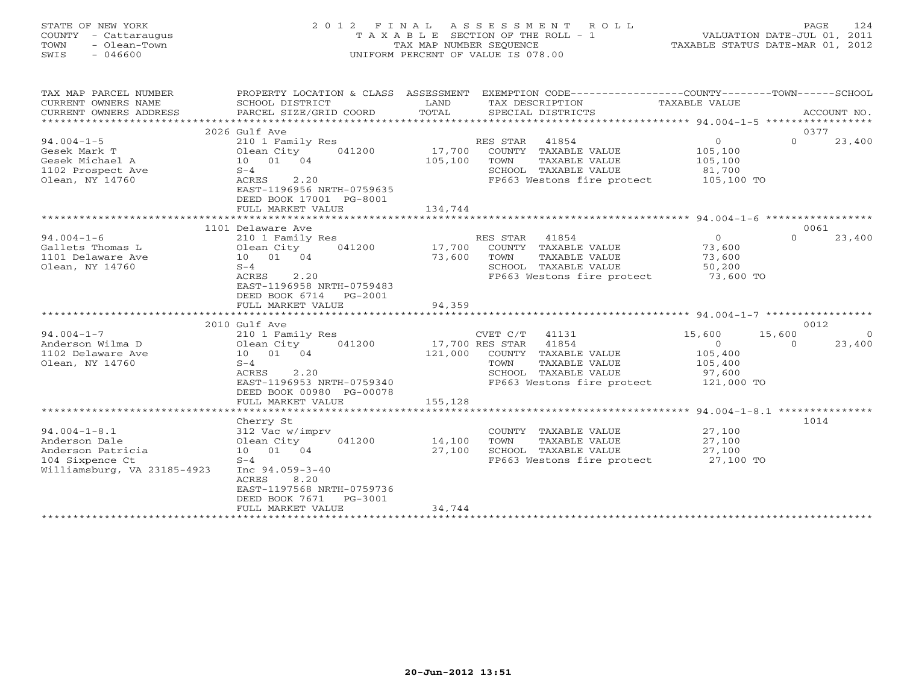STATE OF NEW YORK
COUNTY - Cattaraugus
TOWN - Olean-Town
SWIS - 046600

2012 FINAL ASSESSMENT ROLL
TAXABLE SECTION OF THE ROLL - 1
TAX MAP NUMBER SEQUENCE
UNIFORM PERCENT OF VALUE IS 078.00

VALUATION DATE-JUL 01, 2011
TAXABLE STATUS DATE-MAR 01, 2012

| TAX MAP PARCEL NUMBER / CURRENT OWNERS NAME / CURRENT OWNERS ADDRESS | PROPERTY LOCATION & CLASS / SCHOOL DISTRICT / PARCEL SIZE/GRID COORD | ASSESSMENT LAND / TOTAL | EXEMPTION CODE / TAX DESCRIPTION / SPECIAL DISTRICTS | COUNTY TAXABLE VALUE | TOWN | SCHOOL / ACCOUNT NO. |
|---|---|---|---|---|---|---|
| **94.004-1-5** | 2026 Gulf Ave | | | | | 0377 |
| 94.004-1-5 | 210 1 Family Res | | RES STAR 41854 | 0 | 0 | 23,400 |
| Gesek Mark T | Olean City 041200 | 17,700 | COUNTY TAXABLE VALUE | 105,100 | | |
| Gesek Michael A | 10 01 04 | 105,100 | TOWN TAXABLE VALUE | 105,100 | | |
| 1102 Prospect Ave | S-4 | | SCHOOL TAXABLE VALUE | 81,700 | | |
| Olean, NY 14760 | ACRES 2.20 | | FP663 Westons fire protect | 105,100 TO | | |
| | EAST-1196956 NRTH-0759635 | | | | | |
| | DEED BOOK 17001 PG-8001 | | | | | |
| | FULL MARKET VALUE | 134,744 | | | | |
| **94.004-1-6** | 1101 Delaware Ave | | | | | 0061 |
| 94.004-1-6 | 210 1 Family Res | | RES STAR 41854 | 0 | 0 | 23,400 |
| Gallets Thomas L | Olean City 041200 | 17,700 | COUNTY TAXABLE VALUE | 73,600 | | |
| 1101 Delaware Ave | 10 01 04 | 73,600 | TOWN TAXABLE VALUE | 73,600 | | |
| Olean, NY 14760 | S-4 | | SCHOOL TAXABLE VALUE | 50,200 | | |
| | ACRES 2.20 | | FP663 Westons fire protect | 73,600 TO | | |
| | EAST-1196958 NRTH-0759483 | | | | | |
| | DEED BOOK 6714 PG-2001 | | | | | |
| | FULL MARKET VALUE | 94,359 | | | | |
| **94.004-1-7** | 2010 Gulf Ave | | | | | 0012 |
| 94.004-1-7 | 210 1 Family Res | | CVET C/T 41131 | 15,600 | 15,600 | 0 |
| Anderson Wilma D | Olean City 041200 | 17,700 | RES STAR 41854 | 0 | 0 | 23,400 |
| 1102 Delaware Ave | 10 01 04 | 121,000 | COUNTY TAXABLE VALUE | 105,400 | | |
| Olean, NY 14760 | S-4 | | TOWN TAXABLE VALUE | 105,400 | | |
| | ACRES 2.20 | | SCHOOL TAXABLE VALUE | 97,600 | | |
| | EAST-1196953 NRTH-0759340 | | FP663 Westons fire protect | 121,000 TO | | |
| | DEED BOOK 00980 PG-00078 | | | | | |
| | FULL MARKET VALUE | 155,128 | | | | |
| **94.004-1-8.1** | Cherry St | | | | | 1014 |
| 94.004-1-8.1 | 312 Vac w/imprv | | COUNTY TAXABLE VALUE | 27,100 | | |
| Anderson Dale | Olean City 041200 | 14,100 | TOWN TAXABLE VALUE | 27,100 | | |
| Anderson Patricia | 10 01 04 | 27,100 | SCHOOL TAXABLE VALUE | 27,100 | | |
| 104 Sixpence Ct | S-4 | | FP663 Westons fire protect | 27,100 TO | | |
| Williamsburg, VA 23185-4923 | Inc 94.059-3-40 | | | | | |
| | ACRES 8.20 | | | | | |
| | EAST-1197568 NRTH-0759736 | | | | | |
| | DEED BOOK 7671 PG-3001 | | | | | |
| | FULL MARKET VALUE | 34,744 | | | | |

20-Jun-2012 13:51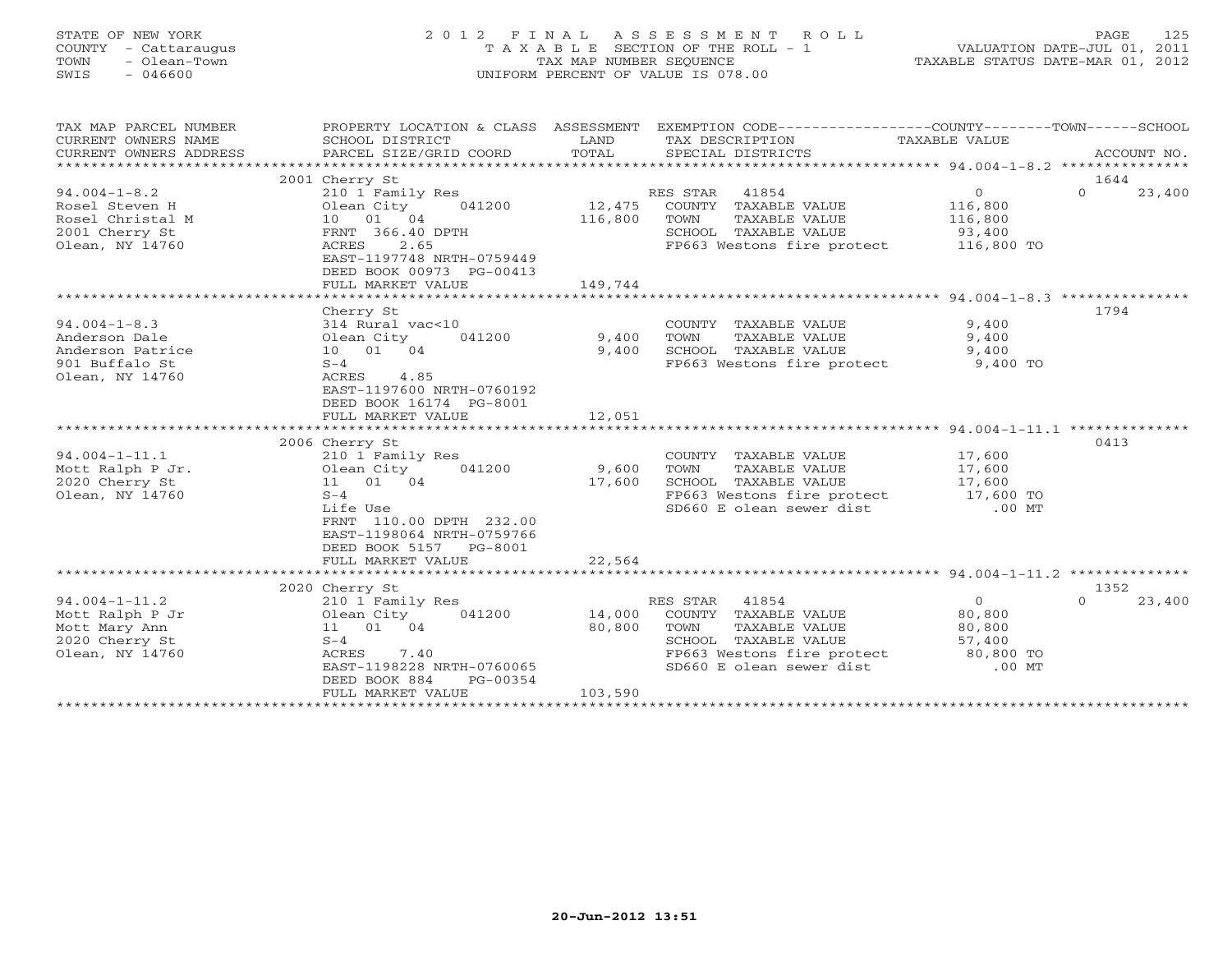STATE OF NEW YORK
COUNTY - Cattaraugus
TOWN - Olean-Town
SWIS - 046600

# 2012 FINAL ASSESSMENT ROLL
TAXABLE SECTION OF THE ROLL - 1
TAX MAP NUMBER SEQUENCE
UNIFORM PERCENT OF VALUE IS 078.00

VALUATION DATE-JUL 01, 2011
TAXABLE STATUS DATE-MAR 01, 2012

| TAX MAP PARCEL NUMBER / CURRENT OWNERS NAME / CURRENT OWNERS ADDRESS | PROPERTY LOCATION & CLASS / SCHOOL DISTRICT / PARCEL SIZE/GRID COORD | ASSESSMENT LAND / TOTAL | EXEMPTION CODE / TAX DESCRIPTION / SPECIAL DISTRICTS | COUNTY | TOWN | SCHOOL / ACCOUNT NO. |
|---|---|---|---|---|---|---|
| 94.004-1-8.2 | 2001 Cherry St | | | | | 1644 |
| | 210 1 Family Res | | RES STAR 41854 | 0 | 0 | 23,400 |
| Rosel Steven H | Olean City 041200 | 12,475 | COUNTY TAXABLE VALUE | 116,800 | | |
| Rosel Christal M | 10 01 04 | 116,800 | TOWN TAXABLE VALUE | | 116,800 | |
| 2001 Cherry St | FRNT 366.40 DPTH | | SCHOOL TAXABLE VALUE | | | 93,400 |
| Olean, NY 14760 | ACRES 2.65 | | FP663 Westons fire protect | 116,800 TO | | |
| | EAST-1197748 NRTH-0759449 | | | | | |
| | DEED BOOK 00973 PG-00413 | | | | | |
| | FULL MARKET VALUE | 149,744 | | | | |
| 94.004-1-8.3 | Cherry St | | | | | 1794 |
| | 314 Rural vac<10 | | COUNTY TAXABLE VALUE | 9,400 | | |
| Anderson Dale | Olean City 041200 | 9,400 | TOWN TAXABLE VALUE | | 9,400 | |
| Anderson Patrice | 10 01 04 | 9,400 | SCHOOL TAXABLE VALUE | | | 9,400 |
| 901 Buffalo St | S-4 | | FP663 Westons fire protect | 9,400 TO | | |
| Olean, NY 14760 | ACRES 4.85 | | | | | |
| | EAST-1197600 NRTH-0760192 | | | | | |
| | DEED BOOK 16174 PG-8001 | | | | | |
| | FULL MARKET VALUE | 12,051 | | | | |
| 94.004-1-11.1 | 2006 Cherry St | | | | | 0413 |
| | 210 1 Family Res | | COUNTY TAXABLE VALUE | 17,600 | | |
| Mott Ralph P Jr. | Olean City 041200 | 9,600 | TOWN TAXABLE VALUE | | 17,600 | |
| 2020 Cherry St | 11 01 04 | 17,600 | SCHOOL TAXABLE VALUE | | | 17,600 |
| Olean, NY 14760 | S-4 | | FP663 Westons fire protect | 17,600 TO | | |
| | Life Use | | SD660 E olean sewer dist | .00 MT | | |
| | FRNT 110.00 DPTH 232.00 | | | | | |
| | EAST-1198064 NRTH-0759766 | | | | | |
| | DEED BOOK 5157 PG-8001 | | | | | |
| | FULL MARKET VALUE | 22,564 | | | | |
| 94.004-1-11.2 | 2020 Cherry St | | | | | 1352 |
| | 210 1 Family Res | | RES STAR 41854 | 0 | 0 | 23,400 |
| Mott Ralph P Jr | Olean City 041200 | 14,000 | COUNTY TAXABLE VALUE | 80,800 | | |
| Mott Mary Ann | 11 01 04 | 80,800 | TOWN TAXABLE VALUE | | 80,800 | |
| 2020 Cherry St | S-4 | | SCHOOL TAXABLE VALUE | | | 57,400 |
| Olean, NY 14760 | ACRES 7.40 | | FP663 Westons fire protect | 80,800 TO | | |
| | EAST-1198228 NRTH-0760065 | | SD660 E olean sewer dist | .00 MT | | |
| | DEED BOOK 884 PG-00354 | | | | | |
| | FULL MARKET VALUE | 103,590 | | | | |

20-Jun-2012 13:51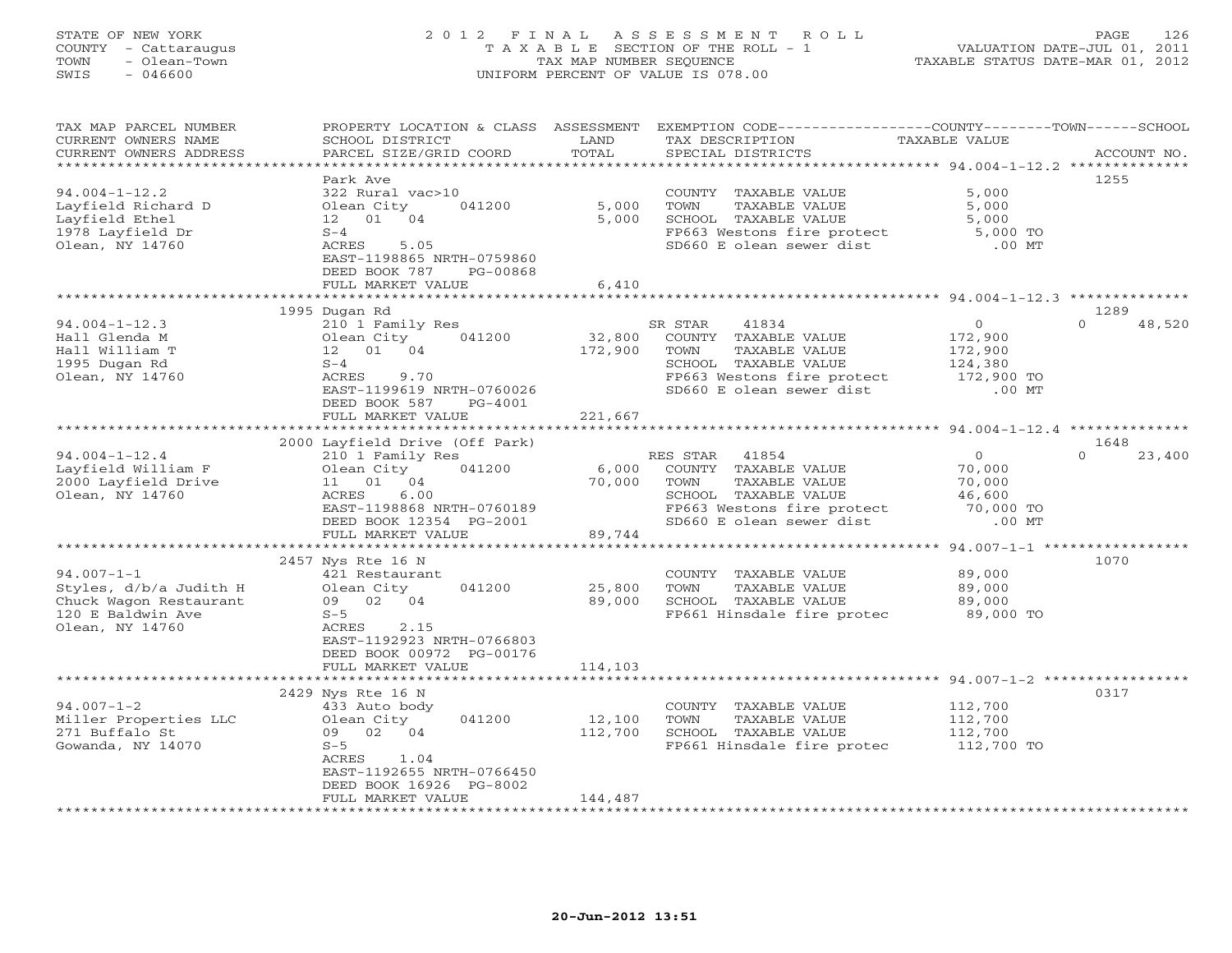STATE OF NEW YORK
COUNTY - Cattaraugus
TOWN - Olean-Town
SWIS - 046600

2012 FINAL ASSESSMENT ROLL
TAXABLE SECTION OF THE ROLL - 1
TAX MAP NUMBER SEQUENCE
UNIFORM PERCENT OF VALUE IS 078.00

VALUATION DATE-JUL 01, 2011
TAXABLE STATUS DATE-MAR 01, 2012

| TAX MAP PARCEL NUMBER / CURRENT OWNERS NAME / CURRENT OWNERS ADDRESS | PROPERTY LOCATION & CLASS / SCHOOL DISTRICT / PARCEL SIZE/GRID COORD | ASSESSMENT LAND / TOTAL | EXEMPTION CODE / TAX DESCRIPTION / SPECIAL DISTRICTS | COUNTY TAXABLE VALUE | TOWN | SCHOOL / ACCOUNT NO. |
|---|---|---|---|---|---|---|
| 94.004-1-12.2 | Park Ave | | | | | 1255 |
| | 322 Rural vac>10 | | COUNTY TAXABLE VALUE | 5,000 | | |
| Layfield Richard D | Olean City 041200 | 5,000 | TOWN TAXABLE VALUE | 5,000 | | |
| Layfield Ethel | 12 01 04 | 5,000 | SCHOOL TAXABLE VALUE | 5,000 | | |
| 1978 Layfield Dr | S-4 | | FP663 Westons fire protect | 5,000 TO | | |
| Olean, NY 14760 | ACRES 5.05 | | SD660 E olean sewer dist | .00 MT | | |
| | EAST-1198865 NRTH-0759860 | | | | | |
| | DEED BOOK 787 PG-00868 | | | | | |
| | FULL MARKET VALUE | 6,410 | | | | |
| 94.004-1-12.3 | 1995 Dugan Rd | | | | | 1289 |
| | 210 1 Family Res | | SR STAR 41834 | 0 | 0 | 48,520 |
| Hall Glenda M | Olean City 041200 | 32,800 | COUNTY TAXABLE VALUE | 172,900 | | |
| Hall William T | 12 01 04 | 172,900 | TOWN TAXABLE VALUE | 172,900 | | |
| 1995 Dugan Rd | S-4 | | SCHOOL TAXABLE VALUE | 124,380 | | |
| Olean, NY 14760 | ACRES 9.70 | | FP663 Westons fire protect | 172,900 TO | | |
| | EAST-1199619 NRTH-0760026 | | SD660 E olean sewer dist | .00 MT | | |
| | DEED BOOK 587 PG-4001 | | | | | |
| | FULL MARKET VALUE | 221,667 | | | | |
| 94.004-1-12.4 | 2000 Layfield Drive (Off Park) | | | | | 1648 |
| | 210 1 Family Res | | RES STAR 41854 | 0 | 0 | 23,400 |
| Layfield William F | Olean City 041200 | 6,000 | COUNTY TAXABLE VALUE | 70,000 | | |
| 2000 Layfield Drive | 11 01 04 | 70,000 | TOWN TAXABLE VALUE | 70,000 | | |
| Olean, NY 14760 | ACRES 6.00 | | SCHOOL TAXABLE VALUE | 46,600 | | |
| | EAST-1198868 NRTH-0760189 | | FP663 Westons fire protect | 70,000 TO | | |
| | DEED BOOK 12354 PG-2001 | | SD660 E olean sewer dist | .00 MT | | |
| | FULL MARKET VALUE | 89,744 | | | | |
| 94.007-1-1 | 2457 Nys Rte 16 N | | | | | 1070 |
| | 421 Restaurant | | COUNTY TAXABLE VALUE | 89,000 | | |
| Styles, d/b/a Judith H | Olean City 041200 | 25,800 | TOWN TAXABLE VALUE | 89,000 | | |
| Chuck Wagon Restaurant | 09 02 04 | 89,000 | SCHOOL TAXABLE VALUE | 89,000 | | |
| 120 E Baldwin Ave | S-5 | | FP661 Hinsdale fire protec | 89,000 TO | | |
| Olean, NY 14760 | ACRES 2.15 | | | | | |
| | EAST-1192923 NRTH-0766803 | | | | | |
| | DEED BOOK 00972 PG-00176 | | | | | |
| | FULL MARKET VALUE | 114,103 | | | | |
| 94.007-1-2 | 2429 Nys Rte 16 N | | | | | 0317 |
| | 433 Auto body | | COUNTY TAXABLE VALUE | 112,700 | | |
| Miller Properties LLC | Olean City 041200 | 12,100 | TOWN TAXABLE VALUE | 112,700 | | |
| 271 Buffalo St | 09 02 04 | 112,700 | SCHOOL TAXABLE VALUE | 112,700 | | |
| Gowanda, NY 14070 | S-5 | | FP661 Hinsdale fire protec | 112,700 TO | | |
| | ACRES 1.04 | | | | | |
| | EAST-1192655 NRTH-0766450 | | | | | |
| | DEED BOOK 16926 PG-8002 | | | | | |
| | FULL MARKET VALUE | 144,487 | | | | |

20-Jun-2012 13:51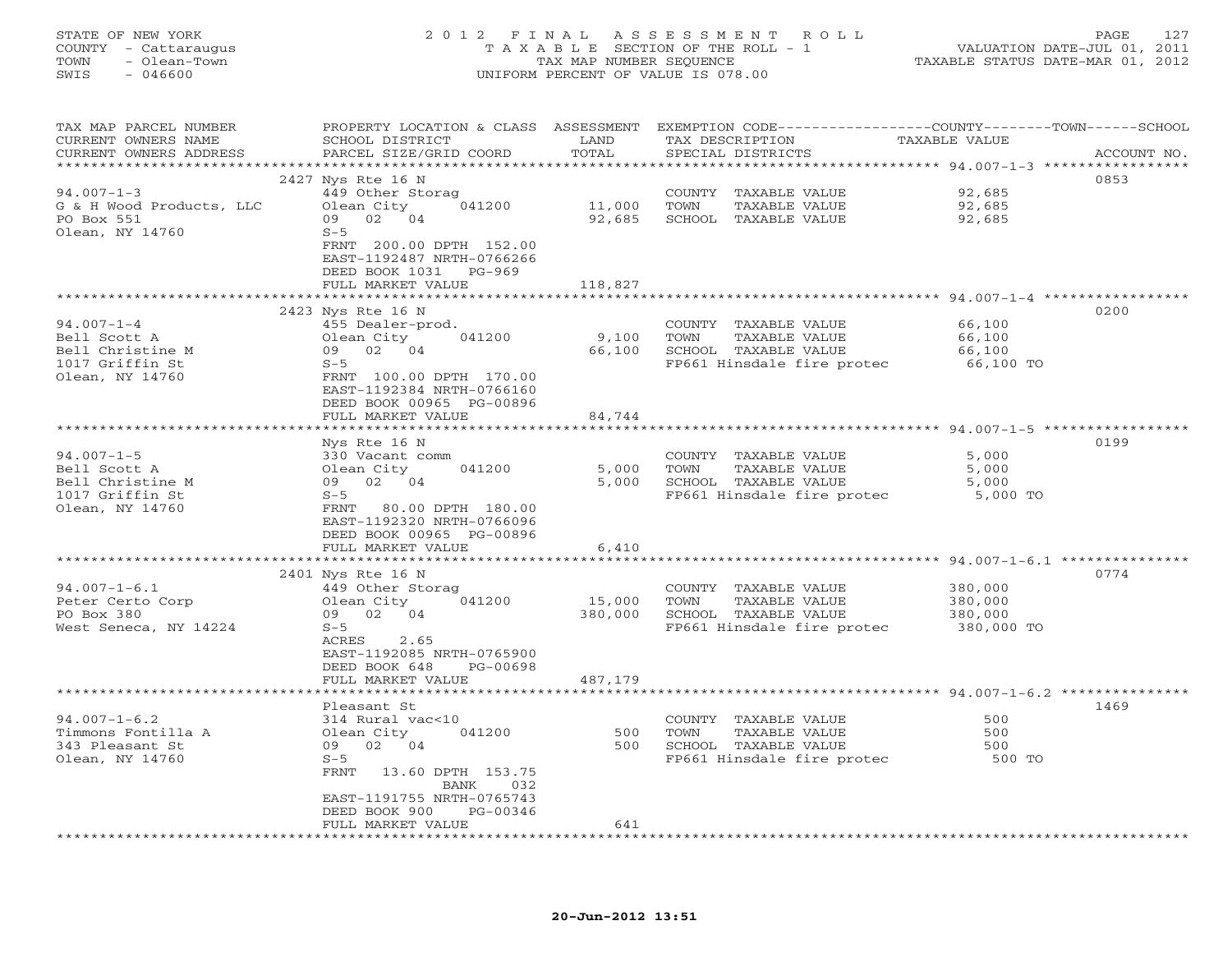STATE OF NEW YORK
COUNTY - Cattaraugus
TOWN - Olean-Town
SWIS - 046600

2 0 1 2 F I N A L A S S E S S M E N T R O L L
T A X A B L E SECTION OF THE ROLL - 1
TAX MAP NUMBER SEQUENCE
UNIFORM PERCENT OF VALUE IS 078.00

VALUATION DATE-JUL 01, 2011
TAXABLE STATUS DATE-MAR 01, 2012

| TAX MAP PARCEL NUMBER / CURRENT OWNERS NAME / CURRENT OWNERS ADDRESS | PROPERTY LOCATION & CLASS / SCHOOL DISTRICT / PARCEL SIZE/GRID COORD | ASSESSMENT LAND / TOTAL | EXEMPTION CODE / TAX DESCRIPTION / SPECIAL DISTRICTS | TAXABLE VALUE (COUNTY / TOWN / SCHOOL) | ACCOUNT NO. |
|---|---|---|---|---|---|
| **94.007-1-3** | 2427 Nys Rte 16 N | | | | 0853 |
| G & H Wood Products, LLC | 449 Other Storag | | COUNTY TAXABLE VALUE | 92,685 | |
| PO Box 551 | Olean City 041200 | 11,000 | TOWN TAXABLE VALUE | 92,685 | |
| Olean, NY 14760 | 09 02 04 | 92,685 | SCHOOL TAXABLE VALUE | 92,685 | |
| | S-5 | | | | |
| | FRNT 200.00 DPTH 152.00 | | | | |
| | EAST-1192487 NRTH-0766266 | | | | |
| | DEED BOOK 1031 PG-969 | | | | |
| | FULL MARKET VALUE | 118,827 | | | |
| **94.007-1-4** | 2423 Nys Rte 16 N | | | | 0200 |
| Bell Scott A | 455 Dealer-prod. | | COUNTY TAXABLE VALUE | 66,100 | |
| Bell Christine M | Olean City 041200 | 9,100 | TOWN TAXABLE VALUE | 66,100 | |
| 1017 Griffin St | 09 02 04 | 66,100 | SCHOOL TAXABLE VALUE | 66,100 | |
| Olean, NY 14760 | S-5 | | FP661 Hinsdale fire protec | 66,100 TO | |
| | FRNT 100.00 DPTH 170.00 | | | | |
| | EAST-1192384 NRTH-0766160 | | | | |
| | DEED BOOK 00965 PG-00896 | | | | |
| | FULL MARKET VALUE | 84,744 | | | |
| **94.007-1-5** | Nys Rte 16 N | | | | 0199 |
| Bell Scott A | 330 Vacant comm | | COUNTY TAXABLE VALUE | 5,000 | |
| Bell Christine M | Olean City 041200 | 5,000 | TOWN TAXABLE VALUE | 5,000 | |
| 1017 Griffin St | 09 02 04 | 5,000 | SCHOOL TAXABLE VALUE | 5,000 | |
| Olean, NY 14760 | S-5 | | FP661 Hinsdale fire protec | 5,000 TO | |
| | FRNT 80.00 DPTH 180.00 | | | | |
| | EAST-1192320 NRTH-0766096 | | | | |
| | DEED BOOK 00965 PG-00896 | | | | |
| | FULL MARKET VALUE | 6,410 | | | |
| **94.007-1-6.1** | 2401 Nys Rte 16 N | | | | 0774 |
| Peter Certo Corp | 449 Other Storag | | COUNTY TAXABLE VALUE | 380,000 | |
| PO Box 380 | Olean City 041200 | 15,000 | TOWN TAXABLE VALUE | 380,000 | |
| West Seneca, NY 14224 | 09 02 04 | 380,000 | SCHOOL TAXABLE VALUE | 380,000 | |
| | S-5 | | FP661 Hinsdale fire protec | 380,000 TO | |
| | ACRES 2.65 | | | | |
| | EAST-1192085 NRTH-0765900 | | | | |
| | DEED BOOK 648 PG-00698 | | | | |
| | FULL MARKET VALUE | 487,179 | | | |
| **94.007-1-6.2** | Pleasant St | | | | 1469 |
| Timmons Fontilla A | 314 Rural vac<10 | | COUNTY TAXABLE VALUE | 500 | |
| 343 Pleasant St | Olean City 041200 | 500 | TOWN TAXABLE VALUE | 500 | |
| Olean, NY 14760 | 09 02 04 | 500 | SCHOOL TAXABLE VALUE | 500 | |
| | S-5 | | FP661 Hinsdale fire protec | 500 TO | |
| | FRNT 13.60 DPTH 153.75 | | | | |
| | BANK 032 | | | | |
| | EAST-1191755 NRTH-0765743 | | | | |
| | DEED BOOK 900 PG-00346 | | | | |
| | FULL MARKET VALUE | 641 | | | |

20-Jun-2012 13:51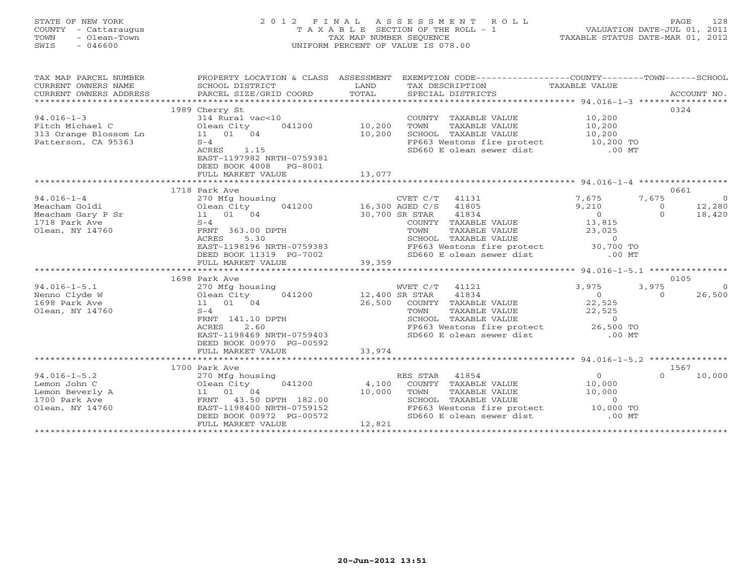STATE OF NEW YORK
COUNTY - Cattaraugus
TOWN - Olean-Town
SWIS - 046600

2012 FINAL ASSESSMENT ROLL
TAXABLE SECTION OF THE ROLL - 1
TAX MAP NUMBER SEQUENCE
UNIFORM PERCENT OF VALUE IS 078.00

VALUATION DATE-JUL 01, 2011
TAXABLE STATUS DATE-MAR 01, 2012

| TAX MAP PARCEL NUMBER / CURRENT OWNERS NAME / CURRENT OWNERS ADDRESS | PROPERTY LOCATION & CLASS / SCHOOL DISTRICT / PARCEL SIZE/GRID COORD | ASSESSMENT LAND / TOTAL | EXEMPTION CODE / TAX DESCRIPTION / SPECIAL DISTRICTS | COUNTY TAXABLE VALUE | TOWN | SCHOOL | ACCOUNT NO. |
|---|---|---|---|---|---|---|---|
| **94.016-1-3** | 1989 Cherry St | | | | | | 0324 |
| Fitch Michael C | 314 Rural vac<10 | | COUNTY TAXABLE VALUE | 10,200 | | | |
| 313 Orange Blossom Ln | Olean City 041200 | 10,200 | TOWN TAXABLE VALUE | 10,200 | | | |
| Patterson, CA 95363 | 11 01 04 | 10,200 | SCHOOL TAXABLE VALUE | 10,200 | | | |
| | S-4 | | FP663 Westons fire protect | 10,200 TO | | | |
| | ACRES 1.15 | | SD660 E olean sewer dist | .00 MT | | | |
| | EAST-1197982 NRTH-0759381 | | | | | | |
| | DEED BOOK 4008 PG-8001 | | | | | | |
| | FULL MARKET VALUE | 13,077 | | | | | |
| **94.016-1-4** | 1718 Park Ave | | | | | | 0661 |
| Meacham Goldi | 270 Mfg housing | | CVET C/T 41131 | 7,675 | 7,675 | 0 | |
| Meacham Gary P Sr | Olean City 041200 | 16,300 | AGED C/S 41805 | 9,210 | 0 | 12,280 | |
| 1718 Park Ave | 11 01 04 | 30,700 | SR STAR 41834 | 0 | 0 | 18,420 | |
| Olean, NY 14760 | S-4 | | COUNTY TAXABLE VALUE | 13,815 | | | |
| | FRNT 363.00 DPTH | | TOWN TAXABLE VALUE | 23,025 | | | |
| | ACRES 5.30 | | SCHOOL TAXABLE VALUE | 0 | | | |
| | EAST-1198196 NRTH-0759383 | | FP663 Westons fire protect | 30,700 TO | | | |
| | DEED BOOK 11319 PG-7002 | | SD660 E olean sewer dist | .00 MT | | | |
| | FULL MARKET VALUE | 39,359 | | | | | |
| **94.016-1-5.1** | 1698 Park Ave | | | | | | 0105 |
| Nenno Clyde W | 270 Mfg housing | | WVET C/T 41121 | 3,975 | 3,975 | 0 | |
| 1698 Park Ave | Olean City 041200 | 12,400 | SR STAR 41834 | 0 | 0 | 26,500 | |
| Olean, NY 14760 | 11 01 04 | 26,500 | COUNTY TAXABLE VALUE | 22,525 | | | |
| | S-4 | | TOWN TAXABLE VALUE | 22,525 | | | |
| | FRNT 141.10 DPTH | | SCHOOL TAXABLE VALUE | 0 | | | |
| | ACRES 2.60 | | FP663 Westons fire protect | 26,500 TO | | | |
| | EAST-1198469 NRTH-0759403 | | SD660 E olean sewer dist | .00 MT | | | |
| | DEED BOOK 00970 PG-00592 | | | | | | |
| | FULL MARKET VALUE | 33,974 | | | | | |
| **94.016-1-5.2** | 1700 Park Ave | | | | | | 1567 |
| Lemon John C | 270 Mfg housing | | RES STAR 41854 | 0 | 0 | 10,000 | |
| Lemon Beverly A | Olean City 041200 | 4,100 | COUNTY TAXABLE VALUE | 10,000 | | | |
| 1700 Park Ave | 11 01 04 | 10,000 | TOWN TAXABLE VALUE | 10,000 | | | |
| Olean, NY 14760 | FRNT 43.50 DPTH 182.00 | | SCHOOL TAXABLE VALUE | 0 | | | |
| | EAST-1198400 NRTH-0759152 | | FP663 Westons fire protect | 10,000 TO | | | |
| | DEED BOOK 00972 PG-00572 | | SD660 E olean sewer dist | .00 MT | | | |
| | FULL MARKET VALUE | 12,821 | | | | | |

20-Jun-2012 13:51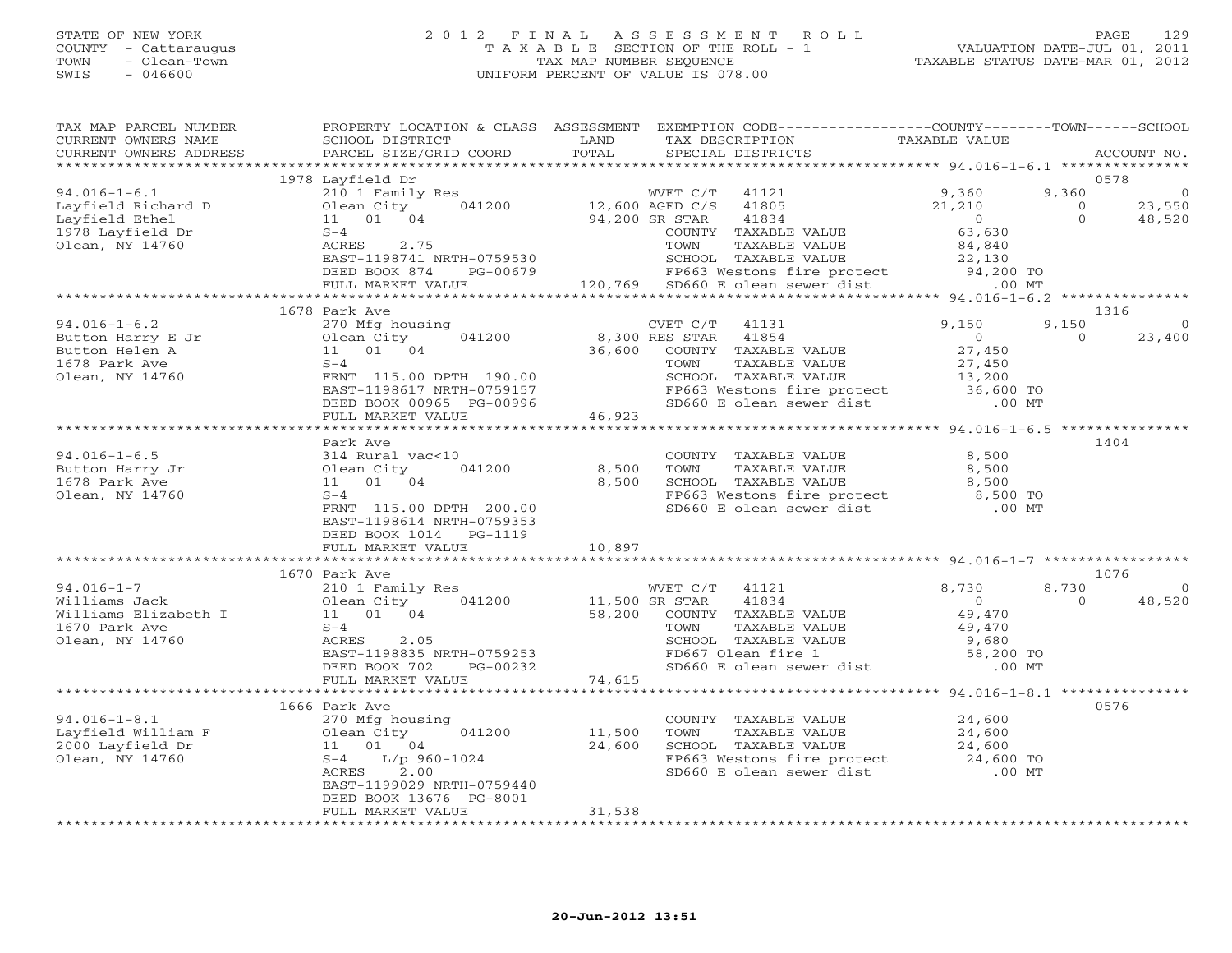STATE OF NEW YORK
COUNTY - Cattaraugus
TOWN - Olean-Town
SWIS - 046600

# 2012 FINAL ASSESSMENT ROLL

TAXABLE SECTION OF THE ROLL - 1
TAX MAP NUMBER SEQUENCE
UNIFORM PERCENT OF VALUE IS 078.00

VALUATION DATE-JUL 01, 2011
TAXABLE STATUS DATE-MAR 01, 2012

| TAX MAP PARCEL NUMBER / CURRENT OWNERS NAME / CURRENT OWNERS ADDRESS | PROPERTY LOCATION & CLASS / SCHOOL DISTRICT / PARCEL SIZE/GRID COORD | ASSESSMENT LAND / TOTAL | EXEMPTION CODE / TAX DESCRIPTION / SPECIAL DISTRICTS | COUNTY TAXABLE VALUE | TOWN | SCHOOL | ACCOUNT NO. |
|---|---|---|---|---|---|---|---|
| **94.016-1-6.1** | 1978 Layfield Dr | | | | | | 0578 |
| Layfield Richard D | 210 1 Family Res | | WVET C/T 41121 | 9,360 | 9,360 | 0 | |
| Layfield Ethel | Olean City 041200 | 12,600 | AGED C/S 41805 | 21,210 | 0 | 23,550 | |
| 1978 Layfield Dr | 11 01 04 | 94,200 | SR STAR 41834 | 0 | 0 | 48,520 | |
| Olean, NY 14760 | S-4 | | COUNTY TAXABLE VALUE | 63,630 | | | |
| | ACRES 2.75 | | TOWN TAXABLE VALUE | 84,840 | | | |
| | EAST-1198741 NRTH-0759530 | | SCHOOL TAXABLE VALUE | 22,130 | | | |
| | DEED BOOK 874 PG-00679 | | FP663 Westons fire protect | 94,200 TO | | | |
| | FULL MARKET VALUE | 120,769 | SD660 E olean sewer dist | .00 MT | | | |
| **94.016-1-6.2** | 1678 Park Ave | | | | | | 1316 |
| Button Harry E Jr | 270 Mfg housing | | CVET C/T 41131 | 9,150 | 9,150 | 0 | |
| Button Helen A | Olean City 041200 | 8,300 | RES STAR 41854 | 0 | 0 | 23,400 | |
| 1678 Park Ave | 11 01 04 | 36,600 | COUNTY TAXABLE VALUE | 27,450 | | | |
| Olean, NY 14760 | S-4 | | TOWN TAXABLE VALUE | 27,450 | | | |
| | FRNT 115.00 DPTH 190.00 | | SCHOOL TAXABLE VALUE | 13,200 | | | |
| | EAST-1198617 NRTH-0759157 | | FP663 Westons fire protect | 36,600 TO | | | |
| | DEED BOOK 00965 PG-00996 | | SD660 E olean sewer dist | .00 MT | | | |
| | FULL MARKET VALUE | 46,923 | | | | | |
| **94.016-1-6.5** | Park Ave | | | | | | 1404 |
| Button Harry Jr | 314 Rural vac<10 | | COUNTY TAXABLE VALUE | 8,500 | | | |
| 1678 Park Ave | Olean City 041200 | 8,500 | TOWN TAXABLE VALUE | 8,500 | | | |
| Olean, NY 14760 | 11 01 04 | 8,500 | SCHOOL TAXABLE VALUE | 8,500 | | | |
| | S-4 | | FP663 Westons fire protect | 8,500 TO | | | |
| | FRNT 115.00 DPTH 200.00 | | SD660 E olean sewer dist | .00 MT | | | |
| | EAST-1198614 NRTH-0759353 | | | | | | |
| | DEED BOOK 1014 PG-1119 | | | | | | |
| | FULL MARKET VALUE | 10,897 | | | | | |
| **94.016-1-7** | 1670 Park Ave | | | | | | 1076 |
| Williams Jack | 210 1 Family Res | | WVET C/T 41121 | 8,730 | 8,730 | 0 | |
| Williams Elizabeth I | Olean City 041200 | 11,500 | SR STAR 41834 | 0 | 0 | 48,520 | |
| 1670 Park Ave | 11 01 04 | 58,200 | COUNTY TAXABLE VALUE | 49,470 | | | |
| Olean, NY 14760 | S-4 | | TOWN TAXABLE VALUE | 49,470 | | | |
| | ACRES 2.05 | | SCHOOL TAXABLE VALUE | 9,680 | | | |
| | EAST-1198835 NRTH-0759253 | | FD667 Olean fire 1 | 58,200 TO | | | |
| | DEED BOOK 702 PG-00232 | | SD660 E olean sewer dist | .00 MT | | | |
| | FULL MARKET VALUE | 74,615 | | | | | |
| **94.016-1-8.1** | 1666 Park Ave | | | | | | 0576 |
| Layfield William F | 270 Mfg housing | | COUNTY TAXABLE VALUE | 24,600 | | | |
| 2000 Layfield Dr | Olean City 041200 | 11,500 | TOWN TAXABLE VALUE | 24,600 | | | |
| Olean, NY 14760 | 11 01 04 | 24,600 | SCHOOL TAXABLE VALUE | 24,600 | | | |
| | S-4 L/p 960-1024 | | FP663 Westons fire protect | 24,600 TO | | | |
| | ACRES 2.00 | | SD660 E olean sewer dist | .00 MT | | | |
| | EAST-1199029 NRTH-0759440 | | | | | | |
| | DEED BOOK 13676 PG-8001 | | | | | | |
| | FULL MARKET VALUE | 31,538 | | | | | |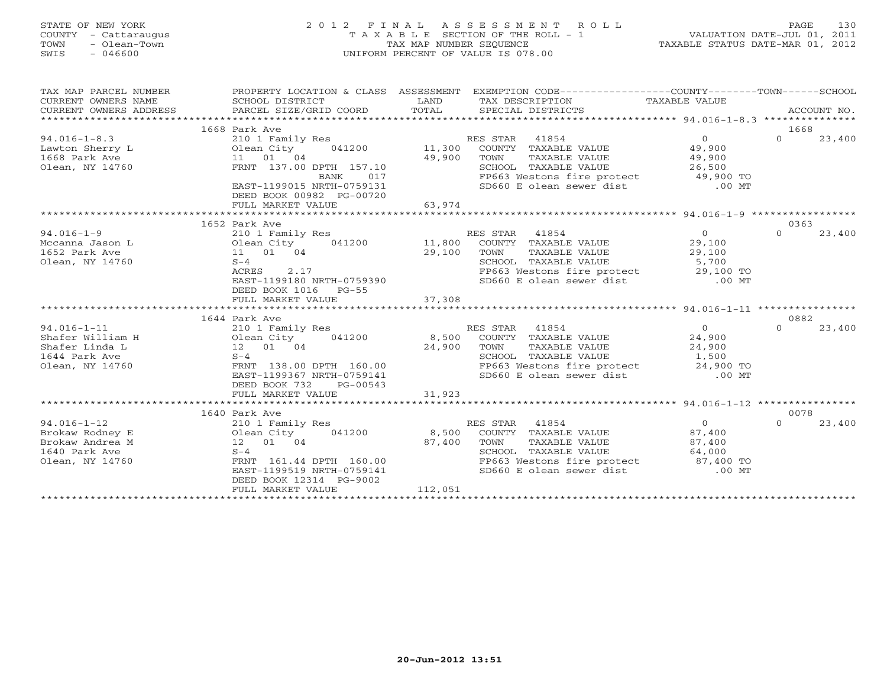STATE OF NEW YORK
COUNTY - Cattaraugus
TOWN - Olean-Town
SWIS - 046600

# 2012 FINAL ASSESSMENT ROLL
TAXABLE SECTION OF THE ROLL - 1
TAX MAP NUMBER SEQUENCE
UNIFORM PERCENT OF VALUE IS 078.00

VALUATION DATE-JUL 01, 2011
TAXABLE STATUS DATE-MAR 01, 2012

| TAX MAP PARCEL NUMBER / CURRENT OWNERS NAME / CURRENT OWNERS ADDRESS | PROPERTY LOCATION & CLASS / SCHOOL DISTRICT / PARCEL SIZE/GRID COORD | ASSESSMENT LAND / TOTAL | EXEMPTION CODE / TAX DESCRIPTION / SPECIAL DISTRICTS | COUNTY / TOWN TAXABLE VALUE | SCHOOL / ACCOUNT NO. |
|---|---|---|---|---|---|
| | 1668 Park Ave | | | | 1668 |
| 94.016-1-8.3 | 210 1 Family Res | | RES STAR 41854 | 0 | 0 23,400 |
| Lawton Sherry L | Olean City 041200 | 11,300 | COUNTY TAXABLE VALUE | 49,900 | |
| 1668 Park Ave | 11 01 04 | 49,900 | TOWN TAXABLE VALUE | 49,900 | |
| Olean, NY 14760 | FRNT 137.00 DPTH 157.10 | | SCHOOL TAXABLE VALUE | 26,500 | |
| | BANK 017 | | FP663 Westons fire protect | 49,900 TO | |
| | EAST-1199015 NRTH-0759131 | | SD660 E olean sewer dist | .00 MT | |
| | DEED BOOK 00982 PG-00720 | | | | |
| | FULL MARKET VALUE | 63,974 | | | |
| | 1652 Park Ave | | | | 0363 |
| 94.016-1-9 | 210 1 Family Res | | RES STAR 41854 | 0 | 0 23,400 |
| Mccanna Jason L | Olean City 041200 | 11,800 | COUNTY TAXABLE VALUE | 29,100 | |
| 1652 Park Ave | 11 01 04 | 29,100 | TOWN TAXABLE VALUE | 29,100 | |
| Olean, NY 14760 | S-4 | | SCHOOL TAXABLE VALUE | 5,700 | |
| | ACRES 2.17 | | FP663 Westons fire protect | 29,100 TO | |
| | EAST-1199180 NRTH-0759390 | | SD660 E olean sewer dist | .00 MT | |
| | DEED BOOK 1016 PG-55 | | | | |
| | FULL MARKET VALUE | 37,308 | | | |
| | 1644 Park Ave | | | | 0882 |
| 94.016-1-11 | 210 1 Family Res | | RES STAR 41854 | 0 | 0 23,400 |
| Shafer William H | Olean City 041200 | 8,500 | COUNTY TAXABLE VALUE | 24,900 | |
| Shafer Linda L | 12 01 04 | 24,900 | TOWN TAXABLE VALUE | 24,900 | |
| 1644 Park Ave | S-4 | | SCHOOL TAXABLE VALUE | 1,500 | |
| Olean, NY 14760 | FRNT 138.00 DPTH 160.00 | | FP663 Westons fire protect | 24,900 TO | |
| | EAST-1199367 NRTH-0759141 | | SD660 E olean sewer dist | .00 MT | |
| | DEED BOOK 732 PG-00543 | | | | |
| | FULL MARKET VALUE | 31,923 | | | |
| | 1640 Park Ave | | | | 0078 |
| 94.016-1-12 | 210 1 Family Res | | RES STAR 41854 | 0 | 0 23,400 |
| Brokaw Rodney E | Olean City 041200 | 8,500 | COUNTY TAXABLE VALUE | 87,400 | |
| Brokaw Andrea M | 12 01 04 | 87,400 | TOWN TAXABLE VALUE | 87,400 | |
| 1640 Park Ave | S-4 | | SCHOOL TAXABLE VALUE | 64,000 | |
| Olean, NY 14760 | FRNT 161.44 DPTH 160.00 | | FP663 Westons fire protect | 87,400 TO | |
| | EAST-1199519 NRTH-0759141 | | SD660 E olean sewer dist | .00 MT | |
| | DEED BOOK 12314 PG-9002 | | | | |
| | FULL MARKET VALUE | 112,051 | | | |

20-Jun-2012 13:51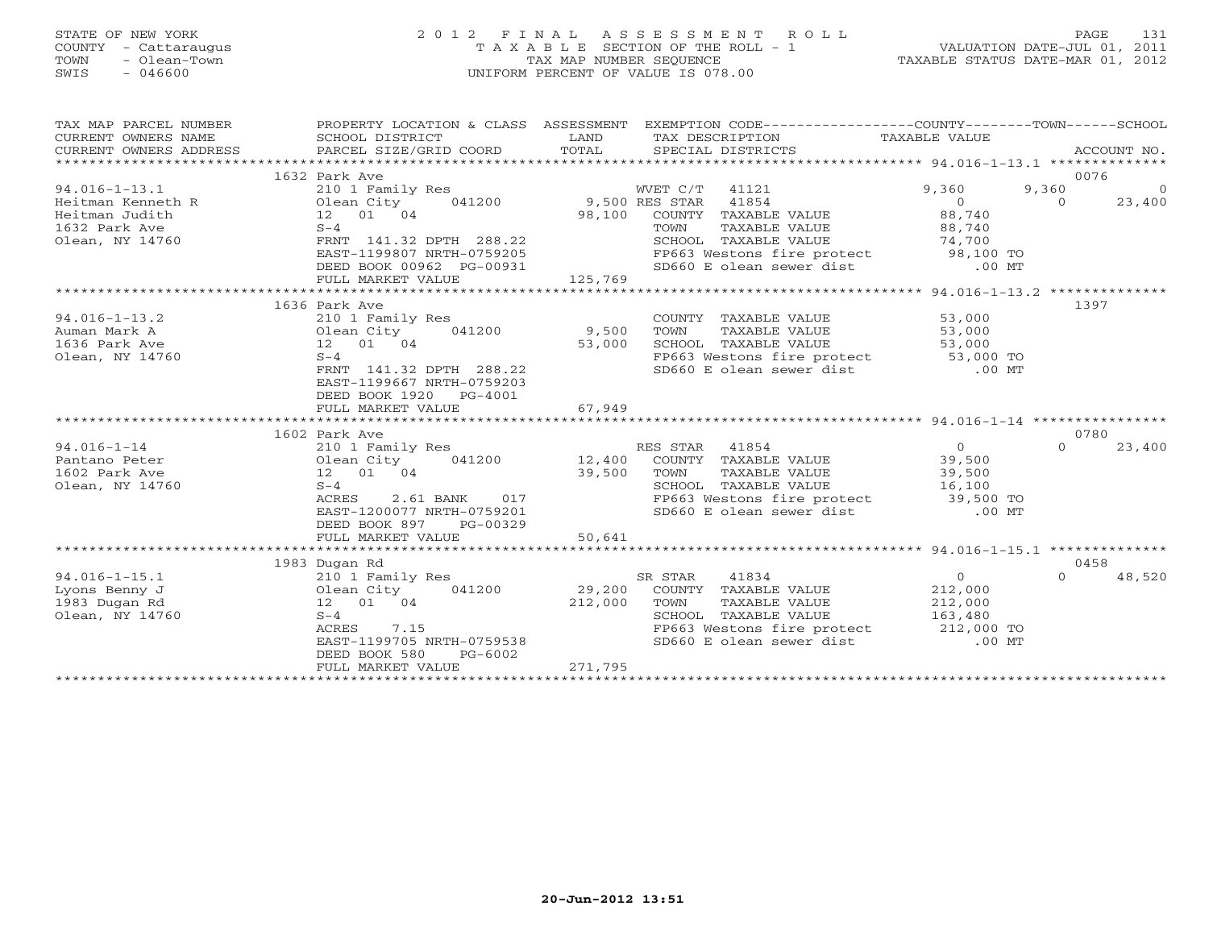STATE OF NEW YORK
COUNTY - Cattaraugus
TOWN - Olean-Town
SWIS - 046600

# 2012 FINAL ASSESSMENT ROLL

TAXABLE SECTION OF THE ROLL - 1
TAX MAP NUMBER SEQUENCE
UNIFORM PERCENT OF VALUE IS 078.00

VALUATION DATE-JUL 01, 2011
TAXABLE STATUS DATE-MAR 01, 2012

| TAX MAP PARCEL NUMBER / CURRENT OWNERS NAME / CURRENT OWNERS ADDRESS | PROPERTY LOCATION & CLASS / SCHOOL DISTRICT / PARCEL SIZE/GRID COORD | ASSESSMENT LAND / TOTAL | EXEMPTION CODE / TAX DESCRIPTION / SPECIAL DISTRICTS | COUNTY TAXABLE VALUE | TOWN | SCHOOL / ACCOUNT NO. |
|---|---|---|---|---|---|---|
| **94.016-1-13.1** | 1632 Park Ave | | | | | 0076 |
| Heitman Kenneth R | 210 1 Family Res | | WVET C/T 41121 | 9,360 | 9,360 | 0 |
| Heitman Judith | Olean City 041200 | 9,500 | RES STAR 41854 | 0 | 0 | 23,400 |
| 1632 Park Ave | 12 01 04 | 98,100 | COUNTY TAXABLE VALUE | 88,740 | | |
| Olean, NY 14760 | S-4 | | TOWN TAXABLE VALUE | 88,740 | | |
| | FRNT 141.32 DPTH 288.22 | | SCHOOL TAXABLE VALUE | 74,700 | | |
| | EAST-1199807 NRTH-0759205 | | FP663 Westons fire protect | 98,100 TO | | |
| | DEED BOOK 00962 PG-00931 | | SD660 E olean sewer dist | .00 MT | | |
| | FULL MARKET VALUE | 125,769 | | | | |
| **94.016-1-13.2** | 1636 Park Ave | | | | | 1397 |
| Auman Mark A | 210 1 Family Res | | COUNTY TAXABLE VALUE | 53,000 | | |
| 1636 Park Ave | Olean City 041200 | 9,500 | TOWN TAXABLE VALUE | 53,000 | | |
| Olean, NY 14760 | 12 01 04 | 53,000 | SCHOOL TAXABLE VALUE | 53,000 | | |
| | S-4 | | FP663 Westons fire protect | 53,000 TO | | |
| | FRNT 141.32 DPTH 288.22 | | SD660 E olean sewer dist | .00 MT | | |
| | EAST-1199667 NRTH-0759203 | | | | | |
| | DEED BOOK 1920 PG-4001 | | | | | |
| | FULL MARKET VALUE | 67,949 | | | | |
| **94.016-1-14** | 1602 Park Ave | | | | | 0780 |
| Pantano Peter | 210 1 Family Res | | RES STAR 41854 | 0 | 0 | 23,400 |
| 1602 Park Ave | Olean City 041200 | 12,400 | COUNTY TAXABLE VALUE | 39,500 | | |
| Olean, NY 14760 | 12 01 04 | 39,500 | TOWN TAXABLE VALUE | 39,500 | | |
| | S-4 | | SCHOOL TAXABLE VALUE | 16,100 | | |
| | ACRES 2.61 BANK 017 | | FP663 Westons fire protect | 39,500 TO | | |
| | EAST-1200077 NRTH-0759201 | | SD660 E olean sewer dist | .00 MT | | |
| | DEED BOOK 897 PG-00329 | | | | | |
| | FULL MARKET VALUE | 50,641 | | | | |
| **94.016-1-15.1** | 1983 Dugan Rd | | | | | 0458 |
| Lyons Benny J | 210 1 Family Res | | SR STAR 41834 | 0 | 0 | 48,520 |
| 1983 Dugan Rd | Olean City 041200 | 29,200 | COUNTY TAXABLE VALUE | 212,000 | | |
| Olean, NY 14760 | 12 01 04 | 212,000 | TOWN TAXABLE VALUE | 212,000 | | |
| | S-4 | | SCHOOL TAXABLE VALUE | 163,480 | | |
| | ACRES 7.15 | | FP663 Westons fire protect | 212,000 TO | | |
| | EAST-1199705 NRTH-0759538 | | SD660 E olean sewer dist | .00 MT | | |
| | DEED BOOK 580 PG-6002 | | | | | |
| | FULL MARKET VALUE | 271,795 | | | | |

20-Jun-2012 13:51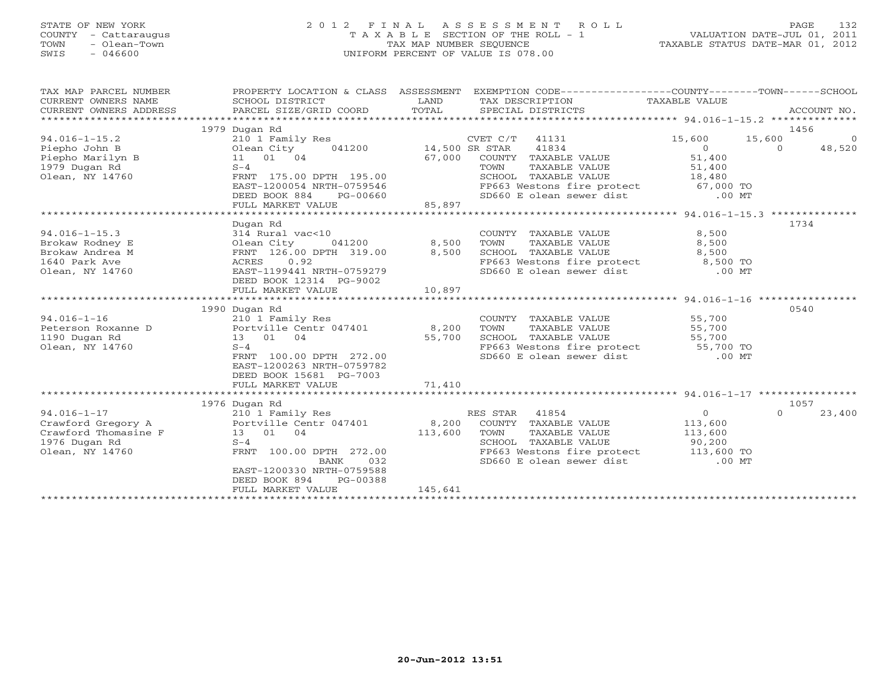STATE OF NEW YORK
COUNTY - Cattaraugus
TOWN - Olean-Town
SWIS - 046600

# 2012 FINAL ASSESSMENT ROLL

TAXABLE SECTION OF THE ROLL - 1
TAX MAP NUMBER SEQUENCE
UNIFORM PERCENT OF VALUE IS 078.00

VALUATION DATE-JUL 01, 2011
TAXABLE STATUS DATE-MAR 01, 2012

| TAX MAP PARCEL NUMBER / CURRENT OWNERS NAME / CURRENT OWNERS ADDRESS | PROPERTY LOCATION & CLASS / SCHOOL DISTRICT / PARCEL SIZE/GRID COORD | ASSESSMENT LAND / TOTAL | EXEMPTION CODE / TAX DESCRIPTION / SPECIAL DISTRICTS | COUNTY TAXABLE VALUE | TOWN | SCHOOL / ACCOUNT NO. |
|---|---|---|---|---|---|---|
| **94.016-1-15.2** | 1979 Dugan Rd | | | | | 1456 |
| Piepho John B | 210 1 Family Res | | CVET C/T 41131 | 15,600 | 15,600 | 0 |
| Piepho Marilyn B | Olean City 041200 | 14,500 | SR STAR 41834 | 0 | 0 | 48,520 |
| 1979 Dugan Rd | 11 01 04 | 67,000 | COUNTY TAXABLE VALUE | 51,400 | | |
| Olean, NY 14760 | S-4 | | TOWN TAXABLE VALUE | 51,400 | | |
| | FRNT 175.00 DPTH 195.00 | | SCHOOL TAXABLE VALUE | 18,480 | | |
| | EAST-1200054 NRTH-0759546 | | FP663 Westons fire protect | 67,000 TO | | |
| | DEED BOOK 884 PG-00660 | | SD660 E olean sewer dist | .00 MT | | |
| | FULL MARKET VALUE | 85,897 | | | | |
| **94.016-1-15.3** | Dugan Rd | | | | | 1734 |
| Brokaw Rodney E | 314 Rural vac<10 | | COUNTY TAXABLE VALUE | 8,500 | | |
| Brokaw Andrea M | Olean City 041200 | 8,500 | TOWN TAXABLE VALUE | 8,500 | | |
| 1640 Park Ave | FRNT 126.00 DPTH 319.00 | 8,500 | SCHOOL TAXABLE VALUE | 8,500 | | |
| Olean, NY 14760 | ACRES 0.92 | | FP663 Westons fire protect | 8,500 TO | | |
| | EAST-1199441 NRTH-0759279 | | SD660 E olean sewer dist | .00 MT | | |
| | DEED BOOK 12314 PG-9002 | | | | | |
| | FULL MARKET VALUE | 10,897 | | | | |
| **94.016-1-16** | 1990 Dugan Rd | | | | | 0540 |
| Peterson Roxanne D | 210 1 Family Res | | COUNTY TAXABLE VALUE | 55,700 | | |
| 1190 Dugan Rd | Portville Centr 047401 | 8,200 | TOWN TAXABLE VALUE | 55,700 | | |
| Olean, NY 14760 | 13 01 04 | 55,700 | SCHOOL TAXABLE VALUE | 55,700 | | |
| | S-4 | | FP663 Westons fire protect | 55,700 TO | | |
| | FRNT 100.00 DPTH 272.00 | | SD660 E olean sewer dist | .00 MT | | |
| | EAST-1200263 NRTH-0759782 | | | | | |
| | DEED BOOK 15681 PG-7003 | | | | | |
| | FULL MARKET VALUE | 71,410 | | | | |
| **94.016-1-17** | 1976 Dugan Rd | | | | | 1057 |
| Crawford Gregory A | 210 1 Family Res | | RES STAR 41854 | 0 | 0 | 23,400 |
| Crawford Thomasine F | Portville Centr 047401 | 8,200 | COUNTY TAXABLE VALUE | 113,600 | | |
| 1976 Dugan Rd | 13 01 04 | 113,600 | TOWN TAXABLE VALUE | 113,600 | | |
| Olean, NY 14760 | S-4 | | SCHOOL TAXABLE VALUE | 90,200 | | |
| | FRNT 100.00 DPTH 272.00 | | FP663 Westons fire protect | 113,600 TO | | |
| | BANK 032 | | SD660 E olean sewer dist | .00 MT | | |
| | EAST-1200330 NRTH-0759588 | | | | | |
| | DEED BOOK 894 PG-00388 | | | | | |
| | FULL MARKET VALUE | 145,641 | | | | |

20-Jun-2012 13:51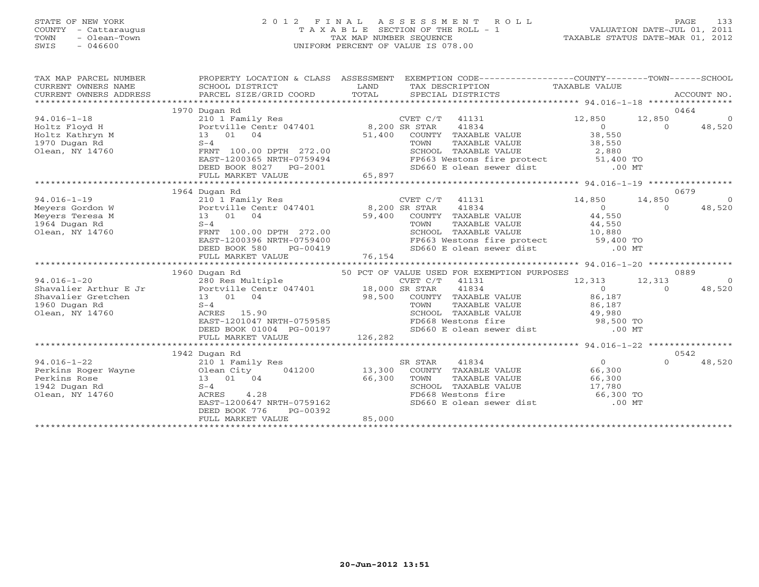STATE OF NEW YORK | COUNTY - Cattaraugus | TOWN - Olean-Town | SWIS - 046600

# 2012 FINAL ASSESSMENT ROLL
TAXABLE SECTION OF THE ROLL - 1
TAX MAP NUMBER SEQUENCE
UNIFORM PERCENT OF VALUE IS 078.00

VALUATION DATE-JUL 01, 2011
TAXABLE STATUS DATE-MAR 01, 2012

| TAX MAP PARCEL NUMBER / CURRENT OWNERS NAME / CURRENT OWNERS ADDRESS | PROPERTY LOCATION & CLASS / SCHOOL DISTRICT / PARCEL SIZE/GRID COORD | ASSESSMENT LAND / TOTAL | EXEMPTION CODE / TAX DESCRIPTION / SPECIAL DISTRICTS | COUNTY TAXABLE VALUE | TOWN | SCHOOL | ACCOUNT NO. |
|---|---|---|---|---|---|---|---|
| | 1970 Dugan Rd | | | | | | 0464 |
| 94.016-1-18 | 210 1 Family Res | | CVET C/T 41131 | 12,850 | 12,850 | 0 | |
| Holtz Floyd H | Portville Centr 047401 | 8,200 | SR STAR 41834 | 0 | 0 | 48,520 | |
| Holtz Kathryn M | 13 01 04 | 51,400 | COUNTY TAXABLE VALUE | 38,550 | | | |
| 1970 Dugan Rd | S-4 | | TOWN TAXABLE VALUE | 38,550 | | | |
| Olean, NY 14760 | FRNT 100.00 DPTH 272.00 | | SCHOOL TAXABLE VALUE | 2,880 | | | |
| | EAST-1200365 NRTH-0759494 | | FP663 Westons fire protect | 51,400 TO | | | |
| | DEED BOOK 8027 PG-2001 | | SD660 E olean sewer dist | .00 MT | | | |
| | FULL MARKET VALUE | 65,897 | | | | | |
| | 1964 Dugan Rd | | | | | | 0679 |
| 94.016-1-19 | 210 1 Family Res | | CVET C/T 41131 | 14,850 | 14,850 | 0 | |
| Meyers Gordon W | Portville Centr 047401 | 8,200 | SR STAR 41834 | 0 | 0 | 48,520 | |
| Meyers Teresa M | 13 01 04 | 59,400 | COUNTY TAXABLE VALUE | 44,550 | | | |
| 1964 Dugan Rd | S-4 | | TOWN TAXABLE VALUE | 44,550 | | | |
| Olean, NY 14760 | FRNT 100.00 DPTH 272.00 | | SCHOOL TAXABLE VALUE | 10,880 | | | |
| | EAST-1200396 NRTH-0759400 | | FP663 Westons fire protect | 59,400 TO | | | |
| | DEED BOOK 580 PG-00419 | | SD660 E olean sewer dist | .00 MT | | | |
| | FULL MARKET VALUE | 76,154 | | | | | |
| | 1960 Dugan Rd | | 50 PCT OF VALUE USED FOR EXEMPTION PURPOSES | | | | 0889 |
| 94.016-1-20 | 280 Res Multiple | | CVET C/T 41131 | 12,313 | 12,313 | 0 | |
| Shavalier Arthur E Jr | Portville Centr 047401 | 18,000 | SR STAR 41834 | 0 | 0 | 48,520 | |
| Shavalier Gretchen | 13 01 04 | 98,500 | COUNTY TAXABLE VALUE | 86,187 | | | |
| 1960 Dugan Rd | S-4 | | TOWN TAXABLE VALUE | 86,187 | | | |
| Olean, NY 14760 | ACRES 15.90 | | SCHOOL TAXABLE VALUE | 49,980 | | | |
| | EAST-1201047 NRTH-0759585 | | FD668 Westons fire | 98,500 TO | | | |
| | DEED BOOK 01004 PG-00197 | | SD660 E olean sewer dist | .00 MT | | | |
| | FULL MARKET VALUE | 126,282 | | | | | |
| | 1942 Dugan Rd | | | | | | 0542 |
| 94.016-1-22 | 210 1 Family Res | | SR STAR 41834 | 0 | 0 | 48,520 | |
| Perkins Roger Wayne | Olean City 041200 | 13,300 | COUNTY TAXABLE VALUE | 66,300 | | | |
| Perkins Rose | 13 01 04 | 66,300 | TOWN TAXABLE VALUE | 66,300 | | | |
| 1942 Dugan Rd | S-4 | | SCHOOL TAXABLE VALUE | 17,780 | | | |
| Olean, NY 14760 | ACRES 4.28 | | FD668 Westons fire | 66,300 TO | | | |
| | EAST-1200647 NRTH-0759162 | | SD660 E olean sewer dist | .00 MT | | | |
| | DEED BOOK 776 PG-00392 | | | | | | |
| | FULL MARKET VALUE | 85,000 | | | | | |

20-Jun-2012 13:51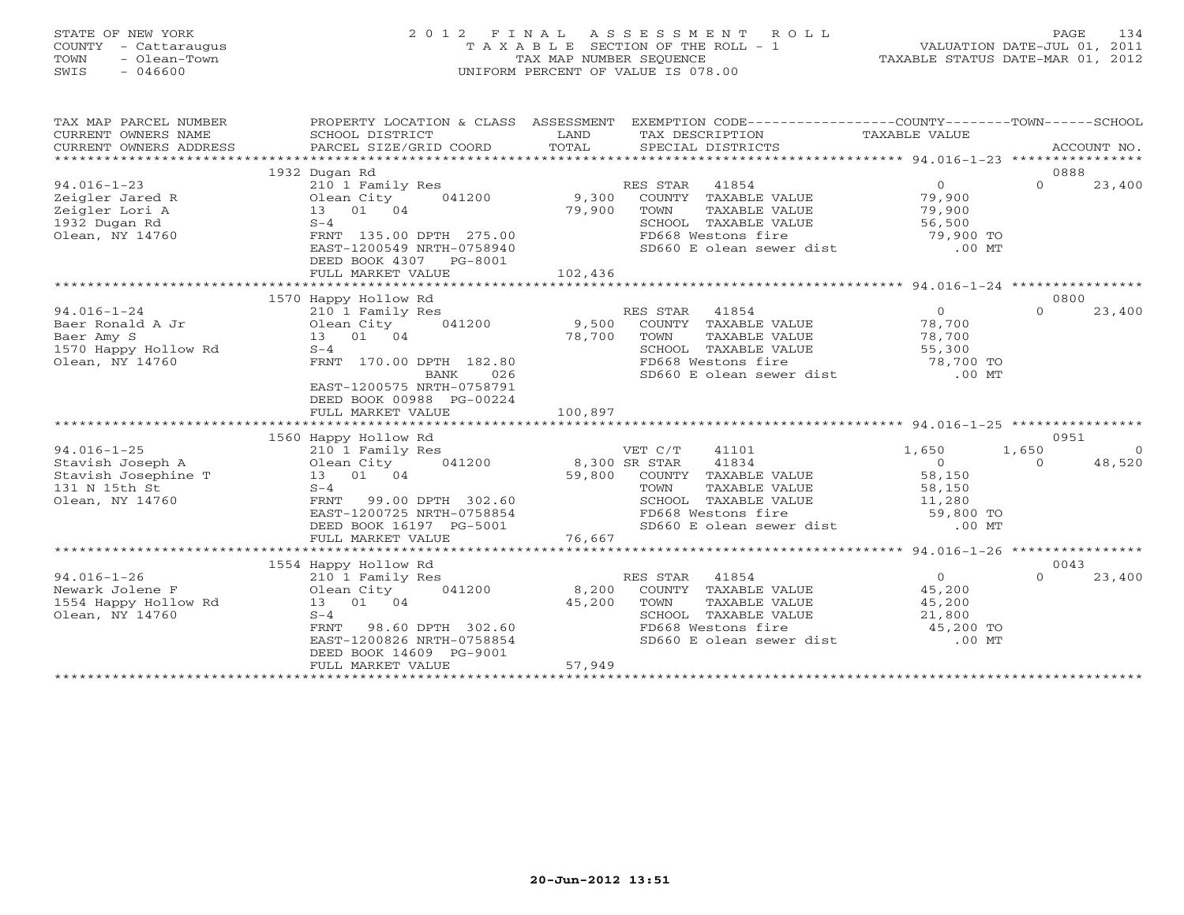STATE OF NEW YORK
COUNTY - Cattaraugus
TOWN - Olean-Town
SWIS - 046600

2012 FINAL ASSESSMENT ROLL
TAXABLE SECTION OF THE ROLL - 1
TAX MAP NUMBER SEQUENCE
UNIFORM PERCENT OF VALUE IS 078.00

VALUATION DATE-JUL 01, 2011
TAXABLE STATUS DATE-MAR 01, 2012

| TAX MAP PARCEL NUMBER / CURRENT OWNERS NAME / CURRENT OWNERS ADDRESS | PROPERTY LOCATION & CLASS / SCHOOL DISTRICT / PARCEL SIZE/GRID COORD | ASSESSMENT LAND / TOTAL | EXEMPTION CODE / TAX DESCRIPTION / SPECIAL DISTRICTS | COUNTY TAXABLE VALUE | TOWN | SCHOOL / ACCOUNT NO. |
|---|---|---|---|---|---|---|
| **94.016-1-23** | 1932 Dugan Rd | | | | | 0888 |
| 94.016-1-23 | 210 1 Family Res | | RES STAR 41854 | 0 | 0 | 23,400 |
| Zeigler Jared R | Olean City 041200 | 9,300 | COUNTY TAXABLE VALUE | 79,900 | | |
| Zeigler Lori A | 13 01 04 | 79,900 | TOWN TAXABLE VALUE | 79,900 | | |
| 1932 Dugan Rd | S-4 | | SCHOOL TAXABLE VALUE | 56,500 | | |
| Olean, NY 14760 | FRNT 135.00 DPTH 275.00 | | FD668 Westons fire | 79,900 TO | | |
| | EAST-1200549 NRTH-0758940 | | SD660 E olean sewer dist | .00 MT | | |
| | DEED BOOK 4307 PG-8001 | | | | | |
| | FULL MARKET VALUE | 102,436 | | | | |
| **94.016-1-24** | 1570 Happy Hollow Rd | | | | | 0800 |
| 94.016-1-24 | 210 1 Family Res | | RES STAR 41854 | 0 | 0 | 23,400 |
| Baer Ronald A Jr | Olean City 041200 | 9,500 | COUNTY TAXABLE VALUE | 78,700 | | |
| Baer Amy S | 13 01 04 | 78,700 | TOWN TAXABLE VALUE | 78,700 | | |
| 1570 Happy Hollow Rd | S-4 | | SCHOOL TAXABLE VALUE | 55,300 | | |
| Olean, NY 14760 | FRNT 170.00 DPTH 182.80 | | FD668 Westons fire | 78,700 TO | | |
| | BANK 026 | | SD660 E olean sewer dist | .00 MT | | |
| | EAST-1200575 NRTH-0758791 | | | | | |
| | DEED BOOK 00988 PG-00224 | | | | | |
| | FULL MARKET VALUE | 100,897 | | | | |
| **94.016-1-25** | 1560 Happy Hollow Rd | | | | | 0951 |
| 94.016-1-25 | 210 1 Family Res | | VET C/T 41101 | 1,650 | 1,650 | 0 |
| Stavish Joseph A | Olean City 041200 | 8,300 | SR STAR 41834 | 0 | 0 | 48,520 |
| Stavish Josephine T | 13 01 04 | 59,800 | COUNTY TAXABLE VALUE | 58,150 | | |
| 131 N 15th St | S-4 | | TOWN TAXABLE VALUE | 58,150 | | |
| Olean, NY 14760 | FRNT 99.00 DPTH 302.60 | | SCHOOL TAXABLE VALUE | 11,280 | | |
| | EAST-1200725 NRTH-0758854 | | FD668 Westons fire | 59,800 TO | | |
| | DEED BOOK 16197 PG-5001 | | SD660 E olean sewer dist | .00 MT | | |
| | FULL MARKET VALUE | 76,667 | | | | |
| **94.016-1-26** | 1554 Happy Hollow Rd | | | | | 0043 |
| 94.016-1-26 | 210 1 Family Res | | RES STAR 41854 | 0 | 0 | 23,400 |
| Newark Jolene F | Olean City 041200 | 8,200 | COUNTY TAXABLE VALUE | 45,200 | | |
| 1554 Happy Hollow Rd | 13 01 04 | 45,200 | TOWN TAXABLE VALUE | 45,200 | | |
| Olean, NY 14760 | S-4 | | SCHOOL TAXABLE VALUE | 21,800 | | |
| | FRNT 98.60 DPTH 302.60 | | FD668 Westons fire | 45,200 TO | | |
| | EAST-1200826 NRTH-0758854 | | SD660 E olean sewer dist | .00 MT | | |
| | DEED BOOK 14609 PG-9001 | | | | | |
| | FULL MARKET VALUE | 57,949 | | | | |

20-Jun-2012 13:51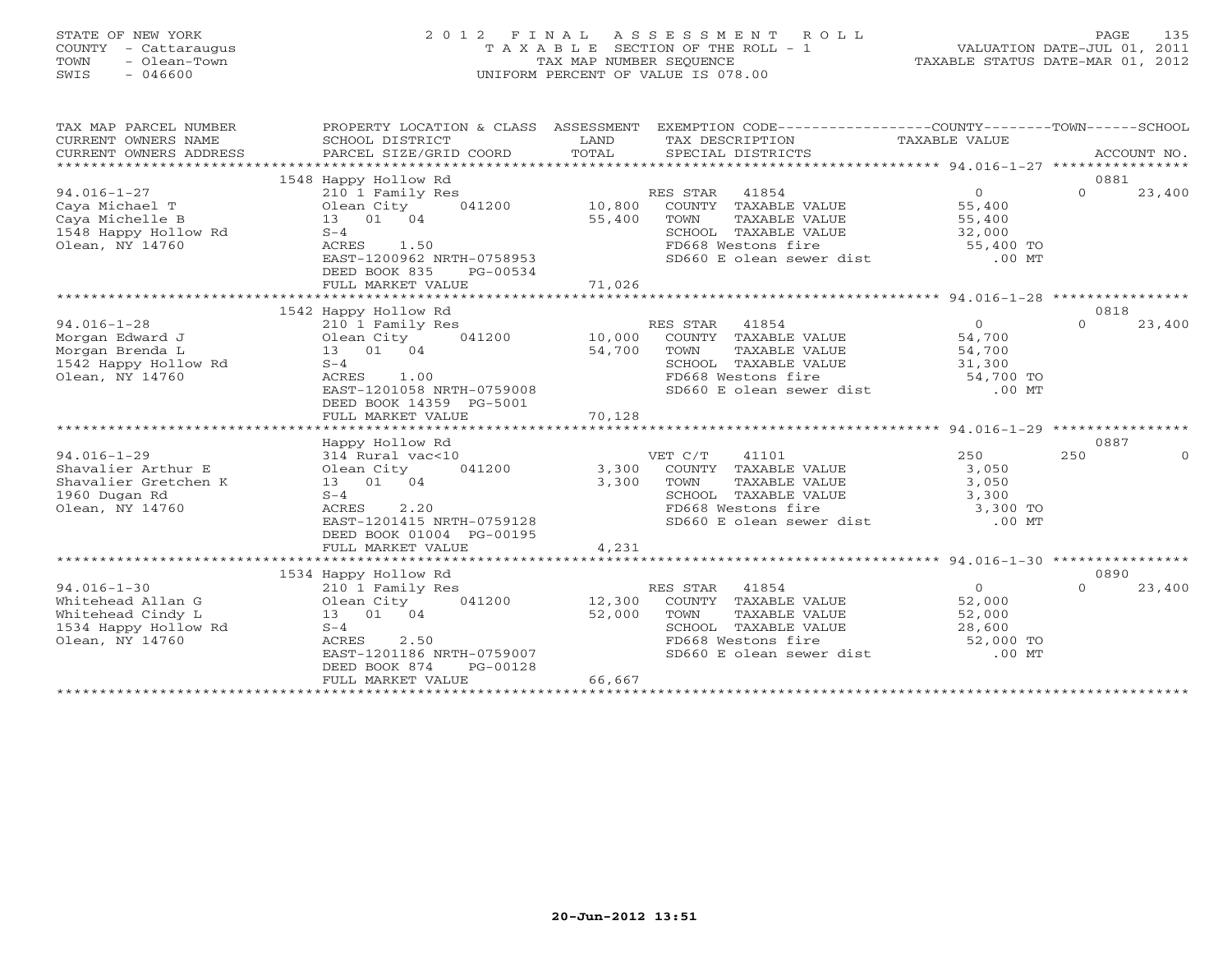STATE OF NEW YORK
COUNTY - Cattaraugus
TOWN - Olean-Town
SWIS - 046600

2012 FINAL ASSESSMENT ROLL
TAXABLE SECTION OF THE ROLL - 1
TAX MAP NUMBER SEQUENCE
UNIFORM PERCENT OF VALUE IS 078.00

VALUATION DATE-JUL 01, 2011
TAXABLE STATUS DATE-MAR 01, 2012

| TAX MAP PARCEL NUMBER / CURRENT OWNERS NAME / CURRENT OWNERS ADDRESS | PROPERTY LOCATION & CLASS / SCHOOL DISTRICT / PARCEL SIZE/GRID COORD | ASSESSMENT LAND / TOTAL | EXEMPTION CODE / TAX DESCRIPTION / SPECIAL DISTRICTS | COUNTY TAXABLE VALUE | TOWN | SCHOOL / ACCOUNT NO. |
|---|---|---|---|---|---|---|
| 94.016-1-27 | 1548 Happy Hollow Rd | | | | | 0881 |
| 94.016-1-27 | 210 1 Family Res | | RES STAR 41854 | 0 | 0 | 23,400 |
| Caya Michael T | Olean City 041200 | 10,800 | COUNTY TAXABLE VALUE | 55,400 | | |
| Caya Michelle B | 13 01 04 | 55,400 | TOWN TAXABLE VALUE | 55,400 | | |
| 1548 Happy Hollow Rd | S-4 | | SCHOOL TAXABLE VALUE | 32,000 | | |
| Olean, NY 14760 | ACRES 1.50 | | FD668 Westons fire | 55,400 TO | | |
| | EAST-1200962 NRTH-0758953 | | SD660 E olean sewer dist | .00 MT | | |
| | DEED BOOK 835 PG-00534 | | | | | |
| | FULL MARKET VALUE | 71,026 | | | | |
| 94.016-1-28 | 1542 Happy Hollow Rd | | | | | 0818 |
| 94.016-1-28 | 210 1 Family Res | | RES STAR 41854 | 0 | 0 | 23,400 |
| Morgan Edward J | Olean City 041200 | 10,000 | COUNTY TAXABLE VALUE | 54,700 | | |
| Morgan Brenda L | 13 01 04 | 54,700 | TOWN TAXABLE VALUE | 54,700 | | |
| 1542 Happy Hollow Rd | S-4 | | SCHOOL TAXABLE VALUE | 31,300 | | |
| Olean, NY 14760 | ACRES 1.00 | | FD668 Westons fire | 54,700 TO | | |
| | EAST-1201058 NRTH-0759008 | | SD660 E olean sewer dist | .00 MT | | |
| | DEED BOOK 14359 PG-5001 | | | | | |
| | FULL MARKET VALUE | 70,128 | | | | |
| 94.016-1-29 | Happy Hollow Rd | | | | | 0887 |
| 94.016-1-29 | 314 Rural vac<10 | | VET C/T 41101 | 250 | 250 | 0 |
| Shavalier Arthur E | Olean City 041200 | 3,300 | COUNTY TAXABLE VALUE | 3,050 | | |
| Shavalier Gretchen K | 13 01 04 | 3,300 | TOWN TAXABLE VALUE | 3,050 | | |
| 1960 Dugan Rd | S-4 | | SCHOOL TAXABLE VALUE | 3,300 | | |
| Olean, NY 14760 | ACRES 2.20 | | FD668 Westons fire | 3,300 TO | | |
| | EAST-1201415 NRTH-0759128 | | SD660 E olean sewer dist | .00 MT | | |
| | DEED BOOK 01004 PG-00195 | | | | | |
| | FULL MARKET VALUE | 4,231 | | | | |
| 94.016-1-30 | 1534 Happy Hollow Rd | | | | | 0890 |
| 94.016-1-30 | 210 1 Family Res | | RES STAR 41854 | 0 | 0 | 23,400 |
| Whitehead Allan G | Olean City 041200 | 12,300 | COUNTY TAXABLE VALUE | 52,000 | | |
| Whitehead Cindy L | 13 01 04 | 52,000 | TOWN TAXABLE VALUE | 52,000 | | |
| 1534 Happy Hollow Rd | S-4 | | SCHOOL TAXABLE VALUE | 28,600 | | |
| Olean, NY 14760 | ACRES 2.50 | | FD668 Westons fire | 52,000 TO | | |
| | EAST-1201186 NRTH-0759007 | | SD660 E olean sewer dist | .00 MT | | |
| | DEED BOOK 874 PG-00128 | | | | | |
| | FULL MARKET VALUE | 66,667 | | | | |

20-Jun-2012 13:51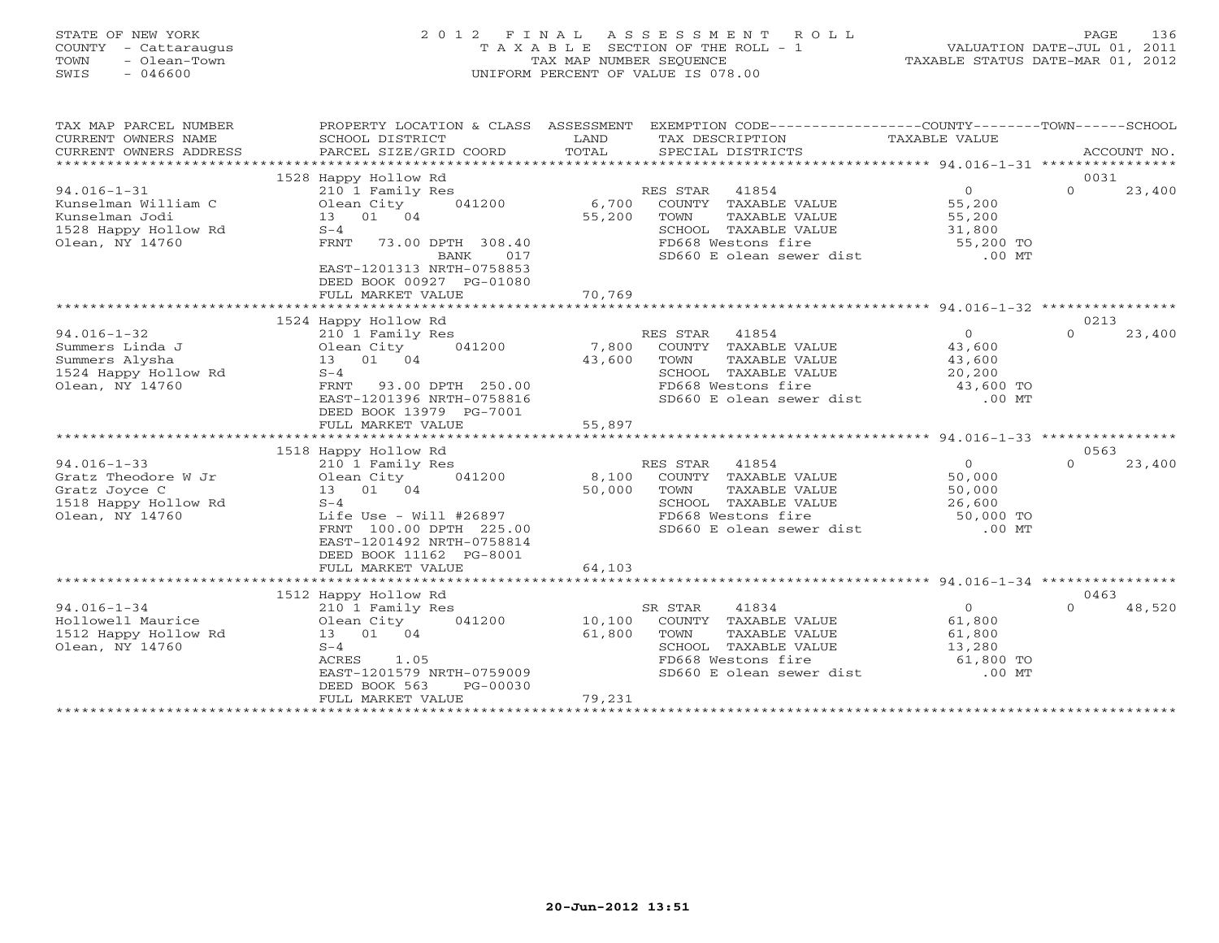STATE OF NEW YORK
COUNTY - Cattaraugus
TOWN - Olean-Town
SWIS - 046600

# 2012 FINAL ASSESSMENT ROLL

TAXABLE SECTION OF THE ROLL - 1
TAX MAP NUMBER SEQUENCE
UNIFORM PERCENT OF VALUE IS 078.00

VALUATION DATE-JUL 01, 2011
TAXABLE STATUS DATE-MAR 01, 2012

| TAX MAP PARCEL NUMBER / CURRENT OWNERS NAME / CURRENT OWNERS ADDRESS | PROPERTY LOCATION & CLASS / SCHOOL DISTRICT / PARCEL SIZE/GRID COORD | ASSESSMENT LAND | TOTAL | EXEMPTION CODE / TAX DESCRIPTION / SPECIAL DISTRICTS | COUNTY TAXABLE VALUE | TOWN | SCHOOL / ACCOUNT NO. |
|---|---|---|---|---|---|---|---|
| | 1528 Happy Hollow Rd | | | | | | 0031 |
| 94.016-1-31 | 210 1 Family Res | | | RES STAR 41854 | 0 | 0 | 23,400 |
| Kunselman William C | Olean City 041200 | 6,700 | | COUNTY TAXABLE VALUE | 55,200 | | |
| Kunselman Jodi | 13 01 04 | | 55,200 | TOWN TAXABLE VALUE | 55,200 | | |
| 1528 Happy Hollow Rd | S-4 | | | SCHOOL TAXABLE VALUE | 31,800 | | |
| Olean, NY 14760 | FRNT 73.00 DPTH 308.40 | | | FD668 Westons fire | 55,200 TO | | |
| | BANK 017 | | | SD660 E olean sewer dist | .00 MT | | |
| | EAST-1201313 NRTH-0758853 | | | | | | |
| | DEED BOOK 00927 PG-01080 | | | | | | |
| | FULL MARKET VALUE | | 70,769 | | | | |
| | 1524 Happy Hollow Rd | | | | | | 0213 |
| 94.016-1-32 | 210 1 Family Res | | | RES STAR 41854 | 0 | 0 | 23,400 |
| Summers Linda J | Olean City 041200 | 7,800 | | COUNTY TAXABLE VALUE | 43,600 | | |
| Summers Alysha | 13 01 04 | | 43,600 | TOWN TAXABLE VALUE | 43,600 | | |
| 1524 Happy Hollow Rd | S-4 | | | SCHOOL TAXABLE VALUE | 20,200 | | |
| Olean, NY 14760 | FRNT 93.00 DPTH 250.00 | | | FD668 Westons fire | 43,600 TO | | |
| | EAST-1201396 NRTH-0758816 | | | SD660 E olean sewer dist | .00 MT | | |
| | DEED BOOK 13979 PG-7001 | | | | | | |
| | FULL MARKET VALUE | | 55,897 | | | | |
| | 1518 Happy Hollow Rd | | | | | | 0563 |
| 94.016-1-33 | 210 1 Family Res | | | RES STAR 41854 | 0 | 0 | 23,400 |
| Gratz Theodore W Jr | Olean City 041200 | 8,100 | | COUNTY TAXABLE VALUE | 50,000 | | |
| Gratz Joyce C | 13 01 04 | | 50,000 | TOWN TAXABLE VALUE | 50,000 | | |
| 1518 Happy Hollow Rd | S-4 | | | SCHOOL TAXABLE VALUE | 26,600 | | |
| Olean, NY 14760 | Life Use - Will #26897 | | | FD668 Westons fire | 50,000 TO | | |
| | FRNT 100.00 DPTH 225.00 | | | SD660 E olean sewer dist | .00 MT | | |
| | EAST-1201492 NRTH-0758814 | | | | | | |
| | DEED BOOK 11162 PG-8001 | | | | | | |
| | FULL MARKET VALUE | | 64,103 | | | | |
| | 1512 Happy Hollow Rd | | | | | | 0463 |
| 94.016-1-34 | 210 1 Family Res | | | SR STAR 41834 | 0 | 0 | 48,520 |
| Hollowell Maurice | Olean City 041200 | 10,100 | | COUNTY TAXABLE VALUE | 61,800 | | |
| 1512 Happy Hollow Rd | 13 01 04 | | 61,800 | TOWN TAXABLE VALUE | 61,800 | | |
| Olean, NY 14760 | S-4 | | | SCHOOL TAXABLE VALUE | 13,280 | | |
| | ACRES 1.05 | | | FD668 Westons fire | 61,800 TO | | |
| | EAST-1201579 NRTH-0759009 | | | SD660 E olean sewer dist | .00 MT | | |
| | DEED BOOK 563 PG-00030 | | | | | | |
| | FULL MARKET VALUE | | 79,231 | | | | |

20-Jun-2012 13:51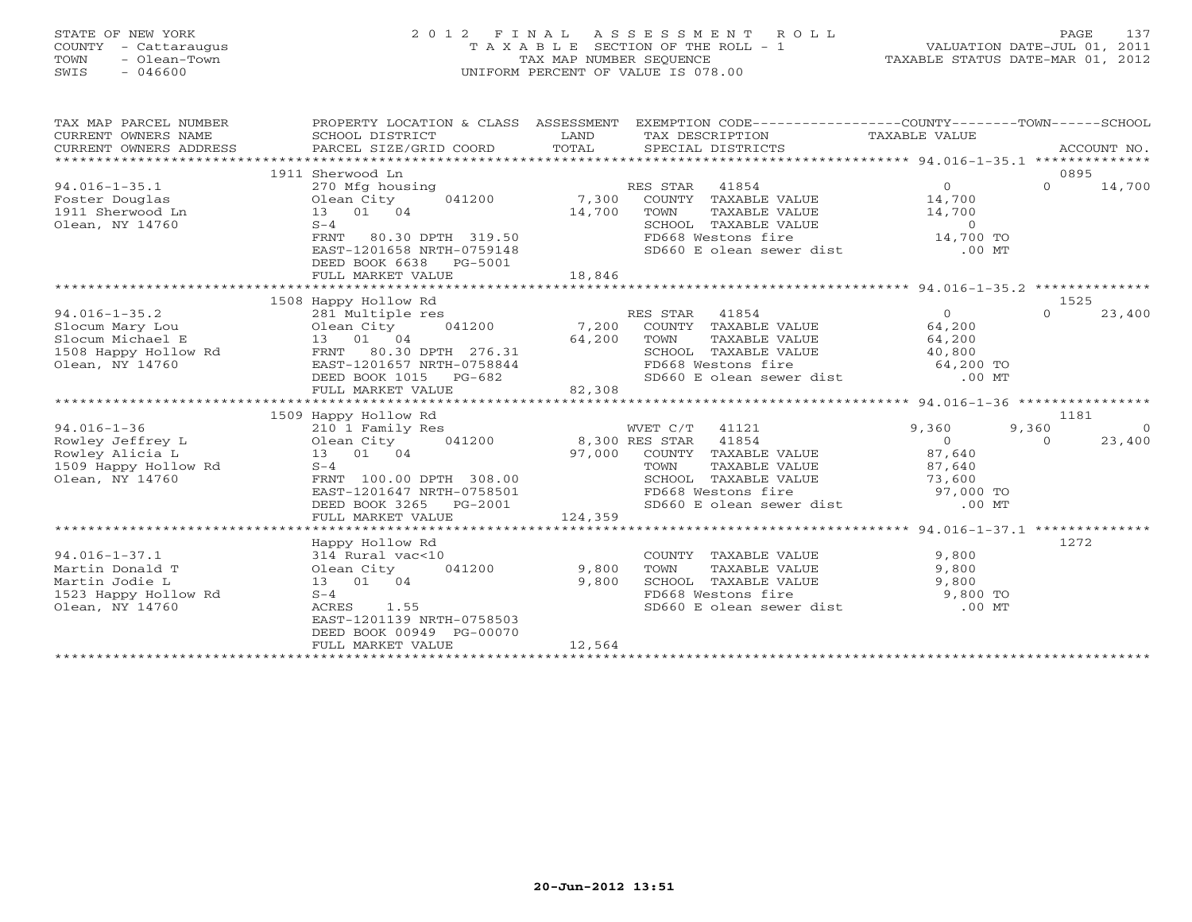STATE OF NEW YORK
COUNTY - Cattaraugus
TOWN - Olean-Town
SWIS - 046600

# 2012 FINAL ASSESSMENT ROLL
TAXABLE SECTION OF THE ROLL - 1
TAX MAP NUMBER SEQUENCE
UNIFORM PERCENT OF VALUE IS 078.00

VALUATION DATE-JUL 01, 2011
TAXABLE STATUS DATE-MAR 01, 2012

| TAX MAP PARCEL NUMBER / CURRENT OWNERS NAME / CURRENT OWNERS ADDRESS | PROPERTY LOCATION & CLASS / SCHOOL DISTRICT / PARCEL SIZE/GRID COORD | ASSESSMENT LAND / TOTAL | EXEMPTION CODE / TAX DESCRIPTION / SPECIAL DISTRICTS | COUNTY TAXABLE VALUE | TOWN | SCHOOL | ACCOUNT NO. |
|---|---|---|---|---|---|---|---|
| | 1911 Sherwood Ln | | | | | | 0895 |
| 94.016-1-35.1 | 270 Mfg housing | | RES STAR 41854 | 0 | 0 | 14,700 | |
| Foster Douglas | Olean City 041200 | 7,300 | COUNTY TAXABLE VALUE | 14,700 | | | |
| 1911 Sherwood Ln | 13 01 04 | 14,700 | TOWN TAXABLE VALUE | 14,700 | | | |
| Olean, NY 14760 | S-4 | | SCHOOL TAXABLE VALUE | 0 | | | |
| | FRNT 80.30 DPTH 319.50 | | FD668 Westons fire | 14,700 TO | | | |
| | EAST-1201658 NRTH-0759148 | | SD660 E olean sewer dist | .00 MT | | | |
| | DEED BOOK 6638 PG-5001 | | | | | | |
| | FULL MARKET VALUE | 18,846 | | | | | |
| | 1508 Happy Hollow Rd | | | | | | 1525 |
| 94.016-1-35.2 | 281 Multiple res | | RES STAR 41854 | 0 | 0 | 23,400 | |
| Slocum Mary Lou | Olean City 041200 | 7,200 | COUNTY TAXABLE VALUE | 64,200 | | | |
| Slocum Michael E | 13 01 04 | 64,200 | TOWN TAXABLE VALUE | 64,200 | | | |
| 1508 Happy Hollow Rd | FRNT 80.30 DPTH 276.31 | | SCHOOL TAXABLE VALUE | 40,800 | | | |
| Olean, NY 14760 | EAST-1201657 NRTH-0758844 | | FD668 Westons fire | 64,200 TO | | | |
| | DEED BOOK 1015 PG-682 | | SD660 E olean sewer dist | .00 MT | | | |
| | FULL MARKET VALUE | 82,308 | | | | | |
| | 1509 Happy Hollow Rd | | | | | | 1181 |
| 94.016-1-36 | 210 1 Family Res | | WVET C/T 41121 | 9,360 | 9,360 | 0 | |
| Rowley Jeffrey L | Olean City 041200 | 8,300 | RES STAR 41854 | 0 | 0 | 23,400 | |
| Rowley Alicia L | 13 01 04 | 97,000 | COUNTY TAXABLE VALUE | 87,640 | | | |
| 1509 Happy Hollow Rd | S-4 | | TOWN TAXABLE VALUE | 87,640 | | | |
| Olean, NY 14760 | FRNT 100.00 DPTH 308.00 | | SCHOOL TAXABLE VALUE | 73,600 | | | |
| | EAST-1201647 NRTH-0758501 | | FD668 Westons fire | 97,000 TO | | | |
| | DEED BOOK 3265 PG-2001 | | SD660 E olean sewer dist | .00 MT | | | |
| | FULL MARKET VALUE | 124,359 | | | | | |
| | Happy Hollow Rd | | | | | | 1272 |
| 94.016-1-37.1 | 314 Rural vac<10 | | COUNTY TAXABLE VALUE | 9,800 | | | |
| Martin Donald T | Olean City 041200 | 9,800 | TOWN TAXABLE VALUE | 9,800 | | | |
| Martin Jodie L | 13 01 04 | 9,800 | SCHOOL TAXABLE VALUE | 9,800 | | | |
| 1523 Happy Hollow Rd | S-4 | | FD668 Westons fire | 9,800 TO | | | |
| Olean, NY 14760 | ACRES 1.55 | | SD660 E olean sewer dist | .00 MT | | | |
| | EAST-1201139 NRTH-0758503 | | | | | | |
| | DEED BOOK 00949 PG-00070 | | | | | | |
| | FULL MARKET VALUE | 12,564 | | | | | |

20-Jun-2012 13:51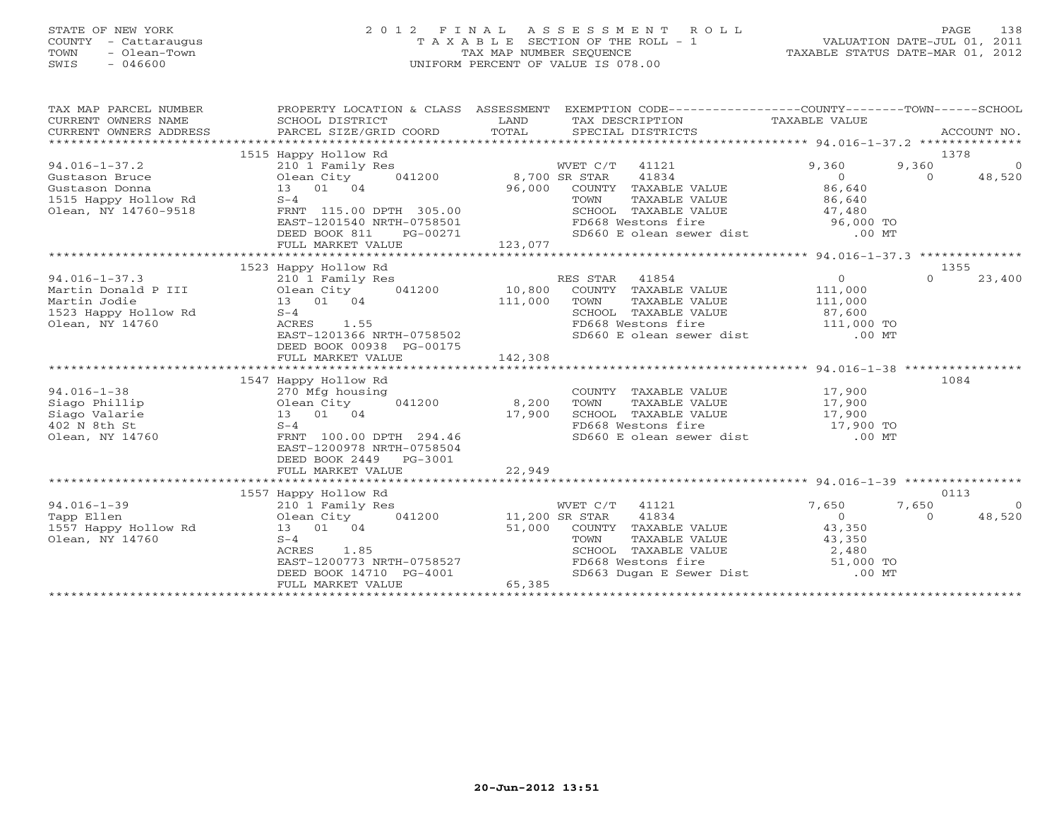STATE OF NEW YORK
COUNTY - Cattaraugus
TOWN - Olean-Town
SWIS - 046600

2012 FINAL ASSESSMENT ROLL
TAXABLE SECTION OF THE ROLL - 1
TAX MAP NUMBER SEQUENCE
UNIFORM PERCENT OF VALUE IS 078.00

VALUATION DATE-JUL 01, 2011
TAXABLE STATUS DATE-MAR 01, 2012

| TAX MAP PARCEL NUMBER / CURRENT OWNERS NAME / CURRENT OWNERS ADDRESS | PROPERTY LOCATION & CLASS / SCHOOL DISTRICT / PARCEL SIZE/GRID COORD | ASSESSMENT LAND / TOTAL | EXEMPTION CODE / TAX DESCRIPTION / SPECIAL DISTRICTS | COUNTY TAXABLE VALUE | TOWN | SCHOOL | ACCOUNT NO. |
|---|---|---|---|---|---|---|---|
| | 1515 Happy Hollow Rd | | | | | | 1378 |
| 94.016-1-37.2 | 210 1 Family Res | | WVET C/T 41121 | 9,360 | 9,360 | 0 | |
| Gustason Bruce | Olean City 041200 | 8,700 | SR STAR 41834 | 0 | 0 | 48,520 | |
| Gustason Donna | 13 01 04 | 96,000 | COUNTY TAXABLE VALUE | 86,640 | | | |
| 1515 Happy Hollow Rd | S-4 | | TOWN TAXABLE VALUE | 86,640 | | | |
| Olean, NY 14760-9518 | FRNT 115.00 DPTH 305.00 | | SCHOOL TAXABLE VALUE | 47,480 | | | |
| | EAST-1201540 NRTH-0758501 | | FD668 Westons fire | 96,000 TO | | | |
| | DEED BOOK 811 PG-00271 | | SD660 E olean sewer dist | .00 MT | | | |
| | FULL MARKET VALUE | 123,077 | | | | | |
| | 1523 Happy Hollow Rd | | | | | | 1355 |
| 94.016-1-37.3 | 210 1 Family Res | | RES STAR 41854 | 0 | 0 | 23,400 | |
| Martin Donald P III | Olean City 041200 | 10,800 | COUNTY TAXABLE VALUE | 111,000 | | | |
| Martin Jodie | 13 01 04 | 111,000 | TOWN TAXABLE VALUE | 111,000 | | | |
| 1523 Happy Hollow Rd | S-4 | | SCHOOL TAXABLE VALUE | 87,600 | | | |
| Olean, NY 14760 | ACRES 1.55 | | FD668 Westons fire | 111,000 TO | | | |
| | EAST-1201366 NRTH-0758502 | | SD660 E olean sewer dist | .00 MT | | | |
| | DEED BOOK 00938 PG-00175 | | | | | | |
| | FULL MARKET VALUE | 142,308 | | | | | |
| | 1547 Happy Hollow Rd | | | | | | 1084 |
| 94.016-1-38 | 270 Mfg housing | | COUNTY TAXABLE VALUE | 17,900 | | | |
| Siago Phillip | Olean City 041200 | 8,200 | TOWN TAXABLE VALUE | 17,900 | | | |
| Siago Valarie | 13 01 04 | 17,900 | SCHOOL TAXABLE VALUE | 17,900 | | | |
| 402 N 8th St | S-4 | | FD668 Westons fire | 17,900 TO | | | |
| Olean, NY 14760 | FRNT 100.00 DPTH 294.46 | | SD660 E olean sewer dist | .00 MT | | | |
| | EAST-1200978 NRTH-0758504 | | | | | | |
| | DEED BOOK 2449 PG-3001 | | | | | | |
| | FULL MARKET VALUE | 22,949 | | | | | |
| | 1557 Happy Hollow Rd | | | | | | 0113 |
| 94.016-1-39 | 210 1 Family Res | | WVET C/T 41121 | 7,650 | 7,650 | 0 | |
| Tapp Ellen | Olean City 041200 | 11,200 | SR STAR 41834 | 0 | 0 | 48,520 | |
| 1557 Happy Hollow Rd | 13 01 04 | 51,000 | COUNTY TAXABLE VALUE | 43,350 | | | |
| Olean, NY 14760 | S-4 | | TOWN TAXABLE VALUE | 43,350 | | | |
| | ACRES 1.85 | | SCHOOL TAXABLE VALUE | 2,480 | | | |
| | EAST-1200773 NRTH-0758527 | | FD668 Westons fire | 51,000 TO | | | |
| | DEED BOOK 14710 PG-4001 | | SD663 Dugan E Sewer Dist | .00 MT | | | |
| | FULL MARKET VALUE | 65,385 | | | | | |

20-Jun-2012 13:51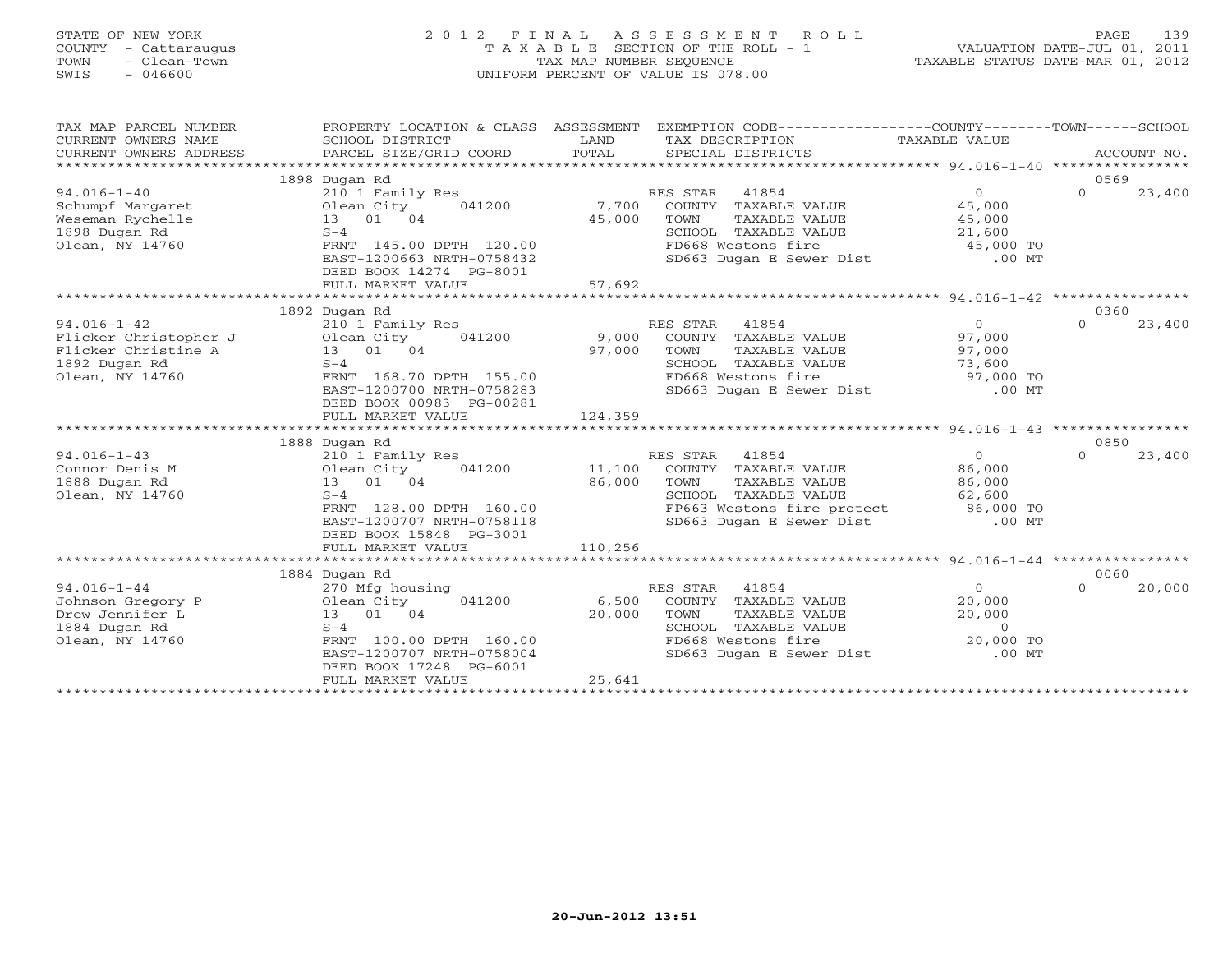STATE OF NEW YORK
COUNTY - Cattaraugus
TOWN - Olean-Town
SWIS - 046600

2012 FINAL ASSESSMENT ROLL
TAXABLE SECTION OF THE ROLL - 1
TAX MAP NUMBER SEQUENCE
UNIFORM PERCENT OF VALUE IS 078.00

VALUATION DATE-JUL 01, 2011
TAXABLE STATUS DATE-MAR 01, 2012

| TAX MAP PARCEL NUMBER / CURRENT OWNERS NAME / CURRENT OWNERS ADDRESS | PROPERTY LOCATION & CLASS / SCHOOL DISTRICT / PARCEL SIZE/GRID COORD | ASSESSMENT LAND / TOTAL | EXEMPTION CODE / TAX DESCRIPTION / SPECIAL DISTRICTS | COUNTY / TAXABLE VALUE | TOWN | SCHOOL / ACCOUNT NO. |
|---|---|---|---|---|---|---|
| | 1898 Dugan Rd | | | | | 0569 |
| 94.016-1-40 | 210 1 Family Res | | RES STAR 41854 | 0 | 0 | 23,400 |
| Schumpf Margaret | Olean City 041200 | 7,700 | COUNTY TAXABLE VALUE | 45,000 | | |
| Weseman Rychelle | 13 01 04 | 45,000 | TOWN TAXABLE VALUE | 45,000 | | |
| 1898 Dugan Rd | S-4 | | SCHOOL TAXABLE VALUE | 21,600 | | |
| Olean, NY 14760 | FRNT 145.00 DPTH 120.00 | | FD668 Westons fire | 45,000 TO | | |
| | EAST-1200663 NRTH-0758432 | | SD663 Dugan E Sewer Dist | .00 MT | | |
| | DEED BOOK 14274 PG-8001 | | | | | |
| | FULL MARKET VALUE | 57,692 | | | | |
| | 1892 Dugan Rd | | | | | 0360 |
| 94.016-1-42 | 210 1 Family Res | | RES STAR 41854 | 0 | 0 | 23,400 |
| Flicker Christopher J | Olean City 041200 | 9,000 | COUNTY TAXABLE VALUE | 97,000 | | |
| Flicker Christine A | 13 01 04 | 97,000 | TOWN TAXABLE VALUE | 97,000 | | |
| 1892 Dugan Rd | S-4 | | SCHOOL TAXABLE VALUE | 73,600 | | |
| Olean, NY 14760 | FRNT 168.70 DPTH 155.00 | | FD668 Westons fire | 97,000 TO | | |
| | EAST-1200700 NRTH-0758283 | | SD663 Dugan E Sewer Dist | .00 MT | | |
| | DEED BOOK 00983 PG-00281 | | | | | |
| | FULL MARKET VALUE | 124,359 | | | | |
| | 1888 Dugan Rd | | | | | 0850 |
| 94.016-1-43 | 210 1 Family Res | | RES STAR 41854 | 0 | 0 | 23,400 |
| Connor Denis M | Olean City 041200 | 11,100 | COUNTY TAXABLE VALUE | 86,000 | | |
| 1888 Dugan Rd | 13 01 04 | 86,000 | TOWN TAXABLE VALUE | 86,000 | | |
| Olean, NY 14760 | S-4 | | SCHOOL TAXABLE VALUE | 62,600 | | |
| | FRNT 128.00 DPTH 160.00 | | FP663 Westons fire protect | 86,000 TO | | |
| | EAST-1200707 NRTH-0758118 | | SD663 Dugan E Sewer Dist | .00 MT | | |
| | DEED BOOK 15848 PG-3001 | | | | | |
| | FULL MARKET VALUE | 110,256 | | | | |
| | 1884 Dugan Rd | | | | | 0060 |
| 94.016-1-44 | 270 Mfg housing | | RES STAR 41854 | 0 | 0 | 20,000 |
| Johnson Gregory P | Olean City 041200 | 6,500 | COUNTY TAXABLE VALUE | 20,000 | | |
| Drew Jennifer L | 13 01 04 | 20,000 | TOWN TAXABLE VALUE | 20,000 | | |
| 1884 Dugan Rd | S-4 | | SCHOOL TAXABLE VALUE | 0 | | |
| Olean, NY 14760 | FRNT 100.00 DPTH 160.00 | | FD668 Westons fire | 20,000 TO | | |
| | EAST-1200707 NRTH-0758004 | | SD663 Dugan E Sewer Dist | .00 MT | | |
| | DEED BOOK 17248 PG-6001 | | | | | |
| | FULL MARKET VALUE | 25,641 | | | | |

20-Jun-2012 13:51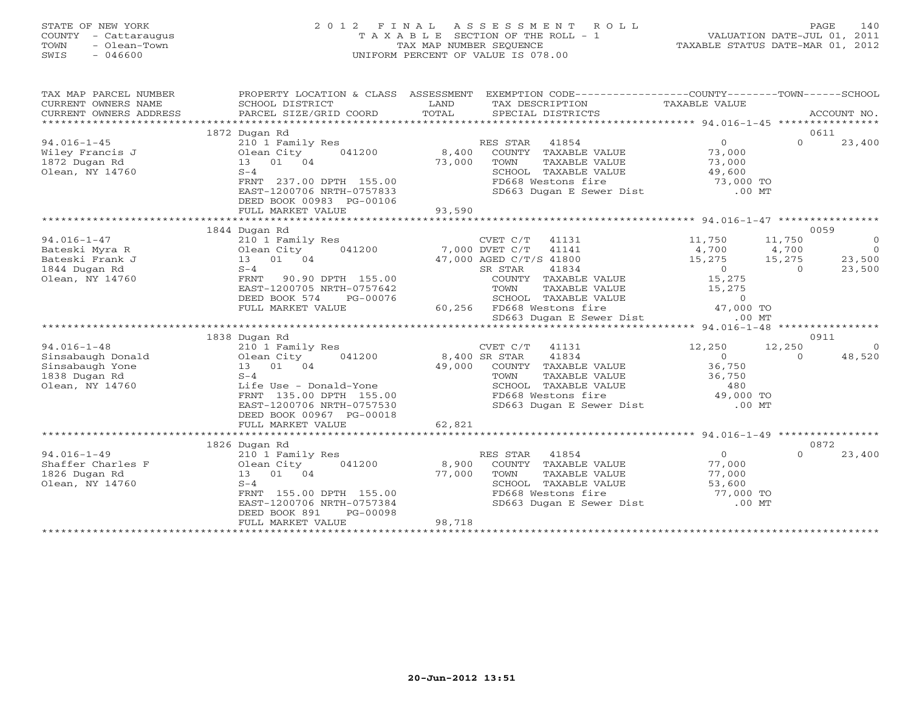STATE OF NEW YORK
COUNTY - Cattaraugus
TOWN - Olean-Town
SWIS - 046600

# 2012 FINAL ASSESSMENT ROLL
TAXABLE SECTION OF THE ROLL - 1
TAX MAP NUMBER SEQUENCE
UNIFORM PERCENT OF VALUE IS 078.00

VALUATION DATE-JUL 01, 2011
TAXABLE STATUS DATE-MAR 01, 2012

| TAX MAP PARCEL NUMBER / CURRENT OWNERS NAME / CURRENT OWNERS ADDRESS | PROPERTY LOCATION & CLASS / SCHOOL DISTRICT / PARCEL SIZE/GRID COORD | ASSESSMENT LAND / TOTAL | EXEMPTION CODE / TAX DESCRIPTION / SPECIAL DISTRICTS | COUNTY TAXABLE VALUE | TOWN | SCHOOL | ACCOUNT NO. |
|---|---|---|---|---|---|---|---|
| 94.016-1-45 | 1872 Dugan Rd | | | | | | 0611 |
| Wiley Francis J | 210 1 Family Res | | RES STAR 41854 | 0 | 0 | 23,400 | |
| 1872 Dugan Rd | Olean City 041200 | 8,400 | COUNTY TAXABLE VALUE | 73,000 | | | |
| Olean, NY 14760 | 13 01 04 | 73,000 | TOWN TAXABLE VALUE | 73,000 | | | |
| | S-4 | | SCHOOL TAXABLE VALUE | 49,600 | | | |
| | FRNT 237.00 DPTH 155.00 | | FD668 Westons fire | 73,000 TO | | | |
| | EAST-1200706 NRTH-0757833 | | SD663 Dugan E Sewer Dist | .00 MT | | | |
| | DEED BOOK 00983 PG-00106 | | | | | | |
| | FULL MARKET VALUE | 93,590 | | | | | |
| 94.016-1-47 | 1844 Dugan Rd | | | | | | 0059 |
| Bateski Myra R | 210 1 Family Res | | CVET C/T 41131 | 11,750 | 11,750 | 0 | |
| Bateski Frank J | Olean City 041200 | 7,000 | DVET C/T 41141 | 4,700 | 4,700 | 0 | |
| 1844 Dugan Rd | 13 01 04 | 47,000 | AGED C/T/S 41800 | 15,275 | 15,275 | 23,500 | |
| Olean, NY 14760 | S-4 | | SR STAR 41834 | 0 | 0 | 23,500 | |
| | FRNT 90.90 DPTH 155.00 | | COUNTY TAXABLE VALUE | 15,275 | | | |
| | EAST-1200705 NRTH-0757642 | | TOWN TAXABLE VALUE | 15,275 | | | |
| | DEED BOOK 574 PG-00076 | | SCHOOL TAXABLE VALUE | 0 | | | |
| | FULL MARKET VALUE | 60,256 | FD668 Westons fire | 47,000 TO | | | |
| | | | SD663 Dugan E Sewer Dist | .00 MT | | | |
| 94.016-1-48 | 1838 Dugan Rd | | | | | | 0911 |
| Sinsabaugh Donald | 210 1 Family Res | | CVET C/T 41131 | 12,250 | 12,250 | 0 | |
| Sinsabaugh Yone | Olean City 041200 | 8,400 | SR STAR 41834 | 0 | 0 | 48,520 | |
| 1838 Dugan Rd | 13 01 04 | 49,000 | COUNTY TAXABLE VALUE | 36,750 | | | |
| Olean, NY 14760 | S-4 | | TOWN TAXABLE VALUE | 36,750 | | | |
| | Life Use - Donald-Yone | | SCHOOL TAXABLE VALUE | 480 | | | |
| | FRNT 135.00 DPTH 155.00 | | FD668 Westons fire | 49,000 TO | | | |
| | EAST-1200706 NRTH-0757530 | | SD663 Dugan E Sewer Dist | .00 MT | | | |
| | DEED BOOK 00967 PG-00018 | | | | | | |
| | FULL MARKET VALUE | 62,821 | | | | | |
| 94.016-1-49 | 1826 Dugan Rd | | | | | | 0872 |
| Shaffer Charles F | 210 1 Family Res | | RES STAR 41854 | 0 | 0 | 23,400 | |
| 1826 Dugan Rd | Olean City 041200 | 8,900 | COUNTY TAXABLE VALUE | 77,000 | | | |
| Olean, NY 14760 | 13 01 04 | 77,000 | TOWN TAXABLE VALUE | 77,000 | | | |
| | S-4 | | SCHOOL TAXABLE VALUE | 53,600 | | | |
| | FRNT 155.00 DPTH 155.00 | | FD668 Westons fire | 77,000 TO | | | |
| | EAST-1200706 NRTH-0757384 | | SD663 Dugan E Sewer Dist | .00 MT | | | |
| | DEED BOOK 891 PG-00098 | | | | | | |
| | FULL MARKET VALUE | 98,718 | | | | | |

20-Jun-2012 13:51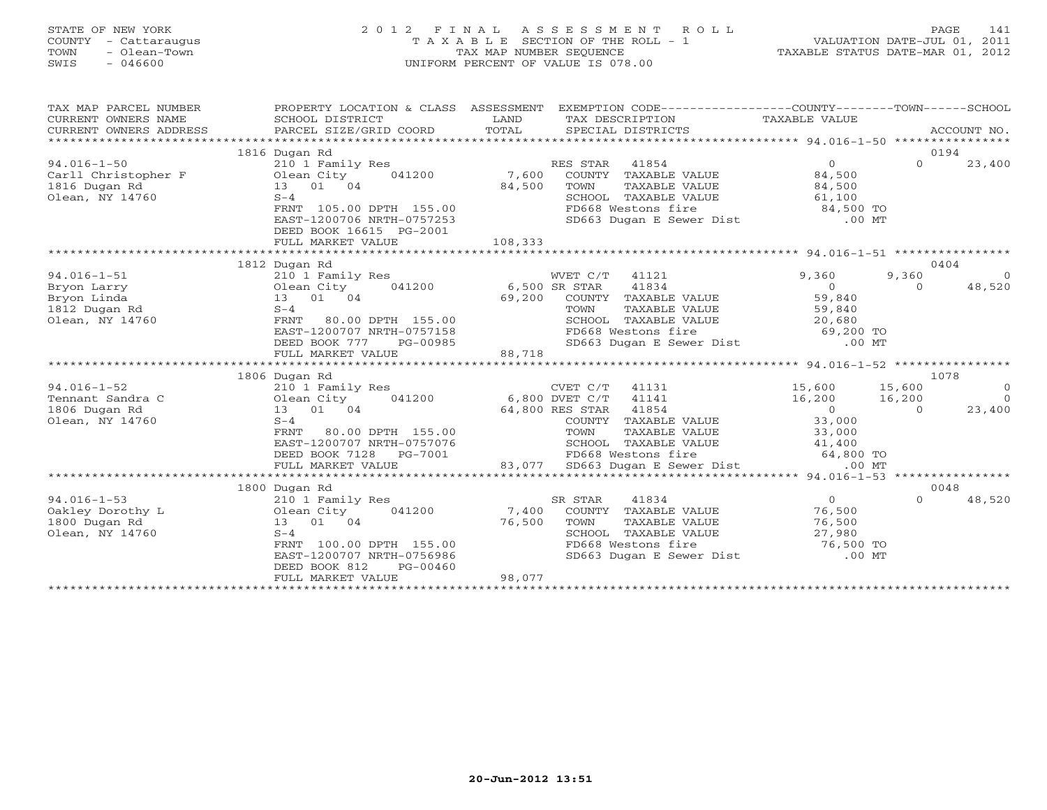STATE OF NEW YORK
COUNTY - Cattaraugus
TOWN - Olean-Town
SWIS - 046600

# 2012 FINAL ASSESSMENT ROLL

TAXABLE SECTION OF THE ROLL - 1
TAX MAP NUMBER SEQUENCE
UNIFORM PERCENT OF VALUE IS 078.00

VALUATION DATE-JUL 01, 2011
TAXABLE STATUS DATE-MAR 01, 2012

| TAX MAP PARCEL NUMBER / CURRENT OWNERS NAME / CURRENT OWNERS ADDRESS | PROPERTY LOCATION & CLASS / SCHOOL DISTRICT / PARCEL SIZE/GRID COORD | ASSESSMENT LAND / TOTAL | EXEMPTION CODE / TAX DESCRIPTION / SPECIAL DISTRICTS | COUNTY TAXABLE VALUE | TOWN | SCHOOL / ACCOUNT NO. |
|---|---|---|---|---|---|---|
| | 1816 Dugan Rd | | | | | 0194 |
| 94.016-1-50 | 210 1 Family Res | | RES STAR 41854 | 0 | 0 | 23,400 |
| Carll Christopher F | Olean City 041200 | 7,600 | COUNTY TAXABLE VALUE | 84,500 | | |
| 1816 Dugan Rd | 13 01 04 | 84,500 | TOWN TAXABLE VALUE | 84,500 | | |
| Olean, NY 14760 | S-4 | | SCHOOL TAXABLE VALUE | 61,100 | | |
| | FRNT 105.00 DPTH 155.00 | | FD668 Westons fire | 84,500 TO | | |
| | EAST-1200706 NRTH-0757253 | | SD663 Dugan E Sewer Dist | .00 MT | | |
| | DEED BOOK 16615 PG-2001 | | | | | |
| | FULL MARKET VALUE | 108,333 | | | | |
| | 1812 Dugan Rd | | | | | 0404 |
| 94.016-1-51 | 210 1 Family Res | | WVET C/T 41121 | 9,360 | 9,360 | 0 |
| Bryon Larry | Olean City 041200 | 6,500 | SR STAR 41834 | 0 | 0 | 48,520 |
| Bryon Linda | 13 01 04 | 69,200 | COUNTY TAXABLE VALUE | 59,840 | | |
| 1812 Dugan Rd | S-4 | | TOWN TAXABLE VALUE | 59,840 | | |
| Olean, NY 14760 | FRNT 80.00 DPTH 155.00 | | SCHOOL TAXABLE VALUE | 20,680 | | |
| | EAST-1200707 NRTH-0757158 | | FD668 Westons fire | 69,200 TO | | |
| | DEED BOOK 777 PG-00985 | | SD663 Dugan E Sewer Dist | .00 MT | | |
| | FULL MARKET VALUE | 88,718 | | | | |
| | 1806 Dugan Rd | | | | | 1078 |
| 94.016-1-52 | 210 1 Family Res | | CVET C/T 41131 | 15,600 | 15,600 | 0 |
| Tennant Sandra C | Olean City 041200 | 6,800 | DVET C/T 41141 | 16,200 | 16,200 | 0 |
| 1806 Dugan Rd | 13 01 04 | 64,800 | RES STAR 41854 | 0 | 0 | 23,400 |
| Olean, NY 14760 | S-4 | | COUNTY TAXABLE VALUE | 33,000 | | |
| | FRNT 80.00 DPTH 155.00 | | TOWN TAXABLE VALUE | 33,000 | | |
| | EAST-1200707 NRTH-0757076 | | SCHOOL TAXABLE VALUE | 41,400 | | |
| | DEED BOOK 7128 PG-7001 | | FD668 Westons fire | 64,800 TO | | |
| | FULL MARKET VALUE | 83,077 | SD663 Dugan E Sewer Dist | .00 MT | | |
| | 1800 Dugan Rd | | | | | 0048 |
| 94.016-1-53 | 210 1 Family Res | | SR STAR 41834 | 0 | 0 | 48,520 |
| Oakley Dorothy L | Olean City 041200 | 7,400 | COUNTY TAXABLE VALUE | 76,500 | | |
| 1800 Dugan Rd | 13 01 04 | 76,500 | TOWN TAXABLE VALUE | 76,500 | | |
| Olean, NY 14760 | S-4 | | SCHOOL TAXABLE VALUE | 27,980 | | |
| | FRNT 100.00 DPTH 155.00 | | FD668 Westons fire | 76,500 TO | | |
| | EAST-1200707 NRTH-0756986 | | SD663 Dugan E Sewer Dist | .00 MT | | |
| | DEED BOOK 812 PG-00460 | | | | | |
| | FULL MARKET VALUE | 98,077 | | | | |

20-Jun-2012 13:51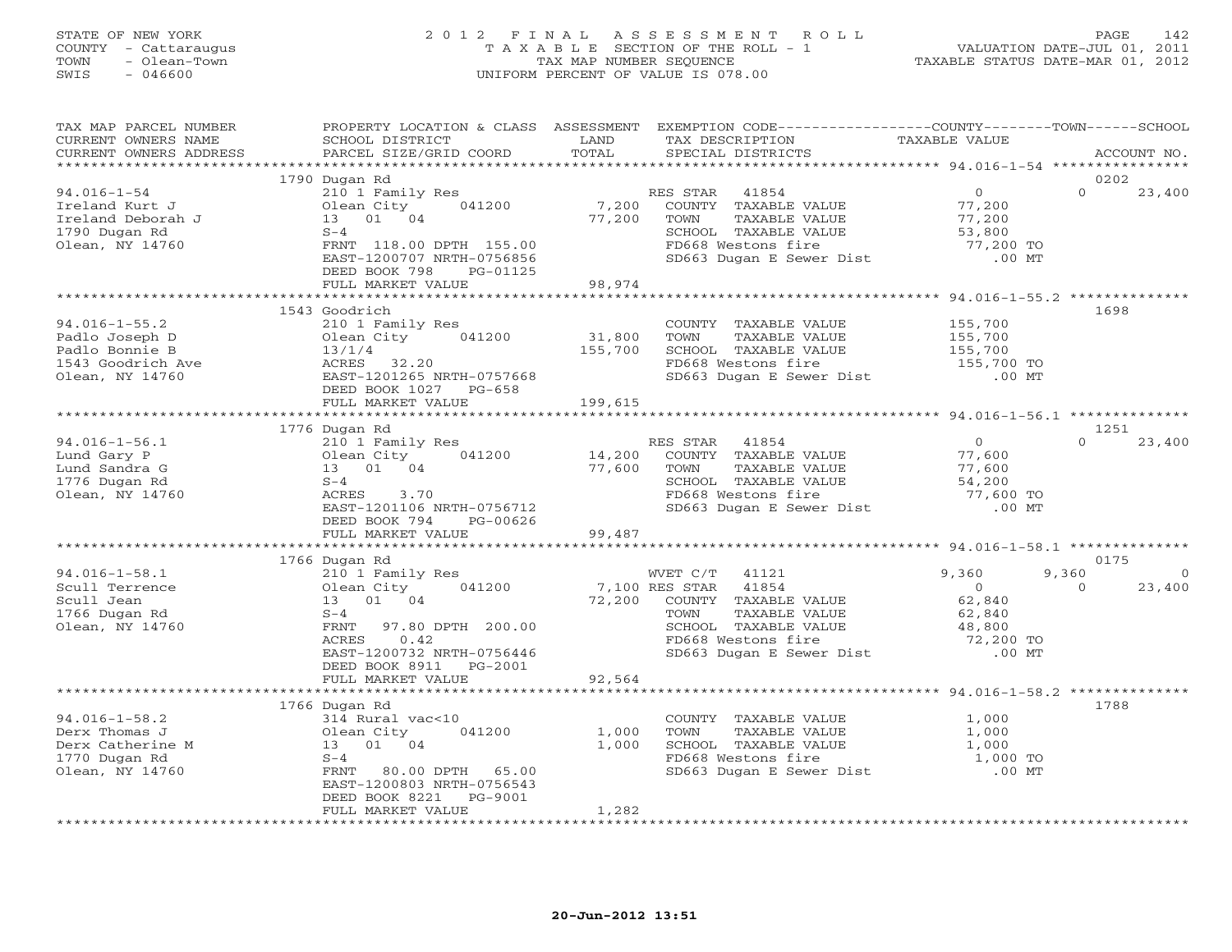STATE OF NEW YORK
COUNTY - Cattaraugus
TOWN - Olean-Town
SWIS - 046600

2012 FINAL ASSESSMENT ROLL
TAXABLE SECTION OF THE ROLL - 1
TAX MAP NUMBER SEQUENCE
UNIFORM PERCENT OF VALUE IS 078.00

VALUATION DATE-JUL 01, 2011
TAXABLE STATUS DATE-MAR 01, 2012

| TAX MAP PARCEL NUMBER / CURRENT OWNERS NAME / CURRENT OWNERS ADDRESS | PROPERTY LOCATION & CLASS / SCHOOL DISTRICT / PARCEL SIZE/GRID COORD | ASSESSMENT LAND / TOTAL | EXEMPTION CODE / TAX DESCRIPTION / SPECIAL DISTRICTS | COUNTY TAXABLE VALUE | TOWN | SCHOOL | ACCOUNT NO. |
|---|---|---|---|---|---|---|---|
| **94.016-1-54** | 1790 Dugan Rd | | | | | | 0202 |
| Ireland Kurt J | 210 1 Family Res | | RES STAR 41854 | 0 | 0 | 23,400 | |
| Ireland Deborah J | Olean City 041200 | 7,200 | COUNTY TAXABLE VALUE | 77,200 | | | |
| 1790 Dugan Rd | 13 01 04 | 77,200 | TOWN TAXABLE VALUE | 77,200 | | | |
| Olean, NY 14760 | S-4 | | SCHOOL TAXABLE VALUE | 53,800 | | | |
| | FRNT 118.00 DPTH 155.00 | | FD668 Westons fire | 77,200 TO | | | |
| | EAST-1200707 NRTH-0756856 | | SD663 Dugan E Sewer Dist | .00 MT | | | |
| | DEED BOOK 798 PG-01125 | | | | | | |
| | FULL MARKET VALUE | 98,974 | | | | | |
| **94.016-1-55.2** | 1543 Goodrich | | | | | | 1698 |
| Padlo Joseph D | 210 1 Family Res | | COUNTY TAXABLE VALUE | 155,700 | | | |
| Padlo Bonnie B | Olean City 041200 | 31,800 | TOWN TAXABLE VALUE | 155,700 | | | |
| 1543 Goodrich Ave | 13/1/4 | 155,700 | SCHOOL TAXABLE VALUE | 155,700 | | | |
| Olean, NY 14760 | ACRES 32.20 | | FD668 Westons fire | 155,700 TO | | | |
| | EAST-1201265 NRTH-0757668 | | SD663 Dugan E Sewer Dist | .00 MT | | | |
| | DEED BOOK 1027 PG-658 | | | | | | |
| | FULL MARKET VALUE | 199,615 | | | | | |
| **94.016-1-56.1** | 1776 Dugan Rd | | | | | | 1251 |
| Lund Gary P | 210 1 Family Res | | RES STAR 41854 | 0 | 0 | 23,400 | |
| Lund Sandra G | Olean City 041200 | 14,200 | COUNTY TAXABLE VALUE | 77,600 | | | |
| 1776 Dugan Rd | 13 01 04 | 77,600 | TOWN TAXABLE VALUE | 77,600 | | | |
| Olean, NY 14760 | S-4 | | SCHOOL TAXABLE VALUE | 54,200 | | | |
| | ACRES 3.70 | | FD668 Westons fire | 77,600 TO | | | |
| | EAST-1201106 NRTH-0756712 | | SD663 Dugan E Sewer Dist | .00 MT | | | |
| | DEED BOOK 794 PG-00626 | | | | | | |
| | FULL MARKET VALUE | 99,487 | | | | | |
| **94.016-1-58.1** | 1766 Dugan Rd | | | | | | 0175 |
| Scull Terrence | 210 1 Family Res | | WVET C/T 41121 | 9,360 | 9,360 | 0 | |
| Scull Jean | Olean City 041200 | 7,100 | RES STAR 41854 | 0 | 0 | 23,400 | |
| 1766 Dugan Rd | 13 01 04 | 72,200 | COUNTY TAXABLE VALUE | 62,840 | | | |
| Olean, NY 14760 | S-4 | | TOWN TAXABLE VALUE | 62,840 | | | |
| | FRNT 97.80 DPTH 200.00 | | SCHOOL TAXABLE VALUE | 48,800 | | | |
| | ACRES 0.42 | | FD668 Westons fire | 72,200 TO | | | |
| | EAST-1200732 NRTH-0756446 | | SD663 Dugan E Sewer Dist | .00 MT | | | |
| | DEED BOOK 8911 PG-2001 | | | | | | |
| | FULL MARKET VALUE | 92,564 | | | | | |
| **94.016-1-58.2** | 1766 Dugan Rd | | | | | | 1788 |
| Derx Thomas J | 314 Rural vac<10 | | COUNTY TAXABLE VALUE | 1,000 | | | |
| Derx Catherine M | Olean City 041200 | 1,000 | TOWN TAXABLE VALUE | 1,000 | | | |
| 1770 Dugan Rd | 13 01 04 | 1,000 | SCHOOL TAXABLE VALUE | 1,000 | | | |
| Olean, NY 14760 | S-4 | | FD668 Westons fire | 1,000 TO | | | |
| | FRNT 80.00 DPTH 65.00 | | SD663 Dugan E Sewer Dist | .00 MT | | | |
| | EAST-1200803 NRTH-0756543 | | | | | | |
| | DEED BOOK 8221 PG-9001 | | | | | | |
| | FULL MARKET VALUE | 1,282 | | | | | |

20-Jun-2012 13:51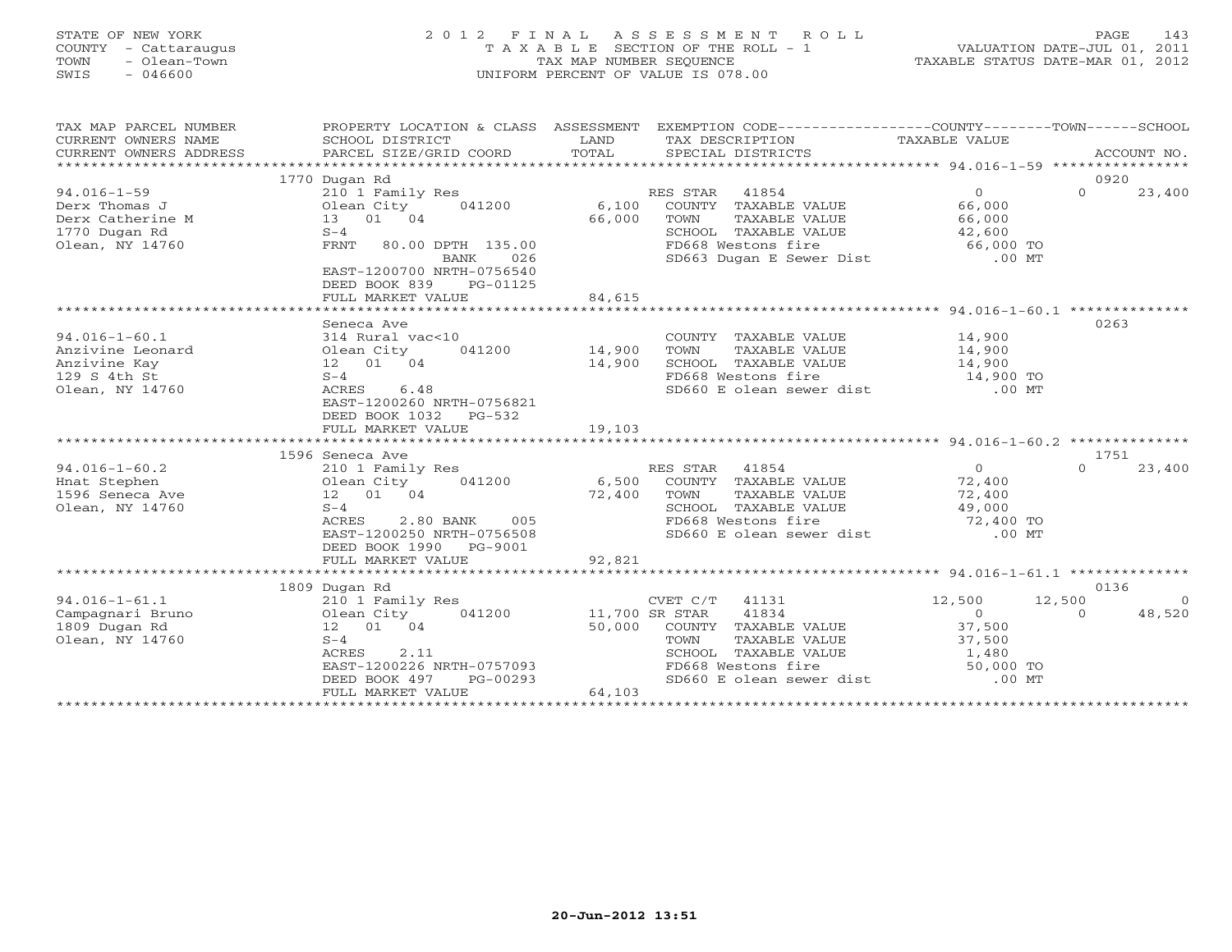STATE OF NEW YORK
COUNTY - Cattaraugus
TOWN - Olean-Town
SWIS - 046600

2012 FINAL ASSESSMENT ROLL
TAXABLE SECTION OF THE ROLL - 1
TAX MAP NUMBER SEQUENCE
UNIFORM PERCENT OF VALUE IS 078.00

VALUATION DATE-JUL 01, 2011
TAXABLE STATUS DATE-MAR 01, 2012

| TAX MAP PARCEL NUMBER / CURRENT OWNERS NAME / CURRENT OWNERS ADDRESS | PROPERTY LOCATION & CLASS / SCHOOL DISTRICT / PARCEL SIZE/GRID COORD | ASSESSMENT LAND / TOTAL | EXEMPTION CODE / TAX DESCRIPTION / SPECIAL DISTRICTS | COUNTY | TOWN | SCHOOL | ACCOUNT NO. |
|---|---|---|---|---|---|---|---|
| **94.016-1-59** | 1770 Dugan Rd | | | | | | 0920 |
| | 210 1 Family Res | | RES STAR 41854 | 0 | 0 | 23,400 | |
| Derx Thomas J | Olean City 041200 | 6,100 | COUNTY TAXABLE VALUE | 66,000 | | | |
| Derx Catherine M | 13 01 04 | 66,000 | TOWN TAXABLE VALUE | | 66,000 | | |
| 1770 Dugan Rd | S-4 | | SCHOOL TAXABLE VALUE | | | 42,600 | |
| Olean, NY 14760 | FRNT 80.00 DPTH 135.00 | | FD668 Westons fire | 66,000 TO | | | |
| | BANK 026 | | SD663 Dugan E Sewer Dist | .00 MT | | | |
| | EAST-1200700 NRTH-0756540 | | | | | | |
| | DEED BOOK 839 PG-01125 | | | | | | |
| | FULL MARKET VALUE | 84,615 | | | | | |
| **94.016-1-60.1** | Seneca Ave | | | | | | 0263 |
| | 314 Rural vac<10 | | COUNTY TAXABLE VALUE | 14,900 | | | |
| Anzivine Leonard | Olean City 041200 | 14,900 | TOWN TAXABLE VALUE | | 14,900 | | |
| Anzivine Kay | 12 01 04 | 14,900 | SCHOOL TAXABLE VALUE | | | 14,900 | |
| 129 S 4th St | S-4 | | FD668 Westons fire | 14,900 TO | | | |
| Olean, NY 14760 | ACRES 6.48 | | SD660 E olean sewer dist | .00 MT | | | |
| | EAST-1200260 NRTH-0756821 | | | | | | |
| | DEED BOOK 1032 PG-532 | | | | | | |
| | FULL MARKET VALUE | 19,103 | | | | | |
| **94.016-1-60.2** | 1596 Seneca Ave | | | | | | 1751 |
| | 210 1 Family Res | | RES STAR 41854 | 0 | 0 | 23,400 | |
| Hnat Stephen | Olean City 041200 | 6,500 | COUNTY TAXABLE VALUE | 72,400 | | | |
| 1596 Seneca Ave | 12 01 04 | 72,400 | TOWN TAXABLE VALUE | | 72,400 | | |
| Olean, NY 14760 | S-4 | | SCHOOL TAXABLE VALUE | | | 49,000 | |
| | ACRES 2.80 BANK 005 | | FD668 Westons fire | 72,400 TO | | | |
| | EAST-1200250 NRTH-0756508 | | SD660 E olean sewer dist | .00 MT | | | |
| | DEED BOOK 1990 PG-9001 | | | | | | |
| | FULL MARKET VALUE | 92,821 | | | | | |
| **94.016-1-61.1** | 1809 Dugan Rd | | | | | | 0136 |
| | 210 1 Family Res | | CVET C/T 41131 | 12,500 | 12,500 | 0 | |
| Campagnari Bruno | Olean City 041200 | 11,700 | SR STAR 41834 | 0 | 0 | 48,520 | |
| 1809 Dugan Rd | 12 01 04 | 50,000 | COUNTY TAXABLE VALUE | 37,500 | | | |
| Olean, NY 14760 | S-4 | | TOWN TAXABLE VALUE | | 37,500 | | |
| | ACRES 2.11 | | SCHOOL TAXABLE VALUE | | | 1,480 | |
| | EAST-1200226 NRTH-0757093 | | FD668 Westons fire | 50,000 TO | | | |
| | DEED BOOK 497 PG-00293 | | SD660 E olean sewer dist | .00 MT | | | |
| | FULL MARKET VALUE | 64,103 | | | | | |

20-Jun-2012 13:51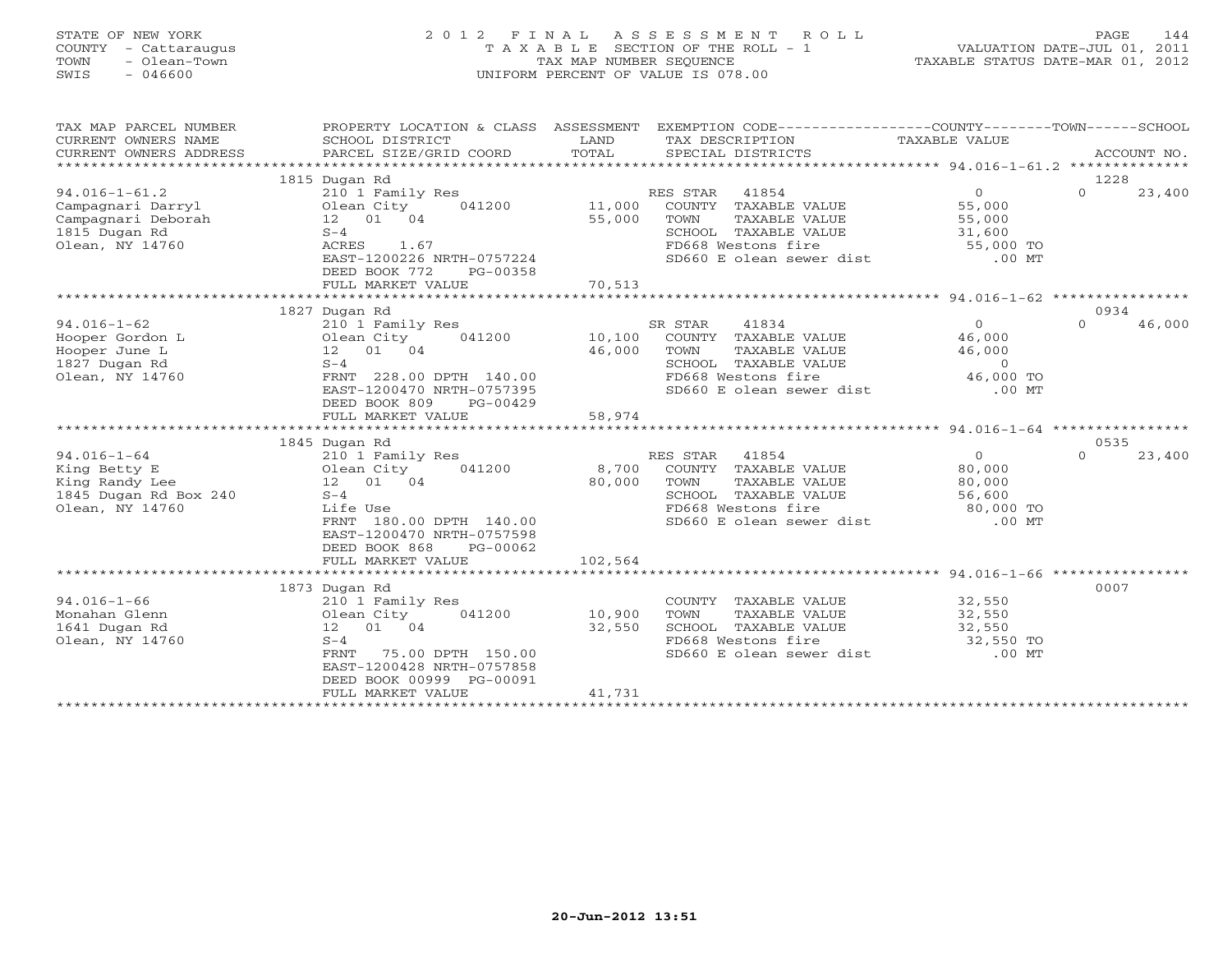STATE OF NEW YORK
COUNTY - Cattaraugus
TOWN - Olean-Town
SWIS - 046600

2012 FINAL ASSESSMENT ROLL
TAXABLE SECTION OF THE ROLL - 1
TAX MAP NUMBER SEQUENCE
UNIFORM PERCENT OF VALUE IS 078.00

VALUATION DATE-JUL 01, 2011
TAXABLE STATUS DATE-MAR 01, 2012

| TAX MAP PARCEL NUMBER / CURRENT OWNERS NAME / CURRENT OWNERS ADDRESS | PROPERTY LOCATION & CLASS / SCHOOL DISTRICT / PARCEL SIZE/GRID COORD | ASSESSMENT LAND / TOTAL | EXEMPTION CODE / TAX DESCRIPTION / SPECIAL DISTRICTS | COUNTY / TAXABLE VALUE | TOWN | SCHOOL / ACCOUNT NO. |
|---|---|---|---|---|---|---|
| 94.016-1-61.2 | 1815 Dugan Rd | | | | | 1228 |
| 94.016-1-61.2 | 210 1 Family Res | | RES STAR 41854 | 0 | 0 | 23,400 |
| Campagnari Darryl | Olean City 041200 | 11,000 | COUNTY TAXABLE VALUE | 55,000 | | |
| Campagnari Deborah | 12 01 04 | 55,000 | TOWN TAXABLE VALUE | 55,000 | | |
| 1815 Dugan Rd | S-4 | | SCHOOL TAXABLE VALUE | 31,600 | | |
| Olean, NY 14760 | ACRES 1.67 | | FD668 Westons fire | 55,000 TO | | |
| | EAST-1200226 NRTH-0757224 | | SD660 E olean sewer dist | .00 MT | | |
| | DEED BOOK 772 PG-00358 | | | | | |
| | FULL MARKET VALUE | 70,513 | | | | |
| 94.016-1-62 | 1827 Dugan Rd | | | | | 0934 |
| 94.016-1-62 | 210 1 Family Res | | SR STAR 41834 | 0 | 0 | 46,000 |
| Hooper Gordon L | Olean City 041200 | 10,100 | COUNTY TAXABLE VALUE | 46,000 | | |
| Hooper June L | 12 01 04 | 46,000 | TOWN TAXABLE VALUE | 46,000 | | |
| 1827 Dugan Rd | S-4 | | SCHOOL TAXABLE VALUE | 0 | | |
| Olean, NY 14760 | FRNT 228.00 DPTH 140.00 | | FD668 Westons fire | 46,000 TO | | |
| | EAST-1200470 NRTH-0757395 | | SD660 E olean sewer dist | .00 MT | | |
| | DEED BOOK 809 PG-00429 | | | | | |
| | FULL MARKET VALUE | 58,974 | | | | |
| 94.016-1-64 | 1845 Dugan Rd | | | | | 0535 |
| 94.016-1-64 | 210 1 Family Res | | RES STAR 41854 | 0 | 0 | 23,400 |
| King Betty E | Olean City 041200 | 8,700 | COUNTY TAXABLE VALUE | 80,000 | | |
| King Randy Lee | 12 01 04 | 80,000 | TOWN TAXABLE VALUE | 80,000 | | |
| 1845 Dugan Rd Box 240 | S-4 | | SCHOOL TAXABLE VALUE | 56,600 | | |
| Olean, NY 14760 | Life Use | | FD668 Westons fire | 80,000 TO | | |
| | FRNT 180.00 DPTH 140.00 | | SD660 E olean sewer dist | .00 MT | | |
| | EAST-1200470 NRTH-0757598 | | | | | |
| | DEED BOOK 868 PG-00062 | | | | | |
| | FULL MARKET VALUE | 102,564 | | | | |
| 94.016-1-66 | 1873 Dugan Rd | | | | | 0007 |
| 94.016-1-66 | 210 1 Family Res | | COUNTY TAXABLE VALUE | 32,550 | | |
| Monahan Glenn | Olean City 041200 | 10,900 | TOWN TAXABLE VALUE | 32,550 | | |
| 1641 Dugan Rd | 12 01 04 | 32,550 | SCHOOL TAXABLE VALUE | 32,550 | | |
| Olean, NY 14760 | S-4 | | FD668 Westons fire | 32,550 TO | | |
| | FRNT 75.00 DPTH 150.00 | | SD660 E olean sewer dist | .00 MT | | |
| | EAST-1200428 NRTH-0757858 | | | | | |
| | DEED BOOK 00999 PG-00091 | | | | | |
| | FULL MARKET VALUE | 41,731 | | | | |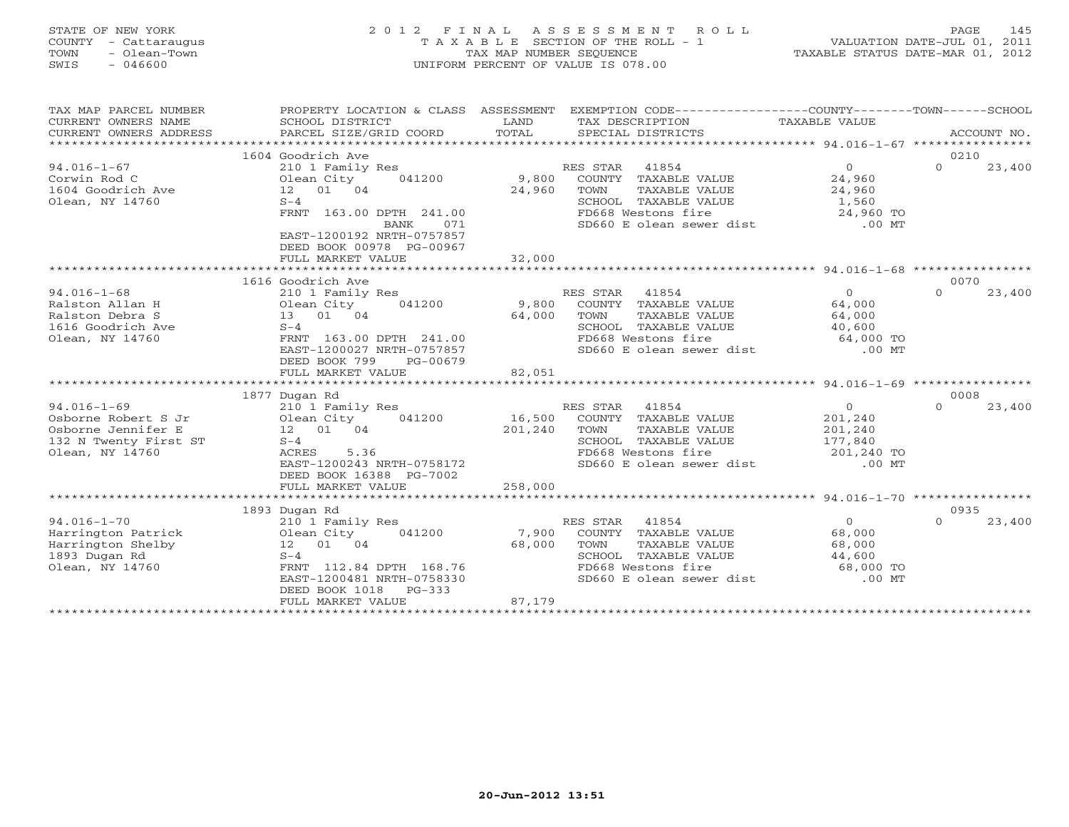STATE OF NEW YORK
COUNTY - Cattaraugus
TOWN - Olean-Town
SWIS - 046600

# 2012 FINAL ASSESSMENT ROLL
TAXABLE SECTION OF THE ROLL - 1
TAX MAP NUMBER SEQUENCE
UNIFORM PERCENT OF VALUE IS 078.00

VALUATION DATE-JUL 01, 2011
TAXABLE STATUS DATE-MAR 01, 2012

| TAX MAP PARCEL NUMBER / CURRENT OWNERS NAME / CURRENT OWNERS ADDRESS | PROPERTY LOCATION & CLASS / SCHOOL DISTRICT / PARCEL SIZE/GRID COORD | ASSESSMENT LAND / TOTAL | EXEMPTION CODE / TAX DESCRIPTION / SPECIAL DISTRICTS | COUNTY | TOWN | SCHOOL | ACCOUNT NO. |
|---|---|---|---|---|---|---|---|
| | 1604 Goodrich Ave | | | | | | 0210 |
| 94.016-1-67 | 210 1 Family Res | | RES STAR 41854 | 0 | | 0 | 23,400 |
| Corwin Rod C | Olean City 041200 | 9,800 | COUNTY TAXABLE VALUE | 24,960 | | | |
| 1604 Goodrich Ave | 12 01 04 | 24,960 | TOWN TAXABLE VALUE | | 24,960 | | |
| Olean, NY 14760 | S-4 | | SCHOOL TAXABLE VALUE | | | 1,560 | |
| | FRNT 163.00 DPTH 241.00 | | FD668 Westons fire | 24,960 TO | | | |
| | BANK 071 | | SD660 E olean sewer dist | .00 MT | | | |
| | EAST-1200192 NRTH-0757857 | | | | | | |
| | DEED BOOK 00978 PG-00967 | | | | | | |
| | FULL MARKET VALUE | 32,000 | | | | | |
| | 1616 Goodrich Ave | | | | | | 0070 |
| 94.016-1-68 | 210 1 Family Res | | RES STAR 41854 | 0 | | 0 | 23,400 |
| Ralston Allan H | Olean City 041200 | 9,800 | COUNTY TAXABLE VALUE | 64,000 | | | |
| Ralston Debra S | 13 01 04 | 64,000 | TOWN TAXABLE VALUE | | 64,000 | | |
| 1616 Goodrich Ave | S-4 | | SCHOOL TAXABLE VALUE | | | 40,600 | |
| Olean, NY 14760 | FRNT 163.00 DPTH 241.00 | | FD668 Westons fire | 64,000 TO | | | |
| | EAST-1200027 NRTH-0757857 | | SD660 E olean sewer dist | .00 MT | | | |
| | DEED BOOK 799 PG-00679 | | | | | | |
| | FULL MARKET VALUE | 82,051 | | | | | |
| | 1877 Dugan Rd | | | | | | 0008 |
| 94.016-1-69 | 210 1 Family Res | | RES STAR 41854 | 0 | | 0 | 23,400 |
| Osborne Robert S Jr | Olean City 041200 | 16,500 | COUNTY TAXABLE VALUE | 201,240 | | | |
| Osborne Jennifer E | 12 01 04 | 201,240 | TOWN TAXABLE VALUE | | 201,240 | | |
| 132 N Twenty First ST | S-4 | | SCHOOL TAXABLE VALUE | | | 177,840 | |
| Olean, NY 14760 | ACRES 5.36 | | FD668 Westons fire | 201,240 TO | | | |
| | EAST-1200243 NRTH-0758172 | | SD660 E olean sewer dist | .00 MT | | | |
| | DEED BOOK 16388 PG-7002 | | | | | | |
| | FULL MARKET VALUE | 258,000 | | | | | |
| | 1893 Dugan Rd | | | | | | 0935 |
| 94.016-1-70 | 210 1 Family Res | | RES STAR 41854 | 0 | | 0 | 23,400 |
| Harrington Patrick | Olean City 041200 | 7,900 | COUNTY TAXABLE VALUE | 68,000 | | | |
| Harrington Shelby | 12 01 04 | 68,000 | TOWN TAXABLE VALUE | | 68,000 | | |
| 1893 Dugan Rd | S-4 | | SCHOOL TAXABLE VALUE | | | 44,600 | |
| Olean, NY 14760 | FRNT 112.84 DPTH 168.76 | | FD668 Westons fire | 68,000 TO | | | |
| | EAST-1200481 NRTH-0758330 | | SD660 E olean sewer dist | .00 MT | | | |
| | DEED BOOK 1018 PG-333 | | | | | | |
| | FULL MARKET VALUE | 87,179 | | | | | |

20-Jun-2012 13:51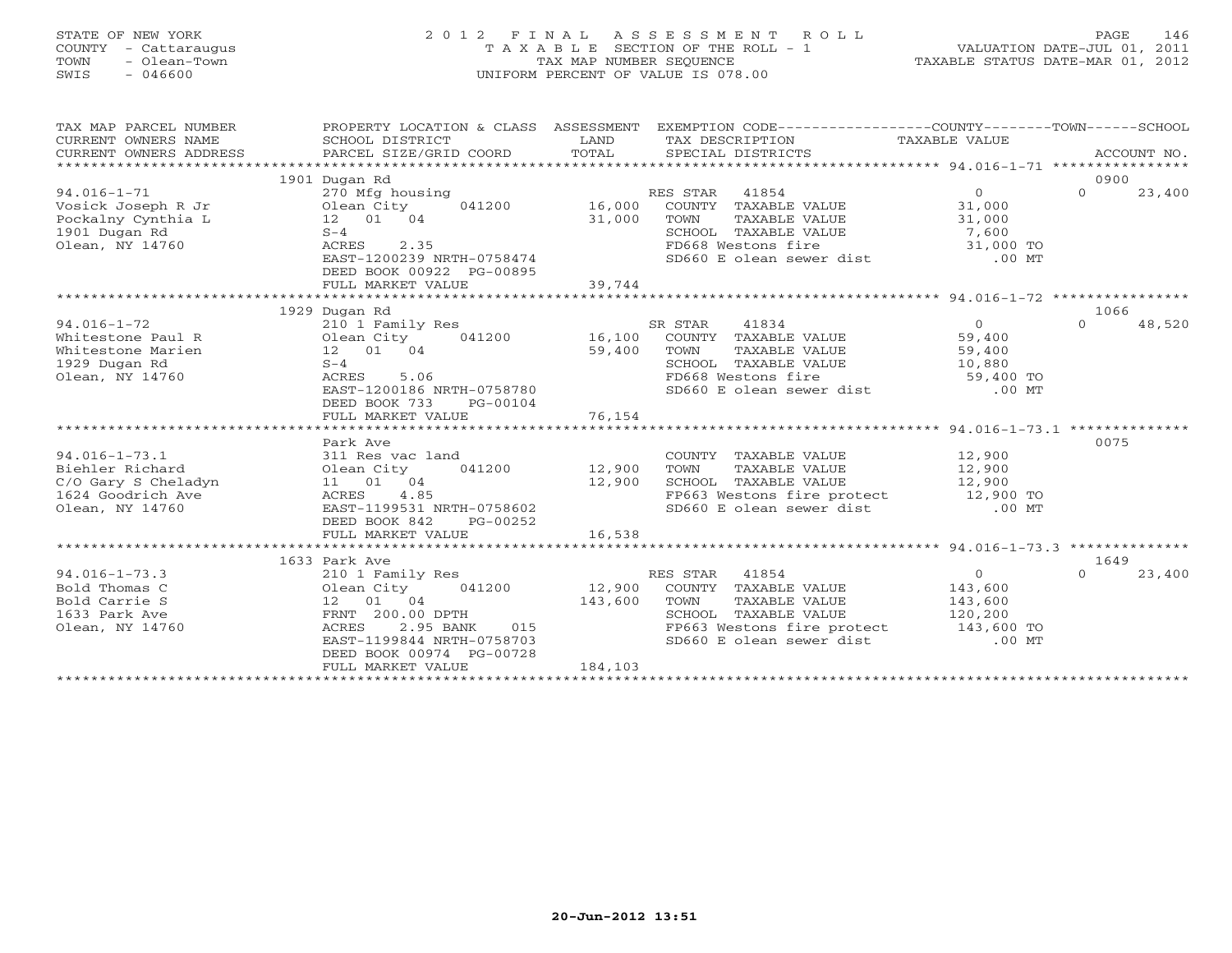STATE OF NEW YORK
COUNTY - Cattaraugus
TOWN - Olean-Town
SWIS - 046600

# 2012 FINAL ASSESSMENT ROLL
TAXABLE SECTION OF THE ROLL - 1
TAX MAP NUMBER SEQUENCE
UNIFORM PERCENT OF VALUE IS 078.00

VALUATION DATE-JUL 01, 2011
TAXABLE STATUS DATE-MAR 01, 2012

| TAX MAP PARCEL NUMBER / CURRENT OWNERS NAME / CURRENT OWNERS ADDRESS | PROPERTY LOCATION & CLASS / SCHOOL DISTRICT / PARCEL SIZE/GRID COORD | ASSESSMENT LAND / TOTAL | EXEMPTION CODE / TAX DESCRIPTION / SPECIAL DISTRICTS | COUNTY TAXABLE VALUE | TOWN | SCHOOL / ACCOUNT NO. |
|---|---|---|---|---|---|---|
| | 1901 Dugan Rd | | | | | 0900 |
| 94.016-1-71 | 270 Mfg housing | | RES STAR 41854 | 0 | 0 | 23,400 |
| Vosick Joseph R Jr | Olean City 041200 | 16,000 | COUNTY TAXABLE VALUE | 31,000 | | |
| Pockalny Cynthia L | 12 01 04 | 31,000 | TOWN TAXABLE VALUE | 31,000 | | |
| 1901 Dugan Rd | S-4 | | SCHOOL TAXABLE VALUE | 7,600 | | |
| Olean, NY 14760 | ACRES 2.35 | | FD668 Westons fire | 31,000 TO | | |
| | EAST-1200239 NRTH-0758474 | | SD660 E olean sewer dist | .00 MT | | |
| | DEED BOOK 00922 PG-00895 | | | | | |
| | FULL MARKET VALUE | 39,744 | | | | |
| | 1929 Dugan Rd | | | | | 1066 |
| 94.016-1-72 | 210 1 Family Res | | SR STAR 41834 | 0 | 0 | 48,520 |
| Whitestone Paul R | Olean City 041200 | 16,100 | COUNTY TAXABLE VALUE | 59,400 | | |
| Whitestone Marien | 12 01 04 | 59,400 | TOWN TAXABLE VALUE | 59,400 | | |
| 1929 Dugan Rd | S-4 | | SCHOOL TAXABLE VALUE | 10,880 | | |
| Olean, NY 14760 | ACRES 5.06 | | FD668 Westons fire | 59,400 TO | | |
| | EAST-1200186 NRTH-0758780 | | SD660 E olean sewer dist | .00 MT | | |
| | DEED BOOK 733 PG-00104 | | | | | |
| | FULL MARKET VALUE | 76,154 | | | | |
| | Park Ave | | | | | 0075 |
| 94.016-1-73.1 | 311 Res vac land | | COUNTY TAXABLE VALUE | 12,900 | | |
| Biehler Richard | Olean City 041200 | 12,900 | TOWN TAXABLE VALUE | 12,900 | | |
| C/O Gary S Cheladyn | 11 01 04 | 12,900 | SCHOOL TAXABLE VALUE | 12,900 | | |
| 1624 Goodrich Ave | ACRES 4.85 | | FP663 Westons fire protect | 12,900 TO | | |
| Olean, NY 14760 | EAST-1199531 NRTH-0758602 | | SD660 E olean sewer dist | .00 MT | | |
| | DEED BOOK 842 PG-00252 | | | | | |
| | FULL MARKET VALUE | 16,538 | | | | |
| | 1633 Park Ave | | | | | 1649 |
| 94.016-1-73.3 | 210 1 Family Res | | RES STAR 41854 | 0 | 0 | 23,400 |
| Bold Thomas C | Olean City 041200 | 12,900 | COUNTY TAXABLE VALUE | 143,600 | | |
| Bold Carrie S | 12 01 04 | 143,600 | TOWN TAXABLE VALUE | 143,600 | | |
| 1633 Park Ave | FRNT 200.00 DPTH | | SCHOOL TAXABLE VALUE | 120,200 | | |
| Olean, NY 14760 | ACRES 2.95 BANK 015 | | FP663 Westons fire protect | 143,600 TO | | |
| | EAST-1199844 NRTH-0758703 | | SD660 E olean sewer dist | .00 MT | | |
| | DEED BOOK 00974 PG-00728 | | | | | |
| | FULL MARKET VALUE | 184,103 | | | | |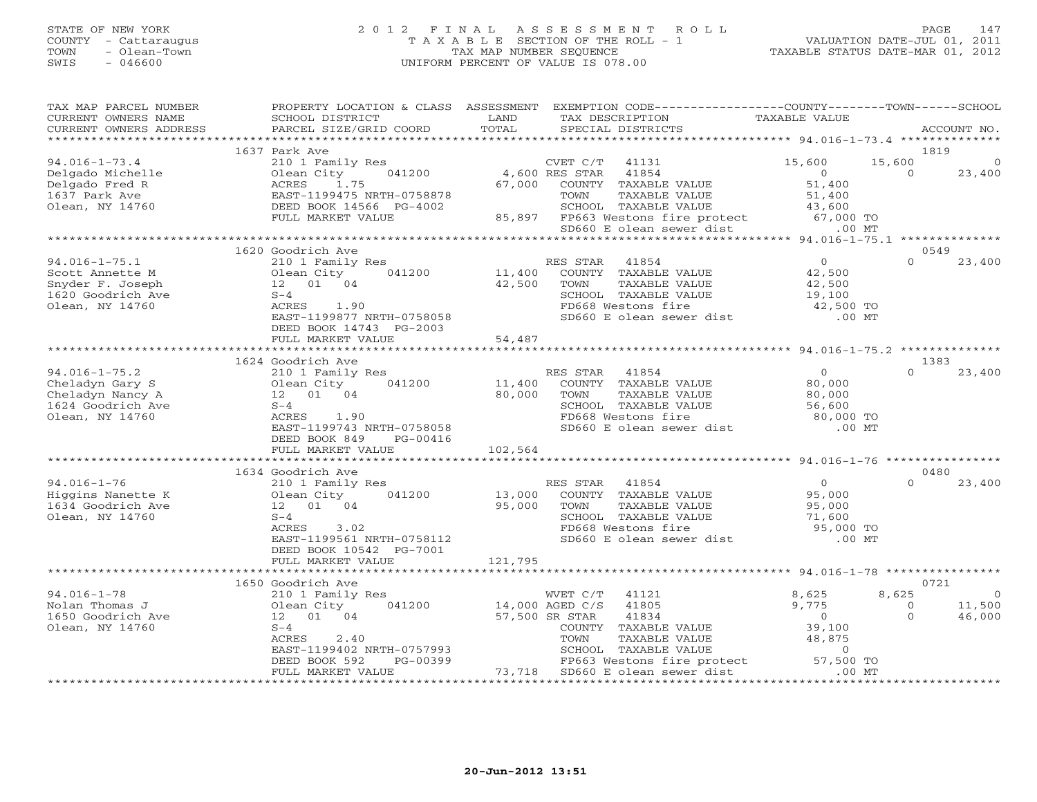STATE OF NEW YORK
COUNTY - Cattaraugus
TOWN - Olean-Town
SWIS - 046600

# 2012 FINAL ASSESSMENT ROLL
TAXABLE SECTION OF THE ROLL - 1
TAX MAP NUMBER SEQUENCE
UNIFORM PERCENT OF VALUE IS 078.00

VALUATION DATE-JUL 01, 2011
TAXABLE STATUS DATE-MAR 01, 2012

| TAX MAP PARCEL NUMBER / CURRENT OWNERS NAME / CURRENT OWNERS ADDRESS | PROPERTY LOCATION & CLASS / SCHOOL DISTRICT / PARCEL SIZE/GRID COORD | ASSESSMENT LAND | ASSESSMENT TOTAL | EXEMPTION CODE / TAX DESCRIPTION / SPECIAL DISTRICTS | COUNTY TAXABLE VALUE | TOWN | SCHOOL | ACCOUNT NO. |
|---|---|---|---|---|---|---|---|---|
| **94.016-1-73.4** | 1637 Park Ave | | | | | | | 1819 |
| 94.016-1-73.4 | 210 1 Family Res | | | CVET C/T 41131 | 15,600 | 15,600 | 0 | |
| Delgado Michelle | Olean City 041200 | 4,600 | | RES STAR 41854 | 0 | 0 | 23,400 | |
| Delgado Fred R | ACRES 1.75 | | 67,000 | COUNTY TAXABLE VALUE | 51,400 | | | |
| 1637 Park Ave | EAST-1199475 NRTH-0758878 | | | TOWN TAXABLE VALUE | 51,400 | | | |
| Olean, NY 14760 | DEED BOOK 14566 PG-4002 | | | SCHOOL TAXABLE VALUE | 43,600 | | | |
| | FULL MARKET VALUE | | 85,897 | FP663 Westons fire protect | 67,000 TO | | | |
| | | | | SD660 E olean sewer dist | .00 MT | | | |
| **94.016-1-75.1** | 1620 Goodrich Ave | | | | | | | 0549 |
| 94.016-1-75.1 | 210 1 Family Res | | | RES STAR 41854 | 0 | 0 | 23,400 | |
| Scott Annette M | Olean City 041200 | 11,400 | | COUNTY TAXABLE VALUE | 42,500 | | | |
| Snyder F. Joseph | 12 01 04 | | 42,500 | TOWN TAXABLE VALUE | 42,500 | | | |
| 1620 Goodrich Ave | S-4 | | | SCHOOL TAXABLE VALUE | 19,100 | | | |
| Olean, NY 14760 | ACRES 1.90 | | | FD668 Westons fire | 42,500 TO | | | |
| | EAST-1199877 NRTH-0758058 | | | SD660 E olean sewer dist | .00 MT | | | |
| | DEED BOOK 14743 PG-2003 | | | | | | | |
| | FULL MARKET VALUE | | 54,487 | | | | | |
| **94.016-1-75.2** | 1624 Goodrich Ave | | | | | | | 1383 |
| 94.016-1-75.2 | 210 1 Family Res | | | RES STAR 41854 | 0 | 0 | 23,400 | |
| Cheladyn Gary S | Olean City 041200 | 11,400 | | COUNTY TAXABLE VALUE | 80,000 | | | |
| Cheladyn Nancy A | 12 01 04 | | 80,000 | TOWN TAXABLE VALUE | 80,000 | | | |
| 1624 Goodrich Ave | S-4 | | | SCHOOL TAXABLE VALUE | 56,600 | | | |
| Olean, NY 14760 | ACRES 1.90 | | | FD668 Westons fire | 80,000 TO | | | |
| | EAST-1199743 NRTH-0758058 | | | SD660 E olean sewer dist | .00 MT | | | |
| | DEED BOOK 849 PG-00416 | | | | | | | |
| | FULL MARKET VALUE | | 102,564 | | | | | |
| **94.016-1-76** | 1634 Goodrich Ave | | | | | | | 0480 |
| 94.016-1-76 | 210 1 Family Res | | | RES STAR 41854 | 0 | 0 | 23,400 | |
| Higgins Nanette K | Olean City 041200 | 13,000 | | COUNTY TAXABLE VALUE | 95,000 | | | |
| 1634 Goodrich Ave | 12 01 04 | | 95,000 | TOWN TAXABLE VALUE | 95,000 | | | |
| Olean, NY 14760 | S-4 | | | SCHOOL TAXABLE VALUE | 71,600 | | | |
| | ACRES 3.02 | | | FD668 Westons fire | 95,000 TO | | | |
| | EAST-1199561 NRTH-0758112 | | | SD660 E olean sewer dist | .00 MT | | | |
| | DEED BOOK 10542 PG-7001 | | | | | | | |
| | FULL MARKET VALUE | | 121,795 | | | | | |
| **94.016-1-78** | 1650 Goodrich Ave | | | | | | | 0721 |
| 94.016-1-78 | 210 1 Family Res | | | WVET C/T 41121 | 8,625 | 8,625 | 0 | |
| Nolan Thomas J | Olean City 041200 | 14,000 | | AGED C/S 41805 | 9,775 | 0 | 11,500 | |
| 1650 Goodrich Ave | 12 01 04 | | 57,500 | SR STAR 41834 | 0 | 0 | 46,000 | |
| Olean, NY 14760 | S-4 | | | COUNTY TAXABLE VALUE | 39,100 | | | |
| | ACRES 2.40 | | | TOWN TAXABLE VALUE | 48,875 | | | |
| | EAST-1199402 NRTH-0757993 | | | SCHOOL TAXABLE VALUE | 0 | | | |
| | DEED BOOK 592 PG-00399 | | | FP663 Westons fire protect | 57,500 TO | | | |
| | FULL MARKET VALUE | | 73,718 | SD660 E olean sewer dist | .00 MT | | | |

20-Jun-2012 13:51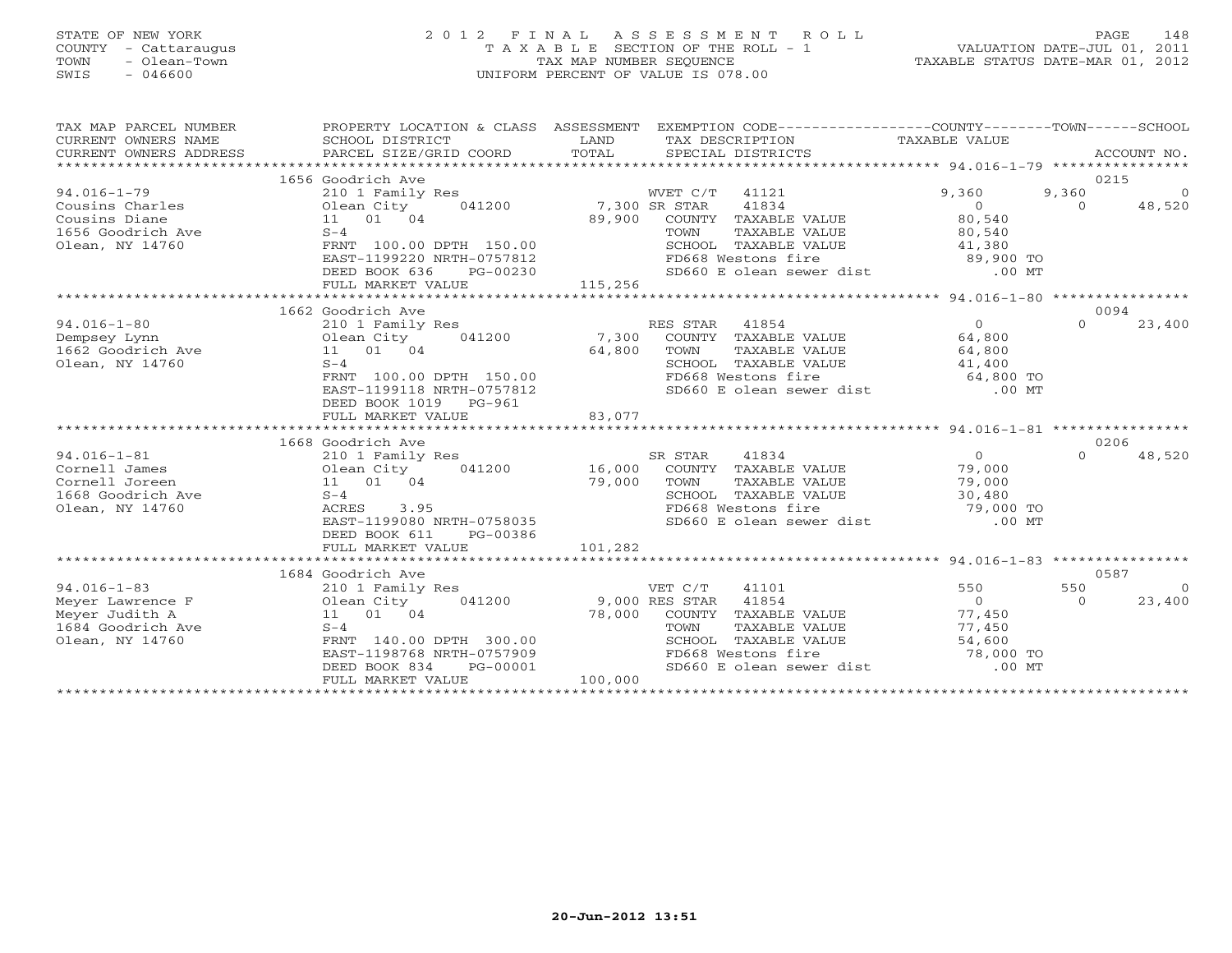STATE OF NEW YORK
COUNTY - Cattaraugus
TOWN - Olean-Town
SWIS - 046600

# 2012 FINAL ASSESSMENT ROLL

TAXABLE SECTION OF THE ROLL - 1
TAX MAP NUMBER SEQUENCE
UNIFORM PERCENT OF VALUE IS 078.00

VALUATION DATE-JUL 01, 2011
TAXABLE STATUS DATE-MAR 01, 2012

| TAX MAP PARCEL NUMBER / CURRENT OWNERS NAME / CURRENT OWNERS ADDRESS | PROPERTY LOCATION & CLASS / SCHOOL DISTRICT / PARCEL SIZE/GRID COORD | ASSESSMENT LAND | ASSESSMENT TOTAL | EXEMPTION CODE / TAX DESCRIPTION / SPECIAL DISTRICTS | COUNTY TAXABLE VALUE | TOWN | SCHOOL | ACCOUNT NO. |
|---|---|---|---|---|---|---|---|---|
| | 1656 Goodrich Ave | | | | | | | 0215 |
| 94.016-1-79 | 210 1 Family Res | | | WVET C/T 41121 | 9,360 | 9,360 | 0 | |
| Cousins Charles | Olean City 041200 | 7,300 | | SR STAR 41834 | 0 | 0 | 48,520 | |
| Cousins Diane | 11 01 04 | | 89,900 | COUNTY TAXABLE VALUE | 80,540 | | | |
| 1656 Goodrich Ave | S-4 | | | TOWN TAXABLE VALUE | 80,540 | | | |
| Olean, NY 14760 | FRNT 100.00 DPTH 150.00 | | | SCHOOL TAXABLE VALUE | 41,380 | | | |
| | EAST-1199220 NRTH-0757812 | | | FD668 Westons fire | 89,900 TO | | | |
| | DEED BOOK 636 PG-00230 | | | SD660 E olean sewer dist | .00 MT | | | |
| | FULL MARKET VALUE | | 115,256 | | | | | |
| | 1662 Goodrich Ave | | | | | | | 0094 |
| 94.016-1-80 | 210 1 Family Res | | | RES STAR 41854 | 0 | 0 | 23,400 | |
| Dempsey Lynn | Olean City 041200 | 7,300 | | COUNTY TAXABLE VALUE | 64,800 | | | |
| 1662 Goodrich Ave | 11 01 04 | | 64,800 | TOWN TAXABLE VALUE | 64,800 | | | |
| Olean, NY 14760 | S-4 | | | SCHOOL TAXABLE VALUE | 41,400 | | | |
| | FRNT 100.00 DPTH 150.00 | | | FD668 Westons fire | 64,800 TO | | | |
| | EAST-1199118 NRTH-0757812 | | | SD660 E olean sewer dist | .00 MT | | | |
| | DEED BOOK 1019 PG-961 | | | | | | | |
| | FULL MARKET VALUE | | 83,077 | | | | | |
| | 1668 Goodrich Ave | | | | | | | 0206 |
| 94.016-1-81 | 210 1 Family Res | | | SR STAR 41834 | 0 | 0 | 48,520 | |
| Cornell James | Olean City 041200 | 16,000 | | COUNTY TAXABLE VALUE | 79,000 | | | |
| Cornell Joreen | 11 01 04 | | 79,000 | TOWN TAXABLE VALUE | 79,000 | | | |
| 1668 Goodrich Ave | S-4 | | | SCHOOL TAXABLE VALUE | 30,480 | | | |
| Olean, NY 14760 | ACRES 3.95 | | | FD668 Westons fire | 79,000 TO | | | |
| | EAST-1199080 NRTH-0758035 | | | SD660 E olean sewer dist | .00 MT | | | |
| | DEED BOOK 611 PG-00386 | | | | | | | |
| | FULL MARKET VALUE | | 101,282 | | | | | |
| | 1684 Goodrich Ave | | | | | | | 0587 |
| 94.016-1-83 | 210 1 Family Res | | | VET C/T 41101 | 550 | 550 | 0 | |
| Meyer Lawrence F | Olean City 041200 | 9,000 | | RES STAR 41854 | 0 | 0 | 23,400 | |
| Meyer Judith A | 11 01 04 | | 78,000 | COUNTY TAXABLE VALUE | 77,450 | | | |
| 1684 Goodrich Ave | S-4 | | | TOWN TAXABLE VALUE | 77,450 | | | |
| Olean, NY 14760 | FRNT 140.00 DPTH 300.00 | | | SCHOOL TAXABLE VALUE | 54,600 | | | |
| | EAST-1198768 NRTH-0757909 | | | FD668 Westons fire | 78,000 TO | | | |
| | DEED BOOK 834 PG-00001 | | | SD660 E olean sewer dist | .00 MT | | | |
| | FULL MARKET VALUE | | 100,000 | | | | | |

20-Jun-2012 13:51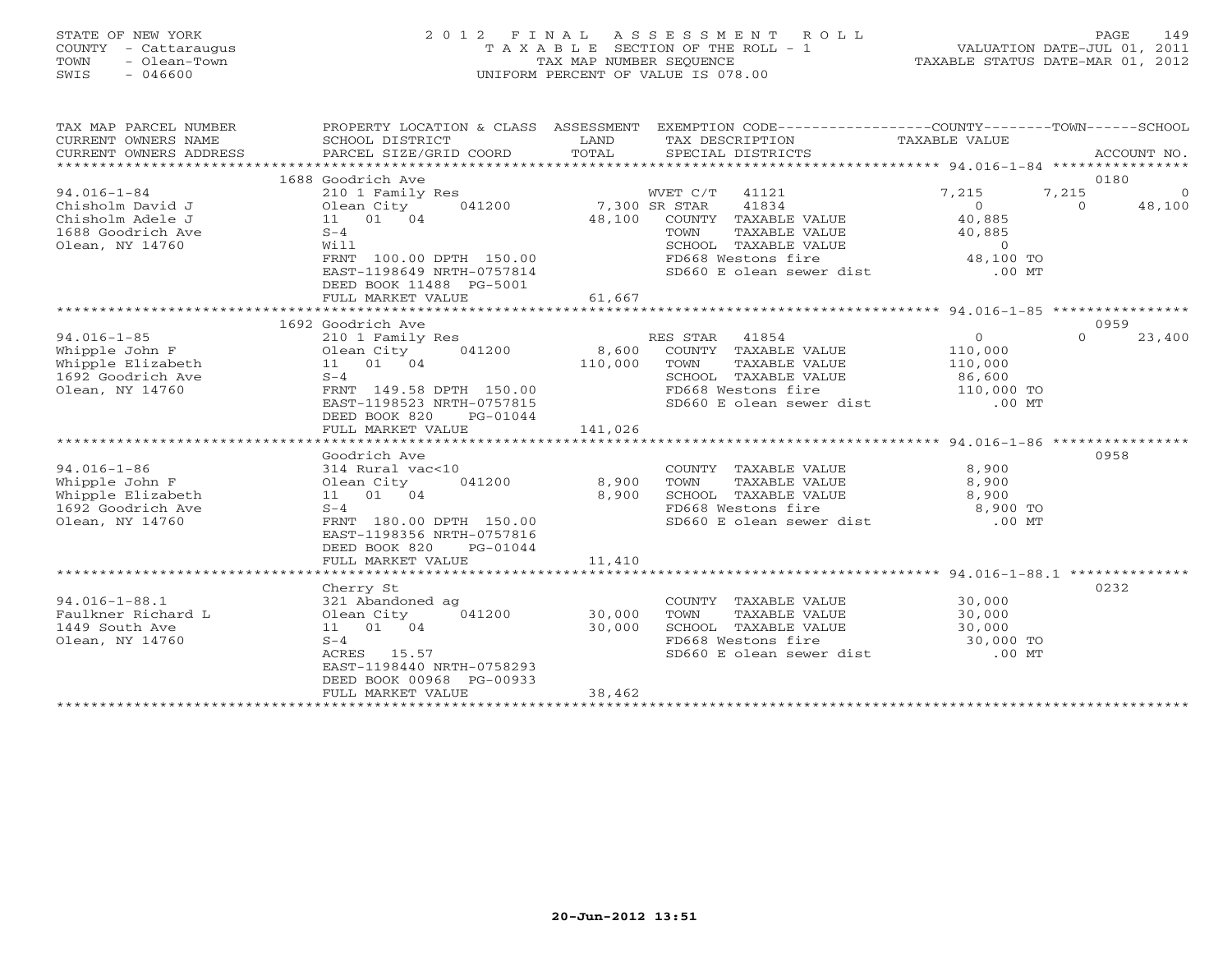STATE OF NEW YORK
COUNTY - Cattaraugus
TOWN - Olean-Town
SWIS - 046600

2 0 1 2 F I N A L A S S E S S M E N T R O L L
T A X A B L E SECTION OF THE ROLL - 1
TAX MAP NUMBER SEQUENCE
UNIFORM PERCENT OF VALUE IS 078.00

VALUATION DATE-JUL 01, 2011
TAXABLE STATUS DATE-MAR 01, 2012

```
TAX MAP PARCEL NUMBER          PROPERTY LOCATION & CLASS  ASSESSMENT  EXEMPTION CODE-----------------COUNTY--------TOWN------SCHOOL
CURRENT OWNERS NAME            SCHOOL DISTRICT              LAND      TAX DESCRIPTION              TAXABLE VALUE
CURRENT OWNERS ADDRESS         PARCEL SIZE/GRID COORD       TOTAL     SPECIAL DISTRICTS                                  ACCOUNT NO.
******************************************************************************************************* 94.016-1-84 *****************
                               1688 Goodrich Ave                                                                         0180
94.016-1-84                    210 1 Family Res                    WVET C/T   41121              7,215        7,215           0
Chisholm David J               Olean City        041200      7,300 SR STAR    41834                  0            0      48,100
Chisholm Adele J               11   01   04                 48,100   COUNTY  TAXABLE VALUE         40,885
1688 Goodrich Ave              S-4                                   TOWN    TAXABLE VALUE         40,885
Olean, NY 14760                Will                                  SCHOOL  TAXABLE VALUE              0
                               FRNT 100.00 DPTH 150.00               FD668 Westons fire            48,100 TO
                               EAST-1198649 NRTH-0757814             SD660 E olean sewer dist          .00 MT
                               DEED BOOK 11488  PG-5001
                               FULL MARKET VALUE            61,667
******************************************************************************************************* 94.016-1-85 *****************
                               1692 Goodrich Ave                                                                         0959
94.016-1-85                    210 1 Family Res                    RES STAR   41854                  0            0      23,400
Whipple John F                 Olean City        041200      8,600   COUNTY  TAXABLE VALUE        110,000
Whipple Elizabeth              11   01   04                110,000   TOWN    TAXABLE VALUE        110,000
1692 Goodrich Ave              S-4                                   SCHOOL  TAXABLE VALUE         86,600
Olean, NY 14760                FRNT 149.58 DPTH 150.00               FD668 Westons fire           110,000 TO
                               EAST-1198523 NRTH-0757815             SD660 E olean sewer dist          .00 MT
                               DEED BOOK 820    PG-01044
                               FULL MARKET VALUE           141,026
******************************************************************************************************* 94.016-1-86 *****************
                               Goodrich Ave                                                                              0958
94.016-1-86                    314 Rural vac<10                      COUNTY  TAXABLE VALUE          8,900
Whipple John F                 Olean City        041200      8,900   TOWN    TAXABLE VALUE          8,900
Whipple Elizabeth              11   01   04                  8,900   SCHOOL  TAXABLE VALUE          8,900
1692 Goodrich Ave              S-4                                   FD668 Westons fire             8,900 TO
Olean, NY 14760                FRNT 180.00 DPTH 150.00               SD660 E olean sewer dist          .00 MT
                               EAST-1198356 NRTH-0757816
                               DEED BOOK 820    PG-01044
                               FULL MARKET VALUE            11,410
******************************************************************************************************* 94.016-1-88.1 ***************
                               Cherry St                                                                                 0232
94.016-1-88.1                  321 Abandoned ag                      COUNTY  TAXABLE VALUE         30,000
Faulkner Richard L             Olean City        041200     30,000   TOWN    TAXABLE VALUE         30,000
1449 South Ave                 11   01   04                 30,000   SCHOOL  TAXABLE VALUE         30,000
Olean, NY 14760                S-4                                   FD668 Westons fire            30,000 TO
                               ACRES  15.57                          SD660 E olean sewer dist          .00 MT
                               EAST-1198440 NRTH-0758293
                               DEED BOOK 00968  PG-00933
                               FULL MARKET VALUE            38,462
************************************************************************************************************************************
```

20-Jun-2012 13:51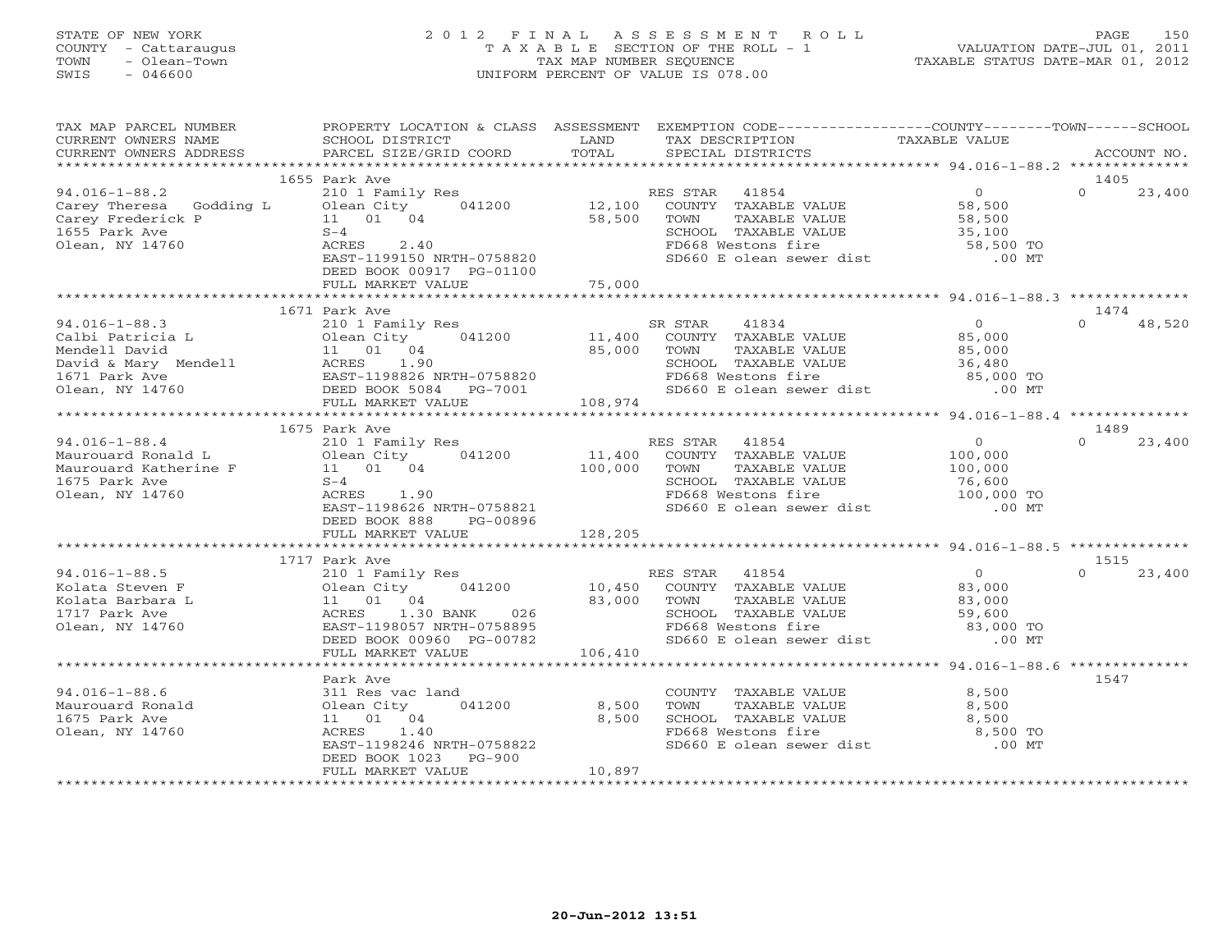STATE OF NEW YORK
COUNTY - Cattaraugus
TOWN - Olean-Town
SWIS - 046600

2 0 1 2 F I N A L A S S E S S M E N T R O L L
T A X A B L E SECTION OF THE ROLL - 1
TAX MAP NUMBER SEQUENCE
UNIFORM PERCENT OF VALUE IS 078.00

VALUATION DATE-JUL 01, 2011
TAXABLE STATUS DATE-MAR 01, 2012

| TAX MAP PARCEL NUMBER / CURRENT OWNERS NAME / CURRENT OWNERS ADDRESS | PROPERTY LOCATION & CLASS / SCHOOL DISTRICT / PARCEL SIZE/GRID COORD | ASSESSMENT LAND / TOTAL | EXEMPTION CODE / TAX DESCRIPTION / SPECIAL DISTRICTS | COUNTY TAXABLE VALUE | TOWN | SCHOOL / ACCOUNT NO. |
|---|---|---|---|---|---|---|
| **94.016-1-88.2** | 1655 Park Ave | | | | | 1405 |
| 94.016-1-88.2 | 210 1 Family Res | | RES STAR 41854 | 0 | 0 | 23,400 |
| Carey Theresa Godding L | Olean City 041200 | 12,100 | COUNTY TAXABLE VALUE | 58,500 | | |
| Carey Frederick P | 11 01 04 | 58,500 | TOWN TAXABLE VALUE | 58,500 | | |
| 1655 Park Ave | S-4 | | SCHOOL TAXABLE VALUE | 35,100 | | |
| Olean, NY 14760 | ACRES 2.40 | | FD668 Westons fire | 58,500 TO | | |
| | EAST-1199150 NRTH-0758820 | | SD660 E olean sewer dist | .00 MT | | |
| | DEED BOOK 00917 PG-01100 | | | | | |
| | FULL MARKET VALUE | 75,000 | | | | |
| **94.016-1-88.3** | 1671 Park Ave | | | | | 1474 |
| 94.016-1-88.3 | 210 1 Family Res | | SR STAR 41834 | 0 | 0 | 48,520 |
| Calbi Patricia L | Olean City 041200 | 11,400 | COUNTY TAXABLE VALUE | 85,000 | | |
| Mendell David | 11 01 04 | 85,000 | TOWN TAXABLE VALUE | 85,000 | | |
| David & Mary Mendell | ACRES 1.90 | | SCHOOL TAXABLE VALUE | 36,480 | | |
| 1671 Park Ave | EAST-1198826 NRTH-0758820 | | FD668 Westons fire | 85,000 TO | | |
| Olean, NY 14760 | DEED BOOK 5084 PG-7001 | | SD660 E olean sewer dist | .00 MT | | |
| | FULL MARKET VALUE | 108,974 | | | | |
| **94.016-1-88.4** | 1675 Park Ave | | | | | 1489 |
| 94.016-1-88.4 | 210 1 Family Res | | RES STAR 41854 | 0 | 0 | 23,400 |
| Maurouard Ronald L | Olean City 041200 | 11,400 | COUNTY TAXABLE VALUE | 100,000 | | |
| Maurouard Katherine F | 11 01 04 | 100,000 | TOWN TAXABLE VALUE | 100,000 | | |
| 1675 Park Ave | S-4 | | SCHOOL TAXABLE VALUE | 76,600 | | |
| Olean, NY 14760 | ACRES 1.90 | | FD668 Westons fire | 100,000 TO | | |
| | EAST-1198626 NRTH-0758821 | | SD660 E olean sewer dist | .00 MT | | |
| | DEED BOOK 888 PG-00896 | | | | | |
| | FULL MARKET VALUE | 128,205 | | | | |
| **94.016-1-88.5** | 1717 Park Ave | | | | | 1515 |
| 94.016-1-88.5 | 210 1 Family Res | | RES STAR 41854 | 0 | 0 | 23,400 |
| Kolata Steven F | Olean City 041200 | 10,450 | COUNTY TAXABLE VALUE | 83,000 | | |
| Kolata Barbara L | 11 01 04 | 83,000 | TOWN TAXABLE VALUE | 83,000 | | |
| 1717 Park Ave | ACRES 1.30 BANK 026 | | SCHOOL TAXABLE VALUE | 59,600 | | |
| Olean, NY 14760 | EAST-1198057 NRTH-0758895 | | FD668 Westons fire | 83,000 TO | | |
| | DEED BOOK 00960 PG-00782 | | SD660 E olean sewer dist | .00 MT | | |
| | FULL MARKET VALUE | 106,410 | | | | |
| **94.016-1-88.6** | Park Ave | | | | | 1547 |
| 94.016-1-88.6 | 311 Res vac land | | COUNTY TAXABLE VALUE | 8,500 | | |
| Maurouard Ronald | Olean City 041200 | 8,500 | TOWN TAXABLE VALUE | 8,500 | | |
| 1675 Park Ave | 11 01 04 | 8,500 | SCHOOL TAXABLE VALUE | 8,500 | | |
| Olean, NY 14760 | ACRES 1.40 | | FD668 Westons fire | 8,500 TO | | |
| | EAST-1198246 NRTH-0758822 | | SD660 E olean sewer dist | .00 MT | | |
| | DEED BOOK 1023 PG-900 | | | | | |
| | FULL MARKET VALUE | 10,897 | | | | |

20-Jun-2012 13:51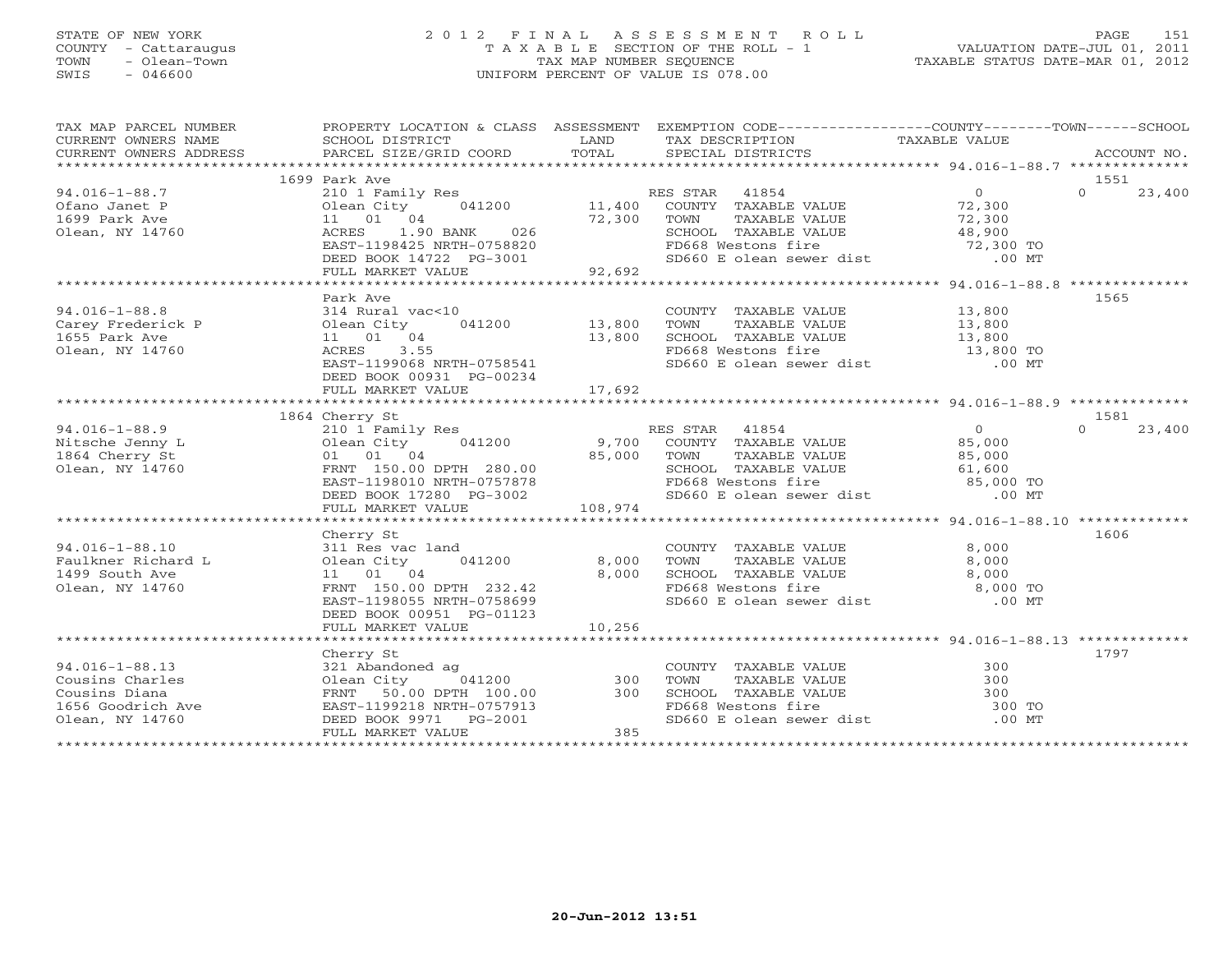STATE OF NEW YORK
COUNTY - Cattaraugus
TOWN - Olean-Town
SWIS - 046600

2012 FINAL ASSESSMENT ROLL
TAXABLE SECTION OF THE ROLL - 1
TAX MAP NUMBER SEQUENCE
UNIFORM PERCENT OF VALUE IS 078.00

VALUATION DATE-JUL 01, 2011
TAXABLE STATUS DATE-MAR 01, 2012

| TAX MAP PARCEL NUMBER / CURRENT OWNERS NAME / CURRENT OWNERS ADDRESS | PROPERTY LOCATION & CLASS / SCHOOL DISTRICT / PARCEL SIZE/GRID COORD | ASSESSMENT LAND / TOTAL | EXEMPTION CODE / TAX DESCRIPTION / SPECIAL DISTRICTS | COUNTY TAXABLE VALUE | TOWN | SCHOOL | ACCOUNT NO. |
|---|---|---|---|---|---|---|---|
| **94.016-1-88.7** | 1699 Park Ave | | | | | | 1551 |
| Ofano Janet P | 210 1 Family Res | | RES STAR 41854 | 0 | 0 | 23,400 | |
| 1699 Park Ave | Olean City 041200 | 11,400 | COUNTY TAXABLE VALUE | 72,300 | | | |
| Olean, NY 14760 | 11 01 04 | 72,300 | TOWN TAXABLE VALUE | 72,300 | | | |
| | ACRES 1.90 BANK 026 | | SCHOOL TAXABLE VALUE | 48,900 | | | |
| | EAST-1198425 NRTH-0758820 | | FD668 Westons fire | 72,300 TO | | | |
| | DEED BOOK 14722 PG-3001 | | SD660 E olean sewer dist | .00 MT | | | |
| | FULL MARKET VALUE | 92,692 | | | | | |
| **94.016-1-88.8** | Park Ave | | | | | | 1565 |
| Carey Frederick P | 314 Rural vac<10 | | COUNTY TAXABLE VALUE | 13,800 | | | |
| 1655 Park Ave | Olean City 041200 | 13,800 | TOWN TAXABLE VALUE | 13,800 | | | |
| Olean, NY 14760 | 11 01 04 | 13,800 | SCHOOL TAXABLE VALUE | 13,800 | | | |
| | ACRES 3.55 | | FD668 Westons fire | 13,800 TO | | | |
| | EAST-1199068 NRTH-0758541 | | SD660 E olean sewer dist | .00 MT | | | |
| | DEED BOOK 00931 PG-00234 | | | | | | |
| | FULL MARKET VALUE | 17,692 | | | | | |
| **94.016-1-88.9** | 1864 Cherry St | | | | | | 1581 |
| Nitsche Jenny L | 210 1 Family Res | | RES STAR 41854 | 0 | 0 | 23,400 | |
| 1864 Cherry St | Olean City 041200 | 9,700 | COUNTY TAXABLE VALUE | 85,000 | | | |
| Olean, NY 14760 | 01 01 04 | 85,000 | TOWN TAXABLE VALUE | 85,000 | | | |
| | FRNT 150.00 DPTH 280.00 | | SCHOOL TAXABLE VALUE | 61,600 | | | |
| | EAST-1198010 NRTH-0757878 | | FD668 Westons fire | 85,000 TO | | | |
| | DEED BOOK 17280 PG-3002 | | SD660 E olean sewer dist | .00 MT | | | |
| | FULL MARKET VALUE | 108,974 | | | | | |
| **94.016-1-88.10** | Cherry St | | | | | | 1606 |
| Faulkner Richard L | 311 Res vac land | | COUNTY TAXABLE VALUE | 8,000 | | | |
| 1499 South Ave | Olean City 041200 | 8,000 | TOWN TAXABLE VALUE | 8,000 | | | |
| Olean, NY 14760 | 11 01 04 | 8,000 | SCHOOL TAXABLE VALUE | 8,000 | | | |
| | FRNT 150.00 DPTH 232.42 | | FD668 Westons fire | 8,000 TO | | | |
| | EAST-1198055 NRTH-0758699 | | SD660 E olean sewer dist | .00 MT | | | |
| | DEED BOOK 00951 PG-01123 | | | | | | |
| | FULL MARKET VALUE | 10,256 | | | | | |
| **94.016-1-88.13** | Cherry St | | | | | | 1797 |
| Cousins Charles | 321 Abandoned ag | | COUNTY TAXABLE VALUE | 300 | | | |
| Cousins Diana | Olean City 041200 | 300 | TOWN TAXABLE VALUE | 300 | | | |
| 1656 Goodrich Ave | FRNT 50.00 DPTH 100.00 | 300 | SCHOOL TAXABLE VALUE | 300 | | | |
| Olean, NY 14760 | EAST-1199218 NRTH-0757913 | | FD668 Westons fire | 300 TO | | | |
| | DEED BOOK 9971 PG-2001 | | SD660 E olean sewer dist | .00 MT | | | |
| | FULL MARKET VALUE | 385 | | | | | |

20-Jun-2012 13:51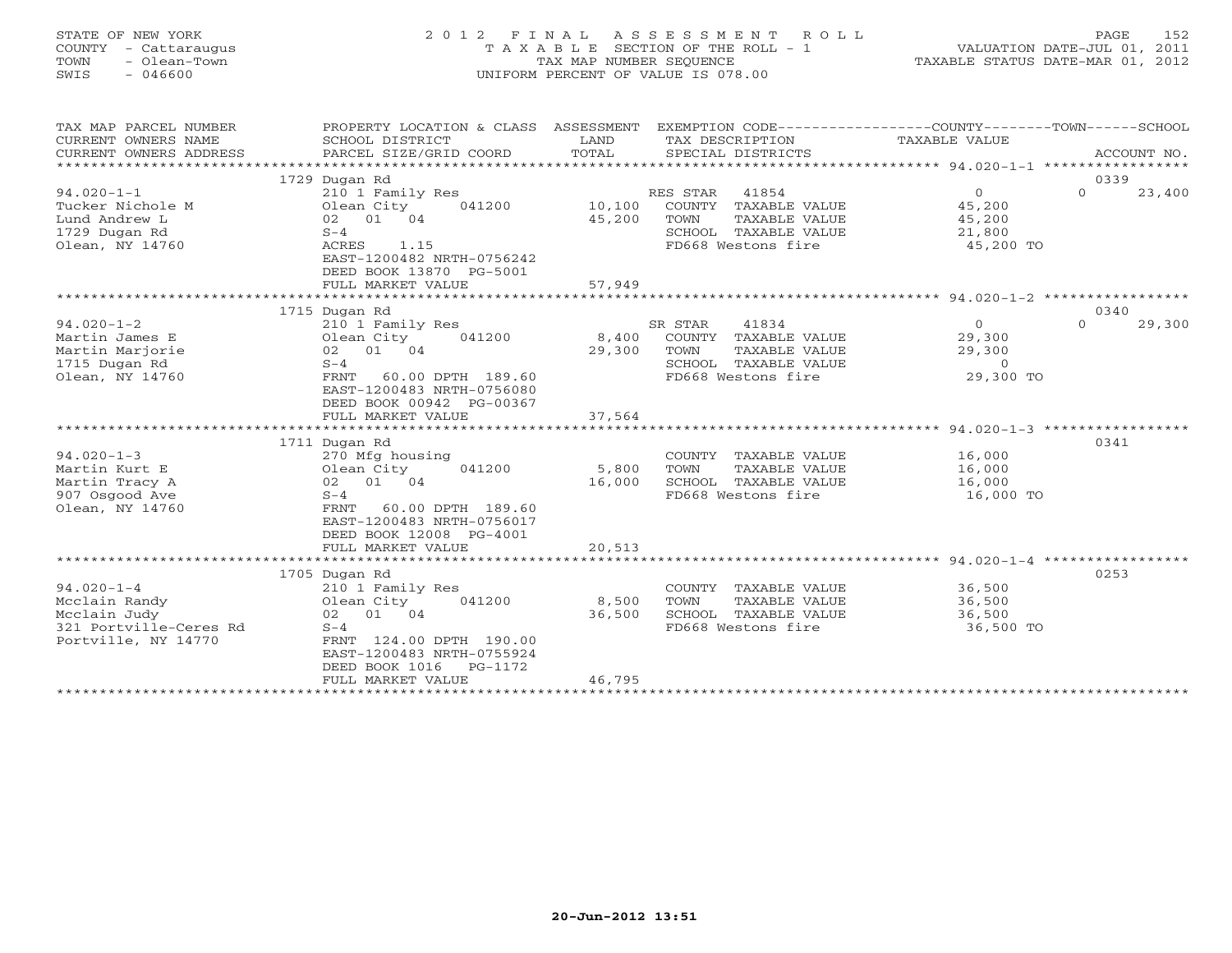STATE OF NEW YORK
COUNTY - Cattaraugus
TOWN - Olean-Town
SWIS - 046600

# 2012 FINAL ASSESSMENT ROLL

TAXABLE SECTION OF THE ROLL - 1
TAX MAP NUMBER SEQUENCE
UNIFORM PERCENT OF VALUE IS 078.00

VALUATION DATE-JUL 01, 2011
TAXABLE STATUS DATE-MAR 01, 2012

| TAX MAP PARCEL NUMBER / CURRENT OWNERS NAME / CURRENT OWNERS ADDRESS | PROPERTY LOCATION & CLASS / SCHOOL DISTRICT / PARCEL SIZE/GRID COORD | ASSESSMENT LAND / TOTAL | EXEMPTION CODE / TAX DESCRIPTION / SPECIAL DISTRICTS | COUNTY TAXABLE VALUE | TOWN | SCHOOL / ACCOUNT NO. |
|---|---|---|---|---|---|---|
| | 1729 Dugan Rd | | | | | 0339 |
| 94.020-1-1 | 210 1 Family Res | | RES STAR 41854 | 0 | 0 | 23,400 |
| Tucker Nichole M | Olean City 041200 | 10,100 | COUNTY TAXABLE VALUE | 45,200 | | |
| Lund Andrew L | 02 01 04 | 45,200 | TOWN TAXABLE VALUE | 45,200 | | |
| 1729 Dugan Rd | S-4 | | SCHOOL TAXABLE VALUE | 21,800 | | |
| Olean, NY 14760 | ACRES 1.15 | | FD668 Westons fire | 45,200 TO | | |
| | EAST-1200482 NRTH-0756242 | | | | | |
| | DEED BOOK 13870 PG-5001 | | | | | |
| | FULL MARKET VALUE | 57,949 | | | | |
| | 1715 Dugan Rd | | | | | 0340 |
| 94.020-1-2 | 210 1 Family Res | | SR STAR 41834 | 0 | 0 | 29,300 |
| Martin James E | Olean City 041200 | 8,400 | COUNTY TAXABLE VALUE | 29,300 | | |
| Martin Marjorie | 02 01 04 | 29,300 | TOWN TAXABLE VALUE | 29,300 | | |
| 1715 Dugan Rd | S-4 | | SCHOOL TAXABLE VALUE | 0 | | |
| Olean, NY 14760 | FRNT 60.00 DPTH 189.60 | | FD668 Westons fire | 29,300 TO | | |
| | EAST-1200483 NRTH-0756080 | | | | | |
| | DEED BOOK 00942 PG-00367 | | | | | |
| | FULL MARKET VALUE | 37,564 | | | | |
| | 1711 Dugan Rd | | | | | 0341 |
| 94.020-1-3 | 270 Mfg housing | | COUNTY TAXABLE VALUE | 16,000 | | |
| Martin Kurt E | Olean City 041200 | 5,800 | TOWN TAXABLE VALUE | 16,000 | | |
| Martin Tracy A | 02 01 04 | 16,000 | SCHOOL TAXABLE VALUE | 16,000 | | |
| 907 Osgood Ave | S-4 | | FD668 Westons fire | 16,000 TO | | |
| Olean, NY 14760 | FRNT 60.00 DPTH 189.60 | | | | | |
| | EAST-1200483 NRTH-0756017 | | | | | |
| | DEED BOOK 12008 PG-4001 | | | | | |
| | FULL MARKET VALUE | 20,513 | | | | |
| | 1705 Dugan Rd | | | | | 0253 |
| 94.020-1-4 | 210 1 Family Res | | COUNTY TAXABLE VALUE | 36,500 | | |
| Mcclain Randy | Olean City 041200 | 8,500 | TOWN TAXABLE VALUE | 36,500 | | |
| Mcclain Judy | 02 01 04 | 36,500 | SCHOOL TAXABLE VALUE | 36,500 | | |
| 321 Portville-Ceres Rd | S-4 | | FD668 Westons fire | 36,500 TO | | |
| Portville, NY 14770 | FRNT 124.00 DPTH 190.00 | | | | | |
| | EAST-1200483 NRTH-0755924 | | | | | |
| | DEED BOOK 1016 PG-1172 | | | | | |
| | FULL MARKET VALUE | 46,795 | | | | |

20-Jun-2012 13:51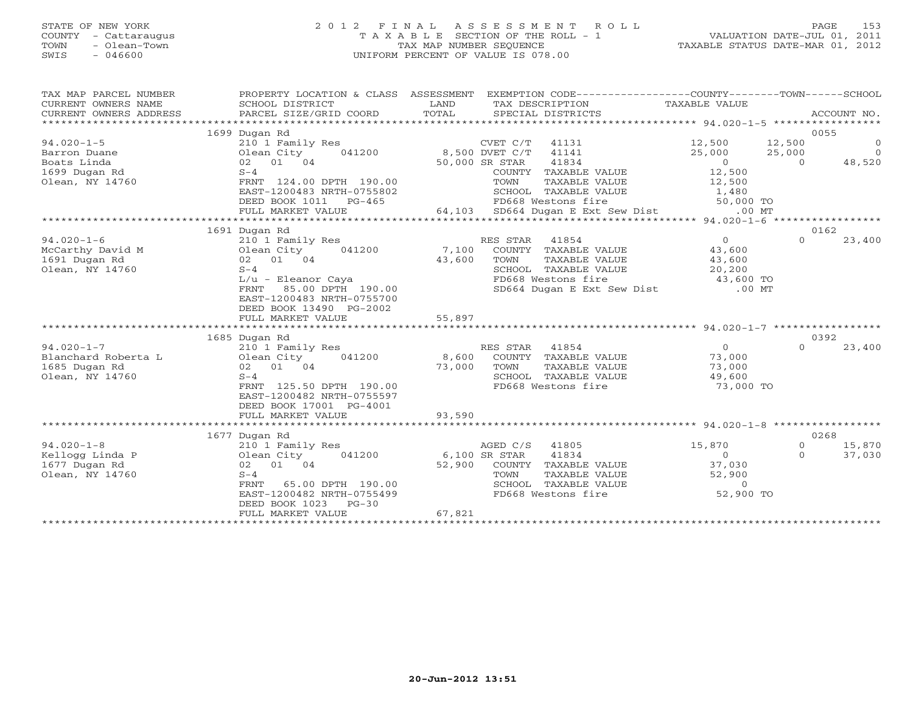STATE OF NEW YORK
COUNTY - Cattaraugus
TOWN - Olean-Town
SWIS - 046600

2 0 1 2 F I N A L A S S E S S M E N T R O L L
T A X A B L E SECTION OF THE ROLL - 1
TAX MAP NUMBER SEQUENCE
UNIFORM PERCENT OF VALUE IS 078.00

VALUATION DATE-JUL 01, 2011
TAXABLE STATUS DATE-MAR 01, 2012

| TAX MAP PARCEL NUMBER / CURRENT OWNERS NAME / CURRENT OWNERS ADDRESS | PROPERTY LOCATION & CLASS / SCHOOL DISTRICT / PARCEL SIZE/GRID COORD | ASSESSMENT LAND | TOTAL | EXEMPTION CODE / TAX DESCRIPTION / SPECIAL DISTRICTS | COUNTY | TOWN | SCHOOL | ACCOUNT NO. |
|---|---|---|---|---|---|---|---|---|
| **94.020-1-5** | 1699 Dugan Rd | | | | | | | 0055 |
| 94.020-1-5 | 210 1 Family Res | | | CVET C/T 41131 | 12,500 | 12,500 | 0 | |
| Barron Duane | Olean City 041200 | 8,500 | | DVET C/T 41141 | 25,000 | 25,000 | 0 | |
| Boats Linda | 02 01 04 | | 50,000 | SR STAR 41834 | 0 | 0 | 48,520 | |
| 1699 Dugan Rd | S-4 | | | COUNTY TAXABLE VALUE | 12,500 | | | |
| Olean, NY 14760 | FRNT 124.00 DPTH 190.00 | | | TOWN TAXABLE VALUE | | 12,500 | | |
| | EAST-1200483 NRTH-0755802 | | | SCHOOL TAXABLE VALUE | | | 1,480 | |
| | DEED BOOK 1011 PG-465 | | | FD668 Westons fire | 50,000 TO | | | |
| | FULL MARKET VALUE | | 64,103 | SD664 Dugan E Ext Sew Dist | .00 MT | | | |
| **94.020-1-6** | 1691 Dugan Rd | | | | | | | 0162 |
| 94.020-1-6 | 210 1 Family Res | | | RES STAR 41854 | 0 | 0 | 23,400 | |
| McCarthy David M | Olean City 041200 | 7,100 | | COUNTY TAXABLE VALUE | 43,600 | | | |
| 1691 Dugan Rd | 02 01 04 | | 43,600 | TOWN TAXABLE VALUE | | 43,600 | | |
| Olean, NY 14760 | S-4 | | | SCHOOL TAXABLE VALUE | | | 20,200 | |
| | L/u - Eleanor Caya | | | FD668 Westons fire | 43,600 TO | | | |
| | FRNT 85.00 DPTH 190.00 | | | SD664 Dugan E Ext Sew Dist | .00 MT | | | |
| | EAST-1200483 NRTH-0755700 | | | | | | | |
| | DEED BOOK 13490 PG-2002 | | | | | | | |
| | FULL MARKET VALUE | | 55,897 | | | | | |
| **94.020-1-7** | 1685 Dugan Rd | | | | | | | 0392 |
| 94.020-1-7 | 210 1 Family Res | | | RES STAR 41854 | 0 | 0 | 23,400 | |
| Blanchard Roberta L | Olean City 041200 | 8,600 | | COUNTY TAXABLE VALUE | 73,000 | | | |
| 1685 Dugan Rd | 02 01 04 | | 73,000 | TOWN TAXABLE VALUE | | 73,000 | | |
| Olean, NY 14760 | S-4 | | | SCHOOL TAXABLE VALUE | | | 49,600 | |
| | FRNT 125.50 DPTH 190.00 | | | FD668 Westons fire | 73,000 TO | | | |
| | EAST-1200482 NRTH-0755597 | | | | | | | |
| | DEED BOOK 17001 PG-4001 | | | | | | | |
| | FULL MARKET VALUE | | 93,590 | | | | | |
| **94.020-1-8** | 1677 Dugan Rd | | | | | | | 0268 |
| 94.020-1-8 | 210 1 Family Res | | | AGED C/S 41805 | 15,870 | 0 | 15,870 | |
| Kellogg Linda P | Olean City 041200 | 6,100 | | SR STAR 41834 | 0 | 0 | 37,030 | |
| 1677 Dugan Rd | 02 01 04 | | 52,900 | COUNTY TAXABLE VALUE | 37,030 | | | |
| Olean, NY 14760 | S-4 | | | TOWN TAXABLE VALUE | | 52,900 | | |
| | FRNT 65.00 DPTH 190.00 | | | SCHOOL TAXABLE VALUE | | | 0 | |
| | EAST-1200482 NRTH-0755499 | | | FD668 Westons fire | 52,900 TO | | | |
| | DEED BOOK 1023 PG-30 | | | | | | | |
| | FULL MARKET VALUE | | 67,821 | | | | | |

20-Jun-2012 13:51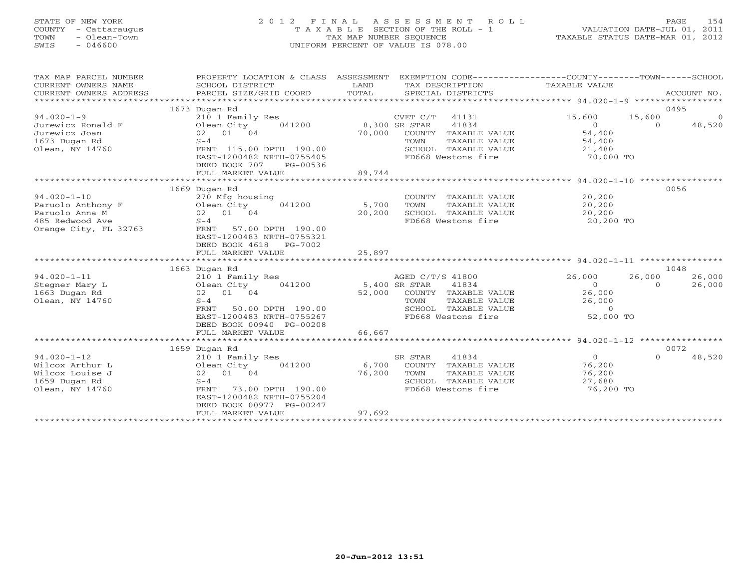STATE OF NEW YORK
COUNTY - Cattaraugus
TOWN - Olean-Town
SWIS - 046600

# 2012 FINAL ASSESSMENT ROLL

TAXABLE SECTION OF THE ROLL - 1
TAX MAP NUMBER SEQUENCE
UNIFORM PERCENT OF VALUE IS 078.00

VALUATION DATE-JUL 01, 2011
TAXABLE STATUS DATE-MAR 01, 2012

| TAX MAP PARCEL NUMBER / CURRENT OWNERS NAME / CURRENT OWNERS ADDRESS | PROPERTY LOCATION & CLASS / SCHOOL DISTRICT / PARCEL SIZE/GRID COORD | ASSESSMENT LAND | ASSESSMENT TOTAL | EXEMPTION CODE / TAX DESCRIPTION / SPECIAL DISTRICTS | COUNTY TAXABLE VALUE | TOWN | SCHOOL | ACCOUNT NO. |
|---|---|---|---|---|---|---|---|---|
| **94.020-1-9** | 1673 Dugan Rd | | | | | | | 0495 |
| Jurewicz Ronald F | 210 1 Family Res | | | CVET C/T 41131 | 15,600 | 15,600 | 0 | |
| Jurewicz Joan | Olean City 041200 | 8,300 | | SR STAR 41834 | 0 | 0 | 48,520 | |
| 1673 Dugan Rd | 02 01 04 | | 70,000 | COUNTY TAXABLE VALUE | 54,400 | | | |
| Olean, NY 14760 | S-4 | | | TOWN TAXABLE VALUE | 54,400 | | | |
| | FRNT 115.00 DPTH 190.00 | | | SCHOOL TAXABLE VALUE | 21,480 | | | |
| | EAST-1200482 NRTH-0755405 | | | FD668 Westons fire | 70,000 TO | | | |
| | DEED BOOK 707 PG-00536 | | | | | | | |
| | FULL MARKET VALUE | | 89,744 | | | | | |
| **94.020-1-10** | 1669 Dugan Rd | | | | | | | 0056 |
| Paruolo Anthony F | 270 Mfg housing | | | COUNTY TAXABLE VALUE | 20,200 | | | |
| Paruolo Anna M | Olean City 041200 | 5,700 | | TOWN TAXABLE VALUE | 20,200 | | | |
| 485 Redwood Ave | 02 01 04 | | 20,200 | SCHOOL TAXABLE VALUE | 20,200 | | | |
| Orange City, FL 32763 | S-4 | | | FD668 Westons fire | 20,200 TO | | | |
| | FRNT 57.00 DPTH 190.00 | | | | | | | |
| | EAST-1200483 NRTH-0755321 | | | | | | | |
| | DEED BOOK 4618 PG-7002 | | | | | | | |
| | FULL MARKET VALUE | | 25,897 | | | | | |
| **94.020-1-11** | 1663 Dugan Rd | | | | | | | 1048 |
| Stegner Mary L | 210 1 Family Res | | | AGED C/T/S 41800 | 26,000 | 26,000 | 26,000 | |
| 1663 Dugan Rd | Olean City 041200 | 5,400 | | SR STAR 41834 | 0 | 0 | 26,000 | |
| Olean, NY 14760 | 02 01 04 | | 52,000 | COUNTY TAXABLE VALUE | 26,000 | | | |
| | S-4 | | | TOWN TAXABLE VALUE | 26,000 | | | |
| | FRNT 50.00 DPTH 190.00 | | | SCHOOL TAXABLE VALUE | 0 | | | |
| | EAST-1200483 NRTH-0755267 | | | FD668 Westons fire | 52,000 TO | | | |
| | DEED BOOK 00940 PG-00208 | | | | | | | |
| | FULL MARKET VALUE | | 66,667 | | | | | |
| **94.020-1-12** | 1659 Dugan Rd | | | | | | | 0072 |
| Wilcox Arthur L | 210 1 Family Res | | | SR STAR 41834 | 0 | 0 | 48,520 | |
| Wilcox Louise J | Olean City 041200 | 6,700 | | COUNTY TAXABLE VALUE | 76,200 | | | |
| 1659 Dugan Rd | 02 01 04 | | 76,200 | TOWN TAXABLE VALUE | 76,200 | | | |
| Olean, NY 14760 | S-4 | | | SCHOOL TAXABLE VALUE | 27,680 | | | |
| | FRNT 73.00 DPTH 190.00 | | | FD668 Westons fire | 76,200 TO | | | |
| | EAST-1200482 NRTH-0755204 | | | | | | | |
| | DEED BOOK 00977 PG-00247 | | | | | | | |
| | FULL MARKET VALUE | | 97,692 | | | | | |

20-Jun-2012 13:51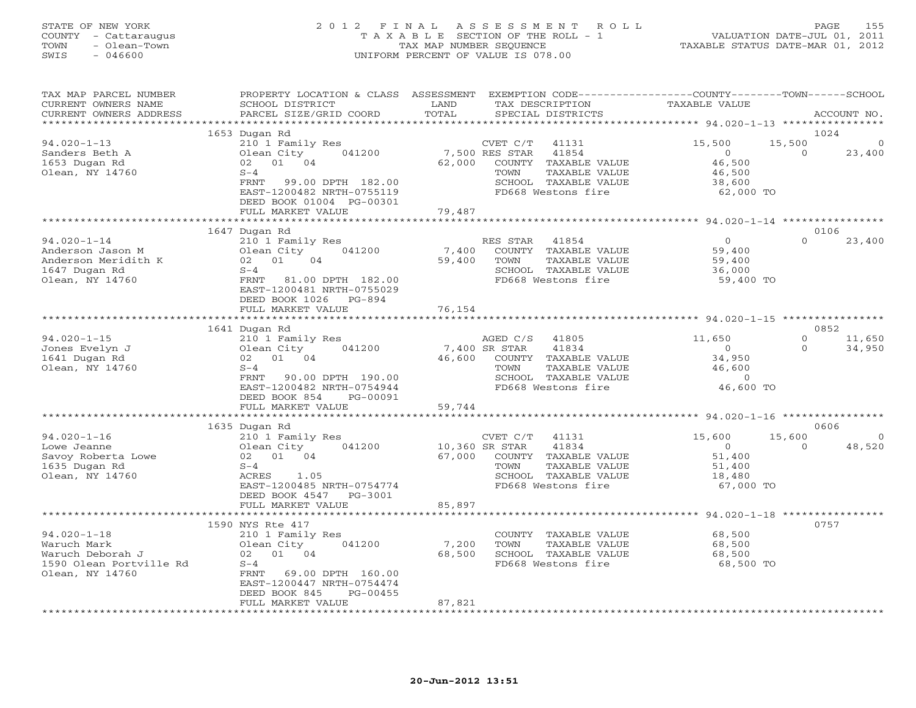STATE OF NEW YORK
COUNTY - Cattaraugus
TOWN - Olean-Town
SWIS - 046600

# 2012 FINAL ASSESSMENT ROLL

TAXABLE SECTION OF THE ROLL - 1
TAX MAP NUMBER SEQUENCE
UNIFORM PERCENT OF VALUE IS 078.00

VALUATION DATE-JUL 01, 2011
TAXABLE STATUS DATE-MAR 01, 2012

| TAX MAP PARCEL NUMBER / CURRENT OWNERS NAME / CURRENT OWNERS ADDRESS | PROPERTY LOCATION & CLASS / SCHOOL DISTRICT / PARCEL SIZE/GRID COORD | ASSESSMENT LAND / TOTAL | EXEMPTION CODE / TAX DESCRIPTION / SPECIAL DISTRICTS | COUNTY TAXABLE VALUE | TOWN | SCHOOL | ACCOUNT NO. |
|---|---|---|---|---|---|---|---|
| | 1653 Dugan Rd | | | | | | 1024 |
| 94.020-1-13 | 210 1 Family Res | | CVET C/T 41131 | 15,500 | 15,500 | 0 | |
| Sanders Beth A | Olean City 041200 | 7,500 | RES STAR 41854 | 0 | 0 | 23,400 | |
| 1653 Dugan Rd | 02 01 04 | 62,000 | COUNTY TAXABLE VALUE | 46,500 | | | |
| Olean, NY 14760 | S-4 | | TOWN TAXABLE VALUE | 46,500 | | | |
| | FRNT 99.00 DPTH 182.00 | | SCHOOL TAXABLE VALUE | 38,600 | | | |
| | EAST-1200482 NRTH-0755119 | | FD668 Westons fire | 62,000 TO | | | |
| | DEED BOOK 01004 PG-00301 | | | | | | |
| | FULL MARKET VALUE | 79,487 | | | | | |
| | 1647 Dugan Rd | | | | | | 0106 |
| 94.020-1-14 | 210 1 Family Res | | RES STAR 41854 | 0 | 0 | 23,400 | |
| Anderson Jason M | Olean City 041200 | 7,400 | COUNTY TAXABLE VALUE | 59,400 | | | |
| Anderson Meridith K | 02 01 04 | 59,400 | TOWN TAXABLE VALUE | 59,400 | | | |
| 1647 Dugan Rd | S-4 | | SCHOOL TAXABLE VALUE | 36,000 | | | |
| Olean, NY 14760 | FRNT 81.00 DPTH 182.00 | | FD668 Westons fire | 59,400 TO | | | |
| | EAST-1200481 NRTH-0755029 | | | | | | |
| | DEED BOOK 1026 PG-894 | | | | | | |
| | FULL MARKET VALUE | 76,154 | | | | | |
| | 1641 Dugan Rd | | | | | | 0852 |
| 94.020-1-15 | 210 1 Family Res | | AGED C/S 41805 | 11,650 | 0 | 11,650 | |
| Jones Evelyn J | Olean City 041200 | 7,400 | SR STAR 41834 | 0 | 0 | 34,950 | |
| 1641 Dugan Rd | 02 01 04 | 46,600 | COUNTY TAXABLE VALUE | 34,950 | | | |
| Olean, NY 14760 | S-4 | | TOWN TAXABLE VALUE | 46,600 | | | |
| | FRNT 90.00 DPTH 190.00 | | SCHOOL TAXABLE VALUE | 0 | | | |
| | EAST-1200482 NRTH-0754944 | | FD668 Westons fire | 46,600 TO | | | |
| | DEED BOOK 854 PG-00091 | | | | | | |
| | FULL MARKET VALUE | 59,744 | | | | | |
| | 1635 Dugan Rd | | | | | | 0606 |
| 94.020-1-16 | 210 1 Family Res | | CVET C/T 41131 | 15,600 | 15,600 | 0 | |
| Lowe Jeanne | Olean City 041200 | 10,360 | SR STAR 41834 | 0 | 0 | 48,520 | |
| Savoy Roberta Lowe | 02 01 04 | 67,000 | COUNTY TAXABLE VALUE | 51,400 | | | |
| 1635 Dugan Rd | S-4 | | TOWN TAXABLE VALUE | 51,400 | | | |
| Olean, NY 14760 | ACRES 1.05 | | SCHOOL TAXABLE VALUE | 18,480 | | | |
| | EAST-1200485 NRTH-0754774 | | FD668 Westons fire | 67,000 TO | | | |
| | DEED BOOK 4547 PG-3001 | | | | | | |
| | FULL MARKET VALUE | 85,897 | | | | | |
| | 1590 NYS Rte 417 | | | | | | 0757 |
| 94.020-1-18 | 210 1 Family Res | | COUNTY TAXABLE VALUE | 68,500 | | | |
| Waruch Mark | Olean City 041200 | 7,200 | TOWN TAXABLE VALUE | 68,500 | | | |
| Waruch Deborah J | 02 01 04 | 68,500 | SCHOOL TAXABLE VALUE | 68,500 | | | |
| 1590 Olean Portville Rd | S-4 | | FD668 Westons fire | 68,500 TO | | | |
| Olean, NY 14760 | FRNT 69.00 DPTH 160.00 | | | | | | |
| | EAST-1200447 NRTH-0754474 | | | | | | |
| | DEED BOOK 845 PG-00455 | | | | | | |
| | FULL MARKET VALUE | 87,821 | | | | | |

20-Jun-2012 13:51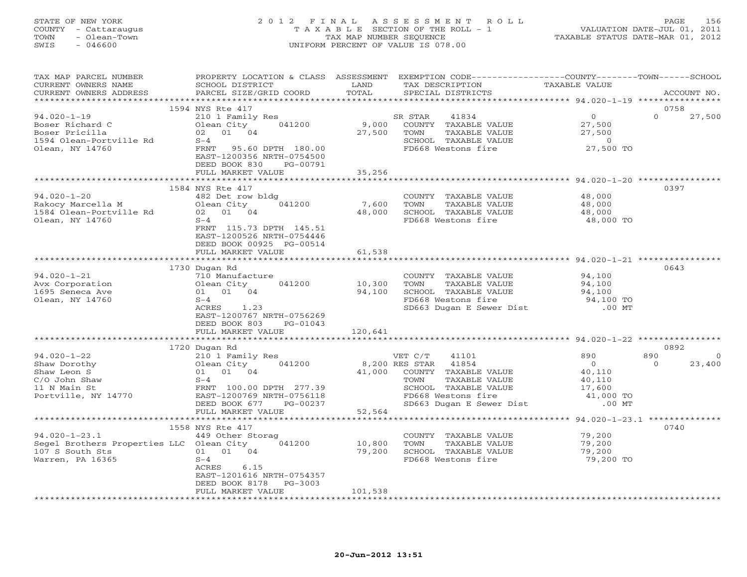STATE OF NEW YORK
COUNTY - Cattaraugus
TOWN - Olean-Town
SWIS - 046600

2 0 1 2 F I N A L A S S E S S M E N T R O L L
T A X A B L E SECTION OF THE ROLL - 1
TAX MAP NUMBER SEQUENCE
UNIFORM PERCENT OF VALUE IS 078.00

VALUATION DATE-JUL 01, 2011
TAXABLE STATUS DATE-MAR 01, 2012

```
TAX MAP PARCEL NUMBER          PROPERTY LOCATION & CLASS  ASSESSMENT  EXEMPTION CODE-----------------COUNTY--------TOWN------SCHOOL
CURRENT OWNERS NAME            SCHOOL DISTRICT               LAND      TAX DESCRIPTION              TAXABLE VALUE
CURRENT OWNERS ADDRESS         PARCEL SIZE/GRID COORD        TOTAL     SPECIAL DISTRICTS                                    ACCOUNT NO.
*********************************************************************************************** 94.020-1-19 ****************
                    1594 NYS Rte 417                                                                                 0758
94.020-1-19                    210 1 Family Res                   SR STAR      41834              0            0       27,500
Boser Richard C                Olean City       041200      9,000   COUNTY  TAXABLE VALUE         27,500
Boser Pricilla                 02   01   04                27,500   TOWN    TAXABLE VALUE         27,500
1594 Olean-Portville Rd        S-4                                  SCHOOL  TAXABLE VALUE              0
Olean, NY 14760                FRNT   95.60 DPTH 180.00             FD668 Westons fire            27,500 TO
                               EAST-1200356 NRTH-0754500
                               DEED BOOK 830     PG-00791
                               FULL MARKET VALUE           35,256
*********************************************************************************************** 94.020-1-20 ****************
                    1584 NYS Rte 417                                                                                 0397
94.020-1-20                    482 Det row bldg                     COUNTY  TAXABLE VALUE         48,000
Rakocy Marcella M              Olean City       041200      7,600   TOWN    TAXABLE VALUE         48,000
1584 Olean-Portville Rd        02   01   04                48,000   SCHOOL  TAXABLE VALUE         48,000
Olean, NY 14760                S-4                                  FD668 Westons fire            48,000 TO
                               FRNT  115.73 DPTH 145.51
                               EAST-1200526 NRTH-0754446
                               DEED BOOK 00925 PG-00514
                               FULL MARKET VALUE           61,538
*********************************************************************************************** 94.020-1-21 ****************
                    1730 Dugan Rd                                                                                    0643
94.020-1-21                    710 Manufacture                      COUNTY  TAXABLE VALUE         94,100
Avx Corporation                Olean City       041200     10,300   TOWN    TAXABLE VALUE         94,100
1695 Seneca Ave                01   01   04                94,100   SCHOOL  TAXABLE VALUE         94,100
Olean, NY 14760                S-4                                  FD668 Westons fire            94,100 TO
                               ACRES     1.23                       SD663 Dugan E Sewer Dist         .00 MT
                               EAST-1200767 NRTH-0756269
                               DEED BOOK 803     PG-01043
                               FULL MARKET VALUE          120,641
*********************************************************************************************** 94.020-1-22 ****************
                    1720 Dugan Rd                                                                                    0892
94.020-1-22                    210 1 Family Res                   VET C/T      41101            890          890            0
Shaw Dorothy                   Olean City       041200      8,200 RES STAR     41854              0            0       23,400
Shaw Leon S                    01   01   04                41,000   COUNTY  TAXABLE VALUE         40,110
C/O John Shaw                  S-4                                  TOWN    TAXABLE VALUE         40,110
11 N Main St                   FRNT  100.00 DPTH 277.39             SCHOOL  TAXABLE VALUE         17,600
Portville, NY 14770            EAST-1200769 NRTH-0756118            FD668 Westons fire            41,000 TO
                               DEED BOOK 677     PG-00237           SD663 Dugan E Sewer Dist         .00 MT
                               FULL MARKET VALUE           52,564
*********************************************************************************************** 94.020-1-23.1 **************
                    1558 NYS Rte 417                                                                                 0740
94.020-1-23.1                  449 Other Storag                     COUNTY  TAXABLE VALUE         79,200
Segel Brothers Properties LLC  Olean City       041200     10,800   TOWN    TAXABLE VALUE         79,200
107 S South Sts                01   01   04                79,200   SCHOOL  TAXABLE VALUE         79,200
Warren, PA 16365               S-4                                  FD668 Westons fire            79,200 TO
                               ACRES     6.15
                               EAST-1201616 NRTH-0754357
                               DEED BOOK 8178    PG-3003
                               FULL MARKET VALUE          101,538
******************************************************************************************************************************
```

20-Jun-2012 13:51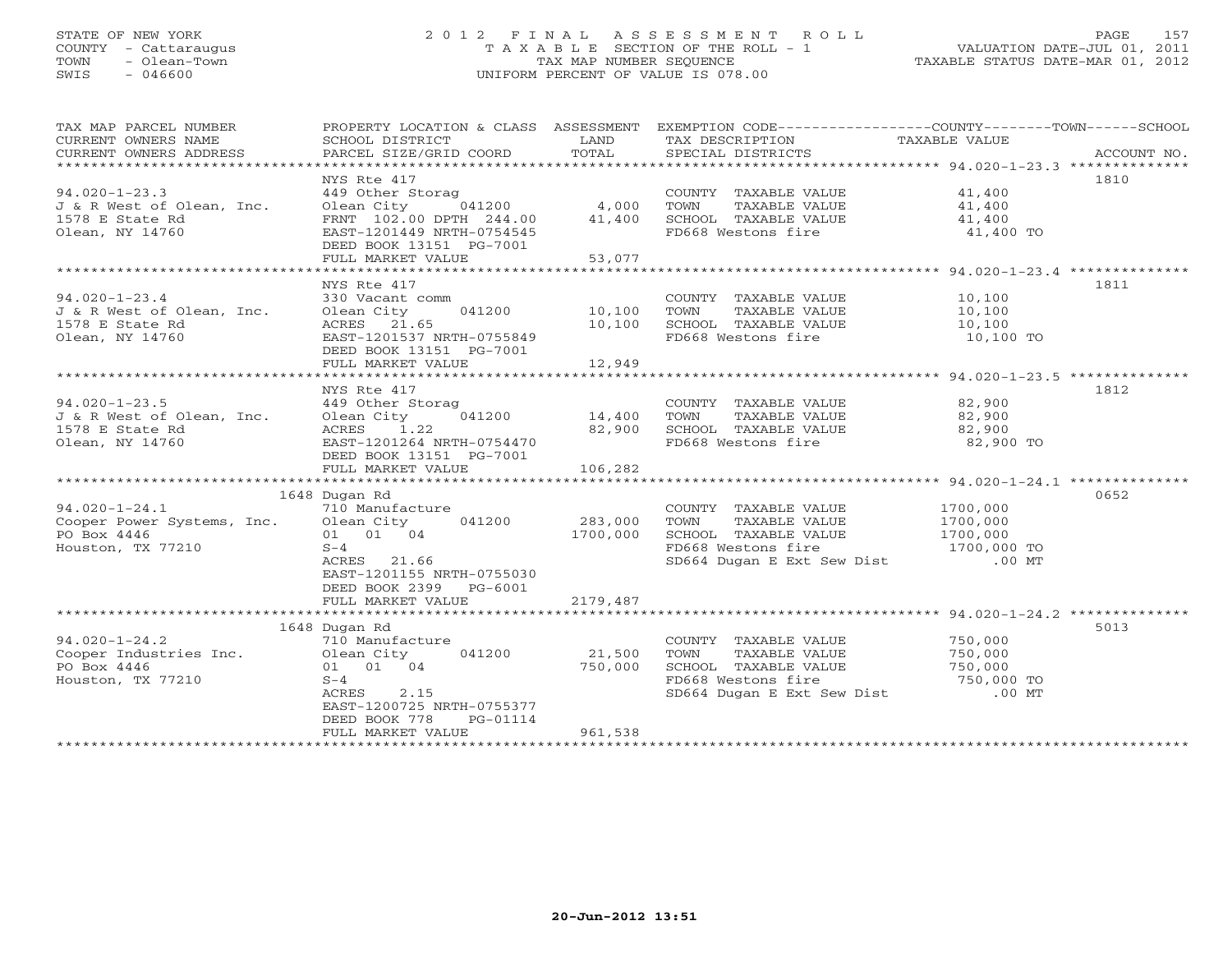STATE OF NEW YORK
COUNTY - Cattaraugus
TOWN - Olean-Town
SWIS - 046600

# 2012 FINAL ASSESSMENT ROLL

TAXABLE SECTION OF THE ROLL - 1
TAX MAP NUMBER SEQUENCE
UNIFORM PERCENT OF VALUE IS 078.00

VALUATION DATE-JUL 01, 2011
TAXABLE STATUS DATE-MAR 01, 2012

| TAX MAP PARCEL NUMBER / CURRENT OWNERS NAME / CURRENT OWNERS ADDRESS | PROPERTY LOCATION & CLASS / SCHOOL DISTRICT / PARCEL SIZE/GRID COORD | ASSESSMENT LAND / TOTAL | EXEMPTION CODE / TAX DESCRIPTION / SPECIAL DISTRICTS | COUNTY--------TOWN------SCHOOL TAXABLE VALUE | ACCOUNT NO. |
|---|---|---|---|---|---|
| **94.020-1-23.3** | NYS Rte 417 | | | | 1810 |
| 94.020-1-23.3 | 449 Other Storag | | COUNTY TAXABLE VALUE | 41,400 | |
| J & R West of Olean, Inc. | Olean City 041200 | 4,000 | TOWN TAXABLE VALUE | 41,400 | |
| 1578 E State Rd | FRNT 102.00 DPTH 244.00 | 41,400 | SCHOOL TAXABLE VALUE | 41,400 | |
| Olean, NY 14760 | EAST-1201449 NRTH-0754545 | | FD668 Westons fire | 41,400 TO | |
| | DEED BOOK 13151 PG-7001 | | | | |
| | FULL MARKET VALUE | 53,077 | | | |
| **94.020-1-23.4** | NYS Rte 417 | | | | 1811 |
| 94.020-1-23.4 | 330 Vacant comm | | COUNTY TAXABLE VALUE | 10,100 | |
| J & R West of Olean, Inc. | Olean City 041200 | 10,100 | TOWN TAXABLE VALUE | 10,100 | |
| 1578 E State Rd | ACRES 21.65 | 10,100 | SCHOOL TAXABLE VALUE | 10,100 | |
| Olean, NY 14760 | EAST-1201537 NRTH-0755849 | | FD668 Westons fire | 10,100 TO | |
| | DEED BOOK 13151 PG-7001 | | | | |
| | FULL MARKET VALUE | 12,949 | | | |
| **94.020-1-23.5** | NYS Rte 417 | | | | 1812 |
| 94.020-1-23.5 | 449 Other Storag | | COUNTY TAXABLE VALUE | 82,900 | |
| J & R West of Olean, Inc. | Olean City 041200 | 14,400 | TOWN TAXABLE VALUE | 82,900 | |
| 1578 E State Rd | ACRES 1.22 | 82,900 | SCHOOL TAXABLE VALUE | 82,900 | |
| Olean, NY 14760 | EAST-1201264 NRTH-0754470 | | FD668 Westons fire | 82,900 TO | |
| | DEED BOOK 13151 PG-7001 | | | | |
| | FULL MARKET VALUE | 106,282 | | | |
| **94.020-1-24.1** | 1648 Dugan Rd | | | | 0652 |
| 94.020-1-24.1 | 710 Manufacture | | COUNTY TAXABLE VALUE | 1700,000 | |
| Cooper Power Systems, Inc. | Olean City 041200 | 283,000 | TOWN TAXABLE VALUE | 1700,000 | |
| PO Box 4446 | 01 01 04 | 1700,000 | SCHOOL TAXABLE VALUE | 1700,000 | |
| Houston, TX 77210 | S-4 | | FD668 Westons fire | 1700,000 TO | |
| | ACRES 21.66 | | SD664 Dugan E Ext Sew Dist | .00 MT | |
| | EAST-1201155 NRTH-0755030 | | | | |
| | DEED BOOK 2399 PG-6001 | | | | |
| | FULL MARKET VALUE | 2179,487 | | | |
| **94.020-1-24.2** | 1648 Dugan Rd | | | | 5013 |
| 94.020-1-24.2 | 710 Manufacture | | COUNTY TAXABLE VALUE | 750,000 | |
| Cooper Industries Inc. | Olean City 041200 | 21,500 | TOWN TAXABLE VALUE | 750,000 | |
| PO Box 4446 | 01 01 04 | 750,000 | SCHOOL TAXABLE VALUE | 750,000 | |
| Houston, TX 77210 | S-4 | | FD668 Westons fire | 750,000 TO | |
| | ACRES 2.15 | | SD664 Dugan E Ext Sew Dist | .00 MT | |
| | EAST-1200725 NRTH-0755377 | | | | |
| | DEED BOOK 778 PG-01114 | | | | |
| | FULL MARKET VALUE | 961,538 | | | |

20-Jun-2012 13:51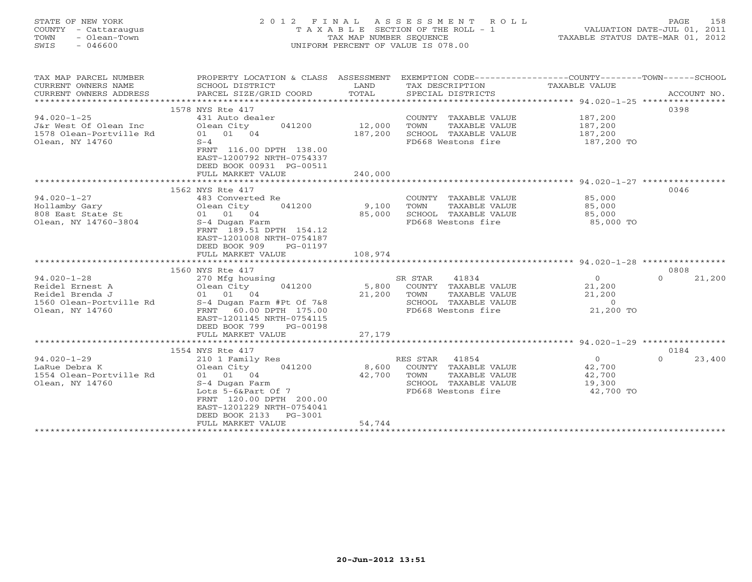STATE OF NEW YORK — COUNTY - Cattaraugus — TOWN - Olean-Town — SWIS - 046600

# 2012 FINAL ASSESSMENT ROLL

TAXABLE SECTION OF THE ROLL - 1 — TAX MAP NUMBER SEQUENCE — UNIFORM PERCENT OF VALUE IS 078.00

VALUATION DATE-JUL 01, 2011 — TAXABLE STATUS DATE-MAR 01, 2012

| TAX MAP PARCEL NUMBER / CURRENT OWNERS NAME / CURRENT OWNERS ADDRESS | PROPERTY LOCATION & CLASS / SCHOOL DISTRICT / PARCEL SIZE/GRID COORD | ASSESSMENT LAND / TOTAL | EXEMPTION CODE / TAX DESCRIPTION / SPECIAL DISTRICTS | COUNTY / TOWN / SCHOOL TAXABLE VALUE | ACCOUNT NO. |
|---|---|---|---|---|---|
| 94.020-1-25 | 1578 NYS Rte 417 | | | | 0398 |
| J&r West Of Olean Inc | 431 Auto dealer | | COUNTY TAXABLE VALUE | 187,200 | |
| 1578 Olean-Portville Rd | Olean City 041200 | 12,000 | TOWN TAXABLE VALUE | 187,200 | |
| Olean, NY 14760 | 01 01 04 | 187,200 | SCHOOL TAXABLE VALUE | 187,200 | |
| | S-4 | | FD668 Westons fire | 187,200 TO | |
| | FRNT 116.00 DPTH 138.00 | | | | |
| | EAST-1200792 NRTH-0754337 | | | | |
| | DEED BOOK 00931 PG-00511 | | | | |
| | FULL MARKET VALUE | 240,000 | | | |
| 94.020-1-27 | 1562 NYS Rte 417 | | | | 0046 |
| Hollamby Gary | 483 Converted Re | | COUNTY TAXABLE VALUE | 85,000 | |
| 808 East State St | Olean City 041200 | 9,100 | TOWN TAXABLE VALUE | 85,000 | |
| Olean, NY 14760-3804 | 01 01 04 | 85,000 | SCHOOL TAXABLE VALUE | 85,000 | |
| | S-4 Dugan Farm | | FD668 Westons fire | 85,000 TO | |
| | FRNT 189.51 DPTH 154.12 | | | | |
| | EAST-1201008 NRTH-0754187 | | | | |
| | DEED BOOK 909 PG-01197 | | | | |
| | FULL MARKET VALUE | 108,974 | | | |
| 94.020-1-28 | 1560 NYS Rte 417 | | | | 0808 |
| Reidel Ernest A | 270 Mfg housing | | SR STAR 41834 | 0 0 21,200 | |
| Reidel Brenda J | Olean City 041200 | 5,800 | COUNTY TAXABLE VALUE | 21,200 | |
| 1560 Olean-Portville Rd | 01 01 04 | 21,200 | TOWN TAXABLE VALUE | 21,200 | |
| Olean, NY 14760 | S-4 Dugan Farm #Pt Of 7&8 | | SCHOOL TAXABLE VALUE | 0 | |
| | FRNT 60.00 DPTH 175.00 | | FD668 Westons fire | 21,200 TO | |
| | EAST-1201145 NRTH-0754115 | | | | |
| | DEED BOOK 799 PG-00198 | | | | |
| | FULL MARKET VALUE | 27,179 | | | |
| 94.020-1-29 | 1554 NYS Rte 417 | | | | 0184 |
| LaRue Debra K | 210 1 Family Res | | RES STAR 41854 | 0 0 23,400 | |
| 1554 Olean-Portville Rd | Olean City 041200 | 8,600 | COUNTY TAXABLE VALUE | 42,700 | |
| Olean, NY 14760 | 01 01 04 | 42,700 | TOWN TAXABLE VALUE | 42,700 | |
| | S-4 Dugan Farm | | SCHOOL TAXABLE VALUE | 19,300 | |
| | Lots 5-6&Part Of 7 | | FD668 Westons fire | 42,700 TO | |
| | FRNT 120.00 DPTH 200.00 | | | | |
| | EAST-1201229 NRTH-0754041 | | | | |
| | DEED BOOK 2133 PG-3001 | | | | |
| | FULL MARKET VALUE | 54,744 | | | |

20-Jun-2012 13:51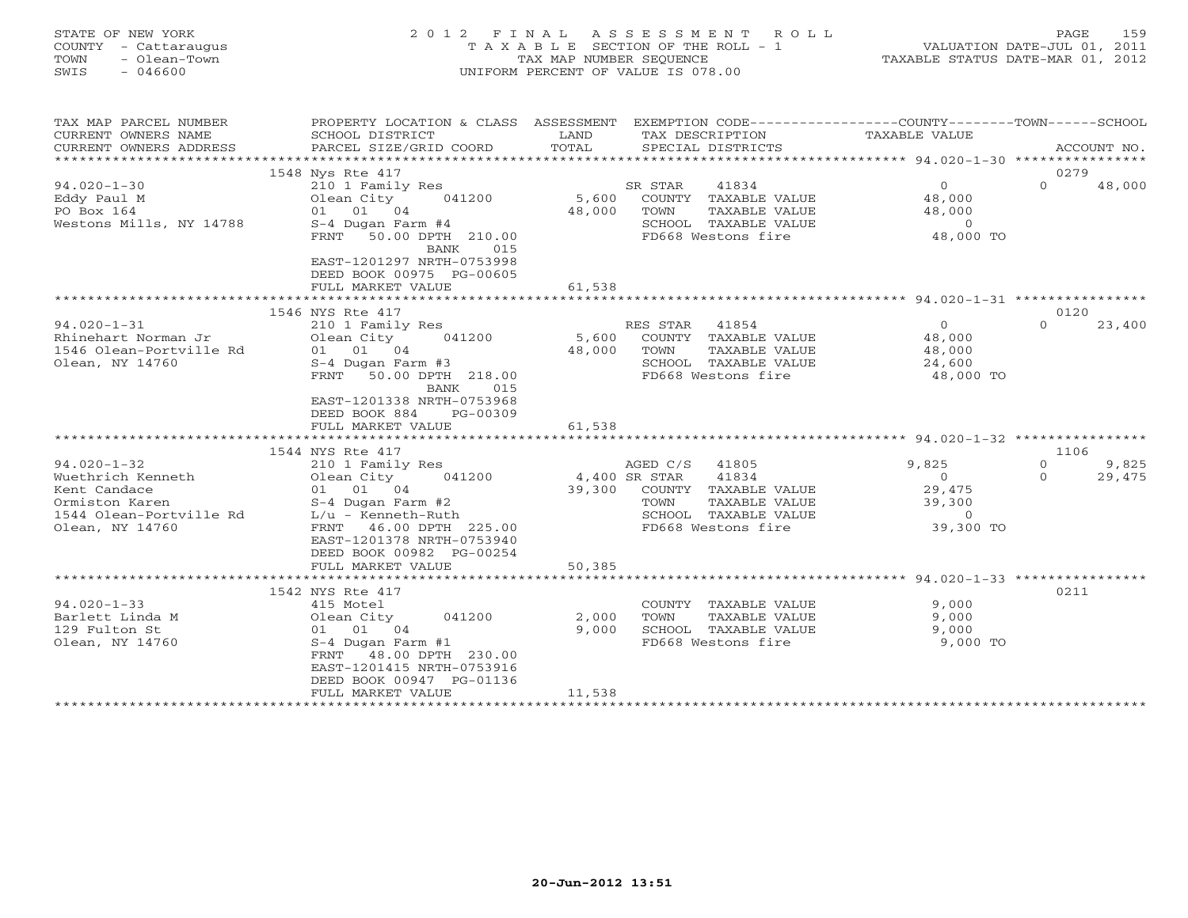STATE OF NEW YORK
COUNTY - Cattaraugus
TOWN - Olean-Town
SWIS - 046600

# 2012 FINAL ASSESSMENT ROLL

TAXABLE SECTION OF THE ROLL - 1
TAX MAP NUMBER SEQUENCE
UNIFORM PERCENT OF VALUE IS 078.00

VALUATION DATE-JUL 01, 2011
TAXABLE STATUS DATE-MAR 01, 2012

| TAX MAP PARCEL NUMBER / CURRENT OWNERS NAME / CURRENT OWNERS ADDRESS | PROPERTY LOCATION & CLASS / SCHOOL DISTRICT / PARCEL SIZE/GRID COORD | ASSESSMENT LAND / TOTAL | EXEMPTION CODE / TAX DESCRIPTION / SPECIAL DISTRICTS | COUNTY TAXABLE VALUE | TOWN | SCHOOL |
|---|---|---|---|---|---|---|
| **94.020-1-30** | 1548 Nys Rte 417 | | | | ACCOUNT NO. 0279 | |
| Eddy Paul M | 210 1 Family Res | | SR STAR 41834 | 0 | 0 | 48,000 |
| PO Box 164 | Olean City 041200 | 5,600 | COUNTY TAXABLE VALUE | 48,000 | | |
| Westons Mills, NY 14788 | 01 01 04 | 48,000 | TOWN TAXABLE VALUE | 48,000 | | |
| | S-4 Dugan Farm #4 | | SCHOOL TAXABLE VALUE | 0 | | |
| | FRNT 50.00 DPTH 210.00 | | FD668 Westons fire | 48,000 TO | | |
| | BANK 015 | | | | | |
| | EAST-1201297 NRTH-0753998 | | | | | |
| | DEED BOOK 00975 PG-00605 | | | | | |
| | FULL MARKET VALUE | 61,538 | | | | |
| **94.020-1-31** | 1546 NYS Rte 417 | | | | ACCOUNT NO. 0120 | |
| Rhinehart Norman Jr | 210 1 Family Res | | RES STAR 41854 | 0 | 0 | 23,400 |
| 1546 Olean-Portville Rd | Olean City 041200 | 5,600 | COUNTY TAXABLE VALUE | 48,000 | | |
| Olean, NY 14760 | 01 01 04 | 48,000 | TOWN TAXABLE VALUE | 48,000 | | |
| | S-4 Dugan Farm #3 | | SCHOOL TAXABLE VALUE | 24,600 | | |
| | FRNT 50.00 DPTH 218.00 | | FD668 Westons fire | 48,000 TO | | |
| | BANK 015 | | | | | |
| | EAST-1201338 NRTH-0753968 | | | | | |
| | DEED BOOK 884 PG-00309 | | | | | |
| | FULL MARKET VALUE | 61,538 | | | | |
| **94.020-1-32** | 1544 NYS Rte 417 | | | | ACCOUNT NO. 1106 | |
| Wuethrich Kenneth | 210 1 Family Res | | AGED C/S 41805 | 9,825 | 0 | 9,825 |
| Kent Candace | Olean City 041200 | 4,400 | SR STAR 41834 | 0 | 0 | 29,475 |
| Ormiston Karen | 01 01 04 | 39,300 | COUNTY TAXABLE VALUE | 29,475 | | |
| 1544 Olean-Portville Rd | S-4 Dugan Farm #2 | | TOWN TAXABLE VALUE | 39,300 | | |
| Olean, NY 14760 | L/u - Kenneth-Ruth | | SCHOOL TAXABLE VALUE | 0 | | |
| | FRNT 46.00 DPTH 225.00 | | FD668 Westons fire | 39,300 TO | | |
| | EAST-1201378 NRTH-0753940 | | | | | |
| | DEED BOOK 00982 PG-00254 | | | | | |
| | FULL MARKET VALUE | 50,385 | | | | |
| **94.020-1-33** | 1542 NYS Rte 417 | | | | ACCOUNT NO. 0211 | |
| Barlett Linda M | 415 Motel | | COUNTY TAXABLE VALUE | 9,000 | | |
| 129 Fulton St | Olean City 041200 | 2,000 | TOWN TAXABLE VALUE | 9,000 | | |
| Olean, NY 14760 | 01 01 04 | 9,000 | SCHOOL TAXABLE VALUE | 9,000 | | |
| | S-4 Dugan Farm #1 | | FD668 Westons fire | 9,000 TO | | |
| | FRNT 48.00 DPTH 230.00 | | | | | |
| | EAST-1201415 NRTH-0753916 | | | | | |
| | DEED BOOK 00947 PG-01136 | | | | | |
| | FULL MARKET VALUE | 11,538 | | | | |

20-Jun-2012 13:51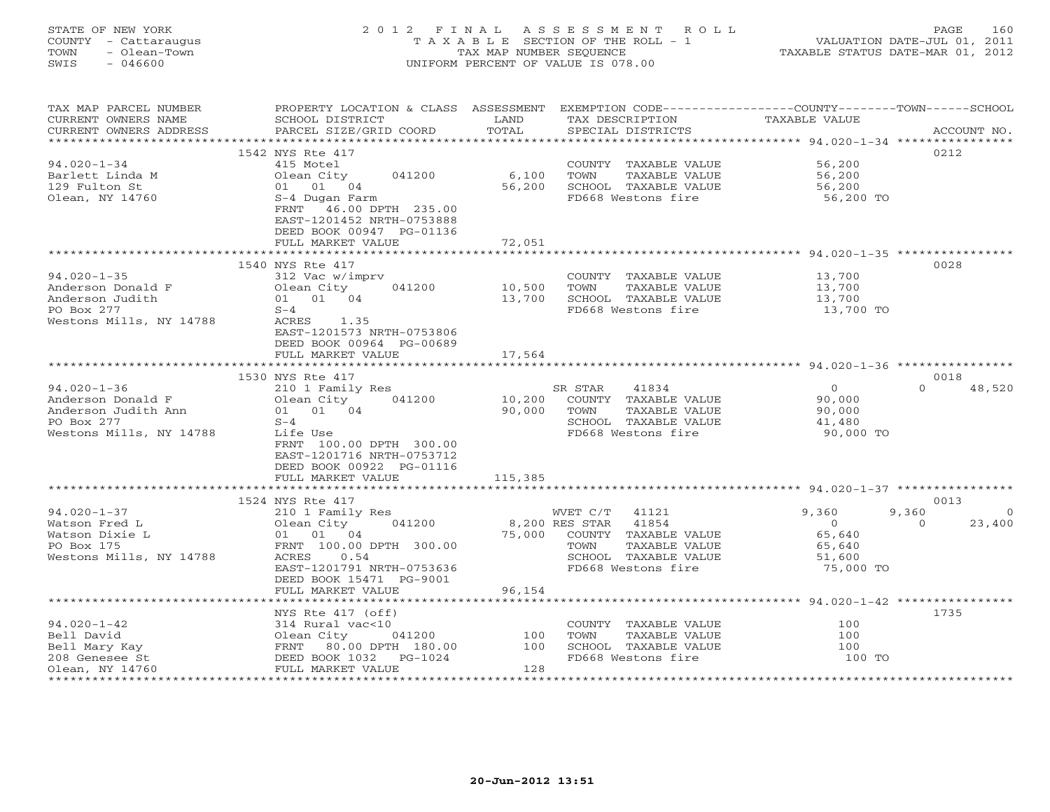STATE OF NEW YORK
COUNTY - Cattaraugus
TOWN - Olean-Town
SWIS - 046600

2012 FINAL ASSESSMENT ROLL
TAXABLE SECTION OF THE ROLL - 1
TAX MAP NUMBER SEQUENCE
UNIFORM PERCENT OF VALUE IS 078.00

VALUATION DATE-JUL 01, 2011
TAXABLE STATUS DATE-MAR 01, 2012

| TAX MAP PARCEL NUMBER / CURRENT OWNERS NAME / CURRENT OWNERS ADDRESS | PROPERTY LOCATION & CLASS / SCHOOL DISTRICT / PARCEL SIZE/GRID COORD | ASSESSMENT LAND / TOTAL | EXEMPTION CODE / TAX DESCRIPTION / SPECIAL DISTRICTS | COUNTY TAXABLE VALUE | TOWN | SCHOOL | ACCOUNT NO. |
|---|---|---|---|---|---|---|---|
| | 1542 NYS Rte 417 | | | | | | 0212 |
| 94.020-1-34 | 415 Motel | | COUNTY TAXABLE VALUE | 56,200 | | | |
| Barlett Linda M | Olean City 041200 | 6,100 | TOWN TAXABLE VALUE | 56,200 | | | |
| 129 Fulton St | 01 01 04 | 56,200 | SCHOOL TAXABLE VALUE | 56,200 | | | |
| Olean, NY 14760 | S-4 Dugan Farm | | FD668 Westons fire | 56,200 TO | | | |
| | FRNT 46.00 DPTH 235.00 | | | | | | |
| | EAST-1201452 NRTH-0753888 | | | | | | |
| | DEED BOOK 00947 PG-01136 | | | | | | |
| | FULL MARKET VALUE | 72,051 | | | | | |
| | 1540 NYS Rte 417 | | | | | | 0028 |
| 94.020-1-35 | 312 Vac w/imprv | | COUNTY TAXABLE VALUE | 13,700 | | | |
| Anderson Donald F | Olean City 041200 | 10,500 | TOWN TAXABLE VALUE | 13,700 | | | |
| Anderson Judith | 01 01 04 | 13,700 | SCHOOL TAXABLE VALUE | 13,700 | | | |
| PO Box 277 | S-4 | | FD668 Westons fire | 13,700 TO | | | |
| Westons Mills, NY 14788 | ACRES 1.35 | | | | | | |
| | EAST-1201573 NRTH-0753806 | | | | | | |
| | DEED BOOK 00964 PG-00689 | | | | | | |
| | FULL MARKET VALUE | 17,564 | | | | | |
| | 1530 NYS Rte 417 | | | | | | 0018 |
| 94.020-1-36 | 210 1 Family Res | | SR STAR 41834 | 0 | 0 | 48,520 | |
| Anderson Donald F | Olean City 041200 | 10,200 | COUNTY TAXABLE VALUE | 90,000 | | | |
| Anderson Judith Ann | 01 01 04 | 90,000 | TOWN TAXABLE VALUE | 90,000 | | | |
| PO Box 277 | S-4 | | SCHOOL TAXABLE VALUE | 41,480 | | | |
| Westons Mills, NY 14788 | Life Use | | FD668 Westons fire | 90,000 TO | | | |
| | FRNT 100.00 DPTH 300.00 | | | | | | |
| | EAST-1201716 NRTH-0753712 | | | | | | |
| | DEED BOOK 00922 PG-01116 | | | | | | |
| | FULL MARKET VALUE | 115,385 | | | | | |
| | 1524 NYS Rte 417 | | | | | | 0013 |
| 94.020-1-37 | 210 1 Family Res | | WVET C/T 41121 | 9,360 | 9,360 | 0 | |
| Watson Fred L | Olean City 041200 | 8,200 | RES STAR 41854 | 0 | 0 | 23,400 | |
| Watson Dixie L | 01 01 04 | 75,000 | COUNTY TAXABLE VALUE | 65,640 | | | |
| PO Box 175 | FRNT 100.00 DPTH 300.00 | | TOWN TAXABLE VALUE | 65,640 | | | |
| Westons Mills, NY 14788 | ACRES 0.54 | | SCHOOL TAXABLE VALUE | 51,600 | | | |
| | EAST-1201791 NRTH-0753636 | | FD668 Westons fire | 75,000 TO | | | |
| | DEED BOOK 15471 PG-9001 | | | | | | |
| | FULL MARKET VALUE | 96,154 | | | | | |
| | NYS Rte 417 (off) | | | | | | 1735 |
| 94.020-1-42 | 314 Rural vac<10 | | COUNTY TAXABLE VALUE | 100 | | | |
| Bell David | Olean City 041200 | 100 | TOWN TAXABLE VALUE | 100 | | | |
| Bell Mary Kay | FRNT 80.00 DPTH 180.00 | 100 | SCHOOL TAXABLE VALUE | 100 | | | |
| 208 Genesee St | DEED BOOK 1032 PG-1024 | | FD668 Westons fire | 100 TO | | | |
| Olean, NY 14760 | FULL MARKET VALUE | 128 | | | | | |

20-Jun-2012 13:51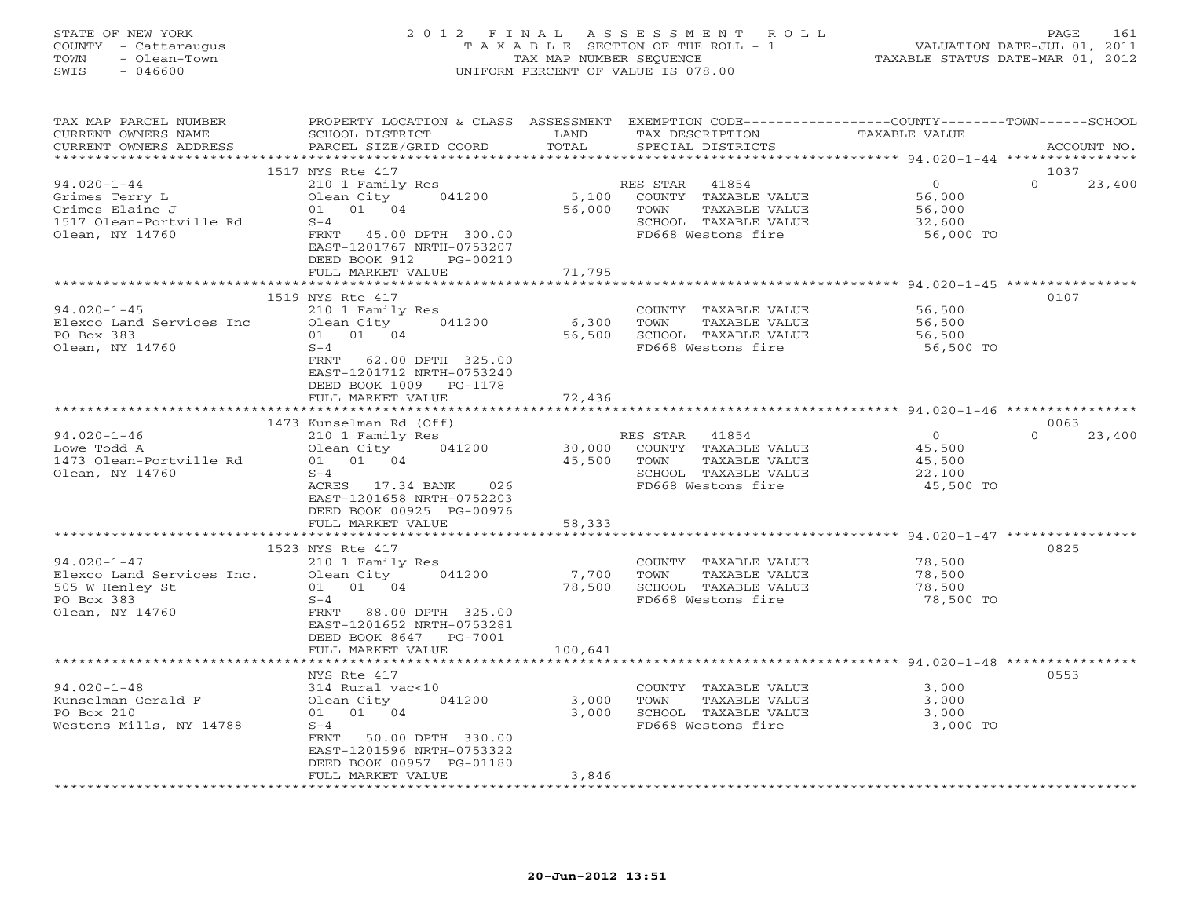STATE OF NEW YORK
COUNTY - Cattaraugus
TOWN - Olean-Town
SWIS - 046600

# 2012 FINAL ASSESSMENT ROLL

TAXABLE SECTION OF THE ROLL - 1
TAX MAP NUMBER SEQUENCE
UNIFORM PERCENT OF VALUE IS 078.00

VALUATION DATE-JUL 01, 2011
TAXABLE STATUS DATE-MAR 01, 2012

| TAX MAP PARCEL NUMBER / CURRENT OWNERS NAME / CURRENT OWNERS ADDRESS | PROPERTY LOCATION & CLASS / SCHOOL DISTRICT / PARCEL SIZE/GRID COORD | ASSESSMENT LAND / TOTAL | EXEMPTION CODE / TAX DESCRIPTION / SPECIAL DISTRICTS | COUNTY TAXABLE VALUE | TOWN | SCHOOL | ACCOUNT NO. |
|---|---|---|---|---|---|---|---|
| 94.020-1-44 | 1517 NYS Rte 417 | | | | | | 1037 |
| Grimes Terry L | 210 1 Family Res | | RES STAR 41854 | 0 | | 0 | 23,400 |
| Grimes Elaine J | Olean City 041200 | 5,100 | COUNTY TAXABLE VALUE | 56,000 | | | |
| 1517 Olean-Portville Rd | 01 01 04 | 56,000 | TOWN TAXABLE VALUE | 56,000 | | | |
| Olean, NY 14760 | S-4 | | SCHOOL TAXABLE VALUE | 32,600 | | | |
| | FRNT 45.00 DPTH 300.00 | | FD668 Westons fire | 56,000 TO | | | |
| | EAST-1201767 NRTH-0753207 | | | | | | |
| | DEED BOOK 912 PG-00210 | | | | | | |
| | FULL MARKET VALUE | 71,795 | | | | | |
| 94.020-1-45 | 1519 NYS Rte 417 | | | | | | 0107 |
| Elexco Land Services Inc | 210 1 Family Res | | COUNTY TAXABLE VALUE | 56,500 | | | |
| PO Box 383 | Olean City 041200 | 6,300 | TOWN TAXABLE VALUE | 56,500 | | | |
| Olean, NY 14760 | 01 01 04 | 56,500 | SCHOOL TAXABLE VALUE | 56,500 | | | |
| | S-4 | | FD668 Westons fire | 56,500 TO | | | |
| | FRNT 62.00 DPTH 325.00 | | | | | | |
| | EAST-1201712 NRTH-0753240 | | | | | | |
| | DEED BOOK 1009 PG-1178 | | | | | | |
| | FULL MARKET VALUE | 72,436 | | | | | |
| 94.020-1-46 | 1473 Kunselman Rd (Off) | | | | | | 0063 |
| Lowe Todd A | 210 1 Family Res | | RES STAR 41854 | 0 | | 0 | 23,400 |
| 1473 Olean-Portville Rd | Olean City 041200 | 30,000 | COUNTY TAXABLE VALUE | 45,500 | | | |
| Olean, NY 14760 | 01 01 04 | 45,500 | TOWN TAXABLE VALUE | 45,500 | | | |
| | S-4 | | SCHOOL TAXABLE VALUE | 22,100 | | | |
| | ACRES 17.34 BANK 026 | | FD668 Westons fire | 45,500 TO | | | |
| | EAST-1201658 NRTH-0752203 | | | | | | |
| | DEED BOOK 00925 PG-00976 | | | | | | |
| | FULL MARKET VALUE | 58,333 | | | | | |
| 94.020-1-47 | 1523 NYS Rte 417 | | | | | | 0825 |
| Elexco Land Services Inc. | 210 1 Family Res | | COUNTY TAXABLE VALUE | 78,500 | | | |
| 505 W Henley St | Olean City 041200 | 7,700 | TOWN TAXABLE VALUE | 78,500 | | | |
| PO Box 383 | 01 01 04 | 78,500 | SCHOOL TAXABLE VALUE | 78,500 | | | |
| Olean, NY 14760 | S-4 | | FD668 Westons fire | 78,500 TO | | | |
| | FRNT 88.00 DPTH 325.00 | | | | | | |
| | EAST-1201652 NRTH-0753281 | | | | | | |
| | DEED BOOK 8647 PG-7001 | | | | | | |
| | FULL MARKET VALUE | 100,641 | | | | | |
| 94.020-1-48 | NYS Rte 417 | | | | | | 0553 |
| Kunselman Gerald F | 314 Rural vac<10 | | COUNTY TAXABLE VALUE | 3,000 | | | |
| PO Box 210 | Olean City 041200 | 3,000 | TOWN TAXABLE VALUE | 3,000 | | | |
| Westons Mills, NY 14788 | 01 01 04 | 3,000 | SCHOOL TAXABLE VALUE | 3,000 | | | |
| | S-4 | | FD668 Westons fire | 3,000 TO | | | |
| | FRNT 50.00 DPTH 330.00 | | | | | | |
| | EAST-1201596 NRTH-0753322 | | | | | | |
| | DEED BOOK 00957 PG-01180 | | | | | | |
| | FULL MARKET VALUE | 3,846 | | | | | |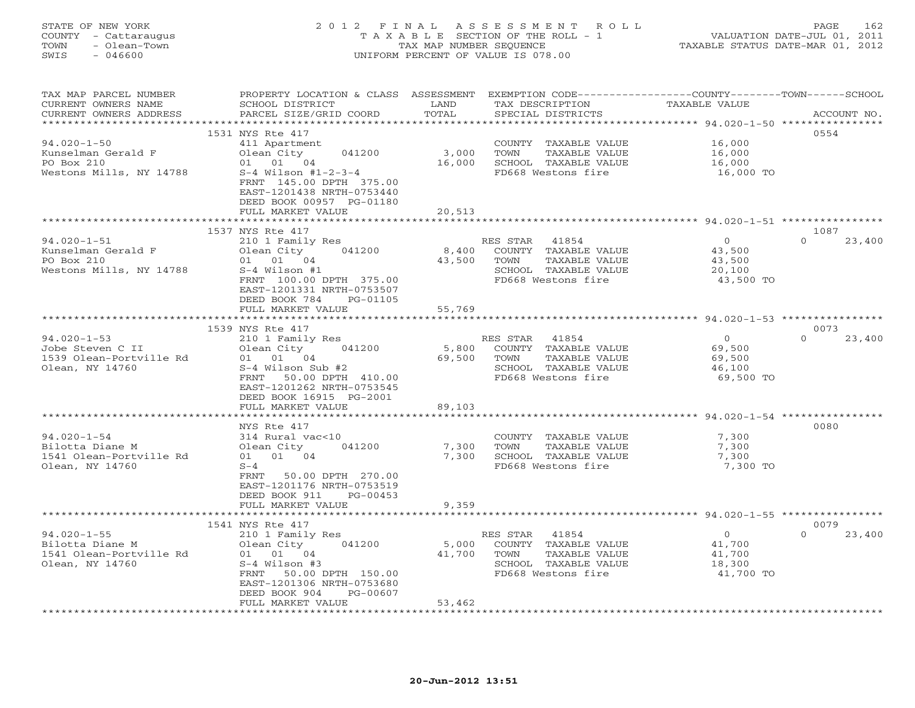STATE OF NEW YORK
COUNTY - Cattaraugus
TOWN - Olean-Town
SWIS - 046600

# 2012 FINAL ASSESSMENT ROLL

TAXABLE SECTION OF THE ROLL - 1
TAX MAP NUMBER SEQUENCE
UNIFORM PERCENT OF VALUE IS 078.00

VALUATION DATE-JUL 01, 2011
TAXABLE STATUS DATE-MAR 01, 2012

| TAX MAP PARCEL NUMBER / CURRENT OWNERS NAME / CURRENT OWNERS ADDRESS | PROPERTY LOCATION & CLASS / SCHOOL DISTRICT / PARCEL SIZE/GRID COORD | ASSESSMENT LAND / TOTAL | EXEMPTION CODE / TAX DESCRIPTION / SPECIAL DISTRICTS | COUNTY / TOWN / SCHOOL TAXABLE VALUE | ACCOUNT NO. |
|---|---|---|---|---|---|
| **94.020-1-50** | 1531 NYS Rte 417 | | | | 0554 |
| 94.020-1-50 | 411 Apartment | | COUNTY TAXABLE VALUE | 16,000 | |
| Kunselman Gerald F | Olean City 041200 | 3,000 | TOWN TAXABLE VALUE | 16,000 | |
| PO Box 210 | 01 01 04 | 16,000 | SCHOOL TAXABLE VALUE | 16,000 | |
| Westons Mills, NY 14788 | S-4 Wilson #1-2-3-4 | | FD668 Westons fire | 16,000 TO | |
| | FRNT 145.00 DPTH 375.00 | | | | |
| | EAST-1201438 NRTH-0753440 | | | | |
| | DEED BOOK 00957 PG-01180 | | | | |
| | FULL MARKET VALUE | 20,513 | | | |
| **94.020-1-51** | 1537 NYS Rte 417 | | | | 1087 |
| 94.020-1-51 | 210 1 Family Res | | RES STAR 41854 | 0 | 0 23,400 |
| Kunselman Gerald F | Olean City 041200 | 8,400 | COUNTY TAXABLE VALUE | 43,500 | |
| PO Box 210 | 01 01 04 | 43,500 | TOWN TAXABLE VALUE | 43,500 | |
| Westons Mills, NY 14788 | S-4 Wilson #1 | | SCHOOL TAXABLE VALUE | 20,100 | |
| | FRNT 100.00 DPTH 375.00 | | FD668 Westons fire | 43,500 TO | |
| | EAST-1201331 NRTH-0753507 | | | | |
| | DEED BOOK 784 PG-01105 | | | | |
| | FULL MARKET VALUE | 55,769 | | | |
| **94.020-1-53** | 1539 NYS Rte 417 | | | | 0073 |
| 94.020-1-53 | 210 1 Family Res | | RES STAR 41854 | 0 | 0 23,400 |
| Jobe Steven C II | Olean City 041200 | 5,800 | COUNTY TAXABLE VALUE | 69,500 | |
| 1539 Olean-Portville Rd | 01 01 04 | 69,500 | TOWN TAXABLE VALUE | 69,500 | |
| Olean, NY 14760 | S-4 Wilson Sub #2 | | SCHOOL TAXABLE VALUE | 46,100 | |
| | FRNT 50.00 DPTH 410.00 | | FD668 Westons fire | 69,500 TO | |
| | EAST-1201262 NRTH-0753545 | | | | |
| | DEED BOOK 16915 PG-2001 | | | | |
| | FULL MARKET VALUE | 89,103 | | | |
| **94.020-1-54** | NYS Rte 417 | | | | 0080 |
| 94.020-1-54 | 314 Rural vac<10 | | COUNTY TAXABLE VALUE | 7,300 | |
| Bilotta Diane M | Olean City 041200 | 7,300 | TOWN TAXABLE VALUE | 7,300 | |
| 1541 Olean-Portville Rd | 01 01 04 | 7,300 | SCHOOL TAXABLE VALUE | 7,300 | |
| Olean, NY 14760 | S-4 | | FD668 Westons fire | 7,300 TO | |
| | FRNT 50.00 DPTH 270.00 | | | | |
| | EAST-1201176 NRTH-0753519 | | | | |
| | DEED BOOK 911 PG-00453 | | | | |
| | FULL MARKET VALUE | 9,359 | | | |
| **94.020-1-55** | 1541 NYS Rte 417 | | | | 0079 |
| 94.020-1-55 | 210 1 Family Res | | RES STAR 41854 | 0 | 0 23,400 |
| Bilotta Diane M | Olean City 041200 | 5,000 | COUNTY TAXABLE VALUE | 41,700 | |
| 1541 Olean-Portville Rd | 01 01 04 | 41,700 | TOWN TAXABLE VALUE | 41,700 | |
| Olean, NY 14760 | S-4 Wilson #3 | | SCHOOL TAXABLE VALUE | 18,300 | |
| | FRNT 50.00 DPTH 150.00 | | FD668 Westons fire | 41,700 TO | |
| | EAST-1201306 NRTH-0753680 | | | | |
| | DEED BOOK 904 PG-00607 | | | | |
| | FULL MARKET VALUE | 53,462 | | | |

20-Jun-2012 13:51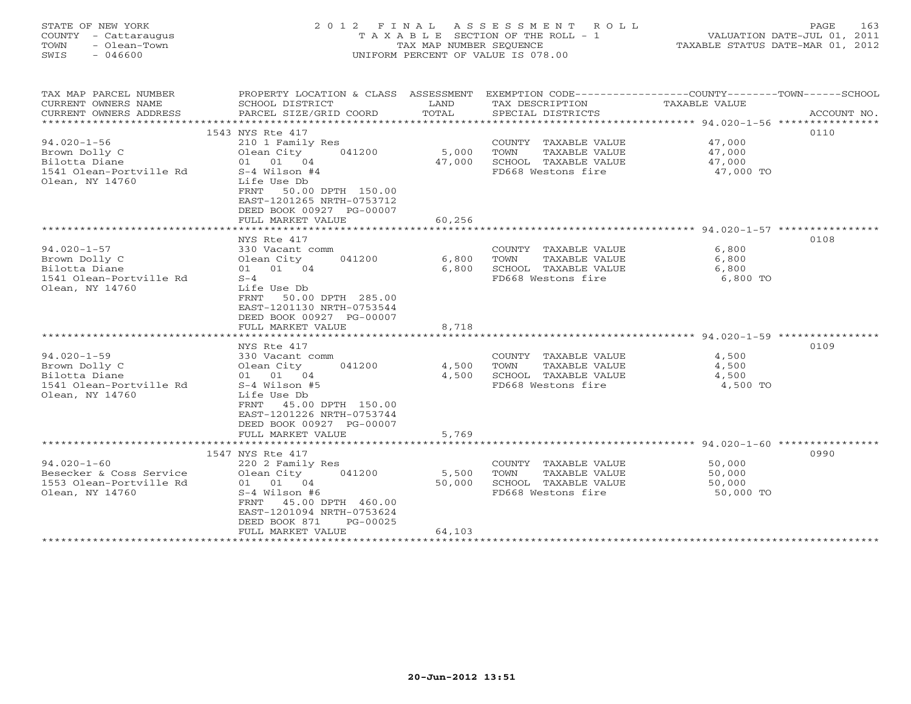STATE OF NEW YORK
COUNTY - Cattaraugus
TOWN - Olean-Town
SWIS - 046600

# 2012 FINAL ASSESSMENT ROLL

TAXABLE SECTION OF THE ROLL - 1
TAX MAP NUMBER SEQUENCE
UNIFORM PERCENT OF VALUE IS 078.00

VALUATION DATE-JUL 01, 2011
TAXABLE STATUS DATE-MAR 01, 2012

| TAX MAP PARCEL NUMBER / CURRENT OWNERS NAME / CURRENT OWNERS ADDRESS | PROPERTY LOCATION & CLASS / SCHOOL DISTRICT / PARCEL SIZE/GRID COORD | ASSESSMENT LAND / TOTAL | EXEMPTION CODE / TAX DESCRIPTION / SPECIAL DISTRICTS | COUNTY--------TOWN------SCHOOL TAXABLE VALUE | ACCOUNT NO. |
|---|---|---|---|---|---|
| 94.020-1-56 | 1543 NYS Rte 417 | | | | 0110 |
| 94.020-1-56 | 210 1 Family Res | | COUNTY TAXABLE VALUE | 47,000 | |
| Brown Dolly C | Olean City 041200 | 5,000 | TOWN TAXABLE VALUE | 47,000 | |
| Bilotta Diane | 01 01 04 | 47,000 | SCHOOL TAXABLE VALUE | 47,000 | |
| 1541 Olean-Portville Rd | S-4 Wilson #4 | | FD668 Westons fire | 47,000 TO | |
| Olean, NY 14760 | Life Use Db | | | | |
| | FRNT 50.00 DPTH 150.00 | | | | |
| | EAST-1201265 NRTH-0753712 | | | | |
| | DEED BOOK 00927 PG-00007 | | | | |
| | FULL MARKET VALUE | 60,256 | | | |
| 94.020-1-57 | NYS Rte 417 | | | | 0108 |
| 94.020-1-57 | 330 Vacant comm | | COUNTY TAXABLE VALUE | 6,800 | |
| Brown Dolly C | Olean City 041200 | 6,800 | TOWN TAXABLE VALUE | 6,800 | |
| Bilotta Diane | 01 01 04 | 6,800 | SCHOOL TAXABLE VALUE | 6,800 | |
| 1541 Olean-Portville Rd | S-4 | | FD668 Westons fire | 6,800 TO | |
| Olean, NY 14760 | Life Use Db | | | | |
| | FRNT 50.00 DPTH 285.00 | | | | |
| | EAST-1201130 NRTH-0753544 | | | | |
| | DEED BOOK 00927 PG-00007 | | | | |
| | FULL MARKET VALUE | 8,718 | | | |
| 94.020-1-59 | NYS Rte 417 | | | | 0109 |
| 94.020-1-59 | 330 Vacant comm | | COUNTY TAXABLE VALUE | 4,500 | |
| Brown Dolly C | Olean City 041200 | 4,500 | TOWN TAXABLE VALUE | 4,500 | |
| Bilotta Diane | 01 01 04 | 4,500 | SCHOOL TAXABLE VALUE | 4,500 | |
| 1541 Olean-Portville Rd | S-4 Wilson #5 | | FD668 Westons fire | 4,500 TO | |
| Olean, NY 14760 | Life Use Db | | | | |
| | FRNT 45.00 DPTH 150.00 | | | | |
| | EAST-1201226 NRTH-0753744 | | | | |
| | DEED BOOK 00927 PG-00007 | | | | |
| | FULL MARKET VALUE | 5,769 | | | |
| 94.020-1-60 | 1547 NYS Rte 417 | | | | 0990 |
| 94.020-1-60 | 220 2 Family Res | | COUNTY TAXABLE VALUE | 50,000 | |
| Besecker & Coss Service | Olean City 041200 | 5,500 | TOWN TAXABLE VALUE | 50,000 | |
| 1553 Olean-Portville Rd | 01 01 04 | 50,000 | SCHOOL TAXABLE VALUE | 50,000 | |
| Olean, NY 14760 | S-4 Wilson #6 | | FD668 Westons fire | 50,000 TO | |
| | FRNT 45.00 DPTH 460.00 | | | | |
| | EAST-1201094 NRTH-0753624 | | | | |
| | DEED BOOK 871 PG-00025 | | | | |
| | FULL MARKET VALUE | 64,103 | | | |

20-Jun-2012 13:51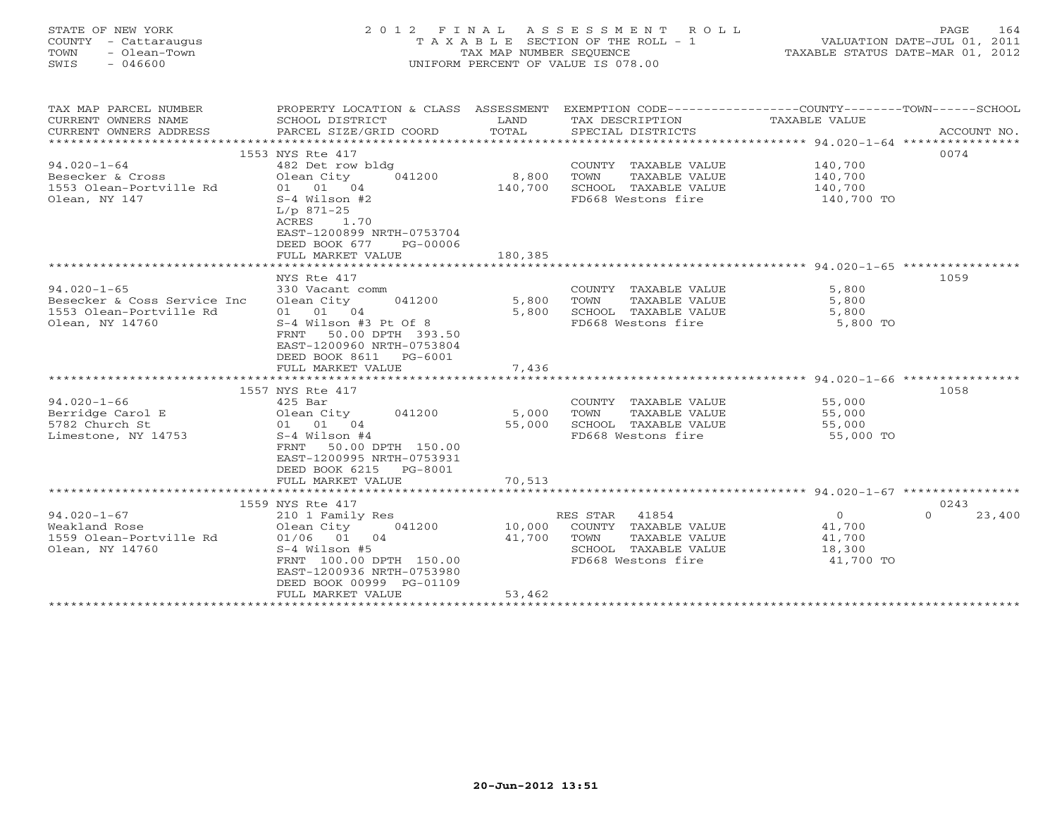STATE OF NEW YORK
COUNTY - Cattaraugus
TOWN - Olean-Town
SWIS - 046600

# 2012 FINAL ASSESSMENT ROLL

TAXABLE SECTION OF THE ROLL - 1
TAX MAP NUMBER SEQUENCE
UNIFORM PERCENT OF VALUE IS 078.00

VALUATION DATE-JUL 01, 2011
TAXABLE STATUS DATE-MAR 01, 2012

| TAX MAP PARCEL NUMBER / CURRENT OWNERS NAME / CURRENT OWNERS ADDRESS | PROPERTY LOCATION & CLASS / SCHOOL DISTRICT / PARCEL SIZE/GRID COORD | ASSESSMENT LAND / TOTAL | EXEMPTION CODE / TAX DESCRIPTION / SPECIAL DISTRICTS | COUNTY / TOWN TAXABLE VALUE | SCHOOL / ACCOUNT NO. |
|---|---|---|---|---|---|
| **94.020-1-64** | 1553 NYS Rte 417 | | | | 0074 |
| Besecker & Cross | 482 Det row bldg | | COUNTY TAXABLE VALUE | 140,700 | |
| 1553 Olean-Portville Rd | Olean City 041200 | 8,800 | TOWN TAXABLE VALUE | 140,700 | |
| Olean, NY 147 | 01 01 04 | 140,700 | SCHOOL TAXABLE VALUE | 140,700 | |
| | S-4 Wilson #2 | | FD668 Westons fire | 140,700 TO | |
| | L/p 871-25 | | | | |
| | ACRES 1.70 | | | | |
| | EAST-1200899 NRTH-0753704 | | | | |
| | DEED BOOK 677 PG-00006 | | | | |
| | FULL MARKET VALUE | 180,385 | | | |
| **94.020-1-65** | NYS Rte 417 | | | | 1059 |
| Besecker & Coss Service Inc | 330 Vacant comm | | COUNTY TAXABLE VALUE | 5,800 | |
| 1553 Olean-Portville Rd | Olean City 041200 | 5,800 | TOWN TAXABLE VALUE | 5,800 | |
| Olean, NY 14760 | 01 01 04 | 5,800 | SCHOOL TAXABLE VALUE | 5,800 | |
| | S-4 Wilson #3 Pt Of 8 | | FD668 Westons fire | 5,800 TO | |
| | FRNT 50.00 DPTH 393.50 | | | | |
| | EAST-1200960 NRTH-0753804 | | | | |
| | DEED BOOK 8611 PG-6001 | | | | |
| | FULL MARKET VALUE | 7,436 | | | |
| **94.020-1-66** | 1557 NYS Rte 417 | | | | 1058 |
| Berridge Carol E | 425 Bar | | COUNTY TAXABLE VALUE | 55,000 | |
| 5782 Church St | Olean City 041200 | 5,000 | TOWN TAXABLE VALUE | 55,000 | |
| Limestone, NY 14753 | 01 01 04 | 55,000 | SCHOOL TAXABLE VALUE | 55,000 | |
| | S-4 Wilson #4 | | FD668 Westons fire | 55,000 TO | |
| | FRNT 50.00 DPTH 150.00 | | | | |
| | EAST-1200995 NRTH-0753931 | | | | |
| | DEED BOOK 6215 PG-8001 | | | | |
| | FULL MARKET VALUE | 70,513 | | | |
| **94.020-1-67** | 1559 NYS Rte 417 | | | | 0243 |
| Weakland Rose | 210 1 Family Res | | RES STAR 41854 | 0 | 0 23,400 |
| 1559 Olean-Portville Rd | Olean City 041200 | 10,000 | COUNTY TAXABLE VALUE | 41,700 | |
| Olean, NY 14760 | 01/06 01 04 | 41,700 | TOWN TAXABLE VALUE | 41,700 | |
| | S-4 Wilson #5 | | SCHOOL TAXABLE VALUE | 18,300 | |
| | FRNT 100.00 DPTH 150.00 | | FD668 Westons fire | 41,700 TO | |
| | EAST-1200936 NRTH-0753980 | | | | |
| | DEED BOOK 00999 PG-01109 | | | | |
| | FULL MARKET VALUE | 53,462 | | | |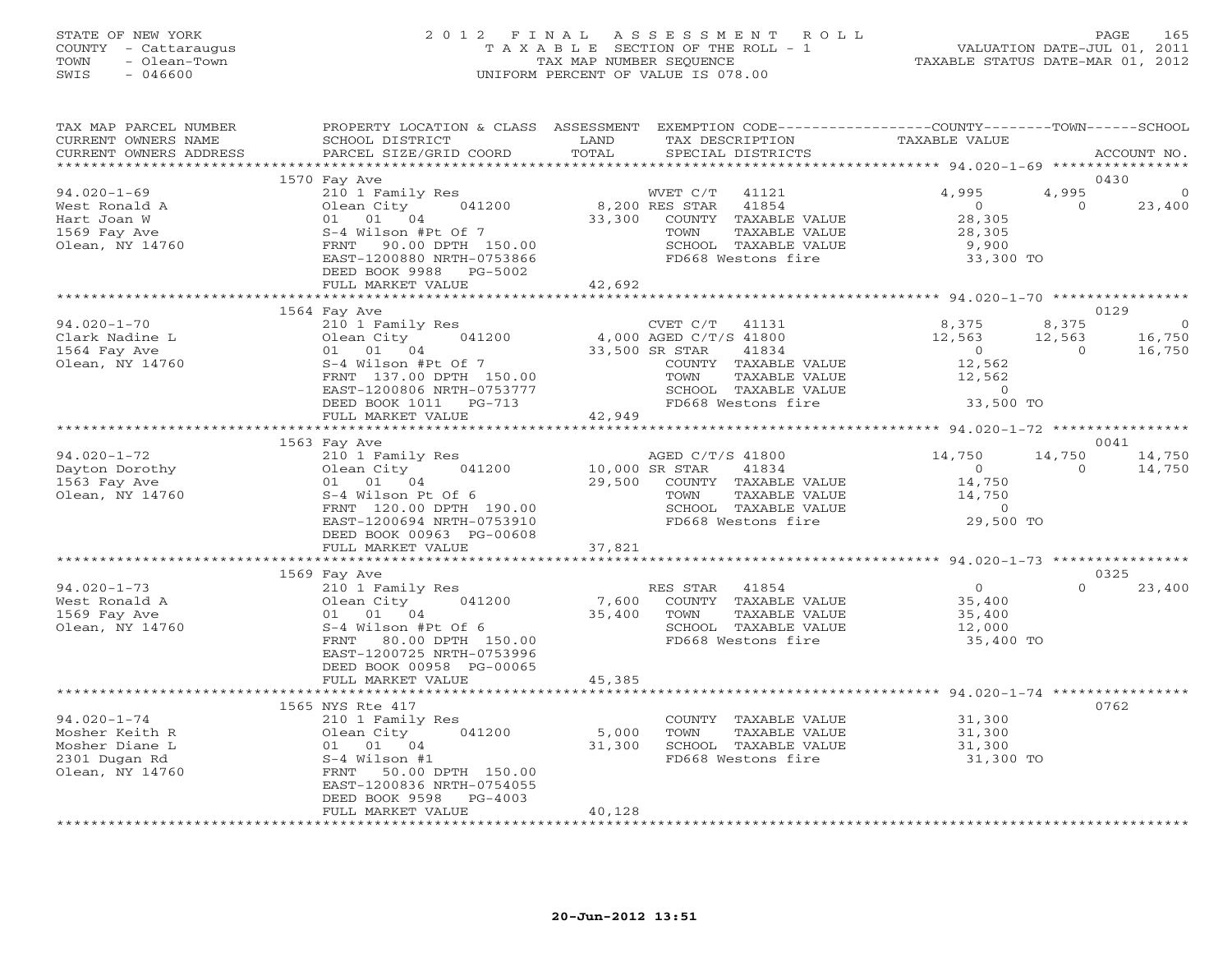STATE OF NEW YORK
COUNTY - Cattaraugus
TOWN - Olean-Town
SWIS - 046600

2 0 1 2 F I N A L A S S E S S M E N T R O L L
T A X A B L E SECTION OF THE ROLL - 1
TAX MAP NUMBER SEQUENCE
UNIFORM PERCENT OF VALUE IS 078.00

VALUATION DATE-JUL 01, 2011
TAXABLE STATUS DATE-MAR 01, 2012

| TAX MAP PARCEL NUMBER / CURRENT OWNERS NAME / CURRENT OWNERS ADDRESS | PROPERTY LOCATION & CLASS / SCHOOL DISTRICT / PARCEL SIZE/GRID COORD | ASSESSMENT LAND / TOTAL | EXEMPTION CODE / TAX DESCRIPTION / SPECIAL DISTRICTS | COUNTY TAXABLE VALUE | TOWN | SCHOOL | ACCOUNT NO. |
|---|---|---|---|---|---|---|---|
| 94.020-1-69 | 1570 Fay Ave | | | | | | 0430 |
| West Ronald A | 210 1 Family Res | | WVET C/T 41121 | 4,995 | 4,995 | 0 | |
| Hart Joan W | Olean City 041200 | 8,200 | RES STAR 41854 | 0 | 0 | 23,400 | |
| 1569 Fay Ave | 01 01 04 | 33,300 | COUNTY TAXABLE VALUE | 28,305 | | | |
| Olean, NY 14760 | S-4 Wilson #Pt Of 7 | | TOWN TAXABLE VALUE | 28,305 | | | |
| | FRNT 90.00 DPTH 150.00 | | SCHOOL TAXABLE VALUE | 9,900 | | | |
| | EAST-1200880 NRTH-0753866 | | FD668 Westons fire | 33,300 TO | | | |
| | DEED BOOK 9988 PG-5002 | | | | | | |
| | FULL MARKET VALUE | 42,692 | | | | | |
| 94.020-1-70 | 1564 Fay Ave | | | | | | 0129 |
| Clark Nadine L | 210 1 Family Res | | CVET C/T 41131 | 8,375 | 8,375 | 0 | |
| 1564 Fay Ave | Olean City 041200 | 4,000 | AGED C/T/S 41800 | 12,563 | 12,563 | 16,750 | |
| Olean, NY 14760 | 01 01 04 | 33,500 | SR STAR 41834 | 0 | 0 | 16,750 | |
| | S-4 Wilson #Pt Of 7 | | COUNTY TAXABLE VALUE | 12,562 | | | |
| | FRNT 137.00 DPTH 150.00 | | TOWN TAXABLE VALUE | 12,562 | | | |
| | EAST-1200806 NRTH-0753777 | | SCHOOL TAXABLE VALUE | 0 | | | |
| | DEED BOOK 1011 PG-713 | | FD668 Westons fire | 33,500 TO | | | |
| | FULL MARKET VALUE | 42,949 | | | | | |
| 94.020-1-72 | 1563 Fay Ave | | | | | | 0041 |
| Dayton Dorothy | 210 1 Family Res | | AGED C/T/S 41800 | 14,750 | 14,750 | 14,750 | |
| 1563 Fay Ave | Olean City 041200 | 10,000 | SR STAR 41834 | 0 | 0 | 14,750 | |
| Olean, NY 14760 | 01 01 04 | 29,500 | COUNTY TAXABLE VALUE | 14,750 | | | |
| | S-4 Wilson Pt Of 6 | | TOWN TAXABLE VALUE | 14,750 | | | |
| | FRNT 120.00 DPTH 190.00 | | SCHOOL TAXABLE VALUE | 0 | | | |
| | EAST-1200694 NRTH-0753910 | | FD668 Westons fire | 29,500 TO | | | |
| | DEED BOOK 00963 PG-00608 | | | | | | |
| | FULL MARKET VALUE | 37,821 | | | | | |
| 94.020-1-73 | 1569 Fay Ave | | | | | | 0325 |
| West Ronald A | 210 1 Family Res | | RES STAR 41854 | 0 | 0 | 23,400 | |
| 1569 Fay Ave | Olean City 041200 | 7,600 | COUNTY TAXABLE VALUE | 35,400 | | | |
| Olean, NY 14760 | 01 01 04 | 35,400 | TOWN TAXABLE VALUE | 35,400 | | | |
| | S-4 Wilson #Pt Of 6 | | SCHOOL TAXABLE VALUE | 12,000 | | | |
| | FRNT 80.00 DPTH 150.00 | | FD668 Westons fire | 35,400 TO | | | |
| | EAST-1200725 NRTH-0753996 | | | | | | |
| | DEED BOOK 00958 PG-00065 | | | | | | |
| | FULL MARKET VALUE | 45,385 | | | | | |
| 94.020-1-74 | 1565 NYS Rte 417 | | | | | | 0762 |
| Mosher Keith R | 210 1 Family Res | | COUNTY TAXABLE VALUE | 31,300 | | | |
| Mosher Diane L | Olean City 041200 | 5,000 | TOWN TAXABLE VALUE | 31,300 | | | |
| 2301 Dugan Rd | 01 01 04 | 31,300 | SCHOOL TAXABLE VALUE | 31,300 | | | |
| Olean, NY 14760 | S-4 Wilson #1 | | FD668 Westons fire | 31,300 TO | | | |
| | FRNT 50.00 DPTH 150.00 | | | | | | |
| | EAST-1200836 NRTH-0754055 | | | | | | |
| | DEED BOOK 9598 PG-4003 | | | | | | |
| | FULL MARKET VALUE | 40,128 | | | | | |

20-Jun-2012 13:51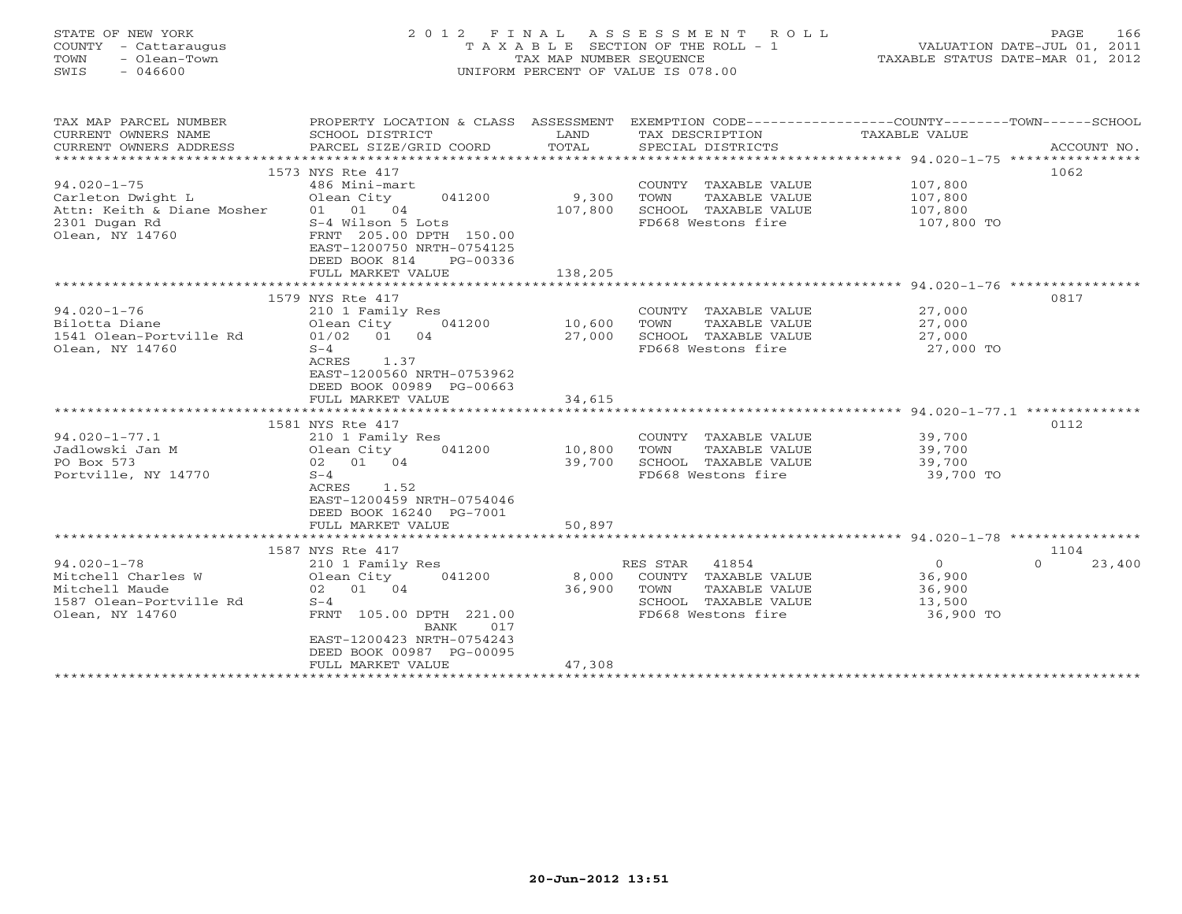STATE OF NEW YORK
COUNTY - Cattaraugus
TOWN - Olean-Town
SWIS - 046600

# 2012 FINAL ASSESSMENT ROLL

TAXABLE SECTION OF THE ROLL - 1
TAX MAP NUMBER SEQUENCE
UNIFORM PERCENT OF VALUE IS 078.00

VALUATION DATE-JUL 01, 2011
TAXABLE STATUS DATE-MAR 01, 2012

| TAX MAP PARCEL NUMBER / CURRENT OWNERS NAME / CURRENT OWNERS ADDRESS | PROPERTY LOCATION & CLASS / SCHOOL DISTRICT / PARCEL SIZE/GRID COORD | ASSESSMENT LAND / TOTAL | EXEMPTION CODE / TAX DESCRIPTION / SPECIAL DISTRICTS | COUNTY / TOWN / SCHOOL TAXABLE VALUE | ACCOUNT NO. |
|---|---|---|---|---|---|
| 94.020-1-75 | 1573 NYS Rte 417 | | | | 1062 |
| | 486 Mini-mart | | COUNTY TAXABLE VALUE | 107,800 | |
| Carleton Dwight L | Olean City 041200 | 9,300 | TOWN TAXABLE VALUE | 107,800 | |
| Attn: Keith & Diane Mosher | 01 01 04 | 107,800 | SCHOOL TAXABLE VALUE | 107,800 | |
| 2301 Dugan Rd | S-4 Wilson 5 Lots | | FD668 Westons fire | 107,800 TO | |
| Olean, NY 14760 | FRNT 205.00 DPTH 150.00 | | | | |
| | EAST-1200750 NRTH-0754125 | | | | |
| | DEED BOOK 814 PG-00336 | | | | |
| | FULL MARKET VALUE | 138,205 | | | |
| 94.020-1-76 | 1579 NYS Rte 417 | | | | 0817 |
| | 210 1 Family Res | | COUNTY TAXABLE VALUE | 27,000 | |
| Bilotta Diane | Olean City 041200 | 10,600 | TOWN TAXABLE VALUE | 27,000 | |
| 1541 Olean-Portville Rd | 01/02 01 04 | 27,000 | SCHOOL TAXABLE VALUE | 27,000 | |
| Olean, NY 14760 | S-4 | | FD668 Westons fire | 27,000 TO | |
| | ACRES 1.37 | | | | |
| | EAST-1200560 NRTH-0753962 | | | | |
| | DEED BOOK 00989 PG-00663 | | | | |
| | FULL MARKET VALUE | 34,615 | | | |
| 94.020-1-77.1 | 1581 NYS Rte 417 | | | | 0112 |
| | 210 1 Family Res | | COUNTY TAXABLE VALUE | 39,700 | |
| Jadlowski Jan M | Olean City 041200 | 10,800 | TOWN TAXABLE VALUE | 39,700 | |
| PO Box 573 | 02 01 04 | 39,700 | SCHOOL TAXABLE VALUE | 39,700 | |
| Portville, NY 14770 | S-4 | | FD668 Westons fire | 39,700 TO | |
| | ACRES 1.52 | | | | |
| | EAST-1200459 NRTH-0754046 | | | | |
| | DEED BOOK 16240 PG-7001 | | | | |
| | FULL MARKET VALUE | 50,897 | | | |
| 94.020-1-78 | 1587 NYS Rte 417 | | | | 1104 |
| | 210 1 Family Res | | RES STAR 41854 | 0 / 0 / 23,400 | |
| Mitchell Charles W | Olean City 041200 | 8,000 | COUNTY TAXABLE VALUE | 36,900 | |
| Mitchell Maude | 02 01 04 | 36,900 | TOWN TAXABLE VALUE | 36,900 | |
| 1587 Olean-Portville Rd | S-4 | | SCHOOL TAXABLE VALUE | 13,500 | |
| Olean, NY 14760 | FRNT 105.00 DPTH 221.00 | | FD668 Westons fire | 36,900 TO | |
| | BANK 017 | | | | |
| | EAST-1200423 NRTH-0754243 | | | | |
| | DEED BOOK 00987 PG-00095 | | | | |
| | FULL MARKET VALUE | 47,308 | | | |

20-Jun-2012 13:51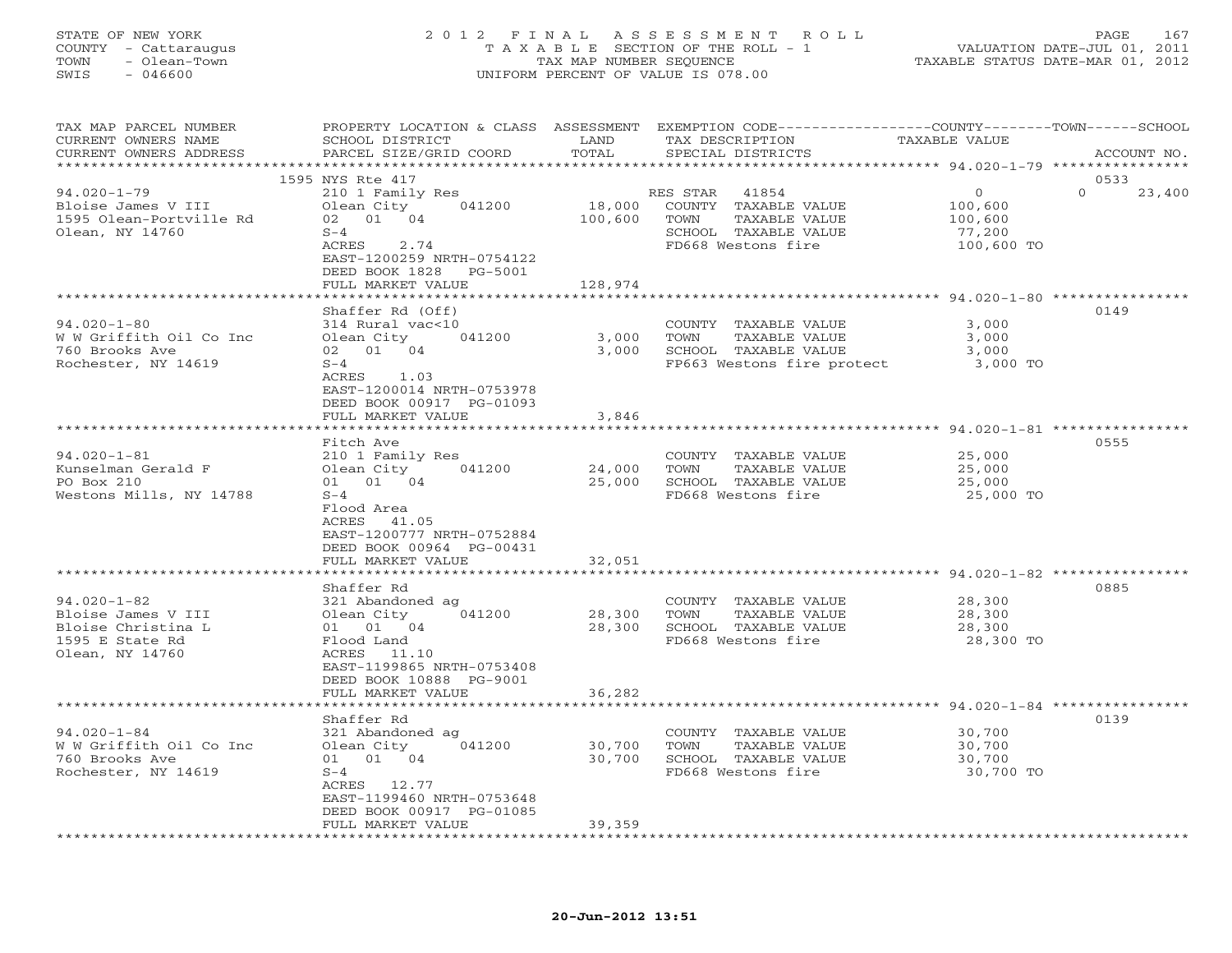STATE OF NEW YORK
COUNTY - Cattaraugus
TOWN - Olean-Town
SWIS - 046600

2012 FINAL ASSESSMENT ROLL
TAXABLE SECTION OF THE ROLL - 1
TAX MAP NUMBER SEQUENCE
UNIFORM PERCENT OF VALUE IS 078.00

VALUATION DATE-JUL 01, 2011
TAXABLE STATUS DATE-MAR 01, 2012

| TAX MAP PARCEL NUMBER / CURRENT OWNERS NAME / CURRENT OWNERS ADDRESS | PROPERTY LOCATION & CLASS / SCHOOL DISTRICT / PARCEL SIZE/GRID COORD | ASSESSMENT LAND / TOTAL | EXEMPTION CODE / TAX DESCRIPTION / SPECIAL DISTRICTS | COUNTY TAXABLE VALUE | TOWN | SCHOOL / ACCOUNT NO. |
|---|---|---|---|---|---|---|
| | 1595 NYS Rte 417 | | | | | 0533 |
| 94.020-1-79 | 210 1 Family Res | | RES STAR 41854 | 0 | 0 | 23,400 |
| Bloise James V III | Olean City 041200 | 18,000 | COUNTY TAXABLE VALUE | 100,600 | | |
| 1595 Olean-Portville Rd | 02 01 04 | 100,600 | TOWN TAXABLE VALUE | 100,600 | | |
| Olean, NY 14760 | S-4 | | SCHOOL TAXABLE VALUE | 77,200 | | |
| | ACRES 2.74 | | FD668 Westons fire | 100,600 TO | | |
| | EAST-1200259 NRTH-0754122 | | | | | |
| | DEED BOOK 1828 PG-5001 | | | | | |
| | FULL MARKET VALUE | 128,974 | | | | |
| | Shaffer Rd (Off) | | | | | 0149 |
| 94.020-1-80 | 314 Rural vac<10 | | COUNTY TAXABLE VALUE | 3,000 | | |
| W W Griffith Oil Co Inc | Olean City 041200 | 3,000 | TOWN TAXABLE VALUE | 3,000 | | |
| 760 Brooks Ave | 02 01 04 | 3,000 | SCHOOL TAXABLE VALUE | 3,000 | | |
| Rochester, NY 14619 | S-4 | | FP663 Westons fire protect | 3,000 TO | | |
| | ACRES 1.03 | | | | | |
| | EAST-1200014 NRTH-0753978 | | | | | |
| | DEED BOOK 00917 PG-01093 | | | | | |
| | FULL MARKET VALUE | 3,846 | | | | |
| | Fitch Ave | | | | | 0555 |
| 94.020-1-81 | 210 1 Family Res | | COUNTY TAXABLE VALUE | 25,000 | | |
| Kunselman Gerald F | Olean City 041200 | 24,000 | TOWN TAXABLE VALUE | 25,000 | | |
| PO Box 210 | 01 01 04 | 25,000 | SCHOOL TAXABLE VALUE | 25,000 | | |
| Westons Mills, NY 14788 | S-4 | | FD668 Westons fire | 25,000 TO | | |
| | Flood Area | | | | | |
| | ACRES 41.05 | | | | | |
| | EAST-1200777 NRTH-0752884 | | | | | |
| | DEED BOOK 00964 PG-00431 | | | | | |
| | FULL MARKET VALUE | 32,051 | | | | |
| | Shaffer Rd | | | | | 0885 |
| 94.020-1-82 | 321 Abandoned ag | | COUNTY TAXABLE VALUE | 28,300 | | |
| Bloise James V III | Olean City 041200 | 28,300 | TOWN TAXABLE VALUE | 28,300 | | |
| Bloise Christina L | 01 01 04 | 28,300 | SCHOOL TAXABLE VALUE | 28,300 | | |
| 1595 E State Rd | Flood Land | | FD668 Westons fire | 28,300 TO | | |
| Olean, NY 14760 | ACRES 11.10 | | | | | |
| | EAST-1199865 NRTH-0753408 | | | | | |
| | DEED BOOK 10888 PG-9001 | | | | | |
| | FULL MARKET VALUE | 36,282 | | | | |
| | Shaffer Rd | | | | | 0139 |
| 94.020-1-84 | 321 Abandoned ag | | COUNTY TAXABLE VALUE | 30,700 | | |
| W W Griffith Oil Co Inc | Olean City 041200 | 30,700 | TOWN TAXABLE VALUE | 30,700 | | |
| 760 Brooks Ave | 01 01 04 | 30,700 | SCHOOL TAXABLE VALUE | 30,700 | | |
| Rochester, NY 14619 | S-4 | | FD668 Westons fire | 30,700 TO | | |
| | ACRES 12.77 | | | | | |
| | EAST-1199460 NRTH-0753648 | | | | | |
| | DEED BOOK 00917 PG-01085 | | | | | |
| | FULL MARKET VALUE | 39,359 | | | | |

20-Jun-2012 13:51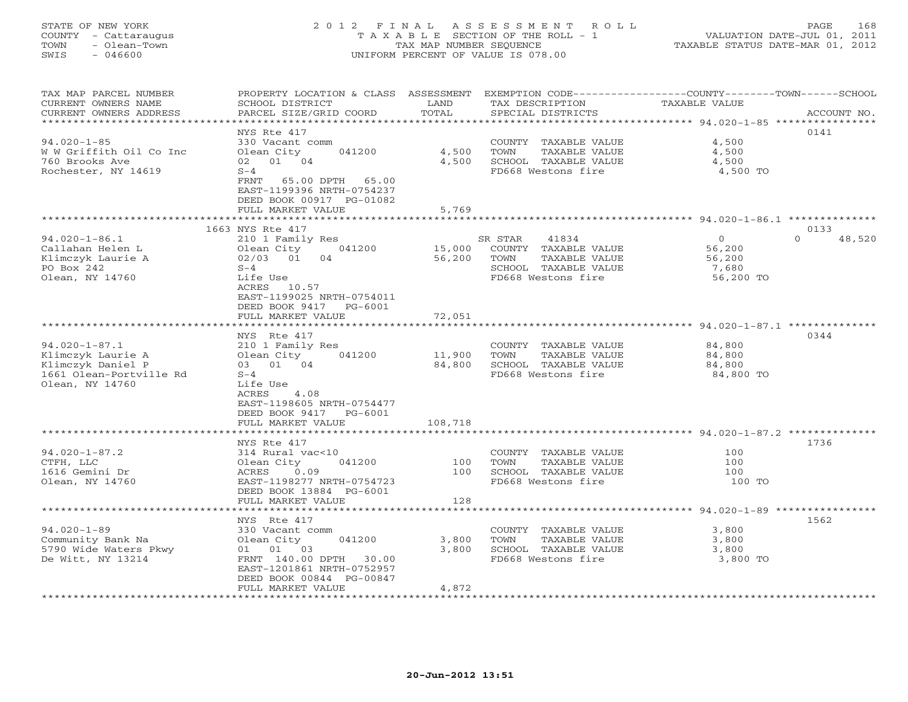STATE OF NEW YORK
COUNTY - Cattaraugus
TOWN - Olean-Town
SWIS - 046600

# 2012 FINAL ASSESSMENT ROLL

TAXABLE SECTION OF THE ROLL - 1
TAX MAP NUMBER SEQUENCE
UNIFORM PERCENT OF VALUE IS 078.00

VALUATION DATE-JUL 01, 2011
TAXABLE STATUS DATE-MAR 01, 2012

| TAX MAP PARCEL NUMBER / CURRENT OWNERS NAME / CURRENT OWNERS ADDRESS | PROPERTY LOCATION & CLASS / SCHOOL DISTRICT / PARCEL SIZE/GRID COORD | ASSESSMENT LAND | TOTAL | EXEMPTION CODE / TAX DESCRIPTION / SPECIAL DISTRICTS | COUNTY / TOWN TAXABLE VALUE | SCHOOL | ACCOUNT NO. |
|---|---|---|---|---|---|---|---|
| 94.020-1-85 | NYS Rte 417 | | | | | | 0141 |
| W W Griffith Oil Co Inc | 330 Vacant comm | | | COUNTY TAXABLE VALUE | 4,500 | | |
| 760 Brooks Ave | Olean City 041200 | 4,500 | | TOWN TAXABLE VALUE | 4,500 | | |
| Rochester, NY 14619 | 02 01 04 | | 4,500 | SCHOOL TAXABLE VALUE | 4,500 | | |
| | S-4 | | | FD668 Westons fire | 4,500 TO | | |
| | FRNT 65.00 DPTH 65.00 | | | | | | |
| | EAST-1199396 NRTH-0754237 | | | | | | |
| | DEED BOOK 00917 PG-01082 | | | | | | |
| | FULL MARKET VALUE | | 5,769 | | | | |
| 94.020-1-86.1 | 1663 NYS Rte 417 | | | | | | 0133 |
| Callahan Helen L | 210 1 Family Res | | | SR STAR 41834 | 0 | 0 48,520 | |
| Klimczyk Laurie A | Olean City 041200 | 15,000 | | COUNTY TAXABLE VALUE | 56,200 | | |
| PO Box 242 | 02/03 01 04 | | 56,200 | TOWN TAXABLE VALUE | 56,200 | | |
| Olean, NY 14760 | S-4 | | | SCHOOL TAXABLE VALUE | 7,680 | | |
| | Life Use | | | FD668 Westons fire | 56,200 TO | | |
| | ACRES 10.57 | | | | | | |
| | EAST-1199025 NRTH-0754011 | | | | | | |
| | DEED BOOK 9417 PG-6001 | | | | | | |
| | FULL MARKET VALUE | | 72,051 | | | | |
| 94.020-1-87.1 | NYS Rte 417 | | | | | | 0344 |
| Klimczyk Laurie A | 210 1 Family Res | | | COUNTY TAXABLE VALUE | 84,800 | | |
| Klimczyk Daniel P | Olean City 041200 | 11,900 | | TOWN TAXABLE VALUE | 84,800 | | |
| 1661 Olean-Portville Rd | 03 01 04 | | 84,800 | SCHOOL TAXABLE VALUE | 84,800 | | |
| Olean, NY 14760 | S-4 | | | FD668 Westons fire | 84,800 TO | | |
| | Life Use | | | | | | |
| | ACRES 4.08 | | | | | | |
| | EAST-1198605 NRTH-0754477 | | | | | | |
| | DEED BOOK 9417 PG-6001 | | | | | | |
| | FULL MARKET VALUE | | 108,718 | | | | |
| 94.020-1-87.2 | NYS Rte 417 | | | | | | 1736 |
| CTFH, LLC | 314 Rural vac<10 | | | COUNTY TAXABLE VALUE | 100 | | |
| 1616 Gemini Dr | Olean City 041200 | 100 | | TOWN TAXABLE VALUE | 100 | | |
| Olean, NY 14760 | ACRES 0.09 | | 100 | SCHOOL TAXABLE VALUE | 100 | | |
| | EAST-1198277 NRTH-0754723 | | | FD668 Westons fire | 100 TO | | |
| | DEED BOOK 13884 PG-6001 | | | | | | |
| | FULL MARKET VALUE | | 128 | | | | |
| 94.020-1-89 | NYS Rte 417 | | | | | | 1562 |
| Community Bank Na | 330 Vacant comm | | | COUNTY TAXABLE VALUE | 3,800 | | |
| 5790 Wide Waters Pkwy | Olean City 041200 | 3,800 | | TOWN TAXABLE VALUE | 3,800 | | |
| De Witt, NY 13214 | 01 01 03 | | 3,800 | SCHOOL TAXABLE VALUE | 3,800 | | |
| | FRNT 140.00 DPTH 30.00 | | | FD668 Westons fire | 3,800 TO | | |
| | EAST-1201861 NRTH-0752957 | | | | | | |
| | DEED BOOK 00844 PG-00847 | | | | | | |
| | FULL MARKET VALUE | | 4,872 | | | | |

20-Jun-2012 13:51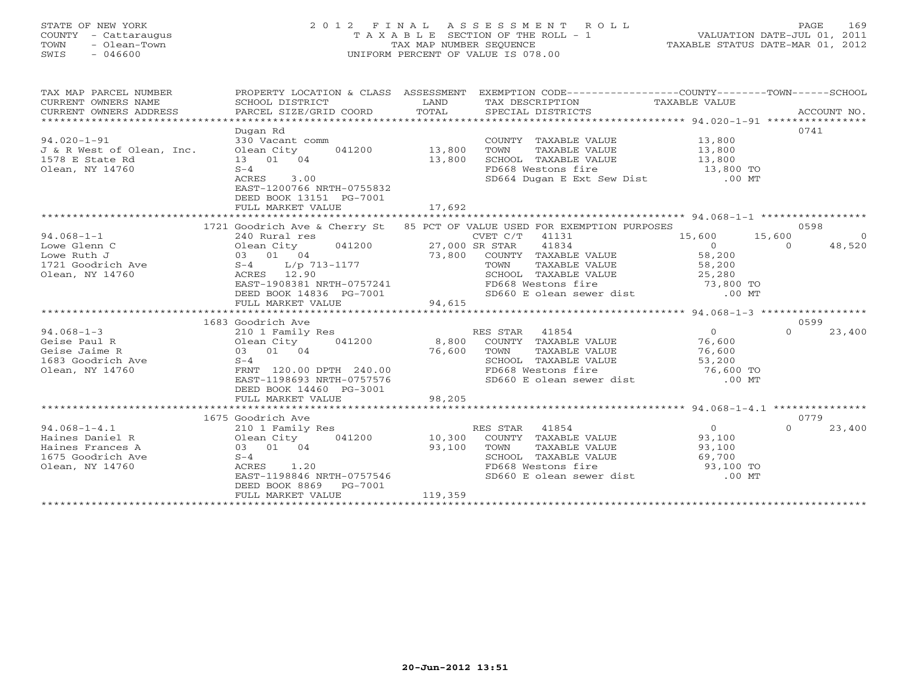STATE OF NEW YORK
COUNTY - Cattaraugus
TOWN - Olean-Town
SWIS - 046600

# 2012 FINAL ASSESSMENT ROLL

TAXABLE SECTION OF THE ROLL - 1
TAX MAP NUMBER SEQUENCE
UNIFORM PERCENT OF VALUE IS 078.00

VALUATION DATE-JUL 01, 2011
TAXABLE STATUS DATE-MAR 01, 2012

| TAX MAP PARCEL NUMBER / CURRENT OWNERS NAME / CURRENT OWNERS ADDRESS | PROPERTY LOCATION & CLASS / SCHOOL DISTRICT / PARCEL SIZE/GRID COORD | ASSESSMENT LAND / TOTAL | EXEMPTION CODE / TAX DESCRIPTION / SPECIAL DISTRICTS | COUNTY TAXABLE VALUE | TOWN | SCHOOL | ACCOUNT NO. |
|---|---|---|---|---|---|---|---|
| 94.020-1-91 | Dugan Rd | | | | | | 0741 |
| J & R West of Olean, Inc. | 330 Vacant comm | | COUNTY TAXABLE VALUE | 13,800 | | | |
| 1578 E State Rd | Olean City 041200 | 13,800 | TOWN TAXABLE VALUE | 13,800 | | | |
| Olean, NY 14760 | 13 01 04 | 13,800 | SCHOOL TAXABLE VALUE | 13,800 | | | |
| | S-4 | | FD668 Westons fire | 13,800 TO | | | |
| | ACRES 3.00 | | SD664 Dugan E Ext Sew Dist | .00 MT | | | |
| | EAST-1200766 NRTH-0755832 | | | | | | |
| | DEED BOOK 13151 PG-7001 | | | | | | |
| | FULL MARKET VALUE | 17,692 | | | | | |
| 94.068-1-1 | 1721 Goodrich Ave & Cherry St | | 85 PCT OF VALUE USED FOR EXEMPTION PURPOSES | | | | 0598 |
| Lowe Glenn C | 240 Rural res | | CVET C/T 41131 | 15,600 | 15,600 | 0 | |
| Lowe Ruth J | Olean City 041200 | 27,000 | SR STAR 41834 | 0 | 0 | 48,520 | |
| 1721 Goodrich Ave | 03 01 04 | 73,800 | COUNTY TAXABLE VALUE | 58,200 | | | |
| Olean, NY 14760 | S-4 L/p 713-1177 | | TOWN TAXABLE VALUE | 58,200 | | | |
| | ACRES 12.90 | | SCHOOL TAXABLE VALUE | 25,280 | | | |
| | EAST-1908381 NRTH-0757241 | | FD668 Westons fire | 73,800 TO | | | |
| | DEED BOOK 14836 PG-7001 | | SD660 E olean sewer dist | .00 MT | | | |
| | FULL MARKET VALUE | 94,615 | | | | | |
| 94.068-1-3 | 1683 Goodrich Ave | | | | | | 0599 |
| Geise Paul R | 210 1 Family Res | | RES STAR 41854 | 0 | 0 | 23,400 | |
| Geise Jaime R | Olean City 041200 | 8,800 | COUNTY TAXABLE VALUE | 76,600 | | | |
| 1683 Goodrich Ave | 03 01 04 | 76,600 | TOWN TAXABLE VALUE | 76,600 | | | |
| Olean, NY 14760 | S-4 | | SCHOOL TAXABLE VALUE | 53,200 | | | |
| | FRNT 120.00 DPTH 240.00 | | FD668 Westons fire | 76,600 TO | | | |
| | EAST-1198693 NRTH-0757576 | | SD660 E olean sewer dist | .00 MT | | | |
| | DEED BOOK 14460 PG-3001 | | | | | | |
| | FULL MARKET VALUE | 98,205 | | | | | |
| 94.068-1-4.1 | 1675 Goodrich Ave | | | | | | 0779 |
| Haines Daniel R | 210 1 Family Res | | RES STAR 41854 | 0 | 0 | 23,400 | |
| Haines Frances A | Olean City 041200 | 10,300 | COUNTY TAXABLE VALUE | 93,100 | | | |
| 1675 Goodrich Ave | 03 01 04 | 93,100 | TOWN TAXABLE VALUE | 93,100 | | | |
| Olean, NY 14760 | S-4 | | SCHOOL TAXABLE VALUE | 69,700 | | | |
| | ACRES 1.20 | | FD668 Westons fire | 93,100 TO | | | |
| | EAST-1198846 NRTH-0757546 | | SD660 E olean sewer dist | .00 MT | | | |
| | DEED BOOK 8869 PG-7001 | | | | | | |
| | FULL MARKET VALUE | 119,359 | | | | | |

20-Jun-2012 13:51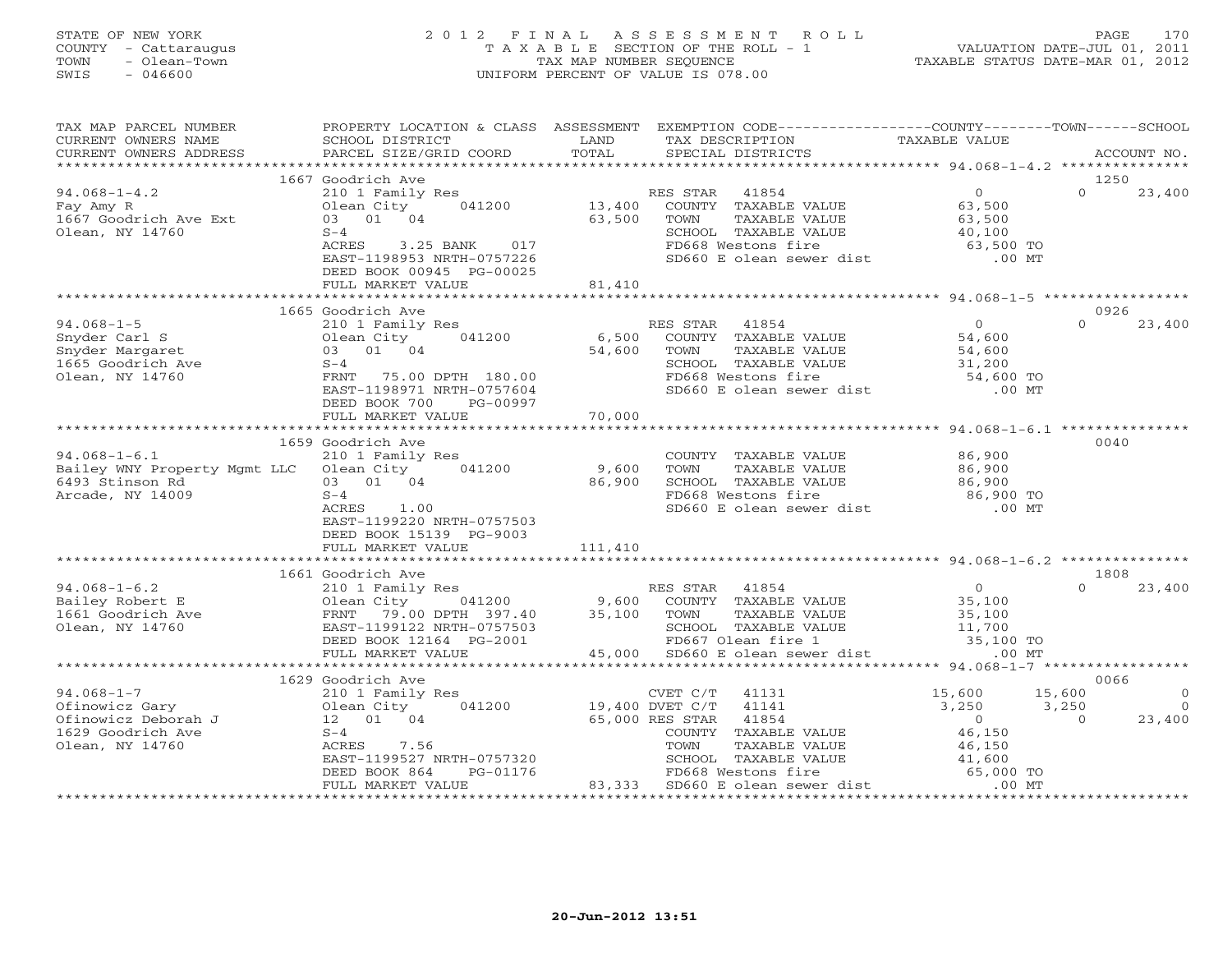STATE OF NEW YORK
COUNTY - Cattaraugus
TOWN - Olean-Town
SWIS - 046600

2012 FINAL ASSESSMENT ROLL
TAXABLE SECTION OF THE ROLL - 1
TAX MAP NUMBER SEQUENCE
UNIFORM PERCENT OF VALUE IS 078.00

VALUATION DATE-JUL 01, 2011
TAXABLE STATUS DATE-MAR 01, 2012

| TAX MAP PARCEL NUMBER / CURRENT OWNERS NAME / CURRENT OWNERS ADDRESS | PROPERTY LOCATION & CLASS / SCHOOL DISTRICT / PARCEL SIZE/GRID COORD | ASSESSMENT LAND / TOTAL | EXEMPTION CODE / TAX DESCRIPTION / SPECIAL DISTRICTS | COUNTY | TOWN | SCHOOL | ACCOUNT NO. |
|---|---|---|---|---|---|---|---|
| **94.068-1-4.2** | 1667 Goodrich Ave | | | | | | 1250 |
| Fay Amy R | 210 1 Family Res | | RES STAR 41854 | 0 | 0 | 23,400 | |
| 1667 Goodrich Ave Ext | Olean City 041200 | 13,400 | COUNTY TAXABLE VALUE | 63,500 | | | |
| Olean, NY 14760 | 03 01 04 | 63,500 | TOWN TAXABLE VALUE | | 63,500 | | |
| | S-4 | | SCHOOL TAXABLE VALUE | | | 40,100 | |
| | ACRES 3.25 BANK 017 | | FD668 Westons fire | 63,500 TO | | | |
| | EAST-1198953 NRTH-0757226 | | SD660 E olean sewer dist | .00 MT | | | |
| | DEED BOOK 00945 PG-00025 | | | | | | |
| | FULL MARKET VALUE | 81,410 | | | | | |
| **94.068-1-5** | 1665 Goodrich Ave | | | | | | 0926 |
| Snyder Carl S | 210 1 Family Res | | RES STAR 41854 | 0 | 0 | 23,400 | |
| Snyder Margaret | Olean City 041200 | 6,500 | COUNTY TAXABLE VALUE | 54,600 | | | |
| 1665 Goodrich Ave | 03 01 04 | 54,600 | TOWN TAXABLE VALUE | | 54,600 | | |
| Olean, NY 14760 | S-4 | | SCHOOL TAXABLE VALUE | | | 31,200 | |
| | FRNT 75.00 DPTH 180.00 | | FD668 Westons fire | 54,600 TO | | | |
| | EAST-1198971 NRTH-0757604 | | SD660 E olean sewer dist | .00 MT | | | |
| | DEED BOOK 700 PG-00997 | | | | | | |
| | FULL MARKET VALUE | 70,000 | | | | | |
| **94.068-1-6.1** | 1659 Goodrich Ave | | | | | | 0040 |
| Bailey WNY Property Mgmt LLC | 210 1 Family Res | | COUNTY TAXABLE VALUE | 86,900 | | | |
| 6493 Stinson Rd | Olean City 041200 | 9,600 | TOWN TAXABLE VALUE | | 86,900 | | |
| Arcade, NY 14009 | 03 01 04 | 86,900 | SCHOOL TAXABLE VALUE | | | 86,900 | |
| | S-4 | | FD668 Westons fire | 86,900 TO | | | |
| | ACRES 1.00 | | SD660 E olean sewer dist | .00 MT | | | |
| | EAST-1199220 NRTH-0757503 | | | | | | |
| | DEED BOOK 15139 PG-9003 | | | | | | |
| | FULL MARKET VALUE | 111,410 | | | | | |
| **94.068-1-6.2** | 1661 Goodrich Ave | | | | | | 1808 |
| Bailey Robert E | 210 1 Family Res | | RES STAR 41854 | 0 | 0 | 23,400 | |
| 1661 Goodrich Ave | Olean City 041200 | 9,600 | COUNTY TAXABLE VALUE | 35,100 | | | |
| Olean, NY 14760 | FRNT 79.00 DPTH 397.40 | 35,100 | TOWN TAXABLE VALUE | | 35,100 | | |
| | EAST-1199122 NRTH-0757503 | | SCHOOL TAXABLE VALUE | | | 11,700 | |
| | DEED BOOK 12164 PG-2001 | | FD667 Olean fire 1 | 35,100 TO | | | |
| | FULL MARKET VALUE | 45,000 | SD660 E olean sewer dist | .00 MT | | | |
| **94.068-1-7** | 1629 Goodrich Ave | | | | | | 0066 |
| Ofinowicz Gary | 210 1 Family Res | | CVET C/T 41131 | 15,600 | 15,600 | 0 | |
| Ofinowicz Deborah J | Olean City 041200 | 19,400 | DVET C/T 41141 | 3,250 | 3,250 | 0 | |
| 1629 Goodrich Ave | 12 01 04 | 65,000 | RES STAR 41854 | 0 | 0 | 23,400 | |
| Olean, NY 14760 | S-4 | | COUNTY TAXABLE VALUE | 46,150 | | | |
| | ACRES 7.56 | | TOWN TAXABLE VALUE | | 46,150 | | |
| | EAST-1199527 NRTH-0757320 | | SCHOOL TAXABLE VALUE | | | 41,600 | |
| | DEED BOOK 864 PG-01176 | | FD668 Westons fire | 65,000 TO | | | |
| | FULL MARKET VALUE | 83,333 | SD660 E olean sewer dist | .00 MT | | | |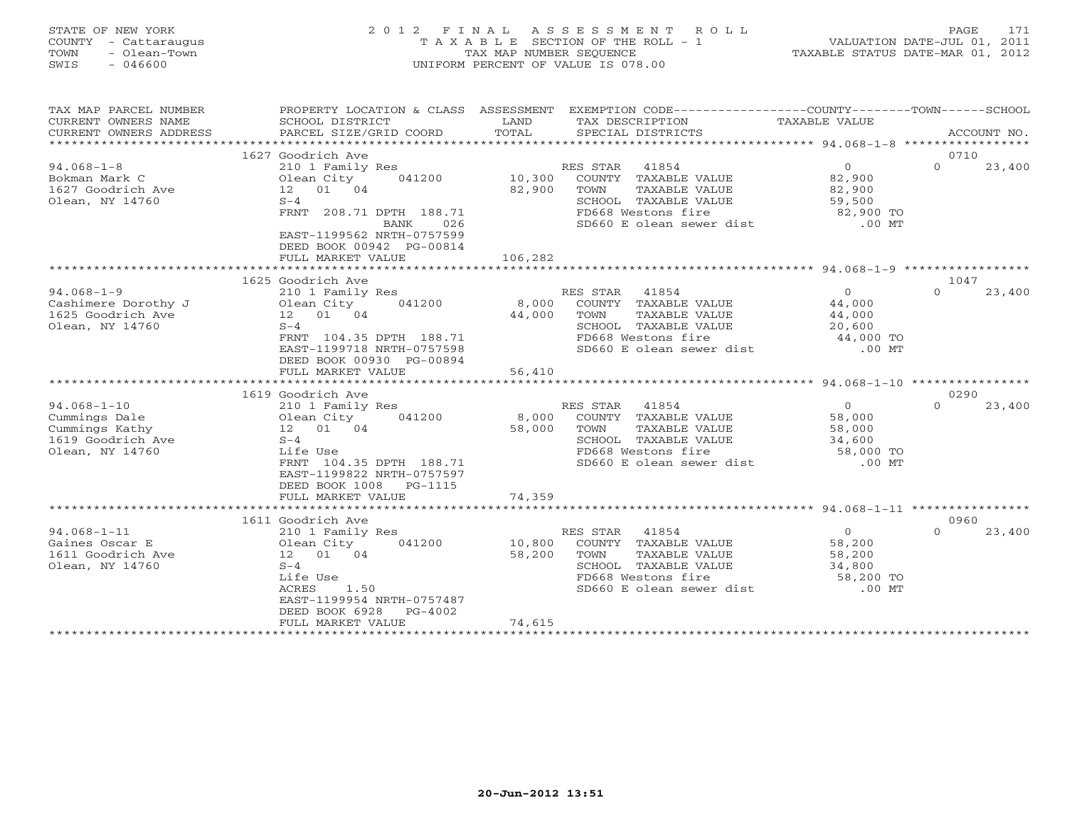STATE OF NEW YORK
COUNTY - Cattaraugus
TOWN - Olean-Town
SWIS - 046600

# 2012 FINAL ASSESSMENT ROLL

TAXABLE SECTION OF THE ROLL - 1
TAX MAP NUMBER SEQUENCE
UNIFORM PERCENT OF VALUE IS 078.00

VALUATION DATE-JUL 01, 2011
TAXABLE STATUS DATE-MAR 01, 2012

| TAX MAP PARCEL NUMBER / CURRENT OWNERS NAME / CURRENT OWNERS ADDRESS | PROPERTY LOCATION & CLASS / SCHOOL DISTRICT / PARCEL SIZE/GRID COORD | ASSESSMENT LAND / TOTAL | EXEMPTION CODE / TAX DESCRIPTION / SPECIAL DISTRICTS | COUNTY TAXABLE VALUE | TOWN | SCHOOL / ACCOUNT NO. |
|---|---|---|---|---|---|---|
| | 1627 Goodrich Ave | | | | | 0710 |
| 94.068-1-8 | 210 1 Family Res | | RES STAR 41854 | 0 | 0 | 23,400 |
| Bokman Mark C | Olean City 041200 | 10,300 | COUNTY TAXABLE VALUE | 82,900 | | |
| 1627 Goodrich Ave | 12 01 04 | 82,900 | TOWN TAXABLE VALUE | 82,900 | | |
| Olean, NY 14760 | S-4 | | SCHOOL TAXABLE VALUE | 59,500 | | |
| | FRNT 208.71 DPTH 188.71 | | FD668 Westons fire | 82,900 TO | | |
| | BANK 026 | | SD660 E olean sewer dist | .00 MT | | |
| | EAST-1199562 NRTH-0757599 | | | | | |
| | DEED BOOK 00942 PG-00814 | | | | | |
| | FULL MARKET VALUE | 106,282 | | | | |
| | 1625 Goodrich Ave | | | | | 1047 |
| 94.068-1-9 | 210 1 Family Res | | RES STAR 41854 | 0 | 0 | 23,400 |
| Cashimere Dorothy J | Olean City 041200 | 8,000 | COUNTY TAXABLE VALUE | 44,000 | | |
| 1625 Goodrich Ave | 12 01 04 | 44,000 | TOWN TAXABLE VALUE | 44,000 | | |
| Olean, NY 14760 | S-4 | | SCHOOL TAXABLE VALUE | 20,600 | | |
| | FRNT 104.35 DPTH 188.71 | | FD668 Westons fire | 44,000 TO | | |
| | EAST-1199718 NRTH-0757598 | | SD660 E olean sewer dist | .00 MT | | |
| | DEED BOOK 00930 PG-00894 | | | | | |
| | FULL MARKET VALUE | 56,410 | | | | |
| | 1619 Goodrich Ave | | | | | 0290 |
| 94.068-1-10 | 210 1 Family Res | | RES STAR 41854 | 0 | 0 | 23,400 |
| Cummings Dale | Olean City 041200 | 8,000 | COUNTY TAXABLE VALUE | 58,000 | | |
| Cummings Kathy | 12 01 04 | 58,000 | TOWN TAXABLE VALUE | 58,000 | | |
| 1619 Goodrich Ave | S-4 | | SCHOOL TAXABLE VALUE | 34,600 | | |
| Olean, NY 14760 | Life Use | | FD668 Westons fire | 58,000 TO | | |
| | FRNT 104.35 DPTH 188.71 | | SD660 E olean sewer dist | .00 MT | | |
| | EAST-1199822 NRTH-0757597 | | | | | |
| | DEED BOOK 1008 PG-1115 | | | | | |
| | FULL MARKET VALUE | 74,359 | | | | |
| | 1611 Goodrich Ave | | | | | 0960 |
| 94.068-1-11 | 210 1 Family Res | | RES STAR 41854 | 0 | 0 | 23,400 |
| Gaines Oscar E | Olean City 041200 | 10,800 | COUNTY TAXABLE VALUE | 58,200 | | |
| 1611 Goodrich Ave | 12 01 04 | 58,200 | TOWN TAXABLE VALUE | 58,200 | | |
| Olean, NY 14760 | S-4 | | SCHOOL TAXABLE VALUE | 34,800 | | |
| | Life Use | | FD668 Westons fire | 58,200 TO | | |
| | ACRES 1.50 | | SD660 E olean sewer dist | .00 MT | | |
| | EAST-1199954 NRTH-0757487 | | | | | |
| | DEED BOOK 6928 PG-4002 | | | | | |
| | FULL MARKET VALUE | 74,615 | | | | |

20-Jun-2012 13:51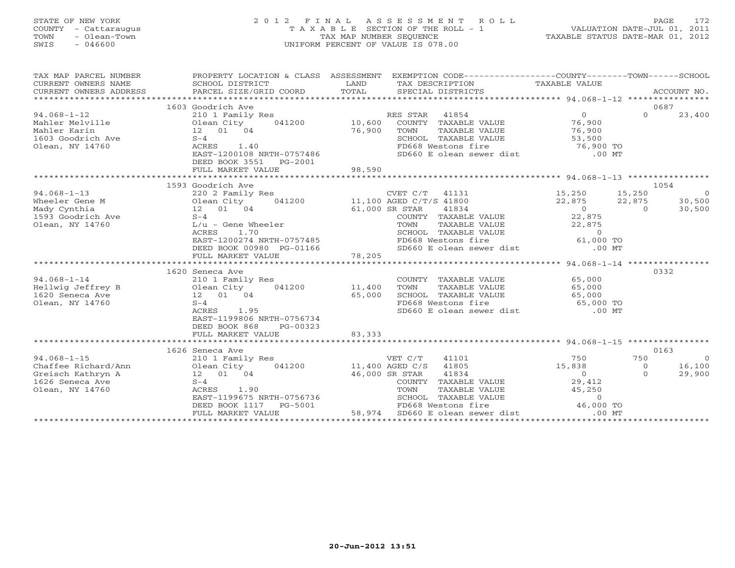STATE OF NEW YORK
COUNTY - Cattaraugus
TOWN - Olean-Town
SWIS - 046600

2012 FINAL ASSESSMENT ROLL
TAXABLE SECTION OF THE ROLL - 1
TAX MAP NUMBER SEQUENCE
UNIFORM PERCENT OF VALUE IS 078.00

VALUATION DATE-JUL 01, 2011
TAXABLE STATUS DATE-MAR 01, 2012

| TAX MAP PARCEL NUMBER / CURRENT OWNERS NAME / CURRENT OWNERS ADDRESS | PROPERTY LOCATION & CLASS / SCHOOL DISTRICT / PARCEL SIZE/GRID COORD | ASSESSMENT LAND / TOTAL | EXEMPTION CODE / TAX DESCRIPTION / SPECIAL DISTRICTS | COUNTY TAXABLE VALUE | TOWN | SCHOOL | ACCOUNT NO. |
|---|---|---|---|---|---|---|---|
| | 1603 Goodrich Ave | | | | | | 0687 |
| 94.068-1-12 | 210 1 Family Res | | RES STAR 41854 | 0 | 0 | 23,400 | |
| Mahler Melville | Olean City 041200 | 10,600 | COUNTY TAXABLE VALUE | 76,900 | | | |
| Mahler Karin | 12 01 04 | 76,900 | TOWN TAXABLE VALUE | 76,900 | | | |
| 1603 Goodrich Ave | S-4 | | SCHOOL TAXABLE VALUE | 53,500 | | | |
| Olean, NY 14760 | ACRES 1.40 | | FD668 Westons fire | 76,900 TO | | | |
| | EAST-1200108 NRTH-0757486 | | SD660 E olean sewer dist | .00 MT | | | |
| | DEED BOOK 3551 PG-2001 | | | | | | |
| | FULL MARKET VALUE | 98,590 | | | | | |
| | 1593 Goodrich Ave | | | | | | 1054 |
| 94.068-1-13 | 220 2 Family Res | | CVET C/T 41131 | 15,250 | 15,250 | 0 | |
| Wheeler Gene M | Olean City 041200 | 11,100 | AGED C/T/S 41800 | 22,875 | 22,875 | 30,500 | |
| Mady Cynthia | 12 01 04 | 61,000 | SR STAR 41834 | 0 | 0 | 30,500 | |
| 1593 Goodrich Ave | S-4 | | COUNTY TAXABLE VALUE | 22,875 | | | |
| Olean, NY 14760 | L/u - Gene Wheeler | | TOWN TAXABLE VALUE | 22,875 | | | |
| | ACRES 1.70 | | SCHOOL TAXABLE VALUE | 0 | | | |
| | EAST-1200274 NRTH-0757485 | | FD668 Westons fire | 61,000 TO | | | |
| | DEED BOOK 00980 PG-01166 | | SD660 E olean sewer dist | .00 MT | | | |
| | FULL MARKET VALUE | 78,205 | | | | | |
| | 1620 Seneca Ave | | | | | | 0332 |
| 94.068-1-14 | 210 1 Family Res | | COUNTY TAXABLE VALUE | 65,000 | | | |
| Hellwig Jeffrey B | Olean City 041200 | 11,400 | TOWN TAXABLE VALUE | 65,000 | | | |
| 1620 Seneca Ave | 12 01 04 | 65,000 | SCHOOL TAXABLE VALUE | 65,000 | | | |
| Olean, NY 14760 | S-4 | | FD668 Westons fire | 65,000 TO | | | |
| | ACRES 1.95 | | SD660 E olean sewer dist | .00 MT | | | |
| | EAST-1199806 NRTH-0756734 | | | | | | |
| | DEED BOOK 868 PG-00323 | | | | | | |
| | FULL MARKET VALUE | 83,333 | | | | | |
| | 1626 Seneca Ave | | | | | | 0163 |
| 94.068-1-15 | 210 1 Family Res | | VET C/T 41101 | 750 | 750 | 0 | |
| Chaffee Richard/Ann | Olean City 041200 | 11,400 | AGED C/S 41805 | 15,838 | 0 | 16,100 | |
| Greisch Kathryn A | 12 01 04 | 46,000 | SR STAR 41834 | 0 | 0 | 29,900 | |
| 1626 Seneca Ave | S-4 | | COUNTY TAXABLE VALUE | 29,412 | | | |
| Olean, NY 14760 | ACRES 1.90 | | TOWN TAXABLE VALUE | 45,250 | | | |
| | EAST-1199675 NRTH-0756736 | | SCHOOL TAXABLE VALUE | 0 | | | |
| | DEED BOOK 1117 PG-5001 | | FD668 Westons fire | 46,000 TO | | | |
| | FULL MARKET VALUE | 58,974 | SD660 E olean sewer dist | .00 MT | | | |

20-Jun-2012 13:51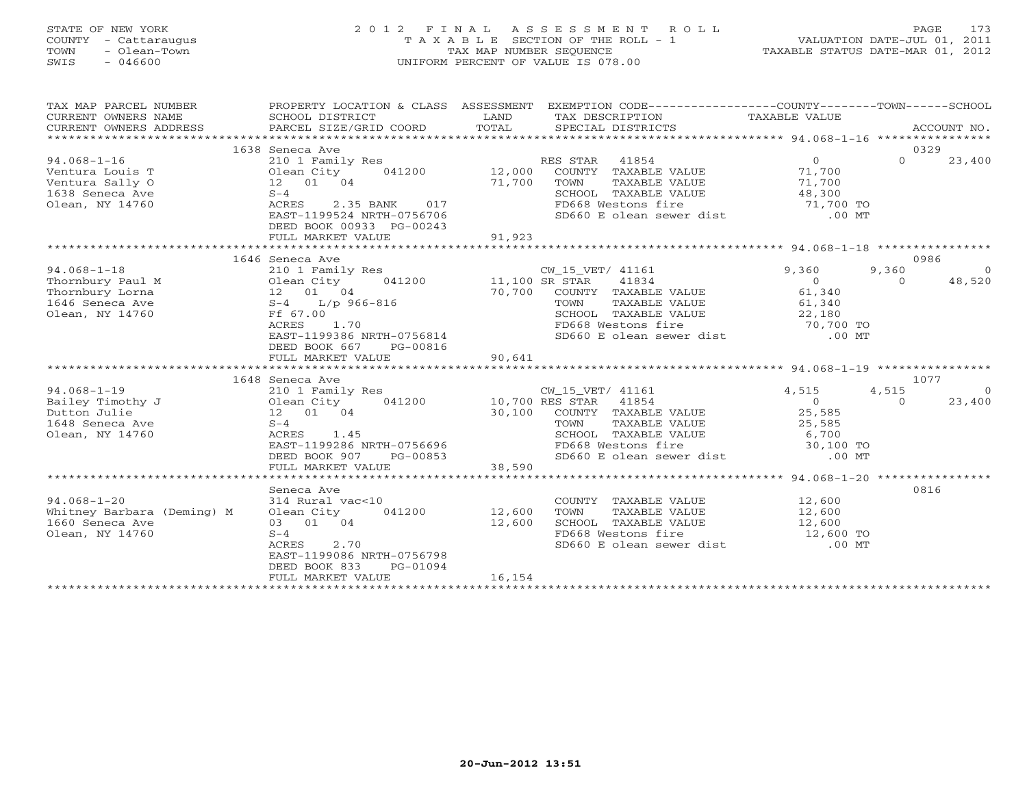STATE OF NEW YORK
COUNTY - Cattaraugus
TOWN - Olean-Town
SWIS - 046600

2 0 1 2 F I N A L A S S E S S M E N T R O L L
T A X A B L E SECTION OF THE ROLL - 1
TAX MAP NUMBER SEQUENCE
UNIFORM PERCENT OF VALUE IS 078.00

VALUATION DATE-JUL 01, 2011
TAXABLE STATUS DATE-MAR 01, 2012

| TAX MAP PARCEL NUMBER / CURRENT OWNERS NAME / CURRENT OWNERS ADDRESS | PROPERTY LOCATION & CLASS / SCHOOL DISTRICT / PARCEL SIZE/GRID COORD | ASSESSMENT LAND / TOTAL | EXEMPTION CODE / TAX DESCRIPTION / SPECIAL DISTRICTS | COUNTY TAXABLE VALUE | TOWN | SCHOOL / ACCOUNT NO. |
|---|---|---|---|---|---|---|
| **94.068-1-16** | 1638 Seneca Ave | | | | | 0329 |
| 94.068-1-16 | 210 1 Family Res | | RES STAR 41854 | 0 | 0 | 23,400 |
| Ventura Louis T | Olean City 041200 | 12,000 | COUNTY TAXABLE VALUE | 71,700 | | |
| Ventura Sally O | 12 01 04 | 71,700 | TOWN TAXABLE VALUE | 71,700 | | |
| 1638 Seneca Ave | S-4 | | SCHOOL TAXABLE VALUE | 48,300 | | |
| Olean, NY 14760 | ACRES 2.35 BANK 017 | | FD668 Westons fire | 71,700 TO | | |
| | EAST-1199524 NRTH-0756706 | | SD660 E olean sewer dist | .00 MT | | |
| | DEED BOOK 00933 PG-00243 | | | | | |
| | FULL MARKET VALUE | 91,923 | | | | |
| **94.068-1-18** | 1646 Seneca Ave | | | | | 0986 |
| 94.068-1-18 | 210 1 Family Res | | CW_15_VET/ 41161 | 9,360 | 9,360 | 0 |
| Thornbury Paul M | Olean City 041200 | 11,100 | SR STAR 41834 | 0 | 0 | 48,520 |
| Thornbury Lorna | 12 01 04 | 70,700 | COUNTY TAXABLE VALUE | 61,340 | | |
| 1646 Seneca Ave | S-4 L/p 966-816 | | TOWN TAXABLE VALUE | 61,340 | | |
| Olean, NY 14760 | Ff 67.00 | | SCHOOL TAXABLE VALUE | 22,180 | | |
| | ACRES 1.70 | | FD668 Westons fire | 70,700 TO | | |
| | EAST-1199386 NRTH-0756814 | | SD660 E olean sewer dist | .00 MT | | |
| | DEED BOOK 667 PG-00816 | | | | | |
| | FULL MARKET VALUE | 90,641 | | | | |
| **94.068-1-19** | 1648 Seneca Ave | | | | | 1077 |
| 94.068-1-19 | 210 1 Family Res | | CW_15_VET/ 41161 | 4,515 | 4,515 | 0 |
| Bailey Timothy J | Olean City 041200 | 10,700 | RES STAR 41854 | 0 | 0 | 23,400 |
| Dutton Julie | 12 01 04 | 30,100 | COUNTY TAXABLE VALUE | 25,585 | | |
| 1648 Seneca Ave | S-4 | | TOWN TAXABLE VALUE | 25,585 | | |
| Olean, NY 14760 | ACRES 1.45 | | SCHOOL TAXABLE VALUE | 6,700 | | |
| | EAST-1199286 NRTH-0756696 | | FD668 Westons fire | 30,100 TO | | |
| | DEED BOOK 907 PG-00853 | | SD660 E olean sewer dist | .00 MT | | |
| | FULL MARKET VALUE | 38,590 | | | | |
| **94.068-1-20** | Seneca Ave | | | | | 0816 |
| 94.068-1-20 | 314 Rural vac<10 | | COUNTY TAXABLE VALUE | 12,600 | | |
| Whitney Barbara (Deming) M | Olean City 041200 | 12,600 | TOWN TAXABLE VALUE | 12,600 | | |
| 1660 Seneca Ave | 03 01 04 | 12,600 | SCHOOL TAXABLE VALUE | 12,600 | | |
| Olean, NY 14760 | S-4 | | FD668 Westons fire | 12,600 TO | | |
| | ACRES 2.70 | | SD660 E olean sewer dist | .00 MT | | |
| | EAST-1199086 NRTH-0756798 | | | | | |
| | DEED BOOK 833 PG-01094 | | | | | |
| | FULL MARKET VALUE | 16,154 | | | | |

20-Jun-2012 13:51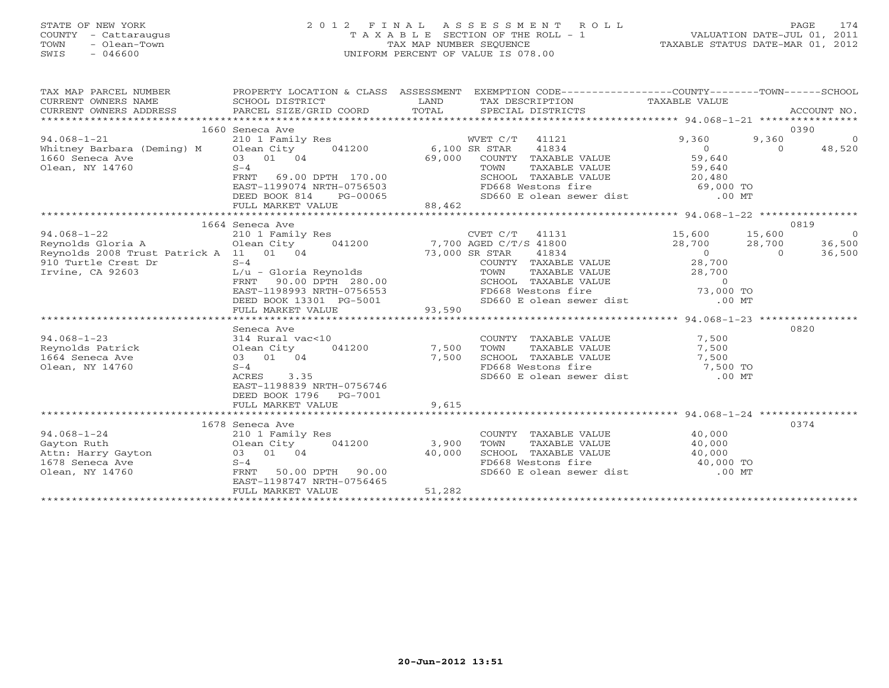STATE OF NEW YORK
COUNTY - Cattaraugus
TOWN - Olean-Town
SWIS - 046600

# 2012 FINAL ASSESSMENT ROLL

TAXABLE SECTION OF THE ROLL - 1
TAX MAP NUMBER SEQUENCE
UNIFORM PERCENT OF VALUE IS 078.00

VALUATION DATE-JUL 01, 2011
TAXABLE STATUS DATE-MAR 01, 2012

```
TAX MAP PARCEL NUMBER          PROPERTY LOCATION & CLASS  ASSESSMENT  EXEMPTION CODE------------------COUNTY--------TOWN------SCHOOL
CURRENT OWNERS NAME            SCHOOL DISTRICT              LAND      TAX DESCRIPTION                TAXABLE VALUE
CURRENT OWNERS ADDRESS         PARCEL SIZE/GRID COORD       TOTAL     SPECIAL DISTRICTS                                      ACCOUNT NO.
******************************************************************************************************* 94.068-1-21 ****************
                          1660 Seneca Ave                                                                                0390
94.068-1-21                    210 1 Family Res                   WVET C/T   41121          9,360       9,360            0
Whitney Barbara (Deming) M     Olean City        041200    6,100 SR STAR    41834              0           0       48,520
1660 Seneca Ave                03   01   04               69,000   COUNTY  TAXABLE VALUE         59,640
Olean, NY 14760                S-4                                 TOWN    TAXABLE VALUE         59,640
                               FRNT   69.00 DPTH 170.00            SCHOOL  TAXABLE VALUE         20,480
                               EAST-1199074 NRTH-0756503           FD668 Westons fire            69,000 TO
                               DEED BOOK 814     PG-00065          SD660 E olean sewer dist         .00 MT
                               FULL MARKET VALUE           88,462
******************************************************************************************************* 94.068-1-22 ****************
                          1664 Seneca Ave                                                                                0819
94.068-1-22                    210 1 Family Res                   CVET C/T   41131         15,600      15,600            0
Reynolds Gloria A              Olean City        041200    7,700 AGED C/T/S 41800          28,700      28,700       36,500
Reynolds 2008 Trust Patrick A  11   01   04               73,000 SR STAR    41834              0           0       36,500
910 Turtle Crest Dr            S-4                                 COUNTY  TAXABLE VALUE         28,700
Irvine, CA 92603               L/u - Gloria Reynolds               TOWN    TAXABLE VALUE         28,700
                               FRNT   90.00 DPTH 280.00            SCHOOL  TAXABLE VALUE              0
                               EAST-1198993 NRTH-0756553           FD668 Westons fire            73,000 TO
                               DEED BOOK 13301   PG-5001           SD660 E olean sewer dist         .00 MT
                               FULL MARKET VALUE           93,590
******************************************************************************************************* 94.068-1-23 ****************
                               Seneca Ave                                                                                0820
94.068-1-23                    314 Rural vac<10                    COUNTY  TAXABLE VALUE          7,500
Reynolds Patrick               Olean City        041200    7,500   TOWN    TAXABLE VALUE          7,500
1664 Seneca Ave                03   01   04                7,500   SCHOOL  TAXABLE VALUE          7,500
Olean, NY 14760                S-4                                 FD668 Westons fire             7,500 TO
                               ACRES     3.35                      SD660 E olean sewer dist         .00 MT
                               EAST-1198839 NRTH-0756746
                               DEED BOOK 1796    PG-7001
                               FULL MARKET VALUE            9,615
******************************************************************************************************* 94.068-1-24 ****************
                          1678 Seneca Ave                                                                                0374
94.068-1-24                    210 1 Family Res                    COUNTY  TAXABLE VALUE         40,000
Gayton Ruth                    Olean City        041200    3,900   TOWN    TAXABLE VALUE         40,000
Attn: Harry Gayton             03   01   04               40,000   SCHOOL  TAXABLE VALUE         40,000
1678 Seneca Ave                S-4                                 FD668 Westons fire            40,000 TO
Olean, NY 14760                FRNT   50.00 DPTH  90.00            SD660 E olean sewer dist         .00 MT
                               EAST-1198747 NRTH-0756465
                               FULL MARKET VALUE           51,282
************************************************************************************************************************************
```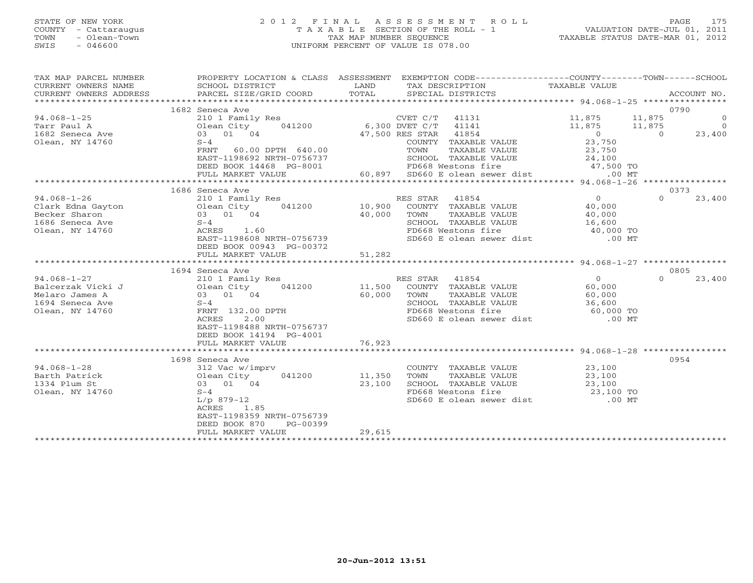STATE OF NEW YORK
COUNTY - Cattaraugus
TOWN - Olean-Town
SWIS - 046600

# 2012 FINAL ASSESSMENT ROLL
TAXABLE SECTION OF THE ROLL - 1
TAX MAP NUMBER SEQUENCE
UNIFORM PERCENT OF VALUE IS 078.00

VALUATION DATE-JUL 01, 2011
TAXABLE STATUS DATE-MAR 01, 2012

| TAX MAP PARCEL NUMBER / CURRENT OWNERS NAME / CURRENT OWNERS ADDRESS | PROPERTY LOCATION & CLASS / SCHOOL DISTRICT / PARCEL SIZE/GRID COORD | ASSESSMENT LAND / TOTAL | EXEMPTION CODE / TAX DESCRIPTION / SPECIAL DISTRICTS | COUNTY TAXABLE VALUE | TOWN | SCHOOL | ACCOUNT NO. |
|---|---|---|---|---|---|---|---|
| | 1682 Seneca Ave | | | | | | 0790 |
| 94.068-1-25 | 210 1 Family Res | | CVET C/T 41131 | 11,875 | 11,875 | 0 | |
| Tarr Paul A | Olean City 041200 | 6,300 | DVET C/T 41141 | 11,875 | 11,875 | 0 | |
| 1682 Seneca Ave | 03 01 04 | 47,500 | RES STAR 41854 | 0 | 0 | 23,400 | |
| Olean, NY 14760 | S-4 | | COUNTY TAXABLE VALUE | 23,750 | | | |
| | FRNT 60.00 DPTH 640.00 | | TOWN TAXABLE VALUE | 23,750 | | | |
| | EAST-1198692 NRTH-0756737 | | SCHOOL TAXABLE VALUE | 24,100 | | | |
| | DEED BOOK 14468 PG-8001 | | FD668 Westons fire | 47,500 TO | | | |
| | FULL MARKET VALUE | 60,897 | SD660 E olean sewer dist | .00 MT | | | |
| | 1686 Seneca Ave | | | | | | 0373 |
| 94.068-1-26 | 210 1 Family Res | | RES STAR 41854 | 0 | 0 | 23,400 | |
| Clark Edna Gayton | Olean City 041200 | 10,900 | COUNTY TAXABLE VALUE | 40,000 | | | |
| Becker Sharon | 03 01 04 | 40,000 | TOWN TAXABLE VALUE | 40,000 | | | |
| 1686 Seneca Ave | S-4 | | SCHOOL TAXABLE VALUE | 16,600 | | | |
| Olean, NY 14760 | ACRES 1.60 | | FD668 Westons fire | 40,000 TO | | | |
| | EAST-1198608 NRTH-0756739 | | SD660 E olean sewer dist | .00 MT | | | |
| | DEED BOOK 00943 PG-00372 | | | | | | |
| | FULL MARKET VALUE | 51,282 | | | | | |
| | 1694 Seneca Ave | | | | | | 0805 |
| 94.068-1-27 | 210 1 Family Res | | RES STAR 41854 | 0 | 0 | 23,400 | |
| Balcerzak Vicki J | Olean City 041200 | 11,500 | COUNTY TAXABLE VALUE | 60,000 | | | |
| Melaro James A | 03 01 04 | 60,000 | TOWN TAXABLE VALUE | 60,000 | | | |
| 1694 Seneca Ave | S-4 | | SCHOOL TAXABLE VALUE | 36,600 | | | |
| Olean, NY 14760 | FRNT 132.00 DPTH | | FD668 Westons fire | 60,000 TO | | | |
| | ACRES 2.00 | | SD660 E olean sewer dist | .00 MT | | | |
| | EAST-1198488 NRTH-0756737 | | | | | | |
| | DEED BOOK 14194 PG-4001 | | | | | | |
| | FULL MARKET VALUE | 76,923 | | | | | |
| | 1698 Seneca Ave | | | | | | 0954 |
| 94.068-1-28 | 312 Vac w/imprv | | COUNTY TAXABLE VALUE | 23,100 | | | |
| Barth Patrick | Olean City 041200 | 11,350 | TOWN TAXABLE VALUE | 23,100 | | | |
| 1334 Plum St | 03 01 04 | 23,100 | SCHOOL TAXABLE VALUE | 23,100 | | | |
| Olean, NY 14760 | S-4 | | FD668 Westons fire | 23,100 TO | | | |
| | L/p 879-12 | | SD660 E olean sewer dist | .00 MT | | | |
| | ACRES 1.85 | | | | | | |
| | EAST-1198359 NRTH-0756739 | | | | | | |
| | DEED BOOK 870 PG-00399 | | | | | | |
| | FULL MARKET VALUE | 29,615 | | | | | |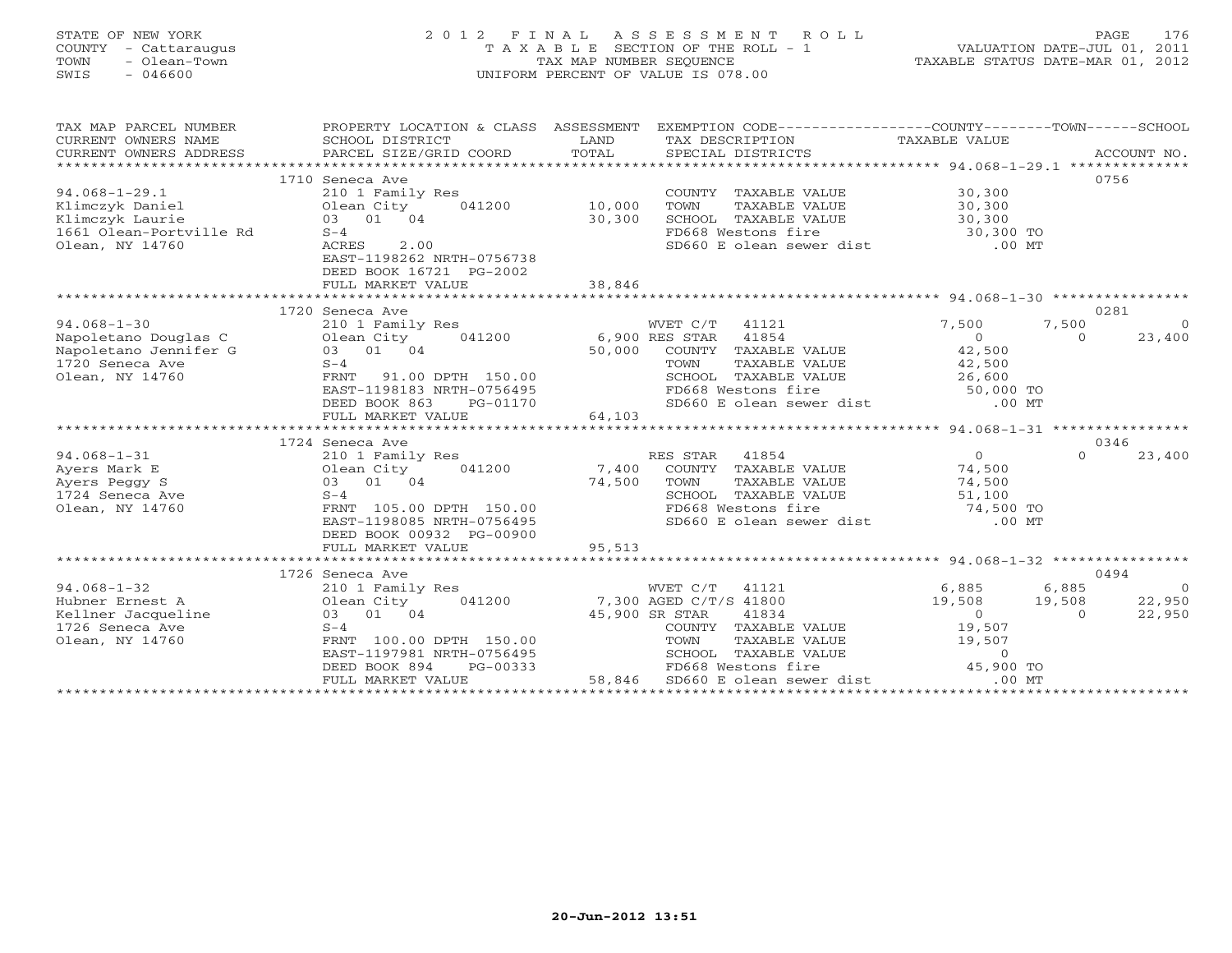STATE OF NEW YORK
COUNTY - Cattaraugus
TOWN - Olean-Town
SWIS - 046600

# 2012 FINAL ASSESSMENT ROLL

TAXABLE SECTION OF THE ROLL - 1
TAX MAP NUMBER SEQUENCE
UNIFORM PERCENT OF VALUE IS 078.00

VALUATION DATE-JUL 01, 2011
TAXABLE STATUS DATE-MAR 01, 2012

| TAX MAP PARCEL NUMBER / CURRENT OWNERS NAME / CURRENT OWNERS ADDRESS | PROPERTY LOCATION & CLASS / SCHOOL DISTRICT / PARCEL SIZE/GRID COORD | ASSESSMENT LAND / TOTAL | EXEMPTION CODE / TAX DESCRIPTION / SPECIAL DISTRICTS | COUNTY TAXABLE VALUE | TOWN | SCHOOL | ACCOUNT NO. |
|---|---|---|---|---|---|---|---|
| **94.068-1-29.1** | 1710 Seneca Ave | | | | | | 0756 |
| Klimczyk Daniel | 210 1 Family Res | | COUNTY TAXABLE VALUE | 30,300 | | | |
| Klimczyk Laurie | Olean City 041200 | 10,000 | TOWN TAXABLE VALUE | 30,300 | | | |
| 1661 Olean-Portville Rd | 03 01 04 | 30,300 | SCHOOL TAXABLE VALUE | 30,300 | | | |
| Olean, NY 14760 | S-4 | | FD668 Westons fire | 30,300 TO | | | |
| | ACRES 2.00 | | SD660 E olean sewer dist | .00 MT | | | |
| | EAST-1198262 NRTH-0756738 | | | | | | |
| | DEED BOOK 16721 PG-2002 | | | | | | |
| | FULL MARKET VALUE | 38,846 | | | | | |
| **94.068-1-30** | 1720 Seneca Ave | | | | | | 0281 |
| Napoletano Douglas C | 210 1 Family Res | | WVET C/T 41121 | 7,500 | 7,500 | 0 | |
| Napoletano Jennifer G | Olean City 041200 | 6,900 | RES STAR 41854 | 0 | 0 | 23,400 | |
| 1720 Seneca Ave | 03 01 04 | 50,000 | COUNTY TAXABLE VALUE | 42,500 | | | |
| Olean, NY 14760 | S-4 | | TOWN TAXABLE VALUE | 42,500 | | | |
| | FRNT 91.00 DPTH 150.00 | | SCHOOL TAXABLE VALUE | 26,600 | | | |
| | EAST-1198183 NRTH-0756495 | | FD668 Westons fire | 50,000 TO | | | |
| | DEED BOOK 863 PG-01170 | | SD660 E olean sewer dist | .00 MT | | | |
| | FULL MARKET VALUE | 64,103 | | | | | |
| **94.068-1-31** | 1724 Seneca Ave | | | | | | 0346 |
| Ayers Mark E | 210 1 Family Res | | RES STAR 41854 | 0 | 0 | 23,400 | |
| Ayers Peggy S | Olean City 041200 | 7,400 | COUNTY TAXABLE VALUE | 74,500 | | | |
| 1724 Seneca Ave | 03 01 04 | 74,500 | TOWN TAXABLE VALUE | 74,500 | | | |
| Olean, NY 14760 | S-4 | | SCHOOL TAXABLE VALUE | 51,100 | | | |
| | FRNT 105.00 DPTH 150.00 | | FD668 Westons fire | 74,500 TO | | | |
| | EAST-1198085 NRTH-0756495 | | SD660 E olean sewer dist | .00 MT | | | |
| | DEED BOOK 00932 PG-00900 | | | | | | |
| | FULL MARKET VALUE | 95,513 | | | | | |
| **94.068-1-32** | 1726 Seneca Ave | | | | | | 0494 |
| Hubner Ernest A | 210 1 Family Res | | WVET C/T 41121 | 6,885 | 6,885 | 0 | |
| Kellner Jacqueline | Olean City 041200 | 7,300 | AGED C/T/S 41800 | 19,508 | 19,508 | 22,950 | |
| 1726 Seneca Ave | 03 01 04 | 45,900 | SR STAR 41834 | 0 | 0 | 22,950 | |
| Olean, NY 14760 | S-4 | | COUNTY TAXABLE VALUE | 19,507 | | | |
| | FRNT 100.00 DPTH 150.00 | | TOWN TAXABLE VALUE | 19,507 | | | |
| | EAST-1197981 NRTH-0756495 | | SCHOOL TAXABLE VALUE | 0 | | | |
| | DEED BOOK 894 PG-00333 | | FD668 Westons fire | 45,900 TO | | | |
| | FULL MARKET VALUE | 58,846 | SD660 E olean sewer dist | .00 MT | | | |

20-Jun-2012 13:51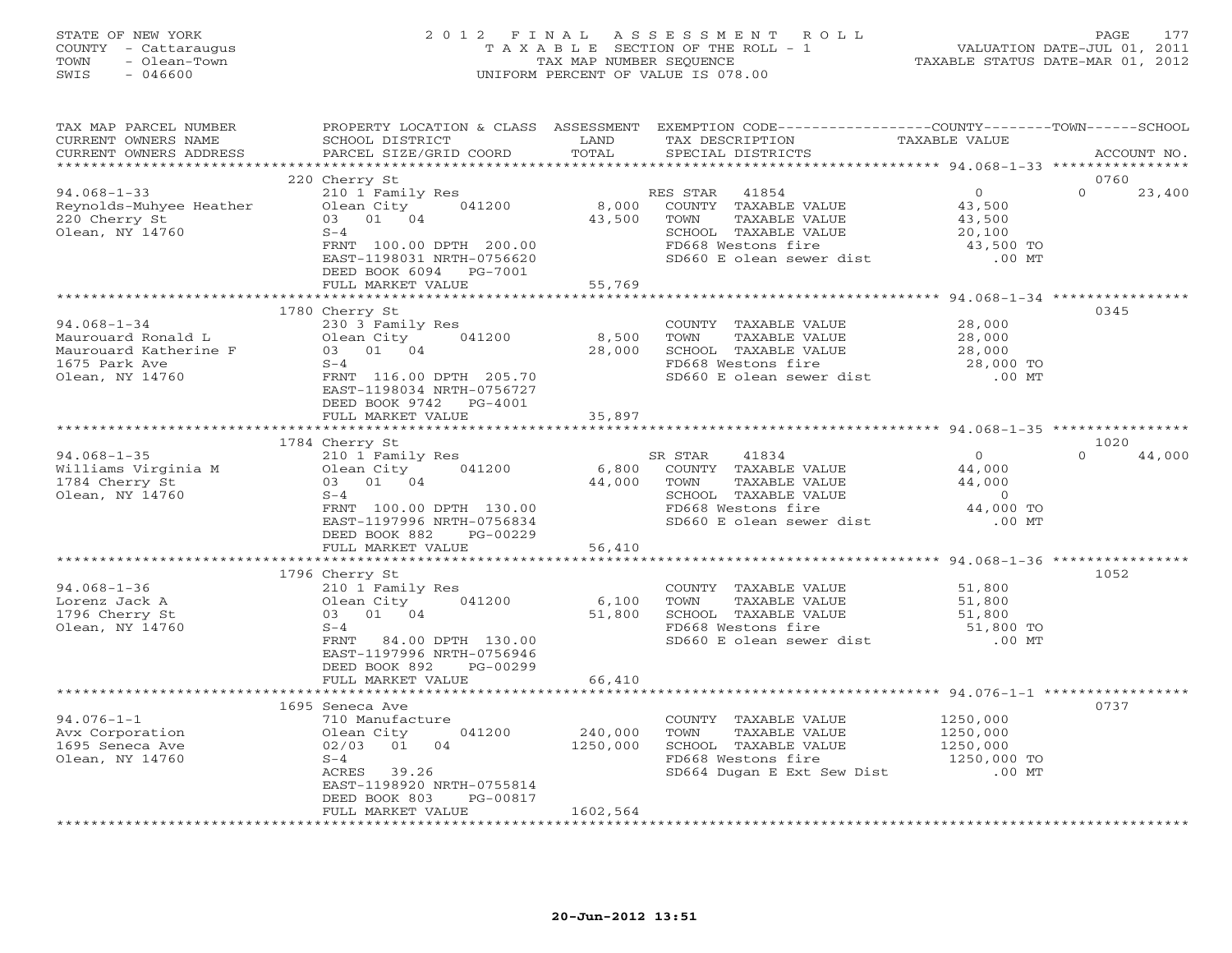STATE OF NEW YORK
COUNTY - Cattaraugus
TOWN - Olean-Town
SWIS - 046600

2 0 1 2 F I N A L A S S E S S M E N T R O L L
T A X A B L E SECTION OF THE ROLL - 1
TAX MAP NUMBER SEQUENCE
UNIFORM PERCENT OF VALUE IS 078.00

VALUATION DATE-JUL 01, 2011
TAXABLE STATUS DATE-MAR 01, 2012

| TAX MAP PARCEL NUMBER / CURRENT OWNERS NAME / CURRENT OWNERS ADDRESS | PROPERTY LOCATION & CLASS / SCHOOL DISTRICT / PARCEL SIZE/GRID COORD | ASSESSMENT LAND / TOTAL | EXEMPTION CODE / TAX DESCRIPTION / SPECIAL DISTRICTS | COUNTY TAXABLE VALUE | TOWN | SCHOOL / ACCOUNT NO. |
|---|---|---|---|---|---|---|
| **94.068-1-33** | 220 Cherry St | | | | | 0760 |
| Reynolds-Muhyee Heather | 210 1 Family Res | | RES STAR 41854 | 0 | 0 | 23,400 |
| 220 Cherry St | Olean City 041200 | 8,000 | COUNTY TAXABLE VALUE | 43,500 | | |
| Olean, NY 14760 | 03 01 04 | 43,500 | TOWN TAXABLE VALUE | 43,500 | | |
| | S-4 | | SCHOOL TAXABLE VALUE | 20,100 | | |
| | FRNT 100.00 DPTH 200.00 | | FD668 Westons fire | 43,500 TO | | |
| | EAST-1198031 NRTH-0756620 | | SD660 E olean sewer dist | .00 MT | | |
| | DEED BOOK 6094 PG-7001 | | | | | |
| | FULL MARKET VALUE | 55,769 | | | | |
| **94.068-1-34** | 1780 Cherry St | | | | | 0345 |
| Maurouard Ronald L | 230 3 Family Res | | COUNTY TAXABLE VALUE | 28,000 | | |
| Maurouard Katherine F | Olean City 041200 | 8,500 | TOWN TAXABLE VALUE | 28,000 | | |
| 1675 Park Ave | 03 01 04 | 28,000 | SCHOOL TAXABLE VALUE | 28,000 | | |
| Olean, NY 14760 | S-4 | | FD668 Westons fire | 28,000 TO | | |
| | FRNT 116.00 DPTH 205.70 | | SD660 E olean sewer dist | .00 MT | | |
| | EAST-1198034 NRTH-0756727 | | | | | |
| | DEED BOOK 9742 PG-4001 | | | | | |
| | FULL MARKET VALUE | 35,897 | | | | |
| **94.068-1-35** | 1784 Cherry St | | | | | 1020 |
| Williams Virginia M | 210 1 Family Res | | SR STAR 41834 | 0 | 0 | 44,000 |
| 1784 Cherry St | Olean City 041200 | 6,800 | COUNTY TAXABLE VALUE | 44,000 | | |
| Olean, NY 14760 | 03 01 04 | 44,000 | TOWN TAXABLE VALUE | 44,000 | | |
| | S-4 | | SCHOOL TAXABLE VALUE | 0 | | |
| | FRNT 100.00 DPTH 130.00 | | FD668 Westons fire | 44,000 TO | | |
| | EAST-1197996 NRTH-0756834 | | SD660 E olean sewer dist | .00 MT | | |
| | DEED BOOK 882 PG-00229 | | | | | |
| | FULL MARKET VALUE | 56,410 | | | | |
| **94.068-1-36** | 1796 Cherry St | | | | | 1052 |
| Lorenz Jack A | 210 1 Family Res | | COUNTY TAXABLE VALUE | 51,800 | | |
| 1796 Cherry St | Olean City 041200 | 6,100 | TOWN TAXABLE VALUE | 51,800 | | |
| Olean, NY 14760 | 03 01 04 | 51,800 | SCHOOL TAXABLE VALUE | 51,800 | | |
| | S-4 | | FD668 Westons fire | 51,800 TO | | |
| | FRNT 84.00 DPTH 130.00 | | SD660 E olean sewer dist | .00 MT | | |
| | EAST-1197996 NRTH-0756946 | | | | | |
| | DEED BOOK 892 PG-00299 | | | | | |
| | FULL MARKET VALUE | 66,410 | | | | |
| **94.076-1-1** | 1695 Seneca Ave | | | | | 0737 |
| Avx Corporation | 710 Manufacture | | COUNTY TAXABLE VALUE | 1250,000 | | |
| 1695 Seneca Ave | Olean City 041200 | 240,000 | TOWN TAXABLE VALUE | 1250,000 | | |
| Olean, NY 14760 | 02/03 01 04 | 1250,000 | SCHOOL TAXABLE VALUE | 1250,000 | | |
| | S-4 | | FD668 Westons fire | 1250,000 TO | | |
| | ACRES 39.26 | | SD664 Dugan E Ext Sew Dist | .00 MT | | |
| | EAST-1198920 NRTH-0755814 | | | | | |
| | DEED BOOK 803 PG-00817 | | | | | |
| | FULL MARKET VALUE | 1602,564 | | | | |

20-Jun-2012 13:51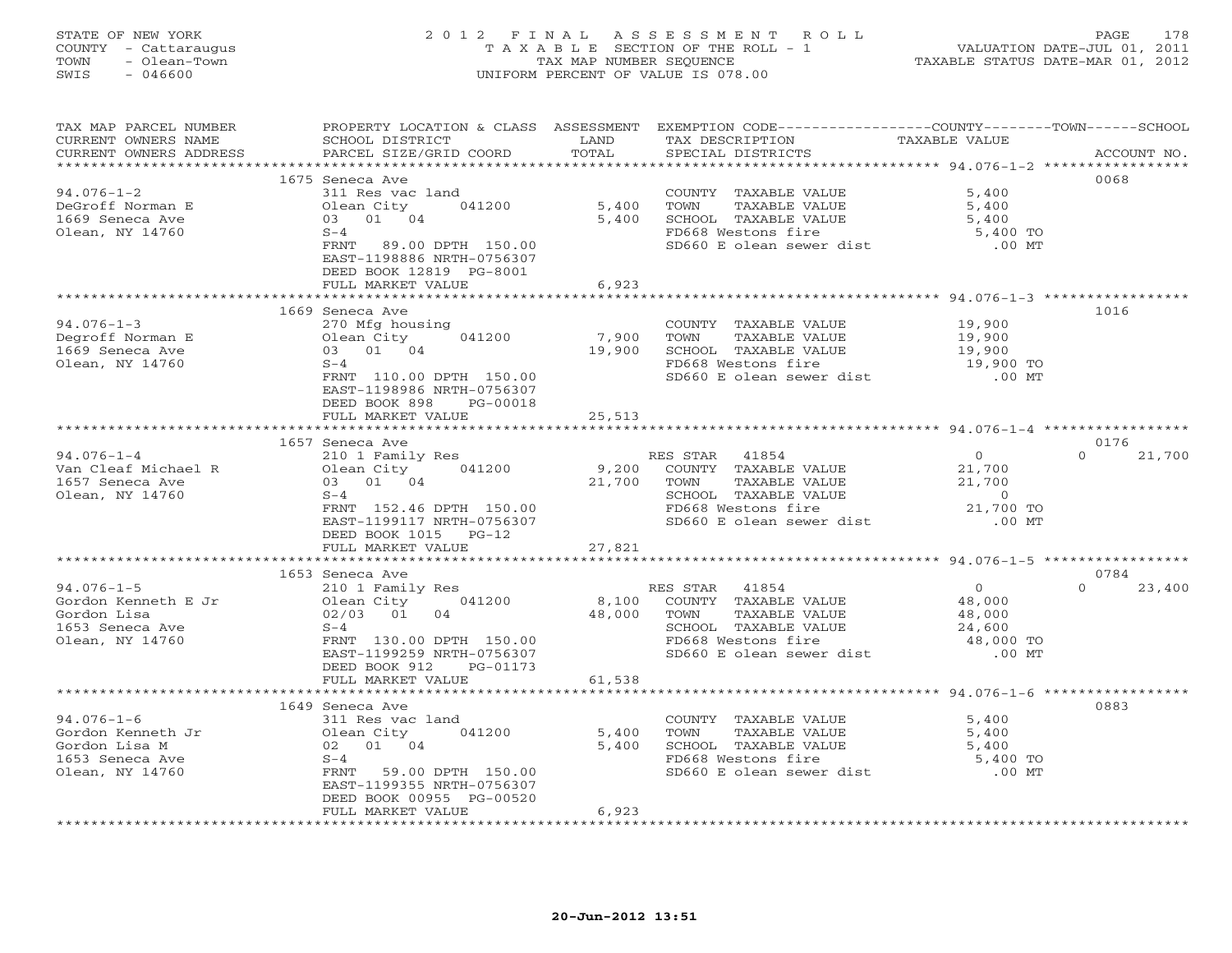STATE OF NEW YORK
COUNTY - Cattaraugus
TOWN - Olean-Town
SWIS - 046600

# 2012 FINAL ASSESSMENT ROLL

TAXABLE SECTION OF THE ROLL - 1
TAX MAP NUMBER SEQUENCE
UNIFORM PERCENT OF VALUE IS 078.00

VALUATION DATE-JUL 01, 2011
TAXABLE STATUS DATE-MAR 01, 2012

| TAX MAP PARCEL NUMBER / CURRENT OWNERS NAME / CURRENT OWNERS ADDRESS | PROPERTY LOCATION & CLASS / SCHOOL DISTRICT / PARCEL SIZE/GRID COORD | ASSESSMENT LAND | TOTAL | EXEMPTION CODE / TAX DESCRIPTION / SPECIAL DISTRICTS | COUNTY TAXABLE VALUE | TOWN | SCHOOL | ACCOUNT NO. |
|---|---|---|---|---|---|---|---|---|
| 94.076-1-2 | 1675 Seneca Ave | | | | | | | 0068 |
| DeGroff Norman E | 311 Res vac land | | | COUNTY TAXABLE VALUE | 5,400 | | | |
| 1669 Seneca Ave | Olean City 041200 | 5,400 | | TOWN TAXABLE VALUE | 5,400 | | | |
| Olean, NY 14760 | 03 01 04 | | 5,400 | SCHOOL TAXABLE VALUE | 5,400 | | | |
| | S-4 | | | FD668 Westons fire | 5,400 TO | | | |
| | FRNT 89.00 DPTH 150.00 | | | SD660 E olean sewer dist | .00 MT | | | |
| | EAST-1198886 NRTH-0756307 | | | | | | | |
| | DEED BOOK 12819 PG-8001 | | | | | | | |
| | FULL MARKET VALUE | | 6,923 | | | | | |
| 94.076-1-3 | 1669 Seneca Ave | | | | | | | 1016 |
| Degroff Norman E | 270 Mfg housing | | | COUNTY TAXABLE VALUE | 19,900 | | | |
| 1669 Seneca Ave | Olean City 041200 | 7,900 | | TOWN TAXABLE VALUE | 19,900 | | | |
| Olean, NY 14760 | 03 01 04 | | 19,900 | SCHOOL TAXABLE VALUE | 19,900 | | | |
| | S-4 | | | FD668 Westons fire | 19,900 TO | | | |
| | FRNT 110.00 DPTH 150.00 | | | SD660 E olean sewer dist | .00 MT | | | |
| | EAST-1198986 NRTH-0756307 | | | | | | | |
| | DEED BOOK 898 PG-00018 | | | | | | | |
| | FULL MARKET VALUE | | 25,513 | | | | | |
| 94.076-1-4 | 1657 Seneca Ave | | | | | | | 0176 |
| Van Cleaf Michael R | 210 1 Family Res | | | RES STAR 41854 | 0 | | 0 | 21,700 |
| 1657 Seneca Ave | Olean City 041200 | 9,200 | | COUNTY TAXABLE VALUE | 21,700 | | | |
| Olean, NY 14760 | 03 01 04 | | 21,700 | TOWN TAXABLE VALUE | 21,700 | | | |
| | S-4 | | | SCHOOL TAXABLE VALUE | 0 | | | |
| | FRNT 152.46 DPTH 150.00 | | | FD668 Westons fire | 21,700 TO | | | |
| | EAST-1199117 NRTH-0756307 | | | SD660 E olean sewer dist | .00 MT | | | |
| | DEED BOOK 1015 PG-12 | | | | | | | |
| | FULL MARKET VALUE | | 27,821 | | | | | |
| 94.076-1-5 | 1653 Seneca Ave | | | | | | | 0784 |
| Gordon Kenneth E Jr | 210 1 Family Res | | | RES STAR 41854 | 0 | | 0 | 23,400 |
| Gordon Lisa | Olean City 041200 | 8,100 | | COUNTY TAXABLE VALUE | 48,000 | | | |
| 1653 Seneca Ave | 02/03 01 04 | | 48,000 | TOWN TAXABLE VALUE | 48,000 | | | |
| Olean, NY 14760 | S-4 | | | SCHOOL TAXABLE VALUE | 24,600 | | | |
| | FRNT 130.00 DPTH 150.00 | | | FD668 Westons fire | 48,000 TO | | | |
| | EAST-1199259 NRTH-0756307 | | | SD660 E olean sewer dist | .00 MT | | | |
| | DEED BOOK 912 PG-01173 | | | | | | | |
| | FULL MARKET VALUE | | 61,538 | | | | | |
| 94.076-1-6 | 1649 Seneca Ave | | | | | | | 0883 |
| Gordon Kenneth Jr | 311 Res vac land | | | COUNTY TAXABLE VALUE | 5,400 | | | |
| Gordon Lisa M | Olean City 041200 | 5,400 | | TOWN TAXABLE VALUE | 5,400 | | | |
| 1653 Seneca Ave | 02 01 04 | | 5,400 | SCHOOL TAXABLE VALUE | 5,400 | | | |
| Olean, NY 14760 | S-4 | | | FD668 Westons fire | 5,400 TO | | | |
| | FRNT 59.00 DPTH 150.00 | | | SD660 E olean sewer dist | .00 MT | | | |
| | EAST-1199355 NRTH-0756307 | | | | | | | |
| | DEED BOOK 00955 PG-00520 | | | | | | | |
| | FULL MARKET VALUE | | 6,923 | | | | | |

20-Jun-2012 13:51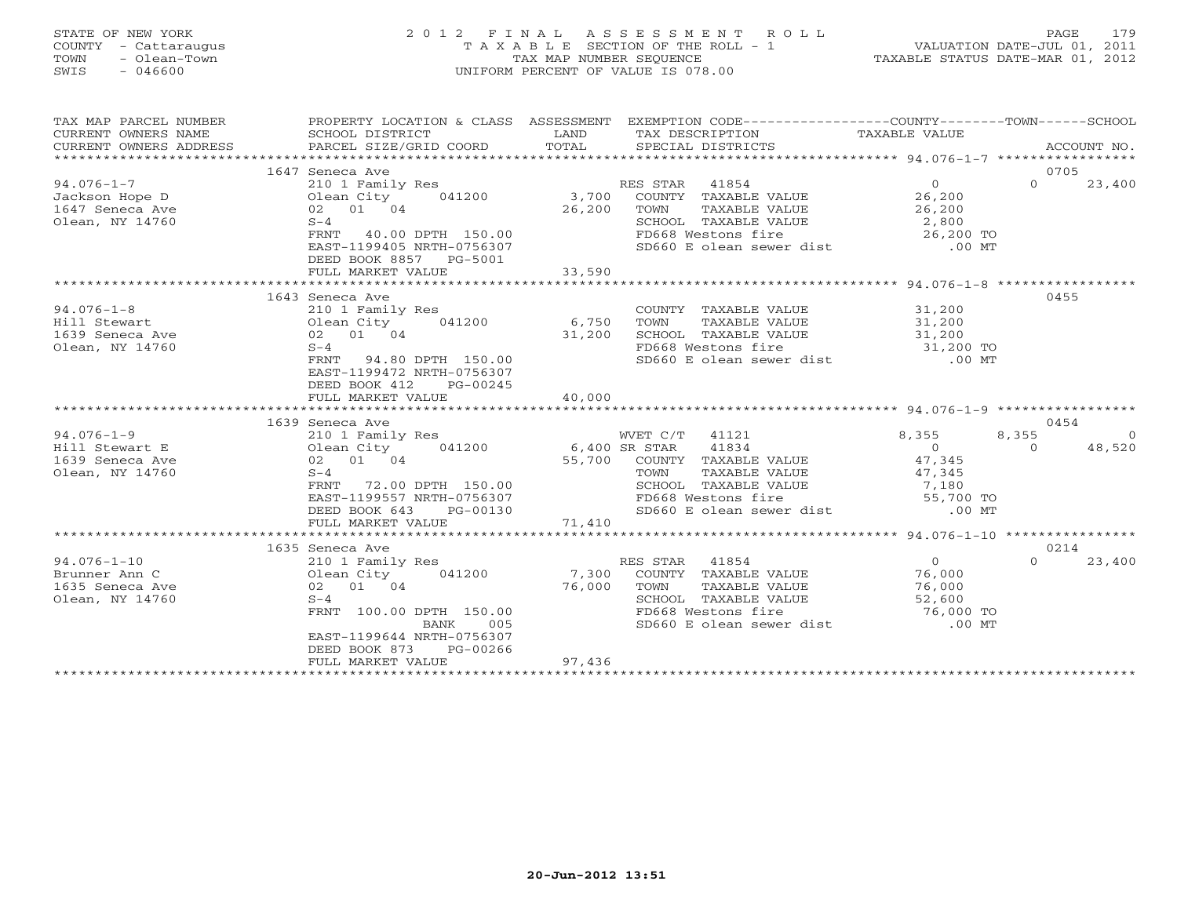STATE OF NEW YORK
COUNTY - Cattaraugus
TOWN - Olean-Town
SWIS - 046600

# 2012 FINAL ASSESSMENT ROLL
TAXABLE SECTION OF THE ROLL - 1
TAX MAP NUMBER SEQUENCE
UNIFORM PERCENT OF VALUE IS 078.00

VALUATION DATE-JUL 01, 2011
TAXABLE STATUS DATE-MAR 01, 2012

| TAX MAP PARCEL NUMBER / CURRENT OWNERS NAME / CURRENT OWNERS ADDRESS | PROPERTY LOCATION & CLASS / SCHOOL DISTRICT / PARCEL SIZE/GRID COORD | ASSESSMENT LAND / TOTAL | EXEMPTION CODE / TAX DESCRIPTION / SPECIAL DISTRICTS | COUNTY TAXABLE VALUE | TOWN | SCHOOL / ACCOUNT NO. |
|---|---|---|---|---|---|---|
| | 1647 Seneca Ave | | | | | 0705 |
| 94.076-1-7 | 210 1 Family Res | | RES STAR 41854 | 0 | 0 | 23,400 |
| Jackson Hope D | Olean City 041200 | 3,700 | COUNTY TAXABLE VALUE | 26,200 | | |
| 1647 Seneca Ave | 02 01 04 | 26,200 | TOWN TAXABLE VALUE | 26,200 | | |
| Olean, NY 14760 | S-4 | | SCHOOL TAXABLE VALUE | 2,800 | | |
| | FRNT 40.00 DPTH 150.00 | | FD668 Westons fire | 26,200 TO | | |
| | EAST-1199405 NRTH-0756307 | | SD660 E olean sewer dist | .00 MT | | |
| | DEED BOOK 8857 PG-5001 | | | | | |
| | FULL MARKET VALUE | 33,590 | | | | |
| | 1643 Seneca Ave | | | | | 0455 |
| 94.076-1-8 | 210 1 Family Res | | COUNTY TAXABLE VALUE | 31,200 | | |
| Hill Stewart | Olean City 041200 | 6,750 | TOWN TAXABLE VALUE | 31,200 | | |
| 1639 Seneca Ave | 02 01 04 | 31,200 | SCHOOL TAXABLE VALUE | 31,200 | | |
| Olean, NY 14760 | S-4 | | FD668 Westons fire | 31,200 TO | | |
| | FRNT 94.80 DPTH 150.00 | | SD660 E olean sewer dist | .00 MT | | |
| | EAST-1199472 NRTH-0756307 | | | | | |
| | DEED BOOK 412 PG-00245 | | | | | |
| | FULL MARKET VALUE | 40,000 | | | | |
| | 1639 Seneca Ave | | | | | 0454 |
| 94.076-1-9 | 210 1 Family Res | | WVET C/T 41121 | 8,355 | 8,355 | 0 |
| Hill Stewart E | Olean City 041200 | 6,400 | SR STAR 41834 | 0 | 0 | 48,520 |
| 1639 Seneca Ave | 02 01 04 | 55,700 | COUNTY TAXABLE VALUE | 47,345 | | |
| Olean, NY 14760 | S-4 | | TOWN TAXABLE VALUE | 47,345 | | |
| | FRNT 72.00 DPTH 150.00 | | SCHOOL TAXABLE VALUE | 7,180 | | |
| | EAST-1199557 NRTH-0756307 | | FD668 Westons fire | 55,700 TO | | |
| | DEED BOOK 643 PG-00130 | | SD660 E olean sewer dist | .00 MT | | |
| | FULL MARKET VALUE | 71,410 | | | | |
| | 1635 Seneca Ave | | | | | 0214 |
| 94.076-1-10 | 210 1 Family Res | | RES STAR 41854 | 0 | 0 | 23,400 |
| Brunner Ann C | Olean City 041200 | 7,300 | COUNTY TAXABLE VALUE | 76,000 | | |
| 1635 Seneca Ave | 02 01 04 | 76,000 | TOWN TAXABLE VALUE | 76,000 | | |
| Olean, NY 14760 | S-4 | | SCHOOL TAXABLE VALUE | 52,600 | | |
| | FRNT 100.00 DPTH 150.00 | | FD668 Westons fire | 76,000 TO | | |
| | BANK 005 | | SD660 E olean sewer dist | .00 MT | | |
| | EAST-1199644 NRTH-0756307 | | | | | |
| | DEED BOOK 873 PG-00266 | | | | | |
| | FULL MARKET VALUE | 97,436 | | | | |

20-Jun-2012 13:51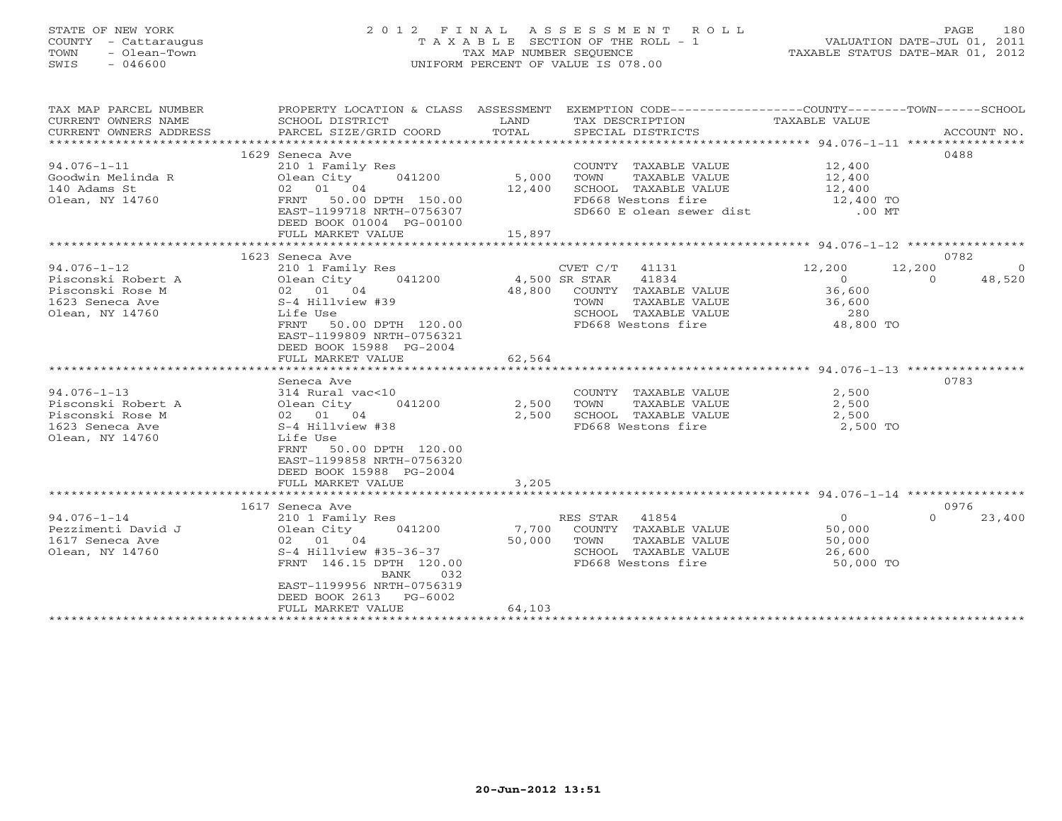STATE OF NEW YORK
COUNTY - Cattaraugus
TOWN - Olean-Town
SWIS - 046600

2012 FINAL ASSESSMENT ROLL
TAXABLE SECTION OF THE ROLL - 1
TAX MAP NUMBER SEQUENCE
UNIFORM PERCENT OF VALUE IS 078.00

VALUATION DATE-JUL 01, 2011
TAXABLE STATUS DATE-MAR 01, 2012

| TAX MAP PARCEL NUMBER / CURRENT OWNERS NAME / CURRENT OWNERS ADDRESS | PROPERTY LOCATION & CLASS / SCHOOL DISTRICT / PARCEL SIZE/GRID COORD | ASSESSMENT LAND / TOTAL | EXEMPTION CODE / TAX DESCRIPTION / SPECIAL DISTRICTS | COUNTY TAXABLE VALUE | TOWN | SCHOOL / ACCOUNT NO. |
|---|---|---|---|---|---|---|
| **94.076-1-11** | 1629 Seneca Ave | | | | | 0488 |
| Goodwin Melinda R | 210 1 Family Res | | COUNTY TAXABLE VALUE | 12,400 | | |
| 140 Adams St | Olean City 041200 | 5,000 | TOWN TAXABLE VALUE | 12,400 | | |
| Olean, NY 14760 | 02 01 04 | 12,400 | SCHOOL TAXABLE VALUE | 12,400 | | |
| | FRNT 50.00 DPTH 150.00 | | FD668 Westons fire | 12,400 TO | | |
| | EAST-1199718 NRTH-0756307 | | SD660 E olean sewer dist | .00 MT | | |
| | DEED BOOK 01004 PG-00100 | | | | | |
| | FULL MARKET VALUE | 15,897 | | | | |
| **94.076-1-12** | 1623 Seneca Ave | | | | | 0782 |
| Pisconski Robert A | 210 1 Family Res | | CVET C/T 41131 | 12,200 | 12,200 | 0 |
| Pisconski Rose M | Olean City 041200 | 4,500 | SR STAR 41834 | 0 | 0 | 48,520 |
| 1623 Seneca Ave | 02 01 04 | 48,800 | COUNTY TAXABLE VALUE | 36,600 | | |
| Olean, NY 14760 | S-4 Hillview #39 | | TOWN TAXABLE VALUE | 36,600 | | |
| | Life Use | | SCHOOL TAXABLE VALUE | 280 | | |
| | FRNT 50.00 DPTH 120.00 | | FD668 Westons fire | 48,800 TO | | |
| | EAST-1199809 NRTH-0756321 | | | | | |
| | DEED BOOK 15988 PG-2004 | | | | | |
| | FULL MARKET VALUE | 62,564 | | | | |
| **94.076-1-13** | Seneca Ave | | | | | 0783 |
| Pisconski Robert A | 314 Rural vac<10 | | COUNTY TAXABLE VALUE | 2,500 | | |
| Pisconski Rose M | Olean City 041200 | 2,500 | TOWN TAXABLE VALUE | 2,500 | | |
| 1623 Seneca Ave | 02 01 04 | 2,500 | SCHOOL TAXABLE VALUE | 2,500 | | |
| Olean, NY 14760 | S-4 Hillview #38 | | FD668 Westons fire | 2,500 TO | | |
| | Life Use | | | | | |
| | FRNT 50.00 DPTH 120.00 | | | | | |
| | EAST-1199858 NRTH-0756320 | | | | | |
| | DEED BOOK 15988 PG-2004 | | | | | |
| | FULL MARKET VALUE | 3,205 | | | | |
| **94.076-1-14** | 1617 Seneca Ave | | | | | 0976 |
| Pezzimenti David J | 210 1 Family Res | | RES STAR 41854 | 0 | 0 | 23,400 |
| 1617 Seneca Ave | Olean City 041200 | 7,700 | COUNTY TAXABLE VALUE | 50,000 | | |
| Olean, NY 14760 | 02 01 04 | 50,000 | TOWN TAXABLE VALUE | 50,000 | | |
| | S-4 Hillview #35-36-37 | | SCHOOL TAXABLE VALUE | 26,600 | | |
| | FRNT 146.15 DPTH 120.00 | | FD668 Westons fire | 50,000 TO | | |
| | BANK 032 | | | | | |
| | EAST-1199956 NRTH-0756319 | | | | | |
| | DEED BOOK 2613 PG-6002 | | | | | |
| | FULL MARKET VALUE | 64,103 | | | | |

20-Jun-2012 13:51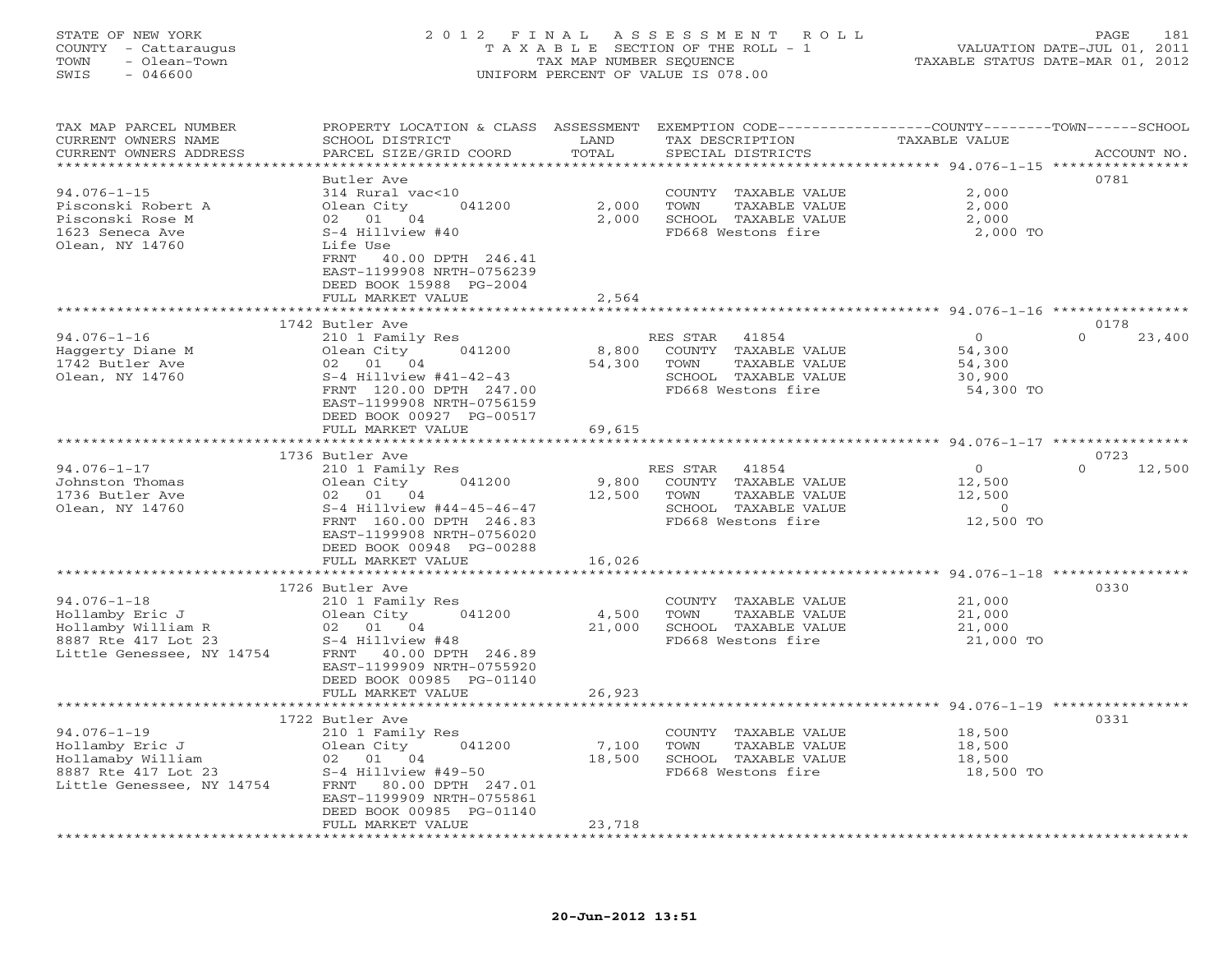STATE OF NEW YORK
COUNTY - Cattaraugus
TOWN - Olean-Town
SWIS - 046600

# 2012 FINAL ASSESSMENT ROLL

TAXABLE SECTION OF THE ROLL - 1
TAX MAP NUMBER SEQUENCE
UNIFORM PERCENT OF VALUE IS 078.00

VALUATION DATE-JUL 01, 2011
TAXABLE STATUS DATE-MAR 01, 2012

| TAX MAP PARCEL NUMBER / CURRENT OWNERS NAME / CURRENT OWNERS ADDRESS | PROPERTY LOCATION & CLASS / SCHOOL DISTRICT / PARCEL SIZE/GRID COORD | ASSESSMENT LAND / TOTAL | EXEMPTION CODE / TAX DESCRIPTION / SPECIAL DISTRICTS | COUNTY / TOWN / SCHOOL TAXABLE VALUE | ACCOUNT NO. |
|---|---|---|---|---|---|
| **94.076-1-15** | Butler Ave | | | | 0781 |
| Pisconski Robert A | 314 Rural vac<10 | | COUNTY TAXABLE VALUE | 2,000 | |
| Pisconski Rose M | Olean City 041200 | 2,000 | TOWN TAXABLE VALUE | 2,000 | |
| 1623 Seneca Ave | 02 01 04 | 2,000 | SCHOOL TAXABLE VALUE | 2,000 | |
| Olean, NY 14760 | S-4 Hillview #40 | | FD668 Westons fire | 2,000 TO | |
| | Life Use | | | | |
| | FRNT 40.00 DPTH 246.41 | | | | |
| | EAST-1199908 NRTH-0756239 | | | | |
| | DEED BOOK 15988 PG-2004 | | | | |
| | FULL MARKET VALUE | 2,564 | | | |
| **94.076-1-16** | 1742 Butler Ave | | | | 0178 |
| Haggerty Diane M | 210 1 Family Res | | RES STAR 41854 | 0 / 0 | 23,400 |
| 1742 Butler Ave | Olean City 041200 | 8,800 | COUNTY TAXABLE VALUE | 54,300 | |
| Olean, NY 14760 | 02 01 04 | 54,300 | TOWN TAXABLE VALUE | 54,300 | |
| | S-4 Hillview #41-42-43 | | SCHOOL TAXABLE VALUE | 30,900 | |
| | FRNT 120.00 DPTH 247.00 | | FD668 Westons fire | 54,300 TO | |
| | EAST-1199908 NRTH-0756159 | | | | |
| | DEED BOOK 00927 PG-00517 | | | | |
| | FULL MARKET VALUE | 69,615 | | | |
| **94.076-1-17** | 1736 Butler Ave | | | | 0723 |
| Johnston Thomas | 210 1 Family Res | | RES STAR 41854 | 0 / 0 | 12,500 |
| 1736 Butler Ave | Olean City 041200 | 9,800 | COUNTY TAXABLE VALUE | 12,500 | |
| Olean, NY 14760 | 02 01 04 | 12,500 | TOWN TAXABLE VALUE | 12,500 | |
| | S-4 Hillview #44-45-46-47 | | SCHOOL TAXABLE VALUE | 0 | |
| | FRNT 160.00 DPTH 246.83 | | FD668 Westons fire | 12,500 TO | |
| | EAST-1199908 NRTH-0756020 | | | | |
| | DEED BOOK 00948 PG-00288 | | | | |
| | FULL MARKET VALUE | 16,026 | | | |
| **94.076-1-18** | 1726 Butler Ave | | | | 0330 |
| Hollamby Eric J | 210 1 Family Res | | COUNTY TAXABLE VALUE | 21,000 | |
| Hollamby William R | Olean City 041200 | 4,500 | TOWN TAXABLE VALUE | 21,000 | |
| 8887 Rte 417 Lot 23 | 02 01 04 | 21,000 | SCHOOL TAXABLE VALUE | 21,000 | |
| Little Genessee, NY 14754 | S-4 Hillview #48 | | FD668 Westons fire | 21,000 TO | |
| | FRNT 40.00 DPTH 246.89 | | | | |
| | EAST-1199909 NRTH-0755920 | | | | |
| | DEED BOOK 00985 PG-01140 | | | | |
| | FULL MARKET VALUE | 26,923 | | | |
| **94.076-1-19** | 1722 Butler Ave | | | | 0331 |
| Hollamby Eric J | 210 1 Family Res | | COUNTY TAXABLE VALUE | 18,500 | |
| Hollamaby William | Olean City 041200 | 7,100 | TOWN TAXABLE VALUE | 18,500 | |
| 8887 Rte 417 Lot 23 | 02 01 04 | 18,500 | SCHOOL TAXABLE VALUE | 18,500 | |
| Little Genessee, NY 14754 | S-4 Hillview #49-50 | | FD668 Westons fire | 18,500 TO | |
| | FRNT 80.00 DPTH 247.01 | | | | |
| | EAST-1199909 NRTH-0755861 | | | | |
| | DEED BOOK 00985 PG-01140 | | | | |
| | FULL MARKET VALUE | 23,718 | | | |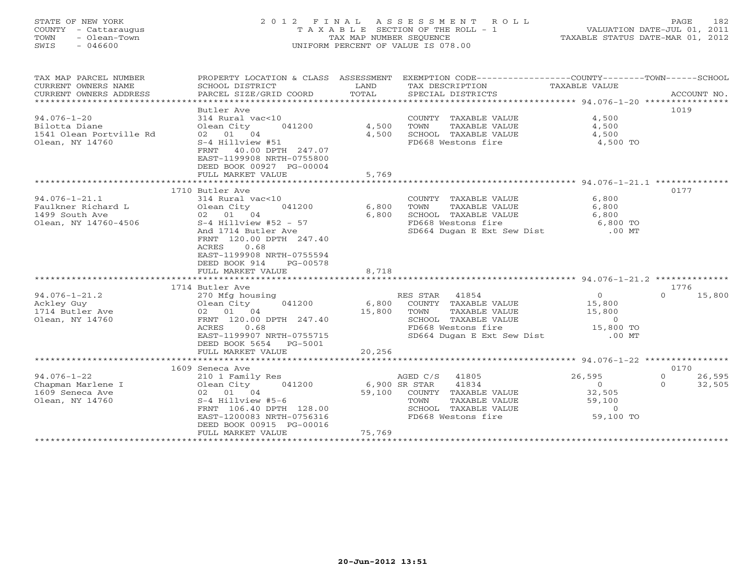STATE OF NEW YORK
COUNTY - Cattaraugus
TOWN - Olean-Town
SWIS - 046600

2012 FINAL ASSESSMENT ROLL
TAXABLE SECTION OF THE ROLL - 1
TAX MAP NUMBER SEQUENCE
UNIFORM PERCENT OF VALUE IS 078.00

VALUATION DATE-JUL 01, 2011
TAXABLE STATUS DATE-MAR 01, 2012

| TAX MAP PARCEL NUMBER / CURRENT OWNERS NAME / CURRENT OWNERS ADDRESS | PROPERTY LOCATION & CLASS / SCHOOL DISTRICT / PARCEL SIZE/GRID COORD | ASSESSMENT LAND / TOTAL | EXEMPTION CODE / TAX DESCRIPTION / SPECIAL DISTRICTS | COUNTY / TOWN / SCHOOL TAXABLE VALUE | ACCOUNT NO. |
|---|---|---|---|---|---|
| 94.076-1-20 | Butler Ave | | | | 1019 |
| | 314 Rural vac<10 | | COUNTY TAXABLE VALUE | 4,500 | |
| Bilotta Diane | Olean City 041200 | 4,500 | TOWN TAXABLE VALUE | 4,500 | |
| 1541 Olean Portville Rd | 02 01 04 | 4,500 | SCHOOL TAXABLE VALUE | 4,500 | |
| Olean, NY 14760 | S-4 Hillview #51 | | FD668 Westons fire | 4,500 TO | |
| | FRNT 40.00 DPTH 247.07 | | | | |
| | EAST-1199908 NRTH-0755800 | | | | |
| | DEED BOOK 00927 PG-00004 | | | | |
| | FULL MARKET VALUE | 5,769 | | | |
| 94.076-1-21.1 | 1710 Butler Ave | | | | 0177 |
| | 314 Rural vac<10 | | COUNTY TAXABLE VALUE | 6,800 | |
| Faulkner Richard L | Olean City 041200 | 6,800 | TOWN TAXABLE VALUE | 6,800 | |
| 1499 South Ave | 02 01 04 | 6,800 | SCHOOL TAXABLE VALUE | 6,800 | |
| Olean, NY 14760-4506 | S-4 Hillview #52 - 57 | | FD668 Westons fire | 6,800 TO | |
| | And 1714 Butler Ave | | SD664 Dugan E Ext Sew Dist | .00 MT | |
| | FRNT 120.00 DPTH 247.40 | | | | |
| | ACRES 0.68 | | | | |
| | EAST-1199908 NRTH-0755594 | | | | |
| | DEED BOOK 914 PG-00578 | | | | |
| | FULL MARKET VALUE | 8,718 | | | |
| 94.076-1-21.2 | 1714 Butler Ave | | | | 1776 |
| | 270 Mfg housing | | RES STAR 41854 | 0 / 0 / 15,800 | |
| Ackley Guy | Olean City 041200 | 6,800 | COUNTY TAXABLE VALUE | 15,800 | |
| 1714 Butler Ave | 02 01 04 | 15,800 | TOWN TAXABLE VALUE | 15,800 | |
| Olean, NY 14760 | FRNT 120.00 DPTH 247.40 | | SCHOOL TAXABLE VALUE | 0 | |
| | ACRES 0.68 | | FD668 Westons fire | 15,800 TO | |
| | EAST-1199907 NRTH-0755715 | | SD664 Dugan E Ext Sew Dist | .00 MT | |
| | DEED BOOK 5654 PG-5001 | | | | |
| | FULL MARKET VALUE | 20,256 | | | |
| 94.076-1-22 | 1609 Seneca Ave | | | | 0170 |
| | 210 1 Family Res | | AGED C/S 41805 | 26,595 / 0 / 26,595 | |
| Chapman Marlene I | Olean City 041200 | 6,900 | SR STAR 41834 | 0 / 0 / 32,505 | |
| 1609 Seneca Ave | 02 01 04 | 59,100 | COUNTY TAXABLE VALUE | 32,505 | |
| Olean, NY 14760 | S-4 Hillview #5-6 | | TOWN TAXABLE VALUE | 59,100 | |
| | FRNT 106.40 DPTH 128.00 | | SCHOOL TAXABLE VALUE | 0 | |
| | EAST-1200083 NRTH-0756316 | | FD668 Westons fire | 59,100 TO | |
| | DEED BOOK 00915 PG-00016 | | | | |
| | FULL MARKET VALUE | 75,769 | | | |

20-Jun-2012 13:51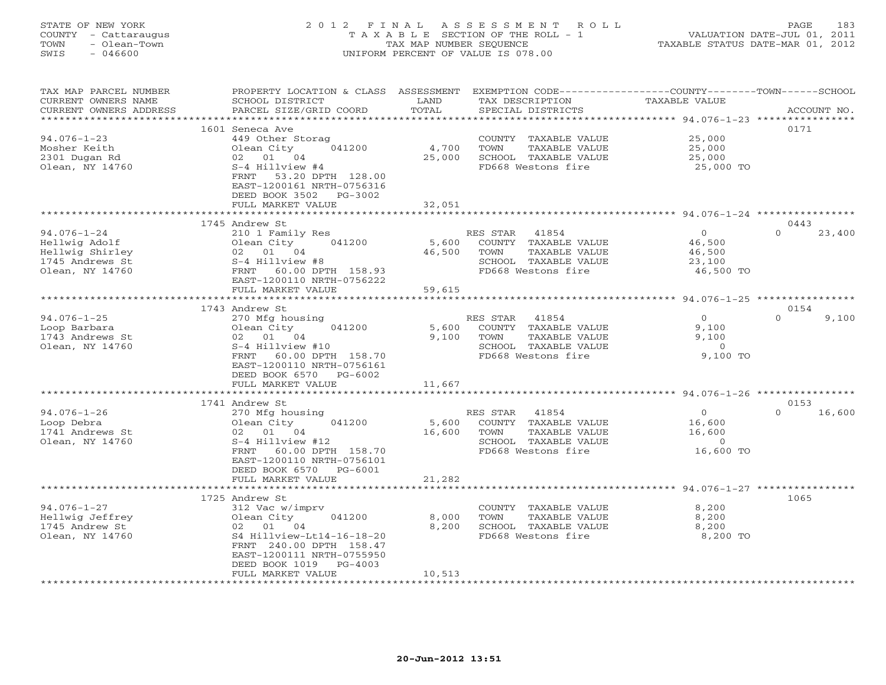STATE OF NEW YORK
COUNTY - Cattaraugus
TOWN - Olean-Town
SWIS - 046600

2012 FINAL ASSESSMENT ROLL
TAXABLE SECTION OF THE ROLL - 1
TAX MAP NUMBER SEQUENCE
UNIFORM PERCENT OF VALUE IS 078.00

VALUATION DATE-JUL 01, 2011
TAXABLE STATUS DATE-MAR 01, 2012

| TAX MAP PARCEL NUMBER / CURRENT OWNERS NAME / CURRENT OWNERS ADDRESS | PROPERTY LOCATION & CLASS / SCHOOL DISTRICT / PARCEL SIZE/GRID COORD | ASSESSMENT LAND | ASSESSMENT TOTAL | EXEMPTION CODE / TAX DESCRIPTION / SPECIAL DISTRICTS | COUNTY TAXABLE VALUE | TOWN | SCHOOL | ACCOUNT NO. |
|---|---|---|---|---|---|---|---|---|
| **94.076-1-23** | 1601 Seneca Ave | | | | | | | 0171 |
| Mosher Keith | 449 Other Storag | | | COUNTY TAXABLE VALUE | 25,000 | | | |
| 2301 Dugan Rd | Olean City 041200 | 4,700 | | TOWN TAXABLE VALUE | 25,000 | | | |
| Olean, NY 14760 | 02 01 04 | | 25,000 | SCHOOL TAXABLE VALUE | 25,000 | | | |
| | S-4 Hillview #4 | | | FD668 Westons fire | 25,000 TO | | | |
| | FRNT 53.20 DPTH 128.00 | | | | | | | |
| | EAST-1200161 NRTH-0756316 | | | | | | | |
| | DEED BOOK 3502 PG-3002 | | | | | | | |
| | FULL MARKET VALUE | | 32,051 | | | | | |
| **94.076-1-24** | 1745 Andrew St | | | | | | | 0443 |
| Hellwig Adolf | 210 1 Family Res | | | RES STAR 41854 | 0 | 0 | 23,400 | |
| Hellwig Shirley | Olean City 041200 | 5,600 | | COUNTY TAXABLE VALUE | 46,500 | | | |
| 1745 Andrews St | 02 01 04 | | 46,500 | TOWN TAXABLE VALUE | 46,500 | | | |
| Olean, NY 14760 | S-4 Hillview #8 | | | SCHOOL TAXABLE VALUE | 23,100 | | | |
| | FRNT 60.00 DPTH 158.93 | | | FD668 Westons fire | 46,500 TO | | | |
| | EAST-1200110 NRTH-0756222 | | | | | | | |
| | FULL MARKET VALUE | | 59,615 | | | | | |
| **94.076-1-25** | 1743 Andrew St | | | | | | | 0154 |
| Loop Barbara | 270 Mfg housing | | | RES STAR 41854 | 0 | 0 | 9,100 | |
| 1743 Andrews St | Olean City 041200 | 5,600 | | COUNTY TAXABLE VALUE | 9,100 | | | |
| Olean, NY 14760 | 02 01 04 | | 9,100 | TOWN TAXABLE VALUE | 9,100 | | | |
| | S-4 Hillview #10 | | | SCHOOL TAXABLE VALUE | 0 | | | |
| | FRNT 60.00 DPTH 158.70 | | | FD668 Westons fire | 9,100 TO | | | |
| | EAST-1200110 NRTH-0756161 | | | | | | | |
| | DEED BOOK 6570 PG-6002 | | | | | | | |
| | FULL MARKET VALUE | | 11,667 | | | | | |
| **94.076-1-26** | 1741 Andrew St | | | | | | | 0153 |
| Loop Debra | 270 Mfg housing | | | RES STAR 41854 | 0 | 0 | 16,600 | |
| 1741 Andrews St | Olean City 041200 | 5,600 | | COUNTY TAXABLE VALUE | 16,600 | | | |
| Olean, NY 14760 | 02 01 04 | | 16,600 | TOWN TAXABLE VALUE | 16,600 | | | |
| | S-4 Hillview #12 | | | SCHOOL TAXABLE VALUE | 0 | | | |
| | FRNT 60.00 DPTH 158.70 | | | FD668 Westons fire | 16,600 TO | | | |
| | EAST-1200110 NRTH-0756101 | | | | | | | |
| | DEED BOOK 6570 PG-6001 | | | | | | | |
| | FULL MARKET VALUE | | 21,282 | | | | | |
| **94.076-1-27** | 1725 Andrew St | | | | | | | 1065 |
| Hellwig Jeffrey | 312 Vac w/imprv | | | COUNTY TAXABLE VALUE | 8,200 | | | |
| 1745 Andrew St | Olean City 041200 | 8,000 | | TOWN TAXABLE VALUE | 8,200 | | | |
| Olean, NY 14760 | 02 01 04 | | 8,200 | SCHOOL TAXABLE VALUE | 8,200 | | | |
| | S4 Hillview-Lt14-16-18-20 | | | FD668 Westons fire | 8,200 TO | | | |
| | FRNT 240.00 DPTH 158.47 | | | | | | | |
| | EAST-1200111 NRTH-0755950 | | | | | | | |
| | DEED BOOK 1019 PG-4003 | | | | | | | |
| | FULL MARKET VALUE | | 10,513 | | | | | |

20-Jun-2012 13:51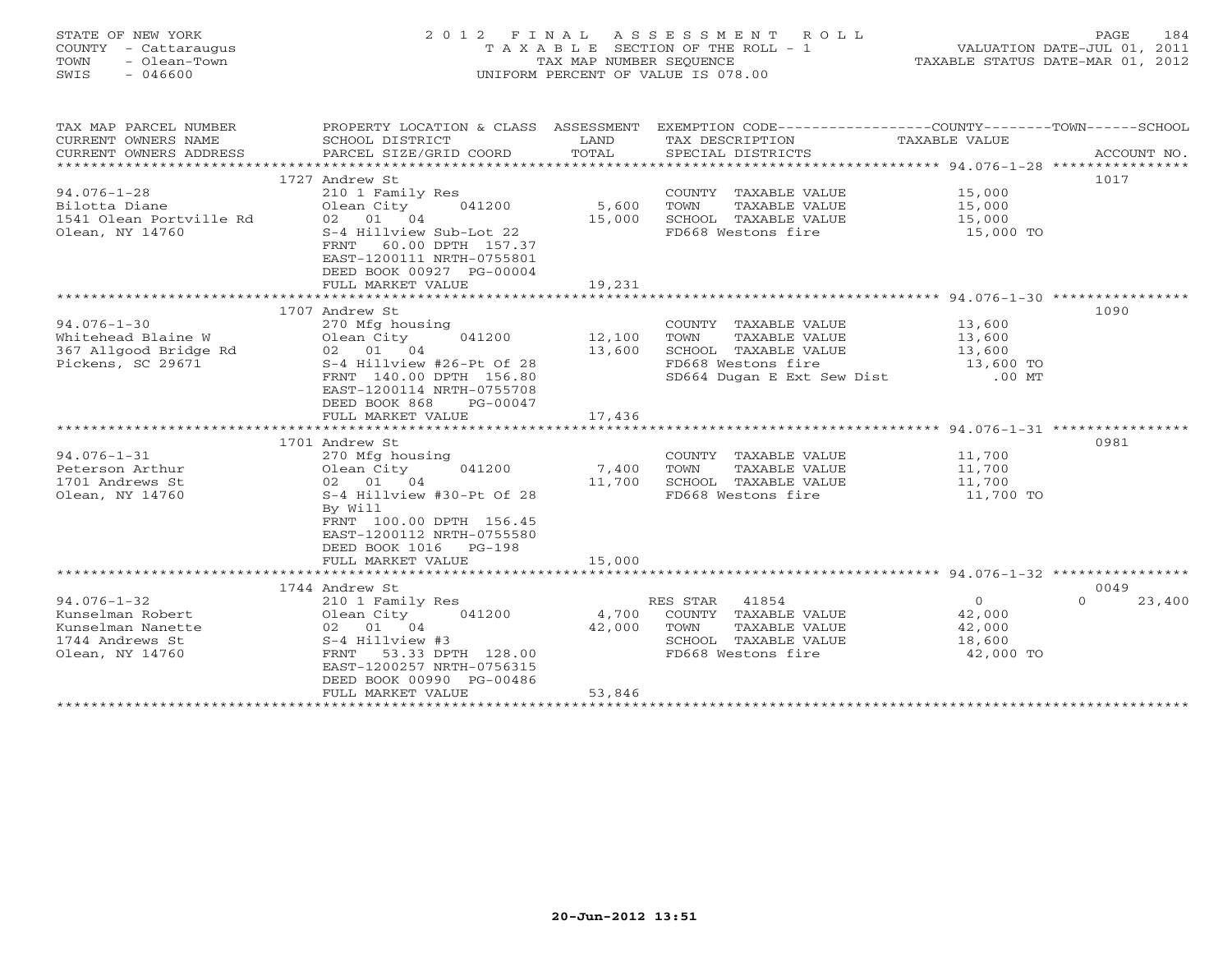STATE OF NEW YORK
COUNTY - Cattaraugus
TOWN - Olean-Town
SWIS - 046600

# 2012 FINAL ASSESSMENT ROLL
TAXABLE SECTION OF THE ROLL - 1
TAX MAP NUMBER SEQUENCE
UNIFORM PERCENT OF VALUE IS 078.00

VALUATION DATE-JUL 01, 2011
TAXABLE STATUS DATE-MAR 01, 2012

| TAX MAP PARCEL NUMBER / CURRENT OWNERS NAME / CURRENT OWNERS ADDRESS | PROPERTY LOCATION & CLASS / SCHOOL DISTRICT / PARCEL SIZE/GRID COORD | ASSESSMENT LAND / TOTAL | EXEMPTION CODE / TAX DESCRIPTION / SPECIAL DISTRICTS | COUNTY / TOWN / SCHOOL TAXABLE VALUE | ACCOUNT NO. |
|---|---|---|---|---|---|
| 94.076-1-28 | 1727 Andrew St | | | | 1017 |
| Bilotta Diane | 210 1 Family Res | | COUNTY TAXABLE VALUE | 15,000 | |
| 1541 Olean Portville Rd | Olean City 041200 | 5,600 | TOWN TAXABLE VALUE | 15,000 | |
| Olean, NY 14760 | 02 01 04 | 15,000 | SCHOOL TAXABLE VALUE | 15,000 | |
| | S-4 Hillview Sub-Lot 22 | | FD668 Westons fire | 15,000 TO | |
| | FRNT 60.00 DPTH 157.37 | | | | |
| | EAST-1200111 NRTH-0755801 | | | | |
| | DEED BOOK 00927 PG-00004 | | | | |
| | FULL MARKET VALUE | 19,231 | | | |
| 94.076-1-30 | 1707 Andrew St | | | | 1090 |
| Whitehead Blaine W | 270 Mfg housing | | COUNTY TAXABLE VALUE | 13,600 | |
| 367 Allgood Bridge Rd | Olean City 041200 | 12,100 | TOWN TAXABLE VALUE | 13,600 | |
| Pickens, SC 29671 | 02 01 04 | 13,600 | SCHOOL TAXABLE VALUE | 13,600 | |
| | S-4 Hillview #26-Pt Of 28 | | FD668 Westons fire | 13,600 TO | |
| | FRNT 140.00 DPTH 156.80 | | SD664 Dugan E Ext Sew Dist | .00 MT | |
| | EAST-1200114 NRTH-0755708 | | | | |
| | DEED BOOK 868 PG-00047 | | | | |
| | FULL MARKET VALUE | 17,436 | | | |
| 94.076-1-31 | 1701 Andrew St | | | | 0981 |
| Peterson Arthur | 270 Mfg housing | | COUNTY TAXABLE VALUE | 11,700 | |
| 1701 Andrews St | Olean City 041200 | 7,400 | TOWN TAXABLE VALUE | 11,700 | |
| Olean, NY 14760 | 02 01 04 | 11,700 | SCHOOL TAXABLE VALUE | 11,700 | |
| | S-4 Hillview #30-Pt Of 28 | | FD668 Westons fire | 11,700 TO | |
| | By Will | | | | |
| | FRNT 100.00 DPTH 156.45 | | | | |
| | EAST-1200112 NRTH-0755580 | | | | |
| | DEED BOOK 1016 PG-198 | | | | |
| | FULL MARKET VALUE | 15,000 | | | |
| 94.076-1-32 | 1744 Andrew St | | | | 0049 |
| Kunselman Robert | 210 1 Family Res | | RES STAR 41854 | 0 | 0 23,400 |
| Kunselman Nanette | Olean City 041200 | 4,700 | COUNTY TAXABLE VALUE | 42,000 | |
| 1744 Andrews St | 02 01 04 | 42,000 | TOWN TAXABLE VALUE | 42,000 | |
| Olean, NY 14760 | S-4 Hillview #3 | | SCHOOL TAXABLE VALUE | 18,600 | |
| | FRNT 53.33 DPTH 128.00 | | FD668 Westons fire | 42,000 TO | |
| | EAST-1200257 NRTH-0756315 | | | | |
| | DEED BOOK 00990 PG-00486 | | | | |
| | FULL MARKET VALUE | 53,846 | | | |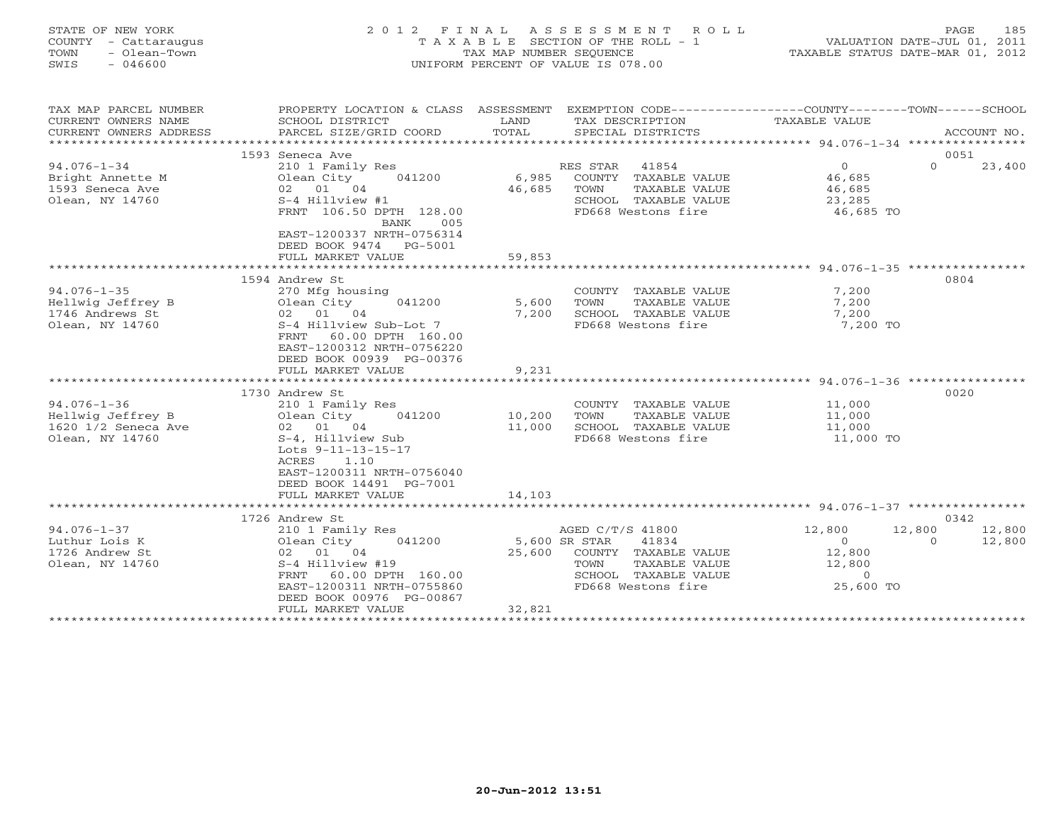STATE OF NEW YORK
COUNTY - Cattaraugus
TOWN - Olean-Town
SWIS - 046600

2012 FINAL ASSESSMENT ROLL
TAXABLE SECTION OF THE ROLL - 1
TAX MAP NUMBER SEQUENCE
UNIFORM PERCENT OF VALUE IS 078.00

VALUATION DATE-JUL 01, 2011
TAXABLE STATUS DATE-MAR 01, 2012

| TAX MAP PARCEL NUMBER / CURRENT OWNERS NAME / CURRENT OWNERS ADDRESS | PROPERTY LOCATION & CLASS / SCHOOL DISTRICT / PARCEL SIZE/GRID COORD | ASSESSMENT LAND | TOTAL | EXEMPTION CODE / TAX DESCRIPTION / SPECIAL DISTRICTS | COUNTY TAXABLE VALUE | TOWN | SCHOOL | ACCOUNT NO. |
|---|---|---|---|---|---|---|---|---|
| 94.076-1-34 | 1593 Seneca Ave | | | | | | | 0051 |
| Bright Annette M | 210 1 Family Res | | | RES STAR 41854 | 0 | 0 | 23,400 | |
| 1593 Seneca Ave | Olean City 041200 | 6,985 | | COUNTY TAXABLE VALUE | 46,685 | | | |
| Olean, NY 14760 | 02 01 04 | | 46,685 | TOWN TAXABLE VALUE | 46,685 | | | |
| | S-4 Hillview #1 | | | SCHOOL TAXABLE VALUE | 23,285 | | | |
| | FRNT 106.50 DPTH 128.00 BANK 005 | | | FD668 Westons fire | 46,685 TO | | | |
| | EAST-1200337 NRTH-0756314 | | | | | | | |
| | DEED BOOK 9474 PG-5001 | | | | | | | |
| | FULL MARKET VALUE | | 59,853 | | | | | |
| 94.076-1-35 | 1594 Andrew St | | | | | | | 0804 |
| Hellwig Jeffrey B | 270 Mfg housing | | | COUNTY TAXABLE VALUE | 7,200 | | | |
| 1746 Andrews St | Olean City 041200 | 5,600 | | TOWN TAXABLE VALUE | 7,200 | | | |
| Olean, NY 14760 | 02 01 04 | | 7,200 | SCHOOL TAXABLE VALUE | 7,200 | | | |
| | S-4 Hillview Sub-Lot 7 | | | FD668 Westons fire | 7,200 TO | | | |
| | FRNT 60.00 DPTH 160.00 | | | | | | | |
| | EAST-1200312 NRTH-0756220 | | | | | | | |
| | DEED BOOK 00939 PG-00376 | | | | | | | |
| | FULL MARKET VALUE | | 9,231 | | | | | |
| 94.076-1-36 | 1730 Andrew St | | | | | | | 0020 |
| Hellwig Jeffrey B | 210 1 Family Res | | | COUNTY TAXABLE VALUE | 11,000 | | | |
| 1620 1/2 Seneca Ave | Olean City 041200 | 10,200 | | TOWN TAXABLE VALUE | 11,000 | | | |
| Olean, NY 14760 | 02 01 04 | | 11,000 | SCHOOL TAXABLE VALUE | 11,000 | | | |
| | S-4, Hillview Sub | | | FD668 Westons fire | 11,000 TO | | | |
| | Lots 9-11-13-15-17 | | | | | | | |
| | ACRES 1.10 | | | | | | | |
| | EAST-1200311 NRTH-0756040 | | | | | | | |
| | DEED BOOK 14491 PG-7001 | | | | | | | |
| | FULL MARKET VALUE | | 14,103 | | | | | |
| 94.076-1-37 | 1726 Andrew St | | | | | | | 0342 |
| Luthur Lois K | 210 1 Family Res | | | AGED C/T/S 41800 | 12,800 | 12,800 | 12,800 | |
| 1726 Andrew St | Olean City 041200 | 5,600 | | SR STAR 41834 | 0 | 0 | 12,800 | |
| Olean, NY 14760 | 02 01 04 | | 25,600 | COUNTY TAXABLE VALUE | 12,800 | | | |
| | S-4 Hillview #19 | | | TOWN TAXABLE VALUE | 12,800 | | | |
| | FRNT 60.00 DPTH 160.00 | | | SCHOOL TAXABLE VALUE | 0 | | | |
| | EAST-1200311 NRTH-0755860 | | | FD668 Westons fire | 25,600 TO | | | |
| | DEED BOOK 00976 PG-00867 | | | | | | | |
| | FULL MARKET VALUE | | 32,821 | | | | | |

20-Jun-2012 13:51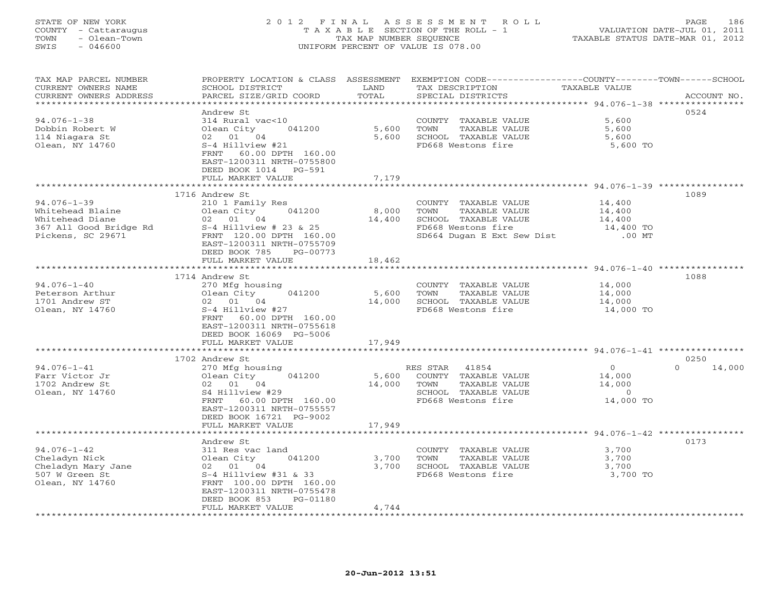STATE OF NEW YORK
COUNTY - Cattaraugus
TOWN - Olean-Town
SWIS - 046600

2012 FINAL ASSESSMENT ROLL
TAXABLE SECTION OF THE ROLL - 1
TAX MAP NUMBER SEQUENCE
UNIFORM PERCENT OF VALUE IS 078.00

VALUATION DATE-JUL 01, 2011
TAXABLE STATUS DATE-MAR 01, 2012

| TAX MAP PARCEL NUMBER / CURRENT OWNERS NAME / CURRENT OWNERS ADDRESS | PROPERTY LOCATION & CLASS / SCHOOL DISTRICT / PARCEL SIZE/GRID COORD | ASSESSMENT LAND | TOTAL | EXEMPTION CODE / TAX DESCRIPTION / SPECIAL DISTRICTS | COUNTY / TOWN TAXABLE VALUE | SCHOOL | ACCOUNT NO. |
|---|---|---|---|---|---|---|---|
| **94.076-1-38** | Andrew St | | | | | | 0524 |
| Dobbin Robert W | 314 Rural vac<10 | | | COUNTY TAXABLE VALUE | 5,600 | | |
| 114 Niagara St | Olean City 041200 | 5,600 | | TOWN TAXABLE VALUE | 5,600 | | |
| Olean, NY 14760 | 02 01 04 | | 5,600 | SCHOOL TAXABLE VALUE | 5,600 | | |
| | S-4 Hillview #21 | | | FD668 Westons fire | 5,600 TO | | |
| | FRNT 60.00 DPTH 160.00 | | | | | | |
| | EAST-1200311 NRTH-0755800 | | | | | | |
| | DEED BOOK 1014 PG-591 | | | | | | |
| | FULL MARKET VALUE | | 7,179 | | | | |
| **94.076-1-39** | 1716 Andrew St | | | | | | 1089 |
| Whitehead Blaine | 210 1 Family Res | | | COUNTY TAXABLE VALUE | 14,400 | | |
| Whitehead Diane | Olean City 041200 | 8,000 | | TOWN TAXABLE VALUE | 14,400 | | |
| 367 All Good Bridge Rd | 02 01 04 | | 14,400 | SCHOOL TAXABLE VALUE | 14,400 | | |
| Pickens, SC 29671 | S-4 Hillview # 23 & 25 | | | FD668 Westons fire | 14,400 TO | | |
| | FRNT 120.00 DPTH 160.00 | | | SD664 Dugan E Ext Sew Dist | .00 MT | | |
| | EAST-1200311 NRTH-0755709 | | | | | | |
| | DEED BOOK 785 PG-00773 | | | | | | |
| | FULL MARKET VALUE | | 18,462 | | | | |
| **94.076-1-40** | 1714 Andrew St | | | | | | 1088 |
| Peterson Arthur | 270 Mfg housing | | | COUNTY TAXABLE VALUE | 14,000 | | |
| 1701 Andrew ST | Olean City 041200 | 5,600 | | TOWN TAXABLE VALUE | 14,000 | | |
| Olean, NY 14760 | 02 01 04 | | 14,000 | SCHOOL TAXABLE VALUE | 14,000 | | |
| | S-4 Hillview #27 | | | FD668 Westons fire | 14,000 TO | | |
| | FRNT 60.00 DPTH 160.00 | | | | | | |
| | EAST-1200311 NRTH-0755618 | | | | | | |
| | DEED BOOK 16069 PG-5006 | | | | | | |
| | FULL MARKET VALUE | | 17,949 | | | | |
| **94.076-1-41** | 1702 Andrew St | | | | | | 0250 |
| Farr Victor Jr | 270 Mfg housing | | | RES STAR 41854 | 0 | 0 | 14,000 |
| 1702 Andrew St | Olean City 041200 | 5,600 | | COUNTY TAXABLE VALUE | 14,000 | | |
| Olean, NY 14760 | 02 01 04 | | 14,000 | TOWN TAXABLE VALUE | 14,000 | | |
| | S4 Hillview #29 | | | SCHOOL TAXABLE VALUE | 0 | | |
| | FRNT 60.00 DPTH 160.00 | | | FD668 Westons fire | 14,000 TO | | |
| | EAST-1200311 NRTH-0755557 | | | | | | |
| | DEED BOOK 16721 PG-9002 | | | | | | |
| | FULL MARKET VALUE | | 17,949 | | | | |
| **94.076-1-42** | Andrew St | | | | | | 0173 |
| Cheladyn Nick | 311 Res vac land | | | COUNTY TAXABLE VALUE | 3,700 | | |
| Cheladyn Mary Jane | Olean City 041200 | 3,700 | | TOWN TAXABLE VALUE | 3,700 | | |
| 507 W Green St | 02 01 04 | | 3,700 | SCHOOL TAXABLE VALUE | 3,700 | | |
| Olean, NY 14760 | S-4 Hillview #31 & 33 | | | FD668 Westons fire | 3,700 TO | | |
| | FRNT 100.00 DPTH 160.00 | | | | | | |
| | EAST-1200311 NRTH-0755478 | | | | | | |
| | DEED BOOK 853 PG-01180 | | | | | | |
| | FULL MARKET VALUE | | 4,744 | | | | |

20-Jun-2012 13:51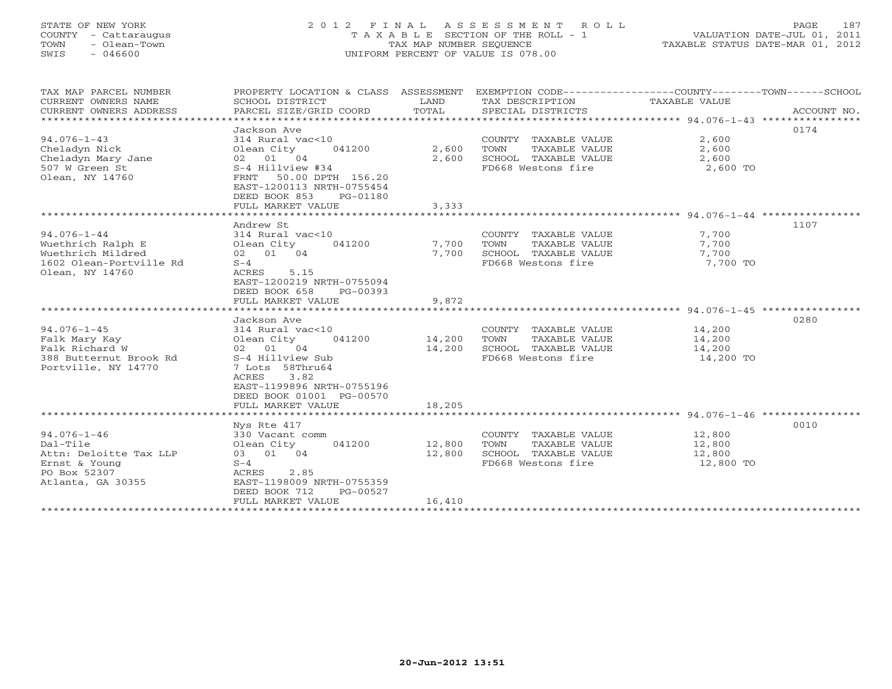STATE OF NEW YORK
COUNTY - Cattaraugus
TOWN - Olean-Town
SWIS - 046600

# 2012 FINAL ASSESSMENT ROLL

TAXABLE SECTION OF THE ROLL - 1
TAX MAP NUMBER SEQUENCE
UNIFORM PERCENT OF VALUE IS 078.00

VALUATION DATE-JUL 01, 2011
TAXABLE STATUS DATE-MAR 01, 2012

| TAX MAP PARCEL NUMBER / CURRENT OWNERS NAME / CURRENT OWNERS ADDRESS | PROPERTY LOCATION & CLASS / SCHOOL DISTRICT / PARCEL SIZE/GRID COORD | ASSESSMENT LAND / TOTAL | EXEMPTION CODE / TAX DESCRIPTION / SPECIAL DISTRICTS | COUNTY--------TOWN------SCHOOL TAXABLE VALUE | ACCOUNT NO. |
|---|---|---|---|---|---|
| 94.076-1-43 | Jackson Ave | | | | 0174 |
| | 314 Rural vac<10 | | COUNTY TAXABLE VALUE | 2,600 | |
| Cheladyn Nick | Olean City 041200 | 2,600 | TOWN TAXABLE VALUE | 2,600 | |
| Cheladyn Mary Jane | 02 01 04 | 2,600 | SCHOOL TAXABLE VALUE | 2,600 | |
| 507 W Green St | S-4 Hillview #34 | | FD668 Westons fire | 2,600 TO | |
| Olean, NY 14760 | FRNT 50.00 DPTH 156.20 | | | | |
| | EAST-1200113 NRTH-0755454 | | | | |
| | DEED BOOK 853 PG-01180 | | | | |
| | FULL MARKET VALUE | 3,333 | | | |
| 94.076-1-44 | Andrew St | | | | 1107 |
| | 314 Rural vac<10 | | COUNTY TAXABLE VALUE | 7,700 | |
| Wuethrich Ralph E | Olean City 041200 | 7,700 | TOWN TAXABLE VALUE | 7,700 | |
| Wuethrich Mildred | 02 01 04 | 7,700 | SCHOOL TAXABLE VALUE | 7,700 | |
| 1602 Olean-Portville Rd | S-4 | | FD668 Westons fire | 7,700 TO | |
| Olean, NY 14760 | ACRES 5.15 | | | | |
| | EAST-1200219 NRTH-0755094 | | | | |
| | DEED BOOK 658 PG-00393 | | | | |
| | FULL MARKET VALUE | 9,872 | | | |
| 94.076-1-45 | Jackson Ave | | | | 0280 |
| | 314 Rural vac<10 | | COUNTY TAXABLE VALUE | 14,200 | |
| Falk Mary Kay | Olean City 041200 | 14,200 | TOWN TAXABLE VALUE | 14,200 | |
| Falk Richard W | 02 01 04 | 14,200 | SCHOOL TAXABLE VALUE | 14,200 | |
| 388 Butternut Brook Rd | S-4 Hillview Sub | | FD668 Westons fire | 14,200 TO | |
| Portville, NY 14770 | 7 Lots 58Thru64 | | | | |
| | ACRES 3.82 | | | | |
| | EAST-1199896 NRTH-0755196 | | | | |
| | DEED BOOK 01001 PG-00570 | | | | |
| | FULL MARKET VALUE | 18,205 | | | |
| 94.076-1-46 | Nys Rte 417 | | | | 0010 |
| | 330 Vacant comm | | COUNTY TAXABLE VALUE | 12,800 | |
| Dal-Tile | Olean City 041200 | 12,800 | TOWN TAXABLE VALUE | 12,800 | |
| Attn: Deloitte Tax LLP | 03 01 04 | 12,800 | SCHOOL TAXABLE VALUE | 12,800 | |
| Ernst & Young | S-4 | | FD668 Westons fire | 12,800 TO | |
| PO Box 52307 | ACRES 2.85 | | | | |
| Atlanta, GA 30355 | EAST-1198009 NRTH-0755359 | | | | |
| | DEED BOOK 712 PG-00527 | | | | |
| | FULL MARKET VALUE | 16,410 | | | |

20-Jun-2012 13:51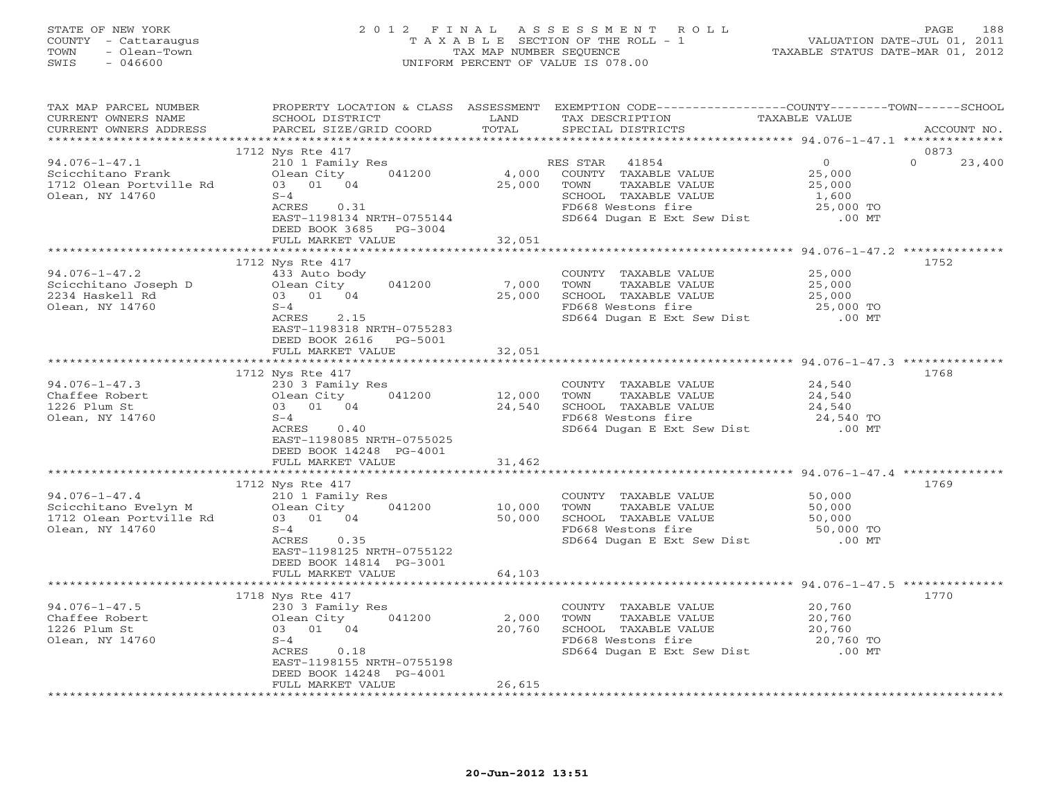STATE OF NEW YORK
COUNTY - Cattaraugus
TOWN - Olean-Town
SWIS - 046600

# 2012 FINAL ASSESSMENT ROLL
TAXABLE SECTION OF THE ROLL - 1
TAX MAP NUMBER SEQUENCE
UNIFORM PERCENT OF VALUE IS 078.00

VALUATION DATE-JUL 01, 2011
TAXABLE STATUS DATE-MAR 01, 2012

| TAX MAP PARCEL NUMBER / CURRENT OWNERS NAME / CURRENT OWNERS ADDRESS | PROPERTY LOCATION & CLASS / SCHOOL DISTRICT / PARCEL SIZE/GRID COORD | ASSESSMENT LAND / TOTAL | EXEMPTION CODE / TAX DESCRIPTION / SPECIAL DISTRICTS | COUNTY / TOWN / SCHOOL TAXABLE VALUE | ACCOUNT NO. |
|---|---|---|---|---|---|
| 94.076-1-47.1 | 1712 Nys Rte 417 | | | | 0873 |
| Scicchitano Frank | 210 1 Family Res | | RES STAR 41854 | 0 / 0 / 23,400 | |
| 1712 Olean Portville Rd | Olean City 041200 | 4,000 | COUNTY TAXABLE VALUE | 25,000 | |
| Olean, NY 14760 | 03 01 04 | 25,000 | TOWN TAXABLE VALUE | 25,000 | |
| | S-4 | | SCHOOL TAXABLE VALUE | 1,600 | |
| | ACRES 0.31 | | FD668 Westons fire | 25,000 TO | |
| | EAST-1198134 NRTH-0755144 | | SD664 Dugan E Ext Sew Dist | .00 MT | |
| | DEED BOOK 3685 PG-3004 | | | | |
| | FULL MARKET VALUE | 32,051 | | | |
| 94.076-1-47.2 | 1712 Nys Rte 417 | | | | 1752 |
| Scicchitano Joseph D | 433 Auto body | | COUNTY TAXABLE VALUE | 25,000 | |
| 2234 Haskell Rd | Olean City 041200 | 7,000 | TOWN TAXABLE VALUE | 25,000 | |
| Olean, NY 14760 | 03 01 04 | 25,000 | SCHOOL TAXABLE VALUE | 25,000 | |
| | S-4 | | FD668 Westons fire | 25,000 TO | |
| | ACRES 2.15 | | SD664 Dugan E Ext Sew Dist | .00 MT | |
| | EAST-1198318 NRTH-0755283 | | | | |
| | DEED BOOK 2616 PG-5001 | | | | |
| | FULL MARKET VALUE | 32,051 | | | |
| 94.076-1-47.3 | 1712 Nys Rte 417 | | | | 1768 |
| Chaffee Robert | 230 3 Family Res | | COUNTY TAXABLE VALUE | 24,540 | |
| 1226 Plum St | Olean City 041200 | 12,000 | TOWN TAXABLE VALUE | 24,540 | |
| Olean, NY 14760 | 03 01 04 | 24,540 | SCHOOL TAXABLE VALUE | 24,540 | |
| | S-4 | | FD668 Westons fire | 24,540 TO | |
| | ACRES 0.40 | | SD664 Dugan E Ext Sew Dist | .00 MT | |
| | EAST-1198085 NRTH-0755025 | | | | |
| | DEED BOOK 14248 PG-4001 | | | | |
| | FULL MARKET VALUE | 31,462 | | | |
| 94.076-1-47.4 | 1712 Nys Rte 417 | | | | 1769 |
| Scicchitano Evelyn M | 210 1 Family Res | | COUNTY TAXABLE VALUE | 50,000 | |
| 1712 Olean Portville Rd | Olean City 041200 | 10,000 | TOWN TAXABLE VALUE | 50,000 | |
| Olean, NY 14760 | 03 01 04 | 50,000 | SCHOOL TAXABLE VALUE | 50,000 | |
| | S-4 | | FD668 Westons fire | 50,000 TO | |
| | ACRES 0.35 | | SD664 Dugan E Ext Sew Dist | .00 MT | |
| | EAST-1198125 NRTH-0755122 | | | | |
| | DEED BOOK 14814 PG-3001 | | | | |
| | FULL MARKET VALUE | 64,103 | | | |
| 94.076-1-47.5 | 1718 Nys Rte 417 | | | | 1770 |
| Chaffee Robert | 230 3 Family Res | | COUNTY TAXABLE VALUE | 20,760 | |
| 1226 Plum St | Olean City 041200 | 2,000 | TOWN TAXABLE VALUE | 20,760 | |
| Olean, NY 14760 | 03 01 04 | 20,760 | SCHOOL TAXABLE VALUE | 20,760 | |
| | S-4 | | FD668 Westons fire | 20,760 TO | |
| | ACRES 0.18 | | SD664 Dugan E Ext Sew Dist | .00 MT | |
| | EAST-1198155 NRTH-0755198 | | | | |
| | DEED BOOK 14248 PG-4001 | | | | |
| | FULL MARKET VALUE | 26,615 | | | |

20-Jun-2012 13:51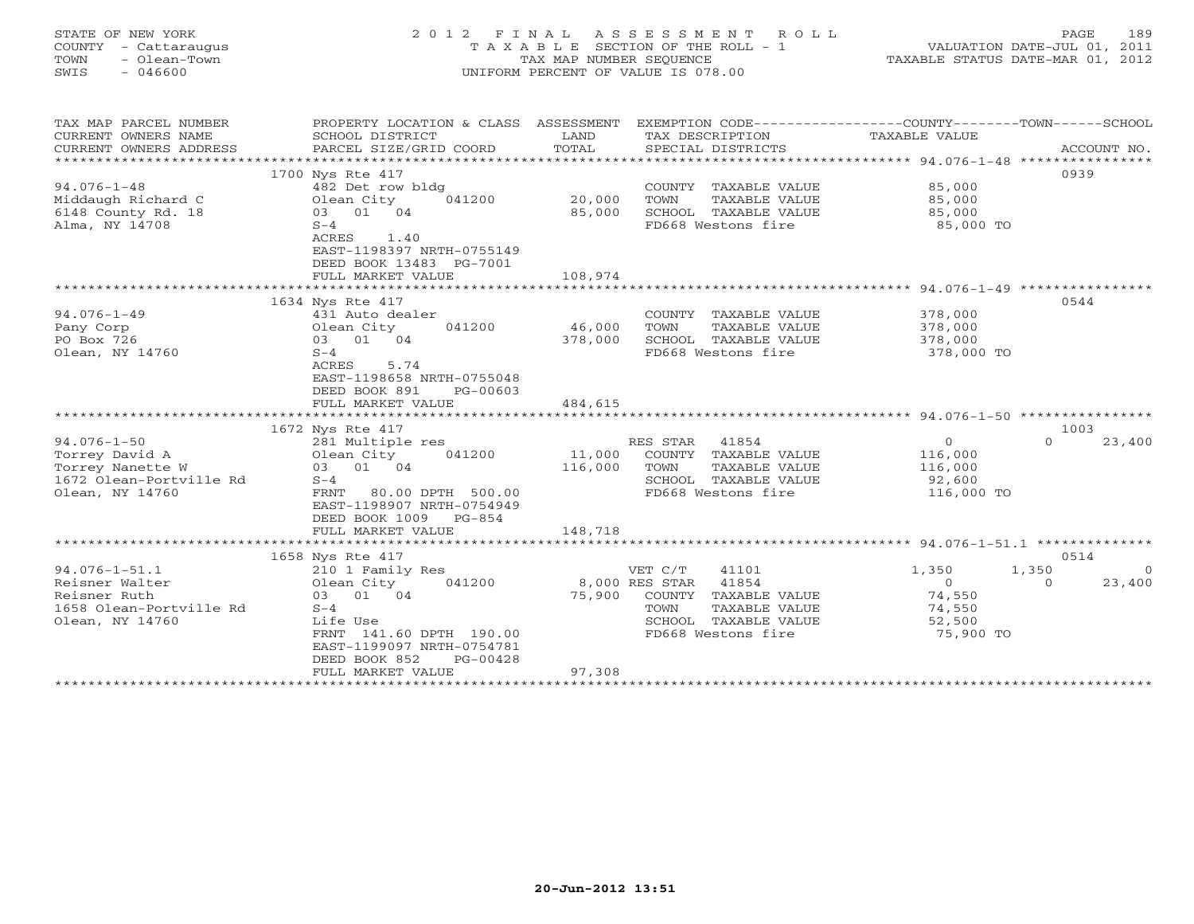STATE OF NEW YORK
COUNTY - Cattaraugus
TOWN - Olean-Town
SWIS - 046600

# 2012 FINAL ASSESSMENT ROLL

TAXABLE SECTION OF THE ROLL - 1
TAX MAP NUMBER SEQUENCE
UNIFORM PERCENT OF VALUE IS 078.00

VALUATION DATE-JUL 01, 2011
TAXABLE STATUS DATE-MAR 01, 2012

| TAX MAP PARCEL NUMBER / CURRENT OWNERS NAME / CURRENT OWNERS ADDRESS | PROPERTY LOCATION & CLASS / SCHOOL DISTRICT / PARCEL SIZE/GRID COORD | ASSESSMENT LAND / TOTAL | EXEMPTION CODE / TAX DESCRIPTION / SPECIAL DISTRICTS | COUNTY TAXABLE VALUE | TOWN | SCHOOL / ACCOUNT NO. |
|---|---|---|---|---|---|---|
| **94.076-1-48** | 1700 Nys Rte 417 | | | | | 0939 |
| 94.076-1-48 | 482 Det row bldg | | COUNTY TAXABLE VALUE | 85,000 | | |
| Middaugh Richard C | Olean City 041200 | 20,000 | TOWN TAXABLE VALUE | 85,000 | | |
| 6148 County Rd. 18 | 03 01 04 | 85,000 | SCHOOL TAXABLE VALUE | 85,000 | | |
| Alma, NY 14708 | S-4 | | FD668 Westons fire | 85,000 TO | | |
| | ACRES 1.40 | | | | | |
| | EAST-1198397 NRTH-0755149 | | | | | |
| | DEED BOOK 13483 PG-7001 | | | | | |
| | FULL MARKET VALUE | 108,974 | | | | |
| **94.076-1-49** | 1634 Nys Rte 417 | | | | | 0544 |
| 94.076-1-49 | 431 Auto dealer | | COUNTY TAXABLE VALUE | 378,000 | | |
| Pany Corp | Olean City 041200 | 46,000 | TOWN TAXABLE VALUE | 378,000 | | |
| PO Box 726 | 03 01 04 | 378,000 | SCHOOL TAXABLE VALUE | 378,000 | | |
| Olean, NY 14760 | S-4 | | FD668 Westons fire | 378,000 TO | | |
| | ACRES 5.74 | | | | | |
| | EAST-1198658 NRTH-0755048 | | | | | |
| | DEED BOOK 891 PG-00603 | | | | | |
| | FULL MARKET VALUE | 484,615 | | | | |
| **94.076-1-50** | 1672 Nys Rte 417 | | | | | 1003 |
| 94.076-1-50 | 281 Multiple res | | RES STAR 41854 | 0 | 0 | 23,400 |
| Torrey David A | Olean City 041200 | 11,000 | COUNTY TAXABLE VALUE | 116,000 | | |
| Torrey Nanette W | 03 01 04 | 116,000 | TOWN TAXABLE VALUE | 116,000 | | |
| 1672 Olean-Portville Rd | S-4 | | SCHOOL TAXABLE VALUE | 92,600 | | |
| Olean, NY 14760 | FRNT 80.00 DPTH 500.00 | | FD668 Westons fire | 116,000 TO | | |
| | EAST-1198907 NRTH-0754949 | | | | | |
| | DEED BOOK 1009 PG-854 | | | | | |
| | FULL MARKET VALUE | 148,718 | | | | |
| **94.076-1-51.1** | 1658 Nys Rte 417 | | | | | 0514 |
| 94.076-1-51.1 | 210 1 Family Res | | VET C/T 41101 | 1,350 | 1,350 | 0 |
| Reisner Walter | Olean City 041200 | 8,000 | RES STAR 41854 | 0 | 0 | 23,400 |
| Reisner Ruth | 03 01 04 | 75,900 | COUNTY TAXABLE VALUE | 74,550 | | |
| 1658 Olean-Portville Rd | S-4 | | TOWN TAXABLE VALUE | 74,550 | | |
| Olean, NY 14760 | Life Use | | SCHOOL TAXABLE VALUE | 52,500 | | |
| | FRNT 141.60 DPTH 190.00 | | FD668 Westons fire | 75,900 TO | | |
| | EAST-1199097 NRTH-0754781 | | | | | |
| | DEED BOOK 852 PG-00428 | | | | | |
| | FULL MARKET VALUE | 97,308 | | | | |

20-Jun-2012 13:51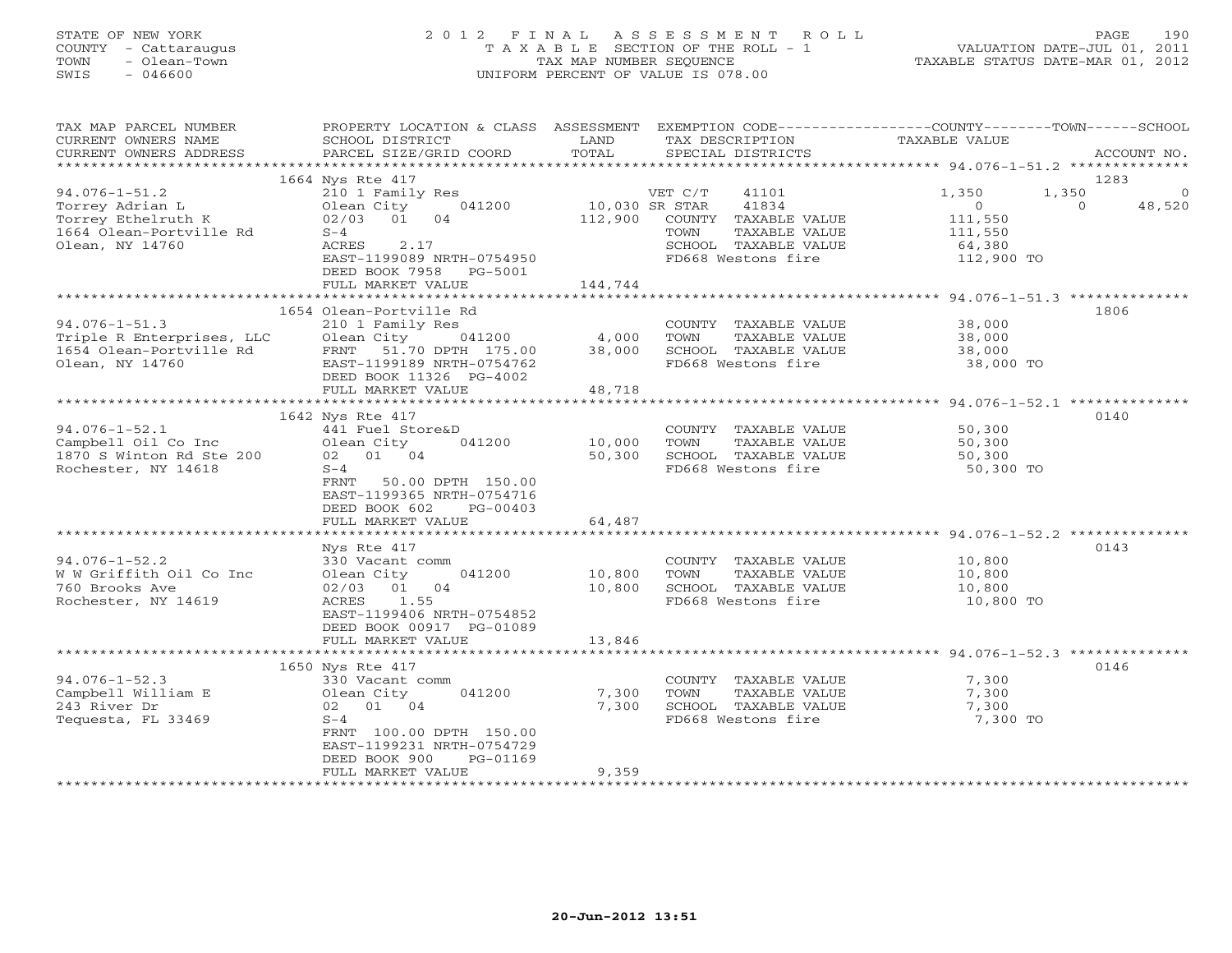STATE OF NEW YORK
COUNTY - Cattaraugus
TOWN - Olean-Town
SWIS - 046600

2012 FINAL ASSESSMENT ROLL
TAXABLE SECTION OF THE ROLL - 1
TAX MAP NUMBER SEQUENCE
UNIFORM PERCENT OF VALUE IS 078.00

VALUATION DATE-JUL 01, 2011
TAXABLE STATUS DATE-MAR 01, 2012

| TAX MAP PARCEL NUMBER / CURRENT OWNERS NAME / CURRENT OWNERS ADDRESS | PROPERTY LOCATION & CLASS / SCHOOL DISTRICT / PARCEL SIZE/GRID COORD | ASSESSMENT LAND | ASSESSMENT TOTAL | EXEMPTION CODE / TAX DESCRIPTION / SPECIAL DISTRICTS | COUNTY TAXABLE VALUE | TOWN | SCHOOL | ACCOUNT NO. |
|---|---|---|---|---|---|---|---|---|
| **94.076-1-51.2** | 1664 Nys Rte 417 | | | | | | | 1283 |
| 94.076-1-51.2 | 210 1 Family Res | | | VET C/T 41101 | 1,350 | 1,350 | 0 | |
| Torrey Adrian L | Olean City 041200 | 10,030 | | SR STAR 41834 | 0 | 0 | 48,520 | |
| Torrey Ethelruth K | 02/03 01 04 | | 112,900 | COUNTY TAXABLE VALUE | 111,550 | | | |
| 1664 Olean-Portville Rd | S-4 | | | TOWN TAXABLE VALUE | 111,550 | | | |
| Olean, NY 14760 | ACRES 2.17 | | | SCHOOL TAXABLE VALUE | 64,380 | | | |
| | EAST-1199089 NRTH-0754950 | | | FD668 Westons fire | 112,900 TO | | | |
| | DEED BOOK 7958 PG-5001 | | | | | | | |
| | FULL MARKET VALUE | | 144,744 | | | | | |
| **94.076-1-51.3** | 1654 Olean-Portville Rd | | | | | | | 1806 |
| 94.076-1-51.3 | 210 1 Family Res | | | COUNTY TAXABLE VALUE | 38,000 | | | |
| Triple R Enterprises, LLC | Olean City 041200 | 4,000 | | TOWN TAXABLE VALUE | 38,000 | | | |
| 1654 Olean-Portville Rd | FRNT 51.70 DPTH 175.00 | | 38,000 | SCHOOL TAXABLE VALUE | 38,000 | | | |
| Olean, NY 14760 | EAST-1199189 NRTH-0754762 | | | FD668 Westons fire | 38,000 TO | | | |
| | DEED BOOK 11326 PG-4002 | | | | | | | |
| | FULL MARKET VALUE | | 48,718 | | | | | |
| **94.076-1-52.1** | 1642 Nys Rte 417 | | | | | | | 0140 |
| 94.076-1-52.1 | 441 Fuel Store&D | | | COUNTY TAXABLE VALUE | 50,300 | | | |
| Campbell Oil Co Inc | Olean City 041200 | 10,000 | | TOWN TAXABLE VALUE | 50,300 | | | |
| 1870 S Winton Rd Ste 200 | 02 01 04 | | 50,300 | SCHOOL TAXABLE VALUE | 50,300 | | | |
| Rochester, NY 14618 | S-4 | | | FD668 Westons fire | 50,300 TO | | | |
| | FRNT 50.00 DPTH 150.00 | | | | | | | |
| | EAST-1199365 NRTH-0754716 | | | | | | | |
| | DEED BOOK 602 PG-00403 | | | | | | | |
| | FULL MARKET VALUE | | 64,487 | | | | | |
| **94.076-1-52.2** | Nys Rte 417 | | | | | | | 0143 |
| 94.076-1-52.2 | 330 Vacant comm | | | COUNTY TAXABLE VALUE | 10,800 | | | |
| W W Griffith Oil Co Inc | Olean City 041200 | 10,800 | | TOWN TAXABLE VALUE | 10,800 | | | |
| 760 Brooks Ave | 02/03 01 04 | | 10,800 | SCHOOL TAXABLE VALUE | 10,800 | | | |
| Rochester, NY 14619 | ACRES 1.55 | | | FD668 Westons fire | 10,800 TO | | | |
| | EAST-1199406 NRTH-0754852 | | | | | | | |
| | DEED BOOK 00917 PG-01089 | | | | | | | |
| | FULL MARKET VALUE | | 13,846 | | | | | |
| **94.076-1-52.3** | 1650 Nys Rte 417 | | | | | | | 0146 |
| 94.076-1-52.3 | 330 Vacant comm | | | COUNTY TAXABLE VALUE | 7,300 | | | |
| Campbell William E | Olean City 041200 | 7,300 | | TOWN TAXABLE VALUE | 7,300 | | | |
| 243 River Dr | 02 01 04 | | 7,300 | SCHOOL TAXABLE VALUE | 7,300 | | | |
| Tequesta, FL 33469 | S-4 | | | FD668 Westons fire | 7,300 TO | | | |
| | FRNT 100.00 DPTH 150.00 | | | | | | | |
| | EAST-1199231 NRTH-0754729 | | | | | | | |
| | DEED BOOK 900 PG-01169 | | | | | | | |
| | FULL MARKET VALUE | | 9,359 | | | | | |

20-Jun-2012 13:51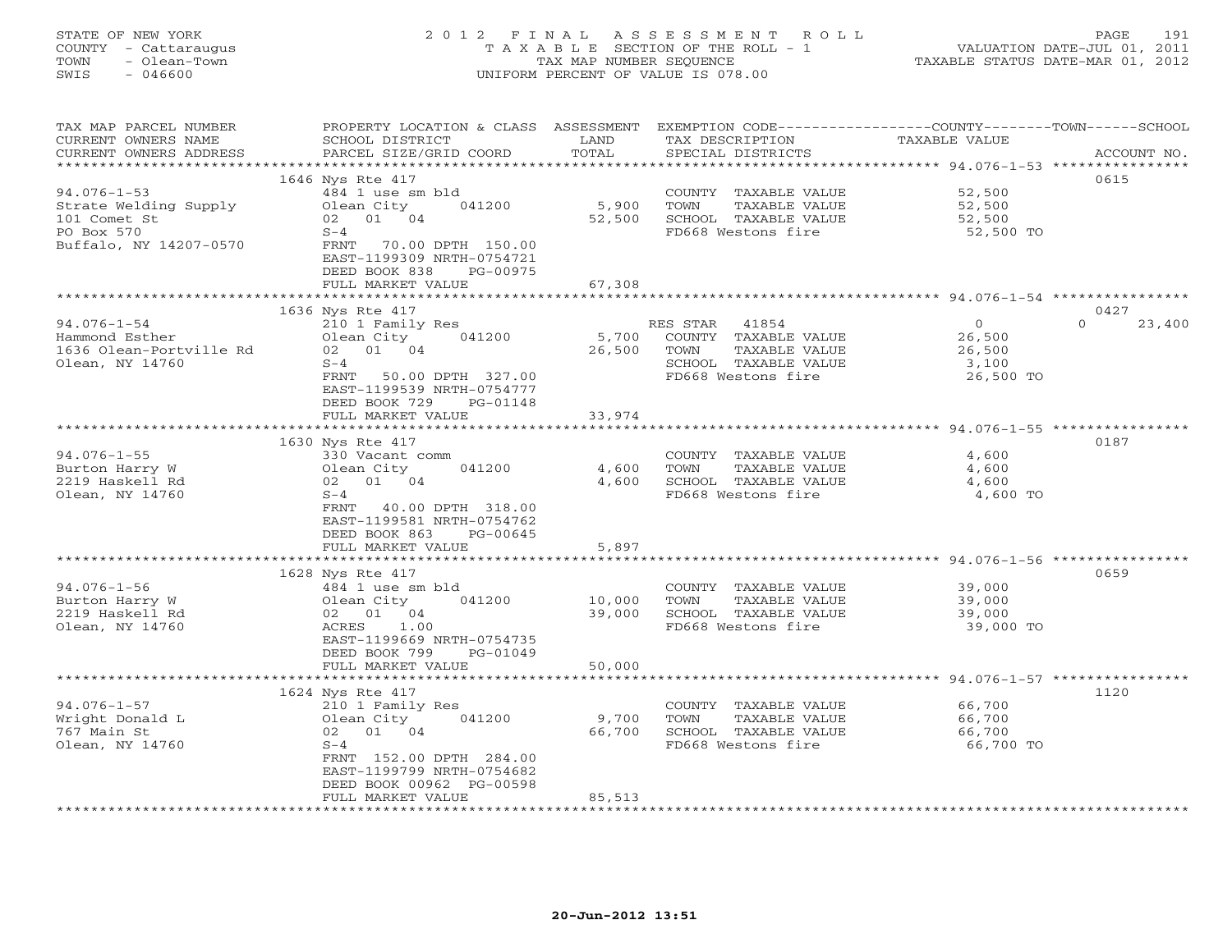STATE OF NEW YORK
COUNTY - Cattaraugus
TOWN - Olean-Town
SWIS - 046600

2012 FINAL ASSESSMENT ROLL
TAXABLE SECTION OF THE ROLL - 1
TAX MAP NUMBER SEQUENCE
UNIFORM PERCENT OF VALUE IS 078.00

VALUATION DATE-JUL 01, 2011
TAXABLE STATUS DATE-MAR 01, 2012

| TAX MAP PARCEL NUMBER / CURRENT OWNERS NAME / CURRENT OWNERS ADDRESS | PROPERTY LOCATION & CLASS / SCHOOL DISTRICT / PARCEL SIZE/GRID COORD | ASSESSMENT LAND / TOTAL | EXEMPTION CODE / TAX DESCRIPTION / SPECIAL DISTRICTS | COUNTY / TOWN / SCHOOL TAXABLE VALUE | ACCOUNT NO. |
|---|---|---|---|---|---|
| | 1646 Nys Rte 417 | | | | 0615 |
| 94.076-1-53 | 484 1 use sm bld | | COUNTY TAXABLE VALUE | 52,500 | |
| Strate Welding Supply | Olean City 041200 | 5,900 | TOWN TAXABLE VALUE | 52,500 | |
| 101 Comet St | 02 01 04 | 52,500 | SCHOOL TAXABLE VALUE | 52,500 | |
| PO Box 570 | S-4 | | FD668 Westons fire | 52,500 TO | |
| Buffalo, NY 14207-0570 | FRNT 70.00 DPTH 150.00 | | | | |
| | EAST-1199309 NRTH-0754721 | | | | |
| | DEED BOOK 838 PG-00975 | | | | |
| | FULL MARKET VALUE | 67,308 | | | |
| | 1636 Nys Rte 417 | | | | 0427 |
| 94.076-1-54 | 210 1 Family Res | | RES STAR 41854 | 0 / 0 / 23,400 | |
| Hammond Esther | Olean City 041200 | 5,700 | COUNTY TAXABLE VALUE | 26,500 | |
| 1636 Olean-Portville Rd | 02 01 04 | 26,500 | TOWN TAXABLE VALUE | 26,500 | |
| Olean, NY 14760 | S-4 | | SCHOOL TAXABLE VALUE | 3,100 | |
| | FRNT 50.00 DPTH 327.00 | | FD668 Westons fire | 26,500 TO | |
| | EAST-1199539 NRTH-0754777 | | | | |
| | DEED BOOK 729 PG-01148 | | | | |
| | FULL MARKET VALUE | 33,974 | | | |
| | 1630 Nys Rte 417 | | | | 0187 |
| 94.076-1-55 | 330 Vacant comm | | COUNTY TAXABLE VALUE | 4,600 | |
| Burton Harry W | Olean City 041200 | 4,600 | TOWN TAXABLE VALUE | 4,600 | |
| 2219 Haskell Rd | 02 01 04 | 4,600 | SCHOOL TAXABLE VALUE | 4,600 | |
| Olean, NY 14760 | S-4 | | FD668 Westons fire | 4,600 TO | |
| | FRNT 40.00 DPTH 318.00 | | | | |
| | EAST-1199581 NRTH-0754762 | | | | |
| | DEED BOOK 863 PG-00645 | | | | |
| | FULL MARKET VALUE | 5,897 | | | |
| | 1628 Nys Rte 417 | | | | 0659 |
| 94.076-1-56 | 484 1 use sm bld | | COUNTY TAXABLE VALUE | 39,000 | |
| Burton Harry W | Olean City 041200 | 10,000 | TOWN TAXABLE VALUE | 39,000 | |
| 2219 Haskell Rd | 02 01 04 | 39,000 | SCHOOL TAXABLE VALUE | 39,000 | |
| Olean, NY 14760 | ACRES 1.00 | | FD668 Westons fire | 39,000 TO | |
| | EAST-1199669 NRTH-0754735 | | | | |
| | DEED BOOK 799 PG-01049 | | | | |
| | FULL MARKET VALUE | 50,000 | | | |
| | 1624 Nys Rte 417 | | | | 1120 |
| 94.076-1-57 | 210 1 Family Res | | COUNTY TAXABLE VALUE | 66,700 | |
| Wright Donald L | Olean City 041200 | 9,700 | TOWN TAXABLE VALUE | 66,700 | |
| 767 Main St | 02 01 04 | 66,700 | SCHOOL TAXABLE VALUE | 66,700 | |
| Olean, NY 14760 | S-4 | | FD668 Westons fire | 66,700 TO | |
| | FRNT 152.00 DPTH 284.00 | | | | |
| | EAST-1199799 NRTH-0754682 | | | | |
| | DEED BOOK 00962 PG-00598 | | | | |
| | FULL MARKET VALUE | 85,513 | | | |

20-Jun-2012 13:51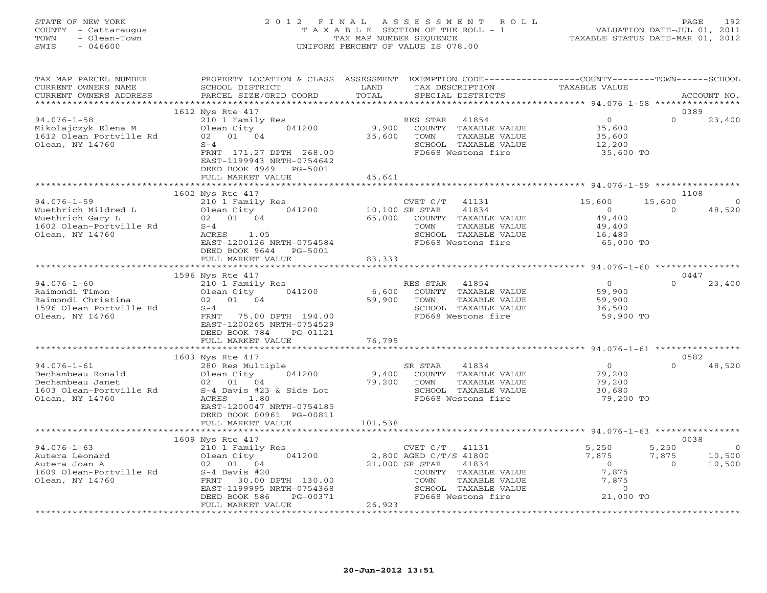STATE OF NEW YORK
COUNTY - Cattaraugus
TOWN - Olean-Town
SWIS - 046600

# 2012 FINAL ASSESSMENT ROLL
TAXABLE SECTION OF THE ROLL - 1
TAX MAP NUMBER SEQUENCE
UNIFORM PERCENT OF VALUE IS 078.00

VALUATION DATE-JUL 01, 2011
TAXABLE STATUS DATE-MAR 01, 2012

| TAX MAP PARCEL NUMBER / CURRENT OWNERS NAME / CURRENT OWNERS ADDRESS | PROPERTY LOCATION & CLASS / SCHOOL DISTRICT / PARCEL SIZE/GRID COORD | ASSESSMENT LAND / TOTAL | EXEMPTION CODE / TAX DESCRIPTION / SPECIAL DISTRICTS | COUNTY TAXABLE VALUE | TOWN | SCHOOL | ACCOUNT NO. |
|---|---|---|---|---|---|---|---|
| | 1612 Nys Rte 417 | | | | | | 0389 |
| 94.076-1-58 | 210 1 Family Res | | RES STAR 41854 | 0 | 0 | 23,400 | |
| Mikolajczyk Elena M | Olean City 041200 | 9,900 | COUNTY TAXABLE VALUE | 35,600 | | | |
| 1612 Olean Portville Rd | 02 01 04 | 35,600 | TOWN TAXABLE VALUE | 35,600 | | | |
| Olean, NY 14760 | S-4 | | SCHOOL TAXABLE VALUE | 12,200 | | | |
| | FRNT 171.27 DPTH 268.00 | | FD668 Westons fire | 35,600 TO | | | |
| | EAST-1199943 NRTH-0754642 | | | | | | |
| | DEED BOOK 4949 PG-5001 | | | | | | |
| | FULL MARKET VALUE | 45,641 | | | | | |
| | 1602 Nys Rte 417 | | | | | | 1108 |
| 94.076-1-59 | 210 1 Family Res | | CVET C/T 41131 | 15,600 | 15,600 | 0 | |
| Wuethrich Mildred L | Olean City 041200 | 10,100 | SR STAR 41834 | 0 | 0 | 48,520 | |
| Wuethrich Gary L | 02 01 04 | 65,000 | COUNTY TAXABLE VALUE | 49,400 | | | |
| 1602 Olean-Portville Rd | S-4 | | TOWN TAXABLE VALUE | 49,400 | | | |
| Olean, NY 14760 | ACRES 1.05 | | SCHOOL TAXABLE VALUE | 16,480 | | | |
| | EAST-1200126 NRTH-0754584 | | FD668 Westons fire | 65,000 TO | | | |
| | DEED BOOK 9644 PG-5001 | | | | | | |
| | FULL MARKET VALUE | 83,333 | | | | | |
| | 1596 Nys Rte 417 | | | | | | 0447 |
| 94.076-1-60 | 210 1 Family Res | | RES STAR 41854 | 0 | 0 | 23,400 | |
| Raimondi Timon | Olean City 041200 | 6,600 | COUNTY TAXABLE VALUE | 59,900 | | | |
| Raimondi Christina | 02 01 04 | 59,900 | TOWN TAXABLE VALUE | 59,900 | | | |
| 1596 Olean Portville Rd | S-4 | | SCHOOL TAXABLE VALUE | 36,500 | | | |
| Olean, NY 14760 | FRNT 75.00 DPTH 194.00 | | FD668 Westons fire | 59,900 TO | | | |
| | EAST-1200265 NRTH-0754529 | | | | | | |
| | DEED BOOK 784 PG-01121 | | | | | | |
| | FULL MARKET VALUE | 76,795 | | | | | |
| | 1603 Nys Rte 417 | | | | | | 0582 |
| 94.076-1-61 | 280 Res Multiple | | SR STAR 41834 | 0 | 0 | 48,520 | |
| Dechambeau Ronald | Olean City 041200 | 9,400 | COUNTY TAXABLE VALUE | 79,200 | | | |
| Dechambeau Janet | 02 01 04 | 79,200 | TOWN TAXABLE VALUE | 79,200 | | | |
| 1603 Olean-Portville Rd | S-4 Davis #23 & Side Lot | | SCHOOL TAXABLE VALUE | 30,680 | | | |
| Olean, NY 14760 | ACRES 1.80 | | FD668 Westons fire | 79,200 TO | | | |
| | EAST-1200047 NRTH-0754185 | | | | | | |
| | DEED BOOK 00961 PG-00811 | | | | | | |
| | FULL MARKET VALUE | 101,538 | | | | | |
| | 1609 Nys Rte 417 | | | | | | 0038 |
| 94.076-1-63 | 210 1 Family Res | | CVET C/T 41131 | 5,250 | 5,250 | 0 | |
| Autera Leonard | Olean City 041200 | 2,800 | AGED C/T/S 41800 | 7,875 | 7,875 | 10,500 | |
| Autera Joan A | 02 01 04 | 21,000 | SR STAR 41834 | 0 | 0 | 10,500 | |
| 1609 Olean-Portville Rd | S-4 Davis #20 | | COUNTY TAXABLE VALUE | 7,875 | | | |
| Olean, NY 14760 | FRNT 30.00 DPTH 130.00 | | TOWN TAXABLE VALUE | 7,875 | | | |
| | EAST-1199995 NRTH-0754368 | | SCHOOL TAXABLE VALUE | 0 | | | |
| | DEED BOOK 586 PG-00371 | | FD668 Westons fire | 21,000 TO | | | |
| | FULL MARKET VALUE | 26,923 | | | | | |

20-Jun-2012 13:51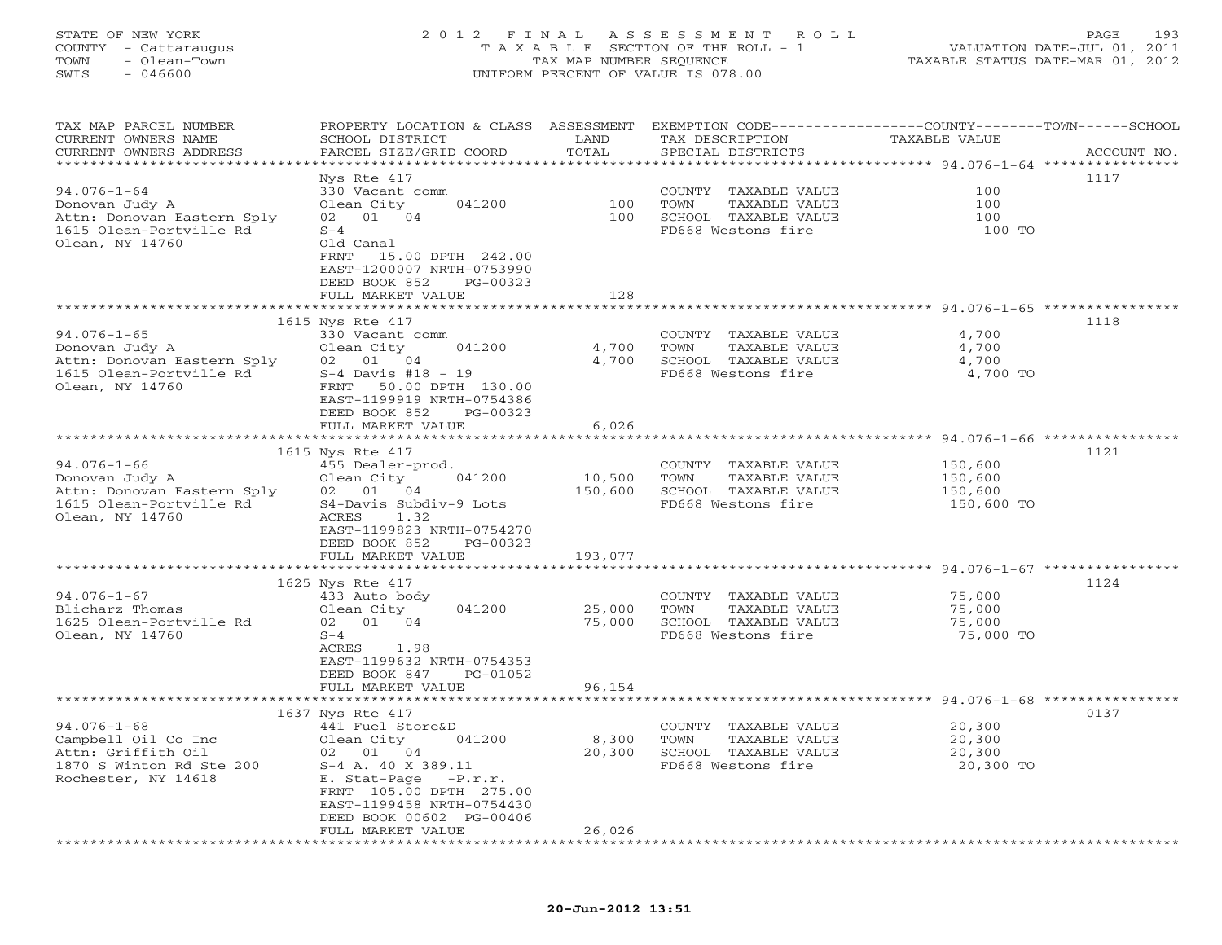STATE OF NEW YORK
COUNTY - Cattaraugus
TOWN - Olean-Town
SWIS - 046600

2 0 1 2 F I N A L A S S E S S M E N T R O L L
T A X A B L E SECTION OF THE ROLL - 1
TAX MAP NUMBER SEQUENCE
UNIFORM PERCENT OF VALUE IS 078.00

VALUATION DATE-JUL 01, 2011
TAXABLE STATUS DATE-MAR 01, 2012

| TAX MAP PARCEL NUMBER / CURRENT OWNERS NAME / CURRENT OWNERS ADDRESS | PROPERTY LOCATION & CLASS / SCHOOL DISTRICT / PARCEL SIZE/GRID COORD | ASSESSMENT LAND / TOTAL | EXEMPTION CODE / TAX DESCRIPTION / SPECIAL DISTRICTS | COUNTY / TOWN / SCHOOL TAXABLE VALUE | ACCOUNT NO. |
|---|---|---|---|---|---|
| 94.076-1-64 | Nys Rte 417 | | | | 1117 |
| Donovan Judy A | 330 Vacant comm | | COUNTY TAXABLE VALUE | 100 | |
| Attn: Donovan Eastern Sply | Olean City 041200 | 100 | TOWN TAXABLE VALUE | 100 | |
| 1615 Olean-Portville Rd | 02 01 04 | 100 | SCHOOL TAXABLE VALUE | 100 | |
| Olean, NY 14760 | S-4 | | FD668 Westons fire | 100 TO | |
| | Old Canal | | | | |
| | FRNT 15.00 DPTH 242.00 | | | | |
| | EAST-1200007 NRTH-0753990 | | | | |
| | DEED BOOK 852 PG-00323 | | | | |
| | FULL MARKET VALUE | 128 | | | |
| 94.076-1-65 | 1615 Nys Rte 417 | | | | 1118 |
| Donovan Judy A | 330 Vacant comm | | COUNTY TAXABLE VALUE | 4,700 | |
| Attn: Donovan Eastern Sply | Olean City 041200 | 4,700 | TOWN TAXABLE VALUE | 4,700 | |
| 1615 Olean-Portville Rd | 02 01 04 | 4,700 | SCHOOL TAXABLE VALUE | 4,700 | |
| Olean, NY 14760 | S-4 Davis #18 - 19 | | FD668 Westons fire | 4,700 TO | |
| | FRNT 50.00 DPTH 130.00 | | | | |
| | EAST-1199919 NRTH-0754386 | | | | |
| | DEED BOOK 852 PG-00323 | | | | |
| | FULL MARKET VALUE | 6,026 | | | |
| 94.076-1-66 | 1615 Nys Rte 417 | | | | 1121 |
| Donovan Judy A | 455 Dealer-prod. | | COUNTY TAXABLE VALUE | 150,600 | |
| Attn: Donovan Eastern Sply | Olean City 041200 | 10,500 | TOWN TAXABLE VALUE | 150,600 | |
| 1615 Olean-Portville Rd | 02 01 04 | 150,600 | SCHOOL TAXABLE VALUE | 150,600 | |
| Olean, NY 14760 | S4-Davis Subdiv-9 Lots | | FD668 Westons fire | 150,600 TO | |
| | ACRES 1.32 | | | | |
| | EAST-1199823 NRTH-0754270 | | | | |
| | DEED BOOK 852 PG-00323 | | | | |
| | FULL MARKET VALUE | 193,077 | | | |
| 94.076-1-67 | 1625 Nys Rte 417 | | | | 1124 |
| Blicharz Thomas | 433 Auto body | | COUNTY TAXABLE VALUE | 75,000 | |
| 1625 Olean-Portville Rd | Olean City 041200 | 25,000 | TOWN TAXABLE VALUE | 75,000 | |
| Olean, NY 14760 | 02 01 04 | 75,000 | SCHOOL TAXABLE VALUE | 75,000 | |
| | S-4 | | FD668 Westons fire | 75,000 TO | |
| | ACRES 1.98 | | | | |
| | EAST-1199632 NRTH-0754353 | | | | |
| | DEED BOOK 847 PG-01052 | | | | |
| | FULL MARKET VALUE | 96,154 | | | |
| 94.076-1-68 | 1637 Nys Rte 417 | | | | 0137 |
| Campbell Oil Co Inc | 441 Fuel Store&D | | COUNTY TAXABLE VALUE | 20,300 | |
| Attn: Griffith Oil | Olean City 041200 | 8,300 | TOWN TAXABLE VALUE | 20,300 | |
| 1870 S Winton Rd Ste 200 | 02 01 04 | 20,300 | SCHOOL TAXABLE VALUE | 20,300 | |
| Rochester, NY 14618 | S-4 A. 40 X 389.11 | | FD668 Westons fire | 20,300 TO | |
| | E. Stat-Page -P.r.r. | | | | |
| | FRNT 105.00 DPTH 275.00 | | | | |
| | EAST-1199458 NRTH-0754430 | | | | |
| | DEED BOOK 00602 PG-00406 | | | | |
| | FULL MARKET VALUE | 26,026 | | | |

20-Jun-2012 13:51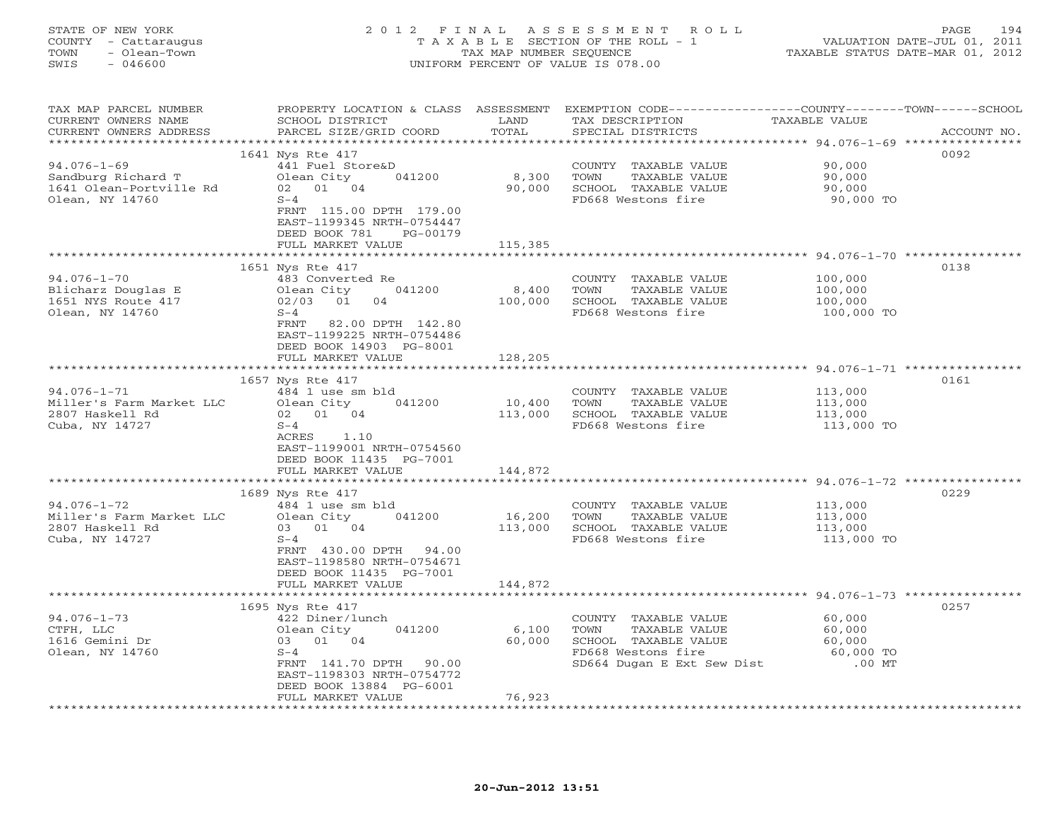STATE OF NEW YORK
COUNTY - Cattaraugus
TOWN - Olean-Town
SWIS - 046600

# 2012 FINAL ASSESSMENT ROLL

TAXABLE SECTION OF THE ROLL - 1
TAX MAP NUMBER SEQUENCE
UNIFORM PERCENT OF VALUE IS 078.00

VALUATION DATE-JUL 01, 2011
TAXABLE STATUS DATE-MAR 01, 2012

| TAX MAP PARCEL NUMBER / CURRENT OWNERS NAME / CURRENT OWNERS ADDRESS | PROPERTY LOCATION & CLASS / SCHOOL DISTRICT / PARCEL SIZE/GRID COORD | ASSESSMENT LAND | TOTAL | EXEMPTION CODE / TAX DESCRIPTION / SPECIAL DISTRICTS | TAXABLE VALUE (COUNTY / TOWN / SCHOOL) | ACCOUNT NO. |
|---|---|---|---|---|---|---|
| 94.076-1-69 | 1641 Nys Rte 417 | | | | | 0092 |
| 94.076-1-69 | 441 Fuel Store&D | | | COUNTY TAXABLE VALUE | 90,000 | |
| Sandburg Richard T | Olean City 041200 | 8,300 | | TOWN TAXABLE VALUE | 90,000 | |
| 1641 Olean-Portville Rd | 02 01 04 | | 90,000 | SCHOOL TAXABLE VALUE | 90,000 | |
| Olean, NY 14760 | S-4 | | | FD668 Westons fire | 90,000 TO | |
| | FRNT 115.00 DPTH 179.00 | | | | | |
| | EAST-1199345 NRTH-0754447 | | | | | |
| | DEED BOOK 781 PG-00179 | | | | | |
| | FULL MARKET VALUE | | 115,385 | | | |
| 94.076-1-70 | 1651 Nys Rte 417 | | | | | 0138 |
| 94.076-1-70 | 483 Converted Re | | | COUNTY TAXABLE VALUE | 100,000 | |
| Blicharz Douglas E | Olean City 041200 | 8,400 | | TOWN TAXABLE VALUE | 100,000 | |
| 1651 NYS Route 417 | 02/03 01 04 | | 100,000 | SCHOOL TAXABLE VALUE | 100,000 | |
| Olean, NY 14760 | S-4 | | | FD668 Westons fire | 100,000 TO | |
| | FRNT 82.00 DPTH 142.80 | | | | | |
| | EAST-1199225 NRTH-0754486 | | | | | |
| | DEED BOOK 14903 PG-8001 | | | | | |
| | FULL MARKET VALUE | | 128,205 | | | |
| 94.076-1-71 | 1657 Nys Rte 417 | | | | | 0161 |
| 94.076-1-71 | 484 1 use sm bld | | | COUNTY TAXABLE VALUE | 113,000 | |
| Miller's Farm Market LLC | Olean City 041200 | 10,400 | | TOWN TAXABLE VALUE | 113,000 | |
| 2807 Haskell Rd | 02 01 04 | | 113,000 | SCHOOL TAXABLE VALUE | 113,000 | |
| Cuba, NY 14727 | S-4 | | | FD668 Westons fire | 113,000 TO | |
| | ACRES 1.10 | | | | | |
| | EAST-1199001 NRTH-0754560 | | | | | |
| | DEED BOOK 11435 PG-7001 | | | | | |
| | FULL MARKET VALUE | | 144,872 | | | |
| 94.076-1-72 | 1689 Nys Rte 417 | | | | | 0229 |
| 94.076-1-72 | 484 1 use sm bld | | | COUNTY TAXABLE VALUE | 113,000 | |
| Miller's Farm Market LLC | Olean City 041200 | 16,200 | | TOWN TAXABLE VALUE | 113,000 | |
| 2807 Haskell Rd | 03 01 04 | | 113,000 | SCHOOL TAXABLE VALUE | 113,000 | |
| Cuba, NY 14727 | S-4 | | | FD668 Westons fire | 113,000 TO | |
| | FRNT 430.00 DPTH 94.00 | | | | | |
| | EAST-1198580 NRTH-0754671 | | | | | |
| | DEED BOOK 11435 PG-7001 | | | | | |
| | FULL MARKET VALUE | | 144,872 | | | |
| 94.076-1-73 | 1695 Nys Rte 417 | | | | | 0257 |
| 94.076-1-73 | 422 Diner/lunch | | | COUNTY TAXABLE VALUE | 60,000 | |
| CTFH, LLC | Olean City 041200 | 6,100 | | TOWN TAXABLE VALUE | 60,000 | |
| 1616 Gemini Dr | 03 01 04 | | 60,000 | SCHOOL TAXABLE VALUE | 60,000 | |
| Olean, NY 14760 | S-4 | | | FD668 Westons fire | 60,000 TO | |
| | FRNT 141.70 DPTH 90.00 | | | SD664 Dugan E Ext Sew Dist | .00 MT | |
| | EAST-1198303 NRTH-0754772 | | | | | |
| | DEED BOOK 13884 PG-6001 | | | | | |
| | FULL MARKET VALUE | | 76,923 | | | |

20-Jun-2012 13:51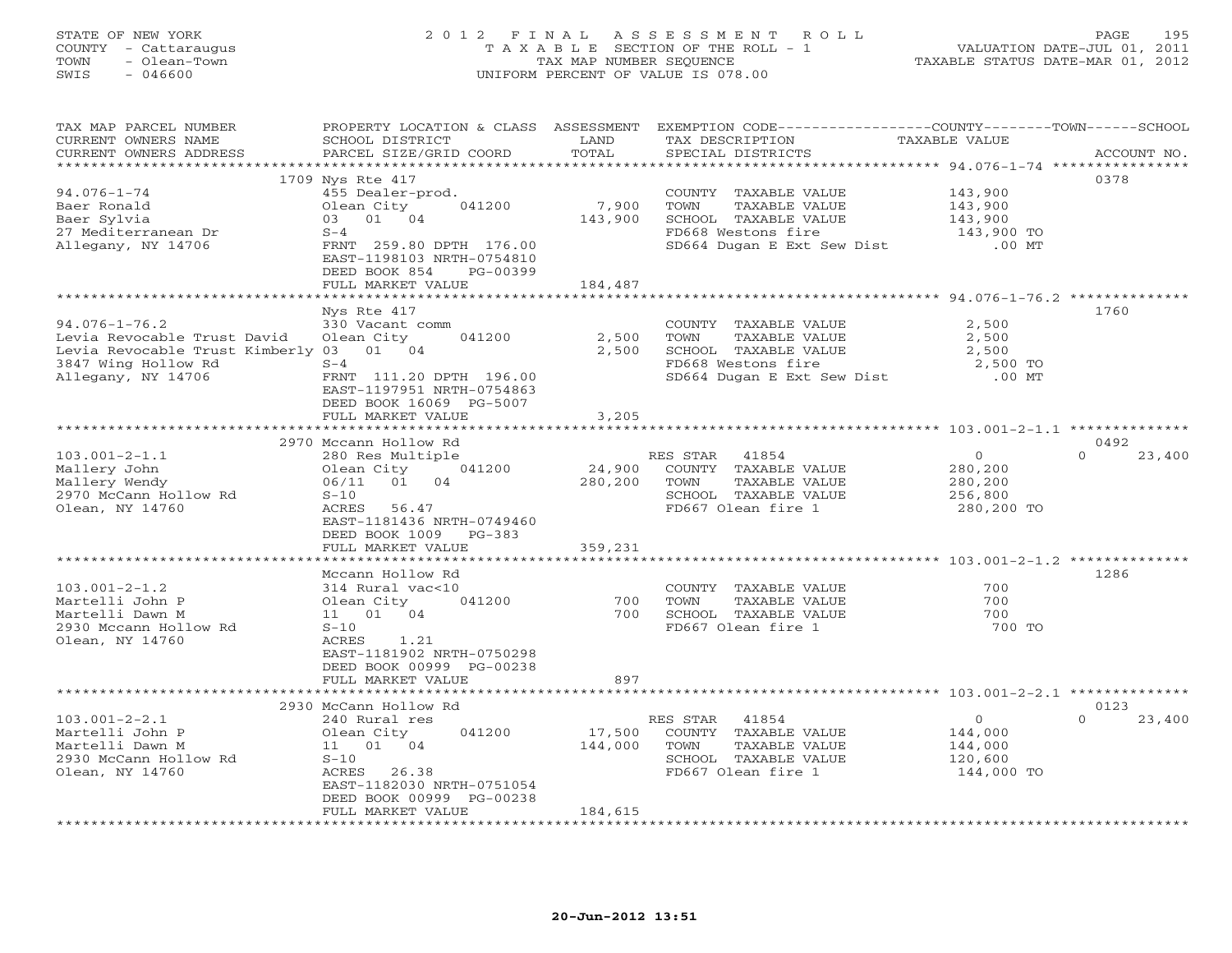STATE OF NEW YORK
COUNTY - Cattaraugus
TOWN - Olean-Town
SWIS - 046600

# 2012 FINAL ASSESSMENT ROLL
TAXABLE SECTION OF THE ROLL - 1
TAX MAP NUMBER SEQUENCE
UNIFORM PERCENT OF VALUE IS 078.00

VALUATION DATE-JUL 01, 2011
TAXABLE STATUS DATE-MAR 01, 2012

| TAX MAP PARCEL NUMBER / CURRENT OWNERS NAME / CURRENT OWNERS ADDRESS | PROPERTY LOCATION & CLASS / SCHOOL DISTRICT / PARCEL SIZE/GRID COORD | ASSESSMENT LAND / TOTAL | EXEMPTION CODE / TAX DESCRIPTION / SPECIAL DISTRICTS | COUNTY / TOWN TAXABLE VALUE | SCHOOL / ACCOUNT NO. |
|---|---|---|---|---|---|
| 94.076-1-74 | 1709 Nys Rte 417 | | | | 0378 |
| 94.076-1-74 | 455 Dealer-prod. | | COUNTY TAXABLE VALUE | 143,900 | |
| Baer Ronald | Olean City 041200 | 7,900 | TOWN TAXABLE VALUE | 143,900 | |
| Baer Sylvia | 03 01 04 | 143,900 | SCHOOL TAXABLE VALUE | 143,900 | |
| 27 Mediterranean Dr | S-4 | | FD668 Westons fire | 143,900 TO | |
| Allegany, NY 14706 | FRNT 259.80 DPTH 176.00 | | SD664 Dugan E Ext Sew Dist | .00 MT | |
| | EAST-1198103 NRTH-0754810 | | | | |
| | DEED BOOK 854 PG-00399 | | | | |
| | FULL MARKET VALUE | 184,487 | | | |
| 94.076-1-76.2 | Nys Rte 417 | | | | 1760 |
| 94.076-1-76.2 | 330 Vacant comm | | COUNTY TAXABLE VALUE | 2,500 | |
| Levia Revocable Trust David | Olean City 041200 | 2,500 | TOWN TAXABLE VALUE | 2,500 | |
| Levia Revocable Trust Kimberly | 03 01 04 | 2,500 | SCHOOL TAXABLE VALUE | 2,500 | |
| 3847 Wing Hollow Rd | S-4 | | FD668 Westons fire | 2,500 TO | |
| Allegany, NY 14706 | FRNT 111.20 DPTH 196.00 | | SD664 Dugan E Ext Sew Dist | .00 MT | |
| | EAST-1197951 NRTH-0754863 | | | | |
| | DEED BOOK 16069 PG-5007 | | | | |
| | FULL MARKET VALUE | 3,205 | | | |
| 103.001-2-1.1 | 2970 Mccann Hollow Rd | | | | 0492 |
| 103.001-2-1.1 | 280 Res Multiple | | RES STAR 41854 | 0 | 0 23,400 |
| Mallery John | Olean City 041200 | 24,900 | COUNTY TAXABLE VALUE | 280,200 | |
| Mallery Wendy | 06/11 01 04 | 280,200 | TOWN TAXABLE VALUE | 280,200 | |
| 2970 McCann Hollow Rd | S-10 | | SCHOOL TAXABLE VALUE | 256,800 | |
| Olean, NY 14760 | ACRES 56.47 | | FD667 Olean fire 1 | 280,200 TO | |
| | EAST-1181436 NRTH-0749460 | | | | |
| | DEED BOOK 1009 PG-383 | | | | |
| | FULL MARKET VALUE | 359,231 | | | |
| 103.001-2-1.2 | Mccann Hollow Rd | | | | 1286 |
| 103.001-2-1.2 | 314 Rural vac<10 | | COUNTY TAXABLE VALUE | 700 | |
| Martelli John P | Olean City 041200 | 700 | TOWN TAXABLE VALUE | 700 | |
| Martelli Dawn M | 11 01 04 | 700 | SCHOOL TAXABLE VALUE | 700 | |
| 2930 Mccann Hollow Rd | S-10 | | FD667 Olean fire 1 | 700 TO | |
| Olean, NY 14760 | ACRES 1.21 | | | | |
| | EAST-1181902 NRTH-0750298 | | | | |
| | DEED BOOK 00999 PG-00238 | | | | |
| | FULL MARKET VALUE | 897 | | | |
| 103.001-2-2.1 | 2930 McCann Hollow Rd | | | | 0123 |
| 103.001-2-2.1 | 240 Rural res | | RES STAR 41854 | 0 | 0 23,400 |
| Martelli John P | Olean City 041200 | 17,500 | COUNTY TAXABLE VALUE | 144,000 | |
| Martelli Dawn M | 11 01 04 | 144,000 | TOWN TAXABLE VALUE | 144,000 | |
| 2930 McCann Hollow Rd | S-10 | | SCHOOL TAXABLE VALUE | 120,600 | |
| Olean, NY 14760 | ACRES 26.38 | | FD667 Olean fire 1 | 144,000 TO | |
| | EAST-1182030 NRTH-0751054 | | | | |
| | DEED BOOK 00999 PG-00238 | | | | |
| | FULL MARKET VALUE | 184,615 | | | |

20-Jun-2012 13:51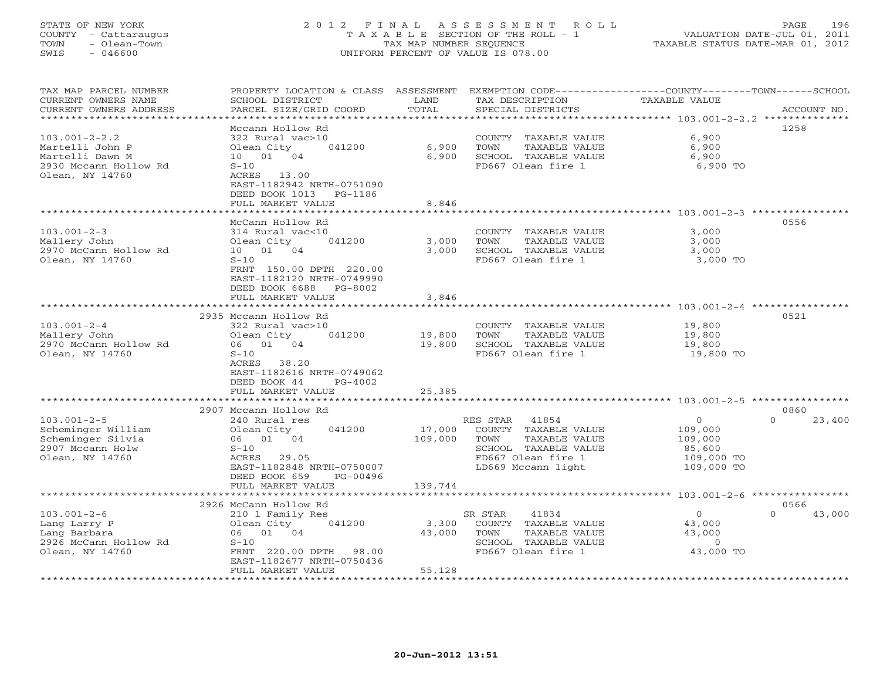STATE OF NEW YORK
COUNTY - Cattaraugus
TOWN - Olean-Town
SWIS - 046600

2012 FINAL ASSESSMENT ROLL
TAXABLE SECTION OF THE ROLL - 1
TAX MAP NUMBER SEQUENCE
UNIFORM PERCENT OF VALUE IS 078.00

VALUATION DATE-JUL 01, 2011
TAXABLE STATUS DATE-MAR 01, 2012

| TAX MAP PARCEL NUMBER / CURRENT OWNERS NAME / CURRENT OWNERS ADDRESS | PROPERTY LOCATION & CLASS / SCHOOL DISTRICT / PARCEL SIZE/GRID COORD | ASSESSMENT LAND | ASSESSMENT TOTAL | EXEMPTION CODE / TAX DESCRIPTION / SPECIAL DISTRICTS | COUNTY / TOWN / SCHOOL TAXABLE VALUE | ACCOUNT NO. |
|---|---|---|---|---|---|---|
| 103.001-2-2.2 | Mccann Hollow Rd | | | | | 1258 |
| Martelli John P | 322 Rural vac>10 | | | COUNTY TAXABLE VALUE | 6,900 | |
| Martelli Dawn M | Olean City 041200 | 6,900 | | TOWN TAXABLE VALUE | 6,900 | |
| 2930 Mccann Hollow Rd | 10 01 04 | | 6,900 | SCHOOL TAXABLE VALUE | 6,900 | |
| Olean, NY 14760 | S-10 | | | FD667 Olean fire 1 | 6,900 TO | |
| | ACRES 13.00 | | | | | |
| | EAST-1182942 NRTH-0751090 | | | | | |
| | DEED BOOK 1013 PG-1186 | | | | | |
| | FULL MARKET VALUE | | 8,846 | | | |
| 103.001-2-3 | McCann Hollow Rd | | | | | 0556 |
| Mallery John | 314 Rural vac<10 | | | COUNTY TAXABLE VALUE | 3,000 | |
| 2970 McCann Hollow Rd | Olean City 041200 | 3,000 | | TOWN TAXABLE VALUE | 3,000 | |
| Olean, NY 14760 | 10 01 04 | | 3,000 | SCHOOL TAXABLE VALUE | 3,000 | |
| | S-10 | | | FD667 Olean fire 1 | 3,000 TO | |
| | FRNT 150.00 DPTH 220.00 | | | | | |
| | EAST-1182120 NRTH-0749990 | | | | | |
| | DEED BOOK 6688 PG-8002 | | | | | |
| | FULL MARKET VALUE | | 3,846 | | | |
| 103.001-2-4 | 2935 Mccann Hollow Rd | | | | | 0521 |
| Mallery John | 322 Rural vac>10 | | | COUNTY TAXABLE VALUE | 19,800 | |
| 2970 McCann Hollow Rd | Olean City 041200 | 19,800 | | TOWN TAXABLE VALUE | 19,800 | |
| Olean, NY 14760 | 06 01 04 | | 19,800 | SCHOOL TAXABLE VALUE | 19,800 | |
| | S-10 | | | FD667 Olean fire 1 | 19,800 TO | |
| | ACRES 38.20 | | | | | |
| | EAST-1182616 NRTH-0749062 | | | | | |
| | DEED BOOK 44 PG-4002 | | | | | |
| | FULL MARKET VALUE | | 25,385 | | | |
| 103.001-2-5 | 2907 Mccann Hollow Rd | | | | | 0860 |
| Scheminger William | 240 Rural res | | | RES STAR 41854 | 0 | 0 23,400 |
| Scheminger Silvia | Olean City 041200 | 17,000 | | COUNTY TAXABLE VALUE | 109,000 | |
| 2907 Mccann Holw | 06 01 04 | | 109,000 | TOWN TAXABLE VALUE | 109,000 | |
| Olean, NY 14760 | S-10 | | | SCHOOL TAXABLE VALUE | 85,600 | |
| | ACRES 29.05 | | | FD667 Olean fire 1 | 109,000 TO | |
| | EAST-1182848 NRTH-0750007 | | | LD669 Mccann light | 109,000 TO | |
| | DEED BOOK 659 PG-00496 | | | | | |
| | FULL MARKET VALUE | | 139,744 | | | |
| 103.001-2-6 | 2926 McCann Hollow Rd | | | | | 0566 |
| Lang Larry P | 210 1 Family Res | | | SR STAR 41834 | 0 | 0 43,000 |
| Lang Barbara | Olean City 041200 | 3,300 | | COUNTY TAXABLE VALUE | 43,000 | |
| 2926 McCann Hollow Rd | 06 01 04 | | 43,000 | TOWN TAXABLE VALUE | 43,000 | |
| Olean, NY 14760 | S-10 | | | SCHOOL TAXABLE VALUE | 0 | |
| | FRNT 220.00 DPTH 98.00 | | | FD667 Olean fire 1 | 43,000 TO | |
| | EAST-1182677 NRTH-0750436 | | | | | |
| | FULL MARKET VALUE | | 55,128 | | | |

20-Jun-2012 13:51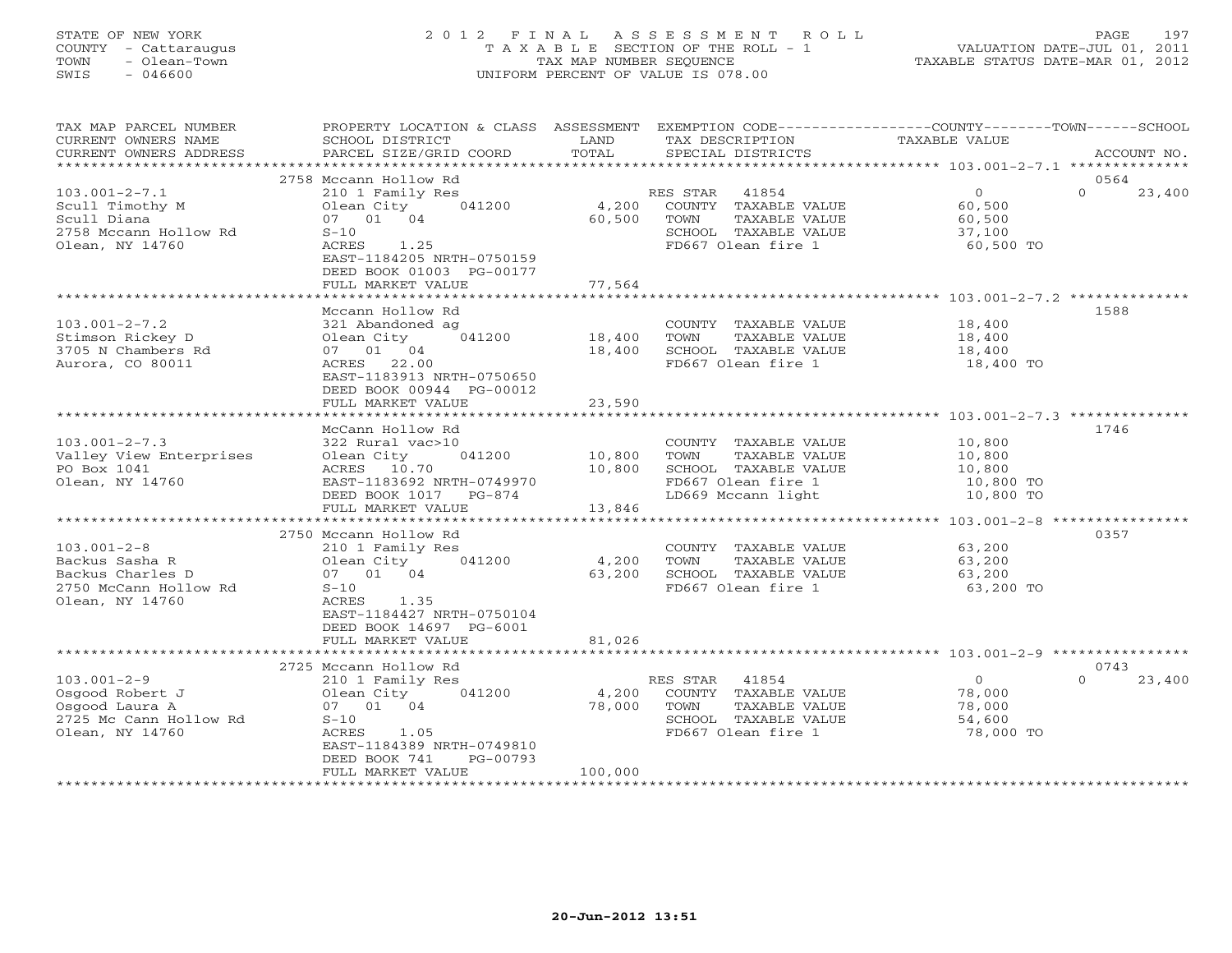STATE OF NEW YORK
COUNTY - Cattaraugus
TOWN - Olean-Town
SWIS - 046600

# 2012 FINAL ASSESSMENT ROLL
TAXABLE SECTION OF THE ROLL - 1
TAX MAP NUMBER SEQUENCE
UNIFORM PERCENT OF VALUE IS 078.00

VALUATION DATE-JUL 01, 2011
TAXABLE STATUS DATE-MAR 01, 2012

| TAX MAP PARCEL NUMBER / CURRENT OWNERS NAME / CURRENT OWNERS ADDRESS | PROPERTY LOCATION & CLASS / SCHOOL DISTRICT / PARCEL SIZE/GRID COORD | ASSESSMENT LAND / TOTAL | EXEMPTION CODE / TAX DESCRIPTION / SPECIAL DISTRICTS | COUNTY TAXABLE VALUE | TOWN | SCHOOL | ACCOUNT NO. |
|---|---|---|---|---|---|---|---|
| 103.001-2-7.1 | 2758 Mccann Hollow Rd | | | | | | 0564 |
| Scull Timothy M | 210 1 Family Res | | RES STAR 41854 | 0 | | 23,400 | |
| Scull Diana | Olean City 041200 | 4,200 | COUNTY TAXABLE VALUE | 60,500 | | | |
| 2758 Mccann Hollow Rd | 07 01 04 | 60,500 | TOWN TAXABLE VALUE | 60,500 | | | |
| Olean, NY 14760 | S-10 | | SCHOOL TAXABLE VALUE | 37,100 | | | |
| | ACRES 1.25 | | FD667 Olean fire 1 | 60,500 TO | | | |
| | EAST-1184205 NRTH-0750159 | | | | | | |
| | DEED BOOK 01003 PG-00177 | | | | | | |
| | FULL MARKET VALUE | 77,564 | | | | | |
| 103.001-2-7.2 | Mccann Hollow Rd | | | | | | 1588 |
| Stimson Rickey D | 321 Abandoned ag | | COUNTY TAXABLE VALUE | 18,400 | | | |
| 3705 N Chambers Rd | Olean City 041200 | 18,400 | TOWN TAXABLE VALUE | 18,400 | | | |
| Aurora, CO 80011 | 07 01 04 | 18,400 | SCHOOL TAXABLE VALUE | 18,400 | | | |
| | ACRES 22.00 | | FD667 Olean fire 1 | 18,400 TO | | | |
| | EAST-1183913 NRTH-0750650 | | | | | | |
| | DEED BOOK 00944 PG-00012 | | | | | | |
| | FULL MARKET VALUE | 23,590 | | | | | |
| 103.001-2-7.3 | McCann Hollow Rd | | | | | | 1746 |
| Valley View Enterprises | 322 Rural vac>10 | | COUNTY TAXABLE VALUE | 10,800 | | | |
| PO Box 1041 | Olean City 041200 | 10,800 | TOWN TAXABLE VALUE | 10,800 | | | |
| Olean, NY 14760 | ACRES 10.70 | 10,800 | SCHOOL TAXABLE VALUE | 10,800 | | | |
| | EAST-1183692 NRTH-0749970 | | FD667 Olean fire 1 | 10,800 TO | | | |
| | DEED BOOK 1017 PG-874 | | LD669 Mccann light | 10,800 TO | | | |
| | FULL MARKET VALUE | 13,846 | | | | | |
| 103.001-2-8 | 2750 Mccann Hollow Rd | | | | | | 0357 |
| Backus Sasha R | 210 1 Family Res | | COUNTY TAXABLE VALUE | 63,200 | | | |
| Backus Charles D | Olean City 041200 | 4,200 | TOWN TAXABLE VALUE | 63,200 | | | |
| 2750 McCann Hollow Rd | 07 01 04 | 63,200 | SCHOOL TAXABLE VALUE | 63,200 | | | |
| Olean, NY 14760 | S-10 | | FD667 Olean fire 1 | 63,200 TO | | | |
| | ACRES 1.35 | | | | | | |
| | EAST-1184427 NRTH-0750104 | | | | | | |
| | DEED BOOK 14697 PG-6001 | | | | | | |
| | FULL MARKET VALUE | 81,026 | | | | | |
| 103.001-2-9 | 2725 Mccann Hollow Rd | | | | | | 0743 |
| Osgood Robert J | 210 1 Family Res | | RES STAR 41854 | 0 | | 23,400 | |
| Osgood Laura A | Olean City 041200 | 4,200 | COUNTY TAXABLE VALUE | 78,000 | | | |
| 2725 Mc Cann Hollow Rd | 07 01 04 | 78,000 | TOWN TAXABLE VALUE | 78,000 | | | |
| Olean, NY 14760 | S-10 | | SCHOOL TAXABLE VALUE | 54,600 | | | |
| | ACRES 1.05 | | FD667 Olean fire 1 | 78,000 TO | | | |
| | EAST-1184389 NRTH-0749810 | | | | | | |
| | DEED BOOK 741 PG-00793 | | | | | | |
| | FULL MARKET VALUE | 100,000 | | | | | |

20-Jun-2012 13:51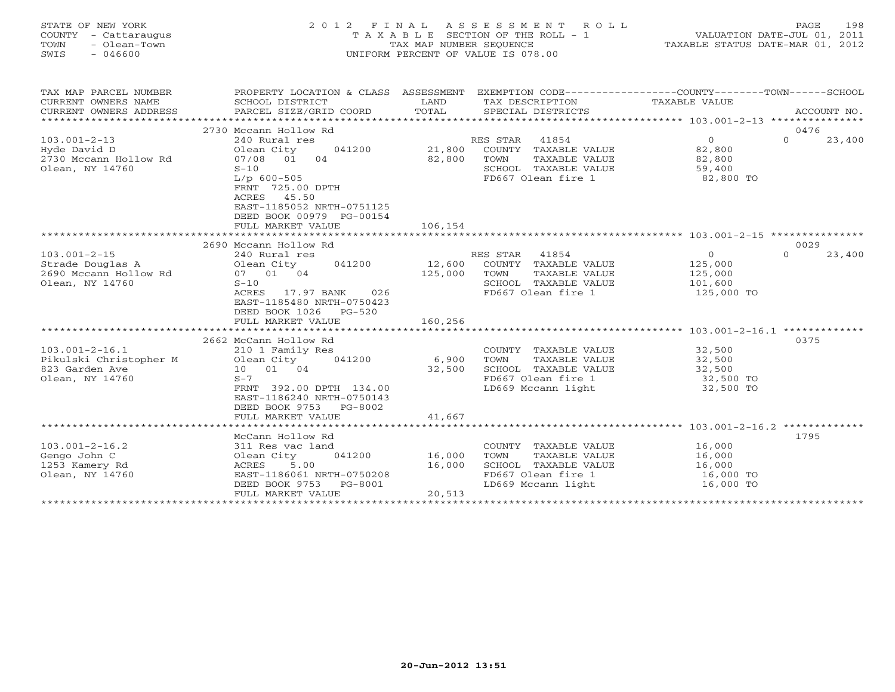STATE OF NEW YORK
COUNTY - Cattaraugus
TOWN - Olean-Town
SWIS - 046600

2 0 1 2 F I N A L A S S E S S M E N T R O L L
T A X A B L E SECTION OF THE ROLL - 1
TAX MAP NUMBER SEQUENCE
UNIFORM PERCENT OF VALUE IS 078.00

VALUATION DATE-JUL 01, 2011
TAXABLE STATUS DATE-MAR 01, 2012

| TAX MAP PARCEL NUMBER / CURRENT OWNERS NAME / CURRENT OWNERS ADDRESS | PROPERTY LOCATION & CLASS / SCHOOL DISTRICT / PARCEL SIZE/GRID COORD | ASSESSMENT LAND / TOTAL | EXEMPTION CODE / TAX DESCRIPTION / SPECIAL DISTRICTS | COUNTY TAXABLE VALUE | TOWN | SCHOOL | ACCOUNT NO. |
|---|---|---|---|---|---|---|---|
| 103.001-2-13 | 2730 Mccann Hollow Rd | | | | | | 0476 |
| Hyde David D | 240 Rural res | | RES STAR 41854 | 0 | 0 | 23,400 | |
| 2730 Mccann Hollow Rd | Olean City 041200 | 21,800 | COUNTY TAXABLE VALUE | 82,800 | | | |
| Olean, NY 14760 | 07/08 01 04 | 82,800 | TOWN TAXABLE VALUE | 82,800 | | | |
| | S-10 | | SCHOOL TAXABLE VALUE | 59,400 | | | |
| | L/p 600-505 | | FD667 Olean fire 1 | 82,800 TO | | | |
| | FRNT 725.00 DPTH | | | | | | |
| | ACRES 45.50 | | | | | | |
| | EAST-1185052 NRTH-0751125 | | | | | | |
| | DEED BOOK 00979 PG-00154 | | | | | | |
| | FULL MARKET VALUE | 106,154 | | | | | |
| 103.001-2-15 | 2690 Mccann Hollow Rd | | | | | | 0029 |
| Strade Douglas A | 240 Rural res | | RES STAR 41854 | 0 | 0 | 23,400 | |
| 2690 Mccann Hollow Rd | Olean City 041200 | 12,600 | COUNTY TAXABLE VALUE | 125,000 | | | |
| Olean, NY 14760 | 07 01 04 | 125,000 | TOWN TAXABLE VALUE | 125,000 | | | |
| | S-10 | | SCHOOL TAXABLE VALUE | 101,600 | | | |
| | ACRES 17.97 BANK 026 | | FD667 Olean fire 1 | 125,000 TO | | | |
| | EAST-1185480 NRTH-0750423 | | | | | | |
| | DEED BOOK 1026 PG-520 | | | | | | |
| | FULL MARKET VALUE | 160,256 | | | | | |
| 103.001-2-16.1 | 2662 McCann Hollow Rd | | | | | | 0375 |
| Pikulski Christopher M | 210 1 Family Res | | COUNTY TAXABLE VALUE | 32,500 | | | |
| 823 Garden Ave | Olean City 041200 | 6,900 | TOWN TAXABLE VALUE | 32,500 | | | |
| Olean, NY 14760 | 10 01 04 | 32,500 | SCHOOL TAXABLE VALUE | 32,500 | | | |
| | S-7 | | FD667 Olean fire 1 | 32,500 TO | | | |
| | FRNT 392.00 DPTH 134.00 | | LD669 Mccann light | 32,500 TO | | | |
| | EAST-1186240 NRTH-0750143 | | | | | | |
| | DEED BOOK 9753 PG-8002 | | | | | | |
| | FULL MARKET VALUE | 41,667 | | | | | |
| 103.001-2-16.2 | McCann Hollow Rd | | | | | | 1795 |
| Gengo John C | 311 Res vac land | | COUNTY TAXABLE VALUE | 16,000 | | | |
| 1253 Kamery Rd | Olean City 041200 | 16,000 | TOWN TAXABLE VALUE | 16,000 | | | |
| Olean, NY 14760 | ACRES 5.00 | 16,000 | SCHOOL TAXABLE VALUE | 16,000 | | | |
| | EAST-1186061 NRTH-0750208 | | FD667 Olean fire 1 | 16,000 TO | | | |
| | DEED BOOK 9753 PG-8001 | | LD669 Mccann light | 16,000 TO | | | |
| | FULL MARKET VALUE | 20,513 | | | | | |

20-Jun-2012 13:51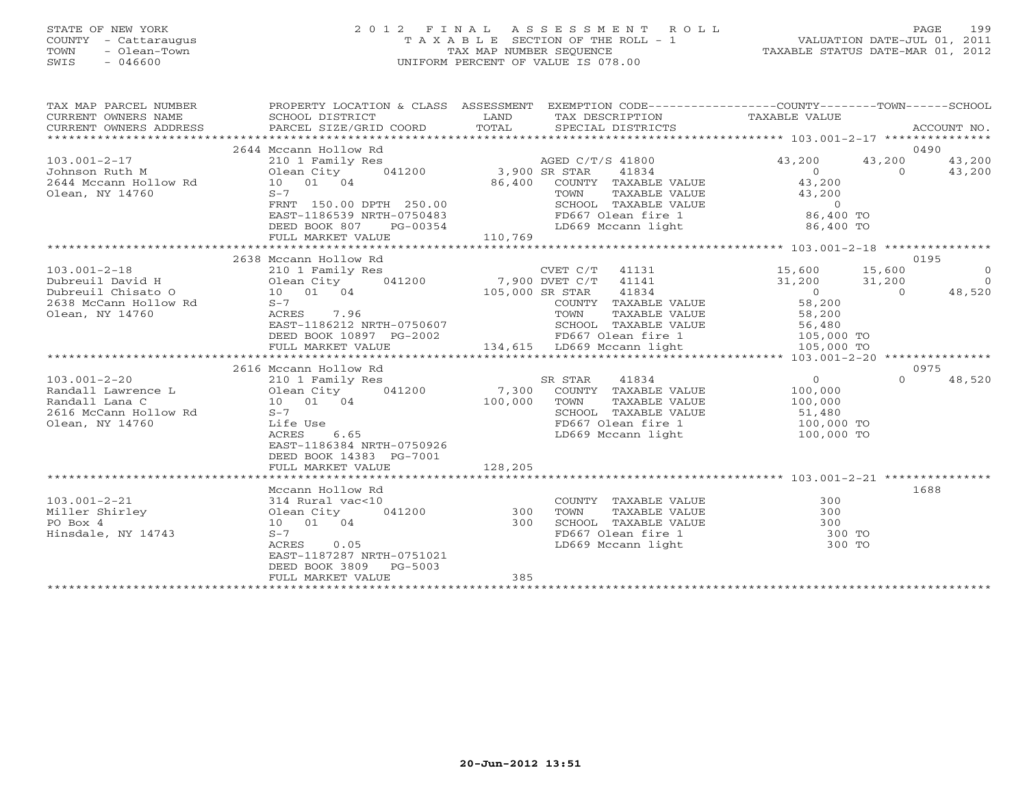STATE OF NEW YORK
COUNTY - Cattaraugus
TOWN - Olean-Town
SWIS - 046600

# 2012 FINAL ASSESSMENT ROLL

TAXABLE SECTION OF THE ROLL - 1
TAX MAP NUMBER SEQUENCE
UNIFORM PERCENT OF VALUE IS 078.00

VALUATION DATE-JUL 01, 2011
TAXABLE STATUS DATE-MAR 01, 2012

| TAX MAP PARCEL NUMBER / CURRENT OWNERS NAME / CURRENT OWNERS ADDRESS | PROPERTY LOCATION & CLASS / SCHOOL DISTRICT / PARCEL SIZE/GRID COORD | ASSESSMENT LAND / TOTAL | EXEMPTION CODE / TAX DESCRIPTION / SPECIAL DISTRICTS | COUNTY TAXABLE VALUE | TOWN | SCHOOL / ACCOUNT NO. |
|---|---|---|---|---|---|---|
| 103.001-2-17 | 2644 Mccann Hollow Rd | | | | | 0490 |
| | 210 1 Family Res | | AGED C/T/S 41800 | 43,200 | 43,200 | 43,200 |
| Johnson Ruth M | Olean City 041200 | 3,900 | SR STAR 41834 | 0 | 0 | 43,200 |
| 2644 Mccann Hollow Rd | 10 01 04 | 86,400 | COUNTY TAXABLE VALUE | 43,200 | | |
| Olean, NY 14760 | S-7 | | TOWN TAXABLE VALUE | 43,200 | | |
| | FRNT 150.00 DPTH 250.00 | | SCHOOL TAXABLE VALUE | 0 | | |
| | EAST-1186539 NRTH-0750483 | | FD667 Olean fire 1 | 86,400 TO | | |
| | DEED BOOK 807 PG-00354 | | LD669 Mccann light | 86,400 TO | | |
| | FULL MARKET VALUE | 110,769 | | | | |
| 103.001-2-18 | 2638 Mccann Hollow Rd | | | | | 0195 |
| | 210 1 Family Res | | CVET C/T 41131 | 15,600 | 15,600 | 0 |
| Dubreuil David H | Olean City 041200 | 7,900 | DVET C/T 41141 | 31,200 | 31,200 | 0 |
| Dubreuil Chisato O | 10 01 04 | 105,000 | SR STAR 41834 | 0 | 0 | 48,520 |
| 2638 McCann Hollow Rd | S-7 | | COUNTY TAXABLE VALUE | 58,200 | | |
| Olean, NY 14760 | ACRES 7.96 | | TOWN TAXABLE VALUE | 58,200 | | |
| | EAST-1186212 NRTH-0750607 | | SCHOOL TAXABLE VALUE | 56,480 | | |
| | DEED BOOK 10897 PG-2002 | | FD667 Olean fire 1 | 105,000 TO | | |
| | FULL MARKET VALUE | 134,615 | LD669 Mccann light | 105,000 TO | | |
| 103.001-2-20 | 2616 Mccann Hollow Rd | | | | | 0975 |
| | 210 1 Family Res | | SR STAR 41834 | 0 | 0 | 48,520 |
| Randall Lawrence L | Olean City 041200 | 7,300 | COUNTY TAXABLE VALUE | 100,000 | | |
| Randall Lana C | 10 01 04 | 100,000 | TOWN TAXABLE VALUE | 100,000 | | |
| 2616 McCann Hollow Rd | S-7 | | SCHOOL TAXABLE VALUE | 51,480 | | |
| Olean, NY 14760 | Life Use | | FD667 Olean fire 1 | 100,000 TO | | |
| | ACRES 6.65 | | LD669 Mccann light | 100,000 TO | | |
| | EAST-1186384 NRTH-0750926 | | | | | |
| | DEED BOOK 14383 PG-7001 | | | | | |
| | FULL MARKET VALUE | 128,205 | | | | |
| 103.001-2-21 | Mccann Hollow Rd | | | | | 1688 |
| | 314 Rural vac<10 | | COUNTY TAXABLE VALUE | 300 | | |
| Miller Shirley | Olean City 041200 | 300 | TOWN TAXABLE VALUE | 300 | | |
| PO Box 4 | 10 01 04 | 300 | SCHOOL TAXABLE VALUE | 300 | | |
| Hinsdale, NY 14743 | S-7 | | FD667 Olean fire 1 | 300 TO | | |
| | ACRES 0.05 | | LD669 Mccann light | 300 TO | | |
| | EAST-1187287 NRTH-0751021 | | | | | |
| | DEED BOOK 3809 PG-5003 | | | | | |
| | FULL MARKET VALUE | 385 | | | | |

20-Jun-2012 13:51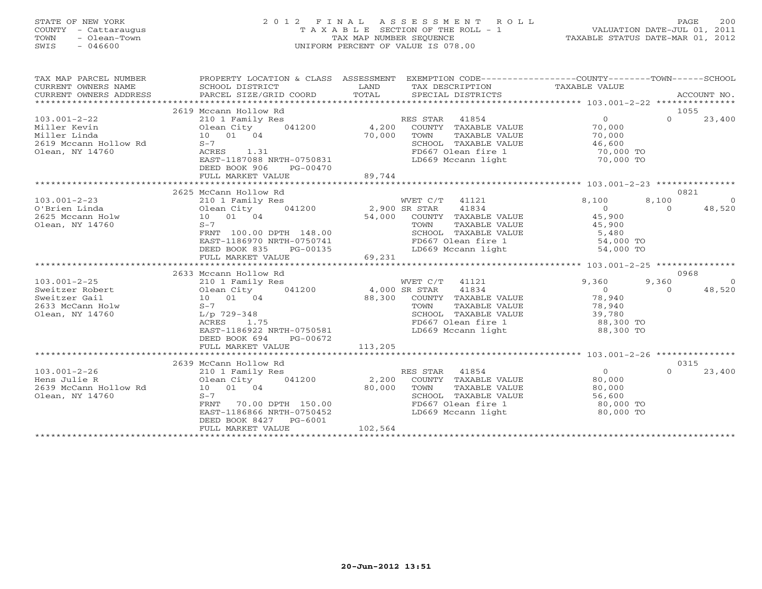STATE OF NEW YORK
COUNTY - Cattaraugus
TOWN - Olean-Town
SWIS - 046600

2012 FINAL ASSESSMENT ROLL
TAXABLE SECTION OF THE ROLL - 1
TAX MAP NUMBER SEQUENCE
UNIFORM PERCENT OF VALUE IS 078.00

VALUATION DATE-JUL 01, 2011
TAXABLE STATUS DATE-MAR 01, 2012

| TAX MAP PARCEL NUMBER / CURRENT OWNERS NAME / CURRENT OWNERS ADDRESS | PROPERTY LOCATION & CLASS / SCHOOL DISTRICT / PARCEL SIZE/GRID COORD | ASSESSMENT LAND / TOTAL | EXEMPTION CODE / TAX DESCRIPTION / SPECIAL DISTRICTS | COUNTY TAXABLE VALUE | TOWN | SCHOOL / ACCOUNT NO. |
|---|---|---|---|---|---|---|
| | 2619 Mccann Hollow Rd | | | | | 1055 |
| 103.001-2-22 | 210 1 Family Res | | RES STAR 41854 | 0 | 0 | 23,400 |
| Miller Kevin | Olean City 041200 | 4,200 | COUNTY TAXABLE VALUE | 70,000 | | |
| Miller Linda | 10 01 04 | 70,000 | TOWN TAXABLE VALUE | 70,000 | | |
| 2619 Mccann Hollow Rd | S-7 | | SCHOOL TAXABLE VALUE | 46,600 | | |
| Olean, NY 14760 | ACRES 1.31 | | FD667 Olean fire 1 | 70,000 TO | | |
| | EAST-1187088 NRTH-0750831 | | LD669 Mccann light | 70,000 TO | | |
| | DEED BOOK 906 PG-00470 | | | | | |
| | FULL MARKET VALUE | 89,744 | | | | |
| | 2625 McCann Hollow Rd | | | | | 0821 |
| 103.001-2-23 | 210 1 Family Res | | WVET C/T 41121 | 8,100 | 8,100 | 0 |
| O'Brien Linda | Olean City 041200 | 2,900 | SR STAR 41834 | 0 | 0 | 48,520 |
| 2625 Mccann Holw | 10 01 04 | 54,000 | COUNTY TAXABLE VALUE | 45,900 | | |
| Olean, NY 14760 | S-7 | | TOWN TAXABLE VALUE | 45,900 | | |
| | FRNT 100.00 DPTH 148.00 | | SCHOOL TAXABLE VALUE | 5,480 | | |
| | EAST-1186970 NRTH-0750741 | | FD667 Olean fire 1 | 54,000 TO | | |
| | DEED BOOK 835 PG-00135 | | LD669 Mccann light | 54,000 TO | | |
| | FULL MARKET VALUE | 69,231 | | | | |
| | 2633 Mccann Hollow Rd | | | | | 0968 |
| 103.001-2-25 | 210 1 Family Res | | WVET C/T 41121 | 9,360 | 9,360 | 0 |
| Sweitzer Robert | Olean City 041200 | 4,000 | SR STAR 41834 | 0 | 0 | 48,520 |
| Sweitzer Gail | 10 01 04 | 88,300 | COUNTY TAXABLE VALUE | 78,940 | | |
| 2633 McCann Holw | S-7 | | TOWN TAXABLE VALUE | 78,940 | | |
| Olean, NY 14760 | L/p 729-348 | | SCHOOL TAXABLE VALUE | 39,780 | | |
| | ACRES 1.75 | | FD667 Olean fire 1 | 88,300 TO | | |
| | EAST-1186922 NRTH-0750581 | | LD669 Mccann light | 88,300 TO | | |
| | DEED BOOK 694 PG-00672 | | | | | |
| | FULL MARKET VALUE | 113,205 | | | | |
| | 2639 McCann Hollow Rd | | | | | 0315 |
| 103.001-2-26 | 210 1 Family Res | | RES STAR 41854 | 0 | 0 | 23,400 |
| Hens Julie R | Olean City 041200 | 2,200 | COUNTY TAXABLE VALUE | 80,000 | | |
| 2639 McCann Hollow Rd | 10 01 04 | 80,000 | TOWN TAXABLE VALUE | 80,000 | | |
| Olean, NY 14760 | S-7 | | SCHOOL TAXABLE VALUE | 56,600 | | |
| | FRNT 70.00 DPTH 150.00 | | FD667 Olean fire 1 | 80,000 TO | | |
| | EAST-1186866 NRTH-0750452 | | LD669 Mccann light | 80,000 TO | | |
| | DEED BOOK 8427 PG-6001 | | | | | |
| | FULL MARKET VALUE | 102,564 | | | | |

20-Jun-2012 13:51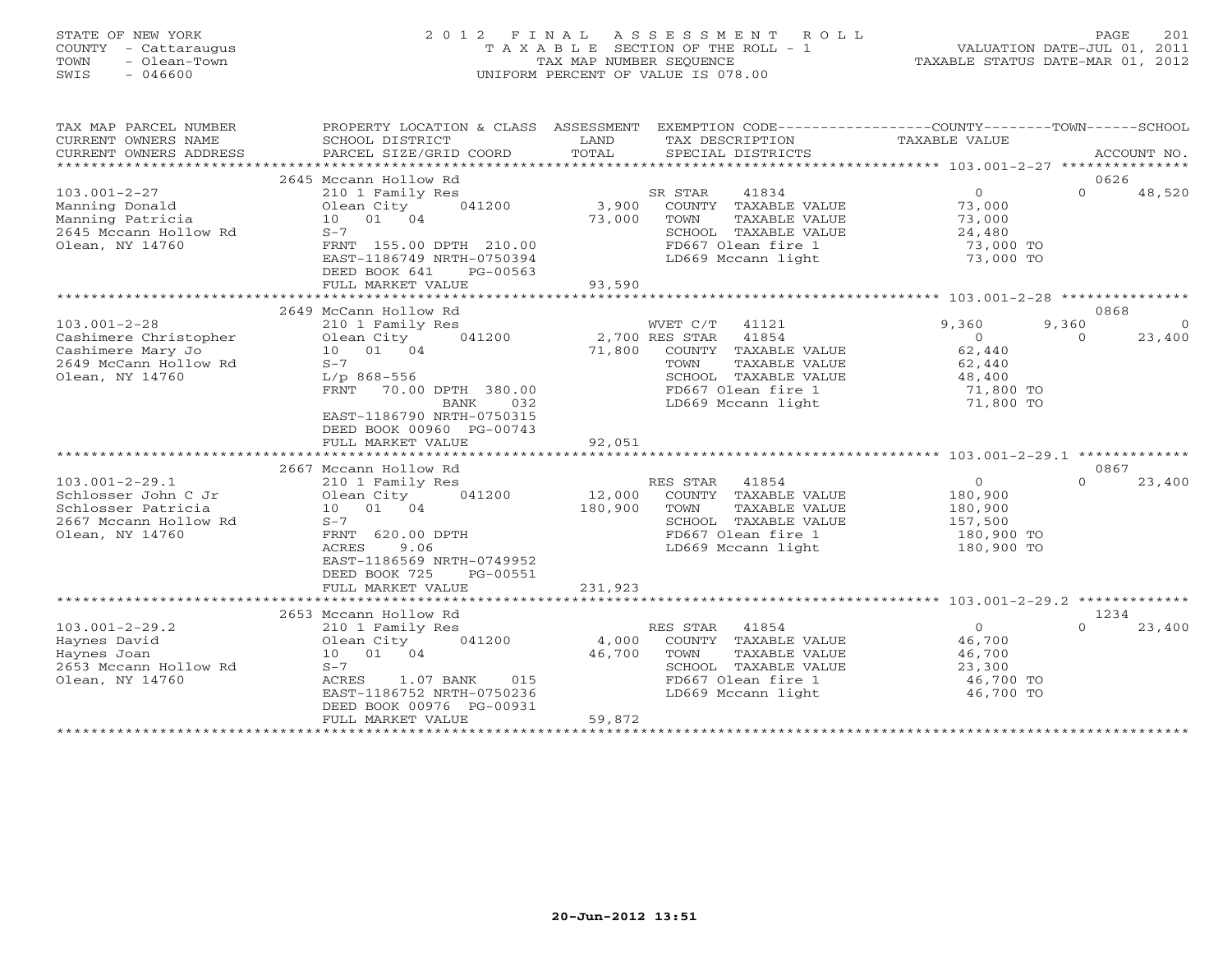STATE OF NEW YORK
COUNTY - Cattaraugus
TOWN - Olean-Town
SWIS - 046600

# 2012 FINAL ASSESSMENT ROLL

TAXABLE SECTION OF THE ROLL - 1
TAX MAP NUMBER SEQUENCE
UNIFORM PERCENT OF VALUE IS 078.00

VALUATION DATE-JUL 01, 2011
TAXABLE STATUS DATE-MAR 01, 2012

```
TAX MAP PARCEL NUMBER     PROPERTY LOCATION & CLASS  ASSESSMENT  EXEMPTION CODE------------------COUNTY--------TOWN------SCHOOL
CURRENT OWNERS NAME       SCHOOL DISTRICT              LAND      TAX DESCRIPTION            TAXABLE VALUE
CURRENT OWNERS ADDRESS    PARCEL SIZE/GRID COORD       TOTAL     SPECIAL DISTRICTS                                      ACCOUNT NO.
******************************************************************************************* 103.001-2-27 ***************
                     2645 Mccann Hollow Rd                                                                      0626
103.001-2-27              210 1 Family Res                   SR STAR       41834         0              0     48,520
Manning Donald            Olean City       041200      3,900   COUNTY  TAXABLE VALUE       73,000
Manning Patricia          10   01   04                73,000   TOWN    TAXABLE VALUE       73,000
2645 Mccann Hollow Rd     S-7                                  SCHOOL  TAXABLE VALUE       24,480
Olean, NY 14760           FRNT 155.00 DPTH 210.00              FD667 Olean fire 1           73,000 TO
                          EAST-1186749 NRTH-0750394            LD669 Mccann light           73,000 TO
                          DEED BOOK 641     PG-00563
                          FULL MARKET VALUE          93,590
******************************************************************************************* 103.001-2-28 ***************
                     2649 McCann Hollow Rd                                                                      0868
103.001-2-28              210 1 Family Res                   WVET C/T      41121      9,360          9,360          0
Cashimere Christopher     Olean City       041200      2,700 RES STAR      41854          0              0     23,400
Cashimere Mary Jo         10   01   04                71,800   COUNTY  TAXABLE VALUE       62,440
2649 McCann Hollow Rd     S-7                                  TOWN    TAXABLE VALUE       62,440
Olean, NY 14760           L/p 868-556                          SCHOOL  TAXABLE VALUE       48,400
                          FRNT  70.00 DPTH 380.00              FD667 Olean fire 1           71,800 TO
                                      BANK    032              LD669 Mccann light           71,800 TO
                          EAST-1186790 NRTH-0750315
                          DEED BOOK 00960 PG-00743
                          FULL MARKET VALUE          92,051
******************************************************************************************* 103.001-2-29.1 *************
                     2667 Mccann Hollow Rd                                                                      0867
103.001-2-29.1            210 1 Family Res                   RES STAR      41854          0              0     23,400
Schlosser John C Jr       Olean City       041200     12,000   COUNTY  TAXABLE VALUE      180,900
Schlosser Patricia        10   01   04               180,900   TOWN    TAXABLE VALUE      180,900
2667 Mccann Hollow Rd     S-7                                  SCHOOL  TAXABLE VALUE      157,500
Olean, NY 14760           FRNT 620.00 DPTH                     FD667 Olean fire 1          180,900 TO
                          ACRES     9.06                       LD669 Mccann light          180,900 TO
                          EAST-1186569 NRTH-0749952
                          DEED BOOK 725     PG-00551
                          FULL MARKET VALUE         231,923
******************************************************************************************* 103.001-2-29.2 *************
                     2653 Mccann Hollow Rd                                                                      1234
103.001-2-29.2            210 1 Family Res                   RES STAR      41854          0              0     23,400
Haynes David              Olean City       041200      4,000   COUNTY  TAXABLE VALUE       46,700
Haynes Joan               10   01   04                46,700   TOWN    TAXABLE VALUE       46,700
2653 Mccann Hollow Rd     S-7                                  SCHOOL  TAXABLE VALUE       23,300
Olean, NY 14760           ACRES     1.07 BANK     015          FD667 Olean fire 1           46,700 TO
                          EAST-1186752 NRTH-0750236            LD669 Mccann light           46,700 TO
                          DEED BOOK 00976 PG-00931
                          FULL MARKET VALUE          59,872
************************************************************************************************************************
```

20-Jun-2012 13:51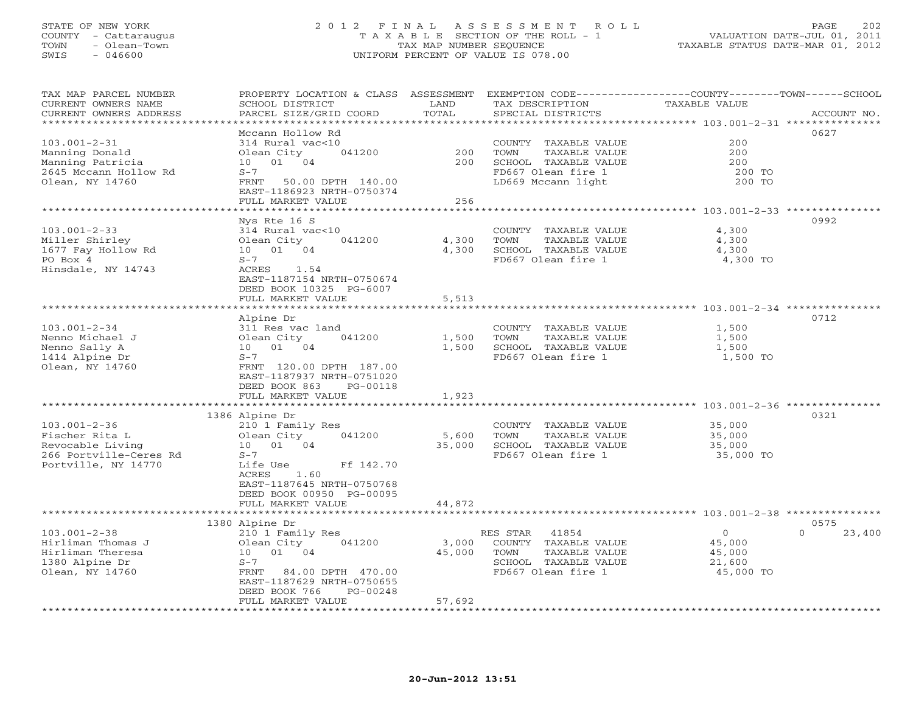STATE OF NEW YORK
COUNTY - Cattaraugus
TOWN - Olean-Town
SWIS - 046600

# 2012 FINAL ASSESSMENT ROLL
TAXABLE SECTION OF THE ROLL - 1
TAX MAP NUMBER SEQUENCE
UNIFORM PERCENT OF VALUE IS 078.00

VALUATION DATE-JUL 01, 2011
TAXABLE STATUS DATE-MAR 01, 2012

| TAX MAP PARCEL NUMBER / CURRENT OWNERS NAME / CURRENT OWNERS ADDRESS | PROPERTY LOCATION & CLASS / SCHOOL DISTRICT / PARCEL SIZE/GRID COORD | ASSESSMENT LAND / TOTAL | EXEMPTION CODE / TAX DESCRIPTION / SPECIAL DISTRICTS | COUNTY / TOWN / SCHOOL TAXABLE VALUE | ACCOUNT NO. |
|---|---|---|---|---|---|
| **103.001-2-31** | Mccann Hollow Rd | | | | 0627 |
| 103.001-2-31 | 314 Rural vac<10 | | COUNTY TAXABLE VALUE | 200 | |
| Manning Donald | Olean City 041200 | 200 | TOWN TAXABLE VALUE | 200 | |
| Manning Patricia | 10 01 04 | 200 | SCHOOL TAXABLE VALUE | 200 | |
| 2645 Mccann Hollow Rd | S-7 | | FD667 Olean fire 1 | 200 TO | |
| Olean, NY 14760 | FRNT 50.00 DPTH 140.00 | | LD669 Mccann light | 200 TO | |
| | EAST-1186923 NRTH-0750374 | | | | |
| | FULL MARKET VALUE | 256 | | | |
| **103.001-2-33** | Nys Rte 16 S | | | | 0992 |
| 103.001-2-33 | 314 Rural vac<10 | | COUNTY TAXABLE VALUE | 4,300 | |
| Miller Shirley | Olean City 041200 | 4,300 | TOWN TAXABLE VALUE | 4,300 | |
| 1677 Fay Hollow Rd | 10 01 04 | 4,300 | SCHOOL TAXABLE VALUE | 4,300 | |
| PO Box 4 | S-7 | | FD667 Olean fire 1 | 4,300 TO | |
| Hinsdale, NY 14743 | ACRES 1.54 | | | | |
| | EAST-1187154 NRTH-0750674 | | | | |
| | DEED BOOK 10325 PG-6007 | | | | |
| | FULL MARKET VALUE | 5,513 | | | |
| **103.001-2-34** | Alpine Dr | | | | 0712 |
| 103.001-2-34 | 311 Res vac land | | COUNTY TAXABLE VALUE | 1,500 | |
| Nenno Michael J | Olean City 041200 | 1,500 | TOWN TAXABLE VALUE | 1,500 | |
| Nenno Sally A | 10 01 04 | 1,500 | SCHOOL TAXABLE VALUE | 1,500 | |
| 1414 Alpine Dr | S-7 | | FD667 Olean fire 1 | 1,500 TO | |
| Olean, NY 14760 | FRNT 120.00 DPTH 187.00 | | | | |
| | EAST-1187937 NRTH-0751020 | | | | |
| | DEED BOOK 863 PG-00118 | | | | |
| | FULL MARKET VALUE | 1,923 | | | |
| **103.001-2-36** | 1386 Alpine Dr | | | | 0321 |
| 103.001-2-36 | 210 1 Family Res | | COUNTY TAXABLE VALUE | 35,000 | |
| Fischer Rita L | Olean City 041200 | 5,600 | TOWN TAXABLE VALUE | 35,000 | |
| Revocable Living | 10 01 04 | 35,000 | SCHOOL TAXABLE VALUE | 35,000 | |
| 266 Portville-Ceres Rd | S-7 | | FD667 Olean fire 1 | 35,000 TO | |
| Portville, NY 14770 | Life Use Ff 142.70 | | | | |
| | ACRES 1.60 | | | | |
| | EAST-1187645 NRTH-0750768 | | | | |
| | DEED BOOK 00950 PG-00095 | | | | |
| | FULL MARKET VALUE | 44,872 | | | |
| **103.001-2-38** | 1380 Alpine Dr | | | | 0575 |
| 103.001-2-38 | 210 1 Family Res | | RES STAR 41854 | 0 / 0 / 23,400 | |
| Hirliman Thomas J | Olean City 041200 | 3,000 | COUNTY TAXABLE VALUE | 45,000 | |
| Hirliman Theresa | 10 01 04 | 45,000 | TOWN TAXABLE VALUE | 45,000 | |
| 1380 Alpine Dr | S-7 | | SCHOOL TAXABLE VALUE | 21,600 | |
| Olean, NY 14760 | FRNT 84.00 DPTH 470.00 | | FD667 Olean fire 1 | 45,000 TO | |
| | EAST-1187629 NRTH-0750655 | | | | |
| | DEED BOOK 766 PG-00248 | | | | |
| | FULL MARKET VALUE | 57,692 | | | |

20-Jun-2012 13:51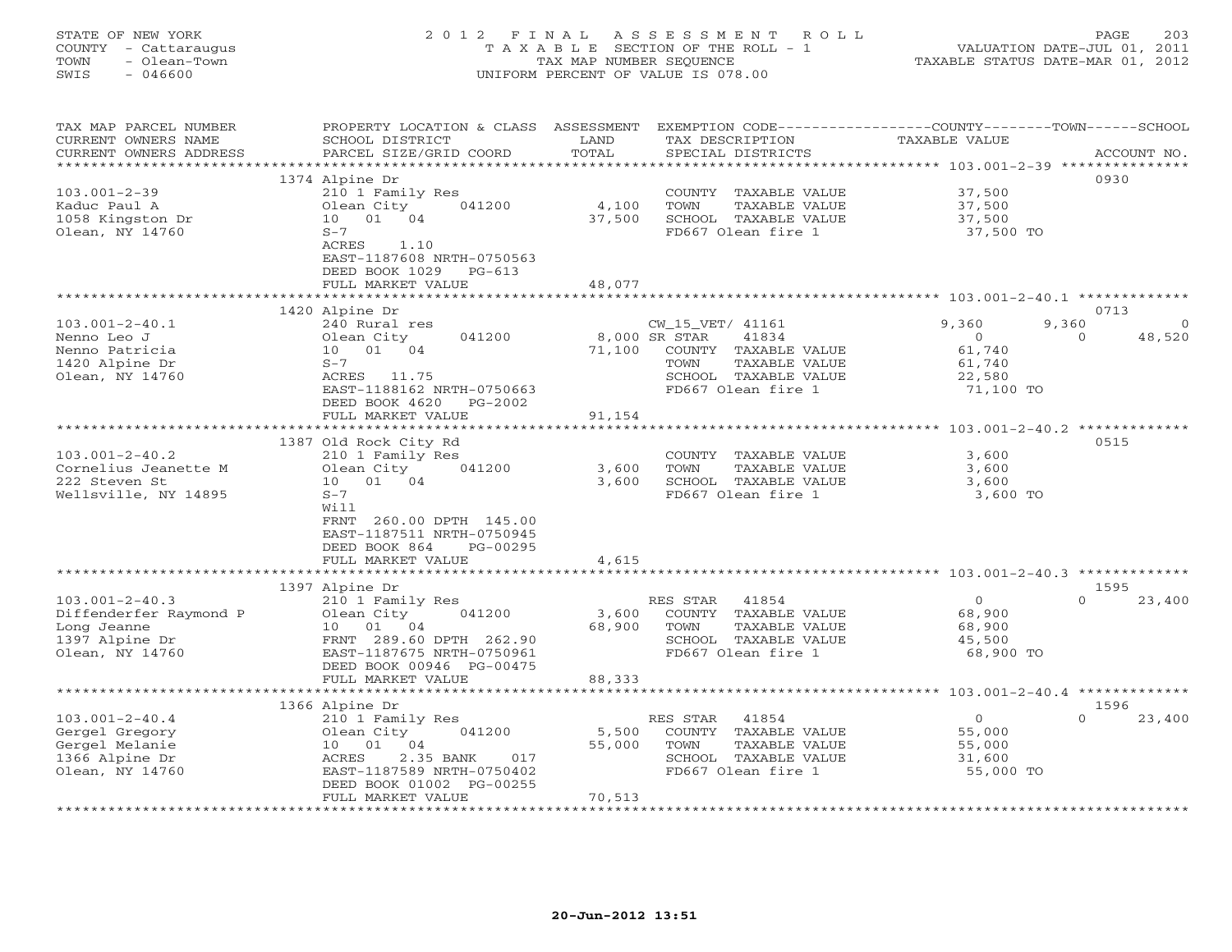STATE OF NEW YORK
COUNTY - Cattaraugus
TOWN - Olean-Town
SWIS - 046600

# 2012 FINAL ASSESSMENT ROLL

TAXABLE SECTION OF THE ROLL - 1
TAX MAP NUMBER SEQUENCE
UNIFORM PERCENT OF VALUE IS 078.00

VALUATION DATE-JUL 01, 2011
TAXABLE STATUS DATE-MAR 01, 2012

| TAX MAP PARCEL NUMBER / CURRENT OWNERS NAME / CURRENT OWNERS ADDRESS | PROPERTY LOCATION & CLASS / SCHOOL DISTRICT / PARCEL SIZE/GRID COORD | ASSESSMENT LAND / TOTAL | EXEMPTION CODE / TAX DESCRIPTION / SPECIAL DISTRICTS | COUNTY TAXABLE VALUE | TOWN | SCHOOL / ACCOUNT NO. |
|---|---|---|---|---|---|---|
| **103.001-2-39** | 1374 Alpine Dr | | | | | 0930 |
| Kaduc Paul A | 210 1 Family Res | | COUNTY TAXABLE VALUE | 37,500 | | |
| 1058 Kingston Dr | Olean City 041200 | 4,100 | TOWN TAXABLE VALUE | 37,500 | | |
| Olean, NY 14760 | 10 01 04 | 37,500 | SCHOOL TAXABLE VALUE | 37,500 | | |
| | S-7 | | FD667 Olean fire 1 | 37,500 TO | | |
| | ACRES 1.10 | | | | | |
| | EAST-1187608 NRTH-0750563 | | | | | |
| | DEED BOOK 1029 PG-613 | | | | | |
| | FULL MARKET VALUE | 48,077 | | | | |
| **103.001-2-40.1** | 1420 Alpine Dr | | | | | 0713 |
| Nenno Leo J | 240 Rural res | | CW_15_VET/ 41161 | 9,360 | 9,360 | 0 |
| Nenno Patricia | Olean City 041200 | 8,000 | SR STAR 41834 | 0 | 0 | 48,520 |
| 1420 Alpine Dr | 10 01 04 | 71,100 | COUNTY TAXABLE VALUE | 61,740 | | |
| Olean, NY 14760 | S-7 | | TOWN TAXABLE VALUE | 61,740 | | |
| | ACRES 11.75 | | SCHOOL TAXABLE VALUE | 22,580 | | |
| | EAST-1188162 NRTH-0750663 | | FD667 Olean fire 1 | 71,100 TO | | |
| | DEED BOOK 4620 PG-2002 | | | | | |
| | FULL MARKET VALUE | 91,154 | | | | |
| **103.001-2-40.2** | 1387 Old Rock City Rd | | | | | 0515 |
| Cornelius Jeanette M | 210 1 Family Res | | COUNTY TAXABLE VALUE | 3,600 | | |
| 222 Steven St | Olean City 041200 | 3,600 | TOWN TAXABLE VALUE | 3,600 | | |
| Wellsville, NY 14895 | 10 01 04 | 3,600 | SCHOOL TAXABLE VALUE | 3,600 | | |
| | S-7 | | FD667 Olean fire 1 | 3,600 TO | | |
| | Will | | | | | |
| | FRNT 260.00 DPTH 145.00 | | | | | |
| | EAST-1187511 NRTH-0750945 | | | | | |
| | DEED BOOK 864 PG-00295 | | | | | |
| | FULL MARKET VALUE | 4,615 | | | | |
| **103.001-2-40.3** | 1397 Alpine Dr | | | | | 1595 |
| Diffenderfer Raymond P | 210 1 Family Res | | RES STAR 41854 | 0 | 0 | 23,400 |
| Long Jeanne | Olean City 041200 | 3,600 | COUNTY TAXABLE VALUE | 68,900 | | |
| 1397 Alpine Dr | 10 01 04 | 68,900 | TOWN TAXABLE VALUE | 68,900 | | |
| Olean, NY 14760 | FRNT 289.60 DPTH 262.90 | | SCHOOL TAXABLE VALUE | 45,500 | | |
| | EAST-1187675 NRTH-0750961 | | FD667 Olean fire 1 | 68,900 TO | | |
| | DEED BOOK 00946 PG-00475 | | | | | |
| | FULL MARKET VALUE | 88,333 | | | | |
| **103.001-2-40.4** | 1366 Alpine Dr | | | | | 1596 |
| Gergel Gregory | 210 1 Family Res | | RES STAR 41854 | 0 | 0 | 23,400 |
| Gergel Melanie | Olean City 041200 | 5,500 | COUNTY TAXABLE VALUE | 55,000 | | |
| 1366 Alpine Dr | 10 01 04 | 55,000 | TOWN TAXABLE VALUE | 55,000 | | |
| Olean, NY 14760 | ACRES 2.35 BANK 017 | | SCHOOL TAXABLE VALUE | 31,600 | | |
| | EAST-1187589 NRTH-0750402 | | FD667 Olean fire 1 | 55,000 TO | | |
| | DEED BOOK 01002 PG-00255 | | | | | |
| | FULL MARKET VALUE | 70,513 | | | | |

20-Jun-2012 13:51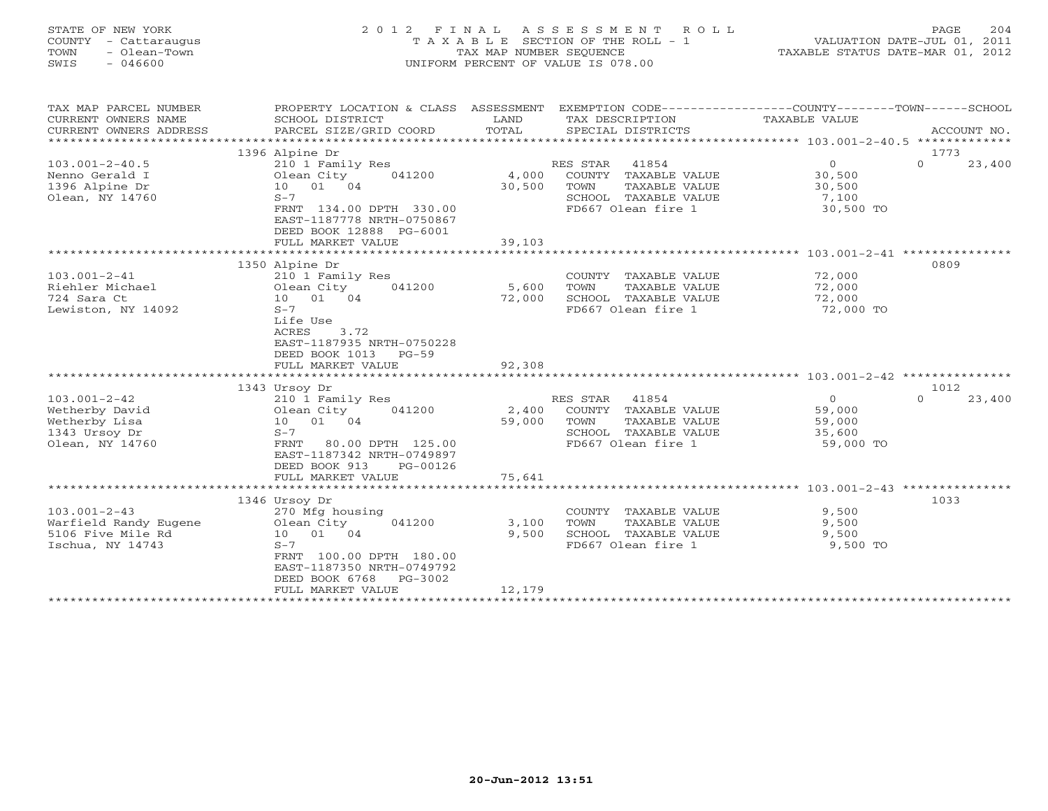STATE OF NEW YORK
COUNTY - Cattaraugus
TOWN - Olean-Town
SWIS - 046600

2012 FINAL ASSESSMENT ROLL
TAXABLE SECTION OF THE ROLL - 1
TAX MAP NUMBER SEQUENCE
UNIFORM PERCENT OF VALUE IS 078.00

VALUATION DATE-JUL 01, 2011
TAXABLE STATUS DATE-MAR 01, 2012

| TAX MAP PARCEL NUMBER / CURRENT OWNERS NAME / CURRENT OWNERS ADDRESS | PROPERTY LOCATION & CLASS / SCHOOL DISTRICT / PARCEL SIZE/GRID COORD | ASSESSMENT LAND / TOTAL | EXEMPTION CODE / TAX DESCRIPTION / SPECIAL DISTRICTS | COUNTY | TOWN | SCHOOL | ACCOUNT NO. |
|---|---|---|---|---|---|---|---|
| **103.001-2-40.5** | 1396 Alpine Dr | | | | | | 1773 |
| Nenno Gerald I | 210 1 Family Res | | RES STAR 41854 | 0 | 0 | 23,400 | |
| 1396 Alpine Dr | Olean City 041200 | 4,000 | COUNTY TAXABLE VALUE | 30,500 | | | |
| Olean, NY 14760 | 10 01 04 | 30,500 | TOWN TAXABLE VALUE | | 30,500 | | |
| | S-7 | | SCHOOL TAXABLE VALUE | | | 7,100 | |
| | FRNT 134.00 DPTH 330.00 | | FD667 Olean fire 1 | 30,500 TO | | | |
| | EAST-1187778 NRTH-0750867 | | | | | | |
| | DEED BOOK 12888 PG-6001 | | | | | | |
| | FULL MARKET VALUE | 39,103 | | | | | |
| **103.001-2-41** | 1350 Alpine Dr | | | | | | 0809 |
| Riehler Michael | 210 1 Family Res | | COUNTY TAXABLE VALUE | 72,000 | | | |
| 724 Sara Ct | Olean City 041200 | 5,600 | TOWN TAXABLE VALUE | | 72,000 | | |
| Lewiston, NY 14092 | 10 01 04 | 72,000 | SCHOOL TAXABLE VALUE | | | 72,000 | |
| | S-7 | | FD667 Olean fire 1 | 72,000 TO | | | |
| | Life Use | | | | | | |
| | ACRES 3.72 | | | | | | |
| | EAST-1187935 NRTH-0750228 | | | | | | |
| | DEED BOOK 1013 PG-59 | | | | | | |
| | FULL MARKET VALUE | 92,308 | | | | | |
| **103.001-2-42** | 1343 Ursoy Dr | | | | | | 1012 |
| Wetherby David | 210 1 Family Res | | RES STAR 41854 | 0 | 0 | 23,400 | |
| Wetherby Lisa | Olean City 041200 | 2,400 | COUNTY TAXABLE VALUE | 59,000 | | | |
| 1343 Ursoy Dr | 10 01 04 | 59,000 | TOWN TAXABLE VALUE | | 59,000 | | |
| Olean, NY 14760 | S-7 | | SCHOOL TAXABLE VALUE | | | 35,600 | |
| | FRNT 80.00 DPTH 125.00 | | FD667 Olean fire 1 | 59,000 TO | | | |
| | EAST-1187342 NRTH-0749897 | | | | | | |
| | DEED BOOK 913 PG-00126 | | | | | | |
| | FULL MARKET VALUE | 75,641 | | | | | |
| **103.001-2-43** | 1346 Ursoy Dr | | | | | | 1033 |
| Warfield Randy Eugene | 270 Mfg housing | | COUNTY TAXABLE VALUE | 9,500 | | | |
| 5106 Five Mile Rd | Olean City 041200 | 3,100 | TOWN TAXABLE VALUE | | 9,500 | | |
| Ischua, NY 14743 | 10 01 04 | 9,500 | SCHOOL TAXABLE VALUE | | | 9,500 | |
| | S-7 | | FD667 Olean fire 1 | 9,500 TO | | | |
| | FRNT 100.00 DPTH 180.00 | | | | | | |
| | EAST-1187350 NRTH-0749792 | | | | | | |
| | DEED BOOK 6768 PG-3002 | | | | | | |
| | FULL MARKET VALUE | 12,179 | | | | | |

20-Jun-2012 13:51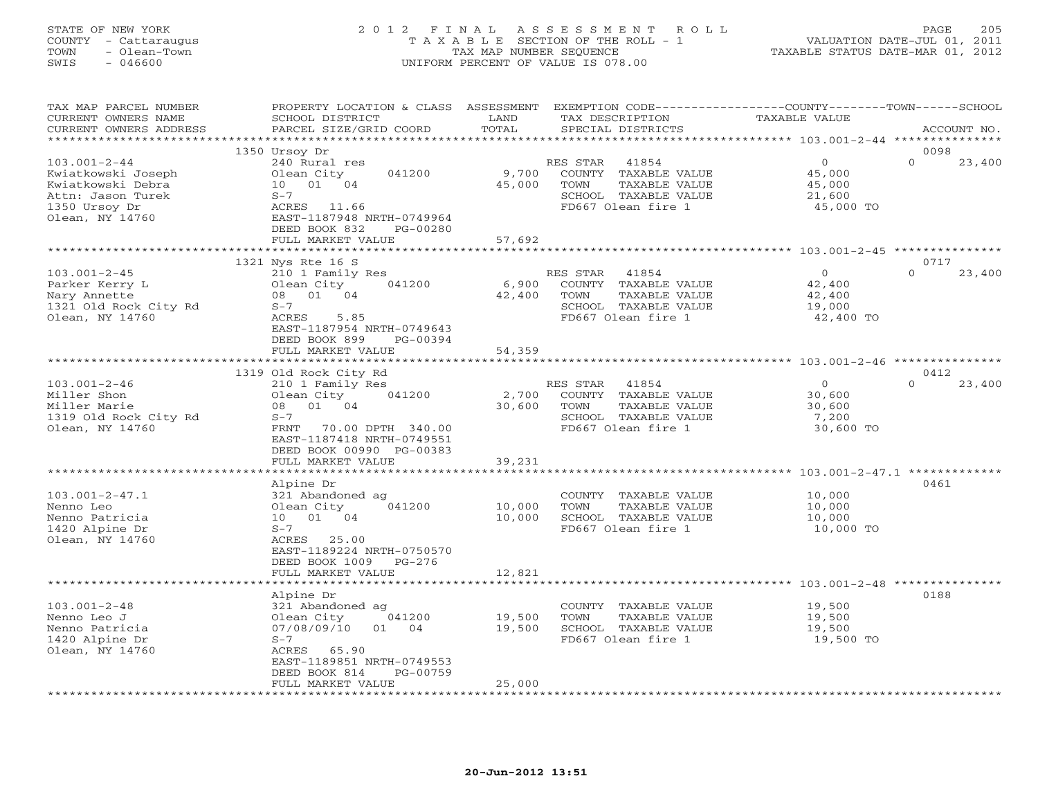STATE OF NEW YORK
COUNTY - Cattaraugus
TOWN - Olean-Town
SWIS - 046600

2 0 1 2 F I N A L A S S E S S M E N T R O L L
T A X A B L E SECTION OF THE ROLL - 1
TAX MAP NUMBER SEQUENCE
UNIFORM PERCENT OF VALUE IS 078.00

VALUATION DATE-JUL 01, 2011
TAXABLE STATUS DATE-MAR 01, 2012

| TAX MAP PARCEL NUMBER / CURRENT OWNERS NAME / CURRENT OWNERS ADDRESS | PROPERTY LOCATION & CLASS / SCHOOL DISTRICT / PARCEL SIZE/GRID COORD | ASSESSMENT LAND / TOTAL | EXEMPTION CODE / TAX DESCRIPTION / SPECIAL DISTRICTS | COUNTY / TOWN TAXABLE VALUE | SCHOOL | ACCOUNT NO. |
|---|---|---|---|---|---|---|
| 103.001-2-44 | 1350 Ursoy Dr | | | | | 0098 |
| Kwiatkowski Joseph | 240 Rural res | | RES STAR 41854 | 0 | 0 23,400 | |
| Kwiatkowski Debra | Olean City 041200 | 9,700 | COUNTY TAXABLE VALUE | 45,000 | | |
| Attn: Jason Turek | 10 01 04 | 45,000 | TOWN TAXABLE VALUE | 45,000 | | |
| 1350 Ursoy Dr | S-7 | | SCHOOL TAXABLE VALUE | 21,600 | | |
| Olean, NY 14760 | ACRES 11.66 | | FD667 Olean fire 1 | 45,000 TO | | |
| | EAST-1187948 NRTH-0749964 | | | | | |
| | DEED BOOK 832 PG-00280 | | | | | |
| | FULL MARKET VALUE | 57,692 | | | | |
| 103.001-2-45 | 1321 Nys Rte 16 S | | | | | 0717 |
| Parker Kerry L | 210 1 Family Res | | RES STAR 41854 | 0 | 0 23,400 | |
| Nary Annette | Olean City 041200 | 6,900 | COUNTY TAXABLE VALUE | 42,400 | | |
| 1321 Old Rock City Rd | 08 01 04 | 42,400 | TOWN TAXABLE VALUE | 42,400 | | |
| Olean, NY 14760 | S-7 | | SCHOOL TAXABLE VALUE | 19,000 | | |
| | ACRES 5.85 | | FD667 Olean fire 1 | 42,400 TO | | |
| | EAST-1187954 NRTH-0749643 | | | | | |
| | DEED BOOK 899 PG-00394 | | | | | |
| | FULL MARKET VALUE | 54,359 | | | | |
| 103.001-2-46 | 1319 Old Rock City Rd | | | | | 0412 |
| Miller Shon | 210 1 Family Res | | RES STAR 41854 | 0 | 0 23,400 | |
| Miller Marie | Olean City 041200 | 2,700 | COUNTY TAXABLE VALUE | 30,600 | | |
| 1319 Old Rock City Rd | 08 01 04 | 30,600 | TOWN TAXABLE VALUE | 30,600 | | |
| Olean, NY 14760 | S-7 | | SCHOOL TAXABLE VALUE | 7,200 | | |
| | FRNT 70.00 DPTH 340.00 | | FD667 Olean fire 1 | 30,600 TO | | |
| | EAST-1187418 NRTH-0749551 | | | | | |
| | DEED BOOK 00990 PG-00383 | | | | | |
| | FULL MARKET VALUE | 39,231 | | | | |
| 103.001-2-47.1 | Alpine Dr | | | | | 0461 |
| Nenno Leo | 321 Abandoned ag | | COUNTY TAXABLE VALUE | 10,000 | | |
| Nenno Patricia | Olean City 041200 | 10,000 | TOWN TAXABLE VALUE | 10,000 | | |
| 1420 Alpine Dr | 10 01 04 | 10,000 | SCHOOL TAXABLE VALUE | 10,000 | | |
| Olean, NY 14760 | S-7 | | FD667 Olean fire 1 | 10,000 TO | | |
| | ACRES 25.00 | | | | | |
| | EAST-1189224 NRTH-0750570 | | | | | |
| | DEED BOOK 1009 PG-276 | | | | | |
| | FULL MARKET VALUE | 12,821 | | | | |
| 103.001-2-48 | Alpine Dr | | | | | 0188 |
| Nenno Leo J | 321 Abandoned ag | | COUNTY TAXABLE VALUE | 19,500 | | |
| Nenno Patricia | Olean City 041200 | 19,500 | TOWN TAXABLE VALUE | 19,500 | | |
| 1420 Alpine Dr | 07/08/09/10 01 04 | 19,500 | SCHOOL TAXABLE VALUE | 19,500 | | |
| Olean, NY 14760 | S-7 | | FD667 Olean fire 1 | 19,500 TO | | |
| | ACRES 65.90 | | | | | |
| | EAST-1189851 NRTH-0749553 | | | | | |
| | DEED BOOK 814 PG-00759 | | | | | |
| | FULL MARKET VALUE | 25,000 | | | | |

20-Jun-2012 13:51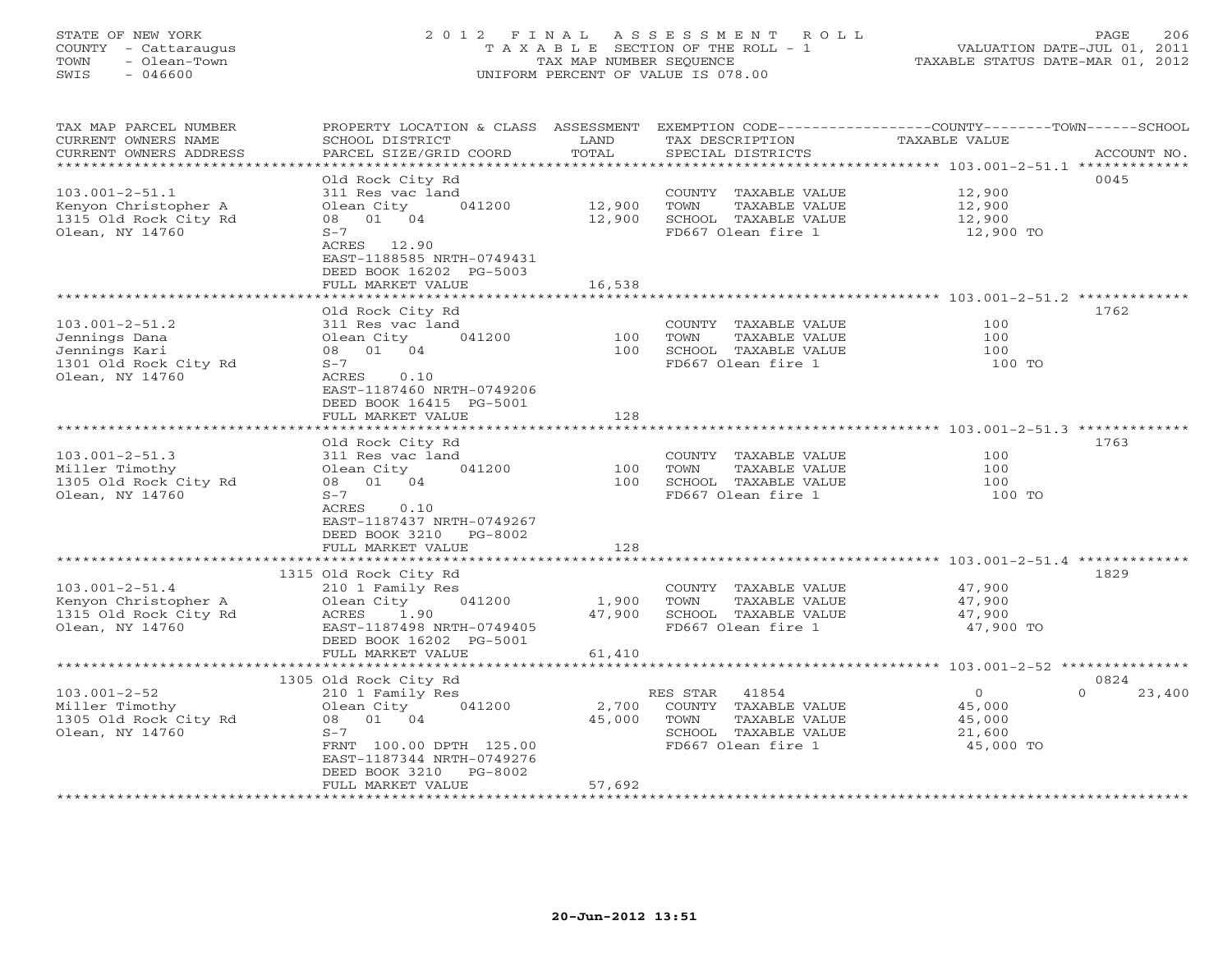STATE OF NEW YORK
COUNTY - Cattaraugus
TOWN - Olean-Town
SWIS - 046600

# 2012 FINAL ASSESSMENT ROLL
TAXABLE SECTION OF THE ROLL - 1
TAX MAP NUMBER SEQUENCE
UNIFORM PERCENT OF VALUE IS 078.00

VALUATION DATE-JUL 01, 2011
TAXABLE STATUS DATE-MAR 01, 2012

| TAX MAP PARCEL NUMBER / CURRENT OWNERS NAME / CURRENT OWNERS ADDRESS | PROPERTY LOCATION & CLASS / SCHOOL DISTRICT / PARCEL SIZE/GRID COORD | ASSESSMENT LAND / TOTAL | EXEMPTION CODE / TAX DESCRIPTION / SPECIAL DISTRICTS | COUNTY / TOWN / SCHOOL TAXABLE VALUE | ACCOUNT NO. |
|---|---|---|---|---|---|
| 103.001-2-51.1 | Old Rock City Rd | | | | 0045 |
| 103.001-2-51.1 | 311 Res vac land | | COUNTY TAXABLE VALUE | 12,900 | |
| Kenyon Christopher A | Olean City 041200 | 12,900 | TOWN TAXABLE VALUE | 12,900 | |
| 1315 Old Rock City Rd | 08 01 04 | 12,900 | SCHOOL TAXABLE VALUE | 12,900 | |
| Olean, NY 14760 | S-7 | | FD667 Olean fire 1 | 12,900 TO | |
| | ACRES 12.90 | | | | |
| | EAST-1188585 NRTH-0749431 | | | | |
| | DEED BOOK 16202 PG-5003 | | | | |
| | FULL MARKET VALUE | 16,538 | | | |
| 103.001-2-51.2 | Old Rock City Rd | | | | 1762 |
| 103.001-2-51.2 | 311 Res vac land | | COUNTY TAXABLE VALUE | 100 | |
| Jennings Dana | Olean City 041200 | 100 | TOWN TAXABLE VALUE | 100 | |
| Jennings Kari | 08 01 04 | 100 | SCHOOL TAXABLE VALUE | 100 | |
| 1301 Old Rock City Rd | S-7 | | FD667 Olean fire 1 | 100 TO | |
| Olean, NY 14760 | ACRES 0.10 | | | | |
| | EAST-1187460 NRTH-0749206 | | | | |
| | DEED BOOK 16415 PG-5001 | | | | |
| | FULL MARKET VALUE | 128 | | | |
| 103.001-2-51.3 | Old Rock City Rd | | | | 1763 |
| 103.001-2-51.3 | 311 Res vac land | | COUNTY TAXABLE VALUE | 100 | |
| Miller Timothy | Olean City 041200 | 100 | TOWN TAXABLE VALUE | 100 | |
| 1305 Old Rock City Rd | 08 01 04 | 100 | SCHOOL TAXABLE VALUE | 100 | |
| Olean, NY 14760 | S-7 | | FD667 Olean fire 1 | 100 TO | |
| | ACRES 0.10 | | | | |
| | EAST-1187437 NRTH-0749267 | | | | |
| | DEED BOOK 3210 PG-8002 | | | | |
| | FULL MARKET VALUE | 128 | | | |
| 103.001-2-51.4 | 1315 Old Rock City Rd | | | | 1829 |
| 103.001-2-51.4 | 210 1 Family Res | | COUNTY TAXABLE VALUE | 47,900 | |
| Kenyon Christopher A | Olean City 041200 | 1,900 | TOWN TAXABLE VALUE | 47,900 | |
| 1315 Old Rock City Rd | ACRES 1.90 | 47,900 | SCHOOL TAXABLE VALUE | 47,900 | |
| Olean, NY 14760 | EAST-1187498 NRTH-0749405 | | FD667 Olean fire 1 | 47,900 TO | |
| | DEED BOOK 16202 PG-5001 | | | | |
| | FULL MARKET VALUE | 61,410 | | | |
| 103.001-2-52 | 1305 Old Rock City Rd | | | | 0824 |
| 103.001-2-52 | 210 1 Family Res | | RES STAR 41854 | 0 / 0 / 23,400 | |
| Miller Timothy | Olean City 041200 | 2,700 | COUNTY TAXABLE VALUE | 45,000 | |
| 1305 Old Rock City Rd | 08 01 04 | 45,000 | TOWN TAXABLE VALUE | 45,000 | |
| Olean, NY 14760 | S-7 | | SCHOOL TAXABLE VALUE | 21,600 | |
| | FRNT 100.00 DPTH 125.00 | | FD667 Olean fire 1 | 45,000 TO | |
| | EAST-1187344 NRTH-0749276 | | | | |
| | DEED BOOK 3210 PG-8002 | | | | |
| | FULL MARKET VALUE | 57,692 | | | |

20-Jun-2012 13:51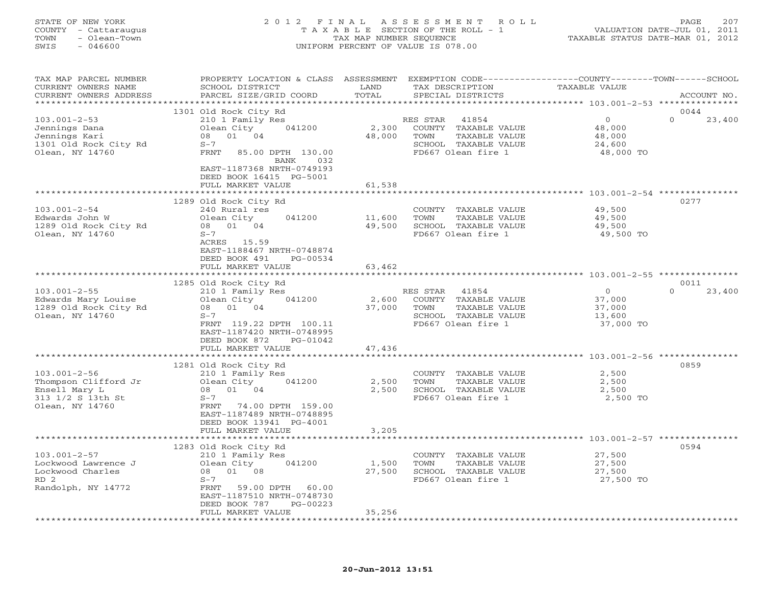STATE OF NEW YORK
COUNTY - Cattaraugus
TOWN - Olean-Town
SWIS - 046600

2 0 1 2 F I N A L A S S E S S M E N T R O L L
T A X A B L E SECTION OF THE ROLL - 1
TAX MAP NUMBER SEQUENCE
UNIFORM PERCENT OF VALUE IS 078.00

VALUATION DATE-JUL 01, 2011
TAXABLE STATUS DATE-MAR 01, 2012

| TAX MAP PARCEL NUMBER / CURRENT OWNERS NAME / CURRENT OWNERS ADDRESS | PROPERTY LOCATION & CLASS / SCHOOL DISTRICT / PARCEL SIZE/GRID COORD | ASSESSMENT LAND | ASSESSMENT TOTAL | EXEMPTION CODE / TAX DESCRIPTION / SPECIAL DISTRICTS | COUNTY TAXABLE VALUE | TOWN | SCHOOL / ACCOUNT NO. |
|---|---|---|---|---|---|---|---|
| | 1301 Old Rock City Rd | | | | | | 0044 |
| 103.001-2-53 | 210 1 Family Res | | | RES STAR 41854 | 0 | 0 | 23,400 |
| Jennings Dana | Olean City 041200 | 2,300 | | COUNTY TAXABLE VALUE | 48,000 | | |
| Jennings Kari | 08 01 04 | | 48,000 | TOWN TAXABLE VALUE | 48,000 | | |
| 1301 Old Rock City Rd | S-7 | | | SCHOOL TAXABLE VALUE | 24,600 | | |
| Olean, NY 14760 | FRNT 85.00 DPTH 130.00 | | | FD667 Olean fire 1 | 48,000 TO | | |
| | BANK 032 | | | | | | |
| | EAST-1187368 NRTH-0749193 | | | | | | |
| | DEED BOOK 16415 PG-5001 | | | | | | |
| | FULL MARKET VALUE | | 61,538 | | | | |
| | 1289 Old Rock City Rd | | | | | | 0277 |
| 103.001-2-54 | 240 Rural res | | | COUNTY TAXABLE VALUE | 49,500 | | |
| Edwards John W | Olean City 041200 | 11,600 | | TOWN TAXABLE VALUE | 49,500 | | |
| 1289 Old Rock City Rd | 08 01 04 | | 49,500 | SCHOOL TAXABLE VALUE | 49,500 | | |
| Olean, NY 14760 | S-7 | | | FD667 Olean fire 1 | 49,500 TO | | |
| | ACRES 15.59 | | | | | | |
| | EAST-1188467 NRTH-0748874 | | | | | | |
| | DEED BOOK 491 PG-00534 | | | | | | |
| | FULL MARKET VALUE | | 63,462 | | | | |
| | 1285 Old Rock City Rd | | | | | | 0011 |
| 103.001-2-55 | 210 1 Family Res | | | RES STAR 41854 | 0 | 0 | 23,400 |
| Edwards Mary Louise | Olean City 041200 | 2,600 | | COUNTY TAXABLE VALUE | 37,000 | | |
| 1289 Old Rock City Rd | 08 01 04 | | 37,000 | TOWN TAXABLE VALUE | 37,000 | | |
| Olean, NY 14760 | S-7 | | | SCHOOL TAXABLE VALUE | 13,600 | | |
| | FRNT 119.22 DPTH 100.11 | | | FD667 Olean fire 1 | 37,000 TO | | |
| | EAST-1187420 NRTH-0748995 | | | | | | |
| | DEED BOOK 872 PG-01042 | | | | | | |
| | FULL MARKET VALUE | | 47,436 | | | | |
| | 1281 Old Rock City Rd | | | | | | 0859 |
| 103.001-2-56 | 210 1 Family Res | | | COUNTY TAXABLE VALUE | 2,500 | | |
| Thompson Clifford Jr | Olean City 041200 | 2,500 | | TOWN TAXABLE VALUE | 2,500 | | |
| Ensell Mary L | 08 01 04 | | 2,500 | SCHOOL TAXABLE VALUE | 2,500 | | |
| 313 1/2 S 13th St | S-7 | | | FD667 Olean fire 1 | 2,500 TO | | |
| Olean, NY 14760 | FRNT 74.00 DPTH 159.00 | | | | | | |
| | EAST-1187489 NRTH-0748895 | | | | | | |
| | DEED BOOK 13941 PG-4001 | | | | | | |
| | FULL MARKET VALUE | | 3,205 | | | | |
| | 1283 Old Rock City Rd | | | | | | 0594 |
| 103.001-2-57 | 210 1 Family Res | | | COUNTY TAXABLE VALUE | 27,500 | | |
| Lockwood Lawrence J | Olean City 041200 | 1,500 | | TOWN TAXABLE VALUE | 27,500 | | |
| Lockwood Charles | 08 01 08 | | 27,500 | SCHOOL TAXABLE VALUE | 27,500 | | |
| RD 2 | S-7 | | | FD667 Olean fire 1 | 27,500 TO | | |
| Randolph, NY 14772 | FRNT 59.00 DPTH 60.00 | | | | | | |
| | EAST-1187510 NRTH-0748730 | | | | | | |
| | DEED BOOK 787 PG-00223 | | | | | | |
| | FULL MARKET VALUE | | 35,256 | | | | |

20-Jun-2012 13:51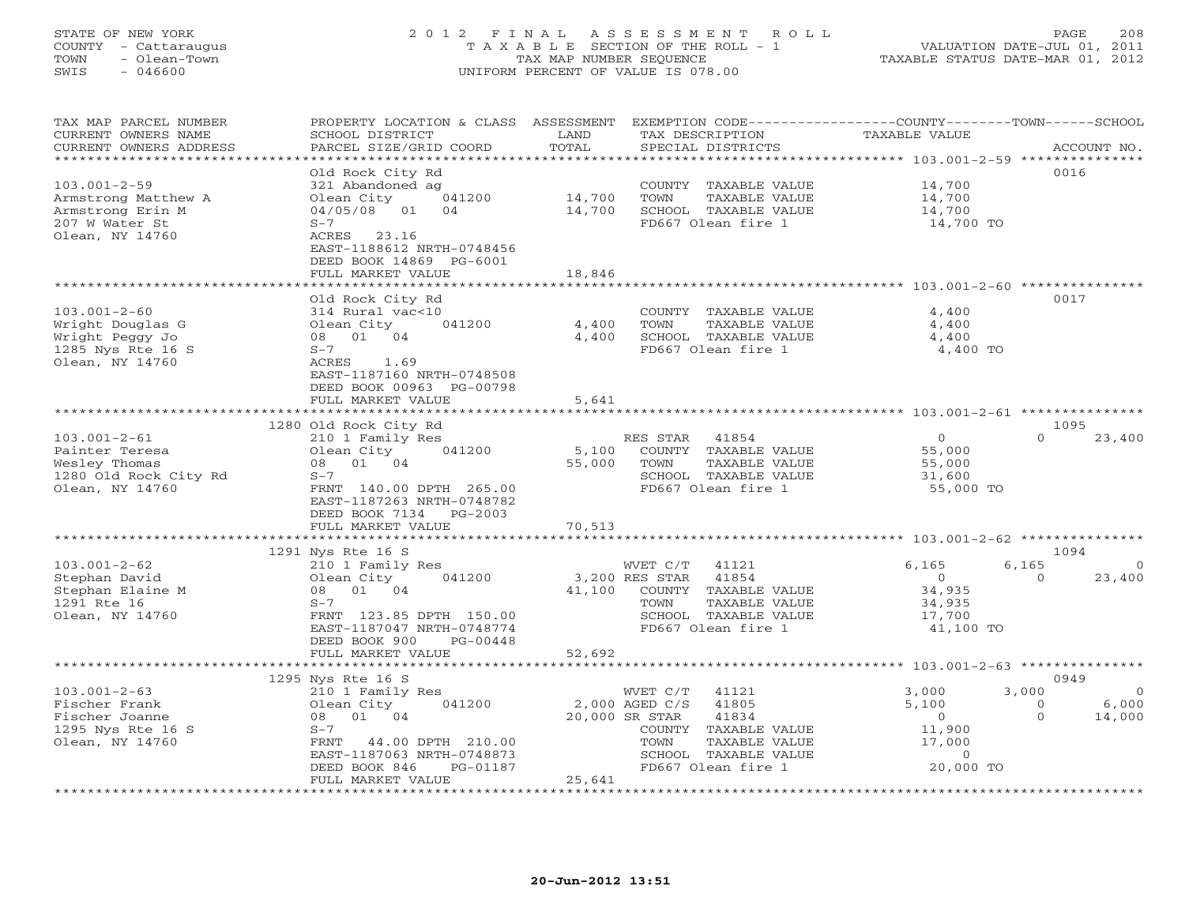STATE OF NEW YORK
COUNTY - Cattaraugus
TOWN - Olean-Town
SWIS - 046600

# 2012 FINAL ASSESSMENT ROLL

TAXABLE SECTION OF THE ROLL - 1
TAX MAP NUMBER SEQUENCE
UNIFORM PERCENT OF VALUE IS 078.00

VALUATION DATE-JUL 01, 2011
TAXABLE STATUS DATE-MAR 01, 2012

| TAX MAP PARCEL NUMBER / CURRENT OWNERS NAME / CURRENT OWNERS ADDRESS | PROPERTY LOCATION & CLASS / SCHOOL DISTRICT / PARCEL SIZE/GRID COORD | ASSESSMENT LAND / TOTAL | EXEMPTION CODE / TAX DESCRIPTION / SPECIAL DISTRICTS | COUNTY | TOWN | SCHOOL | ACCOUNT NO. |
|---|---|---|---|---|---|---|---|
| **103.001-2-59** | Old Rock City Rd | | | | | | 0016 |
| Armstrong Matthew A | 321 Abandoned ag | | COUNTY TAXABLE VALUE | 14,700 | | | |
| Armstrong Erin M | Olean City 041200 | 14,700 | TOWN TAXABLE VALUE | | 14,700 | | |
| 207 W Water St | 04/05/08 01 04 | 14,700 | SCHOOL TAXABLE VALUE | | | 14,700 | |
| Olean, NY 14760 | S-7 | | FD667 Olean fire 1 | 14,700 TO | | | |
| | ACRES 23.16 | | | | | | |
| | EAST-1188612 NRTH-0748456 | | | | | | |
| | DEED BOOK 14869 PG-6001 | | | | | | |
| | FULL MARKET VALUE | 18,846 | | | | | |
| **103.001-2-60** | Old Rock City Rd | | | | | | 0017 |
| Wright Douglas G | 314 Rural vac<10 | | COUNTY TAXABLE VALUE | 4,400 | | | |
| Wright Peggy Jo | Olean City 041200 | 4,400 | TOWN TAXABLE VALUE | | 4,400 | | |
| 1285 Nys Rte 16 S | 08 01 04 | 4,400 | SCHOOL TAXABLE VALUE | | | 4,400 | |
| Olean, NY 14760 | S-7 | | FD667 Olean fire 1 | 4,400 TO | | | |
| | ACRES 1.69 | | | | | | |
| | EAST-1187160 NRTH-0748508 | | | | | | |
| | DEED BOOK 00963 PG-00798 | | | | | | |
| | FULL MARKET VALUE | 5,641 | | | | | |
| **103.001-2-61** | 1280 Old Rock City Rd | | | | | | 1095 |
| Painter Teresa | 210 1 Family Res | | RES STAR 41854 | 0 | 0 | 23,400 | |
| Wesley Thomas | Olean City 041200 | 5,100 | COUNTY TAXABLE VALUE | 55,000 | | | |
| 1280 Old Rock City Rd | 08 01 04 | 55,000 | TOWN TAXABLE VALUE | | 55,000 | | |
| Olean, NY 14760 | S-7 | | SCHOOL TAXABLE VALUE | | | 31,600 | |
| | FRNT 140.00 DPTH 265.00 | | FD667 Olean fire 1 | 55,000 TO | | | |
| | EAST-1187263 NRTH-0748782 | | | | | | |
| | DEED BOOK 7134 PG-2003 | | | | | | |
| | FULL MARKET VALUE | 70,513 | | | | | |
| **103.001-2-62** | 1291 Nys Rte 16 S | | | | | | 1094 |
| Stephan David | 210 1 Family Res | | WVET C/T 41121 | 6,165 | 6,165 | 0 | |
| Stephan Elaine M | Olean City 041200 | 3,200 | RES STAR 41854 | 0 | 0 | 23,400 | |
| 1291 Rte 16 | 08 01 04 | 41,100 | COUNTY TAXABLE VALUE | 34,935 | | | |
| Olean, NY 14760 | S-7 | | TOWN TAXABLE VALUE | | 34,935 | | |
| | FRNT 123.85 DPTH 150.00 | | SCHOOL TAXABLE VALUE | | | 17,700 | |
| | EAST-1187047 NRTH-0748774 | | FD667 Olean fire 1 | 41,100 TO | | | |
| | DEED BOOK 900 PG-00448 | | | | | | |
| | FULL MARKET VALUE | 52,692 | | | | | |
| **103.001-2-63** | 1295 Nys Rte 16 S | | | | | | 0949 |
| Fischer Frank | 210 1 Family Res | | WVET C/T 41121 | 3,000 | 3,000 | 0 | |
| Fischer Joanne | Olean City 041200 | 2,000 | AGED C/S 41805 | 5,100 | 0 | 6,000 | |
| 1295 Nys Rte 16 S | 08 01 04 | 20,000 | SR STAR 41834 | 0 | 0 | 14,000 | |
| Olean, NY 14760 | S-7 | | COUNTY TAXABLE VALUE | 11,900 | | | |
| | FRNT 44.00 DPTH 210.00 | | TOWN TAXABLE VALUE | | 17,000 | | |
| | EAST-1187063 NRTH-0748873 | | SCHOOL TAXABLE VALUE | | | 0 | |
| | DEED BOOK 846 PG-01187 | | FD667 Olean fire 1 | 20,000 TO | | | |
| | FULL MARKET VALUE | 25,641 | | | | | |

20-Jun-2012 13:51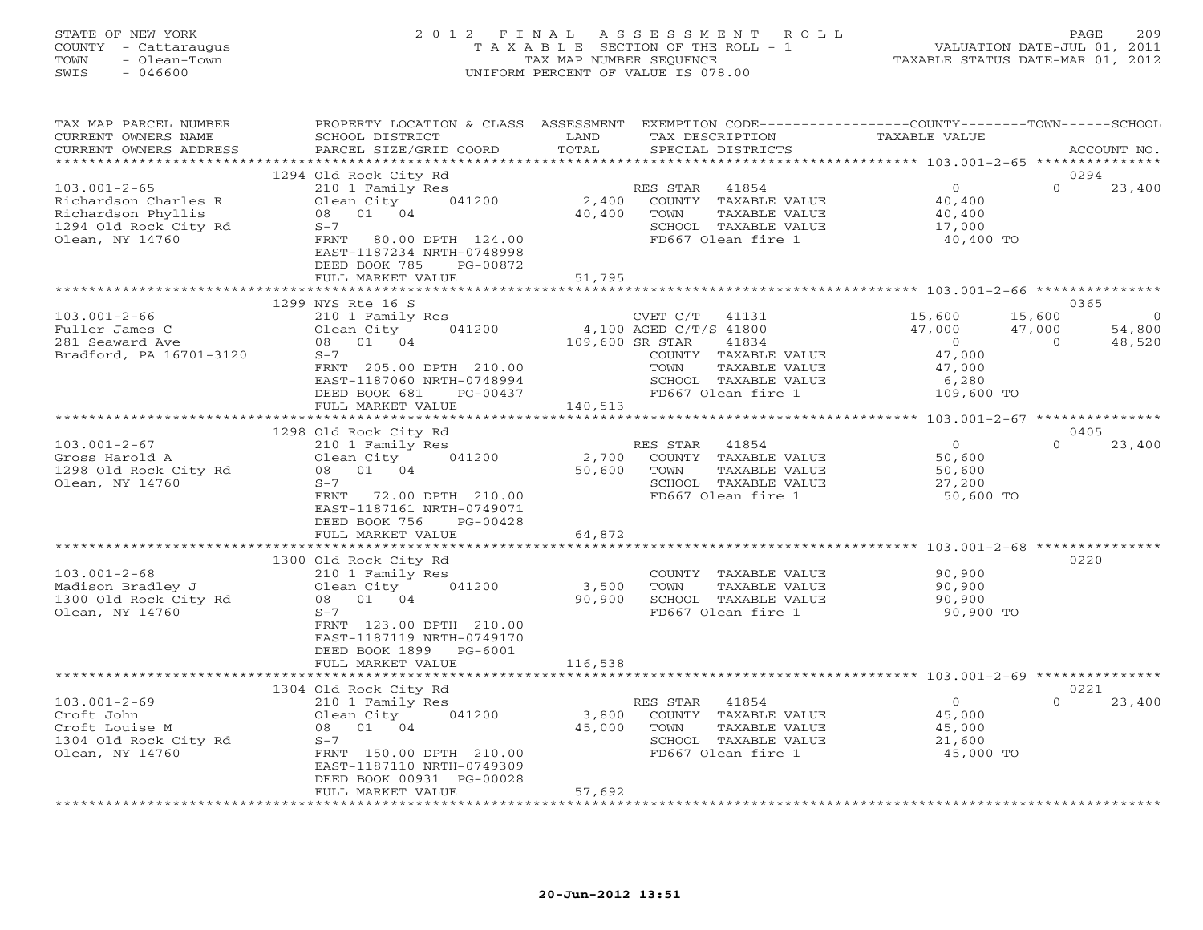STATE OF NEW YORK — 2012 FINAL ASSESSMENT ROLL — TAXABLE SECTION OF THE ROLL - 1 — VALUATION DATE-JUL 01, 2011
COUNTY - Cattaraugus — TAX MAP NUMBER SEQUENCE — TAXABLE STATUS DATE-MAR 01, 2012
TOWN - Olean-Town — UNIFORM PERCENT OF VALUE IS 078.00
SWIS - 046600

| TAX MAP PARCEL NUMBER / CURRENT OWNERS NAME / CURRENT OWNERS ADDRESS | PROPERTY LOCATION & CLASS / SCHOOL DISTRICT / PARCEL SIZE/GRID COORD | ASSESSMENT LAND / TOTAL | EXEMPTION CODE / TAX DESCRIPTION / SPECIAL DISTRICTS | COUNTY TAXABLE VALUE | TOWN | SCHOOL | ACCOUNT NO. |
|---|---|---|---|---|---|---|---|
| | 1294 Old Rock City Rd | | | | | | 0294 |
| 103.001-2-65 | 210 1 Family Res | | RES STAR 41854 | 0 | 0 | 23,400 | |
| Richardson Charles R | Olean City 041200 | 2,400 | COUNTY TAXABLE VALUE | 40,400 | | | |
| Richardson Phyllis | 08 01 04 | 40,400 | TOWN TAXABLE VALUE | 40,400 | | | |
| 1294 Old Rock City Rd | S-7 | | SCHOOL TAXABLE VALUE | 17,000 | | | |
| Olean, NY 14760 | FRNT 80.00 DPTH 124.00 | | FD667 Olean fire 1 | 40,400 TO | | | |
| | EAST-1187234 NRTH-0748998 | | | | | | |
| | DEED BOOK 785 PG-00872 | | | | | | |
| | FULL MARKET VALUE | 51,795 | | | | | |
| | 1299 NYS Rte 16 S | | | | | | 0365 |
| 103.001-2-66 | 210 1 Family Res | | CVET C/T 41131 | 15,600 | 15,600 | 0 | |
| Fuller James C | Olean City 041200 | 4,100 | AGED C/T/S 41800 | 47,000 | 47,000 | 54,800 | |
| 281 Seaward Ave | 08 01 04 | 109,600 | SR STAR 41834 | 0 | 0 | 48,520 | |
| Bradford, PA 16701-3120 | S-7 | | COUNTY TAXABLE VALUE | 47,000 | | | |
| | FRNT 205.00 DPTH 210.00 | | TOWN TAXABLE VALUE | 47,000 | | | |
| | EAST-1187060 NRTH-0748994 | | SCHOOL TAXABLE VALUE | 6,280 | | | |
| | DEED BOOK 681 PG-00437 | | FD667 Olean fire 1 | 109,600 TO | | | |
| | FULL MARKET VALUE | 140,513 | | | | | |
| | 1298 Old Rock City Rd | | | | | | 0405 |
| 103.001-2-67 | 210 1 Family Res | | RES STAR 41854 | 0 | 0 | 23,400 | |
| Gross Harold A | Olean City 041200 | 2,700 | COUNTY TAXABLE VALUE | 50,600 | | | |
| 1298 Old Rock City Rd | 08 01 04 | 50,600 | TOWN TAXABLE VALUE | 50,600 | | | |
| Olean, NY 14760 | S-7 | | SCHOOL TAXABLE VALUE | 27,200 | | | |
| | FRNT 72.00 DPTH 210.00 | | FD667 Olean fire 1 | 50,600 TO | | | |
| | EAST-1187161 NRTH-0749071 | | | | | | |
| | DEED BOOK 756 PG-00428 | | | | | | |
| | FULL MARKET VALUE | 64,872 | | | | | |
| | 1300 Old Rock City Rd | | | | | | 0220 |
| 103.001-2-68 | 210 1 Family Res | | COUNTY TAXABLE VALUE | 90,900 | | | |
| Madison Bradley J | Olean City 041200 | 3,500 | TOWN TAXABLE VALUE | 90,900 | | | |
| 1300 Old Rock City Rd | 08 01 04 | 90,900 | SCHOOL TAXABLE VALUE | 90,900 | | | |
| Olean, NY 14760 | S-7 | | FD667 Olean fire 1 | 90,900 TO | | | |
| | FRNT 123.00 DPTH 210.00 | | | | | | |
| | EAST-1187119 NRTH-0749170 | | | | | | |
| | DEED BOOK 1899 PG-6001 | | | | | | |
| | FULL MARKET VALUE | 116,538 | | | | | |
| | 1304 Old Rock City Rd | | | | | | 0221 |
| 103.001-2-69 | 210 1 Family Res | | RES STAR 41854 | 0 | 0 | 23,400 | |
| Croft John | Olean City 041200 | 3,800 | COUNTY TAXABLE VALUE | 45,000 | | | |
| Croft Louise M | 08 01 04 | 45,000 | TOWN TAXABLE VALUE | 45,000 | | | |
| 1304 Old Rock City Rd | S-7 | | SCHOOL TAXABLE VALUE | 21,600 | | | |
| Olean, NY 14760 | FRNT 150.00 DPTH 210.00 | | FD667 Olean fire 1 | 45,000 TO | | | |
| | EAST-1187110 NRTH-0749309 | | | | | | |
| | DEED BOOK 00931 PG-00028 | | | | | | |
| | FULL MARKET VALUE | 57,692 | | | | | |

20-Jun-2012 13:51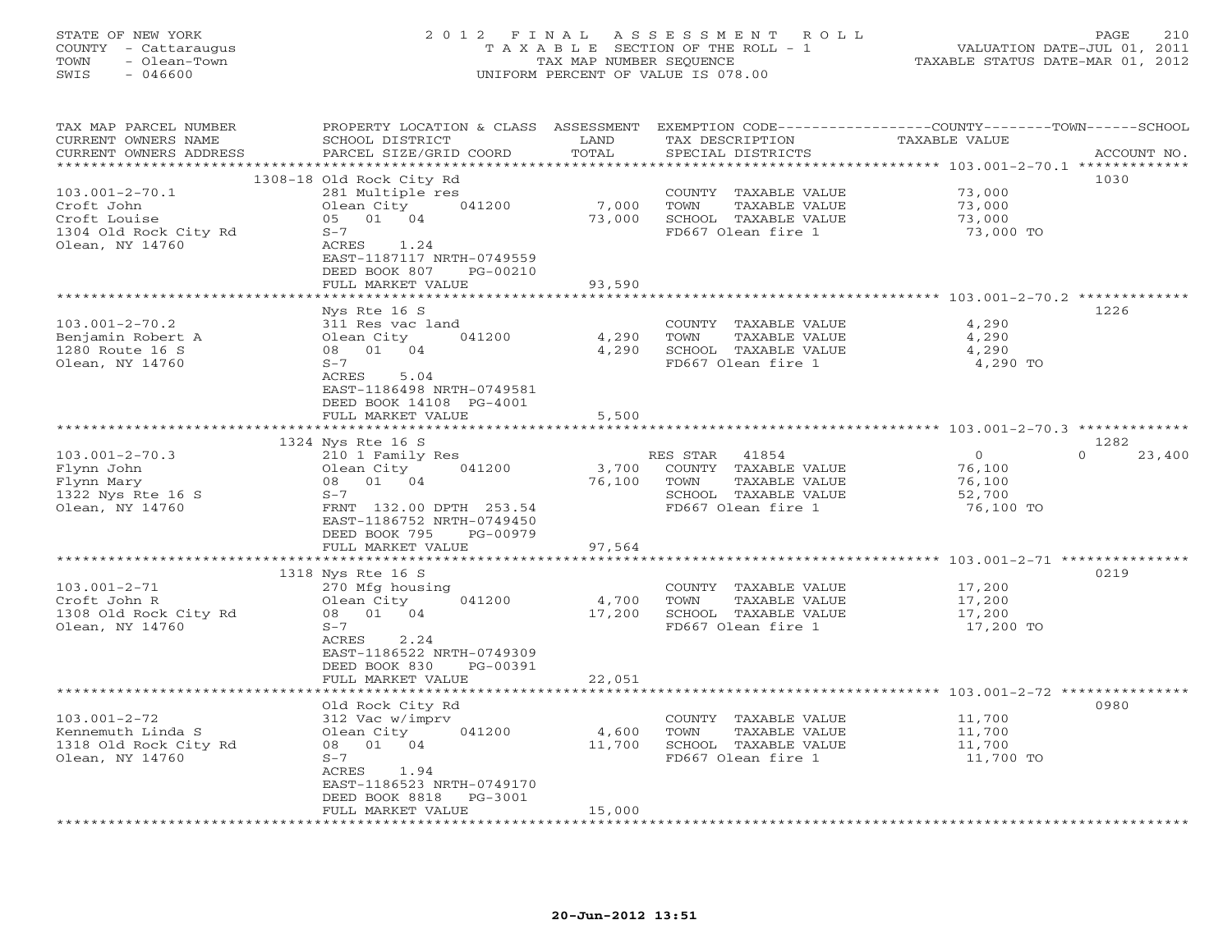STATE OF NEW YORK
COUNTY - Cattaraugus
TOWN - Olean-Town
SWIS - 046600

2012 FINAL ASSESSMENT ROLL
TAXABLE SECTION OF THE ROLL - 1
TAX MAP NUMBER SEQUENCE
UNIFORM PERCENT OF VALUE IS 078.00

VALUATION DATE-JUL 01, 2011
TAXABLE STATUS DATE-MAR 01, 2012

| TAX MAP PARCEL NUMBER / CURRENT OWNERS NAME / CURRENT OWNERS ADDRESS | PROPERTY LOCATION & CLASS / SCHOOL DISTRICT / PARCEL SIZE/GRID COORD | ASSESSMENT LAND / TOTAL | EXEMPTION CODE / TAX DESCRIPTION / SPECIAL DISTRICTS | COUNTY / TOWN / SCHOOL TAXABLE VALUE | ACCOUNT NO. |
|---|---|---|---|---|---|
| 103.001-2-70.1 | 1308-18 Old Rock City Rd | | | | 1030 |
| Croft John | 281 Multiple res | | COUNTY TAXABLE VALUE | 73,000 | |
| Croft Louise | Olean City 041200 | 7,000 | TOWN TAXABLE VALUE | 73,000 | |
| 1304 Old Rock City Rd | 05 01 04 | 73,000 | SCHOOL TAXABLE VALUE | 73,000 | |
| Olean, NY 14760 | S-7 | | FD667 Olean fire 1 | 73,000 TO | |
| | ACRES 1.24 | | | | |
| | EAST-1187117 NRTH-0749559 | | | | |
| | DEED BOOK 807 PG-00210 | | | | |
| | FULL MARKET VALUE | 93,590 | | | |
| 103.001-2-70.2 | Nys Rte 16 S | | | | 1226 |
| Benjamin Robert A | 311 Res vac land | | COUNTY TAXABLE VALUE | 4,290 | |
| 1280 Route 16 S | Olean City 041200 | 4,290 | TOWN TAXABLE VALUE | 4,290 | |
| Olean, NY 14760 | 08 01 04 | 4,290 | SCHOOL TAXABLE VALUE | 4,290 | |
| | S-7 | | FD667 Olean fire 1 | 4,290 TO | |
| | ACRES 5.04 | | | | |
| | EAST-1186498 NRTH-0749581 | | | | |
| | DEED BOOK 14108 PG-4001 | | | | |
| | FULL MARKET VALUE | 5,500 | | | |
| 103.001-2-70.3 | 1324 Nys Rte 16 S | | | | 1282 |
| Flynn John | 210 1 Family Res | | RES STAR 41854 | 0 0 23,400 | |
| Flynn Mary | Olean City 041200 | 3,700 | COUNTY TAXABLE VALUE | 76,100 | |
| 1322 Nys Rte 16 S | 08 01 04 | 76,100 | TOWN TAXABLE VALUE | 76,100 | |
| Olean, NY 14760 | S-7 | | SCHOOL TAXABLE VALUE | 52,700 | |
| | FRNT 132.00 DPTH 253.54 | | FD667 Olean fire 1 | 76,100 TO | |
| | EAST-1186752 NRTH-0749450 | | | | |
| | DEED BOOK 795 PG-00979 | | | | |
| | FULL MARKET VALUE | 97,564 | | | |
| 103.001-2-71 | 1318 Nys Rte 16 S | | | | 0219 |
| Croft John R | 270 Mfg housing | | COUNTY TAXABLE VALUE | 17,200 | |
| 1308 Old Rock City Rd | Olean City 041200 | 4,700 | TOWN TAXABLE VALUE | 17,200 | |
| Olean, NY 14760 | 08 01 04 | 17,200 | SCHOOL TAXABLE VALUE | 17,200 | |
| | S-7 | | FD667 Olean fire 1 | 17,200 TO | |
| | ACRES 2.24 | | | | |
| | EAST-1186522 NRTH-0749309 | | | | |
| | DEED BOOK 830 PG-00391 | | | | |
| | FULL MARKET VALUE | 22,051 | | | |
| 103.001-2-72 | Old Rock City Rd | | | | 0980 |
| Kennemuth Linda S | 312 Vac w/imprv | | COUNTY TAXABLE VALUE | 11,700 | |
| 1318 Old Rock City Rd | Olean City 041200 | 4,600 | TOWN TAXABLE VALUE | 11,700 | |
| Olean, NY 14760 | 08 01 04 | 11,700 | SCHOOL TAXABLE VALUE | 11,700 | |
| | S-7 | | FD667 Olean fire 1 | 11,700 TO | |
| | ACRES 1.94 | | | | |
| | EAST-1186523 NRTH-0749170 | | | | |
| | DEED BOOK 8818 PG-3001 | | | | |
| | FULL MARKET VALUE | 15,000 | | | |

20-Jun-2012 13:51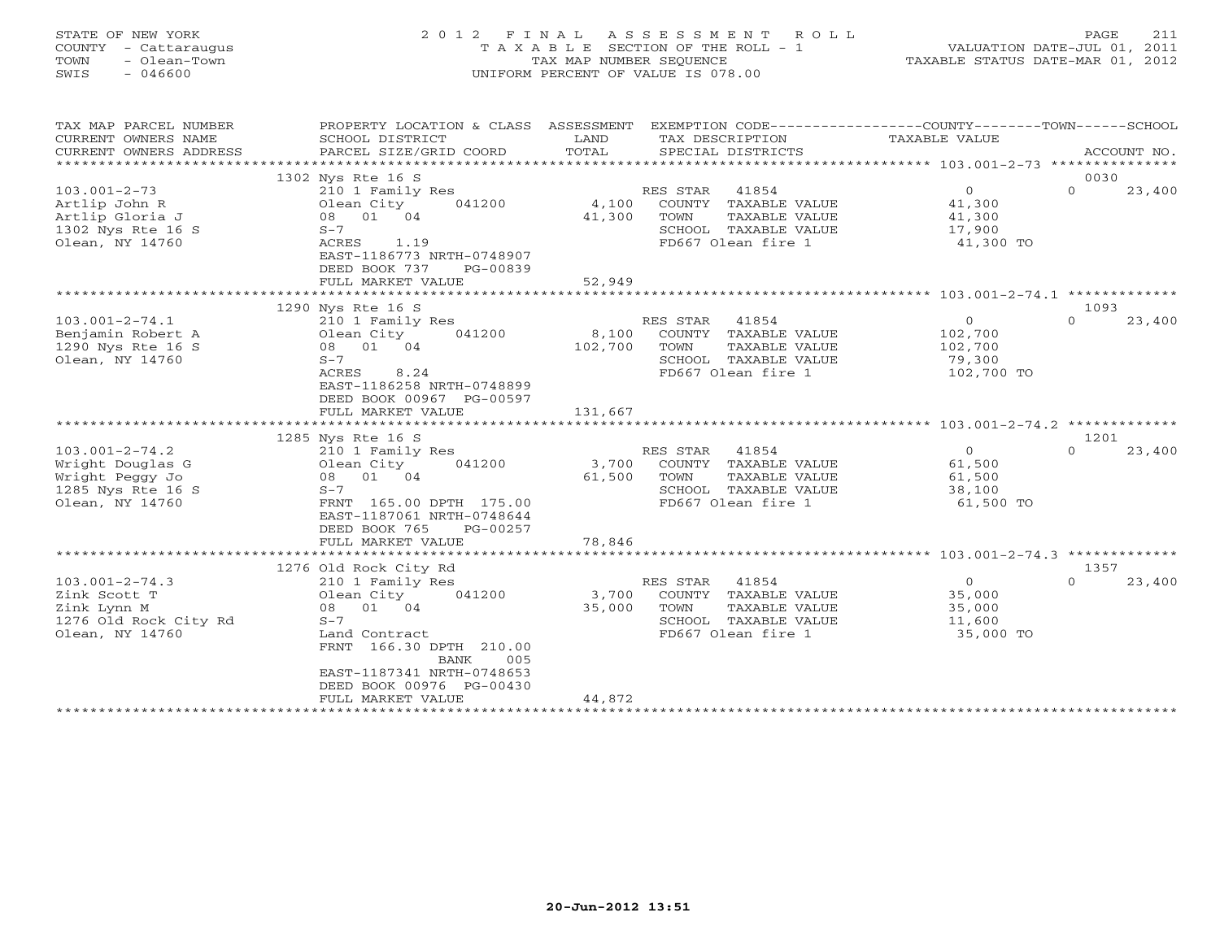STATE OF NEW YORK
COUNTY - Cattaraugus
TOWN - Olean-Town
SWIS - 046600

# 2012 FINAL ASSESSMENT ROLL

TAXABLE SECTION OF THE ROLL - 1
TAX MAP NUMBER SEQUENCE
UNIFORM PERCENT OF VALUE IS 078.00

VALUATION DATE-JUL 01, 2011
TAXABLE STATUS DATE-MAR 01, 2012

| TAX MAP PARCEL NUMBER / CURRENT OWNERS NAME / CURRENT OWNERS ADDRESS | PROPERTY LOCATION & CLASS / SCHOOL DISTRICT / PARCEL SIZE/GRID COORD | ASSESSMENT LAND / TOTAL | EXEMPTION CODE / TAX DESCRIPTION / SPECIAL DISTRICTS | COUNTY / TOWN TAXABLE VALUE | SCHOOL / ACCOUNT NO. |
|---|---|---|---|---|---|
| 103.001-2-73 | 1302 Nys Rte 16 S | | | | 0030 |
| Artlip John R | 210 1 Family Res | | RES STAR 41854 | 0 | 0 23,400 |
| Artlip Gloria J | Olean City 041200 | 4,100 | COUNTY TAXABLE VALUE | 41,300 | |
| 1302 Nys Rte 16 S | 08 01 04 | 41,300 | TOWN TAXABLE VALUE | 41,300 | |
| Olean, NY 14760 | S-7 | | SCHOOL TAXABLE VALUE | 17,900 | |
| | ACRES 1.19 | | FD667 Olean fire 1 | 41,300 TO | |
| | EAST-1186773 NRTH-0748907 | | | | |
| | DEED BOOK 737 PG-00839 | | | | |
| | FULL MARKET VALUE | 52,949 | | | |
| 103.001-2-74.1 | 1290 Nys Rte 16 S | | | | 1093 |
| Benjamin Robert A | 210 1 Family Res | | RES STAR 41854 | 0 | 0 23,400 |
| 1290 Nys Rte 16 S | Olean City 041200 | 8,100 | COUNTY TAXABLE VALUE | 102,700 | |
| Olean, NY 14760 | 08 01 04 | 102,700 | TOWN TAXABLE VALUE | 102,700 | |
| | S-7 | | SCHOOL TAXABLE VALUE | 79,300 | |
| | ACRES 8.24 | | FD667 Olean fire 1 | 102,700 TO | |
| | EAST-1186258 NRTH-0748899 | | | | |
| | DEED BOOK 00967 PG-00597 | | | | |
| | FULL MARKET VALUE | 131,667 | | | |
| 103.001-2-74.2 | 1285 Nys Rte 16 S | | | | 1201 |
| Wright Douglas G | 210 1 Family Res | | RES STAR 41854 | 0 | 0 23,400 |
| Wright Peggy Jo | Olean City 041200 | 3,700 | COUNTY TAXABLE VALUE | 61,500 | |
| 1285 Nys Rte 16 S | 08 01 04 | 61,500 | TOWN TAXABLE VALUE | 61,500 | |
| Olean, NY 14760 | S-7 | | SCHOOL TAXABLE VALUE | 38,100 | |
| | FRNT 165.00 DPTH 175.00 | | FD667 Olean fire 1 | 61,500 TO | |
| | EAST-1187061 NRTH-0748644 | | | | |
| | DEED BOOK 765 PG-00257 | | | | |
| | FULL MARKET VALUE | 78,846 | | | |
| 103.001-2-74.3 | 1276 Old Rock City Rd | | | | 1357 |
| Zink Scott T | 210 1 Family Res | | RES STAR 41854 | 0 | 0 23,400 |
| Zink Lynn M | Olean City 041200 | 3,700 | COUNTY TAXABLE VALUE | 35,000 | |
| 1276 Old Rock City Rd | 08 01 04 | 35,000 | TOWN TAXABLE VALUE | 35,000 | |
| Olean, NY 14760 | S-7 | | SCHOOL TAXABLE VALUE | 11,600 | |
| | Land Contract | | FD667 Olean fire 1 | 35,000 TO | |
| | FRNT 166.30 DPTH 210.00 | | | | |
| | BANK 005 | | | | |
| | EAST-1187341 NRTH-0748653 | | | | |
| | DEED BOOK 00976 PG-00430 | | | | |
| | FULL MARKET VALUE | 44,872 | | | |

20-Jun-2012 13:51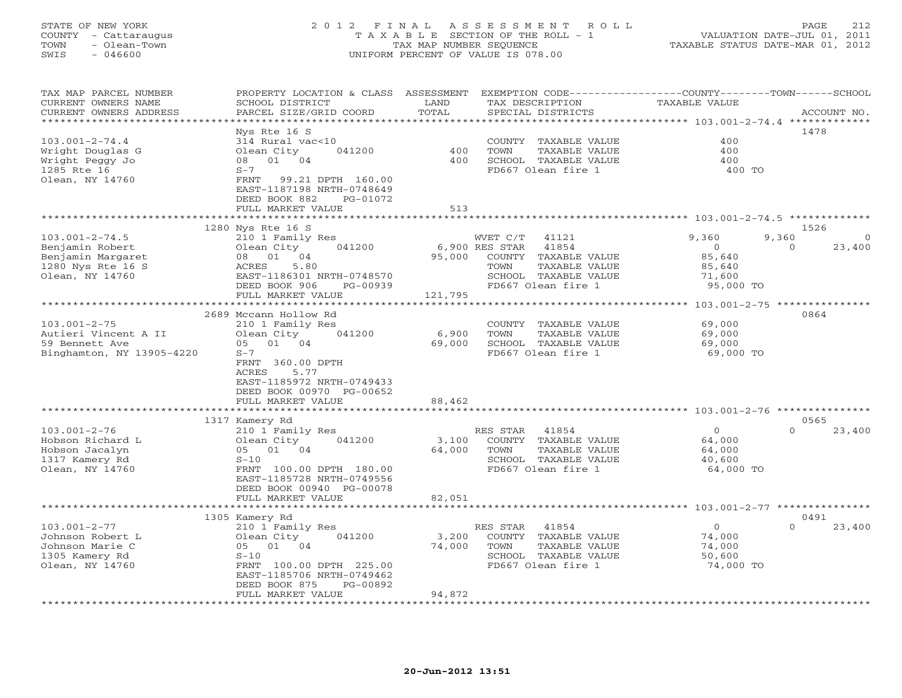STATE OF NEW YORK
COUNTY - Cattaraugus
TOWN - Olean-Town
SWIS - 046600

2012 FINAL ASSESSMENT ROLL
TAXABLE SECTION OF THE ROLL - 1
TAX MAP NUMBER SEQUENCE
UNIFORM PERCENT OF VALUE IS 078.00

VALUATION DATE-JUL 01, 2011
TAXABLE STATUS DATE-MAR 01, 2012

| TAX MAP PARCEL NUMBER / CURRENT OWNERS NAME / CURRENT OWNERS ADDRESS | PROPERTY LOCATION & CLASS / SCHOOL DISTRICT / PARCEL SIZE/GRID COORD | ASSESSMENT LAND | TOTAL | EXEMPTION CODE / TAX DESCRIPTION / SPECIAL DISTRICTS | COUNTY TAXABLE VALUE | TOWN | SCHOOL | ACCOUNT NO. |
|---|---|---|---|---|---|---|---|---|
| **103.001-2-74.4** | Nys Rte 16 S | | | | | | | 1478 |
| 103.001-2-74.4 | 314 Rural vac<10 | | | COUNTY TAXABLE VALUE | 400 | | | |
| Wright Douglas G | Olean City 041200 | 400 | | TOWN TAXABLE VALUE | 400 | | | |
| Wright Peggy Jo | 08 01 04 | | 400 | SCHOOL TAXABLE VALUE | 400 | | | |
| 1285 Rte 16 | S-7 | | | FD667 Olean fire 1 | 400 TO | | | |
| Olean, NY 14760 | FRNT 99.21 DPTH 160.00 | | | | | | | |
| | EAST-1187198 NRTH-0748649 | | | | | | | |
| | DEED BOOK 882 PG-01072 | | | | | | | |
| | FULL MARKET VALUE | | 513 | | | | | |
| **103.001-2-74.5** | 1280 Nys Rte 16 S | | | | | | | 1526 |
| 103.001-2-74.5 | 210 1 Family Res | | | WVET C/T 41121 | 9,360 | 9,360 | 0 | |
| Benjamin Robert | Olean City 041200 | 6,900 | | RES STAR 41854 | 0 | 0 | 23,400 | |
| Benjamin Margaret | 08 01 04 | | 95,000 | COUNTY TAXABLE VALUE | 85,640 | | | |
| 1280 Nys Rte 16 S | ACRES 5.80 | | | TOWN TAXABLE VALUE | 85,640 | | | |
| Olean, NY 14760 | EAST-1186301 NRTH-0748570 | | | SCHOOL TAXABLE VALUE | 71,600 | | | |
| | DEED BOOK 906 PG-00939 | | | FD667 Olean fire 1 | 95,000 TO | | | |
| | FULL MARKET VALUE | | 121,795 | | | | | |
| **103.001-2-75** | 2689 Mccann Hollow Rd | | | | | | | 0864 |
| 103.001-2-75 | 210 1 Family Res | | | COUNTY TAXABLE VALUE | 69,000 | | | |
| Autieri Vincent A II | Olean City 041200 | 6,900 | | TOWN TAXABLE VALUE | 69,000 | | | |
| 59 Bennett Ave | 05 01 04 | | 69,000 | SCHOOL TAXABLE VALUE | 69,000 | | | |
| Binghamton, NY 13905-4220 | S-7 | | | FD667 Olean fire 1 | 69,000 TO | | | |
| | FRNT 360.00 DPTH | | | | | | | |
| | ACRES 5.77 | | | | | | | |
| | EAST-1185972 NRTH-0749433 | | | | | | | |
| | DEED BOOK 00970 PG-00652 | | | | | | | |
| | FULL MARKET VALUE | | 88,462 | | | | | |
| **103.001-2-76** | 1317 Kamery Rd | | | | | | | 0565 |
| 103.001-2-76 | 210 1 Family Res | | | RES STAR 41854 | 0 | 0 | 23,400 | |
| Hobson Richard L | Olean City 041200 | 3,100 | | COUNTY TAXABLE VALUE | 64,000 | | | |
| Hobson Jacalyn | 05 01 04 | | 64,000 | TOWN TAXABLE VALUE | 64,000 | | | |
| 1317 Kamery Rd | S-10 | | | SCHOOL TAXABLE VALUE | 40,600 | | | |
| Olean, NY 14760 | FRNT 100.00 DPTH 180.00 | | | FD667 Olean fire 1 | 64,000 TO | | | |
| | EAST-1185728 NRTH-0749556 | | | | | | | |
| | DEED BOOK 00940 PG-00078 | | | | | | | |
| | FULL MARKET VALUE | | 82,051 | | | | | |
| **103.001-2-77** | 1305 Kamery Rd | | | | | | | 0491 |
| 103.001-2-77 | 210 1 Family Res | | | RES STAR 41854 | 0 | 0 | 23,400 | |
| Johnson Robert L | Olean City 041200 | 3,200 | | COUNTY TAXABLE VALUE | 74,000 | | | |
| Johnson Marie C | 05 01 04 | | 74,000 | TOWN TAXABLE VALUE | 74,000 | | | |
| 1305 Kamery Rd | S-10 | | | SCHOOL TAXABLE VALUE | 50,600 | | | |
| Olean, NY 14760 | FRNT 100.00 DPTH 225.00 | | | FD667 Olean fire 1 | 74,000 TO | | | |
| | EAST-1185706 NRTH-0749462 | | | | | | | |
| | DEED BOOK 875 PG-00892 | | | | | | | |
| | FULL MARKET VALUE | | 94,872 | | | | | |

20-Jun-2012 13:51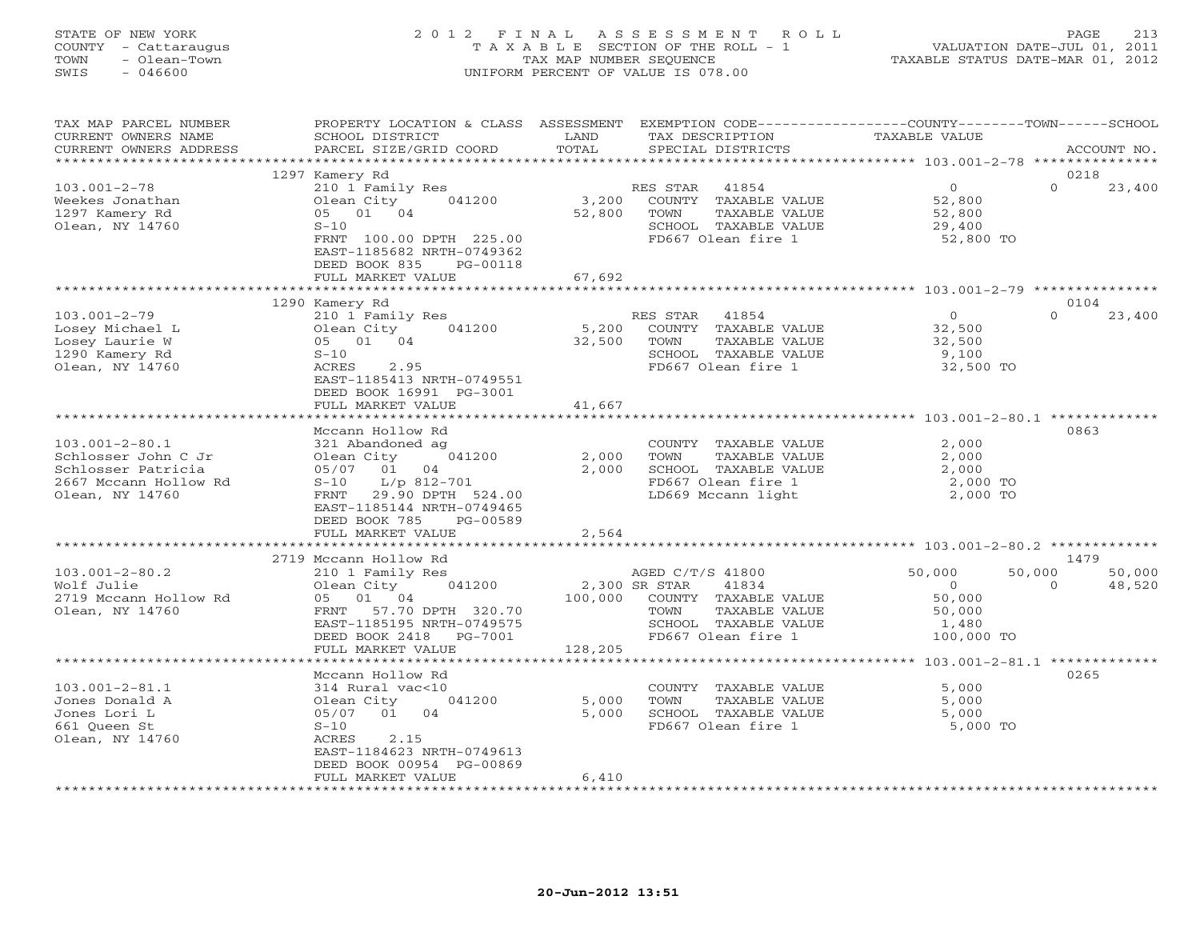STATE OF NEW YORK
COUNTY - Cattaraugus
TOWN - Olean-Town
SWIS - 046600

# 2012 FINAL ASSESSMENT ROLL
T A X A B L E SECTION OF THE ROLL - 1
TAX MAP NUMBER SEQUENCE
UNIFORM PERCENT OF VALUE IS 078.00

VALUATION DATE-JUL 01, 2011
TAXABLE STATUS DATE-MAR 01, 2012

| TAX MAP PARCEL NUMBER / CURRENT OWNERS NAME / CURRENT OWNERS ADDRESS | PROPERTY LOCATION & CLASS / SCHOOL DISTRICT / PARCEL SIZE/GRID COORD | ASSESSMENT LAND / TOTAL | EXEMPTION CODE / TAX DESCRIPTION / SPECIAL DISTRICTS | COUNTY TAXABLE VALUE | TOWN | SCHOOL / ACCOUNT NO. |
|---|---|---|---|---|---|---|
| **103.001-2-78** | 1297 Kamery Rd | | | | | 0218 |
| 103.001-2-78 | 210 1 Family Res | | RES STAR 41854 | 0 | 0 | 23,400 |
| Weekes Jonathan | Olean City 041200 | 3,200 | COUNTY TAXABLE VALUE | 52,800 | | |
| 1297 Kamery Rd | 05 01 04 | 52,800 | TOWN TAXABLE VALUE | 52,800 | | |
| Olean, NY 14760 | S-10 | | SCHOOL TAXABLE VALUE | 29,400 | | |
| | FRNT 100.00 DPTH 225.00 | | FD667 Olean fire 1 | 52,800 TO | | |
| | EAST-1185682 NRTH-0749362 | | | | | |
| | DEED BOOK 835 PG-00118 | | | | | |
| | FULL MARKET VALUE | 67,692 | | | | |
| **103.001-2-79** | 1290 Kamery Rd | | | | | 0104 |
| 103.001-2-79 | 210 1 Family Res | | RES STAR 41854 | 0 | 0 | 23,400 |
| Losey Michael L | Olean City 041200 | 5,200 | COUNTY TAXABLE VALUE | 32,500 | | |
| Losey Laurie W | 05 01 04 | 32,500 | TOWN TAXABLE VALUE | 32,500 | | |
| 1290 Kamery Rd | S-10 | | SCHOOL TAXABLE VALUE | 9,100 | | |
| Olean, NY 14760 | ACRES 2.95 | | FD667 Olean fire 1 | 32,500 TO | | |
| | EAST-1185413 NRTH-0749551 | | | | | |
| | DEED BOOK 16991 PG-3001 | | | | | |
| | FULL MARKET VALUE | 41,667 | | | | |
| **103.001-2-80.1** | Mccann Hollow Rd | | | | | 0863 |
| 103.001-2-80.1 | 321 Abandoned ag | | COUNTY TAXABLE VALUE | 2,000 | | |
| Schlosser John C Jr | Olean City 041200 | 2,000 | TOWN TAXABLE VALUE | 2,000 | | |
| Schlosser Patricia | 05/07 01 04 | 2,000 | SCHOOL TAXABLE VALUE | 2,000 | | |
| 2667 Mccann Hollow Rd | S-10 L/p 812-701 | | FD667 Olean fire 1 | 2,000 TO | | |
| Olean, NY 14760 | FRNT 29.90 DPTH 524.00 | | LD669 Mccann light | 2,000 TO | | |
| | EAST-1185144 NRTH-0749465 | | | | | |
| | DEED BOOK 785 PG-00589 | | | | | |
| | FULL MARKET VALUE | 2,564 | | | | |
| **103.001-2-80.2** | 2719 Mccann Hollow Rd | | | | | 1479 |
| 103.001-2-80.2 | 210 1 Family Res | | AGED C/T/S 41800 | 50,000 | 50,000 | 50,000 |
| Wolf Julie | Olean City 041200 | 2,300 | SR STAR 41834 | 0 | 0 | 48,520 |
| 2719 Mccann Hollow Rd | 05 01 04 | 100,000 | COUNTY TAXABLE VALUE | 50,000 | | |
| Olean, NY 14760 | FRNT 57.70 DPTH 320.70 | | TOWN TAXABLE VALUE | 50,000 | | |
| | EAST-1185195 NRTH-0749575 | | SCHOOL TAXABLE VALUE | 1,480 | | |
| | DEED BOOK 2418 PG-7001 | | FD667 Olean fire 1 | 100,000 TO | | |
| | FULL MARKET VALUE | 128,205 | | | | |
| **103.001-2-81.1** | Mccann Hollow Rd | | | | | 0265 |
| 103.001-2-81.1 | 314 Rural vac<10 | | COUNTY TAXABLE VALUE | 5,000 | | |
| Jones Donald A | Olean City 041200 | 5,000 | TOWN TAXABLE VALUE | 5,000 | | |
| Jones Lori L | 05/07 01 04 | 5,000 | SCHOOL TAXABLE VALUE | 5,000 | | |
| 661 Queen St | S-10 | | FD667 Olean fire 1 | 5,000 TO | | |
| Olean, NY 14760 | ACRES 2.15 | | | | | |
| | EAST-1184623 NRTH-0749613 | | | | | |
| | DEED BOOK 00954 PG-00869 | | | | | |
| | FULL MARKET VALUE | 6,410 | | | | |

20-Jun-2012 13:51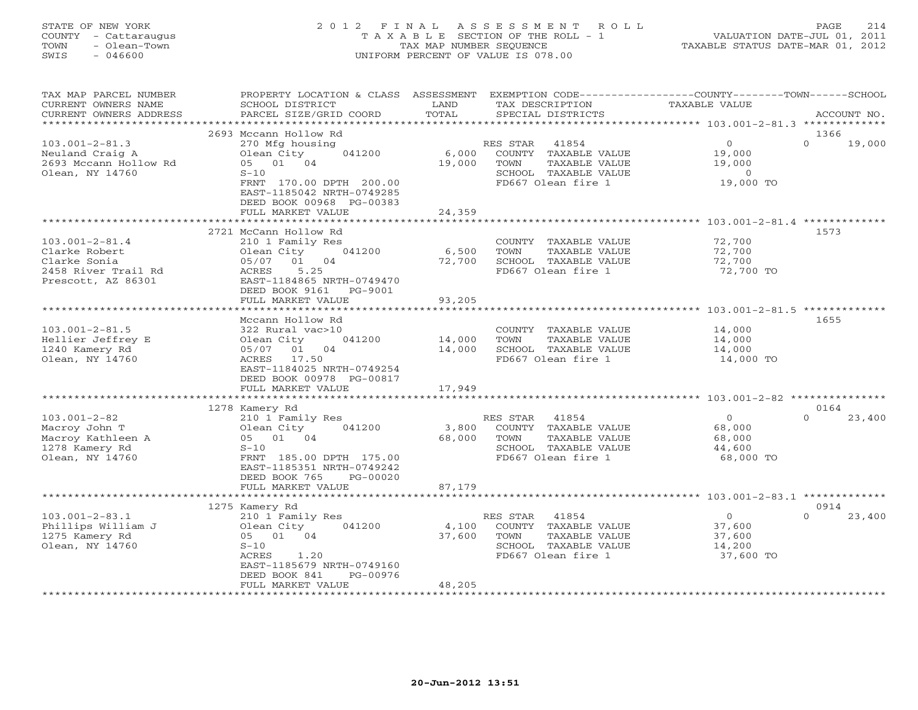STATE OF NEW YORK
COUNTY - Cattaraugus
TOWN - Olean-Town
SWIS - 046600

# 2012 FINAL ASSESSMENT ROLL

TAXABLE SECTION OF THE ROLL - 1
TAX MAP NUMBER SEQUENCE
UNIFORM PERCENT OF VALUE IS 078.00

VALUATION DATE-JUL 01, 2011
TAXABLE STATUS DATE-MAR 01, 2012

| TAX MAP PARCEL NUMBER / CURRENT OWNERS NAME / CURRENT OWNERS ADDRESS | PROPERTY LOCATION & CLASS / SCHOOL DISTRICT / PARCEL SIZE/GRID COORD | ASSESSMENT LAND | ASSESSMENT TOTAL | EXEMPTION CODE / TAX DESCRIPTION / SPECIAL DISTRICTS | COUNTY TAXABLE VALUE | TOWN | SCHOOL | ACCOUNT NO. |
|---|---|---|---|---|---|---|---|---|
| 103.001-2-81.3 | 2693 Mccann Hollow Rd | | | | | | | 1366 |
| Neuland Craig A | 270 Mfg housing | | | RES STAR 41854 | 0 | 0 | 19,000 | |
| 2693 Mccann Hollow Rd | Olean City 041200 | 6,000 | | COUNTY TAXABLE VALUE | 19,000 | | | |
| Olean, NY 14760 | 05 01 04 | | 19,000 | TOWN TAXABLE VALUE | 19,000 | | | |
| | S-10 | | | SCHOOL TAXABLE VALUE | 0 | | | |
| | FRNT 170.00 DPTH 200.00 | | | FD667 Olean fire 1 | 19,000 TO | | | |
| | EAST-1185042 NRTH-0749285 | | | | | | | |
| | DEED BOOK 00968 PG-00383 | | | | | | | |
| | FULL MARKET VALUE | | 24,359 | | | | | |
| 103.001-2-81.4 | 2721 McCann Hollow Rd | | | | | | | 1573 |
| Clarke Robert | 210 1 Family Res | | | COUNTY TAXABLE VALUE | 72,700 | | | |
| Clarke Sonia | Olean City 041200 | 6,500 | | TOWN TAXABLE VALUE | 72,700 | | | |
| 2458 River Trail Rd | 05/07 01 04 | | 72,700 | SCHOOL TAXABLE VALUE | 72,700 | | | |
| Prescott, AZ 86301 | ACRES 5.25 | | | FD667 Olean fire 1 | 72,700 TO | | | |
| | EAST-1184865 NRTH-0749470 | | | | | | | |
| | DEED BOOK 9161 PG-9001 | | | | | | | |
| | FULL MARKET VALUE | | 93,205 | | | | | |
| 103.001-2-81.5 | Mccann Hollow Rd | | | | | | | 1655 |
| Hellier Jeffrey E | 322 Rural vac>10 | | | COUNTY TAXABLE VALUE | 14,000 | | | |
| 1240 Kamery Rd | Olean City 041200 | 14,000 | | TOWN TAXABLE VALUE | 14,000 | | | |
| Olean, NY 14760 | 05/07 01 04 | | 14,000 | SCHOOL TAXABLE VALUE | 14,000 | | | |
| | ACRES 17.50 | | | FD667 Olean fire 1 | 14,000 TO | | | |
| | EAST-1184025 NRTH-0749254 | | | | | | | |
| | DEED BOOK 00978 PG-00817 | | | | | | | |
| | FULL MARKET VALUE | | 17,949 | | | | | |
| 103.001-2-82 | 1278 Kamery Rd | | | | | | | 0164 |
| Macroy John T | 210 1 Family Res | | | RES STAR 41854 | 0 | 0 | 23,400 | |
| Macroy Kathleen A | Olean City 041200 | 3,800 | | COUNTY TAXABLE VALUE | 68,000 | | | |
| 1278 Kamery Rd | 05 01 04 | | 68,000 | TOWN TAXABLE VALUE | 68,000 | | | |
| Olean, NY 14760 | S-10 | | | SCHOOL TAXABLE VALUE | 44,600 | | | |
| | FRNT 185.00 DPTH 175.00 | | | FD667 Olean fire 1 | 68,000 TO | | | |
| | EAST-1185351 NRTH-0749242 | | | | | | | |
| | DEED BOOK 765 PG-00020 | | | | | | | |
| | FULL MARKET VALUE | | 87,179 | | | | | |
| 103.001-2-83.1 | 1275 Kamery Rd | | | | | | | 0914 |
| Phillips William J | 210 1 Family Res | | | RES STAR 41854 | 0 | 0 | 23,400 | |
| 1275 Kamery Rd | Olean City 041200 | 4,100 | | COUNTY TAXABLE VALUE | 37,600 | | | |
| Olean, NY 14760 | 05 01 04 | | 37,600 | TOWN TAXABLE VALUE | 37,600 | | | |
| | S-10 | | | SCHOOL TAXABLE VALUE | 14,200 | | | |
| | ACRES 1.20 | | | FD667 Olean fire 1 | 37,600 TO | | | |
| | EAST-1185679 NRTH-0749160 | | | | | | | |
| | DEED BOOK 841 PG-00976 | | | | | | | |
| | FULL MARKET VALUE | | 48,205 | | | | | |

20-Jun-2012 13:51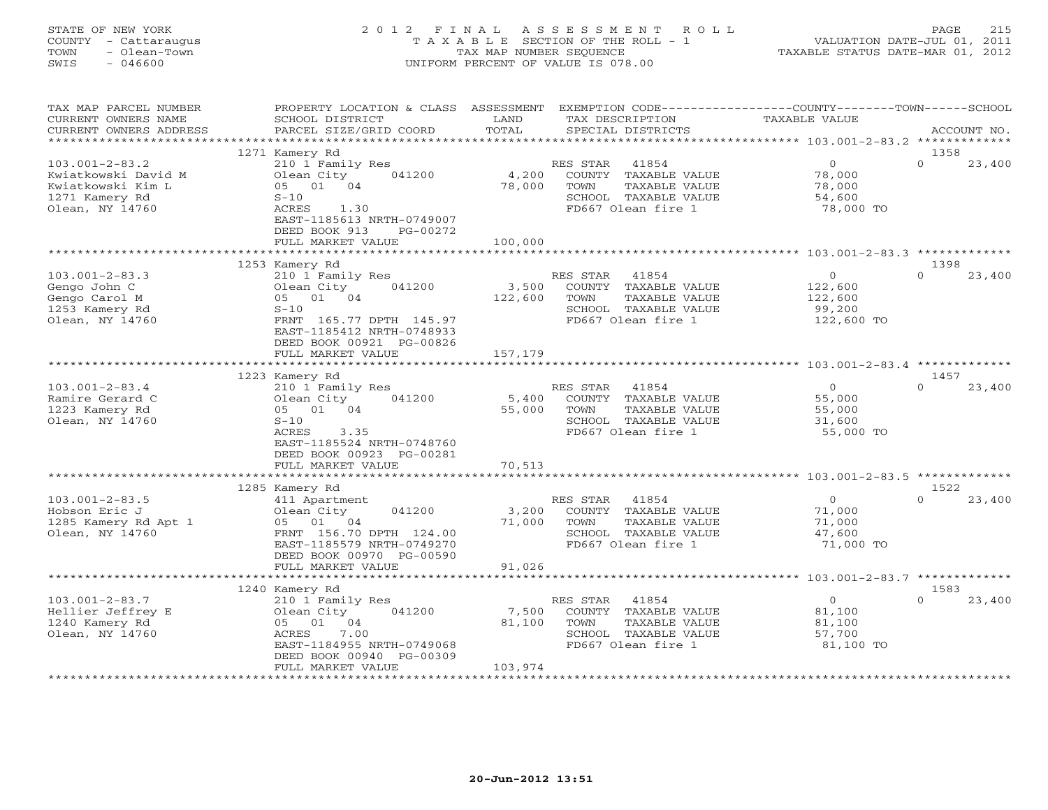STATE OF NEW YORK
COUNTY - Cattaraugus
TOWN - Olean-Town
SWIS - 046600

# 2012 FINAL ASSESSMENT ROLL
TAXABLE SECTION OF THE ROLL - 1
TAX MAP NUMBER SEQUENCE
UNIFORM PERCENT OF VALUE IS 078.00

VALUATION DATE-JUL 01, 2011
TAXABLE STATUS DATE-MAR 01, 2012

| TAX MAP PARCEL NUMBER / CURRENT OWNERS NAME / CURRENT OWNERS ADDRESS | PROPERTY LOCATION & CLASS / SCHOOL DISTRICT / PARCEL SIZE/GRID COORD | ASSESSMENT LAND / TOTAL | EXEMPTION CODE / TAX DESCRIPTION / SPECIAL DISTRICTS | COUNTY / TOWN TAXABLE VALUE | SCHOOL / ACCOUNT NO. |
|---|---|---|---|---|---|
| 103.001-2-83.2 | 1271 Kamery Rd | | | | 1358 |
| Kwiatkowski David M | 210 1 Family Res | | RES STAR 41854 | 0 | 0 23,400 |
| Kwiatkowski Kim L | Olean City 041200 | 4,200 | COUNTY TAXABLE VALUE | 78,000 | |
| 1271 Kamery Rd | 05 01 04 | 78,000 | TOWN TAXABLE VALUE | 78,000 | |
| Olean, NY 14760 | S-10 | | SCHOOL TAXABLE VALUE | 54,600 | |
| | ACRES 1.30 | | FD667 Olean fire 1 | 78,000 TO | |
| | EAST-1185613 NRTH-0749007 | | | | |
| | DEED BOOK 913 PG-00272 | | | | |
| | FULL MARKET VALUE | 100,000 | | | |
| 103.001-2-83.3 | 1253 Kamery Rd | | | | 1398 |
| Gengo John C | 210 1 Family Res | | RES STAR 41854 | 0 | 0 23,400 |
| Gengo Carol M | Olean City 041200 | 3,500 | COUNTY TAXABLE VALUE | 122,600 | |
| 1253 Kamery Rd | 05 01 04 | 122,600 | TOWN TAXABLE VALUE | 122,600 | |
| Olean, NY 14760 | S-10 | | SCHOOL TAXABLE VALUE | 99,200 | |
| | FRNT 165.77 DPTH 145.97 | | FD667 Olean fire 1 | 122,600 TO | |
| | EAST-1185412 NRTH-0748933 | | | | |
| | DEED BOOK 00921 PG-00826 | | | | |
| | FULL MARKET VALUE | 157,179 | | | |
| 103.001-2-83.4 | 1223 Kamery Rd | | | | 1457 |
| Ramire Gerard C | 210 1 Family Res | | RES STAR 41854 | 0 | 0 23,400 |
| 1223 Kamery Rd | Olean City 041200 | 5,400 | COUNTY TAXABLE VALUE | 55,000 | |
| Olean, NY 14760 | 05 01 04 | 55,000 | TOWN TAXABLE VALUE | 55,000 | |
| | S-10 | | SCHOOL TAXABLE VALUE | 31,600 | |
| | ACRES 3.35 | | FD667 Olean fire 1 | 55,000 TO | |
| | EAST-1185524 NRTH-0748760 | | | | |
| | DEED BOOK 00923 PG-00281 | | | | |
| | FULL MARKET VALUE | 70,513 | | | |
| 103.001-2-83.5 | 1285 Kamery Rd | | | | 1522 |
| Hobson Eric J | 411 Apartment | | RES STAR 41854 | 0 | 0 23,400 |
| 1285 Kamery Rd Apt 1 | Olean City 041200 | 3,200 | COUNTY TAXABLE VALUE | 71,000 | |
| Olean, NY 14760 | 05 01 04 | 71,000 | TOWN TAXABLE VALUE | 71,000 | |
| | FRNT 156.70 DPTH 124.00 | | SCHOOL TAXABLE VALUE | 47,600 | |
| | EAST-1185579 NRTH-0749270 | | FD667 Olean fire 1 | 71,000 TO | |
| | DEED BOOK 00970 PG-00590 | | | | |
| | FULL MARKET VALUE | 91,026 | | | |
| 103.001-2-83.7 | 1240 Kamery Rd | | | | 1583 |
| Hellier Jeffrey E | 210 1 Family Res | | RES STAR 41854 | 0 | 0 23,400 |
| 1240 Kamery Rd | Olean City 041200 | 7,500 | COUNTY TAXABLE VALUE | 81,100 | |
| Olean, NY 14760 | 05 01 04 | 81,100 | TOWN TAXABLE VALUE | 81,100 | |
| | ACRES 7.00 | | SCHOOL TAXABLE VALUE | 57,700 | |
| | EAST-1184955 NRTH-0749068 | | FD667 Olean fire 1 | 81,100 TO | |
| | DEED BOOK 00940 PG-00309 | | | | |
| | FULL MARKET VALUE | 103,974 | | | |

20-Jun-2012 13:51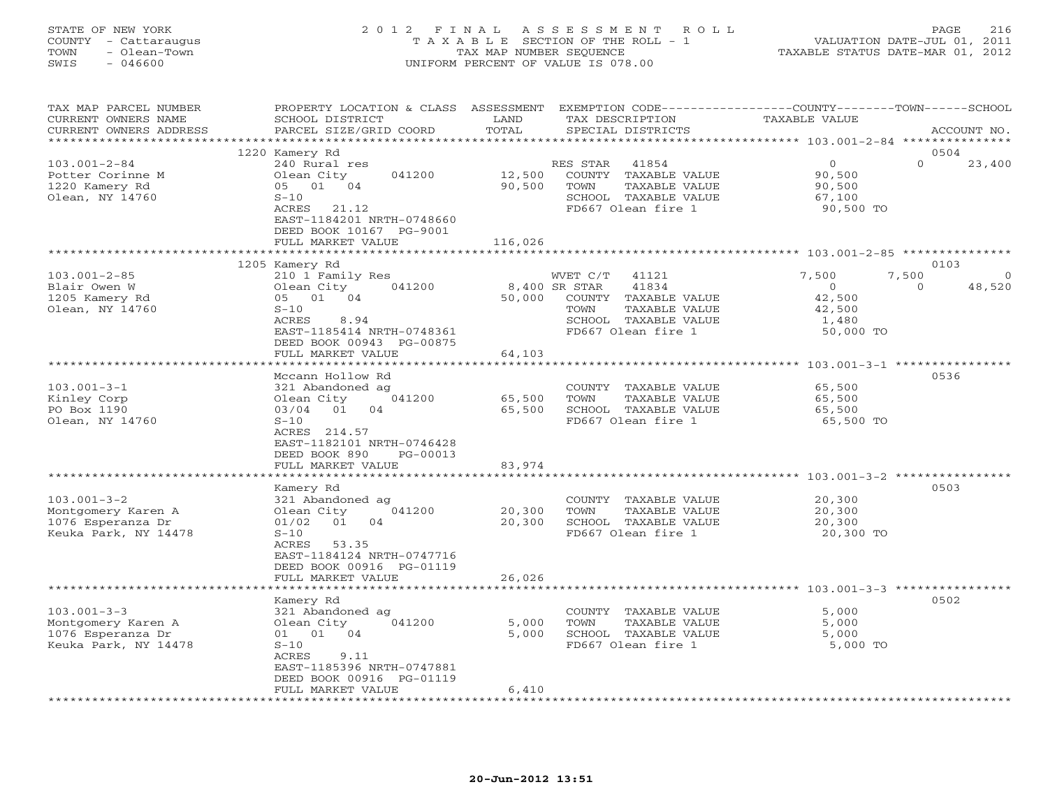STATE OF NEW YORK
COUNTY - Cattaraugus
TOWN - Olean-Town
SWIS - 046600

2012 FINAL ASSESSMENT ROLL
TAXABLE SECTION OF THE ROLL - 1
TAX MAP NUMBER SEQUENCE
UNIFORM PERCENT OF VALUE IS 078.00

VALUATION DATE-JUL 01, 2011
TAXABLE STATUS DATE-MAR 01, 2012

| TAX MAP PARCEL NUMBER / CURRENT OWNERS NAME / CURRENT OWNERS ADDRESS | PROPERTY LOCATION & CLASS / SCHOOL DISTRICT / PARCEL SIZE/GRID COORD | ASSESSMENT LAND / TOTAL | EXEMPTION CODE / TAX DESCRIPTION / SPECIAL DISTRICTS | COUNTY TAXABLE VALUE | TOWN | SCHOOL | ACCOUNT NO. |
|---|---|---|---|---|---|---|---|
| | 1220 Kamery Rd | | | | | | 0504 |
| 103.001-2-84 | 240 Rural res | | RES STAR 41854 | 0 | 0 | 23,400 | |
| Potter Corinne M | Olean City 041200 | 12,500 | COUNTY TAXABLE VALUE | 90,500 | | | |
| 1220 Kamery Rd | 05 01 04 | 90,500 | TOWN TAXABLE VALUE | 90,500 | | | |
| Olean, NY 14760 | S-10 | | SCHOOL TAXABLE VALUE | 67,100 | | | |
| | ACRES 21.12 | | FD667 Olean fire 1 | 90,500 TO | | | |
| | EAST-1184201 NRTH-0748660 | | | | | | |
| | DEED BOOK 10167 PG-9001 | | | | | | |
| | FULL MARKET VALUE | 116,026 | | | | | |
| | 1205 Kamery Rd | | | | | | 0103 |
| 103.001-2-85 | 210 1 Family Res | | WVET C/T 41121 | 7,500 | 7,500 | 0 | |
| Blair Owen W | Olean City 041200 | 8,400 | SR STAR 41834 | 0 | 0 | 48,520 | |
| 1205 Kamery Rd | 05 01 04 | 50,000 | COUNTY TAXABLE VALUE | 42,500 | | | |
| Olean, NY 14760 | S-10 | | TOWN TAXABLE VALUE | 42,500 | | | |
| | ACRES 8.94 | | SCHOOL TAXABLE VALUE | 1,480 | | | |
| | EAST-1185414 NRTH-0748361 | | FD667 Olean fire 1 | 50,000 TO | | | |
| | DEED BOOK 00943 PG-00875 | | | | | | |
| | FULL MARKET VALUE | 64,103 | | | | | |
| | Mccann Hollow Rd | | | | | | 0536 |
| 103.001-3-1 | 321 Abandoned ag | | COUNTY TAXABLE VALUE | 65,500 | | | |
| Kinley Corp | Olean City 041200 | 65,500 | TOWN TAXABLE VALUE | 65,500 | | | |
| PO Box 1190 | 03/04 01 04 | 65,500 | SCHOOL TAXABLE VALUE | 65,500 | | | |
| Olean, NY 14760 | S-10 | | FD667 Olean fire 1 | 65,500 TO | | | |
| | ACRES 214.57 | | | | | | |
| | EAST-1182101 NRTH-0746428 | | | | | | |
| | DEED BOOK 890 PG-00013 | | | | | | |
| | FULL MARKET VALUE | 83,974 | | | | | |
| | Kamery Rd | | | | | | 0503 |
| 103.001-3-2 | 321 Abandoned ag | | COUNTY TAXABLE VALUE | 20,300 | | | |
| Montgomery Karen A | Olean City 041200 | 20,300 | TOWN TAXABLE VALUE | 20,300 | | | |
| 1076 Esperanza Dr | 01/02 01 04 | 20,300 | SCHOOL TAXABLE VALUE | 20,300 | | | |
| Keuka Park, NY 14478 | S-10 | | FD667 Olean fire 1 | 20,300 TO | | | |
| | ACRES 53.35 | | | | | | |
| | EAST-1184124 NRTH-0747716 | | | | | | |
| | DEED BOOK 00916 PG-01119 | | | | | | |
| | FULL MARKET VALUE | 26,026 | | | | | |
| | Kamery Rd | | | | | | 0502 |
| 103.001-3-3 | 321 Abandoned ag | | COUNTY TAXABLE VALUE | 5,000 | | | |
| Montgomery Karen A | Olean City 041200 | 5,000 | TOWN TAXABLE VALUE | 5,000 | | | |
| 1076 Esperanza Dr | 01 01 04 | 5,000 | SCHOOL TAXABLE VALUE | 5,000 | | | |
| Keuka Park, NY 14478 | S-10 | | FD667 Olean fire 1 | 5,000 TO | | | |
| | ACRES 9.11 | | | | | | |
| | EAST-1185396 NRTH-0747881 | | | | | | |
| | DEED BOOK 00916 PG-01119 | | | | | | |
| | FULL MARKET VALUE | 6,410 | | | | | |

20-Jun-2012 13:51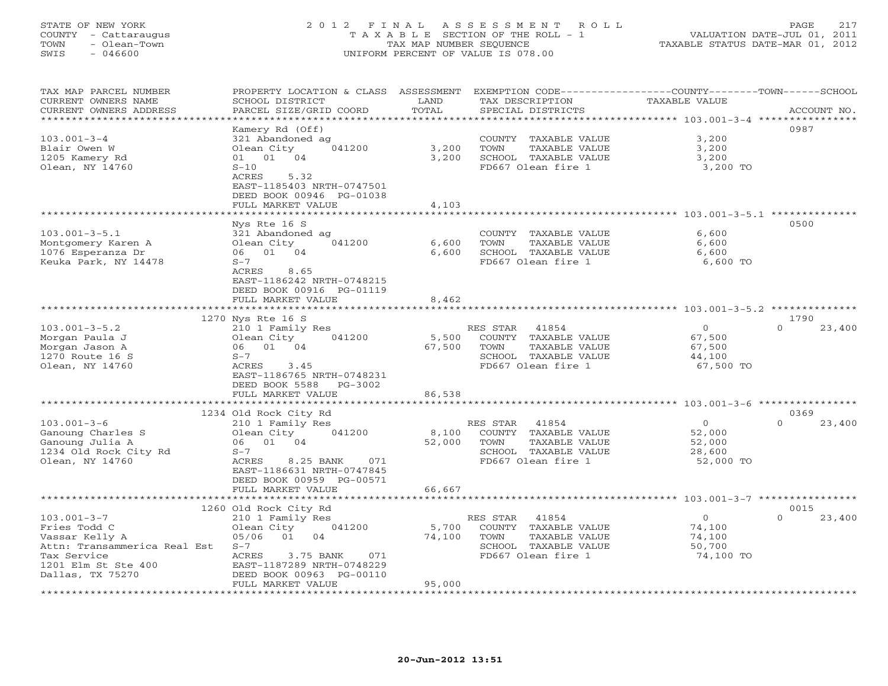STATE OF NEW YORK
COUNTY - Cattaraugus
TOWN - Olean-Town
SWIS - 046600

# 2012 FINAL ASSESSMENT ROLL
TAXABLE SECTION OF THE ROLL - 1
TAX MAP NUMBER SEQUENCE
UNIFORM PERCENT OF VALUE IS 078.00

VALUATION DATE-JUL 01, 2011
TAXABLE STATUS DATE-MAR 01, 2012

| TAX MAP PARCEL NUMBER / CURRENT OWNERS NAME / CURRENT OWNERS ADDRESS | PROPERTY LOCATION & CLASS / SCHOOL DISTRICT / PARCEL SIZE/GRID COORD | ASSESSMENT LAND / TOTAL | EXEMPTION CODE / TAX DESCRIPTION / SPECIAL DISTRICTS | COUNTY / TOWN / SCHOOL TAXABLE VALUE | ACCOUNT NO. |
|---|---|---|---|---|---|
| 103.001-3-4 | Kamery Rd (Off) | | | | 0987 |
| Blair Owen W | 321 Abandoned ag | | COUNTY TAXABLE VALUE | 3,200 | |
| 1205 Kamery Rd | Olean City 041200 | 3,200 | TOWN TAXABLE VALUE | 3,200 | |
| Olean, NY 14760 | 01 01 04 | 3,200 | SCHOOL TAXABLE VALUE | 3,200 | |
| | S-10 | | FD667 Olean fire 1 | 3,200 TO | |
| | ACRES 5.32 | | | | |
| | EAST-1185403 NRTH-0747501 | | | | |
| | DEED BOOK 00946 PG-01038 | | | | |
| | FULL MARKET VALUE | 4,103 | | | |
| 103.001-3-5.1 | Nys Rte 16 S | | | | 0500 |
| Montgomery Karen A | 321 Abandoned ag | | COUNTY TAXABLE VALUE | 6,600 | |
| 1076 Esperanza Dr | Olean City 041200 | 6,600 | TOWN TAXABLE VALUE | 6,600 | |
| Keuka Park, NY 14478 | 06 01 04 | 6,600 | SCHOOL TAXABLE VALUE | 6,600 | |
| | S-7 | | FD667 Olean fire 1 | 6,600 TO | |
| | ACRES 8.65 | | | | |
| | EAST-1186242 NRTH-0748215 | | | | |
| | DEED BOOK 00916 PG-01119 | | | | |
| | FULL MARKET VALUE | 8,462 | | | |
| 103.001-3-5.2 | 1270 Nys Rte 16 S | | | | 1790 |
| Morgan Paula J | 210 1 Family Res | | RES STAR 41854 | 0 / 0 / 23,400 | |
| Morgan Jason A | Olean City 041200 | 5,500 | COUNTY TAXABLE VALUE | 67,500 | |
| 1270 Route 16 S | 06 01 04 | 67,500 | TOWN TAXABLE VALUE | 67,500 | |
| Olean, NY 14760 | S-7 | | SCHOOL TAXABLE VALUE | 44,100 | |
| | ACRES 3.45 | | FD667 Olean fire 1 | 67,500 TO | |
| | EAST-1186765 NRTH-0748231 | | | | |
| | DEED BOOK 5588 PG-3002 | | | | |
| | FULL MARKET VALUE | 86,538 | | | |
| 103.001-3-6 | 1234 Old Rock City Rd | | | | 0369 |
| Ganoung Charles S | 210 1 Family Res | | RES STAR 41854 | 0 / 0 / 23,400 | |
| Ganoung Julia A | Olean City 041200 | 8,100 | COUNTY TAXABLE VALUE | 52,000 | |
| 1234 Old Rock City Rd | 06 01 04 | 52,000 | TOWN TAXABLE VALUE | 52,000 | |
| Olean, NY 14760 | S-7 | | SCHOOL TAXABLE VALUE | 28,600 | |
| | ACRES 8.25 BANK 071 | | FD667 Olean fire 1 | 52,000 TO | |
| | EAST-1186631 NRTH-0747845 | | | | |
| | DEED BOOK 00959 PG-00571 | | | | |
| | FULL MARKET VALUE | 66,667 | | | |
| 103.001-3-7 | 1260 Old Rock City Rd | | | | 0015 |
| Fries Todd C | 210 1 Family Res | | RES STAR 41854 | 0 / 0 / 23,400 | |
| Vassar Kelly A | Olean City 041200 | 5,700 | COUNTY TAXABLE VALUE | 74,100 | |
| Attn: Transammerica Real Est | 05/06 01 04 | 74,100 | TOWN TAXABLE VALUE | 74,100 | |
| Tax Service | S-7 | | SCHOOL TAXABLE VALUE | 50,700 | |
| 1201 Elm St Ste 400 | ACRES 3.75 BANK 071 | | FD667 Olean fire 1 | 74,100 TO | |
| Dallas, TX 75270 | EAST-1187289 NRTH-0748229 | | | | |
| | DEED BOOK 00963 PG-00110 | | | | |
| | FULL MARKET VALUE | 95,000 | | | |

20-Jun-2012 13:51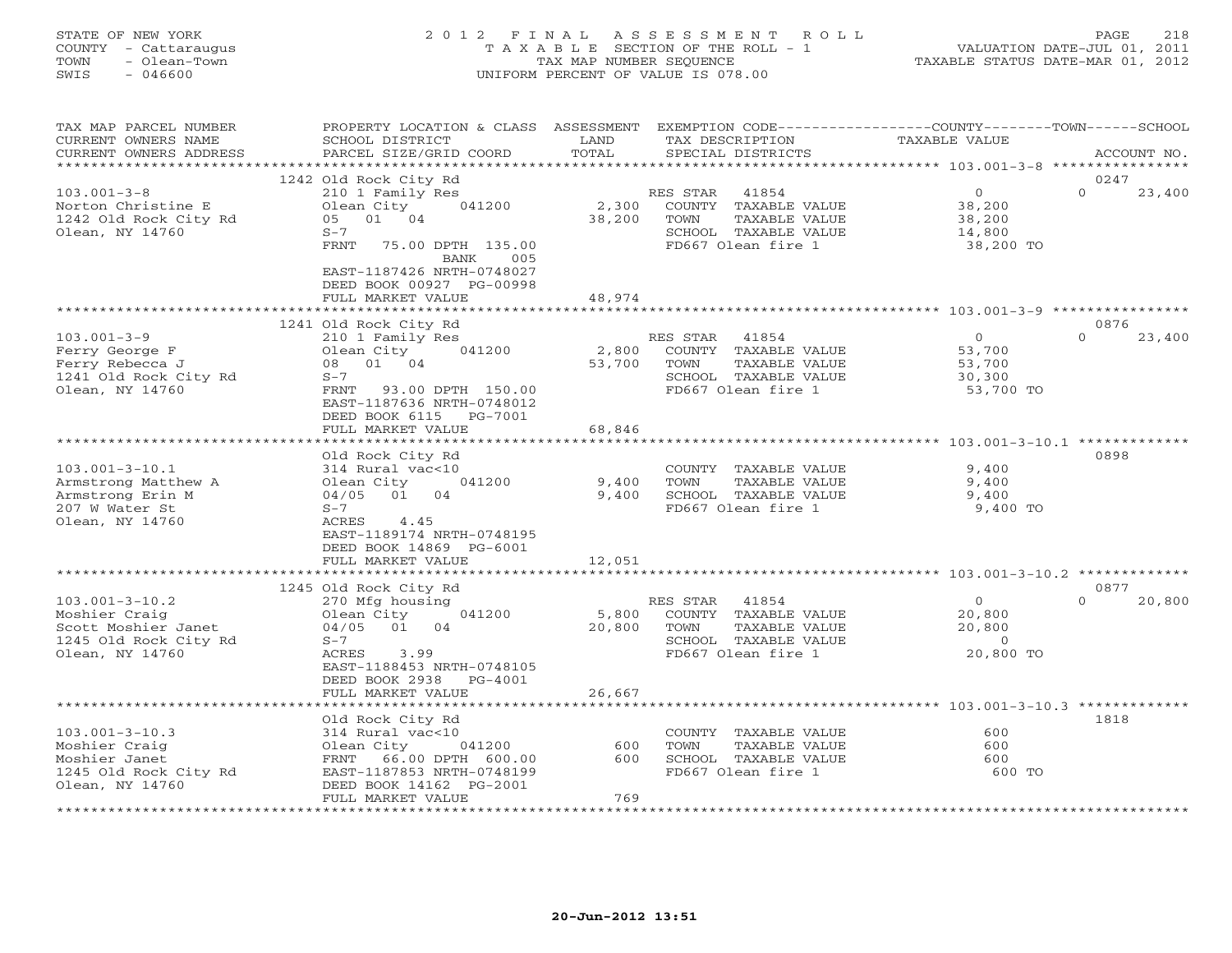STATE OF NEW YORK
COUNTY - Cattaraugus
TOWN - Olean-Town
SWIS - 046600

# 2012 FINAL ASSESSMENT ROLL
TAXABLE SECTION OF THE ROLL - 1
TAX MAP NUMBER SEQUENCE
UNIFORM PERCENT OF VALUE IS 078.00

VALUATION DATE-JUL 01, 2011
TAXABLE STATUS DATE-MAR 01, 2012

| TAX MAP PARCEL NUMBER / CURRENT OWNERS NAME / CURRENT OWNERS ADDRESS | PROPERTY LOCATION & CLASS / SCHOOL DISTRICT / PARCEL SIZE/GRID COORD | ASSESSMENT LAND / TOTAL | EXEMPTION CODE / TAX DESCRIPTION / SPECIAL DISTRICTS | COUNTY / TOWN / SCHOOL TAXABLE VALUE | ACCOUNT NO. |
|---|---|---|---|---|---|
| **103.001-3-8** | 1242 Old Rock City Rd | | | | 0247 |
| 103.001-3-8 | 210 1 Family Res | | RES STAR 41854 | 0 / 0 | 23,400 |
| Norton Christine E | Olean City 041200 | 2,300 | COUNTY TAXABLE VALUE | 38,200 | |
| 1242 Old Rock City Rd | 05 01 04 | 38,200 | TOWN TAXABLE VALUE | 38,200 | |
| Olean, NY 14760 | S-7 | | SCHOOL TAXABLE VALUE | 14,800 | |
| | FRNT 75.00 DPTH 135.00 BANK 005 | | FD667 Olean fire 1 | 38,200 TO | |
| | EAST-1187426 NRTH-0748027 | | | | |
| | DEED BOOK 00927 PG-00998 | | | | |
| | FULL MARKET VALUE | 48,974 | | | |
| **103.001-3-9** | 1241 Old Rock City Rd | | | | 0876 |
| 103.001-3-9 | 210 1 Family Res | | RES STAR 41854 | 0 / 0 | 23,400 |
| Ferry George F | Olean City 041200 | 2,800 | COUNTY TAXABLE VALUE | 53,700 | |
| Ferry Rebecca J | 08 01 04 | 53,700 | TOWN TAXABLE VALUE | 53,700 | |
| 1241 Old Rock City Rd | S-7 | | SCHOOL TAXABLE VALUE | 30,300 | |
| Olean, NY 14760 | FRNT 93.00 DPTH 150.00 | | FD667 Olean fire 1 | 53,700 TO | |
| | EAST-1187636 NRTH-0748012 | | | | |
| | DEED BOOK 6115 PG-7001 | | | | |
| | FULL MARKET VALUE | 68,846 | | | |
| **103.001-3-10.1** | Old Rock City Rd | | | | 0898 |
| 103.001-3-10.1 | 314 Rural vac<10 | | COUNTY TAXABLE VALUE | 9,400 | |
| Armstrong Matthew A | Olean City 041200 | 9,400 | TOWN TAXABLE VALUE | 9,400 | |
| Armstrong Erin M | 04/05 01 04 | 9,400 | SCHOOL TAXABLE VALUE | 9,400 | |
| 207 W Water St | S-7 | | FD667 Olean fire 1 | 9,400 TO | |
| Olean, NY 14760 | ACRES 4.45 | | | | |
| | EAST-1189174 NRTH-0748195 | | | | |
| | DEED BOOK 14869 PG-6001 | | | | |
| | FULL MARKET VALUE | 12,051 | | | |
| **103.001-3-10.2** | 1245 Old Rock City Rd | | | | 0877 |
| 103.001-3-10.2 | 270 Mfg housing | | RES STAR 41854 | 0 / 0 | 20,800 |
| Moshier Craig | Olean City 041200 | 5,800 | COUNTY TAXABLE VALUE | 20,800 | |
| Scott Moshier Janet | 04/05 01 04 | 20,800 | TOWN TAXABLE VALUE | 20,800 | |
| 1245 Old Rock City Rd | S-7 | | SCHOOL TAXABLE VALUE | 0 | |
| Olean, NY 14760 | ACRES 3.99 | | FD667 Olean fire 1 | 20,800 TO | |
| | EAST-1188453 NRTH-0748105 | | | | |
| | DEED BOOK 2938 PG-4001 | | | | |
| | FULL MARKET VALUE | 26,667 | | | |
| **103.001-3-10.3** | Old Rock City Rd | | | | 1818 |
| 103.001-3-10.3 | 314 Rural vac<10 | | COUNTY TAXABLE VALUE | 600 | |
| Moshier Craig | Olean City 041200 | 600 | TOWN TAXABLE VALUE | 600 | |
| Moshier Janet | FRNT 66.00 DPTH 600.00 | 600 | SCHOOL TAXABLE VALUE | 600 | |
| 1245 Old Rock City Rd | EAST-1187853 NRTH-0748199 | | FD667 Olean fire 1 | 600 TO | |
| Olean, NY 14760 | DEED BOOK 14162 PG-2001 | | | | |
| | FULL MARKET VALUE | 769 | | | |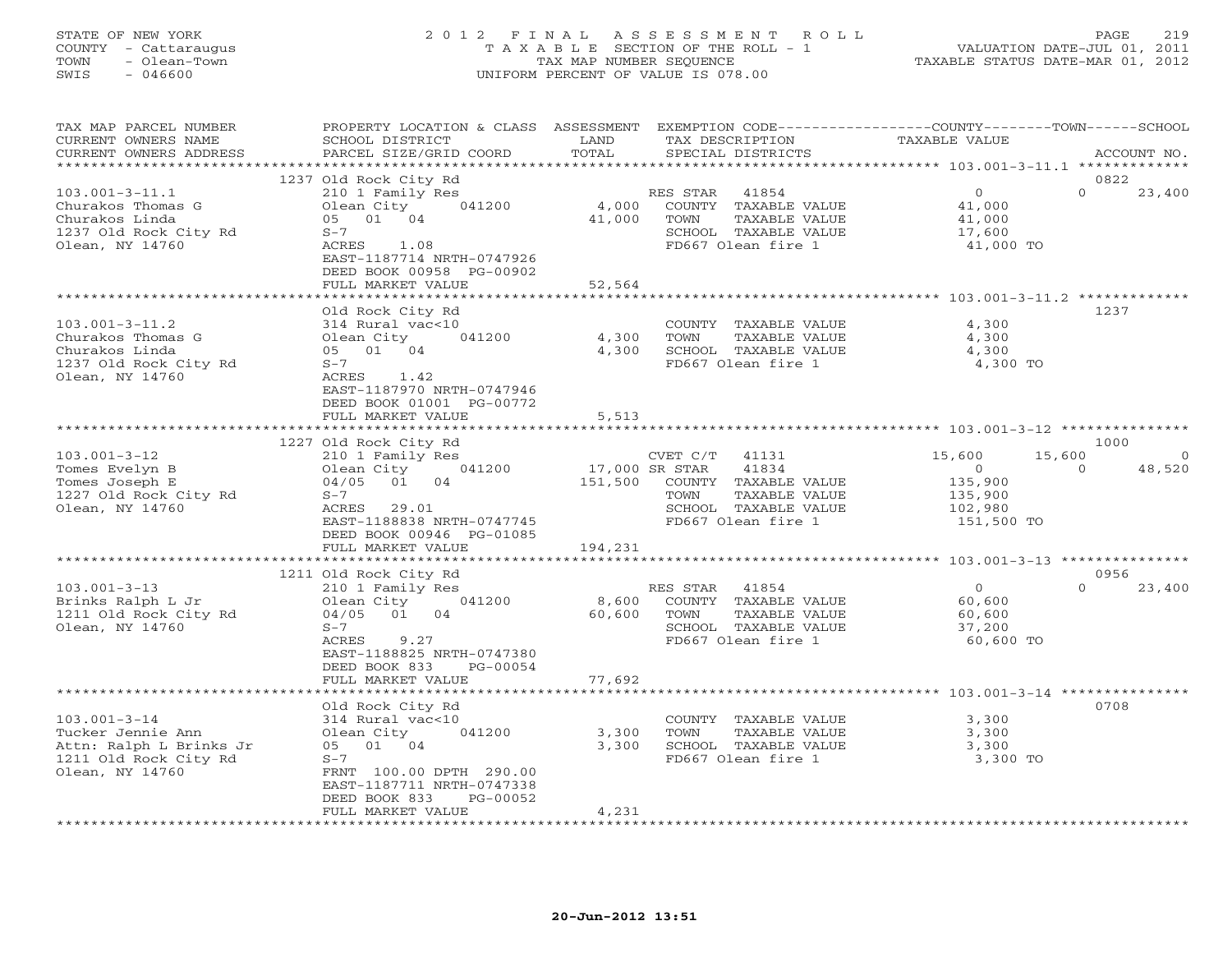STATE OF NEW YORK
COUNTY - Cattaraugus
TOWN - Olean-Town
SWIS - 046600

2012 FINAL ASSESSMENT ROLL
TAXABLE SECTION OF THE ROLL - 1
TAX MAP NUMBER SEQUENCE
UNIFORM PERCENT OF VALUE IS 078.00

VALUATION DATE-JUL 01, 2011
TAXABLE STATUS DATE-MAR 01, 2012

| TAX MAP PARCEL NUMBER / CURRENT OWNERS NAME / CURRENT OWNERS ADDRESS | PROPERTY LOCATION & CLASS / SCHOOL DISTRICT / PARCEL SIZE/GRID COORD | ASSESSMENT LAND | ASSESSMENT TOTAL | EXEMPTION CODE / TAX DESCRIPTION / SPECIAL DISTRICTS | COUNTY TAXABLE VALUE | TOWN | SCHOOL | ACCOUNT NO. |
|---|---|---|---|---|---|---|---|---|
| **103.001-3-11.1** | 1237 Old Rock City Rd | | | | | | | 0822 |
| Churakos Thomas G | 210 1 Family Res | | | RES STAR 41854 | 0 | 0 | 23,400 | |
| Churakos Linda | Olean City 041200 | 4,000 | | COUNTY TAXABLE VALUE | 41,000 | | | |
| 1237 Old Rock City Rd | 05 01 04 | | 41,000 | TOWN TAXABLE VALUE | 41,000 | | | |
| Olean, NY 14760 | S-7 | | | SCHOOL TAXABLE VALUE | 17,600 | | | |
| | ACRES 1.08 | | | FD667 Olean fire 1 | 41,000 TO | | | |
| | EAST-1187714 NRTH-0747926 | | | | | | | |
| | DEED BOOK 00958 PG-00902 | | | | | | | |
| | FULL MARKET VALUE | | 52,564 | | | | | |
| **103.001-3-11.2** | Old Rock City Rd | | | | | | | 1237 |
| Churakos Thomas G | 314 Rural vac<10 | | | COUNTY TAXABLE VALUE | 4,300 | | | |
| Churakos Linda | Olean City 041200 | 4,300 | | TOWN TAXABLE VALUE | 4,300 | | | |
| 1237 Old Rock City Rd | 05 01 04 | | 4,300 | SCHOOL TAXABLE VALUE | 4,300 | | | |
| Olean, NY 14760 | S-7 | | | FD667 Olean fire 1 | 4,300 TO | | | |
| | ACRES 1.42 | | | | | | | |
| | EAST-1187970 NRTH-0747946 | | | | | | | |
| | DEED BOOK 01001 PG-00772 | | | | | | | |
| | FULL MARKET VALUE | | 5,513 | | | | | |
| **103.001-3-12** | 1227 Old Rock City Rd | | | | | | | 1000 |
| Tomes Evelyn B | 210 1 Family Res | | | CVET C/T 41131 | 15,600 | 15,600 | 0 | |
| Tomes Joseph E | Olean City 041200 | 17,000 | | SR STAR 41834 | 0 | 0 | 48,520 | |
| 1227 Old Rock City Rd | 04/05 01 04 | | 151,500 | COUNTY TAXABLE VALUE | 135,900 | | | |
| Olean, NY 14760 | S-7 | | | TOWN TAXABLE VALUE | 135,900 | | | |
| | ACRES 29.01 | | | SCHOOL TAXABLE VALUE | 102,980 | | | |
| | EAST-1188838 NRTH-0747745 | | | FD667 Olean fire 1 | 151,500 TO | | | |
| | DEED BOOK 00946 PG-01085 | | | | | | | |
| | FULL MARKET VALUE | | 194,231 | | | | | |
| **103.001-3-13** | 1211 Old Rock City Rd | | | | | | | 0956 |
| Brinks Ralph L Jr | 210 1 Family Res | | | RES STAR 41854 | 0 | 0 | 23,400 | |
| 1211 Old Rock City Rd | Olean City 041200 | 8,600 | | COUNTY TAXABLE VALUE | 60,600 | | | |
| Olean, NY 14760 | 04/05 01 04 | | 60,600 | TOWN TAXABLE VALUE | 60,600 | | | |
| | S-7 | | | SCHOOL TAXABLE VALUE | 37,200 | | | |
| | ACRES 9.27 | | | FD667 Olean fire 1 | 60,600 TO | | | |
| | EAST-1188825 NRTH-0747380 | | | | | | | |
| | DEED BOOK 833 PG-00054 | | | | | | | |
| | FULL MARKET VALUE | | 77,692 | | | | | |
| **103.001-3-14** | Old Rock City Rd | | | | | | | 0708 |
| Tucker Jennie Ann | 314 Rural vac<10 | | | COUNTY TAXABLE VALUE | 3,300 | | | |
| Attn: Ralph L Brinks Jr | Olean City 041200 | 3,300 | | TOWN TAXABLE VALUE | 3,300 | | | |
| 1211 Old Rock City Rd | 05 01 04 | | 3,300 | SCHOOL TAXABLE VALUE | 3,300 | | | |
| Olean, NY 14760 | S-7 | | | FD667 Olean fire 1 | 3,300 TO | | | |
| | FRNT 100.00 DPTH 290.00 | | | | | | | |
| | EAST-1187711 NRTH-0747338 | | | | | | | |
| | DEED BOOK 833 PG-00052 | | | | | | | |
| | FULL MARKET VALUE | | 4,231 | | | | | |

20-Jun-2012 13:51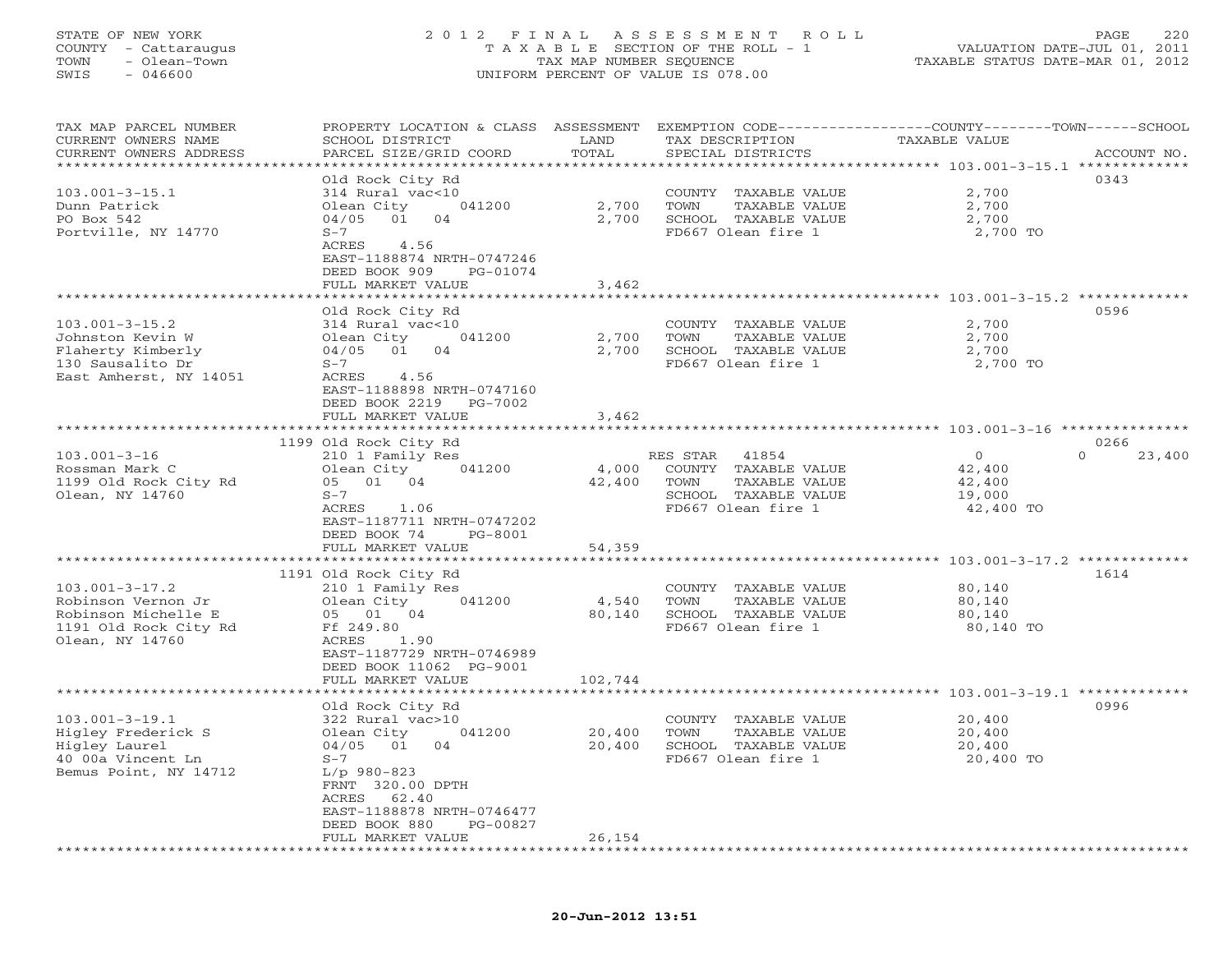STATE OF NEW YORK
COUNTY - Cattaraugus
TOWN - Olean-Town
SWIS - 046600

# 2012 FINAL ASSESSMENT ROLL

TAXABLE SECTION OF THE ROLL - 1
TAX MAP NUMBER SEQUENCE
UNIFORM PERCENT OF VALUE IS 078.00

VALUATION DATE-JUL 01, 2011
TAXABLE STATUS DATE-MAR 01, 2012

| TAX MAP PARCEL NUMBER / CURRENT OWNERS NAME / CURRENT OWNERS ADDRESS | PROPERTY LOCATION & CLASS / SCHOOL DISTRICT / PARCEL SIZE/GRID COORD | ASSESSMENT LAND / TOTAL | EXEMPTION CODE / TAX DESCRIPTION / SPECIAL DISTRICTS | COUNTY / TOWN / SCHOOL TAXABLE VALUE | ACCOUNT NO. |
|---|---|---|---|---|---|
| 103.001-3-15.1<br>Dunn Patrick<br>PO Box 542<br>Portville, NY 14770 | Old Rock City Rd<br>314 Rural vac<10<br>Olean City 041200<br>04/05 01 04<br>S-7<br>ACRES 4.56<br>EAST-1188874 NRTH-0747246<br>DEED BOOK 909 PG-01074<br>FULL MARKET VALUE 3,462 | 2,700<br>2,700 | COUNTY TAXABLE VALUE<br>TOWN TAXABLE VALUE<br>SCHOOL TAXABLE VALUE<br>FD667 Olean fire 1 | 2,700<br>2,700<br>2,700<br>2,700 TO | 0343 |
| 103.001-3-15.2<br>Johnston Kevin W<br>Flaherty Kimberly<br>130 Sausalito Dr<br>East Amherst, NY 14051 | Old Rock City Rd<br>314 Rural vac<10<br>Olean City 041200<br>04/05 01 04<br>S-7<br>ACRES 4.56<br>EAST-1188898 NRTH-0747160<br>DEED BOOK 2219 PG-7002<br>FULL MARKET VALUE 3,462 | 2,700<br>2,700 | COUNTY TAXABLE VALUE<br>TOWN TAXABLE VALUE<br>SCHOOL TAXABLE VALUE<br>FD667 Olean fire 1 | 2,700<br>2,700<br>2,700<br>2,700 TO | 0596 |
| 103.001-3-16<br>Rossman Mark C<br>1199 Old Rock City Rd<br>Olean, NY 14760 | 1199 Old Rock City Rd<br>210 1 Family Res<br>Olean City 041200<br>05 01 04<br>S-7<br>ACRES 1.06<br>EAST-1187711 NRTH-0747202<br>DEED BOOK 74 PG-8001<br>FULL MARKET VALUE 54,359 | 4,000<br>42,400 | RES STAR 41854<br>COUNTY TAXABLE VALUE<br>TOWN TAXABLE VALUE<br>SCHOOL TAXABLE VALUE<br>FD667 Olean fire 1 | 0 / 0 / 23,400<br>42,400<br>42,400<br>19,000<br>42,400 TO | 0266 |
| 103.001-3-17.2<br>Robinson Vernon Jr<br>Robinson Michelle E<br>1191 Old Rock City Rd<br>Olean, NY 14760 | 1191 Old Rock City Rd<br>210 1 Family Res<br>Olean City 041200<br>05 01 04<br>Ff 249.80<br>ACRES 1.90<br>EAST-1187729 NRTH-0746989<br>DEED BOOK 11062 PG-9001<br>FULL MARKET VALUE 102,744 | 4,540<br>80,140 | COUNTY TAXABLE VALUE<br>TOWN TAXABLE VALUE<br>SCHOOL TAXABLE VALUE<br>FD667 Olean fire 1 | 80,140<br>80,140<br>80,140<br>80,140 TO | 1614 |
| 103.001-3-19.1<br>Higley Frederick S<br>Higley Laurel<br>40 00a Vincent Ln<br>Bemus Point, NY 14712 | Old Rock City Rd<br>322 Rural vac>10<br>Olean City 041200<br>04/05 01 04<br>S-7<br>L/p 980-823<br>FRNT 320.00 DPTH<br>ACRES 62.40<br>EAST-1188878 NRTH-0746477<br>DEED BOOK 880 PG-00827<br>FULL MARKET VALUE 26,154 | 20,400<br>20,400 | COUNTY TAXABLE VALUE<br>TOWN TAXABLE VALUE<br>SCHOOL TAXABLE VALUE<br>FD667 Olean fire 1 | 20,400<br>20,400<br>20,400<br>20,400 TO | 0996 |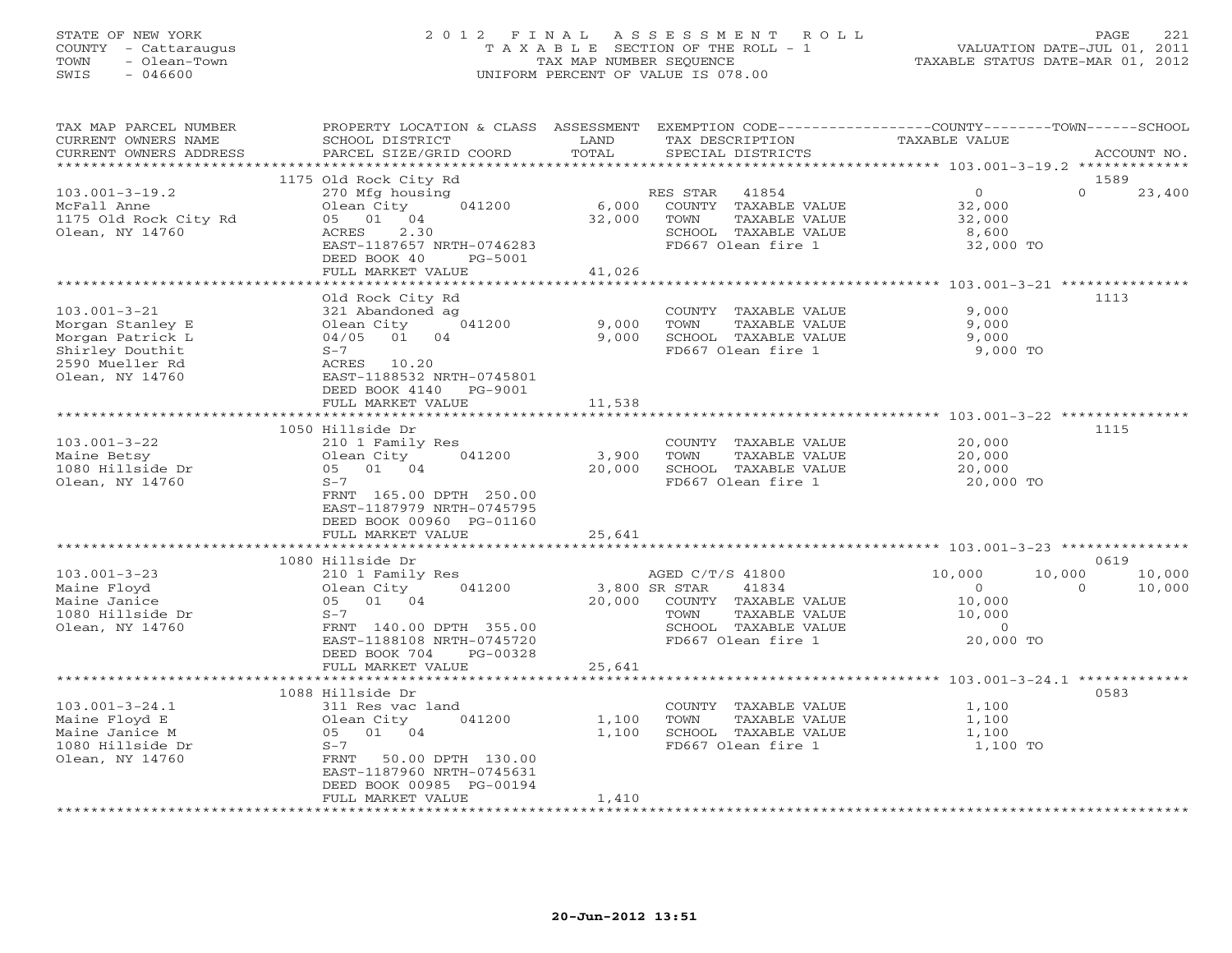STATE OF NEW YORK
COUNTY - Cattaraugus
TOWN - Olean-Town
SWIS - 046600

# 2012 FINAL ASSESSMENT ROLL
TAXABLE SECTION OF THE ROLL - 1
TAX MAP NUMBER SEQUENCE
UNIFORM PERCENT OF VALUE IS 078.00

VALUATION DATE-JUL 01, 2011
TAXABLE STATUS DATE-MAR 01, 2012

| TAX MAP PARCEL NUMBER / CURRENT OWNERS NAME / CURRENT OWNERS ADDRESS | PROPERTY LOCATION & CLASS / SCHOOL DISTRICT / PARCEL SIZE/GRID COORD | ASSESSMENT LAND / TOTAL | EXEMPTION CODE / TAX DESCRIPTION / SPECIAL DISTRICTS | COUNTY TAXABLE VALUE | TOWN | SCHOOL | ACCOUNT NO. |
|---|---|---|---|---|---|---|---|
| 103.001-3-19.2 | 1175 Old Rock City Rd | | | | | | 1589 |
| McFall Anne | 270 Mfg housing | | RES STAR 41854 | 0 | 0 | 23,400 | |
| 1175 Old Rock City Rd | Olean City 041200 | 6,000 | COUNTY TAXABLE VALUE | 32,000 | | | |
| Olean, NY 14760 | 05 01 04 | 32,000 | TOWN TAXABLE VALUE | 32,000 | | | |
| | ACRES 2.30 | | SCHOOL TAXABLE VALUE | 8,600 | | | |
| | EAST-1187657 NRTH-0746283 | | FD667 Olean fire 1 | 32,000 TO | | | |
| | DEED BOOK 40 PG-5001 | | | | | | |
| | FULL MARKET VALUE | 41,026 | | | | | |
| 103.001-3-21 | Old Rock City Rd | | | | | | 1113 |
| Morgan Stanley E | 321 Abandoned ag | | COUNTY TAXABLE VALUE | 9,000 | | | |
| Morgan Patrick L | Olean City 041200 | 9,000 | TOWN TAXABLE VALUE | 9,000 | | | |
| Shirley Douthit | 04/05 01 04 | 9,000 | SCHOOL TAXABLE VALUE | 9,000 | | | |
| 2590 Mueller Rd | S-7 | | FD667 Olean fire 1 | 9,000 TO | | | |
| Olean, NY 14760 | ACRES 10.20 | | | | | | |
| | EAST-1188532 NRTH-0745801 | | | | | | |
| | DEED BOOK 4140 PG-9001 | | | | | | |
| | FULL MARKET VALUE | 11,538 | | | | | |
| 103.001-3-22 | 1050 Hillside Dr | | | | | | 1115 |
| Maine Betsy | 210 1 Family Res | | COUNTY TAXABLE VALUE | 20,000 | | | |
| 1080 Hillside Dr | Olean City 041200 | 3,900 | TOWN TAXABLE VALUE | 20,000 | | | |
| Olean, NY 14760 | 05 01 04 | 20,000 | SCHOOL TAXABLE VALUE | 20,000 | | | |
| | S-7 | | FD667 Olean fire 1 | 20,000 TO | | | |
| | FRNT 165.00 DPTH 250.00 | | | | | | |
| | EAST-1187979 NRTH-0745795 | | | | | | |
| | DEED BOOK 00960 PG-01160 | | | | | | |
| | FULL MARKET VALUE | 25,641 | | | | | |
| 103.001-3-23 | 1080 Hillside Dr | | | | | | 0619 |
| Maine Floyd | 210 1 Family Res | | AGED C/T/S 41800 | 10,000 | 10,000 | 10,000 | |
| Maine Janice | Olean City 041200 | 3,800 | SR STAR 41834 | 0 | 0 | 10,000 | |
| 1080 Hillside Dr | 05 01 04 | 20,000 | COUNTY TAXABLE VALUE | 10,000 | | | |
| Olean, NY 14760 | S-7 | | TOWN TAXABLE VALUE | 10,000 | | | |
| | FRNT 140.00 DPTH 355.00 | | SCHOOL TAXABLE VALUE | 0 | | | |
| | EAST-1188108 NRTH-0745720 | | FD667 Olean fire 1 | 20,000 TO | | | |
| | DEED BOOK 704 PG-00328 | | | | | | |
| | FULL MARKET VALUE | 25,641 | | | | | |
| 103.001-3-24.1 | 1088 Hillside Dr | | | | | | 0583 |
| Maine Floyd E | 311 Res vac land | | COUNTY TAXABLE VALUE | 1,100 | | | |
| Maine Janice M | Olean City 041200 | 1,100 | TOWN TAXABLE VALUE | 1,100 | | | |
| 1080 Hillside Dr | 05 01 04 | 1,100 | SCHOOL TAXABLE VALUE | 1,100 | | | |
| Olean, NY 14760 | S-7 | | FD667 Olean fire 1 | 1,100 TO | | | |
| | FRNT 50.00 DPTH 130.00 | | | | | | |
| | EAST-1187960 NRTH-0745631 | | | | | | |
| | DEED BOOK 00985 PG-00194 | | | | | | |
| | FULL MARKET VALUE | 1,410 | | | | | |

20-Jun-2012 13:51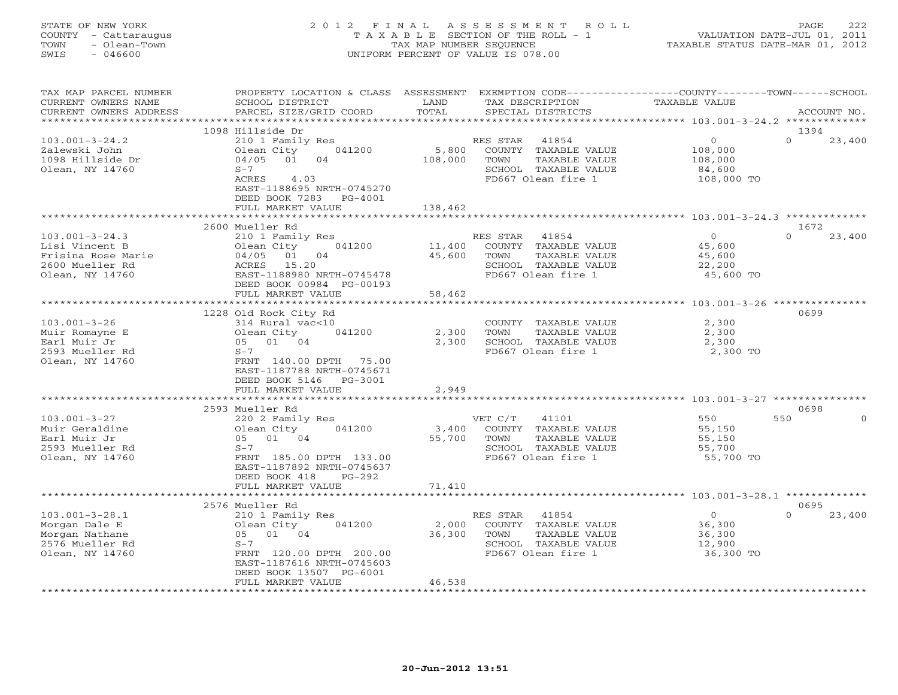STATE OF NEW YORK
COUNTY - Cattaraugus
TOWN - Olean-Town
SWIS - 046600

2 0 1 2 F I N A L A S S E S S M E N T R O L L
T A X A B L E SECTION OF THE ROLL - 1
TAX MAP NUMBER SEQUENCE
UNIFORM PERCENT OF VALUE IS 078.00

VALUATION DATE-JUL 01, 2011
TAXABLE STATUS DATE-MAR 01, 2012

| TAX MAP PARCEL NUMBER / CURRENT OWNERS NAME / CURRENT OWNERS ADDRESS | PROPERTY LOCATION & CLASS / SCHOOL DISTRICT / PARCEL SIZE/GRID COORD | ASSESSMENT LAND / TOTAL | EXEMPTION CODE / TAX DESCRIPTION / SPECIAL DISTRICTS | COUNTY TAXABLE VALUE | TOWN | SCHOOL | ACCOUNT NO. |
|---|---|---|---|---|---|---|---|
| **103.001-3-24.2** | 1098 Hillside Dr | | | | | | 1394 |
| Zalewski John | 210 1 Family Res | | RES STAR 41854 | 0 | 0 | 23,400 | |
| 1098 Hillside Dr | Olean City 041200 | 5,800 | COUNTY TAXABLE VALUE | 108,000 | | | |
| Olean, NY 14760 | 04/05 01 04 | 108,000 | TOWN TAXABLE VALUE | | 108,000 | | |
| | S-7 | | SCHOOL TAXABLE VALUE | | | 84,600 | |
| | ACRES 4.03 | | FD667 Olean fire 1 | 108,000 TO | | | |
| | EAST-1188695 NRTH-0745270 | | | | | | |
| | DEED BOOK 7283 PG-4001 | | | | | | |
| | FULL MARKET VALUE | 138,462 | | | | | |
| **103.001-3-24.3** | 2600 Mueller Rd | | | | | | 1672 |
| Lisi Vincent B | 210 1 Family Res | | RES STAR 41854 | 0 | 0 | 23,400 | |
| Frisina Rose Marie | Olean City 041200 | 11,400 | COUNTY TAXABLE VALUE | 45,600 | | | |
| 2600 Mueller Rd | 04/05 01 04 | 45,600 | TOWN TAXABLE VALUE | | 45,600 | | |
| Olean, NY 14760 | ACRES 15.20 | | SCHOOL TAXABLE VALUE | | | 22,200 | |
| | EAST-1188980 NRTH-0745478 | | FD667 Olean fire 1 | 45,600 TO | | | |
| | DEED BOOK 00984 PG-00193 | | | | | | |
| | FULL MARKET VALUE | 58,462 | | | | | |
| **103.001-3-26** | 1228 Old Rock City Rd | | | | | | 0699 |
| Muir Romayne E | 314 Rural vac<10 | | COUNTY TAXABLE VALUE | 2,300 | | | |
| Earl Muir Jr | Olean City 041200 | 2,300 | TOWN TAXABLE VALUE | | 2,300 | | |
| 2593 Mueller Rd | 05 01 04 | 2,300 | SCHOOL TAXABLE VALUE | | | 2,300 | |
| Olean, NY 14760 | S-7 | | FD667 Olean fire 1 | 2,300 TO | | | |
| | FRNT 140.00 DPTH 75.00 | | | | | | |
| | EAST-1187788 NRTH-0745671 | | | | | | |
| | DEED BOOK 5146 PG-3001 | | | | | | |
| | FULL MARKET VALUE | 2,949 | | | | | |
| **103.001-3-27** | 2593 Mueller Rd | | | | | | 0698 |
| Muir Geraldine | 220 2 Family Res | | VET C/T 41101 | 550 | 550 | 0 | |
| Earl Muir Jr | Olean City 041200 | 3,400 | COUNTY TAXABLE VALUE | 55,150 | | | |
| 2593 Mueller Rd | 05 01 04 | 55,700 | TOWN TAXABLE VALUE | | 55,150 | | |
| Olean, NY 14760 | S-7 | | SCHOOL TAXABLE VALUE | | | 55,700 | |
| | FRNT 185.00 DPTH 133.00 | | FD667 Olean fire 1 | 55,700 TO | | | |
| | EAST-1187892 NRTH-0745637 | | | | | | |
| | DEED BOOK 418 PG-292 | | | | | | |
| | FULL MARKET VALUE | 71,410 | | | | | |
| **103.001-3-28.1** | 2576 Mueller Rd | | | | | | 0695 |
| Morgan Dale E | 210 1 Family Res | | RES STAR 41854 | 0 | 0 | 23,400 | |
| Morgan Nathane | Olean City 041200 | 2,000 | COUNTY TAXABLE VALUE | 36,300 | | | |
| 2576 Mueller Rd | 05 01 04 | 36,300 | TOWN TAXABLE VALUE | | 36,300 | | |
| Olean, NY 14760 | S-7 | | SCHOOL TAXABLE VALUE | | | 12,900 | |
| | FRNT 120.00 DPTH 200.00 | | FD667 Olean fire 1 | 36,300 TO | | | |
| | EAST-1187616 NRTH-0745603 | | | | | | |
| | DEED BOOK 13507 PG-6001 | | | | | | |
| | FULL MARKET VALUE | 46,538 | | | | | |

20-Jun-2012 13:51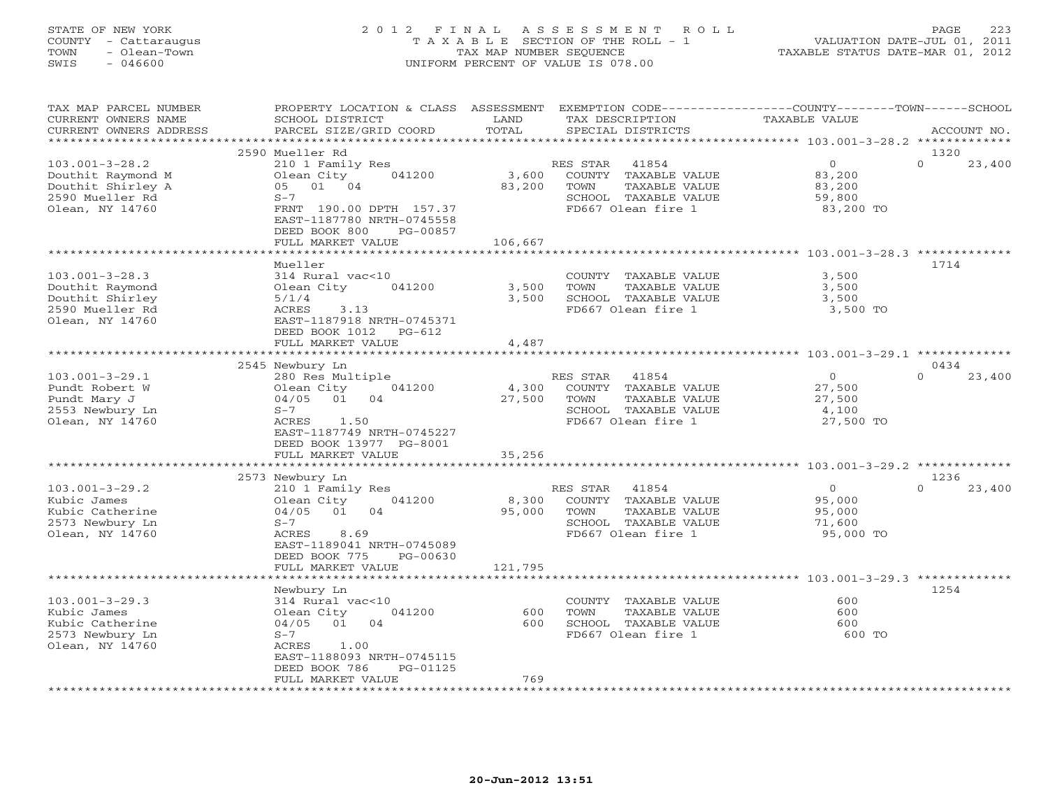STATE OF NEW YORK
COUNTY - Cattaraugus
TOWN - Olean-Town
SWIS - 046600

2012 FINAL ASSESSMENT ROLL
TAXABLE SECTION OF THE ROLL - 1
TAX MAP NUMBER SEQUENCE
UNIFORM PERCENT OF VALUE IS 078.00

VALUATION DATE-JUL 01, 2011
TAXABLE STATUS DATE-MAR 01, 2012

| TAX MAP PARCEL NUMBER / CURRENT OWNERS NAME / CURRENT OWNERS ADDRESS | PROPERTY LOCATION & CLASS / SCHOOL DISTRICT / PARCEL SIZE/GRID COORD | ASSESSMENT LAND / TOTAL | EXEMPTION CODE / TAX DESCRIPTION / SPECIAL DISTRICTS | COUNTY / TOWN / SCHOOL TAXABLE VALUE | ACCOUNT NO. |
|---|---|---|---|---|---|
| **103.001-3-28.2** | 2590 Mueller Rd | | | | 1320 |
| Douthit Raymond M | 210 1 Family Res | | RES STAR 41854 | 0 / 0 / 23,400 | |
| Douthit Shirley A | Olean City 041200 | 3,600 | COUNTY TAXABLE VALUE | 83,200 | |
| 2590 Mueller Rd | 05 01 04 | 83,200 | TOWN TAXABLE VALUE | 83,200 | |
| Olean, NY 14760 | S-7 | | SCHOOL TAXABLE VALUE | 59,800 | |
| | FRNT 190.00 DPTH 157.37 | | FD667 Olean fire 1 | 83,200 TO | |
| | EAST-1187780 NRTH-0745558 | | | | |
| | DEED BOOK 800 PG-00857 | | | | |
| | FULL MARKET VALUE | 106,667 | | | |
| **103.001-3-28.3** | Mueller | | | | 1714 |
| Douthit Raymond | 314 Rural vac<10 | | COUNTY TAXABLE VALUE | 3,500 | |
| Douthit Shirley | Olean City 041200 | 3,500 | TOWN TAXABLE VALUE | 3,500 | |
| 2590 Mueller Rd | 5/1/4 | 3,500 | SCHOOL TAXABLE VALUE | 3,500 | |
| Olean, NY 14760 | ACRES 3.13 | | FD667 Olean fire 1 | 3,500 TO | |
| | EAST-1187918 NRTH-0745371 | | | | |
| | DEED BOOK 1012 PG-612 | | | | |
| | FULL MARKET VALUE | 4,487 | | | |
| **103.001-3-29.1** | 2545 Newbury Ln | | | | 0434 |
| Pundt Robert W | 280 Res Multiple | | RES STAR 41854 | 0 / 0 / 23,400 | |
| Pundt Mary J | Olean City 041200 | 4,300 | COUNTY TAXABLE VALUE | 27,500 | |
| 2553 Newbury Ln | 04/05 01 04 | 27,500 | TOWN TAXABLE VALUE | 27,500 | |
| Olean, NY 14760 | S-7 | | SCHOOL TAXABLE VALUE | 4,100 | |
| | ACRES 1.50 | | FD667 Olean fire 1 | 27,500 TO | |
| | EAST-1187749 NRTH-0745227 | | | | |
| | DEED BOOK 13977 PG-8001 | | | | |
| | FULL MARKET VALUE | 35,256 | | | |
| **103.001-3-29.2** | 2573 Newbury Ln | | | | 1236 |
| Kubic James | 210 1 Family Res | | RES STAR 41854 | 0 / 0 / 23,400 | |
| Kubic Catherine | Olean City 041200 | 8,300 | COUNTY TAXABLE VALUE | 95,000 | |
| 2573 Newbury Ln | 04/05 01 04 | 95,000 | TOWN TAXABLE VALUE | 95,000 | |
| Olean, NY 14760 | S-7 | | SCHOOL TAXABLE VALUE | 71,600 | |
| | ACRES 8.69 | | FD667 Olean fire 1 | 95,000 TO | |
| | EAST-1189041 NRTH-0745089 | | | | |
| | DEED BOOK 775 PG-00630 | | | | |
| | FULL MARKET VALUE | 121,795 | | | |
| **103.001-3-29.3** | Newbury Ln | | | | 1254 |
| Kubic James | 314 Rural vac<10 | | COUNTY TAXABLE VALUE | 600 | |
| Kubic Catherine | Olean City 041200 | 600 | TOWN TAXABLE VALUE | 600 | |
| 2573 Newbury Ln | 04/05 01 04 | 600 | SCHOOL TAXABLE VALUE | 600 | |
| Olean, NY 14760 | S-7 | | FD667 Olean fire 1 | 600 TO | |
| | ACRES 1.00 | | | | |
| | EAST-1188093 NRTH-0745115 | | | | |
| | DEED BOOK 786 PG-01125 | | | | |
| | FULL MARKET VALUE | 769 | | | |

20-Jun-2012 13:51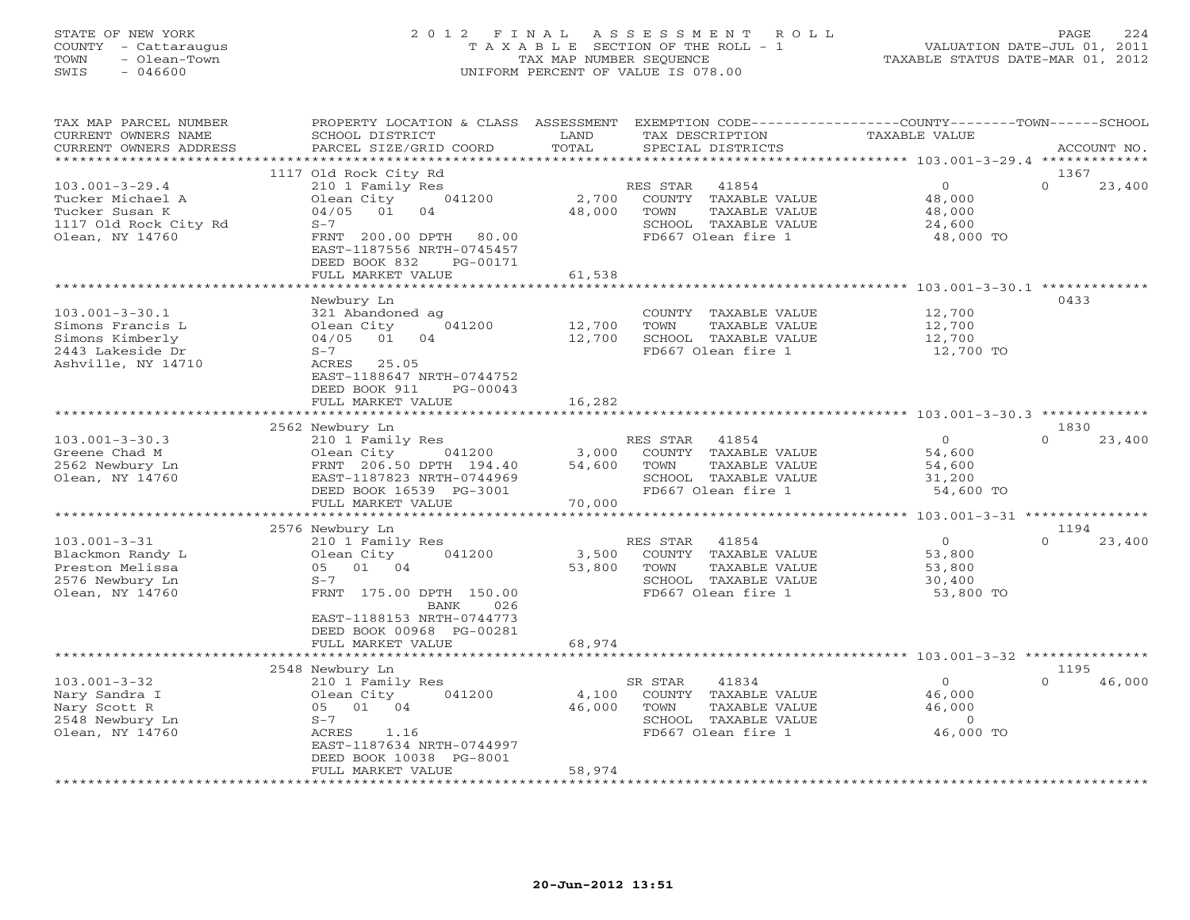STATE OF NEW YORK
COUNTY - Cattaraugus
TOWN - Olean-Town
SWIS - 046600

# 2012 FINAL ASSESSMENT ROLL
TAXABLE SECTION OF THE ROLL - 1
TAX MAP NUMBER SEQUENCE
UNIFORM PERCENT OF VALUE IS 078.00

VALUATION DATE-JUL 01, 2011
TAXABLE STATUS DATE-MAR 01, 2012

| TAX MAP PARCEL NUMBER / CURRENT OWNERS NAME / CURRENT OWNERS ADDRESS | PROPERTY LOCATION & CLASS / SCHOOL DISTRICT / PARCEL SIZE/GRID COORD | ASSESSMENT LAND / TOTAL | EXEMPTION CODE / TAX DESCRIPTION / SPECIAL DISTRICTS | COUNTY / TOWN TAXABLE VALUE | SCHOOL | ACCOUNT NO. |
|---|---|---|---|---|---|---|
| 103.001-3-29.4 | 1117 Old Rock City Rd | | | | | 1367 |
| Tucker Michael A | 210 1 Family Res | | RES STAR 41854 | 0 | 0 / 23,400 | |
| Tucker Susan K | Olean City 041200 | 2,700 | COUNTY TAXABLE VALUE | 48,000 | | |
| 1117 Old Rock City Rd | 04/05 01 04 | 48,000 | TOWN TAXABLE VALUE | 48,000 | | |
| Olean, NY 14760 | S-7 | | SCHOOL TAXABLE VALUE | | 24,600 | |
| | FRNT 200.00 DPTH 80.00 | | FD667 Olean fire 1 | 48,000 TO | | |
| | EAST-1187556 NRTH-0745457 | | | | | |
| | DEED BOOK 832 PG-00171 | | | | | |
| | FULL MARKET VALUE | 61,538 | | | | |
| 103.001-3-30.1 | Newbury Ln | | | | | 0433 |
| Simons Francis L | 321 Abandoned ag | | COUNTY TAXABLE VALUE | 12,700 | | |
| Simons Kimberly | Olean City 041200 | 12,700 | TOWN TAXABLE VALUE | 12,700 | | |
| 2443 Lakeside Dr | 04/05 01 04 | 12,700 | SCHOOL TAXABLE VALUE | | 12,700 | |
| Ashville, NY 14710 | S-7 | | FD667 Olean fire 1 | 12,700 TO | | |
| | ACRES 25.05 | | | | | |
| | EAST-1188647 NRTH-0744752 | | | | | |
| | DEED BOOK 911 PG-00043 | | | | | |
| | FULL MARKET VALUE | 16,282 | | | | |
| 103.001-3-30.3 | 2562 Newbury Ln | | | | | 1830 |
| Greene Chad M | 210 1 Family Res | | RES STAR 41854 | 0 | 0 / 23,400 | |
| 2562 Newbury Ln | Olean City 041200 | 3,000 | COUNTY TAXABLE VALUE | 54,600 | | |
| Olean, NY 14760 | FRNT 206.50 DPTH 194.40 | 54,600 | TOWN TAXABLE VALUE | 54,600 | | |
| | EAST-1187823 NRTH-0744969 | | SCHOOL TAXABLE VALUE | | 31,200 | |
| | DEED BOOK 16539 PG-3001 | | FD667 Olean fire 1 | 54,600 TO | | |
| | FULL MARKET VALUE | 70,000 | | | | |
| 103.001-3-31 | 2576 Newbury Ln | | | | | 1194 |
| Blackmon Randy L | 210 1 Family Res | | RES STAR 41854 | 0 | 0 / 23,400 | |
| Preston Melissa | Olean City 041200 | 3,500 | COUNTY TAXABLE VALUE | 53,800 | | |
| 2576 Newbury Ln | 05 01 04 | 53,800 | TOWN TAXABLE VALUE | 53,800 | | |
| Olean, NY 14760 | S-7 | | SCHOOL TAXABLE VALUE | | 30,400 | |
| | FRNT 175.00 DPTH 150.00 | | FD667 Olean fire 1 | 53,800 TO | | |
| | BANK 026 | | | | | |
| | EAST-1188153 NRTH-0744773 | | | | | |
| | DEED BOOK 00968 PG-00281 | | | | | |
| | FULL MARKET VALUE | 68,974 | | | | |
| 103.001-3-32 | 2548 Newbury Ln | | | | | 1195 |
| Nary Sandra I | 210 1 Family Res | | SR STAR 41834 | 0 | 0 / 46,000 | |
| Nary Scott R | Olean City 041200 | 4,100 | COUNTY TAXABLE VALUE | 46,000 | | |
| 2548 Newbury Ln | 05 01 04 | 46,000 | TOWN TAXABLE VALUE | 46,000 | | |
| Olean, NY 14760 | S-7 | | SCHOOL TAXABLE VALUE | | 0 | |
| | ACRES 1.16 | | FD667 Olean fire 1 | 46,000 TO | | |
| | EAST-1187634 NRTH-0744997 | | | | | |
| | DEED BOOK 10038 PG-8001 | | | | | |
| | FULL MARKET VALUE | 58,974 | | | | |

20-Jun-2012 13:51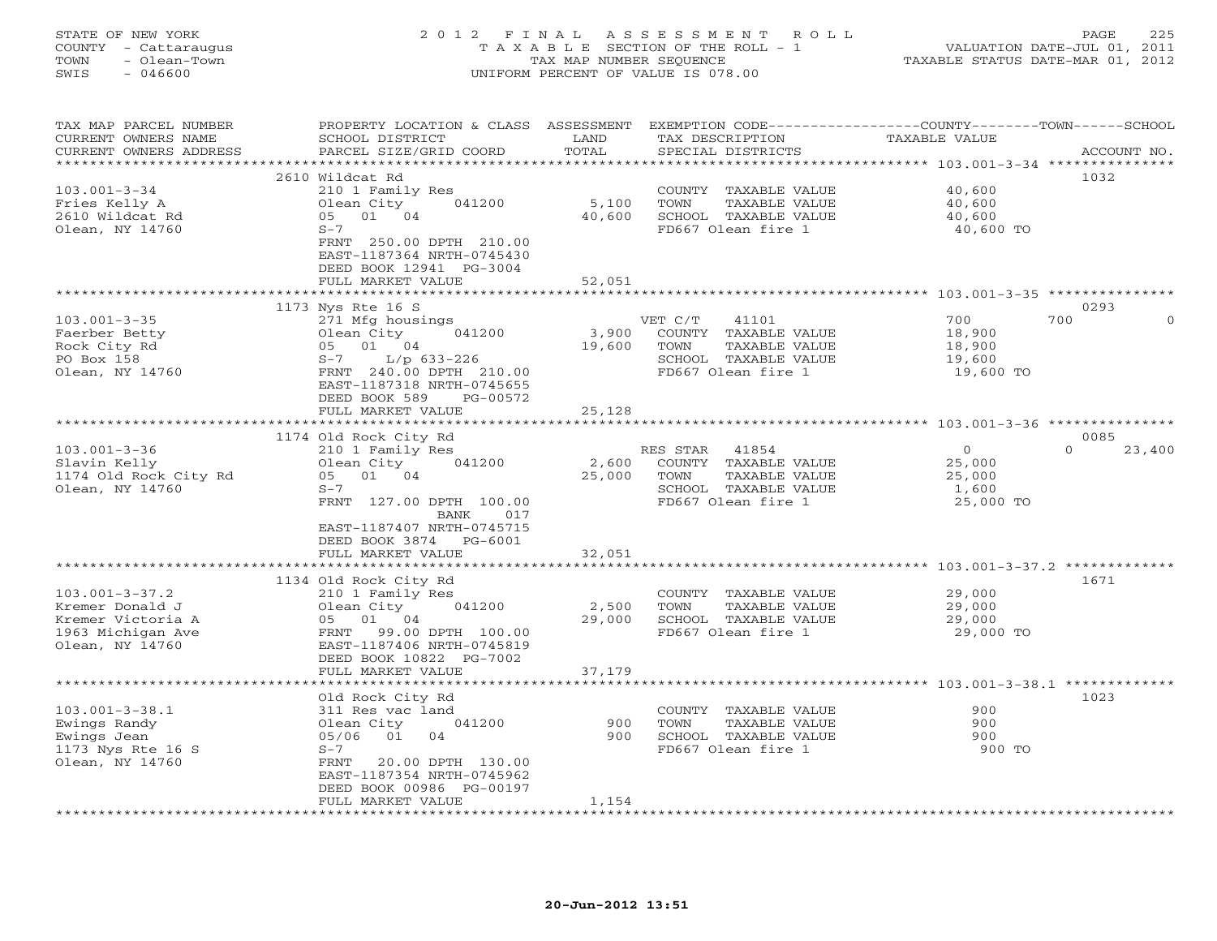STATE OF NEW YORK
COUNTY - Cattaraugus
TOWN - Olean-Town
SWIS - 046600

# 2012 FINAL ASSESSMENT ROLL
TAXABLE SECTION OF THE ROLL - 1
TAX MAP NUMBER SEQUENCE
UNIFORM PERCENT OF VALUE IS 078.00

VALUATION DATE-JUL 01, 2011
TAXABLE STATUS DATE-MAR 01, 2012

| TAX MAP PARCEL NUMBER / CURRENT OWNERS NAME / CURRENT OWNERS ADDRESS | PROPERTY LOCATION & CLASS / SCHOOL DISTRICT / PARCEL SIZE/GRID COORD | ASSESSMENT LAND / TOTAL | EXEMPTION CODE / TAX DESCRIPTION / SPECIAL DISTRICTS | COUNTY | TOWN | SCHOOL | ACCOUNT NO. |
|---|---|---|---|---|---|---|---|
| **103.001-3-34** | 2610 Wildcat Rd | | | | | | 1032 |
| Fries Kelly A | 210 1 Family Res | | COUNTY TAXABLE VALUE | 40,600 | | | |
| 2610 Wildcat Rd | Olean City 041200 | 5,100 | TOWN TAXABLE VALUE | | 40,600 | | |
| Olean, NY 14760 | 05 01 04 | 40,600 | SCHOOL TAXABLE VALUE | | | 40,600 | |
| | S-7 | | FD667 Olean fire 1 | 40,600 TO | | | |
| | FRNT 250.00 DPTH 210.00 | | | | | | |
| | EAST-1187364 NRTH-0745430 | | | | | | |
| | DEED BOOK 12941 PG-3004 | | | | | | |
| | FULL MARKET VALUE | 52,051 | | | | | |
| **103.001-3-35** | 1173 Nys Rte 16 S | | | | | | 0293 |
| Faerber Betty | 271 Mfg housings | | VET C/T 41101 | 700 | 700 | 0 | |
| Rock City Rd | Olean City 041200 | 3,900 | COUNTY TAXABLE VALUE | 18,900 | | | |
| PO Box 158 | 05 01 04 | 19,600 | TOWN TAXABLE VALUE | | 18,900 | | |
| Olean, NY 14760 | S-7 L/p 633-226 | | SCHOOL TAXABLE VALUE | | | 19,600 | |
| | FRNT 240.00 DPTH 210.00 | | FD667 Olean fire 1 | 19,600 TO | | | |
| | EAST-1187318 NRTH-0745655 | | | | | | |
| | DEED BOOK 589 PG-00572 | | | | | | |
| | FULL MARKET VALUE | 25,128 | | | | | |
| **103.001-3-36** | 1174 Old Rock City Rd | | | | | | 0085 |
| Slavin Kelly | 210 1 Family Res | | RES STAR 41854 | 0 | 0 | 23,400 | |
| 1174 Old Rock City Rd | Olean City 041200 | 2,600 | COUNTY TAXABLE VALUE | 25,000 | | | |
| Olean, NY 14760 | 05 01 04 | 25,000 | TOWN TAXABLE VALUE | | 25,000 | | |
| | S-7 | | SCHOOL TAXABLE VALUE | | | 1,600 | |
| | FRNT 127.00 DPTH 100.00 | | FD667 Olean fire 1 | 25,000 TO | | | |
| | BANK 017 | | | | | | |
| | EAST-1187407 NRTH-0745715 | | | | | | |
| | DEED BOOK 3874 PG-6001 | | | | | | |
| | FULL MARKET VALUE | 32,051 | | | | | |
| **103.001-3-37.2** | 1134 Old Rock City Rd | | | | | | 1671 |
| Kremer Donald J | 210 1 Family Res | | COUNTY TAXABLE VALUE | 29,000 | | | |
| Kremer Victoria A | Olean City 041200 | 2,500 | TOWN TAXABLE VALUE | | 29,000 | | |
| 1963 Michigan Ave | 05 01 04 | 29,000 | SCHOOL TAXABLE VALUE | | | 29,000 | |
| Olean, NY 14760 | FRNT 99.00 DPTH 100.00 | | FD667 Olean fire 1 | 29,000 TO | | | |
| | EAST-1187406 NRTH-0745819 | | | | | | |
| | DEED BOOK 10822 PG-7002 | | | | | | |
| | FULL MARKET VALUE | 37,179 | | | | | |
| **103.001-3-38.1** | Old Rock City Rd | | | | | | 1023 |
| Ewings Randy | 311 Res vac land | | COUNTY TAXABLE VALUE | 900 | | | |
| Ewings Jean | Olean City 041200 | 900 | TOWN TAXABLE VALUE | | 900 | | |
| 1173 Nys Rte 16 S | 05/06 01 04 | 900 | SCHOOL TAXABLE VALUE | | | 900 | |
| Olean, NY 14760 | S-7 | | FD667 Olean fire 1 | 900 TO | | | |
| | FRNT 20.00 DPTH 130.00 | | | | | | |
| | EAST-1187354 NRTH-0745962 | | | | | | |
| | DEED BOOK 00986 PG-00197 | | | | | | |
| | FULL MARKET VALUE | 1,154 | | | | | |

20-Jun-2012 13:51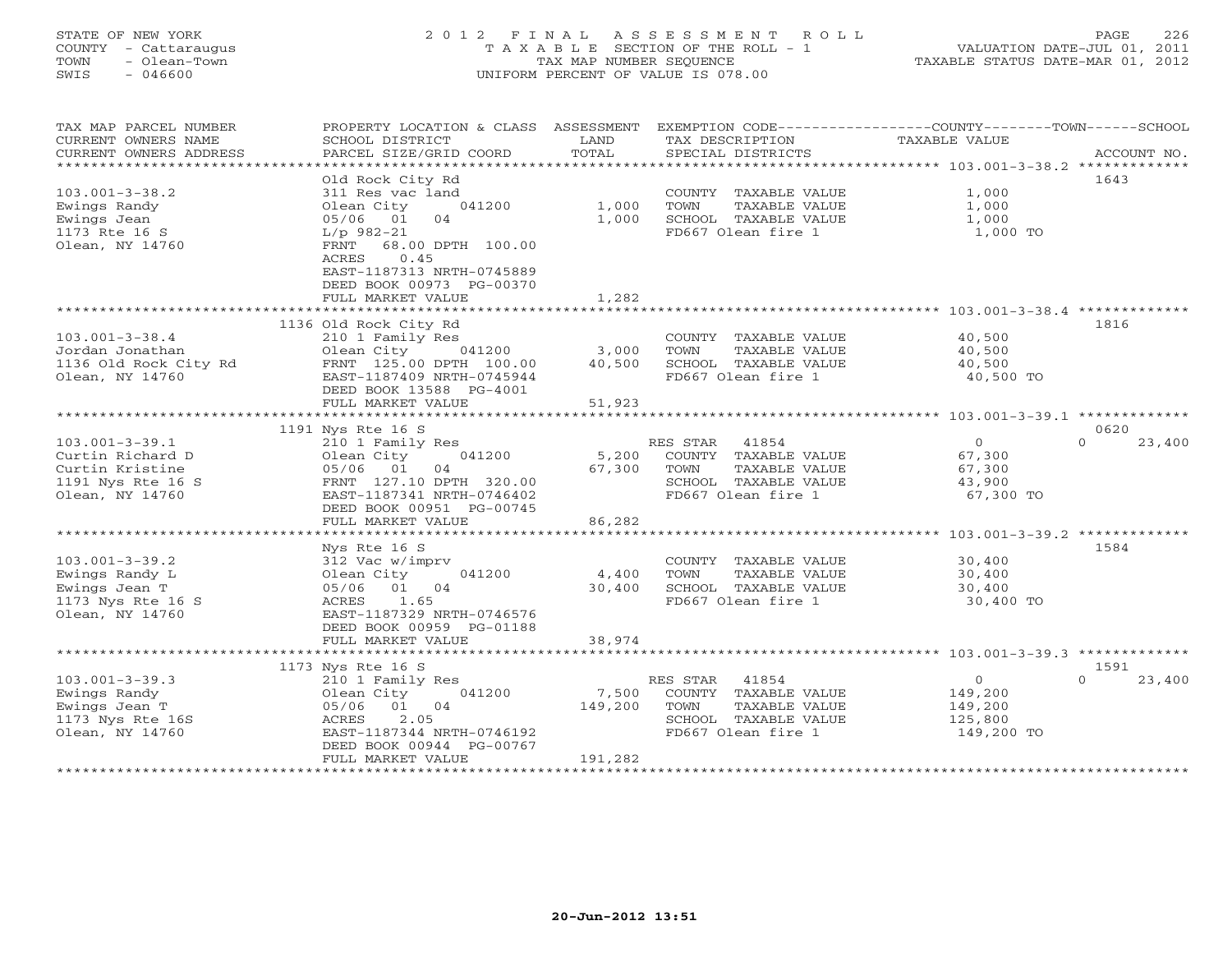STATE OF NEW YORK
COUNTY - Cattaraugus
TOWN - Olean-Town
SWIS - 046600

# 2012 FINAL ASSESSMENT ROLL

TAXABLE SECTION OF THE ROLL - 1
TAX MAP NUMBER SEQUENCE
UNIFORM PERCENT OF VALUE IS 078.00

VALUATION DATE-JUL 01, 2011
TAXABLE STATUS DATE-MAR 01, 2012

| TAX MAP PARCEL NUMBER / CURRENT OWNERS NAME / CURRENT OWNERS ADDRESS | PROPERTY LOCATION & CLASS / SCHOOL DISTRICT / PARCEL SIZE/GRID COORD | ASSESSMENT LAND | TOTAL | EXEMPTION CODE / TAX DESCRIPTION / SPECIAL DISTRICTS | COUNTY TAXABLE VALUE | TOWN | SCHOOL | ACCOUNT NO. |
|---|---|---|---|---|---|---|---|---|
| **103.001-3-38.2** | Old Rock City Rd | | | | | | | 1643 |
| Ewings Randy | 311 Res vac land | | | COUNTY TAXABLE VALUE | 1,000 | | | |
| Ewings Jean | Olean City 041200 | 1,000 | | TOWN TAXABLE VALUE | 1,000 | | | |
| 1173 Rte 16 S | 05/06 01 04 | | 1,000 | SCHOOL TAXABLE VALUE | 1,000 | | | |
| Olean, NY 14760 | L/p 982-21 | | | FD667 Olean fire 1 | 1,000 TO | | | |
| | FRNT 68.00 DPTH 100.00 | | | | | | | |
| | ACRES 0.45 | | | | | | | |
| | EAST-1187313 NRTH-0745889 | | | | | | | |
| | DEED BOOK 00973 PG-00370 | | | | | | | |
| | FULL MARKET VALUE | | 1,282 | | | | | |
| **103.001-3-38.4** | 1136 Old Rock City Rd | | | | | | | 1816 |
| Jordan Jonathan | 210 1 Family Res | | | COUNTY TAXABLE VALUE | 40,500 | | | |
| 1136 Old Rock City Rd | Olean City 041200 | 3,000 | | TOWN TAXABLE VALUE | 40,500 | | | |
| Olean, NY 14760 | FRNT 125.00 DPTH 100.00 | | 40,500 | SCHOOL TAXABLE VALUE | 40,500 | | | |
| | EAST-1187409 NRTH-0745944 | | | FD667 Olean fire 1 | 40,500 TO | | | |
| | DEED BOOK 13588 PG-4001 | | | | | | | |
| | FULL MARKET VALUE | | 51,923 | | | | | |
| **103.001-3-39.1** | 1191 Nys Rte 16 S | | | | | | | 0620 |
| Curtin Richard D | 210 1 Family Res | | | RES STAR 41854 | 0 | 0 | 23,400 | |
| Curtin Kristine | Olean City 041200 | 5,200 | | COUNTY TAXABLE VALUE | 67,300 | | | |
| 1191 Nys Rte 16 S | 05/06 01 04 | | 67,300 | TOWN TAXABLE VALUE | 67,300 | | | |
| Olean, NY 14760 | FRNT 127.10 DPTH 320.00 | | | SCHOOL TAXABLE VALUE | 43,900 | | | |
| | EAST-1187341 NRTH-0746402 | | | FD667 Olean fire 1 | 67,300 TO | | | |
| | DEED BOOK 00951 PG-00745 | | | | | | | |
| | FULL MARKET VALUE | | 86,282 | | | | | |
| **103.001-3-39.2** | Nys Rte 16 S | | | | | | | 1584 |
| Ewings Randy L | 312 Vac w/imprv | | | COUNTY TAXABLE VALUE | 30,400 | | | |
| Ewings Jean T | Olean City 041200 | 4,400 | | TOWN TAXABLE VALUE | 30,400 | | | |
| 1173 Nys Rte 16 S | 05/06 01 04 | | 30,400 | SCHOOL TAXABLE VALUE | 30,400 | | | |
| Olean, NY 14760 | ACRES 1.65 | | | FD667 Olean fire 1 | 30,400 TO | | | |
| | EAST-1187329 NRTH-0746576 | | | | | | | |
| | DEED BOOK 00959 PG-01188 | | | | | | | |
| | FULL MARKET VALUE | | 38,974 | | | | | |
| **103.001-3-39.3** | 1173 Nys Rte 16 S | | | | | | | 1591 |
| Ewings Randy | 210 1 Family Res | | | RES STAR 41854 | 0 | 0 | 23,400 | |
| Ewings Jean T | Olean City 041200 | 7,500 | | COUNTY TAXABLE VALUE | 149,200 | | | |
| 1173 Nys Rte 16S | 05/06 01 04 | | 149,200 | TOWN TAXABLE VALUE | 149,200 | | | |
| Olean, NY 14760 | ACRES 2.05 | | | SCHOOL TAXABLE VALUE | 125,800 | | | |
| | EAST-1187344 NRTH-0746192 | | | FD667 Olean fire 1 | 149,200 TO | | | |
| | DEED BOOK 00944 PG-00767 | | | | | | | |
| | FULL MARKET VALUE | | 191,282 | | | | | |

20-Jun-2012 13:51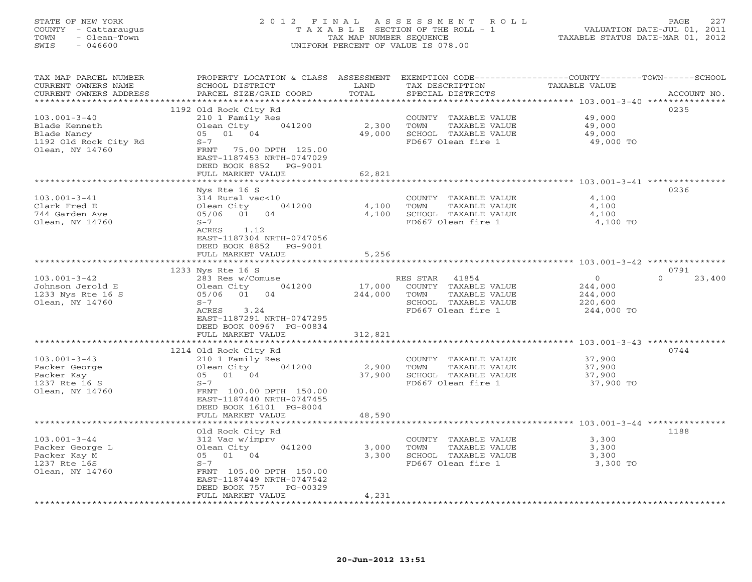STATE OF NEW YORK
COUNTY - Cattaraugus
TOWN - Olean-Town
SWIS - 046600

2012 FINAL ASSESSMENT ROLL
TAXABLE SECTION OF THE ROLL - 1
TAX MAP NUMBER SEQUENCE
UNIFORM PERCENT OF VALUE IS 078.00

VALUATION DATE-JUL 01, 2011
TAXABLE STATUS DATE-MAR 01, 2012

| TAX MAP PARCEL NUMBER / CURRENT OWNERS NAME / CURRENT OWNERS ADDRESS | PROPERTY LOCATION & CLASS / SCHOOL DISTRICT / PARCEL SIZE/GRID COORD | ASSESSMENT LAND / TOTAL | EXEMPTION CODE / TAX DESCRIPTION / SPECIAL DISTRICTS | COUNTY / TAXABLE VALUE | TOWN | SCHOOL / ACCOUNT NO. |
|---|---|---|---|---|---|---|
| **103.001-3-40** | 1192 Old Rock City Rd | | | | | 0235 |
| Blade Kenneth | 210 1 Family Res | | COUNTY TAXABLE VALUE | 49,000 | | |
| Blade Nancy | Olean City 041200 | 2,300 | TOWN TAXABLE VALUE | 49,000 | | |
| 1192 Old Rock City Rd | 05 01 04 | 49,000 | SCHOOL TAXABLE VALUE | 49,000 | | |
| Olean, NY 14760 | S-7 | | FD667 Olean fire 1 | 49,000 TO | | |
| | FRNT 75.00 DPTH 125.00 | | | | | |
| | EAST-1187453 NRTH-0747029 | | | | | |
| | DEED BOOK 8852 PG-9001 | | | | | |
| | FULL MARKET VALUE | 62,821 | | | | |
| **103.001-3-41** | Nys Rte 16 S | | | | | 0236 |
| Clark Fred E | 314 Rural vac<10 | | COUNTY TAXABLE VALUE | 4,100 | | |
| 744 Garden Ave | Olean City 041200 | 4,100 | TOWN TAXABLE VALUE | 4,100 | | |
| Olean, NY 14760 | 05/06 01 04 | 4,100 | SCHOOL TAXABLE VALUE | 4,100 | | |
| | S-7 | | FD667 Olean fire 1 | 4,100 TO | | |
| | ACRES 1.12 | | | | | |
| | EAST-1187304 NRTH-0747056 | | | | | |
| | DEED BOOK 8852 PG-9001 | | | | | |
| | FULL MARKET VALUE | 5,256 | | | | |
| **103.001-3-42** | 1233 Nys Rte 16 S | | | | | 0791 |
| Johnson Jerold E | 283 Res w/Comuse | | RES STAR 41854 | 0 | 0 | 23,400 |
| 1233 Nys Rte 16 S | Olean City 041200 | 17,000 | COUNTY TAXABLE VALUE | 244,000 | | |
| Olean, NY 14760 | 05/06 01 04 | 244,000 | TOWN TAXABLE VALUE | 244,000 | | |
| | S-7 | | SCHOOL TAXABLE VALUE | 220,600 | | |
| | ACRES 3.24 | | FD667 Olean fire 1 | 244,000 TO | | |
| | EAST-1187291 NRTH-0747295 | | | | | |
| | DEED BOOK 00967 PG-00834 | | | | | |
| | FULL MARKET VALUE | 312,821 | | | | |
| **103.001-3-43** | 1214 Old Rock City Rd | | | | | 0744 |
| Packer George | 210 1 Family Res | | COUNTY TAXABLE VALUE | 37,900 | | |
| Packer Kay | Olean City 041200 | 2,900 | TOWN TAXABLE VALUE | 37,900 | | |
| 1237 Rte 16 S | 05 01 04 | 37,900 | SCHOOL TAXABLE VALUE | 37,900 | | |
| Olean, NY 14760 | S-7 | | FD667 Olean fire 1 | 37,900 TO | | |
| | FRNT 100.00 DPTH 150.00 | | | | | |
| | EAST-1187440 NRTH-0747455 | | | | | |
| | DEED BOOK 16101 PG-8004 | | | | | |
| | FULL MARKET VALUE | 48,590 | | | | |
| **103.001-3-44** | Old Rock City Rd | | | | | 1188 |
| Packer George L | 312 Vac w/imprv | | COUNTY TAXABLE VALUE | 3,300 | | |
| Packer Kay M | Olean City 041200 | 3,000 | TOWN TAXABLE VALUE | 3,300 | | |
| 1237 Rte 16S | 05 01 04 | 3,300 | SCHOOL TAXABLE VALUE | 3,300 | | |
| Olean, NY 14760 | S-7 | | FD667 Olean fire 1 | 3,300 TO | | |
| | FRNT 105.00 DPTH 150.00 | | | | | |
| | EAST-1187449 NRTH-0747542 | | | | | |
| | DEED BOOK 757 PG-00329 | | | | | |
| | FULL MARKET VALUE | 4,231 | | | | |

20-Jun-2012 13:51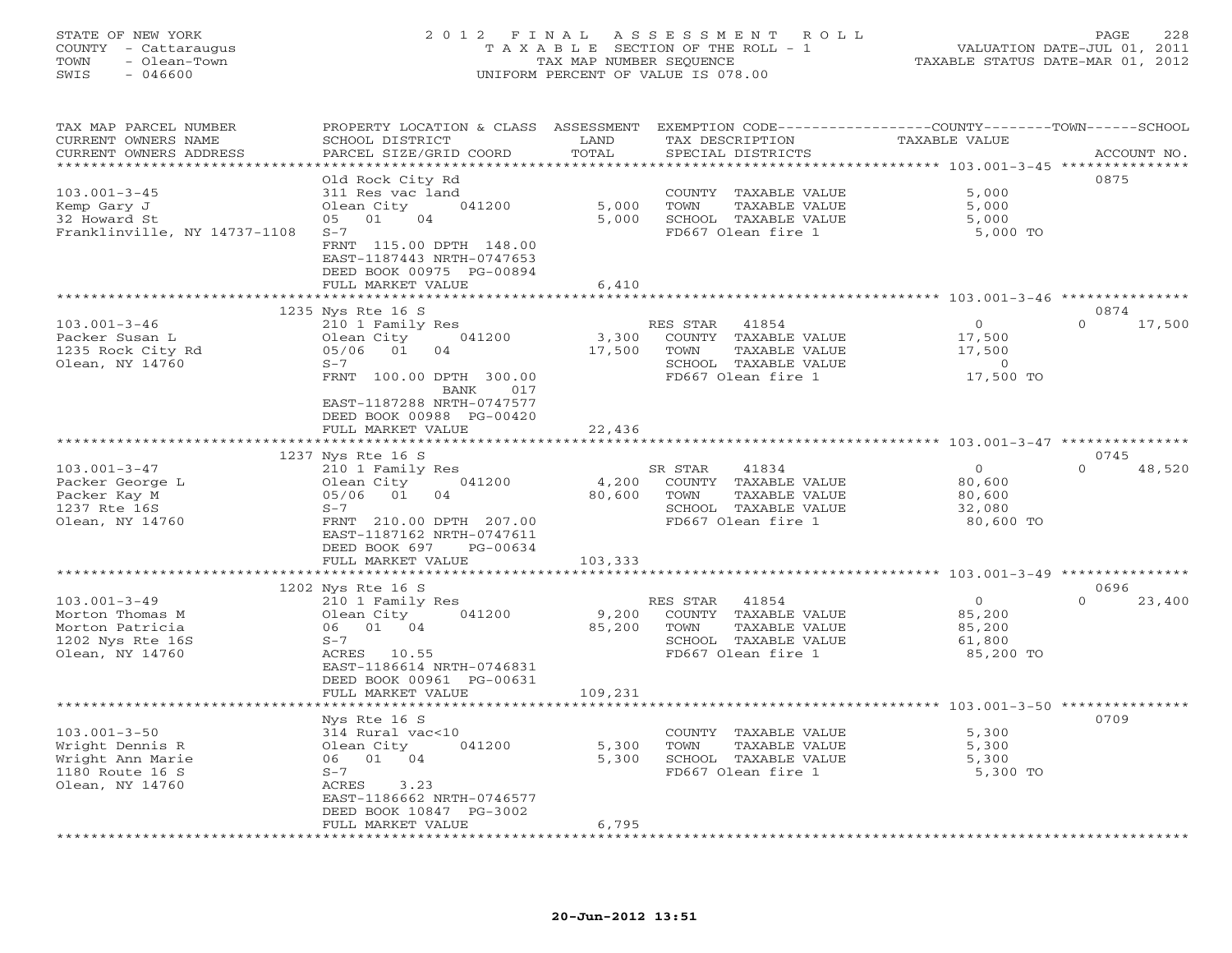STATE OF NEW YORK
COUNTY - Cattaraugus
TOWN - Olean-Town
SWIS - 046600

2012 FINAL ASSESSMENT ROLL
TAXABLE SECTION OF THE ROLL - 1
TAX MAP NUMBER SEQUENCE
UNIFORM PERCENT OF VALUE IS 078.00

VALUATION DATE-JUL 01, 2011
TAXABLE STATUS DATE-MAR 01, 2012

| TAX MAP PARCEL NUMBER / CURRENT OWNERS NAME / CURRENT OWNERS ADDRESS | PROPERTY LOCATION & CLASS / SCHOOL DISTRICT / PARCEL SIZE/GRID COORD | ASSESSMENT LAND / TOTAL | EXEMPTION CODE / TAX DESCRIPTION / SPECIAL DISTRICTS | COUNTY / TOWN / SCHOOL TAXABLE VALUE | ACCOUNT NO. |
|---|---|---|---|---|---|
| 103.001-3-45 | Old Rock City Rd | | | | 0875 |
| Kemp Gary J | 311 Res vac land | | COUNTY TAXABLE VALUE | 5,000 | |
| 32 Howard St | Olean City 041200 | 5,000 | TOWN TAXABLE VALUE | 5,000 | |
| Franklinville, NY 14737-1108 | 05 01 04 | 5,000 | SCHOOL TAXABLE VALUE | 5,000 | |
| | S-7 | | FD667 Olean fire 1 | 5,000 TO | |
| | FRNT 115.00 DPTH 148.00 | | | | |
| | EAST-1187443 NRTH-0747653 | | | | |
| | DEED BOOK 00975 PG-00894 | | | | |
| | FULL MARKET VALUE | 6,410 | | | |
| 103.001-3-46 | 1235 Nys Rte 16 S | | | | 0874 |
| Packer Susan L | 210 1 Family Res | | RES STAR 41854 | 0 / 0 | 17,500 |
| 1235 Rock City Rd | Olean City 041200 | 3,300 | COUNTY TAXABLE VALUE | 17,500 | |
| Olean, NY 14760 | 05/06 01 04 | 17,500 | TOWN TAXABLE VALUE | 17,500 | |
| | S-7 | | SCHOOL TAXABLE VALUE | 0 | |
| | FRNT 100.00 DPTH 300.00 | | FD667 Olean fire 1 | 17,500 TO | |
| | BANK 017 | | | | |
| | EAST-1187288 NRTH-0747577 | | | | |
| | DEED BOOK 00988 PG-00420 | | | | |
| | FULL MARKET VALUE | 22,436 | | | |
| 103.001-3-47 | 1237 Nys Rte 16 S | | | | 0745 |
| Packer George L | 210 1 Family Res | | SR STAR 41834 | 0 / 0 | 48,520 |
| Packer Kay M | Olean City 041200 | 4,200 | COUNTY TAXABLE VALUE | 80,600 | |
| 1237 Rte 16S | 05/06 01 04 | 80,600 | TOWN TAXABLE VALUE | 80,600 | |
| Olean, NY 14760 | S-7 | | SCHOOL TAXABLE VALUE | 32,080 | |
| | FRNT 210.00 DPTH 207.00 | | FD667 Olean fire 1 | 80,600 TO | |
| | EAST-1187162 NRTH-0747611 | | | | |
| | DEED BOOK 697 PG-00634 | | | | |
| | FULL MARKET VALUE | 103,333 | | | |
| 103.001-3-49 | 1202 Nys Rte 16 S | | | | 0696 |
| Morton Thomas M | 210 1 Family Res | | RES STAR 41854 | 0 / 0 | 23,400 |
| Morton Patricia | Olean City 041200 | 9,200 | COUNTY TAXABLE VALUE | 85,200 | |
| 1202 Nys Rte 16S | 06 01 04 | 85,200 | TOWN TAXABLE VALUE | 85,200 | |
| Olean, NY 14760 | S-7 | | SCHOOL TAXABLE VALUE | 61,800 | |
| | ACRES 10.55 | | FD667 Olean fire 1 | 85,200 TO | |
| | EAST-1186614 NRTH-0746831 | | | | |
| | DEED BOOK 00961 PG-00631 | | | | |
| | FULL MARKET VALUE | 109,231 | | | |
| 103.001-3-50 | Nys Rte 16 S | | | | 0709 |
| Wright Dennis R | 314 Rural vac<10 | | COUNTY TAXABLE VALUE | 5,300 | |
| Wright Ann Marie | Olean City 041200 | 5,300 | TOWN TAXABLE VALUE | 5,300 | |
| 1180 Route 16 S | 06 01 04 | 5,300 | SCHOOL TAXABLE VALUE | 5,300 | |
| Olean, NY 14760 | S-7 | | FD667 Olean fire 1 | 5,300 TO | |
| | ACRES 3.23 | | | | |
| | EAST-1186662 NRTH-0746577 | | | | |
| | DEED BOOK 10847 PG-3002 | | | | |
| | FULL MARKET VALUE | 6,795 | | | |

20-Jun-2012 13:51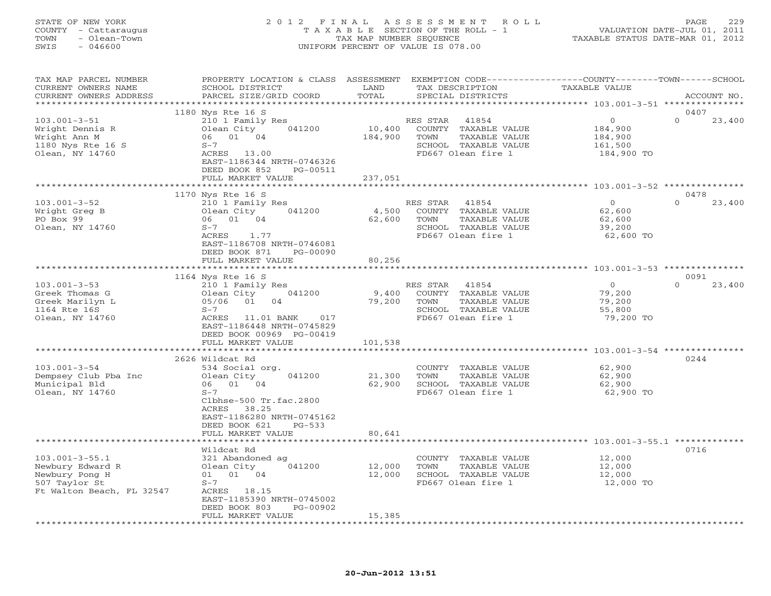STATE OF NEW YORK
COUNTY - Cattaraugus
TOWN - Olean-Town
SWIS - 046600

# 2012 FINAL ASSESSMENT ROLL

TAXABLE SECTION OF THE ROLL - 1
TAX MAP NUMBER SEQUENCE
UNIFORM PERCENT OF VALUE IS 078.00

VALUATION DATE-JUL 01, 2011
TAXABLE STATUS DATE-MAR 01, 2012

| TAX MAP PARCEL NUMBER / CURRENT OWNERS NAME / CURRENT OWNERS ADDRESS | PROPERTY LOCATION & CLASS / SCHOOL DISTRICT / PARCEL SIZE/GRID COORD | ASSESSMENT LAND / TOTAL | EXEMPTION CODE / TAX DESCRIPTION / SPECIAL DISTRICTS | COUNTY / TOWN TAXABLE VALUE | SCHOOL / ACCOUNT NO. |
|---|---|---|---|---|---|
| **103.001-3-51** | 1180 Nys Rte 16 S | | | | 0407 |
| Wright Dennis R | 210 1 Family Res | | RES STAR 41854 | 0 | 0 23,400 |
| Wright Ann M | Olean City 041200 | 10,400 | COUNTY TAXABLE VALUE | 184,900 | |
| 1180 Nys Rte 16 S | 06 01 04 | 184,900 | TOWN TAXABLE VALUE | 184,900 | |
| Olean, NY 14760 | S-7 | | SCHOOL TAXABLE VALUE | 161,500 | |
| | ACRES 13.00 | | FD667 Olean fire 1 | 184,900 TO | |
| | EAST-1186344 NRTH-0746326 | | | | |
| | DEED BOOK 852 PG-00511 | | | | |
| | FULL MARKET VALUE | 237,051 | | | |
| **103.001-3-52** | 1170 Nys Rte 16 S | | | | 0478 |
| Wright Greg B | 210 1 Family Res | | RES STAR 41854 | 0 | 0 23,400 |
| PO Box 99 | Olean City 041200 | 4,500 | COUNTY TAXABLE VALUE | 62,600 | |
| Olean, NY 14760 | 06 01 04 | 62,600 | TOWN TAXABLE VALUE | 62,600 | |
| | S-7 | | SCHOOL TAXABLE VALUE | 39,200 | |
| | ACRES 1.77 | | FD667 Olean fire 1 | 62,600 TO | |
| | EAST-1186708 NRTH-0746081 | | | | |
| | DEED BOOK 871 PG-00090 | | | | |
| | FULL MARKET VALUE | 80,256 | | | |
| **103.001-3-53** | 1164 Nys Rte 16 S | | | | 0091 |
| Greek Thomas G | 210 1 Family Res | | RES STAR 41854 | 0 | 0 23,400 |
| Greek Marilyn L | Olean City 041200 | 9,400 | COUNTY TAXABLE VALUE | 79,200 | |
| 1164 Rte 16S | 05/06 01 04 | 79,200 | TOWN TAXABLE VALUE | 79,200 | |
| Olean, NY 14760 | S-7 | | SCHOOL TAXABLE VALUE | 55,800 | |
| | ACRES 11.01 BANK 017 | | FD667 Olean fire 1 | 79,200 TO | |
| | EAST-1186448 NRTH-0745829 | | | | |
| | DEED BOOK 00969 PG-00419 | | | | |
| | FULL MARKET VALUE | 101,538 | | | |
| **103.001-3-54** | 2626 Wildcat Rd | | | | 0244 |
| Dempsey Club Pba Inc | 534 Social org. | | COUNTY TAXABLE VALUE | 62,900 | |
| Municipal Bld | Olean City 041200 | 21,300 | TOWN TAXABLE VALUE | 62,900 | |
| Olean, NY 14760 | 06 01 04 | 62,900 | SCHOOL TAXABLE VALUE | 62,900 | |
| | S-7 | | FD667 Olean fire 1 | 62,900 TO | |
| | Clbhse-500 Tr.fac.2800 | | | | |
| | ACRES 38.25 | | | | |
| | EAST-1186280 NRTH-0745162 | | | | |
| | DEED BOOK 621 PG-533 | | | | |
| | FULL MARKET VALUE | 80,641 | | | |
| **103.001-3-55.1** | Wildcat Rd | | | | 0716 |
| Newbury Edward R | 321 Abandoned ag | | COUNTY TAXABLE VALUE | 12,000 | |
| Newbury Pong H | Olean City 041200 | 12,000 | TOWN TAXABLE VALUE | 12,000 | |
| 507 Taylor St | 01 01 04 | 12,000 | SCHOOL TAXABLE VALUE | 12,000 | |
| Ft Walton Beach, FL 32547 | S-7 | | FD667 Olean fire 1 | 12,000 TO | |
| | ACRES 18.15 | | | | |
| | EAST-1185390 NRTH-0745002 | | | | |
| | DEED BOOK 803 PG-00902 | | | | |
| | FULL MARKET VALUE | 15,385 | | | |

20-Jun-2012 13:51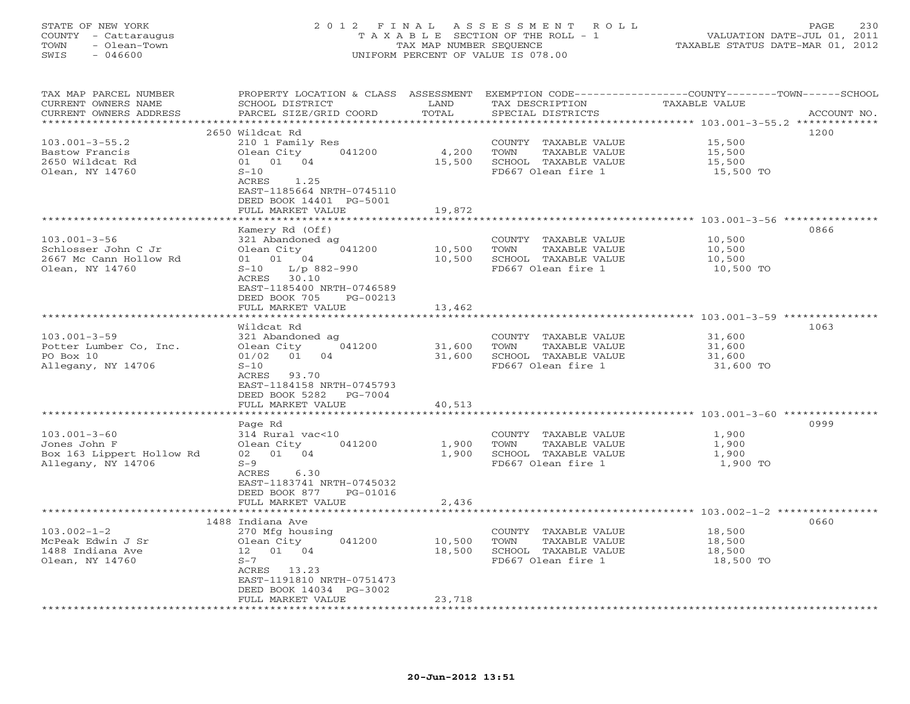STATE OF NEW YORK
COUNTY - Cattaraugus
TOWN - Olean-Town
SWIS - 046600

2 0 1 2 F I N A L A S S E S S M E N T R O L L
T A X A B L E SECTION OF THE ROLL - 1
TAX MAP NUMBER SEQUENCE
UNIFORM PERCENT OF VALUE IS 078.00

VALUATION DATE-JUL 01, 2011
TAXABLE STATUS DATE-MAR 01, 2012

| TAX MAP PARCEL NUMBER / CURRENT OWNERS NAME / CURRENT OWNERS ADDRESS | PROPERTY LOCATION & CLASS / SCHOOL DISTRICT / PARCEL SIZE/GRID COORD | ASSESSMENT LAND / TOTAL | EXEMPTION CODE / TAX DESCRIPTION / SPECIAL DISTRICTS | TAXABLE VALUE (COUNTY / TOWN / SCHOOL) | ACCOUNT NO. |
|---|---|---|---|---|---|
| 103.001-3-55.2 | 2650 Wildcat Rd | | | | 1200 |
| | 210 1 Family Res | | COUNTY TAXABLE VALUE | 15,500 | |
| Bastow Francis | Olean City 041200 | 4,200 | TOWN TAXABLE VALUE | 15,500 | |
| 2650 Wildcat Rd | 01 01 04 | 15,500 | SCHOOL TAXABLE VALUE | 15,500 | |
| Olean, NY 14760 | S-10 | | FD667 Olean fire 1 | 15,500 TO | |
| | ACRES 1.25 | | | | |
| | EAST-1185664 NRTH-0745110 | | | | |
| | DEED BOOK 14401 PG-5001 | | | | |
| | FULL MARKET VALUE | 19,872 | | | |
| 103.001-3-56 | Kamery Rd (Off) | | | | 0866 |
| | 321 Abandoned ag | | COUNTY TAXABLE VALUE | 10,500 | |
| Schlosser John C Jr | Olean City 041200 | 10,500 | TOWN TAXABLE VALUE | 10,500 | |
| 2667 Mc Cann Hollow Rd | 01 01 04 | 10,500 | SCHOOL TAXABLE VALUE | 10,500 | |
| Olean, NY 14760 | S-10 L/p 882-990 | | FD667 Olean fire 1 | 10,500 TO | |
| | ACRES 30.10 | | | | |
| | EAST-1185400 NRTH-0746589 | | | | |
| | DEED BOOK 705 PG-00213 | | | | |
| | FULL MARKET VALUE | 13,462 | | | |
| 103.001-3-59 | Wildcat Rd | | | | 1063 |
| | 321 Abandoned ag | | COUNTY TAXABLE VALUE | 31,600 | |
| Potter Lumber Co, Inc. | Olean City 041200 | 31,600 | TOWN TAXABLE VALUE | 31,600 | |
| PO Box 10 | 01/02 01 04 | 31,600 | SCHOOL TAXABLE VALUE | 31,600 | |
| Allegany, NY 14706 | S-10 | | FD667 Olean fire 1 | 31,600 TO | |
| | ACRES 93.70 | | | | |
| | EAST-1184158 NRTH-0745793 | | | | |
| | DEED BOOK 5282 PG-7004 | | | | |
| | FULL MARKET VALUE | 40,513 | | | |
| 103.001-3-60 | Page Rd | | | | 0999 |
| | 314 Rural vac<10 | | COUNTY TAXABLE VALUE | 1,900 | |
| Jones John F | Olean City 041200 | 1,900 | TOWN TAXABLE VALUE | 1,900 | |
| Box 163 Lippert Hollow Rd | 02 01 04 | 1,900 | SCHOOL TAXABLE VALUE | 1,900 | |
| Allegany, NY 14706 | S-9 | | FD667 Olean fire 1 | 1,900 TO | |
| | ACRES 6.30 | | | | |
| | EAST-1183741 NRTH-0745032 | | | | |
| | DEED BOOK 877 PG-01016 | | | | |
| | FULL MARKET VALUE | 2,436 | | | |
| 103.002-1-2 | 1488 Indiana Ave | | | | 0660 |
| | 270 Mfg housing | | COUNTY TAXABLE VALUE | 18,500 | |
| McPeak Edwin J Sr | Olean City 041200 | 10,500 | TOWN TAXABLE VALUE | 18,500 | |
| 1488 Indiana Ave | 12 01 04 | 18,500 | SCHOOL TAXABLE VALUE | 18,500 | |
| Olean, NY 14760 | S-7 | | FD667 Olean fire 1 | 18,500 TO | |
| | ACRES 13.23 | | | | |
| | EAST-1191810 NRTH-0751473 | | | | |
| | DEED BOOK 14034 PG-3002 | | | | |
| | FULL MARKET VALUE | 23,718 | | | |

20-Jun-2012 13:51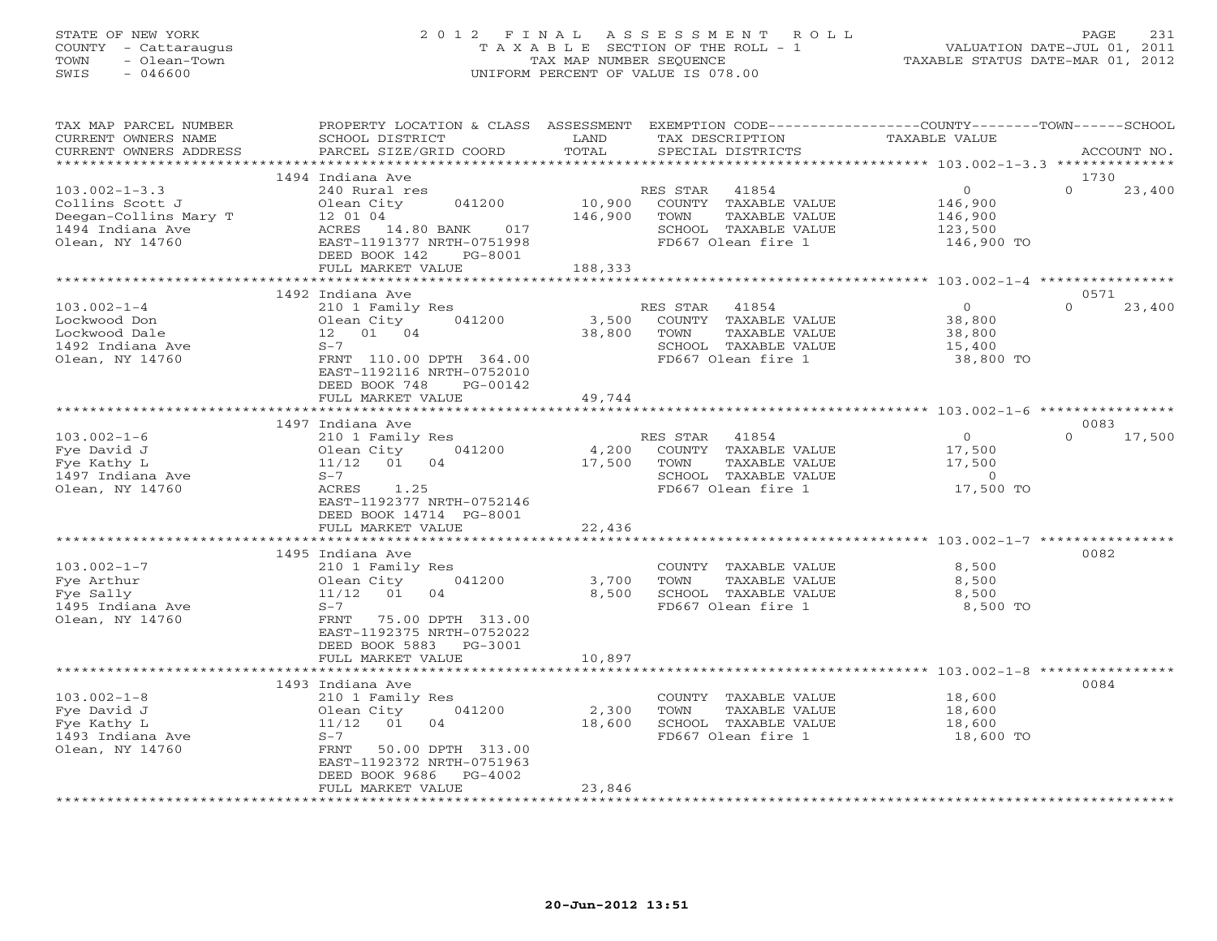STATE OF NEW YORK
COUNTY - Cattaraugus
TOWN - Olean-Town
SWIS - 046600

# 2012 FINAL ASSESSMENT ROLL
TAXABLE SECTION OF THE ROLL - 1
TAX MAP NUMBER SEQUENCE
UNIFORM PERCENT OF VALUE IS 078.00

VALUATION DATE-JUL 01, 2011
TAXABLE STATUS DATE-MAR 01, 2012

| TAX MAP PARCEL NUMBER / CURRENT OWNERS NAME / CURRENT OWNERS ADDRESS | PROPERTY LOCATION & CLASS / SCHOOL DISTRICT / PARCEL SIZE/GRID COORD | ASSESSMENT LAND / TOTAL | EXEMPTION CODE / TAX DESCRIPTION / SPECIAL DISTRICTS | COUNTY TAXABLE VALUE | TOWN | SCHOOL / ACCOUNT NO. |
|---|---|---|---|---|---|---|
| 103.002-1-3.3 | 1494 Indiana Ave | | | | | 1730 |
| Collins Scott J | 240 Rural res | | RES STAR 41854 | 0 | 0 | 23,400 |
| Deegan-Collins Mary T | Olean City 041200 | 10,900 | COUNTY TAXABLE VALUE | 146,900 | | |
| 1494 Indiana Ave | 12 01 04 | 146,900 | TOWN TAXABLE VALUE | 146,900 | | |
| Olean, NY 14760 | ACRES 14.80 BANK 017 | | SCHOOL TAXABLE VALUE | 123,500 | | |
| | EAST-1191377 NRTH-0751998 | | FD667 Olean fire 1 | 146,900 TO | | |
| | DEED BOOK 142 PG-8001 | | | | | |
| | FULL MARKET VALUE | 188,333 | | | | |
| 103.002-1-4 | 1492 Indiana Ave | | | | | 0571 |
| Lockwood Don | 210 1 Family Res | | RES STAR 41854 | 0 | 0 | 23,400 |
| Lockwood Dale | Olean City 041200 | 3,500 | COUNTY TAXABLE VALUE | 38,800 | | |
| 1492 Indiana Ave | 12 01 04 | 38,800 | TOWN TAXABLE VALUE | 38,800 | | |
| Olean, NY 14760 | S-7 | | SCHOOL TAXABLE VALUE | 15,400 | | |
| | FRNT 110.00 DPTH 364.00 | | FD667 Olean fire 1 | 38,800 TO | | |
| | EAST-1192116 NRTH-0752010 | | | | | |
| | DEED BOOK 748 PG-00142 | | | | | |
| | FULL MARKET VALUE | 49,744 | | | | |
| 103.002-1-6 | 1497 Indiana Ave | | | | | 0083 |
| Fye David J | 210 1 Family Res | | RES STAR 41854 | 0 | 0 | 17,500 |
| Fye Kathy L | Olean City 041200 | 4,200 | COUNTY TAXABLE VALUE | 17,500 | | |
| 1497 Indiana Ave | 11/12 01 04 | 17,500 | TOWN TAXABLE VALUE | 17,500 | | |
| Olean, NY 14760 | S-7 | | SCHOOL TAXABLE VALUE | 0 | | |
| | ACRES 1.25 | | FD667 Olean fire 1 | 17,500 TO | | |
| | EAST-1192377 NRTH-0752146 | | | | | |
| | DEED BOOK 14714 PG-8001 | | | | | |
| | FULL MARKET VALUE | 22,436 | | | | |
| 103.002-1-7 | 1495 Indiana Ave | | | | | 0082 |
| Fye Arthur | 210 1 Family Res | | COUNTY TAXABLE VALUE | 8,500 | | |
| Fye Sally | Olean City 041200 | 3,700 | TOWN TAXABLE VALUE | 8,500 | | |
| 1495 Indiana Ave | 11/12 01 04 | 8,500 | SCHOOL TAXABLE VALUE | 8,500 | | |
| Olean, NY 14760 | S-7 | | FD667 Olean fire 1 | 8,500 TO | | |
| | FRNT 75.00 DPTH 313.00 | | | | | |
| | EAST-1192375 NRTH-0752022 | | | | | |
| | DEED BOOK 5883 PG-3001 | | | | | |
| | FULL MARKET VALUE | 10,897 | | | | |
| 103.002-1-8 | 1493 Indiana Ave | | | | | 0084 |
| Fye David J | 210 1 Family Res | | COUNTY TAXABLE VALUE | 18,600 | | |
| Fye Kathy L | Olean City 041200 | 2,300 | TOWN TAXABLE VALUE | 18,600 | | |
| 1493 Indiana Ave | 11/12 01 04 | 18,600 | SCHOOL TAXABLE VALUE | 18,600 | | |
| Olean, NY 14760 | S-7 | | FD667 Olean fire 1 | 18,600 TO | | |
| | FRNT 50.00 DPTH 313.00 | | | | | |
| | EAST-1192372 NRTH-0751963 | | | | | |
| | DEED BOOK 9686 PG-4002 | | | | | |
| | FULL MARKET VALUE | 23,846 | | | | |

20-Jun-2012 13:51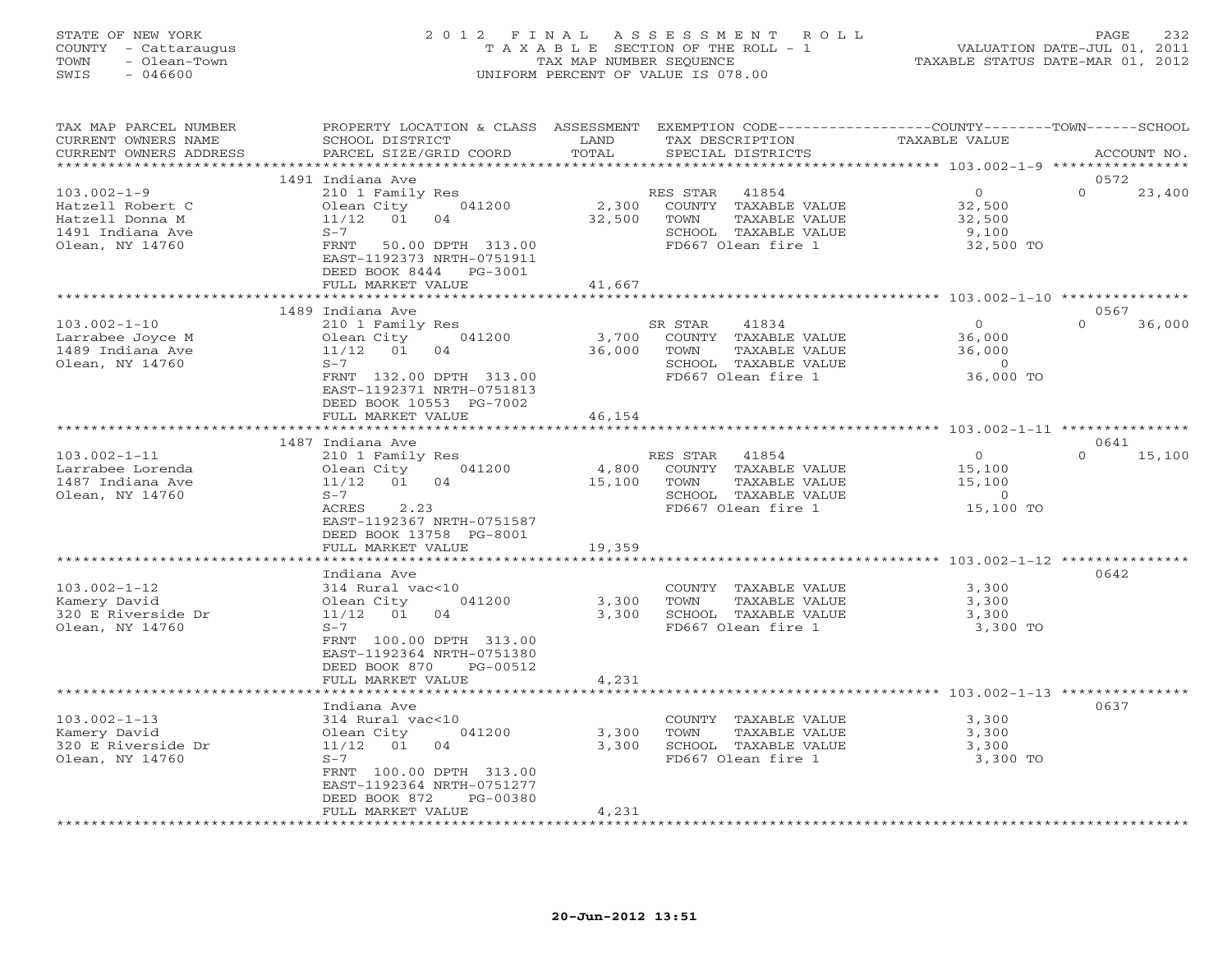STATE OF NEW YORK
COUNTY - Cattaraugus
TOWN - Olean-Town
SWIS - 046600

# 2012 FINAL ASSESSMENT ROLL

TAXABLE SECTION OF THE ROLL - 1
TAX MAP NUMBER SEQUENCE
UNIFORM PERCENT OF VALUE IS 078.00

VALUATION DATE-JUL 01, 2011
TAXABLE STATUS DATE-MAR 01, 2012

| TAX MAP PARCEL NUMBER / CURRENT OWNERS NAME / CURRENT OWNERS ADDRESS | PROPERTY LOCATION & CLASS / SCHOOL DISTRICT / PARCEL SIZE/GRID COORD | ASSESSMENT LAND / TOTAL | EXEMPTION CODE / TAX DESCRIPTION / SPECIAL DISTRICTS | COUNTY / TOWN TAXABLE VALUE | SCHOOL / ACCOUNT NO. |
|---|---|---|---|---|---|
| **103.002-1-9** | 1491 Indiana Ave | | | | 0572 |
| Hatzell Robert C | 210 1 Family Res | | RES STAR 41854 | 0 | 0 23,400 |
| Hatzell Donna M | Olean City 041200 | 2,300 | COUNTY TAXABLE VALUE | 32,500 | |
| 1491 Indiana Ave | 11/12 01 04 | 32,500 | TOWN TAXABLE VALUE | 32,500 | |
| Olean, NY 14760 | S-7 | | SCHOOL TAXABLE VALUE | 9,100 | |
| | FRNT 50.00 DPTH 313.00 | | FD667 Olean fire 1 | 32,500 TO | |
| | EAST-1192373 NRTH-0751911 | | | | |
| | DEED BOOK 8444 PG-3001 | | | | |
| | FULL MARKET VALUE | 41,667 | | | |
| **103.002-1-10** | 1489 Indiana Ave | | | | 0567 |
| Larrabee Joyce M | 210 1 Family Res | | SR STAR 41834 | 0 | 0 36,000 |
| 1489 Indiana Ave | Olean City 041200 | 3,700 | COUNTY TAXABLE VALUE | 36,000 | |
| Olean, NY 14760 | 11/12 01 04 | 36,000 | TOWN TAXABLE VALUE | 36,000 | |
| | S-7 | | SCHOOL TAXABLE VALUE | 0 | |
| | FRNT 132.00 DPTH 313.00 | | FD667 Olean fire 1 | 36,000 TO | |
| | EAST-1192371 NRTH-0751813 | | | | |
| | DEED BOOK 10553 PG-7002 | | | | |
| | FULL MARKET VALUE | 46,154 | | | |
| **103.002-1-11** | 1487 Indiana Ave | | | | 0641 |
| Larrabee Lorenda | 210 1 Family Res | | RES STAR 41854 | 0 | 0 15,100 |
| 1487 Indiana Ave | Olean City 041200 | 4,800 | COUNTY TAXABLE VALUE | 15,100 | |
| Olean, NY 14760 | 11/12 01 04 | 15,100 | TOWN TAXABLE VALUE | 15,100 | |
| | S-7 | | SCHOOL TAXABLE VALUE | 0 | |
| | ACRES 2.23 | | FD667 Olean fire 1 | 15,100 TO | |
| | EAST-1192367 NRTH-0751587 | | | | |
| | DEED BOOK 13758 PG-8001 | | | | |
| | FULL MARKET VALUE | 19,359 | | | |
| **103.002-1-12** | Indiana Ave | | | | 0642 |
| Kamery David | 314 Rural vac<10 | | COUNTY TAXABLE VALUE | 3,300 | |
| 320 E Riverside Dr | Olean City 041200 | 3,300 | TOWN TAXABLE VALUE | 3,300 | |
| Olean, NY 14760 | 11/12 01 04 | 3,300 | SCHOOL TAXABLE VALUE | 3,300 | |
| | S-7 | | FD667 Olean fire 1 | 3,300 TO | |
| | FRNT 100.00 DPTH 313.00 | | | | |
| | EAST-1192364 NRTH-0751380 | | | | |
| | DEED BOOK 870 PG-00512 | | | | |
| | FULL MARKET VALUE | 4,231 | | | |
| **103.002-1-13** | Indiana Ave | | | | 0637 |
| Kamery David | 314 Rural vac<10 | | COUNTY TAXABLE VALUE | 3,300 | |
| 320 E Riverside Dr | Olean City 041200 | 3,300 | TOWN TAXABLE VALUE | 3,300 | |
| Olean, NY 14760 | 11/12 01 04 | 3,300 | SCHOOL TAXABLE VALUE | 3,300 | |
| | S-7 | | FD667 Olean fire 1 | 3,300 TO | |
| | FRNT 100.00 DPTH 313.00 | | | | |
| | EAST-1192364 NRTH-0751277 | | | | |
| | DEED BOOK 872 PG-00380 | | | | |
| | FULL MARKET VALUE | 4,231 | | | |

20-Jun-2012 13:51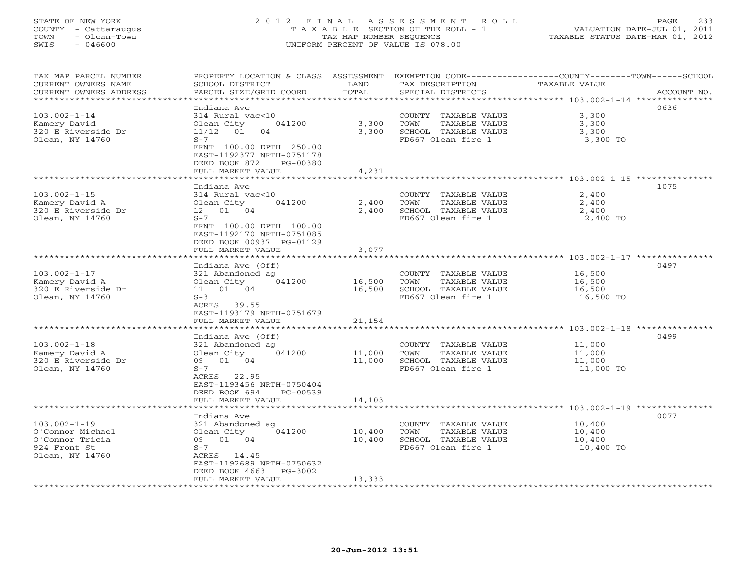STATE OF NEW YORK
COUNTY - Cattaraugus
TOWN - Olean-Town
SWIS - 046600

# 2012 FINAL ASSESSMENT ROLL
TAXABLE SECTION OF THE ROLL - 1
TAX MAP NUMBER SEQUENCE
UNIFORM PERCENT OF VALUE IS 078.00

VALUATION DATE-JUL 01, 2011
TAXABLE STATUS DATE-MAR 01, 2012

| TAX MAP PARCEL NUMBER / CURRENT OWNERS NAME / CURRENT OWNERS ADDRESS | PROPERTY LOCATION & CLASS / SCHOOL DISTRICT / PARCEL SIZE/GRID COORD | ASSESSMENT LAND / TOTAL | EXEMPTION CODE / TAX DESCRIPTION / SPECIAL DISTRICTS | TAXABLE VALUE (COUNTY / TOWN / SCHOOL) | ACCOUNT NO. |
|---|---|---|---|---|---|
| 103.002-1-14 | Indiana Ave | | | | 0636 |
| Kamery David | 314 Rural vac<10 | | COUNTY TAXABLE VALUE | 3,300 | |
| 320 E Riverside Dr | Olean City 041200 | 3,300 | TOWN TAXABLE VALUE | 3,300 | |
| Olean, NY 14760 | 11/12 01 04 | 3,300 | SCHOOL TAXABLE VALUE | 3,300 | |
| | S-7 | | FD667 Olean fire 1 | 3,300 TO | |
| | FRNT 100.00 DPTH 250.00 | | | | |
| | EAST-1192377 NRTH-0751178 | | | | |
| | DEED BOOK 872 PG-00380 | | | | |
| | FULL MARKET VALUE | 4,231 | | | |
| 103.002-1-15 | Indiana Ave | | | | 1075 |
| Kamery David A | 314 Rural vac<10 | | COUNTY TAXABLE VALUE | 2,400 | |
| 320 E Riverside Dr | Olean City 041200 | 2,400 | TOWN TAXABLE VALUE | 2,400 | |
| Olean, NY 14760 | 12 01 04 | 2,400 | SCHOOL TAXABLE VALUE | 2,400 | |
| | S-7 | | FD667 Olean fire 1 | 2,400 TO | |
| | FRNT 100.00 DPTH 100.00 | | | | |
| | EAST-1192170 NRTH-0751085 | | | | |
| | DEED BOOK 00937 PG-01129 | | | | |
| | FULL MARKET VALUE | 3,077 | | | |
| 103.002-1-17 | Indiana Ave (Off) | | | | 0497 |
| Kamery David A | 321 Abandoned ag | | COUNTY TAXABLE VALUE | 16,500 | |
| 320 E Riverside Dr | Olean City 041200 | 16,500 | TOWN TAXABLE VALUE | 16,500 | |
| Olean, NY 14760 | 11 01 04 | 16,500 | SCHOOL TAXABLE VALUE | 16,500 | |
| | S-3 | | FD667 Olean fire 1 | 16,500 TO | |
| | ACRES 39.55 | | | | |
| | EAST-1193179 NRTH-0751679 | | | | |
| | FULL MARKET VALUE | 21,154 | | | |
| 103.002-1-18 | Indiana Ave (Off) | | | | 0499 |
| Kamery David A | 321 Abandoned ag | | COUNTY TAXABLE VALUE | 11,000 | |
| 320 E Riverside Dr | Olean City 041200 | 11,000 | TOWN TAXABLE VALUE | 11,000 | |
| Olean, NY 14760 | 09 01 04 | 11,000 | SCHOOL TAXABLE VALUE | 11,000 | |
| | S-7 | | FD667 Olean fire 1 | 11,000 TO | |
| | ACRES 22.95 | | | | |
| | EAST-1193456 NRTH-0750404 | | | | |
| | DEED BOOK 694 PG-00539 | | | | |
| | FULL MARKET VALUE | 14,103 | | | |
| 103.002-1-19 | Indiana Ave | | | | 0077 |
| O'Connor Michael | 321 Abandoned ag | | COUNTY TAXABLE VALUE | 10,400 | |
| O'Connor Tricia | Olean City 041200 | 10,400 | TOWN TAXABLE VALUE | 10,400 | |
| 924 Front St | 09 01 04 | 10,400 | SCHOOL TAXABLE VALUE | 10,400 | |
| Olean, NY 14760 | S-7 | | FD667 Olean fire 1 | 10,400 TO | |
| | ACRES 14.45 | | | | |
| | EAST-1192689 NRTH-0750632 | | | | |
| | DEED BOOK 4663 PG-3002 | | | | |
| | FULL MARKET VALUE | 13,333 | | | |

20-Jun-2012 13:51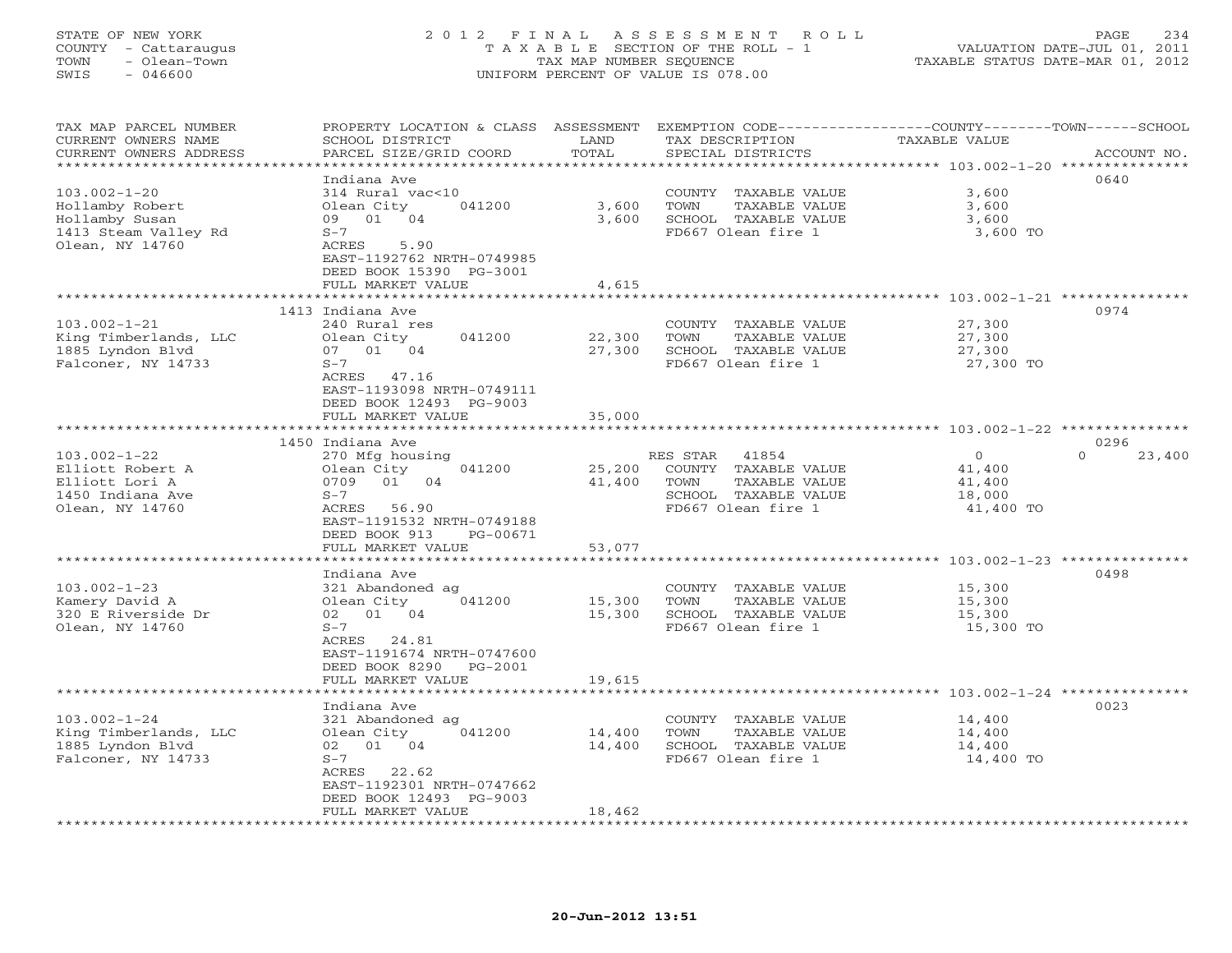STATE OF NEW YORK
COUNTY - Cattaraugus
TOWN - Olean-Town
SWIS - 046600

# 2012 FINAL ASSESSMENT ROLL

TAXABLE SECTION OF THE ROLL - 1
TAX MAP NUMBER SEQUENCE
UNIFORM PERCENT OF VALUE IS 078.00

VALUATION DATE-JUL 01, 2011
TAXABLE STATUS DATE-MAR 01, 2012

| TAX MAP PARCEL NUMBER / CURRENT OWNERS NAME / CURRENT OWNERS ADDRESS | PROPERTY LOCATION & CLASS / SCHOOL DISTRICT / PARCEL SIZE/GRID COORD | ASSESSMENT LAND | TOTAL | EXEMPTION CODE / TAX DESCRIPTION / SPECIAL DISTRICTS | COUNTY / TOWN / SCHOOL TAXABLE VALUE | ACCOUNT NO. |
|---|---|---|---|---|---|---|
| 103.002-1-20 | Indiana Ave | | | | | 0640 |
| 103.002-1-20 | 314 Rural vac<10 | | | COUNTY TAXABLE VALUE | 3,600 | |
| Hollamby Robert | Olean City 041200 | 3,600 | | TOWN TAXABLE VALUE | 3,600 | |
| Hollamby Susan | 09 01 04 | | 3,600 | SCHOOL TAXABLE VALUE | 3,600 | |
| 1413 Steam Valley Rd | S-7 | | | FD667 Olean fire 1 | 3,600 TO | |
| Olean, NY 14760 | ACRES 5.90 | | | | | |
| | EAST-1192762 NRTH-0749985 | | | | | |
| | DEED BOOK 15390 PG-3001 | | | | | |
| | FULL MARKET VALUE | | 4,615 | | | |
| 103.002-1-21 | 1413 Indiana Ave | | | | | 0974 |
| 103.002-1-21 | 240 Rural res | | | COUNTY TAXABLE VALUE | 27,300 | |
| King Timberlands, LLC | Olean City 041200 | 22,300 | | TOWN TAXABLE VALUE | 27,300 | |
| 1885 Lyndon Blvd | 07 01 04 | | 27,300 | SCHOOL TAXABLE VALUE | 27,300 | |
| Falconer, NY 14733 | S-7 | | | FD667 Olean fire 1 | 27,300 TO | |
| | ACRES 47.16 | | | | | |
| | EAST-1193098 NRTH-0749111 | | | | | |
| | DEED BOOK 12493 PG-9003 | | | | | |
| | FULL MARKET VALUE | | 35,000 | | | |
| 103.002-1-22 | 1450 Indiana Ave | | | | | 0296 |
| 103.002-1-22 | 270 Mfg housing | | | RES STAR 41854 | 0 / 0 / 23,400 | |
| Elliott Robert A | Olean City 041200 | 25,200 | | COUNTY TAXABLE VALUE | 41,400 | |
| Elliott Lori A | 0709 01 04 | | 41,400 | TOWN TAXABLE VALUE | 41,400 | |
| 1450 Indiana Ave | S-7 | | | SCHOOL TAXABLE VALUE | 18,000 | |
| Olean, NY 14760 | ACRES 56.90 | | | FD667 Olean fire 1 | 41,400 TO | |
| | EAST-1191532 NRTH-0749188 | | | | | |
| | DEED BOOK 913 PG-00671 | | | | | |
| | FULL MARKET VALUE | | 53,077 | | | |
| 103.002-1-23 | Indiana Ave | | | | | 0498 |
| 103.002-1-23 | 321 Abandoned ag | | | COUNTY TAXABLE VALUE | 15,300 | |
| Kamery David A | Olean City 041200 | 15,300 | | TOWN TAXABLE VALUE | 15,300 | |
| 320 E Riverside Dr | 02 01 04 | | 15,300 | SCHOOL TAXABLE VALUE | 15,300 | |
| Olean, NY 14760 | S-7 | | | FD667 Olean fire 1 | 15,300 TO | |
| | ACRES 24.81 | | | | | |
| | EAST-1191674 NRTH-0747600 | | | | | |
| | DEED BOOK 8290 PG-2001 | | | | | |
| | FULL MARKET VALUE | | 19,615 | | | |
| 103.002-1-24 | Indiana Ave | | | | | 0023 |
| 103.002-1-24 | 321 Abandoned ag | | | COUNTY TAXABLE VALUE | 14,400 | |
| King Timberlands, LLC | Olean City 041200 | 14,400 | | TOWN TAXABLE VALUE | 14,400 | |
| 1885 Lyndon Blvd | 02 01 04 | | 14,400 | SCHOOL TAXABLE VALUE | 14,400 | |
| Falconer, NY 14733 | S-7 | | | FD667 Olean fire 1 | 14,400 TO | |
| | ACRES 22.62 | | | | | |
| | EAST-1192301 NRTH-0747662 | | | | | |
| | DEED BOOK 12493 PG-9003 | | | | | |
| | FULL MARKET VALUE | | 18,462 | | | |

20-Jun-2012 13:51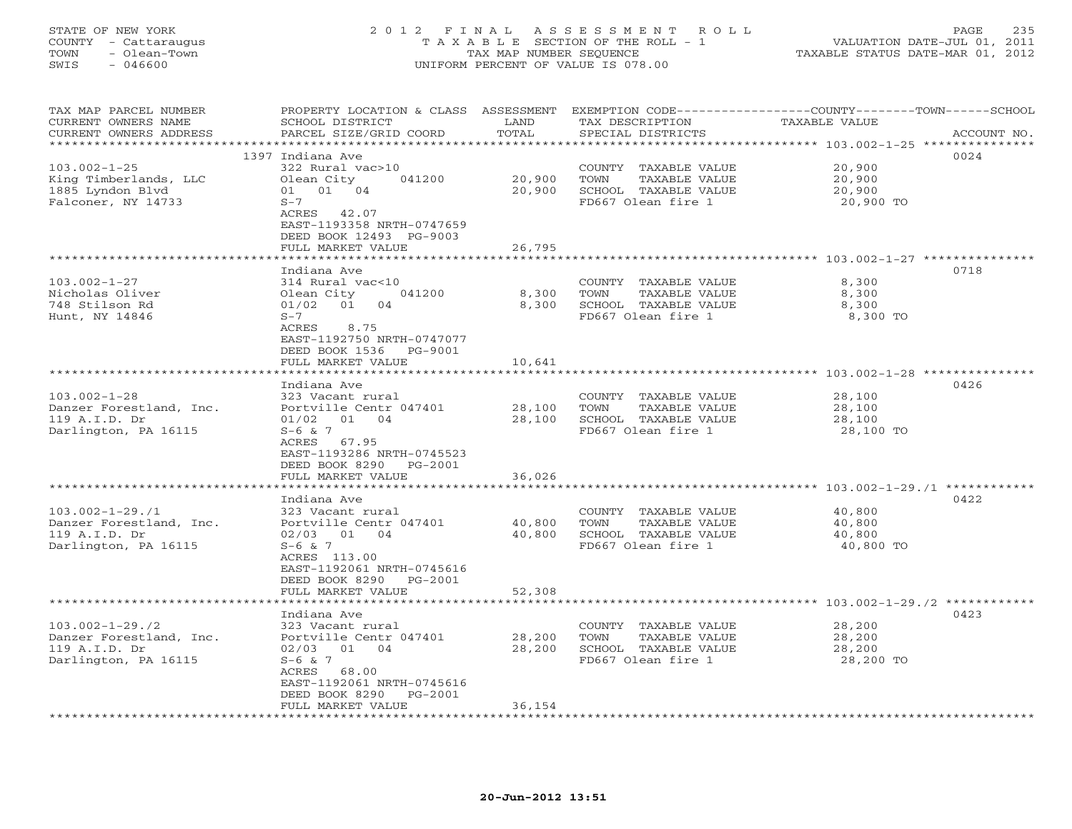STATE OF NEW YORK
COUNTY - Cattaraugus
TOWN - Olean-Town
SWIS - 046600

2012 FINAL ASSESSMENT ROLL
TAXABLE SECTION OF THE ROLL - 1
TAX MAP NUMBER SEQUENCE
UNIFORM PERCENT OF VALUE IS 078.00

VALUATION DATE-JUL 01, 2011
TAXABLE STATUS DATE-MAR 01, 2012

| TAX MAP PARCEL NUMBER / CURRENT OWNERS NAME / CURRENT OWNERS ADDRESS | PROPERTY LOCATION & CLASS / SCHOOL DISTRICT / PARCEL SIZE/GRID COORD | ASSESSMENT LAND / TOTAL | EXEMPTION CODE / TAX DESCRIPTION / SPECIAL DISTRICTS | COUNTY--------TOWN------SCHOOL TAXABLE VALUE | ACCOUNT NO. |
|---|---|---|---|---|---|
| **103.002-1-25** | 1397 Indiana Ave | | | | 0024 |
| 103.002-1-25 | 322 Rural vac>10 | | COUNTY TAXABLE VALUE | 20,900 | |
| King Timberlands, LLC | Olean City 041200 | 20,900 | TOWN TAXABLE VALUE | 20,900 | |
| 1885 Lyndon Blvd | 01 01 04 | 20,900 | SCHOOL TAXABLE VALUE | 20,900 | |
| Falconer, NY 14733 | S-7 | | FD667 Olean fire 1 | 20,900 TO | |
| | ACRES 42.07 | | | | |
| | EAST-1193358 NRTH-0747659 | | | | |
| | DEED BOOK 12493 PG-9003 | | | | |
| | FULL MARKET VALUE | 26,795 | | | |
| **103.002-1-27** | Indiana Ave | | | | 0718 |
| 103.002-1-27 | 314 Rural vac<10 | | COUNTY TAXABLE VALUE | 8,300 | |
| Nicholas Oliver | Olean City 041200 | 8,300 | TOWN TAXABLE VALUE | 8,300 | |
| 748 Stilson Rd | 01/02 01 04 | 8,300 | SCHOOL TAXABLE VALUE | 8,300 | |
| Hunt, NY 14846 | S-7 | | FD667 Olean fire 1 | 8,300 TO | |
| | ACRES 8.75 | | | | |
| | EAST-1192750 NRTH-0747077 | | | | |
| | DEED BOOK 1536 PG-9001 | | | | |
| | FULL MARKET VALUE | 10,641 | | | |
| **103.002-1-28** | Indiana Ave | | | | 0426 |
| 103.002-1-28 | 323 Vacant rural | | COUNTY TAXABLE VALUE | 28,100 | |
| Danzer Forestland, Inc. | Portville Centr 047401 | 28,100 | TOWN TAXABLE VALUE | 28,100 | |
| 119 A.I.D. Dr | 01/02 01 04 | 28,100 | SCHOOL TAXABLE VALUE | 28,100 | |
| Darlington, PA 16115 | S-6 & 7 | | FD667 Olean fire 1 | 28,100 TO | |
| | ACRES 67.95 | | | | |
| | EAST-1193286 NRTH-0745523 | | | | |
| | DEED BOOK 8290 PG-2001 | | | | |
| | FULL MARKET VALUE | 36,026 | | | |
| **103.002-1-29./1** | Indiana Ave | | | | 0422 |
| 103.002-1-29./1 | 323 Vacant rural | | COUNTY TAXABLE VALUE | 40,800 | |
| Danzer Forestland, Inc. | Portville Centr 047401 | 40,800 | TOWN TAXABLE VALUE | 40,800 | |
| 119 A.I.D. Dr | 02/03 01 04 | 40,800 | SCHOOL TAXABLE VALUE | 40,800 | |
| Darlington, PA 16115 | S-6 & 7 | | FD667 Olean fire 1 | 40,800 TO | |
| | ACRES 113.00 | | | | |
| | EAST-1192061 NRTH-0745616 | | | | |
| | DEED BOOK 8290 PG-2001 | | | | |
| | FULL MARKET VALUE | 52,308 | | | |
| **103.002-1-29./2** | Indiana Ave | | | | 0423 |
| 103.002-1-29./2 | 323 Vacant rural | | COUNTY TAXABLE VALUE | 28,200 | |
| Danzer Forestland, Inc. | Portville Centr 047401 | 28,200 | TOWN TAXABLE VALUE | 28,200 | |
| 119 A.I.D. Dr | 02/03 01 04 | 28,200 | SCHOOL TAXABLE VALUE | 28,200 | |
| Darlington, PA 16115 | S-6 & 7 | | FD667 Olean fire 1 | 28,200 TO | |
| | ACRES 68.00 | | | | |
| | EAST-1192061 NRTH-0745616 | | | | |
| | DEED BOOK 8290 PG-2001 | | | | |
| | FULL MARKET VALUE | 36,154 | | | |

20-Jun-2012 13:51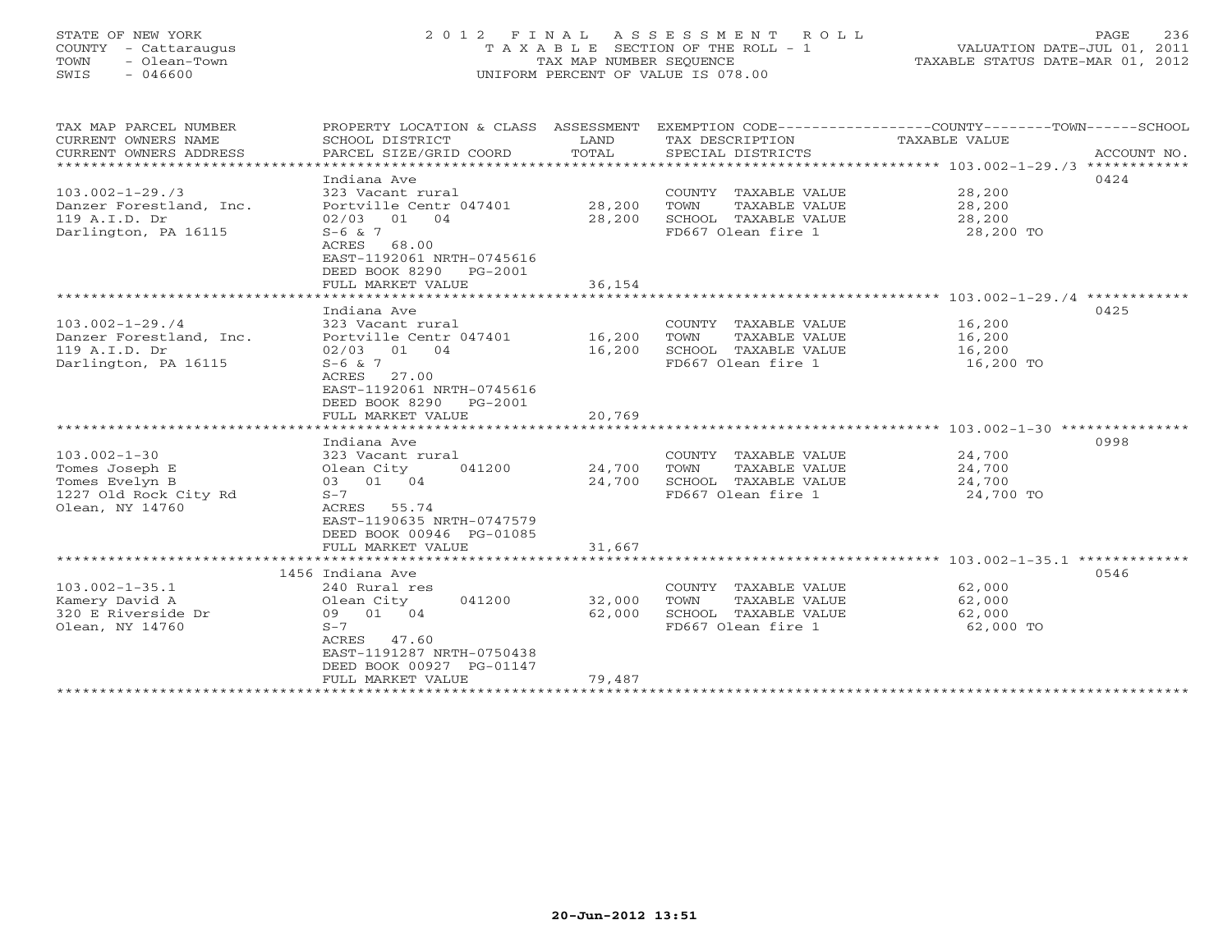STATE OF NEW YORK
COUNTY - Cattaraugus
TOWN - Olean-Town
SWIS - 046600

2012 FINAL ASSESSMENT ROLL
TAXABLE SECTION OF THE ROLL - 1
TAX MAP NUMBER SEQUENCE
UNIFORM PERCENT OF VALUE IS 078.00

VALUATION DATE-JUL 01, 2011
TAXABLE STATUS DATE-MAR 01, 2012

| TAX MAP PARCEL NUMBER / CURRENT OWNERS NAME / CURRENT OWNERS ADDRESS | PROPERTY LOCATION & CLASS / SCHOOL DISTRICT / PARCEL SIZE/GRID COORD | ASSESSMENT LAND / TOTAL | EXEMPTION CODE / TAX DESCRIPTION / SPECIAL DISTRICTS | COUNTY--------TOWN------SCHOOL TAXABLE VALUE | ACCOUNT NO. |
|---|---|---|---|---|---|
| **103.002-1-29./3** | Indiana Ave | | | | 0424 |
| 103.002-1-29./3 | 323 Vacant rural | | COUNTY TAXABLE VALUE | 28,200 | |
| Danzer Forestland, Inc. | Portville Centr 047401 | 28,200 | TOWN TAXABLE VALUE | 28,200 | |
| 119 A.I.D. Dr | 02/03 01 04 | 28,200 | SCHOOL TAXABLE VALUE | 28,200 | |
| Darlington, PA 16115 | S-6 & 7 | | FD667 Olean fire 1 | 28,200 TO | |
| | ACRES 68.00 | | | | |
| | EAST-1192061 NRTH-0745616 | | | | |
| | DEED BOOK 8290 PG-2001 | | | | |
| | FULL MARKET VALUE | 36,154 | | | |
| **103.002-1-29./4** | Indiana Ave | | | | 0425 |
| 103.002-1-29./4 | 323 Vacant rural | | COUNTY TAXABLE VALUE | 16,200 | |
| Danzer Forestland, Inc. | Portville Centr 047401 | 16,200 | TOWN TAXABLE VALUE | 16,200 | |
| 119 A.I.D. Dr | 02/03 01 04 | 16,200 | SCHOOL TAXABLE VALUE | 16,200 | |
| Darlington, PA 16115 | S-6 & 7 | | FD667 Olean fire 1 | 16,200 TO | |
| | ACRES 27.00 | | | | |
| | EAST-1192061 NRTH-0745616 | | | | |
| | DEED BOOK 8290 PG-2001 | | | | |
| | FULL MARKET VALUE | 20,769 | | | |
| **103.002-1-30** | Indiana Ave | | | | 0998 |
| 103.002-1-30 | 323 Vacant rural | | COUNTY TAXABLE VALUE | 24,700 | |
| Tomes Joseph E | Olean City 041200 | 24,700 | TOWN TAXABLE VALUE | 24,700 | |
| Tomes Evelyn B | 03 01 04 | 24,700 | SCHOOL TAXABLE VALUE | 24,700 | |
| 1227 Old Rock City Rd | S-7 | | FD667 Olean fire 1 | 24,700 TO | |
| Olean, NY 14760 | ACRES 55.74 | | | | |
| | EAST-1190635 NRTH-0747579 | | | | |
| | DEED BOOK 00946 PG-01085 | | | | |
| | FULL MARKET VALUE | 31,667 | | | |
| **103.002-1-35.1** | 1456 Indiana Ave | | | | 0546 |
| 103.002-1-35.1 | 240 Rural res | | COUNTY TAXABLE VALUE | 62,000 | |
| Kamery David A | Olean City 041200 | 32,000 | TOWN TAXABLE VALUE | 62,000 | |
| 320 E Riverside Dr | 09 01 04 | 62,000 | SCHOOL TAXABLE VALUE | 62,000 | |
| Olean, NY 14760 | S-7 | | FD667 Olean fire 1 | 62,000 TO | |
| | ACRES 47.60 | | | | |
| | EAST-1191287 NRTH-0750438 | | | | |
| | DEED BOOK 00927 PG-01147 | | | | |
| | FULL MARKET VALUE | 79,487 | | | |

20-Jun-2012 13:51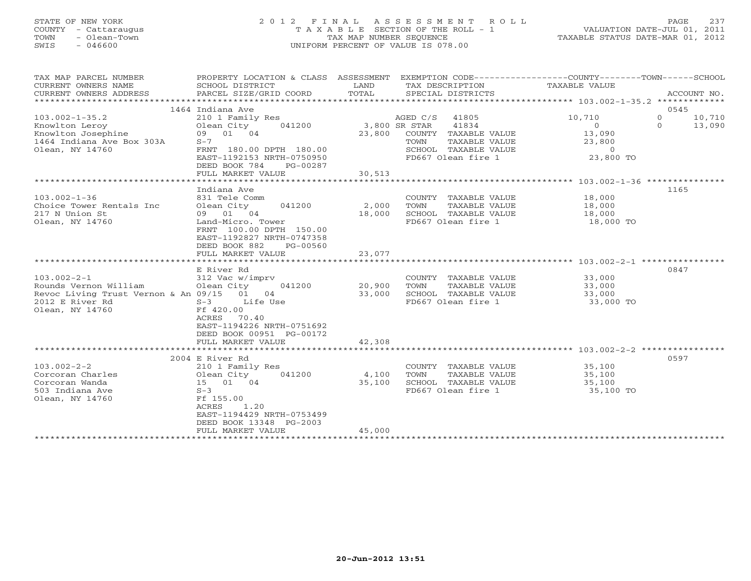STATE OF NEW YORK
COUNTY - Cattaraugus
TOWN - Olean-Town
SWIS - 046600

# 2012 FINAL ASSESSMENT ROLL

TAXABLE SECTION OF THE ROLL - 1
TAX MAP NUMBER SEQUENCE
UNIFORM PERCENT OF VALUE IS 078.00

VALUATION DATE-JUL 01, 2011
TAXABLE STATUS DATE-MAR 01, 2012

| TAX MAP PARCEL NUMBER / CURRENT OWNERS NAME / CURRENT OWNERS ADDRESS | PROPERTY LOCATION & CLASS / SCHOOL DISTRICT / PARCEL SIZE/GRID COORD | ASSESSMENT LAND / TOTAL | EXEMPTION CODE / TAX DESCRIPTION / SPECIAL DISTRICTS | COUNTY TAXABLE VALUE | TOWN | SCHOOL | ACCOUNT NO. |
|---|---|---|---|---|---|---|---|
| | 1464 Indiana Ave | | | | | | 0545 |
| 103.002-1-35.2 | 210 1 Family Res | | AGED C/S 41805 | 10,710 | 0 | 10,710 | |
| Knowlton Leroy | Olean City 041200 | 3,800 | SR STAR 41834 | 0 | 0 | 13,090 | |
| Knowlton Josephine | 09 01 04 | 23,800 | COUNTY TAXABLE VALUE | 13,090 | | | |
| 1464 Indiana Ave Box 303A | S-7 | | TOWN TAXABLE VALUE | 23,800 | | | |
| Olean, NY 14760 | FRNT 180.00 DPTH 180.00 | | SCHOOL TAXABLE VALUE | 0 | | | |
| | EAST-1192153 NRTH-0750950 | | FD667 Olean fire 1 | 23,800 TO | | | |
| | DEED BOOK 784 PG-00287 | | | | | | |
| | FULL MARKET VALUE | 30,513 | | | | | |
| | Indiana Ave | | | | | | 1165 |
| 103.002-1-36 | 831 Tele Comm | | COUNTY TAXABLE VALUE | 18,000 | | | |
| Choice Tower Rentals Inc | Olean City 041200 | 2,000 | TOWN TAXABLE VALUE | 18,000 | | | |
| 217 N Union St | 09 01 04 | 18,000 | SCHOOL TAXABLE VALUE | 18,000 | | | |
| Olean, NY 14760 | Land-Micro. Tower | | FD667 Olean fire 1 | 18,000 TO | | | |
| | FRNT 100.00 DPTH 150.00 | | | | | | |
| | EAST-1192827 NRTH-0747358 | | | | | | |
| | DEED BOOK 882 PG-00560 | | | | | | |
| | FULL MARKET VALUE | 23,077 | | | | | |
| | E River Rd | | | | | | 0847 |
| 103.002-2-1 | 312 Vac w/imprv | | COUNTY TAXABLE VALUE | 33,000 | | | |
| Rounds Vernon William | Olean City 041200 | 20,900 | TOWN TAXABLE VALUE | 33,000 | | | |
| Revoc Living Trust Vernon & An | 09/15 01 04 | 33,000 | SCHOOL TAXABLE VALUE | 33,000 | | | |
| 2012 E River Rd | S-3 Life Use | | FD667 Olean fire 1 | 33,000 TO | | | |
| Olean, NY 14760 | Ff 420.00 | | | | | | |
| | ACRES 70.40 | | | | | | |
| | EAST-1194226 NRTH-0751692 | | | | | | |
| | DEED BOOK 00951 PG-00172 | | | | | | |
| | FULL MARKET VALUE | 42,308 | | | | | |
| | 2004 E River Rd | | | | | | 0597 |
| 103.002-2-2 | 210 1 Family Res | | COUNTY TAXABLE VALUE | 35,100 | | | |
| Corcoran Charles | Olean City 041200 | 4,100 | TOWN TAXABLE VALUE | 35,100 | | | |
| Corcoran Wanda | 15 01 04 | 35,100 | SCHOOL TAXABLE VALUE | 35,100 | | | |
| 503 Indiana Ave | S-3 | | FD667 Olean fire 1 | 35,100 TO | | | |
| Olean, NY 14760 | Ff 155.00 | | | | | | |
| | ACRES 1.20 | | | | | | |
| | EAST-1194429 NRTH-0753499 | | | | | | |
| | DEED BOOK 13348 PG-2003 | | | | | | |
| | FULL MARKET VALUE | 45,000 | | | | | |

20-Jun-2012 13:51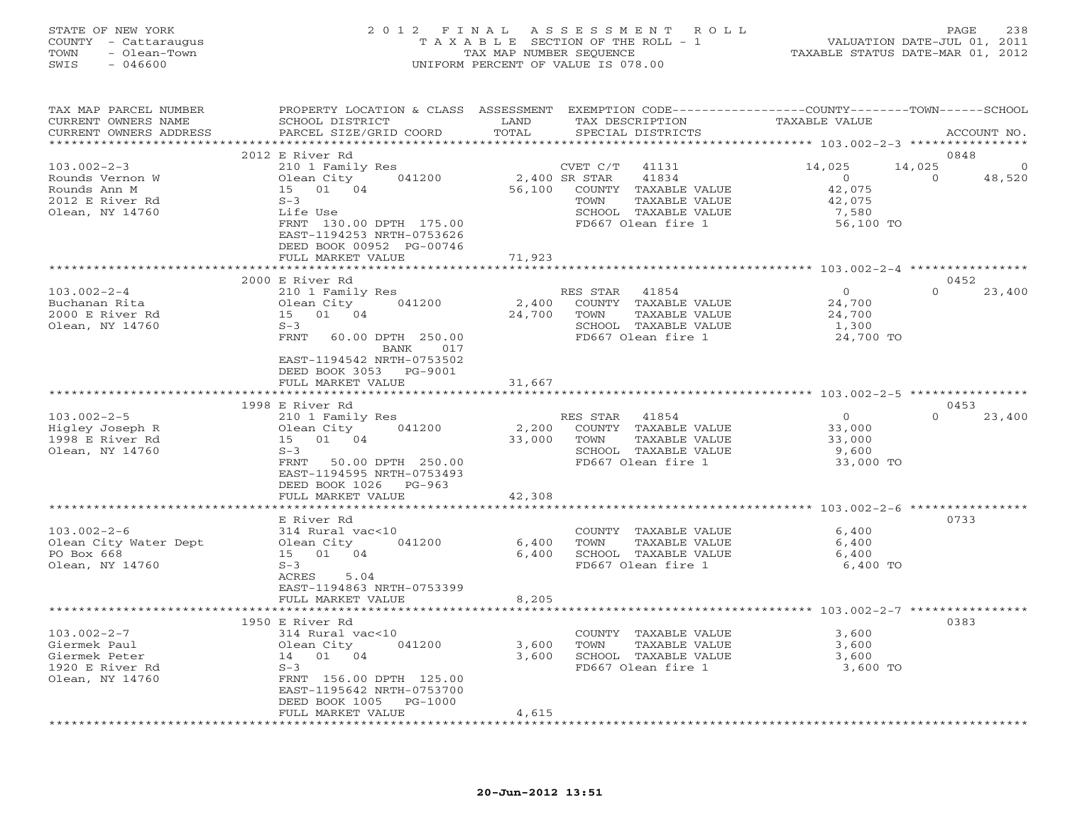STATE OF NEW YORK
COUNTY - Cattaraugus
TOWN - Olean-Town
SWIS - 046600

2012 FINAL ASSESSMENT ROLL
TAXABLE SECTION OF THE ROLL - 1
TAX MAP NUMBER SEQUENCE
UNIFORM PERCENT OF VALUE IS 078.00

VALUATION DATE-JUL 01, 2011
TAXABLE STATUS DATE-MAR 01, 2012

| TAX MAP PARCEL NUMBER / CURRENT OWNERS NAME / CURRENT OWNERS ADDRESS | PROPERTY LOCATION & CLASS / SCHOOL DISTRICT / PARCEL SIZE/GRID COORD | ASSESSMENT LAND / TOTAL | EXEMPTION CODE / TAX DESCRIPTION / SPECIAL DISTRICTS | COUNTY | TOWN | SCHOOL | ACCOUNT NO. |
|---|---|---|---|---|---|---|---|
| | 2012 E River Rd | | | | | | 0848 |
| 103.002-2-3 | 210 1 Family Res | | CVET C/T 41131 | 14,025 | 14,025 | 0 | |
| Rounds Vernon W | Olean City 041200 | 2,400 | SR STAR 41834 | 0 | 0 | 48,520 | |
| Rounds Ann M | 15 01 04 | 56,100 | COUNTY TAXABLE VALUE | 42,075 | | | |
| 2012 E River Rd | S-3 | | TOWN TAXABLE VALUE | | 42,075 | | |
| Olean, NY 14760 | Life Use | | SCHOOL TAXABLE VALUE | | | 7,580 | |
| | FRNT 130.00 DPTH 175.00 | | FD667 Olean fire 1 | 56,100 TO | | | |
| | EAST-1194253 NRTH-0753626 | | | | | | |
| | DEED BOOK 00952 PG-00746 | | | | | | |
| | FULL MARKET VALUE | 71,923 | | | | | |
| | 2000 E River Rd | | | | | | 0452 |
| 103.002-2-4 | 210 1 Family Res | | RES STAR 41854 | 0 | 0 | 23,400 | |
| Buchanan Rita | Olean City 041200 | 2,400 | COUNTY TAXABLE VALUE | 24,700 | | | |
| 2000 E River Rd | 15 01 04 | 24,700 | TOWN TAXABLE VALUE | | 24,700 | | |
| Olean, NY 14760 | S-3 | | SCHOOL TAXABLE VALUE | | | 1,300 | |
| | FRNT 60.00 DPTH 250.00 | | FD667 Olean fire 1 | 24,700 TO | | | |
| | BANK 017 | | | | | | |
| | EAST-1194542 NRTH-0753502 | | | | | | |
| | DEED BOOK 3053 PG-9001 | | | | | | |
| | FULL MARKET VALUE | 31,667 | | | | | |
| | 1998 E River Rd | | | | | | 0453 |
| 103.002-2-5 | 210 1 Family Res | | RES STAR 41854 | 0 | 0 | 23,400 | |
| Higley Joseph R | Olean City 041200 | 2,200 | COUNTY TAXABLE VALUE | 33,000 | | | |
| 1998 E River Rd | 15 01 04 | 33,000 | TOWN TAXABLE VALUE | | 33,000 | | |
| Olean, NY 14760 | S-3 | | SCHOOL TAXABLE VALUE | | | 9,600 | |
| | FRNT 50.00 DPTH 250.00 | | FD667 Olean fire 1 | 33,000 TO | | | |
| | EAST-1194595 NRTH-0753493 | | | | | | |
| | DEED BOOK 1026 PG-963 | | | | | | |
| | FULL MARKET VALUE | 42,308 | | | | | |
| | E River Rd | | | | | | 0733 |
| 103.002-2-6 | 314 Rural vac<10 | | COUNTY TAXABLE VALUE | 6,400 | | | |
| Olean City Water Dept | Olean City 041200 | 6,400 | TOWN TAXABLE VALUE | | 6,400 | | |
| PO Box 668 | 15 01 04 | 6,400 | SCHOOL TAXABLE VALUE | | | 6,400 | |
| Olean, NY 14760 | S-3 | | FD667 Olean fire 1 | 6,400 TO | | | |
| | ACRES 5.04 | | | | | | |
| | EAST-1194863 NRTH-0753399 | | | | | | |
| | FULL MARKET VALUE | 8,205 | | | | | |
| | 1950 E River Rd | | | | | | 0383 |
| 103.002-2-7 | 314 Rural vac<10 | | COUNTY TAXABLE VALUE | 3,600 | | | |
| Giermek Paul | Olean City 041200 | 3,600 | TOWN TAXABLE VALUE | | 3,600 | | |
| Giermek Peter | 14 01 04 | 3,600 | SCHOOL TAXABLE VALUE | | | 3,600 | |
| 1920 E River Rd | S-3 | | FD667 Olean fire 1 | 3,600 TO | | | |
| Olean, NY 14760 | FRNT 156.00 DPTH 125.00 | | | | | | |
| | EAST-1195642 NRTH-0753700 | | | | | | |
| | DEED BOOK 1005 PG-1000 | | | | | | |
| | FULL MARKET VALUE | 4,615 | | | | | |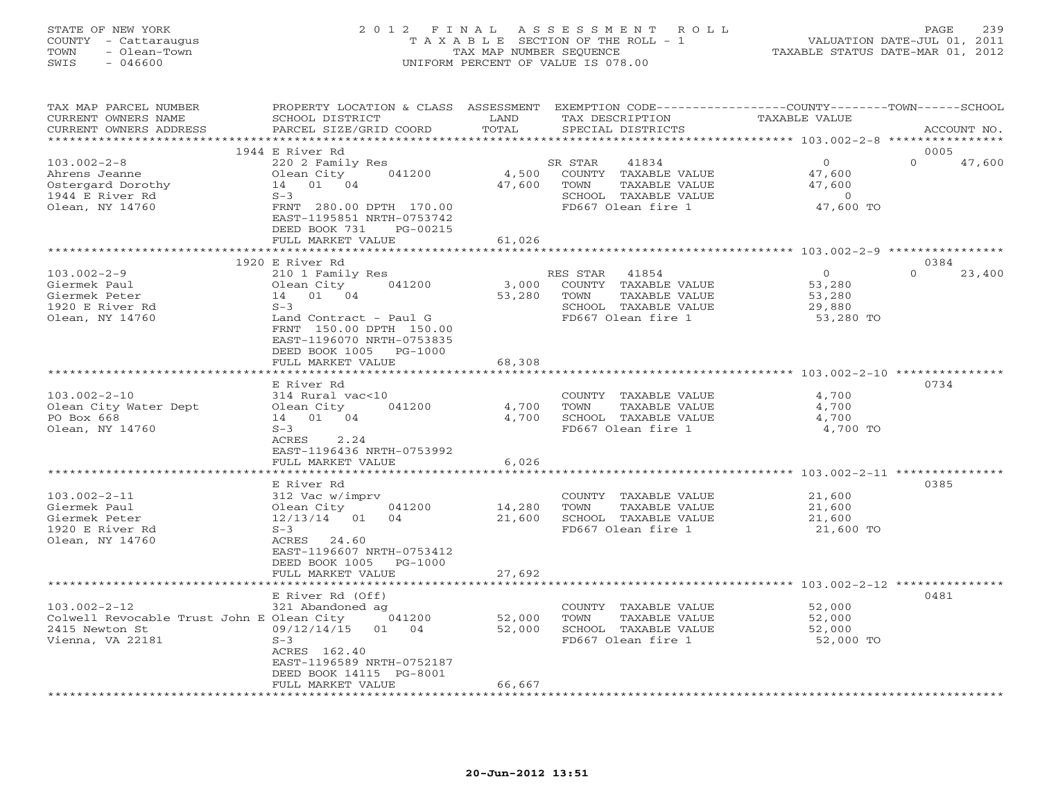STATE OF NEW YORK
COUNTY - Cattaraugus
TOWN - Olean-Town
SWIS - 046600

# 2012 FINAL ASSESSMENT ROLL

TAXABLE SECTION OF THE ROLL - 1
TAX MAP NUMBER SEQUENCE
UNIFORM PERCENT OF VALUE IS 078.00

VALUATION DATE-JUL 01, 2011
TAXABLE STATUS DATE-MAR 01, 2012

| TAX MAP PARCEL NUMBER / CURRENT OWNERS NAME / CURRENT OWNERS ADDRESS | PROPERTY LOCATION & CLASS / SCHOOL DISTRICT / PARCEL SIZE/GRID COORD | ASSESSMENT LAND | TOTAL | EXEMPTION CODE / TAX DESCRIPTION / SPECIAL DISTRICTS | COUNTY TAXABLE VALUE | TOWN | SCHOOL / ACCOUNT NO. |
|---|---|---|---|---|---|---|---|
| | 1944 E River Rd | | | | | | 0005 |
| 103.002-2-8 | 220 2 Family Res | | | SR STAR 41834 | 0 | 0 | 47,600 |
| Ahrens Jeanne | Olean City 041200 | 4,500 | | COUNTY TAXABLE VALUE | 47,600 | | |
| Ostergard Dorothy | 14 01 04 | | 47,600 | TOWN TAXABLE VALUE | 47,600 | | |
| 1944 E River Rd | S-3 | | | SCHOOL TAXABLE VALUE | 0 | | |
| Olean, NY 14760 | FRNT 280.00 DPTH 170.00 | | | FD667 Olean fire 1 | 47,600 TO | | |
| | EAST-1195851 NRTH-0753742 | | | | | | |
| | DEED BOOK 731 PG-00215 | | | | | | |
| | FULL MARKET VALUE | | 61,026 | | | | |
| | 1920 E River Rd | | | | | | 0384 |
| 103.002-2-9 | 210 1 Family Res | | | RES STAR 41854 | 0 | 0 | 23,400 |
| Giermek Paul | Olean City 041200 | 3,000 | | COUNTY TAXABLE VALUE | 53,280 | | |
| Giermek Peter | 14 01 04 | | 53,280 | TOWN TAXABLE VALUE | 53,280 | | |
| 1920 E River Rd | S-3 | | | SCHOOL TAXABLE VALUE | 29,880 | | |
| Olean, NY 14760 | Land Contract - Paul G | | | FD667 Olean fire 1 | 53,280 TO | | |
| | FRNT 150.00 DPTH 150.00 | | | | | | |
| | EAST-1196070 NRTH-0753835 | | | | | | |
| | DEED BOOK 1005 PG-1000 | | | | | | |
| | FULL MARKET VALUE | | 68,308 | | | | |
| | E River Rd | | | | | | 0734 |
| 103.002-2-10 | 314 Rural vac<10 | | | COUNTY TAXABLE VALUE | 4,700 | | |
| Olean City Water Dept | Olean City 041200 | 4,700 | | TOWN TAXABLE VALUE | 4,700 | | |
| PO Box 668 | 14 01 04 | | 4,700 | SCHOOL TAXABLE VALUE | 4,700 | | |
| Olean, NY 14760 | S-3 | | | FD667 Olean fire 1 | 4,700 TO | | |
| | ACRES 2.24 | | | | | | |
| | EAST-1196436 NRTH-0753992 | | | | | | |
| | FULL MARKET VALUE | | 6,026 | | | | |
| | E River Rd | | | | | | 0385 |
| 103.002-2-11 | 312 Vac w/imprv | | | COUNTY TAXABLE VALUE | 21,600 | | |
| Giermek Paul | Olean City 041200 | 14,280 | | TOWN TAXABLE VALUE | 21,600 | | |
| Giermek Peter | 12/13/14 01 04 | | 21,600 | SCHOOL TAXABLE VALUE | 21,600 | | |
| 1920 E River Rd | S-3 | | | FD667 Olean fire 1 | 21,600 TO | | |
| Olean, NY 14760 | ACRES 24.60 | | | | | | |
| | EAST-1196607 NRTH-0753412 | | | | | | |
| | DEED BOOK 1005 PG-1000 | | | | | | |
| | FULL MARKET VALUE | | 27,692 | | | | |
| | E River Rd (Off) | | | | | | 0481 |
| 103.002-2-12 | 321 Abandoned ag | | | COUNTY TAXABLE VALUE | 52,000 | | |
| Colwell Revocable Trust John E | Olean City 041200 | 52,000 | | TOWN TAXABLE VALUE | 52,000 | | |
| 2415 Newton St | 09/12/14/15 01 04 | | 52,000 | SCHOOL TAXABLE VALUE | 52,000 | | |
| Vienna, VA 22181 | S-3 | | | FD667 Olean fire 1 | 52,000 TO | | |
| | ACRES 162.40 | | | | | | |
| | EAST-1196589 NRTH-0752187 | | | | | | |
| | DEED BOOK 14115 PG-8001 | | | | | | |
| | FULL MARKET VALUE | | 66,667 | | | | |

20-Jun-2012 13:51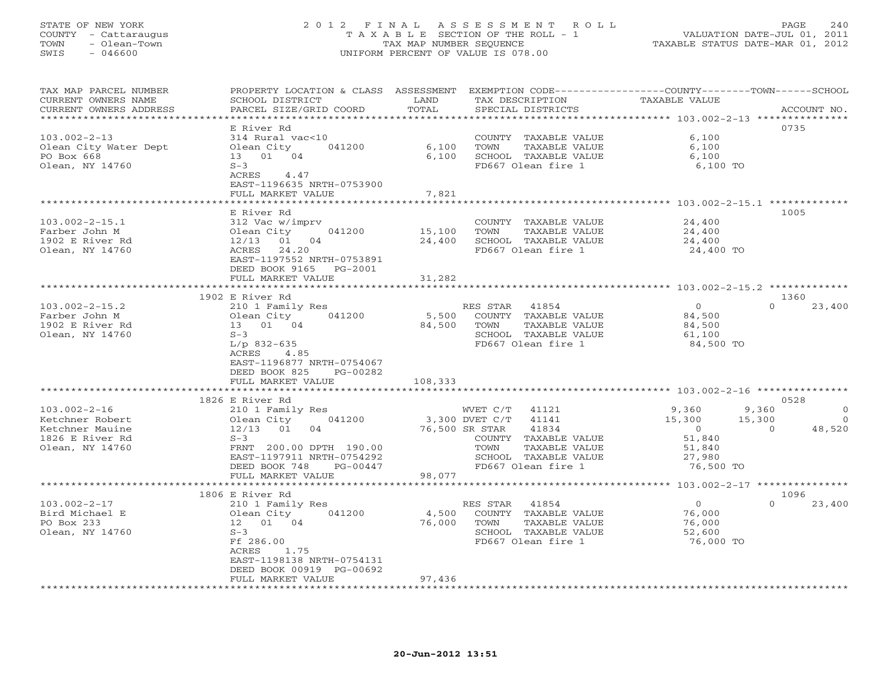STATE OF NEW YORK
COUNTY - Cattaraugus
TOWN - Olean-Town
SWIS - 046600

2012 FINAL ASSESSMENT ROLL
TAXABLE SECTION OF THE ROLL - 1
TAX MAP NUMBER SEQUENCE
UNIFORM PERCENT OF VALUE IS 078.00

VALUATION DATE-JUL 01, 2011
TAXABLE STATUS DATE-MAR 01, 2012

| TAX MAP PARCEL NUMBER / CURRENT OWNERS NAME / CURRENT OWNERS ADDRESS | PROPERTY LOCATION & CLASS / SCHOOL DISTRICT / PARCEL SIZE/GRID COORD | ASSESSMENT LAND | TOTAL | EXEMPTION CODE / TAX DESCRIPTION / SPECIAL DISTRICTS | COUNTY TAXABLE VALUE | TOWN | SCHOOL | ACCOUNT NO. |
|---|---|---|---|---|---|---|---|---|
| **103.002-2-13** | E River Rd | | | | | | | 0735 |
| Olean City Water Dept | 314 Rural vac<10 | | | COUNTY TAXABLE VALUE | 6,100 | | | |
| PO Box 668 | Olean City 041200 | 6,100 | | TOWN TAXABLE VALUE | 6,100 | | | |
| Olean, NY 14760 | 13 01 04 | | 6,100 | SCHOOL TAXABLE VALUE | 6,100 | | | |
| | S-3 | | | FD667 Olean fire 1 | 6,100 TO | | | |
| | ACRES 4.47 | | | | | | | |
| | EAST-1196635 NRTH-0753900 | | | | | | | |
| | FULL MARKET VALUE | | 7,821 | | | | | |
| **103.002-2-15.1** | E River Rd | | | | | | | 1005 |
| Farber John M | 312 Vac w/imprv | | | COUNTY TAXABLE VALUE | 24,400 | | | |
| 1902 E River Rd | Olean City 041200 | 15,100 | | TOWN TAXABLE VALUE | 24,400 | | | |
| Olean, NY 14760 | 12/13 01 04 | | 24,400 | SCHOOL TAXABLE VALUE | 24,400 | | | |
| | ACRES 24.20 | | | FD667 Olean fire 1 | 24,400 TO | | | |
| | EAST-1197552 NRTH-0753891 | | | | | | | |
| | DEED BOOK 9165 PG-2001 | | | | | | | |
| | FULL MARKET VALUE | | 31,282 | | | | | |
| **103.002-2-15.2** | 1902 E River Rd | | | | | | | 1360 |
| Farber John M | 210 1 Family Res | | | RES STAR 41854 | 0 | 0 | 23,400 | |
| 1902 E River Rd | Olean City 041200 | 5,500 | | COUNTY TAXABLE VALUE | 84,500 | | | |
| Olean, NY 14760 | 13 01 04 | | 84,500 | TOWN TAXABLE VALUE | 84,500 | | | |
| | S-3 | | | SCHOOL TAXABLE VALUE | 61,100 | | | |
| | L/p 832-635 | | | FD667 Olean fire 1 | 84,500 TO | | | |
| | ACRES 4.85 | | | | | | | |
| | EAST-1196877 NRTH-0754067 | | | | | | | |
| | DEED BOOK 825 PG-00282 | | | | | | | |
| | FULL MARKET VALUE | | 108,333 | | | | | |
| **103.002-2-16** | 1826 E River Rd | | | | | | | 0528 |
| Ketchner Robert | 210 1 Family Res | | | WVET C/T 41121 | 9,360 | 9,360 | 0 | |
| Ketchner Mauine | Olean City 041200 | 3,300 | | DVET C/T 41141 | 15,300 | 15,300 | 0 | |
| 1826 E River Rd | 12/13 01 04 | | 76,500 | SR STAR 41834 | 0 | 0 | 48,520 | |
| Olean, NY 14760 | S-3 | | | COUNTY TAXABLE VALUE | 51,840 | | | |
| | FRNT 200.00 DPTH 190.00 | | | TOWN TAXABLE VALUE | 51,840 | | | |
| | EAST-1197911 NRTH-0754292 | | | SCHOOL TAXABLE VALUE | 27,980 | | | |
| | DEED BOOK 748 PG-00447 | | | FD667 Olean fire 1 | 76,500 TO | | | |
| | FULL MARKET VALUE | | 98,077 | | | | | |
| **103.002-2-17** | 1806 E River Rd | | | | | | | 1096 |
| Bird Michael E | 210 1 Family Res | | | RES STAR 41854 | 0 | 0 | 23,400 | |
| PO Box 233 | Olean City 041200 | 4,500 | | COUNTY TAXABLE VALUE | 76,000 | | | |
| Olean, NY 14760 | 12 01 04 | | 76,000 | TOWN TAXABLE VALUE | 76,000 | | | |
| | S-3 | | | SCHOOL TAXABLE VALUE | 52,600 | | | |
| | Ff 286.00 | | | FD667 Olean fire 1 | 76,000 TO | | | |
| | ACRES 1.75 | | | | | | | |
| | EAST-1198138 NRTH-0754131 | | | | | | | |
| | DEED BOOK 00919 PG-00692 | | | | | | | |
| | FULL MARKET VALUE | | 97,436 | | | | | |

20-Jun-2012 13:51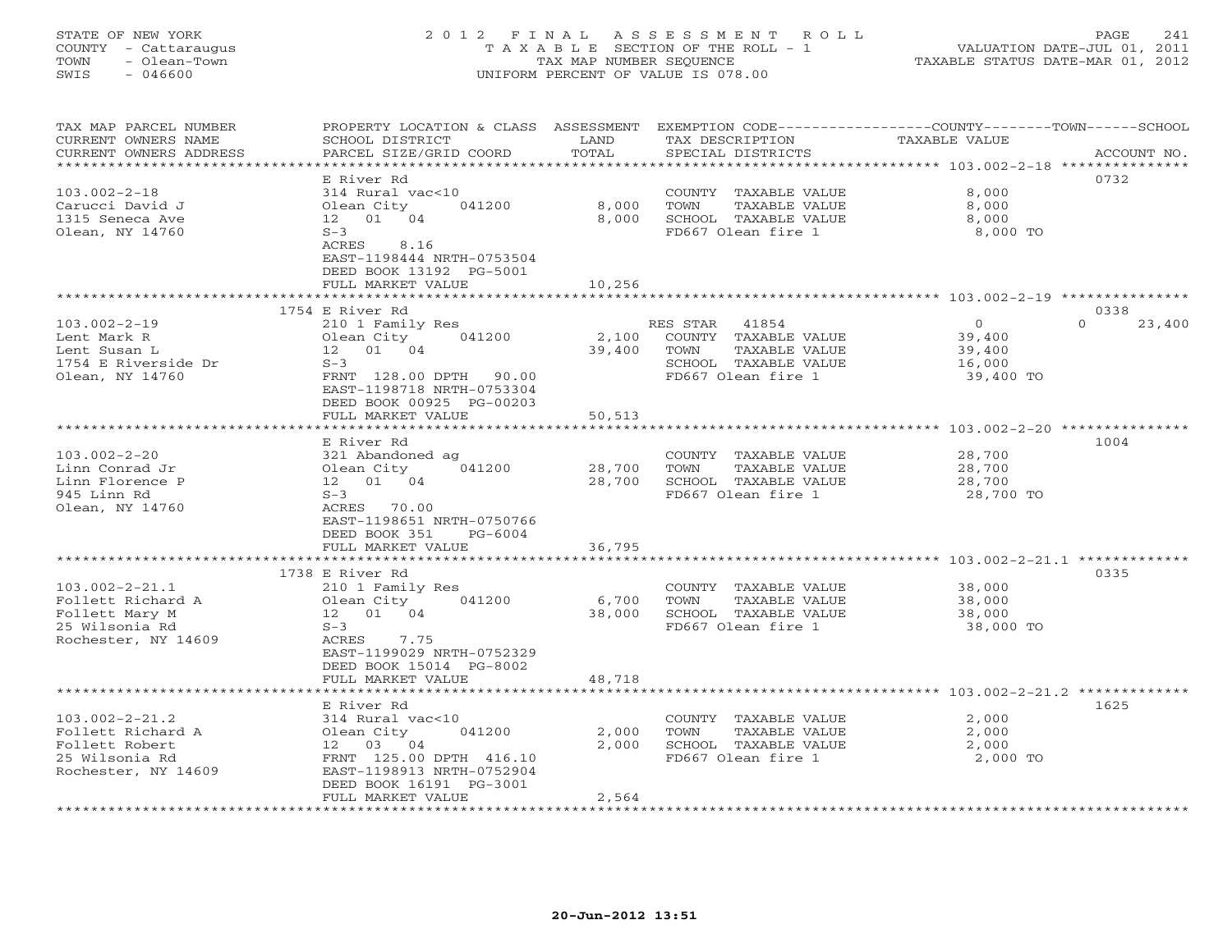STATE OF NEW YORK
COUNTY - Cattaraugus
TOWN - Olean-Town
SWIS - 046600

# 2012 FINAL ASSESSMENT ROLL

TAXABLE SECTION OF THE ROLL - 1
TAX MAP NUMBER SEQUENCE
UNIFORM PERCENT OF VALUE IS 078.00

VALUATION DATE-JUL 01, 2011
TAXABLE STATUS DATE-MAR 01, 2012

| TAX MAP PARCEL NUMBER / CURRENT OWNERS NAME / CURRENT OWNERS ADDRESS | PROPERTY LOCATION & CLASS / SCHOOL DISTRICT / PARCEL SIZE/GRID COORD | ASSESSMENT LAND / TOTAL | EXEMPTION CODE / TAX DESCRIPTION / SPECIAL DISTRICTS | COUNTY / TOWN / SCHOOL TAXABLE VALUE | ACCOUNT NO. |
|---|---|---|---|---|---|
| **103.002-2-18** | E River Rd | | | | 0732 |
| Carucci David J | 314 Rural vac<10 | | COUNTY TAXABLE VALUE | 8,000 | |
| 1315 Seneca Ave | Olean City 041200 | 8,000 | TOWN TAXABLE VALUE | 8,000 | |
| Olean, NY 14760 | 12 01 04 | 8,000 | SCHOOL TAXABLE VALUE | 8,000 | |
| | S-3 | | FD667 Olean fire 1 | 8,000 TO | |
| | ACRES 8.16 | | | | |
| | EAST-1198444 NRTH-0753504 | | | | |
| | DEED BOOK 13192 PG-5001 | | | | |
| | FULL MARKET VALUE | 10,256 | | | |
| **103.002-2-19** | 1754 E River Rd | | | | 0338 |
| Lent Mark R | 210 1 Family Res | | RES STAR 41854 | 0 0 23,400 | |
| Lent Susan L | Olean City 041200 | 2,100 | COUNTY TAXABLE VALUE | 39,400 | |
| 1754 E Riverside Dr | 12 01 04 | 39,400 | TOWN TAXABLE VALUE | 39,400 | |
| Olean, NY 14760 | S-3 | | SCHOOL TAXABLE VALUE | 16,000 | |
| | FRNT 128.00 DPTH 90.00 | | FD667 Olean fire 1 | 39,400 TO | |
| | EAST-1198718 NRTH-0753304 | | | | |
| | DEED BOOK 00925 PG-00203 | | | | |
| | FULL MARKET VALUE | 50,513 | | | |
| **103.002-2-20** | E River Rd | | | | 1004 |
| Linn Conrad Jr | 321 Abandoned ag | | COUNTY TAXABLE VALUE | 28,700 | |
| Linn Florence P | Olean City 041200 | 28,700 | TOWN TAXABLE VALUE | 28,700 | |
| 945 Linn Rd | 12 01 04 | 28,700 | SCHOOL TAXABLE VALUE | 28,700 | |
| Olean, NY 14760 | S-3 | | FD667 Olean fire 1 | 28,700 TO | |
| | ACRES 70.00 | | | | |
| | EAST-1198651 NRTH-0750766 | | | | |
| | DEED BOOK 351 PG-6004 | | | | |
| | FULL MARKET VALUE | 36,795 | | | |
| **103.002-2-21.1** | 1738 E River Rd | | | | 0335 |
| Follett Richard A | 210 1 Family Res | | COUNTY TAXABLE VALUE | 38,000 | |
| Follett Mary M | Olean City 041200 | 6,700 | TOWN TAXABLE VALUE | 38,000 | |
| 25 Wilsonia Rd | 12 01 04 | 38,000 | SCHOOL TAXABLE VALUE | 38,000 | |
| Rochester, NY 14609 | S-3 | | FD667 Olean fire 1 | 38,000 TO | |
| | ACRES 7.75 | | | | |
| | EAST-1199029 NRTH-0752329 | | | | |
| | DEED BOOK 15014 PG-8002 | | | | |
| | FULL MARKET VALUE | 48,718 | | | |
| **103.002-2-21.2** | E River Rd | | | | 1625 |
| Follett Richard A | 314 Rural vac<10 | | COUNTY TAXABLE VALUE | 2,000 | |
| Follett Robert | Olean City 041200 | 2,000 | TOWN TAXABLE VALUE | 2,000 | |
| 25 Wilsonia Rd | 12 03 04 | 2,000 | SCHOOL TAXABLE VALUE | 2,000 | |
| Rochester, NY 14609 | FRNT 125.00 DPTH 416.10 | | FD667 Olean fire 1 | 2,000 TO | |
| | EAST-1198913 NRTH-0752904 | | | | |
| | DEED BOOK 16191 PG-3001 | | | | |
| | FULL MARKET VALUE | 2,564 | | | |

20-Jun-2012 13:51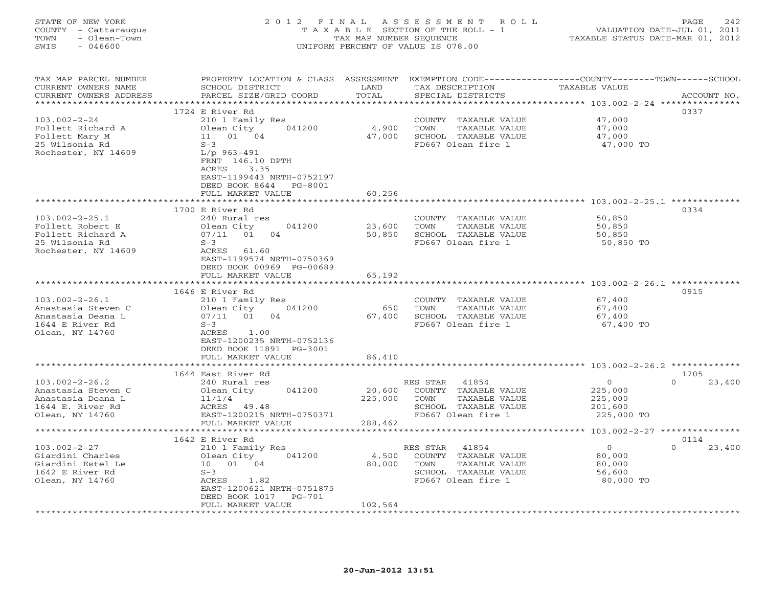STATE OF NEW YORK — 2012 FINAL ASSESSMENT ROLL — PAGE 242
COUNTY - Cattaraugus — TAXABLE SECTION OF THE ROLL - 1 — VALUATION DATE-JUL 01, 2011
TOWN - Olean-Town — TAX MAP NUMBER SEQUENCE — TAXABLE STATUS DATE-MAR 01, 2012
SWIS - 046600 — UNIFORM PERCENT OF VALUE IS 078.00

| TAX MAP PARCEL NUMBER / CURRENT OWNERS NAME / CURRENT OWNERS ADDRESS | PROPERTY LOCATION & CLASS / SCHOOL DISTRICT / PARCEL SIZE/GRID COORD | ASSESSMENT LAND | TOTAL | EXEMPTION CODE / TAX DESCRIPTION / SPECIAL DISTRICTS | COUNTY / TOWN / SCHOOL TAXABLE VALUE | ACCOUNT NO. |
|---|---|---|---|---|---|---|
| **103.002-2-24** | 1724 E River Rd | | | | | 0337 |
| Follett Richard A | 210 1 Family Res | | | COUNTY TAXABLE VALUE | 47,000 | |
| Follett Mary M | Olean City 041200 | 4,900 | | TOWN TAXABLE VALUE | 47,000 | |
| 25 Wilsonia Rd | 11 01 04 | | 47,000 | SCHOOL TAXABLE VALUE | 47,000 | |
| Rochester, NY 14609 | S-3 | | | FD667 Olean fire 1 | 47,000 TO | |
| | L/p 963-491 | | | | | |
| | FRNT 146.10 DPTH | | | | | |
| | ACRES 3.35 | | | | | |
| | EAST-1199443 NRTH-0752197 | | | | | |
| | DEED BOOK 8644 PG-8001 | | | | | |
| | FULL MARKET VALUE | | 60,256 | | | |
| **103.002-2-25.1** | 1700 E River Rd | | | | | 0334 |
| Follett Robert E | 240 Rural res | | | COUNTY TAXABLE VALUE | 50,850 | |
| Follett Richard A | Olean City 041200 | 23,600 | | TOWN TAXABLE VALUE | 50,850 | |
| 25 Wilsonia Rd | 07/11 01 04 | | 50,850 | SCHOOL TAXABLE VALUE | 50,850 | |
| Rochester, NY 14609 | S-3 | | | FD667 Olean fire 1 | 50,850 TO | |
| | ACRES 61.60 | | | | | |
| | EAST-1199574 NRTH-0750369 | | | | | |
| | DEED BOOK 00969 PG-00689 | | | | | |
| | FULL MARKET VALUE | | 65,192 | | | |
| **103.002-2-26.1** | 1646 E River Rd | | | | | 0915 |
| Anastasia Steven C | 210 1 Family Res | | | COUNTY TAXABLE VALUE | 67,400 | |
| Anastasia Deana L | Olean City 041200 | 650 | | TOWN TAXABLE VALUE | 67,400 | |
| 1644 E River Rd | 07/11 01 04 | | 67,400 | SCHOOL TAXABLE VALUE | 67,400 | |
| Olean, NY 14760 | S-3 | | | FD667 Olean fire 1 | 67,400 TO | |
| | ACRES 1.00 | | | | | |
| | EAST-1200235 NRTH-0752136 | | | | | |
| | DEED BOOK 11891 PG-3001 | | | | | |
| | FULL MARKET VALUE | | 86,410 | | | |
| **103.002-2-26.2** | 1644 East River Rd | | | | | 1705 |
| Anastasia Steven C | 240 Rural res | | | RES STAR 41854 | 0 / 0 / 23,400 | |
| Anastasia Deana L | Olean City 041200 | 20,600 | | COUNTY TAXABLE VALUE | 225,000 | |
| 1644 E. River Rd | 11/1/4 | | 225,000 | TOWN TAXABLE VALUE | 225,000 | |
| Olean, NY 14760 | ACRES 49.48 | | | SCHOOL TAXABLE VALUE | 201,600 | |
| | EAST-1200215 NRTH-0750371 | | | FD667 Olean fire 1 | 225,000 TO | |
| | FULL MARKET VALUE | | 288,462 | | | |
| **103.002-2-27** | 1642 E River Rd | | | | | 0114 |
| Giardini Charles | 210 1 Family Res | | | RES STAR 41854 | 0 / 0 / 23,400 | |
| Giardini Estel Le | Olean City 041200 | 4,500 | | COUNTY TAXABLE VALUE | 80,000 | |
| 1642 E River Rd | 10 01 04 | | 80,000 | TOWN TAXABLE VALUE | 80,000 | |
| Olean, NY 14760 | S-3 | | | SCHOOL TAXABLE VALUE | 56,600 | |
| | ACRES 1.82 | | | FD667 Olean fire 1 | 80,000 TO | |
| | EAST-1200621 NRTH-0751875 | | | | | |
| | DEED BOOK 1017 PG-701 | | | | | |
| | FULL MARKET VALUE | | 102,564 | | | |

20-Jun-2012 13:51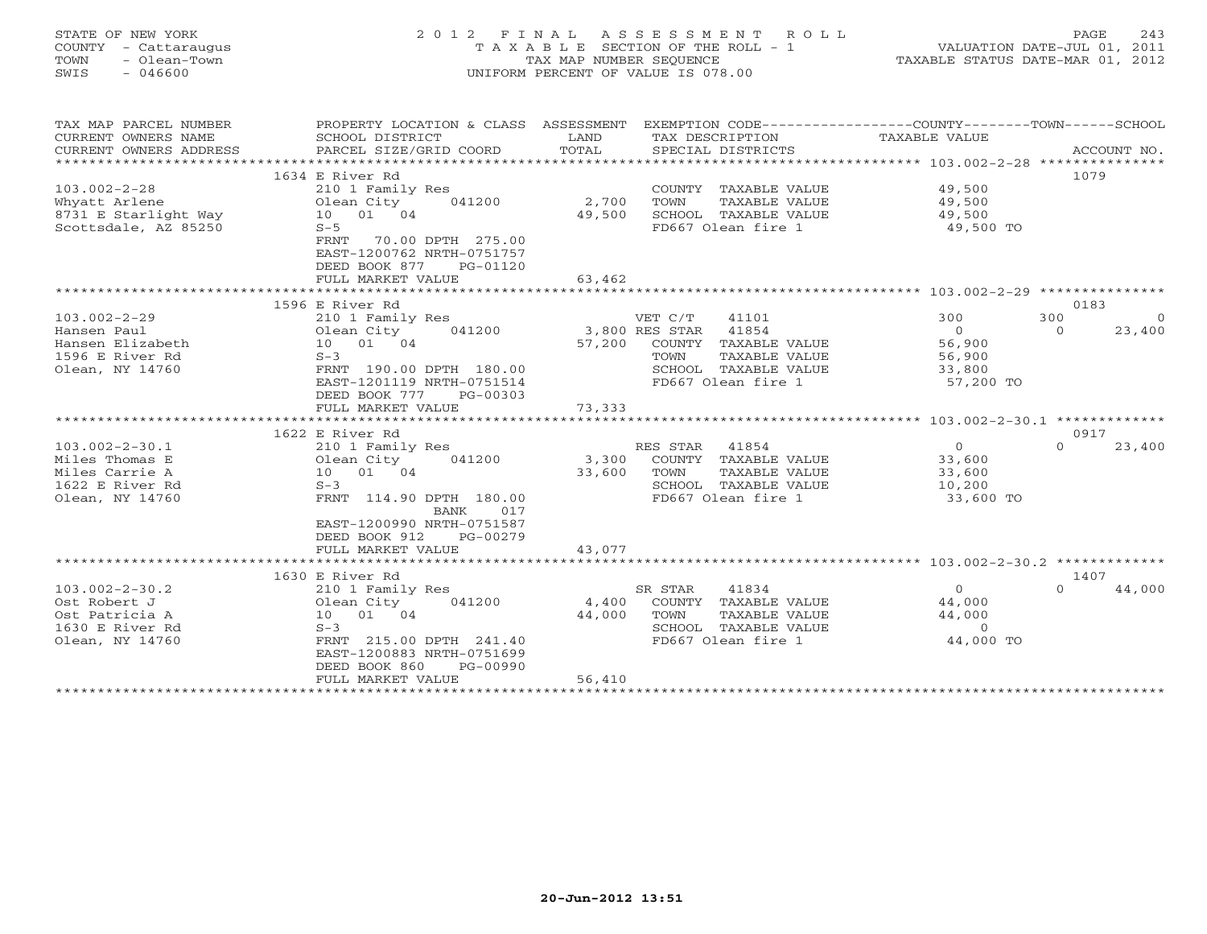STATE OF NEW YORK
COUNTY - Cattaraugus
TOWN - Olean-Town
SWIS - 046600

2012 FINAL ASSESSMENT ROLL
TAXABLE SECTION OF THE ROLL - 1
TAX MAP NUMBER SEQUENCE
UNIFORM PERCENT OF VALUE IS 078.00

VALUATION DATE-JUL 01, 2011
TAXABLE STATUS DATE-MAR 01, 2012

| TAX MAP PARCEL NUMBER / CURRENT OWNERS NAME / CURRENT OWNERS ADDRESS | PROPERTY LOCATION & CLASS / SCHOOL DISTRICT / PARCEL SIZE/GRID COORD | ASSESSMENT LAND / TOTAL | EXEMPTION CODE / TAX DESCRIPTION / SPECIAL DISTRICTS | COUNTY TAXABLE VALUE | TOWN | SCHOOL / ACCOUNT NO. |
|---|---|---|---|---|---|---|
| **103.002-2-28** | 1634 E River Rd | | | | | 1079 |
| 103.002-2-28 | 210 1 Family Res | | COUNTY TAXABLE VALUE | 49,500 | | |
| Whyatt Arlene | Olean City 041200 | 2,700 | TOWN TAXABLE VALUE | 49,500 | | |
| 8731 E Starlight Way | 10 01 04 | 49,500 | SCHOOL TAXABLE VALUE | 49,500 | | |
| Scottsdale, AZ 85250 | S-5 | | FD667 Olean fire 1 | 49,500 TO | | |
| | FRNT 70.00 DPTH 275.00 | | | | | |
| | EAST-1200762 NRTH-0751757 | | | | | |
| | DEED BOOK 877 PG-01120 | | | | | |
| | FULL MARKET VALUE | 63,462 | | | | |
| **103.002-2-29** | 1596 E River Rd | | | | | 0183 |
| 103.002-2-29 | 210 1 Family Res | | VET C/T 41101 | 300 | 300 | 0 |
| Hansen Paul | Olean City 041200 | 3,800 | RES STAR 41854 | 0 | 0 | 23,400 |
| Hansen Elizabeth | 10 01 04 | 57,200 | COUNTY TAXABLE VALUE | 56,900 | | |
| 1596 E River Rd | S-3 | | TOWN TAXABLE VALUE | 56,900 | | |
| Olean, NY 14760 | FRNT 190.00 DPTH 180.00 | | SCHOOL TAXABLE VALUE | 33,800 | | |
| | EAST-1201119 NRTH-0751514 | | FD667 Olean fire 1 | 57,200 TO | | |
| | DEED BOOK 777 PG-00303 | | | | | |
| | FULL MARKET VALUE | 73,333 | | | | |
| **103.002-2-30.1** | 1622 E River Rd | | | | | 0917 |
| 103.002-2-30.1 | 210 1 Family Res | | RES STAR 41854 | 0 | 0 | 23,400 |
| Miles Thomas E | Olean City 041200 | 3,300 | COUNTY TAXABLE VALUE | 33,600 | | |
| Miles Carrie A | 10 01 04 | 33,600 | TOWN TAXABLE VALUE | 33,600 | | |
| 1622 E River Rd | S-3 | | SCHOOL TAXABLE VALUE | 10,200 | | |
| Olean, NY 14760 | FRNT 114.90 DPTH 180.00 | | FD667 Olean fire 1 | 33,600 TO | | |
| | BANK 017 | | | | | |
| | EAST-1200990 NRTH-0751587 | | | | | |
| | DEED BOOK 912 PG-00279 | | | | | |
| | FULL MARKET VALUE | 43,077 | | | | |
| **103.002-2-30.2** | 1630 E River Rd | | | | | 1407 |
| 103.002-2-30.2 | 210 1 Family Res | | SR STAR 41834 | 0 | 0 | 44,000 |
| Ost Robert J | Olean City 041200 | 4,400 | COUNTY TAXABLE VALUE | 44,000 | | |
| Ost Patricia A | 10 01 04 | 44,000 | TOWN TAXABLE VALUE | 44,000 | | |
| 1630 E River Rd | S-3 | | SCHOOL TAXABLE VALUE | 0 | | |
| Olean, NY 14760 | FRNT 215.00 DPTH 241.40 | | FD667 Olean fire 1 | 44,000 TO | | |
| | EAST-1200883 NRTH-0751699 | | | | | |
| | DEED BOOK 860 PG-00990 | | | | | |
| | FULL MARKET VALUE | 56,410 | | | | |

20-Jun-2012 13:51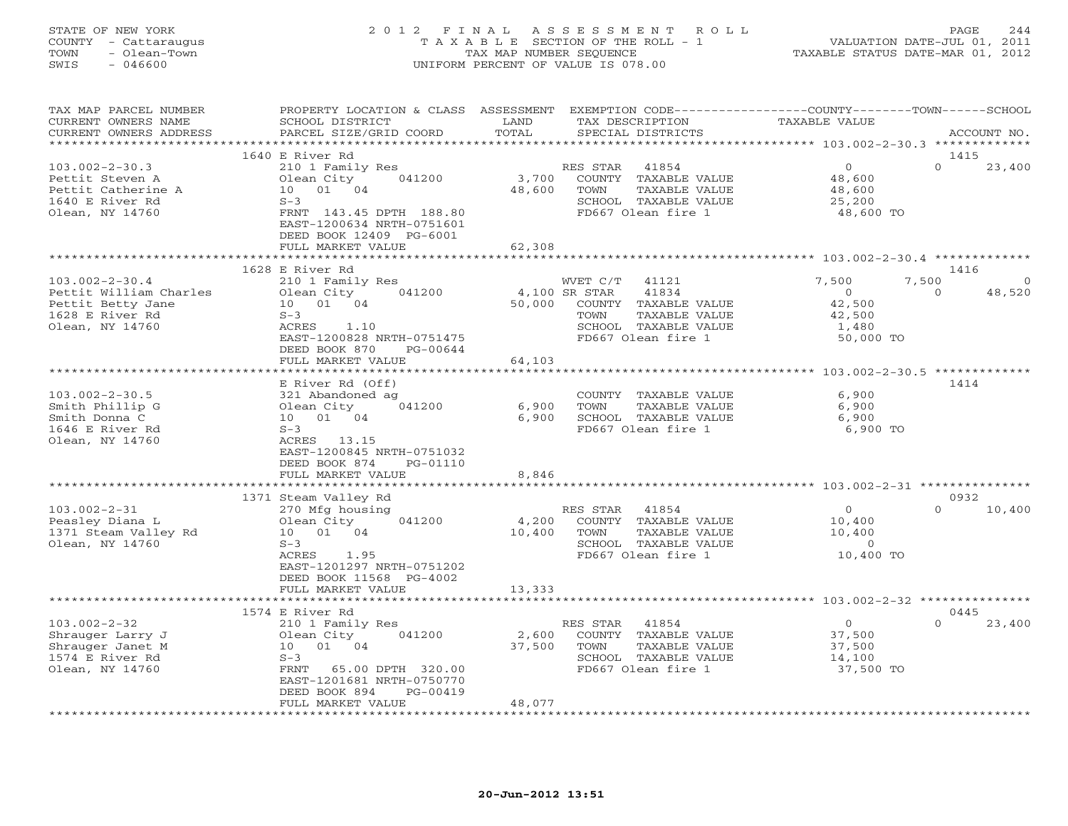STATE OF NEW YORK
COUNTY - Cattaraugus
TOWN - Olean-Town
SWIS - 046600

# 2012 FINAL ASSESSMENT ROLL

TAXABLE SECTION OF THE ROLL - 1
TAX MAP NUMBER SEQUENCE
UNIFORM PERCENT OF VALUE IS 078.00

VALUATION DATE-JUL 01, 2011
TAXABLE STATUS DATE-MAR 01, 2012

| TAX MAP PARCEL NUMBER / CURRENT OWNERS NAME / CURRENT OWNERS ADDRESS | PROPERTY LOCATION & CLASS / SCHOOL DISTRICT / PARCEL SIZE/GRID COORD | ASSESSMENT LAND / TOTAL | EXEMPTION CODE / TAX DESCRIPTION / SPECIAL DISTRICTS | COUNTY TAXABLE VALUE | TOWN | SCHOOL | ACCOUNT NO. |
|---|---|---|---|---|---|---|---|
| 103.002-2-30.3 | 1640 E River Rd | | | | | | 1415 |
| 103.002-2-30.3 | 210 1 Family Res | | RES STAR 41854 | 0 | 0 | 23,400 | |
| Pettit Steven A | Olean City 041200 | 3,700 | COUNTY TAXABLE VALUE | 48,600 | | | |
| Pettit Catherine A | 10 01 04 | 48,600 | TOWN TAXABLE VALUE | 48,600 | | | |
| 1640 E River Rd | S-3 | | SCHOOL TAXABLE VALUE | 25,200 | | | |
| Olean, NY 14760 | FRNT 143.45 DPTH 188.80 | | FD667 Olean fire 1 | 48,600 TO | | | |
| | EAST-1200634 NRTH-0751601 | | | | | | |
| | DEED BOOK 12409 PG-6001 | | | | | | |
| | FULL MARKET VALUE | 62,308 | | | | | |
| 103.002-2-30.4 | 1628 E River Rd | | | | | | 1416 |
| 103.002-2-30.4 | 210 1 Family Res | | WVET C/T 41121 | 7,500 | 7,500 | 0 | |
| Pettit William Charles | Olean City 041200 | 4,100 | SR STAR 41834 | 0 | 0 | 48,520 | |
| Pettit Betty Jane | 10 01 04 | 50,000 | COUNTY TAXABLE VALUE | 42,500 | | | |
| 1628 E River Rd | S-3 | | TOWN TAXABLE VALUE | 42,500 | | | |
| Olean, NY 14760 | ACRES 1.10 | | SCHOOL TAXABLE VALUE | 1,480 | | | |
| | EAST-1200828 NRTH-0751475 | | FD667 Olean fire 1 | 50,000 TO | | | |
| | DEED BOOK 870 PG-00644 | | | | | | |
| | FULL MARKET VALUE | 64,103 | | | | | |
| 103.002-2-30.5 | E River Rd (Off) | | | | | | 1414 |
| 103.002-2-30.5 | 321 Abandoned ag | | COUNTY TAXABLE VALUE | 6,900 | | | |
| Smith Phillip G | Olean City 041200 | 6,900 | TOWN TAXABLE VALUE | 6,900 | | | |
| Smith Donna C | 10 01 04 | 6,900 | SCHOOL TAXABLE VALUE | 6,900 | | | |
| 1646 E River Rd | S-3 | | FD667 Olean fire 1 | 6,900 TO | | | |
| Olean, NY 14760 | ACRES 13.15 | | | | | | |
| | EAST-1200845 NRTH-0751032 | | | | | | |
| | DEED BOOK 874 PG-01110 | | | | | | |
| | FULL MARKET VALUE | 8,846 | | | | | |
| 103.002-2-31 | 1371 Steam Valley Rd | | | | | | 0932 |
| 103.002-2-31 | 270 Mfg housing | | RES STAR 41854 | 0 | 0 | 10,400 | |
| Peasley Diana L | Olean City 041200 | 4,200 | COUNTY TAXABLE VALUE | 10,400 | | | |
| 1371 Steam Valley Rd | 10 01 04 | 10,400 | TOWN TAXABLE VALUE | 10,400 | | | |
| Olean, NY 14760 | S-3 | | SCHOOL TAXABLE VALUE | 0 | | | |
| | ACRES 1.95 | | FD667 Olean fire 1 | 10,400 TO | | | |
| | EAST-1201297 NRTH-0751202 | | | | | | |
| | DEED BOOK 11568 PG-4002 | | | | | | |
| | FULL MARKET VALUE | 13,333 | | | | | |
| 103.002-2-32 | 1574 E River Rd | | | | | | 0445 |
| 103.002-2-32 | 210 1 Family Res | | RES STAR 41854 | 0 | 0 | 23,400 | |
| Shrauger Larry J | Olean City 041200 | 2,600 | COUNTY TAXABLE VALUE | 37,500 | | | |
| Shrauger Janet M | 10 01 04 | 37,500 | TOWN TAXABLE VALUE | 37,500 | | | |
| 1574 E River Rd | S-3 | | SCHOOL TAXABLE VALUE | 14,100 | | | |
| Olean, NY 14760 | FRNT 65.00 DPTH 320.00 | | FD667 Olean fire 1 | 37,500 TO | | | |
| | EAST-1201681 NRTH-0750770 | | | | | | |
| | DEED BOOK 894 PG-00419 | | | | | | |
| | FULL MARKET VALUE | 48,077 | | | | | |

20-Jun-2012 13:51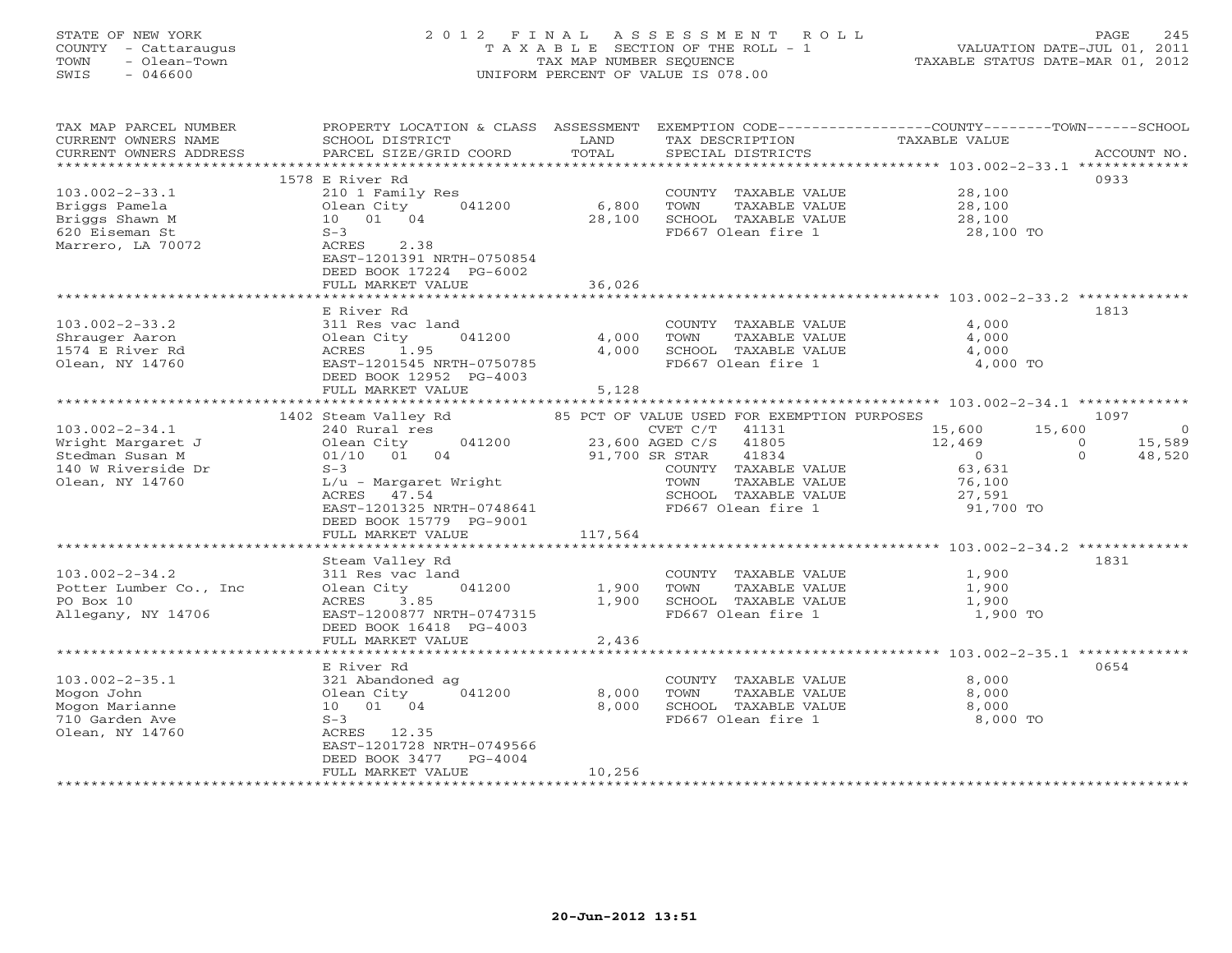STATE OF NEW YORK
COUNTY - Cattaraugus
TOWN - Olean-Town
SWIS - 046600

# 2012 FINAL ASSESSMENT ROLL

TAXABLE SECTION OF THE ROLL - 1
TAX MAP NUMBER SEQUENCE
UNIFORM PERCENT OF VALUE IS 078.00

VALUATION DATE-JUL 01, 2011
TAXABLE STATUS DATE-MAR 01, 2012

| TAX MAP PARCEL NUMBER / CURRENT OWNERS NAME / CURRENT OWNERS ADDRESS | PROPERTY LOCATION & CLASS / SCHOOL DISTRICT / PARCEL SIZE/GRID COORD | ASSESSMENT LAND | ASSESSMENT TOTAL | EXEMPTION CODE / TAX DESCRIPTION / SPECIAL DISTRICTS | COUNTY TAXABLE VALUE | TOWN | SCHOOL | ACCOUNT NO. |
|---|---|---|---|---|---|---|---|---|
| 103.002-2-33.1 | 1578 E River Rd | | | | | | | 0933 |
| Briggs Pamela | 210 1 Family Res | | | COUNTY TAXABLE VALUE | 28,100 | | | |
| Briggs Shawn M | Olean City 041200 | 6,800 | | TOWN TAXABLE VALUE | 28,100 | | | |
| 620 Eiseman St | 10 01 04 | | 28,100 | SCHOOL TAXABLE VALUE | 28,100 | | | |
| Marrero, LA 70072 | S-3 | | | FD667 Olean fire 1 | 28,100 TO | | | |
| | ACRES 2.38 | | | | | | | |
| | EAST-1201391 NRTH-0750854 | | | | | | | |
| | DEED BOOK 17224 PG-6002 | | | | | | | |
| | FULL MARKET VALUE | | 36,026 | | | | | |
| 103.002-2-33.2 | E River Rd | | | | | | | 1813 |
| Shrauger Aaron | 311 Res vac land | | | COUNTY TAXABLE VALUE | 4,000 | | | |
| 1574 E River Rd | Olean City 041200 | 4,000 | | TOWN TAXABLE VALUE | 4,000 | | | |
| Olean, NY 14760 | ACRES 1.95 | | 4,000 | SCHOOL TAXABLE VALUE | 4,000 | | | |
| | EAST-1201545 NRTH-0750785 | | | FD667 Olean fire 1 | 4,000 TO | | | |
| | DEED BOOK 12952 PG-4003 | | | | | | | |
| | FULL MARKET VALUE | | 5,128 | | | | | |
| 103.002-2-34.1 | 1402 Steam Valley Rd | | | 85 PCT OF VALUE USED FOR EXEMPTION PURPOSES | | | | 1097 |
| Wright Margaret J | 240 Rural res | | | CVET C/T 41131 | 15,600 | 15,600 | 0 | |
| Stedman Susan M | Olean City 041200 | 23,600 | | AGED C/S 41805 | 12,469 | 0 | 15,589 | |
| 140 W Riverside Dr | 01/10 01 04 | | 91,700 | SR STAR 41834 | 0 | 0 | 48,520 | |
| Olean, NY 14760 | S-3 | | | COUNTY TAXABLE VALUE | 63,631 | | | |
| | L/u - Margaret Wright | | | TOWN TAXABLE VALUE | 76,100 | | | |
| | ACRES 47.54 | | | SCHOOL TAXABLE VALUE | 27,591 | | | |
| | EAST-1201325 NRTH-0748641 | | | FD667 Olean fire 1 | 91,700 TO | | | |
| | DEED BOOK 15779 PG-9001 | | | | | | | |
| | FULL MARKET VALUE | | 117,564 | | | | | |
| 103.002-2-34.2 | Steam Valley Rd | | | | | | | 1831 |
| Potter Lumber Co., Inc | 311 Res vac land | | | COUNTY TAXABLE VALUE | 1,900 | | | |
| PO Box 10 | Olean City 041200 | 1,900 | | TOWN TAXABLE VALUE | 1,900 | | | |
| Allegany, NY 14706 | ACRES 3.85 | | 1,900 | SCHOOL TAXABLE VALUE | 1,900 | | | |
| | EAST-1200877 NRTH-0747315 | | | FD667 Olean fire 1 | 1,900 TO | | | |
| | DEED BOOK 16418 PG-4003 | | | | | | | |
| | FULL MARKET VALUE | | 2,436 | | | | | |
| 103.002-2-35.1 | E River Rd | | | | | | | 0654 |
| Mogon John | 321 Abandoned ag | | | COUNTY TAXABLE VALUE | 8,000 | | | |
| Mogon Marianne | Olean City 041200 | 8,000 | | TOWN TAXABLE VALUE | 8,000 | | | |
| 710 Garden Ave | 10 01 04 | | 8,000 | SCHOOL TAXABLE VALUE | 8,000 | | | |
| Olean, NY 14760 | S-3 | | | FD667 Olean fire 1 | 8,000 TO | | | |
| | ACRES 12.35 | | | | | | | |
| | EAST-1201728 NRTH-0749566 | | | | | | | |
| | DEED BOOK 3477 PG-4004 | | | | | | | |
| | FULL MARKET VALUE | | 10,256 | | | | | |

20-Jun-2012 13:51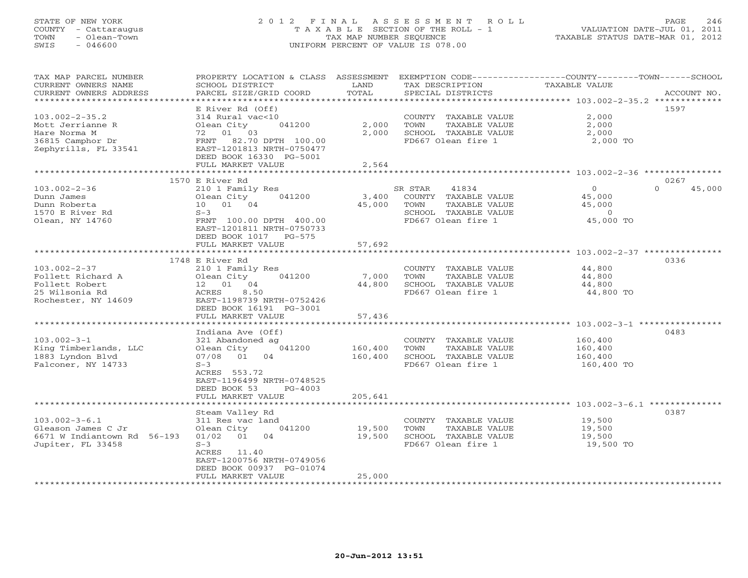STATE OF NEW YORK
COUNTY - Cattaraugus
TOWN - Olean-Town
SWIS - 046600

2012 FINAL ASSESSMENT ROLL
TAXABLE SECTION OF THE ROLL - 1
TAX MAP NUMBER SEQUENCE
UNIFORM PERCENT OF VALUE IS 078.00

VALUATION DATE-JUL 01, 2011
TAXABLE STATUS DATE-MAR 01, 2012

| TAX MAP PARCEL NUMBER / CURRENT OWNERS NAME / CURRENT OWNERS ADDRESS | PROPERTY LOCATION & CLASS / SCHOOL DISTRICT / PARCEL SIZE/GRID COORD | ASSESSMENT LAND | TOTAL | EXEMPTION CODE / TAX DESCRIPTION / SPECIAL DISTRICTS | COUNTY TAXABLE VALUE | TOWN | SCHOOL | ACCOUNT NO. |
|---|---|---|---|---|---|---|---|---|
| **103.002-2-35.2** | E River Rd (Off) | | | | | | | 1597 |
| Mott Jerrianne R | 314 Rural vac<10 | | | COUNTY TAXABLE VALUE | 2,000 | | | |
| Hare Norma M | Olean City 041200 | 2,000 | | TOWN TAXABLE VALUE | 2,000 | | | |
| 36815 Camphor Dr | 72 01 03 | | 2,000 | SCHOOL TAXABLE VALUE | 2,000 | | | |
| Zephyrills, FL 33541 | FRNT 82.70 DPTH 100.00 | | | FD667 Olean fire 1 | 2,000 TO | | | |
| | EAST-1201813 NRTH-0750477 | | | | | | | |
| | DEED BOOK 16330 PG-5001 | | | | | | | |
| | FULL MARKET VALUE | | 2,564 | | | | | |
| **103.002-2-36** | 1570 E River Rd | | | | | | | 0267 |
| Dunn James | 210 1 Family Res | | | SR STAR 41834 | 0 | | 0 | 45,000 |
| Dunn Roberta | Olean City 041200 | 3,400 | | COUNTY TAXABLE VALUE | 45,000 | | | |
| 1570 E River Rd | 10 01 04 | | 45,000 | TOWN TAXABLE VALUE | 45,000 | | | |
| Olean, NY 14760 | S-3 | | | SCHOOL TAXABLE VALUE | 0 | | | |
| | FRNT 100.00 DPTH 400.00 | | | FD667 Olean fire 1 | 45,000 TO | | | |
| | EAST-1201811 NRTH-0750733 | | | | | | | |
| | DEED BOOK 1017 PG-575 | | | | | | | |
| | FULL MARKET VALUE | | 57,692 | | | | | |
| **103.002-2-37** | 1748 E River Rd | | | | | | | 0336 |
| Follett Richard A | 210 1 Family Res | | | COUNTY TAXABLE VALUE | 44,800 | | | |
| Follett Robert | Olean City 041200 | 7,000 | | TOWN TAXABLE VALUE | 44,800 | | | |
| 25 Wilsonia Rd | 12 01 04 | | 44,800 | SCHOOL TAXABLE VALUE | 44,800 | | | |
| Rochester, NY 14609 | ACRES 8.50 | | | FD667 Olean fire 1 | 44,800 TO | | | |
| | EAST-1198739 NRTH-0752426 | | | | | | | |
| | DEED BOOK 16191 PG-3001 | | | | | | | |
| | FULL MARKET VALUE | | 57,436 | | | | | |
| **103.002-3-1** | Indiana Ave (Off) | | | | | | | 0483 |
| King Timberlands, LLC | 321 Abandoned ag | | | COUNTY TAXABLE VALUE | 160,400 | | | |
| 1883 Lyndon Blvd | Olean City 041200 | 160,400 | | TOWN TAXABLE VALUE | 160,400 | | | |
| Falconer, NY 14733 | 07/08 01 04 | | 160,400 | SCHOOL TAXABLE VALUE | 160,400 | | | |
| | S-3 | | | FD667 Olean fire 1 | 160,400 TO | | | |
| | ACRES 553.72 | | | | | | | |
| | EAST-1196499 NRTH-0748525 | | | | | | | |
| | DEED BOOK 53 PG-4003 | | | | | | | |
| | FULL MARKET VALUE | | 205,641 | | | | | |
| **103.002-3-6.1** | Steam Valley Rd | | | | | | | 0387 |
| Gleason James C Jr | 311 Res vac land | | | COUNTY TAXABLE VALUE | 19,500 | | | |
| 6671 W Indiantown Rd 56-193 | Olean City 041200 | 19,500 | | TOWN TAXABLE VALUE | 19,500 | | | |
| Jupiter, FL 33458 | 01/02 01 04 | | 19,500 | SCHOOL TAXABLE VALUE | 19,500 | | | |
| | S-3 | | | FD667 Olean fire 1 | 19,500 TO | | | |
| | ACRES 11.40 | | | | | | | |
| | EAST-1200756 NRTH-0749056 | | | | | | | |
| | DEED BOOK 00937 PG-01074 | | | | | | | |
| | FULL MARKET VALUE | | 25,000 | | | | | |

20-Jun-2012 13:51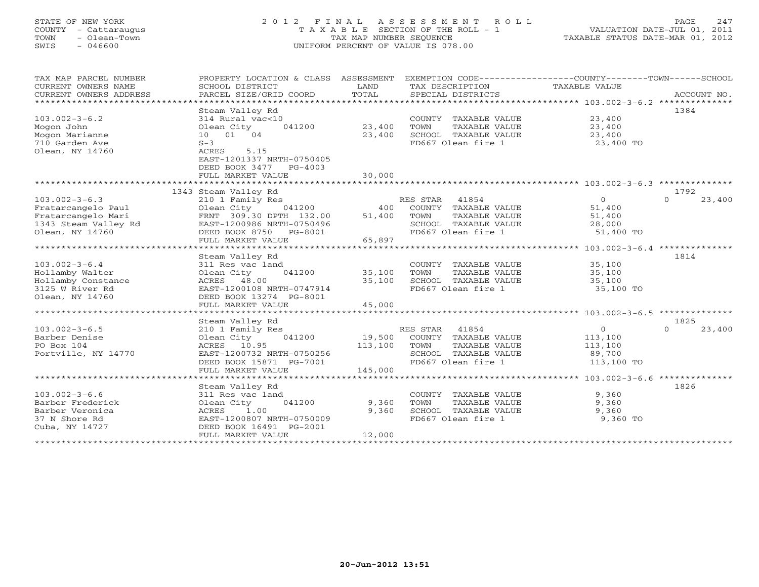STATE OF NEW YORK
COUNTY - Cattaraugus
TOWN - Olean-Town
SWIS - 046600

# 2012 FINAL ASSESSMENT ROLL
TAXABLE SECTION OF THE ROLL - 1
TAX MAP NUMBER SEQUENCE
UNIFORM PERCENT OF VALUE IS 078.00

VALUATION DATE-JUL 01, 2011
TAXABLE STATUS DATE-MAR 01, 2012

| TAX MAP PARCEL NUMBER / CURRENT OWNERS NAME / CURRENT OWNERS ADDRESS | PROPERTY LOCATION & CLASS / SCHOOL DISTRICT / PARCEL SIZE/GRID COORD | ASSESSMENT LAND | TOTAL | EXEMPTION CODE / TAX DESCRIPTION / SPECIAL DISTRICTS | TAXABLE VALUE COUNTY/TOWN/SCHOOL | ACCOUNT NO. |
|---|---|---|---|---|---|---|
| 103.002-3-6.2 | Steam Valley Rd | | | | | 1384 |
| Mogon John | 314 Rural vac<10 | | | COUNTY TAXABLE VALUE | 23,400 | |
| Mogon Marianne | Olean City 041200 | 23,400 | | TOWN TAXABLE VALUE | 23,400 | |
| 710 Garden Ave | 10 01 04 | | 23,400 | SCHOOL TAXABLE VALUE | 23,400 | |
| Olean, NY 14760 | S-3 | | | FD667 Olean fire 1 | 23,400 TO | |
| | ACRES 5.15 | | | | | |
| | EAST-1201337 NRTH-0750405 | | | | | |
| | DEED BOOK 3477 PG-4003 | | | | | |
| | FULL MARKET VALUE | | 30,000 | | | |
| 103.002-3-6.3 | 1343 Steam Valley Rd | | | | | 1792 |
| Fratarcangelo Paul | 210 1 Family Res | | | RES STAR 41854 | 0 / 0 / 23,400 | |
| Fratarcangelo Mari | Olean City 041200 | 400 | | COUNTY TAXABLE VALUE | 51,400 | |
| 1343 Steam Valley Rd | FRNT 309.30 DPTH 132.00 | | 51,400 | TOWN TAXABLE VALUE | 51,400 | |
| Olean, NY 14760 | EAST-1200986 NRTH-0750496 | | | SCHOOL TAXABLE VALUE | 28,000 | |
| | DEED BOOK 8750 PG-8001 | | | FD667 Olean fire 1 | 51,400 TO | |
| | FULL MARKET VALUE | | 65,897 | | | |
| 103.002-3-6.4 | Steam Valley Rd | | | | | 1814 |
| Hollamby Walter | 311 Res vac land | | | COUNTY TAXABLE VALUE | 35,100 | |
| Hollamby Constance | Olean City 041200 | 35,100 | | TOWN TAXABLE VALUE | 35,100 | |
| 3125 W River Rd | ACRES 48.00 | | 35,100 | SCHOOL TAXABLE VALUE | 35,100 | |
| Olean, NY 14760 | EAST-1200108 NRTH-0747914 | | | FD667 Olean fire 1 | 35,100 TO | |
| | DEED BOOK 13274 PG-8001 | | | | | |
| | FULL MARKET VALUE | | 45,000 | | | |
| 103.002-3-6.5 | Steam Valley Rd | | | | | 1825 |
| Barber Denise | 210 1 Family Res | | | RES STAR 41854 | 0 / 0 / 23,400 | |
| PO Box 104 | Olean City 041200 | 19,500 | | COUNTY TAXABLE VALUE | 113,100 | |
| Portville, NY 14770 | ACRES 10.95 | | 113,100 | TOWN TAXABLE VALUE | 113,100 | |
| | EAST-1200732 NRTH-0750256 | | | SCHOOL TAXABLE VALUE | 89,700 | |
| | DEED BOOK 15871 PG-7001 | | | FD667 Olean fire 1 | 113,100 TO | |
| | FULL MARKET VALUE | | 145,000 | | | |
| 103.002-3-6.6 | Steam Valley Rd | | | | | 1826 |
| Barber Frederick | 311 Res vac land | | | COUNTY TAXABLE VALUE | 9,360 | |
| Barber Veronica | Olean City 041200 | 9,360 | | TOWN TAXABLE VALUE | 9,360 | |
| 37 N Shore Rd | ACRES 1.00 | | 9,360 | SCHOOL TAXABLE VALUE | 9,360 | |
| Cuba, NY 14727 | EAST-1200807 NRTH-0750009 | | | FD667 Olean fire 1 | 9,360 TO | |
| | DEED BOOK 16491 PG-2001 | | | | | |
| | FULL MARKET VALUE | | 12,000 | | | |

20-Jun-2012 13:51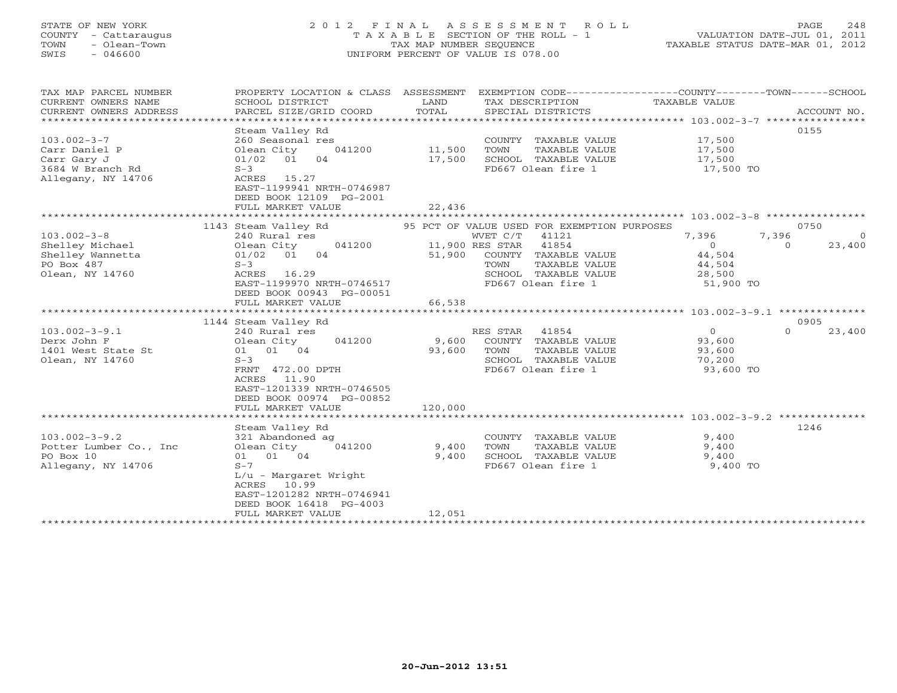STATE OF NEW YORK
COUNTY - Cattaraugus
TOWN - Olean-Town
SWIS - 046600

2 0 1 2 F I N A L A S S E S S M E N T R O L L
T A X A B L E SECTION OF THE ROLL - 1
TAX MAP NUMBER SEQUENCE
UNIFORM PERCENT OF VALUE IS 078.00

VALUATION DATE-JUL 01, 2011
TAXABLE STATUS DATE-MAR 01, 2012

| TAX MAP PARCEL NUMBER / CURRENT OWNERS NAME / CURRENT OWNERS ADDRESS | PROPERTY LOCATION & CLASS / SCHOOL DISTRICT / PARCEL SIZE/GRID COORD | ASSESSMENT LAND / TOTAL | EXEMPTION CODE / TAX DESCRIPTION / SPECIAL DISTRICTS | COUNTY TAXABLE VALUE | TOWN | SCHOOL / ACCOUNT NO. |
|---|---|---|---|---|---|---|
| 103.002-3-7 | Steam Valley Rd | | | | | 0155 |
| 103.002-3-7 | 260 Seasonal res | | COUNTY TAXABLE VALUE | 17,500 | | |
| Carr Daniel P | Olean City 041200 | 11,500 | TOWN TAXABLE VALUE | 17,500 | | |
| Carr Gary J | 01/02 01 04 | 17,500 | SCHOOL TAXABLE VALUE | 17,500 | | |
| 3684 W Branch Rd | S-3 | | FD667 Olean fire 1 | 17,500 TO | | |
| Allegany, NY 14706 | ACRES 15.27 | | | | | |
| | EAST-1199941 NRTH-0746987 | | | | | |
| | DEED BOOK 12109 PG-2001 | | | | | |
| | FULL MARKET VALUE | 22,436 | | | | |
| 103.002-3-8 | 1143 Steam Valley Rd | | 95 PCT OF VALUE USED FOR EXEMPTION PURPOSES | | | 0750 |
| 103.002-3-8 | 240 Rural res | | WVET C/T 41121 | 7,396 | 7,396 | 0 |
| Shelley Michael | Olean City 041200 | 11,900 | RES STAR 41854 | 0 | 0 | 23,400 |
| Shelley Wannetta | 01/02 01 04 | 51,900 | COUNTY TAXABLE VALUE | 44,504 | | |
| PO Box 487 | S-3 | | TOWN TAXABLE VALUE | 44,504 | | |
| Olean, NY 14760 | ACRES 16.29 | | SCHOOL TAXABLE VALUE | 28,500 | | |
| | EAST-1199970 NRTH-0746517 | | FD667 Olean fire 1 | 51,900 TO | | |
| | DEED BOOK 00943 PG-00051 | | | | | |
| | FULL MARKET VALUE | 66,538 | | | | |
| 103.002-3-9.1 | 1144 Steam Valley Rd | | | | | 0905 |
| 103.002-3-9.1 | 240 Rural res | | RES STAR 41854 | 0 | 0 | 23,400 |
| Derx John F | Olean City 041200 | 9,600 | COUNTY TAXABLE VALUE | 93,600 | | |
| 1401 West State St | 01 01 04 | 93,600 | TOWN TAXABLE VALUE | 93,600 | | |
| Olean, NY 14760 | S-3 | | SCHOOL TAXABLE VALUE | 70,200 | | |
| | FRNT 472.00 DPTH | | FD667 Olean fire 1 | 93,600 TO | | |
| | ACRES 11.90 | | | | | |
| | EAST-1201339 NRTH-0746505 | | | | | |
| | DEED BOOK 00974 PG-00852 | | | | | |
| | FULL MARKET VALUE | 120,000 | | | | |
| 103.002-3-9.2 | Steam Valley Rd | | | | | 1246 |
| 103.002-3-9.2 | 321 Abandoned ag | | COUNTY TAXABLE VALUE | 9,400 | | |
| Potter Lumber Co., Inc | Olean City 041200 | 9,400 | TOWN TAXABLE VALUE | 9,400 | | |
| PO Box 10 | 01 01 04 | 9,400 | SCHOOL TAXABLE VALUE | 9,400 | | |
| Allegany, NY 14706 | S-7 | | FD667 Olean fire 1 | 9,400 TO | | |
| | L/u - Margaret Wright | | | | | |
| | ACRES 10.99 | | | | | |
| | EAST-1201282 NRTH-0746941 | | | | | |
| | DEED BOOK 16418 PG-4003 | | | | | |
| | FULL MARKET VALUE | 12,051 | | | | |

20-Jun-2012 13:51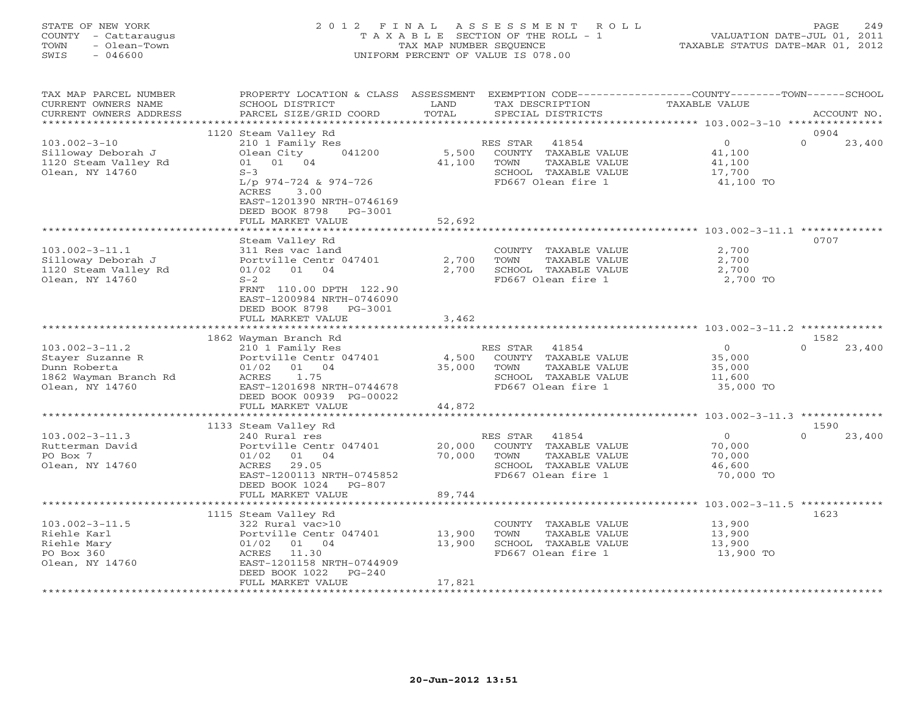STATE OF NEW YORK
COUNTY - Cattaraugus
TOWN - Olean-Town
SWIS - 046600

# 2012 FINAL ASSESSMENT ROLL

TAXABLE SECTION OF THE ROLL - 1
TAX MAP NUMBER SEQUENCE
UNIFORM PERCENT OF VALUE IS 078.00

VALUATION DATE-JUL 01, 2011
TAXABLE STATUS DATE-MAR 01, 2012

| TAX MAP PARCEL NUMBER / CURRENT OWNERS NAME / CURRENT OWNERS ADDRESS | PROPERTY LOCATION & CLASS / SCHOOL DISTRICT / PARCEL SIZE/GRID COORD | ASSESSMENT LAND / TOTAL | EXEMPTION CODE / TAX DESCRIPTION / SPECIAL DISTRICTS | COUNTY / TOWN TAXABLE VALUE | SCHOOL / ACCOUNT NO. |
|---|---|---|---|---|---|
| 103.002-3-10 | 1120 Steam Valley Rd | | | | 0904 |
| Silloway Deborah J | 210 1 Family Res | | RES STAR 41854 | 0 | 0 23,400 |
| 1120 Steam Valley Rd | Olean City 041200 | 5,500 | COUNTY TAXABLE VALUE | 41,100 | |
| Olean, NY 14760 | 01 01 04 | 41,100 | TOWN TAXABLE VALUE | 41,100 | |
| | S-3 | | SCHOOL TAXABLE VALUE | 17,700 | |
| | L/p 974-724 & 974-726 | | FD667 Olean fire 1 | 41,100 TO | |
| | ACRES 3.00 | | | | |
| | EAST-1201390 NRTH-0746169 | | | | |
| | DEED BOOK 8798 PG-3001 | | | | |
| | FULL MARKET VALUE | 52,692 | | | |
| 103.002-3-11.1 | Steam Valley Rd | | | | 0707 |
| Silloway Deborah J | 311 Res vac land | | COUNTY TAXABLE VALUE | 2,700 | |
| 1120 Steam Valley Rd | Portville Centr 047401 | 2,700 | TOWN TAXABLE VALUE | 2,700 | |
| Olean, NY 14760 | 01/02 01 04 | 2,700 | SCHOOL TAXABLE VALUE | 2,700 | |
| | S-2 | | FD667 Olean fire 1 | 2,700 TO | |
| | FRNT 110.00 DPTH 122.90 | | | | |
| | EAST-1200984 NRTH-0746090 | | | | |
| | DEED BOOK 8798 PG-3001 | | | | |
| | FULL MARKET VALUE | 3,462 | | | |
| 103.002-3-11.2 | 1862 Wayman Branch Rd | | | | 1582 |
| Stayer Suzanne R | 210 1 Family Res | | RES STAR 41854 | 0 | 0 23,400 |
| Dunn Roberta | Portville Centr 047401 | 4,500 | COUNTY TAXABLE VALUE | 35,000 | |
| 1862 Wayman Branch Rd | 01/02 01 04 | 35,000 | TOWN TAXABLE VALUE | 35,000 | |
| Olean, NY 14760 | ACRES 1.75 | | SCHOOL TAXABLE VALUE | 11,600 | |
| | EAST-1201698 NRTH-0744678 | | FD667 Olean fire 1 | 35,000 TO | |
| | DEED BOOK 00939 PG-00022 | | | | |
| | FULL MARKET VALUE | 44,872 | | | |
| 103.002-3-11.3 | 1133 Steam Valley Rd | | | | 1590 |
| Rutterman David | 240 Rural res | | RES STAR 41854 | 0 | 0 23,400 |
| PO Box 7 | Portville Centr 047401 | 20,000 | COUNTY TAXABLE VALUE | 70,000 | |
| Olean, NY 14760 | 01/02 01 04 | 70,000 | TOWN TAXABLE VALUE | 70,000 | |
| | ACRES 29.05 | | SCHOOL TAXABLE VALUE | 46,600 | |
| | EAST-1200113 NRTH-0745852 | | FD667 Olean fire 1 | 70,000 TO | |
| | DEED BOOK 1024 PG-807 | | | | |
| | FULL MARKET VALUE | 89,744 | | | |
| 103.002-3-11.5 | 1115 Steam Valley Rd | | | | 1623 |
| Riehle Karl | 322 Rural vac>10 | | COUNTY TAXABLE VALUE | 13,900 | |
| Riehle Mary | Portville Centr 047401 | 13,900 | TOWN TAXABLE VALUE | 13,900 | |
| PO Box 360 | 01/02 01 04 | 13,900 | SCHOOL TAXABLE VALUE | 13,900 | |
| Olean, NY 14760 | ACRES 11.30 | | FD667 Olean fire 1 | 13,900 TO | |
| | EAST-1201158 NRTH-0744909 | | | | |
| | DEED BOOK 1022 PG-240 | | | | |
| | FULL MARKET VALUE | 17,821 | | | |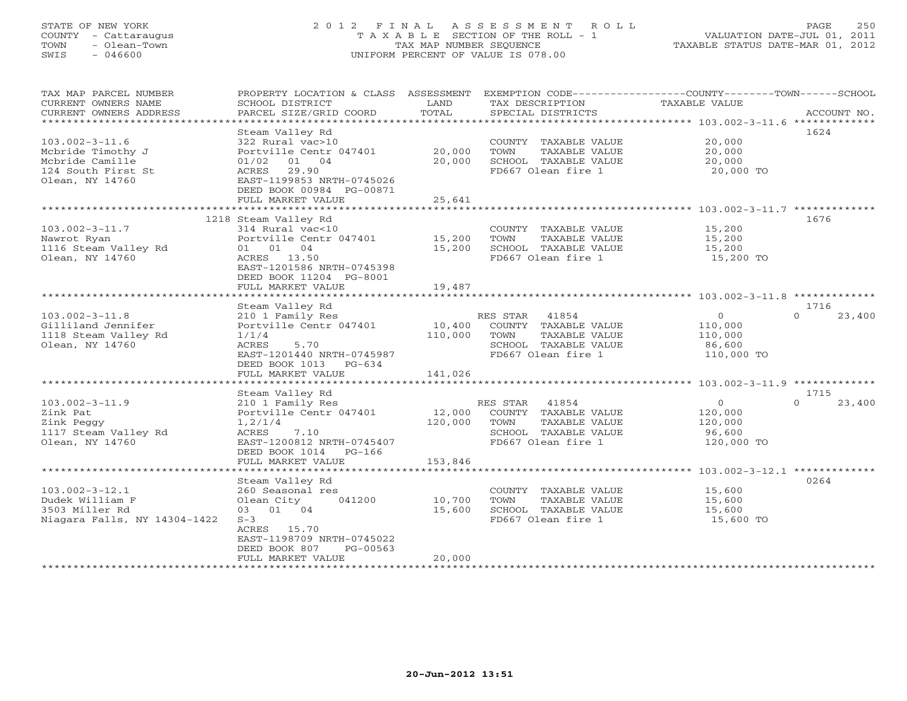STATE OF NEW YORK
COUNTY - Cattaraugus
TOWN - Olean-Town
SWIS - 046600

# 2012 FINAL ASSESSMENT ROLL

TAXABLE SECTION OF THE ROLL - 1
TAX MAP NUMBER SEQUENCE
UNIFORM PERCENT OF VALUE IS 078.00

VALUATION DATE-JUL 01, 2011
TAXABLE STATUS DATE-MAR 01, 2012

| TAX MAP PARCEL NUMBER / CURRENT OWNERS NAME / CURRENT OWNERS ADDRESS | PROPERTY LOCATION & CLASS / SCHOOL DISTRICT / PARCEL SIZE/GRID COORD | ASSESSMENT LAND / TOTAL | EXEMPTION CODE / TAX DESCRIPTION / SPECIAL DISTRICTS | COUNTY / TOWN TAXABLE VALUE | SCHOOL / ACCOUNT NO. |
|---|---|---|---|---|---|
| **103.002-3-11.6** | Steam Valley Rd | | | | 1624 |
| 103.002-3-11.6 | 322 Rural vac>10 | | COUNTY TAXABLE VALUE | 20,000 | |
| Mcbride Timothy J | Portville Centr 047401 | 20,000 | TOWN TAXABLE VALUE | 20,000 | |
| Mcbride Camille | 01/02 01 04 | 20,000 | SCHOOL TAXABLE VALUE | 20,000 | |
| 124 South First St | ACRES 29.90 | | FD667 Olean fire 1 | 20,000 TO | |
| Olean, NY 14760 | EAST-1199853 NRTH-0745026 | | | | |
| | DEED BOOK 00984 PG-00871 | | | | |
| | FULL MARKET VALUE | 25,641 | | | |
| **103.002-3-11.7** | 1218 Steam Valley Rd | | | | 1676 |
| 103.002-3-11.7 | 314 Rural vac<10 | | COUNTY TAXABLE VALUE | 15,200 | |
| Nawrot Ryan | Portville Centr 047401 | 15,200 | TOWN TAXABLE VALUE | 15,200 | |
| 1116 Steam Valley Rd | 01 01 04 | 15,200 | SCHOOL TAXABLE VALUE | 15,200 | |
| Olean, NY 14760 | ACRES 13.50 | | FD667 Olean fire 1 | 15,200 TO | |
| | EAST-1201586 NRTH-0745398 | | | | |
| | DEED BOOK 11204 PG-8001 | | | | |
| | FULL MARKET VALUE | 19,487 | | | |
| **103.002-3-11.8** | Steam Valley Rd | | | | 1716 |
| 103.002-3-11.8 | 210 1 Family Res | | RES STAR 41854 | 0 | 0 23,400 |
| Gilliland Jennifer | Portville Centr 047401 | 10,400 | COUNTY TAXABLE VALUE | 110,000 | |
| 1118 Steam Valley Rd | 1/1/4 | 110,000 | TOWN TAXABLE VALUE | 110,000 | |
| Olean, NY 14760 | ACRES 5.70 | | SCHOOL TAXABLE VALUE | 86,600 | |
| | EAST-1201440 NRTH-0745987 | | FD667 Olean fire 1 | 110,000 TO | |
| | DEED BOOK 1013 PG-634 | | | | |
| | FULL MARKET VALUE | 141,026 | | | |
| **103.002-3-11.9** | Steam Valley Rd | | | | 1715 |
| 103.002-3-11.9 | 210 1 Family Res | | RES STAR 41854 | 0 | 0 23,400 |
| Zink Pat | Portville Centr 047401 | 12,000 | COUNTY TAXABLE VALUE | 120,000 | |
| Zink Peggy | 1,2/1/4 | 120,000 | TOWN TAXABLE VALUE | 120,000 | |
| 1117 Steam Valley Rd | ACRES 7.10 | | SCHOOL TAXABLE VALUE | 96,600 | |
| Olean, NY 14760 | EAST-1200812 NRTH-0745407 | | FD667 Olean fire 1 | 120,000 TO | |
| | DEED BOOK 1014 PG-166 | | | | |
| | FULL MARKET VALUE | 153,846 | | | |
| **103.002-3-12.1** | Steam Valley Rd | | | | 0264 |
| 103.002-3-12.1 | 260 Seasonal res | | COUNTY TAXABLE VALUE | 15,600 | |
| Dudek William F | Olean City 041200 | 10,700 | TOWN TAXABLE VALUE | 15,600 | |
| 3503 Miller Rd | 03 01 04 | 15,600 | SCHOOL TAXABLE VALUE | 15,600 | |
| Niagara Falls, NY 14304-1422 | S-3 | | FD667 Olean fire 1 | 15,600 TO | |
| | ACRES 15.70 | | | | |
| | EAST-1198709 NRTH-0745022 | | | | |
| | DEED BOOK 807 PG-00563 | | | | |
| | FULL MARKET VALUE | 20,000 | | | |

20-Jun-2012 13:51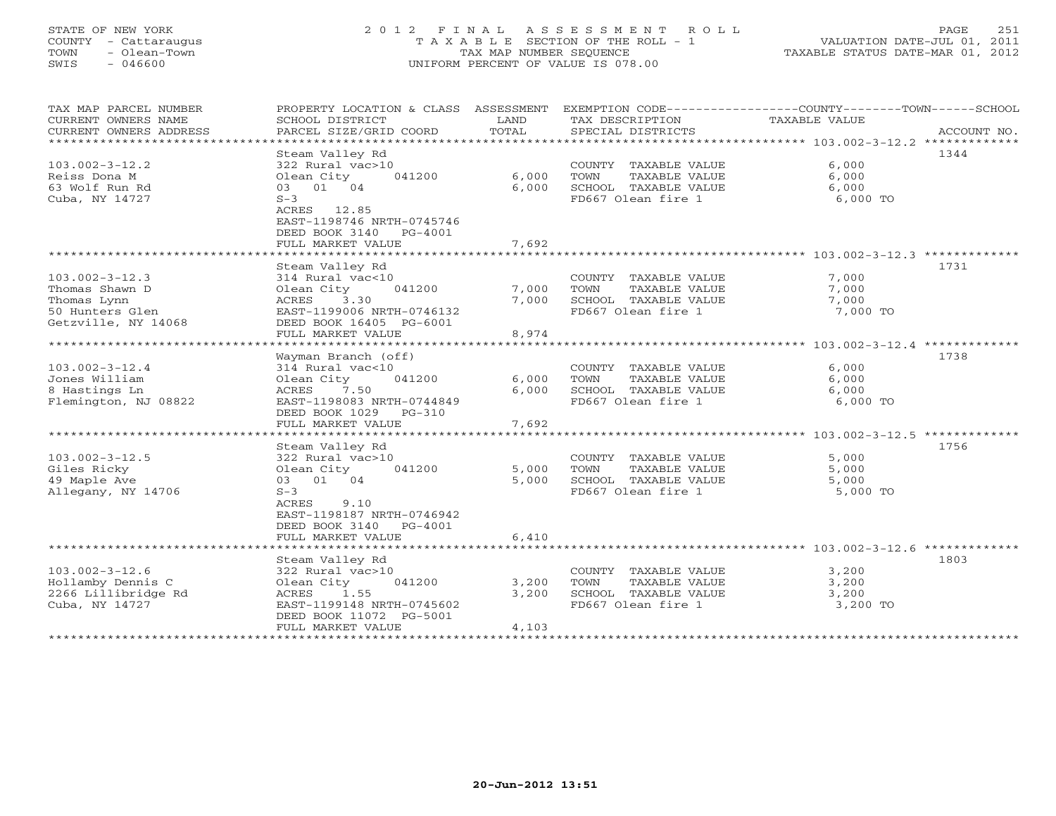STATE OF NEW YORK
COUNTY - Cattaraugus
TOWN - Olean-Town
SWIS - 046600

# 2012 FINAL ASSESSMENT ROLL

TAXABLE SECTION OF THE ROLL - 1
TAX MAP NUMBER SEQUENCE
UNIFORM PERCENT OF VALUE IS 078.00

VALUATION DATE-JUL 01, 2011
TAXABLE STATUS DATE-MAR 01, 2012

| TAX MAP PARCEL NUMBER / CURRENT OWNERS NAME / CURRENT OWNERS ADDRESS | PROPERTY LOCATION & CLASS / SCHOOL DISTRICT / PARCEL SIZE/GRID COORD | ASSESSMENT LAND | TOTAL | EXEMPTION CODE / TAX DESCRIPTION / SPECIAL DISTRICTS | COUNTY--------TOWN------SCHOOL TAXABLE VALUE | ACCOUNT NO. |
|---|---|---|---|---|---|---|
| **103.002-3-12.2** | Steam Valley Rd | | | | | 1344 |
| 103.002-3-12.2 | 322 Rural vac>10 | | | COUNTY TAXABLE VALUE | 6,000 | |
| Reiss Dona M | Olean City 041200 | 6,000 | | TOWN TAXABLE VALUE | 6,000 | |
| 63 Wolf Run Rd | 03 01 04 | | 6,000 | SCHOOL TAXABLE VALUE | 6,000 | |
| Cuba, NY 14727 | S-3 | | | FD667 Olean fire 1 | 6,000 TO | |
| | ACRES 12.85 | | | | | |
| | EAST-1198746 NRTH-0745746 | | | | | |
| | DEED BOOK 3140 PG-4001 | | | | | |
| | FULL MARKET VALUE | | 7,692 | | | |
| **103.002-3-12.3** | Steam Valley Rd | | | | | 1731 |
| 103.002-3-12.3 | 314 Rural vac<10 | | | COUNTY TAXABLE VALUE | 7,000 | |
| Thomas Shawn D | Olean City 041200 | 7,000 | | TOWN TAXABLE VALUE | 7,000 | |
| Thomas Lynn | ACRES 3.30 | | 7,000 | SCHOOL TAXABLE VALUE | 7,000 | |
| 50 Hunters Glen | EAST-1199006 NRTH-0746132 | | | FD667 Olean fire 1 | 7,000 TO | |
| Getzville, NY 14068 | DEED BOOK 16405 PG-6001 | | | | | |
| | FULL MARKET VALUE | | 8,974 | | | |
| **103.002-3-12.4** | Wayman Branch (off) | | | | | 1738 |
| 103.002-3-12.4 | 314 Rural vac<10 | | | COUNTY TAXABLE VALUE | 6,000 | |
| Jones William | Olean City 041200 | 6,000 | | TOWN TAXABLE VALUE | 6,000 | |
| 8 Hastings Ln | ACRES 7.50 | | 6,000 | SCHOOL TAXABLE VALUE | 6,000 | |
| Flemington, NJ 08822 | EAST-1198083 NRTH-0744849 | | | FD667 Olean fire 1 | 6,000 TO | |
| | DEED BOOK 1029 PG-310 | | | | | |
| | FULL MARKET VALUE | | 7,692 | | | |
| **103.002-3-12.5** | Steam Valley Rd | | | | | 1756 |
| 103.002-3-12.5 | 322 Rural vac>10 | | | COUNTY TAXABLE VALUE | 5,000 | |
| Giles Ricky | Olean City 041200 | 5,000 | | TOWN TAXABLE VALUE | 5,000 | |
| 49 Maple Ave | 03 01 04 | | 5,000 | SCHOOL TAXABLE VALUE | 5,000 | |
| Allegany, NY 14706 | S-3 | | | FD667 Olean fire 1 | 5,000 TO | |
| | ACRES 9.10 | | | | | |
| | EAST-1198187 NRTH-0746942 | | | | | |
| | DEED BOOK 3140 PG-4001 | | | | | |
| | FULL MARKET VALUE | | 6,410 | | | |
| **103.002-3-12.6** | Steam Valley Rd | | | | | 1803 |
| 103.002-3-12.6 | 322 Rural vac>10 | | | COUNTY TAXABLE VALUE | 3,200 | |
| Hollamby Dennis C | Olean City 041200 | 3,200 | | TOWN TAXABLE VALUE | 3,200 | |
| 2266 Lillibridge Rd | ACRES 1.55 | | 3,200 | SCHOOL TAXABLE VALUE | 3,200 | |
| Cuba, NY 14727 | EAST-1199148 NRTH-0745602 | | | FD667 Olean fire 1 | 3,200 TO | |
| | DEED BOOK 11072 PG-5001 | | | | | |
| | FULL MARKET VALUE | | 4,103 | | | |

20-Jun-2012 13:51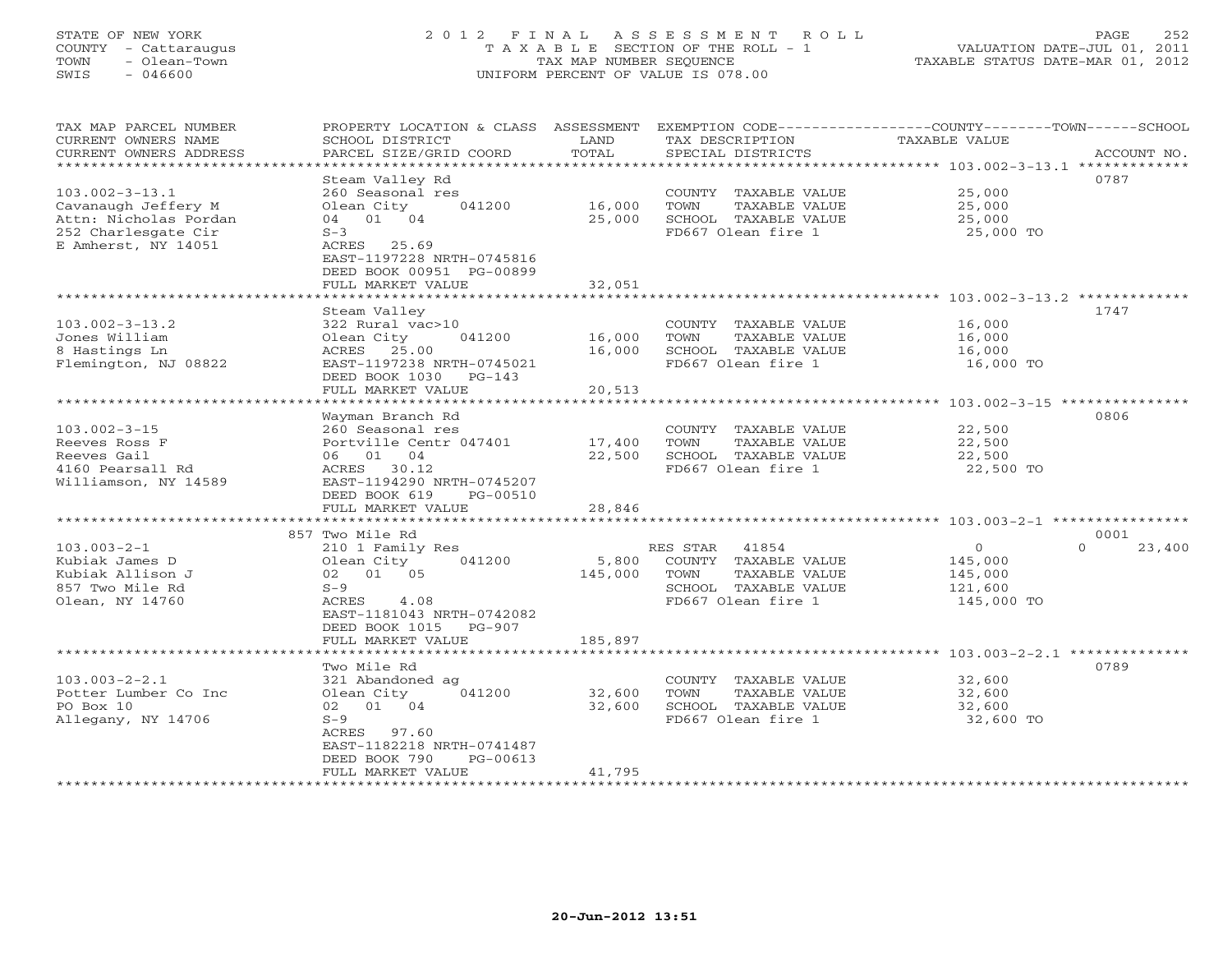STATE OF NEW YORK
COUNTY - Cattaraugus
TOWN - Olean-Town
SWIS - 046600

2 0 1 2 F I N A L A S S E S S M E N T R O L L
T A X A B L E SECTION OF THE ROLL - 1
TAX MAP NUMBER SEQUENCE
UNIFORM PERCENT OF VALUE IS 078.00

VALUATION DATE-JUL 01, 2011
TAXABLE STATUS DATE-MAR 01, 2012

| TAX MAP PARCEL NUMBER / CURRENT OWNERS NAME / CURRENT OWNERS ADDRESS | PROPERTY LOCATION & CLASS / SCHOOL DISTRICT / PARCEL SIZE/GRID COORD | ASSESSMENT LAND / TOTAL | EXEMPTION CODE / TAX DESCRIPTION / SPECIAL DISTRICTS | COUNTY / TOWN / SCHOOL TAXABLE VALUE | ACCOUNT NO. |
|---|---|---|---|---|---|
| **103.002-3-13.1** | Steam Valley Rd | | | | 0787 |
| 103.002-3-13.1 | 260 Seasonal res | | COUNTY TAXABLE VALUE | 25,000 | |
| Cavanaugh Jeffery M | Olean City 041200 | 16,000 | TOWN TAXABLE VALUE | 25,000 | |
| Attn: Nicholas Pordan | 04 01 04 | 25,000 | SCHOOL TAXABLE VALUE | 25,000 | |
| 252 Charlesgate Cir | S-3 | | FD667 Olean fire 1 | 25,000 TO | |
| E Amherst, NY 14051 | ACRES 25.69 | | | | |
| | EAST-1197228 NRTH-0745816 | | | | |
| | DEED BOOK 00951 PG-00899 | | | | |
| | FULL MARKET VALUE | 32,051 | | | |
| **103.002-3-13.2** | Steam Valley | | | | 1747 |
| 103.002-3-13.2 | 322 Rural vac>10 | | COUNTY TAXABLE VALUE | 16,000 | |
| Jones William | Olean City 041200 | 16,000 | TOWN TAXABLE VALUE | 16,000 | |
| 8 Hastings Ln | ACRES 25.00 | 16,000 | SCHOOL TAXABLE VALUE | 16,000 | |
| Flemington, NJ 08822 | EAST-1197238 NRTH-0745021 | | FD667 Olean fire 1 | 16,000 TO | |
| | DEED BOOK 1030 PG-143 | | | | |
| | FULL MARKET VALUE | 20,513 | | | |
| **103.002-3-15** | Wayman Branch Rd | | | | 0806 |
| 103.002-3-15 | 260 Seasonal res | | COUNTY TAXABLE VALUE | 22,500 | |
| Reeves Ross F | Portville Centr 047401 | 17,400 | TOWN TAXABLE VALUE | 22,500 | |
| Reeves Gail | 06 01 04 | 22,500 | SCHOOL TAXABLE VALUE | 22,500 | |
| 4160 Pearsall Rd | ACRES 30.12 | | FD667 Olean fire 1 | 22,500 TO | |
| Williamson, NY 14589 | EAST-1194290 NRTH-0745207 | | | | |
| | DEED BOOK 619 PG-00510 | | | | |
| | FULL MARKET VALUE | 28,846 | | | |
| **103.003-2-1** | 857 Two Mile Rd | | | | 0001 |
| 103.003-2-1 | 210 1 Family Res | | RES STAR 41854 | 0 / 0 / 23,400 | |
| Kubiak James D | Olean City 041200 | 5,800 | COUNTY TAXABLE VALUE | 145,000 | |
| Kubiak Allison J | 02 01 05 | 145,000 | TOWN TAXABLE VALUE | 145,000 | |
| 857 Two Mile Rd | S-9 | | SCHOOL TAXABLE VALUE | 121,600 | |
| Olean, NY 14760 | ACRES 4.08 | | FD667 Olean fire 1 | 145,000 TO | |
| | EAST-1181043 NRTH-0742082 | | | | |
| | DEED BOOK 1015 PG-907 | | | | |
| | FULL MARKET VALUE | 185,897 | | | |
| **103.003-2-2.1** | Two Mile Rd | | | | 0789 |
| 103.003-2-2.1 | 321 Abandoned ag | | COUNTY TAXABLE VALUE | 32,600 | |
| Potter Lumber Co Inc | Olean City 041200 | 32,600 | TOWN TAXABLE VALUE | 32,600 | |
| PO Box 10 | 02 01 04 | 32,600 | SCHOOL TAXABLE VALUE | 32,600 | |
| Allegany, NY 14706 | S-9 | | FD667 Olean fire 1 | 32,600 TO | |
| | ACRES 97.60 | | | | |
| | EAST-1182218 NRTH-0741487 | | | | |
| | DEED BOOK 790 PG-00613 | | | | |
| | FULL MARKET VALUE | 41,795 | | | |

20-Jun-2012 13:51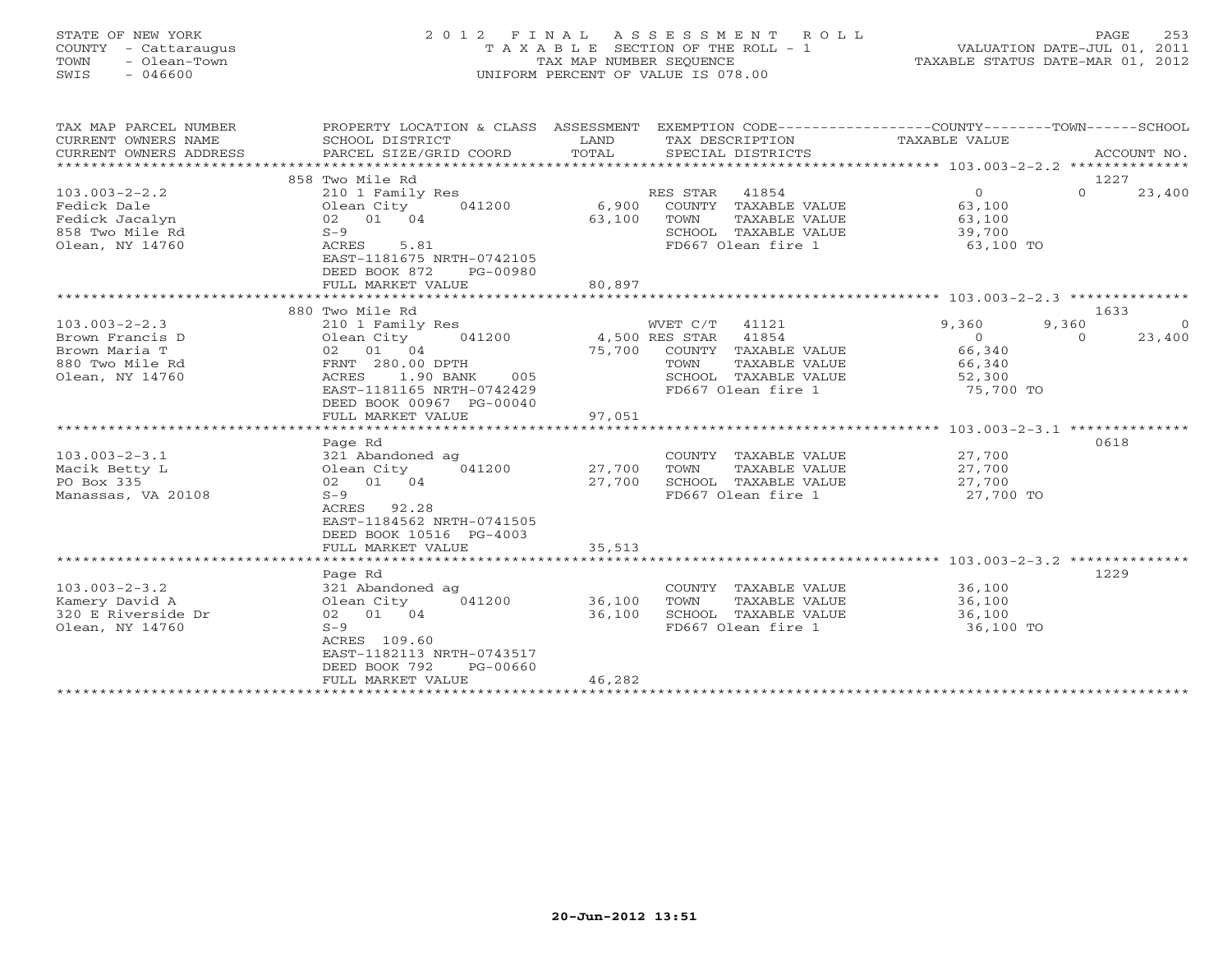STATE OF NEW YORK
COUNTY - Cattaraugus
TOWN - Olean-Town
SWIS - 046600

# 2012 FINAL ASSESSMENT ROLL

TAXABLE SECTION OF THE ROLL - 1
TAX MAP NUMBER SEQUENCE
UNIFORM PERCENT OF VALUE IS 078.00

VALUATION DATE-JUL 01, 2011
TAXABLE STATUS DATE-MAR 01, 2012

| TAX MAP PARCEL NUMBER / CURRENT OWNERS NAME / CURRENT OWNERS ADDRESS | PROPERTY LOCATION & CLASS / SCHOOL DISTRICT / PARCEL SIZE/GRID COORD | ASSESSMENT LAND / TOTAL | EXEMPTION CODE / TAX DESCRIPTION / SPECIAL DISTRICTS | COUNTY TAXABLE VALUE | TOWN | SCHOOL / ACCOUNT NO. |
|---|---|---|---|---|---|---|
| | 858 Two Mile Rd | | | | | 1227 |
| 103.003-2-2.2 | 210 1 Family Res | | RES STAR 41854 | 0 | 0 | 23,400 |
| Fedick Dale | Olean City 041200 | 6,900 | COUNTY TAXABLE VALUE | 63,100 | | |
| Fedick Jacalyn | 02 01 04 | 63,100 | TOWN TAXABLE VALUE | 63,100 | | |
| 858 Two Mile Rd | S-9 | | SCHOOL TAXABLE VALUE | 39,700 | | |
| Olean, NY 14760 | ACRES 5.81 | | FD667 Olean fire 1 | 63,100 TO | | |
| | EAST-1181675 NRTH-0742105 | | | | | |
| | DEED BOOK 872 PG-00980 | | | | | |
| | FULL MARKET VALUE | 80,897 | | | | |
| | 880 Two Mile Rd | | | | | 1633 |
| 103.003-2-2.3 | 210 1 Family Res | | WVET C/T 41121 | 9,360 | 9,360 | 0 |
| Brown Francis D | Olean City 041200 | 4,500 | RES STAR 41854 | 0 | 0 | 23,400 |
| Brown Maria T | 02 01 04 | 75,700 | COUNTY TAXABLE VALUE | 66,340 | | |
| 880 Two Mile Rd | FRNT 280.00 DPTH | | TOWN TAXABLE VALUE | 66,340 | | |
| Olean, NY 14760 | ACRES 1.90 BANK 005 | | SCHOOL TAXABLE VALUE | 52,300 | | |
| | EAST-1181165 NRTH-0742429 | | FD667 Olean fire 1 | 75,700 TO | | |
| | DEED BOOK 00967 PG-00040 | | | | | |
| | FULL MARKET VALUE | 97,051 | | | | |
| | Page Rd | | | | | 0618 |
| 103.003-2-3.1 | 321 Abandoned ag | | COUNTY TAXABLE VALUE | 27,700 | | |
| Macik Betty L | Olean City 041200 | 27,700 | TOWN TAXABLE VALUE | 27,700 | | |
| PO Box 335 | 02 01 04 | 27,700 | SCHOOL TAXABLE VALUE | 27,700 | | |
| Manassas, VA 20108 | S-9 | | FD667 Olean fire 1 | 27,700 TO | | |
| | ACRES 92.28 | | | | | |
| | EAST-1184562 NRTH-0741505 | | | | | |
| | DEED BOOK 10516 PG-4003 | | | | | |
| | FULL MARKET VALUE | 35,513 | | | | |
| | Page Rd | | | | | 1229 |
| 103.003-2-3.2 | 321 Abandoned ag | | COUNTY TAXABLE VALUE | 36,100 | | |
| Kamery David A | Olean City 041200 | 36,100 | TOWN TAXABLE VALUE | 36,100 | | |
| 320 E Riverside Dr | 02 01 04 | 36,100 | SCHOOL TAXABLE VALUE | 36,100 | | |
| Olean, NY 14760 | S-9 | | FD667 Olean fire 1 | 36,100 TO | | |
| | ACRES 109.60 | | | | | |
| | EAST-1182113 NRTH-0743517 | | | | | |
| | DEED BOOK 792 PG-00660 | | | | | |
| | FULL MARKET VALUE | 46,282 | | | | |

20-Jun-2012 13:51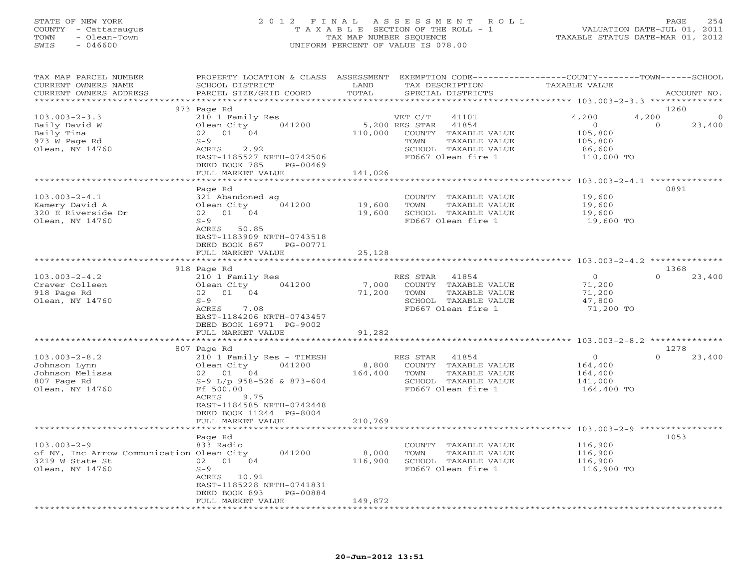STATE OF NEW YORK
COUNTY - Cattaraugus
TOWN - Olean-Town
SWIS - 046600

# 2012 FINAL ASSESSMENT ROLL

TAXABLE SECTION OF THE ROLL - 1
TAX MAP NUMBER SEQUENCE
UNIFORM PERCENT OF VALUE IS 078.00

VALUATION DATE-JUL 01, 2011
TAXABLE STATUS DATE-MAR 01, 2012

| TAX MAP PARCEL NUMBER / CURRENT OWNERS NAME / CURRENT OWNERS ADDRESS | PROPERTY LOCATION & CLASS / SCHOOL DISTRICT / PARCEL SIZE/GRID COORD | ASSESSMENT LAND | ASSESSMENT TOTAL | EXEMPTION CODE / TAX DESCRIPTION / SPECIAL DISTRICTS | COUNTY TAXABLE VALUE | TOWN | SCHOOL | ACCOUNT NO. |
|---|---|---|---|---|---|---|---|---|
| **103.003-2-3.3** | 973 Page Rd | | | | | | | 1260 |
| 103.003-2-3.3 | 210 1 Family Res | | | VET C/T 41101 | 4,200 | 4,200 | 0 | |
| Baily David W | Olean City 041200 | 5,200 | | RES STAR 41854 | 0 | 0 | 23,400 | |
| Baily Tina | 02 01 04 | | 110,000 | COUNTY TAXABLE VALUE | 105,800 | | | |
| 973 W Page Rd | S-9 | | | TOWN TAXABLE VALUE | 105,800 | | | |
| Olean, NY 14760 | ACRES 2.92 | | | SCHOOL TAXABLE VALUE | 86,600 | | | |
| | EAST-1185527 NRTH-0742506 | | | FD667 Olean fire 1 | 110,000 TO | | | |
| | DEED BOOK 785 PG-00469 | | | | | | | |
| | FULL MARKET VALUE | | 141,026 | | | | | |
| **103.003-2-4.1** | Page Rd | | | | | | | 0891 |
| 103.003-2-4.1 | 321 Abandoned ag | | | COUNTY TAXABLE VALUE | 19,600 | | | |
| Kamery David A | Olean City 041200 | 19,600 | | TOWN TAXABLE VALUE | 19,600 | | | |
| 320 E Riverside Dr | 02 01 04 | | 19,600 | SCHOOL TAXABLE VALUE | 19,600 | | | |
| Olean, NY 14760 | S-9 | | | FD667 Olean fire 1 | 19,600 TO | | | |
| | ACRES 50.85 | | | | | | | |
| | EAST-1183909 NRTH-0743518 | | | | | | | |
| | DEED BOOK 867 PG-00771 | | | | | | | |
| | FULL MARKET VALUE | | 25,128 | | | | | |
| **103.003-2-4.2** | 918 Page Rd | | | | | | | 1368 |
| 103.003-2-4.2 | 210 1 Family Res | | | RES STAR 41854 | 0 | 0 | 23,400 | |
| Craver Colleen | Olean City 041200 | 7,000 | | COUNTY TAXABLE VALUE | 71,200 | | | |
| 918 Page Rd | 02 01 04 | | 71,200 | TOWN TAXABLE VALUE | 71,200 | | | |
| Olean, NY 14760 | S-9 | | | SCHOOL TAXABLE VALUE | 47,800 | | | |
| | ACRES 7.08 | | | FD667 Olean fire 1 | 71,200 TO | | | |
| | EAST-1184206 NRTH-0743457 | | | | | | | |
| | DEED BOOK 16971 PG-9002 | | | | | | | |
| | FULL MARKET VALUE | | 91,282 | | | | | |
| **103.003-2-8.2** | 807 Page Rd | | | | | | | 1278 |
| 103.003-2-8.2 | 210 1 Family Res - TIMESH | | | RES STAR 41854 | 0 | 0 | 23,400 | |
| Johnson Lynn | Olean City 041200 | 8,800 | | COUNTY TAXABLE VALUE | 164,400 | | | |
| Johnson Melissa | 02 01 04 | | 164,400 | TOWN TAXABLE VALUE | 164,400 | | | |
| 807 Page Rd | S-9 L/p 958-526 & 873-604 | | | SCHOOL TAXABLE VALUE | 141,000 | | | |
| Olean, NY 14760 | Ff 500.00 | | | FD667 Olean fire 1 | 164,400 TO | | | |
| | ACRES 9.75 | | | | | | | |
| | EAST-1184585 NRTH-0742448 | | | | | | | |
| | DEED BOOK 11244 PG-8004 | | | | | | | |
| | FULL MARKET VALUE | | 210,769 | | | | | |
| **103.003-2-9** | Page Rd | | | | | | | 1053 |
| 103.003-2-9 | 833 Radio | | | COUNTY TAXABLE VALUE | 116,900 | | | |
| of NY, Inc Arrow Communication | Olean City 041200 | 8,000 | | TOWN TAXABLE VALUE | 116,900 | | | |
| 3219 W State St | 02 01 04 | | 116,900 | SCHOOL TAXABLE VALUE | 116,900 | | | |
| Olean, NY 14760 | S-9 | | | FD667 Olean fire 1 | 116,900 TO | | | |
| | ACRES 10.91 | | | | | | | |
| | EAST-1185228 NRTH-0741831 | | | | | | | |
| | DEED BOOK 893 PG-00884 | | | | | | | |
| | FULL MARKET VALUE | | 149,872 | | | | | |

20-Jun-2012 13:51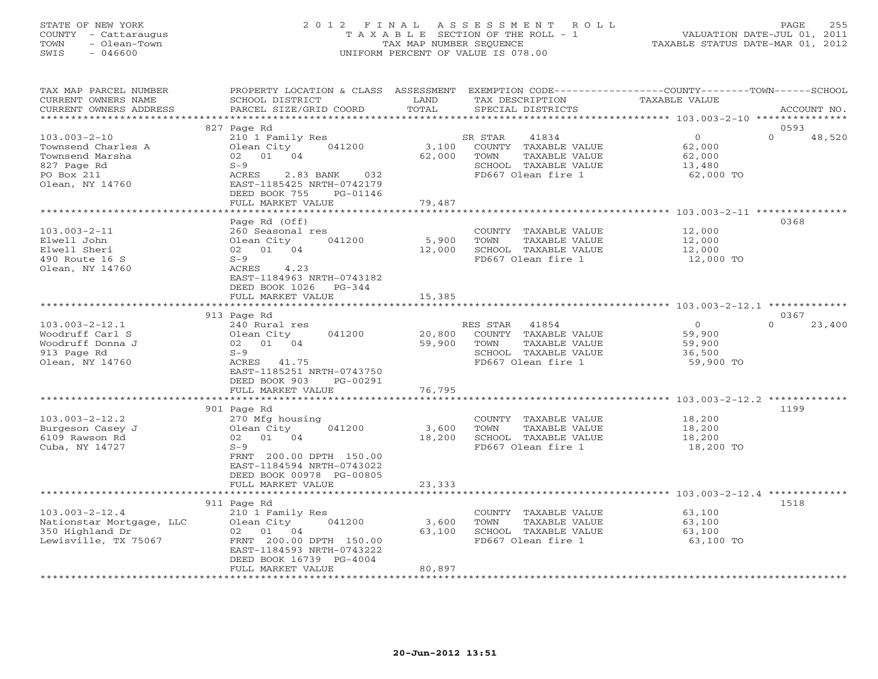STATE OF NEW YORK
COUNTY - Cattaraugus
TOWN - Olean-Town
SWIS - 046600

2012 FINAL ASSESSMENT ROLL
TAXABLE SECTION OF THE ROLL - 1
TAX MAP NUMBER SEQUENCE
UNIFORM PERCENT OF VALUE IS 078.00

VALUATION DATE-JUL 01, 2011
TAXABLE STATUS DATE-MAR 01, 2012

| TAX MAP PARCEL NUMBER / CURRENT OWNERS NAME / CURRENT OWNERS ADDRESS | PROPERTY LOCATION & CLASS / SCHOOL DISTRICT / PARCEL SIZE/GRID COORD | ASSESSMENT LAND | TOTAL | EXEMPTION CODE / TAX DESCRIPTION / SPECIAL DISTRICTS | COUNTY TAXABLE VALUE | TOWN | SCHOOL | ACCOUNT NO. |
|---|---|---|---|---|---|---|---|---|
| **103.003-2-10** | 827 Page Rd | | | | | | | 0593 |
| Townsend Charles A | 210 1 Family Res | | | SR STAR 41834 | 0 | | 0 | 48,520 |
| Townsend Marsha | Olean City 041200 | 3,100 | | COUNTY TAXABLE VALUE | 62,000 | | | |
| 827 Page Rd | 02 01 04 | | 62,000 | TOWN TAXABLE VALUE | 62,000 | | | |
| PO Box 211 | S-9 | | | SCHOOL TAXABLE VALUE | 13,480 | | | |
| Olean, NY 14760 | ACRES 2.83 BANK 032 | | | FD667 Olean fire 1 | 62,000 TO | | | |
| | EAST-1185425 NRTH-0742179 | | | | | | | |
| | DEED BOOK 755 PG-01146 | | | | | | | |
| | FULL MARKET VALUE | | 79,487 | | | | | |
| **103.003-2-11** | Page Rd (Off) | | | | | | | 0368 |
| Elwell John | 260 Seasonal res | | | COUNTY TAXABLE VALUE | 12,000 | | | |
| Elwell Sheri | Olean City 041200 | 5,900 | | TOWN TAXABLE VALUE | 12,000 | | | |
| 490 Route 16 S | 02 01 04 | | 12,000 | SCHOOL TAXABLE VALUE | 12,000 | | | |
| Olean, NY 14760 | S-9 | | | FD667 Olean fire 1 | 12,000 TO | | | |
| | ACRES 4.23 | | | | | | | |
| | EAST-1184963 NRTH-0743182 | | | | | | | |
| | DEED BOOK 1026 PG-344 | | | | | | | |
| | FULL MARKET VALUE | | 15,385 | | | | | |
| **103.003-2-12.1** | 913 Page Rd | | | | | | | 0367 |
| Woodruff Carl S | 240 Rural res | | | RES STAR 41854 | 0 | | 0 | 23,400 |
| Woodruff Donna J | Olean City 041200 | 20,800 | | COUNTY TAXABLE VALUE | 59,900 | | | |
| 913 Page Rd | 02 01 04 | | 59,900 | TOWN TAXABLE VALUE | 59,900 | | | |
| Olean, NY 14760 | S-9 | | | SCHOOL TAXABLE VALUE | 36,500 | | | |
| | ACRES 41.75 | | | FD667 Olean fire 1 | 59,900 TO | | | |
| | EAST-1185251 NRTH-0743750 | | | | | | | |
| | DEED BOOK 903 PG-00291 | | | | | | | |
| | FULL MARKET VALUE | | 76,795 | | | | | |
| **103.003-2-12.2** | 901 Page Rd | | | | | | | 1199 |
| Burgeson Casey J | 270 Mfg housing | | | COUNTY TAXABLE VALUE | 18,200 | | | |
| 6109 Rawson Rd | Olean City 041200 | 3,600 | | TOWN TAXABLE VALUE | 18,200 | | | |
| Cuba, NY 14727 | 02 01 04 | | 18,200 | SCHOOL TAXABLE VALUE | 18,200 | | | |
| | S-9 | | | FD667 Olean fire 1 | 18,200 TO | | | |
| | FRNT 200.00 DPTH 150.00 | | | | | | | |
| | EAST-1184594 NRTH-0743022 | | | | | | | |
| | DEED BOOK 00978 PG-00805 | | | | | | | |
| | FULL MARKET VALUE | | 23,333 | | | | | |
| **103.003-2-12.4** | 911 Page Rd | | | | | | | 1518 |
| Nationstar Mortgage, LLC | 210 1 Family Res | | | COUNTY TAXABLE VALUE | 63,100 | | | |
| 350 Highland Dr | Olean City 041200 | 3,600 | | TOWN TAXABLE VALUE | 63,100 | | | |
| Lewisville, TX 75067 | 02 01 04 | | 63,100 | SCHOOL TAXABLE VALUE | 63,100 | | | |
| | FRNT 200.00 DPTH 150.00 | | | FD667 Olean fire 1 | 63,100 TO | | | |
| | EAST-1184593 NRTH-0743222 | | | | | | | |
| | DEED BOOK 16739 PG-4004 | | | | | | | |
| | FULL MARKET VALUE | | 80,897 | | | | | |

20-Jun-2012 13:51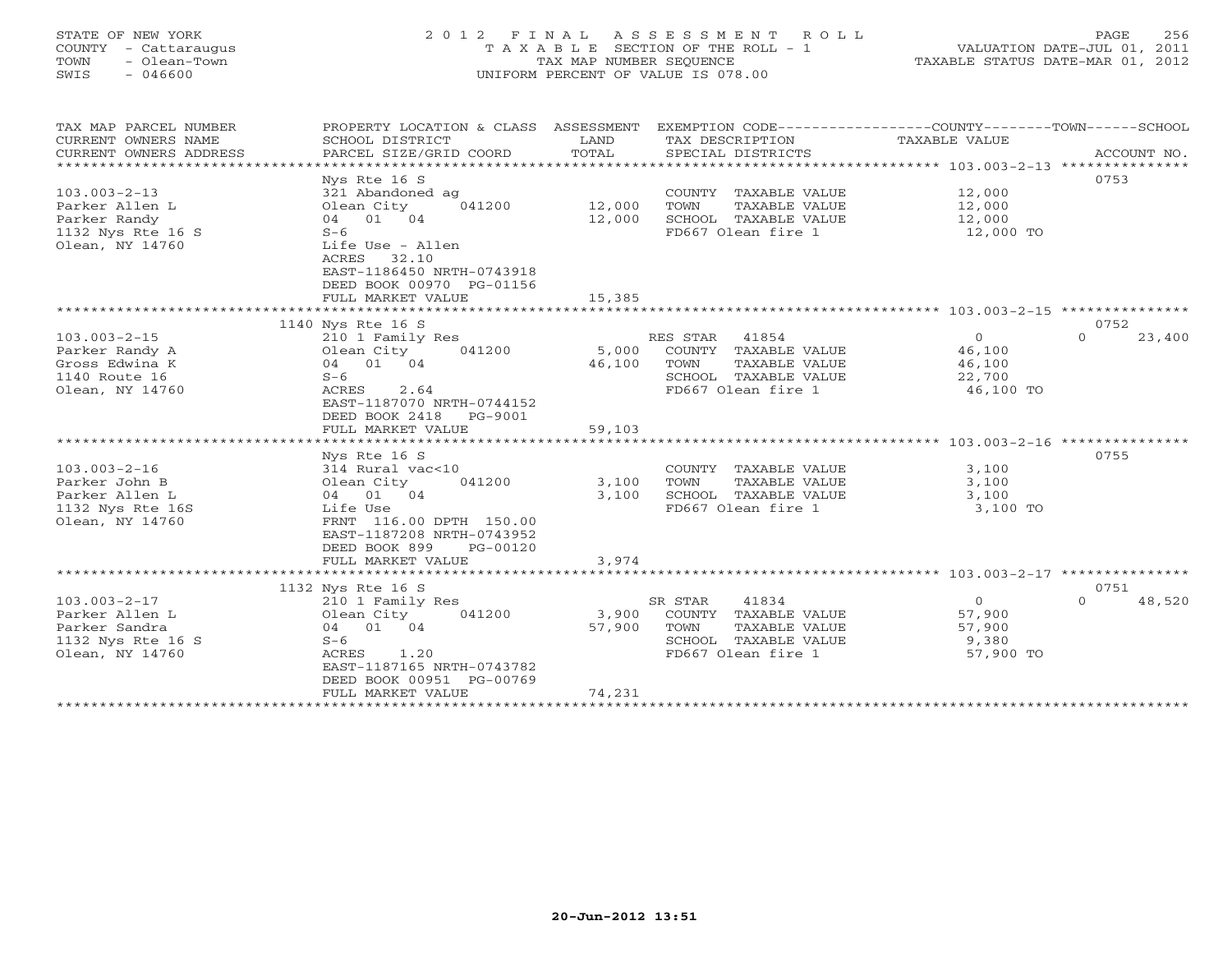STATE OF NEW YORK
COUNTY - Cattaraugus
TOWN - Olean-Town
SWIS - 046600

# 2012 FINAL ASSESSMENT ROLL
TAXABLE SECTION OF THE ROLL - 1
TAX MAP NUMBER SEQUENCE
UNIFORM PERCENT OF VALUE IS 078.00

VALUATION DATE-JUL 01, 2011
TAXABLE STATUS DATE-MAR 01, 2012

| TAX MAP PARCEL NUMBER / CURRENT OWNERS NAME / CURRENT OWNERS ADDRESS | PROPERTY LOCATION & CLASS / SCHOOL DISTRICT / PARCEL SIZE/GRID COORD | ASSESSMENT LAND | ASSESSMENT TOTAL | EXEMPTION CODE / TAX DESCRIPTION / SPECIAL DISTRICTS | COUNTY TAXABLE VALUE | TOWN | SCHOOL | ACCOUNT NO. |
|---|---|---|---|---|---|---|---|---|
| 103.003-2-13 | Nys Rte 16 S | | | | | | | 0753 |
| Parker Allen L | 321 Abandoned ag | | | COUNTY TAXABLE VALUE | 12,000 | | | |
| Parker Randy | Olean City 041200 | 12,000 | | TOWN TAXABLE VALUE | | 12,000 | | |
| 1132 Nys Rte 16 S | 04 01 04 | | 12,000 | SCHOOL TAXABLE VALUE | | | 12,000 | |
| Olean, NY 14760 | S-6 | | | FD667 Olean fire 1 | 12,000 TO | | | |
| | Life Use - Allen | | | | | | | |
| | ACRES 32.10 | | | | | | | |
| | EAST-1186450 NRTH-0743918 | | | | | | | |
| | DEED BOOK 00970 PG-01156 | | | | | | | |
| | FULL MARKET VALUE | | 15,385 | | | | | |
| 103.003-2-15 | 1140 Nys Rte 16 S | | | | | | | 0752 |
| Parker Randy A | 210 1 Family Res | | | RES STAR 41854 | 0 | | 23,400 | |
| Gross Edwina K | Olean City 041200 | 5,000 | | COUNTY TAXABLE VALUE | 46,100 | | | |
| 1140 Route 16 | 04 01 04 | | 46,100 | TOWN TAXABLE VALUE | | 46,100 | | |
| Olean, NY 14760 | S-6 | | | SCHOOL TAXABLE VALUE | | | 22,700 | |
| | ACRES 2.64 | | | FD667 Olean fire 1 | 46,100 TO | | | |
| | EAST-1187070 NRTH-0744152 | | | | | | | |
| | DEED BOOK 2418 PG-9001 | | | | | | | |
| | FULL MARKET VALUE | | 59,103 | | | | | |
| 103.003-2-16 | Nys Rte 16 S | | | | | | | 0755 |
| Parker John B | 314 Rural vac<10 | | | COUNTY TAXABLE VALUE | 3,100 | | | |
| Parker Allen L | Olean City 041200 | 3,100 | | TOWN TAXABLE VALUE | | 3,100 | | |
| 1132 Nys Rte 16S | 04 01 04 | | 3,100 | SCHOOL TAXABLE VALUE | | | 3,100 | |
| Olean, NY 14760 | Life Use | | | FD667 Olean fire 1 | 3,100 TO | | | |
| | FRNT 116.00 DPTH 150.00 | | | | | | | |
| | EAST-1187208 NRTH-0743952 | | | | | | | |
| | DEED BOOK 899 PG-00120 | | | | | | | |
| | FULL MARKET VALUE | | 3,974 | | | | | |
| 103.003-2-17 | 1132 Nys Rte 16 S | | | | | | | 0751 |
| Parker Allen L | 210 1 Family Res | | | SR STAR 41834 | 0 | | 48,520 | |
| Parker Sandra | Olean City 041200 | 3,900 | | COUNTY TAXABLE VALUE | 57,900 | | | |
| 1132 Nys Rte 16 S | 04 01 04 | | 57,900 | TOWN TAXABLE VALUE | | 57,900 | | |
| Olean, NY 14760 | S-6 | | | SCHOOL TAXABLE VALUE | | | 9,380 | |
| | ACRES 1.20 | | | FD667 Olean fire 1 | 57,900 TO | | | |
| | EAST-1187165 NRTH-0743782 | | | | | | | |
| | DEED BOOK 00951 PG-00769 | | | | | | | |
| | FULL MARKET VALUE | | 74,231 | | | | | |

20-Jun-2012 13:51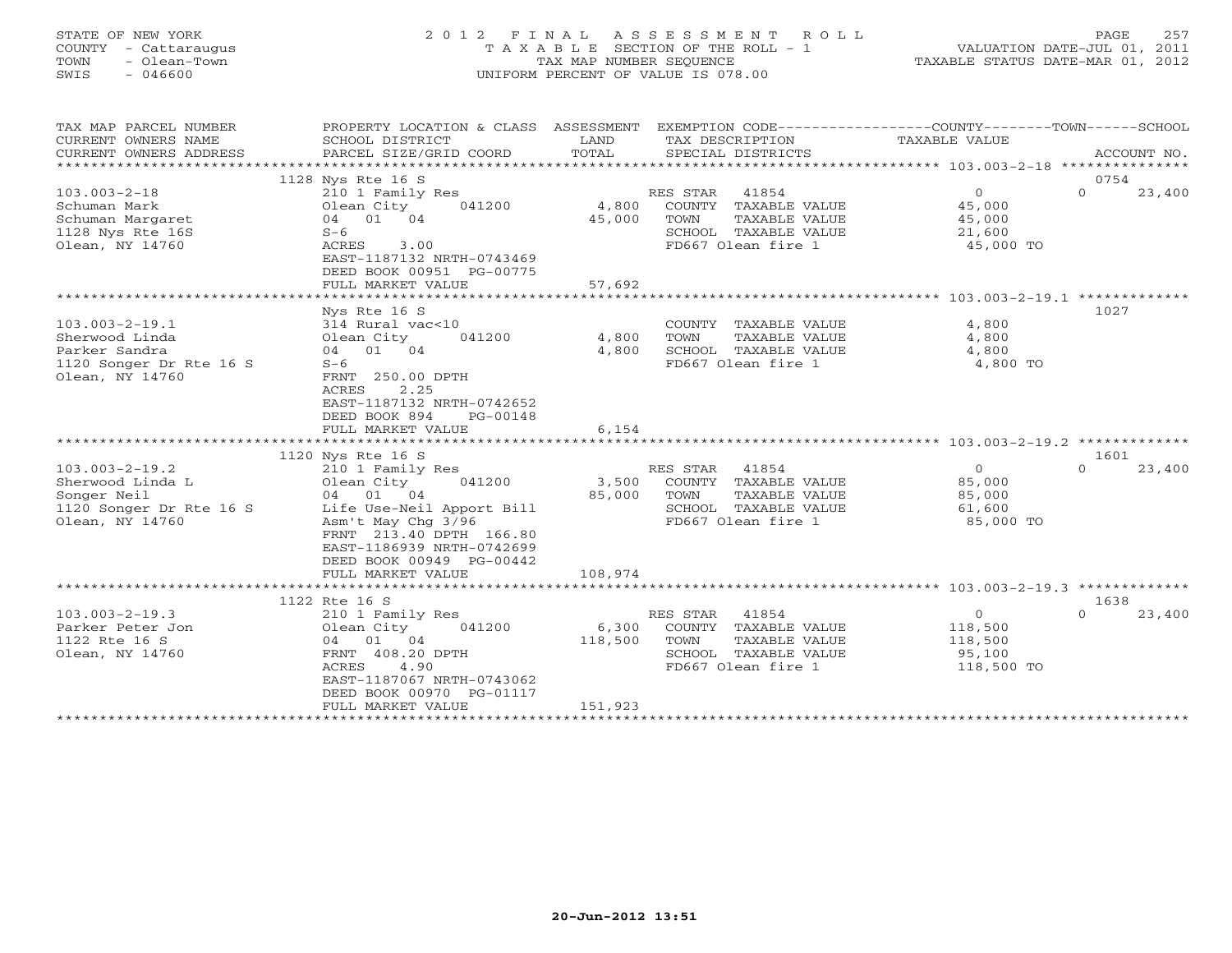STATE OF NEW YORK
COUNTY - Cattaraugus
TOWN - Olean-Town
SWIS - 046600

# 2012 FINAL ASSESSMENT ROLL
TAXABLE SECTION OF THE ROLL - 1
TAX MAP NUMBER SEQUENCE
UNIFORM PERCENT OF VALUE IS 078.00

VALUATION DATE-JUL 01, 2011
TAXABLE STATUS DATE-MAR 01, 2012

| TAX MAP PARCEL NUMBER / CURRENT OWNERS NAME / CURRENT OWNERS ADDRESS | PROPERTY LOCATION & CLASS / SCHOOL DISTRICT / PARCEL SIZE/GRID COORD | ASSESSMENT LAND / TOTAL | EXEMPTION CODE / TAX DESCRIPTION / SPECIAL DISTRICTS | COUNTY TAXABLE VALUE | TOWN | SCHOOL / ACCOUNT NO. |
|---|---|---|---|---|---|---|
| **103.003-2-18** | 1128 Nys Rte 16 S | | | | | 0754 |
| Schuman Mark | 210 1 Family Res | | RES STAR 41854 | 0 | 0 | 23,400 |
| Schuman Margaret | Olean City 041200 | 4,800 | COUNTY TAXABLE VALUE | 45,000 | | |
| 1128 Nys Rte 16S | 04 01 04 | 45,000 | TOWN TAXABLE VALUE | 45,000 | | |
| Olean, NY 14760 | S-6 | | SCHOOL TAXABLE VALUE | 21,600 | | |
| | ACRES 3.00 | | FD667 Olean fire 1 | 45,000 TO | | |
| | EAST-1187132 NRTH-0743469 | | | | | |
| | DEED BOOK 00951 PG-00775 | | | | | |
| | FULL MARKET VALUE | 57,692 | | | | |
| **103.003-2-19.1** | Nys Rte 16 S | | | | | 1027 |
| Sherwood Linda | 314 Rural vac<10 | | COUNTY TAXABLE VALUE | 4,800 | | |
| Parker Sandra | Olean City 041200 | 4,800 | TOWN TAXABLE VALUE | 4,800 | | |
| 1120 Songer Dr Rte 16 S | 04 01 04 | 4,800 | SCHOOL TAXABLE VALUE | 4,800 | | |
| Olean, NY 14760 | S-6 | | FD667 Olean fire 1 | 4,800 TO | | |
| | FRNT 250.00 DPTH | | | | | |
| | ACRES 2.25 | | | | | |
| | EAST-1187132 NRTH-0742652 | | | | | |
| | DEED BOOK 894 PG-00148 | | | | | |
| | FULL MARKET VALUE | 6,154 | | | | |
| **103.003-2-19.2** | 1120 Nys Rte 16 S | | | | | 1601 |
| Sherwood Linda L | 210 1 Family Res | | RES STAR 41854 | 0 | 0 | 23,400 |
| Songer Neil | Olean City 041200 | 3,500 | COUNTY TAXABLE VALUE | 85,000 | | |
| 1120 Songer Dr Rte 16 S | 04 01 04 | 85,000 | TOWN TAXABLE VALUE | 85,000 | | |
| Olean, NY 14760 | Life Use-Neil Apport Bill | | SCHOOL TAXABLE VALUE | 61,600 | | |
| | Asm't May Chg 3/96 | | FD667 Olean fire 1 | 85,000 TO | | |
| | FRNT 213.40 DPTH 166.80 | | | | | |
| | EAST-1186939 NRTH-0742699 | | | | | |
| | DEED BOOK 00949 PG-00442 | | | | | |
| | FULL MARKET VALUE | 108,974 | | | | |
| **103.003-2-19.3** | 1122 Rte 16 S | | | | | 1638 |
| Parker Peter Jon | 210 1 Family Res | | RES STAR 41854 | 0 | 0 | 23,400 |
| 1122 Rte 16 S | Olean City 041200 | 6,300 | COUNTY TAXABLE VALUE | 118,500 | | |
| Olean, NY 14760 | 04 01 04 | 118,500 | TOWN TAXABLE VALUE | 118,500 | | |
| | FRNT 408.20 DPTH | | SCHOOL TAXABLE VALUE | 95,100 | | |
| | ACRES 4.90 | | FD667 Olean fire 1 | 118,500 TO | | |
| | EAST-1187067 NRTH-0743062 | | | | | |
| | DEED BOOK 00970 PG-01117 | | | | | |
| | FULL MARKET VALUE | 151,923 | | | | |

20-Jun-2012 13:51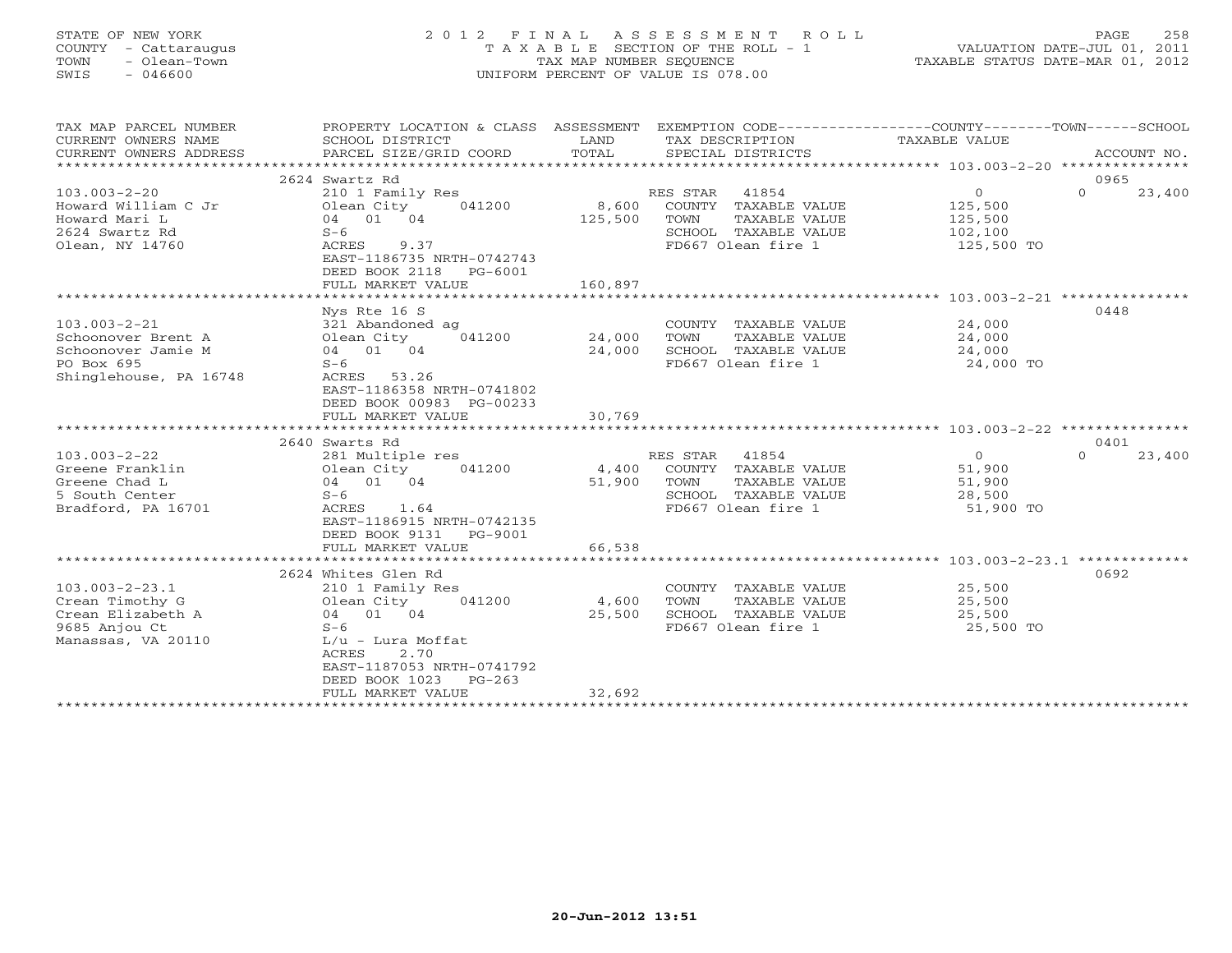STATE OF NEW YORK
COUNTY - Cattaraugus
TOWN - Olean-Town
SWIS - 046600

2012 FINAL ASSESSMENT ROLL
TAXABLE SECTION OF THE ROLL - 1
TAX MAP NUMBER SEQUENCE
UNIFORM PERCENT OF VALUE IS 078.00

VALUATION DATE-JUL 01, 2011
TAXABLE STATUS DATE-MAR 01, 2012

| TAX MAP PARCEL NUMBER / CURRENT OWNERS NAME / CURRENT OWNERS ADDRESS | PROPERTY LOCATION & CLASS / SCHOOL DISTRICT / PARCEL SIZE/GRID COORD | ASSESSMENT LAND / TOTAL | EXEMPTION CODE / TAX DESCRIPTION / SPECIAL DISTRICTS | COUNTY | TOWN | SCHOOL | ACCOUNT NO. |
|---|---|---|---|---|---|---|---|
| **103.003-2-20** | 2624 Swartz Rd | | | | | | 0965 |
| Howard William C Jr | 210 1 Family Res | | RES STAR 41854 | 0 | 0 | 23,400 | |
| Howard Mari L | Olean City 041200 | 8,600 | COUNTY TAXABLE VALUE | 125,500 | | | |
| 2624 Swartz Rd | 04 01 04 | 125,500 | TOWN TAXABLE VALUE | | 125,500 | | |
| Olean, NY 14760 | S-6 | | SCHOOL TAXABLE VALUE | | | 102,100 | |
| | ACRES 9.37 | | FD667 Olean fire 1 | 125,500 TO | | | |
| | EAST-1186735 NRTH-0742743 | | | | | | |
| | DEED BOOK 2118 PG-6001 | | | | | | |
| | FULL MARKET VALUE | 160,897 | | | | | |
| **103.003-2-21** | Nys Rte 16 S | | | | | | 0448 |
| Schoonover Brent A | 321 Abandoned ag | | COUNTY TAXABLE VALUE | 24,000 | | | |
| Schoonover Jamie M | Olean City 041200 | 24,000 | TOWN TAXABLE VALUE | | 24,000 | | |
| PO Box 695 | 04 01 04 | 24,000 | SCHOOL TAXABLE VALUE | | | 24,000 | |
| Shinglehouse, PA 16748 | S-6 | | FD667 Olean fire 1 | 24,000 TO | | | |
| | ACRES 53.26 | | | | | | |
| | EAST-1186358 NRTH-0741802 | | | | | | |
| | DEED BOOK 00983 PG-00233 | | | | | | |
| | FULL MARKET VALUE | 30,769 | | | | | |
| **103.003-2-22** | 2640 Swarts Rd | | | | | | 0401 |
| Greene Franklin | 281 Multiple res | | RES STAR 41854 | 0 | 0 | 23,400 | |
| Greene Chad L | Olean City 041200 | 4,400 | COUNTY TAXABLE VALUE | 51,900 | | | |
| 5 South Center | 04 01 04 | 51,900 | TOWN TAXABLE VALUE | | 51,900 | | |
| Bradford, PA 16701 | S-6 | | SCHOOL TAXABLE VALUE | | | 28,500 | |
| | ACRES 1.64 | | FD667 Olean fire 1 | 51,900 TO | | | |
| | EAST-1186915 NRTH-0742135 | | | | | | |
| | DEED BOOK 9131 PG-9001 | | | | | | |
| | FULL MARKET VALUE | 66,538 | | | | | |
| **103.003-2-23.1** | 2624 Whites Glen Rd | | | | | | 0692 |
| Crean Timothy G | 210 1 Family Res | | COUNTY TAXABLE VALUE | 25,500 | | | |
| Crean Elizabeth A | Olean City 041200 | 4,600 | TOWN TAXABLE VALUE | | 25,500 | | |
| 9685 Anjou Ct | 04 01 04 | 25,500 | SCHOOL TAXABLE VALUE | | | 25,500 | |
| Manassas, VA 20110 | S-6 | | FD667 Olean fire 1 | 25,500 TO | | | |
| | L/u - Lura Moffat | | | | | | |
| | ACRES 2.70 | | | | | | |
| | EAST-1187053 NRTH-0741792 | | | | | | |
| | DEED BOOK 1023 PG-263 | | | | | | |
| | FULL MARKET VALUE | 32,692 | | | | | |

20-Jun-2012 13:51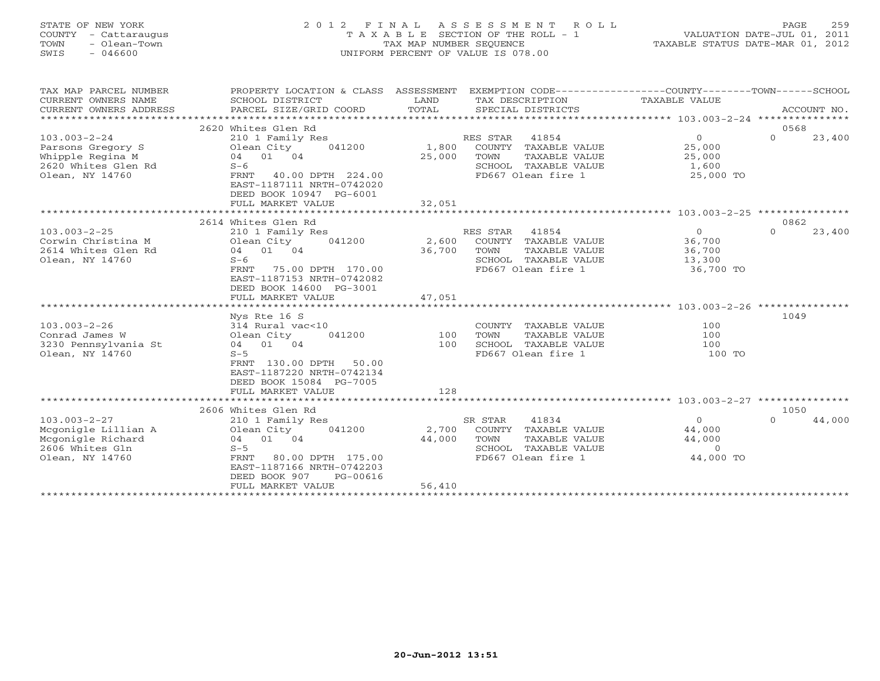STATE OF NEW YORK
COUNTY - Cattaraugus
TOWN - Olean-Town
SWIS - 046600

# 2012 FINAL ASSESSMENT ROLL
TAXABLE SECTION OF THE ROLL - 1
TAX MAP NUMBER SEQUENCE
UNIFORM PERCENT OF VALUE IS 078.00

VALUATION DATE-JUL 01, 2011
TAXABLE STATUS DATE-MAR 01, 2012

| TAX MAP PARCEL NUMBER / CURRENT OWNERS NAME / CURRENT OWNERS ADDRESS | PROPERTY LOCATION & CLASS / SCHOOL DISTRICT / PARCEL SIZE/GRID COORD | ASSESSMENT LAND / TOTAL | EXEMPTION CODE / TAX DESCRIPTION / SPECIAL DISTRICTS | COUNTY / TOWN / SCHOOL TAXABLE VALUE | ACCOUNT NO. |
|---|---|---|---|---|---|
| | 2620 Whites Glen Rd | | | | 0568 |
| 103.003-2-24 | 210 1 Family Res | | RES STAR 41854 | 0 | 0 23,400 |
| Parsons Gregory S | Olean City 041200 | 1,800 | COUNTY TAXABLE VALUE | 25,000 | |
| Whipple Regina M | 04 01 04 | 25,000 | TOWN TAXABLE VALUE | 25,000 | |
| 2620 Whites Glen Rd | S-6 | | SCHOOL TAXABLE VALUE | 1,600 | |
| Olean, NY 14760 | FRNT 40.00 DPTH 224.00 | | FD667 Olean fire 1 | 25,000 TO | |
| | EAST-1187111 NRTH-0742020 | | | | |
| | DEED BOOK 10947 PG-6001 | | | | |
| | FULL MARKET VALUE | 32,051 | | | |
| | 2614 Whites Glen Rd | | | | 0862 |
| 103.003-2-25 | 210 1 Family Res | | RES STAR 41854 | 0 | 0 23,400 |
| Corwin Christina M | Olean City 041200 | 2,600 | COUNTY TAXABLE VALUE | 36,700 | |
| 2614 Whites Glen Rd | 04 01 04 | 36,700 | TOWN TAXABLE VALUE | 36,700 | |
| Olean, NY 14760 | S-6 | | SCHOOL TAXABLE VALUE | 13,300 | |
| | FRNT 75.00 DPTH 170.00 | | FD667 Olean fire 1 | 36,700 TO | |
| | EAST-1187153 NRTH-0742082 | | | | |
| | DEED BOOK 14600 PG-3001 | | | | |
| | FULL MARKET VALUE | 47,051 | | | |
| | Nys Rte 16 S | | | | 1049 |
| 103.003-2-26 | 314 Rural vac<10 | | COUNTY TAXABLE VALUE | 100 | |
| Conrad James W | Olean City 041200 | 100 | TOWN TAXABLE VALUE | 100 | |
| 3230 Pennsylvania St | 04 01 04 | 100 | SCHOOL TAXABLE VALUE | 100 | |
| Olean, NY 14760 | S-5 | | FD667 Olean fire 1 | 100 TO | |
| | FRNT 130.00 DPTH 50.00 | | | | |
| | EAST-1187220 NRTH-0742134 | | | | |
| | DEED BOOK 15084 PG-7005 | | | | |
| | FULL MARKET VALUE | 128 | | | |
| | 2606 Whites Glen Rd | | | | 1050 |
| 103.003-2-27 | 210 1 Family Res | | SR STAR 41834 | 0 | 0 44,000 |
| Mcgonigle Lillian A | Olean City 041200 | 2,700 | COUNTY TAXABLE VALUE | 44,000 | |
| Mcgonigle Richard | 04 01 04 | 44,000 | TOWN TAXABLE VALUE | 44,000 | |
| 2606 Whites Gln | S-5 | | SCHOOL TAXABLE VALUE | 0 | |
| Olean, NY 14760 | FRNT 80.00 DPTH 175.00 | | FD667 Olean fire 1 | 44,000 TO | |
| | EAST-1187166 NRTH-0742203 | | | | |
| | DEED BOOK 907 PG-00616 | | | | |
| | FULL MARKET VALUE | 56,410 | | | |

20-Jun-2012 13:51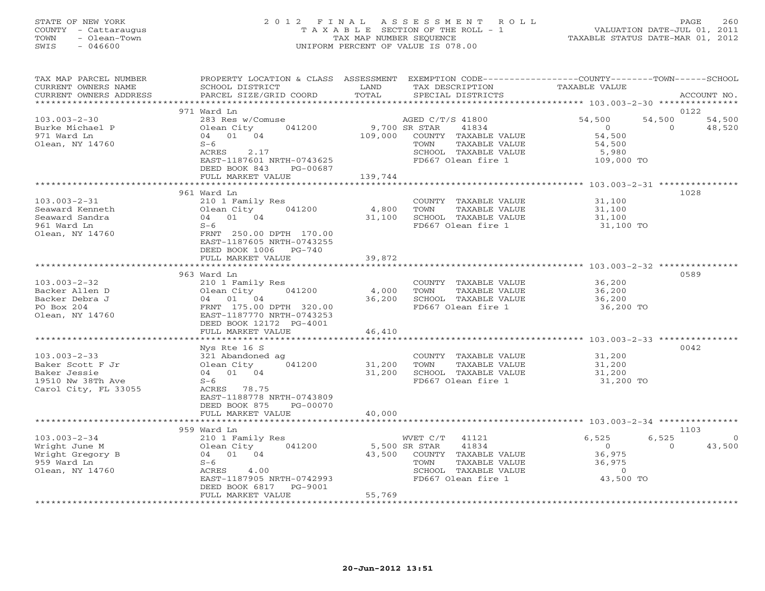STATE OF NEW YORK
COUNTY - Cattaraugus
TOWN - Olean-Town
SWIS - 046600

# 2012 FINAL ASSESSMENT ROLL

TAXABLE SECTION OF THE ROLL - 1
TAX MAP NUMBER SEQUENCE
UNIFORM PERCENT OF VALUE IS 078.00

VALUATION DATE-JUL 01, 2011
TAXABLE STATUS DATE-MAR 01, 2012

| TAX MAP PARCEL NUMBER / CURRENT OWNERS NAME / CURRENT OWNERS ADDRESS | PROPERTY LOCATION & CLASS / SCHOOL DISTRICT / PARCEL SIZE/GRID COORD | ASSESSMENT LAND / TOTAL | EXEMPTION CODE / TAX DESCRIPTION / SPECIAL DISTRICTS | COUNTY | TOWN | SCHOOL | ACCOUNT NO. |
|---|---|---|---|---|---|---|---|
| 103.003-2-30 | 971 Ward Ln | | | | | | 0122 |
| Burke Michael P | 283 Res w/Comuse | | AGED C/T/S 41800 | 54,500 | 54,500 | 54,500 | |
| 971 Ward Ln | Olean City 041200 | 9,700 | SR STAR 41834 | 0 | 0 | 48,520 | |
| Olean, NY 14760 | 04 01 04 | 109,000 | COUNTY TAXABLE VALUE | 54,500 | | | |
| | S-6 | | TOWN TAXABLE VALUE | | 54,500 | | |
| | ACRES 2.17 | | SCHOOL TAXABLE VALUE | | | 5,980 | |
| | EAST-1187601 NRTH-0743625 | | FD667 Olean fire 1 | 109,000 TO | | | |
| | DEED BOOK 843 PG-00687 | | | | | | |
| | FULL MARKET VALUE | 139,744 | | | | | |
| 103.003-2-31 | 961 Ward Ln | | | | | | 1028 |
| Seaward Kenneth | 210 1 Family Res | | COUNTY TAXABLE VALUE | 31,100 | | | |
| Seaward Sandra | Olean City 041200 | 4,800 | TOWN TAXABLE VALUE | | 31,100 | | |
| 961 Ward Ln | 04 01 04 | 31,100 | SCHOOL TAXABLE VALUE | | | 31,100 | |
| Olean, NY 14760 | S-6 | | FD667 Olean fire 1 | 31,100 TO | | | |
| | FRNT 250.00 DPTH 170.00 | | | | | | |
| | EAST-1187605 NRTH-0743255 | | | | | | |
| | DEED BOOK 1006 PG-740 | | | | | | |
| | FULL MARKET VALUE | 39,872 | | | | | |
| 103.003-2-32 | 963 Ward Ln | | | | | | 0589 |
| Backer Allen D | 210 1 Family Res | | COUNTY TAXABLE VALUE | 36,200 | | | |
| Backer Debra J | Olean City 041200 | 4,000 | TOWN TAXABLE VALUE | | 36,200 | | |
| PO Box 204 | 04 01 04 | 36,200 | SCHOOL TAXABLE VALUE | | | 36,200 | |
| Olean, NY 14760 | FRNT 175.00 DPTH 320.00 | | FD667 Olean fire 1 | 36,200 TO | | | |
| | EAST-1187770 NRTH-0743253 | | | | | | |
| | DEED BOOK 12172 PG-4001 | | | | | | |
| | FULL MARKET VALUE | 46,410 | | | | | |
| 103.003-2-33 | Nys Rte 16 S | | | | | | 0042 |
| Baker Scott F Jr | 321 Abandoned ag | | COUNTY TAXABLE VALUE | 31,200 | | | |
| Baker Jessie | Olean City 041200 | 31,200 | TOWN TAXABLE VALUE | | 31,200 | | |
| 19510 Nw 38Th Ave | 04 01 04 | 31,200 | SCHOOL TAXABLE VALUE | | | 31,200 | |
| Carol City, FL 33055 | S-6 | | FD667 Olean fire 1 | 31,200 TO | | | |
| | ACRES 78.75 | | | | | | |
| | EAST-1188778 NRTH-0743809 | | | | | | |
| | DEED BOOK 875 PG-00070 | | | | | | |
| | FULL MARKET VALUE | 40,000 | | | | | |
| 103.003-2-34 | 959 Ward Ln | | | | | | 1103 |
| Wright June M | 210 1 Family Res | | WVET C/T 41121 | 6,525 | 6,525 | 0 | |
| Wright Gregory B | Olean City 041200 | 5,500 | SR STAR 41834 | 0 | 0 | 43,500 | |
| 959 Ward Ln | 04 01 04 | 43,500 | COUNTY TAXABLE VALUE | 36,975 | | | |
| Olean, NY 14760 | S-6 | | TOWN TAXABLE VALUE | | 36,975 | | |
| | ACRES 4.00 | | SCHOOL TAXABLE VALUE | | | 0 | |
| | EAST-1187905 NRTH-0742993 | | FD667 Olean fire 1 | 43,500 TO | | | |
| | DEED BOOK 6817 PG-9001 | | | | | | |
| | FULL MARKET VALUE | 55,769 | | | | | |

20-Jun-2012 13:51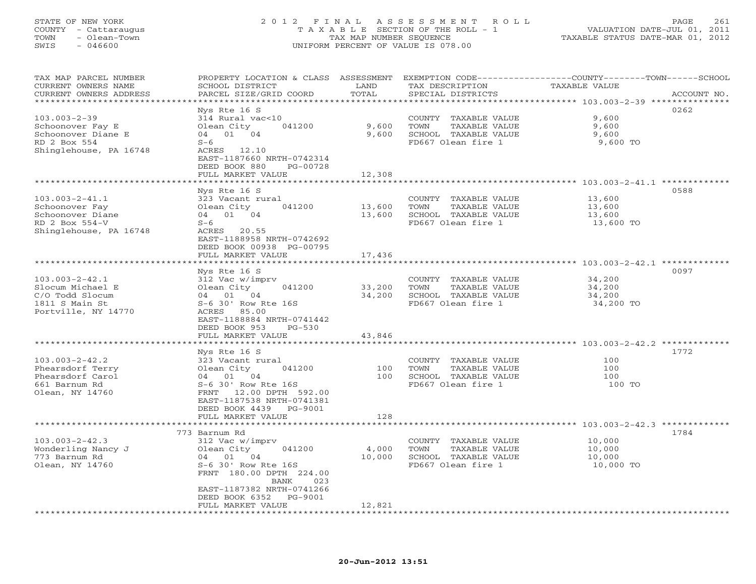STATE OF NEW YORK
COUNTY - Cattaraugus
TOWN - Olean-Town
SWIS - 046600

2012 FINAL ASSESSMENT ROLL
TAXABLE SECTION OF THE ROLL - 1
TAX MAP NUMBER SEQUENCE
UNIFORM PERCENT OF VALUE IS 078.00

VALUATION DATE-JUL 01, 2011
TAXABLE STATUS DATE-MAR 01, 2012

| TAX MAP PARCEL NUMBER / CURRENT OWNERS NAME / CURRENT OWNERS ADDRESS | PROPERTY LOCATION & CLASS / SCHOOL DISTRICT / PARCEL SIZE/GRID COORD | ASSESSMENT LAND / TOTAL | EXEMPTION CODE / TAX DESCRIPTION / SPECIAL DISTRICTS | TAXABLE VALUE (COUNTY--TOWN--SCHOOL) | ACCOUNT NO. |
|---|---|---|---|---|---|
| 103.003-2-39 | Nys Rte 16 S | | | | 0262 |
| | 314 Rural vac<10 | | COUNTY TAXABLE VALUE | 9,600 | |
| Schoonover Fay E | Olean City 041200 | 9,600 | TOWN TAXABLE VALUE | 9,600 | |
| Schoonover Diane E | 04 01 04 | 9,600 | SCHOOL TAXABLE VALUE | 9,600 | |
| RD 2 Box 554 | S-6 | | FD667 Olean fire 1 | 9,600 TO | |
| Shinglehouse, PA 16748 | ACRES 12.10 | | | | |
| | EAST-1187660 NRTH-0742314 | | | | |
| | DEED BOOK 880 PG-00728 | | | | |
| | FULL MARKET VALUE | 12,308 | | | |
| 103.003-2-41.1 | Nys Rte 16 S | | | | 0588 |
| | 323 Vacant rural | | COUNTY TAXABLE VALUE | 13,600 | |
| Schoonover Fay | Olean City 041200 | 13,600 | TOWN TAXABLE VALUE | 13,600 | |
| Schoonover Diane | 04 01 04 | 13,600 | SCHOOL TAXABLE VALUE | 13,600 | |
| RD 2 Box 554-V | S-6 | | FD667 Olean fire 1 | 13,600 TO | |
| Shinglehouse, PA 16748 | ACRES 20.55 | | | | |
| | EAST-1188958 NRTH-0742692 | | | | |
| | DEED BOOK 00938 PG-00795 | | | | |
| | FULL MARKET VALUE | 17,436 | | | |
| 103.003-2-42.1 | Nys Rte 16 S | | | | 0097 |
| | 312 Vac w/imprv | | COUNTY TAXABLE VALUE | 34,200 | |
| Slocum Michael E | Olean City 041200 | 33,200 | TOWN TAXABLE VALUE | 34,200 | |
| C/O Todd Slocum | 04 01 04 | 34,200 | SCHOOL TAXABLE VALUE | 34,200 | |
| 1811 S Main St | S-6 30' Row Rte 16S | | FD667 Olean fire 1 | 34,200 TO | |
| Portville, NY 14770 | ACRES 85.00 | | | | |
| | EAST-1188884 NRTH-0741442 | | | | |
| | DEED BOOK 953 PG-530 | | | | |
| | FULL MARKET VALUE | 43,846 | | | |
| 103.003-2-42.2 | Nys Rte 16 S | | | | 1772 |
| | 323 Vacant rural | | COUNTY TAXABLE VALUE | 100 | |
| Phearsdorf Terry | Olean City 041200 | 100 | TOWN TAXABLE VALUE | 100 | |
| Phearsdorf Carol | 04 01 04 | 100 | SCHOOL TAXABLE VALUE | 100 | |
| 661 Barnum Rd | S-6 30' Row Rte 16S | | FD667 Olean fire 1 | 100 TO | |
| Olean, NY 14760 | FRNT 12.00 DPTH 592.00 | | | | |
| | EAST-1187538 NRTH-0741381 | | | | |
| | DEED BOOK 4439 PG-9001 | | | | |
| | FULL MARKET VALUE | 128 | | | |
| 103.003-2-42.3 | 773 Barnum Rd | | | | 1784 |
| | 312 Vac w/imprv | | COUNTY TAXABLE VALUE | 10,000 | |
| Wonderling Nancy J | Olean City 041200 | 4,000 | TOWN TAXABLE VALUE | 10,000 | |
| 773 Barnum Rd | 04 01 04 | 10,000 | SCHOOL TAXABLE VALUE | 10,000 | |
| Olean, NY 14760 | S-6 30' Row Rte 16S | | FD667 Olean fire 1 | 10,000 TO | |
| | FRNT 180.00 DPTH 224.00 | | | | |
| | BANK 023 | | | | |
| | EAST-1187382 NRTH-0741266 | | | | |
| | DEED BOOK 6352 PG-9001 | | | | |
| | FULL MARKET VALUE | 12,821 | | | |

20-Jun-2012 13:51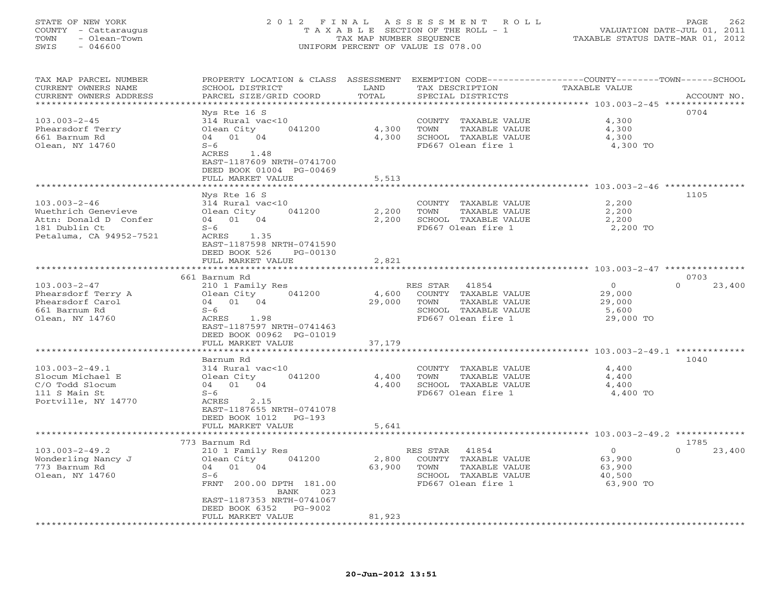STATE OF NEW YORK
COUNTY - Cattaraugus
TOWN - Olean-Town
SWIS - 046600

2012 FINAL ASSESSMENT ROLL
TAXABLE SECTION OF THE ROLL - 1
TAX MAP NUMBER SEQUENCE
UNIFORM PERCENT OF VALUE IS 078.00

VALUATION DATE-JUL 01, 2011
TAXABLE STATUS DATE-MAR 01, 2012

| TAX MAP PARCEL NUMBER / CURRENT OWNERS NAME / CURRENT OWNERS ADDRESS | PROPERTY LOCATION & CLASS / SCHOOL DISTRICT / PARCEL SIZE/GRID COORD | ASSESSMENT LAND | TOTAL | EXEMPTION CODE / TAX DESCRIPTION / SPECIAL DISTRICTS | COUNTY TAXABLE VALUE | TOWN | SCHOOL | ACCOUNT NO. |
|---|---|---|---|---|---|---|---|---|
| 103.003-2-45 | Nys Rte 16 S | | | | | | | 0704 |
| Phearsdorf Terry | 314 Rural vac<10 | | | COUNTY TAXABLE VALUE | 4,300 | | | |
| 661 Barnum Rd | Olean City 041200 | 4,300 | | TOWN TAXABLE VALUE | 4,300 | | | |
| Olean, NY 14760 | 04 01 04 | | 4,300 | SCHOOL TAXABLE VALUE | 4,300 | | | |
| | S-6 | | | FD667 Olean fire 1 | 4,300 TO | | | |
| | ACRES 1.48 | | | | | | | |
| | EAST-1187609 NRTH-0741700 | | | | | | | |
| | DEED BOOK 01004 PG-00469 | | | | | | | |
| | FULL MARKET VALUE | | 5,513 | | | | | |
| 103.003-2-46 | Nys Rte 16 S | | | | | | | 1105 |
| Wuethrich Genevieve | 314 Rural vac<10 | | | COUNTY TAXABLE VALUE | 2,200 | | | |
| Attn: Donald D Confer | Olean City 041200 | 2,200 | | TOWN TAXABLE VALUE | 2,200 | | | |
| 181 Dublin Ct | 04 01 04 | | 2,200 | SCHOOL TAXABLE VALUE | 2,200 | | | |
| Petaluma, CA 94952-7521 | S-6 | | | FD667 Olean fire 1 | 2,200 TO | | | |
| | ACRES 1.35 | | | | | | | |
| | EAST-1187598 NRTH-0741590 | | | | | | | |
| | DEED BOOK 526 PG-00130 | | | | | | | |
| | FULL MARKET VALUE | | 2,821 | | | | | |
| 103.003-2-47 | 661 Barnum Rd | | | | | | | 0703 |
| Phearsdorf Terry A | 210 1 Family Res | | | RES STAR 41854 | 0 | 0 | 23,400 | |
| Phearsdorf Carol | Olean City 041200 | 4,600 | | COUNTY TAXABLE VALUE | 29,000 | | | |
| 661 Barnum Rd | 04 01 04 | | 29,000 | TOWN TAXABLE VALUE | 29,000 | | | |
| Olean, NY 14760 | S-6 | | | SCHOOL TAXABLE VALUE | 5,600 | | | |
| | ACRES 1.98 | | | FD667 Olean fire 1 | 29,000 TO | | | |
| | EAST-1187597 NRTH-0741463 | | | | | | | |
| | DEED BOOK 00962 PG-01019 | | | | | | | |
| | FULL MARKET VALUE | | 37,179 | | | | | |
| 103.003-2-49.1 | Barnum Rd | | | | | | | 1040 |
| Slocum Michael E | 314 Rural vac<10 | | | COUNTY TAXABLE VALUE | 4,400 | | | |
| C/O Todd Slocum | Olean City 041200 | 4,400 | | TOWN TAXABLE VALUE | 4,400 | | | |
| 111 S Main St | 04 01 04 | | 4,400 | SCHOOL TAXABLE VALUE | 4,400 | | | |
| Portville, NY 14770 | S-6 | | | FD667 Olean fire 1 | 4,400 TO | | | |
| | ACRES 2.15 | | | | | | | |
| | EAST-1187655 NRTH-0741078 | | | | | | | |
| | DEED BOOK 1012 PG-193 | | | | | | | |
| | FULL MARKET VALUE | | 5,641 | | | | | |
| 103.003-2-49.2 | 773 Barnum Rd | | | | | | | 1785 |
| Wonderling Nancy J | 210 1 Family Res | | | RES STAR 41854 | 0 | 0 | 23,400 | |
| 773 Barnum Rd | Olean City 041200 | 2,800 | | COUNTY TAXABLE VALUE | 63,900 | | | |
| Olean, NY 14760 | 04 01 04 | | 63,900 | TOWN TAXABLE VALUE | 63,900 | | | |
| | S-6 | | | SCHOOL TAXABLE VALUE | 40,500 | | | |
| | FRNT 200.00 DPTH 181.00 | | | FD667 Olean fire 1 | 63,900 TO | | | |
| | BANK 023 | | | | | | | |
| | EAST-1187353 NRTH-0741067 | | | | | | | |
| | DEED BOOK 6352 PG-9002 | | | | | | | |
| | FULL MARKET VALUE | | 81,923 | | | | | |

20-Jun-2012 13:51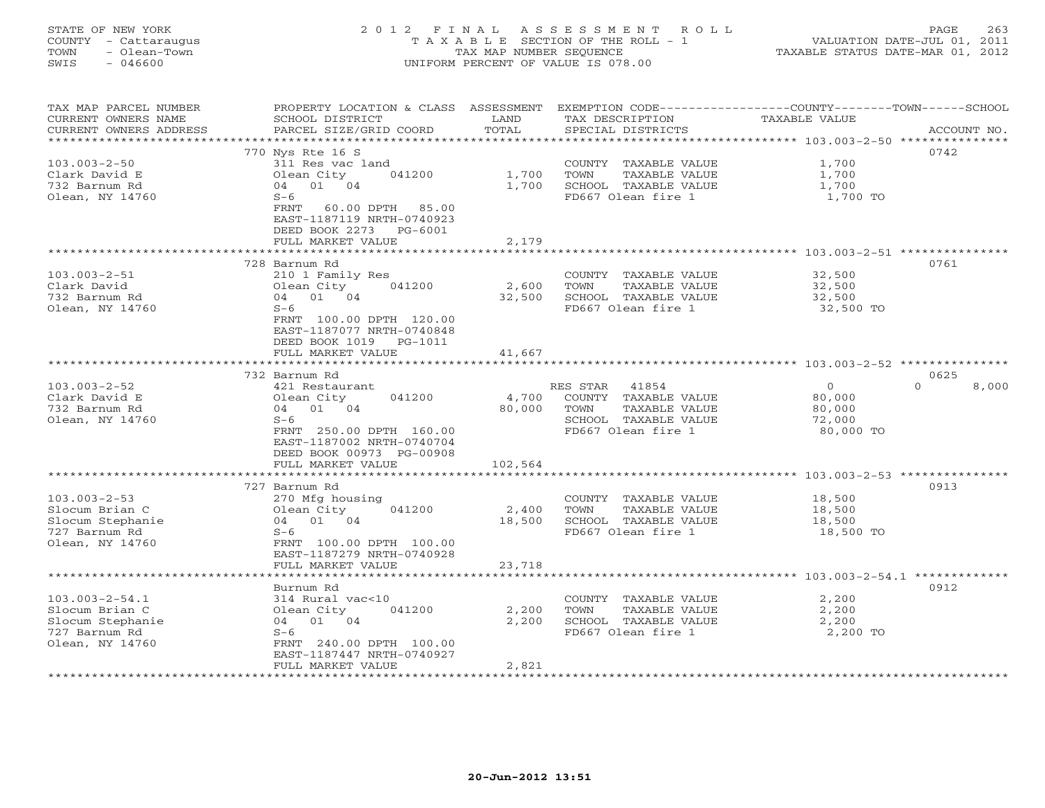STATE OF NEW YORK
COUNTY - Cattaraugus
TOWN - Olean-Town
SWIS - 046600

2 0 1 2 F I N A L A S S E S S M E N T R O L L
T A X A B L E SECTION OF THE ROLL - 1
TAX MAP NUMBER SEQUENCE
UNIFORM PERCENT OF VALUE IS 078.00

VALUATION DATE-JUL 01, 2011
TAXABLE STATUS DATE-MAR 01, 2012

| TAX MAP PARCEL NUMBER / CURRENT OWNERS NAME / CURRENT OWNERS ADDRESS | PROPERTY LOCATION & CLASS / SCHOOL DISTRICT / PARCEL SIZE/GRID COORD | ASSESSMENT LAND / TOTAL | EXEMPTION CODE / TAX DESCRIPTION / SPECIAL DISTRICTS | COUNTY / TOWN / SCHOOL TAXABLE VALUE | ACCOUNT NO. |
|---|---|---|---|---|---|
| 103.003-2-50 | 770 Nys Rte 16 S | | | | 0742 |
| 103.003-2-50 | 311 Res vac land | | COUNTY TAXABLE VALUE | 1,700 | |
| Clark David E | Olean City 041200 | 1,700 | TOWN TAXABLE VALUE | 1,700 | |
| 732 Barnum Rd | 04 01 04 | 1,700 | SCHOOL TAXABLE VALUE | 1,700 | |
| Olean, NY 14760 | S-6 | | FD667 Olean fire 1 | 1,700 TO | |
| | FRNT 60.00 DPTH 85.00 | | | | |
| | EAST-1187119 NRTH-0740923 | | | | |
| | DEED BOOK 2273 PG-6001 | | | | |
| | FULL MARKET VALUE | 2,179 | | | |
| 103.003-2-51 | 728 Barnum Rd | | | | 0761 |
| 103.003-2-51 | 210 1 Family Res | | COUNTY TAXABLE VALUE | 32,500 | |
| Clark David | Olean City 041200 | 2,600 | TOWN TAXABLE VALUE | 32,500 | |
| 732 Barnum Rd | 04 01 04 | 32,500 | SCHOOL TAXABLE VALUE | 32,500 | |
| Olean, NY 14760 | S-6 | | FD667 Olean fire 1 | 32,500 TO | |
| | FRNT 100.00 DPTH 120.00 | | | | |
| | EAST-1187077 NRTH-0740848 | | | | |
| | DEED BOOK 1019 PG-1011 | | | | |
| | FULL MARKET VALUE | 41,667 | | | |
| 103.003-2-52 | 732 Barnum Rd | | | | 0625 |
| 103.003-2-52 | 421 Restaurant | | RES STAR 41854 | 0 / 0 / 8,000 | |
| Clark David E | Olean City 041200 | 4,700 | COUNTY TAXABLE VALUE | 80,000 | |
| 732 Barnum Rd | 04 01 04 | 80,000 | TOWN TAXABLE VALUE | 80,000 | |
| Olean, NY 14760 | S-6 | | SCHOOL TAXABLE VALUE | 72,000 | |
| | FRNT 250.00 DPTH 160.00 | | FD667 Olean fire 1 | 80,000 TO | |
| | EAST-1187002 NRTH-0740704 | | | | |
| | DEED BOOK 00973 PG-00908 | | | | |
| | FULL MARKET VALUE | 102,564 | | | |
| 103.003-2-53 | 727 Barnum Rd | | | | 0913 |
| 103.003-2-53 | 270 Mfg housing | | COUNTY TAXABLE VALUE | 18,500 | |
| Slocum Brian C | Olean City 041200 | 2,400 | TOWN TAXABLE VALUE | 18,500 | |
| Slocum Stephanie | 04 01 04 | 18,500 | SCHOOL TAXABLE VALUE | 18,500 | |
| 727 Barnum Rd | S-6 | | FD667 Olean fire 1 | 18,500 TO | |
| Olean, NY 14760 | FRNT 100.00 DPTH 100.00 | | | | |
| | EAST-1187279 NRTH-0740928 | | | | |
| | FULL MARKET VALUE | 23,718 | | | |
| 103.003-2-54.1 | Burnum Rd | | | | 0912 |
| 103.003-2-54.1 | 314 Rural vac<10 | | COUNTY TAXABLE VALUE | 2,200 | |
| Slocum Brian C | Olean City 041200 | 2,200 | TOWN TAXABLE VALUE | 2,200 | |
| Slocum Stephanie | 04 01 04 | 2,200 | SCHOOL TAXABLE VALUE | 2,200 | |
| 727 Barnum Rd | S-6 | | FD667 Olean fire 1 | 2,200 TO | |
| Olean, NY 14760 | FRNT 240.00 DPTH 100.00 | | | | |
| | EAST-1187447 NRTH-0740927 | | | | |
| | FULL MARKET VALUE | 2,821 | | | |

20-Jun-2012 13:51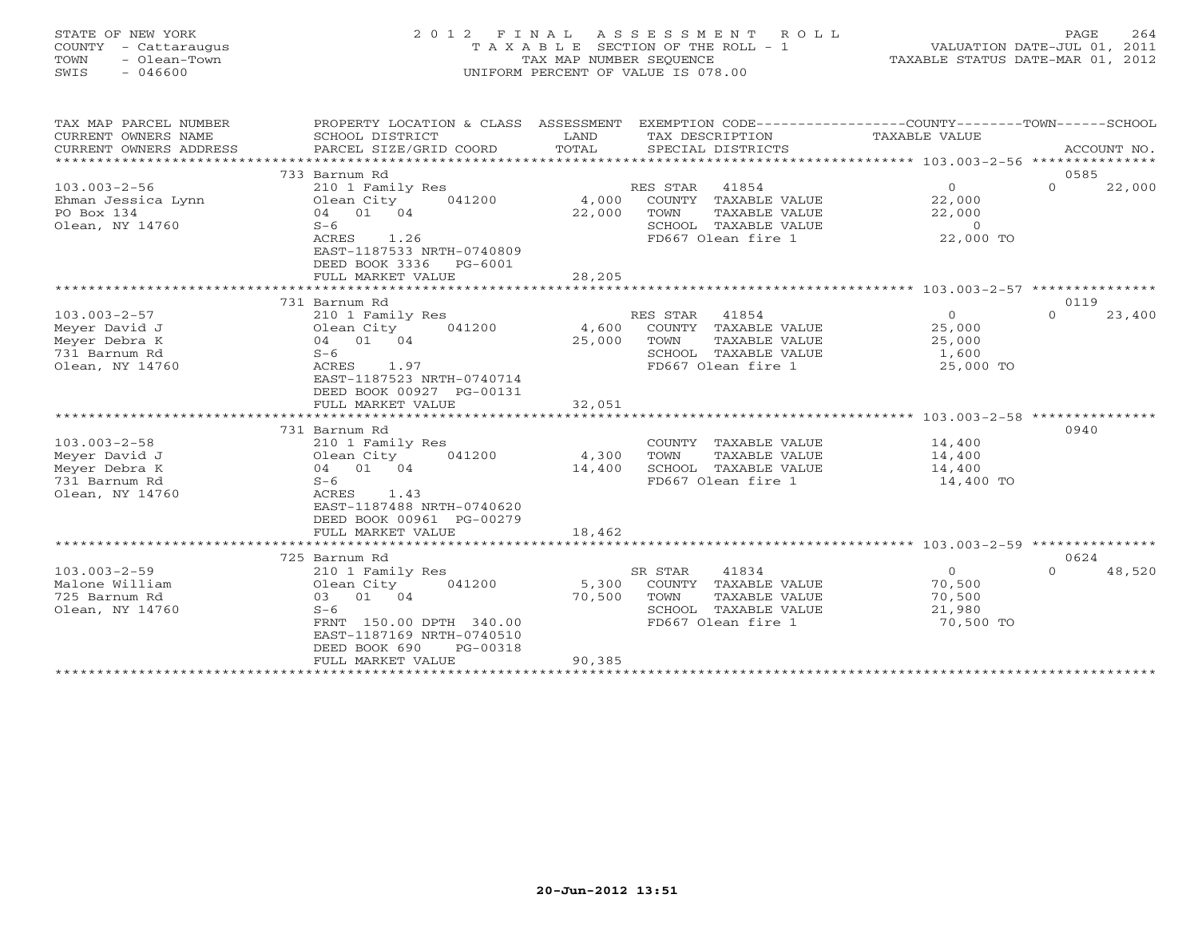STATE OF NEW YORK
COUNTY - Cattaraugus
TOWN - Olean-Town
SWIS - 046600

# 2012 FINAL ASSESSMENT ROLL

TAXABLE SECTION OF THE ROLL - 1
TAX MAP NUMBER SEQUENCE
UNIFORM PERCENT OF VALUE IS 078.00

VALUATION DATE-JUL 01, 2011
TAXABLE STATUS DATE-MAR 01, 2012

| TAX MAP PARCEL NUMBER / CURRENT OWNERS NAME / CURRENT OWNERS ADDRESS | PROPERTY LOCATION & CLASS / SCHOOL DISTRICT / PARCEL SIZE/GRID COORD | ASSESSMENT LAND / TOTAL | EXEMPTION CODE / TAX DESCRIPTION / SPECIAL DISTRICTS | COUNTY / TOWN / SCHOOL TAXABLE VALUE | ACCOUNT NO. |
|---|---|---|---|---|---|
| 103.003-2-56 | 733 Barnum Rd | | | | 0585 |
| | 210 1 Family Res | | RES STAR 41854 | 0 | 0 22,000 |
| Ehman Jessica Lynn | Olean City 041200 | 4,000 | COUNTY TAXABLE VALUE | 22,000 | |
| PO Box 134 | 04 01 04 | 22,000 | TOWN TAXABLE VALUE | 22,000 | |
| Olean, NY 14760 | S-6 | | SCHOOL TAXABLE VALUE | 0 | |
| | ACRES 1.26 | | FD667 Olean fire 1 | 22,000 TO | |
| | EAST-1187533 NRTH-0740809 | | | | |
| | DEED BOOK 3336 PG-6001 | | | | |
| | FULL MARKET VALUE | 28,205 | | | |
| 103.003-2-57 | 731 Barnum Rd | | | | 0119 |
| | 210 1 Family Res | | RES STAR 41854 | 0 | 0 23,400 |
| Meyer David J | Olean City 041200 | 4,600 | COUNTY TAXABLE VALUE | 25,000 | |
| Meyer Debra K | 04 01 04 | 25,000 | TOWN TAXABLE VALUE | 25,000 | |
| 731 Barnum Rd | S-6 | | SCHOOL TAXABLE VALUE | 1,600 | |
| Olean, NY 14760 | ACRES 1.97 | | FD667 Olean fire 1 | 25,000 TO | |
| | EAST-1187523 NRTH-0740714 | | | | |
| | DEED BOOK 00927 PG-00131 | | | | |
| | FULL MARKET VALUE | 32,051 | | | |
| 103.003-2-58 | 731 Barnum Rd | | | | 0940 |
| | 210 1 Family Res | | COUNTY TAXABLE VALUE | 14,400 | |
| Meyer David J | Olean City 041200 | 4,300 | TOWN TAXABLE VALUE | 14,400 | |
| Meyer Debra K | 04 01 04 | 14,400 | SCHOOL TAXABLE VALUE | 14,400 | |
| 731 Barnum Rd | S-6 | | FD667 Olean fire 1 | 14,400 TO | |
| Olean, NY 14760 | ACRES 1.43 | | | | |
| | EAST-1187488 NRTH-0740620 | | | | |
| | DEED BOOK 00961 PG-00279 | | | | |
| | FULL MARKET VALUE | 18,462 | | | |
| 103.003-2-59 | 725 Barnum Rd | | | | 0624 |
| | 210 1 Family Res | | SR STAR 41834 | 0 | 0 48,520 |
| Malone William | Olean City 041200 | 5,300 | COUNTY TAXABLE VALUE | 70,500 | |
| 725 Barnum Rd | 03 01 04 | 70,500 | TOWN TAXABLE VALUE | 70,500 | |
| Olean, NY 14760 | S-6 | | SCHOOL TAXABLE VALUE | 21,980 | |
| | FRNT 150.00 DPTH 340.00 | | FD667 Olean fire 1 | 70,500 TO | |
| | EAST-1187169 NRTH-0740510 | | | | |
| | DEED BOOK 690 PG-00318 | | | | |
| | FULL MARKET VALUE | 90,385 | | | |

20-Jun-2012 13:51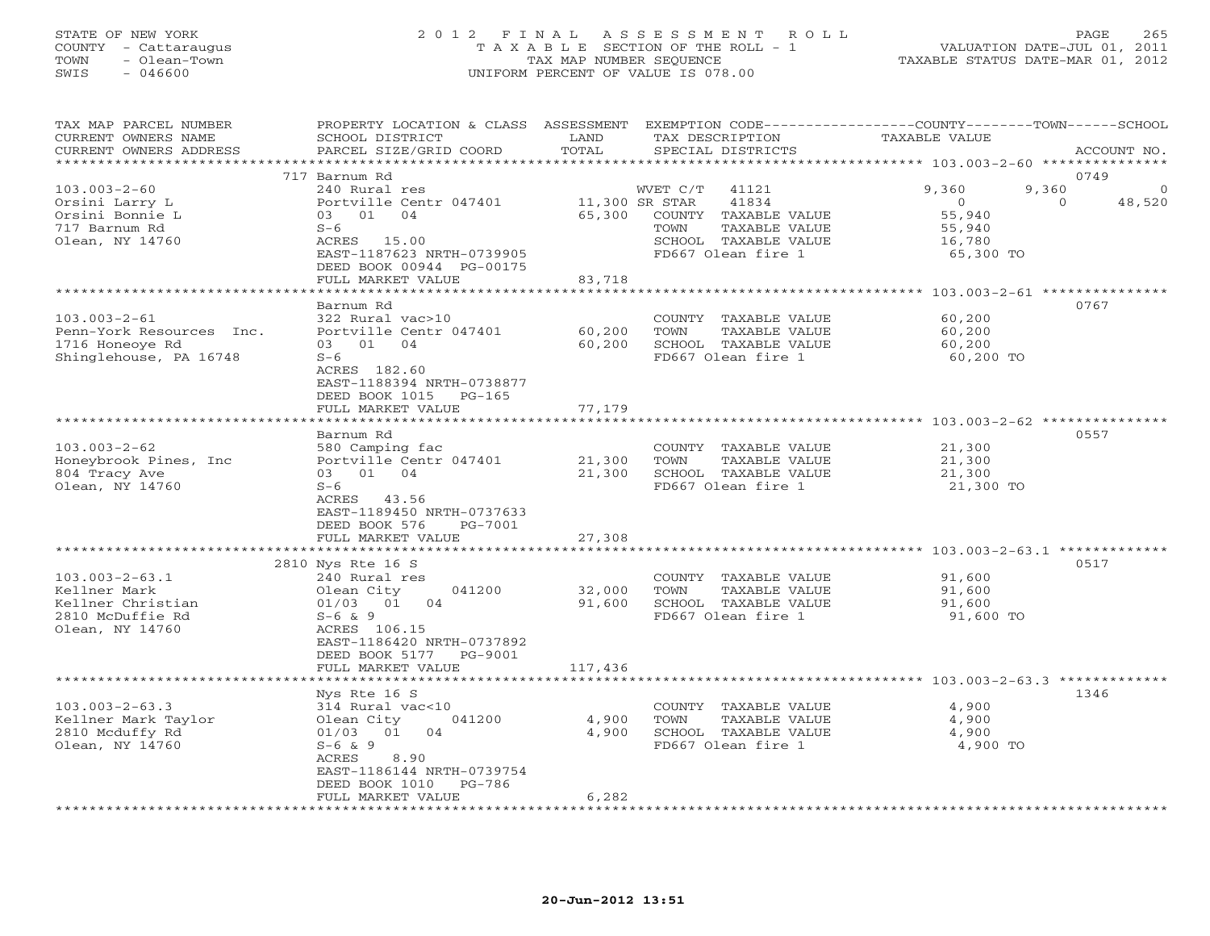STATE OF NEW YORK
COUNTY - Cattaraugus
TOWN - Olean-Town
SWIS - 046600

2 0 1 2 F I N A L A S S E S S M E N T R O L L
T A X A B L E SECTION OF THE ROLL - 1
TAX MAP NUMBER SEQUENCE
UNIFORM PERCENT OF VALUE IS 078.00

VALUATION DATE-JUL 01, 2011
TAXABLE STATUS DATE-MAR 01, 2012

| TAX MAP PARCEL NUMBER / CURRENT OWNERS NAME / CURRENT OWNERS ADDRESS | PROPERTY LOCATION & CLASS / SCHOOL DISTRICT / PARCEL SIZE/GRID COORD | ASSESSMENT LAND / TOTAL | EXEMPTION CODE / TAX DESCRIPTION / SPECIAL DISTRICTS | COUNTY TAXABLE VALUE | TOWN | SCHOOL | ACCOUNT NO. |
|---|---|---|---|---|---|---|---|
| **103.003-2-60** | 717 Barnum Rd | | | | | | 0749 |
| Orsini Larry L | 240 Rural res | | WVET C/T 41121 | 9,360 | 9,360 | 0 | |
| Orsini Bonnie L | Portville Centr 047401 | 11,300 | SR STAR 41834 | 0 | 0 | 48,520 | |
| 717 Barnum Rd | 03 01 04 | 65,300 | COUNTY TAXABLE VALUE | 55,940 | | | |
| Olean, NY 14760 | S-6 | | TOWN TAXABLE VALUE | 55,940 | | | |
| | ACRES 15.00 | | SCHOOL TAXABLE VALUE | 16,780 | | | |
| | EAST-1187623 NRTH-0739905 | | FD667 Olean fire 1 | 65,300 TO | | | |
| | DEED BOOK 00944 PG-00175 | | | | | | |
| | FULL MARKET VALUE | 83,718 | | | | | |
| **103.003-2-61** | Barnum Rd | | | | | | 0767 |
| Penn-York Resources Inc. | 322 Rural vac>10 | | COUNTY TAXABLE VALUE | 60,200 | | | |
| 1716 Honeoye Rd | Portville Centr 047401 | 60,200 | TOWN TAXABLE VALUE | 60,200 | | | |
| Shinglehouse, PA 16748 | 03 01 04 | 60,200 | SCHOOL TAXABLE VALUE | 60,200 | | | |
| | S-6 | | FD667 Olean fire 1 | 60,200 TO | | | |
| | ACRES 182.60 | | | | | | |
| | EAST-1188394 NRTH-0738877 | | | | | | |
| | DEED BOOK 1015 PG-165 | | | | | | |
| | FULL MARKET VALUE | 77,179 | | | | | |
| **103.003-2-62** | Barnum Rd | | | | | | 0557 |
| Honeybrook Pines, Inc | 580 Camping fac | | COUNTY TAXABLE VALUE | 21,300 | | | |
| 804 Tracy Ave | Portville Centr 047401 | 21,300 | TOWN TAXABLE VALUE | 21,300 | | | |
| Olean, NY 14760 | 03 01 04 | 21,300 | SCHOOL TAXABLE VALUE | 21,300 | | | |
| | S-6 | | FD667 Olean fire 1 | 21,300 TO | | | |
| | ACRES 43.56 | | | | | | |
| | EAST-1189450 NRTH-0737633 | | | | | | |
| | DEED BOOK 576 PG-7001 | | | | | | |
| | FULL MARKET VALUE | 27,308 | | | | | |
| **103.003-2-63.1** | 2810 Nys Rte 16 S | | | | | | 0517 |
| Kellner Mark | 240 Rural res | | COUNTY TAXABLE VALUE | 91,600 | | | |
| Kellner Christian | Olean City 041200 | 32,000 | TOWN TAXABLE VALUE | 91,600 | | | |
| 2810 McDuffie Rd | 01/03 01 04 | 91,600 | SCHOOL TAXABLE VALUE | 91,600 | | | |
| Olean, NY 14760 | S-6 & 9 | | FD667 Olean fire 1 | 91,600 TO | | | |
| | ACRES 106.15 | | | | | | |
| | EAST-1186420 NRTH-0737892 | | | | | | |
| | DEED BOOK 5177 PG-9001 | | | | | | |
| | FULL MARKET VALUE | 117,436 | | | | | |
| **103.003-2-63.3** | Nys Rte 16 S | | | | | | 1346 |
| Kellner Mark Taylor | 314 Rural vac<10 | | COUNTY TAXABLE VALUE | 4,900 | | | |
| 2810 Mcduffy Rd | Olean City 041200 | 4,900 | TOWN TAXABLE VALUE | 4,900 | | | |
| Olean, NY 14760 | 01/03 01 04 | 4,900 | SCHOOL TAXABLE VALUE | 4,900 | | | |
| | S-6 & 9 | | FD667 Olean fire 1 | 4,900 TO | | | |
| | ACRES 8.90 | | | | | | |
| | EAST-1186144 NRTH-0739754 | | | | | | |
| | DEED BOOK 1010 PG-786 | | | | | | |
| | FULL MARKET VALUE | 6,282 | | | | | |

20-Jun-2012 13:51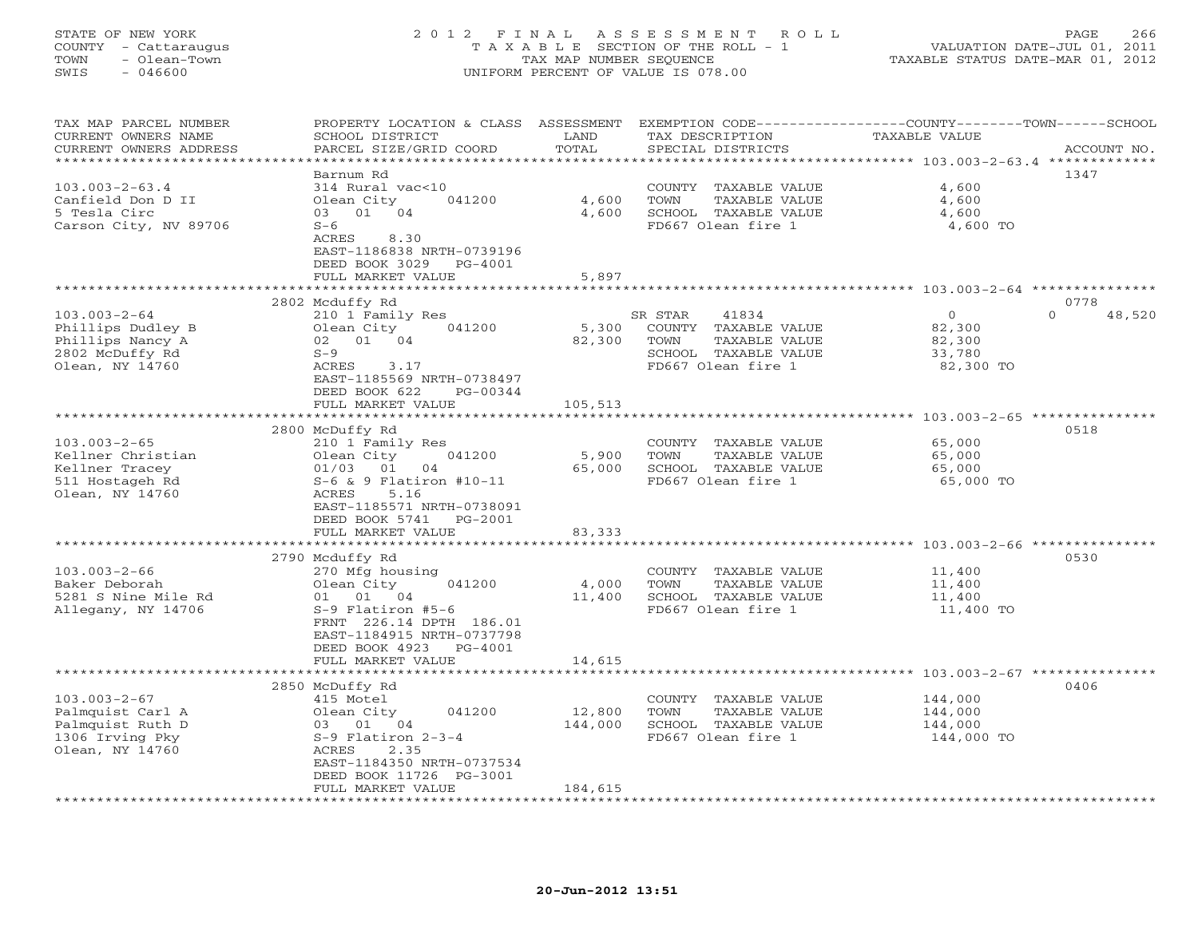STATE OF NEW YORK
COUNTY - Cattaraugus
TOWN - Olean-Town
SWIS - 046600

2012 FINAL ASSESSMENT ROLL
TAXABLE SECTION OF THE ROLL - 1
TAX MAP NUMBER SEQUENCE
UNIFORM PERCENT OF VALUE IS 078.00

VALUATION DATE-JUL 01, 2011
TAXABLE STATUS DATE-MAR 01, 2012

| TAX MAP PARCEL NUMBER / CURRENT OWNERS NAME / CURRENT OWNERS ADDRESS | PROPERTY LOCATION & CLASS / SCHOOL DISTRICT / PARCEL SIZE/GRID COORD | ASSESSMENT LAND | TOTAL | EXEMPTION CODE / TAX DESCRIPTION / SPECIAL DISTRICTS | COUNTY/TOWN/SCHOOL TAXABLE VALUE | ACCOUNT NO. |
|---|---|---|---|---|---|---|
| 103.003-2-63.4 | Barnum Rd | | | | | 1347 |
| 103.003-2-63.4 | 314 Rural vac<10 | | | COUNTY TAXABLE VALUE | 4,600 | |
| Canfield Don D II | Olean City 041200 | 4,600 | | TOWN TAXABLE VALUE | 4,600 | |
| 5 Tesla Circ | 03 01 04 | | 4,600 | SCHOOL TAXABLE VALUE | 4,600 | |
| Carson City, NV 89706 | S-6 | | | FD667 Olean fire 1 | 4,600 TO | |
| | ACRES 8.30 | | | | | |
| | EAST-1186838 NRTH-0739196 | | | | | |
| | DEED BOOK 3029 PG-4001 | | | | | |
| | FULL MARKET VALUE | | 5,897 | | | |
| 103.003-2-64 | 2802 Mcduffy Rd | | | | | 0778 |
| 103.003-2-64 | 210 1 Family Res | | | SR STAR 41834 | 0 0 48,520 | |
| Phillips Dudley B | Olean City 041200 | 5,300 | | COUNTY TAXABLE VALUE | 82,300 | |
| Phillips Nancy A | 02 01 04 | | 82,300 | TOWN TAXABLE VALUE | 82,300 | |
| 2802 McDuffy Rd | S-9 | | | SCHOOL TAXABLE VALUE | 33,780 | |
| Olean, NY 14760 | ACRES 3.17 | | | FD667 Olean fire 1 | 82,300 TO | |
| | EAST-1185569 NRTH-0738497 | | | | | |
| | DEED BOOK 622 PG-00344 | | | | | |
| | FULL MARKET VALUE | | 105,513 | | | |
| 103.003-2-65 | 2800 McDuffy Rd | | | | | 0518 |
| 103.003-2-65 | 210 1 Family Res | | | COUNTY TAXABLE VALUE | 65,000 | |
| Kellner Christian | Olean City 041200 | 5,900 | | TOWN TAXABLE VALUE | 65,000 | |
| Kellner Tracey | 01/03 01 04 | | 65,000 | SCHOOL TAXABLE VALUE | 65,000 | |
| 511 Hostageh Rd | S-6 & 9 Flatiron #10-11 | | | FD667 Olean fire 1 | 65,000 TO | |
| Olean, NY 14760 | ACRES 5.16 | | | | | |
| | EAST-1185571 NRTH-0738091 | | | | | |
| | DEED BOOK 5741 PG-2001 | | | | | |
| | FULL MARKET VALUE | | 83,333 | | | |
| 103.003-2-66 | 2790 Mcduffy Rd | | | | | 0530 |
| 103.003-2-66 | 270 Mfg housing | | | COUNTY TAXABLE VALUE | 11,400 | |
| Baker Deborah | Olean City 041200 | 4,000 | | TOWN TAXABLE VALUE | 11,400 | |
| 5281 S Nine Mile Rd | 01 01 04 | | 11,400 | SCHOOL TAXABLE VALUE | 11,400 | |
| Allegany, NY 14706 | S-9 Flatiron #5-6 | | | FD667 Olean fire 1 | 11,400 TO | |
| | FRNT 226.14 DPTH 186.01 | | | | | |
| | EAST-1184915 NRTH-0737798 | | | | | |
| | DEED BOOK 4923 PG-4001 | | | | | |
| | FULL MARKET VALUE | | 14,615 | | | |
| 103.003-2-67 | 2850 McDuffy Rd | | | | | 0406 |
| 103.003-2-67 | 415 Motel | | | COUNTY TAXABLE VALUE | 144,000 | |
| Palmquist Carl A | Olean City 041200 | 12,800 | | TOWN TAXABLE VALUE | 144,000 | |
| Palmquist Ruth D | 03 01 04 | | 144,000 | SCHOOL TAXABLE VALUE | 144,000 | |
| 1306 Irving Pky | S-9 Flatiron 2-3-4 | | | FD667 Olean fire 1 | 144,000 TO | |
| Olean, NY 14760 | ACRES 2.35 | | | | | |
| | EAST-1184350 NRTH-0737534 | | | | | |
| | DEED BOOK 11726 PG-3001 | | | | | |
| | FULL MARKET VALUE | | 184,615 | | | |

20-Jun-2012 13:51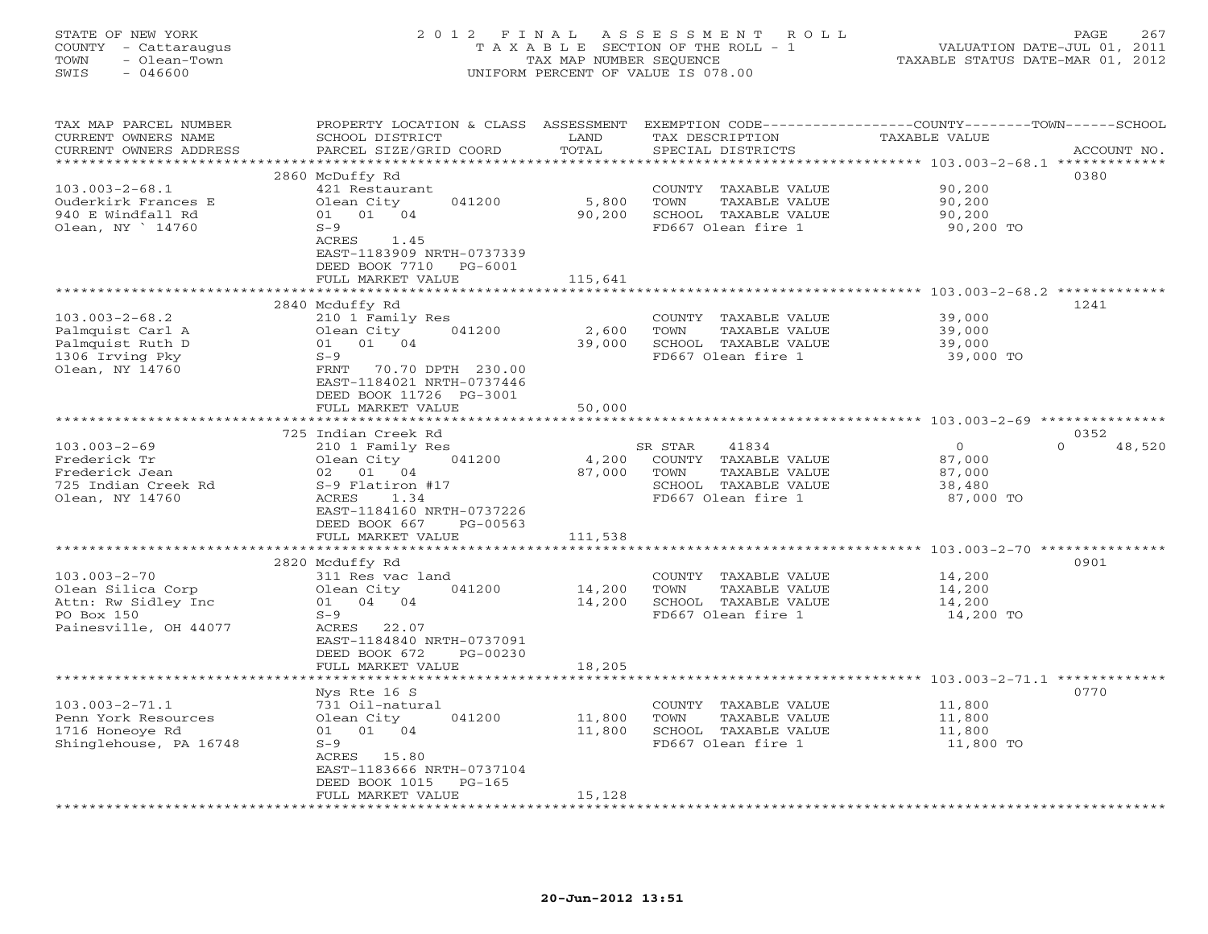STATE OF NEW YORK
COUNTY - Cattaraugus
TOWN - Olean-Town
SWIS - 046600

2 0 1 2 F I N A L A S S E S S M E N T R O L L
T A X A B L E SECTION OF THE ROLL - 1
TAX MAP NUMBER SEQUENCE
UNIFORM PERCENT OF VALUE IS 078.00

VALUATION DATE-JUL 01, 2011
TAXABLE STATUS DATE-MAR 01, 2012

| TAX MAP PARCEL NUMBER / CURRENT OWNERS NAME / CURRENT OWNERS ADDRESS | PROPERTY LOCATION & CLASS / SCHOOL DISTRICT / PARCEL SIZE/GRID COORD | ASSESSMENT LAND / TOTAL | EXEMPTION CODE / TAX DESCRIPTION / SPECIAL DISTRICTS | COUNTY / TOWN / SCHOOL TAXABLE VALUE | ACCOUNT NO. |
|---|---|---|---|---|---|
| **103.003-2-68.1** | 2860 McDuffy Rd | | | | 0380 |
| 103.003-2-68.1 | 421 Restaurant | | COUNTY TAXABLE VALUE | 90,200 | |
| Ouderkirk Frances E | Olean City 041200 | 5,800 | TOWN TAXABLE VALUE | 90,200 | |
| 940 E Windfall Rd | 01 01 04 | 90,200 | SCHOOL TAXABLE VALUE | 90,200 | |
| Olean, NY ` 14760 | S-9 | | FD667 Olean fire 1 | 90,200 TO | |
| | ACRES 1.45 | | | | |
| | EAST-1183909 NRTH-0737339 | | | | |
| | DEED BOOK 7710 PG-6001 | | | | |
| | FULL MARKET VALUE | 115,641 | | | |
| **103.003-2-68.2** | 2840 Mcduffy Rd | | | | 1241 |
| 103.003-2-68.2 | 210 1 Family Res | | COUNTY TAXABLE VALUE | 39,000 | |
| Palmquist Carl A | Olean City 041200 | 2,600 | TOWN TAXABLE VALUE | 39,000 | |
| Palmquist Ruth D | 01 01 04 | 39,000 | SCHOOL TAXABLE VALUE | 39,000 | |
| 1306 Irving Pky | S-9 | | FD667 Olean fire 1 | 39,000 TO | |
| Olean, NY 14760 | FRNT 70.70 DPTH 230.00 | | | | |
| | EAST-1184021 NRTH-0737446 | | | | |
| | DEED BOOK 11726 PG-3001 | | | | |
| | FULL MARKET VALUE | 50,000 | | | |
| **103.003-2-69** | 725 Indian Creek Rd | | | | 0352 |
| 103.003-2-69 | 210 1 Family Res | | SR STAR 41834 | 0 / 0 / 48,520 | |
| Frederick Tr | Olean City 041200 | 4,200 | COUNTY TAXABLE VALUE | 87,000 | |
| Frederick Jean | 02 01 04 | 87,000 | TOWN TAXABLE VALUE | 87,000 | |
| 725 Indian Creek Rd | S-9 Flatiron #17 | | SCHOOL TAXABLE VALUE | 38,480 | |
| Olean, NY 14760 | ACRES 1.34 | | FD667 Olean fire 1 | 87,000 TO | |
| | EAST-1184160 NRTH-0737226 | | | | |
| | DEED BOOK 667 PG-00563 | | | | |
| | FULL MARKET VALUE | 111,538 | | | |
| **103.003-2-70** | 2820 Mcduffy Rd | | | | 0901 |
| 103.003-2-70 | 311 Res vac land | | COUNTY TAXABLE VALUE | 14,200 | |
| Olean Silica Corp | Olean City 041200 | 14,200 | TOWN TAXABLE VALUE | 14,200 | |
| Attn: Rw Sidley Inc | 01 04 04 | 14,200 | SCHOOL TAXABLE VALUE | 14,200 | |
| PO Box 150 | S-9 | | FD667 Olean fire 1 | 14,200 TO | |
| Painesville, OH 44077 | ACRES 22.07 | | | | |
| | EAST-1184840 NRTH-0737091 | | | | |
| | DEED BOOK 672 PG-00230 | | | | |
| | FULL MARKET VALUE | 18,205 | | | |
| **103.003-2-71.1** | Nys Rte 16 S | | | | 0770 |
| 103.003-2-71.1 | 731 Oil-natural | | COUNTY TAXABLE VALUE | 11,800 | |
| Penn York Resources | Olean City 041200 | 11,800 | TOWN TAXABLE VALUE | 11,800 | |
| 1716 Honeoye Rd | 01 01 04 | 11,800 | SCHOOL TAXABLE VALUE | 11,800 | |
| Shinglehouse, PA 16748 | S-9 | | FD667 Olean fire 1 | 11,800 TO | |
| | ACRES 15.80 | | | | |
| | EAST-1183666 NRTH-0737104 | | | | |
| | DEED BOOK 1015 PG-165 | | | | |
| | FULL MARKET VALUE | 15,128 | | | |

20-Jun-2012 13:51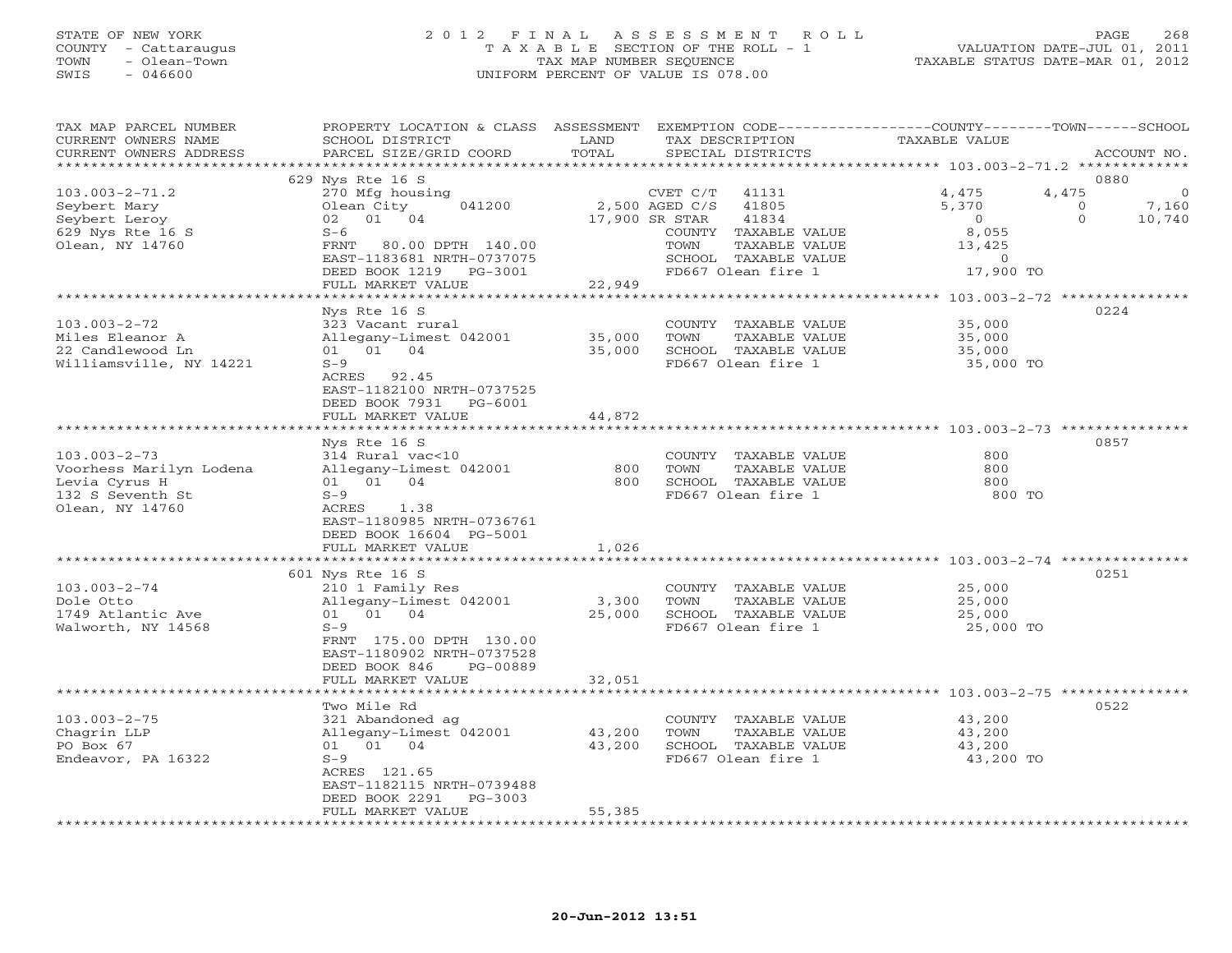STATE OF NEW YORK
COUNTY - Cattaraugus
TOWN - Olean-Town
SWIS - 046600

# 2012 FINAL ASSESSMENT ROLL

TAXABLE SECTION OF THE ROLL - 1
TAX MAP NUMBER SEQUENCE
UNIFORM PERCENT OF VALUE IS 078.00

VALUATION DATE-JUL 01, 2011
TAXABLE STATUS DATE-MAR 01, 2012

| TAX MAP PARCEL NUMBER / CURRENT OWNERS NAME / CURRENT OWNERS ADDRESS | PROPERTY LOCATION & CLASS / SCHOOL DISTRICT / PARCEL SIZE/GRID COORD | ASSESSMENT LAND / TOTAL | EXEMPTION CODE / TAX DESCRIPTION / SPECIAL DISTRICTS | COUNTY TAXABLE VALUE | TOWN | SCHOOL | ACCOUNT NO. |
|---|---|---|---|---|---|---|---|
| **103.003-2-71.2** | 629 Nys Rte 16 S | | | | | | 0880 |
| Seybert Mary | 270 Mfg housing | | CVET C/T 41131 | 4,475 | 4,475 | 0 | |
| Seybert Leroy | Olean City 041200 | 2,500 | AGED C/S 41805 | 5,370 | 0 | 7,160 | |
| 629 Nys Rte 16 S | 02 01 04 | 17,900 | SR STAR 41834 | 0 | 0 | 10,740 | |
| Olean, NY 14760 | S-6 | | COUNTY TAXABLE VALUE | 8,055 | | | |
| | FRNT 80.00 DPTH 140.00 | | TOWN TAXABLE VALUE | 13,425 | | | |
| | EAST-1183681 NRTH-0737075 | | SCHOOL TAXABLE VALUE | 0 | | | |
| | DEED BOOK 1219 PG-3001 | | FD667 Olean fire 1 | 17,900 TO | | | |
| | FULL MARKET VALUE | 22,949 | | | | | |
| **103.003-2-72** | Nys Rte 16 S | | | | | | 0224 |
| Miles Eleanor A | 323 Vacant rural | | COUNTY TAXABLE VALUE | 35,000 | | | |
| 22 Candlewood Ln | Allegany-Limest 042001 | 35,000 | TOWN TAXABLE VALUE | 35,000 | | | |
| Williamsville, NY 14221 | 01 01 04 | 35,000 | SCHOOL TAXABLE VALUE | 35,000 | | | |
| | S-9 | | FD667 Olean fire 1 | 35,000 TO | | | |
| | ACRES 92.45 | | | | | | |
| | EAST-1182100 NRTH-0737525 | | | | | | |
| | DEED BOOK 7931 PG-6001 | | | | | | |
| | FULL MARKET VALUE | 44,872 | | | | | |
| **103.003-2-73** | Nys Rte 16 S | | | | | | 0857 |
| Voorhess Marilyn Lodena | 314 Rural vac<10 | | COUNTY TAXABLE VALUE | 800 | | | |
| Levia Cyrus H | Allegany-Limest 042001 | 800 | TOWN TAXABLE VALUE | 800 | | | |
| 132 S Seventh St | 01 01 04 | 800 | SCHOOL TAXABLE VALUE | 800 | | | |
| Olean, NY 14760 | S-9 | | FD667 Olean fire 1 | 800 TO | | | |
| | ACRES 1.38 | | | | | | |
| | EAST-1180985 NRTH-0736761 | | | | | | |
| | DEED BOOK 16604 PG-5001 | | | | | | |
| | FULL MARKET VALUE | 1,026 | | | | | |
| **103.003-2-74** | 601 Nys Rte 16 S | | | | | | 0251 |
| Dole Otto | 210 1 Family Res | | COUNTY TAXABLE VALUE | 25,000 | | | |
| 1749 Atlantic Ave | Allegany-Limest 042001 | 3,300 | TOWN TAXABLE VALUE | 25,000 | | | |
| Walworth, NY 14568 | 01 01 04 | 25,000 | SCHOOL TAXABLE VALUE | 25,000 | | | |
| | S-9 | | FD667 Olean fire 1 | 25,000 TO | | | |
| | FRNT 175.00 DPTH 130.00 | | | | | | |
| | EAST-1180902 NRTH-0737528 | | | | | | |
| | DEED BOOK 846 PG-00889 | | | | | | |
| | FULL MARKET VALUE | 32,051 | | | | | |
| **103.003-2-75** | Two Mile Rd | | | | | | 0522 |
| Chagrin LLP | 321 Abandoned ag | | COUNTY TAXABLE VALUE | 43,200 | | | |
| PO Box 67 | Allegany-Limest 042001 | 43,200 | TOWN TAXABLE VALUE | 43,200 | | | |
| Endeavor, PA 16322 | 01 01 04 | 43,200 | SCHOOL TAXABLE VALUE | 43,200 | | | |
| | S-9 | | FD667 Olean fire 1 | 43,200 TO | | | |
| | ACRES 121.65 | | | | | | |
| | EAST-1182115 NRTH-0739488 | | | | | | |
| | DEED BOOK 2291 PG-3003 | | | | | | |
| | FULL MARKET VALUE | 55,385 | | | | | |

20-Jun-2012 13:51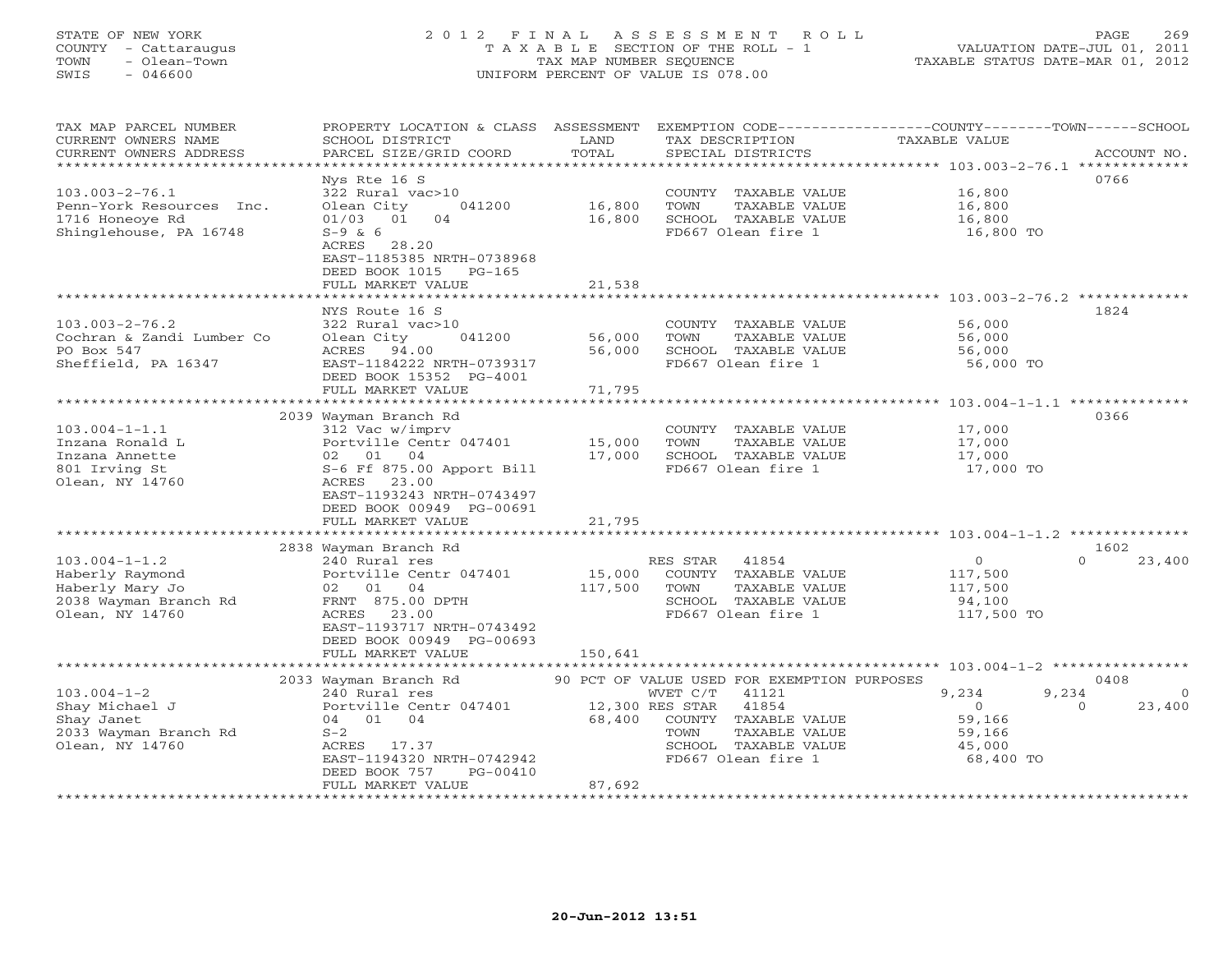STATE OF NEW YORK
COUNTY - Cattaraugus
TOWN - Olean-Town
SWIS - 046600

2012 FINAL ASSESSMENT ROLL
TAXABLE SECTION OF THE ROLL - 1
TAX MAP NUMBER SEQUENCE
UNIFORM PERCENT OF VALUE IS 078.00

VALUATION DATE-JUL 01, 2011
TAXABLE STATUS DATE-MAR 01, 2012

| TAX MAP PARCEL NUMBER / CURRENT OWNERS NAME / CURRENT OWNERS ADDRESS | PROPERTY LOCATION & CLASS / SCHOOL DISTRICT / PARCEL SIZE/GRID COORD | ASSESSMENT LAND / TOTAL | EXEMPTION CODE / TAX DESCRIPTION / SPECIAL DISTRICTS | COUNTY | TOWN | SCHOOL | ACCOUNT NO. |
|---|---|---|---|---|---|---|---|
| **103.003-2-76.1** | Nys Rte 16 S | | | | | | 0766 |
| Penn-York Resources Inc. | 322 Rural vac>10 | | COUNTY TAXABLE VALUE | 16,800 | | | |
| 1716 Honeoye Rd | Olean City 041200 | 16,800 | TOWN TAXABLE VALUE | | 16,800 | | |
| Shinglehouse, PA 16748 | 01/03 01 04 | 16,800 | SCHOOL TAXABLE VALUE | | | 16,800 | |
| | S-9 & 6 | | FD667 Olean fire 1 | 16,800 TO | | | |
| | ACRES 28.20 | | | | | | |
| | EAST-1185385 NRTH-0738968 | | | | | | |
| | DEED BOOK 1015 PG-165 | | | | | | |
| | FULL MARKET VALUE | 21,538 | | | | | |
| **103.003-2-76.2** | NYS Route 16 S | | | | | | 1824 |
| Cochran & Zandi Lumber Co | 322 Rural vac>10 | | COUNTY TAXABLE VALUE | 56,000 | | | |
| PO Box 547 | Olean City 041200 | 56,000 | TOWN TAXABLE VALUE | | 56,000 | | |
| Sheffield, PA 16347 | ACRES 94.00 | 56,000 | SCHOOL TAXABLE VALUE | | | 56,000 | |
| | EAST-1184222 NRTH-0739317 | | FD667 Olean fire 1 | 56,000 TO | | | |
| | DEED BOOK 15352 PG-4001 | | | | | | |
| | FULL MARKET VALUE | 71,795 | | | | | |
| **103.004-1-1.1** | 2039 Wayman Branch Rd | | | | | | 0366 |
| Inzana Ronald L | 312 Vac w/imprv | | COUNTY TAXABLE VALUE | 17,000 | | | |
| Inzana Annette | Portville Centr 047401 | 15,000 | TOWN TAXABLE VALUE | | 17,000 | | |
| 801 Irving St | 02 01 04 | 17,000 | SCHOOL TAXABLE VALUE | | | 17,000 | |
| Olean, NY 14760 | S-6 Ff 875.00 Apport Bill | | FD667 Olean fire 1 | 17,000 TO | | | |
| | ACRES 23.00 | | | | | | |
| | EAST-1193243 NRTH-0743497 | | | | | | |
| | DEED BOOK 00949 PG-00691 | | | | | | |
| | FULL MARKET VALUE | 21,795 | | | | | |
| **103.004-1-1.2** | 2838 Wayman Branch Rd | | | | | | 1602 |
| Haberly Raymond | 240 Rural res | | RES STAR 41854 | 0 | 0 | 23,400 | |
| Haberly Mary Jo | Portville Centr 047401 | 15,000 | COUNTY TAXABLE VALUE | 117,500 | | | |
| 2038 Wayman Branch Rd | 02 01 04 | 117,500 | TOWN TAXABLE VALUE | | 117,500 | | |
| Olean, NY 14760 | FRNT 875.00 DPTH | | SCHOOL TAXABLE VALUE | | | 94,100 | |
| | ACRES 23.00 | | FD667 Olean fire 1 | 117,500 TO | | | |
| | EAST-1193717 NRTH-0743492 | | | | | | |
| | DEED BOOK 00949 PG-00693 | | | | | | |
| | FULL MARKET VALUE | 150,641 | | | | | |
| **103.004-1-2** | 2033 Wayman Branch Rd | | 90 PCT OF VALUE USED FOR EXEMPTION PURPOSES | | | | 0408 |
| Shay Michael J | 240 Rural res | | WVET C/T 41121 | 9,234 | 9,234 | 0 | |
| Shay Janet | Portville Centr 047401 | 12,300 | RES STAR 41854 | 0 | 0 | 23,400 | |
| 2033 Wayman Branch Rd | 04 01 04 | 68,400 | COUNTY TAXABLE VALUE | 59,166 | | | |
| Olean, NY 14760 | S-2 | | TOWN TAXABLE VALUE | | 59,166 | | |
| | ACRES 17.37 | | SCHOOL TAXABLE VALUE | | | 45,000 | |
| | EAST-1194320 NRTH-0742942 | | FD667 Olean fire 1 | 68,400 TO | | | |
| | DEED BOOK 757 PG-00410 | | | | | | |
| | FULL MARKET VALUE | 87,692 | | | | | |

20-Jun-2012 13:51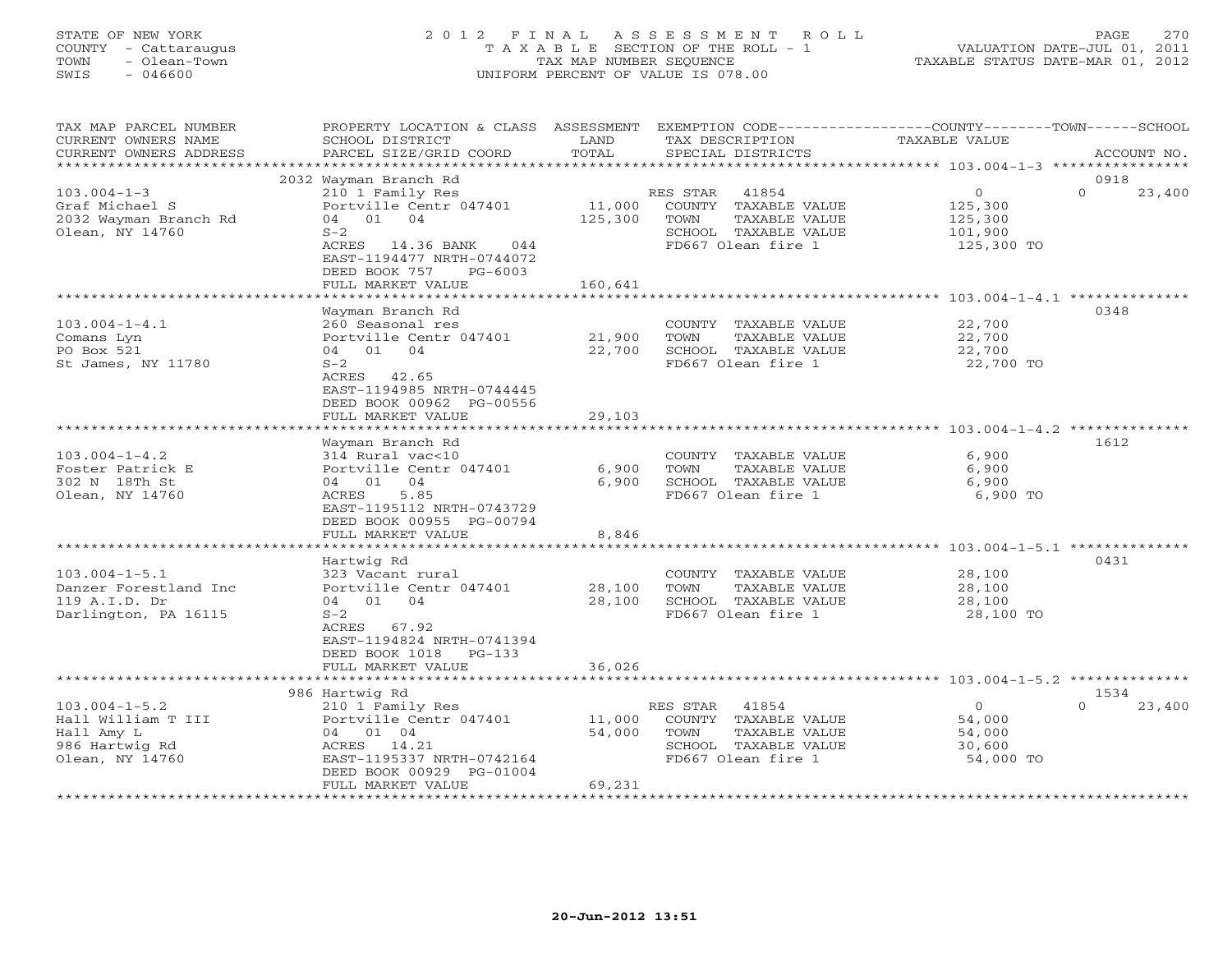STATE OF NEW YORK
COUNTY - Cattaraugus
TOWN - Olean-Town
SWIS - 046600

2012 FINAL ASSESSMENT ROLL
TAXABLE SECTION OF THE ROLL - 1
TAX MAP NUMBER SEQUENCE
UNIFORM PERCENT OF VALUE IS 078.00

VALUATION DATE-JUL 01, 2011
TAXABLE STATUS DATE-MAR 01, 2012

| TAX MAP PARCEL NUMBER / CURRENT OWNERS NAME / CURRENT OWNERS ADDRESS | PROPERTY LOCATION & CLASS / SCHOOL DISTRICT / PARCEL SIZE/GRID COORD | ASSESSMENT LAND / TOTAL | EXEMPTION CODE / TAX DESCRIPTION / SPECIAL DISTRICTS | COUNTY / TOWN TAXABLE VALUE | SCHOOL | ACCOUNT NO. |
|---|---|---|---|---|---|---|
| 103.004-1-3 | 2032 Wayman Branch Rd | | | | | 0918 |
| Graf Michael S | 210 1 Family Res | | RES STAR 41854 | 0 | 0 | 23,400 |
| 2032 Wayman Branch Rd | Portville Centr 047401 | 11,000 | COUNTY TAXABLE VALUE | 125,300 | | |
| Olean, NY 14760 | 04 01 04 | 125,300 | TOWN TAXABLE VALUE | 125,300 | | |
| | S-2 | | SCHOOL TAXABLE VALUE | 101,900 | | |
| | ACRES 14.36 BANK 044 | | FD667 Olean fire 1 | 125,300 TO | | |
| | EAST-1194477 NRTH-0744072 | | | | | |
| | DEED BOOK 757 PG-6003 | | | | | |
| | FULL MARKET VALUE | 160,641 | | | | |
| 103.004-1-4.1 | Wayman Branch Rd | | | | | 0348 |
| Comans Lyn | 260 Seasonal res | | COUNTY TAXABLE VALUE | 22,700 | | |
| PO Box 521 | Portville Centr 047401 | 21,900 | TOWN TAXABLE VALUE | 22,700 | | |
| St James, NY 11780 | 04 01 04 | 22,700 | SCHOOL TAXABLE VALUE | 22,700 | | |
| | S-2 | | FD667 Olean fire 1 | 22,700 TO | | |
| | ACRES 42.65 | | | | | |
| | EAST-1194985 NRTH-0744445 | | | | | |
| | DEED BOOK 00962 PG-00556 | | | | | |
| | FULL MARKET VALUE | 29,103 | | | | |
| 103.004-1-4.2 | Wayman Branch Rd | | | | | 1612 |
| Foster Patrick E | 314 Rural vac<10 | | COUNTY TAXABLE VALUE | 6,900 | | |
| 302 N 18Th St | Portville Centr 047401 | 6,900 | TOWN TAXABLE VALUE | 6,900 | | |
| Olean, NY 14760 | 04 01 04 | 6,900 | SCHOOL TAXABLE VALUE | 6,900 | | |
| | ACRES 5.85 | | FD667 Olean fire 1 | 6,900 TO | | |
| | EAST-1195112 NRTH-0743729 | | | | | |
| | DEED BOOK 00955 PG-00794 | | | | | |
| | FULL MARKET VALUE | 8,846 | | | | |
| 103.004-1-5.1 | Hartwig Rd | | | | | 0431 |
| Danzer Forestland Inc | 323 Vacant rural | | COUNTY TAXABLE VALUE | 28,100 | | |
| 119 A.I.D. Dr | Portville Centr 047401 | 28,100 | TOWN TAXABLE VALUE | 28,100 | | |
| Darlington, PA 16115 | 04 01 04 | 28,100 | SCHOOL TAXABLE VALUE | 28,100 | | |
| | S-2 | | FD667 Olean fire 1 | 28,100 TO | | |
| | ACRES 67.92 | | | | | |
| | EAST-1194824 NRTH-0741394 | | | | | |
| | DEED BOOK 1018 PG-133 | | | | | |
| | FULL MARKET VALUE | 36,026 | | | | |
| 103.004-1-5.2 | 986 Hartwig Rd | | | | | 1534 |
| Hall William T III | 210 1 Family Res | | RES STAR 41854 | 0 | 0 | 23,400 |
| Hall Amy L | Portville Centr 047401 | 11,000 | COUNTY TAXABLE VALUE | 54,000 | | |
| 986 Hartwig Rd | 04 01 04 | 54,000 | TOWN TAXABLE VALUE | 54,000 | | |
| Olean, NY 14760 | ACRES 14.21 | | SCHOOL TAXABLE VALUE | 30,600 | | |
| | EAST-1195337 NRTH-0742164 | | FD667 Olean fire 1 | 54,000 TO | | |
| | DEED BOOK 00929 PG-01004 | | | | | |
| | FULL MARKET VALUE | 69,231 | | | | |

20-Jun-2012 13:51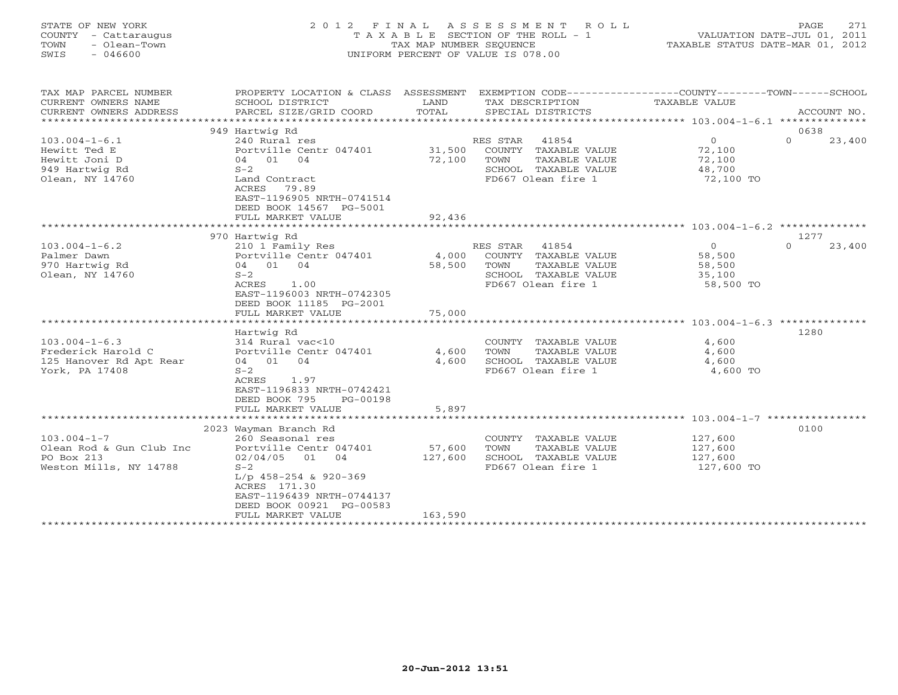STATE OF NEW YORK
COUNTY - Cattaraugus
TOWN - Olean-Town
SWIS - 046600

# 2012 FINAL ASSESSMENT ROLL

TAXABLE SECTION OF THE ROLL - 1
TAX MAP NUMBER SEQUENCE
UNIFORM PERCENT OF VALUE IS 078.00

VALUATION DATE-JUL 01, 2011
TAXABLE STATUS DATE-MAR 01, 2012

| TAX MAP PARCEL NUMBER / CURRENT OWNERS NAME / CURRENT OWNERS ADDRESS | PROPERTY LOCATION & CLASS / SCHOOL DISTRICT / PARCEL SIZE/GRID COORD | ASSESSMENT LAND / TOTAL | EXEMPTION CODE / TAX DESCRIPTION / SPECIAL DISTRICTS | COUNTY TAXABLE VALUE | TOWN | SCHOOL / ACCOUNT NO. |
|---|---|---|---|---|---|---|
| **103.004-1-6.1** | 949 Hartwig Rd | | | | | 0638 |
| Hewitt Ted E | 240 Rural res | | RES STAR 41854 | 0 | 0 | 23,400 |
| Hewitt Joni D | Portville Centr 047401 | 31,500 | COUNTY TAXABLE VALUE | 72,100 | | |
| 949 Hartwig Rd | 04 01 04 | 72,100 | TOWN TAXABLE VALUE | 72,100 | | |
| Olean, NY 14760 | S-2 | | SCHOOL TAXABLE VALUE | 48,700 | | |
| | Land Contract | | FD667 Olean fire 1 | 72,100 TO | | |
| | ACRES 79.89 | | | | | |
| | EAST-1196905 NRTH-0741514 | | | | | |
| | DEED BOOK 14567 PG-5001 | | | | | |
| | FULL MARKET VALUE | 92,436 | | | | |
| **103.004-1-6.2** | 970 Hartwig Rd | | | | | 1277 |
| Palmer Dawn | 210 1 Family Res | | RES STAR 41854 | 0 | 0 | 23,400 |
| 970 Hartwig Rd | Portville Centr 047401 | 4,000 | COUNTY TAXABLE VALUE | 58,500 | | |
| Olean, NY 14760 | 04 01 04 | 58,500 | TOWN TAXABLE VALUE | 58,500 | | |
| | S-2 | | SCHOOL TAXABLE VALUE | 35,100 | | |
| | ACRES 1.00 | | FD667 Olean fire 1 | 58,500 TO | | |
| | EAST-1196003 NRTH-0742305 | | | | | |
| | DEED BOOK 11185 PG-2001 | | | | | |
| | FULL MARKET VALUE | 75,000 | | | | |
| **103.004-1-6.3** | Hartwig Rd | | | | | 1280 |
| Frederick Harold C | 314 Rural vac<10 | | COUNTY TAXABLE VALUE | 4,600 | | |
| 125 Hanover Rd Apt Rear | Portville Centr 047401 | 4,600 | TOWN TAXABLE VALUE | 4,600 | | |
| York, PA 17408 | 04 01 04 | 4,600 | SCHOOL TAXABLE VALUE | 4,600 | | |
| | S-2 | | FD667 Olean fire 1 | 4,600 TO | | |
| | ACRES 1.97 | | | | | |
| | EAST-1196833 NRTH-0742421 | | | | | |
| | DEED BOOK 795 PG-00198 | | | | | |
| | FULL MARKET VALUE | 5,897 | | | | |
| **103.004-1-7** | 2023 Wayman Branch Rd | | | | | 0100 |
| Olean Rod & Gun Club Inc | 260 Seasonal res | | COUNTY TAXABLE VALUE | 127,600 | | |
| PO Box 213 | Portville Centr 047401 | 57,600 | TOWN TAXABLE VALUE | 127,600 | | |
| Weston Mills, NY 14788 | 02/04/05 01 04 | 127,600 | SCHOOL TAXABLE VALUE | 127,600 | | |
| | S-2 | | FD667 Olean fire 1 | 127,600 TO | | |
| | L/p 458-254 & 920-369 | | | | | |
| | ACRES 171.30 | | | | | |
| | EAST-1196439 NRTH-0744137 | | | | | |
| | DEED BOOK 00921 PG-00583 | | | | | |
| | FULL MARKET VALUE | 163,590 | | | | |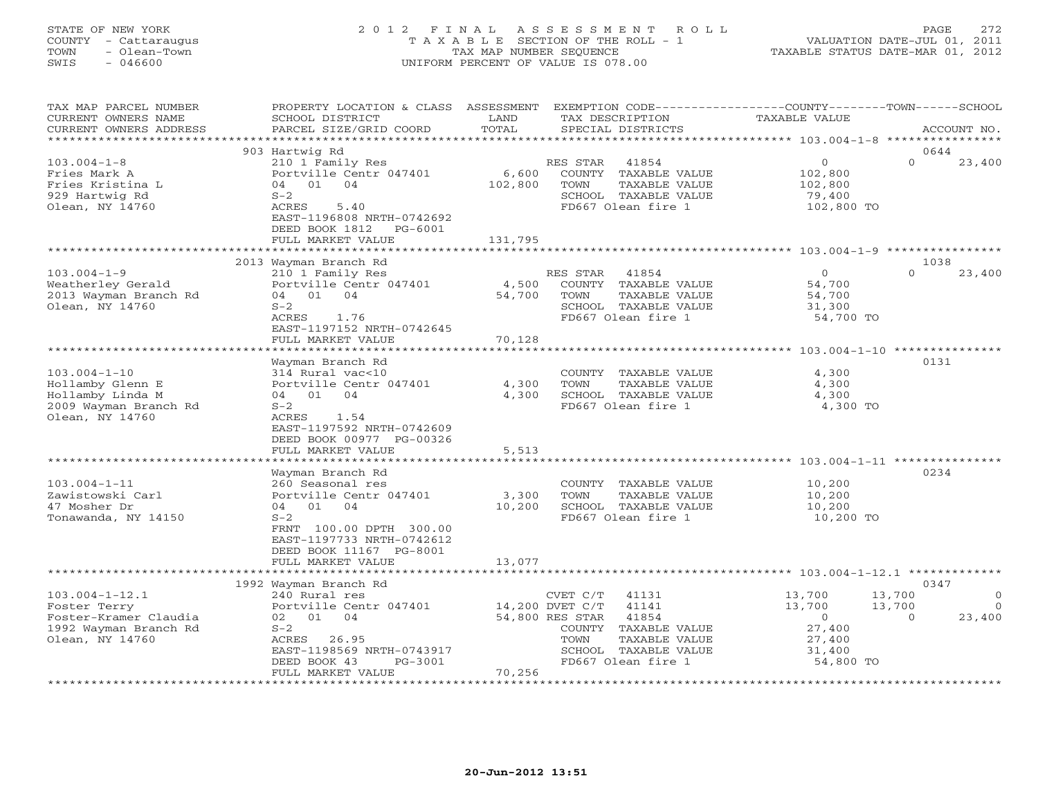STATE OF NEW YORK
COUNTY - Cattaraugus
TOWN - Olean-Town
SWIS - 046600

2012 FINAL ASSESSMENT ROLL
TAXABLE SECTION OF THE ROLL - 1
TAX MAP NUMBER SEQUENCE
UNIFORM PERCENT OF VALUE IS 078.00

VALUATION DATE-JUL 01, 2011
TAXABLE STATUS DATE-MAR 01, 2012

| TAX MAP PARCEL NUMBER / CURRENT OWNERS NAME / CURRENT OWNERS ADDRESS | PROPERTY LOCATION & CLASS / SCHOOL DISTRICT / PARCEL SIZE/GRID COORD | ASSESSMENT LAND / TOTAL | EXEMPTION CODE / TAX DESCRIPTION / SPECIAL DISTRICTS | COUNTY TAXABLE VALUE | TOWN | SCHOOL | ACCOUNT NO. |
|---|---|---|---|---|---|---|---|
| | 903 Hartwig Rd | | | | | | 0644 |
| 103.004-1-8 | 210 1 Family Res | | RES STAR 41854 | 0 | 0 | 23,400 | |
| Fries Mark A | Portville Centr 047401 | 6,600 | COUNTY TAXABLE VALUE | 102,800 | | | |
| Fries Kristina L | 04 01 04 | 102,800 | TOWN TAXABLE VALUE | 102,800 | | | |
| 929 Hartwig Rd | S-2 | | SCHOOL TAXABLE VALUE | 79,400 | | | |
| Olean, NY 14760 | ACRES 5.40 | | FD667 Olean fire 1 | 102,800 TO | | | |
| | EAST-1196808 NRTH-0742692 | | | | | | |
| | DEED BOOK 1812 PG-6001 | | | | | | |
| | FULL MARKET VALUE | 131,795 | | | | | |
| | 2013 Wayman Branch Rd | | | | | | 1038 |
| 103.004-1-9 | 210 1 Family Res | | RES STAR 41854 | 0 | 0 | 23,400 | |
| Weatherley Gerald | Portville Centr 047401 | 4,500 | COUNTY TAXABLE VALUE | 54,700 | | | |
| 2013 Wayman Branch Rd | 04 01 04 | 54,700 | TOWN TAXABLE VALUE | 54,700 | | | |
| Olean, NY 14760 | S-2 | | SCHOOL TAXABLE VALUE | 31,300 | | | |
| | ACRES 1.76 | | FD667 Olean fire 1 | 54,700 TO | | | |
| | EAST-1197152 NRTH-0742645 | | | | | | |
| | FULL MARKET VALUE | 70,128 | | | | | |
| | Wayman Branch Rd | | | | | | 0131 |
| 103.004-1-10 | 314 Rural vac<10 | | COUNTY TAXABLE VALUE | 4,300 | | | |
| Hollamby Glenn E | Portville Centr 047401 | 4,300 | TOWN TAXABLE VALUE | 4,300 | | | |
| Hollamby Linda M | 04 01 04 | 4,300 | SCHOOL TAXABLE VALUE | 4,300 | | | |
| 2009 Wayman Branch Rd | S-2 | | FD667 Olean fire 1 | 4,300 TO | | | |
| Olean, NY 14760 | ACRES 1.54 | | | | | | |
| | EAST-1197592 NRTH-0742609 | | | | | | |
| | DEED BOOK 00977 PG-00326 | | | | | | |
| | FULL MARKET VALUE | 5,513 | | | | | |
| | Wayman Branch Rd | | | | | | 0234 |
| 103.004-1-11 | 260 Seasonal res | | COUNTY TAXABLE VALUE | 10,200 | | | |
| Zawistowski Carl | Portville Centr 047401 | 3,300 | TOWN TAXABLE VALUE | 10,200 | | | |
| 47 Mosher Dr | 04 01 04 | 10,200 | SCHOOL TAXABLE VALUE | 10,200 | | | |
| Tonawanda, NY 14150 | S-2 | | FD667 Olean fire 1 | 10,200 TO | | | |
| | FRNT 100.00 DPTH 300.00 | | | | | | |
| | EAST-1197733 NRTH-0742612 | | | | | | |
| | DEED BOOK 11167 PG-8001 | | | | | | |
| | FULL MARKET VALUE | 13,077 | | | | | |
| | 1992 Wayman Branch Rd | | | | | | 0347 |
| 103.004-1-12.1 | 240 Rural res | | CVET C/T 41131 | 13,700 | 13,700 | 0 | |
| Foster Terry | Portville Centr 047401 | 14,200 | DVET C/T 41141 | 13,700 | 13,700 | 0 | |
| Foster-Kramer Claudia | 02 01 04 | 54,800 | RES STAR 41854 | 0 | 0 | 23,400 | |
| 1992 Wayman Branch Rd | S-2 | | COUNTY TAXABLE VALUE | 27,400 | | | |
| Olean, NY 14760 | ACRES 26.95 | | TOWN TAXABLE VALUE | 27,400 | | | |
| | EAST-1198569 NRTH-0743917 | | SCHOOL TAXABLE VALUE | 31,400 | | | |
| | DEED BOOK 43 PG-3001 | | FD667 Olean fire 1 | 54,800 TO | | | |
| | FULL MARKET VALUE | 70,256 | | | | | |

20-Jun-2012 13:51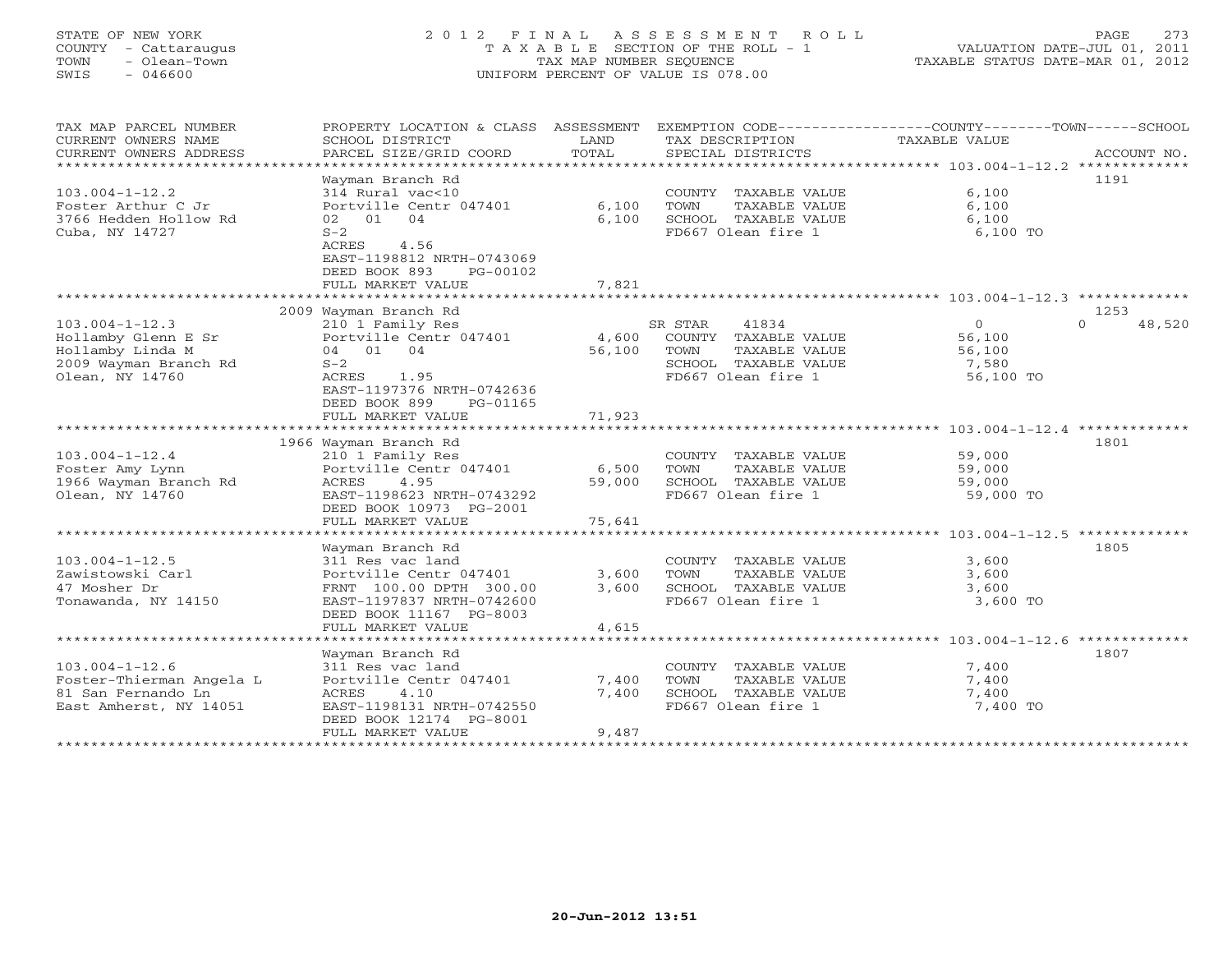STATE OF NEW YORK
COUNTY - Cattaraugus
TOWN - Olean-Town
SWIS - 046600

# 2012 FINAL ASSESSMENT ROLL

TAXABLE SECTION OF THE ROLL - 1
TAX MAP NUMBER SEQUENCE
UNIFORM PERCENT OF VALUE IS 078.00

VALUATION DATE-JUL 01, 2011
TAXABLE STATUS DATE-MAR 01, 2012

| TAX MAP PARCEL NUMBER / CURRENT OWNERS NAME / CURRENT OWNERS ADDRESS | PROPERTY LOCATION & CLASS / SCHOOL DISTRICT / PARCEL SIZE/GRID COORD | ASSESSMENT LAND / TOTAL | EXEMPTION CODE / TAX DESCRIPTION / SPECIAL DISTRICTS | COUNTY / TOWN / SCHOOL TAXABLE VALUE | ACCOUNT NO. |
|---|---|---|---|---|---|
| **103.004-1-12.2** | Wayman Branch Rd | | | | 1191 |
| 103.004-1-12.2 | 314 Rural vac<10 | | COUNTY TAXABLE VALUE | 6,100 | |
| Foster Arthur C Jr | Portville Centr 047401 | 6,100 | TOWN TAXABLE VALUE | 6,100 | |
| 3766 Hedden Hollow Rd | 02 01 04 | 6,100 | SCHOOL TAXABLE VALUE | 6,100 | |
| Cuba, NY 14727 | S-2 | | FD667 Olean fire 1 | 6,100 TO | |
| | ACRES 4.56 | | | | |
| | EAST-1198812 NRTH-0743069 | | | | |
| | DEED BOOK 893 PG-00102 | | | | |
| | FULL MARKET VALUE | 7,821 | | | |
| **103.004-1-12.3** | 2009 Wayman Branch Rd | | | | 1253 |
| 103.004-1-12.3 | 210 1 Family Res | | SR STAR 41834 | 0 / 0 / 48,520 | |
| Hollamby Glenn E Sr | Portville Centr 047401 | 4,600 | COUNTY TAXABLE VALUE | 56,100 | |
| Hollamby Linda M | 04 01 04 | 56,100 | TOWN TAXABLE VALUE | 56,100 | |
| 2009 Wayman Branch Rd | S-2 | | SCHOOL TAXABLE VALUE | 7,580 | |
| Olean, NY 14760 | ACRES 1.95 | | FD667 Olean fire 1 | 56,100 TO | |
| | EAST-1197376 NRTH-0742636 | | | | |
| | DEED BOOK 899 PG-01165 | | | | |
| | FULL MARKET VALUE | 71,923 | | | |
| **103.004-1-12.4** | 1966 Wayman Branch Rd | | | | 1801 |
| 103.004-1-12.4 | 210 1 Family Res | | COUNTY TAXABLE VALUE | 59,000 | |
| Foster Amy Lynn | Portville Centr 047401 | 6,500 | TOWN TAXABLE VALUE | 59,000 | |
| 1966 Wayman Branch Rd | ACRES 4.95 | 59,000 | SCHOOL TAXABLE VALUE | 59,000 | |
| Olean, NY 14760 | EAST-1198623 NRTH-0743292 | | FD667 Olean fire 1 | 59,000 TO | |
| | DEED BOOK 10973 PG-2001 | | | | |
| | FULL MARKET VALUE | 75,641 | | | |
| **103.004-1-12.5** | Wayman Branch Rd | | | | 1805 |
| 103.004-1-12.5 | 311 Res vac land | | COUNTY TAXABLE VALUE | 3,600 | |
| Zawistowski Carl | Portville Centr 047401 | 3,600 | TOWN TAXABLE VALUE | 3,600 | |
| 47 Mosher Dr | FRNT 100.00 DPTH 300.00 | 3,600 | SCHOOL TAXABLE VALUE | 3,600 | |
| Tonawanda, NY 14150 | EAST-1197837 NRTH-0742600 | | FD667 Olean fire 1 | 3,600 TO | |
| | DEED BOOK 11167 PG-8003 | | | | |
| | FULL MARKET VALUE | 4,615 | | | |
| **103.004-1-12.6** | Wayman Branch Rd | | | | 1807 |
| 103.004-1-12.6 | 311 Res vac land | | COUNTY TAXABLE VALUE | 7,400 | |
| Foster-Thierman Angela L | Portville Centr 047401 | 7,400 | TOWN TAXABLE VALUE | 7,400 | |
| 81 San Fernando Ln | ACRES 4.10 | 7,400 | SCHOOL TAXABLE VALUE | 7,400 | |
| East Amherst, NY 14051 | EAST-1198131 NRTH-0742550 | | FD667 Olean fire 1 | 7,400 TO | |
| | DEED BOOK 12174 PG-8001 | | | | |
| | FULL MARKET VALUE | 9,487 | | | |

20-Jun-2012 13:51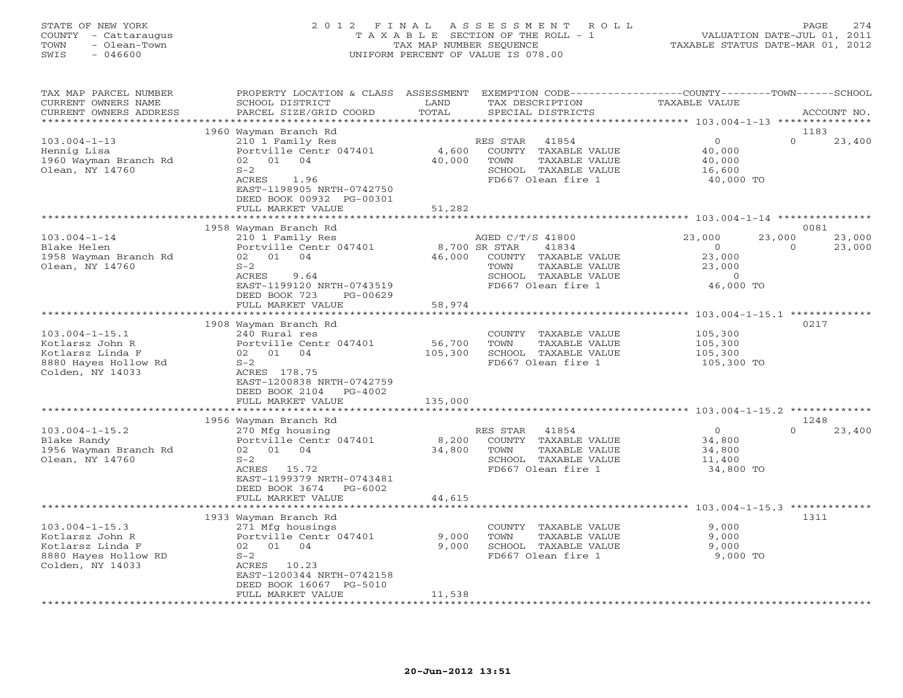STATE OF NEW YORK
COUNTY - Cattaraugus
TOWN - Olean-Town
SWIS - 046600

2012 FINAL ASSESSMENT ROLL
TAXABLE SECTION OF THE ROLL - 1
TAX MAP NUMBER SEQUENCE
UNIFORM PERCENT OF VALUE IS 078.00

VALUATION DATE-JUL 01, 2011
TAXABLE STATUS DATE-MAR 01, 2012

| TAX MAP PARCEL NUMBER / CURRENT OWNERS NAME / CURRENT OWNERS ADDRESS | PROPERTY LOCATION & CLASS / SCHOOL DISTRICT / PARCEL SIZE/GRID COORD | ASSESSMENT LAND / TOTAL | EXEMPTION CODE / TAX DESCRIPTION / SPECIAL DISTRICTS | COUNTY TAXABLE VALUE | TOWN | SCHOOL | ACCOUNT NO. |
|---|---|---|---|---|---|---|---|
| **103.004-1-13** | 1960 Wayman Branch Rd | | | | | | 1183 |
| Hennig Lisa | 210 1 Family Res | | RES STAR 41854 | 0 | 0 | 23,400 | |
| 1960 Wayman Branch Rd | Portville Centr 047401 | 4,600 | COUNTY TAXABLE VALUE | 40,000 | | | |
| Olean, NY 14760 | 02 01 04 | 40,000 | TOWN TAXABLE VALUE | 40,000 | | | |
| | S-2 | | SCHOOL TAXABLE VALUE | 16,600 | | | |
| | ACRES 1.96 | | FD667 Olean fire 1 | 40,000 TO | | | |
| | EAST-1198905 NRTH-0742750 | | | | | | |
| | DEED BOOK 00932 PG-00301 | | | | | | |
| | FULL MARKET VALUE | 51,282 | | | | | |
| **103.004-1-14** | 1958 Wayman Branch Rd | | | | | | 0081 |
| Blake Helen | 210 1 Family Res | | AGED C/T/S 41800 | 23,000 | 23,000 | 23,000 | |
| 1958 Wayman Branch Rd | Portville Centr 047401 | 8,700 | SR STAR 41834 | 0 | 0 | 23,000 | |
| Olean, NY 14760 | 02 01 04 | 46,000 | COUNTY TAXABLE VALUE | 23,000 | | | |
| | S-2 | | TOWN TAXABLE VALUE | 23,000 | | | |
| | ACRES 9.64 | | SCHOOL TAXABLE VALUE | 0 | | | |
| | EAST-1199120 NRTH-0743519 | | FD667 Olean fire 1 | 46,000 TO | | | |
| | DEED BOOK 723 PG-00629 | | | | | | |
| | FULL MARKET VALUE | 58,974 | | | | | |
| **103.004-1-15.1** | 1908 Wayman Branch Rd | | | | | | 0217 |
| Kotlarsz John R | 240 Rural res | | COUNTY TAXABLE VALUE | 105,300 | | | |
| Kotlarsz Linda F | Portville Centr 047401 | 56,700 | TOWN TAXABLE VALUE | 105,300 | | | |
| 8880 Hayes Hollow Rd | 02 01 04 | 105,300 | SCHOOL TAXABLE VALUE | 105,300 | | | |
| Colden, NY 14033 | S-2 | | FD667 Olean fire 1 | 105,300 TO | | | |
| | ACRES 178.75 | | | | | | |
| | EAST-1200838 NRTH-0742759 | | | | | | |
| | DEED BOOK 2104 PG-4002 | | | | | | |
| | FULL MARKET VALUE | 135,000 | | | | | |
| **103.004-1-15.2** | 1956 Wayman Branch Rd | | | | | | 1248 |
| Blake Randy | 270 Mfg housing | | RES STAR 41854 | 0 | 0 | 23,400 | |
| 1956 Wayman Branch Rd | Portville Centr 047401 | 8,200 | COUNTY TAXABLE VALUE | 34,800 | | | |
| Olean, NY 14760 | 02 01 04 | 34,800 | TOWN TAXABLE VALUE | 34,800 | | | |
| | S-2 | | SCHOOL TAXABLE VALUE | 11,400 | | | |
| | ACRES 15.72 | | FD667 Olean fire 1 | 34,800 TO | | | |
| | EAST-1199379 NRTH-0743481 | | | | | | |
| | DEED BOOK 3674 PG-6002 | | | | | | |
| | FULL MARKET VALUE | 44,615 | | | | | |
| **103.004-1-15.3** | 1933 Wayman Branch Rd | | | | | | 1311 |
| Kotlarsz John R | 271 Mfg housings | | COUNTY TAXABLE VALUE | 9,000 | | | |
| Kotlarsz Linda F | Portville Centr 047401 | 9,000 | TOWN TAXABLE VALUE | 9,000 | | | |
| 8880 Hayes Hollow RD | 02 01 04 | 9,000 | SCHOOL TAXABLE VALUE | 9,000 | | | |
| Colden, NY 14033 | S-2 | | FD667 Olean fire 1 | 9,000 TO | | | |
| | ACRES 10.23 | | | | | | |
| | EAST-1200344 NRTH-0742158 | | | | | | |
| | DEED BOOK 16067 PG-5010 | | | | | | |
| | FULL MARKET VALUE | 11,538 | | | | | |

20-Jun-2012 13:51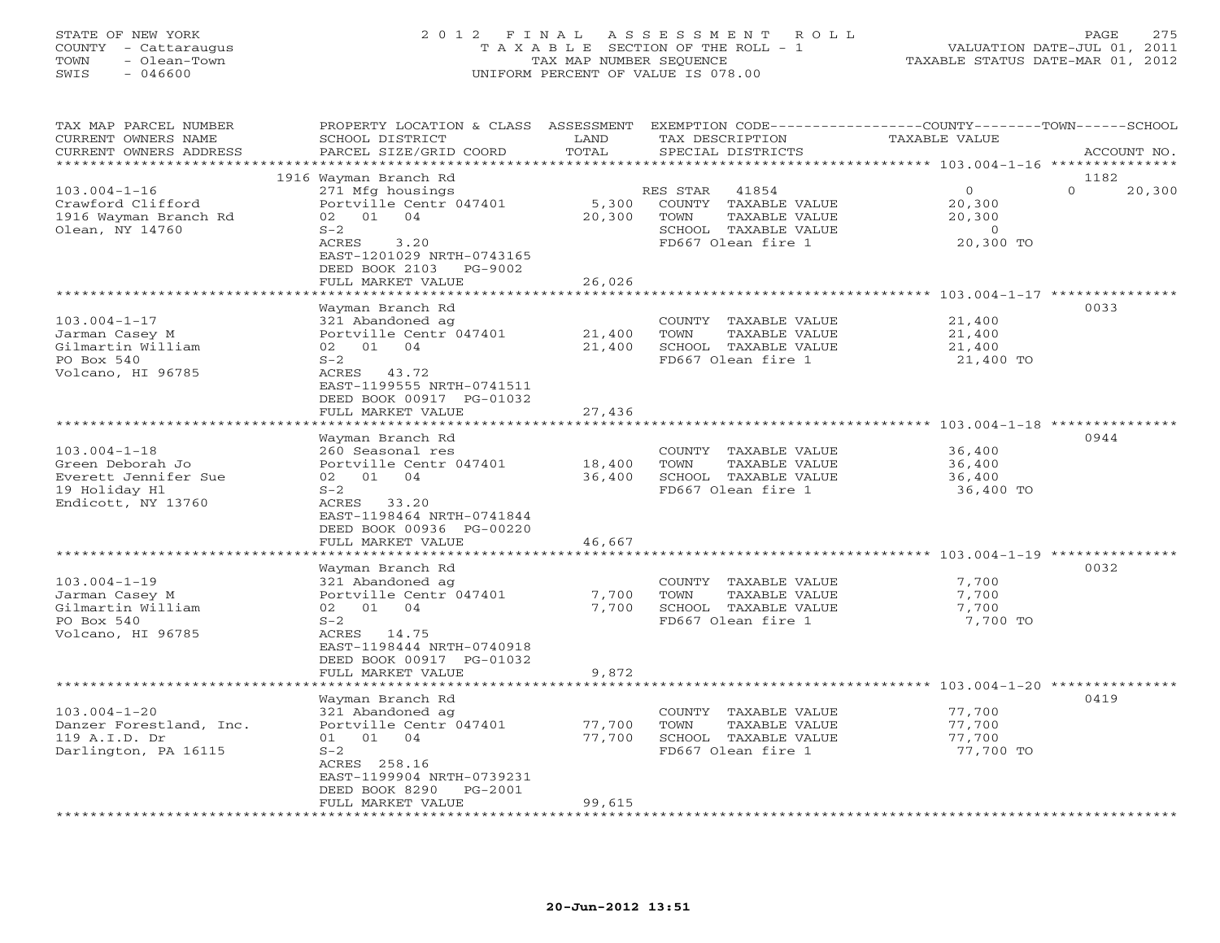STATE OF NEW YORK
COUNTY - Cattaraugus
TOWN - Olean-Town
SWIS - 046600

2012 FINAL ASSESSMENT ROLL
TAXABLE SECTION OF THE ROLL - 1
TAX MAP NUMBER SEQUENCE
UNIFORM PERCENT OF VALUE IS 078.00

VALUATION DATE-JUL 01, 2011
TAXABLE STATUS DATE-MAR 01, 2012

| TAX MAP PARCEL NUMBER / CURRENT OWNERS NAME / CURRENT OWNERS ADDRESS | PROPERTY LOCATION & CLASS / SCHOOL DISTRICT / PARCEL SIZE/GRID COORD | ASSESSMENT LAND / TOTAL | EXEMPTION CODE / TAX DESCRIPTION / SPECIAL DISTRICTS | COUNTY / TOWN / SCHOOL TAXABLE VALUE | ACCOUNT NO. |
|---|---|---|---|---|---|
| 103.004-1-16 | 1916 Wayman Branch Rd | | | | 1182 |
| Crawford Clifford | 271 Mfg housings | | RES STAR 41854 | 0 | 0 20,300 |
| 1916 Wayman Branch Rd | Portville Centr 047401 | 5,300 | COUNTY TAXABLE VALUE | 20,300 | |
| Olean, NY 14760 | 02 01 04 | 20,300 | TOWN TAXABLE VALUE | 20,300 | |
| | S-2 | | SCHOOL TAXABLE VALUE | 0 | |
| | ACRES 3.20 | | FD667 Olean fire 1 | 20,300 TO | |
| | EAST-1201029 NRTH-0743165 | | | | |
| | DEED BOOK 2103 PG-9002 | | | | |
| | FULL MARKET VALUE | 26,026 | | | |
| 103.004-1-17 | Wayman Branch Rd | | | | 0033 |
| Jarman Casey M | 321 Abandoned ag | | COUNTY TAXABLE VALUE | 21,400 | |
| Gilmartin William | Portville Centr 047401 | 21,400 | TOWN TAXABLE VALUE | 21,400 | |
| PO Box 540 | 02 01 04 | 21,400 | SCHOOL TAXABLE VALUE | 21,400 | |
| Volcano, HI 96785 | S-2 | | FD667 Olean fire 1 | 21,400 TO | |
| | ACRES 43.72 | | | | |
| | EAST-1199555 NRTH-0741511 | | | | |
| | DEED BOOK 00917 PG-01032 | | | | |
| | FULL MARKET VALUE | 27,436 | | | |
| 103.004-1-18 | Wayman Branch Rd | | | | 0944 |
| Green Deborah Jo | 260 Seasonal res | | COUNTY TAXABLE VALUE | 36,400 | |
| Everett Jennifer Sue | Portville Centr 047401 | 18,400 | TOWN TAXABLE VALUE | 36,400 | |
| 19 Holiday Hl | 02 01 04 | 36,400 | SCHOOL TAXABLE VALUE | 36,400 | |
| Endicott, NY 13760 | S-2 | | FD667 Olean fire 1 | 36,400 TO | |
| | ACRES 33.20 | | | | |
| | EAST-1198464 NRTH-0741844 | | | | |
| | DEED BOOK 00936 PG-00220 | | | | |
| | FULL MARKET VALUE | 46,667 | | | |
| 103.004-1-19 | Wayman Branch Rd | | | | 0032 |
| Jarman Casey M | 321 Abandoned ag | | COUNTY TAXABLE VALUE | 7,700 | |
| Gilmartin William | Portville Centr 047401 | 7,700 | TOWN TAXABLE VALUE | 7,700 | |
| PO Box 540 | 02 01 04 | 7,700 | SCHOOL TAXABLE VALUE | 7,700 | |
| Volcano, HI 96785 | S-2 | | FD667 Olean fire 1 | 7,700 TO | |
| | ACRES 14.75 | | | | |
| | EAST-1198444 NRTH-0740918 | | | | |
| | DEED BOOK 00917 PG-01032 | | | | |
| | FULL MARKET VALUE | 9,872 | | | |
| 103.004-1-20 | Wayman Branch Rd | | | | 0419 |
| Danzer Forestland, Inc. | 321 Abandoned ag | | COUNTY TAXABLE VALUE | 77,700 | |
| 119 A.I.D. Dr | Portville Centr 047401 | 77,700 | TOWN TAXABLE VALUE | 77,700 | |
| Darlington, PA 16115 | 01 01 04 | 77,700 | SCHOOL TAXABLE VALUE | 77,700 | |
| | S-2 | | FD667 Olean fire 1 | 77,700 TO | |
| | ACRES 258.16 | | | | |
| | EAST-1199904 NRTH-0739231 | | | | |
| | DEED BOOK 8290 PG-2001 | | | | |
| | FULL MARKET VALUE | 99,615 | | | |

20-Jun-2012 13:51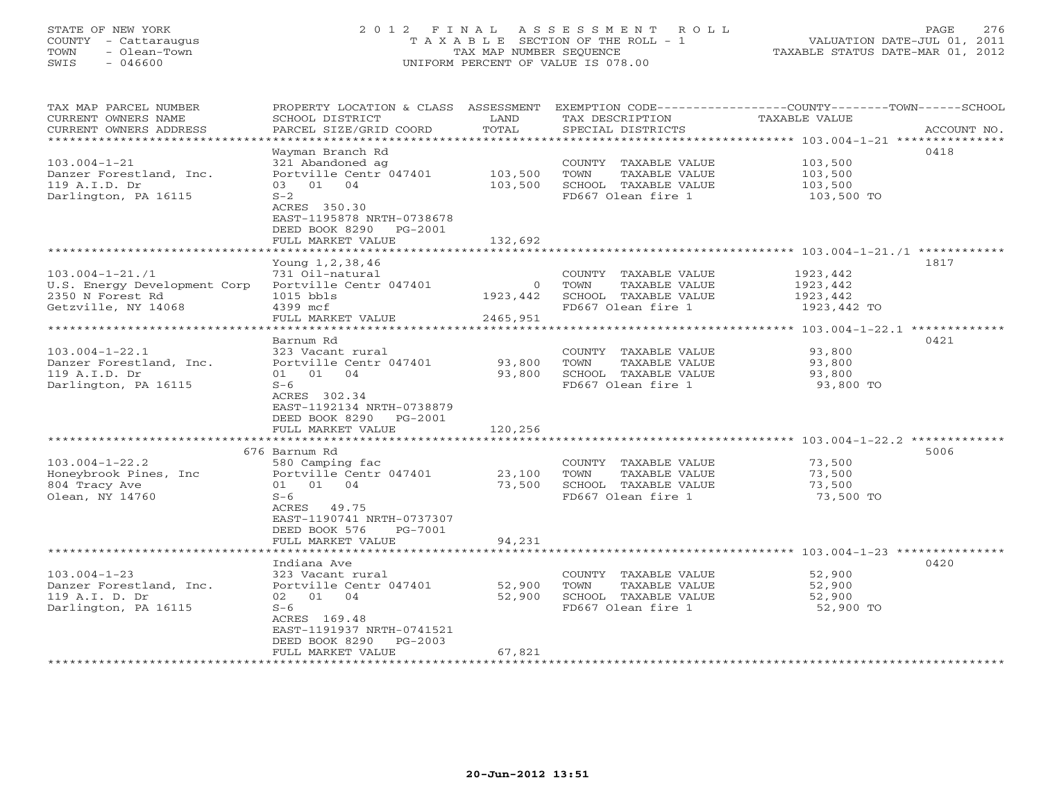STATE OF NEW YORK
COUNTY - Cattaraugus
TOWN - Olean-Town
SWIS - 046600

# 2012 FINAL ASSESSMENT ROLL

TAXABLE SECTION OF THE ROLL - 1
TAX MAP NUMBER SEQUENCE
UNIFORM PERCENT OF VALUE IS 078.00

VALUATION DATE-JUL 01, 2011
TAXABLE STATUS DATE-MAR 01, 2012

| TAX MAP PARCEL NUMBER / CURRENT OWNERS NAME / CURRENT OWNERS ADDRESS | PROPERTY LOCATION & CLASS / SCHOOL DISTRICT / PARCEL SIZE/GRID COORD | ASSESSMENT LAND | TOTAL | EXEMPTION CODE / TAX DESCRIPTION / SPECIAL DISTRICTS | COUNTY--------TOWN------SCHOOL TAXABLE VALUE | ACCOUNT NO. |
|---|---|---|---|---|---|---|
| 103.004-1-21 | Wayman Branch Rd | | | | | 0418 |
| Danzer Forestland, Inc. | 321 Abandoned ag | | | COUNTY TAXABLE VALUE | 103,500 | |
| 119 A.I.D. Dr | Portville Centr 047401 | 103,500 | | TOWN TAXABLE VALUE | 103,500 | |
| Darlington, PA 16115 | 03 01 04 | | 103,500 | SCHOOL TAXABLE VALUE | 103,500 | |
| | S-2 | | | FD667 Olean fire 1 | 103,500 TO | |
| | ACRES 350.30 | | | | | |
| | EAST-1195878 NRTH-0738678 | | | | | |
| | DEED BOOK 8290 PG-2001 | | | | | |
| | FULL MARKET VALUE | | 132,692 | | | |
| 103.004-1-21./1 | Young 1,2,38,46 | | | | | 1817 |
| U.S. Energy Development Corp | 731 Oil-natural | | | COUNTY TAXABLE VALUE | 1923,442 | |
| 2350 N Forest Rd | Portville Centr 047401 | 0 | | TOWN TAXABLE VALUE | 1923,442 | |
| Getzville, NY 14068 | 1015 bbls | | 1923,442 | SCHOOL TAXABLE VALUE | 1923,442 | |
| | 4399 mcf | | | FD667 Olean fire 1 | 1923,442 TO | |
| | FULL MARKET VALUE | | 2465,951 | | | |
| 103.004-1-22.1 | Barnum Rd | | | | | 0421 |
| Danzer Forestland, Inc. | 323 Vacant rural | | | COUNTY TAXABLE VALUE | 93,800 | |
| 119 A.I.D. Dr | Portville Centr 047401 | 93,800 | | TOWN TAXABLE VALUE | 93,800 | |
| Darlington, PA 16115 | 01 01 04 | | 93,800 | SCHOOL TAXABLE VALUE | 93,800 | |
| | S-6 | | | FD667 Olean fire 1 | 93,800 TO | |
| | ACRES 302.34 | | | | | |
| | EAST-1192134 NRTH-0738879 | | | | | |
| | DEED BOOK 8290 PG-2001 | | | | | |
| | FULL MARKET VALUE | | 120,256 | | | |
| 103.004-1-22.2 | 676 Barnum Rd | | | | | 5006 |
| Honeybrook Pines, Inc | 580 Camping fac | | | COUNTY TAXABLE VALUE | 73,500 | |
| 804 Tracy Ave | Portville Centr 047401 | 23,100 | | TOWN TAXABLE VALUE | 73,500 | |
| Olean, NY 14760 | 01 01 04 | | 73,500 | SCHOOL TAXABLE VALUE | 73,500 | |
| | S-6 | | | FD667 Olean fire 1 | 73,500 TO | |
| | ACRES 49.75 | | | | | |
| | EAST-1190741 NRTH-0737307 | | | | | |
| | DEED BOOK 576 PG-7001 | | | | | |
| | FULL MARKET VALUE | | 94,231 | | | |
| 103.004-1-23 | Indiana Ave | | | | | 0420 |
| Danzer Forestland, Inc. | 323 Vacant rural | | | COUNTY TAXABLE VALUE | 52,900 | |
| 119 A.I. D. Dr | Portville Centr 047401 | 52,900 | | TOWN TAXABLE VALUE | 52,900 | |
| Darlington, PA 16115 | 02 01 04 | | 52,900 | SCHOOL TAXABLE VALUE | 52,900 | |
| | S-6 | | | FD667 Olean fire 1 | 52,900 TO | |
| | ACRES 169.48 | | | | | |
| | EAST-1191937 NRTH-0741521 | | | | | |
| | DEED BOOK 8290 PG-2003 | | | | | |
| | FULL MARKET VALUE | | 67,821 | | | |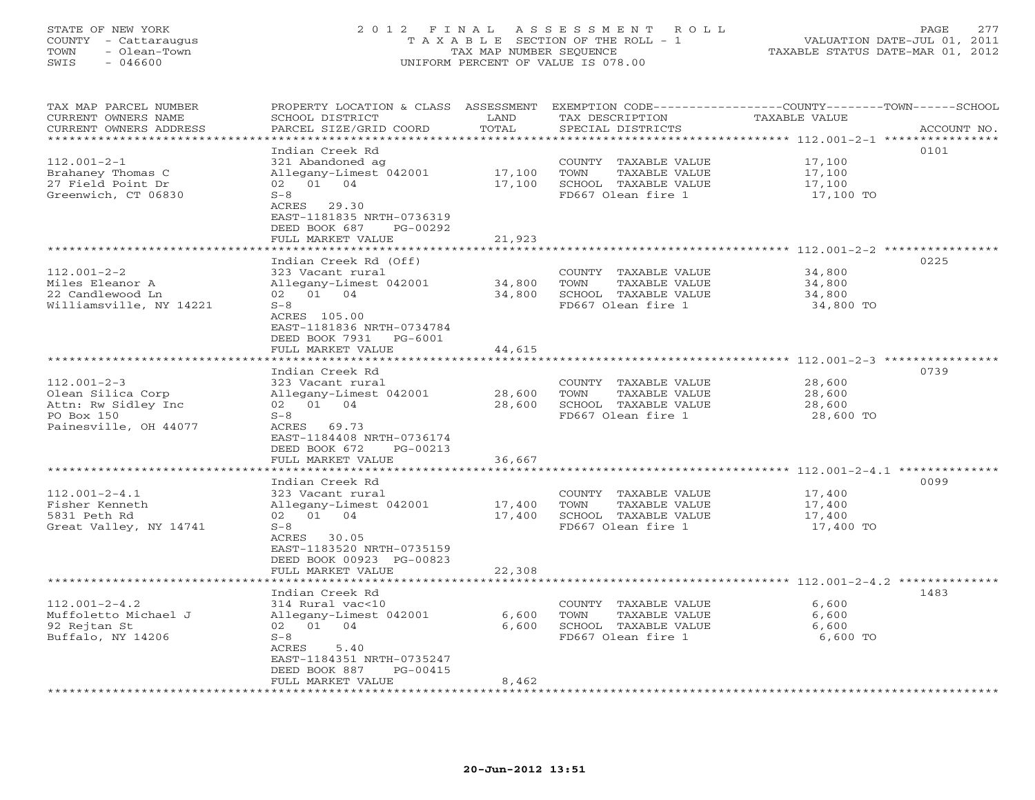STATE OF NEW YORK
COUNTY - Cattaraugus
TOWN - Olean-Town
SWIS - 046600

# 2012 FINAL ASSESSMENT ROLL

TAXABLE SECTION OF THE ROLL - 1
TAX MAP NUMBER SEQUENCE
UNIFORM PERCENT OF VALUE IS 078.00

VALUATION DATE-JUL 01, 2011
TAXABLE STATUS DATE-MAR 01, 2012

| TAX MAP PARCEL NUMBER / CURRENT OWNERS NAME / CURRENT OWNERS ADDRESS | PROPERTY LOCATION & CLASS / SCHOOL DISTRICT / PARCEL SIZE/GRID COORD | ASSESSMENT LAND / TOTAL | EXEMPTION CODE / TAX DESCRIPTION / SPECIAL DISTRICTS | TAXABLE VALUE (COUNTY / TOWN / SCHOOL) | ACCOUNT NO. |
|---|---|---|---|---|---|
| 112.001-2-1 | Indian Creek Rd | | | | 0101 |
| | 321 Abandoned ag | | COUNTY TAXABLE VALUE | 17,100 | |
| Brahaney Thomas C | Allegany-Limest 042001 | 17,100 | TOWN TAXABLE VALUE | 17,100 | |
| 27 Field Point Dr | 02 01 04 | 17,100 | SCHOOL TAXABLE VALUE | 17,100 | |
| Greenwich, CT 06830 | S-8 | | FD667 Olean fire 1 | 17,100 TO | |
| | ACRES 29.30 | | | | |
| | EAST-1181835 NRTH-0736319 | | | | |
| | DEED BOOK 687 PG-00292 | | | | |
| | FULL MARKET VALUE | 21,923 | | | |
| 112.001-2-2 | Indian Creek Rd (Off) | | | | 0225 |
| | 323 Vacant rural | | COUNTY TAXABLE VALUE | 34,800 | |
| Miles Eleanor A | Allegany-Limest 042001 | 34,800 | TOWN TAXABLE VALUE | 34,800 | |
| 22 Candlewood Ln | 02 01 04 | 34,800 | SCHOOL TAXABLE VALUE | 34,800 | |
| Williamsville, NY 14221 | S-8 | | FD667 Olean fire 1 | 34,800 TO | |
| | ACRES 105.00 | | | | |
| | EAST-1181836 NRTH-0734784 | | | | |
| | DEED BOOK 7931 PG-6001 | | | | |
| | FULL MARKET VALUE | 44,615 | | | |
| 112.001-2-3 | Indian Creek Rd | | | | 0739 |
| | 323 Vacant rural | | COUNTY TAXABLE VALUE | 28,600 | |
| Olean Silica Corp | Allegany-Limest 042001 | 28,600 | TOWN TAXABLE VALUE | 28,600 | |
| Attn: Rw Sidley Inc | 02 01 04 | 28,600 | SCHOOL TAXABLE VALUE | 28,600 | |
| PO Box 150 | S-8 | | FD667 Olean fire 1 | 28,600 TO | |
| Painesville, OH 44077 | ACRES 69.73 | | | | |
| | EAST-1184408 NRTH-0736174 | | | | |
| | DEED BOOK 672 PG-00213 | | | | |
| | FULL MARKET VALUE | 36,667 | | | |
| 112.001-2-4.1 | Indian Creek Rd | | | | 0099 |
| | 323 Vacant rural | | COUNTY TAXABLE VALUE | 17,400 | |
| Fisher Kenneth | Allegany-Limest 042001 | 17,400 | TOWN TAXABLE VALUE | 17,400 | |
| 5831 Peth Rd | 02 01 04 | 17,400 | SCHOOL TAXABLE VALUE | 17,400 | |
| Great Valley, NY 14741 | S-8 | | FD667 Olean fire 1 | 17,400 TO | |
| | ACRES 30.05 | | | | |
| | EAST-1183520 NRTH-0735159 | | | | |
| | DEED BOOK 00923 PG-00823 | | | | |
| | FULL MARKET VALUE | 22,308 | | | |
| 112.001-2-4.2 | Indian Creek Rd | | | | 1483 |
| | 314 Rural vac<10 | | COUNTY TAXABLE VALUE | 6,600 | |
| Muffoletto Michael J | Allegany-Limest 042001 | 6,600 | TOWN TAXABLE VALUE | 6,600 | |
| 92 Rejtan St | 02 01 04 | 6,600 | SCHOOL TAXABLE VALUE | 6,600 | |
| Buffalo, NY 14206 | S-8 | | FD667 Olean fire 1 | 6,600 TO | |
| | ACRES 5.40 | | | | |
| | EAST-1184351 NRTH-0735247 | | | | |
| | DEED BOOK 887 PG-00415 | | | | |
| | FULL MARKET VALUE | 8,462 | | | |

20-Jun-2012 13:51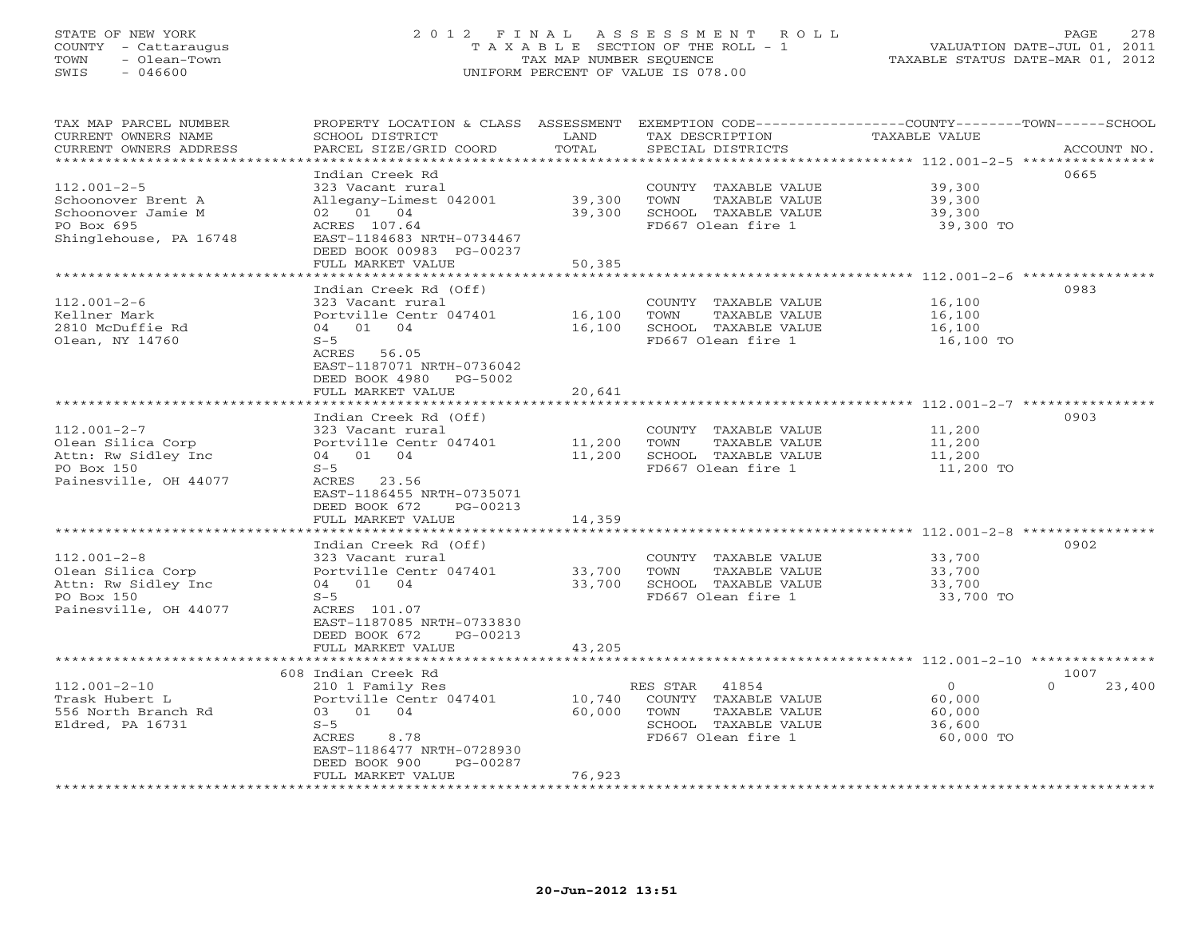STATE OF NEW YORK
COUNTY - Cattaraugus
TOWN - Olean-Town
SWIS - 046600

2012 FINAL ASSESSMENT ROLL
TAXABLE SECTION OF THE ROLL - 1
TAX MAP NUMBER SEQUENCE
UNIFORM PERCENT OF VALUE IS 078.00

VALUATION DATE-JUL 01, 2011
TAXABLE STATUS DATE-MAR 01, 2012

| TAX MAP PARCEL NUMBER / CURRENT OWNERS NAME / CURRENT OWNERS ADDRESS | PROPERTY LOCATION & CLASS / SCHOOL DISTRICT / PARCEL SIZE/GRID COORD | ASSESSMENT LAND / TOTAL | EXEMPTION CODE / TAX DESCRIPTION / SPECIAL DISTRICTS | COUNTY / TOWN / SCHOOL TAXABLE VALUE | ACCOUNT NO. |
|---|---|---|---|---|---|
| **112.001-2-5** | Indian Creek Rd | | | | 0665 |
| Schoonover Brent A | 323 Vacant rural | | COUNTY TAXABLE VALUE | 39,300 | |
| Schoonover Jamie M | Allegany-Limest 042001 | 39,300 | TOWN TAXABLE VALUE | 39,300 | |
| PO Box 695 | 02 01 04 | 39,300 | SCHOOL TAXABLE VALUE | 39,300 | |
| Shinglehouse, PA 16748 | ACRES 107.64 | | FD667 Olean fire 1 | 39,300 TO | |
| | EAST-1184683 NRTH-0734467 | | | | |
| | DEED BOOK 00983 PG-00237 | | | | |
| | FULL MARKET VALUE | 50,385 | | | |
| **112.001-2-6** | Indian Creek Rd (Off) | | | | 0983 |
| Kellner Mark | 323 Vacant rural | | COUNTY TAXABLE VALUE | 16,100 | |
| 2810 McDuffie Rd | Portville Centr 047401 | 16,100 | TOWN TAXABLE VALUE | 16,100 | |
| Olean, NY 14760 | 04 01 04 | 16,100 | SCHOOL TAXABLE VALUE | 16,100 | |
| | S-5 | | FD667 Olean fire 1 | 16,100 TO | |
| | ACRES 56.05 | | | | |
| | EAST-1187071 NRTH-0736042 | | | | |
| | DEED BOOK 4980 PG-5002 | | | | |
| | FULL MARKET VALUE | 20,641 | | | |
| **112.001-2-7** | Indian Creek Rd (Off) | | | | 0903 |
| Olean Silica Corp | 323 Vacant rural | | COUNTY TAXABLE VALUE | 11,200 | |
| Attn: Rw Sidley Inc | Portville Centr 047401 | 11,200 | TOWN TAXABLE VALUE | 11,200 | |
| PO Box 150 | 04 01 04 | 11,200 | SCHOOL TAXABLE VALUE | 11,200 | |
| Painesville, OH 44077 | S-5 | | FD667 Olean fire 1 | 11,200 TO | |
| | ACRES 23.56 | | | | |
| | EAST-1186455 NRTH-0735071 | | | | |
| | DEED BOOK 672 PG-00213 | | | | |
| | FULL MARKET VALUE | 14,359 | | | |
| **112.001-2-8** | Indian Creek Rd (Off) | | | | 0902 |
| Olean Silica Corp | 323 Vacant rural | | COUNTY TAXABLE VALUE | 33,700 | |
| Attn: Rw Sidley Inc | Portville Centr 047401 | 33,700 | TOWN TAXABLE VALUE | 33,700 | |
| PO Box 150 | 04 01 04 | 33,700 | SCHOOL TAXABLE VALUE | 33,700 | |
| Painesville, OH 44077 | S-5 | | FD667 Olean fire 1 | 33,700 TO | |
| | ACRES 101.07 | | | | |
| | EAST-1187085 NRTH-0733830 | | | | |
| | DEED BOOK 672 PG-00213 | | | | |
| | FULL MARKET VALUE | 43,205 | | | |
| **112.001-2-10** | 608 Indian Creek Rd | | | | 1007 |
| Trask Hubert L | 210 1 Family Res | | RES STAR 41854 | 0 / 0 / 23,400 | |
| 556 North Branch Rd | Portville Centr 047401 | 10,740 | COUNTY TAXABLE VALUE | 60,000 | |
| Eldred, PA 16731 | 03 01 04 | 60,000 | TOWN TAXABLE VALUE | 60,000 | |
| | S-5 | | SCHOOL TAXABLE VALUE | 36,600 | |
| | ACRES 8.78 | | FD667 Olean fire 1 | 60,000 TO | |
| | EAST-1186477 NRTH-0728930 | | | | |
| | DEED BOOK 900 PG-00287 | | | | |
| | FULL MARKET VALUE | 76,923 | | | |

20-Jun-2012 13:51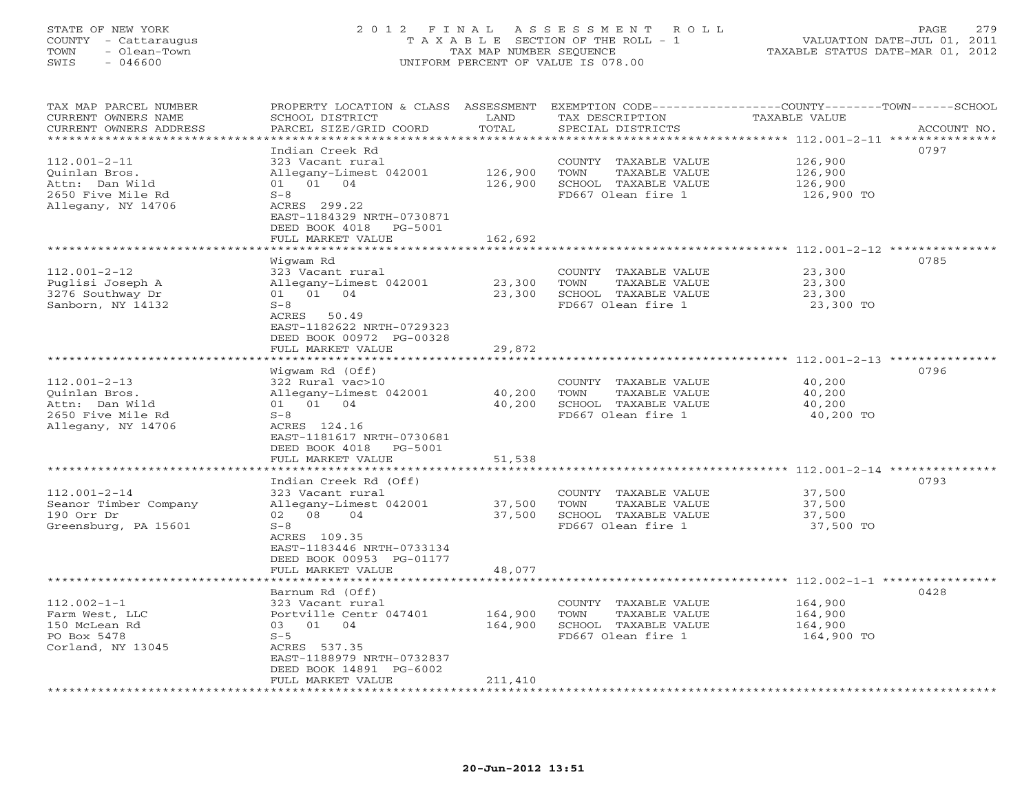STATE OF NEW YORK
COUNTY - Cattaraugus
TOWN - Olean-Town
SWIS - 046600

2012 FINAL ASSESSMENT ROLL
TAXABLE SECTION OF THE ROLL - 1
TAX MAP NUMBER SEQUENCE
UNIFORM PERCENT OF VALUE IS 078.00

VALUATION DATE-JUL 01, 2011
TAXABLE STATUS DATE-MAR 01, 2012

| TAX MAP PARCEL NUMBER / CURRENT OWNERS NAME / CURRENT OWNERS ADDRESS | PROPERTY LOCATION & CLASS / SCHOOL DISTRICT / PARCEL SIZE/GRID COORD | ASSESSMENT LAND / TOTAL | EXEMPTION CODE / TAX DESCRIPTION / SPECIAL DISTRICTS | TAXABLE VALUE (COUNTY--TOWN--SCHOOL) | ACCOUNT NO. |
|---|---|---|---|---|---|
| 112.001-2-11 | Indian Creek Rd | | | | 0797 |
| Quinlan Bros. | 323 Vacant rural | | COUNTY TAXABLE VALUE | 126,900 | |
| Attn: Dan Wild | Allegany-Limest 042001 | 126,900 | TOWN TAXABLE VALUE | 126,900 | |
| 2650 Five Mile Rd | 01 01 04 | 126,900 | SCHOOL TAXABLE VALUE | 126,900 | |
| Allegany, NY 14706 | S-8 | | FD667 Olean fire 1 | 126,900 TO | |
| | ACRES 299.22 | | | | |
| | EAST-1184329 NRTH-0730871 | | | | |
| | DEED BOOK 4018 PG-5001 | | | | |
| | FULL MARKET VALUE | 162,692 | | | |
| 112.001-2-12 | Wigwam Rd | | | | 0785 |
| Puglisi Joseph A | 323 Vacant rural | | COUNTY TAXABLE VALUE | 23,300 | |
| 3276 Southway Dr | Allegany-Limest 042001 | 23,300 | TOWN TAXABLE VALUE | 23,300 | |
| Sanborn, NY 14132 | 01 01 04 | 23,300 | SCHOOL TAXABLE VALUE | 23,300 | |
| | S-8 | | FD667 Olean fire 1 | 23,300 TO | |
| | ACRES 50.49 | | | | |
| | EAST-1182622 NRTH-0729323 | | | | |
| | DEED BOOK 00972 PG-00328 | | | | |
| | FULL MARKET VALUE | 29,872 | | | |
| 112.001-2-13 | Wigwam Rd (Off) | | | | 0796 |
| Quinlan Bros. | 322 Rural vac>10 | | COUNTY TAXABLE VALUE | 40,200 | |
| Attn: Dan Wild | Allegany-Limest 042001 | 40,200 | TOWN TAXABLE VALUE | 40,200 | |
| 2650 Five Mile Rd | 01 01 04 | 40,200 | SCHOOL TAXABLE VALUE | 40,200 | |
| Allegany, NY 14706 | S-8 | | FD667 Olean fire 1 | 40,200 TO | |
| | ACRES 124.16 | | | | |
| | EAST-1181617 NRTH-0730681 | | | | |
| | DEED BOOK 4018 PG-5001 | | | | |
| | FULL MARKET VALUE | 51,538 | | | |
| 112.001-2-14 | Indian Creek Rd (Off) | | | | 0793 |
| Seanor Timber Company | 323 Vacant rural | | COUNTY TAXABLE VALUE | 37,500 | |
| 190 Orr Dr | Allegany-Limest 042001 | 37,500 | TOWN TAXABLE VALUE | 37,500 | |
| Greensburg, PA 15601 | 02 08 04 | 37,500 | SCHOOL TAXABLE VALUE | 37,500 | |
| | S-8 | | FD667 Olean fire 1 | 37,500 TO | |
| | ACRES 109.35 | | | | |
| | EAST-1183446 NRTH-0733134 | | | | |
| | DEED BOOK 00953 PG-01177 | | | | |
| | FULL MARKET VALUE | 48,077 | | | |
| 112.002-1-1 | Barnum Rd (Off) | | | | 0428 |
| Farm West, LLC | 323 Vacant rural | | COUNTY TAXABLE VALUE | 164,900 | |
| 150 McLean Rd | Portville Centr 047401 | 164,900 | TOWN TAXABLE VALUE | 164,900 | |
| PO Box 5478 | 03 01 04 | 164,900 | SCHOOL TAXABLE VALUE | 164,900 | |
| Corland, NY 13045 | S-5 | | FD667 Olean fire 1 | 164,900 TO | |
| | ACRES 537.35 | | | | |
| | EAST-1188979 NRTH-0732837 | | | | |
| | DEED BOOK 14891 PG-6002 | | | | |
| | FULL MARKET VALUE | 211,410 | | | |

20-Jun-2012 13:51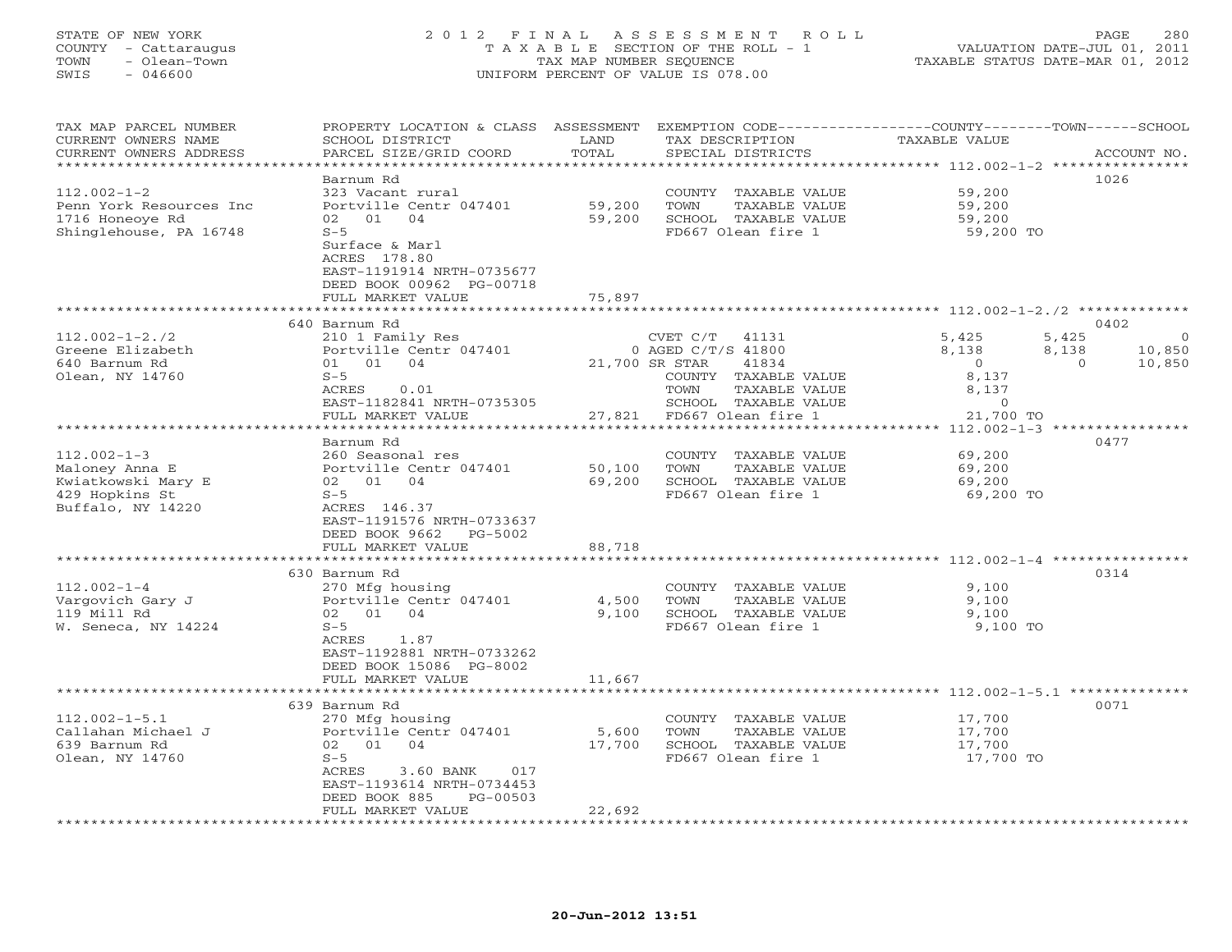STATE OF NEW YORK
COUNTY - Cattaraugus
TOWN - Olean-Town
SWIS - 046600

2012 FINAL ASSESSMENT ROLL
TAXABLE SECTION OF THE ROLL - 1
TAX MAP NUMBER SEQUENCE
UNIFORM PERCENT OF VALUE IS 078.00

VALUATION DATE-JUL 01, 2011
TAXABLE STATUS DATE-MAR 01, 2012

| TAX MAP PARCEL NUMBER / CURRENT OWNERS NAME / CURRENT OWNERS ADDRESS | PROPERTY LOCATION & CLASS / SCHOOL DISTRICT / PARCEL SIZE/GRID COORD | ASSESSMENT LAND / TOTAL | EXEMPTION CODE / TAX DESCRIPTION / SPECIAL DISTRICTS | COUNTY TAXABLE VALUE | TOWN | SCHOOL | ACCOUNT NO. |
|---|---|---|---|---|---|---|---|
| 112.002-1-2 | Barnum Rd | | | | | | 1026 |
| Penn York Resources Inc | 323 Vacant rural | | COUNTY TAXABLE VALUE | 59,200 | | | |
| 1716 Honeoye Rd | Portville Centr 047401 | 59,200 | TOWN TAXABLE VALUE | 59,200 | | | |
| Shinglehouse, PA 16748 | 02 01 04 | 59,200 | SCHOOL TAXABLE VALUE | 59,200 | | | |
| | S-5 | | FD667 Olean fire 1 | 59,200 TO | | | |
| | Surface & Marl | | | | | | |
| | ACRES 178.80 | | | | | | |
| | EAST-1191914 NRTH-0735677 | | | | | | |
| | DEED BOOK 00962 PG-00718 | | | | | | |
| | FULL MARKET VALUE | 75,897 | | | | | |
| 112.002-1-2./2 | 640 Barnum Rd | | | | | | 0402 |
| Greene Elizabeth | 210 1 Family Res | | CVET C/T 41131 | 5,425 | 5,425 | 0 | |
| 640 Barnum Rd | Portville Centr 047401 | 0 | AGED C/T/S 41800 | 8,138 | 8,138 | 10,850 | |
| Olean, NY 14760 | 01 01 04 | 21,700 | SR STAR 41834 | 0 | 0 | 10,850 | |
| | S-5 | | COUNTY TAXABLE VALUE | 8,137 | | | |
| | ACRES 0.01 | | TOWN TAXABLE VALUE | 8,137 | | | |
| | EAST-1182841 NRTH-0735305 | | SCHOOL TAXABLE VALUE | 0 | | | |
| | FULL MARKET VALUE | 27,821 | FD667 Olean fire 1 | 21,700 TO | | | |
| 112.002-1-3 | Barnum Rd | | | | | | 0477 |
| Maloney Anna E | 260 Seasonal res | | COUNTY TAXABLE VALUE | 69,200 | | | |
| Kwiatkowski Mary E | Portville Centr 047401 | 50,100 | TOWN TAXABLE VALUE | 69,200 | | | |
| 429 Hopkins St | 02 01 04 | 69,200 | SCHOOL TAXABLE VALUE | 69,200 | | | |
| Buffalo, NY 14220 | S-5 | | FD667 Olean fire 1 | 69,200 TO | | | |
| | ACRES 146.37 | | | | | | |
| | EAST-1191576 NRTH-0733637 | | | | | | |
| | DEED BOOK 9662 PG-5002 | | | | | | |
| | FULL MARKET VALUE | 88,718 | | | | | |
| 112.002-1-4 | 630 Barnum Rd | | | | | | 0314 |
| Vargovich Gary J | 270 Mfg housing | | COUNTY TAXABLE VALUE | 9,100 | | | |
| 119 Mill Rd | Portville Centr 047401 | 4,500 | TOWN TAXABLE VALUE | 9,100 | | | |
| W. Seneca, NY 14224 | 02 01 04 | 9,100 | SCHOOL TAXABLE VALUE | 9,100 | | | |
| | S-5 | | FD667 Olean fire 1 | 9,100 TO | | | |
| | ACRES 1.87 | | | | | | |
| | EAST-1192881 NRTH-0733262 | | | | | | |
| | DEED BOOK 15086 PG-8002 | | | | | | |
| | FULL MARKET VALUE | 11,667 | | | | | |
| 112.002-1-5.1 | 639 Barnum Rd | | | | | | 0071 |
| Callahan Michael J | 270 Mfg housing | | COUNTY TAXABLE VALUE | 17,700 | | | |
| 639 Barnum Rd | Portville Centr 047401 | 5,600 | TOWN TAXABLE VALUE | 17,700 | | | |
| Olean, NY 14760 | 02 01 04 | 17,700 | SCHOOL TAXABLE VALUE | 17,700 | | | |
| | S-5 | | FD667 Olean fire 1 | 17,700 TO | | | |
| | ACRES 3.60 BANK 017 | | | | | | |
| | EAST-1193614 NRTH-0734453 | | | | | | |
| | DEED BOOK 885 PG-00503 | | | | | | |
| | FULL MARKET VALUE | 22,692 | | | | | |

20-Jun-2012 13:51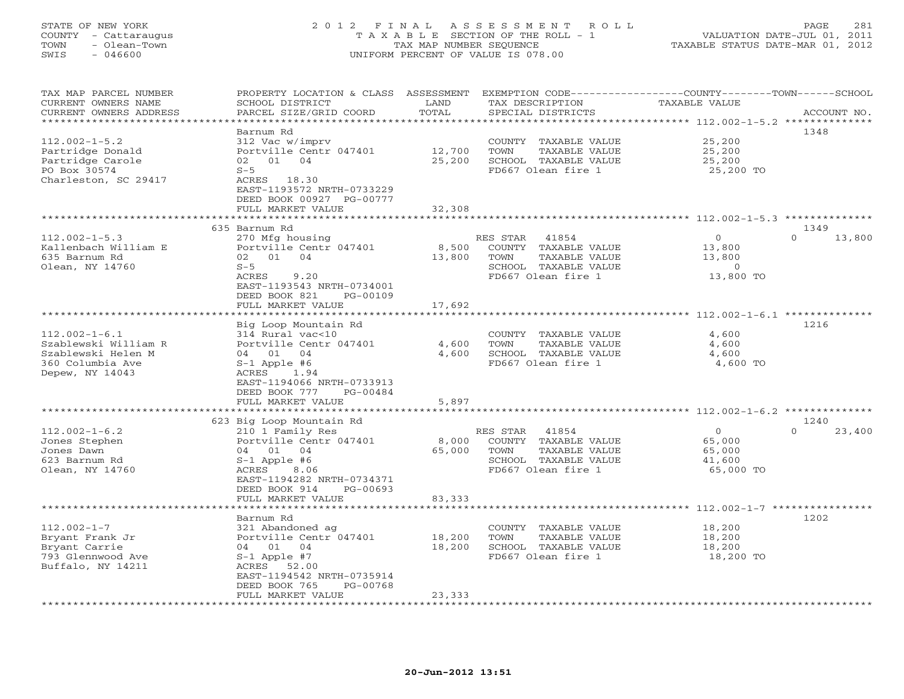STATE OF NEW YORK
COUNTY - Cattaraugus
TOWN - Olean-Town
SWIS - 046600

2 0 1 2 F I N A L A S S E S S M E N T R O L L
T A X A B L E SECTION OF THE ROLL - 1
TAX MAP NUMBER SEQUENCE
UNIFORM PERCENT OF VALUE IS 078.00

VALUATION DATE-JUL 01, 2011
TAXABLE STATUS DATE-MAR 01, 2012

| TAX MAP PARCEL NUMBER / CURRENT OWNERS NAME / CURRENT OWNERS ADDRESS | PROPERTY LOCATION & CLASS / SCHOOL DISTRICT / PARCEL SIZE/GRID COORD | ASSESSMENT LAND / TOTAL | EXEMPTION CODE / TAX DESCRIPTION / SPECIAL DISTRICTS | COUNTY / TOWN TAXABLE VALUE | SCHOOL | ACCOUNT NO. |
|---|---|---|---|---|---|---|
| 112.002-1-5.2 | Barnum Rd | | | | | 1348 |
| 112.002-1-5.2 | 312 Vac w/imprv | | COUNTY TAXABLE VALUE | 25,200 | | |
| Partridge Donald | Portville Centr 047401 | 12,700 | TOWN TAXABLE VALUE | 25,200 | | |
| Partridge Carole | 02 01 04 | 25,200 | SCHOOL TAXABLE VALUE | 25,200 | | |
| PO Box 30574 | S-5 | | FD667 Olean fire 1 | 25,200 TO | | |
| Charleston, SC 29417 | ACRES 18.30 | | | | | |
| | EAST-1193572 NRTH-0733229 | | | | | |
| | DEED BOOK 00927 PG-00777 | | | | | |
| | FULL MARKET VALUE | 32,308 | | | | |
| 112.002-1-5.3 | 635 Barnum Rd | | | | | 1349 |
| 112.002-1-5.3 | 270 Mfg housing | | RES STAR 41854 | 0 | 0 | 13,800 |
| Kallenbach William E | Portville Centr 047401 | 8,500 | COUNTY TAXABLE VALUE | 13,800 | | |
| 635 Barnum Rd | 02 01 04 | 13,800 | TOWN TAXABLE VALUE | 13,800 | | |
| Olean, NY 14760 | S-5 | | SCHOOL TAXABLE VALUE | 0 | | |
| | ACRES 9.20 | | FD667 Olean fire 1 | 13,800 TO | | |
| | EAST-1193543 NRTH-0734001 | | | | | |
| | DEED BOOK 821 PG-00109 | | | | | |
| | FULL MARKET VALUE | 17,692 | | | | |
| 112.002-1-6.1 | Big Loop Mountain Rd | | | | | 1216 |
| 112.002-1-6.1 | 314 Rural vac<10 | | COUNTY TAXABLE VALUE | 4,600 | | |
| Szablewski William R | Portville Centr 047401 | 4,600 | TOWN TAXABLE VALUE | 4,600 | | |
| Szablewski Helen M | 04 01 04 | 4,600 | SCHOOL TAXABLE VALUE | 4,600 | | |
| 360 Columbia Ave | S-1 Apple #6 | | FD667 Olean fire 1 | 4,600 TO | | |
| Depew, NY 14043 | ACRES 1.94 | | | | | |
| | EAST-1194066 NRTH-0733913 | | | | | |
| | DEED BOOK 777 PG-00484 | | | | | |
| | FULL MARKET VALUE | 5,897 | | | | |
| 112.002-1-6.2 | 623 Big Loop Mountain Rd | | | | | 1240 |
| 112.002-1-6.2 | 210 1 Family Res | | RES STAR 41854 | 0 | 0 | 23,400 |
| Jones Stephen | Portville Centr 047401 | 8,000 | COUNTY TAXABLE VALUE | 65,000 | | |
| Jones Dawn | 04 01 04 | 65,000 | TOWN TAXABLE VALUE | 65,000 | | |
| 623 Barnum Rd | S-1 Apple #6 | | SCHOOL TAXABLE VALUE | 41,600 | | |
| Olean, NY 14760 | ACRES 8.06 | | FD667 Olean fire 1 | 65,000 TO | | |
| | EAST-1194282 NRTH-0734371 | | | | | |
| | DEED BOOK 914 PG-00693 | | | | | |
| | FULL MARKET VALUE | 83,333 | | | | |
| 112.002-1-7 | Barnum Rd | | | | | 1202 |
| 112.002-1-7 | 321 Abandoned ag | | COUNTY TAXABLE VALUE | 18,200 | | |
| Bryant Frank Jr | Portville Centr 047401 | 18,200 | TOWN TAXABLE VALUE | 18,200 | | |
| Bryant Carrie | 04 01 04 | 18,200 | SCHOOL TAXABLE VALUE | 18,200 | | |
| 793 Glennwood Ave | S-1 Apple #7 | | FD667 Olean fire 1 | 18,200 TO | | |
| Buffalo, NY 14211 | ACRES 52.00 | | | | | |
| | EAST-1194542 NRTH-0735914 | | | | | |
| | DEED BOOK 765 PG-00768 | | | | | |
| | FULL MARKET VALUE | 23,333 | | | | |

20-Jun-2012 13:51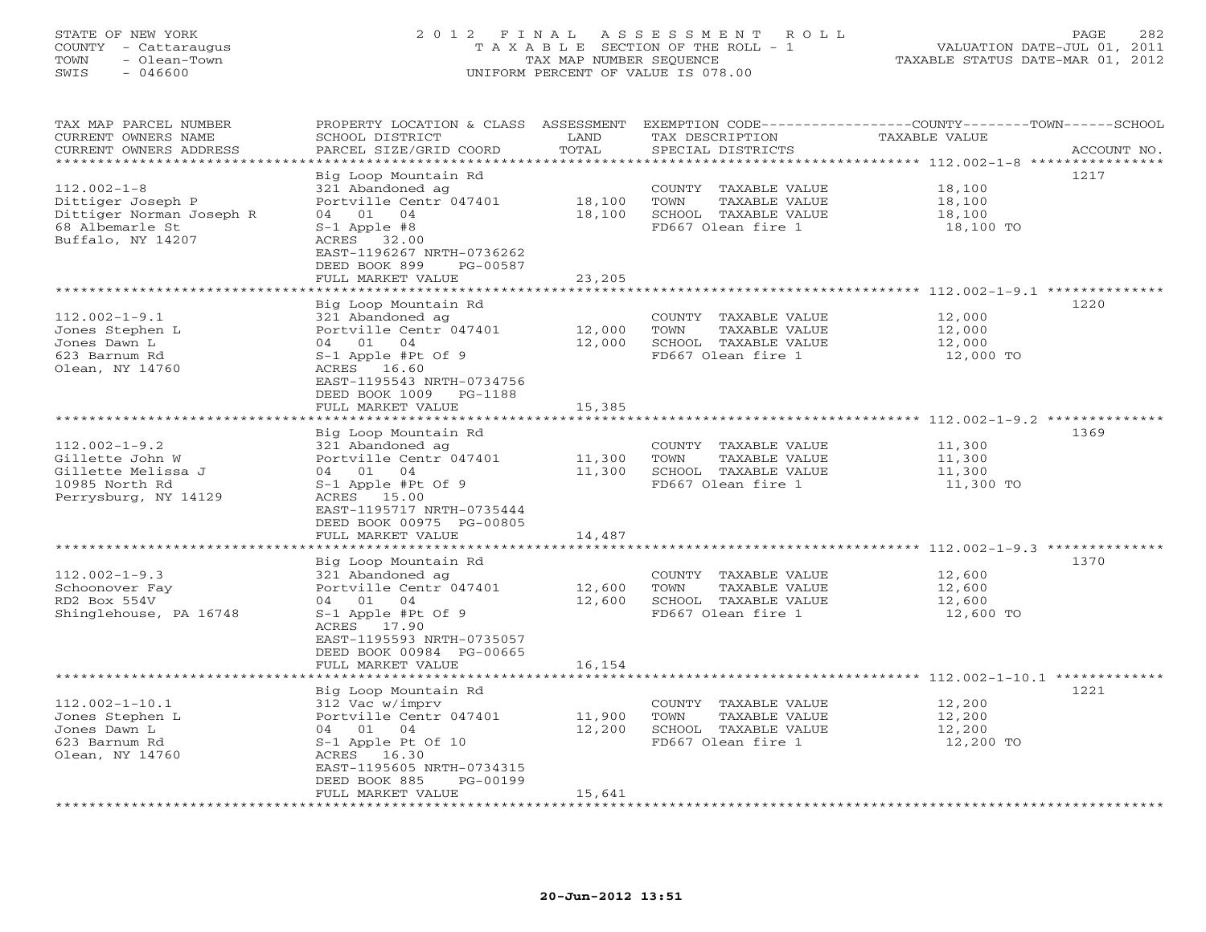STATE OF NEW YORK
COUNTY - Cattaraugus
TOWN - Olean-Town
SWIS - 046600

# 2012 FINAL ASSESSMENT ROLL

TAXABLE SECTION OF THE ROLL - 1
TAX MAP NUMBER SEQUENCE
UNIFORM PERCENT OF VALUE IS 078.00

VALUATION DATE-JUL 01, 2011
TAXABLE STATUS DATE-MAR 01, 2012

| TAX MAP PARCEL NUMBER / CURRENT OWNERS NAME / CURRENT OWNERS ADDRESS | PROPERTY LOCATION & CLASS / SCHOOL DISTRICT / PARCEL SIZE/GRID COORD | ASSESSMENT LAND | TOTAL | EXEMPTION CODE / TAX DESCRIPTION / SPECIAL DISTRICTS | COUNTY--------TOWN------SCHOOL TAXABLE VALUE | ACCOUNT NO. |
|---|---|---|---|---|---|---|
| 112.002-1-8 | Big Loop Mountain Rd | | | | | 1217 |
| | 321 Abandoned ag | | | COUNTY TAXABLE VALUE | 18,100 | |
| Dittiger Joseph P | Portville Centr 047401 | 18,100 | | TOWN TAXABLE VALUE | 18,100 | |
| Dittiger Norman Joseph R | 04 01 04 | | 18,100 | SCHOOL TAXABLE VALUE | 18,100 | |
| 68 Albemarle St | S-1 Apple #8 | | | FD667 Olean fire 1 | 18,100 TO | |
| Buffalo, NY 14207 | ACRES 32.00 | | | | | |
| | EAST-1196267 NRTH-0736262 | | | | | |
| | DEED BOOK 899 PG-00587 | | | | | |
| | FULL MARKET VALUE | | 23,205 | | | |
| 112.002-1-9.1 | Big Loop Mountain Rd | | | | | 1220 |
| | 321 Abandoned ag | | | COUNTY TAXABLE VALUE | 12,000 | |
| Jones Stephen L | Portville Centr 047401 | 12,000 | | TOWN TAXABLE VALUE | 12,000 | |
| Jones Dawn L | 04 01 04 | | 12,000 | SCHOOL TAXABLE VALUE | 12,000 | |
| 623 Barnum Rd | S-1 Apple #Pt Of 9 | | | FD667 Olean fire 1 | 12,000 TO | |
| Olean, NY 14760 | ACRES 16.60 | | | | | |
| | EAST-1195543 NRTH-0734756 | | | | | |
| | DEED BOOK 1009 PG-1188 | | | | | |
| | FULL MARKET VALUE | | 15,385 | | | |
| 112.002-1-9.2 | Big Loop Mountain Rd | | | | | 1369 |
| | 321 Abandoned ag | | | COUNTY TAXABLE VALUE | 11,300 | |
| Gillette John W | Portville Centr 047401 | 11,300 | | TOWN TAXABLE VALUE | 11,300 | |
| Gillette Melissa J | 04 01 04 | | 11,300 | SCHOOL TAXABLE VALUE | 11,300 | |
| 10985 North Rd | S-1 Apple #Pt Of 9 | | | FD667 Olean fire 1 | 11,300 TO | |
| Perrysburg, NY 14129 | ACRES 15.00 | | | | | |
| | EAST-1195717 NRTH-0735444 | | | | | |
| | DEED BOOK 00975 PG-00805 | | | | | |
| | FULL MARKET VALUE | | 14,487 | | | |
| 112.002-1-9.3 | Big Loop Mountain Rd | | | | | 1370 |
| | 321 Abandoned ag | | | COUNTY TAXABLE VALUE | 12,600 | |
| Schoonover Fay | Portville Centr 047401 | 12,600 | | TOWN TAXABLE VALUE | 12,600 | |
| RD2 Box 554V | 04 01 04 | | 12,600 | SCHOOL TAXABLE VALUE | 12,600 | |
| Shinglehouse, PA 16748 | S-1 Apple #Pt Of 9 | | | FD667 Olean fire 1 | 12,600 TO | |
| | ACRES 17.90 | | | | | |
| | EAST-1195593 NRTH-0735057 | | | | | |
| | DEED BOOK 00984 PG-00665 | | | | | |
| | FULL MARKET VALUE | | 16,154 | | | |
| 112.002-1-10.1 | Big Loop Mountain Rd | | | | | 1221 |
| | 312 Vac w/imprv | | | COUNTY TAXABLE VALUE | 12,200 | |
| Jones Stephen L | Portville Centr 047401 | 11,900 | | TOWN TAXABLE VALUE | 12,200 | |
| Jones Dawn L | 04 01 04 | | 12,200 | SCHOOL TAXABLE VALUE | 12,200 | |
| 623 Barnum Rd | S-1 Apple Pt Of 10 | | | FD667 Olean fire 1 | 12,200 TO | |
| Olean, NY 14760 | ACRES 16.30 | | | | | |
| | EAST-1195605 NRTH-0734315 | | | | | |
| | DEED BOOK 885 PG-00199 | | | | | |
| | FULL MARKET VALUE | | 15,641 | | | |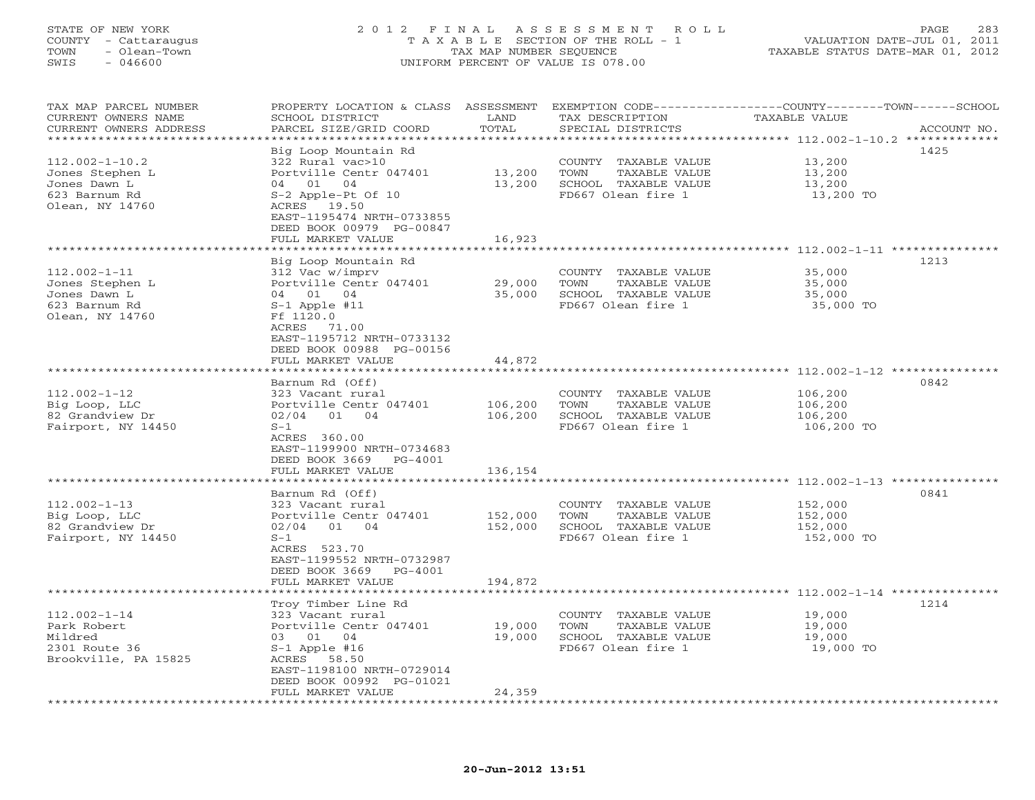STATE OF NEW YORK
COUNTY - Cattaraugus
TOWN - Olean-Town
SWIS - 046600

# 2012 FINAL ASSESSMENT ROLL

TAXABLE SECTION OF THE ROLL - 1
TAX MAP NUMBER SEQUENCE
UNIFORM PERCENT OF VALUE IS 078.00

VALUATION DATE-JUL 01, 2011
TAXABLE STATUS DATE-MAR 01, 2012

| TAX MAP PARCEL NUMBER / CURRENT OWNERS NAME / CURRENT OWNERS ADDRESS | PROPERTY LOCATION & CLASS / SCHOOL DISTRICT / PARCEL SIZE/GRID COORD | ASSESSMENT LAND | TOTAL | EXEMPTION CODE / TAX DESCRIPTION / SPECIAL DISTRICTS | COUNTY--------TOWN------SCHOOL TAXABLE VALUE | ACCOUNT NO. |
|---|---|---|---|---|---|---|
| 112.002-1-10.2 | Big Loop Mountain Rd | | | | | 1425 |
| Jones Stephen L | 322 Rural vac>10 | | | COUNTY TAXABLE VALUE | 13,200 | |
| Jones Dawn L | Portville Centr 047401 | 13,200 | | TOWN TAXABLE VALUE | 13,200 | |
| 623 Barnum Rd | 04 01 04 | | 13,200 | SCHOOL TAXABLE VALUE | 13,200 | |
| Olean, NY 14760 | S-2 Apple-Pt Of 10 | | | FD667 Olean fire 1 | 13,200 TO | |
| | ACRES 19.50 | | | | | |
| | EAST-1195474 NRTH-0733855 | | | | | |
| | DEED BOOK 00979 PG-00847 | | | | | |
| | FULL MARKET VALUE | | 16,923 | | | |
| 112.002-1-11 | Big Loop Mountain Rd | | | | | 1213 |
| Jones Stephen L | 312 Vac w/imprv | | | COUNTY TAXABLE VALUE | 35,000 | |
| Jones Dawn L | Portville Centr 047401 | 29,000 | | TOWN TAXABLE VALUE | 35,000 | |
| 623 Barnum Rd | 04 01 04 | | 35,000 | SCHOOL TAXABLE VALUE | 35,000 | |
| Olean, NY 14760 | S-1 Apple #11 | | | FD667 Olean fire 1 | 35,000 TO | |
| | Ff 1120.0 | | | | | |
| | ACRES 71.00 | | | | | |
| | EAST-1195712 NRTH-0733132 | | | | | |
| | DEED BOOK 00988 PG-00156 | | | | | |
| | FULL MARKET VALUE | | 44,872 | | | |
| 112.002-1-12 | Barnum Rd (Off) | | | | | 0842 |
| Big Loop, LLC | 323 Vacant rural | | | COUNTY TAXABLE VALUE | 106,200 | |
| 82 Grandview Dr | Portville Centr 047401 | 106,200 | | TOWN TAXABLE VALUE | 106,200 | |
| Fairport, NY 14450 | 02/04 01 04 | | 106,200 | SCHOOL TAXABLE VALUE | 106,200 | |
| | S-1 | | | FD667 Olean fire 1 | 106,200 TO | |
| | ACRES 360.00 | | | | | |
| | EAST-1199900 NRTH-0734683 | | | | | |
| | DEED BOOK 3669 PG-4001 | | | | | |
| | FULL MARKET VALUE | | 136,154 | | | |
| 112.002-1-13 | Barnum Rd (Off) | | | | | 0841 |
| Big Loop, LLC | 323 Vacant rural | | | COUNTY TAXABLE VALUE | 152,000 | |
| 82 Grandview Dr | Portville Centr 047401 | 152,000 | | TOWN TAXABLE VALUE | 152,000 | |
| Fairport, NY 14450 | 02/04 01 04 | | 152,000 | SCHOOL TAXABLE VALUE | 152,000 | |
| | S-1 | | | FD667 Olean fire 1 | 152,000 TO | |
| | ACRES 523.70 | | | | | |
| | EAST-1199552 NRTH-0732987 | | | | | |
| | DEED BOOK 3669 PG-4001 | | | | | |
| | FULL MARKET VALUE | | 194,872 | | | |
| 112.002-1-14 | Troy Timber Line Rd | | | | | 1214 |
| Park Robert | 323 Vacant rural | | | COUNTY TAXABLE VALUE | 19,000 | |
| Mildred | Portville Centr 047401 | 19,000 | | TOWN TAXABLE VALUE | 19,000 | |
| 2301 Route 36 | 03 01 04 | | 19,000 | SCHOOL TAXABLE VALUE | 19,000 | |
| Brookville, PA 15825 | S-1 Apple #16 | | | FD667 Olean fire 1 | 19,000 TO | |
| | ACRES 58.50 | | | | | |
| | EAST-1198100 NRTH-0729014 | | | | | |
| | DEED BOOK 00992 PG-01021 | | | | | |
| | FULL MARKET VALUE | | 24,359 | | | |

20-Jun-2012 13:51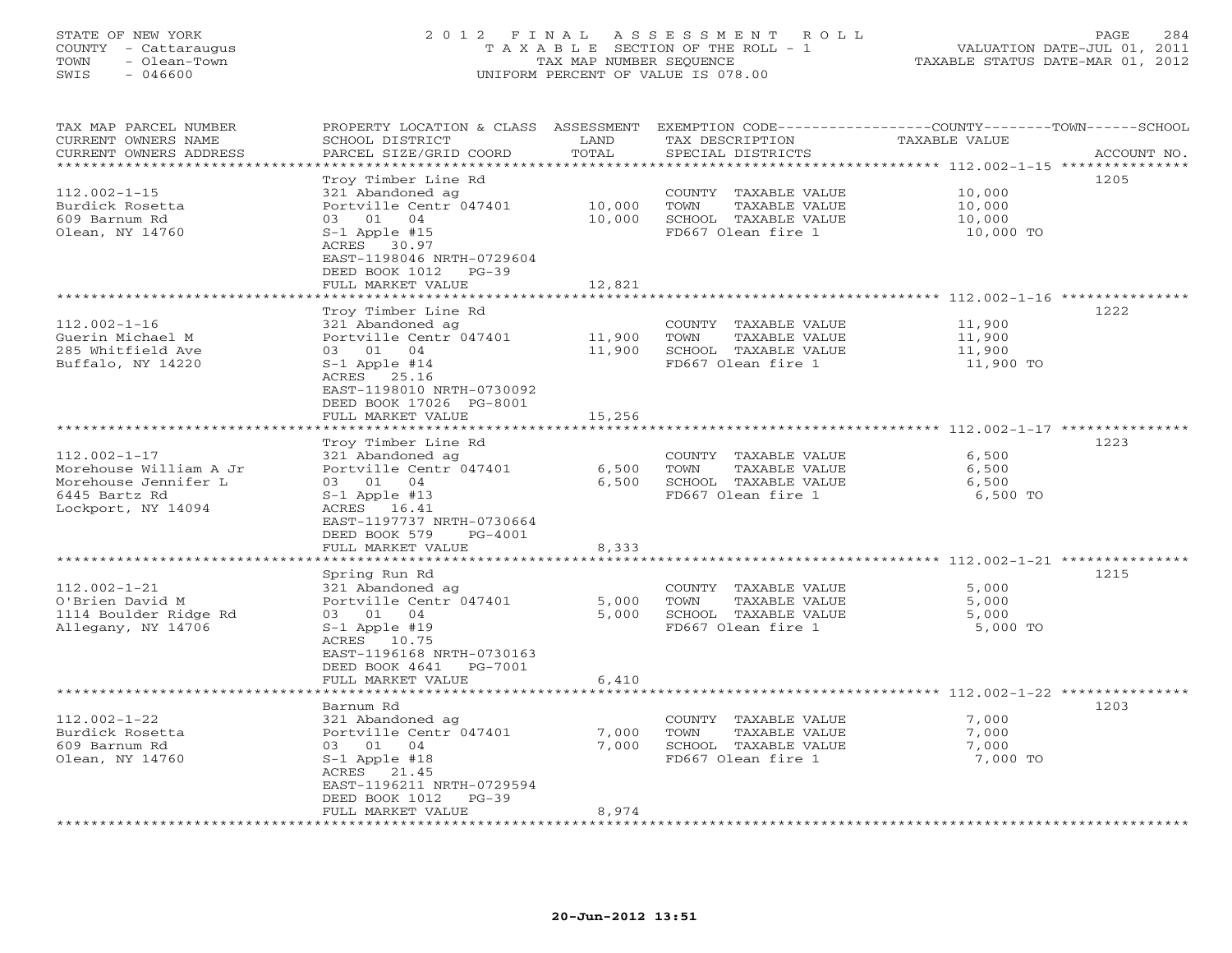STATE OF NEW YORK
COUNTY - Cattaraugus
TOWN - Olean-Town
SWIS - 046600

# 2012 FINAL ASSESSMENT ROLL

TAXABLE SECTION OF THE ROLL - 1
TAX MAP NUMBER SEQUENCE
UNIFORM PERCENT OF VALUE IS 078.00

VALUATION DATE-JUL 01, 2011
TAXABLE STATUS DATE-MAR 01, 2012

| TAX MAP PARCEL NUMBER / CURRENT OWNERS NAME / CURRENT OWNERS ADDRESS | PROPERTY LOCATION & CLASS / SCHOOL DISTRICT / PARCEL SIZE/GRID COORD | ASSESSMENT LAND | TOTAL | EXEMPTION CODE / TAX DESCRIPTION / SPECIAL DISTRICTS | TAXABLE VALUE | ACCOUNT NO. |
|---|---|---|---|---|---|---|
| 112.002-1-15 | Troy Timber Line Rd | | | | | 1205 |
| Burdick Rosetta | 321 Abandoned ag | | | COUNTY TAXABLE VALUE | 10,000 | |
| 609 Barnum Rd | Portville Centr 047401 | 10,000 | | TOWN TAXABLE VALUE | 10,000 | |
| Olean, NY 14760 | 03 01 04 | | 10,000 | SCHOOL TAXABLE VALUE | 10,000 | |
| | S-1 Apple #15 | | | FD667 Olean fire 1 | 10,000 TO | |
| | ACRES 30.97 | | | | | |
| | EAST-1198046 NRTH-0729604 | | | | | |
| | DEED BOOK 1012 PG-39 | | | | | |
| | FULL MARKET VALUE | | 12,821 | | | |
| 112.002-1-16 | Troy Timber Line Rd | | | | | 1222 |
| Guerin Michael M | 321 Abandoned ag | | | COUNTY TAXABLE VALUE | 11,900 | |
| 285 Whitfield Ave | Portville Centr 047401 | 11,900 | | TOWN TAXABLE VALUE | 11,900 | |
| Buffalo, NY 14220 | 03 01 04 | | 11,900 | SCHOOL TAXABLE VALUE | 11,900 | |
| | S-1 Apple #14 | | | FD667 Olean fire 1 | 11,900 TO | |
| | ACRES 25.16 | | | | | |
| | EAST-1198010 NRTH-0730092 | | | | | |
| | DEED BOOK 17026 PG-8001 | | | | | |
| | FULL MARKET VALUE | | 15,256 | | | |
| 112.002-1-17 | Troy Timber Line Rd | | | | | 1223 |
| Morehouse William A Jr | 321 Abandoned ag | | | COUNTY TAXABLE VALUE | 6,500 | |
| Morehouse Jennifer L | Portville Centr 047401 | 6,500 | | TOWN TAXABLE VALUE | 6,500 | |
| 6445 Bartz Rd | 03 01 04 | | 6,500 | SCHOOL TAXABLE VALUE | 6,500 | |
| Lockport, NY 14094 | S-1 Apple #13 | | | FD667 Olean fire 1 | 6,500 TO | |
| | ACRES 16.41 | | | | | |
| | EAST-1197737 NRTH-0730664 | | | | | |
| | DEED BOOK 579 PG-4001 | | | | | |
| | FULL MARKET VALUE | | 8,333 | | | |
| 112.002-1-21 | Spring Run Rd | | | | | 1215 |
| O'Brien David M | 321 Abandoned ag | | | COUNTY TAXABLE VALUE | 5,000 | |
| 1114 Boulder Ridge Rd | Portville Centr 047401 | 5,000 | | TOWN TAXABLE VALUE | 5,000 | |
| Allegany, NY 14706 | 03 01 04 | | 5,000 | SCHOOL TAXABLE VALUE | 5,000 | |
| | S-1 Apple #19 | | | FD667 Olean fire 1 | 5,000 TO | |
| | ACRES 10.75 | | | | | |
| | EAST-1196168 NRTH-0730163 | | | | | |
| | DEED BOOK 4641 PG-7001 | | | | | |
| | FULL MARKET VALUE | | 6,410 | | | |
| 112.002-1-22 | Barnum Rd | | | | | 1203 |
| Burdick Rosetta | 321 Abandoned ag | | | COUNTY TAXABLE VALUE | 7,000 | |
| 609 Barnum Rd | Portville Centr 047401 | 7,000 | | TOWN TAXABLE VALUE | 7,000 | |
| Olean, NY 14760 | 03 01 04 | | 7,000 | SCHOOL TAXABLE VALUE | 7,000 | |
| | S-1 Apple #18 | | | FD667 Olean fire 1 | 7,000 TO | |
| | ACRES 21.45 | | | | | |
| | EAST-1196211 NRTH-0729594 | | | | | |
| | DEED BOOK 1012 PG-39 | | | | | |
| | FULL MARKET VALUE | | 8,974 | | | |

20-Jun-2012 13:51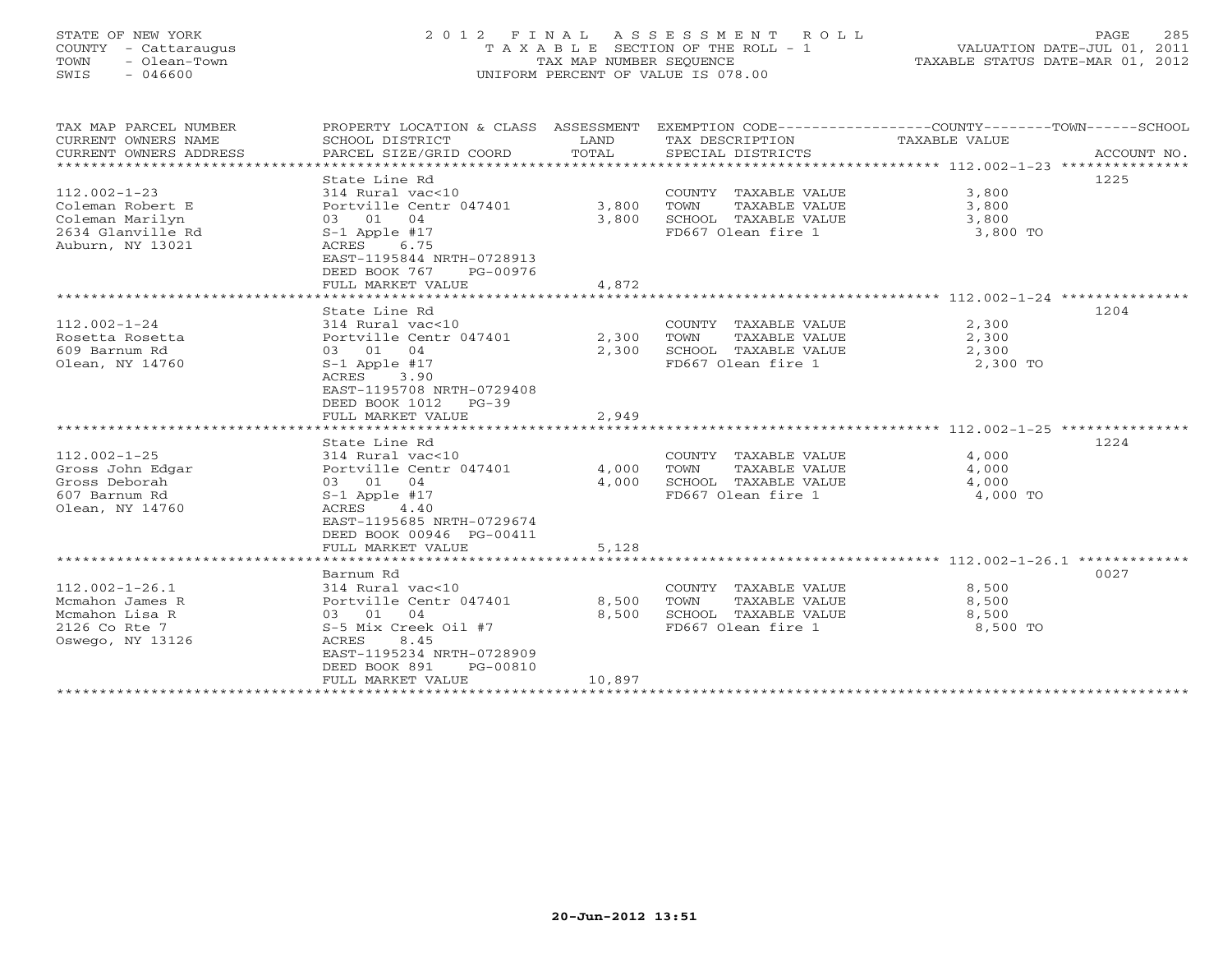STATE OF NEW YORK
COUNTY - Cattaraugus
TOWN - Olean-Town
SWIS - 046600

2012 FINAL ASSESSMENT ROLL
TAXABLE SECTION OF THE ROLL - 1
TAX MAP NUMBER SEQUENCE
UNIFORM PERCENT OF VALUE IS 078.00

VALUATION DATE-JUL 01, 2011
TAXABLE STATUS DATE-MAR 01, 2012

| TAX MAP PARCEL NUMBER / CURRENT OWNERS NAME / CURRENT OWNERS ADDRESS | PROPERTY LOCATION & CLASS / SCHOOL DISTRICT / PARCEL SIZE/GRID COORD | ASSESSMENT LAND / TOTAL | EXEMPTION CODE / TAX DESCRIPTION / SPECIAL DISTRICTS | COUNTY--------TOWN------SCHOOL TAXABLE VALUE | ACCOUNT NO. |
|---|---|---|---|---|---|
| 112.002-1-23 | State Line Rd | | | | 1225 |
| | 314 Rural vac<10 | | COUNTY TAXABLE VALUE | 3,800 | |
| Coleman Robert E | Portville Centr 047401 | 3,800 | TOWN TAXABLE VALUE | 3,800 | |
| Coleman Marilyn | 03 01 04 | 3,800 | SCHOOL TAXABLE VALUE | 3,800 | |
| 2634 Glanville Rd | S-1 Apple #17 | | FD667 Olean fire 1 | 3,800 TO | |
| Auburn, NY 13021 | ACRES 6.75 | | | | |
| | EAST-1195844 NRTH-0728913 | | | | |
| | DEED BOOK 767 PG-00976 | | | | |
| | FULL MARKET VALUE | 4,872 | | | |
| 112.002-1-24 | State Line Rd | | | | 1204 |
| | 314 Rural vac<10 | | COUNTY TAXABLE VALUE | 2,300 | |
| Rosetta Rosetta | Portville Centr 047401 | 2,300 | TOWN TAXABLE VALUE | 2,300 | |
| 609 Barnum Rd | 03 01 04 | 2,300 | SCHOOL TAXABLE VALUE | 2,300 | |
| Olean, NY 14760 | S-1 Apple #17 | | FD667 Olean fire 1 | 2,300 TO | |
| | ACRES 3.90 | | | | |
| | EAST-1195708 NRTH-0729408 | | | | |
| | DEED BOOK 1012 PG-39 | | | | |
| | FULL MARKET VALUE | 2,949 | | | |
| 112.002-1-25 | State Line Rd | | | | 1224 |
| | 314 Rural vac<10 | | COUNTY TAXABLE VALUE | 4,000 | |
| Gross John Edgar | Portville Centr 047401 | 4,000 | TOWN TAXABLE VALUE | 4,000 | |
| Gross Deborah | 03 01 04 | 4,000 | SCHOOL TAXABLE VALUE | 4,000 | |
| 607 Barnum Rd | S-1 Apple #17 | | FD667 Olean fire 1 | 4,000 TO | |
| Olean, NY 14760 | ACRES 4.40 | | | | |
| | EAST-1195685 NRTH-0729674 | | | | |
| | DEED BOOK 00946 PG-00411 | | | | |
| | FULL MARKET VALUE | 5,128 | | | |
| 112.002-1-26.1 | Barnum Rd | | | | 0027 |
| | 314 Rural vac<10 | | COUNTY TAXABLE VALUE | 8,500 | |
| Mcmahon James R | Portville Centr 047401 | 8,500 | TOWN TAXABLE VALUE | 8,500 | |
| Mcmahon Lisa R | 03 01 04 | 8,500 | SCHOOL TAXABLE VALUE | 8,500 | |
| 2126 Co Rte 7 | S-5 Mix Creek Oil #7 | | FD667 Olean fire 1 | 8,500 TO | |
| Oswego, NY 13126 | ACRES 8.45 | | | | |
| | EAST-1195234 NRTH-0728909 | | | | |
| | DEED BOOK 891 PG-00810 | | | | |
| | FULL MARKET VALUE | 10,897 | | | |

20-Jun-2012 13:51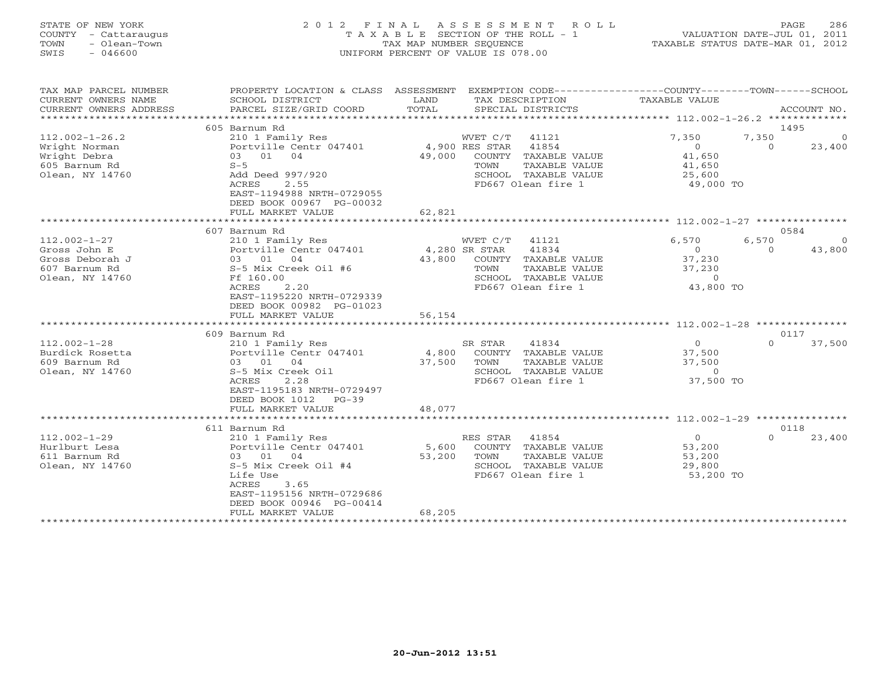STATE OF NEW YORK
COUNTY - Cattaraugus
TOWN - Olean-Town
SWIS - 046600

# 2012 FINAL ASSESSMENT ROLL

TAXABLE SECTION OF THE ROLL - 1
TAX MAP NUMBER SEQUENCE
UNIFORM PERCENT OF VALUE IS 078.00

VALUATION DATE-JUL 01, 2011
TAXABLE STATUS DATE-MAR 01, 2012

| TAX MAP PARCEL NUMBER / CURRENT OWNERS NAME / CURRENT OWNERS ADDRESS | PROPERTY LOCATION & CLASS / SCHOOL DISTRICT / PARCEL SIZE/GRID COORD | ASSESSMENT LAND / TOTAL | EXEMPTION CODE / TAX DESCRIPTION / SPECIAL DISTRICTS | COUNTY TAXABLE VALUE | TOWN | SCHOOL / ACCOUNT NO. |
|---|---|---|---|---|---|---|
| 112.002-1-26.2 | 605 Barnum Rd | | | | | 1495 |
| | 210 1 Family Res | | WVET C/T 41121 | 7,350 | 7,350 | 0 |
| Wright Norman | Portville Centr 047401 | 4,900 | RES STAR 41854 | 0 | 0 | 23,400 |
| Wright Debra | 03 01 04 | 49,000 | COUNTY TAXABLE VALUE | 41,650 | | |
| 605 Barnum Rd | S-5 | | TOWN TAXABLE VALUE | 41,650 | | |
| Olean, NY 14760 | Add Deed 997/920 | | SCHOOL TAXABLE VALUE | 25,600 | | |
| | ACRES 2.55 | | FD667 Olean fire 1 | 49,000 TO | | |
| | EAST-1194988 NRTH-0729055 | | | | | |
| | DEED BOOK 00967 PG-00032 | | | | | |
| | FULL MARKET VALUE | 62,821 | | | | |
| 112.002-1-27 | 607 Barnum Rd | | | | | 0584 |
| | 210 1 Family Res | | WVET C/T 41121 | 6,570 | 6,570 | 0 |
| Gross John E | Portville Centr 047401 | 4,280 | SR STAR 41834 | 0 | 0 | 43,800 |
| Gross Deborah J | 03 01 04 | 43,800 | COUNTY TAXABLE VALUE | 37,230 | | |
| 607 Barnum Rd | S-5 Mix Creek Oil #6 | | TOWN TAXABLE VALUE | 37,230 | | |
| Olean, NY 14760 | Ff 160.00 | | SCHOOL TAXABLE VALUE | 0 | | |
| | ACRES 2.20 | | FD667 Olean fire 1 | 43,800 TO | | |
| | EAST-1195220 NRTH-0729339 | | | | | |
| | DEED BOOK 00982 PG-01023 | | | | | |
| | FULL MARKET VALUE | 56,154 | | | | |
| 112.002-1-28 | 609 Barnum Rd | | | | | 0117 |
| | 210 1 Family Res | | SR STAR 41834 | 0 | 0 | 37,500 |
| Burdick Rosetta | Portville Centr 047401 | 4,800 | COUNTY TAXABLE VALUE | 37,500 | | |
| 609 Barnum Rd | 03 01 04 | 37,500 | TOWN TAXABLE VALUE | 37,500 | | |
| Olean, NY 14760 | S-5 Mix Creek Oil | | SCHOOL TAXABLE VALUE | 0 | | |
| | ACRES 2.28 | | FD667 Olean fire 1 | 37,500 TO | | |
| | EAST-1195183 NRTH-0729497 | | | | | |
| | DEED BOOK 1012 PG-39 | | | | | |
| | FULL MARKET VALUE | 48,077 | | | | |
| 112.002-1-29 | 611 Barnum Rd | | | | | 0118 |
| | 210 1 Family Res | | RES STAR 41854 | 0 | 0 | 23,400 |
| Hurlburt Lesa | Portville Centr 047401 | 5,600 | COUNTY TAXABLE VALUE | 53,200 | | |
| 611 Barnum Rd | 03 01 04 | 53,200 | TOWN TAXABLE VALUE | 53,200 | | |
| Olean, NY 14760 | S-5 Mix Creek Oil #4 | | SCHOOL TAXABLE VALUE | 29,800 | | |
| | Life Use | | FD667 Olean fire 1 | 53,200 TO | | |
| | ACRES 3.65 | | | | | |
| | EAST-1195156 NRTH-0729686 | | | | | |
| | DEED BOOK 00946 PG-00414 | | | | | |
| | FULL MARKET VALUE | 68,205 | | | | |

20-Jun-2012 13:51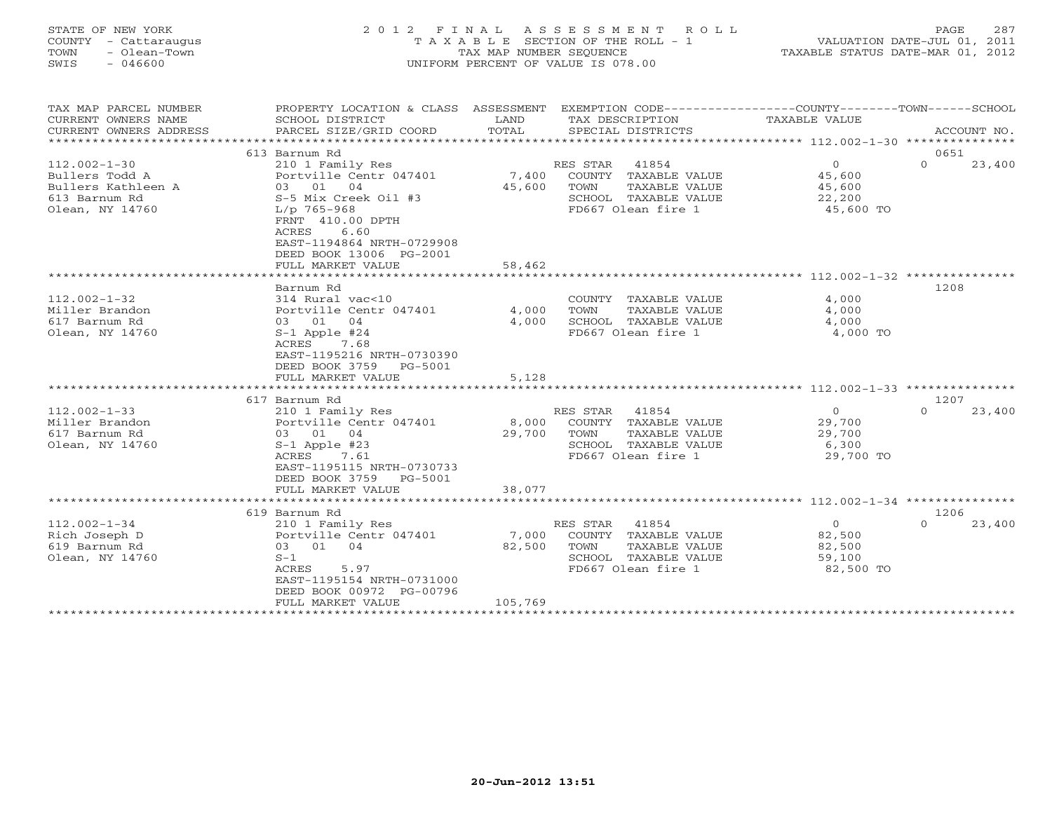STATE OF NEW YORK
COUNTY - Cattaraugus
TOWN - Olean-Town
SWIS - 046600

2012 FINAL ASSESSMENT ROLL
TAXABLE SECTION OF THE ROLL - 1
TAX MAP NUMBER SEQUENCE
UNIFORM PERCENT OF VALUE IS 078.00

VALUATION DATE-JUL 01, 2011
TAXABLE STATUS DATE-MAR 01, 2012

| TAX MAP PARCEL NUMBER / CURRENT OWNERS NAME / CURRENT OWNERS ADDRESS | PROPERTY LOCATION & CLASS / SCHOOL DISTRICT / PARCEL SIZE/GRID COORD | ASSESSMENT LAND / TOTAL | EXEMPTION CODE / TAX DESCRIPTION / SPECIAL DISTRICTS | COUNTY / TOWN / SCHOOL TAXABLE VALUE | ACCOUNT NO. |
|---|---|---|---|---|---|
| 112.002-1-30 | 613 Barnum Rd | | | | 0651 |
| Bullers Todd A | 210 1 Family Res | | RES STAR 41854 | 0 | 0 23,400 |
| Bullers Kathleen A | Portville Centr 047401 | 7,400 | COUNTY TAXABLE VALUE | 45,600 | |
| 613 Barnum Rd | 03 01 04 | 45,600 | TOWN TAXABLE VALUE | 45,600 | |
| Olean, NY 14760 | S-5 Mix Creek Oil #3 | | SCHOOL TAXABLE VALUE | 22,200 | |
| | L/p 765-968 | | FD667 Olean fire 1 | 45,600 TO | |
| | FRNT 410.00 DPTH | | | | |
| | ACRES 6.60 | | | | |
| | EAST-1194864 NRTH-0729908 | | | | |
| | DEED BOOK 13006 PG-2001 | | | | |
| | FULL MARKET VALUE | 58,462 | | | |
| 112.002-1-32 | Barnum Rd | | | | 1208 |
| Miller Brandon | 314 Rural vac<10 | | COUNTY TAXABLE VALUE | 4,000 | |
| 617 Barnum Rd | Portville Centr 047401 | 4,000 | TOWN TAXABLE VALUE | 4,000 | |
| Olean, NY 14760 | 03 01 04 | 4,000 | SCHOOL TAXABLE VALUE | 4,000 | |
| | S-1 Apple #24 | | FD667 Olean fire 1 | 4,000 TO | |
| | ACRES 7.68 | | | | |
| | EAST-1195216 NRTH-0730390 | | | | |
| | DEED BOOK 3759 PG-5001 | | | | |
| | FULL MARKET VALUE | 5,128 | | | |
| 112.002-1-33 | 617 Barnum Rd | | | | 1207 |
| Miller Brandon | 210 1 Family Res | | RES STAR 41854 | 0 | 0 23,400 |
| 617 Barnum Rd | Portville Centr 047401 | 8,000 | COUNTY TAXABLE VALUE | 29,700 | |
| Olean, NY 14760 | 03 01 04 | 29,700 | TOWN TAXABLE VALUE | 29,700 | |
| | S-1 Apple #23 | | SCHOOL TAXABLE VALUE | 6,300 | |
| | ACRES 7.61 | | FD667 Olean fire 1 | 29,700 TO | |
| | EAST-1195115 NRTH-0730733 | | | | |
| | DEED BOOK 3759 PG-5001 | | | | |
| | FULL MARKET VALUE | 38,077 | | | |
| 112.002-1-34 | 619 Barnum Rd | | | | 1206 |
| Rich Joseph D | 210 1 Family Res | | RES STAR 41854 | 0 | 0 23,400 |
| 619 Barnum Rd | Portville Centr 047401 | 7,000 | COUNTY TAXABLE VALUE | 82,500 | |
| Olean, NY 14760 | 03 01 04 | 82,500 | TOWN TAXABLE VALUE | 82,500 | |
| | S-1 | | SCHOOL TAXABLE VALUE | 59,100 | |
| | ACRES 5.97 | | FD667 Olean fire 1 | 82,500 TO | |
| | EAST-1195154 NRTH-0731000 | | | | |
| | DEED BOOK 00972 PG-00796 | | | | |
| | FULL MARKET VALUE | 105,769 | | | |

20-Jun-2012 13:51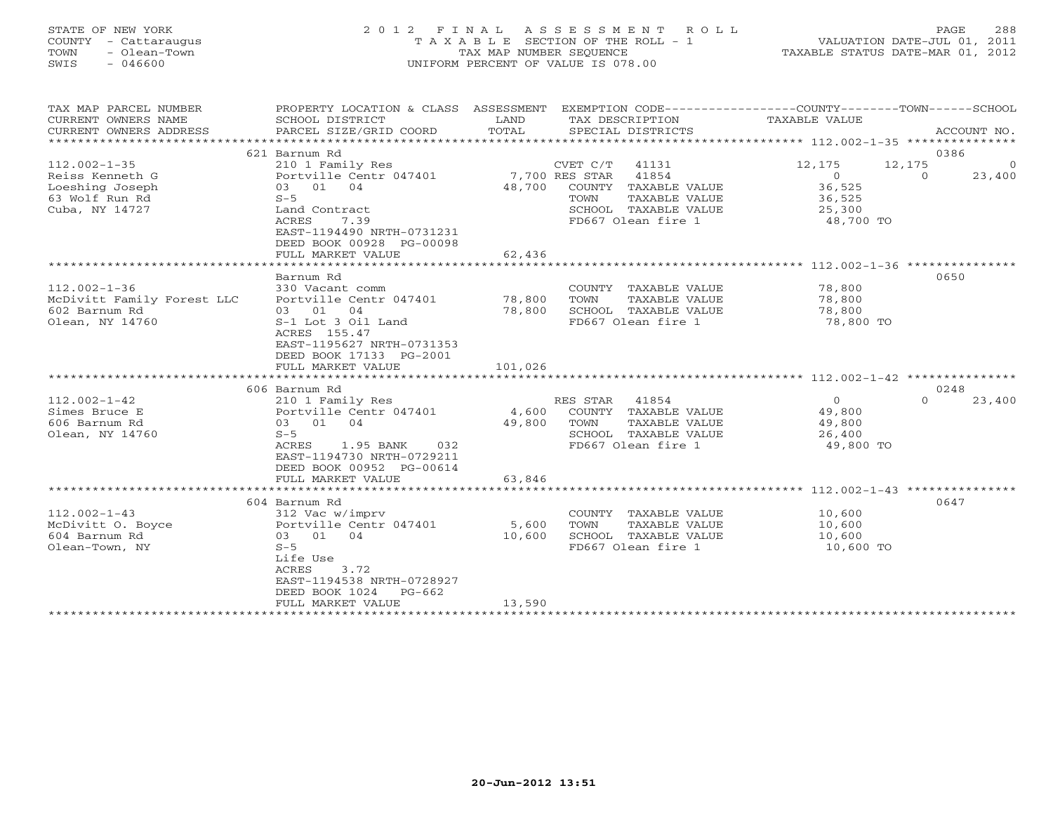STATE OF NEW YORK
COUNTY - Cattaraugus
TOWN - Olean-Town
SWIS - 046600

2012 FINAL ASSESSMENT ROLL
TAXABLE SECTION OF THE ROLL - 1
TAX MAP NUMBER SEQUENCE
UNIFORM PERCENT OF VALUE IS 078.00

VALUATION DATE-JUL 01, 2011
TAXABLE STATUS DATE-MAR 01, 2012

| TAX MAP PARCEL NUMBER / CURRENT OWNERS NAME / CURRENT OWNERS ADDRESS | PROPERTY LOCATION & CLASS / SCHOOL DISTRICT / PARCEL SIZE/GRID COORD | ASSESSMENT LAND / TOTAL | EXEMPTION CODE / TAX DESCRIPTION / SPECIAL DISTRICTS | COUNTY TAXABLE VALUE | TOWN | SCHOOL / ACCOUNT NO. |
|---|---|---|---|---|---|---|
| **112.002-1-35** | 621 Barnum Rd | | | | | 0386 |
| 112.002-1-35 | 210 1 Family Res | | CVET C/T 41131 | 12,175 | 12,175 | 0 |
| Reiss Kenneth G | Portville Centr 047401 | 7,700 | RES STAR 41854 | 0 | 0 | 23,400 |
| Loeshing Joseph | 03 01 04 | 48,700 | COUNTY TAXABLE VALUE | 36,525 | | |
| 63 Wolf Run Rd | S-5 | | TOWN TAXABLE VALUE | 36,525 | | |
| Cuba, NY 14727 | Land Contract | | SCHOOL TAXABLE VALUE | 25,300 | | |
| | ACRES 7.39 | | FD667 Olean fire 1 | 48,700 TO | | |
| | EAST-1194490 NRTH-0731231 | | | | | |
| | DEED BOOK 00928 PG-00098 | | | | | |
| | FULL MARKET VALUE | 62,436 | | | | |
| **112.002-1-36** | Barnum Rd | | | | | 0650 |
| 112.002-1-36 | 330 Vacant comm | | COUNTY TAXABLE VALUE | 78,800 | | |
| McDivitt Family Forest LLC | Portville Centr 047401 | 78,800 | TOWN TAXABLE VALUE | 78,800 | | |
| 602 Barnum Rd | 03 01 04 | 78,800 | SCHOOL TAXABLE VALUE | 78,800 | | |
| Olean, NY 14760 | S-1 Lot 3 Oil Land | | FD667 Olean fire 1 | 78,800 TO | | |
| | ACRES 155.47 | | | | | |
| | EAST-1195627 NRTH-0731353 | | | | | |
| | DEED BOOK 17133 PG-2001 | | | | | |
| | FULL MARKET VALUE | 101,026 | | | | |
| **112.002-1-42** | 606 Barnum Rd | | | | | 0248 |
| 112.002-1-42 | 210 1 Family Res | | RES STAR 41854 | 0 | 0 | 23,400 |
| Simes Bruce E | Portville Centr 047401 | 4,600 | COUNTY TAXABLE VALUE | 49,800 | | |
| 606 Barnum Rd | 03 01 04 | 49,800 | TOWN TAXABLE VALUE | 49,800 | | |
| Olean, NY 14760 | S-5 | | SCHOOL TAXABLE VALUE | 26,400 | | |
| | ACRES 1.95 BANK 032 | | FD667 Olean fire 1 | 49,800 TO | | |
| | EAST-1194730 NRTH-0729211 | | | | | |
| | DEED BOOK 00952 PG-00614 | | | | | |
| | FULL MARKET VALUE | 63,846 | | | | |
| **112.002-1-43** | 604 Barnum Rd | | | | | 0647 |
| 112.002-1-43 | 312 Vac w/imprv | | COUNTY TAXABLE VALUE | 10,600 | | |
| McDivitt O. Boyce | Portville Centr 047401 | 5,600 | TOWN TAXABLE VALUE | 10,600 | | |
| 604 Barnum Rd | 03 01 04 | 10,600 | SCHOOL TAXABLE VALUE | 10,600 | | |
| Olean-Town, NY | S-5 | | FD667 Olean fire 1 | 10,600 TO | | |
| | Life Use | | | | | |
| | ACRES 3.72 | | | | | |
| | EAST-1194538 NRTH-0728927 | | | | | |
| | DEED BOOK 1024 PG-662 | | | | | |
| | FULL MARKET VALUE | 13,590 | | | | |

20-Jun-2012 13:51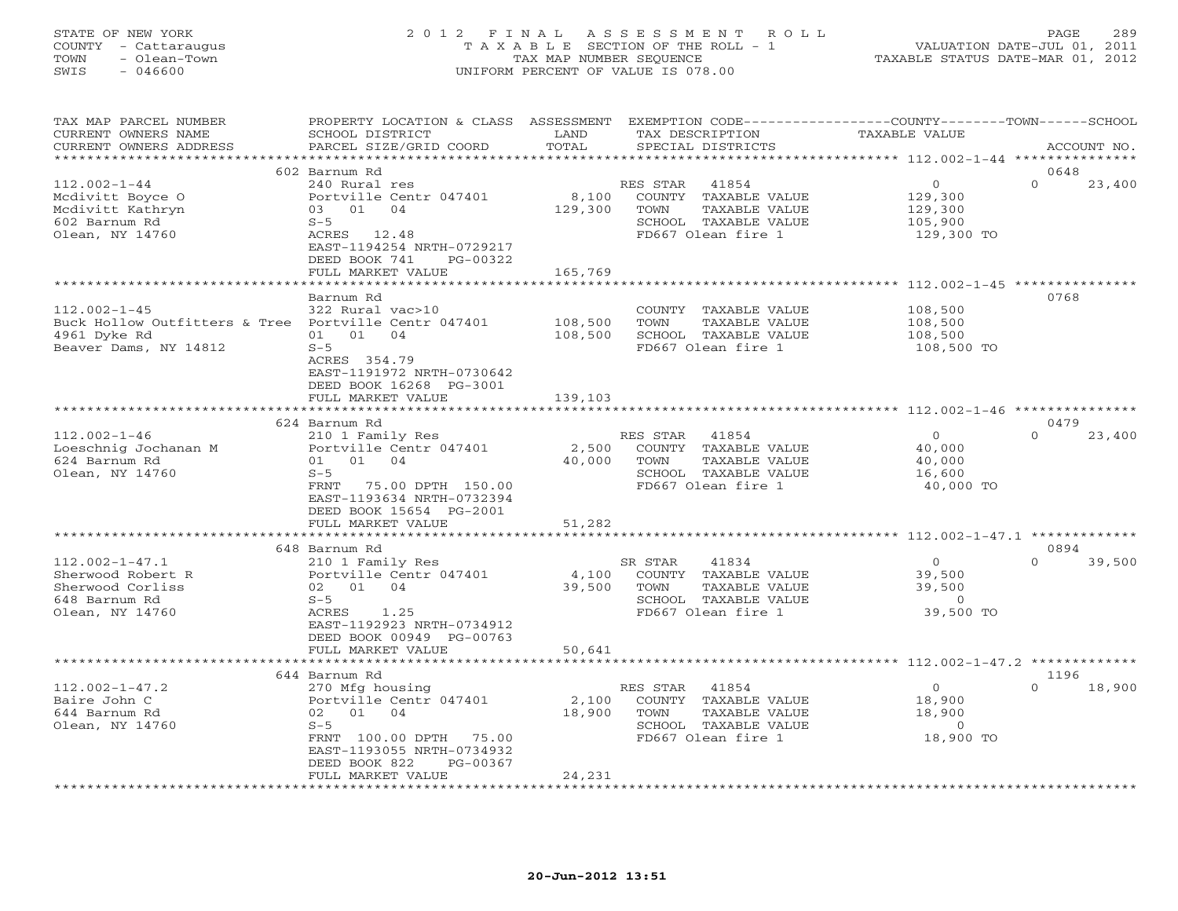STATE OF NEW YORK
COUNTY - Cattaraugus
TOWN - Olean-Town
SWIS - 046600

# 2012 FINAL ASSESSMENT ROLL

TAXABLE SECTION OF THE ROLL - 1
TAX MAP NUMBER SEQUENCE
UNIFORM PERCENT OF VALUE IS 078.00

VALUATION DATE-JUL 01, 2011
TAXABLE STATUS DATE-MAR 01, 2012

| TAX MAP PARCEL NUMBER / CURRENT OWNERS NAME / CURRENT OWNERS ADDRESS | PROPERTY LOCATION & CLASS / SCHOOL DISTRICT / PARCEL SIZE/GRID COORD | ASSESSMENT LAND / TOTAL | EXEMPTION CODE / TAX DESCRIPTION / SPECIAL DISTRICTS | COUNTY TAXABLE VALUE | TOWN | SCHOOL / ACCOUNT NO. |
|---|---|---|---|---|---|---|
| **112.002-1-44** | 602 Barnum Rd | | | | | 0648 |
| Mcdivitt Boyce O | 240 Rural res | | RES STAR 41854 | 0 | 0 | 23,400 |
| Mcdivitt Kathryn | Portville Centr 047401 | 8,100 | COUNTY TAXABLE VALUE | 129,300 | | |
| 602 Barnum Rd | 03 01 04 | 129,300 | TOWN TAXABLE VALUE | 129,300 | | |
| Olean, NY 14760 | S-5 | | SCHOOL TAXABLE VALUE | 105,900 | | |
| | ACRES 12.48 | | FD667 Olean fire 1 | 129,300 TO | | |
| | EAST-1194254 NRTH-0729217 | | | | | |
| | DEED BOOK 741 PG-00322 | | | | | |
| | FULL MARKET VALUE | 165,769 | | | | |
| **112.002-1-45** | Barnum Rd | | | | | 0768 |
| Buck Hollow Outfitters & Tree | 322 Rural vac>10 | | COUNTY TAXABLE VALUE | 108,500 | | |
| 4961 Dyke Rd | Portville Centr 047401 | 108,500 | TOWN TAXABLE VALUE | 108,500 | | |
| Beaver Dams, NY 14812 | 01 01 04 | 108,500 | SCHOOL TAXABLE VALUE | 108,500 | | |
| | S-5 | | FD667 Olean fire 1 | 108,500 TO | | |
| | ACRES 354.79 | | | | | |
| | EAST-1191972 NRTH-0730642 | | | | | |
| | DEED BOOK 16268 PG-3001 | | | | | |
| | FULL MARKET VALUE | 139,103 | | | | |
| **112.002-1-46** | 624 Barnum Rd | | | | | 0479 |
| Loeschnig Jochanan M | 210 1 Family Res | | RES STAR 41854 | 0 | 0 | 23,400 |
| 624 Barnum Rd | Portville Centr 047401 | 2,500 | COUNTY TAXABLE VALUE | 40,000 | | |
| Olean, NY 14760 | 01 01 04 | 40,000 | TOWN TAXABLE VALUE | 40,000 | | |
| | S-5 | | SCHOOL TAXABLE VALUE | 16,600 | | |
| | FRNT 75.00 DPTH 150.00 | | FD667 Olean fire 1 | 40,000 TO | | |
| | EAST-1193634 NRTH-0732394 | | | | | |
| | DEED BOOK 15654 PG-2001 | | | | | |
| | FULL MARKET VALUE | 51,282 | | | | |
| **112.002-1-47.1** | 648 Barnum Rd | | | | | 0894 |
| Sherwood Robert R | 210 1 Family Res | | SR STAR 41834 | 0 | 0 | 39,500 |
| Sherwood Corliss | Portville Centr 047401 | 4,100 | COUNTY TAXABLE VALUE | 39,500 | | |
| 648 Barnum Rd | 02 01 04 | 39,500 | TOWN TAXABLE VALUE | 39,500 | | |
| Olean, NY 14760 | S-5 | | SCHOOL TAXABLE VALUE | 0 | | |
| | ACRES 1.25 | | FD667 Olean fire 1 | 39,500 TO | | |
| | EAST-1192923 NRTH-0734912 | | | | | |
| | DEED BOOK 00949 PG-00763 | | | | | |
| | FULL MARKET VALUE | 50,641 | | | | |
| **112.002-1-47.2** | 644 Barnum Rd | | | | | 1196 |
| Baire John C | 270 Mfg housing | | RES STAR 41854 | 0 | 0 | 18,900 |
| 644 Barnum Rd | Portville Centr 047401 | 2,100 | COUNTY TAXABLE VALUE | 18,900 | | |
| Olean, NY 14760 | 02 01 04 | 18,900 | TOWN TAXABLE VALUE | 18,900 | | |
| | S-5 | | SCHOOL TAXABLE VALUE | 0 | | |
| | FRNT 100.00 DPTH 75.00 | | FD667 Olean fire 1 | 18,900 TO | | |
| | EAST-1193055 NRTH-0734932 | | | | | |
| | DEED BOOK 822 PG-00367 | | | | | |
| | FULL MARKET VALUE | 24,231 | | | | |

20-Jun-2012 13:51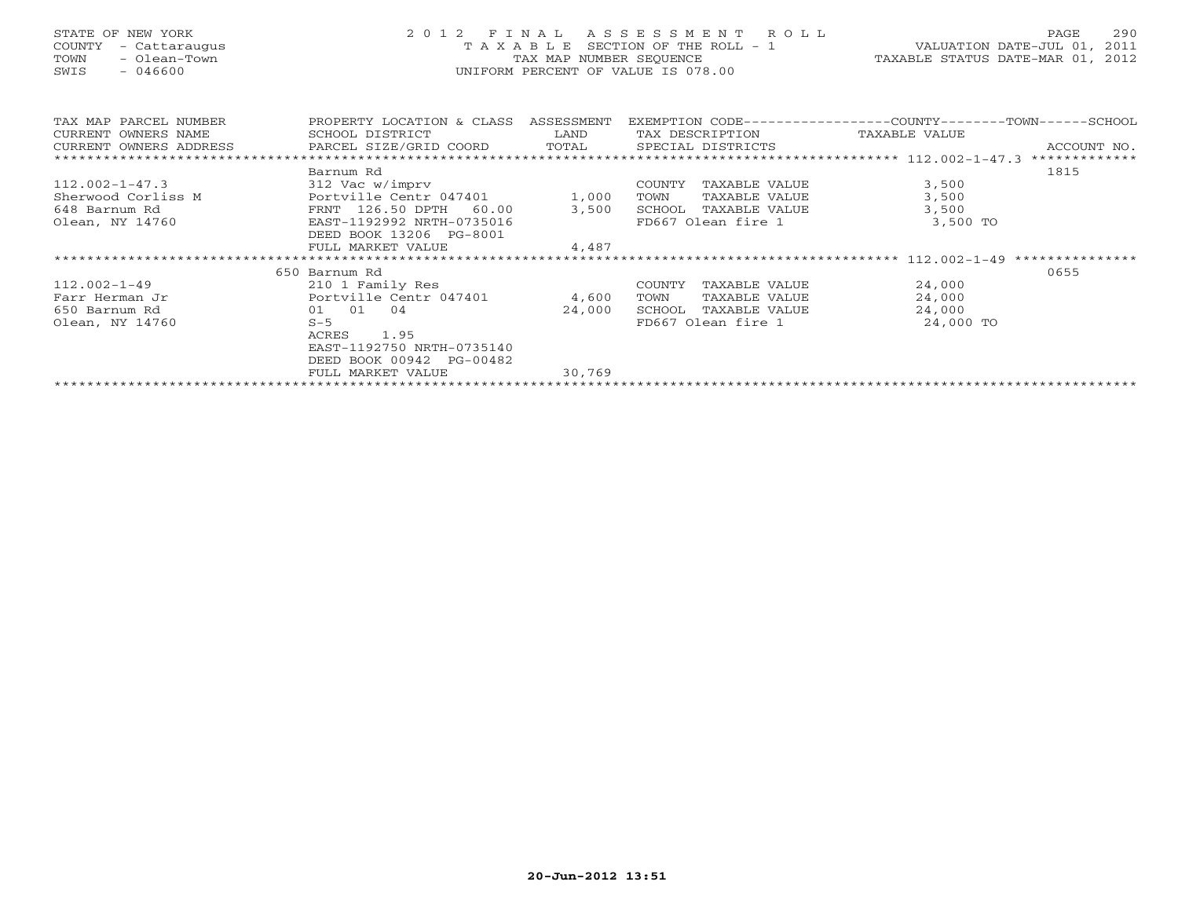STATE OF NEW YORK
COUNTY - Cattaraugus
TOWN - Olean-Town
SWIS - 046600

2012 FINAL ASSESSMENT ROLL
TAXABLE SECTION OF THE ROLL - 1
TAX MAP NUMBER SEQUENCE
UNIFORM PERCENT OF VALUE IS 078.00

VALUATION DATE-JUL 01, 2011
TAXABLE STATUS DATE-MAR 01, 2012

| TAX MAP PARCEL NUMBER / CURRENT OWNERS NAME / CURRENT OWNERS ADDRESS | PROPERTY LOCATION & CLASS / SCHOOL DISTRICT / PARCEL SIZE/GRID COORD | ASSESSMENT LAND / TOTAL | EXEMPTION CODE / TAX DESCRIPTION / SPECIAL DISTRICTS | COUNTY--------TOWN------SCHOOL TAXABLE VALUE | ACCOUNT NO. |
|---|---|---|---|---|---|
| 112.002-1-47.3 | Barnum Rd | | | | 1815 |
| 112.002-1-47.3 | 312 Vac w/imprv | | COUNTY TAXABLE VALUE | 3,500 | |
| Sherwood Corliss M | Portville Centr 047401 | 1,000 | TOWN TAXABLE VALUE | 3,500 | |
| 648 Barnum Rd | FRNT 126.50 DPTH 60.00 | 3,500 | SCHOOL TAXABLE VALUE | 3,500 | |
| Olean, NY 14760 | EAST-1192992 NRTH-0735016 | | FD667 Olean fire 1 | 3,500 TO | |
| | DEED BOOK 13206 PG-8001 | | | | |
| | FULL MARKET VALUE | 4,487 | | | |
| 112.002-1-49 | 650 Barnum Rd | | | | 0655 |
| 112.002-1-49 | 210 1 Family Res | | COUNTY TAXABLE VALUE | 24,000 | |
| Farr Herman Jr | Portville Centr 047401 | 4,600 | TOWN TAXABLE VALUE | 24,000 | |
| 650 Barnum Rd | 01 01 04 | 24,000 | SCHOOL TAXABLE VALUE | 24,000 | |
| Olean, NY 14760 | S-5 | | FD667 Olean fire 1 | 24,000 TO | |
| | ACRES 1.95 | | | | |
| | EAST-1192750 NRTH-0735140 | | | | |
| | DEED BOOK 00942 PG-00482 | | | | |
| | FULL MARKET VALUE | 30,769 | | | |

20-Jun-2012 13:51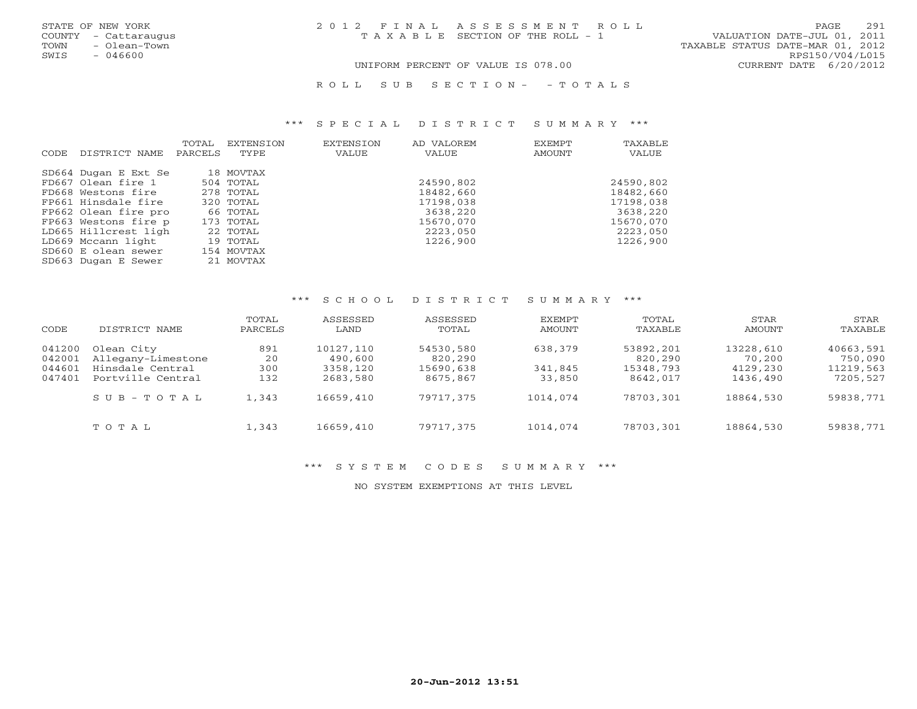STATE OF NEW YORK
COUNTY - Cattaraugus
TOWN - Olean-Town
SWIS - 046600

# 2012 FINAL ASSESSMENT ROLL
TAXABLE SECTION OF THE ROLL - 1

VALUATION DATE-JUL 01, 2011
TAXABLE STATUS DATE-MAR 01, 2012
RPS150/V04/L015
CURRENT DATE 6/20/2012

UNIFORM PERCENT OF VALUE IS 078.00

ROLL SUB SECTION- - TOTALS

## *** SPECIAL DISTRICT SUMMARY ***

| CODE | DISTRICT NAME | TOTAL PARCELS | EXTENSION TYPE | EXTENSION VALUE | AD VALOREM VALUE | EXEMPT AMOUNT | TAXABLE VALUE |
|---|---|---|---|---|---|---|---|
| SD664 | Dugan E Ext Se | 18 | MOVTAX | | | | |
| FD667 | Olean fire 1 | 504 | TOTAL | | 24590,802 | | 24590,802 |
| FD668 | Westons fire | 278 | TOTAL | | 18482,660 | | 18482,660 |
| FP661 | Hinsdale fire | 320 | TOTAL | | 17198,038 | | 17198,038 |
| FP662 | Olean fire pro | 66 | TOTAL | | 3638,220 | | 3638,220 |
| FP663 | Westons fire p | 173 | TOTAL | | 15670,070 | | 15670,070 |
| LD665 | Hillcrest ligh | 22 | TOTAL | | 2223,050 | | 2223,050 |
| LD669 | Mccann light | 19 | TOTAL | | 1226,900 | | 1226,900 |
| SD660 | E olean sewer | 154 | MOVTAX | | | | |
| SD663 | Dugan E Sewer | 21 | MOVTAX | | | | |

## *** SCHOOL DISTRICT SUMMARY ***

| CODE | DISTRICT NAME | TOTAL PARCELS | ASSESSED LAND | ASSESSED TOTAL | EXEMPT AMOUNT | TOTAL TAXABLE | STAR AMOUNT | STAR TAXABLE |
|---|---|---|---|---|---|---|---|---|
| 041200 | Olean City | 891 | 10127,110 | 54530,580 | 638,379 | 53892,201 | 13228,610 | 40663,591 |
| 042001 | Allegany-Limestone | 20 | 490,600 | 820,290 | | 820,290 | 70,200 | 750,090 |
| 044601 | Hinsdale Central | 300 | 3358,120 | 15690,638 | 341,845 | 15348,793 | 4129,230 | 11219,563 |
| 047401 | Portville Central | 132 | 2683,580 | 8675,867 | 33,850 | 8642,017 | 1436,490 | 7205,527 |
| | SUB-TOTAL | 1,343 | 16659,410 | 79717,375 | 1014,074 | 78703,301 | 18864,530 | 59838,771 |
| | TOTAL | 1,343 | 16659,410 | 79717,375 | 1014,074 | 78703,301 | 18864,530 | 59838,771 |

## *** SYSTEM CODES SUMMARY ***

NO SYSTEM EXEMPTIONS AT THIS LEVEL

20-Jun-2012 13:51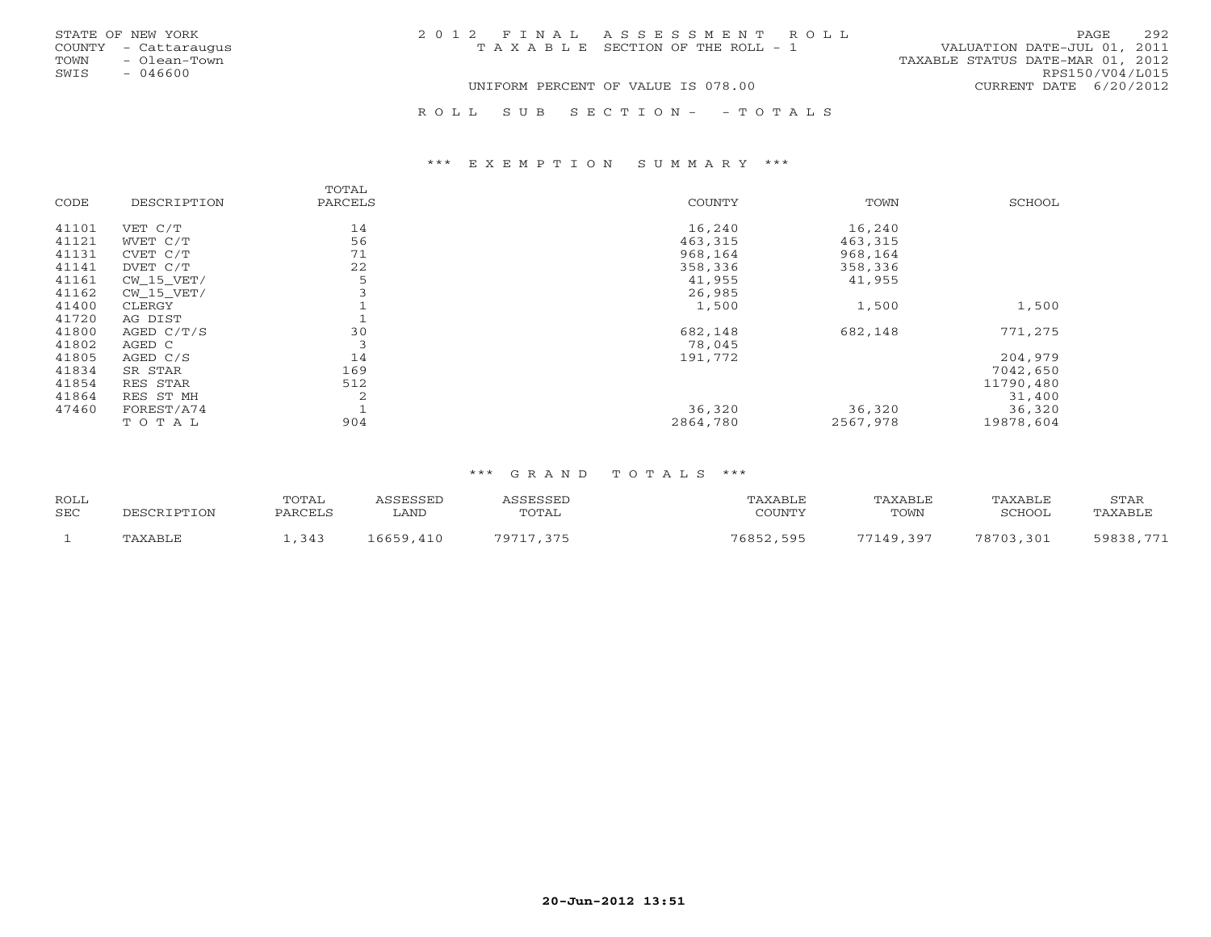STATE OF NEW YORK
COUNTY - Cattaraugus
TOWN - Olean-Town
SWIS - 046600

2012 FINAL ASSESSMENT ROLL
TAXABLE SECTION OF THE ROLL - 1

VALUATION DATE-JUL 01, 2011
TAXABLE STATUS DATE-MAR 01, 2012
RPS150/V04/L015
CURRENT DATE 6/20/2012

UNIFORM PERCENT OF VALUE IS 078.00

ROLL SUB SECTION- - TOTALS

*** EXEMPTION SUMMARY ***

| CODE | DESCRIPTION | TOTAL PARCELS | COUNTY | TOWN | SCHOOL |
|---|---|---|---|---|---|
| 41101 | VET C/T | 14 | 16,240 | 16,240 | |
| 41121 | WVET C/T | 56 | 463,315 | 463,315 | |
| 41131 | CVET C/T | 71 | 968,164 | 968,164 | |
| 41141 | DVET C/T | 22 | 358,336 | 358,336 | |
| 41161 | CW_15_VET/ | 5 | 41,955 | 41,955 | |
| 41162 | CW_15_VET/ | 3 | 26,985 | | |
| 41400 | CLERGY | 1 | 1,500 | 1,500 | 1,500 |
| 41720 | AG DIST | 1 | | | |
| 41800 | AGED C/T/S | 30 | 682,148 | 682,148 | 771,275 |
| 41802 | AGED C | 3 | 78,045 | | |
| 41805 | AGED C/S | 14 | 191,772 | | 204,979 |
| 41834 | SR STAR | 169 | | | 7042,650 |
| 41854 | RES STAR | 512 | | | 11790,480 |
| 41864 | RES ST MH | 2 | | | 31,400 |
| 47460 | FOREST/A74 | 1 | 36,320 | 36,320 | 36,320 |
| | TOTAL | 904 | 2864,780 | 2567,978 | 19878,604 |

*** GRAND TOTALS ***

| ROLL SEC | DESCRIPTION | TOTAL PARCELS | ASSESSED LAND | ASSESSED TOTAL | TAXABLE COUNTY | TAXABLE TOWN | TAXABLE SCHOOL | STAR TAXABLE |
|---|---|---|---|---|---|---|---|---|
| 1 | TAXABLE | 1,343 | 16659,410 | 79717,375 | 76852,595 | 77149,397 | 78703,301 | 59838,771 |

20-Jun-2012 13:51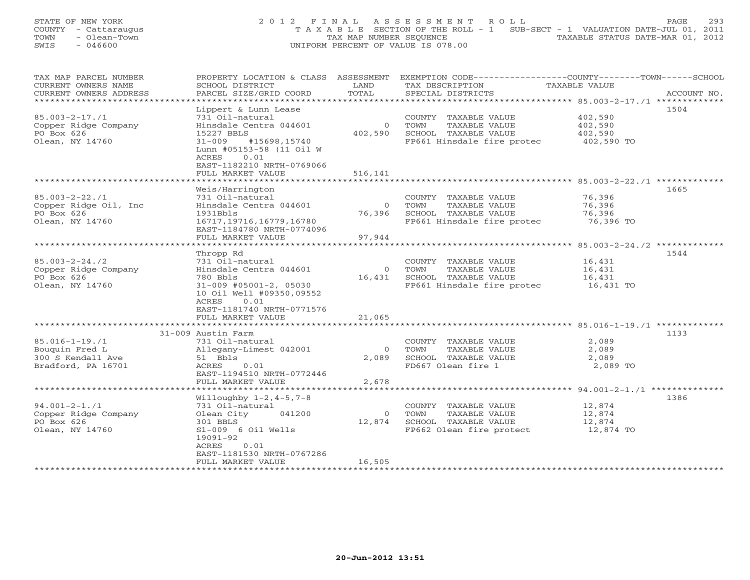STATE OF NEW YORK
COUNTY - Cattaraugus
TOWN - Olean-Town
SWIS - 046600

2012 FINAL ASSESSMENT ROLL
TAXABLE SECTION OF THE ROLL - 1 SUB-SECT - 1 VALUATION DATE-JUL 01, 2011
TAX MAP NUMBER SEQUENCE TAXABLE STATUS DATE-MAR 01, 2012
UNIFORM PERCENT OF VALUE IS 078.00

| TAX MAP PARCEL NUMBER / CURRENT OWNERS NAME / CURRENT OWNERS ADDRESS | PROPERTY LOCATION & CLASS / SCHOOL DISTRICT / PARCEL SIZE/GRID COORD | ASSESSMENT LAND / TOTAL | EXEMPTION CODE / TAX DESCRIPTION / SPECIAL DISTRICTS | COUNTY / TOWN / SCHOOL TAXABLE VALUE | ACCOUNT NO. |
|---|---|---|---|---|---|
| 85.003-2-17./1 | Lippert & Lunn Lease | | | | 1504 |
| | 731 Oil-natural | | COUNTY TAXABLE VALUE | 402,590 | |
| Copper Ridge Company | Hinsdale Centra 044601 | 0 | TOWN TAXABLE VALUE | 402,590 | |
| PO Box 626 | 15227 BBLS | 402,590 | SCHOOL TAXABLE VALUE | 402,590 | |
| Olean, NY 14760 | 31-009 #15698,15740 | | FP661 Hinsdale fire protec | 402,590 TO | |
| | Lunn #05153-58 (11 Oil W | | | | |
| | ACRES 0.01 | | | | |
| | EAST-1182210 NRTH-0769066 | | | | |
| | FULL MARKET VALUE | 516,141 | | | |
| 85.003-2-22./1 | Weis/Harrington | | | | 1665 |
| | 731 Oil-natural | | COUNTY TAXABLE VALUE | 76,396 | |
| Copper Ridge Oil, Inc | Hinsdale Centra 044601 | 0 | TOWN TAXABLE VALUE | 76,396 | |
| PO Box 626 | 1931Bbls | 76,396 | SCHOOL TAXABLE VALUE | 76,396 | |
| Olean, NY 14760 | 16717,19716,16779,16780 | | FP661 Hinsdale fire protec | 76,396 TO | |
| | EAST-1184780 NRTH-0774096 | | | | |
| | FULL MARKET VALUE | 97,944 | | | |
| 85.003-2-24./2 | Thropp Rd | | | | 1544 |
| | 731 Oil-natural | | COUNTY TAXABLE VALUE | 16,431 | |
| Copper Ridge Company | Hinsdale Centra 044601 | 0 | TOWN TAXABLE VALUE | 16,431 | |
| PO Box 626 | 780 Bbls | 16,431 | SCHOOL TAXABLE VALUE | 16,431 | |
| Olean, NY 14760 | 31-009 #05001-2, 05030 | | FP661 Hinsdale fire protec | 16,431 TO | |
| | 10 Oil Well #09350,09552 | | | | |
| | ACRES 0.01 | | | | |
| | EAST-1181740 NRTH-0771576 | | | | |
| | FULL MARKET VALUE | 21,065 | | | |
| 85.016-1-19./1 | 31-009 Austin Farm | | | | 1133 |
| | 731 Oil-natural | | COUNTY TAXABLE VALUE | 2,089 | |
| Bouquin Fred L | Allegany-Limest 042001 | 0 | TOWN TAXABLE VALUE | 2,089 | |
| 300 S Kendall Ave | 51 Bbls | 2,089 | SCHOOL TAXABLE VALUE | 2,089 | |
| Bradford, PA 16701 | ACRES 0.01 | | FD667 Olean fire 1 | 2,089 TO | |
| | EAST-1194510 NRTH-0772446 | | | | |
| | FULL MARKET VALUE | 2,678 | | | |
| 94.001-2-1./1 | Willoughby 1-2,4-5,7-8 | | | | 1386 |
| | 731 Oil-natural | | COUNTY TAXABLE VALUE | 12,874 | |
| Copper Ridge Company | Olean City 041200 | 0 | TOWN TAXABLE VALUE | 12,874 | |
| PO Box 626 | 301 BBLS | 12,874 | SCHOOL TAXABLE VALUE | 12,874 | |
| Olean, NY 14760 | S1-009 6 Oil Wells | | FP662 Olean fire protect | 12,874 TO | |
| | 19091-92 | | | | |
| | ACRES 0.01 | | | | |
| | EAST-1181530 NRTH-0767286 | | | | |
| | FULL MARKET VALUE | 16,505 | | | |

20-Jun-2012 13:51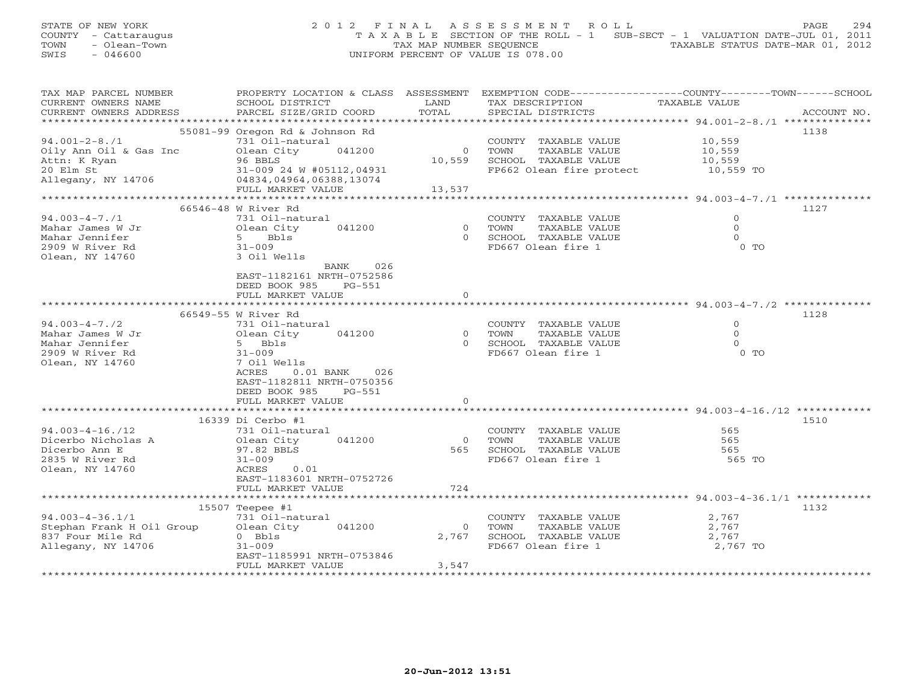STATE OF NEW YORK
COUNTY - Cattaraugus
TOWN - Olean-Town
SWIS - 046600

2 0 1 2 F I N A L A S S E S S M E N T R O L L
T A X A B L E SECTION OF THE ROLL - 1 SUB-SECT - 1 VALUATION DATE-JUL 01, 2011
TAX MAP NUMBER SEQUENCE TAXABLE STATUS DATE-MAR 01, 2012
UNIFORM PERCENT OF VALUE IS 078.00

| TAX MAP PARCEL NUMBER / CURRENT OWNERS NAME / CURRENT OWNERS ADDRESS | PROPERTY LOCATION & CLASS / SCHOOL DISTRICT / PARCEL SIZE/GRID COORD | ASSESSMENT LAND / TOTAL | EXEMPTION CODE / TAX DESCRIPTION / SPECIAL DISTRICTS | TAXABLE VALUE (COUNTY--TOWN--SCHOOL) | ACCOUNT NO. |
|---|---|---|---|---|---|
| 94.001-2-8./1 | 55081-99 Oregon Rd & Johnson Rd | | | | 1138 |
| Oily Ann Oil & Gas Inc | 731 Oil-natural | | COUNTY TAXABLE VALUE | 10,559 | |
| Attn: K Ryan | Olean City 041200 | 0 | TOWN TAXABLE VALUE | 10,559 | |
| 20 Elm St | 96 BBLS | 10,559 | SCHOOL TAXABLE VALUE | 10,559 | |
| Allegany, NY 14706 | 31-009 24 W #05112,04931 | | FP662 Olean fire protect | 10,559 TO | |
| | 04834,04964,06388,13074 | | | | |
| | FULL MARKET VALUE | 13,537 | | | |
| 94.003-4-7./1 | 66546-48 W River Rd | | | | 1127 |
| Mahar James W Jr | 731 Oil-natural | | COUNTY TAXABLE VALUE | 0 | |
| Mahar Jennifer | Olean City 041200 | 0 | TOWN TAXABLE VALUE | 0 | |
| 2909 W River Rd | 5 Bbls | 0 | SCHOOL TAXABLE VALUE | 0 | |
| Olean, NY 14760 | 31-009 | | FD667 Olean fire 1 | 0 TO | |
| | 3 Oil Wells | | | | |
| | BANK 026 | | | | |
| | EAST-1182161 NRTH-0752586 | | | | |
| | DEED BOOK 985 PG-551 | | | | |
| | FULL MARKET VALUE | 0 | | | |
| 94.003-4-7./2 | 66549-55 W River Rd | | | | 1128 |
| Mahar James W Jr | 731 Oil-natural | | COUNTY TAXABLE VALUE | 0 | |
| Mahar Jennifer | Olean City 041200 | 0 | TOWN TAXABLE VALUE | 0 | |
| 2909 W River Rd | 5 Bbls | 0 | SCHOOL TAXABLE VALUE | 0 | |
| Olean, NY 14760 | 31-009 | | FD667 Olean fire 1 | 0 TO | |
| | 7 Oil Wells | | | | |
| | ACRES 0.01 BANK 026 | | | | |
| | EAST-1182811 NRTH-0750356 | | | | |
| | DEED BOOK 985 PG-551 | | | | |
| | FULL MARKET VALUE | 0 | | | |
| 94.003-4-16./12 | 16339 Di Cerbo #1 | | | | 1510 |
| Dicerbo Nicholas A | 731 Oil-natural | | COUNTY TAXABLE VALUE | 565 | |
| Dicerbo Ann E | Olean City 041200 | 0 | TOWN TAXABLE VALUE | 565 | |
| 2835 W River Rd | 97.82 BBLS | 565 | SCHOOL TAXABLE VALUE | 565 | |
| Olean, NY 14760 | 31-009 | | FD667 Olean fire 1 | 565 TO | |
| | ACRES 0.01 | | | | |
| | EAST-1183601 NRTH-0752726 | | | | |
| | FULL MARKET VALUE | 724 | | | |
| 94.003-4-36.1/1 | 15507 Teepee #1 | | | | 1132 |
| Stephan Frank H Oil Group | 731 Oil-natural | | COUNTY TAXABLE VALUE | 2,767 | |
| 837 Four Mile Rd | Olean City 041200 | 0 | TOWN TAXABLE VALUE | 2,767 | |
| Allegany, NY 14706 | 0 Bbls | 2,767 | SCHOOL TAXABLE VALUE | 2,767 | |
| | 31-009 | | FD667 Olean fire 1 | 2,767 TO | |
| | EAST-1185991 NRTH-0753846 | | | | |
| | FULL MARKET VALUE | 3,547 | | | |

20-Jun-2012 13:51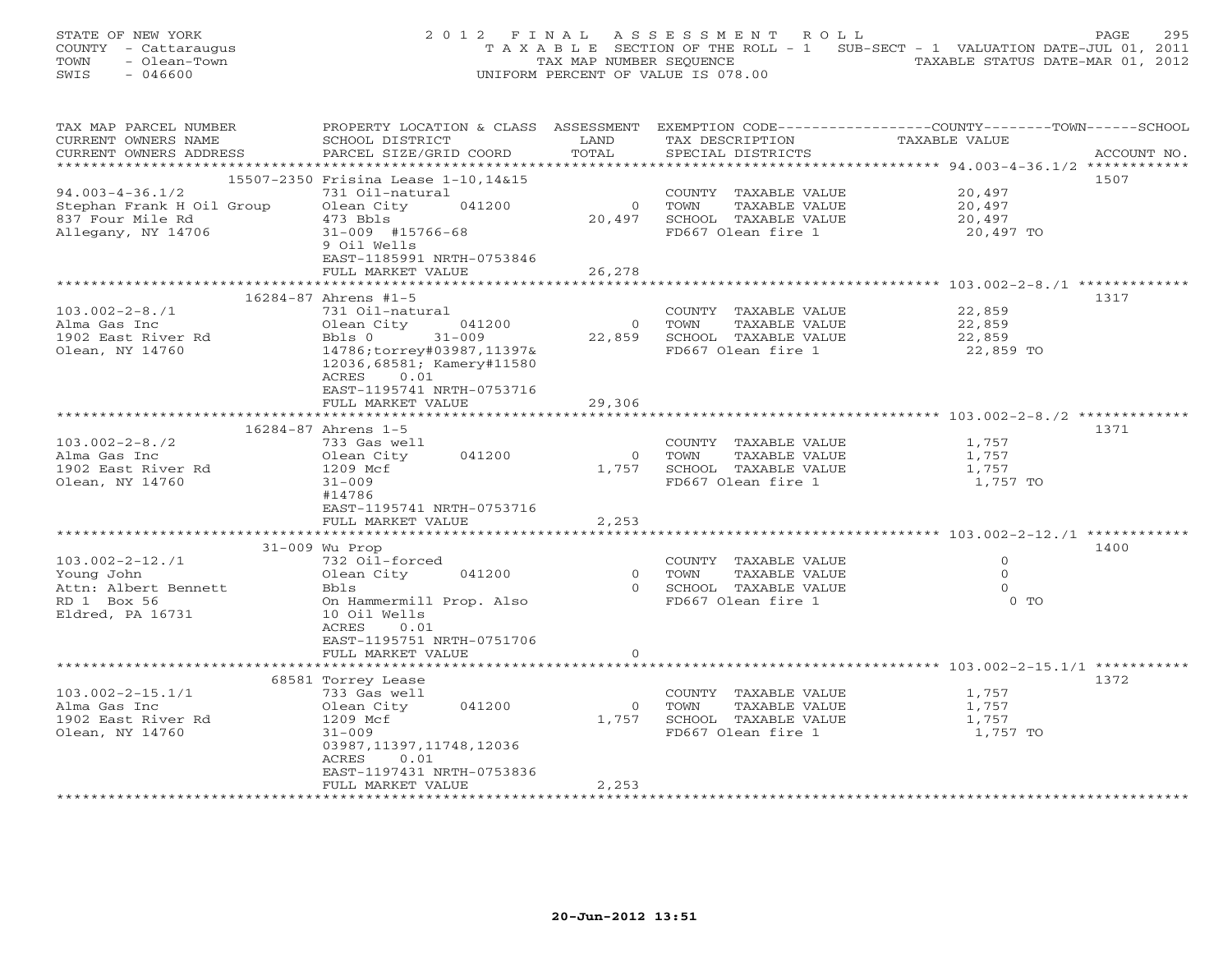STATE OF NEW YORK
COUNTY - Cattaraugus
TOWN - Olean-Town
SWIS - 046600

2012 FINAL ASSESSMENT ROLL
TAXABLE SECTION OF THE ROLL - 1 SUB-SECT - 1 VALUATION DATE-JUL 01, 2011
TAX MAP NUMBER SEQUENCE TAXABLE STATUS DATE-MAR 01, 2012
UNIFORM PERCENT OF VALUE IS 078.00

| TAX MAP PARCEL NUMBER / CURRENT OWNERS NAME / CURRENT OWNERS ADDRESS | PROPERTY LOCATION & CLASS / SCHOOL DISTRICT / PARCEL SIZE/GRID COORD | ASSESSMENT LAND / TOTAL | EXEMPTION CODE / TAX DESCRIPTION / SPECIAL DISTRICTS | COUNTY--------TOWN------SCHOOL TAXABLE VALUE | ACCOUNT NO. |
|---|---|---|---|---|---|
| **94.003-4-36.1/2** | 15507-2350 Frisina Lease 1-10,14&15 | | | | 1507 |
| 94.003-4-36.1/2 | 731 Oil-natural | | COUNTY TAXABLE VALUE | 20,497 | |
| Stephan Frank H Oil Group | Olean City 041200 | 0 | TOWN TAXABLE VALUE | 20,497 | |
| 837 Four Mile Rd | 473 Bbls | 20,497 | SCHOOL TAXABLE VALUE | 20,497 | |
| Allegany, NY 14706 | 31-009 #15766-68 | | FD667 Olean fire 1 | 20,497 TO | |
| | 9 Oil Wells | | | | |
| | EAST-1185991 NRTH-0753846 | | | | |
| | FULL MARKET VALUE | 26,278 | | | |
| **103.002-2-8./1** | 16284-87 Ahrens #1-5 | | | | 1317 |
| 103.002-2-8./1 | 731 Oil-natural | | COUNTY TAXABLE VALUE | 22,859 | |
| Alma Gas Inc | Olean City 041200 | 0 | TOWN TAXABLE VALUE | 22,859 | |
| 1902 East River Rd | Bbls 0 31-009 | 22,859 | SCHOOL TAXABLE VALUE | 22,859 | |
| Olean, NY 14760 | 14786;torrey#03987,11397& | | FD667 Olean fire 1 | 22,859 TO | |
| | 12036,68581; Kamery#11580 | | | | |
| | ACRES 0.01 | | | | |
| | EAST-1195741 NRTH-0753716 | | | | |
| | FULL MARKET VALUE | 29,306 | | | |
| **103.002-2-8./2** | 16284-87 Ahrens 1-5 | | | | 1371 |
| 103.002-2-8./2 | 733 Gas well | | COUNTY TAXABLE VALUE | 1,757 | |
| Alma Gas Inc | Olean City 041200 | 0 | TOWN TAXABLE VALUE | 1,757 | |
| 1902 East River Rd | 1209 Mcf | 1,757 | SCHOOL TAXABLE VALUE | 1,757 | |
| Olean, NY 14760 | 31-009 | | FD667 Olean fire 1 | 1,757 TO | |
| | #14786 | | | | |
| | EAST-1195741 NRTH-0753716 | | | | |
| | FULL MARKET VALUE | 2,253 | | | |
| **103.002-2-12./1** | 31-009 Wu Prop | | | | 1400 |
| 103.002-2-12./1 | 732 Oil-forced | | COUNTY TAXABLE VALUE | 0 | |
| Young John | Olean City 041200 | 0 | TOWN TAXABLE VALUE | 0 | |
| Attn: Albert Bennett | Bbls | 0 | SCHOOL TAXABLE VALUE | 0 | |
| RD 1 Box 56 | On Hammermill Prop. Also | | FD667 Olean fire 1 | 0 TO | |
| Eldred, PA 16731 | 10 Oil Wells | | | | |
| | ACRES 0.01 | | | | |
| | EAST-1195751 NRTH-0751706 | | | | |
| | FULL MARKET VALUE | 0 | | | |
| **103.002-2-15.1/1** | 68581 Torrey Lease | | | | 1372 |
| 103.002-2-15.1/1 | 733 Gas well | | COUNTY TAXABLE VALUE | 1,757 | |
| Alma Gas Inc | Olean City 041200 | 0 | TOWN TAXABLE VALUE | 1,757 | |
| 1902 East River Rd | 1209 Mcf | 1,757 | SCHOOL TAXABLE VALUE | 1,757 | |
| Olean, NY 14760 | 31-009 | | FD667 Olean fire 1 | 1,757 TO | |
| | 03987,11397,11748,12036 | | | | |
| | ACRES 0.01 | | | | |
| | EAST-1197431 NRTH-0753836 | | | | |
| | FULL MARKET VALUE | 2,253 | | | |

20-Jun-2012 13:51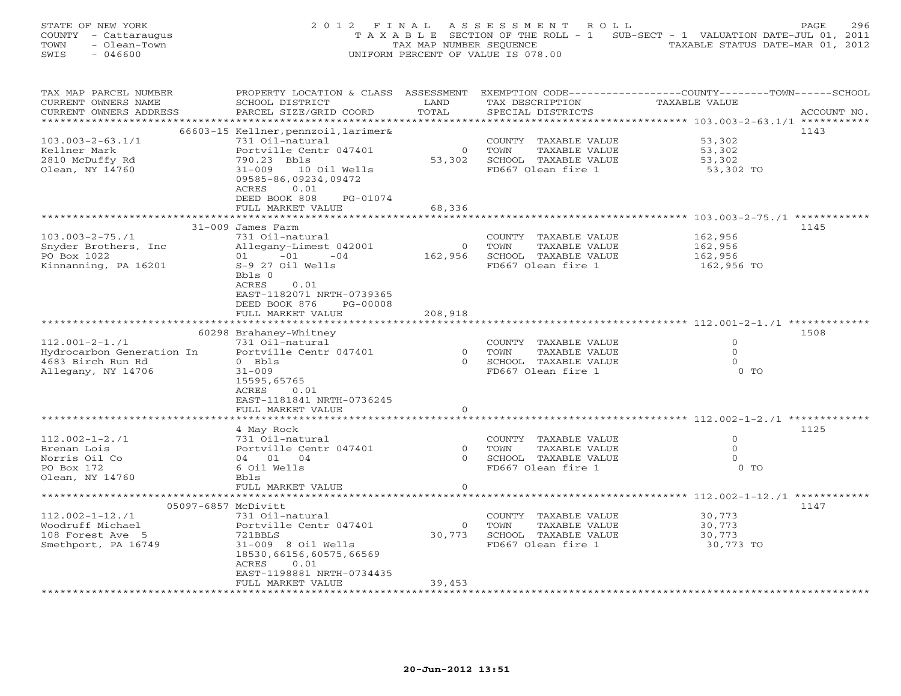STATE OF NEW YORK
COUNTY - Cattaraugus
TOWN - Olean-Town
SWIS - 046600

2012 FINAL ASSESSMENT ROLL
TAXABLE SECTION OF THE ROLL - 1 SUB-SECT - 1 VALUATION DATE-JUL 01, 2011
TAX MAP NUMBER SEQUENCE TAXABLE STATUS DATE-MAR 01, 2012
UNIFORM PERCENT OF VALUE IS 078.00

| TAX MAP PARCEL NUMBER / CURRENT OWNERS NAME / CURRENT OWNERS ADDRESS | PROPERTY LOCATION & CLASS / SCHOOL DISTRICT / PARCEL SIZE/GRID COORD | ASSESSMENT LAND / TOTAL | EXEMPTION CODE / TAX DESCRIPTION / SPECIAL DISTRICTS | TAXABLE VALUE | ACCOUNT NO. |
|---|---|---|---|---|---|
| **103.003-2-63.1/1** | 66603-15 Kellner,pennzoil,larimer& | | | | 1143 |
| 103.003-2-63.1/1 | 731 Oil-natural | | COUNTY TAXABLE VALUE | 53,302 | |
| Kellner Mark | Portville Centr 047401 | 0 | TOWN TAXABLE VALUE | 53,302 | |
| 2810 McDuffy Rd | 790.23 Bbls | 53,302 | SCHOOL TAXABLE VALUE | 53,302 | |
| Olean, NY 14760 | 31-009 10 Oil Wells | | FD667 Olean fire 1 | 53,302 TO | |
| | 09585-86,09234,09472 | | | | |
| | ACRES 0.01 | | | | |
| | DEED BOOK 808 PG-01074 | | | | |
| | FULL MARKET VALUE | 68,336 | | | |
| **103.003-2-75./1** | 31-009 James Farm | | | | 1145 |
| 103.003-2-75./1 | 731 Oil-natural | | COUNTY TAXABLE VALUE | 162,956 | |
| Snyder Brothers, Inc | Allegany-Limest 042001 | 0 | TOWN TAXABLE VALUE | 162,956 | |
| PO Box 1022 | 01 -01 -04 | 162,956 | SCHOOL TAXABLE VALUE | 162,956 | |
| Kinnanning, PA 16201 | S-9 27 Oil Wells | | FD667 Olean fire 1 | 162,956 TO | |
| | Bbls 0 | | | | |
| | ACRES 0.01 | | | | |
| | EAST-1182071 NRTH-0739365 | | | | |
| | DEED BOOK 876 PG-00008 | | | | |
| | FULL MARKET VALUE | 208,918 | | | |
| **112.001-2-1./1** | 60298 Brahaney-Whitney | | | | 1508 |
| 112.001-2-1./1 | 731 Oil-natural | | COUNTY TAXABLE VALUE | 0 | |
| Hydrocarbon Generation In | Portville Centr 047401 | 0 | TOWN TAXABLE VALUE | 0 | |
| 4683 Birch Run Rd | 0 Bbls | 0 | SCHOOL TAXABLE VALUE | 0 | |
| Allegany, NY 14706 | 31-009 | | FD667 Olean fire 1 | 0 TO | |
| | 15595,65765 | | | | |
| | ACRES 0.01 | | | | |
| | EAST-1181841 NRTH-0736245 | | | | |
| | FULL MARKET VALUE | 0 | | | |
| **112.002-1-2./1** | 4 May Rock | | | | 1125 |
| 112.002-1-2./1 | 731 Oil-natural | | COUNTY TAXABLE VALUE | 0 | |
| Brenan Lois | Portville Centr 047401 | 0 | TOWN TAXABLE VALUE | 0 | |
| Norris Oil Co | 04 01 04 | 0 | SCHOOL TAXABLE VALUE | 0 | |
| PO Box 172 | 6 Oil Wells | | FD667 Olean fire 1 | 0 TO | |
| Olean, NY 14760 | Bbls | | | | |
| | FULL MARKET VALUE | 0 | | | |
| **112.002-1-12./1** | 05097-6857 McDivitt | | | | 1147 |
| 112.002-1-12./1 | 731 Oil-natural | | COUNTY TAXABLE VALUE | 30,773 | |
| Woodruff Michael | Portville Centr 047401 | 0 | TOWN TAXABLE VALUE | 30,773 | |
| 108 Forest Ave 5 | 721BBLS | 30,773 | SCHOOL TAXABLE VALUE | 30,773 | |
| Smethport, PA 16749 | 31-009 8 Oil Wells | | FD667 Olean fire 1 | 30,773 TO | |
| | 18530,66156,60575,66569 | | | | |
| | ACRES 0.01 | | | | |
| | EAST-1198881 NRTH-0734435 | | | | |
| | FULL MARKET VALUE | 39,453 | | | |

20-Jun-2012 13:51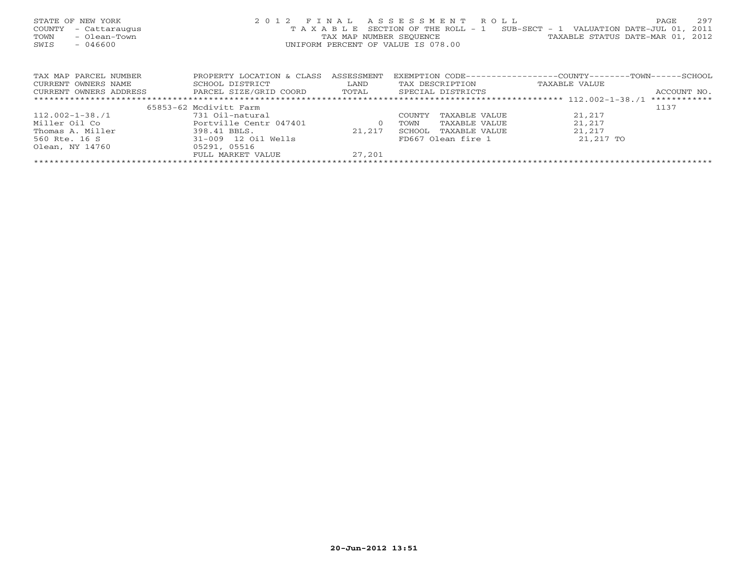STATE OF NEW YORK
COUNTY - Cattaraugus
TOWN - Olean-Town
SWIS - 046600

2 0 1 2 F I N A L A S S E S S M E N T R O L L
T A X A B L E SECTION OF THE ROLL - 1 SUB-SECT - 1 VALUATION DATE-JUL 01, 2011
TAX MAP NUMBER SEQUENCE TAXABLE STATUS DATE-MAR 01, 2012
UNIFORM PERCENT OF VALUE IS 078.00

| TAX MAP PARCEL NUMBER<br>CURRENT OWNERS NAME<br>CURRENT OWNERS ADDRESS | PROPERTY LOCATION & CLASS<br>SCHOOL DISTRICT<br>PARCEL SIZE/GRID COORD | ASSESSMENT<br>LAND<br>TOTAL | EXEMPTION CODE<br>TAX DESCRIPTION<br>SPECIAL DISTRICTS | COUNTY--------TOWN------SCHOOL<br>TAXABLE VALUE | ACCOUNT NO. |
|---|---|---|---|---|---|
| 112.002-1-38./1 | 65853-62 Mcdivitt Farm | | | | 1137 |
| 112.002-1-38./1 | 731 Oil-natural | | COUNTY TAXABLE VALUE | 21,217 | |
| Miller Oil Co | Portville Centr 047401 | 0 | TOWN TAXABLE VALUE | 21,217 | |
| Thomas A. Miller | 398.41 BBLS. | 21,217 | SCHOOL TAXABLE VALUE | 21,217 | |
| 560 Rte. 16 S | 31-009 12 Oil Wells | | FD667 Olean fire 1 | 21,217 TO | |
| Olean, NY 14760 | 05291, 05516 | | | | |
| | FULL MARKET VALUE | 27,201 | | | |

20-Jun-2012 13:51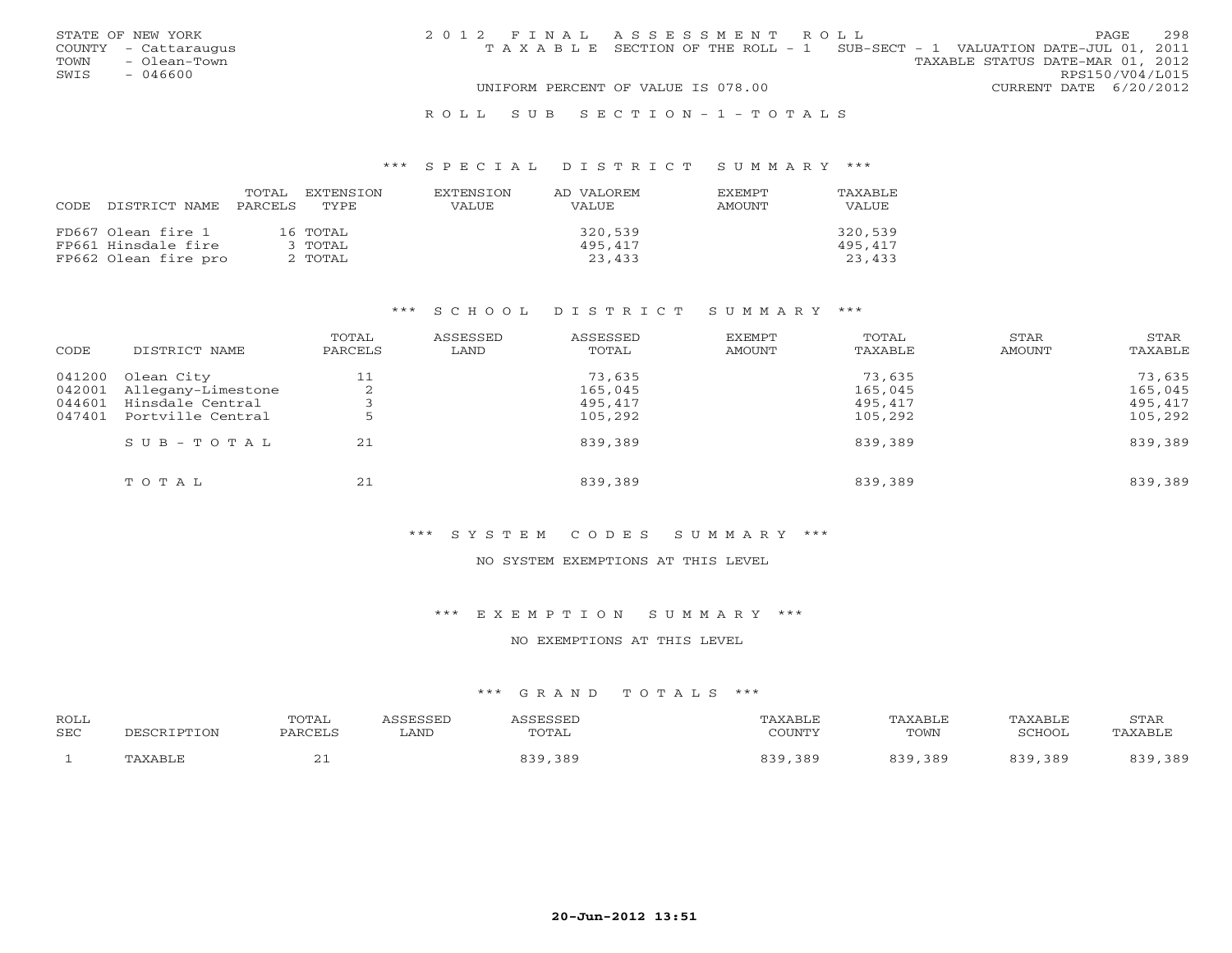STATE OF NEW YORK
COUNTY - Cattaraugus
TOWN - Olean-Town
SWIS - 046600

# 2012 FINAL ASSESSMENT ROLL

TAXABLE SECTION OF THE ROLL - 1 SUB-SECT - 1 VALUATION DATE-JUL 01, 2011
TAXABLE STATUS DATE-MAR 01, 2012
RPS150/V04/L015
UNIFORM PERCENT OF VALUE IS 078.00 CURRENT DATE 6/20/2012

## ROLL SUB SECTION-1-TOTALS

### *** SPECIAL DISTRICT SUMMARY ***

| CODE DISTRICT NAME | TOTAL PARCELS | EXTENSION TYPE | EXTENSION VALUE | AD VALOREM VALUE | EXEMPT AMOUNT | TAXABLE VALUE |
|---|---|---|---|---|---|---|
| FD667 Olean fire 1 | 16 | TOTAL | | 320,539 | | 320,539 |
| FP661 Hinsdale fire | 3 | TOTAL | | 495,417 | | 495,417 |
| FP662 Olean fire pro | 2 | TOTAL | | 23,433 | | 23,433 |

### *** SCHOOL DISTRICT SUMMARY ***

| CODE | DISTRICT NAME | TOTAL PARCELS | ASSESSED LAND | ASSESSED TOTAL | EXEMPT AMOUNT | TOTAL TAXABLE | STAR AMOUNT | STAR TAXABLE |
|---|---|---|---|---|---|---|---|---|
| 041200 | Olean City | 11 | | 73,635 | | 73,635 | | 73,635 |
| 042001 | Allegany-Limestone | 2 | | 165,045 | | 165,045 | | 165,045 |
| 044601 | Hinsdale Central | 3 | | 495,417 | | 495,417 | | 495,417 |
| 047401 | Portville Central | 5 | | 105,292 | | 105,292 | | 105,292 |
| | SUB-TOTAL | 21 | | 839,389 | | 839,389 | | 839,389 |
| | TOTAL | 21 | | 839,389 | | 839,389 | | 839,389 |

### *** SYSTEM CODES SUMMARY ***

NO SYSTEM EXEMPTIONS AT THIS LEVEL

### *** EXEMPTION SUMMARY ***

NO EXEMPTIONS AT THIS LEVEL

### *** GRAND TOTALS ***

| ROLL SEC | DESCRIPTION | TOTAL PARCELS | ASSESSED LAND | ASSESSED TOTAL | TAXABLE COUNTY | TAXABLE TOWN | TAXABLE SCHOOL | STAR TAXABLE |
|---|---|---|---|---|---|---|---|---|
| 1 | TAXABLE | 21 | | 839,389 | 839,389 | 839,389 | 839,389 | 839,389 |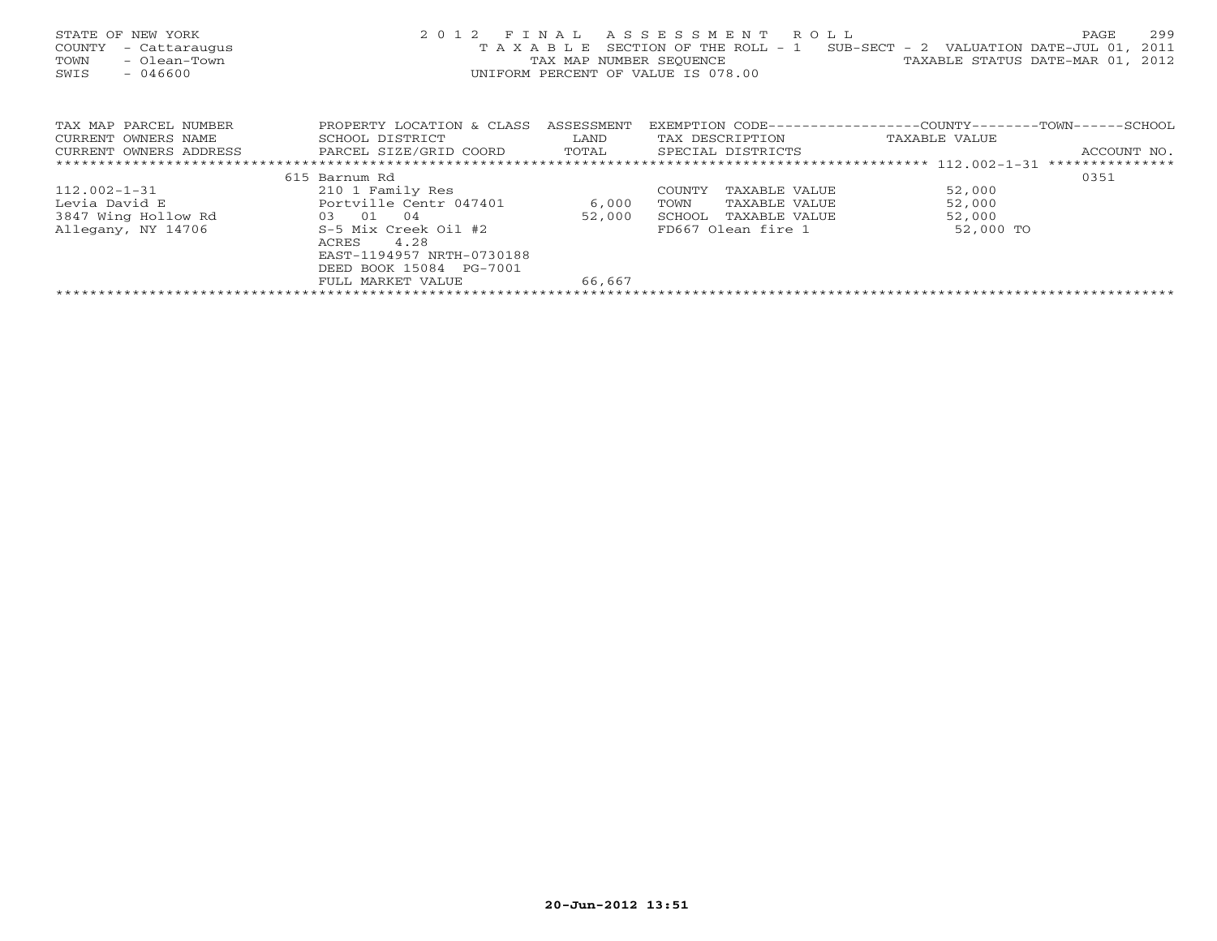STATE OF NEW YORK
COUNTY - Cattaraugus
TOWN - Olean-Town
SWIS - 046600

2012 FINAL ASSESSMENT ROLL
TAXABLE SECTION OF THE ROLL - 1 SUB-SECT - 2 VALUATION DATE-JUL 01, 2011
TAX MAP NUMBER SEQUENCE TAXABLE STATUS DATE-MAR 01, 2012
UNIFORM PERCENT OF VALUE IS 078.00

| TAX MAP PARCEL NUMBER<br>CURRENT OWNERS NAME<br>CURRENT OWNERS ADDRESS | PROPERTY LOCATION & CLASS<br>SCHOOL DISTRICT<br>PARCEL SIZE/GRID COORD | ASSESSMENT<br>LAND<br>TOTAL | EXEMPTION CODE-----COUNTY-----TOWN-----SCHOOL<br>TAX DESCRIPTION<br>SPECIAL DISTRICTS | TAXABLE VALUE | ACCOUNT NO. |
|---|---|---|---|---|---|
| | 615 Barnum Rd | | | 112.002-1-31 | 0351 |
| 112.002-1-31 | 210 1 Family Res | | COUNTY TAXABLE VALUE | 52,000 | |
| Levia David E | Portville Centr 047401 | 6,000 | TOWN TAXABLE VALUE | 52,000 | |
| 3847 Wing Hollow Rd | 03 01 04 | 52,000 | SCHOOL TAXABLE VALUE | 52,000 | |
| Allegany, NY 14706 | S-5 Mix Creek Oil #2 | | FD667 Olean fire 1 | 52,000 TO | |
| | ACRES 4.28 | | | | |
| | EAST-1194957 NRTH-0730188 | | | | |
| | DEED BOOK 15084 PG-7001 | | | | |
| | FULL MARKET VALUE | 66,667 | | | |

20-Jun-2012 13:51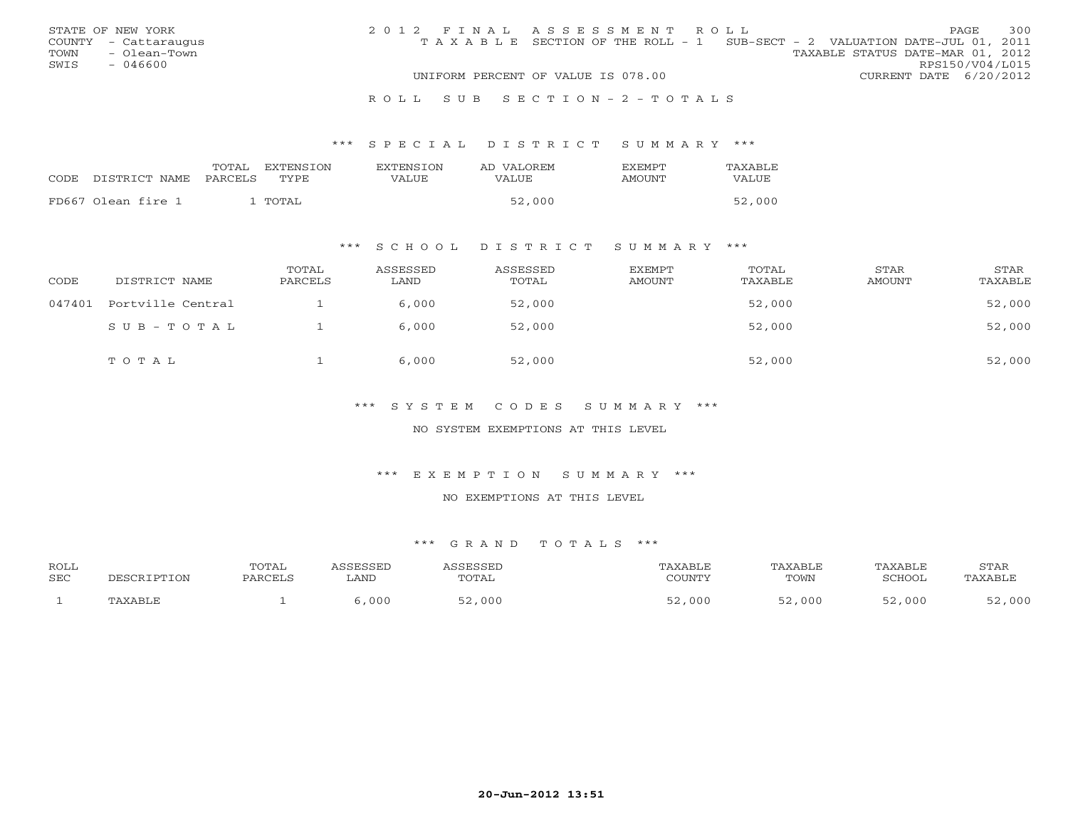STATE OF NEW YORK
COUNTY - Cattaraugus
TOWN - Olean-Town
SWIS - 046600

2012 FINAL ASSESSMENT ROLL
TAXABLE SECTION OF THE ROLL - 1 SUB-SECT - 2 VALUATION DATE-JUL 01, 2011
TAXABLE STATUS DATE-MAR 01, 2012
RPS150/V04/L015
UNIFORM PERCENT OF VALUE IS 078.00
CURRENT DATE 6/20/2012

ROLL SUB SECTION - 2 - TOTALS

### *** SPECIAL DISTRICT SUMMARY ***

| CODE DISTRICT NAME | TOTAL PARCELS | EXTENSION TYPE | EXTENSION VALUE | AD VALOREM VALUE | EXEMPT AMOUNT | TAXABLE VALUE |
|---|---|---|---|---|---|---|
| FD667 Olean fire 1 | 1 | TOTAL | | 52,000 | | 52,000 |

### *** SCHOOL DISTRICT SUMMARY ***

| CODE | DISTRICT NAME | TOTAL PARCELS | ASSESSED LAND | ASSESSED TOTAL | EXEMPT AMOUNT | TOTAL TAXABLE | STAR AMOUNT | STAR TAXABLE |
|---|---|---|---|---|---|---|---|---|
| 047401 | Portville Central | 1 | 6,000 | 52,000 | | 52,000 | | 52,000 |
| | SUB-TOTAL | 1 | 6,000 | 52,000 | | 52,000 | | 52,000 |
| | TOTAL | 1 | 6,000 | 52,000 | | 52,000 | | 52,000 |

### *** SYSTEM CODES SUMMARY ***

NO SYSTEM EXEMPTIONS AT THIS LEVEL

### *** EXEMPTION SUMMARY ***

NO EXEMPTIONS AT THIS LEVEL

### *** GRAND TOTALS ***

| ROLL SEC | DESCRIPTION | TOTAL PARCELS | ASSESSED LAND | ASSESSED TOTAL | TAXABLE COUNTY | TAXABLE TOWN | TAXABLE SCHOOL | STAR TAXABLE |
|---|---|---|---|---|---|---|---|---|
| 1 | TAXABLE | 1 | 6,000 | 52,000 | 52,000 | 52,000 | 52,000 | 52,000 |

20-Jun-2012 13:51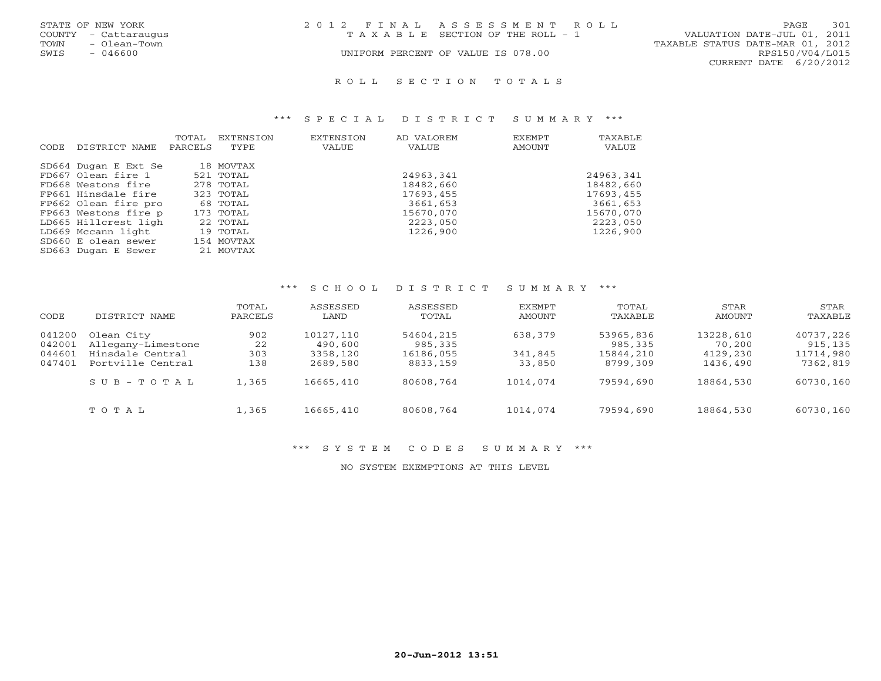STATE OF NEW YORK
COUNTY - Cattaraugus
TOWN - Olean-Town
SWIS - 046600

# 2012 FINAL ASSESSMENT ROLL

TAXABLE SECTION OF THE ROLL - 1

UNIFORM PERCENT OF VALUE IS 078.00

VALUATION DATE-JUL 01, 2011
TAXABLE STATUS DATE-MAR 01, 2012
RPS150/V04/L015
CURRENT DATE 6/20/2012

## ROLL SECTION TOTALS

### *** SPECIAL DISTRICT SUMMARY ***

| CODE | DISTRICT NAME | TOTAL PARCELS | EXTENSION TYPE | EXTENSION VALUE | AD VALOREM VALUE | EXEMPT AMOUNT | TAXABLE VALUE |
|---|---|---|---|---|---|---|---|
| SD664 | Dugan E Ext Se | 18 | MOVTAX | | | | |
| FD667 | Olean fire 1 | 521 | TOTAL | | 24963,341 | | 24963,341 |
| FD668 | Westons fire | 278 | TOTAL | | 18482,660 | | 18482,660 |
| FP661 | Hinsdale fire | 323 | TOTAL | | 17693,455 | | 17693,455 |
| FP662 | Olean fire pro | 68 | TOTAL | | 3661,653 | | 3661,653 |
| FP663 | Westons fire p | 173 | TOTAL | | 15670,070 | | 15670,070 |
| LD665 | Hillcrest ligh | 22 | TOTAL | | 2223,050 | | 2223,050 |
| LD669 | Mccann light | 19 | TOTAL | | 1226,900 | | 1226,900 |
| SD660 | E olean sewer | 154 | MOVTAX | | | | |
| SD663 | Dugan E Sewer | 21 | MOVTAX | | | | |

### *** SCHOOL DISTRICT SUMMARY ***

| CODE | DISTRICT NAME | TOTAL PARCELS | ASSESSED LAND | ASSESSED TOTAL | EXEMPT AMOUNT | TOTAL TAXABLE | STAR AMOUNT | STAR TAXABLE |
|---|---|---|---|---|---|---|---|---|
| 041200 | Olean City | 902 | 10127,110 | 54604,215 | 638,379 | 53965,836 | 13228,610 | 40737,226 |
| 042001 | Allegany-Limestone | 22 | 490,600 | 985,335 | | 985,335 | 70,200 | 915,135 |
| 044601 | Hinsdale Central | 303 | 3358,120 | 16186,055 | 341,845 | 15844,210 | 4129,230 | 11714,980 |
| 047401 | Portville Central | 138 | 2689,580 | 8833,159 | 33,850 | 8799,309 | 1436,490 | 7362,819 |
| | SUB-TOTAL | 1,365 | 16665,410 | 80608,764 | 1014,074 | 79594,690 | 18864,530 | 60730,160 |
| | TOTAL | 1,365 | 16665,410 | 80608,764 | 1014,074 | 79594,690 | 18864,530 | 60730,160 |

### *** SYSTEM CODES SUMMARY ***

NO SYSTEM EXEMPTIONS AT THIS LEVEL

20-Jun-2012 13:51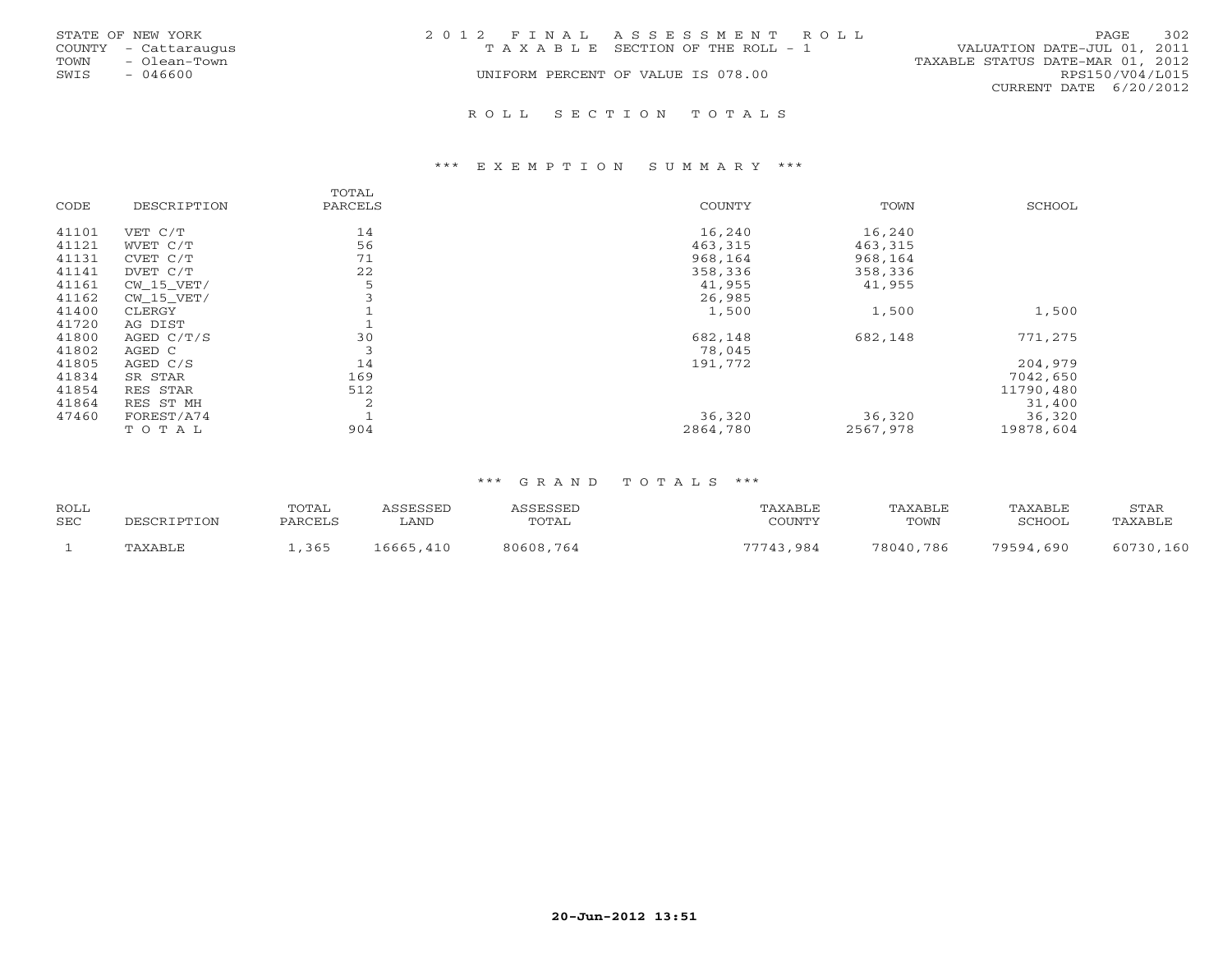STATE OF NEW YORK
COUNTY - Cattaraugus
TOWN - Olean-Town
SWIS - 046600

2 0 1 2 F I N A L A S S E S S M E N T R O L L
T A X A B L E SECTION OF THE ROLL - 1
UNIFORM PERCENT OF VALUE IS 078.00

VALUATION DATE-JUL 01, 2011
TAXABLE STATUS DATE-MAR 01, 2012
RPS150/V04/L015
CURRENT DATE 6/20/2012

## R O L L S E C T I O N T O T A L S

### \*\*\* E X E M P T I O N S U M M A R Y \*\*\*

| CODE | DESCRIPTION | TOTAL PARCELS | COUNTY | TOWN | SCHOOL |
|---|---|---|---|---|---|
| 41101 | VET C/T | 14 | 16,240 | 16,240 | |
| 41121 | WVET C/T | 56 | 463,315 | 463,315 | |
| 41131 | CVET C/T | 71 | 968,164 | 968,164 | |
| 41141 | DVET C/T | 22 | 358,336 | 358,336 | |
| 41161 | CW_15_VET/ | 5 | 41,955 | 41,955 | |
| 41162 | CW_15_VET/ | 3 | 26,985 | | |
| 41400 | CLERGY | 1 | 1,500 | 1,500 | 1,500 |
| 41720 | AG DIST | 1 | | | |
| 41800 | AGED C/T/S | 30 | 682,148 | 682,148 | 771,275 |
| 41802 | AGED C | 3 | 78,045 | | |
| 41805 | AGED C/S | 14 | 191,772 | | 204,979 |
| 41834 | SR STAR | 169 | | | 7042,650 |
| 41854 | RES STAR | 512 | | | 11790,480 |
| 41864 | RES ST MH | 2 | | | 31,400 |
| 47460 | FOREST/A74 | 1 | 36,320 | 36,320 | 36,320 |
| | T O T A L | 904 | 2864,780 | 2567,978 | 19878,604 |

### \*\*\* G R A N D T O T A L S \*\*\*

| ROLL SEC | DESCRIPTION | TOTAL PARCELS | ASSESSED LAND | ASSESSED TOTAL | TAXABLE COUNTY | TAXABLE TOWN | TAXABLE SCHOOL | STAR TAXABLE |
|---|---|---|---|---|---|---|---|---|
| 1 | TAXABLE | 1,365 | 16665,410 | 80608,764 | 77743,984 | 78040,786 | 79594,690 | 60730,160 |

20-Jun-2012 13:51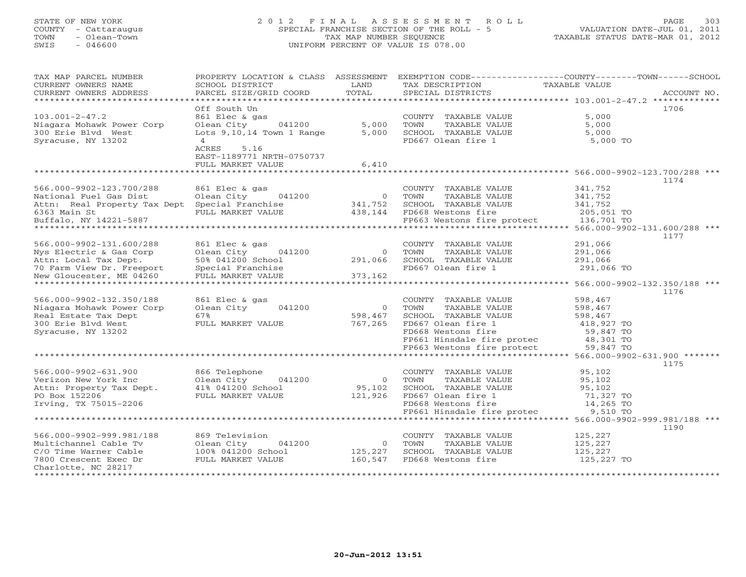STATE OF NEW YORK
COUNTY - Cattaraugus
TOWN - Olean-Town
SWIS - 046600

2 0 1 2 F I N A L A S S E S S M E N T R O L L
SPECIAL FRANCHISE SECTION OF THE ROLL - 5
TAX MAP NUMBER SEQUENCE
UNIFORM PERCENT OF VALUE IS 078.00

VALUATION DATE-JUL 01, 2011
TAXABLE STATUS DATE-MAR 01, 2012

| TAX MAP PARCEL NUMBER / CURRENT OWNERS NAME / CURRENT OWNERS ADDRESS | PROPERTY LOCATION & CLASS / SCHOOL DISTRICT / PARCEL SIZE/GRID COORD | ASSESSMENT LAND / TOTAL | EXEMPTION CODE / TAX DESCRIPTION / SPECIAL DISTRICTS | TAXABLE VALUE (COUNTY--TOWN--SCHOOL) | ACCOUNT NO. |
|---|---|---|---|---|---|
| **103.001-2-47.2** | Off South Un | | | | 1706 |
| 103.001-2-47.2 | 861 Elec & gas | | COUNTY TAXABLE VALUE | 5,000 | |
| Niagara Mohawk Power Corp | Olean City 041200 | 5,000 | TOWN TAXABLE VALUE | 5,000 | |
| 300 Erie Blvd West | Lots 9,10,14 Town 1 Range | 5,000 | SCHOOL TAXABLE VALUE | 5,000 | |
| Syracuse, NY 13202 | 4 | | FD667 Olean fire 1 | 5,000 TO | |
| | ACRES 5.16 | | | | |
| | EAST-1189771 NRTH-0750737 | | | | |
| | FULL MARKET VALUE | 6,410 | | | |
| **566.000-9902-123.700/288** | | | | | 1174 |
| 566.000-9902-123.700/288 | 861 Elec & gas | | COUNTY TAXABLE VALUE | 341,752 | |
| National Fuel Gas Dist | Olean City 041200 | 0 | TOWN TAXABLE VALUE | 341,752 | |
| Attn: Real Property Tax Dept | Special Franchise | 341,752 | SCHOOL TAXABLE VALUE | 341,752 | |
| 6363 Main St | FULL MARKET VALUE | 438,144 | FD668 Westons fire | 205,051 TO | |
| Buffalo, NY 14221-5887 | | | FP663 Westons fire protect | 136,701 TO | |
| **566.000-9902-131.600/288** | | | | | 1177 |
| 566.000-9902-131.600/288 | 861 Elec & gas | | COUNTY TAXABLE VALUE | 291,066 | |
| Nys Electric & Gas Corp | Olean City 041200 | 0 | TOWN TAXABLE VALUE | 291,066 | |
| Attn: Local Tax Dept. | 50% 041200 School | 291,066 | SCHOOL TAXABLE VALUE | 291,066 | |
| 70 Farm View Dr. Freeport | Special Franchise | | FD667 Olean fire 1 | 291,066 TO | |
| New Gloucester, ME 04260 | FULL MARKET VALUE | 373,162 | | | |
| **566.000-9902-132.350/188** | | | | | 1176 |
| 566.000-9902-132.350/188 | 861 Elec & gas | | COUNTY TAXABLE VALUE | 598,467 | |
| Niagara Mohawk Power Corp | Olean City 041200 | 0 | TOWN TAXABLE VALUE | 598,467 | |
| Real Estate Tax Dept | 67% | 598,467 | SCHOOL TAXABLE VALUE | 598,467 | |
| 300 Erie Blvd West | FULL MARKET VALUE | 767,265 | FD667 Olean fire 1 | 418,927 TO | |
| Syracuse, NY 13202 | | | FD668 Westons fire | 59,847 TO | |
| | | | FP661 Hinsdale fire protec | 48,301 TO | |
| | | | FP663 Westons fire protect | 59,847 TO | |
| **566.000-9902-631.900** | | | | | 1175 |
| 566.000-9902-631.900 | 866 Telephone | | COUNTY TAXABLE VALUE | 95,102 | |
| Verizon New York Inc | Olean City 041200 | 0 | TOWN TAXABLE VALUE | 95,102 | |
| Attn: Property Tax Dept. | 41% 041200 School | 95,102 | SCHOOL TAXABLE VALUE | 95,102 | |
| PO Box 152206 | FULL MARKET VALUE | 121,926 | FD667 Olean fire 1 | 71,327 TO | |
| Irving, TX 75015-2206 | | | FD668 Westons fire | 14,265 TO | |
| | | | FP661 Hinsdale fire protec | 9,510 TO | |
| **566.000-9902-999.981/188** | | | | | 1190 |
| 566.000-9902-999.981/188 | 869 Television | | COUNTY TAXABLE VALUE | 125,227 | |
| Multichannel Cable Tv | Olean City 041200 | 0 | TOWN TAXABLE VALUE | 125,227 | |
| C/O Time Warner Cable | 100% 041200 School | 125,227 | SCHOOL TAXABLE VALUE | 125,227 | |
| 7800 Crescent Exec Dr | FULL MARKET VALUE | 160,547 | FD668 Westons fire | 125,227 TO | |
| Charlotte, NC 28217 | | | | | |

20-Jun-2012 13:51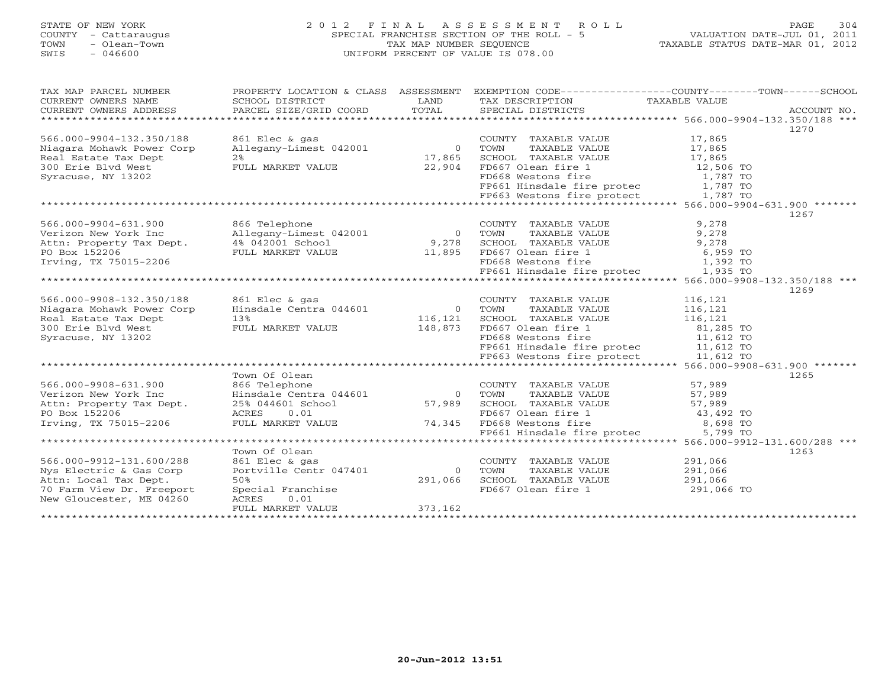STATE OF NEW YORK
COUNTY - Cattaraugus
TOWN - Olean-Town
SWIS - 046600

# 2012 FINAL ASSESSMENT ROLL

SPECIAL FRANCHISE SECTION OF THE ROLL - 5
TAX MAP NUMBER SEQUENCE
UNIFORM PERCENT OF VALUE IS 078.00

VALUATION DATE-JUL 01, 2011
TAXABLE STATUS DATE-MAR 01, 2012

| TAX MAP PARCEL NUMBER / CURRENT OWNERS NAME / CURRENT OWNERS ADDRESS | PROPERTY LOCATION & CLASS / SCHOOL DISTRICT / PARCEL SIZE/GRID COORD | ASSESSMENT LAND / TOTAL | EXEMPTION CODE / TAX DESCRIPTION / SPECIAL DISTRICTS | TAXABLE VALUE (COUNTY/TOWN/SCHOOL) | ACCOUNT NO. |
|---|---|---|---|---|---|
| **566.000-9904-132.350/188** | | | | | 1270 |
| 566.000-9904-132.350/188 | 861 Elec & gas | | COUNTY TAXABLE VALUE | 17,865 | |
| Niagara Mohawk Power Corp | Allegany-Limest 042001 | 0 | TOWN TAXABLE VALUE | 17,865 | |
| Real Estate Tax Dept | 2% | 17,865 | SCHOOL TAXABLE VALUE | 17,865 | |
| 300 Erie Blvd West | FULL MARKET VALUE | 22,904 | FD667 Olean fire 1 | 12,506 TO | |
| Syracuse, NY 13202 | | | FD668 Westons fire | 1,787 TO | |
| | | | FP661 Hinsdale fire protec | 1,787 TO | |
| | | | FP663 Westons fire protect | 1,787 TO | |
| **566.000-9904-631.900** | | | | | 1267 |
| 566.000-9904-631.900 | 866 Telephone | | COUNTY TAXABLE VALUE | 9,278 | |
| Verizon New York Inc | Allegany-Limest 042001 | 0 | TOWN TAXABLE VALUE | 9,278 | |
| Attn: Property Tax Dept. | 4% 042001 School | 9,278 | SCHOOL TAXABLE VALUE | 9,278 | |
| PO Box 152206 | FULL MARKET VALUE | 11,895 | FD667 Olean fire 1 | 6,959 TO | |
| Irving, TX 75015-2206 | | | FD668 Westons fire | 1,392 TO | |
| | | | FP661 Hinsdale fire protec | 1,935 TO | |
| **566.000-9908-132.350/188** | | | | | 1269 |
| 566.000-9908-132.350/188 | 861 Elec & gas | | COUNTY TAXABLE VALUE | 116,121 | |
| Niagara Mohawk Power Corp | Hinsdale Centra 044601 | 0 | TOWN TAXABLE VALUE | 116,121 | |
| Real Estate Tax Dept | 13% | 116,121 | SCHOOL TAXABLE VALUE | 116,121 | |
| 300 Erie Blvd West | FULL MARKET VALUE | 148,873 | FD667 Olean fire 1 | 81,285 TO | |
| Syracuse, NY 13202 | | | FD668 Westons fire | 11,612 TO | |
| | | | FP661 Hinsdale fire protec | 11,612 TO | |
| | | | FP663 Westons fire protect | 11,612 TO | |
| **566.000-9908-631.900** | | | | | 1265 |
| | Town Of Olean | | | | |
| 566.000-9908-631.900 | 866 Telephone | | COUNTY TAXABLE VALUE | 57,989 | |
| Verizon New York Inc | Hinsdale Centra 044601 | 0 | TOWN TAXABLE VALUE | 57,989 | |
| Attn: Property Tax Dept. | 25% 044601 School | 57,989 | SCHOOL TAXABLE VALUE | 57,989 | |
| PO Box 152206 | ACRES 0.01 | | FD667 Olean fire 1 | 43,492 TO | |
| Irving, TX 75015-2206 | FULL MARKET VALUE | 74,345 | FD668 Westons fire | 8,698 TO | |
| | | | FP661 Hinsdale fire protec | 5,799 TO | |
| **566.000-9912-131.600/288** | | | | | 1263 |
| | Town Of Olean | | | | |
| 566.000-9912-131.600/288 | 861 Elec & gas | | COUNTY TAXABLE VALUE | 291,066 | |
| Nys Electric & Gas Corp | Portville Centr 047401 | 0 | TOWN TAXABLE VALUE | 291,066 | |
| Attn: Local Tax Dept. | 50% | 291,066 | SCHOOL TAXABLE VALUE | 291,066 | |
| 70 Farm View Dr. Freeport | Special Franchise | | FD667 Olean fire 1 | 291,066 TO | |
| New Gloucester, ME 04260 | ACRES 0.01 | | | | |
| | FULL MARKET VALUE | 373,162 | | | |

20-Jun-2012 13:51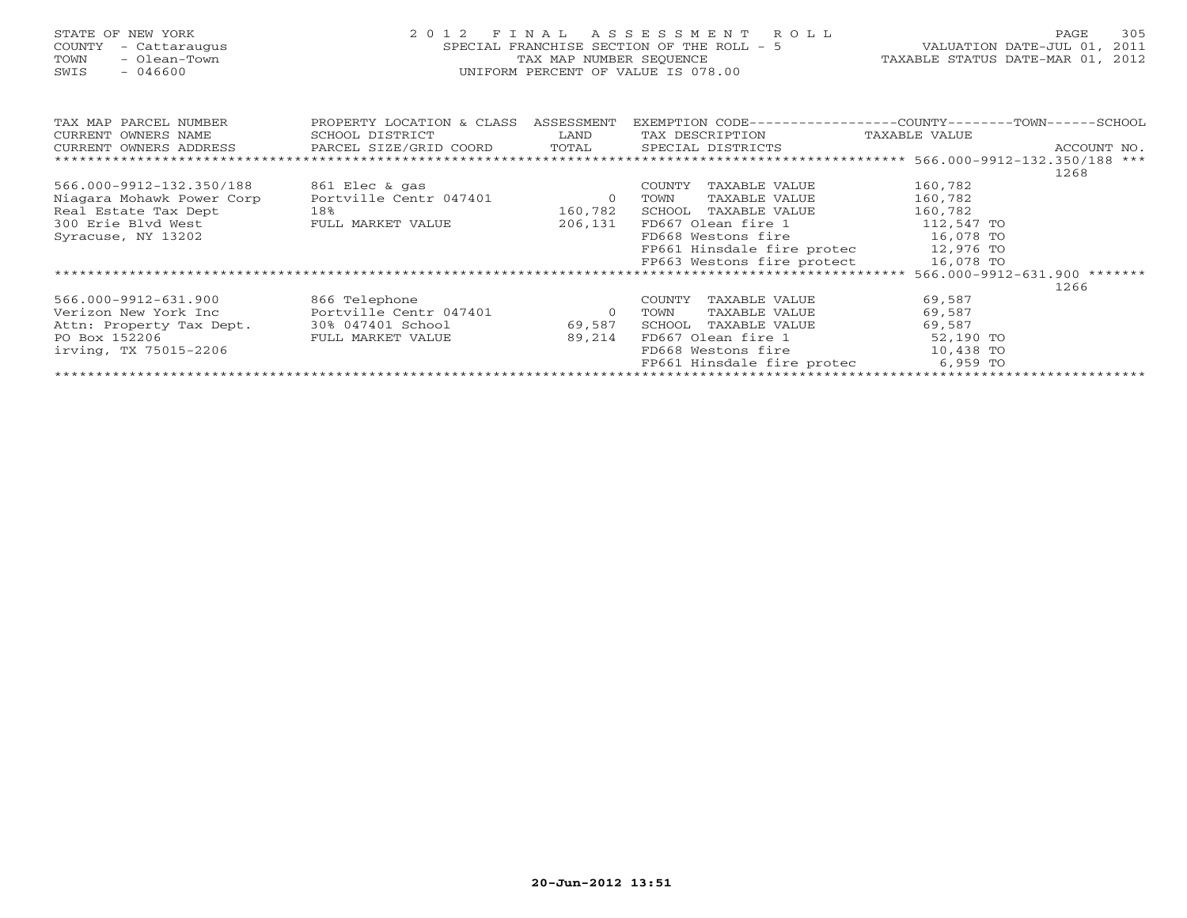STATE OF NEW YORK
COUNTY - Cattaraugus
TOWN - Olean-Town
SWIS - 046600

2012 FINAL ASSESSMENT ROLL
SPECIAL FRANCHISE SECTION OF THE ROLL - 5
TAX MAP NUMBER SEQUENCE
UNIFORM PERCENT OF VALUE IS 078.00

VALUATION DATE-JUL 01, 2011
TAXABLE STATUS DATE-MAR 01, 2012

| TAX MAP PARCEL NUMBER / CURRENT OWNERS NAME / CURRENT OWNERS ADDRESS | PROPERTY LOCATION & CLASS / SCHOOL DISTRICT / PARCEL SIZE/GRID COORD | ASSESSMENT LAND / TOTAL | EXEMPTION CODE / TAX DESCRIPTION / SPECIAL DISTRICTS | COUNTY--------TOWN------SCHOOL TAXABLE VALUE | ACCOUNT NO. |
|---|---|---|---|---|---|
| 566.000-9912-132.350/188 | | | | | 1268 |
| 566.000-9912-132.350/188 | 861 Elec & gas | | COUNTY TAXABLE VALUE | 160,782 | |
| Niagara Mohawk Power Corp | Portville Centr 047401 | 0 | TOWN TAXABLE VALUE | 160,782 | |
| Real Estate Tax Dept | 18% | 160,782 | SCHOOL TAXABLE VALUE | 160,782 | |
| 300 Erie Blvd West | FULL MARKET VALUE | 206,131 | FD667 Olean fire 1 | 112,547 TO | |
| Syracuse, NY 13202 | | | FD668 Westons fire | 16,078 TO | |
| | | | FP661 Hinsdale fire protec | 12,976 TO | |
| | | | FP663 Westons fire protect | 16,078 TO | |
| 566.000-9912-631.900 | | | | | 1266 |
| 566.000-9912-631.900 | 866 Telephone | | COUNTY TAXABLE VALUE | 69,587 | |
| Verizon New York Inc | Portville Centr 047401 | 0 | TOWN TAXABLE VALUE | 69,587 | |
| Attn: Property Tax Dept. | 30% 047401 School | 69,587 | SCHOOL TAXABLE VALUE | 69,587 | |
| PO Box 152206 | FULL MARKET VALUE | 89,214 | FD667 Olean fire 1 | 52,190 TO | |
| irving, TX 75015-2206 | | | FD668 Westons fire | 10,438 TO | |
| | | | FP661 Hinsdale fire protec | 6,959 TO | |

20-Jun-2012 13:51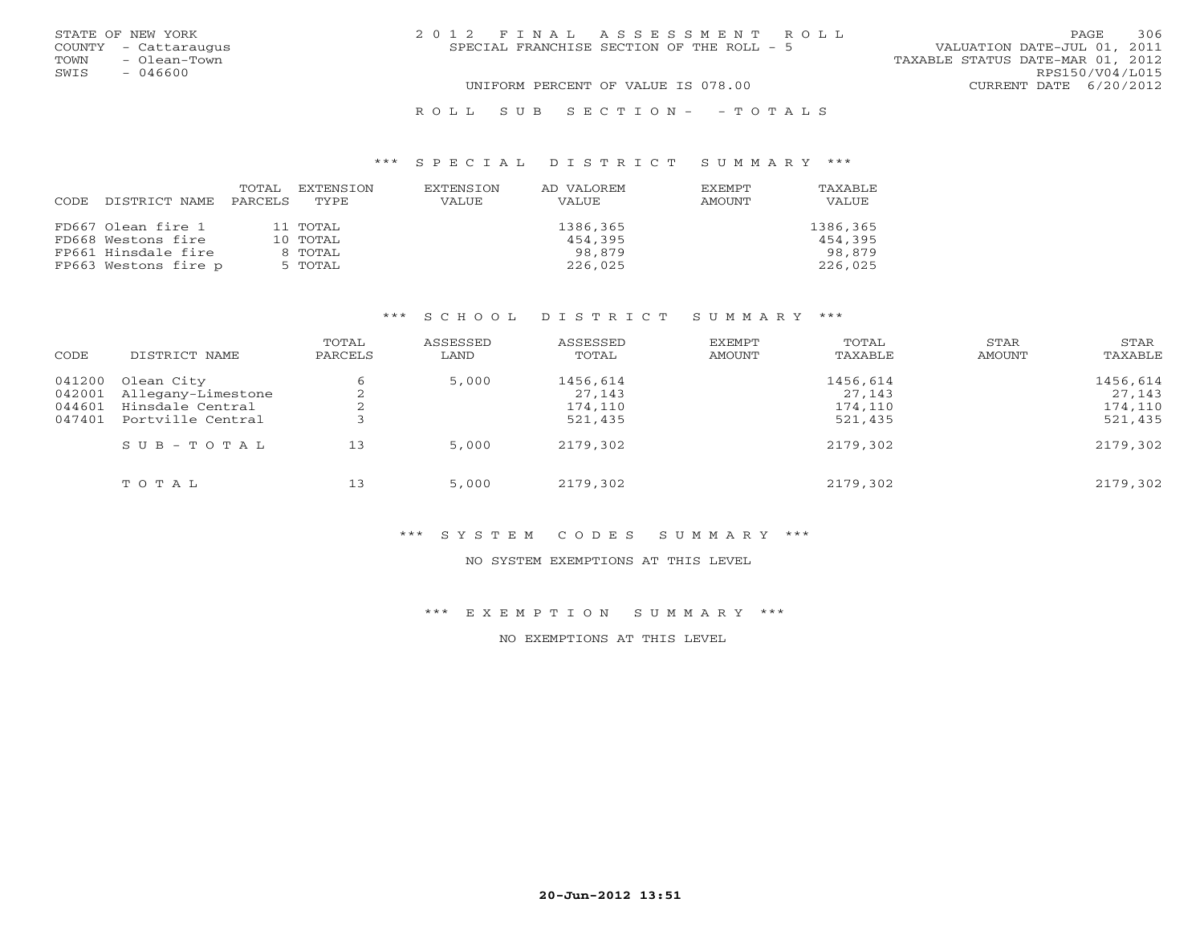STATE OF NEW YORK
COUNTY - Cattaraugus
TOWN - Olean-Town
SWIS - 046600

# 2012 FINAL ASSESSMENT ROLL

SPECIAL FRANCHISE SECTION OF THE ROLL - 5

UNIFORM PERCENT OF VALUE IS 078.00

VALUATION DATE-JUL 01, 2011
TAXABLE STATUS DATE-MAR 01, 2012
RPS150/V04/L015
CURRENT DATE 6/20/2012

## ROLL SUB SECTION - - TOTALS

### *** SPECIAL DISTRICT SUMMARY ***

| CODE | DISTRICT NAME | TOTAL PARCELS | EXTENSION TYPE | EXTENSION VALUE | AD VALOREM VALUE | EXEMPT AMOUNT | TAXABLE VALUE |
|---|---|---|---|---|---|---|---|
| FD667 | Olean fire 1 | 11 | TOTAL | | 1386,365 | | 1386,365 |
| FD668 | Westons fire | 10 | TOTAL | | 454,395 | | 454,395 |
| FP661 | Hinsdale fire | 8 | TOTAL | | 98,879 | | 98,879 |
| FP663 | Westons fire p | 5 | TOTAL | | 226,025 | | 226,025 |

### *** SCHOOL DISTRICT SUMMARY ***

| CODE | DISTRICT NAME | TOTAL PARCELS | ASSESSED LAND | ASSESSED TOTAL | EXEMPT AMOUNT | TOTAL TAXABLE | STAR AMOUNT | STAR TAXABLE |
|---|---|---|---|---|---|---|---|---|
| 041200 | Olean City | 6 | 5,000 | 1456,614 | | 1456,614 | | 1456,614 |
| 042001 | Allegany-Limestone | 2 | | 27,143 | | 27,143 | | 27,143 |
| 044601 | Hinsdale Central | 2 | | 174,110 | | 174,110 | | 174,110 |
| 047401 | Portville Central | 3 | | 521,435 | | 521,435 | | 521,435 |
| | SUB-TOTAL | 13 | 5,000 | 2179,302 | | 2179,302 | | 2179,302 |
| | TOTAL | 13 | 5,000 | 2179,302 | | 2179,302 | | 2179,302 |

### *** SYSTEM CODES SUMMARY ***

NO SYSTEM EXEMPTIONS AT THIS LEVEL

### *** EXEMPTION SUMMARY ***

NO EXEMPTIONS AT THIS LEVEL

20-Jun-2012 13:51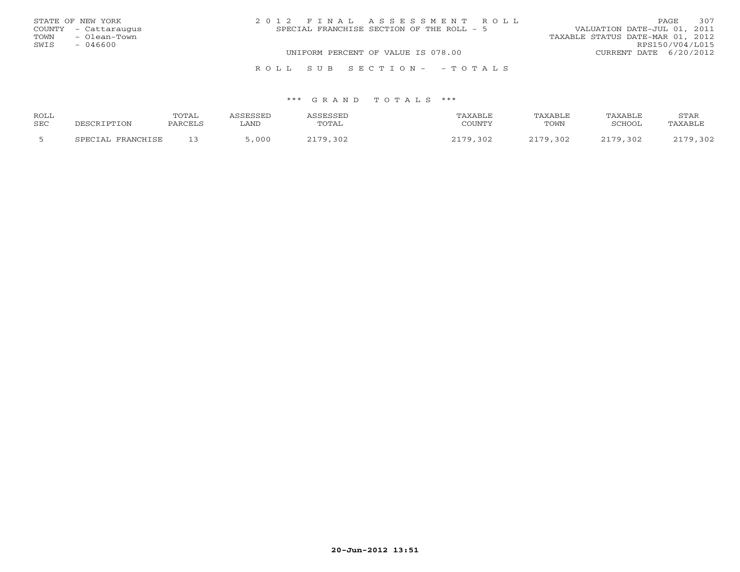STATE OF NEW YORK
COUNTY - Cattaraugus
TOWN - Olean-Town
SWIS - 046600

2 0 1 2 F I N A L A S S E S S M E N T R O L L
SPECIAL FRANCHISE SECTION OF THE ROLL - 5

VALUATION DATE-JUL 01, 2011
TAXABLE STATUS DATE-MAR 01, 2012
RPS150/V04/L015

UNIFORM PERCENT OF VALUE IS 078.00

CURRENT DATE 6/20/2012

R O L L S U B S E C T I O N - - T O T A L S

*** G R A N D T O T A L S ***

| ROLL SEC | DESCRIPTION | TOTAL PARCELS | ASSESSED LAND | ASSESSED TOTAL | TAXABLE COUNTY | TAXABLE TOWN | TAXABLE SCHOOL | STAR TAXABLE |
|---|---|---|---|---|---|---|---|---|
| 5 | SPECIAL FRANCHISE | 13 | 5,000 | 2179,302 | 2179,302 | 2179,302 | 2179,302 | 2179,302 |

20-Jun-2012 13:51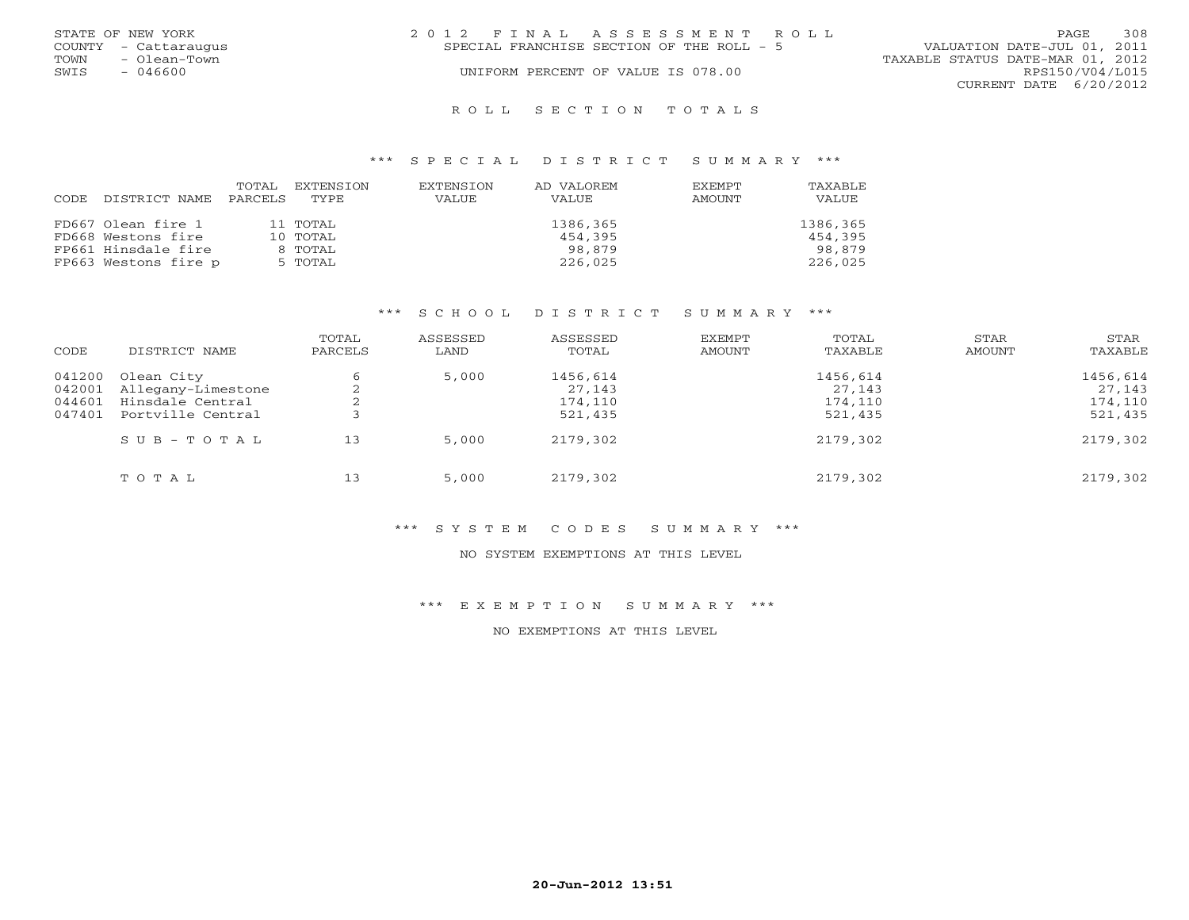STATE OF NEW YORK
COUNTY - Cattaraugus
TOWN - Olean-Town
SWIS - 046600

2012 FINAL ASSESSMENT ROLL
SPECIAL FRANCHISE SECTION OF THE ROLL - 5
UNIFORM PERCENT OF VALUE IS 078.00

VALUATION DATE-JUL 01, 2011
TAXABLE STATUS DATE-MAR 01, 2012
RPS150/V04/L015
CURRENT DATE 6/20/2012

## ROLL SECTION TOTALS

### *** SPECIAL DISTRICT SUMMARY ***

| CODE | DISTRICT NAME | TOTAL PARCELS | EXTENSION TYPE | EXTENSION VALUE | AD VALOREM VALUE | EXEMPT AMOUNT | TAXABLE VALUE |
|---|---|---|---|---|---|---|---|
| FD667 | Olean fire 1 | 11 | TOTAL | | 1386,365 | | 1386,365 |
| FD668 | Westons fire | 10 | TOTAL | | 454,395 | | 454,395 |
| FP661 | Hinsdale fire | 8 | TOTAL | | 98,879 | | 98,879 |
| FP663 | Westons fire p | 5 | TOTAL | | 226,025 | | 226,025 |

### *** SCHOOL DISTRICT SUMMARY ***

| CODE | DISTRICT NAME | TOTAL PARCELS | ASSESSED LAND | ASSESSED TOTAL | EXEMPT AMOUNT | TOTAL TAXABLE | STAR AMOUNT | STAR TAXABLE |
|---|---|---|---|---|---|---|---|---|
| 041200 | Olean City | 6 | 5,000 | 1456,614 | | 1456,614 | | 1456,614 |
| 042001 | Allegany-Limestone | 2 | | 27,143 | | 27,143 | | 27,143 |
| 044601 | Hinsdale Central | 2 | | 174,110 | | 174,110 | | 174,110 |
| 047401 | Portville Central | 3 | | 521,435 | | 521,435 | | 521,435 |
| | SUB-TOTAL | 13 | 5,000 | 2179,302 | | 2179,302 | | 2179,302 |
| | TOTAL | 13 | 5,000 | 2179,302 | | 2179,302 | | 2179,302 |

### *** SYSTEM CODES SUMMARY ***

NO SYSTEM EXEMPTIONS AT THIS LEVEL

### *** EXEMPTION SUMMARY ***

NO EXEMPTIONS AT THIS LEVEL

20-Jun-2012 13:51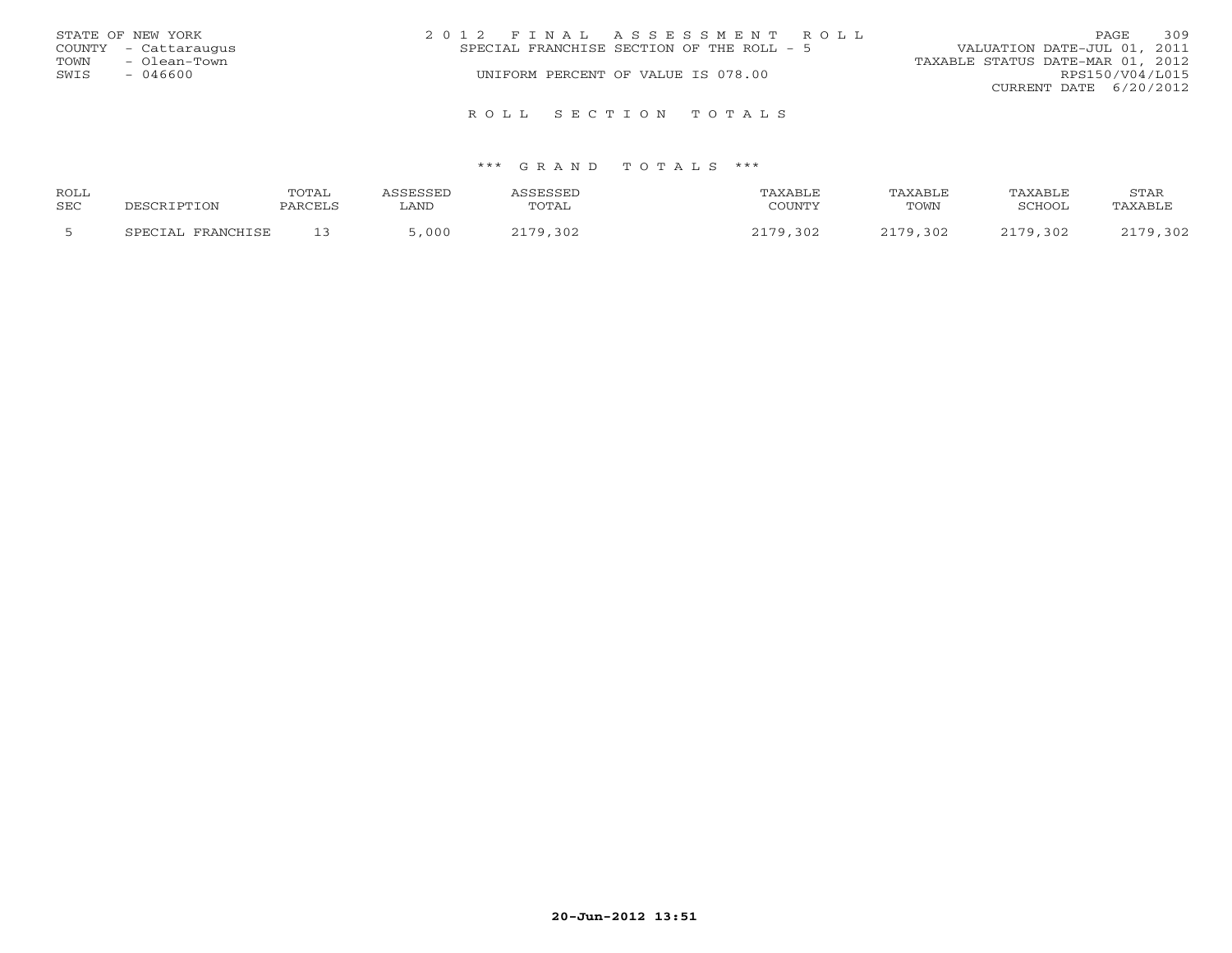STATE OF NEW YORK
COUNTY - Cattaraugus
TOWN - Olean-Town
SWIS - 046600

2012 FINAL ASSESSMENT ROLL
SPECIAL FRANCHISE SECTION OF THE ROLL - 5
UNIFORM PERCENT OF VALUE IS 078.00

VALUATION DATE-JUL 01, 2011
TAXABLE STATUS DATE-MAR 01, 2012
RPS150/V04/L015
CURRENT DATE 6/20/2012

## ROLL SECTION TOTALS

### *** GRAND TOTALS ***

| ROLL SEC | DESCRIPTION | TOTAL PARCELS | ASSESSED LAND | ASSESSED TOTAL | TAXABLE COUNTY | TAXABLE TOWN | TAXABLE SCHOOL | STAR TAXABLE |
|---|---|---|---|---|---|---|---|---|
| 5 | SPECIAL FRANCHISE | 13 | 5,000 | 2179,302 | 2179,302 | 2179,302 | 2179,302 | 2179,302 |

20-Jun-2012 13:51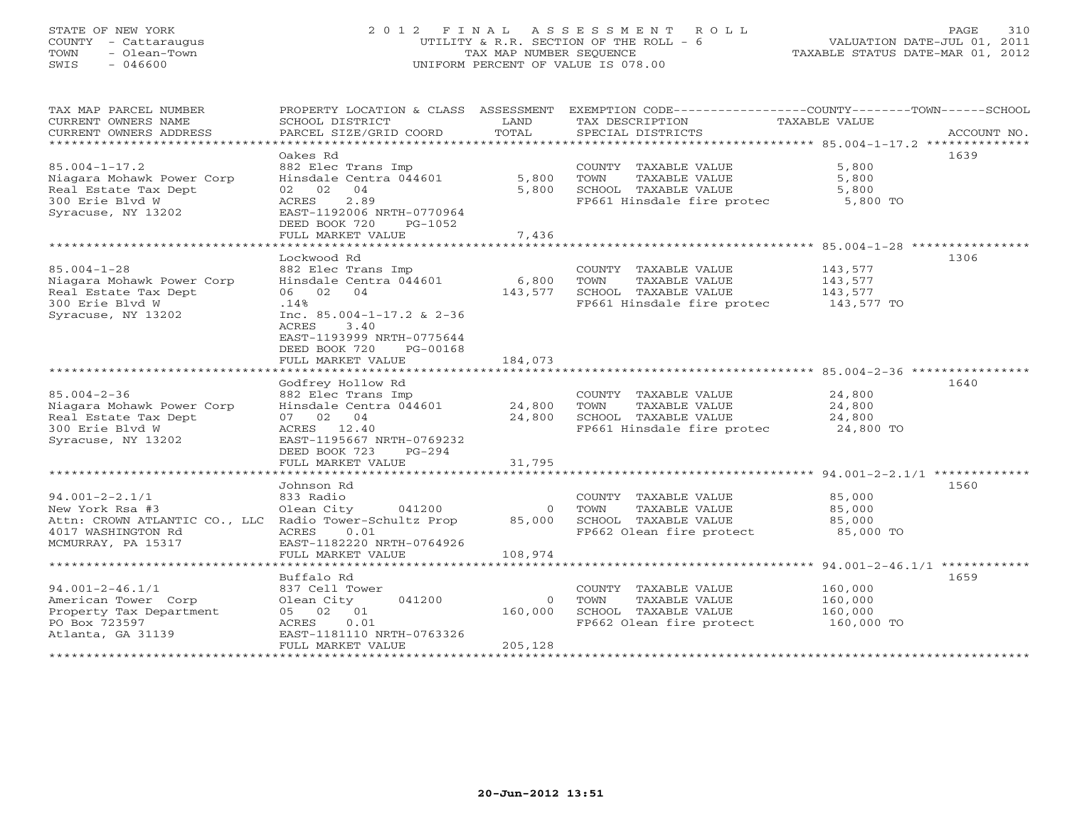STATE OF NEW YORK
COUNTY - Cattaraugus
TOWN - Olean-Town
SWIS - 046600

# 2012 FINAL ASSESSMENT ROLL
UTILITY & R.R. SECTION OF THE ROLL - 6
TAX MAP NUMBER SEQUENCE
UNIFORM PERCENT OF VALUE IS 078.00

VALUATION DATE-JUL 01, 2011
TAXABLE STATUS DATE-MAR 01, 2012

| TAX MAP PARCEL NUMBER / CURRENT OWNERS NAME / CURRENT OWNERS ADDRESS | PROPERTY LOCATION & CLASS / SCHOOL DISTRICT / PARCEL SIZE/GRID COORD | ASSESSMENT LAND / TOTAL | EXEMPTION CODE / TAX DESCRIPTION / SPECIAL DISTRICTS | COUNTY--------TOWN------SCHOOL TAXABLE VALUE | ACCOUNT NO. |
|---|---|---|---|---|---|
| 85.004-1-17.2 | Oakes Rd | | | | 1639 |
| 85.004-1-17.2 | 882 Elec Trans Imp | | COUNTY TAXABLE VALUE | 5,800 | |
| Niagara Mohawk Power Corp | Hinsdale Centra 044601 | 5,800 | TOWN TAXABLE VALUE | 5,800 | |
| Real Estate Tax Dept | 02 02 04 | 5,800 | SCHOOL TAXABLE VALUE | 5,800 | |
| 300 Erie Blvd W | ACRES 2.89 | | FP661 Hinsdale fire protec | 5,800 TO | |
| Syracuse, NY 13202 | EAST-1192006 NRTH-0770964 | | | | |
| | DEED BOOK 720 PG-1052 | | | | |
| | FULL MARKET VALUE | 7,436 | | | |
| 85.004-1-28 | Lockwood Rd | | | | 1306 |
| 85.004-1-28 | 882 Elec Trans Imp | | COUNTY TAXABLE VALUE | 143,577 | |
| Niagara Mohawk Power Corp | Hinsdale Centra 044601 | 6,800 | TOWN TAXABLE VALUE | 143,577 | |
| Real Estate Tax Dept | 06 02 04 | 143,577 | SCHOOL TAXABLE VALUE | 143,577 | |
| 300 Erie Blvd W | .14% | | FP661 Hinsdale fire protec | 143,577 TO | |
| Syracuse, NY 13202 | Inc. 85.004-1-17.2 & 2-36 | | | | |
| | ACRES 3.40 | | | | |
| | EAST-1193999 NRTH-0775644 | | | | |
| | DEED BOOK 720 PG-00168 | | | | |
| | FULL MARKET VALUE | 184,073 | | | |
| 85.004-2-36 | Godfrey Hollow Rd | | | | 1640 |
| 85.004-2-36 | 882 Elec Trans Imp | | COUNTY TAXABLE VALUE | 24,800 | |
| Niagara Mohawk Power Corp | Hinsdale Centra 044601 | 24,800 | TOWN TAXABLE VALUE | 24,800 | |
| Real Estate Tax Dept | 07 02 04 | 24,800 | SCHOOL TAXABLE VALUE | 24,800 | |
| 300 Erie Blvd W | ACRES 12.40 | | FP661 Hinsdale fire protec | 24,800 TO | |
| Syracuse, NY 13202 | EAST-1195667 NRTH-0769232 | | | | |
| | DEED BOOK 723 PG-294 | | | | |
| | FULL MARKET VALUE | 31,795 | | | |
| 94.001-2-2.1/1 | Johnson Rd | | | | 1560 |
| 94.001-2-2.1/1 | 833 Radio | | COUNTY TAXABLE VALUE | 85,000 | |
| New York Rsa #3 | Olean City 041200 | 0 | TOWN TAXABLE VALUE | 85,000 | |
| Attn: CROWN ATLANTIC CO., LLC | Radio Tower-Schultz Prop | 85,000 | SCHOOL TAXABLE VALUE | 85,000 | |
| 4017 WASHINGTON Rd | ACRES 0.01 | | FP662 Olean fire protect | 85,000 TO | |
| MCMURRAY, PA 15317 | EAST-1182220 NRTH-0764926 | | | | |
| | FULL MARKET VALUE | 108,974 | | | |
| 94.001-2-46.1/1 | Buffalo Rd | | | | 1659 |
| 94.001-2-46.1/1 | 837 Cell Tower | | COUNTY TAXABLE VALUE | 160,000 | |
| American Tower Corp | Olean City 041200 | 0 | TOWN TAXABLE VALUE | 160,000 | |
| Property Tax Department | 05 02 01 | 160,000 | SCHOOL TAXABLE VALUE | 160,000 | |
| PO Box 723597 | ACRES 0.01 | | FP662 Olean fire protect | 160,000 TO | |
| Atlanta, GA 31139 | EAST-1181110 NRTH-0763326 | | | | |
| | FULL MARKET VALUE | 205,128 | | | |

20-Jun-2012 13:51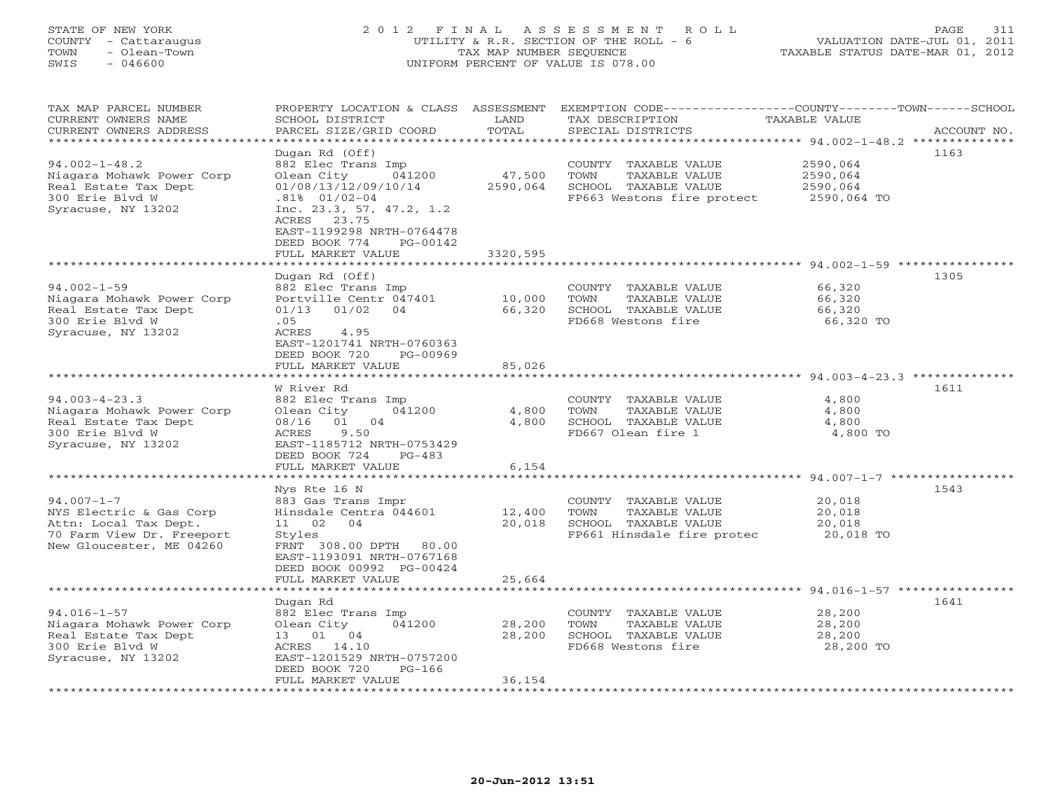STATE OF NEW YORK
COUNTY - Cattaraugus
TOWN - Olean-Town
SWIS - 046600

2 0 1 2 F I N A L A S S E S S M E N T R O L L
UTILITY & R.R. SECTION OF THE ROLL - 6
TAX MAP NUMBER SEQUENCE
UNIFORM PERCENT OF VALUE IS 078.00

VALUATION DATE-JUL 01, 2011
TAXABLE STATUS DATE-MAR 01, 2012

| TAX MAP PARCEL NUMBER / CURRENT OWNERS NAME / CURRENT OWNERS ADDRESS | PROPERTY LOCATION & CLASS / SCHOOL DISTRICT / PARCEL SIZE/GRID COORD | ASSESSMENT LAND / TOTAL | EXEMPTION CODE / TAX DESCRIPTION / SPECIAL DISTRICTS | COUNTY--------TOWN------SCHOOL TAXABLE VALUE | ACCOUNT NO. |
|---|---|---|---|---|---|
| 94.002-1-48.2 | Dugan Rd (Off) | | | | 1163 |
| | 882 Elec Trans Imp | | COUNTY TAXABLE VALUE | 2590,064 | |
| Niagara Mohawk Power Corp | Olean City 041200 | 47,500 | TOWN TAXABLE VALUE | 2590,064 | |
| Real Estate Tax Dept | 01/08/13/12/09/10/14 | 2590,064 | SCHOOL TAXABLE VALUE | 2590,064 | |
| 300 Erie Blvd W | .81% 01/02-04 | | FP663 Westons fire protect | 2590,064 TO | |
| Syracuse, NY 13202 | Inc. 23.3, 57, 47.2, 1.2 | | | | |
| | ACRES 23.75 | | | | |
| | EAST-1199298 NRTH-0764478 | | | | |
| | DEED BOOK 774 PG-00142 | | | | |
| | FULL MARKET VALUE | 3320,595 | | | |
| 94.002-1-59 | Dugan Rd (Off) | | | | 1305 |
| | 882 Elec Trans Imp | | COUNTY TAXABLE VALUE | 66,320 | |
| Niagara Mohawk Power Corp | Portville Centr 047401 | 10,000 | TOWN TAXABLE VALUE | 66,320 | |
| Real Estate Tax Dept | 01/13 01/02 04 | 66,320 | SCHOOL TAXABLE VALUE | 66,320 | |
| 300 Erie Blvd W | .05 | | FD668 Westons fire | 66,320 TO | |
| Syracuse, NY 13202 | ACRES 4.95 | | | | |
| | EAST-1201741 NRTH-0760363 | | | | |
| | DEED BOOK 720 PG-00969 | | | | |
| | FULL MARKET VALUE | 85,026 | | | |
| 94.003-4-23.3 | W River Rd | | | | 1611 |
| | 882 Elec Trans Imp | | COUNTY TAXABLE VALUE | 4,800 | |
| Niagara Mohawk Power Corp | Olean City 041200 | 4,800 | TOWN TAXABLE VALUE | 4,800 | |
| Real Estate Tax Dept | 08/16 01 04 | 4,800 | SCHOOL TAXABLE VALUE | 4,800 | |
| 300 Erie Blvd W | ACRES 9.50 | | FD667 Olean fire 1 | 4,800 TO | |
| Syracuse, NY 13202 | EAST-1185712 NRTH-0753429 | | | | |
| | DEED BOOK 724 PG-483 | | | | |
| | FULL MARKET VALUE | 6,154 | | | |
| 94.007-1-7 | Nys Rte 16 N | | | | 1543 |
| | 883 Gas Trans Impr | | COUNTY TAXABLE VALUE | 20,018 | |
| NYS Electric & Gas Corp | Hinsdale Centra 044601 | 12,400 | TOWN TAXABLE VALUE | 20,018 | |
| Attn: Local Tax Dept. | 11 02 04 | 20,018 | SCHOOL TAXABLE VALUE | 20,018 | |
| 70 Farm View Dr. Freeport | Styles | | FP661 Hinsdale fire protec | 20,018 TO | |
| New Gloucester, ME 04260 | FRNT 308.00 DPTH 80.00 | | | | |
| | EAST-1193091 NRTH-0767168 | | | | |
| | DEED BOOK 00992 PG-00424 | | | | |
| | FULL MARKET VALUE | 25,664 | | | |
| 94.016-1-57 | Dugan Rd | | | | 1641 |
| | 882 Elec Trans Imp | | COUNTY TAXABLE VALUE | 28,200 | |
| Niagara Mohawk Power Corp | Olean City 041200 | 28,200 | TOWN TAXABLE VALUE | 28,200 | |
| Real Estate Tax Dept | 13 01 04 | 28,200 | SCHOOL TAXABLE VALUE | 28,200 | |
| 300 Erie Blvd W | ACRES 14.10 | | FD668 Westons fire | 28,200 TO | |
| Syracuse, NY 13202 | EAST-1201529 NRTH-0757200 | | | | |
| | DEED BOOK 720 PG-166 | | | | |
| | FULL MARKET VALUE | 36,154 | | | |

20-Jun-2012 13:51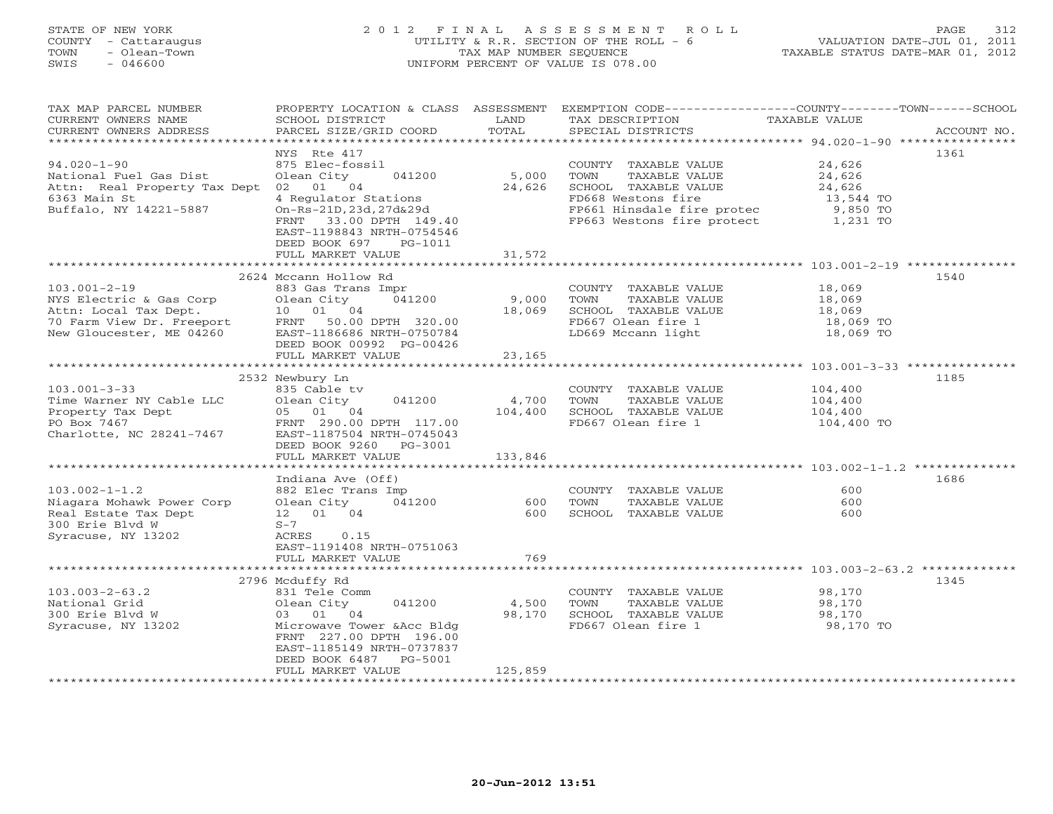STATE OF NEW YORK
COUNTY - Cattaraugus
TOWN - Olean-Town
SWIS - 046600

# 2012 FINAL ASSESSMENT ROLL
UTILITY & R.R. SECTION OF THE ROLL - 6
TAX MAP NUMBER SEQUENCE
UNIFORM PERCENT OF VALUE IS 078.00

VALUATION DATE-JUL 01, 2011
TAXABLE STATUS DATE-MAR 01, 2012

| TAX MAP PARCEL NUMBER / CURRENT OWNERS NAME / CURRENT OWNERS ADDRESS | PROPERTY LOCATION & CLASS / SCHOOL DISTRICT / PARCEL SIZE/GRID COORD | ASSESSMENT LAND / TOTAL | EXEMPTION CODE / TAX DESCRIPTION / SPECIAL DISTRICTS | TAXABLE VALUE | ACCOUNT NO. |
|---|---|---|---|---|---|
| | NYS Rte 417 | | | | 1361 |
| 94.020-1-90 | 875 Elec-fossil | | COUNTY TAXABLE VALUE | 24,626 | |
| National Fuel Gas Dist | Olean City 041200 | 5,000 | TOWN TAXABLE VALUE | 24,626 | |
| Attn: Real Property Tax Dept | 02 01 04 | 24,626 | SCHOOL TAXABLE VALUE | 24,626 | |
| 6363 Main St | 4 Regulator Stations | | FD668 Westons fire | 13,544 TO | |
| Buffalo, NY 14221-5887 | On-Rs-21D,23d,27d&29d | | FP661 Hinsdale fire protec | 9,850 TO | |
| | FRNT 33.00 DPTH 149.40 | | FP663 Westons fire protect | 1,231 TO | |
| | EAST-1198843 NRTH-0754546 | | | | |
| | DEED BOOK 697 PG-1011 | | | | |
| | FULL MARKET VALUE | 31,572 | | | |
| | 2624 Mccann Hollow Rd | | | | 1540 |
| 103.001-2-19 | 883 Gas Trans Impr | | COUNTY TAXABLE VALUE | 18,069 | |
| NYS Electric & Gas Corp | Olean City 041200 | 9,000 | TOWN TAXABLE VALUE | 18,069 | |
| Attn: Local Tax Dept. | 10 01 04 | 18,069 | SCHOOL TAXABLE VALUE | 18,069 | |
| 70 Farm View Dr. Freeport | FRNT 50.00 DPTH 320.00 | | FD667 Olean fire 1 | 18,069 TO | |
| New Gloucester, ME 04260 | EAST-1186686 NRTH-0750784 | | LD669 Mccann light | 18,069 TO | |
| | DEED BOOK 00992 PG-00426 | | | | |
| | FULL MARKET VALUE | 23,165 | | | |
| | 2532 Newbury Ln | | | | 1185 |
| 103.001-3-33 | 835 Cable tv | | COUNTY TAXABLE VALUE | 104,400 | |
| Time Warner NY Cable LLC | Olean City 041200 | 4,700 | TOWN TAXABLE VALUE | 104,400 | |
| Property Tax Dept | 05 01 04 | 104,400 | SCHOOL TAXABLE VALUE | 104,400 | |
| PO Box 7467 | FRNT 290.00 DPTH 117.00 | | FD667 Olean fire 1 | 104,400 TO | |
| Charlotte, NC 28241-7467 | EAST-1187504 NRTH-0745043 | | | | |
| | DEED BOOK 9260 PG-3001 | | | | |
| | FULL MARKET VALUE | 133,846 | | | |
| | Indiana Ave (Off) | | | | 1686 |
| 103.002-1-1.2 | 882 Elec Trans Imp | | COUNTY TAXABLE VALUE | 600 | |
| Niagara Mohawk Power Corp | Olean City 041200 | 600 | TOWN TAXABLE VALUE | 600 | |
| Real Estate Tax Dept | 12 01 04 | 600 | SCHOOL TAXABLE VALUE | 600 | |
| 300 Erie Blvd W | S-7 | | | | |
| Syracuse, NY 13202 | ACRES 0.15 | | | | |
| | EAST-1191408 NRTH-0751063 | | | | |
| | FULL MARKET VALUE | 769 | | | |
| | 2796 Mcduffy Rd | | | | 1345 |
| 103.003-2-63.2 | 831 Tele Comm | | COUNTY TAXABLE VALUE | 98,170 | |
| National Grid | Olean City 041200 | 4,500 | TOWN TAXABLE VALUE | 98,170 | |
| 300 Erie Blvd W | 03 01 04 | 98,170 | SCHOOL TAXABLE VALUE | 98,170 | |
| Syracuse, NY 13202 | Microwave Tower &Acc Bldg | | FD667 Olean fire 1 | 98,170 TO | |
| | FRNT 227.00 DPTH 196.00 | | | | |
| | EAST-1185149 NRTH-0737837 | | | | |
| | DEED BOOK 6487 PG-5001 | | | | |
| | FULL MARKET VALUE | 125,859 | | | |

20-Jun-2012 13:51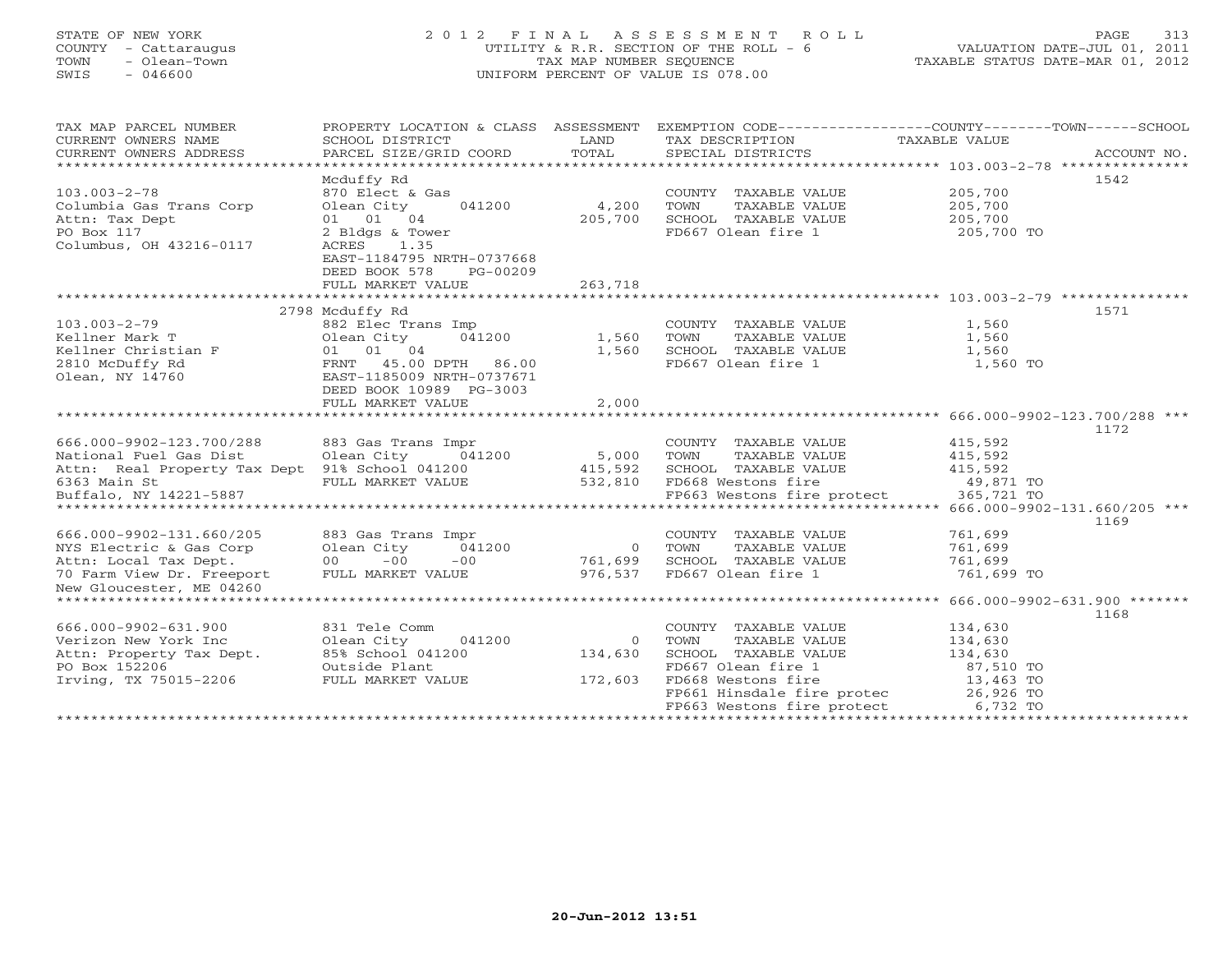STATE OF NEW YORK
COUNTY - Cattaraugus
TOWN - Olean-Town
SWIS - 046600

# 2012 FINAL ASSESSMENT ROLL

UTILITY & R.R. SECTION OF THE ROLL - 6
TAX MAP NUMBER SEQUENCE
UNIFORM PERCENT OF VALUE IS 078.00

VALUATION DATE-JUL 01, 2011
TAXABLE STATUS DATE-MAR 01, 2012

| TAX MAP PARCEL NUMBER / CURRENT OWNERS NAME / CURRENT OWNERS ADDRESS | PROPERTY LOCATION & CLASS / SCHOOL DISTRICT / PARCEL SIZE/GRID COORD | ASSESSMENT LAND / TOTAL | EXEMPTION CODE / TAX DESCRIPTION / SPECIAL DISTRICTS | COUNTY--------TOWN------SCHOOL TAXABLE VALUE | ACCOUNT NO. |
|---|---|---|---|---|---|
| 103.003-2-78 | Mcduffy Rd | | | | 1542 |
| 103.003-2-78 | 870 Elect & Gas | | COUNTY TAXABLE VALUE | 205,700 | |
| Columbia Gas Trans Corp | Olean City 041200 | 4,200 | TOWN TAXABLE VALUE | 205,700 | |
| Attn: Tax Dept | 01 01 04 | 205,700 | SCHOOL TAXABLE VALUE | 205,700 | |
| PO Box 117 | 2 Bldgs & Tower | | FD667 Olean fire 1 | 205,700 TO | |
| Columbus, OH 43216-0117 | ACRES 1.35 | | | | |
| | EAST-1184795 NRTH-0737668 | | | | |
| | DEED BOOK 578 PG-00209 | | | | |
| | FULL MARKET VALUE | 263,718 | | | |
| 103.003-2-79 | 2798 Mcduffy Rd | | | | 1571 |
| 103.003-2-79 | 882 Elec Trans Imp | | COUNTY TAXABLE VALUE | 1,560 | |
| Kellner Mark T | Olean City 041200 | 1,560 | TOWN TAXABLE VALUE | 1,560 | |
| Kellner Christian F | 01 01 04 | 1,560 | SCHOOL TAXABLE VALUE | 1,560 | |
| 2810 McDuffy Rd | FRNT 45.00 DPTH 86.00 | | FD667 Olean fire 1 | 1,560 TO | |
| Olean, NY 14760 | EAST-1185009 NRTH-0737671 | | | | |
| | DEED BOOK 10989 PG-3003 | | | | |
| | FULL MARKET VALUE | 2,000 | | | |
| 666.000-9902-123.700/288 | | | | | 1172 |
| 666.000-9902-123.700/288 | 883 Gas Trans Impr | | COUNTY TAXABLE VALUE | 415,592 | |
| National Fuel Gas Dist | Olean City 041200 | 5,000 | TOWN TAXABLE VALUE | 415,592 | |
| Attn: Real Property Tax Dept | 91% School 041200 | 415,592 | SCHOOL TAXABLE VALUE | 415,592 | |
| 6363 Main St | FULL MARKET VALUE | 532,810 | FD668 Westons fire | 49,871 TO | |
| Buffalo, NY 14221-5887 | | | FP663 Westons fire protect | 365,721 TO | |
| 666.000-9902-131.660/205 | | | | | 1169 |
| 666.000-9902-131.660/205 | 883 Gas Trans Impr | | COUNTY TAXABLE VALUE | 761,699 | |
| NYS Electric & Gas Corp | Olean City 041200 | 0 | TOWN TAXABLE VALUE | 761,699 | |
| Attn: Local Tax Dept. | 00 -00 -00 | 761,699 | SCHOOL TAXABLE VALUE | 761,699 | |
| 70 Farm View Dr. Freeport | FULL MARKET VALUE | 976,537 | FD667 Olean fire 1 | 761,699 TO | |
| New Gloucester, ME 04260 | | | | | |
| 666.000-9902-631.900 | | | | | 1168 |
| 666.000-9902-631.900 | 831 Tele Comm | | COUNTY TAXABLE VALUE | 134,630 | |
| Verizon New York Inc | Olean City 041200 | 0 | TOWN TAXABLE VALUE | 134,630 | |
| Attn: Property Tax Dept. | 85% School 041200 | 134,630 | SCHOOL TAXABLE VALUE | 134,630 | |
| PO Box 152206 | Outside Plant | | FD667 Olean fire 1 | 87,510 TO | |
| Irving, TX 75015-2206 | FULL MARKET VALUE | 172,603 | FD668 Westons fire | 13,463 TO | |
| | | | FP661 Hinsdale fire protec | 26,926 TO | |
| | | | FP663 Westons fire protect | 6,732 TO | |

20-Jun-2012 13:51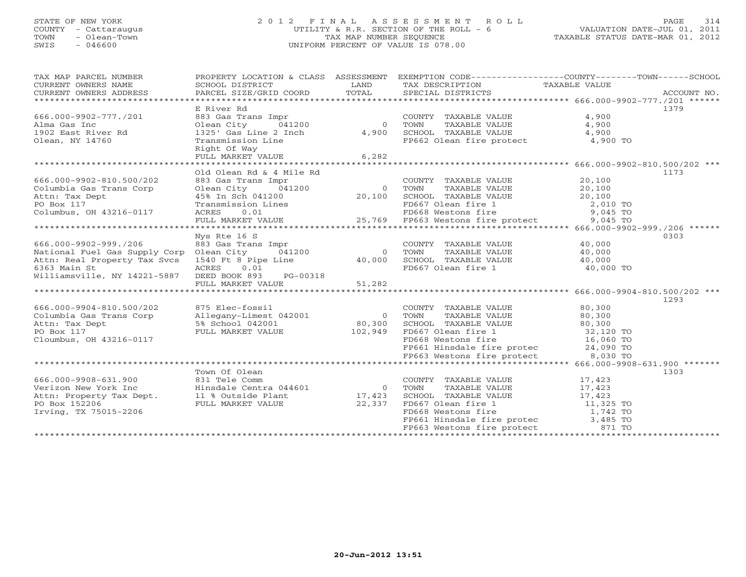STATE OF NEW YORK
COUNTY - Cattaraugus
TOWN - Olean-Town
SWIS - 046600

# 2012 FINAL ASSESSMENT ROLL

UTILITY & R.R. SECTION OF THE ROLL - 6
TAX MAP NUMBER SEQUENCE
UNIFORM PERCENT OF VALUE IS 078.00

VALUATION DATE-JUL 01, 2011
TAXABLE STATUS DATE-MAR 01, 2012

| TAX MAP PARCEL NUMBER / CURRENT OWNERS NAME / CURRENT OWNERS ADDRESS | PROPERTY LOCATION & CLASS / SCHOOL DISTRICT / PARCEL SIZE/GRID COORD | ASSESSMENT LAND / TOTAL | EXEMPTION CODE / TAX DESCRIPTION / SPECIAL DISTRICTS | TAXABLE VALUE (COUNTY / TOWN / SCHOOL) | ACCOUNT NO. |
|---|---|---|---|---|---|
| 666.000-9902-777./201 | E River Rd | | | | 1379 |
| 666.000-9902-777./201 | 883 Gas Trans Impr | | COUNTY TAXABLE VALUE | 4,900 | |
| Alma Gas Inc | Olean City 041200 | 0 | TOWN TAXABLE VALUE | 4,900 | |
| 1902 East River Rd | 1325' Gas Line 2 Inch | 4,900 | SCHOOL TAXABLE VALUE | 4,900 | |
| Olean, NY 14760 | Transmission Line | | FP662 Olean fire protect | 4,900 TO | |
| | Right Of Way | | | | |
| | FULL MARKET VALUE | 6,282 | | | |
| 666.000-9902-810.500/202 | Old Olean Rd & 4 Mile Rd | | | | 1173 |
| 666.000-9902-810.500/202 | 883 Gas Trans Impr | | COUNTY TAXABLE VALUE | 20,100 | |
| Columbia Gas Trans Corp | Olean City 041200 | 0 | TOWN TAXABLE VALUE | 20,100 | |
| Attn: Tax Dept | 45% In Sch 041200 | 20,100 | SCHOOL TAXABLE VALUE | 20,100 | |
| PO Box 117 | Transmission Lines | | FD667 Olean fire 1 | 2,010 TO | |
| Columbus, OH 43216-0117 | ACRES 0.01 | | FD668 Westons fire | 9,045 TO | |
| | FULL MARKET VALUE | 25,769 | FP663 Westons fire protect | 9,045 TO | |
| 666.000-9902-999./206 | Nys Rte 16 S | | | | 0303 |
| 666.000-9902-999./206 | 883 Gas Trans Impr | | COUNTY TAXABLE VALUE | 40,000 | |
| National Fuel Gas Supply Corp | Olean City 041200 | 0 | TOWN TAXABLE VALUE | 40,000 | |
| Attn: Real Property Tax Svcs | 1540 Ft 8 Pipe Line | 40,000 | SCHOOL TAXABLE VALUE | 40,000 | |
| 6363 Main St | ACRES 0.01 | | FD667 Olean fire 1 | 40,000 TO | |
| Williamsville, NY 14221-5887 | DEED BOOK 893 PG-00318 | | | | |
| | FULL MARKET VALUE | 51,282 | | | |
| 666.000-9904-810.500/202 | | | | | 1293 |
| 666.000-9904-810.500/202 | 875 Elec-fossil | | COUNTY TAXABLE VALUE | 80,300 | |
| Columbia Gas Trans Corp | Allegany-Limest 042001 | 0 | TOWN TAXABLE VALUE | 80,300 | |
| Attn: Tax Dept | 5% School 042001 | 80,300 | SCHOOL TAXABLE VALUE | 80,300 | |
| PO Box 117 | FULL MARKET VALUE | 102,949 | FD667 Olean fire 1 | 32,120 TO | |
| Cloumbus, OH 43216-0117 | | | FD668 Westons fire | 16,060 TO | |
| | | | FP661 Hinsdale fire protec | 24,090 TO | |
| | | | FP663 Westons fire protect | 8,030 TO | |
| 666.000-9908-631.900 | Town Of Olean | | | | 1303 |
| 666.000-9908-631.900 | 831 Tele Comm | | COUNTY TAXABLE VALUE | 17,423 | |
| Verizon New York Inc | Hinsdale Centra 044601 | 0 | TOWN TAXABLE VALUE | 17,423 | |
| Attn: Property Tax Dept. | 11 % Outside Plant | 17,423 | SCHOOL TAXABLE VALUE | 17,423 | |
| PO Box 152206 | FULL MARKET VALUE | 22,337 | FD667 Olean fire 1 | 11,325 TO | |
| Irving, TX 75015-2206 | | | FD668 Westons fire | 1,742 TO | |
| | | | FP661 Hinsdale fire protec | 3,485 TO | |
| | | | FP663 Westons fire protect | 871 TO | |

20-Jun-2012 13:51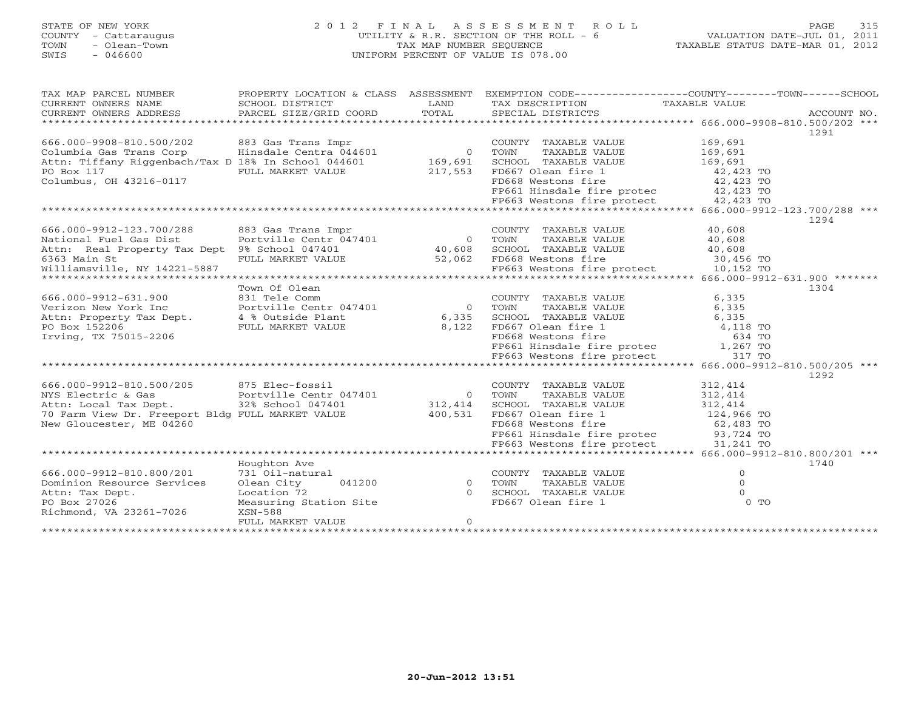STATE OF NEW YORK
COUNTY - Cattaraugus
TOWN - Olean-Town
SWIS - 046600

# 2012 FINAL ASSESSMENT ROLL
UTILITY & R.R. SECTION OF THE ROLL - 6
TAX MAP NUMBER SEQUENCE
UNIFORM PERCENT OF VALUE IS 078.00

VALUATION DATE-JUL 01, 2011
TAXABLE STATUS DATE-MAR 01, 2012

| TAX MAP PARCEL NUMBER / CURRENT OWNERS NAME / CURRENT OWNERS ADDRESS | PROPERTY LOCATION & CLASS / SCHOOL DISTRICT / PARCEL SIZE/GRID COORD | ASSESSMENT LAND / TOTAL | EXEMPTION CODE / TAX DESCRIPTION / SPECIAL DISTRICTS | TAXABLE VALUE (COUNTY / TOWN / SCHOOL) | ACCOUNT NO. |
|---|---|---|---|---|---|
| **666.000-9908-810.500/202** | | | | | 1291 |
| 666.000-9908-810.500/202 | 883 Gas Trans Impr | | COUNTY TAXABLE VALUE | 169,691 | |
| Columbia Gas Trans Corp | Hinsdale Centra 044601 | 0 | TOWN TAXABLE VALUE | 169,691 | |
| Attn: Tiffany Riggenbach/Tax D | 18% In School 044601 | 169,691 | SCHOOL TAXABLE VALUE | 169,691 | |
| PO Box 117 | FULL MARKET VALUE | 217,553 | FD667 Olean fire 1 | 42,423 TO | |
| Columbus, OH 43216-0117 | | | FD668 Westons fire | 42,423 TO | |
| | | | FP661 Hinsdale fire protec | 42,423 TO | |
| | | | FP663 Westons fire protect | 42,423 TO | |
| **666.000-9912-123.700/288** | | | | | 1294 |
| 666.000-9912-123.700/288 | 883 Gas Trans Impr | | COUNTY TAXABLE VALUE | 40,608 | |
| National Fuel Gas Dist | Portville Centr 047401 | 0 | TOWN TAXABLE VALUE | 40,608 | |
| Attn: Real Property Tax Dept | 9% School 047401 | 40,608 | SCHOOL TAXABLE VALUE | 40,608 | |
| 6363 Main St | FULL MARKET VALUE | 52,062 | FD668 Westons fire | 30,456 TO | |
| Williamsville, NY 14221-5887 | | | FP663 Westons fire protect | 10,152 TO | |
| **666.000-9912-631.900** | Town Of Olean | | | | 1304 |
| 666.000-9912-631.900 | 831 Tele Comm | | COUNTY TAXABLE VALUE | 6,335 | |
| Verizon New York Inc | Portville Centr 047401 | 0 | TOWN TAXABLE VALUE | 6,335 | |
| Attn: Property Tax Dept. | 4 % Outside Plant | 6,335 | SCHOOL TAXABLE VALUE | 6,335 | |
| PO Box 152206 | FULL MARKET VALUE | 8,122 | FD667 Olean fire 1 | 4,118 TO | |
| Irving, TX 75015-2206 | | | FD668 Westons fire | 634 TO | |
| | | | FP661 Hinsdale fire protec | 1,267 TO | |
| | | | FP663 Westons fire protect | 317 TO | |
| **666.000-9912-810.500/205** | | | | | 1292 |
| 666.000-9912-810.500/205 | 875 Elec-fossil | | COUNTY TAXABLE VALUE | 312,414 | |
| NYS Electric & Gas | Portville Centr 047401 | 0 | TOWN TAXABLE VALUE | 312,414 | |
| Attn: Local Tax Dept. | 32% School 047401 | 312,414 | SCHOOL TAXABLE VALUE | 312,414 | |
| 70 Farm View Dr. Freeport Bldg | FULL MARKET VALUE | 400,531 | FD667 Olean fire 1 | 124,966 TO | |
| New Gloucester, ME 04260 | | | FD668 Westons fire | 62,483 TO | |
| | | | FP661 Hinsdale fire protec | 93,724 TO | |
| | | | FP663 Westons fire protect | 31,241 TO | |
| **666.000-9912-810.800/201** | Houghton Ave | | | | 1740 |
| 666.000-9912-810.800/201 | 731 Oil-natural | | COUNTY TAXABLE VALUE | 0 | |
| Dominion Resource Services | Olean City 041200 | 0 | TOWN TAXABLE VALUE | 0 | |
| Attn: Tax Dept. | Location 72 | 0 | SCHOOL TAXABLE VALUE | 0 | |
| PO Box 27026 | Measuring Station Site | | FD667 Olean fire 1 | 0 TO | |
| Richmond, VA 23261-7026 | XSN-588 | | | | |
| | FULL MARKET VALUE | 0 | | | |

20-Jun-2012 13:51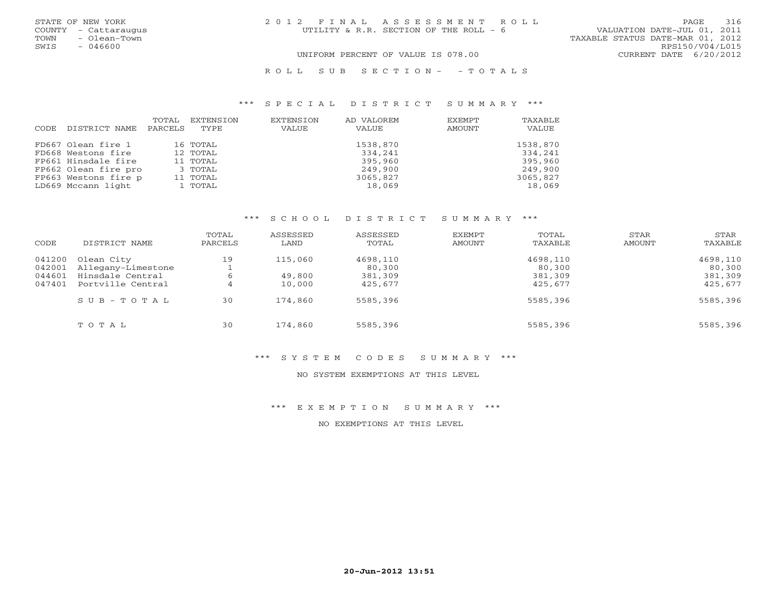STATE OF NEW YORK
COUNTY - Cattaraugus
TOWN - Olean-Town
SWIS - 046600

# 2012 FINAL ASSESSMENT ROLL

UTILITY & R.R. SECTION OF THE ROLL - 6

VALUATION DATE-JUL 01, 2011
TAXABLE STATUS DATE-MAR 01, 2012
RPS150/V04/L015
CURRENT DATE 6/20/2012

UNIFORM PERCENT OF VALUE IS 078.00

ROLL SUB SECTION- - TOTALS

## *** SPECIAL DISTRICT SUMMARY ***

| CODE | DISTRICT NAME | TOTAL PARCELS | EXTENSION TYPE | EXTENSION VALUE | AD VALOREM VALUE | EXEMPT AMOUNT | TAXABLE VALUE |
|---|---|---|---|---|---|---|---|
| FD667 | Olean fire 1 | 16 | TOTAL | | 1538,870 | | 1538,870 |
| FD668 | Westons fire | 12 | TOTAL | | 334,241 | | 334,241 |
| FP661 | Hinsdale fire | 11 | TOTAL | | 395,960 | | 395,960 |
| FP662 | Olean fire pro | 3 | TOTAL | | 249,900 | | 249,900 |
| FP663 | Westons fire p | 11 | TOTAL | | 3065,827 | | 3065,827 |
| LD669 | Mccann light | 1 | TOTAL | | 18,069 | | 18,069 |

## *** SCHOOL DISTRICT SUMMARY ***

| CODE | DISTRICT NAME | TOTAL PARCELS | ASSESSED LAND | ASSESSED TOTAL | EXEMPT AMOUNT | TOTAL TAXABLE | STAR AMOUNT | STAR TAXABLE |
|---|---|---|---|---|---|---|---|---|
| 041200 | Olean City | 19 | 115,060 | 4698,110 | | 4698,110 | | 4698,110 |
| 042001 | Allegany-Limestone | 1 | | 80,300 | | 80,300 | | 80,300 |
| 044601 | Hinsdale Central | 6 | 49,800 | 381,309 | | 381,309 | | 381,309 |
| 047401 | Portville Central | 4 | 10,000 | 425,677 | | 425,677 | | 425,677 |
| | SUB-TOTAL | 30 | 174,860 | 5585,396 | | 5585,396 | | 5585,396 |
| | TOTAL | 30 | 174,860 | 5585,396 | | 5585,396 | | 5585,396 |

## *** SYSTEM CODES SUMMARY ***

NO SYSTEM EXEMPTIONS AT THIS LEVEL

## *** EXEMPTION SUMMARY ***

NO EXEMPTIONS AT THIS LEVEL

20-Jun-2012 13:51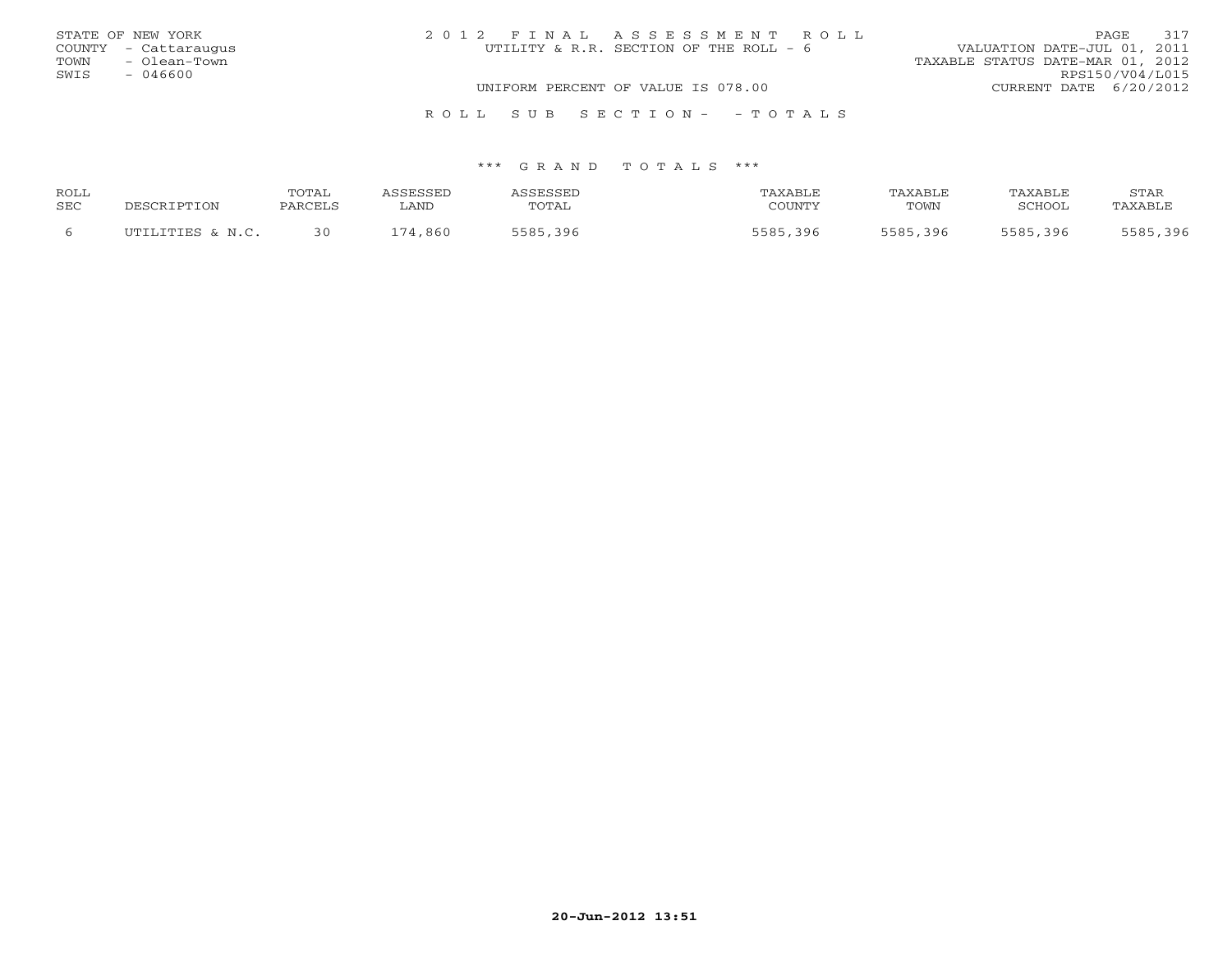STATE OF NEW YORK
COUNTY - Cattaraugus
TOWN - Olean-Town
SWIS - 046600

2 0 1 2 F I N A L A S S E S S M E N T R O L L
UTILITY & R.R. SECTION OF THE ROLL - 6

VALUATION DATE-JUL 01, 2011
TAXABLE STATUS DATE-MAR 01, 2012
RPS150/V04/L015
CURRENT DATE 6/20/2012

UNIFORM PERCENT OF VALUE IS 078.00

R O L L S U B S E C T I O N - - T O T A L S

\*\*\* G R A N D T O T A L S \*\*\*

| ROLL SEC | DESCRIPTION | TOTAL PARCELS | ASSESSED LAND | ASSESSED TOTAL | TAXABLE COUNTY | TAXABLE TOWN | TAXABLE SCHOOL | STAR TAXABLE |
|---|---|---|---|---|---|---|---|---|
| 6 | UTILITIES & N.C. | 30 | 174,860 | 5585,396 | 5585,396 | 5585,396 | 5585,396 | 5585,396 |

20-Jun-2012 13:51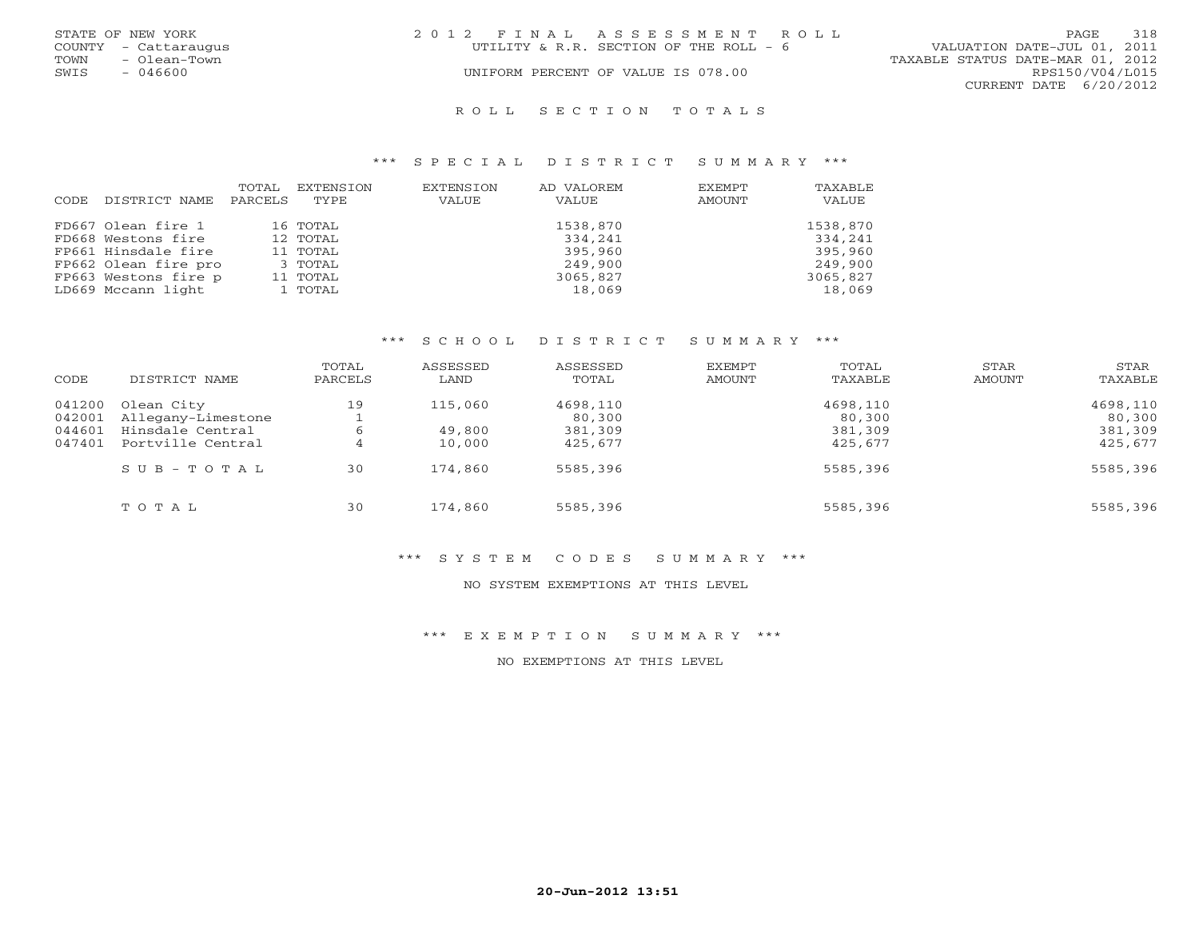STATE OF NEW YORK
COUNTY - Cattaraugus
TOWN - Olean-Town
SWIS - 046600

2 0 1 2 F I N A L A S S E S S M E N T R O L L
UTILITY & R.R. SECTION OF THE ROLL - 6
UNIFORM PERCENT OF VALUE IS 078.00

VALUATION DATE-JUL 01, 2011
TAXABLE STATUS DATE-MAR 01, 2012
RPS150/V04/L015
CURRENT DATE 6/20/2012

## R O L L S E C T I O N T O T A L S

### *** S P E C I A L D I S T R I C T S U M M A R Y ***

| CODE | DISTRICT NAME | TOTAL PARCELS | EXTENSION TYPE | EXTENSION VALUE | AD VALOREM VALUE | EXEMPT AMOUNT | TAXABLE VALUE |
|---|---|---|---|---|---|---|---|
| FD667 | Olean fire 1 | 16 | TOTAL | | 1538,870 | | 1538,870 |
| FD668 | Westons fire | 12 | TOTAL | | 334,241 | | 334,241 |
| FP661 | Hinsdale fire | 11 | TOTAL | | 395,960 | | 395,960 |
| FP662 | Olean fire pro | 3 | TOTAL | | 249,900 | | 249,900 |
| FP663 | Westons fire p | 11 | TOTAL | | 3065,827 | | 3065,827 |
| LD669 | Mccann light | 1 | TOTAL | | 18,069 | | 18,069 |

### *** S C H O O L D I S T R I C T S U M M A R Y ***

| CODE | DISTRICT NAME | TOTAL PARCELS | ASSESSED LAND | ASSESSED TOTAL | EXEMPT AMOUNT | TOTAL TAXABLE | STAR AMOUNT | STAR TAXABLE |
|---|---|---|---|---|---|---|---|---|
| 041200 | Olean City | 19 | 115,060 | 4698,110 | | 4698,110 | | 4698,110 |
| 042001 | Allegany-Limestone | 1 | | 80,300 | | 80,300 | | 80,300 |
| 044601 | Hinsdale Central | 6 | 49,800 | 381,309 | | 381,309 | | 381,309 |
| 047401 | Portville Central | 4 | 10,000 | 425,677 | | 425,677 | | 425,677 |
| | S U B - T O T A L | 30 | 174,860 | 5585,396 | | 5585,396 | | 5585,396 |
| | T O T A L | 30 | 174,860 | 5585,396 | | 5585,396 | | 5585,396 |

### *** S Y S T E M C O D E S S U M M A R Y ***

NO SYSTEM EXEMPTIONS AT THIS LEVEL

### *** E X E M P T I O N S U M M A R Y ***

NO EXEMPTIONS AT THIS LEVEL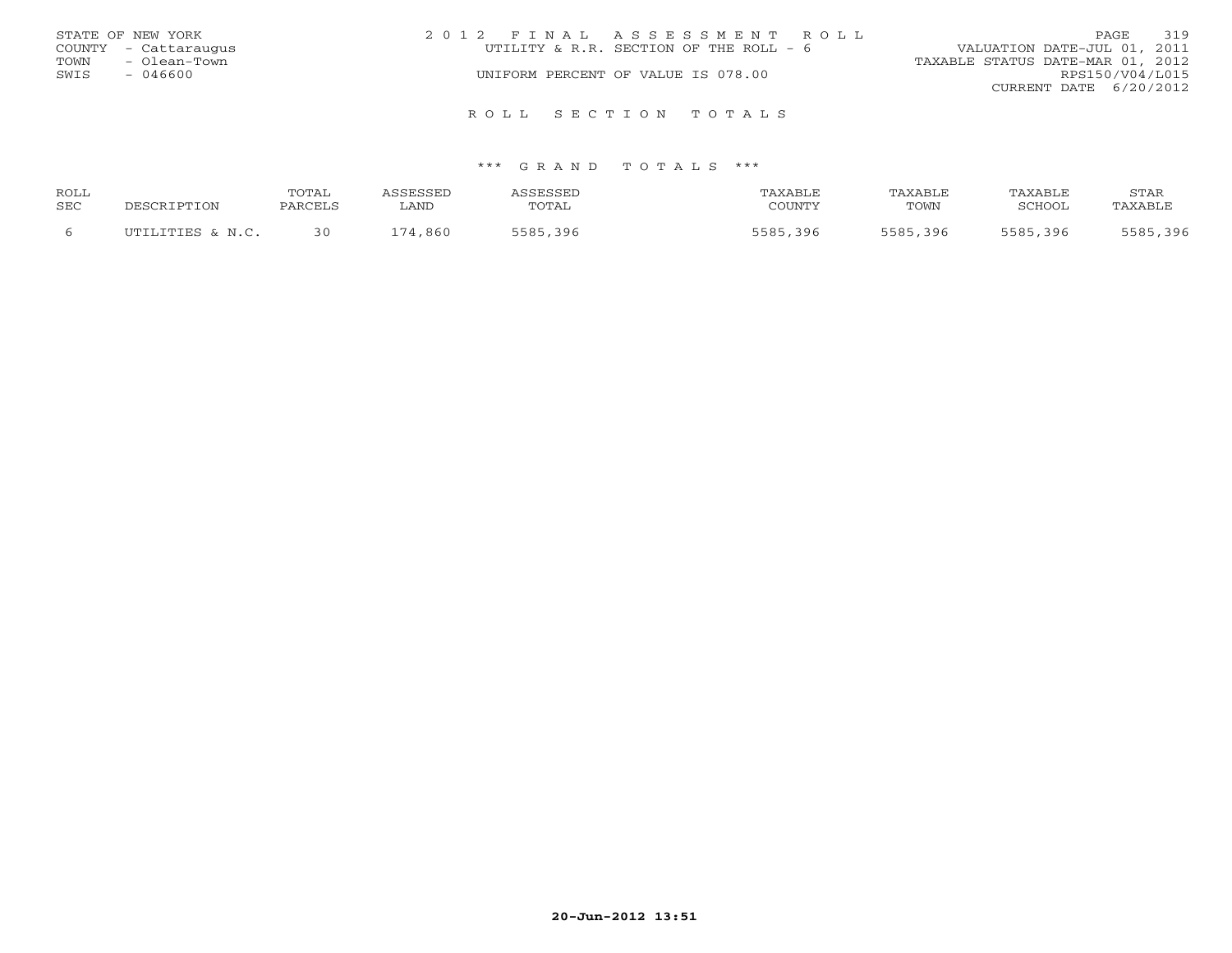STATE OF NEW YORK
COUNTY - Cattaraugus
TOWN - Olean-Town
SWIS - 046600

2 0 1 2 F I N A L A S S E S S M E N T R O L L
UTILITY & R.R. SECTION OF THE ROLL - 6
UNIFORM PERCENT OF VALUE IS 078.00

VALUATION DATE-JUL 01, 2011
TAXABLE STATUS DATE-MAR 01, 2012
RPS150/V04/L015
CURRENT DATE 6/20/2012

## R O L L S E C T I O N T O T A L S

### \*\*\* G R A N D T O T A L S \*\*\*

| ROLL SEC | DESCRIPTION | TOTAL PARCELS | ASSESSED LAND | ASSESSED TOTAL | TAXABLE COUNTY | TAXABLE TOWN | TAXABLE SCHOOL | STAR TAXABLE |
|---|---|---|---|---|---|---|---|---|
| 6 | UTILITIES & N.C. | 30 | 174,860 | 5585,396 | 5585,396 | 5585,396 | 5585,396 | 5585,396 |

**20-Jun-2012 13:51**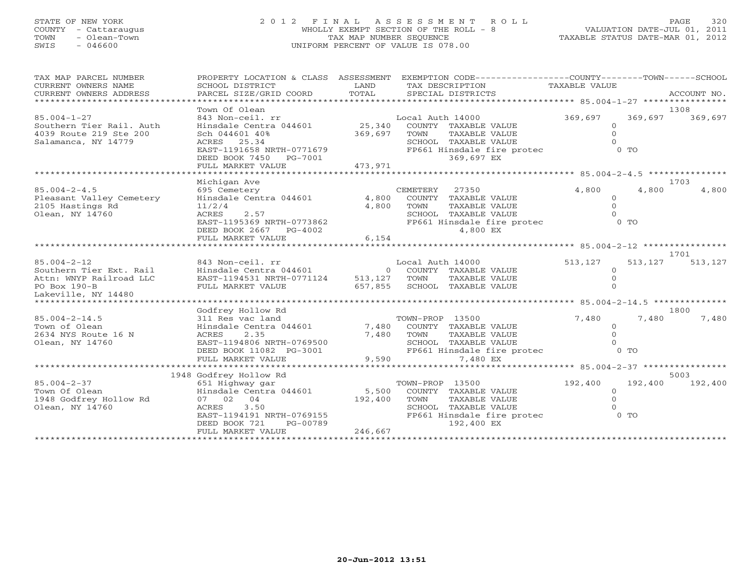STATE OF NEW YORK
COUNTY - Cattaraugus
TOWN - Olean-Town
SWIS - 046600

# 2012 FINAL ASSESSMENT ROLL

WHOLLY EXEMPT SECTION OF THE ROLL - 8
TAX MAP NUMBER SEQUENCE
UNIFORM PERCENT OF VALUE IS 078.00

VALUATION DATE-JUL 01, 2011
TAXABLE STATUS DATE-MAR 01, 2012

| TAX MAP PARCEL NUMBER / CURRENT OWNERS NAME / CURRENT OWNERS ADDRESS | PROPERTY LOCATION & CLASS / SCHOOL DISTRICT / PARCEL SIZE/GRID COORD | ASSESSMENT LAND / TOTAL | EXEMPTION CODE / TAX DESCRIPTION / SPECIAL DISTRICTS | COUNTY TAXABLE VALUE | TOWN | SCHOOL / ACCOUNT NO. |
|---|---|---|---|---|---|---|
| **85.004-1-27** | Town Of Olean | | | | | 1308 |
| 85.004-1-27 | 843 Non-ceil. rr | | Local Auth 14000 | 369,697 | 369,697 | 369,697 |
| Southern Tier Rail. Auth | Hinsdale Centra 044601 | 25,340 | COUNTY TAXABLE VALUE | 0 | | |
| 4039 Route 219 Ste 200 | Sch 044601 40% | 369,697 | TOWN TAXABLE VALUE | 0 | | |
| Salamanca, NY 14779 | ACRES 25.34 | | SCHOOL TAXABLE VALUE | 0 | | |
| | EAST-1191658 NRTH-0771679 | | FP661 Hinsdale fire protec | 0 TO | | |
| | DEED BOOK 7450 PG-7001 | | 369,697 EX | | | |
| | FULL MARKET VALUE | 473,971 | | | | |
| **85.004-2-4.5** | Michigan Ave | | | | | 1703 |
| 85.004-2-4.5 | 695 Cemetery | | CEMETERY 27350 | 4,800 | 4,800 | 4,800 |
| Pleasant Valley Cemetery | Hinsdale Centra 044601 | 4,800 | COUNTY TAXABLE VALUE | 0 | | |
| 2105 Hastings Rd | 11/2/4 | 4,800 | TOWN TAXABLE VALUE | 0 | | |
| Olean, NY 14760 | ACRES 2.57 | | SCHOOL TAXABLE VALUE | 0 | | |
| | EAST-1195369 NRTH-0773862 | | FP661 Hinsdale fire protec | 0 TO | | |
| | DEED BOOK 2667 PG-4002 | | 4,800 EX | | | |
| | FULL MARKET VALUE | 6,154 | | | | |
| **85.004-2-12** | | | | | | 1701 |
| 85.004-2-12 | 843 Non-ceil. rr | | Local Auth 14000 | 513,127 | 513,127 | 513,127 |
| Southern Tier Ext. Rail | Hinsdale Centra 044601 | 0 | COUNTY TAXABLE VALUE | 0 | | |
| Attn: WNYP Railroad LLC | EAST-1194531 NRTH-0771124 | 513,127 | TOWN TAXABLE VALUE | 0 | | |
| PO Box 190-B | FULL MARKET VALUE | 657,855 | SCHOOL TAXABLE VALUE | 0 | | |
| Lakeville, NY 14480 | | | | | | |
| **85.004-2-14.5** | Godfrey Hollow Rd | | | | | 1800 |
| 85.004-2-14.5 | 311 Res vac land | | TOWN-PROP 13500 | 7,480 | 7,480 | 7,480 |
| Town of Olean | Hinsdale Centra 044601 | 7,480 | COUNTY TAXABLE VALUE | 0 | | |
| 2634 NYS Route 16 N | ACRES 2.35 | 7,480 | TOWN TAXABLE VALUE | 0 | | |
| Olean, NY 14760 | EAST-1194806 NRTH-0769500 | | SCHOOL TAXABLE VALUE | 0 | | |
| | DEED BOOK 11082 PG-3001 | | FP661 Hinsdale fire protec | 0 TO | | |
| | FULL MARKET VALUE | 9,590 | 7,480 EX | | | |
| **85.004-2-37** | 1948 Godfrey Hollow Rd | | | | | 5003 |
| 85.004-2-37 | 651 Highway gar | | TOWN-PROP 13500 | 192,400 | 192,400 | 192,400 |
| Town Of Olean | Hinsdale Centra 044601 | 5,500 | COUNTY TAXABLE VALUE | 0 | | |
| 1948 Godfrey Hollow Rd | 07 02 04 | 192,400 | TOWN TAXABLE VALUE | 0 | | |
| Olean, NY 14760 | ACRES 3.50 | | SCHOOL TAXABLE VALUE | 0 | | |
| | EAST-1194191 NRTH-0769155 | | FP661 Hinsdale fire protec | 0 TO | | |
| | DEED BOOK 721 PG-00789 | | 192,400 EX | | | |
| | FULL MARKET VALUE | 246,667 | | | | |

20-Jun-2012 13:51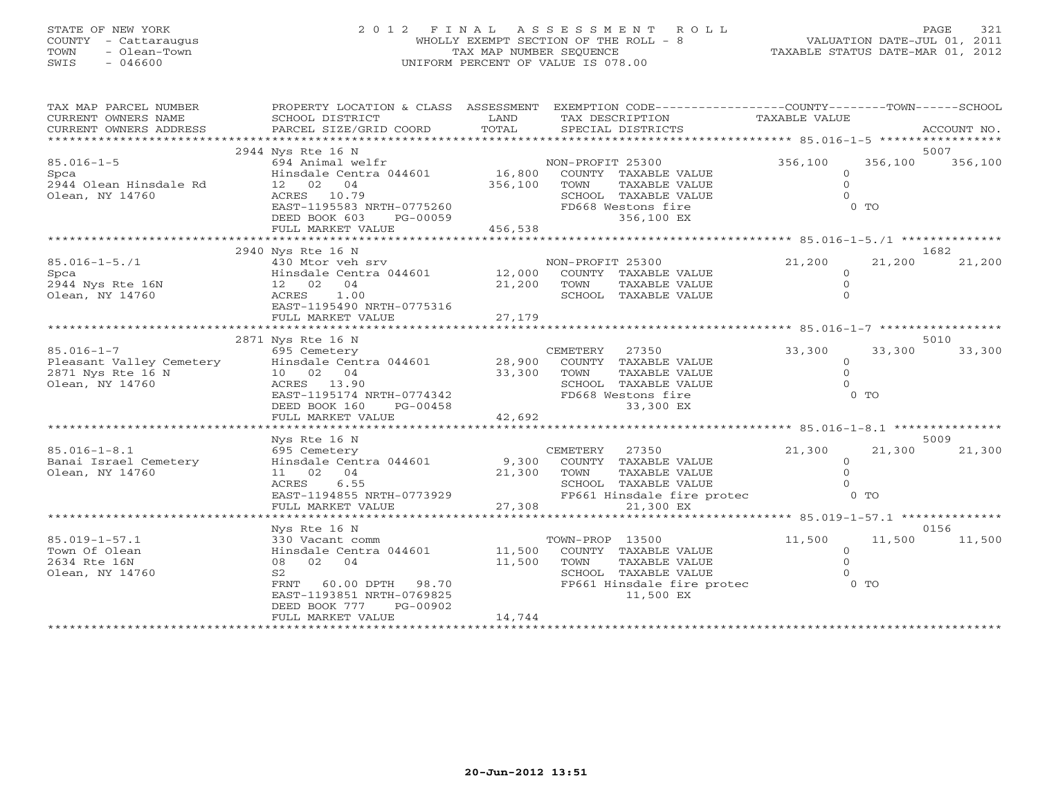STATE OF NEW YORK
COUNTY - Cattaraugus
TOWN - Olean-Town
SWIS - 046600

# 2012 FINAL ASSESSMENT ROLL

WHOLLY EXEMPT SECTION OF THE ROLL - 8
TAX MAP NUMBER SEQUENCE
UNIFORM PERCENT OF VALUE IS 078.00

VALUATION DATE-JUL 01, 2011
TAXABLE STATUS DATE-MAR 01, 2012

| TAX MAP PARCEL NUMBER / CURRENT OWNERS NAME / CURRENT OWNERS ADDRESS | PROPERTY LOCATION & CLASS / SCHOOL DISTRICT / PARCEL SIZE/GRID COORD | ASSESSMENT LAND / TOTAL | EXEMPTION CODE / TAX DESCRIPTION / SPECIAL DISTRICTS | COUNTY TAXABLE VALUE | TOWN | SCHOOL / ACCOUNT NO. |
|---|---|---|---|---|---|---|
| **85.016-1-5** | 2944 Nys Rte 16 N | | | | | 5007 |
| 85.016-1-5 | 694 Animal welfr | | NON-PROFIT 25300 | 356,100 | 356,100 | 356,100 |
| Spca | Hinsdale Centra 044601 | 16,800 | COUNTY TAXABLE VALUE | 0 | | |
| 2944 Olean Hinsdale Rd | 12 02 04 | 356,100 | TOWN TAXABLE VALUE | 0 | | |
| Olean, NY 14760 | ACRES 10.79 | | SCHOOL TAXABLE VALUE | 0 | | |
| | EAST-1195583 NRTH-0775260 | | FD668 Westons fire | 0 TO | | |
| | DEED BOOK 603 PG-00059 | | 356,100 EX | | | |
| | FULL MARKET VALUE | 456,538 | | | | |
| **85.016-1-5./1** | 2940 Nys Rte 16 N | | | | | 1682 |
| 85.016-1-5./1 | 430 Mtor veh srv | | NON-PROFIT 25300 | 21,200 | 21,200 | 21,200 |
| Spca | Hinsdale Centra 044601 | 12,000 | COUNTY TAXABLE VALUE | 0 | | |
| 2944 Nys Rte 16N | 12 02 04 | 21,200 | TOWN TAXABLE VALUE | 0 | | |
| Olean, NY 14760 | ACRES 1.00 | | SCHOOL TAXABLE VALUE | 0 | | |
| | EAST-1195490 NRTH-0775316 | | | | | |
| | FULL MARKET VALUE | 27,179 | | | | |
| **85.016-1-7** | 2871 Nys Rte 16 N | | | | | 5010 |
| 85.016-1-7 | 695 Cemetery | | CEMETERY 27350 | 33,300 | 33,300 | 33,300 |
| Pleasant Valley Cemetery | Hinsdale Centra 044601 | 28,900 | COUNTY TAXABLE VALUE | 0 | | |
| 2871 Nys Rte 16 N | 10 02 04 | 33,300 | TOWN TAXABLE VALUE | 0 | | |
| Olean, NY 14760 | ACRES 13.90 | | SCHOOL TAXABLE VALUE | 0 | | |
| | EAST-1195174 NRTH-0774342 | | FD668 Westons fire | 0 TO | | |
| | DEED BOOK 160 PG-00458 | | 33,300 EX | | | |
| | FULL MARKET VALUE | 42,692 | | | | |
| **85.016-1-8.1** | Nys Rte 16 N | | | | | 5009 |
| 85.016-1-8.1 | 695 Cemetery | | CEMETERY 27350 | 21,300 | 21,300 | 21,300 |
| Banai Israel Cemetery | Hinsdale Centra 044601 | 9,300 | COUNTY TAXABLE VALUE | 0 | | |
| Olean, NY 14760 | 11 02 04 | 21,300 | TOWN TAXABLE VALUE | 0 | | |
| | ACRES 6.55 | | SCHOOL TAXABLE VALUE | 0 | | |
| | EAST-1194855 NRTH-0773929 | | FP661 Hinsdale fire protec | 0 TO | | |
| | FULL MARKET VALUE | 27,308 | 21,300 EX | | | |
| **85.019-1-57.1** | Nys Rte 16 N | | | | | 0156 |
| 85.019-1-57.1 | 330 Vacant comm | | TOWN-PROP 13500 | 11,500 | 11,500 | 11,500 |
| Town Of Olean | Hinsdale Centra 044601 | 11,500 | COUNTY TAXABLE VALUE | 0 | | |
| 2634 Rte 16N | 08 02 04 | 11,500 | TOWN TAXABLE VALUE | 0 | | |
| Olean, NY 14760 | S2 | | SCHOOL TAXABLE VALUE | 0 | | |
| | FRNT 60.00 DPTH 98.70 | | FP661 Hinsdale fire protec | 0 TO | | |
| | EAST-1193851 NRTH-0769825 | | 11,500 EX | | | |
| | DEED BOOK 777 PG-00902 | | | | | |
| | FULL MARKET VALUE | 14,744 | | | | |

20-Jun-2012 13:51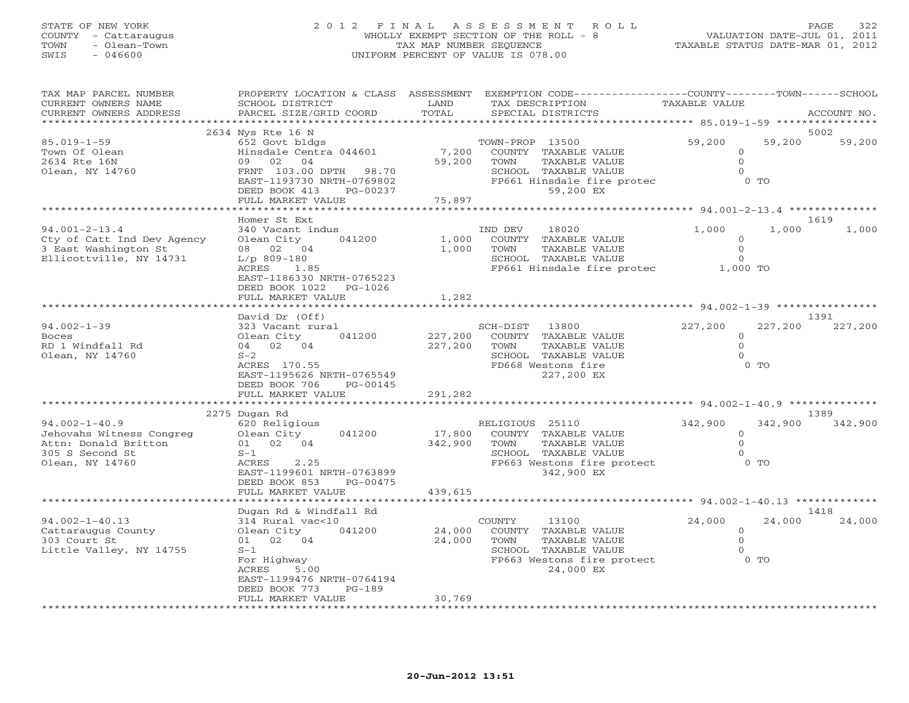STATE OF NEW YORK
COUNTY - Cattaraugus
TOWN - Olean-Town
SWIS - 046600

# 2012 FINAL ASSESSMENT ROLL

WHOLLY EXEMPT SECTION OF THE ROLL - 8
TAX MAP NUMBER SEQUENCE
UNIFORM PERCENT OF VALUE IS 078.00

VALUATION DATE-JUL 01, 2011
TAXABLE STATUS DATE-MAR 01, 2012

| TAX MAP PARCEL NUMBER / CURRENT OWNERS NAME / CURRENT OWNERS ADDRESS | PROPERTY LOCATION & CLASS / SCHOOL DISTRICT / PARCEL SIZE/GRID COORD | ASSESSMENT LAND / TOTAL | EXEMPTION CODE / TAX DESCRIPTION / SPECIAL DISTRICTS | COUNTY TAXABLE VALUE | TOWN | SCHOOL | ACCOUNT NO. |
|---|---|---|---|---|---|---|---|
| **85.019-1-59** | 2634 Nys Rte 16 N | | | | | | 5002 |
| Town Of Olean | 652 Govt bldgs | | TOWN-PROP 13500 | 59,200 | 59,200 | 59,200 | |
| 2634 Rte 16N | Hinsdale Centra 044601 | 7,200 | COUNTY TAXABLE VALUE | 0 | | | |
| Olean, NY 14760 | 09 02 04 | 59,200 | TOWN TAXABLE VALUE | 0 | | | |
| | FRNT 103.00 DPTH 98.70 | | SCHOOL TAXABLE VALUE | 0 | | | |
| | EAST-1193730 NRTH-0769802 | | FP661 Hinsdale fire protec | 0 TO | | | |
| | DEED BOOK 413 PG-00237 | | 59,200 EX | | | | |
| | FULL MARKET VALUE | 75,897 | | | | | |
| **94.001-2-13.4** | Homer St Ext | | | | | | 1619 |
| Cty of Catt Ind Dev Agency | 340 Vacant indus | | IND DEV 18020 | 1,000 | 1,000 | 1,000 | |
| 3 East Washington St | Olean City 041200 | 1,000 | COUNTY TAXABLE VALUE | 0 | | | |
| Ellicottville, NY 14731 | 08 02 04 | 1,000 | TOWN TAXABLE VALUE | 0 | | | |
| | L/p 809-180 | | SCHOOL TAXABLE VALUE | 0 | | | |
| | ACRES 1.85 | | FP661 Hinsdale fire protec | 1,000 TO | | | |
| | EAST-1186330 NRTH-0765223 | | | | | | |
| | DEED BOOK 1022 PG-1026 | | | | | | |
| | FULL MARKET VALUE | 1,282 | | | | | |
| **94.002-1-39** | David Dr (Off) | | | | | | 1391 |
| Boces | 323 Vacant rural | | SCH-DIST 13800 | 227,200 | 227,200 | 227,200 | |
| RD 1 Windfall Rd | Olean City 041200 | 227,200 | COUNTY TAXABLE VALUE | 0 | | | |
| Olean, NY 14760 | 04 02 04 | 227,200 | TOWN TAXABLE VALUE | 0 | | | |
| | S-2 | | SCHOOL TAXABLE VALUE | 0 | | | |
| | ACRES 170.55 | | FD668 Westons fire | 0 TO | | | |
| | EAST-1195626 NRTH-0765549 | | 227,200 EX | | | | |
| | DEED BOOK 706 PG-00145 | | | | | | |
| | FULL MARKET VALUE | 291,282 | | | | | |
| **94.002-1-40.9** | 2275 Dugan Rd | | | | | | 1389 |
| Jehovahs Witness Congreg | 620 Religious | | RELIGIOUS 25110 | 342,900 | 342,900 | 342,900 | |
| Attn: Donald Britton | Olean City 041200 | 17,800 | COUNTY TAXABLE VALUE | 0 | | | |
| 305 S Second St | 01 02 04 | 342,900 | TOWN TAXABLE VALUE | 0 | | | |
| Olean, NY 14760 | S-1 | | SCHOOL TAXABLE VALUE | 0 | | | |
| | ACRES 2.25 | | FP663 Westons fire protect | 0 TO | | | |
| | EAST-1199601 NRTH-0763899 | | 342,900 EX | | | | |
| | DEED BOOK 853 PG-00475 | | | | | | |
| | FULL MARKET VALUE | 439,615 | | | | | |
| **94.002-1-40.13** | Dugan Rd & Windfall Rd | | | | | | 1418 |
| Cattaraugus County | 314 Rural vac<10 | | COUNTY 13100 | 24,000 | 24,000 | 24,000 | |
| 303 Court St | Olean City 041200 | 24,000 | COUNTY TAXABLE VALUE | 0 | | | |
| Little Valley, NY 14755 | 01 02 04 | 24,000 | TOWN TAXABLE VALUE | 0 | | | |
| | S-1 | | SCHOOL TAXABLE VALUE | 0 | | | |
| | For Highway | | FP663 Westons fire protect | 0 TO | | | |
| | ACRES 5.00 | | 24,000 EX | | | | |
| | EAST-1199476 NRTH-0764194 | | | | | | |
| | DEED BOOK 773 PG-189 | | | | | | |
| | FULL MARKET VALUE | 30,769 | | | | | |

20-Jun-2012 13:51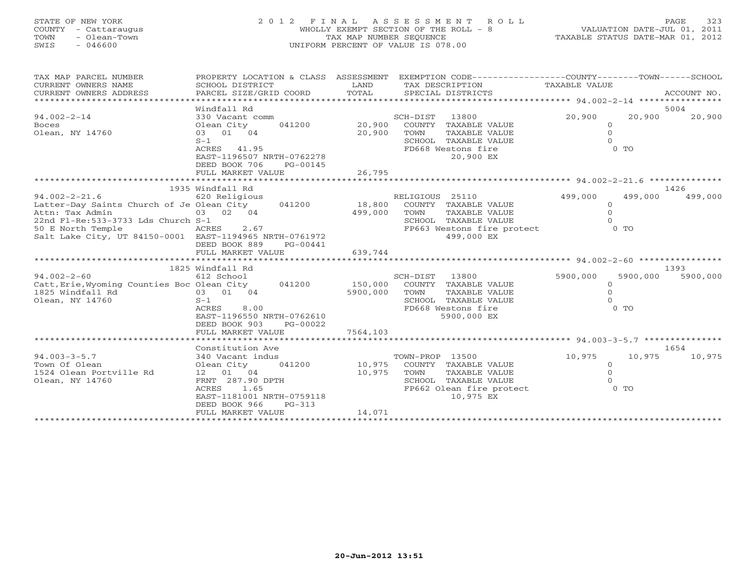STATE OF NEW YORK
COUNTY - Cattaraugus
TOWN - Olean-Town
SWIS - 046600

2 0 1 2 F I N A L A S S E S S M E N T R O L L
WHOLLY EXEMPT SECTION OF THE ROLL - 8
TAX MAP NUMBER SEQUENCE
UNIFORM PERCENT OF VALUE IS 078.00

VALUATION DATE-JUL 01, 2011
TAXABLE STATUS DATE-MAR 01, 2012

| TAX MAP PARCEL NUMBER / CURRENT OWNERS NAME / CURRENT OWNERS ADDRESS | PROPERTY LOCATION & CLASS / SCHOOL DISTRICT / PARCEL SIZE/GRID COORD | ASSESSMENT LAND / TOTAL | EXEMPTION CODE / TAX DESCRIPTION / SPECIAL DISTRICTS | COUNTY TAXABLE VALUE | TOWN | SCHOOL / ACCOUNT NO. |
|---|---|---|---|---|---|---|
| 94.002-2-14 | Windfall Rd | | | | | 5004 |
| | 330 Vacant comm | | SCH-DIST 13800 | 20,900 | 20,900 | 20,900 |
| Boces | Olean City 041200 | 20,900 | COUNTY TAXABLE VALUE | 0 | | |
| Olean, NY 14760 | 03 01 04 | 20,900 | TOWN TAXABLE VALUE | 0 | | |
| | S-1 | | SCHOOL TAXABLE VALUE | 0 | | |
| | ACRES 41.95 | | FD668 Westons fire 20,900 EX | | 0 TO | |
| | EAST-1196507 NRTH-0762278 | | | | | |
| | DEED BOOK 706 PG-00145 | | | | | |
| | FULL MARKET VALUE | 26,795 | | | | |
| 94.002-2-21.6 | 1935 Windfall Rd | | | | | 1426 |
| | 620 Religious | | RELIGIOUS 25110 | 499,000 | 499,000 | 499,000 |
| Latter-Day Saints Church of Je | Olean City 041200 | 18,800 | COUNTY TAXABLE VALUE | 0 | | |
| Attn: Tax Admin | 03 02 04 | 499,000 | TOWN TAXABLE VALUE | 0 | | |
| 22nd Fl-Re:533-3733 Lds Church | S-1 | | SCHOOL TAXABLE VALUE | 0 | | |
| 50 E North Temple | ACRES 2.67 | | FP663 Westons fire protect 499,000 EX | | 0 TO | |
| Salt Lake City, UT 84150-0001 | EAST-1194965 NRTH-0761972 | | | | | |
| | DEED BOOK 889 PG-00441 | | | | | |
| | FULL MARKET VALUE | 639,744 | | | | |
| 94.002-2-60 | 1825 Windfall Rd | | | | | 1393 |
| | 612 School | | SCH-DIST 13800 | 5900,000 | 5900,000 | 5900,000 |
| Catt,Erie,Wyoming Counties Boc | Olean City 041200 | 150,000 | COUNTY TAXABLE VALUE | 0 | | |
| 1825 Windfall Rd | 03 01 04 | 5900,000 | TOWN TAXABLE VALUE | 0 | | |
| Olean, NY 14760 | S-1 | | SCHOOL TAXABLE VALUE | 0 | | |
| | ACRES 8.00 | | FD668 Westons fire 5900,000 EX | | 0 TO | |
| | EAST-1196550 NRTH-0762610 | | | | | |
| | DEED BOOK 903 PG-00022 | | | | | |
| | FULL MARKET VALUE | 7564,103 | | | | |
| 94.003-3-5.7 | Constitution Ave | | | | | 1654 |
| | 340 Vacant indus | | TOWN-PROP 13500 | 10,975 | 10,975 | 10,975 |
| Town Of Olean | Olean City 041200 | 10,975 | COUNTY TAXABLE VALUE | 0 | | |
| 1524 Olean Portville Rd | 12 01 04 | 10,975 | TOWN TAXABLE VALUE | 0 | | |
| Olean, NY 14760 | FRNT 287.90 DPTH | | SCHOOL TAXABLE VALUE | 0 | | |
| | ACRES 1.65 | | FP662 Olean fire protect 10,975 EX | | 0 TO | |
| | EAST-1181001 NRTH-0759118 | | | | | |
| | DEED BOOK 966 PG-313 | | | | | |
| | FULL MARKET VALUE | 14,071 | | | | |

20-Jun-2012 13:51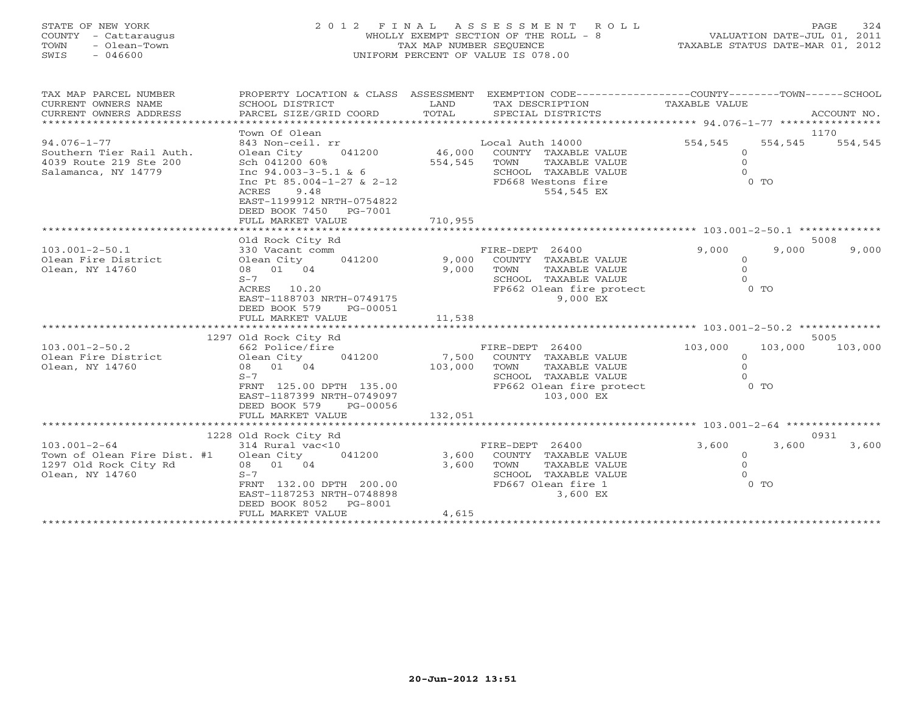STATE OF NEW YORK
COUNTY - Cattaraugus
TOWN - Olean-Town
SWIS - 046600

# 2012 FINAL ASSESSMENT ROLL

WHOLLY EXEMPT SECTION OF THE ROLL - 8
TAX MAP NUMBER SEQUENCE
UNIFORM PERCENT OF VALUE IS 078.00

VALUATION DATE-JUL 01, 2011
TAXABLE STATUS DATE-MAR 01, 2012

| TAX MAP PARCEL NUMBER / CURRENT OWNERS NAME / CURRENT OWNERS ADDRESS | PROPERTY LOCATION & CLASS / SCHOOL DISTRICT / PARCEL SIZE/GRID COORD | ASSESSMENT LAND / TOTAL | EXEMPTION CODE / TAX DESCRIPTION / SPECIAL DISTRICTS | COUNTY TAXABLE VALUE | TOWN | SCHOOL / ACCOUNT NO. |
|---|---|---|---|---|---|---|
| | Town Of Olean | | | | | 1170 |
| 94.076-1-77 | 843 Non-ceil. rr | | Local Auth 14000 | 554,545 | 554,545 | 554,545 |
| Southern Tier Rail Auth. | Olean City 041200 | 46,000 | COUNTY TAXABLE VALUE | 0 | | |
| 4039 Route 219 Ste 200 | Sch 041200 60% | 554,545 | TOWN TAXABLE VALUE | 0 | | |
| Salamanca, NY 14779 | Inc 94.003-3-5.1 & 6 | | SCHOOL TAXABLE VALUE | 0 | | |
| | Inc Pt 85.004-1-27 & 2-12 | | FD668 Westons fire | 0 TO | | |
| | ACRES 9.48 | | 554,545 EX | | | |
| | EAST-1199912 NRTH-0754822 | | | | | |
| | DEED BOOK 7450 PG-7001 | | | | | |
| | FULL MARKET VALUE | 710,955 | | | | |
| | Old Rock City Rd | | | | | 5008 |
| 103.001-2-50.1 | 330 Vacant comm | | FIRE-DEPT 26400 | 9,000 | 9,000 | 9,000 |
| Olean Fire District | Olean City 041200 | 9,000 | COUNTY TAXABLE VALUE | 0 | | |
| Olean, NY 14760 | 08 01 04 | 9,000 | TOWN TAXABLE VALUE | 0 | | |
| | S-7 | | SCHOOL TAXABLE VALUE | 0 | | |
| | ACRES 10.20 | | FP662 Olean fire protect | 0 TO | | |
| | EAST-1188703 NRTH-0749175 | | 9,000 EX | | | |
| | DEED BOOK 579 PG-00051 | | | | | |
| | FULL MARKET VALUE | 11,538 | | | | |
| | 1297 Old Rock City Rd | | | | | 5005 |
| 103.001-2-50.2 | 662 Police/fire | | FIRE-DEPT 26400 | 103,000 | 103,000 | 103,000 |
| Olean Fire District | Olean City 041200 | 7,500 | COUNTY TAXABLE VALUE | 0 | | |
| Olean, NY 14760 | 08 01 04 | 103,000 | TOWN TAXABLE VALUE | 0 | | |
| | S-7 | | SCHOOL TAXABLE VALUE | 0 | | |
| | FRNT 125.00 DPTH 135.00 | | FP662 Olean fire protect | 0 TO | | |
| | EAST-1187399 NRTH-0749097 | | 103,000 EX | | | |
| | DEED BOOK 579 PG-00056 | | | | | |
| | FULL MARKET VALUE | 132,051 | | | | |
| | 1228 Old Rock City Rd | | | | | 0931 |
| 103.001-2-64 | 314 Rural vac<10 | | FIRE-DEPT 26400 | 3,600 | 3,600 | 3,600 |
| Town of Olean Fire Dist. #1 | Olean City 041200 | 3,600 | COUNTY TAXABLE VALUE | 0 | | |
| 1297 Old Rock City Rd | 08 01 04 | 3,600 | TOWN TAXABLE VALUE | 0 | | |
| Olean, NY 14760 | S-7 | | SCHOOL TAXABLE VALUE | 0 | | |
| | FRNT 132.00 DPTH 200.00 | | FD667 Olean fire 1 | 0 TO | | |
| | EAST-1187253 NRTH-0748898 | | 3,600 EX | | | |
| | DEED BOOK 8052 PG-8001 | | | | | |
| | FULL MARKET VALUE | 4,615 | | | | |

20-Jun-2012 13:51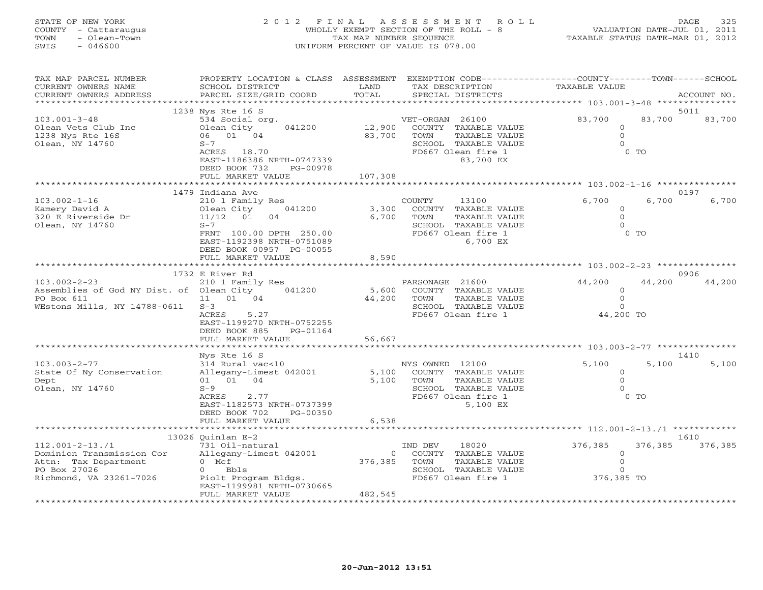STATE OF NEW YORK
COUNTY - Cattaraugus
TOWN - Olean-Town
SWIS - 046600

# 2012 FINAL ASSESSMENT ROLL

WHOLLY EXEMPT SECTION OF THE ROLL - 8
TAX MAP NUMBER SEQUENCE
UNIFORM PERCENT OF VALUE IS 078.00

VALUATION DATE-JUL 01, 2011
TAXABLE STATUS DATE-MAR 01, 2012

| TAX MAP PARCEL NUMBER / CURRENT OWNERS NAME / CURRENT OWNERS ADDRESS | PROPERTY LOCATION & CLASS / SCHOOL DISTRICT / PARCEL SIZE/GRID COORD | ASSESSMENT LAND / TOTAL | EXEMPTION CODE / TAX DESCRIPTION / SPECIAL DISTRICTS | COUNTY TAXABLE VALUE | TOWN | SCHOOL | ACCOUNT NO. |
|---|---|---|---|---|---|---|---|
| 103.001-3-48 | 1238 Nys Rte 16 S | | | | | | 5011 |
| 103.001-3-48 | 534 Social org. | | VET-ORGAN 26100 | 83,700 | 83,700 | 83,700 | |
| Olean Vets Club Inc | Olean City 041200 | 12,900 | COUNTY TAXABLE VALUE | 0 | | | |
| 1238 Nys Rte 16S | 06 01 04 | 83,700 | TOWN TAXABLE VALUE | 0 | | | |
| Olean, NY 14760 | S-7 | | SCHOOL TAXABLE VALUE | 0 | | | |
| | ACRES 18.70 | | FD667 Olean fire 1 | 0 TO | | | |
| | EAST-1186386 NRTH-0747339 | | 83,700 EX | | | | |
| | DEED BOOK 732 PG-00978 | | | | | | |
| | FULL MARKET VALUE | 107,308 | | | | | |
| 103.002-1-16 | 1479 Indiana Ave | | | | | | 0197 |
| 103.002-1-16 | 210 1 Family Res | | COUNTY 13100 | 6,700 | 6,700 | 6,700 | |
| Kamery David A | Olean City 041200 | 3,300 | COUNTY TAXABLE VALUE | 0 | | | |
| 320 E Riverside Dr | 11/12 01 04 | 6,700 | TOWN TAXABLE VALUE | 0 | | | |
| Olean, NY 14760 | S-7 | | SCHOOL TAXABLE VALUE | 0 | | | |
| | FRNT 100.00 DPTH 250.00 | | FD667 Olean fire 1 | 0 TO | | | |
| | EAST-1192398 NRTH-0751089 | | 6,700 EX | | | | |
| | DEED BOOK 00957 PG-00055 | | | | | | |
| | FULL MARKET VALUE | 8,590 | | | | | |
| 103.002-2-23 | 1732 E River Rd | | | | | | 0906 |
| 103.002-2-23 | 210 1 Family Res | | PARSONAGE 21600 | 44,200 | 44,200 | 44,200 | |
| Assemblies of God NY Dist. of | Olean City 041200 | 5,600 | COUNTY TAXABLE VALUE | 0 | | | |
| PO Box 611 | 11 01 04 | 44,200 | TOWN TAXABLE VALUE | 0 | | | |
| WEstons Mills, NY 14788-0611 | S-3 | | SCHOOL TAXABLE VALUE | 0 | | | |
| | ACRES 5.27 | | FD667 Olean fire 1 | 44,200 TO | | | |
| | EAST-1199270 NRTH-0752255 | | | | | | |
| | DEED BOOK 885 PG-01164 | | | | | | |
| | FULL MARKET VALUE | 56,667 | | | | | |
| 103.003-2-77 | Nys Rte 16 S | | | | | | 1410 |
| 103.003-2-77 | 314 Rural vac<10 | | NYS OWNED 12100 | 5,100 | 5,100 | 5,100 | |
| State Of Ny Conservation | Allegany-Limest 042001 | 5,100 | COUNTY TAXABLE VALUE | 0 | | | |
| Dept | 01 01 04 | 5,100 | TOWN TAXABLE VALUE | 0 | | | |
| Olean, NY 14760 | S-9 | | SCHOOL TAXABLE VALUE | 0 | | | |
| | ACRES 2.77 | | FD667 Olean fire 1 | 0 TO | | | |
| | EAST-1182573 NRTH-0737399 | | 5,100 EX | | | | |
| | DEED BOOK 702 PG-00350 | | | | | | |
| | FULL MARKET VALUE | 6,538 | | | | | |
| 112.001-2-13./1 | 13026 Quinlan E-2 | | | | | | 1610 |
| 112.001-2-13./1 | 731 Oil-natural | | IND DEV 18020 | 376,385 | 376,385 | 376,385 | |
| Dominion Transmission Cor | Allegany-Limest 042001 | 0 | COUNTY TAXABLE VALUE | 0 | | | |
| Attn: Tax Department | 0 Mcf | 376,385 | TOWN TAXABLE VALUE | 0 | | | |
| PO Box 27026 | 0 Bbls | | SCHOOL TAXABLE VALUE | 0 | | | |
| Richmond, VA 23261-7026 | Piolt Program Bldgs. | | FD667 Olean fire 1 | 376,385 TO | | | |
| | EAST-1199981 NRTH-0730665 | | | | | | |
| | FULL MARKET VALUE | 482,545 | | | | | |

20-Jun-2012 13:51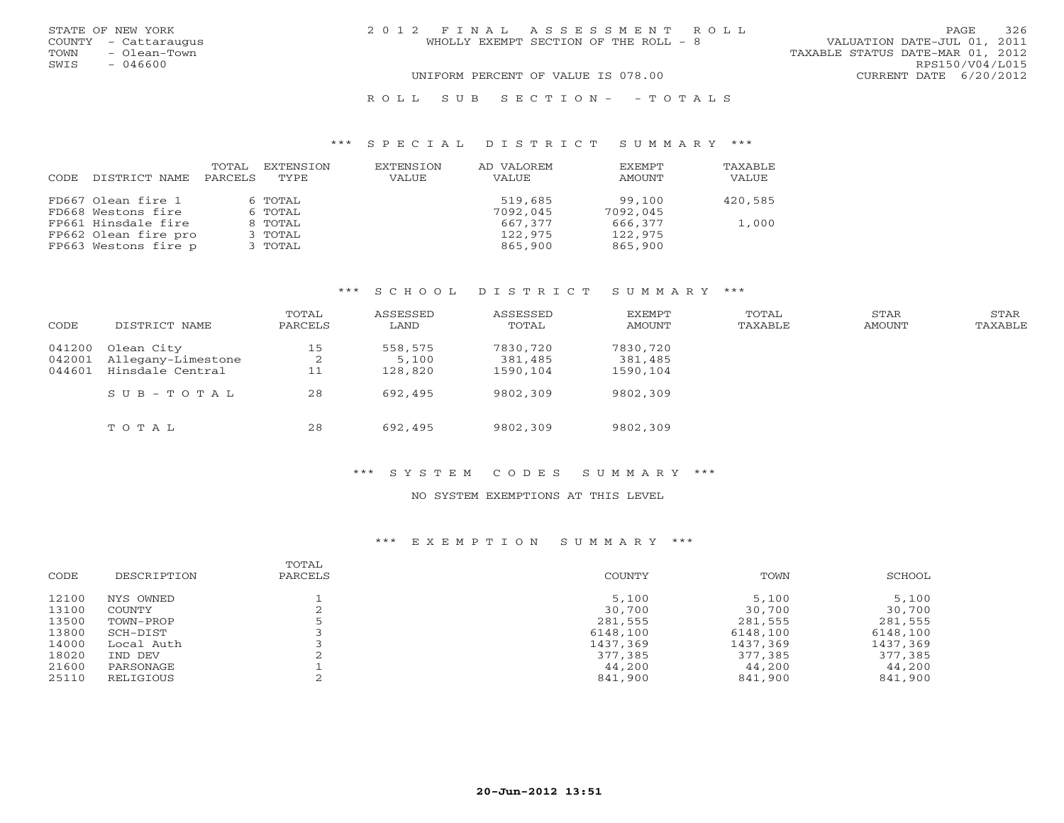STATE OF NEW YORK
COUNTY - Cattaraugus
TOWN - Olean-Town
SWIS - 046600

2012 FINAL ASSESSMENT ROLL
WHOLLY EXEMPT SECTION OF THE ROLL - 8
UNIFORM PERCENT OF VALUE IS 078.00

VALUATION DATE-JUL 01, 2011
TAXABLE STATUS DATE-MAR 01, 2012
RPS150/V04/L015
CURRENT DATE 6/20/2012

ROLL SUB SECTION- - TOTALS

## *** SPECIAL DISTRICT SUMMARY ***

| CODE | DISTRICT NAME | TOTAL PARCELS | EXTENSION TYPE | EXTENSION VALUE | AD VALOREM VALUE | EXEMPT AMOUNT | TAXABLE VALUE |
|---|---|---|---|---|---|---|---|
| FD667 | Olean fire 1 | 6 | TOTAL | | 519,685 | 99,100 | 420,585 |
| FD668 | Westons fire | 6 | TOTAL | | 7092,045 | 7092,045 | |
| FP661 | Hinsdale fire | 8 | TOTAL | | 667,377 | 666,377 | 1,000 |
| FP662 | Olean fire pro | 3 | TOTAL | | 122,975 | 122,975 | |
| FP663 | Westons fire p | 3 | TOTAL | | 865,900 | 865,900 | |

## *** SCHOOL DISTRICT SUMMARY ***

| CODE | DISTRICT NAME | TOTAL PARCELS | ASSESSED LAND | ASSESSED TOTAL | EXEMPT AMOUNT | TOTAL TAXABLE | STAR AMOUNT | STAR TAXABLE |
|---|---|---|---|---|---|---|---|---|
| 041200 | Olean City | 15 | 558,575 | 7830,720 | 7830,720 | | | |
| 042001 | Allegany-Limestone | 2 | 5,100 | 381,485 | 381,485 | | | |
| 044601 | Hinsdale Central | 11 | 128,820 | 1590,104 | 1590,104 | | | |
| | SUB-TOTAL | 28 | 692,495 | 9802,309 | 9802,309 | | | |
| | TOTAL | 28 | 692,495 | 9802,309 | 9802,309 | | | |

## *** SYSTEM CODES SUMMARY ***

NO SYSTEM EXEMPTIONS AT THIS LEVEL

## *** EXEMPTION SUMMARY ***

| CODE | DESCRIPTION | TOTAL PARCELS | COUNTY | TOWN | SCHOOL |
|---|---|---|---|---|---|
| 12100 | NYS OWNED | 1 | 5,100 | 5,100 | 5,100 |
| 13100 | COUNTY | 2 | 30,700 | 30,700 | 30,700 |
| 13500 | TOWN-PROP | 5 | 281,555 | 281,555 | 281,555 |
| 13800 | SCH-DIST | 3 | 6148,100 | 6148,100 | 6148,100 |
| 14000 | Local Auth | 3 | 1437,369 | 1437,369 | 1437,369 |
| 18020 | IND DEV | 2 | 377,385 | 377,385 | 377,385 |
| 21600 | PARSONAGE | 1 | 44,200 | 44,200 | 44,200 |
| 25110 | RELIGIOUS | 2 | 841,900 | 841,900 | 841,900 |

20-Jun-2012 13:51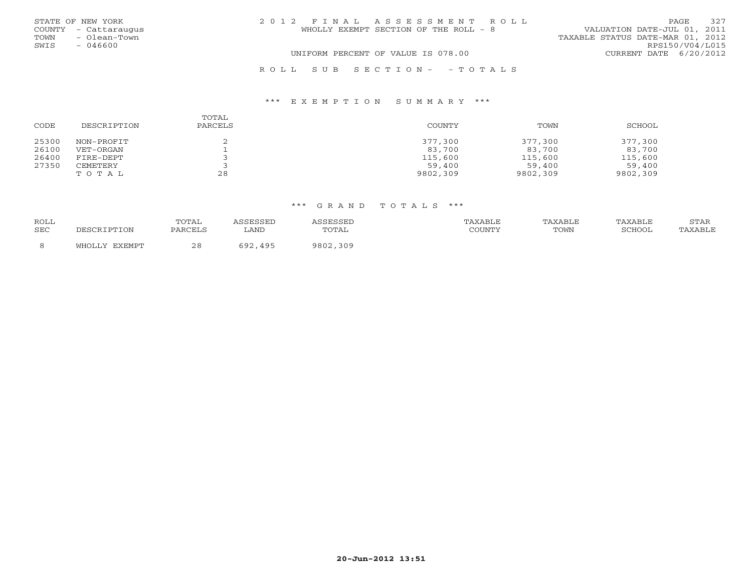STATE OF NEW YORK
COUNTY - Cattaraugus
TOWN - Olean-Town
SWIS - 046600

2 0 1 2 F I N A L A S S E S S M E N T R O L L
WHOLLY EXEMPT SECTION OF THE ROLL - 8

VALUATION DATE-JUL 01, 2011
TAXABLE STATUS DATE-MAR 01, 2012
RPS150/V04/L015
CURRENT DATE 6/20/2012

UNIFORM PERCENT OF VALUE IS 078.00

R O L L S U B S E C T I O N - - T O T A L S

*** E X E M P T I O N S U M M A R Y ***

| CODE | DESCRIPTION | TOTAL PARCELS | COUNTY | TOWN | SCHOOL |
|---|---|---|---|---|---|
| 25300 | NON-PROFIT | 2 | 377,300 | 377,300 | 377,300 |
| 26100 | VET-ORGAN | 1 | 83,700 | 83,700 | 83,700 |
| 26400 | FIRE-DEPT | 3 | 115,600 | 115,600 | 115,600 |
| 27350 | CEMETERY | 3 | 59,400 | 59,400 | 59,400 |
| | T O T A L | 28 | 9802,309 | 9802,309 | 9802,309 |

*** G R A N D T O T A L S ***

| ROLL SEC | DESCRIPTION | TOTAL PARCELS | ASSESSED LAND | ASSESSED TOTAL | TAXABLE COUNTY | TAXABLE TOWN | TAXABLE SCHOOL | STAR TAXABLE |
|---|---|---|---|---|---|---|---|---|
| 8 | WHOLLY EXEMPT | 28 | 692,495 | 9802,309 | | | | |

20-Jun-2012 13:51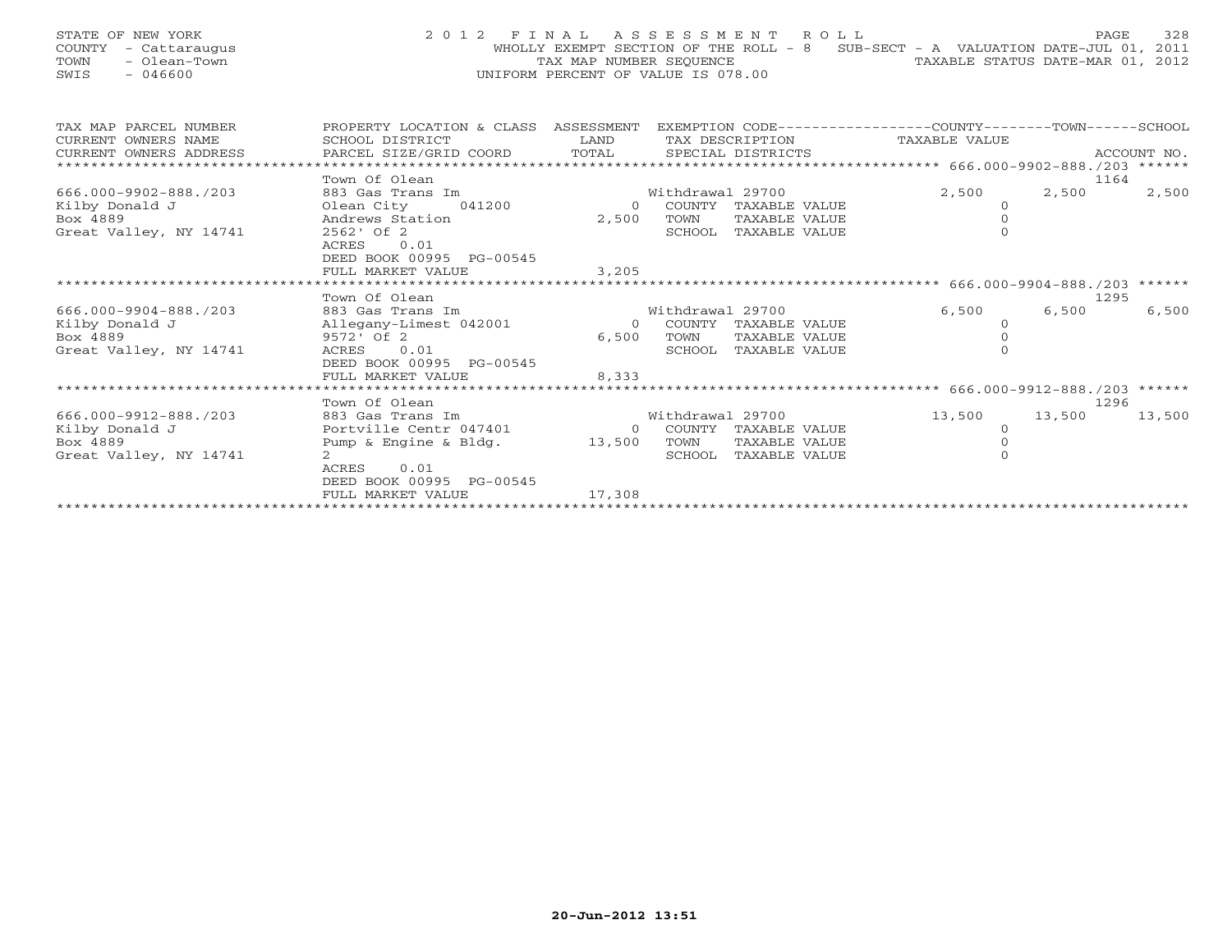STATE OF NEW YORK | 2 0 1 2 F I N A L A S S E S S M E N T R O L L
COUNTY - Cattaraugus | WHOLLY EXEMPT SECTION OF THE ROLL - 8 SUB-SECT - A VALUATION DATE-JUL 01, 2011
TOWN - Olean-Town | TAX MAP NUMBER SEQUENCE | TAXABLE STATUS DATE-MAR 01, 2012
SWIS - 046600 | UNIFORM PERCENT OF VALUE IS 078.00

| TAX MAP PARCEL NUMBER / CURRENT OWNERS NAME / CURRENT OWNERS ADDRESS | PROPERTY LOCATION & CLASS / SCHOOL DISTRICT / PARCEL SIZE/GRID COORD | ASSESSMENT LAND | TOTAL | EXEMPTION CODE / TAX DESCRIPTION / SPECIAL DISTRICTS | COUNTY TAXABLE VALUE | TOWN | SCHOOL | ACCOUNT NO. |
|---|---|---|---|---|---|---|---|---|
| 666.000-9902-888./203 | Town Of Olean | | | | | | | 1164 |
| | 883 Gas Trans Im | | | Withdrawal 29700 | 2,500 | 2,500 | 2,500 | |
| Kilby Donald J | Olean City 041200 | 0 | | COUNTY TAXABLE VALUE | 0 | | | |
| Box 4889 | Andrews Station | | 2,500 | TOWN TAXABLE VALUE | 0 | | | |
| Great Valley, NY 14741 | 2562' Of 2 | | | SCHOOL TAXABLE VALUE | 0 | | | |
| | ACRES 0.01 | | | | | | | |
| | DEED BOOK 00995 PG-00545 | | | | | | | |
| | FULL MARKET VALUE | | 3,205 | | | | | |
| 666.000-9904-888./203 | Town Of Olean | | | | | | | 1295 |
| | 883 Gas Trans Im | | | Withdrawal 29700 | 6,500 | 6,500 | 6,500 | |
| Kilby Donald J | Allegany-Limest 042001 | 0 | | COUNTY TAXABLE VALUE | 0 | | | |
| Box 4889 | 9572' Of 2 | | 6,500 | TOWN TAXABLE VALUE | 0 | | | |
| Great Valley, NY 14741 | ACRES 0.01 | | | SCHOOL TAXABLE VALUE | 0 | | | |
| | DEED BOOK 00995 PG-00545 | | | | | | | |
| | FULL MARKET VALUE | | 8,333 | | | | | |
| 666.000-9912-888./203 | Town Of Olean | | | | | | | 1296 |
| | 883 Gas Trans Im | | | Withdrawal 29700 | 13,500 | 13,500 | 13,500 | |
| Kilby Donald J | Portville Centr 047401 | 0 | | COUNTY TAXABLE VALUE | 0 | | | |
| Box 4889 | Pump & Engine & Bldg. | | 13,500 | TOWN TAXABLE VALUE | 0 | | | |
| Great Valley, NY 14741 | 2 | | | SCHOOL TAXABLE VALUE | 0 | | | |
| | ACRES 0.01 | | | | | | | |
| | DEED BOOK 00995 PG-00545 | | | | | | | |
| | FULL MARKET VALUE | | 17,308 | | | | | |

20-Jun-2012 13:51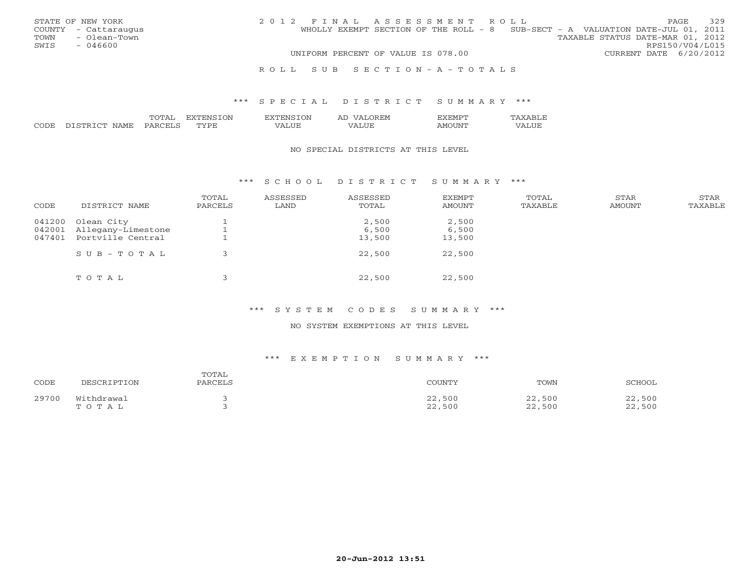STATE OF NEW YORK
COUNTY - Cattaraugus
TOWN - Olean-Town
SWIS - 046600

2012 FINAL ASSESSMENT ROLL
WHOLLY EXEMPT SECTION OF THE ROLL - 8 SUB-SECT - A VALUATION DATE-JUL 01, 2011
TAXABLE STATUS DATE-MAR 01, 2012
RPS150/V04/L015
UNIFORM PERCENT OF VALUE IS 078.00 CURRENT DATE 6/20/2012

ROLL SUB SECTION-A-TOTALS

*** SPECIAL DISTRICT SUMMARY ***

| CODE | DISTRICT NAME | TOTAL PARCELS | EXTENSION TYPE | EXTENSION VALUE | AD VALOREM VALUE | EXEMPT AMOUNT | TAXABLE VALUE |
|---|---|---|---|---|---|---|---|

NO SPECIAL DISTRICTS AT THIS LEVEL

*** SCHOOL DISTRICT SUMMARY ***

| CODE | DISTRICT NAME | TOTAL PARCELS | ASSESSED LAND | ASSESSED TOTAL | EXEMPT AMOUNT | TOTAL TAXABLE | STAR AMOUNT | STAR TAXABLE |
|---|---|---|---|---|---|---|---|---|
| 041200 | Olean City | 1 | | 2,500 | 2,500 | | | |
| 042001 | Allegany-Limestone | 1 | | 6,500 | 6,500 | | | |
| 047401 | Portville Central | 1 | | 13,500 | 13,500 | | | |
| | SUB-TOTAL | 3 | | 22,500 | 22,500 | | | |
| | TOTAL | 3 | | 22,500 | 22,500 | | | |

*** SYSTEM CODES SUMMARY ***

NO SYSTEM EXEMPTIONS AT THIS LEVEL

*** EXEMPTION SUMMARY ***

| CODE | DESCRIPTION | TOTAL PARCELS | COUNTY | TOWN | SCHOOL |
|---|---|---|---|---|---|
| 29700 | Withdrawal | 3 | 22,500 | 22,500 | 22,500 |
| | TOTAL | 3 | 22,500 | 22,500 | 22,500 |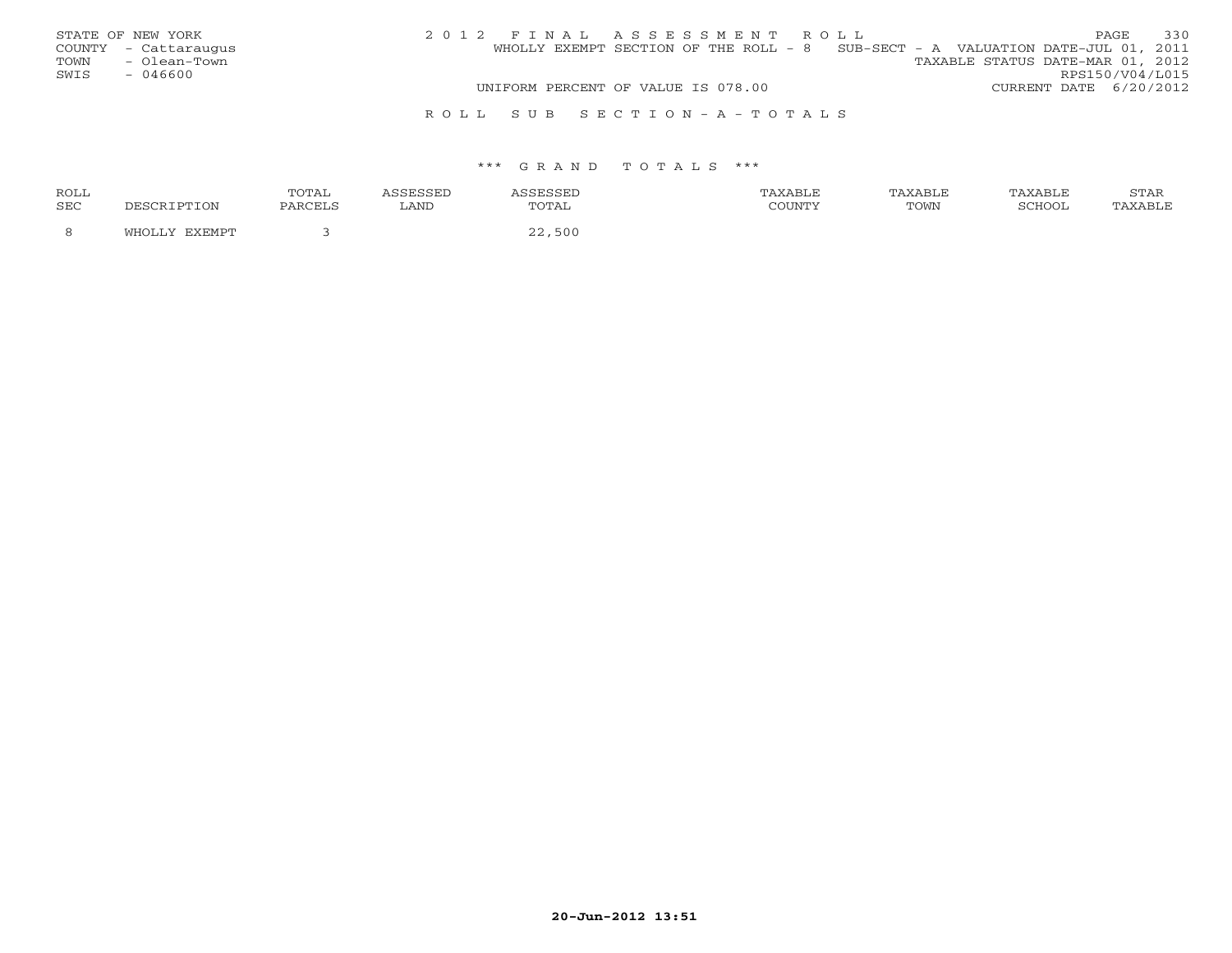STATE OF NEW YORK
COUNTY - Cattaraugus
TOWN - Olean-Town
SWIS - 046600

2 0 1 2 F I N A L A S S E S S M E N T R O L L
WHOLLY EXEMPT SECTION OF THE ROLL - 8 SUB-SECT - A VALUATION DATE-JUL 01, 2011
TAXABLE STATUS DATE-MAR 01, 2012
RPS150/V04/L015
UNIFORM PERCENT OF VALUE IS 078.00 CURRENT DATE 6/20/2012

R O L L S U B S E C T I O N - A - T O T A L S

\*\*\* G R A N D T O T A L S \*\*\*

| ROLL SEC | DESCRIPTION | TOTAL PARCELS | ASSESSED LAND | ASSESSED TOTAL | TAXABLE COUNTY | TAXABLE TOWN | TAXABLE SCHOOL | STAR TAXABLE |
|---|---|---|---|---|---|---|---|---|
| 8 | WHOLLY EXEMPT | 3 | | 22,500 | | | | |

20-Jun-2012 13:51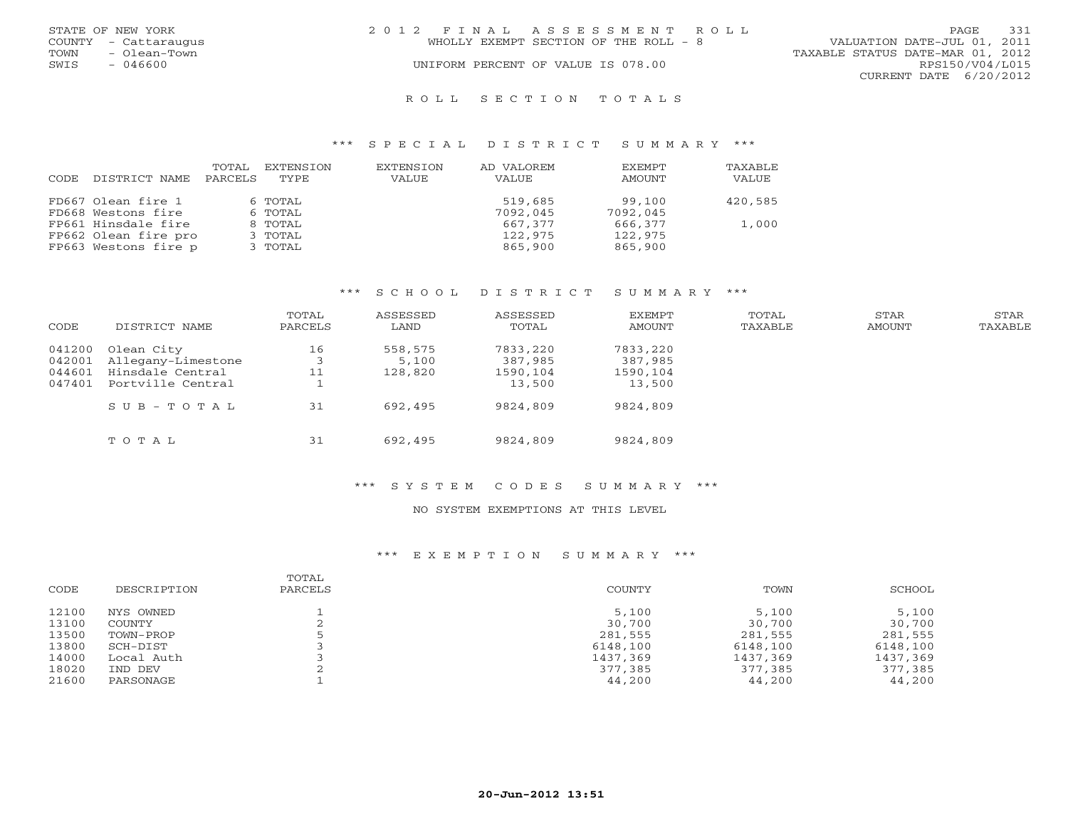STATE OF NEW YORK
COUNTY - Cattaraugus
TOWN - Olean-Town
SWIS - 046600

2012 FINAL ASSESSMENT ROLL
WHOLLY EXEMPT SECTION OF THE ROLL - 8
UNIFORM PERCENT OF VALUE IS 078.00

VALUATION DATE-JUL 01, 2011
TAXABLE STATUS DATE-MAR 01, 2012
RPS150/V04/L015
CURRENT DATE 6/20/2012

## ROLL SECTION TOTALS

### *** SPECIAL DISTRICT SUMMARY ***

| CODE | DISTRICT NAME | TOTAL PARCELS | EXTENSION TYPE | EXTENSION VALUE | AD VALOREM VALUE | EXEMPT AMOUNT | TAXABLE VALUE |
|---|---|---|---|---|---|---|---|
| FD667 | Olean fire 1 | 6 | TOTAL | | 519,685 | 99,100 | 420,585 |
| FD668 | Westons fire | 6 | TOTAL | | 7092,045 | 7092,045 | |
| FP661 | Hinsdale fire | 8 | TOTAL | | 667,377 | 666,377 | 1,000 |
| FP662 | Olean fire pro | 3 | TOTAL | | 122,975 | 122,975 | |
| FP663 | Westons fire p | 3 | TOTAL | | 865,900 | 865,900 | |

### *** SCHOOL DISTRICT SUMMARY ***

| CODE | DISTRICT NAME | TOTAL PARCELS | ASSESSED LAND | ASSESSED TOTAL | EXEMPT AMOUNT | TOTAL TAXABLE | STAR AMOUNT | STAR TAXABLE |
|---|---|---|---|---|---|---|---|---|
| 041200 | Olean City | 16 | 558,575 | 7833,220 | 7833,220 | | | |
| 042001 | Allegany-Limestone | 3 | 5,100 | 387,985 | 387,985 | | | |
| 044601 | Hinsdale Central | 11 | 128,820 | 1590,104 | 1590,104 | | | |
| 047401 | Portville Central | 1 | | 13,500 | 13,500 | | | |
| | SUB-TOTAL | 31 | 692,495 | 9824,809 | 9824,809 | | | |
| | TOTAL | 31 | 692,495 | 9824,809 | 9824,809 | | | |

### *** SYSTEM CODES SUMMARY ***

NO SYSTEM EXEMPTIONS AT THIS LEVEL

### *** EXEMPTION SUMMARY ***

| CODE | DESCRIPTION | TOTAL PARCELS | COUNTY | TOWN | SCHOOL |
|---|---|---|---|---|---|
| 12100 | NYS OWNED | 1 | 5,100 | 5,100 | 5,100 |
| 13100 | COUNTY | 2 | 30,700 | 30,700 | 30,700 |
| 13500 | TOWN-PROP | 5 | 281,555 | 281,555 | 281,555 |
| 13800 | SCH-DIST | 3 | 6148,100 | 6148,100 | 6148,100 |
| 14000 | Local Auth | 3 | 1437,369 | 1437,369 | 1437,369 |
| 18020 | IND DEV | 2 | 377,385 | 377,385 | 377,385 |
| 21600 | PARSONAGE | 1 | 44,200 | 44,200 | 44,200 |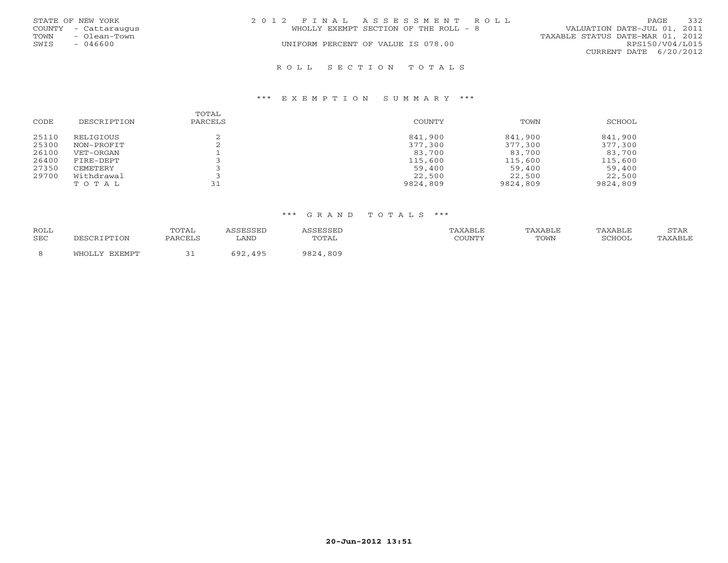STATE OF NEW YORK
COUNTY - Cattaraugus
TOWN - Olean-Town
SWIS - 046600

2 0 1 2 F I N A L A S S E S S M E N T R O L L
WHOLLY EXEMPT SECTION OF THE ROLL - 8
UNIFORM PERCENT OF VALUE IS 078.00

VALUATION DATE-JUL 01, 2011
TAXABLE STATUS DATE-MAR 01, 2012
RPS150/V04/L015
CURRENT DATE 6/20/2012

## R O L L S E C T I O N T O T A L S

### *** E X E M P T I O N S U M M A R Y ***

| CODE | DESCRIPTION | TOTAL PARCELS | COUNTY | TOWN | SCHOOL |
|---|---|---|---|---|---|
| 25110 | RELIGIOUS | 2 | 841,900 | 841,900 | 841,900 |
| 25300 | NON-PROFIT | 2 | 377,300 | 377,300 | 377,300 |
| 26100 | VET-ORGAN | 1 | 83,700 | 83,700 | 83,700 |
| 26400 | FIRE-DEPT | 3 | 115,600 | 115,600 | 115,600 |
| 27350 | CEMETERY | 3 | 59,400 | 59,400 | 59,400 |
| 29700 | Withdrawal | 3 | 22,500 | 22,500 | 22,500 |
| | T O T A L | 31 | 9824,809 | 9824,809 | 9824,809 |

### *** G R A N D T O T A L S ***

| ROLL SEC | DESCRIPTION | TOTAL PARCELS | ASSESSED LAND | ASSESSED TOTAL | TAXABLE COUNTY | TAXABLE TOWN | TAXABLE SCHOOL | STAR TAXABLE |
|---|---|---|---|---|---|---|---|---|
| 8 | WHOLLY EXEMPT | 31 | 692,495 | 9824,809 | | | | |

20-Jun-2012 13:51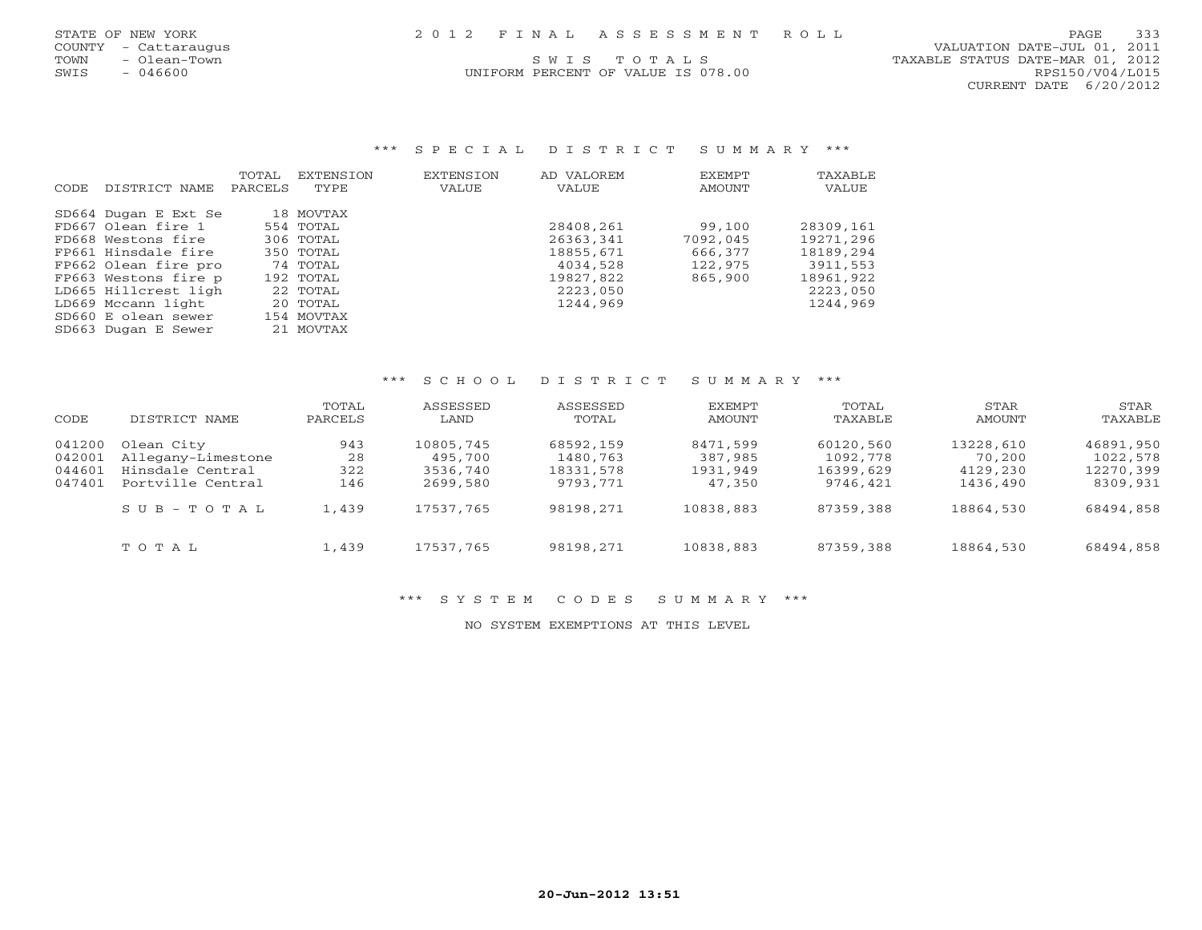STATE OF NEW YORK
COUNTY - Cattaraugus
TOWN - Olean-Town
SWIS - 046600

2012 FINAL ASSESSMENT ROLL

SWIS TOTALS

UNIFORM PERCENT OF VALUE IS 078.00

VALUATION DATE-JUL 01, 2011
TAXABLE STATUS DATE-MAR 01, 2012
RPS150/V04/L015
CURRENT DATE 6/20/2012

## *** SPECIAL DISTRICT SUMMARY ***

| CODE | DISTRICT NAME | TOTAL PARCELS | EXTENSION TYPE | EXTENSION VALUE | AD VALOREM VALUE | EXEMPT AMOUNT | TAXABLE VALUE |
|---|---|---|---|---|---|---|---|
| SD664 | Dugan E Ext Se | 18 | MOVTAX | | | | |
| FD667 | Olean fire 1 | 554 | TOTAL | | 28408,261 | 99,100 | 28309,161 |
| FD668 | Westons fire | 306 | TOTAL | | 26363,341 | 7092,045 | 19271,296 |
| FP661 | Hinsdale fire | 350 | TOTAL | | 18855,671 | 666,377 | 18189,294 |
| FP662 | Olean fire pro | 74 | TOTAL | | 4034,528 | 122,975 | 3911,553 |
| FP663 | Westons fire p | 192 | TOTAL | | 19827,822 | 865,900 | 18961,922 |
| LD665 | Hillcrest ligh | 22 | TOTAL | | 2223,050 | | 2223,050 |
| LD669 | Mccann light | 20 | TOTAL | | 1244,969 | | 1244,969 |
| SD660 | E olean sewer | 154 | MOVTAX | | | | |
| SD663 | Dugan E Sewer | 21 | MOVTAX | | | | |

## *** SCHOOL DISTRICT SUMMARY ***

| CODE | DISTRICT NAME | TOTAL PARCELS | ASSESSED LAND | ASSESSED TOTAL | EXEMPT AMOUNT | TOTAL TAXABLE | STAR AMOUNT | STAR TAXABLE |
|---|---|---|---|---|---|---|---|---|
| 041200 | Olean City | 943 | 10805,745 | 68592,159 | 8471,599 | 60120,560 | 13228,610 | 46891,950 |
| 042001 | Allegany-Limestone | 28 | 495,700 | 1480,763 | 387,985 | 1092,778 | 70,200 | 1022,578 |
| 044601 | Hinsdale Central | 322 | 3536,740 | 18331,578 | 1931,949 | 16399,629 | 4129,230 | 12270,399 |
| 047401 | Portville Central | 146 | 2699,580 | 9793,771 | 47,350 | 9746,421 | 1436,490 | 8309,931 |
| | SUB-TOTAL | 1,439 | 17537,765 | 98198,271 | 10838,883 | 87359,388 | 18864,530 | 68494,858 |
| | TOTAL | 1,439 | 17537,765 | 98198,271 | 10838,883 | 87359,388 | 18864,530 | 68494,858 |

## *** SYSTEM CODES SUMMARY ***

NO SYSTEM EXEMPTIONS AT THIS LEVEL

20-Jun-2012 13:51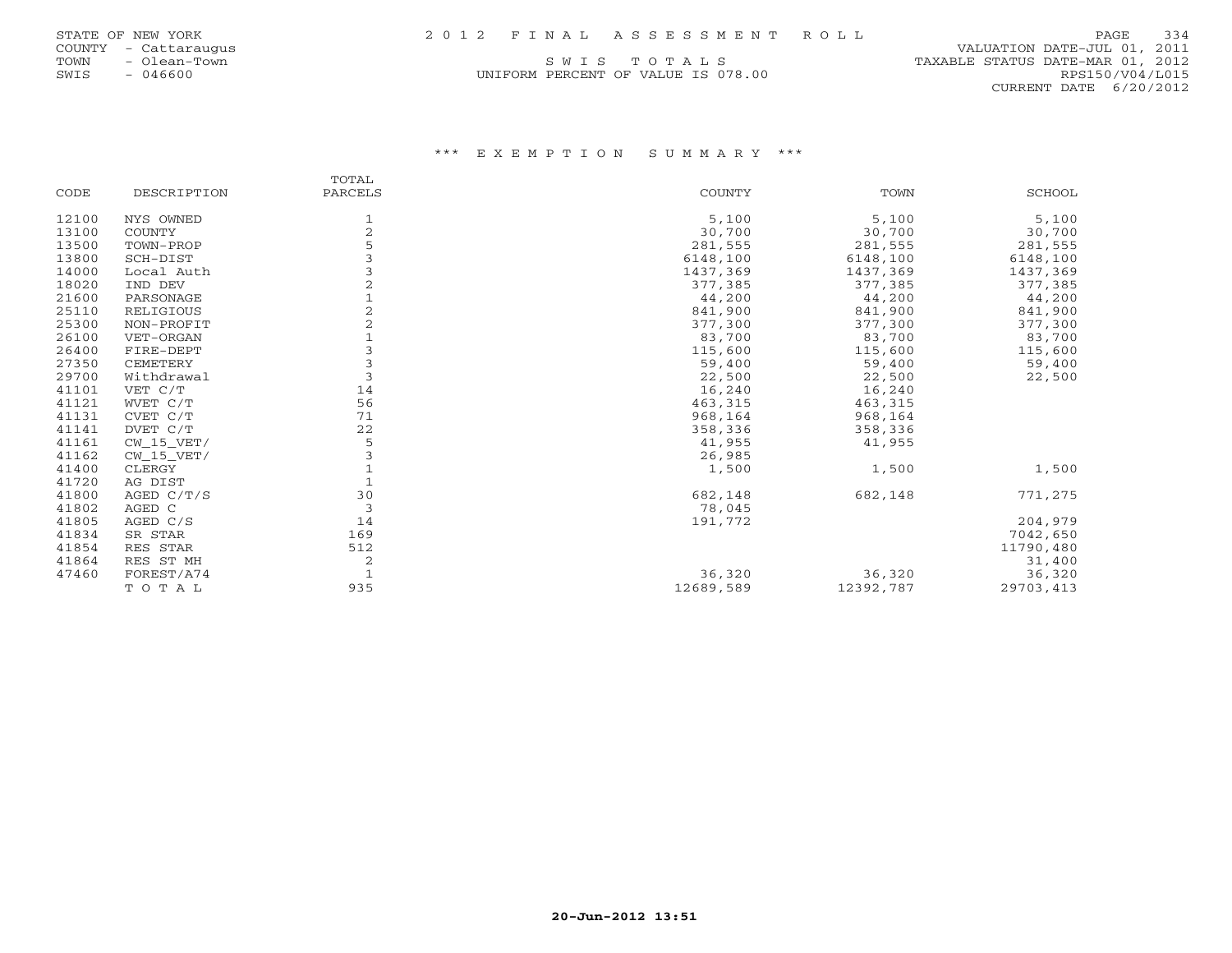STATE OF NEW YORK
COUNTY - Cattaraugus
TOWN - Olean-Town
SWIS - 046600

# 2012 FINAL ASSESSMENT ROLL

SWIS TOTALS

UNIFORM PERCENT OF VALUE IS 078.00

VALUATION DATE-JUL 01, 2011
TAXABLE STATUS DATE-MAR 01, 2012
RPS150/V04/L015
CURRENT DATE 6/20/2012

## *** EXEMPTION SUMMARY ***

| CODE | DESCRIPTION | TOTAL PARCELS | COUNTY | TOWN | SCHOOL |
|---|---|---|---|---|---|
| 12100 | NYS OWNED | 1 | 5,100 | 5,100 | 5,100 |
| 13100 | COUNTY | 2 | 30,700 | 30,700 | 30,700 |
| 13500 | TOWN-PROP | 5 | 281,555 | 281,555 | 281,555 |
| 13800 | SCH-DIST | 3 | 6148,100 | 6148,100 | 6148,100 |
| 14000 | Local Auth | 3 | 1437,369 | 1437,369 | 1437,369 |
| 18020 | IND DEV | 2 | 377,385 | 377,385 | 377,385 |
| 21600 | PARSONAGE | 1 | 44,200 | 44,200 | 44,200 |
| 25110 | RELIGIOUS | 2 | 841,900 | 841,900 | 841,900 |
| 25300 | NON-PROFIT | 2 | 377,300 | 377,300 | 377,300 |
| 26100 | VET-ORGAN | 1 | 83,700 | 83,700 | 83,700 |
| 26400 | FIRE-DEPT | 3 | 115,600 | 115,600 | 115,600 |
| 27350 | CEMETERY | 3 | 59,400 | 59,400 | 59,400 |
| 29700 | Withdrawal | 3 | 22,500 | 22,500 | 22,500 |
| 41101 | VET C/T | 14 | 16,240 | 16,240 | |
| 41121 | WVET C/T | 56 | 463,315 | 463,315 | |
| 41131 | CVET C/T | 71 | 968,164 | 968,164 | |
| 41141 | DVET C/T | 22 | 358,336 | 358,336 | |
| 41161 | CW_15_VET/ | 5 | 41,955 | 41,955 | |
| 41162 | CW_15_VET/ | 3 | 26,985 | | |
| 41400 | CLERGY | 1 | 1,500 | 1,500 | 1,500 |
| 41720 | AG DIST | 1 | | | |
| 41800 | AGED C/T/S | 30 | 682,148 | 682,148 | 771,275 |
| 41802 | AGED C | 3 | 78,045 | | |
| 41805 | AGED C/S | 14 | 191,772 | | 204,979 |
| 41834 | SR STAR | 169 | | | 7042,650 |
| 41854 | RES STAR | 512 | | | 11790,480 |
| 41864 | RES ST MH | 2 | | | 31,400 |
| 47460 | FOREST/A74 | 1 | 36,320 | 36,320 | 36,320 |
| | TOTAL | 935 | 12689,589 | 12392,787 | 29703,413 |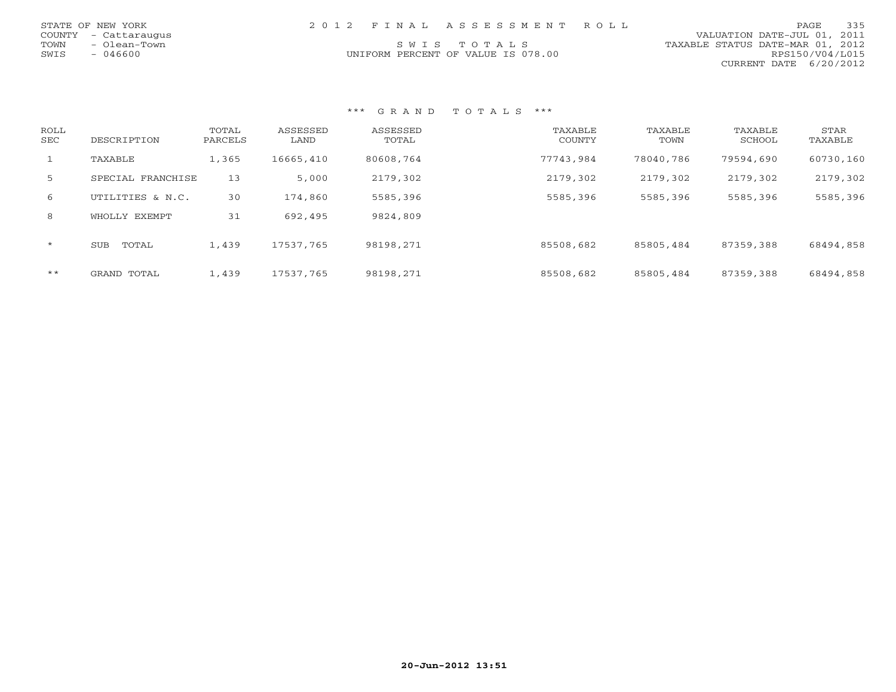STATE OF NEW YORK
COUNTY - Cattaraugus
TOWN - Olean-Town
SWIS - 046600

2012 FINAL ASSESSMENT ROLL

SWIS TOTALS

UNIFORM PERCENT OF VALUE IS 078.00

VALUATION DATE-JUL 01, 2011
TAXABLE STATUS DATE-MAR 01, 2012
RPS150/V04/L015
CURRENT DATE 6/20/2012

### *** GRAND TOTALS ***

| ROLL SEC | DESCRIPTION | TOTAL PARCELS | ASSESSED LAND | ASSESSED TOTAL | TAXABLE COUNTY | TAXABLE TOWN | TAXABLE SCHOOL | STAR TAXABLE |
|---|---|---|---|---|---|---|---|---|
| 1 | TAXABLE | 1,365 | 16665,410 | 80608,764 | 77743,984 | 78040,786 | 79594,690 | 60730,160 |
| 5 | SPECIAL FRANCHISE | 13 | 5,000 | 2179,302 | 2179,302 | 2179,302 | 2179,302 | 2179,302 |
| 6 | UTILITIES & N.C. | 30 | 174,860 | 5585,396 | 5585,396 | 5585,396 | 5585,396 | 5585,396 |
| 8 | WHOLLY EXEMPT | 31 | 692,495 | 9824,809 | | | | |
| * | SUB TOTAL | 1,439 | 17537,765 | 98198,271 | 85508,682 | 85805,484 | 87359,388 | 68494,858 |
| ** | GRAND TOTAL | 1,439 | 17537,765 | 98198,271 | 85508,682 | 85805,484 | 87359,388 | 68494,858 |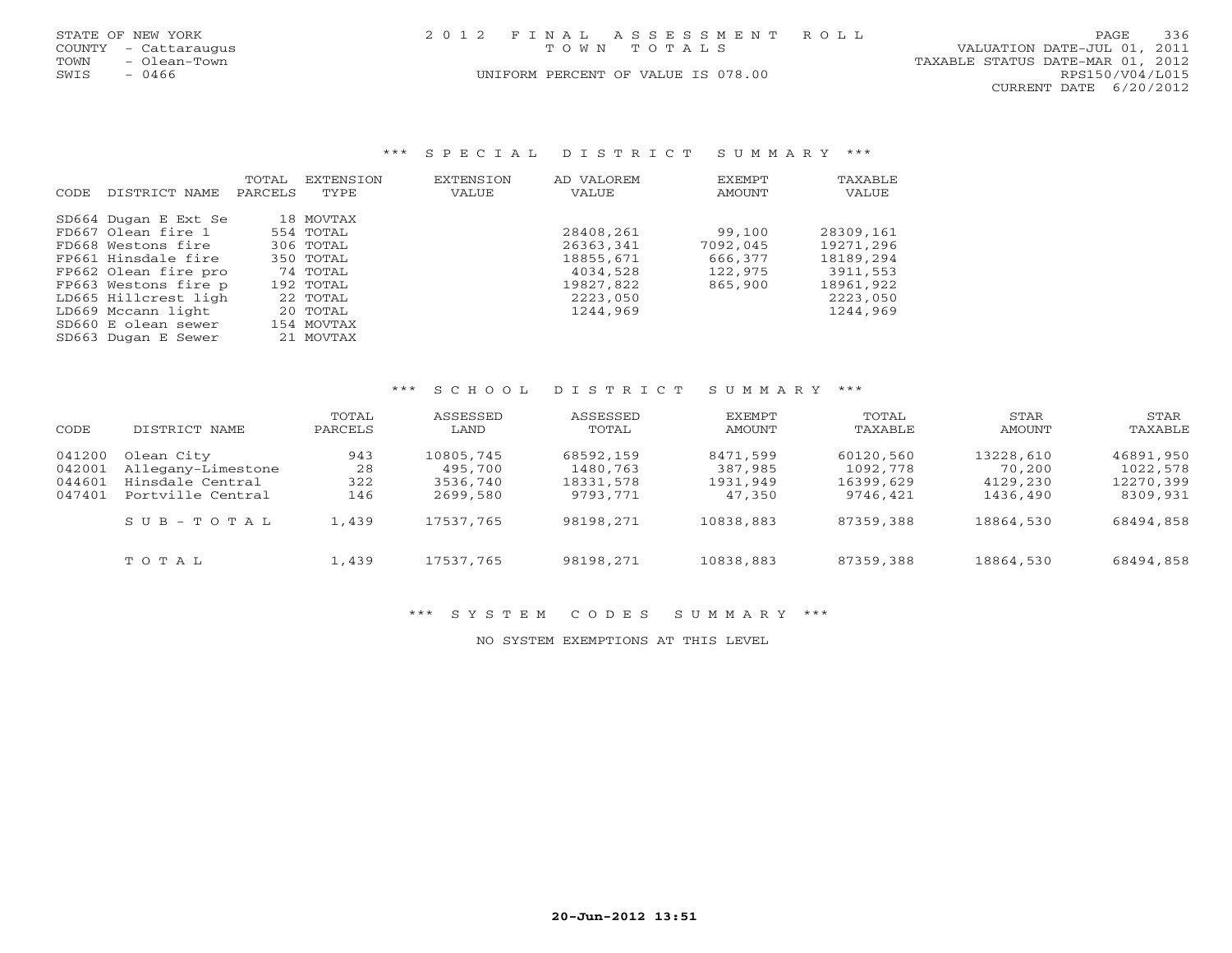STATE OF NEW YORK
COUNTY - Cattaraugus
TOWN - Olean-Town
SWIS - 0466

# 2012 FINAL ASSESSMENT ROLL
TOWN TOTALS

UNIFORM PERCENT OF VALUE IS 078.00

VALUATION DATE-JUL 01, 2011
TAXABLE STATUS DATE-MAR 01, 2012
RPS150/V04/L015
CURRENT DATE 6/20/2012

## *** SPECIAL DISTRICT SUMMARY ***

| CODE | DISTRICT NAME | TOTAL PARCELS | EXTENSION TYPE | EXTENSION VALUE | AD VALOREM VALUE | EXEMPT AMOUNT | TAXABLE VALUE |
|---|---|---|---|---|---|---|---|
| SD664 | Dugan E Ext Se | 18 | MOVTAX | | | | |
| FD667 | Olean fire 1 | 554 | TOTAL | | 28408,261 | 99,100 | 28309,161 |
| FD668 | Westons fire | 306 | TOTAL | | 26363,341 | 7092,045 | 19271,296 |
| FP661 | Hinsdale fire | 350 | TOTAL | | 18855,671 | 666,377 | 18189,294 |
| FP662 | Olean fire pro | 74 | TOTAL | | 4034,528 | 122,975 | 3911,553 |
| FP663 | Westons fire p | 192 | TOTAL | | 19827,822 | 865,900 | 18961,922 |
| LD665 | Hillcrest ligh | 22 | TOTAL | | 2223,050 | | 2223,050 |
| LD669 | Mccann light | 20 | TOTAL | | 1244,969 | | 1244,969 |
| SD660 | E olean sewer | 154 | MOVTAX | | | | |
| SD663 | Dugan E Sewer | 21 | MOVTAX | | | | |

## *** SCHOOL DISTRICT SUMMARY ***

| CODE | DISTRICT NAME | TOTAL PARCELS | ASSESSED LAND | ASSESSED TOTAL | EXEMPT AMOUNT | TOTAL TAXABLE | STAR AMOUNT | STAR TAXABLE |
|---|---|---|---|---|---|---|---|---|
| 041200 | Olean City | 943 | 10805,745 | 68592,159 | 8471,599 | 60120,560 | 13228,610 | 46891,950 |
| 042001 | Allegany-Limestone | 28 | 495,700 | 1480,763 | 387,985 | 1092,778 | 70,200 | 1022,578 |
| 044601 | Hinsdale Central | 322 | 3536,740 | 18331,578 | 1931,949 | 16399,629 | 4129,230 | 12270,399 |
| 047401 | Portville Central | 146 | 2699,580 | 9793,771 | 47,350 | 9746,421 | 1436,490 | 8309,931 |
| | SUB-TOTAL | 1,439 | 17537,765 | 98198,271 | 10838,883 | 87359,388 | 18864,530 | 68494,858 |
| | TOTAL | 1,439 | 17537,765 | 98198,271 | 10838,883 | 87359,388 | 18864,530 | 68494,858 |

## *** SYSTEM CODES SUMMARY ***

NO SYSTEM EXEMPTIONS AT THIS LEVEL

20-Jun-2012 13:51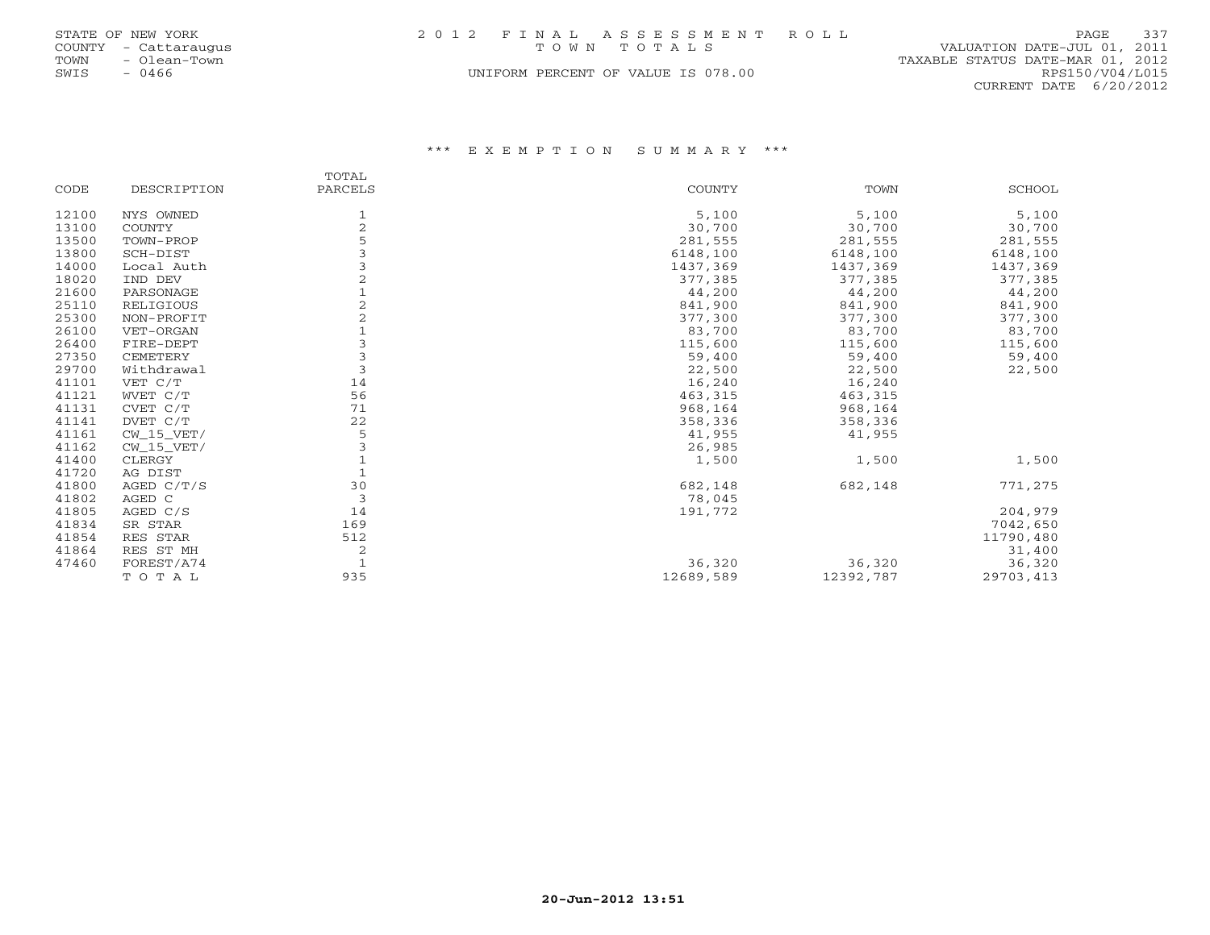STATE OF NEW YORK
COUNTY - Cattaraugus
TOWN - Olean-Town
SWIS - 0466

# 2012 FINAL ASSESSMENT ROLL
TOWN TOTALS

UNIFORM PERCENT OF VALUE IS 078.00

VALUATION DATE-JUL 01, 2011
TAXABLE STATUS DATE-MAR 01, 2012
RPS150/V04/L015
CURRENT DATE 6/20/2012

## *** EXEMPTION SUMMARY ***

| CODE | DESCRIPTION | TOTAL PARCELS | COUNTY | TOWN | SCHOOL |
|---|---|---|---|---|---|
| 12100 | NYS OWNED | 1 | 5,100 | 5,100 | 5,100 |
| 13100 | COUNTY | 2 | 30,700 | 30,700 | 30,700 |
| 13500 | TOWN-PROP | 5 | 281,555 | 281,555 | 281,555 |
| 13800 | SCH-DIST | 3 | 6148,100 | 6148,100 | 6148,100 |
| 14000 | Local Auth | 3 | 1437,369 | 1437,369 | 1437,369 |
| 18020 | IND DEV | 2 | 377,385 | 377,385 | 377,385 |
| 21600 | PARSONAGE | 1 | 44,200 | 44,200 | 44,200 |
| 25110 | RELIGIOUS | 2 | 841,900 | 841,900 | 841,900 |
| 25300 | NON-PROFIT | 2 | 377,300 | 377,300 | 377,300 |
| 26100 | VET-ORGAN | 1 | 83,700 | 83,700 | 83,700 |
| 26400 | FIRE-DEPT | 3 | 115,600 | 115,600 | 115,600 |
| 27350 | CEMETERY | 3 | 59,400 | 59,400 | 59,400 |
| 29700 | Withdrawal | 3 | 22,500 | 22,500 | 22,500 |
| 41101 | VET C/T | 14 | 16,240 | 16,240 | |
| 41121 | WVET C/T | 56 | 463,315 | 463,315 | |
| 41131 | CVET C/T | 71 | 968,164 | 968,164 | |
| 41141 | DVET C/T | 22 | 358,336 | 358,336 | |
| 41161 | CW_15_VET/ | 5 | 41,955 | 41,955 | |
| 41162 | CW_15_VET/ | 3 | 26,985 | | |
| 41400 | CLERGY | 1 | 1,500 | 1,500 | 1,500 |
| 41720 | AG DIST | 1 | | | |
| 41800 | AGED C/T/S | 30 | 682,148 | 682,148 | 771,275 |
| 41802 | AGED C | 3 | 78,045 | | |
| 41805 | AGED C/S | 14 | 191,772 | | 204,979 |
| 41834 | SR STAR | 169 | | | 7042,650 |
| 41854 | RES STAR | 512 | | | 11790,480 |
| 41864 | RES ST MH | 2 | | | 31,400 |
| 47460 | FOREST/A74 | 1 | 36,320 | 36,320 | 36,320 |
| | T O T A L | 935 | 12689,589 | 12392,787 | 29703,413 |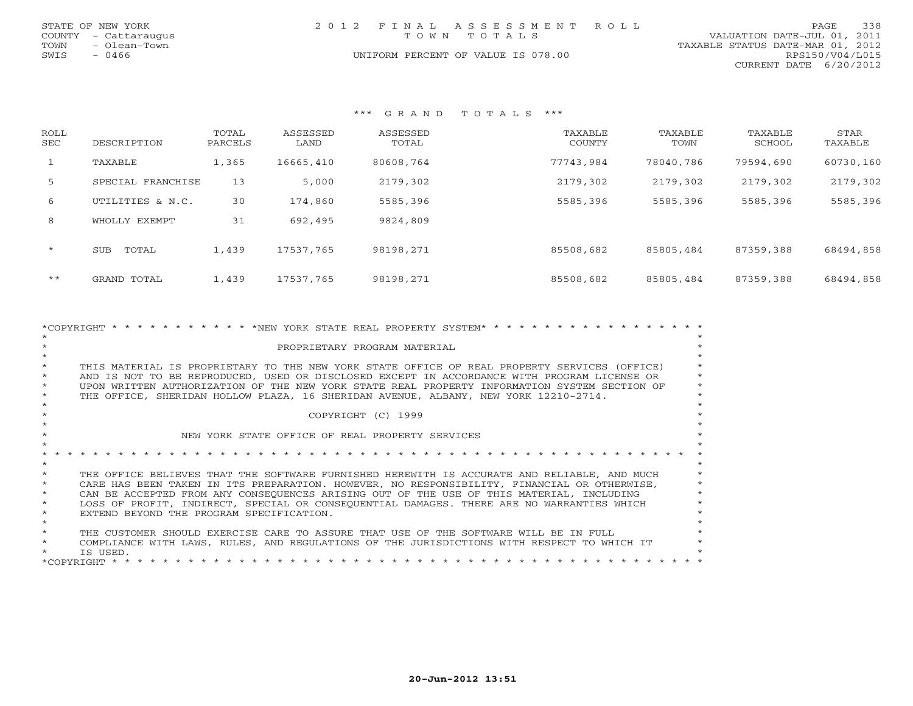STATE OF NEW YORK
COUNTY - Cattaraugus
TOWN - Olean-Town
SWIS - 0466

# 2012 FINAL ASSESSMENT ROLL
TOWN TOTALS

UNIFORM PERCENT OF VALUE IS 078.00

VALUATION DATE-JUL 01, 2011
TAXABLE STATUS DATE-MAR 01, 2012
RPS150/V04/L015
CURRENT DATE 6/20/2012

## *** GRAND TOTALS ***

| ROLL SEC | DESCRIPTION | TOTAL PARCELS | ASSESSED LAND | ASSESSED TOTAL | TAXABLE COUNTY | TAXABLE TOWN | TAXABLE SCHOOL | STAR TAXABLE |
|---|---|---|---|---|---|---|---|---|
| 1 | TAXABLE | 1,365 | 16665,410 | 80608,764 | 77743,984 | 78040,786 | 79594,690 | 60730,160 |
| 5 | SPECIAL FRANCHISE | 13 | 5,000 | 2179,302 | 2179,302 | 2179,302 | 2179,302 | 2179,302 |
| 6 | UTILITIES & N.C. | 30 | 174,860 | 5585,396 | 5585,396 | 5585,396 | 5585,396 | 5585,396 |
| 8 | WHOLLY EXEMPT | 31 | 692,495 | 9824,809 | | | | |
| * | SUB TOTAL | 1,439 | 17537,765 | 98198,271 | 85508,682 | 85805,484 | 87359,388 | 68494,858 |
| ** | GRAND TOTAL | 1,439 | 17537,765 | 98198,271 | 85508,682 | 85805,484 | 87359,388 | 68494,858 |

*COPYRIGHT * * * * * * * * * * * *NEW YORK STATE REAL PROPERTY SYSTEM* * * * * * * * * * * * * * * * * * *

PROPRIETARY PROGRAM MATERIAL

THIS MATERIAL IS PROPRIETARY TO THE NEW YORK STATE OFFICE OF REAL PROPERTY SERVICES (OFFICE) AND IS NOT TO BE REPRODUCED, USED OR DISCLOSED EXCEPT IN ACCORDANCE WITH PROGRAM LICENSE OR UPON WRITTEN AUTHORIZATION OF THE NEW YORK STATE REAL PROPERTY INFORMATION SYSTEM SECTION OF THE OFFICE, SHERIDAN HOLLOW PLAZA, 16 SHERIDAN AVENUE, ALBANY, NEW YORK 12210-2714.

COPYRIGHT (C) 1999

NEW YORK STATE OFFICE OF REAL PROPERTY SERVICES

THE OFFICE BELIEVES THAT THE SOFTWARE FURNISHED HEREWITH IS ACCURATE AND RELIABLE, AND MUCH CARE HAS BEEN TAKEN IN ITS PREPARATION. HOWEVER, NO RESPONSIBILITY, FINANCIAL OR OTHERWISE, CAN BE ACCEPTED FROM ANY CONSEQUENCES ARISING OUT OF THE USE OF THIS MATERIAL, INCLUDING LOSS OF PROFIT, INDIRECT, SPECIAL OR CONSEQUENTIAL DAMAGES. THERE ARE NO WARRANTIES WHICH EXTEND BEYOND THE PROGRAM SPECIFICATION.

THE CUSTOMER SHOULD EXERCISE CARE TO ASSURE THAT USE OF THE SOFTWARE WILL BE IN FULL COMPLIANCE WITH LAWS, RULES, AND REGULATIONS OF THE JURISDICTIONS WITH RESPECT TO WHICH IT IS USED.

20-Jun-2012 13:51